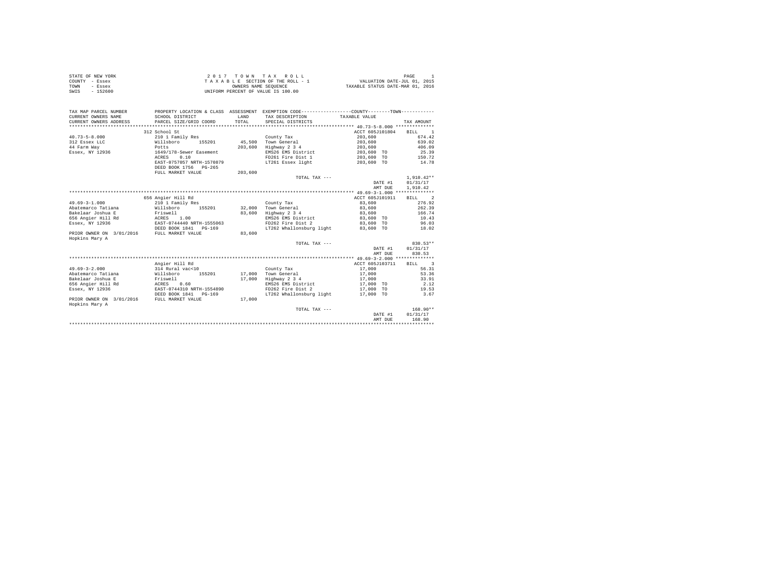STATE OF NEW YORK
COUNTY - Essex
TOWN - Essex
SWIS - 152600

2 0 1 7 T O W N T A X R O L L
T A X A B L E SECTION OF THE ROLL - 1
OWNERS NAME SEQUENCE
UNIFORM PERCENT OF VALUE IS 100.00

VALUATION DATE-JUL 01, 2015
TAXABLE STATUS DATE-MAR 01, 2016

| TAX MAP PARCEL NUMBER / CURRENT OWNERS NAME / CURRENT OWNERS ADDRESS | PROPERTY LOCATION & CLASS / SCHOOL DISTRICT / PARCEL SIZE/GRID COORD | ASSESSMENT LAND / TOTAL | EXEMPTION CODE / TAX DESCRIPTION / SPECIAL DISTRICTS | TAXABLE VALUE | TAX AMOUNT |
|---|---|---|---|---|---|
| 40.73-5-8.000 | 312 School St | | | ACCT 605J101804 | BILL 1 |
| 40.73-5-8.000 | 210 1 Family Res | | County Tax | 203,600 | 674.42 |
| 312 Essex LLC | Willsboro 155201 | 45,500 | Town General | 203,600 | 639.02 |
| 44 Farm Way | Potts | 203,600 | Highway 2 3 4 | 203,600 | 406.09 |
| Essex, NY 12936 | 1649/178-Sewer Easement | | EMS26 EMS District | 203,600 TO | 25.39 |
| | ACRES 0.10 | | FD261 Fire Dist 1 | 203,600 TO | 150.72 |
| | EAST-0757057 NRTH-1570879 | | LT261 Essex light | 203,600 TO | 14.78 |
| | DEED BOOK 1756 PG-265 | | | | |
| | FULL MARKET VALUE | 203,600 | | | |
| | | | TOTAL TAX --- | | 1,910.42** |
| | | | | DATE #1 | 01/31/17 |
| | | | | AMT DUE | 1,910.42 |
| 49.69-3-1.000 | 656 Angier Hill Rd | | | ACCT 605J101911 | BILL 2 |
| 49.69-3-1.000 | 210 1 Family Res | | County Tax | 83,600 | 276.92 |
| Abatemarco Tatiana | Willsboro 155201 | 32,000 | Town General | 83,600 | 262.39 |
| Bakelaar Joshua E | Friswell | 83,600 | Highway 2 3 4 | 83,600 | 166.74 |
| 656 Angier Hill Rd | ACRES 1.00 | | EMS26 EMS District | 83,600 TO | 10.43 |
| Essex, NY 12936 | EAST-0744440 NRTH-1555063 | | FD262 Fire Dist 2 | 83,600 TO | 96.03 |
| | DEED BOOK 1841 PG-169 | | LT262 Whallonsburg light | 83,600 TO | 18.02 |
| PRIOR OWNER ON 3/01/2016 | FULL MARKET VALUE | 83,600 | | | |
| Hopkins Mary A | | | | | |
| | | | TOTAL TAX --- | | 830.53** |
| | | | | DATE #1 | 01/31/17 |
| | | | | AMT DUE | 830.53 |
| 49.69-3-2.000 | Angier Hill Rd | | | ACCT 605J103711 | BILL 3 |
| 49.69-3-2.000 | 314 Rural vac<10 | | County Tax | 17,000 | 56.31 |
| Abatemarco Tatiana | Willsboro 155201 | 17,000 | Town General | 17,000 | 53.36 |
| Bakelaar Joshua E | Friswell | 17,000 | Highway 2 3 4 | 17,000 | 33.91 |
| 656 Angier Hill Rd | ACRES 0.60 | | EMS26 EMS District | 17,000 TO | 2.12 |
| Essex, NY 12936 | EAST-0744310 NRTH-1554890 | | FD262 Fire Dist 2 | 17,000 TO | 19.53 |
| | DEED BOOK 1841 PG-169 | | LT262 Whallonsburg light | 17,000 TO | 3.67 |
| PRIOR OWNER ON 3/01/2016 | FULL MARKET VALUE | 17,000 | | | |
| Hopkins Mary A | | | | | |
| | | | TOTAL TAX --- | | 168.90** |
| | | | | DATE #1 | 01/31/17 |
| | | | | AMT DUE | 168.90 |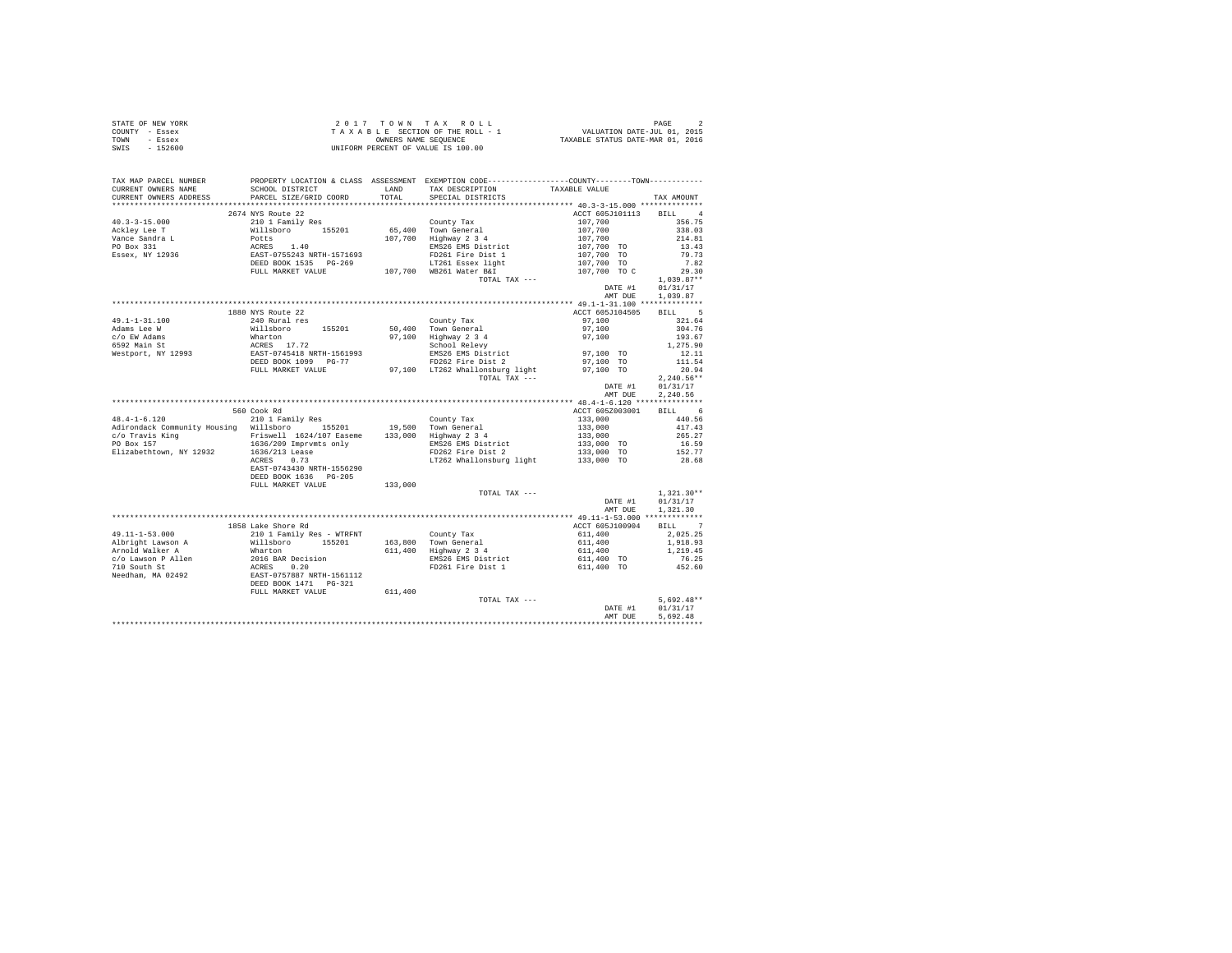STATE OF NEW YORK
COUNTY - Essex
TOWN - Essex
SWIS - 152600

2 0 1 7 T O W N T A X R O L L
T A X A B L E SECTION OF THE ROLL - 1
OWNERS NAME SEQUENCE
UNIFORM PERCENT OF VALUE IS 100.00

VALUATION DATE-JUL 01, 2015
TAXABLE STATUS DATE-MAR 01, 2016

| TAX MAP PARCEL NUMBER / CURRENT OWNERS NAME / CURRENT OWNERS ADDRESS | PROPERTY LOCATION & CLASS / SCHOOL DISTRICT / PARCEL SIZE/GRID COORD | ASSESSMENT LAND / TOTAL | EXEMPTION CODE / TAX DESCRIPTION / SPECIAL DISTRICTS | TAXABLE VALUE | TAX AMOUNT |
|---|---|---|---|---|---|
| 40.3-3-15.000 | 2674 NYS Route 22 | | | ACCT 605J101113 | BILL 4 |
| Ackley Lee T | 210 1 Family Res | | County Tax | 107,700 | 356.75 |
| Vance Sandra L | Willsboro 155201 | 65,400 | Town General | 107,700 | 338.03 |
| PO Box 331 | Potts | 107,700 | Highway 2 3 4 | 107,700 | 214.81 |
| Essex, NY 12936 | ACRES 1.40 | | EMS26 EMS District | 107,700 TO | 13.43 |
| | EAST-0755243 NRTH-1571693 | | FD261 Fire Dist 1 | 107,700 TO | 79.73 |
| | DEED BOOK 1535 PG-269 | | LT261 Essex light | 107,700 TO | 7.82 |
| | FULL MARKET VALUE | 107,700 | WB261 Water B&I | 107,700 TO C | 29.30 |
| | | | TOTAL TAX --- | | 1,039.87** |
| | | | | DATE #1 | 01/31/17 |
| | | | | AMT DUE | 1,039.87 |
| 49.1-1-31.100 | 1880 NYS Route 22 | | | ACCT 605J104505 | BILL 5 |
| Adams Lee W | 240 Rural res | | County Tax | 97,100 | 321.64 |
| c/o EW Adams | Willsboro 155201 | 50,400 | Town General | 97,100 | 304.76 |
| 6592 Main St | Wharton | 97,100 | Highway 2 3 4 | 97,100 | 193.67 |
| Westport, NY 12993 | ACRES 17.72 | | School Relevy | | 1,275.90 |
| | EAST-0745418 NRTH-1561993 | | EMS26 EMS District | 97,100 TO | 12.11 |
| | DEED BOOK 1099 PG-77 | | FD262 Fire Dist 2 | 97,100 TO | 111.54 |
| | FULL MARKET VALUE | 97,100 | LT262 Whallonsburg light | 97,100 TO | 20.94 |
| | | | TOTAL TAX --- | | 2,240.56** |
| | | | | DATE #1 | 01/31/17 |
| | | | | AMT DUE | 2,240.56 |
| 48.4-1-6.120 | 560 Cook Rd | | | ACCT 605Z003001 | BILL 6 |
| Adirondack Community Housing | 210 1 Family Res | | County Tax | 133,000 | 440.56 |
| c/o Travis King | Willsboro 155201 | 19,500 | Town General | 133,000 | 417.43 |
| PO Box 157 | Friswell 1624/107 Easeme | 133,000 | Highway 2 3 4 | 133,000 | 265.27 |
| Elizabethtown, NY 12932 | 1636/209 Imprvmts only | | EMS26 EMS District | 133,000 TO | 16.59 |
| | 1636/213 Lease | | FD262 Fire Dist 2 | 133,000 TO | 152.77 |
| | ACRES 0.73 | | LT262 Whallonsburg light | 133,000 TO | 28.68 |
| | EAST-0743430 NRTH-1556290 | | | | |
| | DEED BOOK 1636 PG-205 | | | | |
| | FULL MARKET VALUE | 133,000 | | | |
| | | | TOTAL TAX --- | | 1,321.30** |
| | | | | DATE #1 | 01/31/17 |
| | | | | AMT DUE | 1,321.30 |
| 49.11-1-53.000 | 1858 Lake Shore Rd | | | ACCT 605J100904 | BILL 7 |
| Albright Lawson A | 210 1 Family Res - WTRFNT | | County Tax | 611,400 | 2,025.25 |
| Arnold Walker A | Willsboro 155201 | 163,800 | Town General | 611,400 | 1,918.93 |
| c/o Lawson P Allen | Wharton | 611,400 | Highway 2 3 4 | 611,400 | 1,219.45 |
| 710 South St | 2016 BAR Decision | | EMS26 EMS District | 611,400 TO | 76.25 |
| Needham, MA 02492 | ACRES 0.20 | | FD261 Fire Dist 1 | 611,400 TO | 452.60 |
| | EAST-0757887 NRTH-1561112 | | | | |
| | DEED BOOK 1471 PG-321 | | | | |
| | FULL MARKET VALUE | 611,400 | | | |
| | | | TOTAL TAX --- | | 5,692.48** |
| | | | | DATE #1 | 01/31/17 |
| | | | | AMT DUE | 5,692.48 |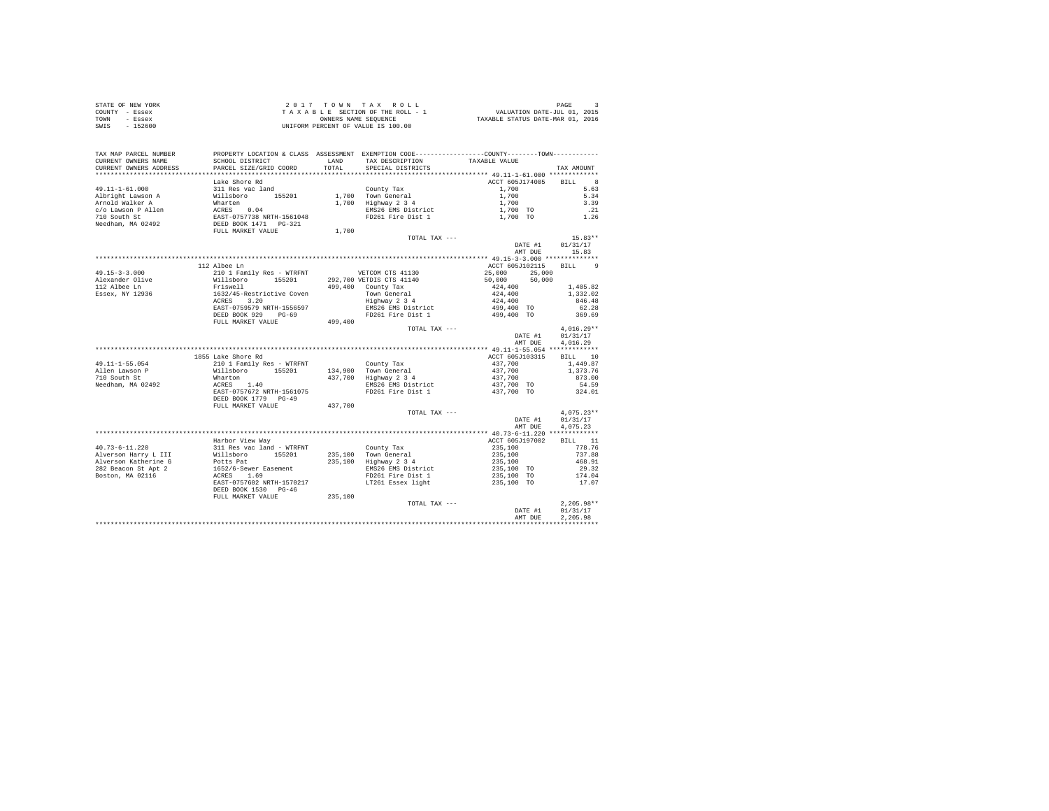STATE OF NEW YORK
COUNTY - Essex
TOWN - Essex
SWIS - 152600

2 0 1 7 T O W N T A X R O L L
T A X A B L E SECTION OF THE ROLL - 1
OWNERS NAME SEQUENCE
UNIFORM PERCENT OF VALUE IS 100.00

VALUATION DATE-JUL 01, 2015
TAXABLE STATUS DATE-MAR 01, 2016

```
TAX MAP PARCEL NUMBER      PROPERTY LOCATION & CLASS  ASSESSMENT  EXEMPTION CODE-----------------COUNTY--------TOWN-----------
CURRENT OWNERS NAME        SCHOOL DISTRICT              LAND      TAX DESCRIPTION            TAXABLE VALUE
CURRENT OWNERS ADDRESS     PARCEL SIZE/GRID COORD       TOTAL     SPECIAL DISTRICTS                                    TAX AMOUNT
************************************************************************************************ 49.11-1-61.000 *************
                           Lake Shore Rd                                                  ACCT 605J174005     BILL    8
49.11-1-61.000             311 Res vac land                      County Tax                 1,700                    5.63
Albright Lawson A          Willsboro      155201        1,700    Town General               1,700                    5.34
Arnold Walker A            Wharten                      1,700    Highway 2 3 4              1,700                    3.39
c/o Lawson P Allen         ACRES    0.04                         EMS26 EMS District         1,700 TO                  .21
710 South St               EAST-0757738 NRTH-1561048             FD261 Fire Dist 1          1,700 TO                 1.26
Needham, MA 02492          DEED BOOK 1471   PG-321
                           FULL MARKET VALUE            1,700
                                                                 TOTAL TAX ---                                     15.83**
                                                                                            DATE #1          01/31/17
                                                                                            AMT DUE             15.83
************************************************************************************************ 49.15-3-3.000 **************
                           112 Albee Ln                                                   ACCT 605J102115     BILL    9
49.15-3-3.000              210 1 Family Res - WTRFNT             VETCOM CTS 41130           25,000      25,000
Alexander Olive            Willsboro      155201      292,700 VETDIS CTS 41140              50,000      50,000
112 Albee Ln               Friswell                   499,400    County Tax                 424,400               1,405.82
Essex, NY 12936            1632/45-Restrictive Coven             Town General               424,400               1,332.02
                           ACRES    3.20                         Highway 2 3 4              424,400                 846.48
                           EAST-0759579 NRTH-1556597             EMS26 EMS District         499,400 TO               62.28
                           DEED BOOK 929    PG-69                FD261 Fire Dist 1          499,400 TO              369.69
                           FULL MARKET VALUE          499,400
                                                                 TOTAL TAX ---                                  4,016.29**
                                                                                            DATE #1          01/31/17
                                                                                            AMT DUE           4,016.29
************************************************************************************************ 49.11-1-55.054 *************
                           1855 Lake Shore Rd                                             ACCT 605J103315     BILL   10
49.11-1-55.054             210 1 Family Res - WTRFNT             County Tax                 437,700               1,449.87
Allen Lawson P             Willsboro      155201      134,900    Town General               437,700               1,373.76
710 South St               Wharton                    437,700    Highway 2 3 4              437,700                 873.00
Needham, MA 02492          ACRES    1.40                         EMS26 EMS District         437,700 TO               54.59
                           EAST-0757672 NRTH-1561075             FD261 Fire Dist 1          437,700 TO              324.01
                           DEED BOOK 1779   PG-49
                           FULL MARKET VALUE          437,700
                                                                 TOTAL TAX ---                                  4,075.23**
                                                                                            DATE #1          01/31/17
                                                                                            AMT DUE           4,075.23
************************************************************************************************ 40.73-6-11.220 *************
                           Harbor View Way                                                ACCT 605J197002     BILL   11
40.73-6-11.220             311 Res vac land - WTRFNT             County Tax                 235,100                 778.76
Alverson Harry L III       Willsboro      155201      235,100    Town General               235,100                 737.88
Alverson Katherine G       Potts Pat                  235,100    Highway 2 3 4              235,100                 468.91
282 Beacon St Apt 2        1652/6-Sewer Easement                 EMS26 EMS District         235,100 TO               29.32
Boston, MA 02116           ACRES    1.69                         FD261 Fire Dist 1          235,100 TO              174.04
                           EAST-0757602 NRTH-1570217             LT261 Essex light          235,100 TO               17.07
                           DEED BOOK 1530   PG-46
                           FULL MARKET VALUE          235,100
                                                                 TOTAL TAX ---                                  2,205.98**
                                                                                            DATE #1          01/31/17
                                                                                            AMT DUE           2,205.98
******************************************************************************************************************************
```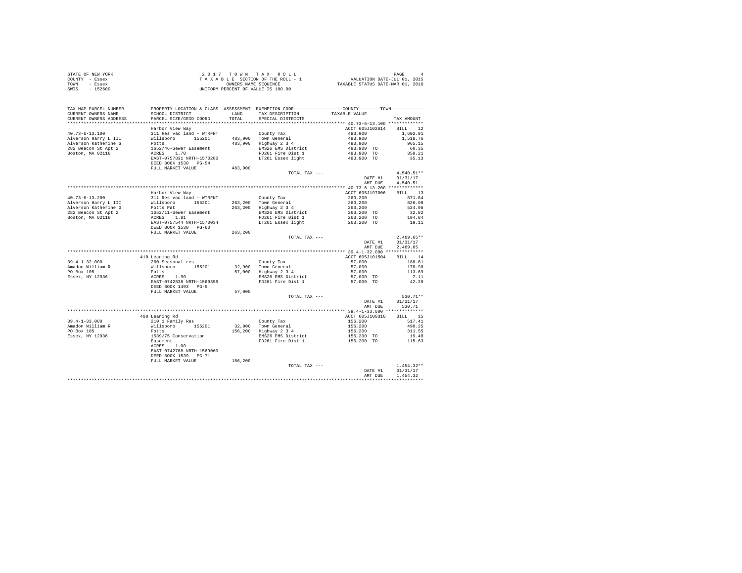STATE OF NEW YORK
COUNTY - Essex
TOWN - Essex
SWIS - 152600

2017 TOWN TAX ROLL
TAXABLE SECTION OF THE ROLL - 1
OWNERS NAME SEQUENCE
UNIFORM PERCENT OF VALUE IS 100.00

VALUATION DATE-JUL 01, 2015
TAXABLE STATUS DATE-MAR 01, 2016

| TAX MAP PARCEL NUMBER / CURRENT OWNERS NAME / CURRENT OWNERS ADDRESS | PROPERTY LOCATION & CLASS / SCHOOL DISTRICT / PARCEL SIZE/GRID COORD | ASSESSMENT LAND / TOTAL | EXEMPTION CODE / TAX DESCRIPTION / SPECIAL DISTRICTS | COUNTY / TOWN TAXABLE VALUE | TAX AMOUNT |
|---|---|---|---|---|---|
| 40.73-6-13.100 | Harbor View Way | | | ACCT 605J102614 | BILL 12 |
| Alverson Harry L III | 311 Res vac land - WTRFNT | | County Tax | 483,900 | 1,602.91 |
| Alverson Katherine G | Willsboro 155201 | 483,900 | Town General | 483,900 | 1,518.76 |
| 282 Beacon St Apt 2 | Potts | 483,900 | Highway 2 3 4 | 483,900 | 965.15 |
| Boston, MA 02116 | 1652/46-Sewer Easement | | EMS26 EMS District | 483,900 TO | 60.35 |
| | ACRES 1.70 | | FD261 Fire Dist 1 | 483,900 TO | 358.21 |
| | EAST-0757831 NRTH-1570280 | | LT261 Essex light | 483,900 TO | 35.13 |
| | DEED BOOK 1530 PG-54 | | | | |
| | FULL MARKET VALUE | 483,900 | | | |
| | | | TOTAL TAX --- | | 4,540.51** |
| | | | | DATE #1 | 01/31/17 |
| | | | | AMT DUE | 4,540.51 |
| 40.73-6-13.200 | Harbor View Way | | | ACCT 605J197006 | BILL 13 |
| Alverson Harry L III | 311 Res vac land - WTRFNT | | County Tax | 263,200 | 871.84 |
| Alverson Katherine G | Willsboro 155201 | 263,200 | Town General | 263,200 | 826.08 |
| 282 Beacon St Apt 2 | Potts Pat | 263,200 | Highway 2 3 4 | 263,200 | 524.96 |
| Boston, MA 02116 | 1652/11-Sewer Easement | | EMS26 EMS District | 263,200 TO | 32.82 |
| | ACRES 1.81 | | FD261 Fire Dist 1 | 263,200 TO | 194.84 |
| | EAST-0757544 NRTH-1570034 | | LT261 Essex light | 263,200 TO | 19.11 |
| | DEED BOOK 1530 PG-60 | | | | |
| | FULL MARKET VALUE | 263,200 | | | |
| | | | TOTAL TAX --- | | 2,469.65** |
| | | | | DATE #1 | 01/31/17 |
| | | | | AMT DUE | 2,469.65 |
| 39.4-1-32.000 | 410 Leaning Rd | | | ACCT 605J101504 | BILL 14 |
| Amadon William R | 260 Seasonal res | | County Tax | 57,000 | 188.81 |
| PO Box 105 | Willsboro 155201 | 32,900 | Town General | 57,000 | 178.90 |
| Essex, NY 12936 | Potts | 57,000 | Highway 2 3 4 | 57,000 | 113.69 |
| | ACRES 1.90 | | EMS26 EMS District | 57,000 TO | 7.11 |
| | EAST-0742838 NRTH-1569359 | | FD261 Fire Dist 1 | 57,000 TO | 42.20 |
| | DEED BOOK 1493 PG-5 | | | | |
| | FULL MARKET VALUE | 57,000 | | | |
| | | | TOTAL TAX --- | | 530.71** |
| | | | | DATE #1 | 01/31/17 |
| | | | | AMT DUE | 530.71 |
| 39.4-1-33.000 | 408 Leaning Rd | | | ACCT 605J100310 | BILL 15 |
| Amadon William R | 210 1 Family Res | | County Tax | 156,200 | 517.41 |
| PO Box 105 | Willsboro 155201 | 32,000 | Town General | 156,200 | 490.25 |
| Essex, NY 12936 | Potts | 156,200 | Highway 2 3 4 | 156,200 | 311.55 |
| | 1539/75 Conservation | | EMS26 EMS District | 156,200 TO | 19.48 |
| | Easement | | FD261 Fire Dist 1 | 156,200 TO | 115.63 |
| | ACRES 1.00 | | | | |
| | EAST-0742768 NRTH-1569060 | | | | |
| | DEED BOOK 1539 PG-71 | | | | |
| | FULL MARKET VALUE | 156,200 | | | |
| | | | TOTAL TAX --- | | 1,454.32** |
| | | | | DATE #1 | 01/31/17 |
| | | | | AMT DUE | 1,454.32 |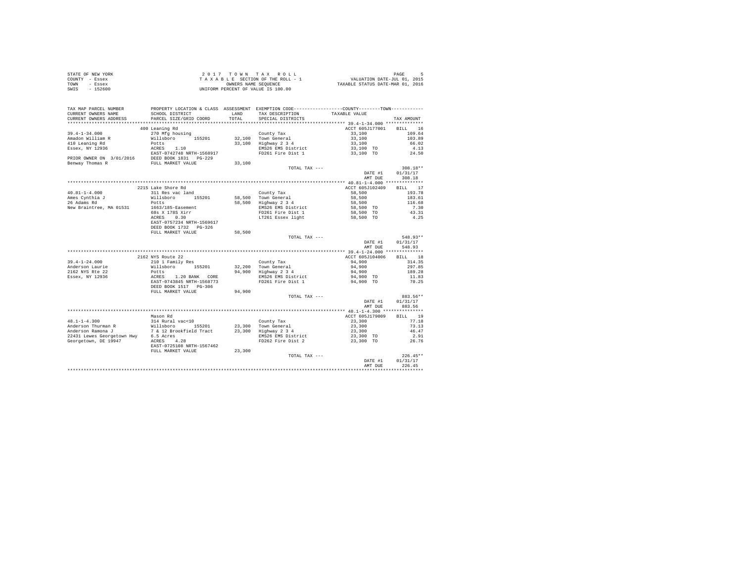STATE OF NEW YORK
COUNTY - Essex
TOWN - Essex
SWIS - 152600

2 0 1 7 T O W N T A X R O L L
T A X A B L E SECTION OF THE ROLL - 1
OWNERS NAME SEQUENCE
UNIFORM PERCENT OF VALUE IS 100.00

VALUATION DATE-JUL 01, 2015
TAXABLE STATUS DATE-MAR 01, 2016

| TAX MAP PARCEL NUMBER / CURRENT OWNERS NAME / CURRENT OWNERS ADDRESS | PROPERTY LOCATION & CLASS / SCHOOL DISTRICT / PARCEL SIZE/GRID COORD | ASSESSMENT LAND / TOTAL | EXEMPTION CODE / TAX DESCRIPTION / SPECIAL DISTRICTS | COUNTY--------TOWN TAXABLE VALUE | TAX AMOUNT |
|---|---|---|---|---|---|
| 39.4-1-34.000 | 400 Leaning Rd | | | ACCT 605J177001 | BILL 16 |
| 39.4-1-34.000 | 270 Mfg housing | | County Tax | 33,100 | 109.64 |
| Amadon William R | Willsboro 155201 | 32,100 | Town General | 33,100 | 103.89 |
| 410 Leaning Rd | Potts | 33,100 | Highway 2 3 4 | 33,100 | 66.02 |
| Essex, NY 12936 | ACRES 1.10 | | EMS26 EMS District | 33,100 TO | 4.13 |
| | EAST-0742748 NRTH-1568917 | | FD261 Fire Dist 1 | 33,100 TO | 24.50 |
| PRIOR OWNER ON 3/01/2016 | DEED BOOK 1831 PG-229 | | | | |
| Benway Thomas R | FULL MARKET VALUE | 33,100 | | | |
| | | | TOTAL TAX --- | | 308.18** |
| | | | | DATE #1 | 01/31/17 |
| | | | | AMT DUE | 308.18 |
| 40.81-1-4.000 | 2215 Lake Shore Rd | | | ACCT 605J102409 | BILL 17 |
| 40.81-1-4.000 | 311 Res vac land | | County Tax | 58,500 | 193.78 |
| Ames Cynthia J | Willsboro 155201 | 58,500 | Town General | 58,500 | 183.61 |
| 26 Adams Rd | Potts | 58,500 | Highway 2 3 4 | 58,500 | 116.68 |
| New Braintree, MA 01531 | 1663/185-Easement | | EMS26 EMS District | 58,500 TO | 7.30 |
| | 68s X 178S Xirr | | FD261 Fire Dist 1 | 58,500 TO | 43.31 |
| | ACRES 0.30 | | LT261 Essex light | 58,500 TO | 4.25 |
| | EAST-0757234 NRTH-1569617 | | | | |
| | DEED BOOK 1732 PG-326 | | | | |
| | FULL MARKET VALUE | 58,500 | | | |
| | | | TOTAL TAX --- | | 548.93** |
| | | | | DATE #1 | 01/31/17 |
| | | | | AMT DUE | 548.93 |
| 39.4-1-24.000 | 2162 NYS Route 22 | | | ACCT 605J104006 | BILL 18 |
| 39.4-1-24.000 | 210 1 Family Res | | County Tax | 94,900 | 314.35 |
| Anderson Laurie | Willsboro 155201 | 32,200 | Town General | 94,900 | 297.85 |
| 2162 NYS Rte 22 | Potts | 94,900 | Highway 2 3 4 | 94,900 | 189.28 |
| Essex, NY 12936 | ACRES 1.20 BANK CORE | | EMS26 EMS District | 94,900 TO | 11.83 |
| | EAST-0743845 NRTH-1568773 | | FD261 Fire Dist 1 | 94,900 TO | 70.25 |
| | DEED BOOK 1517 PG-306 | | | | |
| | FULL MARKET VALUE | 94,900 | | | |
| | | | TOTAL TAX --- | | 883.56** |
| | | | | DATE #1 | 01/31/17 |
| | | | | AMT DUE | 883.56 |
| 48.1-1-4.300 | Mason Rd | | | ACCT 605J179009 | BILL 19 |
| 48.1-1-4.300 | 314 Rural vac<10 | | County Tax | 23,300 | 77.18 |
| Anderson Thurman R | Willsboro 155201 | 23,300 | Town General | 23,300 | 73.13 |
| Anderson Ramona J | 7 & 12 Brookfield Tract | 23,300 | Highway 2 3 4 | 23,300 | 46.47 |
| 22431 Lewes Georgetown Hwy | 6.5 Acres | | EMS26 EMS District | 23,300 TO | 2.91 |
| Georgetown, DE 19947 | ACRES 4.28 | | FD262 Fire Dist 2 | 23,300 TO | 26.76 |
| | EAST-0725108 NRTH-1567462 | | | | |
| | FULL MARKET VALUE | 23,300 | | | |
| | | | TOTAL TAX --- | | 226.45** |
| | | | | DATE #1 | 01/31/17 |
| | | | | AMT DUE | 226.45 |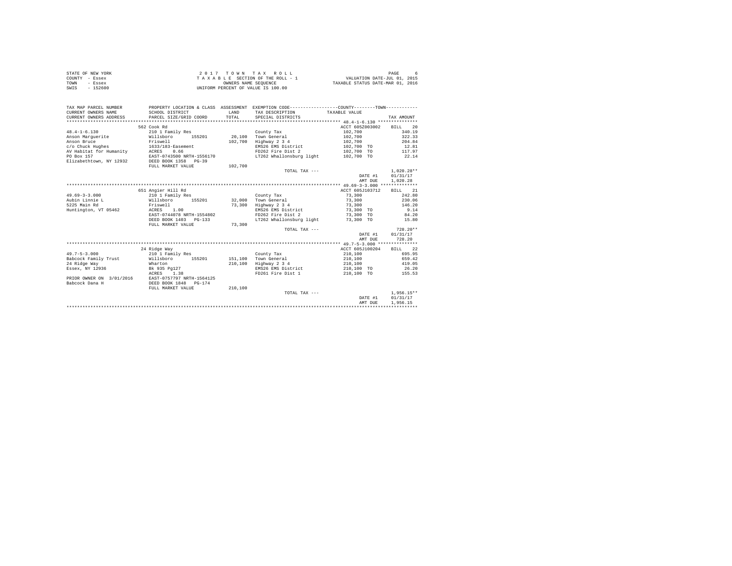STATE OF NEW YORK
COUNTY - Essex
TOWN - Essex
SWIS - 152600

2 0 1 7 T O W N T A X R O L L
T A X A B L E SECTION OF THE ROLL - 1
OWNERS NAME SEQUENCE
UNIFORM PERCENT OF VALUE IS 100.00

VALUATION DATE-JUL 01, 2015
TAXABLE STATUS DATE-MAR 01, 2016

| TAX MAP PARCEL NUMBER / CURRENT OWNERS NAME / CURRENT OWNERS ADDRESS | PROPERTY LOCATION & CLASS / SCHOOL DISTRICT / PARCEL SIZE/GRID COORD | ASSESSMENT LAND / TOTAL | EXEMPTION CODE / TAX DESCRIPTION / SPECIAL DISTRICTS | TAXABLE VALUE | TAX AMOUNT |
|---|---|---|---|---|---|
| 48.4-1-6.130 | 562 Cook Rd | | | ACCT 605Z003002 | BILL 20 |
| 48.4-1-6.130 | 210 1 Family Res | | County Tax | 102,700 | 340.19 |
| Anson Marguerite | Willsboro 155201 | 20,100 | Town General | 102,700 | 322.33 |
| Anson Bruce | Friswell | 102,700 | Highway 2 3 4 | 102,700 | 204.84 |
| c/o Chuck Hughes | 1633/183-Easement | | EMS26 EMS District | 102,700 TO | 12.81 |
| AV Habitat for Humanity | ACRES 0.66 | | FD262 Fire Dist 2 | 102,700 TO | 117.97 |
| PO Box 157 | EAST-0743500 NRTH-1556170 | | LT262 Whallonsburg light | 102,700 TO | 22.14 |
| Elizabethtown, NY 12932 | DEED BOOK 1358 PG-39 | | | | |
| | FULL MARKET VALUE | 102,700 | | | |
| | | | TOTAL TAX --- | | 1,020.28** |
| | | | | DATE #1 | 01/31/17 |
| | | | | AMT DUE | 1,020.28 |
| 49.69-3-3.000 | 651 Angier Hill Rd | | | ACCT 605J103712 | BILL 21 |
| 49.69-3-3.000 | 210 1 Family Res | | County Tax | 73,300 | 242.80 |
| Aubin Linnie L | Willsboro 155201 | 32,000 | Town General | 73,300 | 230.06 |
| 5225 Main Rd | Friswell | 73,300 | Highway 2 3 4 | 73,300 | 146.20 |
| Huntington, VT 05462 | ACRES 1.00 | | EMS26 EMS District | 73,300 TO | 9.14 |
| | EAST-0744078 NRTH-1554802 | | FD262 Fire Dist 2 | 73,300 TO | 84.20 |
| | DEED BOOK 1403 PG-133 | | LT262 Whallonsburg light | 73,300 TO | 15.80 |
| | FULL MARKET VALUE | 73,300 | | | |
| | | | TOTAL TAX --- | | 728.20** |
| | | | | DATE #1 | 01/31/17 |
| | | | | AMT DUE | 728.20 |
| 49.7-5-3.000 | 24 Ridge Way | | | ACCT 605J100204 | BILL 22 |
| 49.7-5-3.000 | 210 1 Family Res | | County Tax | 210,100 | 695.95 |
| Babcock Family Trust | Willsboro 155201 | 151,100 | Town General | 210,100 | 659.42 |
| 24 Ridge Way | Wharton | 210,100 | Highway 2 3 4 | 210,100 | 419.05 |
| Essex, NY 12936 | Bk 935 Pg127 | | EMS26 EMS District | 210,100 TO | 26.20 |
| | ACRES 1.38 | | FD261 Fire Dist 1 | 210,100 TO | 155.53 |
| PRIOR OWNER ON 3/01/2016 | EAST-0757797 NRTH-1564125 | | | | |
| Babcock Dana H | DEED BOOK 1848 PG-174 | | | | |
| | FULL MARKET VALUE | 210,100 | | | |
| | | | TOTAL TAX --- | | 1,956.15** |
| | | | | DATE #1 | 01/31/17 |
| | | | | AMT DUE | 1,956.15 |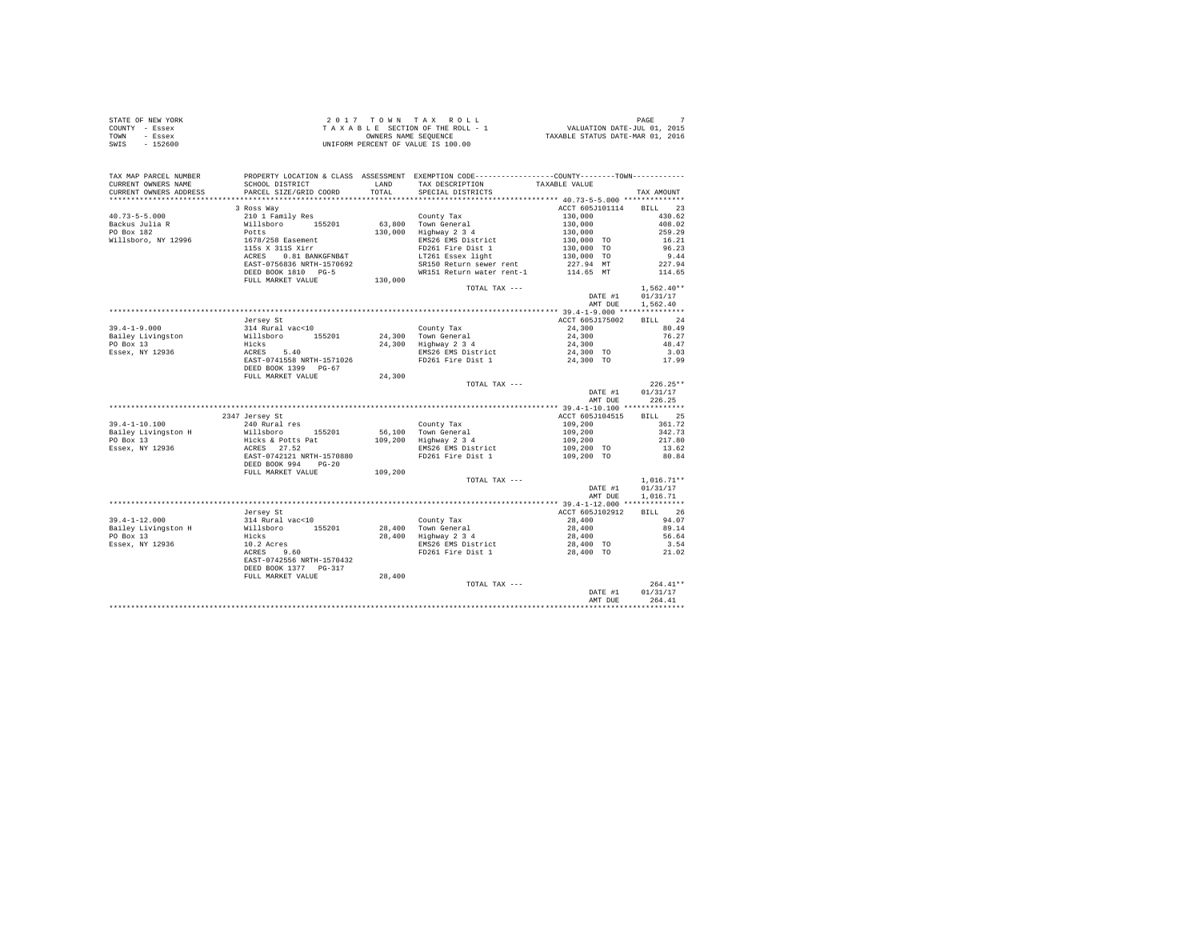STATE OF NEW YORK
COUNTY - Essex
TOWN - Essex
SWIS - 152600

2 0 1 7 T O W N T A X R O L L
T A X A B L E SECTION OF THE ROLL - 1
OWNERS NAME SEQUENCE
UNIFORM PERCENT OF VALUE IS 100.00

VALUATION DATE-JUL 01, 2015
TAXABLE STATUS DATE-MAR 01, 2016

```
TAX MAP PARCEL NUMBER      PROPERTY LOCATION & CLASS  ASSESSMENT  EXEMPTION CODE-----------------COUNTY--------TOWN-----------
CURRENT OWNERS NAME        SCHOOL DISTRICT              LAND      TAX DESCRIPTION            TAXABLE VALUE
CURRENT OWNERS ADDRESS     PARCEL SIZE/GRID COORD       TOTAL     SPECIAL DISTRICTS                                   TAX AMOUNT
********************************************************************************************* 40.73-5-5.000 **************
                           3 Ross Way                                                         ACCT 605J101114      BILL   23
40.73-5-5.000              210 1 Family Res                       County Tax                   130,000                 430.62
Backus Julia R             Willsboro      155201       63,800     Town General                 130,000                 408.02
PO Box 182                 Potts                      130,000     Highway 2 3 4                130,000                 259.29
Willsboro, NY 12996        1678/258 Easement                      EMS26 EMS District           130,000 TO               16.21
                           115s X 311S Xirr                       FD261 Fire Dist 1            130,000 TO               96.23
                           ACRES    0.81 BANKGFNB&T               LT261 Essex light            130,000 TO                9.44
                           EAST-0756836 NRTH-1570692              SR150 Return sewer rent       227.94 MT              227.94
                           DEED BOOK 1810   PG-5                  WR151 Return water rent-1     114.65 MT              114.65
                           FULL MARKET VALUE          130,000
                                                                  TOTAL TAX ---                                      1,562.40**
                                                                                               DATE #1             01/31/17
                                                                                               AMT DUE             1,562.40
********************************************************************************************* 39.4-1-9.000 ***************
                           Jersey St                                                          ACCT 605J175002      BILL   24
39.4-1-9.000               314 Rural vac<10                       County Tax                    24,300                  80.49
Bailey Livingston          Willsboro      155201       24,300     Town General                  24,300                  76.27
PO Box 13                  Hicks                       24,300     Highway 2 3 4                 24,300                  48.47
Essex, NY 12936            ACRES    5.40                          EMS26 EMS District            24,300 TO                3.03
                           EAST-0741558 NRTH-1571026              FD261 Fire Dist 1             24,300 TO               17.99
                           DEED BOOK 1399   PG-67
                           FULL MARKET VALUE           24,300
                                                                  TOTAL TAX ---                                        226.25**
                                                                                               DATE #1             01/31/17
                                                                                               AMT DUE               226.25
********************************************************************************************* 39.4-1-10.100 **************
                           2347 Jersey St                                                     ACCT 605J104515      BILL   25
39.4-1-10.100              240 Rural res                          County Tax                   109,200                 361.72
Bailey Livingston H        Willsboro      155201       56,100     Town General                 109,200                 342.73
PO Box 13                  Hicks & Potts Pat          109,200     Highway 2 3 4                109,200                 217.80
Essex, NY 12936            ACRES   27.52                          EMS26 EMS District           109,200 TO               13.62
                           EAST-0742121 NRTH-1570880              FD261 Fire Dist 1            109,200 TO               80.84
                           DEED BOOK 994    PG-20
                           FULL MARKET VALUE          109,200
                                                                  TOTAL TAX ---                                      1,016.71**
                                                                                               DATE #1             01/31/17
                                                                                               AMT DUE             1,016.71
********************************************************************************************* 39.4-1-12.000 **************
                           Jersey St                                                          ACCT 605J102912      BILL   26
39.4-1-12.000              314 Rural vac<10                       County Tax                    28,400                  94.07
Bailey Livingston H        Willsboro      155201       28,400     Town General                  28,400                  89.14
PO Box 13                  Hicks                       28,400     Highway 2 3 4                 28,400                  56.64
Essex, NY 12936            10.2 Acres                             EMS26 EMS District            28,400 TO                3.54
                           ACRES    9.60                          FD261 Fire Dist 1             28,400 TO               21.02
                           EAST-0742556 NRTH-1570432
                           DEED BOOK 1377   PG-317
                           FULL MARKET VALUE           28,400
                                                                  TOTAL TAX ---                                        264.41**
                                                                                               DATE #1             01/31/17
                                                                                               AMT DUE               264.41
****************************************************************************************************************************
```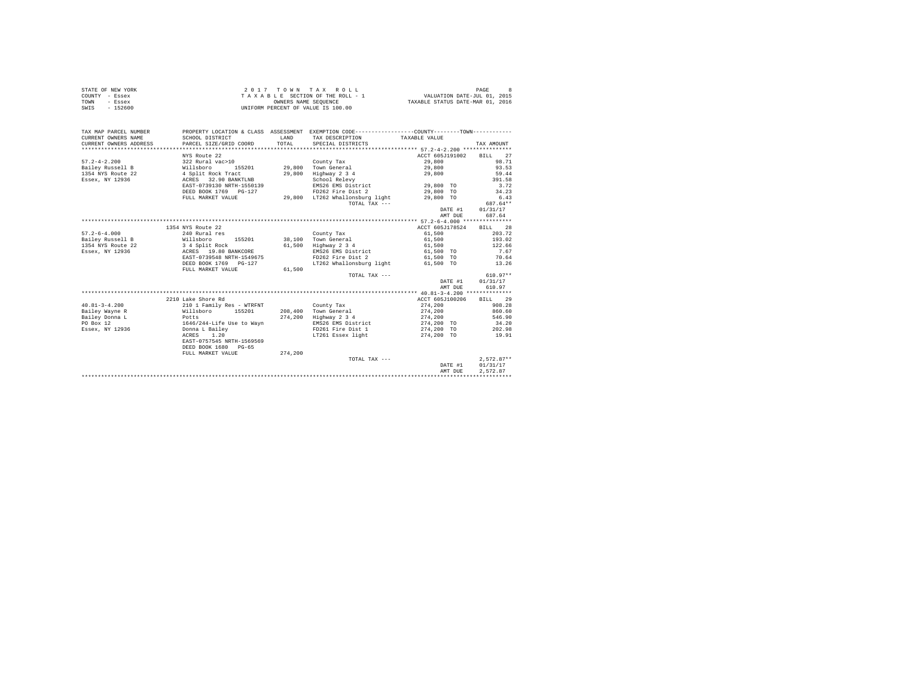STATE OF NEW YORK
COUNTY - Essex
TOWN - Essex
SWIS - 152600

2 0 1 7 T O W N T A X R O L L
T A X A B L E SECTION OF THE ROLL - 1
OWNERS NAME SEQUENCE
UNIFORM PERCENT OF VALUE IS 100.00

VALUATION DATE-JUL 01, 2015
TAXABLE STATUS DATE-MAR 01, 2016

| TAX MAP PARCEL NUMBER / CURRENT OWNERS NAME / CURRENT OWNERS ADDRESS | PROPERTY LOCATION & CLASS / SCHOOL DISTRICT / PARCEL SIZE/GRID COORD | ASSESSMENT LAND / TOTAL | EXEMPTION CODE / TAX DESCRIPTION / SPECIAL DISTRICTS | TAXABLE VALUE | TAX AMOUNT |
|---|---|---|---|---|---|
| **57.2-4-2.200** | NYS Route 22 | | | ACCT 605J191002 | BILL 27 |
| 57.2-4-2.200 | 322 Rural vac>10 | | County Tax | 29,800 | 98.71 |
| Bailey Russell B | Willsboro 155201 | 29,800 | Town General | 29,800 | 93.53 |
| 1354 NYS Route 22 | 4 Split Rock Tract | 29,800 | Highway 2 3 4 | 29,800 | 59.44 |
| Essex, NY 12936 | ACRES 32.90 BANKTLNB | | School Relevy | | 391.58 |
| | EAST-0739130 NRTH-1550139 | | EMS26 EMS District | 29,800 TO | 3.72 |
| | DEED BOOK 1769 PG-127 | | FD262 Fire Dist 2 | 29,800 TO | 34.23 |
| | FULL MARKET VALUE | 29,800 | LT262 Whallonsburg light | 29,800 TO | 6.43 |
| | | | TOTAL TAX --- | | 687.64** |
| | | | | DATE #1 | 01/31/17 |
| | | | | AMT DUE | 687.64 |
| **57.2-6-4.000** | 1354 NYS Route 22 | | | ACCT 605J178524 | BILL 28 |
| 57.2-6-4.000 | 240 Rural res | | County Tax | 61,500 | 203.72 |
| Bailey Russell B | Willsboro 155201 | 38,100 | Town General | 61,500 | 193.02 |
| 1354 NYS Route 22 | 3 4 Split Rock | 61,500 | Highway 2 3 4 | 61,500 | 122.66 |
| Essex, NY 12936 | ACRES 19.80 BANKCORE | | EMS26 EMS District | 61,500 TO | 7.67 |
| | EAST-0739548 NRTH-1549675 | | FD262 Fire Dist 2 | 61,500 TO | 70.64 |
| | DEED BOOK 1769 PG-127 | | LT262 Whallonsburg light | 61,500 TO | 13.26 |
| | FULL MARKET VALUE | 61,500 | | | |
| | | | TOTAL TAX --- | | 610.97** |
| | | | | DATE #1 | 01/31/17 |
| | | | | AMT DUE | 610.97 |
| **40.81-3-4.200** | 2210 Lake Shore Rd | | | ACCT 605J100206 | BILL 29 |
| 40.81-3-4.200 | 210 1 Family Res - WTRFNT | | County Tax | 274,200 | 908.28 |
| Bailey Wayne R | Willsboro 155201 | 208,400 | Town General | 274,200 | 860.60 |
| Bailey Donna L | Potts | 274,200 | Highway 2 3 4 | 274,200 | 546.90 |
| PO Box 12 | 1646/244-Life Use to Wayn | | EMS26 EMS District | 274,200 TO | 34.20 |
| Essex, NY 12936 | Donna L Bailey | | FD261 Fire Dist 1 | 274,200 TO | 202.98 |
| | ACRES 1.20 | | LT261 Essex light | 274,200 TO | 19.91 |
| | EAST-0757545 NRTH-1569569 | | | | |
| | DEED BOOK 1680 PG-65 | | | | |
| | FULL MARKET VALUE | 274,200 | | | |
| | | | TOTAL TAX --- | | 2,572.87** |
| | | | | DATE #1 | 01/31/17 |
| | | | | AMT DUE | 2,572.87 |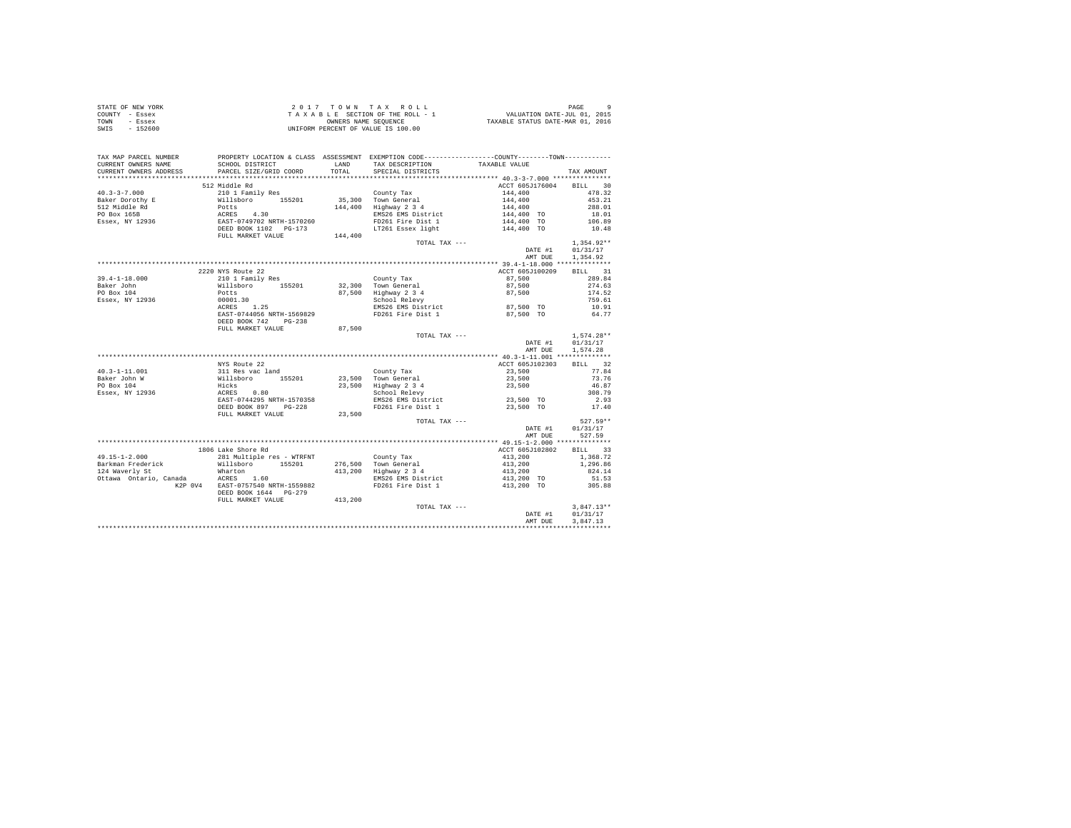STATE OF NEW YORK
COUNTY - Essex
TOWN - Essex
SWIS - 152600

2 0 1 7 T O W N T A X R O L L
T A X A B L E SECTION OF THE ROLL - 1
OWNERS NAME SEQUENCE
UNIFORM PERCENT OF VALUE IS 100.00

VALUATION DATE-JUL 01, 2015
TAXABLE STATUS DATE-MAR 01, 2016

| TAX MAP PARCEL NUMBER / CURRENT OWNERS NAME / CURRENT OWNERS ADDRESS | PROPERTY LOCATION & CLASS / SCHOOL DISTRICT / PARCEL SIZE/GRID COORD | ASSESSMENT LAND / TOTAL | EXEMPTION CODE / TAX DESCRIPTION / SPECIAL DISTRICTS | COUNTY--------TOWN TAXABLE VALUE | TAX AMOUNT |
|---|---|---|---|---|---|
| **40.3-3-7.000** | 512 Middle Rd | | | ACCT 605J176004 | BILL 30 |
| 40.3-3-7.000 | 210 1 Family Res | | County Tax | 144,400 | 478.32 |
| Baker Dorothy E | Willsboro 155201 | 35,300 | Town General | 144,400 | 453.21 |
| 512 Middle Rd | Potts | 144,400 | Highway 2 3 4 | 144,400 | 288.01 |
| PO Box 165B | ACRES 4.30 | | EMS26 EMS District | 144,400 TO | 18.01 |
| Essex, NY 12936 | EAST-0749702 NRTH-1570260 | | FD261 Fire Dist 1 | 144,400 TO | 106.89 |
| | DEED BOOK 1102 PG-173 | | LT261 Essex light | 144,400 TO | 10.48 |
| | FULL MARKET VALUE | 144,400 | | | |
| | | | TOTAL TAX --- | | 1,354.92** |
| | | | | DATE #1 | 01/31/17 |
| | | | | AMT DUE | 1,354.92 |
| **39.4-1-18.000** | 2220 NYS Route 22 | | | ACCT 605J100209 | BILL 31 |
| 39.4-1-18.000 | 210 1 Family Res | | County Tax | 87,500 | 289.84 |
| Baker John | Willsboro 155201 | 32,300 | Town General | 87,500 | 274.63 |
| PO Box 104 | Potts | 87,500 | Highway 2 3 4 | 87,500 | 174.52 |
| Essex, NY 12936 | 00001.30 | | School Relevy | | 759.61 |
| | ACRES 1.25 | | EMS26 EMS District | 87,500 TO | 10.91 |
| | EAST-0744056 NRTH-1569829 | | FD261 Fire Dist 1 | 87,500 TO | 64.77 |
| | DEED BOOK 742 PG-238 | | | | |
| | FULL MARKET VALUE | 87,500 | | | |
| | | | TOTAL TAX --- | | 1,574.28** |
| | | | | DATE #1 | 01/31/17 |
| | | | | AMT DUE | 1,574.28 |
| **40.3-1-11.001** | NYS Route 22 | | | ACCT 605J102303 | BILL 32 |
| 40.3-1-11.001 | 311 Res vac land | | County Tax | 23,500 | 77.84 |
| Baker John W | Willsboro 155201 | 23,500 | Town General | 23,500 | 73.76 |
| PO Box 104 | Hicks | 23,500 | Highway 2 3 4 | 23,500 | 46.87 |
| Essex, NY 12936 | ACRES 0.80 | | School Relevy | | 308.79 |
| | EAST-0744295 NRTH-1570358 | | EMS26 EMS District | 23,500 TO | 2.93 |
| | DEED BOOK 897 PG-228 | | FD261 Fire Dist 1 | 23,500 TO | 17.40 |
| | FULL MARKET VALUE | 23,500 | | | |
| | | | TOTAL TAX --- | | 527.59** |
| | | | | DATE #1 | 01/31/17 |
| | | | | AMT DUE | 527.59 |
| **49.15-1-2.000** | 1806 Lake Shore Rd | | | ACCT 605J102802 | BILL 33 |
| 49.15-1-2.000 | 281 Multiple res - WTRFNT | | County Tax | 413,200 | 1,368.72 |
| Barkman Frederick | Willsboro 155201 | 276,500 | Town General | 413,200 | 1,296.86 |
| 124 Waverly St | Wharton | 413,200 | Highway 2 3 4 | 413,200 | 824.14 |
| Ottawa Ontario, Canada | ACRES 1.60 | | EMS26 EMS District | 413,200 TO | 51.53 |
| K2P 0V4 | EAST-0757540 NRTH-1559882 | | FD261 Fire Dist 1 | 413,200 TO | 305.88 |
| | DEED BOOK 1644 PG-279 | | | | |
| | FULL MARKET VALUE | 413,200 | | | |
| | | | TOTAL TAX --- | | 3,847.13** |
| | | | | DATE #1 | 01/31/17 |
| | | | | AMT DUE | 3,847.13 |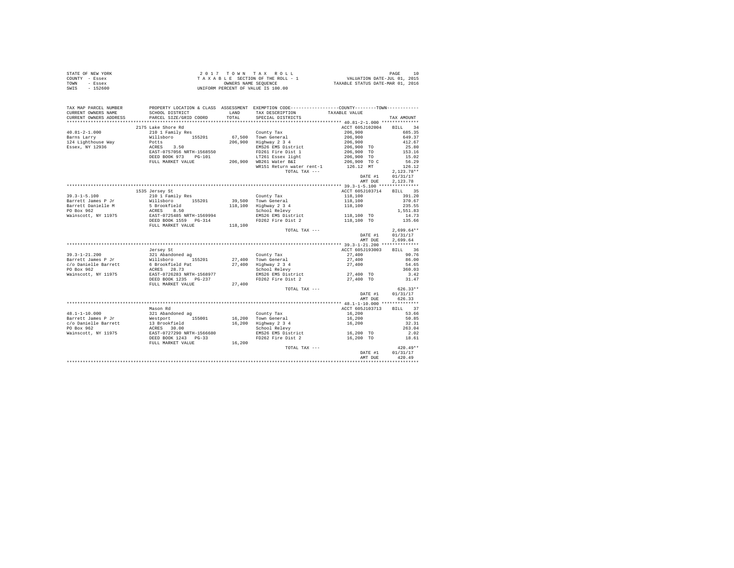STATE OF NEW YORK
COUNTY - Essex
TOWN - Essex
SWIS - 152600

2017 TOWN TAX ROLL
TAXABLE SECTION OF THE ROLL - 1
OWNERS NAME SEQUENCE
UNIFORM PERCENT OF VALUE IS 100.00

VALUATION DATE-JUL 01, 2015
TAXABLE STATUS DATE-MAR 01, 2016

| TAX MAP PARCEL NUMBER / CURRENT OWNERS NAME / CURRENT OWNERS ADDRESS | PROPERTY LOCATION & CLASS / SCHOOL DISTRICT / PARCEL SIZE/GRID COORD | ASSESSMENT LAND / TOTAL | EXEMPTION CODE / TAX DESCRIPTION / SPECIAL DISTRICTS | TAXABLE VALUE | TAX AMOUNT |
|---|---|---|---|---|---|
| **40.81-2-1.000** | 2175 Lake Shore Rd | | | ACCT 605J102004 | BILL 34 |
| Barns Larry | 210 1 Family Res | | County Tax | 206,900 | 685.35 |
| 124 Lighthouse Way | Willsboro 155201 | 67,500 | Town General | 206,900 | 649.37 |
| Essex, NY 12936 | Potts | 206,900 | Highway 2 3 4 | 206,900 | 412.67 |
| | ACRES 3.50 | | EMS26 EMS District | 206,900 TO | 25.80 |
| | EAST-0757056 NRTH-1568550 | | FD261 Fire Dist 1 | 206,900 TO | 153.16 |
| | DEED BOOK 973 PG-101 | | LT261 Essex light | 206,900 TO | 15.02 |
| | FULL MARKET VALUE | 206,900 | WB261 Water B&I | 206,900 TO C | 56.29 |
| | | | WR151 Return water rent-1 | 126.12 MT | 126.12 |
| | | | TOTAL TAX --- | | 2,123.78** |
| | | | | DATE #1 | 01/31/17 |
| | | | | AMT DUE | 2,123.78 |
| **39.3-1-5.100** | 1535 Jersey St | | | ACCT 605J103714 | BILL 35 |
| Barrett James P Jr | 210 1 Family Res | | County Tax | 118,100 | 391.20 |
| Barrett Danielle M | Willsboro 155201 | 39,500 | Town General | 118,100 | 370.67 |
| PO Box 962 | 5 Brookfield | 118,100 | Highway 2 3 4 | 118,100 | 235.55 |
| Wainscott, NY 11975 | ACRES 8.50 | | School Relevy | | 1,551.83 |
| | EAST-0725485 NRTH-1569994 | | EMS26 EMS District | 118,100 TO | 14.73 |
| | DEED BOOK 1559 PG-314 | | FD262 Fire Dist 2 | 118,100 TO | 135.66 |
| | FULL MARKET VALUE | 118,100 | | | |
| | | | TOTAL TAX --- | | 2,699.64** |
| | | | | DATE #1 | 01/31/17 |
| | | | | AMT DUE | 2,699.64 |
| **39.3-1-21.200** | Jersey St | | | ACCT 605J193003 | BILL 36 |
| Barrett James P Jr | 321 Abandoned ag | | County Tax | 27,400 | 90.76 |
| c/o Danielle Barrett | Willsboro 155201 | 27,400 | Town General | 27,400 | 86.00 |
| PO Box 962 | 6 Brookfield Pat | 27,400 | Highway 2 3 4 | 27,400 | 54.65 |
| Wainscott, NY 11975 | ACRES 28.73 | | School Relevy | | 360.03 |
| | EAST-0726283 NRTH-1568977 | | EMS26 EMS District | 27,400 TO | 3.42 |
| | DEED BOOK 1235 PG-237 | | FD262 Fire Dist 2 | 27,400 TO | 31.47 |
| | FULL MARKET VALUE | 27,400 | | | |
| | | | TOTAL TAX --- | | 626.33** |
| | | | | DATE #1 | 01/31/17 |
| | | | | AMT DUE | 626.33 |
| **48.1-1-10.000** | Mason Rd | | | ACCT 605J103713 | BILL 37 |
| Barrett James P Jr | 321 Abandoned ag | | County Tax | 16,200 | 53.66 |
| c/o Danielle Barrett | Westport 155001 | 16,200 | Town General | 16,200 | 50.85 |
| PO Box 962 | 13 Brookfield | 16,200 | Highway 2 3 4 | 16,200 | 32.31 |
| Wainscott, NY 11975 | ACRES 30.00 | | School Relevy | | 263.04 |
| | EAST-0727290 NRTH-1566680 | | EMS26 EMS District | 16,200 TO | 2.02 |
| | DEED BOOK 1243 PG-33 | | FD262 Fire Dist 2 | 16,200 TO | 18.61 |
| | FULL MARKET VALUE | 16,200 | | | |
| | | | TOTAL TAX --- | | 420.49** |
| | | | | DATE #1 | 01/31/17 |
| | | | | AMT DUE | 420.49 |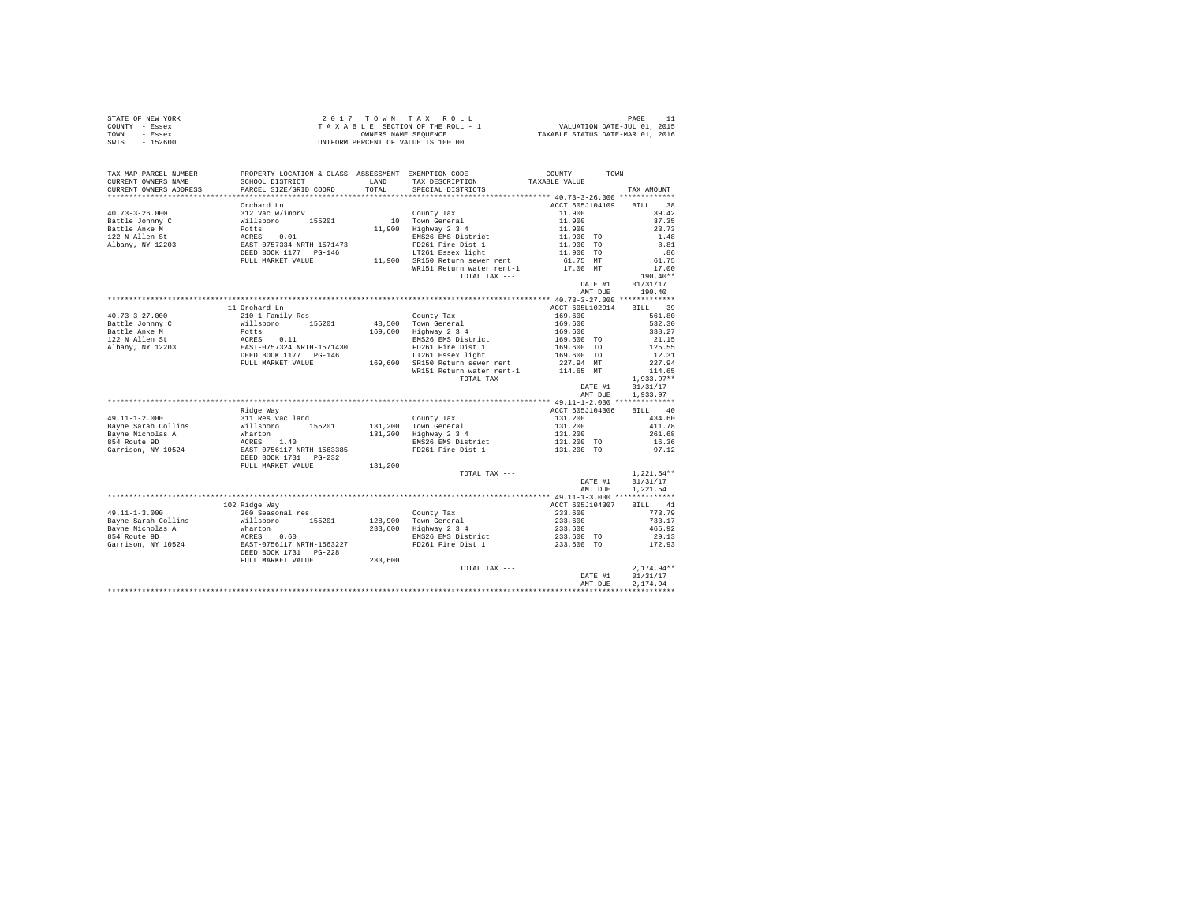STATE OF NEW YORK
COUNTY - Essex
TOWN - Essex
SWIS - 152600

2 0 1 7  T O W N  T A X  R O L L
T A X A B L E  SECTION OF THE ROLL - 1
OWNERS NAME SEQUENCE
UNIFORM PERCENT OF VALUE IS 100.00

VALUATION DATE-JUL 01, 2015
TAXABLE STATUS DATE-MAR 01, 2016

| TAX MAP PARCEL NUMBER / CURRENT OWNERS NAME / CURRENT OWNERS ADDRESS | PROPERTY LOCATION & CLASS / SCHOOL DISTRICT / PARCEL SIZE/GRID COORD | ASSESSMENT LAND / TOTAL | EXEMPTION CODE / TAX DESCRIPTION / SPECIAL DISTRICTS | COUNTY--------TOWN / TAXABLE VALUE | TAX AMOUNT |
|---|---|---|---|---|---|
| 40.73-3-26.000 | Orchard Ln | | | ACCT 605J104109 | BILL 38 |
| 40.73-3-26.000 | 312 Vac w/imprv | | County Tax | 11,900 | 39.42 |
| Battle Johnny C | Willsboro 155201 | 10 | Town General | 11,900 | 37.35 |
| Battle Anke M | Potts | 11,900 | Highway 2 3 4 | 11,900 | 23.73 |
| 122 N Allen St | ACRES 0.01 | | EMS26 EMS District | 11,900 TO | 1.48 |
| Albany, NY 12203 | EAST-0757334 NRTH-1571473 | | FD261 Fire Dist 1 | 11,900 TO | 8.81 |
| | DEED BOOK 1177 PG-146 | | LT261 Essex light | 11,900 TO | .86 |
| | FULL MARKET VALUE | 11,900 | SR150 Return sewer rent | 61.75 MT | 61.75 |
| | | | WR151 Return water rent-1 | 17.00 MT | 17.00 |
| | | | TOTAL TAX --- | | 190.40** |
| | | | | DATE #1 | 01/31/17 |
| | | | | AMT DUE | 190.40 |
| 40.73-3-27.000 | 11 Orchard Ln | | | ACCT 605L102914 | BILL 39 |
| 40.73-3-27.000 | 210 1 Family Res | | County Tax | 169,600 | 561.80 |
| Battle Johnny C | Willsboro 155201 | 48,500 | Town General | 169,600 | 532.30 |
| Battle Anke M | Potts | 169,600 | Highway 2 3 4 | 169,600 | 338.27 |
| 122 N Allen St | ACRES 0.11 | | EMS26 EMS District | 169,600 TO | 21.15 |
| Albany, NY 12203 | EAST-0757324 NRTH-1571430 | | FD261 Fire Dist 1 | 169,600 TO | 125.55 |
| | DEED BOOK 1177 PG-146 | | LT261 Essex light | 169,600 TO | 12.31 |
| | FULL MARKET VALUE | 169,600 | SR150 Return sewer rent | 227.94 MT | 227.94 |
| | | | WR151 Return water rent-1 | 114.65 MT | 114.65 |
| | | | TOTAL TAX --- | | 1,933.97** |
| | | | | DATE #1 | 01/31/17 |
| | | | | AMT DUE | 1,933.97 |
| 49.11-1-2.000 | Ridge Way | | | ACCT 605J104306 | BILL 40 |
| 49.11-1-2.000 | 311 Res vac land | | County Tax | 131,200 | 434.60 |
| Bayne Sarah Collins | Willsboro 155201 | 131,200 | Town General | 131,200 | 411.78 |
| Bayne Nicholas A | Wharton | 131,200 | Highway 2 3 4 | 131,200 | 261.68 |
| 854 Route 9D | ACRES 1.40 | | EMS26 EMS District | 131,200 TO | 16.36 |
| Garrison, NY 10524 | EAST-0756117 NRTH-1563385 | | FD261 Fire Dist 1 | 131,200 TO | 97.12 |
| | DEED BOOK 1731 PG-232 | | | | |
| | FULL MARKET VALUE | 131,200 | | | |
| | | | TOTAL TAX --- | | 1,221.54** |
| | | | | DATE #1 | 01/31/17 |
| | | | | AMT DUE | 1,221.54 |
| 49.11-1-3.000 | 102 Ridge Way | | | ACCT 605J104307 | BILL 41 |
| 49.11-1-3.000 | 260 Seasonal res | | County Tax | 233,600 | 773.79 |
| Bayne Sarah Collins | Willsboro 155201 | 128,900 | Town General | 233,600 | 733.17 |
| Bayne Nicholas A | Wharton | 233,600 | Highway 2 3 4 | 233,600 | 465.92 |
| 854 Route 9D | ACRES 0.60 | | EMS26 EMS District | 233,600 TO | 29.13 |
| Garrison, NY 10524 | EAST-0756117 NRTH-1563227 | | FD261 Fire Dist 1 | 233,600 TO | 172.93 |
| | DEED BOOK 1731 PG-228 | | | | |
| | FULL MARKET VALUE | 233,600 | | | |
| | | | TOTAL TAX --- | | 2,174.94** |
| | | | | DATE #1 | 01/31/17 |
| | | | | AMT DUE | 2,174.94 |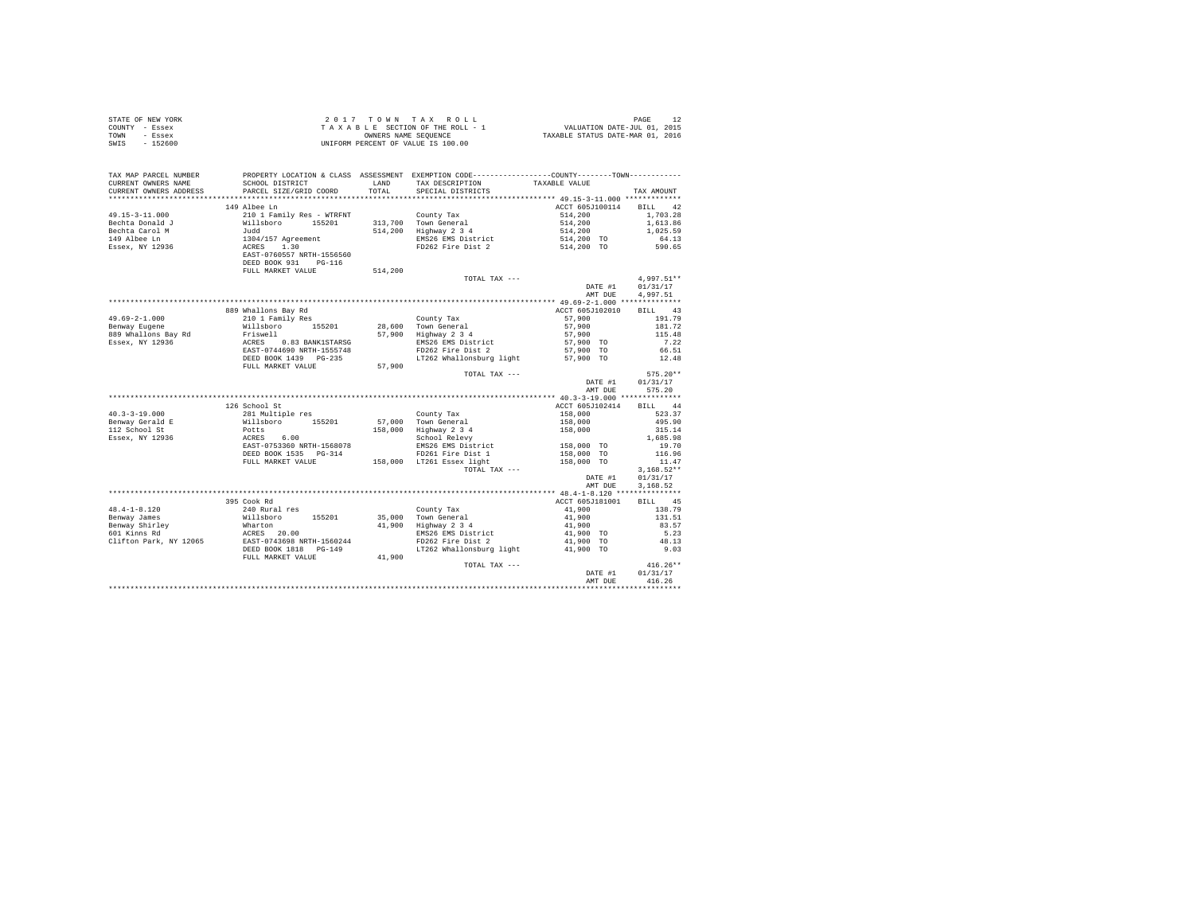STATE OF NEW YORK
COUNTY - Essex
TOWN - Essex
SWIS - 152600

2 0 1 7 T O W N T A X R O L L
T A X A B L E SECTION OF THE ROLL - 1
OWNERS NAME SEQUENCE
UNIFORM PERCENT OF VALUE IS 100.00

VALUATION DATE-JUL 01, 2015
TAXABLE STATUS DATE-MAR 01, 2016

| TAX MAP PARCEL NUMBER / CURRENT OWNERS NAME / CURRENT OWNERS ADDRESS | PROPERTY LOCATION & CLASS / SCHOOL DISTRICT / PARCEL SIZE/GRID COORD | ASSESSMENT LAND / TOTAL | EXEMPTION CODE / TAX DESCRIPTION / SPECIAL DISTRICTS | COUNTY / TOWN TAXABLE VALUE | TAX AMOUNT |
|---|---|---|---|---|---|
| 49.15-3-11.000 | 149 Albee Ln | | | ACCT 605J100114 | BILL 42 |
| 49.15-3-11.000 | 210 1 Family Res - WTRFNT | | County Tax | 514,200 | 1,703.28 |
| Bechta Donald J | Willsboro 155201 | 313,700 | Town General | 514,200 | 1,613.86 |
| Bechta Carol M | Judd | 514,200 | Highway 2 3 4 | 514,200 | 1,025.59 |
| 149 Albee Ln | 1304/157 Agreement | | EMS26 EMS District | 514,200 TO | 64.13 |
| Essex, NY 12936 | ACRES 1.30 | | FD262 Fire Dist 2 | 514,200 TO | 590.65 |
| | EAST-0760557 NRTH-1556560 | | | | |
| | DEED BOOK 931 PG-116 | | | | |
| | FULL MARKET VALUE | 514,200 | | | |
| | | | TOTAL TAX --- | | 4,997.51** |
| | | | | DATE #1 | 01/31/17 |
| | | | | AMT DUE | 4,997.51 |
| 49.69-2-1.000 | 889 Whallons Bay Rd | | | ACCT 605J102010 | BILL 43 |
| 49.69-2-1.000 | 210 1 Family Res | | County Tax | 57,900 | 191.79 |
| Benway Eugene | Willsboro 155201 | 28,600 | Town General | 57,900 | 181.72 |
| 889 Whallons Bay Rd | Friswell | 57,900 | Highway 2 3 4 | 57,900 | 115.48 |
| Essex, NY 12936 | ACRES 0.83 BANK1STARSG | | EMS26 EMS District | 57,900 TO | 7.22 |
| | EAST-0744690 NRTH-1555748 | | FD262 Fire Dist 2 | 57,900 TO | 66.51 |
| | DEED BOOK 1439 PG-235 | | LT262 Whallonsburg light | 57,900 TO | 12.48 |
| | FULL MARKET VALUE | 57,900 | | | |
| | | | TOTAL TAX --- | | 575.20** |
| | | | | DATE #1 | 01/31/17 |
| | | | | AMT DUE | 575.20 |
| 40.3-3-19.000 | 126 School St | | | ACCT 605J102414 | BILL 44 |
| 40.3-3-19.000 | 281 Multiple res | | County Tax | 158,000 | 523.37 |
| Benway Gerald E | Willsboro 155201 | 57,000 | Town General | 158,000 | 495.90 |
| 112 School St | Potts | 158,000 | Highway 2 3 4 | 158,000 | 315.14 |
| Essex, NY 12936 | ACRES 6.00 | | School Relevy | | 1,685.98 |
| | EAST-0753360 NRTH-1568078 | | EMS26 EMS District | 158,000 TO | 19.70 |
| | DEED BOOK 1535 PG-314 | | FD261 Fire Dist 1 | 158,000 TO | 116.96 |
| | FULL MARKET VALUE | 158,000 | LT261 Essex light | 158,000 TO | 11.47 |
| | | | TOTAL TAX --- | | 3,168.52** |
| | | | | DATE #1 | 01/31/17 |
| | | | | AMT DUE | 3,168.52 |
| 48.4-1-8.120 | 395 Cook Rd | | | ACCT 605J181001 | BILL 45 |
| 48.4-1-8.120 | 240 Rural res | | County Tax | 41,900 | 138.79 |
| Benway James | Willsboro 155201 | 35,000 | Town General | 41,900 | 131.51 |
| Benway Shirley | Wharton | 41,900 | Highway 2 3 4 | 41,900 | 83.57 |
| 601 Kinns Rd | ACRES 20.00 | | EMS26 EMS District | 41,900 TO | 5.23 |
| Clifton Park, NY 12065 | EAST-0743698 NRTH-1560244 | | FD262 Fire Dist 2 | 41,900 TO | 48.13 |
| | DEED BOOK 1818 PG-149 | | LT262 Whallonsburg light | 41,900 TO | 9.03 |
| | FULL MARKET VALUE | 41,900 | | | |
| | | | TOTAL TAX --- | | 416.26** |
| | | | | DATE #1 | 01/31/17 |
| | | | | AMT DUE | 416.26 |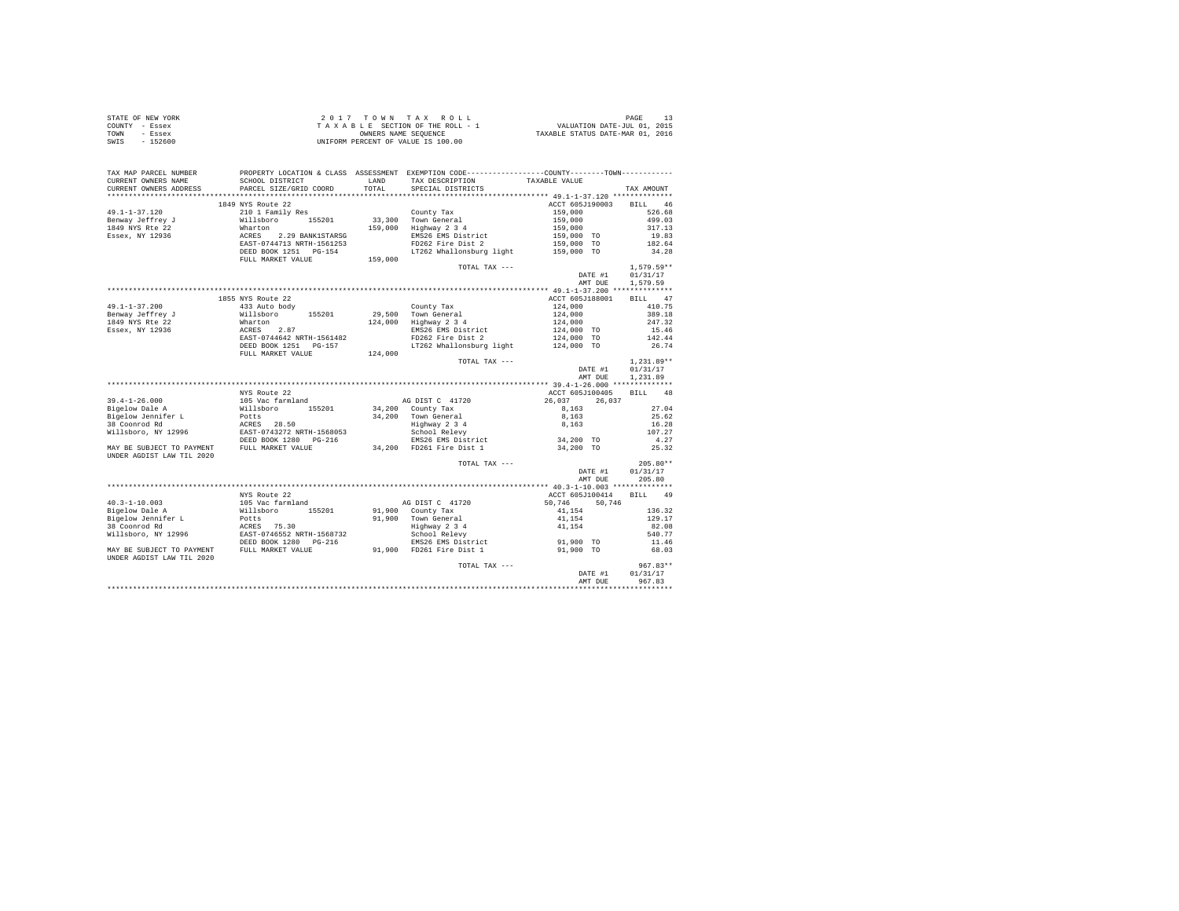STATE OF NEW YORK
COUNTY - Essex
TOWN - Essex
SWIS - 152600

2 0 1 7 T O W N T A X R O L L
T A X A B L E SECTION OF THE ROLL - 1
OWNERS NAME SEQUENCE
UNIFORM PERCENT OF VALUE IS 100.00

VALUATION DATE-JUL 01, 2015
TAXABLE STATUS DATE-MAR 01, 2016

```
TAX MAP PARCEL NUMBER      PROPERTY LOCATION & CLASS  ASSESSMENT  EXEMPTION CODE-----------------COUNTY--------TOWN-----------
CURRENT OWNERS NAME        SCHOOL DISTRICT              LAND      TAX DESCRIPTION            TAXABLE VALUE
CURRENT OWNERS ADDRESS     PARCEL SIZE/GRID COORD       TOTAL     SPECIAL DISTRICTS                                      TAX AMOUNT
************************************************************************************************ 49.1-1-37.120 **************
                           1849 NYS Route 22                                                  ACCT 605J190003     BILL   46
49.1-1-37.120              210 1 Family Res                       County Tax                  159,000                  526.68
Benway Jeffrey J           Willsboro       155201       33,300    Town General                159,000                  499.03
1849 NYS Rte 22            Wharton                     159,000    Highway 2 3 4               159,000                  317.13
Essex, NY 12936            ACRES    2.29 BANK1STARSG              EMS26 EMS District          159,000 TO                19.83
                           EAST-0744713 NRTH-1561253              FD262 Fire Dist 2           159,000 TO               182.64
                           DEED BOOK 1251   PG-154                LT262 Whallonsburg light    159,000 TO                34.28
                           FULL MARKET VALUE           159,000
                                                                  TOTAL TAX ---                                      1,579.59**
                                                                                                     DATE #1       01/31/17
                                                                                                     AMT DUE       1,579.59
************************************************************************************************ 49.1-1-37.200 **************
                           1855 NYS Route 22                                                  ACCT 605J188001     BILL   47
49.1-1-37.200              433 Auto body                          County Tax                  124,000                  410.75
Benway Jeffrey J           Willsboro       155201       29,500    Town General                124,000                  389.18
1849 NYS Rte 22            Wharton                     124,000    Highway 2 3 4               124,000                  247.32
Essex, NY 12936            ACRES    2.87                          EMS26 EMS District          124,000 TO                15.46
                           EAST-0744642 NRTH-1561482              FD262 Fire Dist 2           124,000 TO               142.44
                           DEED BOOK 1251   PG-157                LT262 Whallonsburg light    124,000 TO                26.74
                           FULL MARKET VALUE           124,000
                                                                  TOTAL TAX ---                                      1,231.89**
                                                                                                     DATE #1       01/31/17
                                                                                                     AMT DUE       1,231.89
************************************************************************************************ 39.4-1-26.000 **************
                           NYS Route 22                                                       ACCT 605J100405     BILL   48
39.4-1-26.000              105 Vac farmland                       AG DIST C  41720            26,037     26,037
Bigelow Dale A             Willsboro       155201       34,200    County Tax                    8,163                   27.04
Bigelow Jennifer L         Potts                        34,200    Town General                  8,163                   25.62
38 Coonrod Rd              ACRES   28.50                          Highway 2 3 4                 8,163                   16.28
Willsboro, NY 12996        EAST-0743272 NRTH-1568053              School Relevy                                        107.27
                           DEED BOOK 1280   PG-216                EMS26 EMS District           34,200 TO                 4.27
MAY BE SUBJECT TO PAYMENT  FULL MARKET VALUE            34,200    FD261 Fire Dist 1            34,200 TO                25.32
UNDER AGDIST LAW TIL 2020
                                                                  TOTAL TAX ---                                        205.80**
                                                                                                     DATE #1       01/31/17
                                                                                                     AMT DUE         205.80
************************************************************************************************ 40.3-1-10.003 **************
                           NYS Route 22                                                       ACCT 605J100414     BILL   49
40.3-1-10.003              105 Vac farmland                       AG DIST C  41720            50,746     50,746
Bigelow Dale A             Willsboro       155201       91,900    County Tax                   41,154                  136.32
Bigelow Jennifer L         Potts                        91,900    Town General                 41,154                  129.17
38 Coonrod Rd              ACRES   75.30                          Highway 2 3 4                41,154                   82.08
Willsboro, NY 12996        EAST-0746552 NRTH-1568732              School Relevy                                        540.77
                           DEED BOOK 1280   PG-216                EMS26 EMS District           91,900 TO                11.46
MAY BE SUBJECT TO PAYMENT  FULL MARKET VALUE            91,900    FD261 Fire Dist 1            91,900 TO                68.03
UNDER AGDIST LAW TIL 2020
                                                                  TOTAL TAX ---                                        967.83**
                                                                                                     DATE #1       01/31/17
                                                                                                     AMT DUE         967.83
****************************************************************************************************************************
```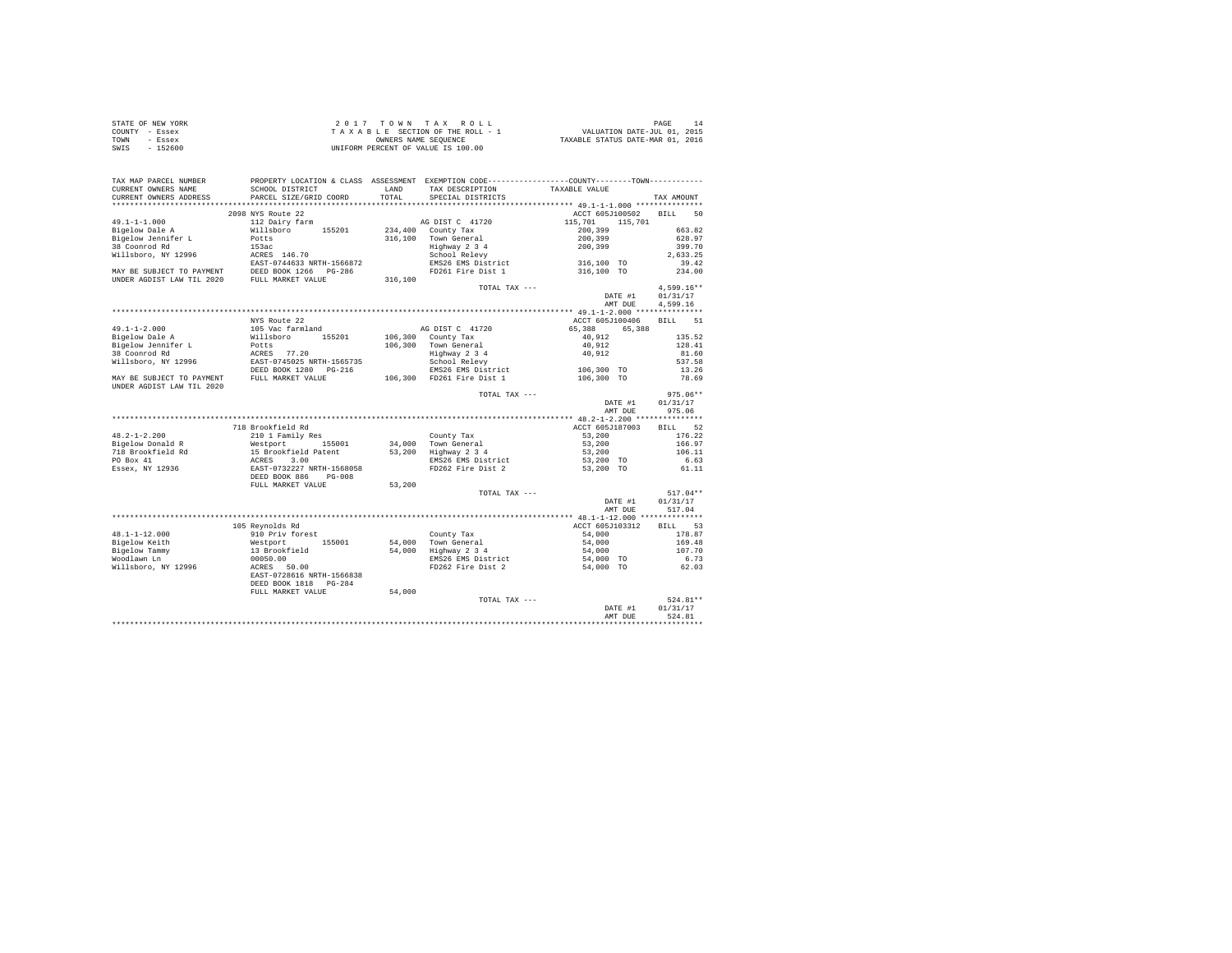STATE OF NEW YORK
COUNTY - Essex
TOWN - Essex
SWIS - 152600

2 0 1 7 T O W N T A X R O L L
T A X A B L E SECTION OF THE ROLL - 1
OWNERS NAME SEQUENCE
UNIFORM PERCENT OF VALUE IS 100.00

VALUATION DATE-JUL 01, 2015
TAXABLE STATUS DATE-MAR 01, 2016

| TAX MAP PARCEL NUMBER / CURRENT OWNERS NAME / CURRENT OWNERS ADDRESS | PROPERTY LOCATION & CLASS / SCHOOL DISTRICT / PARCEL SIZE/GRID COORD | ASSESSMENT LAND / TOTAL | EXEMPTION CODE / TAX DESCRIPTION / SPECIAL DISTRICTS | COUNTY / TOWN TAXABLE VALUE | TAX AMOUNT |
|---|---|---|---|---|---|
| 49.1-1-1.000 | 2098 NYS Route 22 | | | ACCT 605J100502 | BILL 50 |
| 49.1-1-1.000 | 112 Dairy farm | | AG DIST C 41720 | 115,701 115,701 | |
| Bigelow Dale A | Willsboro 155201 | 234,400 | County Tax | 200,399 | 663.82 |
| Bigelow Jennifer L | Potts | 316,100 | Town General | 200,399 | 628.97 |
| 38 Coonrod Rd | 153ac | | Highway 2 3 4 | 200,399 | 399.70 |
| Willsboro, NY 12996 | ACRES 146.70 | | School Relevy | | 2,633.25 |
| | EAST-0744633 NRTH-1566872 | | EMS26 EMS District | 316,100 TO | 39.42 |
| MAY BE SUBJECT TO PAYMENT | DEED BOOK 1266 PG-286 | | FD261 Fire Dist 1 | 316,100 TO | 234.00 |
| UNDER AGDIST LAW TIL 2020 | FULL MARKET VALUE | 316,100 | | | |
| | | | TOTAL TAX --- | | 4,599.16** |
| | | | | DATE #1 | 01/31/17 |
| | | | | AMT DUE | 4,599.16 |
| 49.1-1-2.000 | NYS Route 22 | | | ACCT 605J100406 | BILL 51 |
| 49.1-1-2.000 | 105 Vac farmland | | AG DIST C 41720 | 65,388 65,388 | |
| Bigelow Dale A | Willsboro 155201 | 106,300 | County Tax | 40,912 | 135.52 |
| Bigelow Jennifer L | Potts | 106,300 | Town General | 40,912 | 128.41 |
| 38 Coonrod Rd | ACRES 77.20 | | Highway 2 3 4 | 40,912 | 81.60 |
| Willsboro, NY 12996 | EAST-0745025 NRTH-1565735 | | School Relevy | | 537.58 |
| | DEED BOOK 1280 PG-216 | | EMS26 EMS District | 106,300 TO | 13.26 |
| MAY BE SUBJECT TO PAYMENT | FULL MARKET VALUE | 106,300 | FD261 Fire Dist 1 | 106,300 TO | 78.69 |
| UNDER AGDIST LAW TIL 2020 | | | | | |
| | | | TOTAL TAX --- | | 975.06** |
| | | | | DATE #1 | 01/31/17 |
| | | | | AMT DUE | 975.06 |
| 48.2-1-2.200 | 718 Brookfield Rd | | | ACCT 605J187003 | BILL 52 |
| 48.2-1-2.200 | 210 1 Family Res | | County Tax | 53,200 | 176.22 |
| Bigelow Donald R | Westport 155001 | 34,000 | Town General | 53,200 | 166.97 |
| 718 Brookfield Rd | 15 Brookfield Patent | 53,200 | Highway 2 3 4 | 53,200 | 106.11 |
| PO Box 41 | ACRES 3.00 | | EMS26 EMS District | 53,200 TO | 6.63 |
| Essex, NY 12936 | EAST-0732227 NRTH-1568058 | | FD262 Fire Dist 2 | 53,200 TO | 61.11 |
| | DEED BOOK 886 PG-008 | | | | |
| | FULL MARKET VALUE | 53,200 | | | |
| | | | TOTAL TAX --- | | 517.04** |
| | | | | DATE #1 | 01/31/17 |
| | | | | AMT DUE | 517.04 |
| 48.1-1-12.000 | 105 Reynolds Rd | | | ACCT 605J103312 | BILL 53 |
| 48.1-1-12.000 | 910 Priv forest | | County Tax | 54,000 | 178.87 |
| Bigelow Keith | Westport 155001 | 54,000 | Town General | 54,000 | 169.48 |
| Bigelow Tammy | 13 Brookfield | 54,000 | Highway 2 3 4 | 54,000 | 107.70 |
| Woodlawn Ln | 00050.00 | | EMS26 EMS District | 54,000 TO | 6.73 |
| Willsboro, NY 12996 | ACRES 50.00 | | FD262 Fire Dist 2 | 54,000 TO | 62.03 |
| | EAST-0728616 NRTH-1566838 | | | | |
| | DEED BOOK 1818 PG-284 | | | | |
| | FULL MARKET VALUE | 54,000 | | | |
| | | | TOTAL TAX --- | | 524.81** |
| | | | | DATE #1 | 01/31/17 |
| | | | | AMT DUE | 524.81 |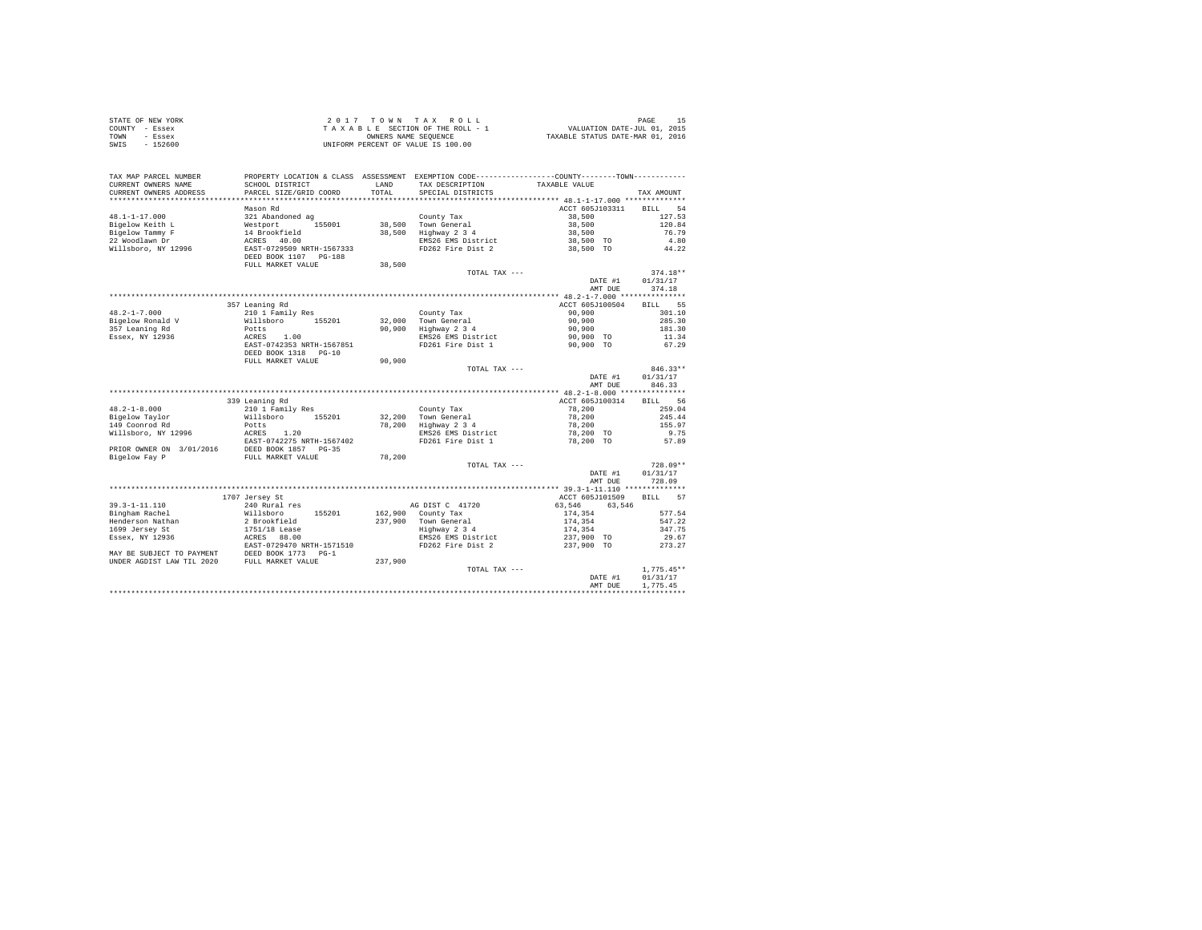STATE OF NEW YORK
COUNTY - Essex
TOWN - Essex
SWIS - 152600

2 0 1 7 T O W N T A X R O L L
T A X A B L E SECTION OF THE ROLL - 1
OWNERS NAME SEQUENCE
UNIFORM PERCENT OF VALUE IS 100.00

VALUATION DATE-JUL 01, 2015
TAXABLE STATUS DATE-MAR 01, 2016

```
TAX MAP PARCEL NUMBER     PROPERTY LOCATION & CLASS  ASSESSMENT  EXEMPTION CODE-----------------COUNTY--------TOWN-----------
CURRENT OWNERS NAME       SCHOOL DISTRICT              LAND      TAX DESCRIPTION            TAXABLE VALUE
CURRENT OWNERS ADDRESS    PARCEL SIZE/GRID COORD       TOTAL     SPECIAL DISTRICTS                                    TAX AMOUNT
*********************************************************************************************** 48.1-1-17.000 **************
                          Mason Rd                                                          ACCT 605J103311    BILL   54
48.1-1-17.000             321 Abandoned ag                       County Tax                  38,500              127.53
Bigelow Keith L           Westport      155001         38,500    Town General                38,500              120.84
Bigelow Tammy F           14 Brookfield                38,500    Highway 2 3 4               38,500               76.79
22 Woodlawn Dr            ACRES   40.00                          EMS26 EMS District          38,500 TO             4.80
Willsboro, NY 12996       EAST-0729509 NRTH-1567333              FD262 Fire Dist 2           38,500 TO            44.22
                          DEED BOOK 1107   PG-188
                          FULL MARKET VALUE            38,500
                                                                 TOTAL TAX ---                                  374.18**
                                                                                             DATE #1          01/31/17
                                                                                             AMT DUE            374.18
*********************************************************************************************** 48.2-1-7.000 ***************
                          357 Leaning Rd                                                    ACCT 605J100504    BILL   55
48.2-1-7.000              210 1 Family Res                       County Tax                  90,900              301.10
Bigelow Ronald V          Willsboro     155201         32,000    Town General                90,900              285.30
357 Leaning Rd            Potts                        90,900    Highway 2 3 4               90,900              181.30
Essex, NY 12936           ACRES    1.00                          EMS26 EMS District          90,900 TO            11.34
                          EAST-0742353 NRTH-1567851              FD261 Fire Dist 1           90,900 TO            67.29
                          DEED BOOK 1318   PG-10
                          FULL MARKET VALUE            90,900
                                                                 TOTAL TAX ---                                  846.33**
                                                                                             DATE #1          01/31/17
                                                                                             AMT DUE            846.33
*********************************************************************************************** 48.2-1-8.000 ***************
                          339 Leaning Rd                                                    ACCT 605J100314    BILL   56
48.2-1-8.000              210 1 Family Res                       County Tax                  78,200              259.04
Bigelow Taylor            Willsboro     155201         32,200    Town General                78,200              245.44
149 Coonrod Rd            Potts                        78,200    Highway 2 3 4               78,200              155.97
Willsboro, NY 12996       ACRES    1.20                          EMS26 EMS District          78,200 TO             9.75
                          EAST-0742275 NRTH-1567402              FD261 Fire Dist 1           78,200 TO            57.89
PRIOR OWNER ON 3/01/2016  DEED BOOK 1857   PG-35
Bigelow Fay P             FULL MARKET VALUE            78,200
                                                                 TOTAL TAX ---                                  728.09**
                                                                                             DATE #1          01/31/17
                                                                                             AMT DUE            728.09
*********************************************************************************************** 39.3-1-11.110 **************
                          1707 Jersey St                                                    ACCT 605J101509    BILL   57
39.3-1-11.110             240 Rural res                          AG DIST C  41720            63,546     63,546
Bingham Rachel            Willsboro     155201        162,900    County Tax                 174,354              577.54
Henderson Nathan          2 Brookfield                237,900    Town General               174,354              547.22
1699 Jersey St            1751/18 Lease                          Highway 2 3 4              174,354              347.75
Essex, NY 12936           ACRES   88.00                          EMS26 EMS District         237,900 TO            29.67
                          EAST-0729470 NRTH-1571510              FD262 Fire Dist 2          237,900 TO           273.27
MAY BE SUBJECT TO PAYMENT DEED BOOK 1773   PG-1
UNDER AGDIST LAW TIL 2020 FULL MARKET VALUE           237,900
                                                                 TOTAL TAX ---                                1,775.45**
                                                                                             DATE #1          01/31/17
                                                                                             AMT DUE          1,775.45
****************************************************************************************************************************
```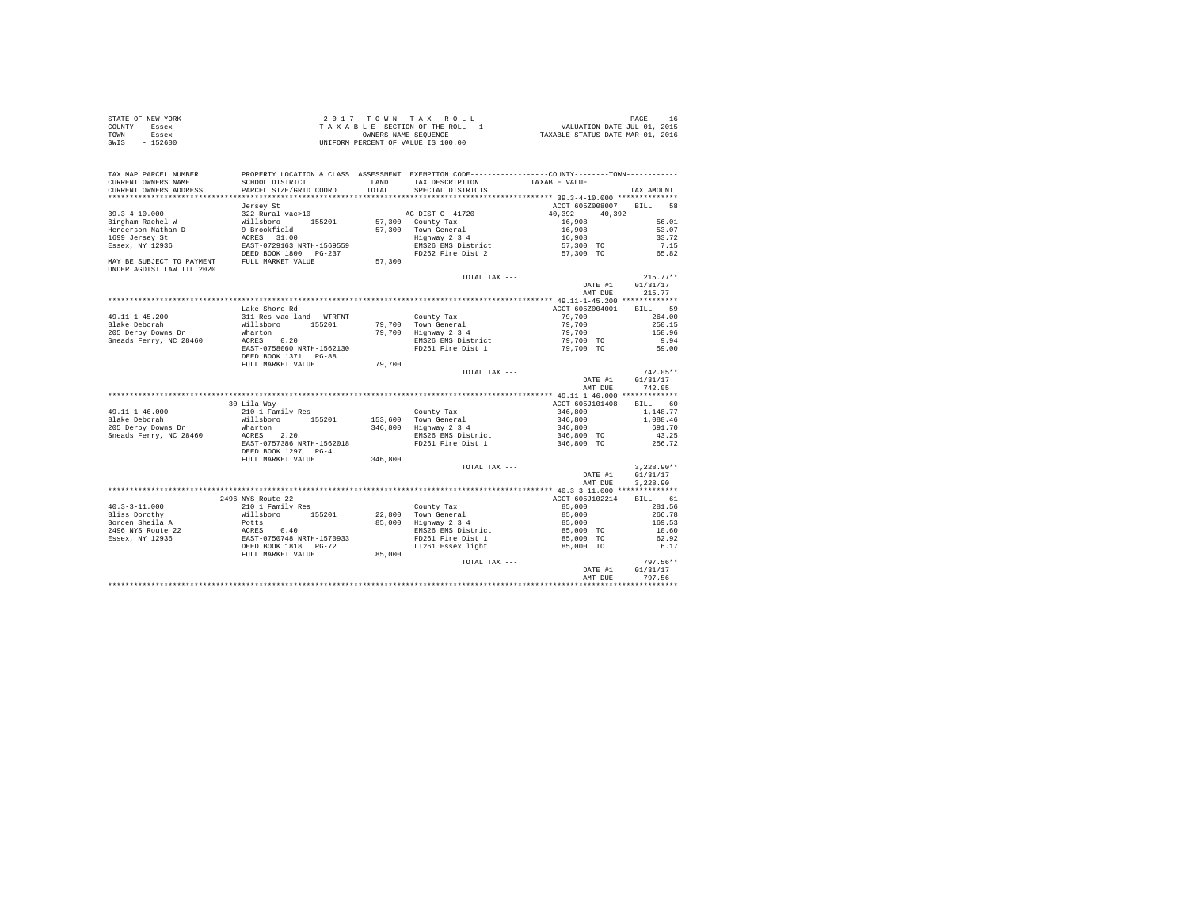STATE OF NEW YORK
COUNTY - Essex
TOWN - Essex
SWIS - 152600

2 0 1 7 T O W N T A X R O L L
T A X A B L E SECTION OF THE ROLL - 1
OWNERS NAME SEQUENCE
UNIFORM PERCENT OF VALUE IS 100.00

VALUATION DATE-JUL 01, 2015
TAXABLE STATUS DATE-MAR 01, 2016

| TAX MAP PARCEL NUMBER / CURRENT OWNERS NAME / CURRENT OWNERS ADDRESS | PROPERTY LOCATION & CLASS / SCHOOL DISTRICT / PARCEL SIZE/GRID COORD | ASSESSMENT LAND / TOTAL | EXEMPTION CODE / TAX DESCRIPTION / SPECIAL DISTRICTS | COUNTY--------TOWN TAXABLE VALUE | TAX AMOUNT |
|---|---|---|---|---|---|
| **39.3-4-10.000** | Jersey St | | | ACCT 605Z008007 | BILL 58 |
| 39.3-4-10.000 | 322 Rural vac>10 | | AG DIST C 41720 | 40,392 40,392 | |
| Bingham Rachel W | Willsboro 155201 | 57,300 | County Tax | 16,908 | 56.01 |
| Henderson Nathan D | 9 Brookfield | 57,300 | Town General | 16,908 | 53.07 |
| 1699 Jersey St | ACRES 31.00 | | Highway 2 3 4 | 16,908 | 33.72 |
| Essex, NY 12936 | EAST-0729163 NRTH-1569559 | | EMS26 EMS District | 57,300 TO | 7.15 |
| | DEED BOOK 1800 PG-237 | | FD262 Fire Dist 2 | 57,300 TO | 65.82 |
| MAY BE SUBJECT TO PAYMENT UNDER AGDIST LAW TIL 2020 | FULL MARKET VALUE | 57,300 | | | |
| | | | TOTAL TAX --- | | 215.77** |
| | | | | DATE #1 | 01/31/17 |
| | | | | AMT DUE | 215.77 |
| **49.11-1-45.200** | Lake Shore Rd | | | ACCT 605Z004001 | BILL 59 |
| 49.11-1-45.200 | 311 Res vac land - WTRFNT | | County Tax | 79,700 | 264.00 |
| Blake Deborah | Willsboro 155201 | 79,700 | Town General | 79,700 | 250.15 |
| 205 Derby Downs Dr | Wharton | 79,700 | Highway 2 3 4 | 79,700 | 158.96 |
| Sneads Ferry, NC 28460 | ACRES 0.20 | | EMS26 EMS District | 79,700 TO | 9.94 |
| | EAST-0758060 NRTH-1562130 | | FD261 Fire Dist 1 | 79,700 TO | 59.00 |
| | DEED BOOK 1371 PG-88 | | | | |
| | FULL MARKET VALUE | 79,700 | | | |
| | | | TOTAL TAX --- | | 742.05** |
| | | | | DATE #1 | 01/31/17 |
| | | | | AMT DUE | 742.05 |
| **49.11-1-46.000** | 30 Lila Way | | | ACCT 605J101408 | BILL 60 |
| 49.11-1-46.000 | 210 1 Family Res | | County Tax | 346,800 | 1,148.77 |
| Blake Deborah | Willsboro 155201 | 153,600 | Town General | 346,800 | 1,088.46 |
| 205 Derby Downs Dr | Wharton | 346,800 | Highway 2 3 4 | 346,800 | 691.70 |
| Sneads Ferry, NC 28460 | ACRES 2.20 | | EMS26 EMS District | 346,800 TO | 43.25 |
| | EAST-0757386 NRTH-1562018 | | FD261 Fire Dist 1 | 346,800 TO | 256.72 |
| | DEED BOOK 1297 PG-4 | | | | |
| | FULL MARKET VALUE | 346,800 | | | |
| | | | TOTAL TAX --- | | 3,228.90** |
| | | | | DATE #1 | 01/31/17 |
| | | | | AMT DUE | 3,228.90 |
| **40.3-3-11.000** | 2496 NYS Route 22 | | | ACCT 605J102214 | BILL 61 |
| 40.3-3-11.000 | 210 1 Family Res | | County Tax | 85,000 | 281.56 |
| Bliss Dorothy | Willsboro 155201 | 22,800 | Town General | 85,000 | 266.78 |
| Borden Sheila A | Potts | 85,000 | Highway 2 3 4 | 85,000 | 169.53 |
| 2496 NYS Route 22 | ACRES 0.40 | | EMS26 EMS District | 85,000 TO | 10.60 |
| Essex, NY 12936 | EAST-0750748 NRTH-1570933 | | FD261 Fire Dist 1 | 85,000 TO | 62.92 |
| | DEED BOOK 1818 PG-72 | | LT261 Essex light | 85,000 TO | 6.17 |
| | FULL MARKET VALUE | 85,000 | | | |
| | | | TOTAL TAX --- | | 797.56** |
| | | | | DATE #1 | 01/31/17 |
| | | | | AMT DUE | 797.56 |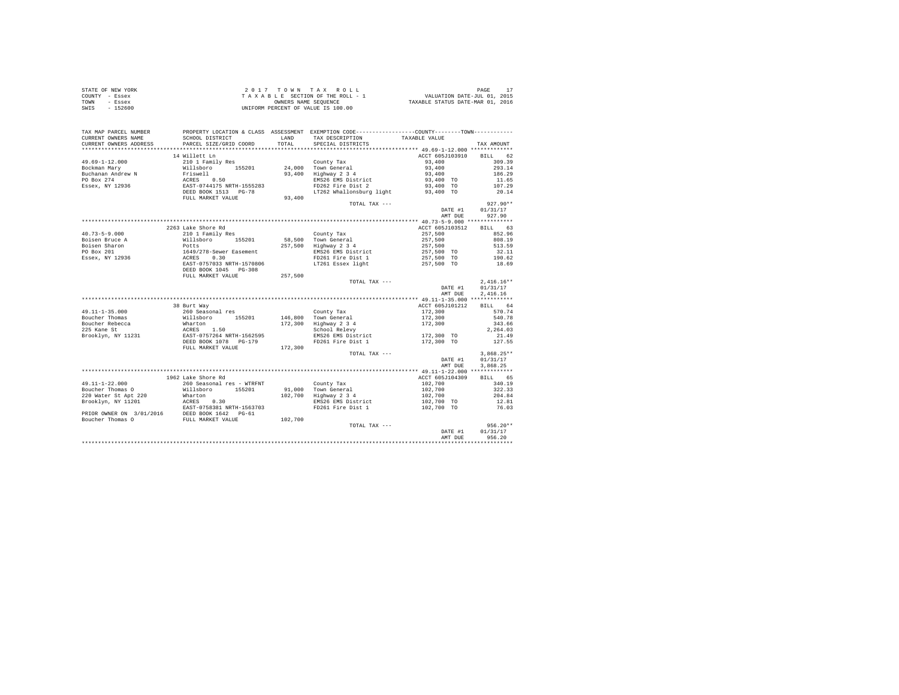STATE OF NEW YORK  
COUNTY - Essex  
TOWN - Essex  
SWIS - 152600

2017 TOWN TAX ROLL  
TAXABLE SECTION OF THE ROLL - 1  
OWNERS NAME SEQUENCE  
UNIFORM PERCENT OF VALUE IS 100.00

VALUATION DATE-JUL 01, 2015  
TAXABLE STATUS DATE-MAR 01, 2016

| TAX MAP PARCEL NUMBER / CURRENT OWNERS NAME / CURRENT OWNERS ADDRESS | PROPERTY LOCATION & CLASS / SCHOOL DISTRICT / PARCEL SIZE/GRID COORD | ASSESSMENT LAND / TOTAL | EXEMPTION CODE / TAX DESCRIPTION / SPECIAL DISTRICTS | TAXABLE VALUE | TAX AMOUNT |
|---|---|---|---|---|---|
| **49.69-1-12.000** | 14 Willett Ln | | | ACCT 605J103910 | BILL 62 |
| 49.69-1-12.000 | 210 1 Family Res | | County Tax | 93,400 | 309.39 |
| Bockman Mary | Willsboro 155201 | 24,000 | Town General | 93,400 | 293.14 |
| Buchanan Andrew N | Friswell | 93,400 | Highway 2 3 4 | 93,400 | 186.29 |
| PO Box 274 | ACRES 0.50 | | EMS26 EMS District | 93,400 TO | 11.65 |
| Essex, NY 12936 | EAST-0744175 NRTH-1555283 | | FD262 Fire Dist 2 | 93,400 TO | 107.29 |
| | DEED BOOK 1513 PG-78 | | LT262 Whallonsburg light | 93,400 TO | 20.14 |
| | FULL MARKET VALUE | 93,400 | | | |
| | | | TOTAL TAX --- | | 927.90** |
| | | | | DATE #1 | 01/31/17 |
| | | | | AMT DUE | 927.90 |
| **40.73-5-9.000** | 2263 Lake Shore Rd | | | ACCT 605J103512 | BILL 63 |
| 40.73-5-9.000 | 210 1 Family Res | | County Tax | 257,500 | 852.96 |
| Boisen Bruce A | Willsboro 155201 | 58,500 | Town General | 257,500 | 808.19 |
| Boisen Sharon | Potts | 257,500 | Highway 2 3 4 | 257,500 | 513.59 |
| PO Box 201 | 1649/278-Sewer Easement | | EMS26 EMS District | 257,500 TO | 32.11 |
| Essex, NY 12936 | ACRES 0.30 | | FD261 Fire Dist 1 | 257,500 TO | 190.62 |
| | EAST-0757033 NRTH-1570806 | | LT261 Essex light | 257,500 TO | 18.69 |
| | DEED BOOK 1045 PG-308 | | | | |
| | FULL MARKET VALUE | 257,500 | | | |
| | | | TOTAL TAX --- | | 2,416.16** |
| | | | | DATE #1 | 01/31/17 |
| | | | | AMT DUE | 2,416.16 |
| **49.11-1-35.000** | 38 Burt Way | | | ACCT 605J101212 | BILL 64 |
| 49.11-1-35.000 | 260 Seasonal res | | County Tax | 172,300 | 570.74 |
| Boucher Thomas | Willsboro 155201 | 146,800 | Town General | 172,300 | 540.78 |
| Boucher Rebecca | Wharton | 172,300 | Highway 2 3 4 | 172,300 | 343.66 |
| 225 Kane St | ACRES 1.50 | | School Relevy | | 2,264.03 |
| Brooklyn, NY 11231 | EAST-0757264 NRTH-1562595 | | EMS26 EMS District | 172,300 TO | 21.49 |
| | DEED BOOK 1078 PG-179 | | FD261 Fire Dist 1 | 172,300 TO | 127.55 |
| | FULL MARKET VALUE | 172,300 | | | |
| | | | TOTAL TAX --- | | 3,868.25** |
| | | | | DATE #1 | 01/31/17 |
| | | | | AMT DUE | 3,868.25 |
| **49.11-1-22.000** | 1962 Lake Shore Rd | | | ACCT 605J104309 | BILL 65 |
| 49.11-1-22.000 | 260 Seasonal res - WTRFNT | | County Tax | 102,700 | 340.19 |
| Boucher Thomas O | Willsboro 155201 | 91,000 | Town General | 102,700 | 322.33 |
| 220 Water St Apt 220 | Wharton | 102,700 | Highway 2 3 4 | 102,700 | 204.84 |
| Brooklyn, NY 11201 | ACRES 0.30 | | EMS26 EMS District | 102,700 TO | 12.81 |
| | EAST-0758381 NRTH-1563703 | | FD261 Fire Dist 1 | 102,700 TO | 76.03 |
| PRIOR OWNER ON 3/01/2016 | DEED BOOK 1642 PG-61 | | | | |
| Boucher Thomas O | FULL MARKET VALUE | 102,700 | | | |
| | | | TOTAL TAX --- | | 956.20** |
| | | | | DATE #1 | 01/31/17 |
| | | | | AMT DUE | 956.20 |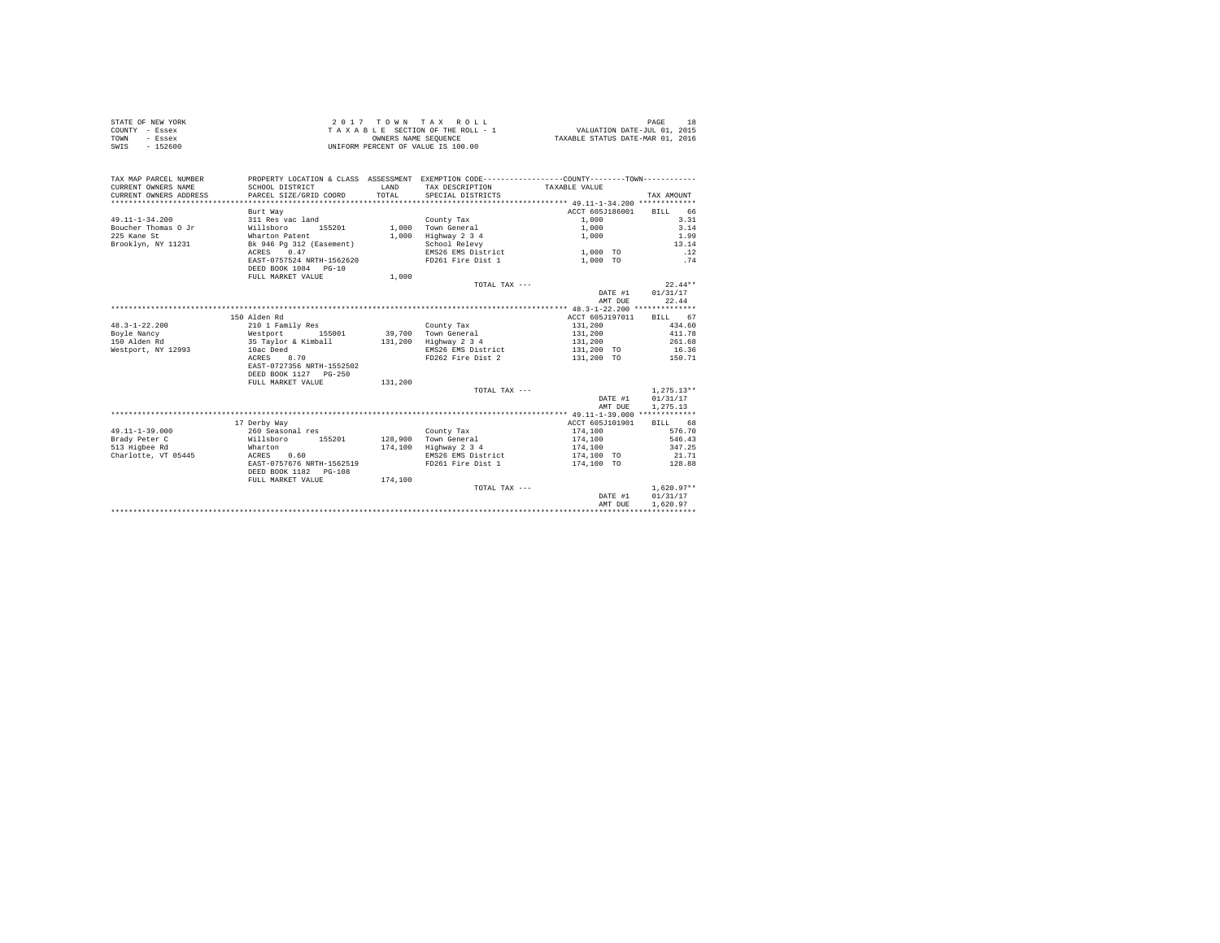STATE OF NEW YORK
COUNTY - Essex
TOWN - Essex
SWIS - 152600

2017 TOWN TAX ROLL
TAXABLE SECTION OF THE ROLL - 1
OWNERS NAME SEQUENCE
UNIFORM PERCENT OF VALUE IS 100.00

VALUATION DATE-JUL 01, 2015
TAXABLE STATUS DATE-MAR 01, 2016

| TAX MAP PARCEL NUMBER / CURRENT OWNERS NAME / CURRENT OWNERS ADDRESS | PROPERTY LOCATION & CLASS / SCHOOL DISTRICT / PARCEL SIZE/GRID COORD | ASSESSMENT LAND / TOTAL | EXEMPTION CODE / TAX DESCRIPTION / SPECIAL DISTRICTS | COUNTY--------TOWN TAXABLE VALUE | TAX AMOUNT |
|---|---|---|---|---|---|
| 49.11-1-34.200 | Burt Way | | | ACCT 605J186001 | BILL 66 |
| Boucher Thomas O Jr | 311 Res vac land | | County Tax | 1,000 | 3.31 |
| 225 Kane St | Willsboro 155201 | 1,000 | Town General | 1,000 | 3.14 |
| Brooklyn, NY 11231 | Wharton Patent | 1,000 | Highway 2 3 4 | 1,000 | 1.99 |
| | Bk 946 Pg 312 (Easement) | | School Relevy | | 13.14 |
| | ACRES 0.47 | | EMS26 EMS District | 1,000 TO | .12 |
| | EAST-0757524 NRTH-1562620 | | FD261 Fire Dist 1 | 1,000 TO | .74 |
| | DEED BOOK 1084 PG-10 | | | | |
| | FULL MARKET VALUE | 1,000 | | | |
| | | | TOTAL TAX --- | | 22.44** |
| | | | | DATE #1 | 01/31/17 |
| | | | | AMT DUE | 22.44 |
| 48.3-1-22.200 | 150 Alden Rd | | | ACCT 605J197011 | BILL 67 |
| Boyle Nancy | 210 1 Family Res | | County Tax | 131,200 | 434.60 |
| 150 Alden Rd | Westport 155001 | 39,700 | Town General | 131,200 | 411.78 |
| Westport, NY 12993 | 35 Taylor & Kimball | 131,200 | Highway 2 3 4 | 131,200 | 261.68 |
| | 10ac Deed | | EMS26 EMS District | 131,200 TO | 16.36 |
| | ACRES 8.70 | | FD262 Fire Dist 2 | 131,200 TO | 150.71 |
| | EAST-0727356 NRTH-1552502 | | | | |
| | DEED BOOK 1127 PG-250 | | | | |
| | FULL MARKET VALUE | 131,200 | | | |
| | | | TOTAL TAX --- | | 1,275.13** |
| | | | | DATE #1 | 01/31/17 |
| | | | | AMT DUE | 1,275.13 |
| 49.11-1-39.000 | 17 Derby Way | | | ACCT 605J101901 | BILL 68 |
| Brady Peter C | 260 Seasonal res | | County Tax | 174,100 | 576.70 |
| 513 Higbee Rd | Willsboro 155201 | 128,900 | Town General | 174,100 | 546.43 |
| Charlotte, VT 05445 | Wharton | 174,100 | Highway 2 3 4 | 174,100 | 347.25 |
| | ACRES 0.60 | | EMS26 EMS District | 174,100 TO | 21.71 |
| | EAST-0757676 NRTH-1562519 | | FD261 Fire Dist 1 | 174,100 TO | 128.88 |
| | DEED BOOK 1182 PG-108 | | | | |
| | FULL MARKET VALUE | 174,100 | | | |
| | | | TOTAL TAX --- | | 1,620.97** |
| | | | | DATE #1 | 01/31/17 |
| | | | | AMT DUE | 1,620.97 |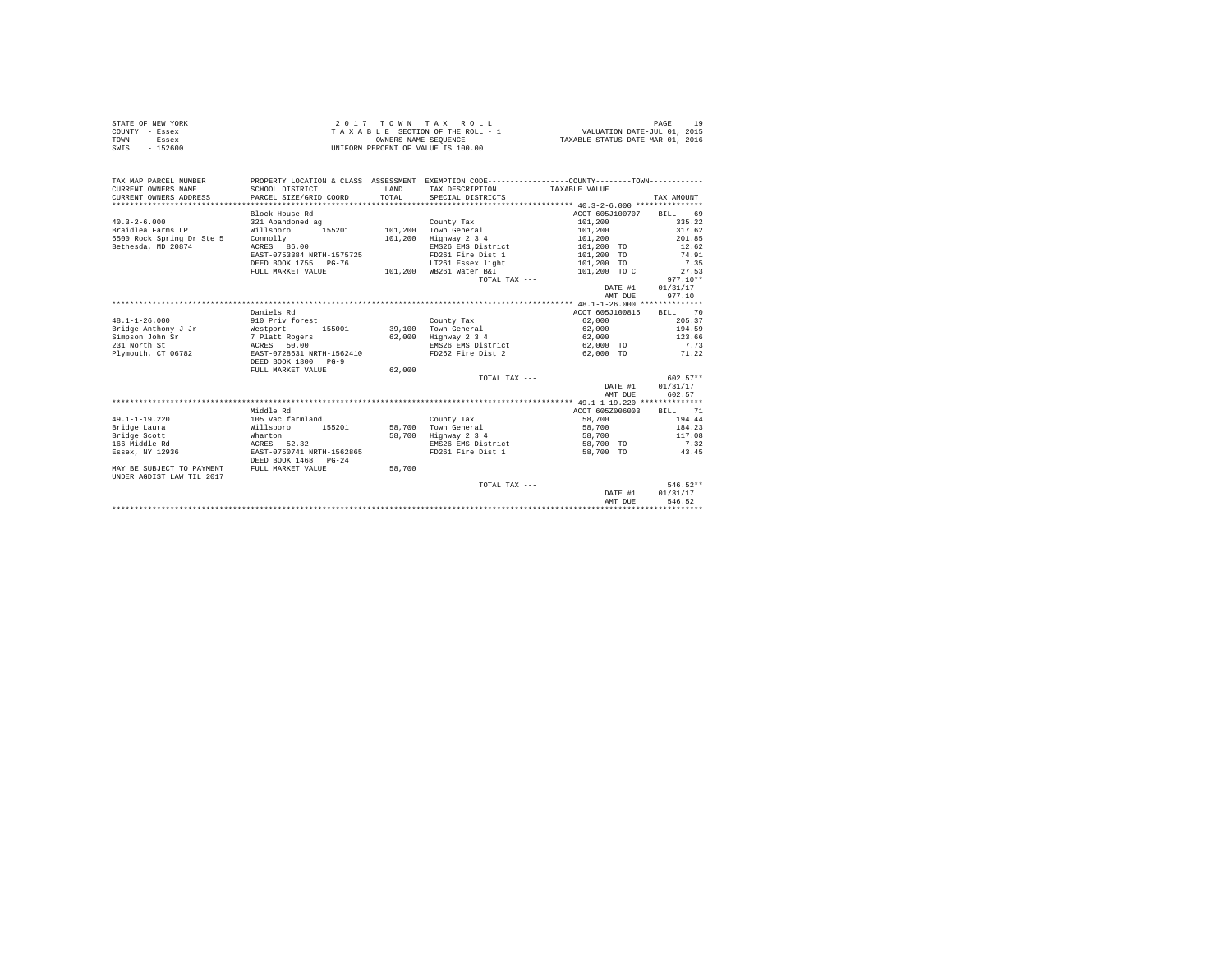STATE OF NEW YORK
COUNTY - Essex
TOWN - Essex
SWIS - 152600

2 0 1 7 T O W N T A X R O L L
T A X A B L E SECTION OF THE ROLL - 1
OWNERS NAME SEQUENCE
UNIFORM PERCENT OF VALUE IS 100.00

VALUATION DATE-JUL 01, 2015
TAXABLE STATUS DATE-MAR 01, 2016

```
TAX MAP PARCEL NUMBER      PROPERTY LOCATION & CLASS  ASSESSMENT  EXEMPTION CODE-----------------COUNTY--------TOWN-----------
CURRENT OWNERS NAME        SCHOOL DISTRICT             LAND      TAX DESCRIPTION           TAXABLE VALUE
CURRENT OWNERS ADDRESS     PARCEL SIZE/GRID COORD      TOTAL     SPECIAL DISTRICTS                                  TAX AMOUNT
*************************************************************************************************** 40.3-2-6.000 ***************
                           Block House Rd                                                ACCT 605J100707    BILL    69
40.3-2-6.000               321 Abandoned ag                      County Tax                 101,200               335.22
Braidlea Farms LP          Willsboro      155201      101,200    Town General               101,200               317.62
6500 Rock Spring Dr Ste 5  Connolly                   101,200    Highway 2 3 4              101,200               201.85
Bethesda, MD 20874         ACRES   86.00                         EMS26 EMS District         101,200  TO            12.62
                           EAST-0753384 NRTH-1575725             FD261 Fire Dist 1          101,200  TO            74.91
                           DEED BOOK 1755   PG-76                LT261 Essex light          101,200  TO             7.35
                           FULL MARKET VALUE          101,200    WB261 Water B&I            101,200  TO C          27.53
                                                                 TOTAL TAX ---                                   977.10**
                                                                                          DATE #1    01/31/17
                                                                                          AMT DUE      977.10
*************************************************************************************************** 48.1-1-26.000 **************
                           Daniels Rd                                                    ACCT 605J100815    BILL    70
48.1-1-26.000              910 Priv forest                       County Tax                  62,000               205.37
Bridge Anthony J Jr        Westport       155001       39,100    Town General                62,000               194.59
Simpson John Sr            7 Platt Rogers              62,000    Highway 2 3 4               62,000               123.66
231 North St               ACRES   50.00                         EMS26 EMS District          62,000  TO             7.73
Plymouth, CT 06782         EAST-0728631 NRTH-1562410             FD262 Fire Dist 2           62,000  TO            71.22
                           DEED BOOK 1300   PG-9
                           FULL MARKET VALUE           62,000
                                                                 TOTAL TAX ---                                   602.57**
                                                                                          DATE #1    01/31/17
                                                                                          AMT DUE      602.57
*************************************************************************************************** 49.1-1-19.220 **************
                           Middle Rd                                                     ACCT 605Z006003    BILL    71
49.1-1-19.220              105 Vac farmland                      County Tax                  58,700               194.44
Bridge Laura               Willsboro      155201       58,700    Town General                58,700               184.23
Bridge Scott               Wharton                     58,700    Highway 2 3 4               58,700               117.08
166 Middle Rd              ACRES   52.32                         EMS26 EMS District          58,700  TO             7.32
Essex, NY 12936            EAST-0750741 NRTH-1562865             FD261 Fire Dist 1           58,700  TO            43.45
                           DEED BOOK 1468   PG-24
MAY BE SUBJECT TO PAYMENT  FULL MARKET VALUE           58,700
UNDER AGDIST LAW TIL 2017
                                                                 TOTAL TAX ---                                   546.52**
                                                                                          DATE #1    01/31/17
                                                                                          AMT DUE      546.52
********************************************************************************************************************************
```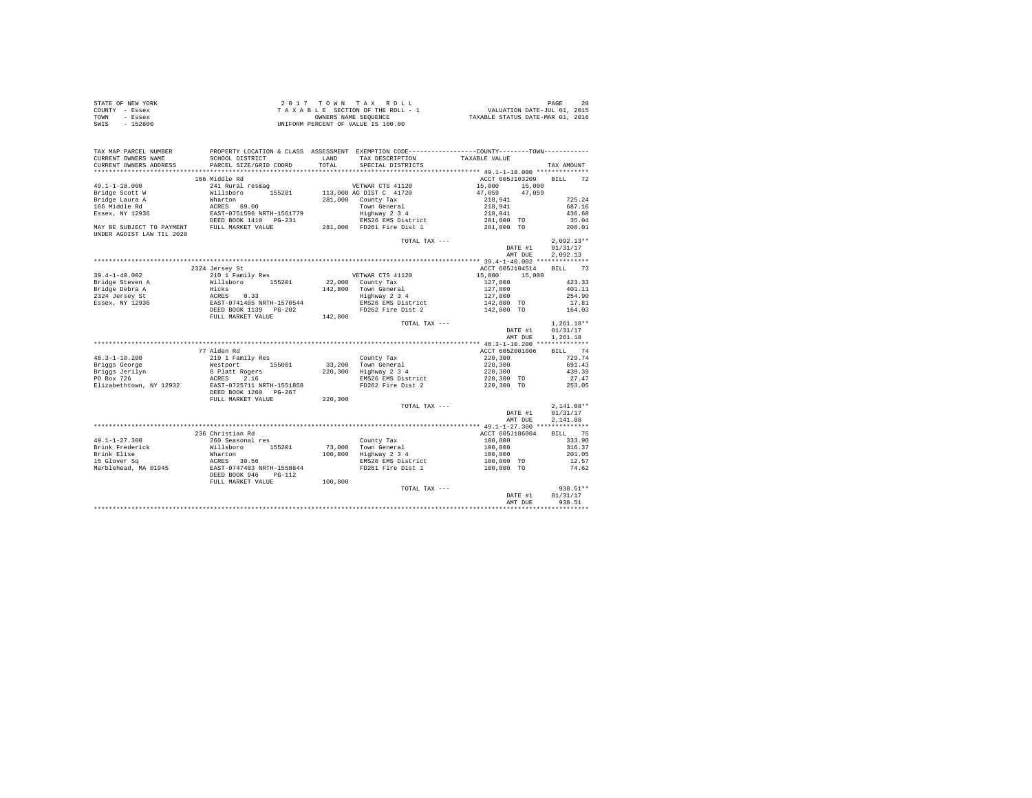STATE OF NEW YORK
COUNTY - Essex
TOWN - Essex
SWIS - 152600

2 0 1 7 T O W N T A X R O L L
T A X A B L E SECTION OF THE ROLL - 1
OWNERS NAME SEQUENCE
UNIFORM PERCENT OF VALUE IS 100.00

VALUATION DATE-JUL 01, 2015
TAXABLE STATUS DATE-MAR 01, 2016

```
TAX MAP PARCEL NUMBER     PROPERTY LOCATION & CLASS  ASSESSMENT  EXEMPTION CODE-----------------COUNTY--------TOWN-----------
CURRENT OWNERS NAME       SCHOOL DISTRICT             LAND      TAX DESCRIPTION            TAXABLE VALUE
CURRENT OWNERS ADDRESS    PARCEL SIZE/GRID COORD      TOTAL     SPECIAL DISTRICTS                                   TAX AMOUNT
************************************************************************************************ 49.1-1-18.000 **************
                          166 Middle Rd                                                    ACCT 605J103209     BILL    72
49.1-1-18.000             241 Rural res&ag                       VETWAR CTS 41120           15,000     15,000
Bridge Scott W            Willsboro      155201      113,000 AG DIST C  41720              47,059     47,059
Bridge Laura A            Wharton                    281,000   County Tax                  218,941                725.24
166 Middle Rd             ACRES   69.00                        Town General                218,941                687.16
Essex, NY 12936           EAST-0751596 NRTH-1561779            Highway 2 3 4               218,941                436.68
                          DEED BOOK 1410   PG-231              EMS26 EMS District          281,000 TO              35.04
MAY BE SUBJECT TO PAYMENT FULL MARKET VALUE          281,000   FD261 Fire Dist 1           281,000 TO             208.01
UNDER AGDIST LAW TIL 2020
                                                                  TOTAL TAX ---                                 2,092.13**
                                                                                             DATE #1       01/31/17
                                                                                             AMT DUE       2,092.13
************************************************************************************************ 39.4-1-40.002 **************
                          2324 Jersey St                                                   ACCT 605J104514     BILL    73
39.4-1-40.002             210 1 Family Res                       VETWAR CTS 41120           15,000     15,000
Bridge Steven A           Willsboro      155201       22,000   County Tax                  127,800                423.33
Bridge Debra A            Hicks                      142,800   Town General                127,800                401.11
2324 Jersey St            ACRES    0.33                        Highway 2 3 4               127,800                254.90
Essex, NY 12936           EAST-0741405 NRTH-1570544            EMS26 EMS District          142,800 TO              17.81
                          DEED BOOK 1139   PG-202              FD262 Fire Dist 2           142,800 TO             164.03
                          FULL MARKET VALUE          142,800
                                                                  TOTAL TAX ---                                 1,261.18**
                                                                                             DATE #1       01/31/17
                                                                                             AMT DUE       1,261.18
************************************************************************************************ 48.3-1-10.200 **************
                          77 Alden Rd                                                      ACCT 605Z001006     BILL    74
48.3-1-10.200             210 1 Family Res                      County Tax                  220,300                729.74
Briggs George             Westport       155001       33,200   Town General                220,300                691.43
Briggs Jerilyn            8 Platt Rogers             220,300   Highway 2 3 4               220,300                439.39
PO Box 726                ACRES    2.16                        EMS26 EMS District          220,300 TO              27.47
Elizabethtown, NY 12932   EAST-0725711 NRTH-1551858            FD262 Fire Dist 2           220,300 TO             253.05
                          DEED BOOK 1260   PG-267
                          FULL MARKET VALUE          220,300
                                                                  TOTAL TAX ---                                 2,141.08**
                                                                                             DATE #1       01/31/17
                                                                                             AMT DUE       2,141.08
************************************************************************************************ 49.1-1-27.300 **************
                          236 Christian Rd                                                 ACCT 605J186004     BILL    75
49.1-1-27.300             260 Seasonal res                      County Tax                  100,800                333.90
Brink Frederick           Willsboro      155201       73,000   Town General                100,800                316.37
Brink Elise               Wharton                    100,800   Highway 2 3 4               100,800                201.05
15 Glover Sq              ACRES   30.56                        EMS26 EMS District          100,800 TO              12.57
Marblehead, MA 01945      EAST-0747483 NRTH-1558844            FD261 Fire Dist 1           100,800 TO              74.62
                          DEED BOOK 946    PG-112
                          FULL MARKET VALUE          100,800
                                                                  TOTAL TAX ---                                   938.51**
                                                                                             DATE #1       01/31/17
                                                                                             AMT DUE         938.51
****************************************************************************************************************************
```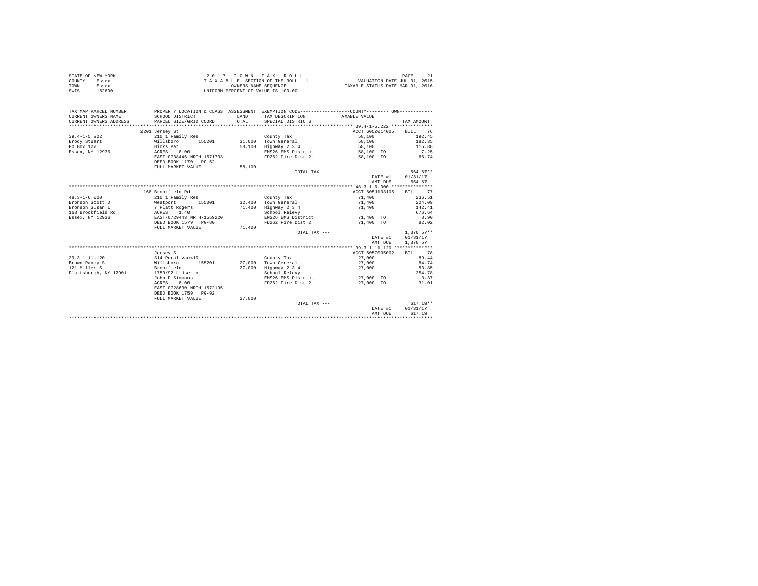STATE OF NEW YORK
COUNTY - Essex
TOWN - Essex
SWIS - 152600

2 0 1 7 T O W N T A X R O L L
T A X A B L E SECTION OF THE ROLL - 1
OWNERS NAME SEQUENCE
UNIFORM PERCENT OF VALUE IS 100.00

VALUATION DATE-JUL 01, 2015
TAXABLE STATUS DATE-MAR 01, 2016

| TAX MAP PARCEL NUMBER / CURRENT OWNERS NAME / CURRENT OWNERS ADDRESS | PROPERTY LOCATION & CLASS / SCHOOL DISTRICT / PARCEL SIZE/GRID COORD | ASSESSMENT LAND / TOTAL | EXEMPTION CODE / TAX DESCRIPTION / SPECIAL DISTRICTS | TAXABLE VALUE | TAX AMOUNT |
|---|---|---|---|---|---|
| | 2201 Jersey St | | | ACCT 605Z014005 | BILL 76 |
| 39.4-1-5.222 | 210 1 Family Res | | County Tax | 58,100 | 192.45 |
| Brody Stuart | Willsboro 155201 | 31,000 | Town General | 58,100 | 182.35 |
| PO Box 127 | Hicks Pat | 58,100 | Highway 2 3 4 | 58,100 | 115.88 |
| Essex, NY 12936 | ACRES 8.00 | | EMS26 EMS District | 58,100 TO | 7.25 |
| | EAST-0738446 NRTH-1571733 | | FD262 Fire Dist 2 | 58,100 TO | 66.74 |
| | DEED BOOK 1170 PG-52 | | | | |
| | FULL MARKET VALUE | 58,100 | | | |
| | | | TOTAL TAX --- | | 564.67** |
| | | | | DATE #1 | 01/31/17 |
| | | | | AMT DUE | 564.67 |
| | 168 Brookfield Rd | | | ACCT 605J103105 | BILL 77 |
| 48.3-1-6.000 | 210 1 Family Res | | County Tax | 71,400 | 236.51 |
| Bronson Scott D | Westport 155001 | 32,400 | Town General | 71,400 | 224.09 |
| Bronson Susan L | 7 Platt Rogers | 71,400 | Highway 2 3 4 | 71,400 | 142.41 |
| 168 Brookfield Rd | ACRES 1.40 | | School Relevy | | 676.64 |
| Essex, NY 12936 | EAST-0729443 NRTH-1559220 | | EMS26 EMS District | 71,400 TO | 8.90 |
| | DEED BOOK 1579 PG-80 | | FD262 Fire Dist 2 | 71,400 TO | 82.02 |
| | FULL MARKET VALUE | 71,400 | | | |
| | | | TOTAL TAX --- | | 1,370.57** |
| | | | | DATE #1 | 01/31/17 |
| | | | | AMT DUE | 1,370.57 |
| | Jersey St | | | ACCT 605Z005002 | BILL 78 |
| 39.3-1-11.120 | 314 Rural vac<10 | | County Tax | 27,000 | 89.44 |
| Brown Randy S | Willsboro 155201 | 27,000 | Town General | 27,000 | 84.74 |
| 121 Miller St | Brookfield | 27,000 | Highway 2 3 4 | 27,000 | 53.85 |
| Plattsburgh, NY 12901 | 1759/92 L Use to | | School Relevy | | 354.78 |
| | John D Simmons | | EMS26 EMS District | 27,000 TO | 3.37 |
| | ACRES 8.00 | | FD262 Fire Dist 2 | 27,000 TO | 31.01 |
| | EAST-0728630 NRTH-1572195 | | | | |
| | DEED BOOK 1759 PG-92 | | | | |
| | FULL MARKET VALUE | 27,000 | | | |
| | | | TOTAL TAX --- | | 617.19** |
| | | | | DATE #1 | 01/31/17 |
| | | | | AMT DUE | 617.19 |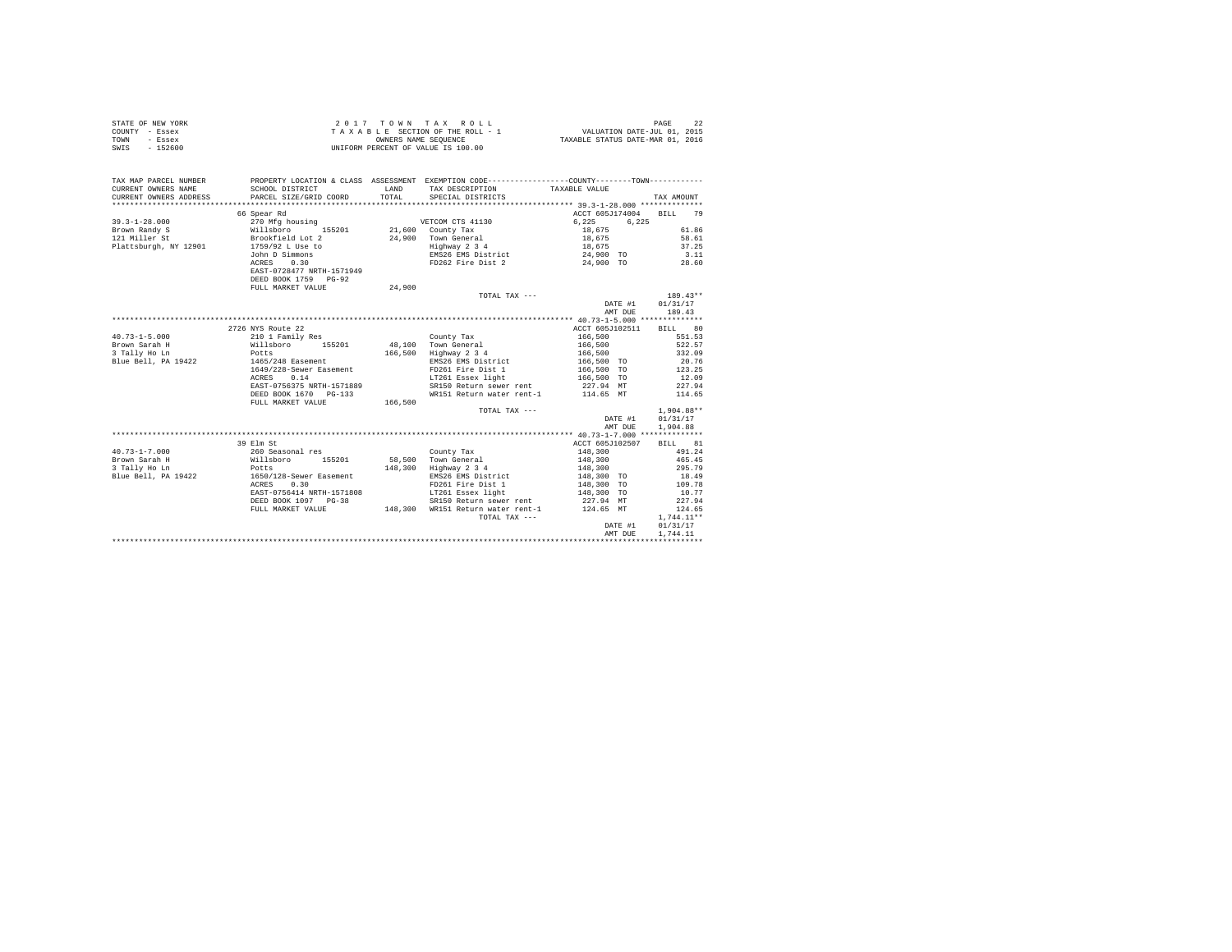STATE OF NEW YORK
COUNTY - Essex
TOWN - Essex
SWIS - 152600

2 0 1 7 T O W N T A X R O L L
T A X A B L E SECTION OF THE ROLL - 1
OWNERS NAME SEQUENCE
UNIFORM PERCENT OF VALUE IS 100.00

VALUATION DATE-JUL 01, 2015
TAXABLE STATUS DATE-MAR 01, 2016

| TAX MAP PARCEL NUMBER / CURRENT OWNERS NAME / CURRENT OWNERS ADDRESS | PROPERTY LOCATION & CLASS / SCHOOL DISTRICT / PARCEL SIZE/GRID COORD | ASSESSMENT LAND / TOTAL | EXEMPTION CODE / TAX DESCRIPTION / SPECIAL DISTRICTS | COUNTY / TOWN TAXABLE VALUE | TAX AMOUNT |
|---|---|---|---|---|---|
| 39.3-1-28.000 | 66 Spear Rd | | | ACCT 605J174004 | BILL 79 |
| | 270 Mfg housing | | VETCOM CTS 41130 | 6,225 6,225 | |
| Brown Randy S | Willsboro 155201 | 21,600 | County Tax | 18,675 | 61.86 |
| 121 Miller St | Brookfield Lot 2 | 24,900 | Town General | 18,675 | 58.61 |
| Plattsburgh, NY 12901 | 1759/92 L Use to | | Highway 2 3 4 | 18,675 | 37.25 |
| | John D Simmons | | EMS26 EMS District | 24,900 TO | 3.11 |
| | ACRES 0.30 | | FD262 Fire Dist 2 | 24,900 TO | 28.60 |
| | EAST-0728477 NRTH-1571949 | | | | |
| | DEED BOOK 1759 PG-92 | | | | |
| | FULL MARKET VALUE | 24,900 | | | |
| | | | TOTAL TAX --- | | 189.43** |
| | | | | DATE #1 | 01/31/17 |
| | | | | AMT DUE | 189.43 |
| 40.73-1-5.000 | 2726 NYS Route 22 | | | ACCT 605J102511 | BILL 80 |
| | 210 1 Family Res | | County Tax | 166,500 | 551.53 |
| Brown Sarah H | Willsboro 155201 | 48,100 | Town General | 166,500 | 522.57 |
| 3 Tally Ho Ln | Potts | 166,500 | Highway 2 3 4 | 166,500 | 332.09 |
| Blue Bell, PA 19422 | 1465/248 Easement | | EMS26 EMS District | 166,500 TO | 20.76 |
| | 1649/228-Sewer Easement | | FD261 Fire Dist 1 | 166,500 TO | 123.25 |
| | ACRES 0.14 | | LT261 Essex light | 166,500 TO | 12.09 |
| | EAST-0756375 NRTH-1571889 | | SR150 Return sewer rent | 227.94 MT | 227.94 |
| | DEED BOOK 1670 PG-133 | | WR151 Return water rent-1 | 114.65 MT | 114.65 |
| | FULL MARKET VALUE | 166,500 | | | |
| | | | TOTAL TAX --- | | 1,904.88** |
| | | | | DATE #1 | 01/31/17 |
| | | | | AMT DUE | 1,904.88 |
| 40.73-1-7.000 | 39 Elm St | | | ACCT 605J102507 | BILL 81 |
| | 260 Seasonal res | | County Tax | 148,300 | 491.24 |
| Brown Sarah H | Willsboro 155201 | 58,500 | Town General | 148,300 | 465.45 |
| 3 Tally Ho Ln | Potts | 148,300 | Highway 2 3 4 | 148,300 | 295.79 |
| Blue Bell, PA 19422 | 1650/128-Sewer Easement | | EMS26 EMS District | 148,300 TO | 18.49 |
| | ACRES 0.30 | | FD261 Fire Dist 1 | 148,300 TO | 109.78 |
| | EAST-0756414 NRTH-1571808 | | LT261 Essex light | 148,300 TO | 10.77 |
| | DEED BOOK 1097 PG-38 | | SR150 Return sewer rent | 227.94 MT | 227.94 |
| | FULL MARKET VALUE | 148,300 | WR151 Return water rent-1 | 124.65 MT | 124.65 |
| | | | TOTAL TAX --- | | 1,744.11** |
| | | | | DATE #1 | 01/31/17 |
| | | | | AMT DUE | 1,744.11 |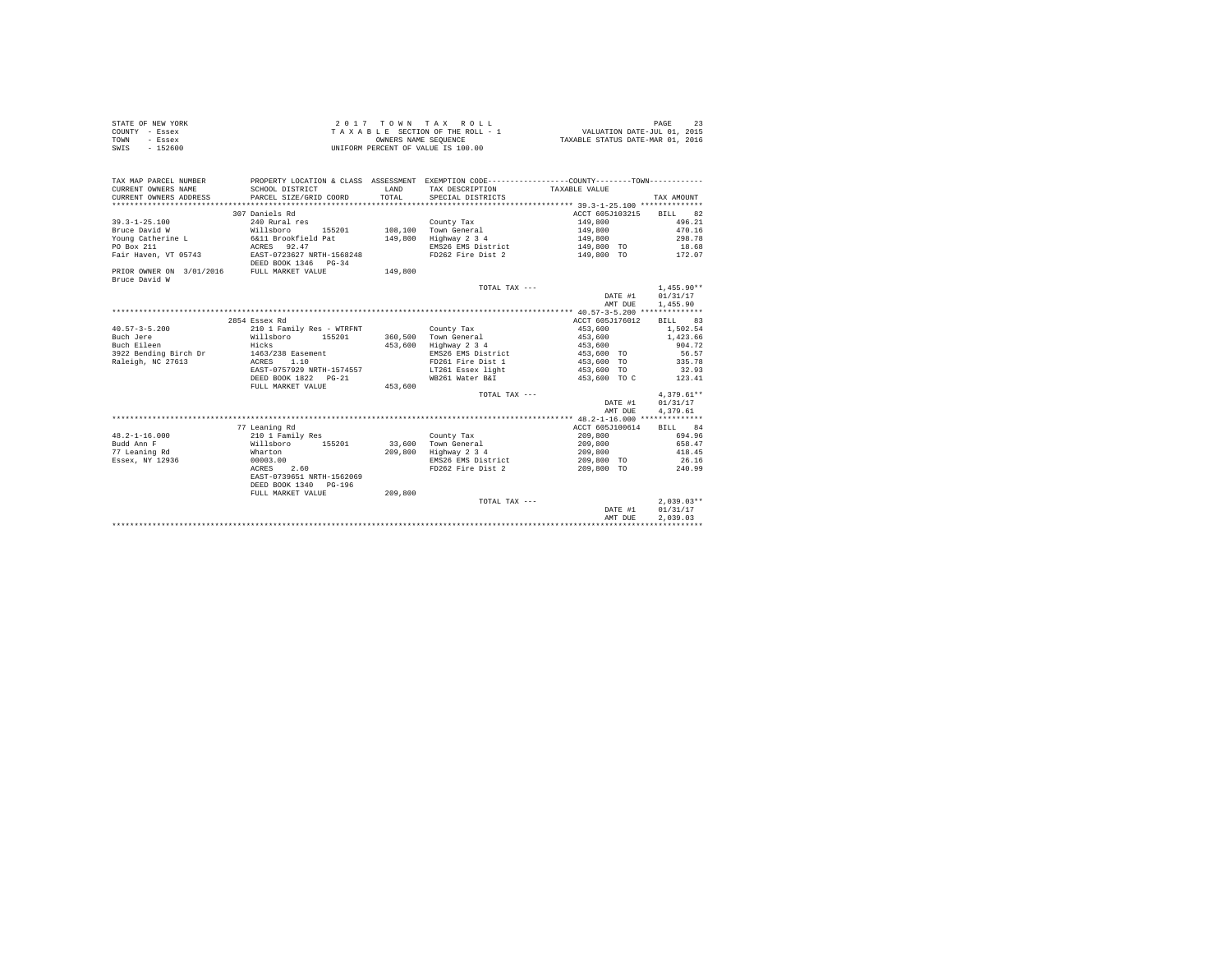STATE OF NEW YORK — COUNTY - Essex — TOWN - Essex — SWIS - 152600

**2017 TOWN TAX ROLL**
TAXABLE SECTION OF THE ROLL - 1
OWNERS NAME SEQUENCE
UNIFORM PERCENT OF VALUE IS 100.00

VALUATION DATE-JUL 01, 2015
TAXABLE STATUS DATE-MAR 01, 2016

| TAX MAP PARCEL NUMBER / CURRENT OWNERS NAME / CURRENT OWNERS ADDRESS | PROPERTY LOCATION & CLASS / SCHOOL DISTRICT / PARCEL SIZE/GRID COORD | ASSESSMENT LAND / TOTAL | EXEMPTION CODE / TAX DESCRIPTION / SPECIAL DISTRICTS | COUNTY--------TOWN TAXABLE VALUE | TAX AMOUNT |
|---|---|---|---|---|---|
| 39.3-1-25.100 | 307 Daniels Rd | | | ACCT 605J103215 | BILL 82 |
| | 240 Rural res | | County Tax | 149,800 | 496.21 |
| Bruce David W | Willsboro 155201 | 108,100 | Town General | 149,800 | 479.16 |
| Young Catherine L | 6&11 Brookfield Pat | 149,800 | Highway 2 3 4 | 149,800 | 298.78 |
| PO Box 211 | ACRES 92.47 | | EMS26 EMS District | 149,800 TO | 18.68 |
| Fair Haven, VT 05743 | EAST-0723627 NRTH-1568248 | | FD262 Fire Dist 2 | 149,800 TO | 172.07 |
| | DEED BOOK 1346 PG-34 | | | | |
| PRIOR OWNER ON 3/01/2016 | FULL MARKET VALUE | 149,800 | | | |
| Bruce David W | | | | | |
| | | | TOTAL TAX --- | | 1,455.90** |
| | | | | DATE #1 | 01/31/17 |
| | | | | AMT DUE | 1,455.90 |
| 40.57-3-5.200 | 2854 Essex Rd | | | ACCT 605J176012 | BILL 83 |
| | 210 1 Family Res - WTRFNT | | County Tax | 453,600 | 1,502.54 |
| Buch Jere | Willsboro 155201 | 360,500 | Town General | 453,600 | 1,423.66 |
| Buch Eileen | Hicks | 453,600 | Highway 2 3 4 | 453,600 | 904.72 |
| 3922 Bending Birch Dr | 1463/238 Easement | | EMS26 EMS District | 453,600 TO | 56.57 |
| Raleigh, NC 27613 | ACRES 1.10 | | FD261 Fire Dist 1 | 453,600 TO | 335.78 |
| | EAST-0757929 NRTH-1574557 | | LT261 Essex light | 453,600 TO | 32.93 |
| | DEED BOOK 1822 PG-21 | | WB261 Water B&I | 453,600 TO C | 123.41 |
| | FULL MARKET VALUE | 453,600 | | | |
| | | | TOTAL TAX --- | | 4,379.61** |
| | | | | DATE #1 | 01/31/17 |
| | | | | AMT DUE | 4,379.61 |
| 48.2-1-16.000 | 77 Leaning Rd | | | ACCT 605J100614 | BILL 84 |
| | 210 1 Family Res | | County Tax | 209,800 | 694.96 |
| Budd Ann F | Willsboro 155201 | 33,600 | Town General | 209,800 | 658.47 |
| 77 Leaning Rd | Wharton | 209,800 | Highway 2 3 4 | 209,800 | 418.45 |
| Essex, NY 12936 | 00003.00 | | EMS26 EMS District | 209,800 TO | 26.16 |
| | ACRES 2.60 | | FD262 Fire Dist 2 | 209,800 TO | 240.99 |
| | EAST-0739651 NRTH-1562069 | | | | |
| | DEED BOOK 1340 PG-196 | | | | |
| | FULL MARKET VALUE | 209,800 | | | |
| | | | TOTAL TAX --- | | 2,039.03** |
| | | | | DATE #1 | 01/31/17 |
| | | | | AMT DUE | 2,039.03 |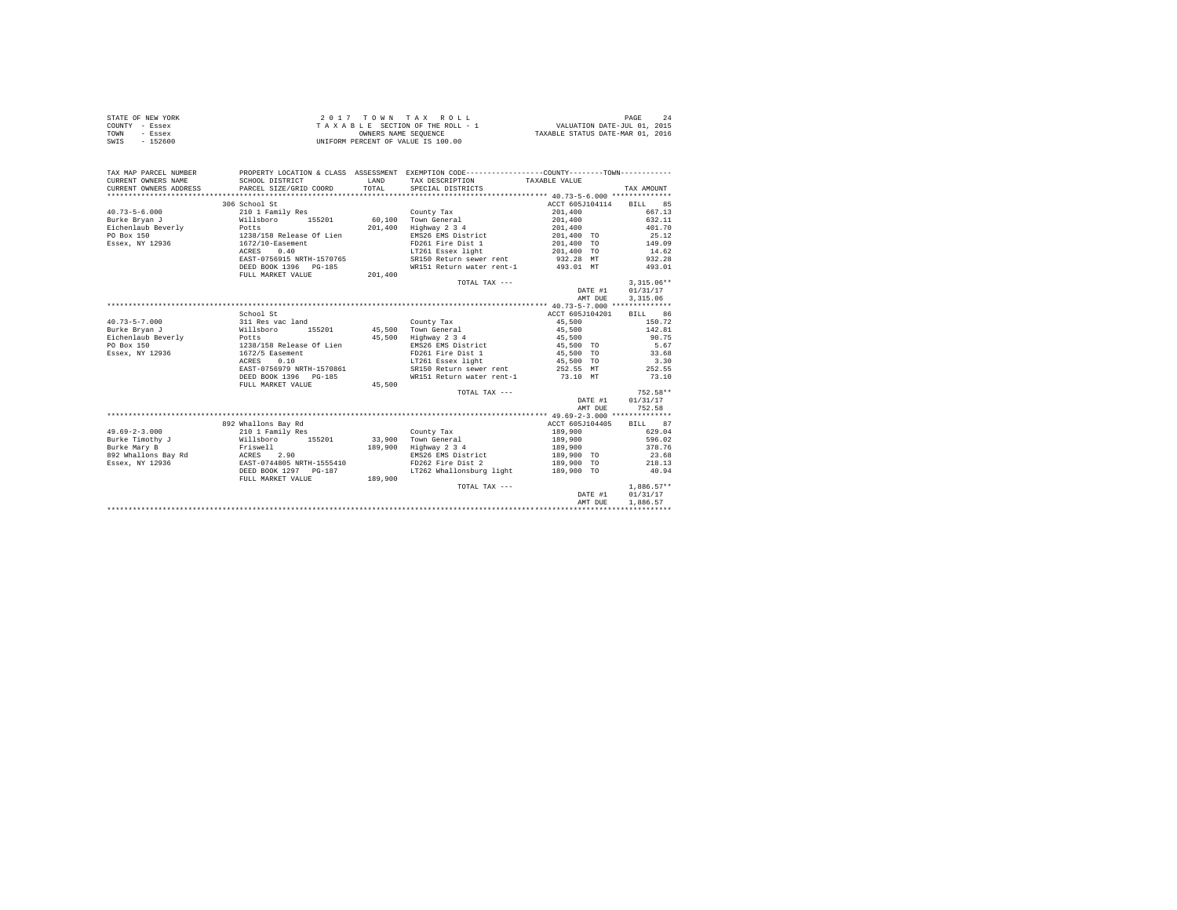STATE OF NEW YORK
COUNTY - Essex
TOWN - Essex
SWIS - 152600

2 0 1 7 T O W N T A X R O L L
T A X A B L E SECTION OF THE ROLL - 1
OWNERS NAME SEQUENCE
UNIFORM PERCENT OF VALUE IS 100.00

VALUATION DATE-JUL 01, 2015
TAXABLE STATUS DATE-MAR 01, 2016

| TAX MAP PARCEL NUMBER / CURRENT OWNERS NAME / CURRENT OWNERS ADDRESS | PROPERTY LOCATION & CLASS / SCHOOL DISTRICT / PARCEL SIZE/GRID COORD | ASSESSMENT LAND / TOTAL | EXEMPTION CODE / TAX DESCRIPTION / SPECIAL DISTRICTS | COUNTY--------TOWN TAXABLE VALUE | TAX AMOUNT |
|---|---|---|---|---|---|
| **40.73-5-6.000** | 306 School St | | | ACCT 605J104114 | BILL 85 |
| 40.73-5-6.000 | 210 1 Family Res | | County Tax | 201,400 | 667.13 |
| Burke Bryan J | Willsboro 155201 | 60,100 | Town General | 201,400 | 632.11 |
| Eichenlaub Beverly | Potts | 201,400 | Highway 2 3 4 | 201,400 | 401.70 |
| PO Box 150 | 1238/158 Release Of Lien | | EMS26 EMS District | 201,400 TO | 25.12 |
| Essex, NY 12936 | 1672/10-Easement | | FD261 Fire Dist 1 | 201,400 TO | 149.09 |
| | ACRES 0.40 | | LT261 Essex light | 201,400 TO | 14.62 |
| | EAST-0756915 NRTH-1570765 | | SR150 Return sewer rent | 932.28 MT | 932.28 |
| | DEED BOOK 1396 PG-185 | | WR151 Return water rent-1 | 493.01 MT | 493.01 |
| | FULL MARKET VALUE | 201,400 | | | |
| | | | TOTAL TAX --- | | 3,315.06** |
| | | | | DATE #1 | 01/31/17 |
| | | | | AMT DUE | 3,315.06 |
| **40.73-5-7.000** | School St | | | ACCT 605J104201 | BILL 86 |
| 40.73-5-7.000 | 311 Res vac land | | County Tax | 45,500 | 150.72 |
| Burke Bryan J | Willsboro 155201 | 45,500 | Town General | 45,500 | 142.81 |
| Eichenlaub Beverly | Potts | 45,500 | Highway 2 3 4 | 45,500 | 90.75 |
| PO Box 150 | 1238/158 Release Of Lien | | EMS26 EMS District | 45,500 TO | 5.67 |
| Essex, NY 12936 | 1672/5 Easement | | FD261 Fire Dist 1 | 45,500 TO | 33.68 |
| | ACRES 0.10 | | LT261 Essex light | 45,500 TO | 3.30 |
| | EAST-0756979 NRTH-1570861 | | SR150 Return sewer rent | 252.55 MT | 252.55 |
| | DEED BOOK 1396 PG-185 | | WR151 Return water rent-1 | 73.10 MT | 73.10 |
| | FULL MARKET VALUE | 45,500 | | | |
| | | | TOTAL TAX --- | | 752.58** |
| | | | | DATE #1 | 01/31/17 |
| | | | | AMT DUE | 752.58 |
| **49.69-2-3.000** | 892 Whallons Bay Rd | | | ACCT 605J104405 | BILL 87 |
| 49.69-2-3.000 | 210 1 Family Res | | County Tax | 189,900 | 629.04 |
| Burke Timothy J | Willsboro 155201 | 33,900 | Town General | 189,900 | 596.02 |
| Burke Mary B | Friswell | 189,900 | Highway 2 3 4 | 189,900 | 378.76 |
| 892 Whallons Bay Rd | ACRES 2.90 | | EMS26 EMS District | 189,900 TO | 23.68 |
| Essex, NY 12936 | EAST-0744805 NRTH-1555410 | | FD262 Fire Dist 2 | 189,900 TO | 218.13 |
| | DEED BOOK 1297 PG-187 | | LT262 Whallonsburg light | 189,900 TO | 40.94 |
| | FULL MARKET VALUE | 189,900 | | | |
| | | | TOTAL TAX --- | | 1,886.57** |
| | | | | DATE #1 | 01/31/17 |
| | | | | AMT DUE | 1,886.57 |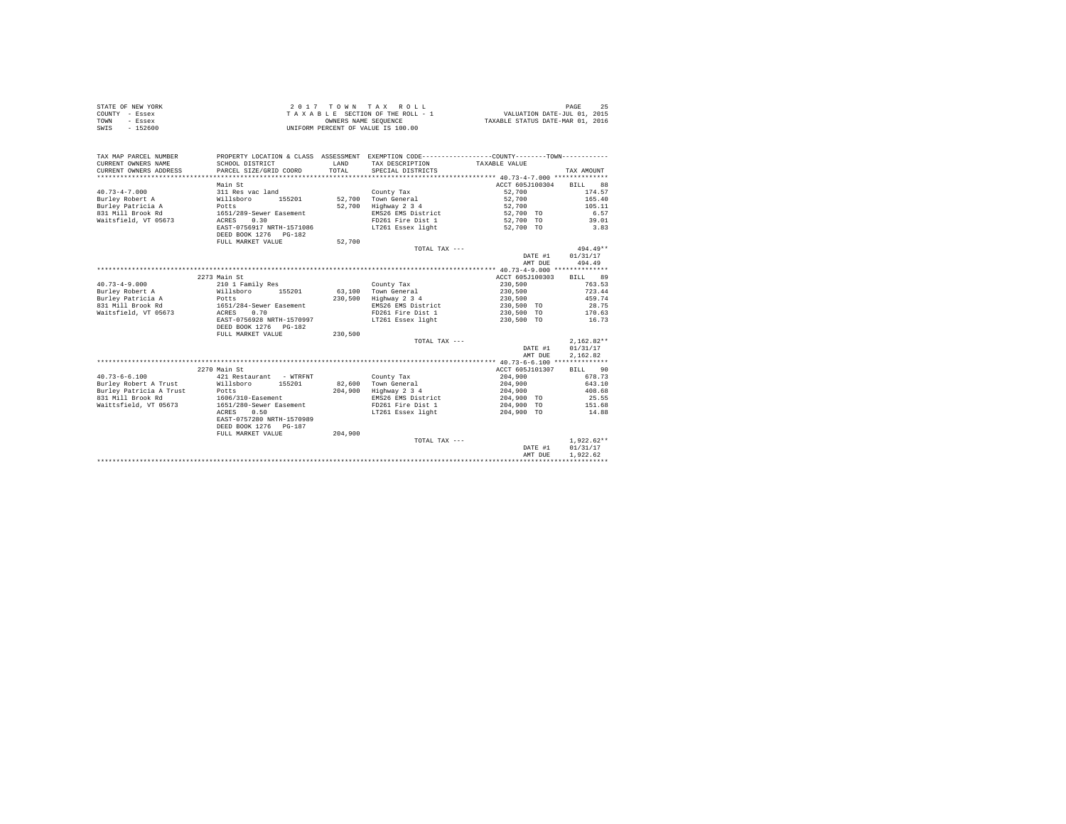STATE OF NEW YORK
COUNTY - Essex
TOWN - Essex
SWIS - 152600

2 0 1 7 T O W N T A X R O L L
T A X A B L E SECTION OF THE ROLL - 1
OWNERS NAME SEQUENCE
UNIFORM PERCENT OF VALUE IS 100.00

VALUATION DATE-JUL 01, 2015
TAXABLE STATUS DATE-MAR 01, 2016

| TAX MAP PARCEL NUMBER / CURRENT OWNERS NAME / CURRENT OWNERS ADDRESS | PROPERTY LOCATION & CLASS / SCHOOL DISTRICT / PARCEL SIZE/GRID COORD | ASSESSMENT LAND / TOTAL | EXEMPTION CODE / TAX DESCRIPTION / SPECIAL DISTRICTS | COUNTY / TOWN TAXABLE VALUE | TAX AMOUNT |
|---|---|---|---|---|---|
| 40.73-4-7.000 | Main St | | | ACCT 605J100304 | BILL 88 |
| 40.73-4-7.000 | 311 Res vac land | | County Tax | 52,700 | 174.57 |
| Burley Robert A | Willsboro 155201 | 52,700 | Town General | 52,700 | 165.40 |
| Burley Patricia A | Potts | 52,700 | Highway 2 3 4 | 52,700 | 105.11 |
| 831 Mill Brook Rd | 1651/289-Sewer Easement | | EMS26 EMS District | 52,700 TO | 6.57 |
| Waitsfield, VT 05673 | ACRES 0.30 | | FD261 Fire Dist 1 | 52,700 TO | 39.01 |
| | EAST-0756917 NRTH-1571086 | | LT261 Essex light | 52,700 TO | 3.83 |
| | DEED BOOK 1276 PG-182 | | | | |
| | FULL MARKET VALUE | 52,700 | | | |
| | | | TOTAL TAX --- | | 494.49** |
| | | | | DATE #1 | 01/31/17 |
| | | | | AMT DUE | 494.49 |
| 40.73-4-9.000 | 2273 Main St | | | ACCT 605J100303 | BILL 89 |
| 40.73-4-9.000 | 210 1 Family Res | | County Tax | 230,500 | 763.53 |
| Burley Robert A | Willsboro 155201 | 63,100 | Town General | 230,500 | 723.44 |
| Burley Patricia A | Potts | 230,500 | Highway 2 3 4 | 230,500 | 459.74 |
| 831 Mill Brook Rd | 1651/284-Sewer Easement | | EMS26 EMS District | 230,500 TO | 28.75 |
| Waitsfield, VT 05673 | ACRES 0.70 | | FD261 Fire Dist 1 | 230,500 TO | 170.63 |
| | EAST-0756928 NRTH-1570997 | | LT261 Essex light | 230,500 TO | 16.73 |
| | DEED BOOK 1276 PG-182 | | | | |
| | FULL MARKET VALUE | 230,500 | | | |
| | | | TOTAL TAX --- | | 2,162.82** |
| | | | | DATE #1 | 01/31/17 |
| | | | | AMT DUE | 2,162.82 |
| 40.73-6-6.100 | 2270 Main St | | | ACCT 605J101307 | BILL 90 |
| 40.73-6-6.100 | 421 Restaurant - WTRFNT | | County Tax | 204,900 | 678.73 |
| Burley Robert A Trust | Willsboro 155201 | 82,600 | Town General | 204,900 | 643.10 |
| Burley Patricia A Trust | Potts | 204,900 | Highway 2 3 4 | 204,900 | 408.68 |
| 831 Mill Brook Rd | 1606/310-Easement | | EMS26 EMS District | 204,900 TO | 25.55 |
| Waittsfield, VT 05673 | 1651/280-Sewer Easement | | FD261 Fire Dist 1 | 204,900 TO | 151.68 |
| | ACRES 0.50 | | LT261 Essex light | 204,900 TO | 14.88 |
| | EAST-0757280 NRTH-1570989 | | | | |
| | DEED BOOK 1276 PG-187 | | | | |
| | FULL MARKET VALUE | 204,900 | | | |
| | | | TOTAL TAX --- | | 1,922.62** |
| | | | | DATE #1 | 01/31/17 |
| | | | | AMT DUE | 1,922.62 |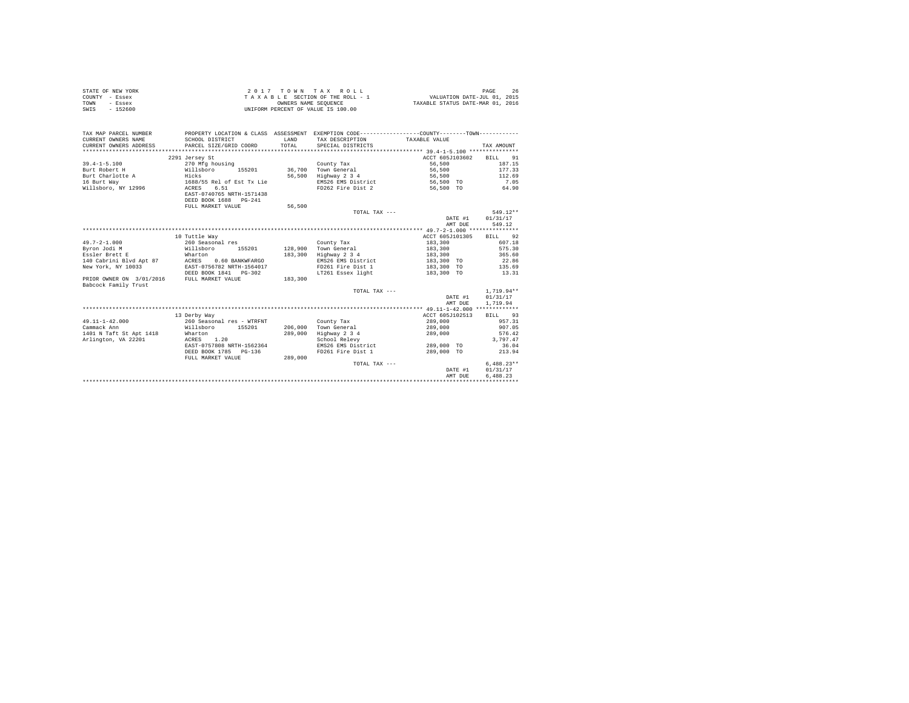STATE OF NEW YORK
COUNTY - Essex
TOWN - Essex
SWIS - 152600

2017 TOWN TAX ROLL
TAXABLE SECTION OF THE ROLL - 1
OWNERS NAME SEQUENCE
UNIFORM PERCENT OF VALUE IS 100.00

VALUATION DATE-JUL 01, 2015
TAXABLE STATUS DATE-MAR 01, 2016

| TAX MAP PARCEL NUMBER / CURRENT OWNERS NAME / CURRENT OWNERS ADDRESS | PROPERTY LOCATION & CLASS / SCHOOL DISTRICT / PARCEL SIZE/GRID COORD | ASSESSMENT LAND / TOTAL | EXEMPTION CODE / TAX DESCRIPTION / SPECIAL DISTRICTS | COUNTY / TOWN TAXABLE VALUE | TAX AMOUNT |
|---|---|---|---|---|---|
| 39.4-1-5.100 | 2291 Jersey St | | | ACCT 605J103602 | BILL 91 |
| | 270 Mfg housing | | County Tax | 56,500 | 187.15 |
| Burt Robert H | Willsboro 155201 | 36,700 | Town General | 56,500 | 177.33 |
| Burt Charlotte A | Hicks | 56,500 | Highway 2 3 4 | 56,500 | 112.69 |
| 16 Burt Way | 1688/55 Rel of Est Tx Lie | | EMS26 EMS District | 56,500 TO | 7.05 |
| Willsboro, NY 12996 | ACRES 6.51 | | FD262 Fire Dist 2 | 56,500 TO | 64.90 |
| | EAST-0740765 NRTH-1571438 | | | | |
| | DEED BOOK 1688 PG-241 | | | | |
| | FULL MARKET VALUE | 56,500 | | | |
| | | | TOTAL TAX --- | | 549.12** |
| | | | | DATE #1 | 01/31/17 |
| | | | | AMT DUE | 549.12 |
| 49.7-2-1.000 | 10 Tuttle Way | | | ACCT 605J101305 | BILL 92 |
| | 260 Seasonal res | | County Tax | 183,300 | 607.18 |
| Byron Jodi M | Willsboro 155201 | 128,900 | Town General | 183,300 | 575.30 |
| Essler Brett E | Wharton | 183,300 | Highway 2 3 4 | 183,300 | 365.60 |
| 140 Cabrini Blvd Apt 87 | ACRES 0.60 BANKWFARGO | | EMS26 EMS District | 183,300 TO | 22.86 |
| New York, NY 10033 | EAST-0756782 NRTH-1564017 | | FD261 Fire Dist 1 | 183,300 TO | 135.69 |
| | DEED BOOK 1841 PG-302 | | LT261 Essex light | 183,300 TO | 13.31 |
| PRIOR OWNER ON 3/01/2016 | FULL MARKET VALUE | 183,300 | | | |
| Babcock Family Trust | | | | | |
| | | | TOTAL TAX --- | | 1,719.94** |
| | | | | DATE #1 | 01/31/17 |
| | | | | AMT DUE | 1,719.94 |
| 49.11-1-42.000 | 13 Derby Way | | | ACCT 605J102513 | BILL 93 |
| | 260 Seasonal res - WTRFNT | | County Tax | 289,000 | 957.31 |
| Cammack Ann | Willsboro 155201 | 206,000 | Town General | 289,000 | 907.05 |
| 1401 N Taft St Apt 1418 | Wharton | 289,000 | Highway 2 3 4 | 289,000 | 576.42 |
| Arlington, VA 22201 | ACRES 1.20 | | School Relevy | | 3,797.47 |
| | EAST-0757808 NRTH-1562364 | | EMS26 EMS District | 289,000 TO | 36.04 |
| | DEED BOOK 1785 PG-136 | | FD261 Fire Dist 1 | 289,000 TO | 213.94 |
| | FULL MARKET VALUE | 289,000 | | | |
| | | | TOTAL TAX --- | | 6,488.23** |
| | | | | DATE #1 | 01/31/17 |
| | | | | AMT DUE | 6,488.23 |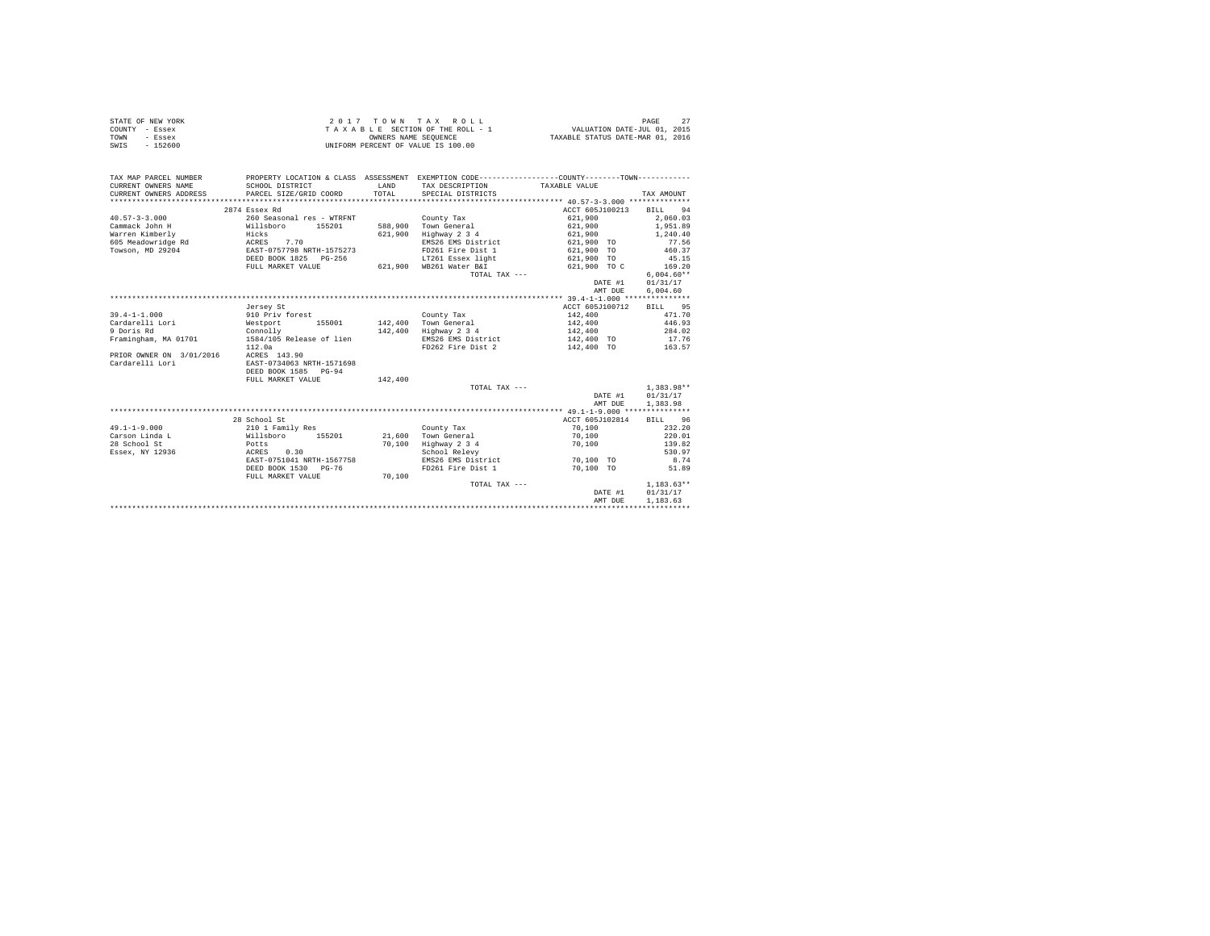STATE OF NEW YORK
COUNTY - Essex
TOWN - Essex
SWIS - 152600

2017 TOWN TAX ROLL
TAXABLE SECTION OF THE ROLL - 1
OWNERS NAME SEQUENCE
UNIFORM PERCENT OF VALUE IS 100.00

VALUATION DATE-JUL 01, 2015
TAXABLE STATUS DATE-MAR 01, 2016

| TAX MAP PARCEL NUMBER / CURRENT OWNERS NAME / CURRENT OWNERS ADDRESS | PROPERTY LOCATION & CLASS / SCHOOL DISTRICT / PARCEL SIZE/GRID COORD | ASSESSMENT LAND / TOTAL | EXEMPTION CODE / TAX DESCRIPTION / SPECIAL DISTRICTS | TAXABLE VALUE | TAX AMOUNT |
|---|---|---|---|---|---|
| | 2874 Essex Rd | | | ACCT 605J100213 | BILL 94 |
| 40.57-3-3.000 | 260 Seasonal res - WTRFNT | | County Tax | 621,900 | 2,060.03 |
| Cammack John H | Willsboro 155201 | 588,900 | Town General | 621,900 | 1,951.89 |
| Warren Kimberly | Hicks | 621,900 | Highway 2 3 4 | 621,900 | 1,240.40 |
| 605 Meadowridge Rd | ACRES 7.70 | | EMS26 EMS District | 621,900 TO | 77.56 |
| Towson, MD 29204 | EAST-0757798 NRTH-1575273 | | FD261 Fire Dist 1 | 621,900 TO | 460.37 |
| | DEED BOOK 1825 PG-256 | | LT261 Essex light | 621,900 TO | 45.15 |
| | FULL MARKET VALUE | 621,900 | WB261 Water B&I | 621,900 TO C | 169.20 |
| | | | TOTAL TAX --- | | 6,004.60** |
| | | | | DATE #1 | 01/31/17 |
| | | | | AMT DUE | 6,004.60 |
| | Jersey St | | | ACCT 605J100712 | BILL 95 |
| 39.4-1-1.000 | 910 Priv forest | | County Tax | 142,400 | 471.70 |
| Cardarelli Lori | Westport 155001 | 142,400 | Town General | 142,400 | 446.93 |
| 9 Doris Rd | Connolly | 142,400 | Highway 2 3 4 | 142,400 | 284.02 |
| Framingham, MA 01701 | 1584/105 Release of lien | | EMS26 EMS District | 142,400 TO | 17.76 |
| | 112.0a | | FD262 Fire Dist 2 | 142,400 TO | 163.57 |
| PRIOR OWNER ON 3/01/2016 | ACRES 143.90 | | | | |
| Cardarelli Lori | EAST-0734063 NRTH-1571698 | | | | |
| | DEED BOOK 1585 PG-94 | | | | |
| | FULL MARKET VALUE | 142,400 | | | |
| | | | TOTAL TAX --- | | 1,383.98** |
| | | | | DATE #1 | 01/31/17 |
| | | | | AMT DUE | 1,383.98 |
| | 28 School St | | | ACCT 605J102814 | BILL 96 |
| 49.1-1-9.000 | 210 1 Family Res | | County Tax | 70,100 | 232.20 |
| Carson Linda L | Willsboro 155201 | 21,600 | Town General | 70,100 | 220.01 |
| 28 School St | Potts | 70,100 | Highway 2 3 4 | 70,100 | 139.82 |
| Essex, NY 12936 | ACRES 0.30 | | School Relevy | | 530.97 |
| | EAST-0751041 NRTH-1567758 | | EMS26 EMS District | 70,100 TO | 8.74 |
| | DEED BOOK 1530 PG-76 | | FD261 Fire Dist 1 | 70,100 TO | 51.89 |
| | FULL MARKET VALUE | 70,100 | | | |
| | | | TOTAL TAX --- | | 1,183.63** |
| | | | | DATE #1 | 01/31/17 |
| | | | | AMT DUE | 1,183.63 |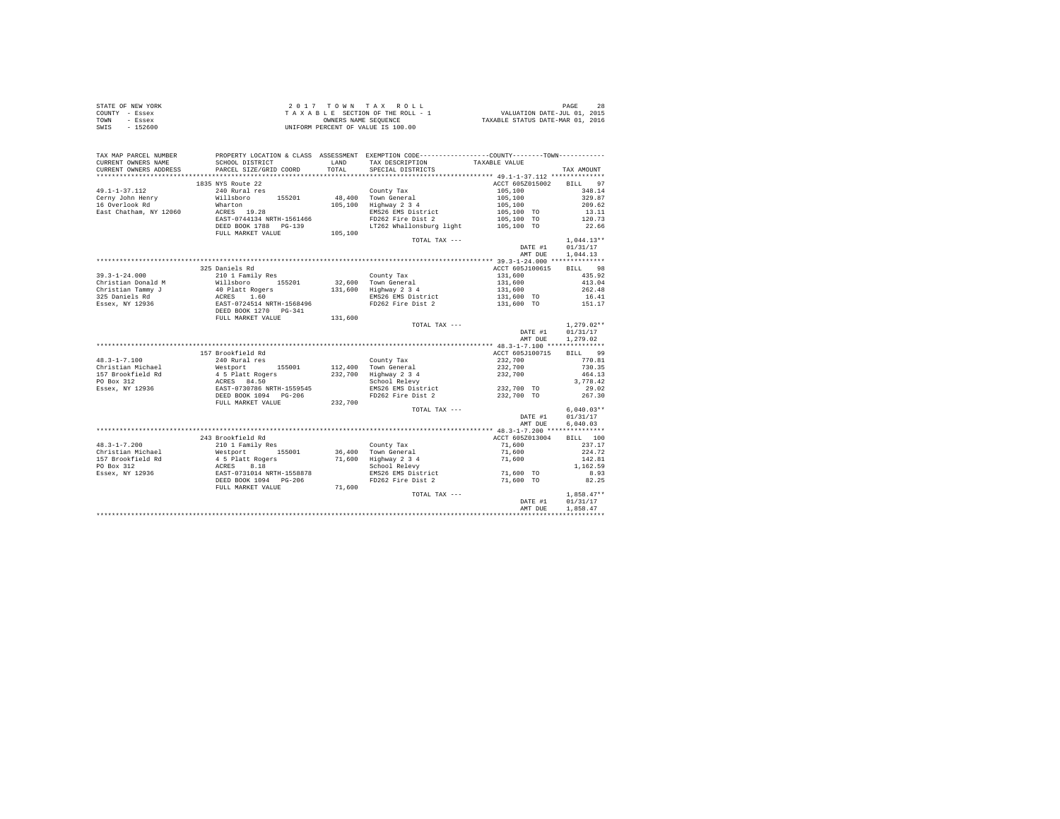STATE OF NEW YORK
COUNTY - Essex
TOWN - Essex
SWIS - 152600

2017 TOWN TAX ROLL
TAXABLE SECTION OF THE ROLL - 1
OWNERS NAME SEQUENCE
UNIFORM PERCENT OF VALUE IS 100.00

VALUATION DATE-JUL 01, 2015
TAXABLE STATUS DATE-MAR 01, 2016

| TAX MAP PARCEL NUMBER / CURRENT OWNERS NAME / CURRENT OWNERS ADDRESS | PROPERTY LOCATION & CLASS / SCHOOL DISTRICT / PARCEL SIZE/GRID COORD | ASSESSMENT LAND / TOTAL | EXEMPTION CODE / TAX DESCRIPTION / SPECIAL DISTRICTS | TAXABLE VALUE | TAX AMOUNT |
|---|---|---|---|---|---|
| 49.1-1-37.112 | 1835 NYS Route 22 | | | ACCT 605Z015002 | BILL 97 |
| Cerny John Henry | 240 Rural res | | County Tax | 105,100 | 348.14 |
| 16 Overlook Rd | Willsboro 155201 | 48,400 | Town General | 105,100 | 329.87 |
| East Chatham, NY 12060 | Wharton | 105,100 | Highway 2 3 4 | 105,100 | 209.62 |
| | ACRES 19.28 | | EMS26 EMS District | 105,100 TO | 13.11 |
| | EAST-0744134 NRTH-1561466 | | FD262 Fire Dist 2 | 105,100 TO | 120.73 |
| | DEED BOOK 1788 PG-139 | | LT262 Whallonsburg light | 105,100 TO | 22.66 |
| | FULL MARKET VALUE | 105,100 | | | |
| | | | TOTAL TAX --- | | 1,044.13** |
| | | | | DATE #1 | 01/31/17 |
| | | | | AMT DUE | 1,044.13 |
| 39.3-1-24.000 | 325 Daniels Rd | | | ACCT 605J100615 | BILL 98 |
| Christian Donald M | 210 1 Family Res | | County Tax | 131,600 | 435.92 |
| Christian Tammy J | Willsboro 155201 | 32,600 | Town General | 131,600 | 413.04 |
| 325 Daniels Rd | 40 Platt Rogers | 131,600 | Highway 2 3 4 | 131,600 | 262.48 |
| Essex, NY 12936 | ACRES 1.60 | | EMS26 EMS District | 131,600 TO | 16.41 |
| | EAST-0724514 NRTH-1568496 | | FD262 Fire Dist 2 | 131,600 TO | 151.17 |
| | DEED BOOK 1270 PG-341 | | | | |
| | FULL MARKET VALUE | 131,600 | | | |
| | | | TOTAL TAX --- | | 1,279.02** |
| | | | | DATE #1 | 01/31/17 |
| | | | | AMT DUE | 1,279.02 |
| 48.3-1-7.100 | 157 Brookfield Rd | | | ACCT 605J100715 | BILL 99 |
| Christian Michael | 240 Rural res | | County Tax | 232,700 | 770.81 |
| 157 Brookfield Rd | Westport 155001 | 112,400 | Town General | 232,700 | 730.35 |
| PO Box 312 | 4 5 Platt Rogers | 232,700 | Highway 2 3 4 | 232,700 | 464.13 |
| Essex, NY 12936 | ACRES 84.50 | | School Relevy | | 3,778.42 |
| | EAST-0730786 NRTH-1559545 | | EMS26 EMS District | 232,700 TO | 29.02 |
| | DEED BOOK 1094 PG-206 | | FD262 Fire Dist 2 | 232,700 TO | 267.30 |
| | FULL MARKET VALUE | 232,700 | | | |
| | | | TOTAL TAX --- | | 6,040.03** |
| | | | | DATE #1 | 01/31/17 |
| | | | | AMT DUE | 6,040.03 |
| 48.3-1-7.200 | 243 Brookfield Rd | | | ACCT 605Z013004 | BILL 100 |
| Christian Michael | 210 1 Family Res | | County Tax | 71,600 | 237.17 |
| 157 Brookfield Rd | Westport 155001 | 36,400 | Town General | 71,600 | 224.72 |
| PO Box 312 | 4 5 Platt Rogers | 71,600 | Highway 2 3 4 | 71,600 | 142.81 |
| Essex, NY 12936 | ACRES 8.18 | | School Relevy | | 1,162.59 |
| | EAST-0731014 NRTH-1558878 | | EMS26 EMS District | 71,600 TO | 8.93 |
| | DEED BOOK 1094 PG-206 | | FD262 Fire Dist 2 | 71,600 TO | 82.25 |
| | FULL MARKET VALUE | 71,600 | | | |
| | | | TOTAL TAX --- | | 1,858.47** |
| | | | | DATE #1 | 01/31/17 |
| | | | | AMT DUE | 1,858.47 |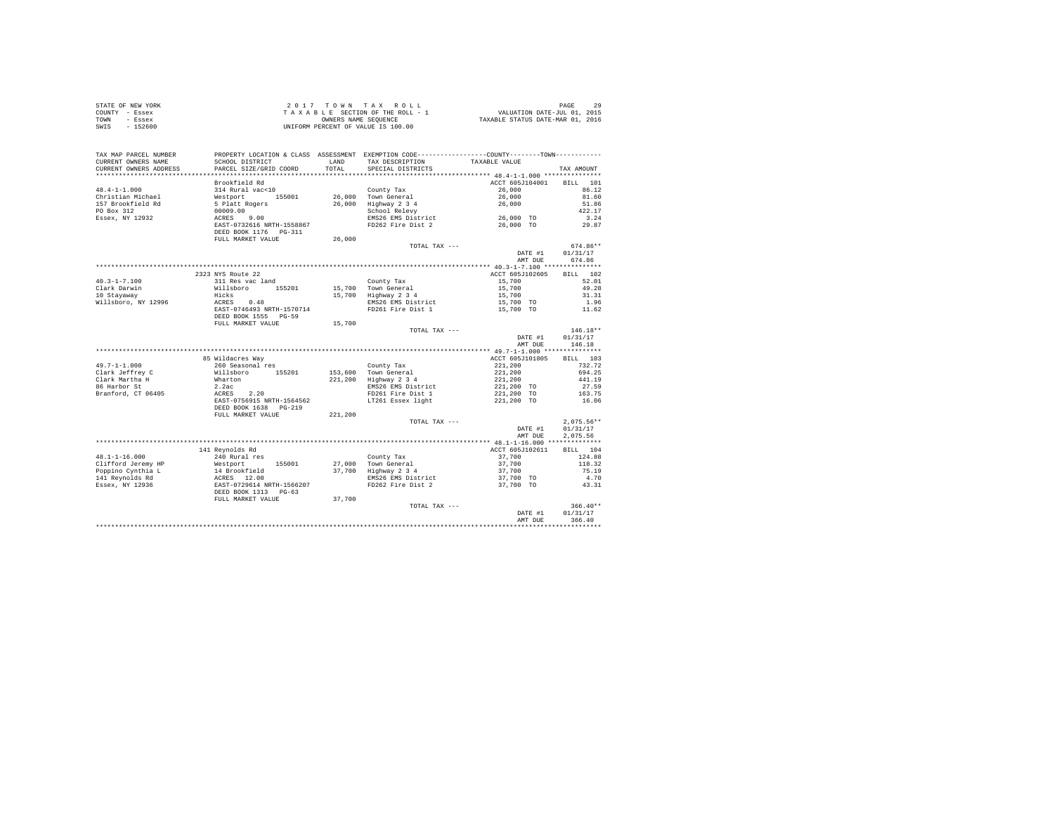STATE OF NEW YORK
COUNTY - Essex
TOWN - Essex
SWIS - 152600

2 0 1 7   T O W N   T A X   R O L L
T A X A B L E  SECTION OF THE ROLL - 1
OWNERS NAME SEQUENCE
UNIFORM PERCENT OF VALUE IS 100.00

VALUATION DATE-JUL 01, 2015
TAXABLE STATUS DATE-MAR 01, 2016

| TAX MAP PARCEL NUMBER / CURRENT OWNERS NAME / CURRENT OWNERS ADDRESS | PROPERTY LOCATION & CLASS / SCHOOL DISTRICT / PARCEL SIZE/GRID COORD | ASSESSMENT LAND | TOTAL | TAX DESCRIPTION / SPECIAL DISTRICTS | TAXABLE VALUE | TAX AMOUNT |
|---|---|---|---|---|---|---|
| **48.4-1-1.000** | Brookfield Rd | | | | ACCT 605J104001 | BILL 101 |
| 48.4-1-1.000 | 314 Rural vac<10 | | | County Tax | 26,000 | 86.12 |
| Christian Michael | Westport 155001 | 26,000 | | Town General | 26,000 | 81.60 |
| 157 Brookfield Rd | 5 Platt Rogers | | 26,000 | Highway 2 3 4 | 26,000 | 51.86 |
| PO Box 312 | 00009.00 | | | School Relevy | | 422.17 |
| Essex, NY 12932 | ACRES 9.00 | | | EMS26 EMS District | 26,000 TO | 3.24 |
| | EAST-0732616 NRTH-1558867 | | | FD262 Fire Dist 2 | 26,000 TO | 29.87 |
| | DEED BOOK 1176 PG-311 | | | | | |
| | FULL MARKET VALUE | | 26,000 | | | |
| | | | | TOTAL TAX --- | | 674.86** |
| | | | | | DATE #1 | 01/31/17 |
| | | | | | AMT DUE | 674.86 |
| **40.3-1-7.100** | 2323 NYS Route 22 | | | | ACCT 605J102605 | BILL 102 |
| 40.3-1-7.100 | 311 Res vac land | | | County Tax | 15,700 | 52.01 |
| Clark Darwin | Willsboro 155201 | 15,700 | | Town General | 15,700 | 49.28 |
| 10 Stayaway | Hicks | | 15,700 | Highway 2 3 4 | 15,700 | 31.31 |
| Willsboro, NY 12996 | ACRES 0.48 | | | EMS26 EMS District | 15,700 TO | 1.96 |
| | EAST-0746493 NRTH-1570714 | | | FD261 Fire Dist 1 | 15,700 TO | 11.62 |
| | DEED BOOK 1555 PG-59 | | | | | |
| | FULL MARKET VALUE | | 15,700 | | | |
| | | | | TOTAL TAX --- | | 146.18** |
| | | | | | DATE #1 | 01/31/17 |
| | | | | | AMT DUE | 146.18 |
| **49.7-1-1.000** | 85 Wildacres Way | | | | ACCT 605J101805 | BILL 103 |
| 49.7-1-1.000 | 260 Seasonal res | | | County Tax | 221,200 | 732.72 |
| Clark Jeffrey C | Willsboro 155201 | 153,600 | | Town General | 221,200 | 694.25 |
| Clark Martha H | Wharton | | 221,200 | Highway 2 3 4 | 221,200 | 441.19 |
| 86 Harbor St | 2.2ac | | | EMS26 EMS District | 221,200 TO | 27.59 |
| Branford, CT 06405 | ACRES 2.20 | | | FD261 Fire Dist 1 | 221,200 TO | 163.75 |
| | EAST-0756915 NRTH-1564562 | | | LT261 Essex light | 221,200 TO | 16.06 |
| | DEED BOOK 1638 PG-219 | | | | | |
| | FULL MARKET VALUE | | 221,200 | | | |
| | | | | TOTAL TAX --- | | 2,075.56** |
| | | | | | DATE #1 | 01/31/17 |
| | | | | | AMT DUE | 2,075.56 |
| **48.1-1-16.000** | 141 Reynolds Rd | | | | ACCT 605J102611 | BILL 104 |
| 48.1-1-16.000 | 240 Rural res | | | County Tax | 37,700 | 124.88 |
| Clifford Jeremy HP | Westport 155001 | 27,000 | | Town General | 37,700 | 118.32 |
| Poppino Cynthia L | 14 Brookfield | | 37,700 | Highway 2 3 4 | 37,700 | 75.19 |
| 141 Reynolds Rd | ACRES 12.00 | | | EMS26 EMS District | 37,700 TO | 4.70 |
| Essex, NY 12936 | EAST-0729614 NRTH-1566207 | | | FD262 Fire Dist 2 | 37,700 TO | 43.31 |
| | DEED BOOK 1313 PG-63 | | | | | |
| | FULL MARKET VALUE | | 37,700 | | | |
| | | | | TOTAL TAX --- | | 366.40** |
| | | | | | DATE #1 | 01/31/17 |
| | | | | | AMT DUE | 366.40 |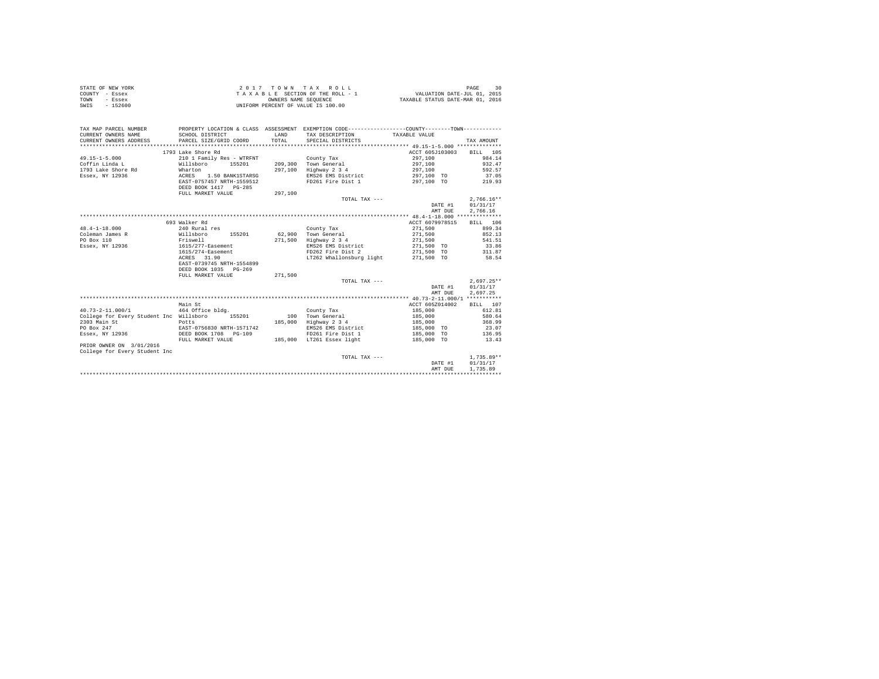STATE OF NEW YORK
COUNTY - Essex
TOWN - Essex
SWIS - 152600

2017 TOWN TAX ROLL
TAXABLE SECTION OF THE ROLL - 1
OWNERS NAME SEQUENCE
UNIFORM PERCENT OF VALUE IS 100.00

VALUATION DATE-JUL 01, 2015
TAXABLE STATUS DATE-MAR 01, 2016

| TAX MAP PARCEL NUMBER / CURRENT OWNERS NAME / CURRENT OWNERS ADDRESS | PROPERTY LOCATION & CLASS / SCHOOL DISTRICT / PARCEL SIZE/GRID COORD | ASSESSMENT LAND / TOTAL | EXEMPTION CODE / TAX DESCRIPTION / SPECIAL DISTRICTS | TAXABLE VALUE | TAX AMOUNT |
|---|---|---|---|---|---|
| ***** 49.15-1-5.000 ***** | 1793 Lake Shore Rd | | | ACCT 605J103003 | BILL 105 |
| 49.15-1-5.000 | 210 1 Family Res - WTRFNT | | County Tax | 297,100 | 984.14 |
| Coffin Linda L | Willsboro 155201 | 209,300 | Town General | 297,100 | 932.47 |
| 1793 Lake Shore Rd | Wharton | 297,100 | Highway 2 3 4 | 297,100 | 592.57 |
| Essex, NY 12936 | ACRES 1.50 BANK1STARSG | | EMS26 EMS District | 297,100 TO | 37.05 |
| | EAST-0757457 NRTH-1559512 | | FD261 Fire Dist 1 | 297,100 TO | 219.93 |
| | DEED BOOK 1417 PG-285 | | | | |
| | FULL MARKET VALUE | 297,100 | | | |
| | | | TOTAL TAX --- | | 2,766.16** |
| | | | | DATE #1 | 01/31/17 |
| | | | | AMT DUE | 2,766.16 |
| ***** 48.4-1-18.000 ***** | 693 Walker Rd | | | ACCT 6079978515 | BILL 106 |
| 48.4-1-18.000 | 240 Rural res | | County Tax | 271,500 | 899.34 |
| Coleman James R | Willsboro 155201 | 62,900 | Town General | 271,500 | 852.13 |
| PO Box 110 | Friswell | 271,500 | Highway 2 3 4 | 271,500 | 541.51 |
| Essex, NY 12936 | 1615/277-Easement | | EMS26 EMS District | 271,500 TO | 33.86 |
| | 1615/274-Easement | | FD262 Fire Dist 2 | 271,500 TO | 311.87 |
| | ACRES 31.90 | | LT262 Whallonsburg light | 271,500 TO | 58.54 |
| | EAST-0739745 NRTH-1554899 | | | | |
| | DEED BOOK 1035 PG-269 | | | | |
| | FULL MARKET VALUE | 271,500 | | | |
| | | | TOTAL TAX --- | | 2,697.25** |
| | | | | DATE #1 | 01/31/17 |
| | | | | AMT DUE | 2,697.25 |
| ***** 40.73-2-11.000/1 ***** | Main St | | | ACCT 605Z014002 | BILL 107 |
| 40.73-2-11.000/1 | 464 Office bldg. | | County Tax | 185,000 | 612.81 |
| College for Every Student Inc | Willsboro 155201 | 100 | Town General | 185,000 | 580.64 |
| 2303 Main St | Potts | 185,000 | Highway 2 3 4 | 185,000 | 368.99 |
| PO Box 247 | EAST-0756830 NRTH-1571742 | | EMS26 EMS District | 185,000 TO | 23.07 |
| Essex, NY 12936 | DEED BOOK 1708 PG-109 | | FD261 Fire Dist 1 | 185,000 TO | 136.95 |
| | FULL MARKET VALUE | 185,000 | LT261 Essex light | 185,000 TO | 13.43 |
| PRIOR OWNER ON 3/01/2016 | | | | | |
| College for Every Student Inc | | | | | |
| | | | TOTAL TAX --- | | 1,735.89** |
| | | | | DATE #1 | 01/31/17 |
| | | | | AMT DUE | 1,735.89 |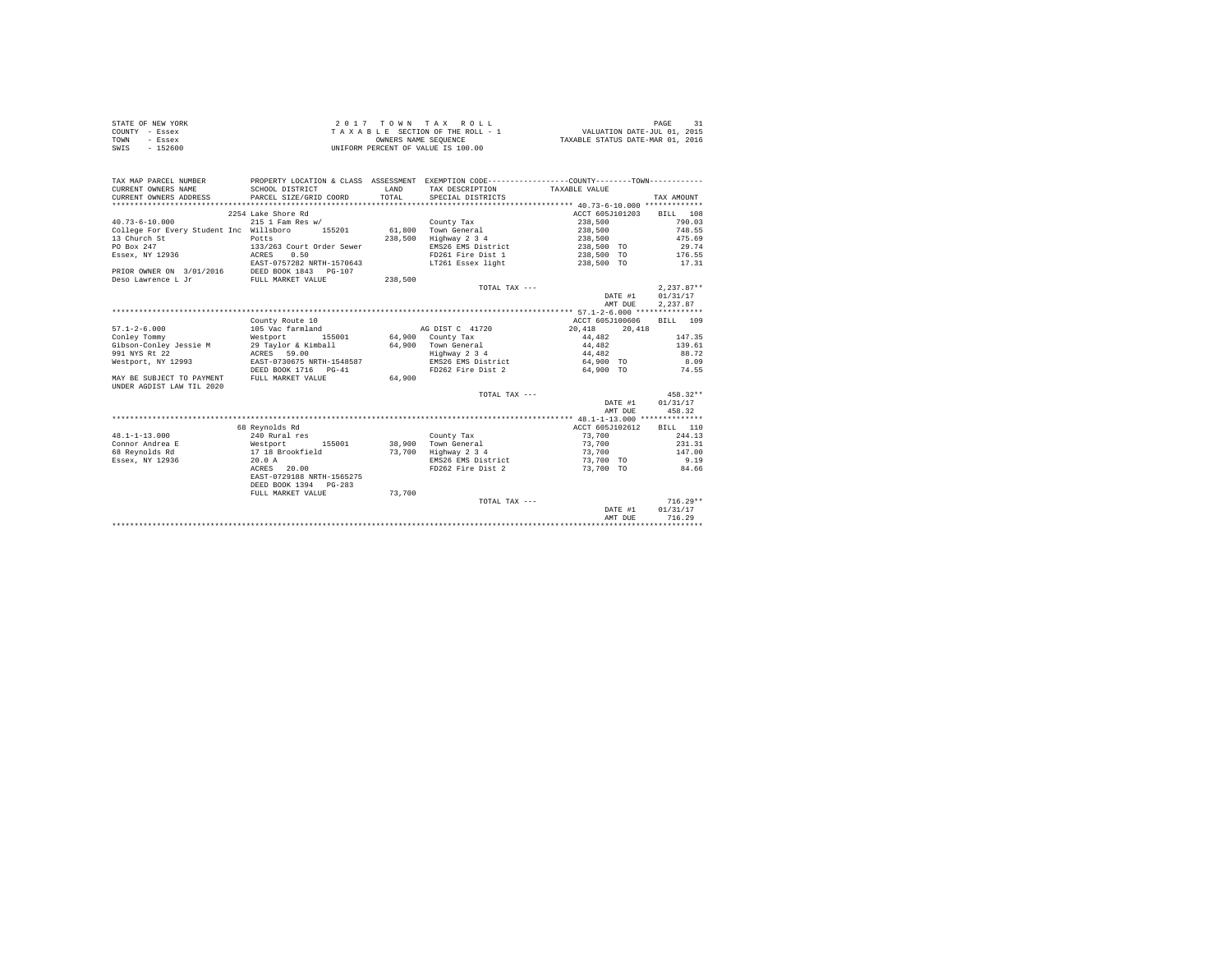STATE OF NEW YORK
COUNTY - Essex
TOWN - Essex
SWIS - 152600

2 0 1 7 T O W N T A X R O L L
T A X A B L E SECTION OF THE ROLL - 1
OWNERS NAME SEQUENCE
UNIFORM PERCENT OF VALUE IS 100.00

VALUATION DATE-JUL 01, 2015
TAXABLE STATUS DATE-MAR 01, 2016

| TAX MAP PARCEL NUMBER / CURRENT OWNERS NAME / CURRENT OWNERS ADDRESS | PROPERTY LOCATION & CLASS / SCHOOL DISTRICT / PARCEL SIZE/GRID COORD | ASSESSMENT LAND / TOTAL | EXEMPTION CODE / TAX DESCRIPTION / SPECIAL DISTRICTS | COUNTY / TOWN TAXABLE VALUE | TAX AMOUNT |
|---|---|---|---|---|---|
| 40.73-6-10.000 | 2254 Lake Shore Rd | | | ACCT 605J101203 | BILL 108 |
| 40.73-6-10.000 | 215 1 Fam Res w/ | | County Tax | 238,500 | 790.03 |
| College For Every Student Inc | Willsboro 155201 | 61,800 | Town General | 238,500 | 748.55 |
| 13 Church St | Potts | 238,500 | Highway 2 3 4 | 238,500 | 475.69 |
| PO Box 247 | 133/263 Court Order Sewer | | EMS26 EMS District | 238,500 TO | 29.74 |
| Essex, NY 12936 | ACRES 0.50 | | FD261 Fire Dist 1 | 238,500 TO | 176.55 |
| | EAST-0757282 NRTH-1570643 | | LT261 Essex light | 238,500 TO | 17.31 |
| PRIOR OWNER ON 3/01/2016 | DEED BOOK 1843 PG-107 | | | | |
| Deso Lawrence L Jr | FULL MARKET VALUE | 238,500 | | | |
| | | | TOTAL TAX --- | | 2,237.87** |
| | | | | DATE #1 | 01/31/17 |
| | | | | AMT DUE | 2,237.87 |
| 57.1-2-6.000 | County Route 10 | | | ACCT 605J100606 | BILL 109 |
| 57.1-2-6.000 | 105 Vac farmland | | AG DIST C 41720 | 20,418 20,418 | |
| Conley Tommy | Westport 155001 | 64,900 | County Tax | 44,482 | 147.35 |
| Gibson-Conley Jessie M | 29 Taylor & Kimball | 64,900 | Town General | 44,482 | 139.61 |
| 991 NYS Rt 22 | ACRES 59.00 | | Highway 2 3 4 | 44,482 | 88.72 |
| Westport, NY 12993 | EAST-0730675 NRTH-1548587 | | EMS26 EMS District | 64,900 TO | 8.09 |
| | DEED BOOK 1716 PG-41 | | FD262 Fire Dist 2 | 64,900 TO | 74.55 |
| MAY BE SUBJECT TO PAYMENT | FULL MARKET VALUE | 64,900 | | | |
| UNDER AGDIST LAW TIL 2020 | | | | | |
| | | | TOTAL TAX --- | | 458.32** |
| | | | | DATE #1 | 01/31/17 |
| | | | | AMT DUE | 458.32 |
| 48.1-1-13.000 | 68 Reynolds Rd | | | ACCT 605J102612 | BILL 110 |
| 48.1-1-13.000 | 240 Rural res | | County Tax | 73,700 | 244.13 |
| Connor Andrea E | Westport 155001 | 38,900 | Town General | 73,700 | 231.31 |
| 68 Reynolds Rd | 17 18 Brookfield | 73,700 | Highway 2 3 4 | 73,700 | 147.00 |
| Essex, NY 12936 | 20.0 A | | EMS26 EMS District | 73,700 TO | 9.19 |
| | ACRES 20.00 | | FD262 Fire Dist 2 | 73,700 TO | 84.66 |
| | EAST-0729188 NRTH-1565275 | | | | |
| | DEED BOOK 1394 PG-283 | | | | |
| | FULL MARKET VALUE | 73,700 | | | |
| | | | TOTAL TAX --- | | 716.29** |
| | | | | DATE #1 | 01/31/17 |
| | | | | AMT DUE | 716.29 |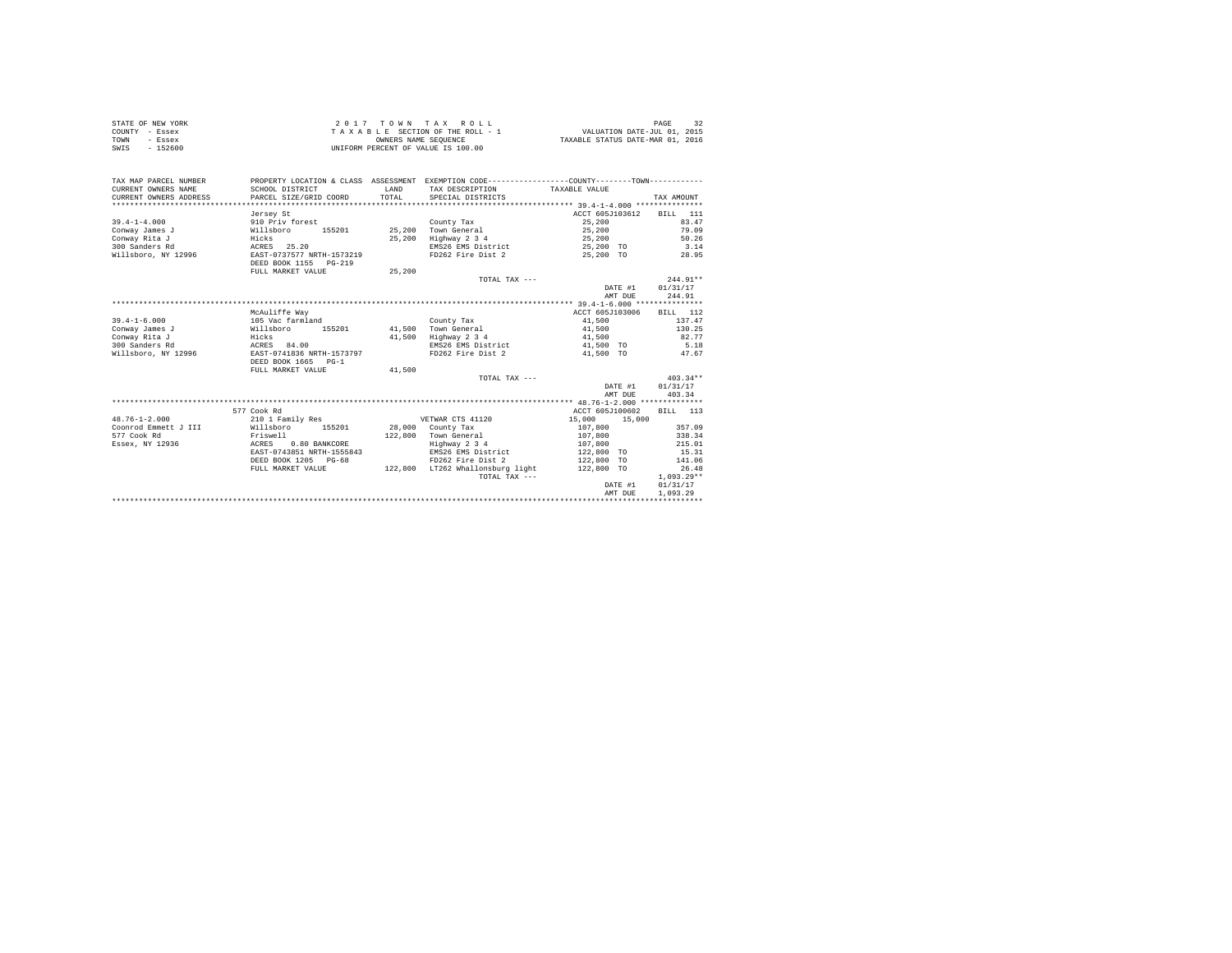STATE OF NEW YORK
COUNTY - Essex
TOWN - Essex
SWIS - 152600

2 0 1 7 T O W N T A X R O L L
T A X A B L E SECTION OF THE ROLL - 1
OWNERS NAME SEQUENCE
UNIFORM PERCENT OF VALUE IS 100.00

VALUATION DATE-JUL 01, 2015
TAXABLE STATUS DATE-MAR 01, 2016

| TAX MAP PARCEL NUMBER / CURRENT OWNERS NAME / CURRENT OWNERS ADDRESS | PROPERTY LOCATION & CLASS / SCHOOL DISTRICT / PARCEL SIZE/GRID COORD | ASSESSMENT LAND / TOTAL | EXEMPTION CODE / TAX DESCRIPTION / SPECIAL DISTRICTS | COUNTY / TOWN TAXABLE VALUE | TAX AMOUNT |
|---|---|---|---|---|---|
| 39.4-1-4.000 | Jersey St | | | ACCT 605J103612 | BILL 111 |
| | 910 Priv forest | | County Tax | 25,200 | 83.47 |
| Conway James J | Willsboro 155201 | 25,200 | Town General | 25,200 | 79.09 |
| Conway Rita J | Hicks | 25,200 | Highway 2 3 4 | 25,200 | 50.26 |
| 300 Sanders Rd | ACRES 25.20 | | EMS26 EMS District | 25,200 TO | 3.14 |
| Willsboro, NY 12996 | EAST-0737577 NRTH-1573219 | | FD262 Fire Dist 2 | 25,200 TO | 28.95 |
| | DEED BOOK 1155 PG-219 | | | | |
| | FULL MARKET VALUE | 25,200 | | | |
| | | | TOTAL TAX --- | | 244.91** |
| | | | | DATE #1 | 01/31/17 |
| | | | | AMT DUE | 244.91 |
| 39.4-1-6.000 | McAuliffe Way | | | ACCT 605J103006 | BILL 112 |
| | 105 Vac farmland | | County Tax | 41,500 | 137.47 |
| Conway James J | Willsboro 155201 | 41,500 | Town General | 41,500 | 130.25 |
| Conway Rita J | Hicks | 41,500 | Highway 2 3 4 | 41,500 | 82.77 |
| 300 Sanders Rd | ACRES 84.00 | | EMS26 EMS District | 41,500 TO | 5.18 |
| Willsboro, NY 12996 | EAST-0741836 NRTH-1573797 | | FD262 Fire Dist 2 | 41,500 TO | 47.67 |
| | DEED BOOK 1665 PG-1 | | | | |
| | FULL MARKET VALUE | 41,500 | | | |
| | | | TOTAL TAX --- | | 403.34** |
| | | | | DATE #1 | 01/31/17 |
| | | | | AMT DUE | 403.34 |
| 48.76-1-2.000 | 577 Cook Rd | | | ACCT 605J100602 | BILL 113 |
| | 210 1 Family Res | | VETWAR CTS 41120 | 15,000 15,000 | |
| Coonrod Emmett J III | Willsboro 155201 | 28,000 | County Tax | 107,800 | 357.09 |
| 577 Cook Rd | Friswell | 122,800 | Town General | 107,800 | 338.34 |
| Essex, NY 12936 | ACRES 0.80 BANKCORE | | Highway 2 3 4 | 107,800 | 215.01 |
| | EAST-0743851 NRTH-1555843 | | EMS26 EMS District | 122,800 TO | 15.31 |
| | DEED BOOK 1205 PG-68 | | FD262 Fire Dist 2 | 122,800 TO | 141.06 |
| | FULL MARKET VALUE | 122,800 | LT262 Whallonsburg light | 122,800 TO | 26.48 |
| | | | TOTAL TAX --- | | 1,093.29** |
| | | | | DATE #1 | 01/31/17 |
| | | | | AMT DUE | 1,093.29 |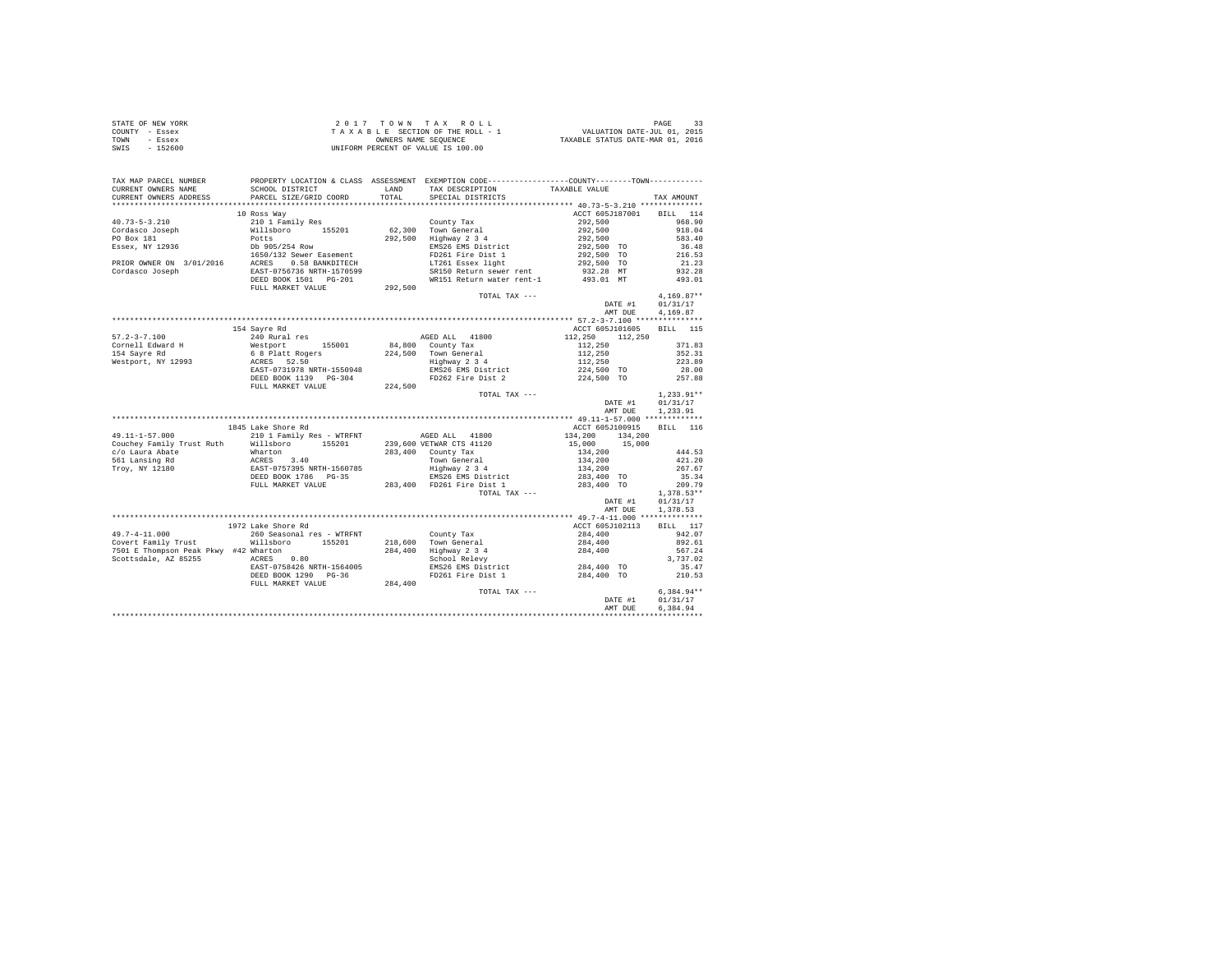STATE OF NEW YORK
COUNTY - Essex
TOWN - Essex
SWIS - 152600

2017 TOWN TAX ROLL
TAXABLE SECTION OF THE ROLL - 1
OWNERS NAME SEQUENCE
UNIFORM PERCENT OF VALUE IS 100.00

VALUATION DATE-JUL 01, 2015
TAXABLE STATUS DATE-MAR 01, 2016

| TAX MAP PARCEL NUMBER / CURRENT OWNERS NAME / CURRENT OWNERS ADDRESS | PROPERTY LOCATION & CLASS / SCHOOL DISTRICT / PARCEL SIZE/GRID COORD | ASSESSMENT LAND / TOTAL | EXEMPTION CODE / TAX DESCRIPTION / SPECIAL DISTRICTS | COUNTY | TOWN / TAXABLE VALUE | TAX AMOUNT |
|---|---|---|---|---|---|---|
| **40.73-5-3.210** | 10 Ross Way | | | ACCT 605J187001 | | BILL 114 |
| 40.73-5-3.210 | 210 1 Family Res | | County Tax | 292,500 | | 968.90 |
| Cordasco Joseph | Willsboro 155201 | 62,300 | Town General | 292,500 | | 918.04 |
| PO Box 181 | Potts | 292,500 | Highway 2 3 4 | 292,500 | | 583.40 |
| Essex, NY 12936 | Db 905/254 Row | | EMS26 EMS District | 292,500 | TO | 36.48 |
| | 1650/132 Sewer Easement | | FD261 Fire Dist 1 | 292,500 | TO | 216.53 |
| PRIOR OWNER ON 3/01/2016 | ACRES 0.58 BANKDITECH | | LT261 Essex light | 292,500 | TO | 21.23 |
| Cordasco Joseph | EAST-0756736 NRTH-1570599 | | SR150 Return sewer rent | 932.28 | MT | 932.28 |
| | DEED BOOK 1501 PG-201 | | WR151 Return water rent-1 | 493.01 | MT | 493.01 |
| | FULL MARKET VALUE | 292,500 | | | | |
| | | | TOTAL TAX --- | | | 4,169.87** |
| | | | | | DATE #1 | 01/31/17 |
| | | | | | AMT DUE | 4,169.87 |
| **57.2-3-7.100** | 154 Sayre Rd | | | ACCT 605J101605 | | BILL 115 |
| 57.2-3-7.100 | 240 Rural res | | AGED ALL 41800 | 112,250 | 112,250 | |
| Cornell Edward H | Westport 155001 | 84,800 | County Tax | 112,250 | | 371.83 |
| 154 Sayre Rd | 6 8 Platt Rogers | 224,500 | Town General | 112,250 | | 352.31 |
| Westport, NY 12993 | ACRES 52.50 | | Highway 2 3 4 | 112,250 | | 223.89 |
| | EAST-0731978 NRTH-1550948 | | EMS26 EMS District | 224,500 | TO | 28.00 |
| | DEED BOOK 1139 PG-304 | | FD262 Fire Dist 2 | 224,500 | TO | 257.88 |
| | FULL MARKET VALUE | 224,500 | | | | |
| | | | TOTAL TAX --- | | | 1,233.91** |
| | | | | | DATE #1 | 01/31/17 |
| | | | | | AMT DUE | 1,233.91 |
| **49.11-1-57.000** | 1845 Lake Shore Rd | | | ACCT 605J100915 | | BILL 116 |
| 49.11-1-57.000 | 210 1 Family Res - WTRFNT | | AGED ALL 41800 | 134,200 | 134,200 | |
| Couchey Family Trust Ruth | Willsboro 155201 | 239,600 | VETWAR CTS 41120 | 15,000 | 15,000 | |
| c/o Laura Abate | Wharton | 283,400 | County Tax | 134,200 | | 444.53 |
| 561 Lansing Rd | ACRES 3.40 | | Town General | 134,200 | | 421.20 |
| Troy, NY 12180 | EAST-0757395 NRTH-1560785 | | Highway 2 3 4 | 134,200 | | 267.67 |
| | DEED BOOK 1786 PG-35 | | EMS26 EMS District | 283,400 | TO | 35.34 |
| | FULL MARKET VALUE | 283,400 | FD261 Fire Dist 1 | 283,400 | TO | 209.79 |
| | | | TOTAL TAX --- | | | 1,378.53** |
| | | | | | DATE #1 | 01/31/17 |
| | | | | | AMT DUE | 1,378.53 |
| **49.7-4-11.000** | 1972 Lake Shore Rd | | | ACCT 605J102113 | | BILL 117 |
| 49.7-4-11.000 | 260 Seasonal res - WTRFNT | | County Tax | 284,400 | | 942.07 |
| Covert Family Trust | Willsboro 155201 | 218,600 | Town General | 284,400 | | 892.61 |
| 7501 E Thompson Peak Pkwy #42 | Wharton | 284,400 | Highway 2 3 4 | 284,400 | | 567.24 |
| Scottsdale, AZ 85255 | ACRES 0.80 | | School Relevy | | | 3,737.02 |
| | EAST-0758426 NRTH-1564005 | | EMS26 EMS District | 284,400 | TO | 35.47 |
| | DEED BOOK 1290 PG-36 | | FD261 Fire Dist 1 | 284,400 | TO | 210.53 |
| | FULL MARKET VALUE | 284,400 | | | | |
| | | | TOTAL TAX --- | | | 6,384.94** |
| | | | | | DATE #1 | 01/31/17 |
| | | | | | AMT DUE | 6,384.94 |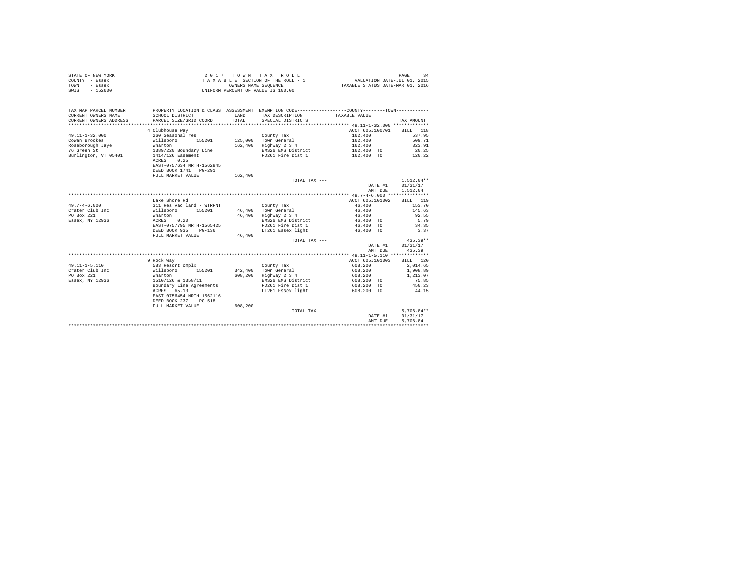STATE OF NEW YORK
COUNTY - Essex
TOWN - Essex
SWIS - 152600

2 0 1 7 T O W N T A X R O L L
T A X A B L E SECTION OF THE ROLL - 1
OWNERS NAME SEQUENCE
UNIFORM PERCENT OF VALUE IS 100.00

VALUATION DATE-JUL 01, 2015
TAXABLE STATUS DATE-MAR 01, 2016

| TAX MAP PARCEL NUMBER / CURRENT OWNERS NAME / CURRENT OWNERS ADDRESS | PROPERTY LOCATION & CLASS / SCHOOL DISTRICT / PARCEL SIZE/GRID COORD | ASSESSMENT LAND / TOTAL | EXEMPTION CODE / TAX DESCRIPTION / SPECIAL DISTRICTS | COUNTY--------TOWN TAXABLE VALUE | TAX AMOUNT |
|---|---|---|---|---|---|
| 49.11-1-32.000 | 4 Clubhouse Way | | | ACCT 605J100701 | BILL 118 |
| Cowan Brookes | 260 Seasonal res | | County Tax | 162,400 | 537.95 |
| Roseborough Jaye | Willsboro 155201 | 125,000 | Town General | 162,400 | 509.71 |
| 76 Green St | Wharton | 162,400 | Highway 2 3 4 | 162,400 | 323.91 |
| Burlington, VT 05401 | 1389/220 Boundary Line | | EMS26 EMS District | 162,400 TO | 20.25 |
| | 1414/126 Easement | | FD261 Fire Dist 1 | 162,400 TO | 120.22 |
| | ACRES 0.25 | | | | |
| | EAST-0757634 NRTH-1562845 | | | | |
| | DEED BOOK 1741 PG-291 | | | | |
| | FULL MARKET VALUE | 162,400 | | | |
| | | | TOTAL TAX --- | | 1,512.04** |
| | | | | DATE #1 | 01/31/17 |
| | | | | AMT DUE | 1,512.04 |
| 49.7-4-6.000 | Lake Shore Rd | | | ACCT 605J101002 | BILL 119 |
| Crater Club Inc | 311 Res vac land - WTRFNT | | County Tax | 46,400 | 153.70 |
| PO Box 221 | Willsboro 155201 | 46,400 | Town General | 46,400 | 145.63 |
| Essex, NY 12936 | Wharton | 46,400 | Highway 2 3 4 | 46,400 | 92.55 |
| | ACRES 0.20 | | EMS26 EMS District | 46,400 TO | 5.79 |
| | EAST-0757795 NRTH-1565425 | | FD261 Fire Dist 1 | 46,400 TO | 34.35 |
| | DEED BOOK 935 PG-136 | | LT261 Essex light | 46,400 TO | 3.37 |
| | FULL MARKET VALUE | 46,400 | | | |
| | | | TOTAL TAX --- | | 435.39** |
| | | | | DATE #1 | 01/31/17 |
| | | | | AMT DUE | 435.39 |
| 49.11-1-5.110 | 9 Rock Way | | | ACCT 605J101003 | BILL 120 |
| Crater Club Inc | 583 Resort cmplx | | County Tax | 608,200 | 2,014.65 |
| PO Box 221 | Willsboro 155201 | 342,400 | Town General | 608,200 | 1,908.89 |
| Essex, NY 12936 | Wharton | 608,200 | Highway 2 3 4 | 608,200 | 1,213.07 |
| | 1510/126 & 1358/11 | | EMS26 EMS District | 608,200 TO | 75.85 |
| | Boundary Line Agreements | | FD261 Fire Dist 1 | 608,200 TO | 450.23 |
| | ACRES 65.13 | | LT261 Essex light | 608,200 TO | 44.15 |
| | EAST-0756454 NRTH-1562116 | | | | |
| | DEED BOOK 237 PG-518 | | | | |
| | FULL MARKET VALUE | 608,200 | | | |
| | | | TOTAL TAX --- | | 5,706.84** |
| | | | | DATE #1 | 01/31/17 |
| | | | | AMT DUE | 5,706.84 |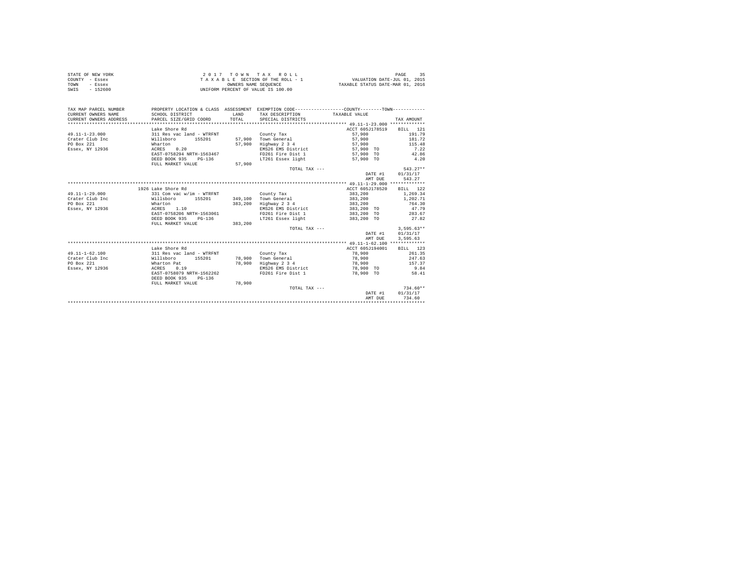STATE OF NEW YORK
COUNTY - Essex
TOWN - Essex
SWIS - 152600

2 0 1 7 T O W N T A X R O L L
T A X A B L E SECTION OF THE ROLL - 1
OWNERS NAME SEQUENCE
UNIFORM PERCENT OF VALUE IS 100.00

VALUATION DATE-JUL 01, 2015
TAXABLE STATUS DATE-MAR 01, 2016

| TAX MAP PARCEL NUMBER / CURRENT OWNERS NAME / CURRENT OWNERS ADDRESS | PROPERTY LOCATION & CLASS / SCHOOL DISTRICT / PARCEL SIZE/GRID COORD | ASSESSMENT LAND / TOTAL | EXEMPTION CODE / TAX DESCRIPTION / SPECIAL DISTRICTS | COUNTY--------TOWN / TAXABLE VALUE | TAX AMOUNT |
|---|---|---|---|---|---|
| 49.11-1-23.000 | Lake Shore Rd | | | ACCT 605J178519 | BILL 121 |
| | 311 Res vac land - WTRFNT | | County Tax | 57,900 | 191.79 |
| Crater Club Inc | Willsboro 155201 | 57,900 | Town General | 57,900 | 181.72 |
| PO Box 221 | Wharton | 57,900 | Highway 2 3 4 | 57,900 | 115.48 |
| Essex, NY 12936 | ACRES 0.20 | | EMS26 EMS District | 57,900 TO | 7.22 |
| | EAST-0758294 NRTH-1563467 | | FD261 Fire Dist 1 | 57,900 TO | 42.86 |
| | DEED BOOK 935 PG-136 | | LT261 Essex light | 57,900 TO | 4.20 |
| | FULL MARKET VALUE | 57,900 | | | |
| | | | TOTAL TAX --- | | 543.27** |
| | | | | DATE #1 | 01/31/17 |
| | | | | AMT DUE | 543.27 |
| 49.11-1-29.000 | 1926 Lake Shore Rd | | | ACCT 605J178520 | BILL 122 |
| | 331 Com vac w/im - WTRFNT | | County Tax | 383,200 | 1,269.34 |
| Crater Club Inc | Willsboro 155201 | 349,100 | Town General | 383,200 | 1,202.71 |
| PO Box 221 | Wharton | 383,200 | Highway 2 3 4 | 383,200 | 764.30 |
| Essex, NY 12936 | ACRES 1.10 | | EMS26 EMS District | 383,200 TO | 47.79 |
| | EAST-0758206 NRTH-1563061 | | FD261 Fire Dist 1 | 383,200 TO | 283.67 |
| | DEED BOOK 935 PG-136 | | LT261 Essex light | 383,200 TO | 27.82 |
| | FULL MARKET VALUE | 383,200 | | | |
| | | | TOTAL TAX --- | | 3,595.63** |
| | | | | DATE #1 | 01/31/17 |
| | | | | AMT DUE | 3,595.63 |
| 49.11-1-62.100 | Lake Shore Rd | | | ACCT 605J194001 | BILL 123 |
| | 311 Res vac land - WTRFNT | | County Tax | 78,900 | 261.35 |
| Crater Club Inc | Willsboro 155201 | 78,900 | Town General | 78,900 | 247.63 |
| PO Box 221 | Wharton Pat | 78,900 | Highway 2 3 4 | 78,900 | 157.37 |
| Essex, NY 12936 | ACRES 0.19 | | EMS26 EMS District | 78,900 TO | 9.84 |
| | EAST-0758079 NRTH-1562262 | | FD261 Fire Dist 1 | 78,900 TO | 58.41 |
| | DEED BOOK 935 PG-136 | | | | |
| | FULL MARKET VALUE | 78,900 | | | |
| | | | TOTAL TAX --- | | 734.60** |
| | | | | DATE #1 | 01/31/17 |
| | | | | AMT DUE | 734.60 |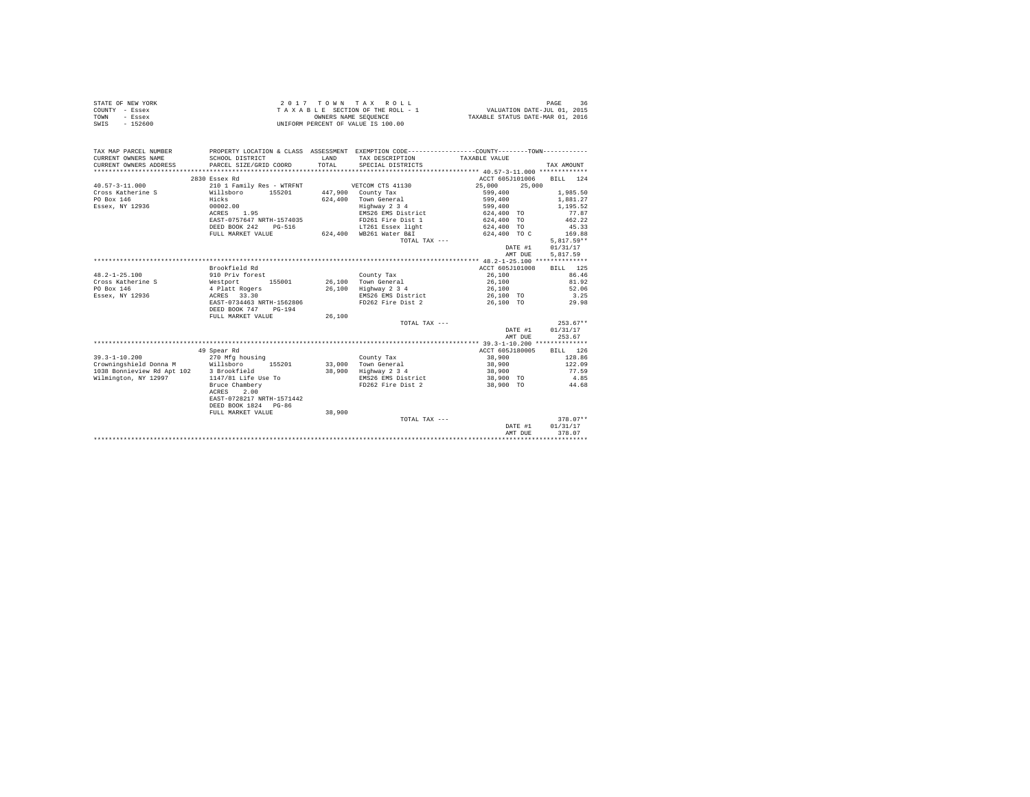STATE OF NEW YORK
COUNTY - Essex
TOWN - Essex
SWIS - 152600

2 0 1 7 T O W N T A X R O L L
T A X A B L E SECTION OF THE ROLL - 1
OWNERS NAME SEQUENCE
UNIFORM PERCENT OF VALUE IS 100.00

VALUATION DATE-JUL 01, 2015
TAXABLE STATUS DATE-MAR 01, 2016

| TAX MAP PARCEL NUMBER / CURRENT OWNERS NAME / CURRENT OWNERS ADDRESS | PROPERTY LOCATION & CLASS / SCHOOL DISTRICT / PARCEL SIZE/GRID COORD | ASSESSMENT LAND / TOTAL | EXEMPTION CODE / TAX DESCRIPTION / SPECIAL DISTRICTS | COUNTY / TOWN TAXABLE VALUE | TAX AMOUNT |
|---|---|---|---|---|---|
| | 2830 Essex Rd | | | ACCT 605J101006 | BILL 124 |
| 40.57-3-11.000 | 210 1 Family Res - WTRFNT | | VETCOM CTS 41130 | 25,000 25,000 | |
| Cross Katherine S | Willsboro 155201 | 447,900 | County Tax | 599,400 | 1,985.50 |
| PO Box 146 | Hicks | 624,400 | Town General | 599,400 | 1,881.27 |
| Essex, NY 12936 | 00002.00 | | Highway 2 3 4 | 599,400 | 1,195.52 |
| | ACRES 1.95 | | EMS26 EMS District | 624,400 TO | 77.87 |
| | EAST-0757647 NRTH-1574035 | | FD261 Fire Dist 1 | 624,400 TO | 462.22 |
| | DEED BOOK 242 PG-516 | | LT261 Essex light | 624,400 TO | 45.33 |
| | FULL MARKET VALUE | 624,400 | WB261 Water B&I | 624,400 TO C | 169.88 |
| | | | TOTAL TAX --- | | 5,817.59** |
| | | | | DATE #1 | 01/31/17 |
| | | | | AMT DUE | 5,817.59 |
| | Brookfield Rd | | | ACCT 605J101008 | BILL 125 |
| 48.2-1-25.100 | 910 Priv forest | | County Tax | 26,100 | 86.46 |
| Cross Katherine S | Westport 155001 | 26,100 | Town General | 26,100 | 81.92 |
| PO Box 146 | 4 Platt Rogers | 26,100 | Highway 2 3 4 | 26,100 | 52.06 |
| Essex, NY 12936 | ACRES 33.30 | | EMS26 EMS District | 26,100 TO | 3.25 |
| | EAST-0734463 NRTH-1562806 | | FD262 Fire Dist 2 | 26,100 TO | 29.98 |
| | DEED BOOK 747 PG-194 | | | | |
| | FULL MARKET VALUE | 26,100 | | | |
| | | | TOTAL TAX --- | | 253.67** |
| | | | | DATE #1 | 01/31/17 |
| | | | | AMT DUE | 253.67 |
| | 49 Spear Rd | | | ACCT 605J180005 | BILL 126 |
| 39.3-1-10.200 | 270 Mfg housing | | County Tax | 38,900 | 128.86 |
| Crowningshield Donna M | Willsboro 155201 | 33,000 | Town General | 38,900 | 122.09 |
| 1038 Bonnieview Rd Apt 102 | 3 Brookfield | 38,900 | Highway 2 3 4 | 38,900 | 77.59 |
| Wilmington, NY 12997 | 1147/81 Life Use To | | EMS26 EMS District | 38,900 TO | 4.85 |
| | Bruce Chambery | | FD262 Fire Dist 2 | 38,900 TO | 44.68 |
| | ACRES 2.00 | | | | |
| | EAST-0728217 NRTH-1571442 | | | | |
| | DEED BOOK 1824 PG-86 | | | | |
| | FULL MARKET VALUE | 38,900 | | | |
| | | | TOTAL TAX --- | | 378.07** |
| | | | | DATE #1 | 01/31/17 |
| | | | | AMT DUE | 378.07 |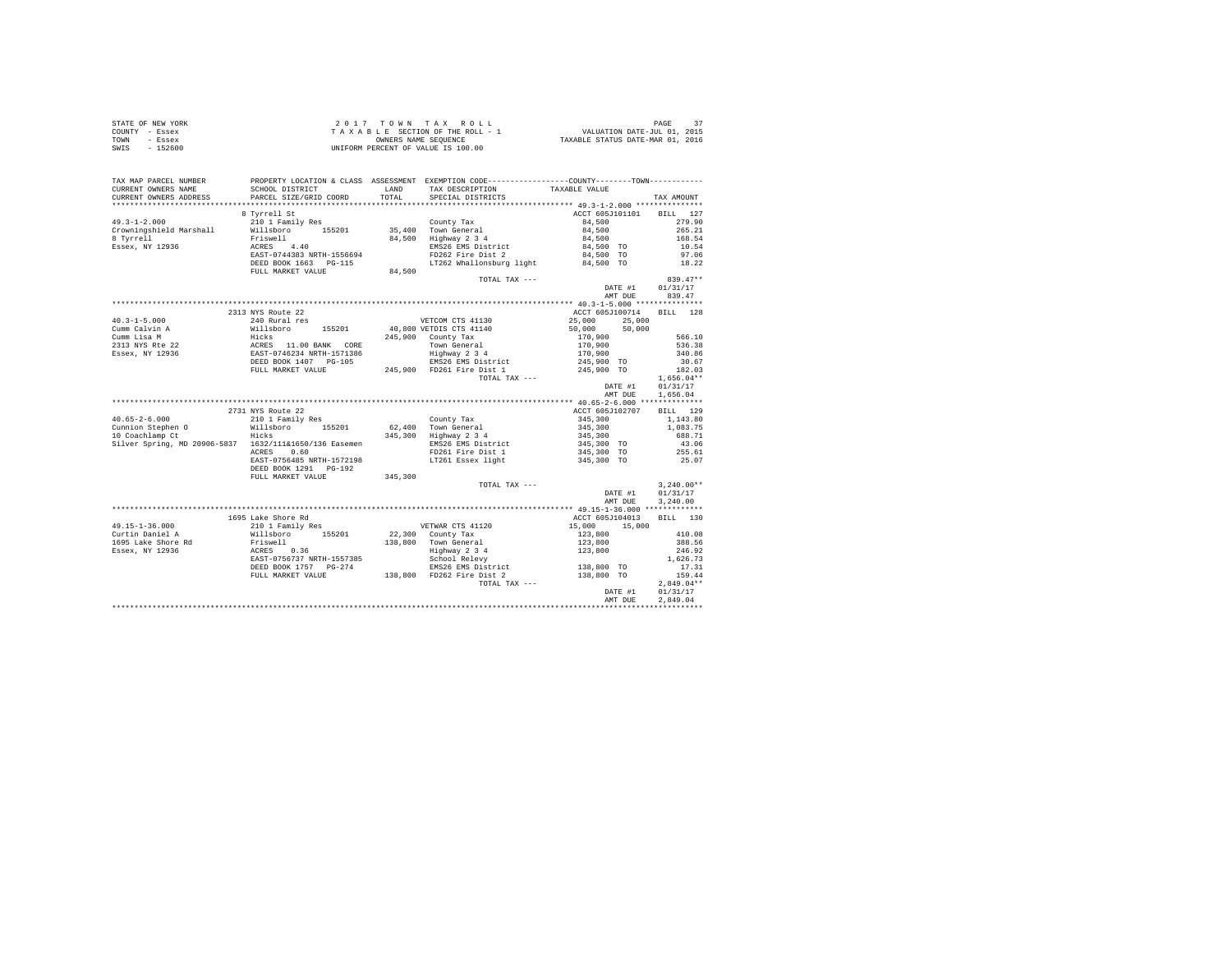STATE OF NEW YORK
COUNTY - Essex
TOWN - Essex
SWIS - 152600

2 0 1 7 T O W N T A X R O L L
T A X A B L E SECTION OF THE ROLL - 1
OWNERS NAME SEQUENCE
UNIFORM PERCENT OF VALUE IS 100.00

VALUATION DATE-JUL 01, 2015
TAXABLE STATUS DATE-MAR 01, 2016

| TAX MAP PARCEL NUMBER / CURRENT OWNERS NAME / CURRENT OWNERS ADDRESS | PROPERTY LOCATION & CLASS / SCHOOL DISTRICT / PARCEL SIZE/GRID COORD | ASSESSMENT LAND / TOTAL | EXEMPTION CODE / TAX DESCRIPTION / SPECIAL DISTRICTS | COUNTY / TOWN TAXABLE VALUE | TAX AMOUNT |
|---|---|---|---|---|---|
| 49.3-1-2.000 | 8 Tyrrell St | | | ACCT 605J101101 | BILL 127 |
| 49.3-1-2.000 | 210 1 Family Res | | County Tax | 84,500 | 279.90 |
| Crowningshield Marshall | Willsboro 155201 | 35,400 | Town General | 84,500 | 265.21 |
| 8 Tyrrell | Friswell | 84,500 | Highway 2 3 4 | 84,500 | 168.54 |
| Essex, NY 12936 | ACRES 4.40 | | EMS26 EMS District | 84,500 TO | 10.54 |
| | EAST-0744383 NRTH-1556694 | | FD262 Fire Dist 2 | 84,500 TO | 97.06 |
| | DEED BOOK 1663 PG-115 | | LT262 Whallonsburg light | 84,500 TO | 18.22 |
| | FULL MARKET VALUE | 84,500 | | | |
| | | | TOTAL TAX --- | | 839.47** |
| | | | | DATE #1 | 01/31/17 |
| | | | | AMT DUE | 839.47 |
| 40.3-1-5.000 | 2313 NYS Route 22 | | | ACCT 605J100714 | BILL 128 |
| 40.3-1-5.000 | 240 Rural res | | VETCOM CTS 41130 | 25,000 25,000 | |
| Cumm Calvin A | Willsboro 155201 | 40,800 | VETDIS CTS 41140 | 50,000 50,000 | |
| Cumm Lisa M | Hicks | 245,900 | County Tax | 170,900 | 566.10 |
| 2313 NYS Rte 22 | ACRES 11.00 BANK CORE | | Town General | 170,900 | 536.38 |
| Essex, NY 12936 | EAST-0746234 NRTH-1571386 | | Highway 2 3 4 | 170,900 | 340.86 |
| | DEED BOOK 1407 PG-105 | | EMS26 EMS District | 245,900 TO | 30.67 |
| | FULL MARKET VALUE | 245,900 | FD261 Fire Dist 1 | 245,900 TO | 182.03 |
| | | | TOTAL TAX --- | | 1,656.04** |
| | | | | DATE #1 | 01/31/17 |
| | | | | AMT DUE | 1,656.04 |
| 40.65-2-6.000 | 2731 NYS Route 22 | | | ACCT 605J102707 | BILL 129 |
| 40.65-2-6.000 | 210 1 Family Res | | County Tax | 345,300 | 1,143.80 |
| Cunnion Stephen O | Willsboro 155201 | 62,400 | Town General | 345,300 | 1,083.75 |
| 10 Coachlamp Ct | Hicks | 345,300 | Highway 2 3 4 | 345,300 | 688.71 |
| Silver Spring, MD 20906-5837 | 1632/111&1650/136 Easemen | | EMS26 EMS District | 345,300 TO | 43.06 |
| | ACRES 0.60 | | FD261 Fire Dist 1 | 345,300 TO | 255.61 |
| | EAST-0756485 NRTH-1572198 | | LT261 Essex light | 345,300 TO | 25.07 |
| | DEED BOOK 1291 PG-192 | | | | |
| | FULL MARKET VALUE | 345,300 | | | |
| | | | TOTAL TAX --- | | 3,240.00** |
| | | | | DATE #1 | 01/31/17 |
| | | | | AMT DUE | 3,240.00 |
| 49.15-1-36.000 | 1695 Lake Shore Rd | | | ACCT 605J104013 | BILL 130 |
| 49.15-1-36.000 | 210 1 Family Res | | VETWAR CTS 41120 | 15,000 15,000 | |
| Curtin Daniel A | Willsboro 155201 | 22,300 | County Tax | 123,800 | 410.08 |
| 1695 Lake Shore Rd | Friswell | 138,800 | Town General | 123,800 | 388.56 |
| Essex, NY 12936 | ACRES 0.36 | | Highway 2 3 4 | 123,800 | 246.92 |
| | EAST-0756737 NRTH-1557385 | | School Relevy | | 1,626.73 |
| | DEED BOOK 1757 PG-274 | | EMS26 EMS District | 138,800 TO | 17.31 |
| | FULL MARKET VALUE | 138,800 | FD262 Fire Dist 2 | 138,800 TO | 159.44 |
| | | | TOTAL TAX --- | | 2,849.04** |
| | | | | DATE #1 | 01/31/17 |
| | | | | AMT DUE | 2,849.04 |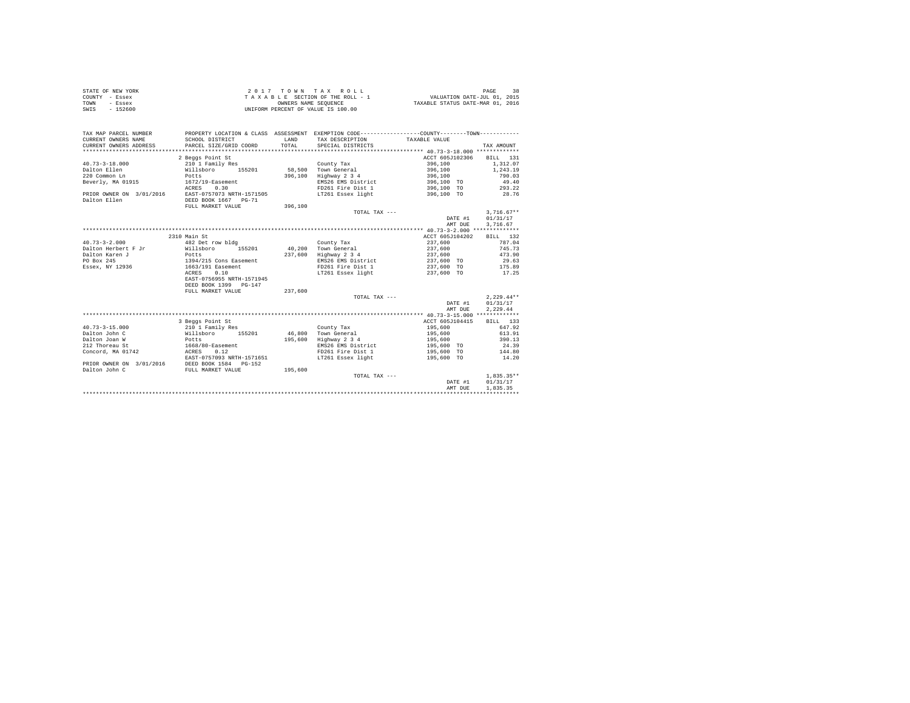STATE OF NEW YORK
COUNTY - Essex
TOWN - Essex
SWIS - 152600

2017 TOWN TAX ROLL
TAXABLE SECTION OF THE ROLL - 1
OWNERS NAME SEQUENCE
UNIFORM PERCENT OF VALUE IS 100.00

VALUATION DATE-JUL 01, 2015
TAXABLE STATUS DATE-MAR 01, 2016

```
TAX MAP PARCEL NUMBER     PROPERTY LOCATION & CLASS  ASSESSMENT  EXEMPTION CODE-----------------COUNTY--------TOWN-----------
CURRENT OWNERS NAME       SCHOOL DISTRICT             LAND       TAX DESCRIPTION           TAXABLE VALUE
CURRENT OWNERS ADDRESS    PARCEL SIZE/GRID COORD      TOTAL      SPECIAL DISTRICTS                                    TAX AMOUNT
******************************************************************************************** 40.73-3-18.000 *************
                          2 Beggs Point St                                                  ACCT 605J102306    BILL  131
40.73-3-18.000            210 1 Family Res                       County Tax                 396,100           1,312.07
Dalton Ellen              Willsboro      155201       58,500     Town General               396,100           1,243.19
220 Common Ln             Potts                      396,100     Highway 2 3 4              396,100             790.03
Beverly, MA 01915         1672/19-Easement                       EMS26 EMS District         396,100 TO           49.40
                          ACRES     0.30                         FD261 Fire Dist 1          396,100 TO          293.22
PRIOR OWNER ON 3/01/2016  EAST-0757073 NRTH-1571505              LT261 Essex light          396,100 TO           28.76
Dalton Ellen              DEED BOOK 1667   PG-71
                          FULL MARKET VALUE          396,100
                                                                 TOTAL TAX ---                                3,716.67**
                                                                                            DATE #1           01/31/17
                                                                                            AMT DUE           3,716.67
******************************************************************************************** 40.73-3-2.000 **************
                          2310 Main St                                                      ACCT 605J104202    BILL  132
40.73-3-2.000             482 Det row bldg                       County Tax                 237,600             787.04
Dalton Herbert F Jr       Willsboro      155201       40,200     Town General               237,600             745.73
Dalton Karen J            Potts                      237,600     Highway 2 3 4              237,600             473.90
PO Box 245                1394/215 Cons Easement                 EMS26 EMS District         237,600 TO           29.63
Essex, NY 12936           1663/191 Easement                      FD261 Fire Dist 1          237,600 TO          175.89
                          ACRES     0.10                         LT261 Essex light          237,600 TO           17.25
                          EAST-0756955 NRTH-1571945
                          DEED BOOK 1399   PG-147
                          FULL MARKET VALUE          237,600
                                                                 TOTAL TAX ---                                2,229.44**
                                                                                            DATE #1           01/31/17
                                                                                            AMT DUE           2,229.44
******************************************************************************************** 40.73-3-15.000 *************
                          3 Beggs Point St                                                  ACCT 605J104415    BILL  133
40.73-3-15.000            210 1 Family Res                       County Tax                 195,600             647.92
Dalton John C             Willsboro      155201       46,800     Town General               195,600             613.91
Dalton Joan W             Potts                      195,600     Highway 2 3 4              195,600             390.13
212 Thoreau St            1668/80-Easement                       EMS26 EMS District         195,600 TO           24.39
Concord, MA 01742         ACRES     0.12                         FD261 Fire Dist 1          195,600 TO          144.80
                          EAST-0757093 NRTH-1571651              LT261 Essex light          195,600 TO           14.20
PRIOR OWNER ON 3/01/2016  DEED BOOK 1584   PG-152
Dalton John C             FULL MARKET VALUE          195,600
                                                                 TOTAL TAX ---                                1,835.35**
                                                                                            DATE #1           01/31/17
                                                                                            AMT DUE           1,835.35
**************************************************************************************************************************
```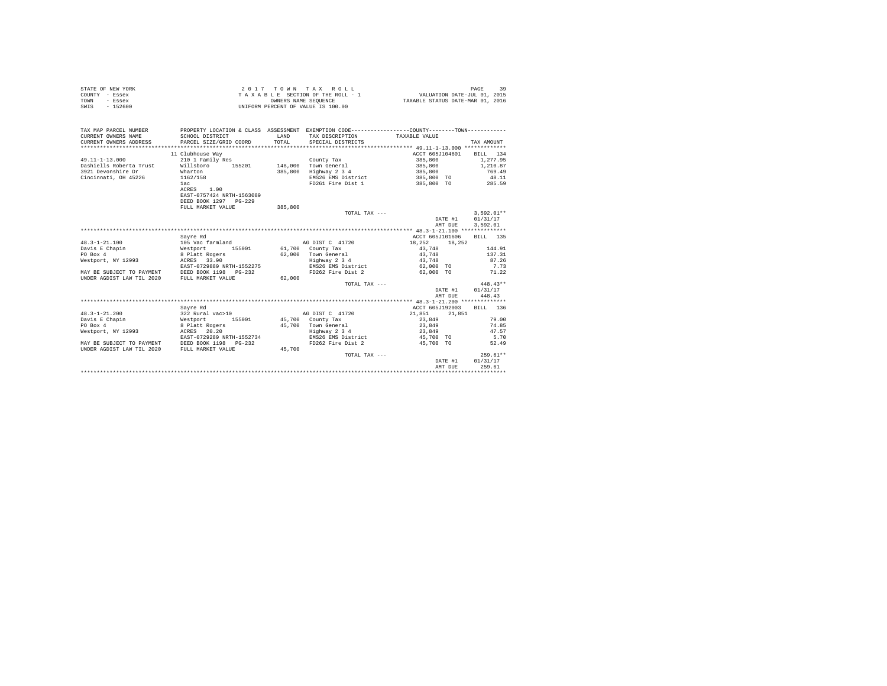STATE OF NEW YORK
COUNTY - Essex
TOWN - Essex
SWIS - 152600

2 0 1 7 T O W N T A X R O L L
T A X A B L E SECTION OF THE ROLL - 1
OWNERS NAME SEQUENCE
UNIFORM PERCENT OF VALUE IS 100.00

VALUATION DATE-JUL 01, 2015
TAXABLE STATUS DATE-MAR 01, 2016

| TAX MAP PARCEL NUMBER / CURRENT OWNERS NAME / CURRENT OWNERS ADDRESS | PROPERTY LOCATION & CLASS / SCHOOL DISTRICT / PARCEL SIZE/GRID COORD | ASSESSMENT LAND / TOTAL | EXEMPTION CODE / TAX DESCRIPTION / SPECIAL DISTRICTS | COUNTY / TAXABLE VALUE | TOWN | TAX AMOUNT |
|---|---|---|---|---|---|---|
| | 11 Clubhouse Way | | | ACCT 605J104601 | | BILL 134 |
| 49.11-1-13.000 | 210 1 Family Res | | County Tax | 385,800 | | 1,277.95 |
| Dashiells Roberta Trust | Willsboro 155201 | 148,000 | Town General | 385,800 | | 1,210.87 |
| 3921 Devonshire Dr | Wharton | 385,800 | Highway 2 3 4 | 385,800 | | 769.49 |
| Cincinnati, OH 45226 | 1162/158 | | EMS26 EMS District | 385,800 TO | | 48.11 |
| | 1ac | | FD261 Fire Dist 1 | 385,800 TO | | 285.59 |
| | ACRES 1.00 | | | | | |
| | EAST-0757424 NRTH-1563089 | | | | | |
| | DEED BOOK 1297 PG-229 | | | | | |
| | FULL MARKET VALUE | 385,800 | | | | |
| | | | TOTAL TAX --- | | | 3,592.01** |
| | | | | | DATE #1 | 01/31/17 |
| | | | | | AMT DUE | 3,592.01 |
| | Sayre Rd | | | ACCT 605J101606 | | BILL 135 |
| 48.3-1-21.100 | 105 Vac farmland | | AG DIST C 41720 | 18,252 | 18,252 | |
| Davis E Chapin | Westport 155001 | 61,700 | County Tax | 43,748 | | 144.91 |
| PO Box 4 | 8 Platt Rogers | 62,000 | Town General | 43,748 | | 137.31 |
| Westport, NY 12993 | ACRES 33.90 | | Highway 2 3 4 | 43,748 | | 87.26 |
| | EAST-0729889 NRTH-1552275 | | EMS26 EMS District | 62,000 TO | | 7.73 |
| MAY BE SUBJECT TO PAYMENT | DEED BOOK 1198 PG-232 | | FD262 Fire Dist 2 | 62,000 TO | | 71.22 |
| UNDER AGDIST LAW TIL 2020 | FULL MARKET VALUE | 62,000 | | | | |
| | | | TOTAL TAX --- | | | 448.43** |
| | | | | | DATE #1 | 01/31/17 |
| | | | | | AMT DUE | 448.43 |
| | Sayre Rd | | | ACCT 605J192003 | | BILL 136 |
| 48.3-1-21.200 | 322 Rural vac>10 | | AG DIST C 41720 | 21,851 | 21,851 | |
| Davis E Chapin | Westport 155001 | 45,700 | County Tax | 23,849 | | 79.00 |
| PO Box 4 | 8 Platt Rogers | 45,700 | Town General | 23,849 | | 74.85 |
| Westport, NY 12993 | ACRES 20.20 | | Highway 2 3 4 | 23,849 | | 47.57 |
| | EAST-0729289 NRTH-1552734 | | EMS26 EMS District | 45,700 TO | | 5.70 |
| MAY BE SUBJECT TO PAYMENT | DEED BOOK 1198 PG-232 | | FD262 Fire Dist 2 | 45,700 TO | | 52.49 |
| UNDER AGDIST LAW TIL 2020 | FULL MARKET VALUE | 45,700 | | | | |
| | | | TOTAL TAX --- | | | 259.61** |
| | | | | | DATE #1 | 01/31/17 |
| | | | | | AMT DUE | 259.61 |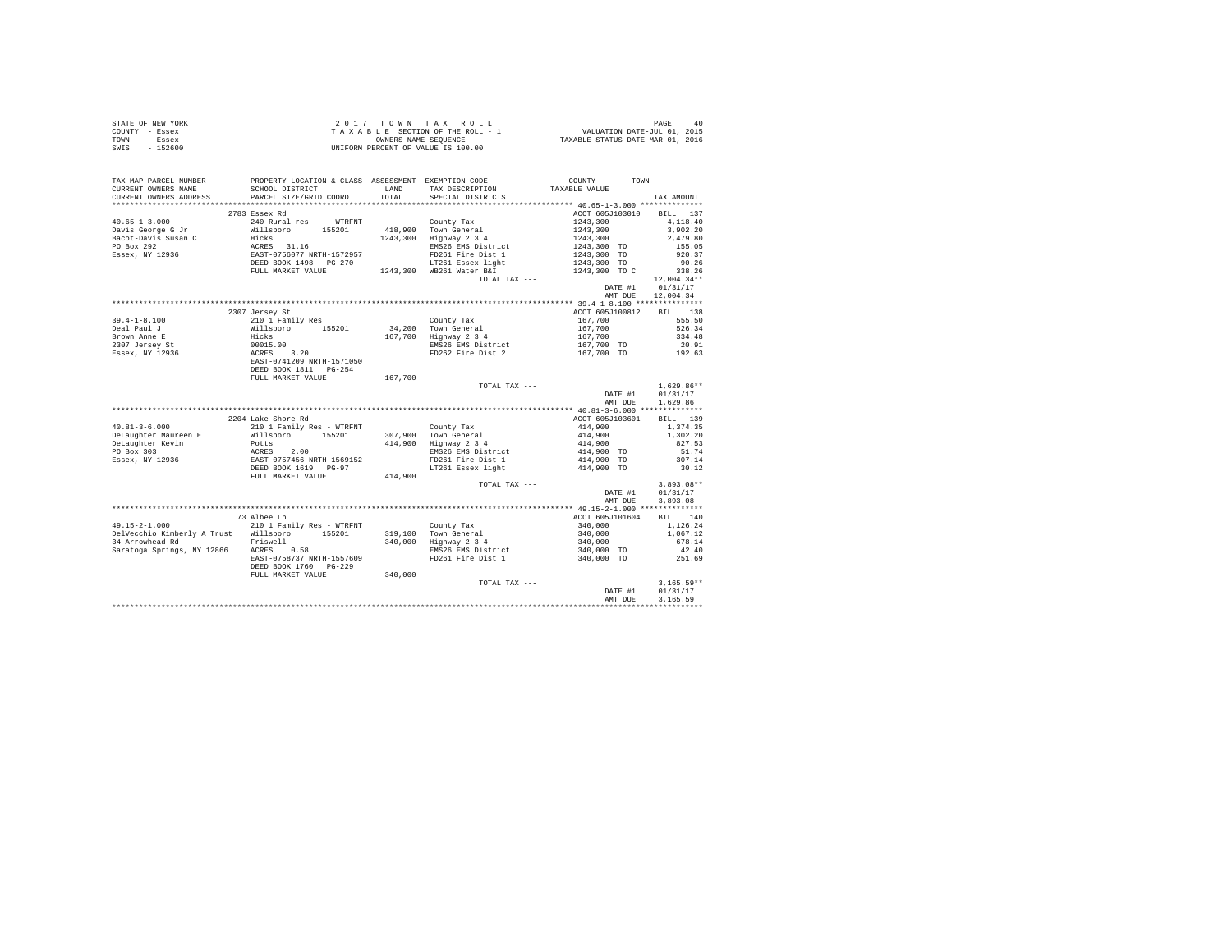STATE OF NEW YORK
COUNTY - Essex
TOWN - Essex
SWIS - 152600

2 0 1 7 T O W N T A X R O L L
T A X A B L E SECTION OF THE ROLL - 1
OWNERS NAME SEQUENCE
UNIFORM PERCENT OF VALUE IS 100.00

VALUATION DATE-JUL 01, 2015
TAXABLE STATUS DATE-MAR 01, 2016

| TAX MAP PARCEL NUMBER / CURRENT OWNERS NAME / CURRENT OWNERS ADDRESS | PROPERTY LOCATION & CLASS / SCHOOL DISTRICT / PARCEL SIZE/GRID COORD | ASSESSMENT LAND / TOTAL | EXEMPTION CODE / TAX DESCRIPTION / SPECIAL DISTRICTS | TAXABLE VALUE | TAX AMOUNT |
|---|---|---|---|---|---|
| 40.65-1-3.000 | 2783 Essex Rd | | | ACCT 605J103010 | BILL 137 |
| | 240 Rural res - WTRFNT | | County Tax | 1243,300 | 4,118.40 |
| Davis George G Jr | Willsboro 155201 | 418,900 | Town General | 1243,300 | 3,902.20 |
| Bacot-Davis Susan C | Hicks | 1243,300 | Highway 2 3 4 | 1243,300 | 2,479.80 |
| PO Box 292 | ACRES 31.16 | | EMS26 EMS District | 1243,300 TO | 155.05 |
| Essex, NY 12936 | EAST-0756077 NRTH-1572957 | | FD261 Fire Dist 1 | 1243,300 TO | 920.37 |
| | DEED BOOK 1498 PG-270 | | LT261 Essex light | 1243,300 TO | 90.26 |
| | FULL MARKET VALUE | 1243,300 | WB261 Water B&I | 1243,300 TO C | 338.26 |
| | | | TOTAL TAX --- | | 12,004.34** |
| | | | | DATE #1 | 01/31/17 |
| | | | | AMT DUE | 12,004.34 |
| 39.4-1-8.100 | 2307 Jersey St | | | ACCT 605J100812 | BILL 138 |
| | 210 1 Family Res | | County Tax | 167,700 | 555.50 |
| Deal Paul J | Willsboro 155201 | 34,200 | Town General | 167,700 | 526.34 |
| Brown Anne E | Hicks | 167,700 | Highway 2 3 4 | 167,700 | 334.48 |
| 2307 Jersey St | 00015.00 | | EMS26 EMS District | 167,700 TO | 20.91 |
| Essex, NY 12936 | ACRES 3.20 | | FD262 Fire Dist 2 | 167,700 TO | 192.63 |
| | EAST-0741209 NRTH-1571050 | | | | |
| | DEED BOOK 1811 PG-254 | | | | |
| | FULL MARKET VALUE | 167,700 | | | |
| | | | TOTAL TAX --- | | 1,629.86** |
| | | | | DATE #1 | 01/31/17 |
| | | | | AMT DUE | 1,629.86 |
| 40.81-3-6.000 | 2204 Lake Shore Rd | | | ACCT 605J103601 | BILL 139 |
| | 210 1 Family Res - WTRFNT | | County Tax | 414,900 | 1,374.35 |
| DeLaughter Maureen E | Willsboro 155201 | 307,900 | Town General | 414,900 | 1,302.20 |
| DeLaughter Kevin | Potts | 414,900 | Highway 2 3 4 | 414,900 | 827.53 |
| PO Box 303 | ACRES 2.00 | | EMS26 EMS District | 414,900 TO | 51.74 |
| Essex, NY 12936 | EAST-0757456 NRTH-1569152 | | FD261 Fire Dist 1 | 414,900 TO | 307.14 |
| | DEED BOOK 1619 PG-97 | | LT261 Essex light | 414,900 TO | 30.12 |
| | FULL MARKET VALUE | 414,900 | | | |
| | | | TOTAL TAX --- | | 3,893.08** |
| | | | | DATE #1 | 01/31/17 |
| | | | | AMT DUE | 3,893.08 |
| 49.15-2-1.000 | 73 Albee Ln | | | ACCT 605J101604 | BILL 140 |
| | 210 1 Family Res - WTRFNT | | County Tax | 340,000 | 1,126.24 |
| DelVecchio Kimberly A Trust | Willsboro 155201 | 319,100 | Town General | 340,000 | 1,067.12 |
| 34 Arrowhead Rd | Friswell | 340,000 | Highway 2 3 4 | 340,000 | 678.14 |
| Saratoga Springs, NY 12866 | ACRES 0.58 | | EMS26 EMS District | 340,000 TO | 42.40 |
| | EAST-0758737 NRTH-1557609 | | FD261 Fire Dist 1 | 340,000 TO | 251.69 |
| | DEED BOOK 1760 PG-229 | | | | |
| | FULL MARKET VALUE | 340,000 | | | |
| | | | TOTAL TAX --- | | 3,165.59** |
| | | | | DATE #1 | 01/31/17 |
| | | | | AMT DUE | 3,165.59 |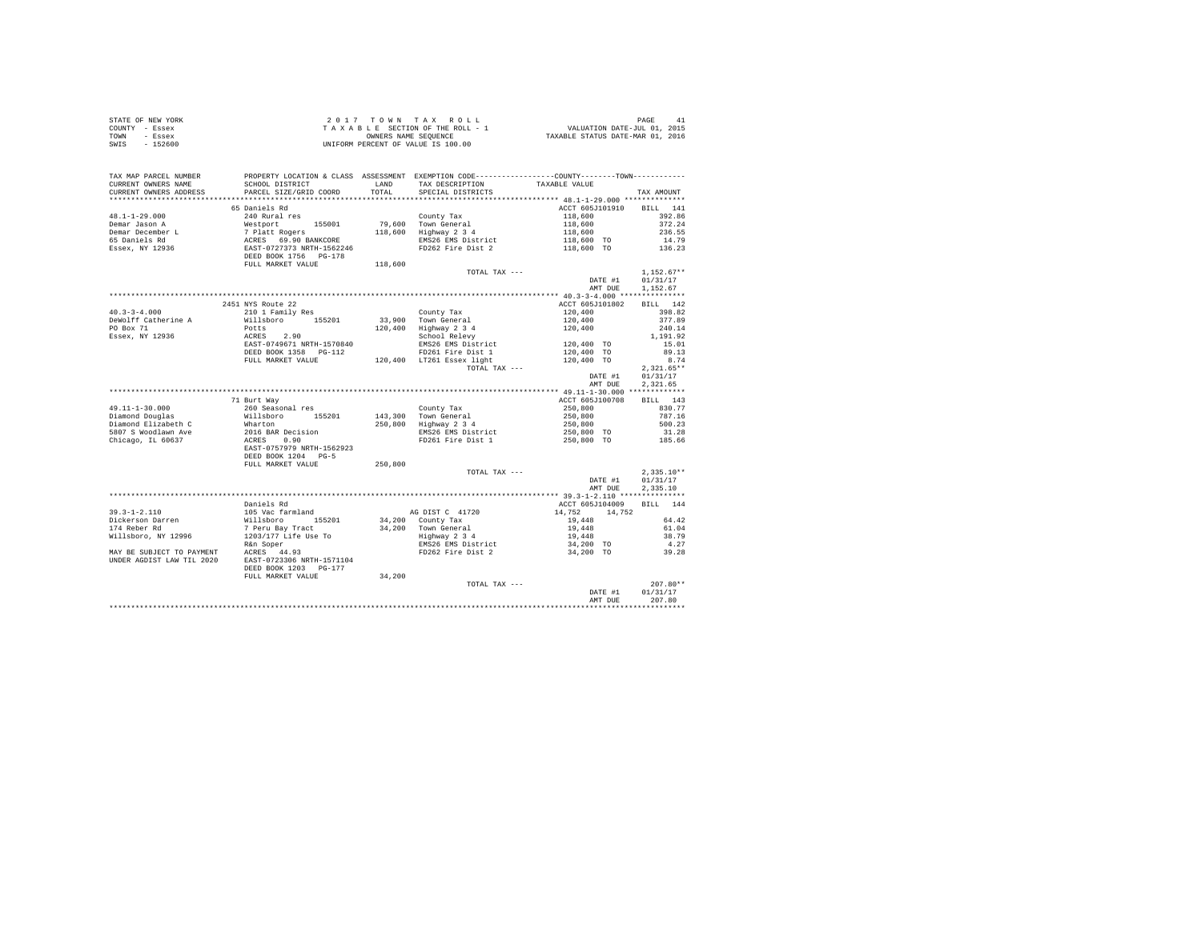STATE OF NEW YORK
COUNTY - Essex
TOWN - Essex
SWIS - 152600

2 0 1 7 T O W N T A X R O L L
T A X A B L E SECTION OF THE ROLL - 1
OWNERS NAME SEQUENCE
UNIFORM PERCENT OF VALUE IS 100.00

VALUATION DATE-JUL 01, 2015
TAXABLE STATUS DATE-MAR 01, 2016

| TAX MAP PARCEL NUMBER / CURRENT OWNERS NAME / CURRENT OWNERS ADDRESS | PROPERTY LOCATION & CLASS / SCHOOL DISTRICT / PARCEL SIZE/GRID COORD | ASSESSMENT LAND / TOTAL | EXEMPTION CODE / TAX DESCRIPTION / SPECIAL DISTRICTS | COUNTY / TOWN TAXABLE VALUE | TAX AMOUNT |
|---|---|---|---|---|---|
| 48.1-1-29.000 | 65 Daniels Rd | | | ACCT 605J101910 | BILL 141 |
| Demar Jason A | 240 Rural res | | County Tax | 118,600 | 392.86 |
| Demar December L | Westport 155001 | 79,600 | Town General | 118,600 | 372.24 |
| 65 Daniels Rd | 7 Platt Rogers | 118,600 | Highway 2 3 4 | 118,600 | 236.55 |
| Essex, NY 12936 | ACRES 69.90 BANKCORE | | EMS26 EMS District | 118,600 TO | 14.79 |
| | EAST-0727373 NRTH-1562246 | | FD262 Fire Dist 2 | 118,600 TO | 136.23 |
| | DEED BOOK 1756 PG-178 | | | | |
| | FULL MARKET VALUE | 118,600 | | | |
| | | | TOTAL TAX --- | | 1,152.67** |
| | | | | DATE #1 | 01/31/17 |
| | | | | AMT DUE | 1,152.67 |
| 40.3-3-4.000 | 2451 NYS Route 22 | | | ACCT 605J101802 | BILL 142 |
| DeWolff Catherine A | 210 1 Family Res | | County Tax | 120,400 | 398.82 |
| PO Box 71 | Willsboro 155201 | 33,900 | Town General | 120,400 | 377.89 |
| Essex, NY 12936 | Potts | 120,400 | Highway 2 3 4 | 120,400 | 240.14 |
| | ACRES 2.90 | | School Relevy | | 1,191.92 |
| | EAST-0749671 NRTH-1570840 | | EMS26 EMS District | 120,400 TO | 15.01 |
| | DEED BOOK 1358 PG-112 | | FD261 Fire Dist 1 | 120,400 TO | 89.13 |
| | FULL MARKET VALUE | 120,400 | LT261 Essex light | 120,400 TO | 8.74 |
| | | | TOTAL TAX --- | | 2,321.65** |
| | | | | DATE #1 | 01/31/17 |
| | | | | AMT DUE | 2,321.65 |
| 49.11-1-30.000 | 71 Burt Way | | | ACCT 605J100708 | BILL 143 |
| Diamond Douglas | 260 Seasonal res | | County Tax | 250,800 | 830.77 |
| Diamond Elizabeth C | Willsboro 155201 | 143,300 | Town General | 250,800 | 787.16 |
| 5807 S Woodlawn Ave | Wharton | 250,800 | Highway 2 3 4 | 250,800 | 500.23 |
| Chicago, IL 60637 | 2016 BAR Decision | | EMS26 EMS District | 250,800 TO | 31.28 |
| | ACRES 0.90 | | FD261 Fire Dist 1 | 250,800 TO | 185.66 |
| | EAST-0757979 NRTH-1562923 | | | | |
| | DEED BOOK 1204 PG-5 | | | | |
| | FULL MARKET VALUE | 250,800 | | | |
| | | | TOTAL TAX --- | | 2,335.10** |
| | | | | DATE #1 | 01/31/17 |
| | | | | AMT DUE | 2,335.10 |
| 39.3-1-2.110 | Daniels Rd | | | ACCT 605J104009 | BILL 144 |
| Dickerson Darren | 105 Vac farmland | | AG DIST C 41720 | 14,752 14,752 | |
| 174 Reber Rd | Willsboro 155201 | 34,200 | County Tax | 19,448 | 64.42 |
| Willsboro, NY 12996 | 7 Peru Bay Tract | 34,200 | Town General | 19,448 | 61.04 |
| | 1203/177 Life Use To | | Highway 2 3 4 | 19,448 | 38.79 |
| | R&n Soper | | EMS26 EMS District | 34,200 TO | 4.27 |
| MAY BE SUBJECT TO PAYMENT | ACRES 44.93 | | FD262 Fire Dist 2 | 34,200 TO | 39.28 |
| UNDER AGDIST LAW TIL 2020 | EAST-0723306 NRTH-1571104 | | | | |
| | DEED BOOK 1203 PG-177 | | | | |
| | FULL MARKET VALUE | 34,200 | | | |
| | | | TOTAL TAX --- | | 207.80** |
| | | | | DATE #1 | 01/31/17 |
| | | | | AMT DUE | 207.80 |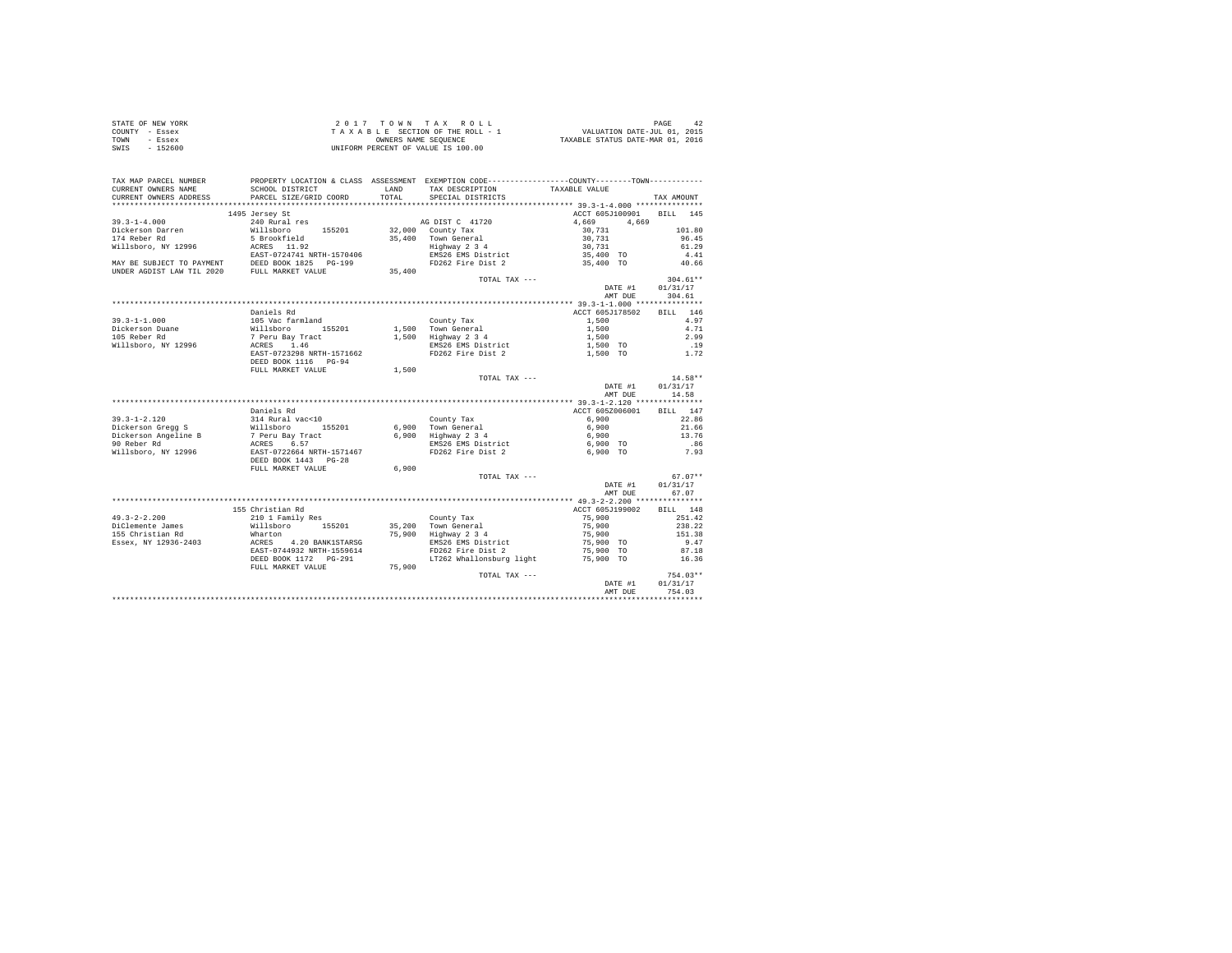STATE OF NEW YORK
COUNTY - Essex
TOWN - Essex
SWIS - 152600

2 0 1 7 T O W N T A X R O L L
T A X A B L E SECTION OF THE ROLL - 1
OWNERS NAME SEQUENCE
UNIFORM PERCENT OF VALUE IS 100.00

VALUATION DATE-JUL 01, 2015
TAXABLE STATUS DATE-MAR 01, 2016

| TAX MAP PARCEL NUMBER / CURRENT OWNERS NAME / CURRENT OWNERS ADDRESS | PROPERTY LOCATION & CLASS / SCHOOL DISTRICT / PARCEL SIZE/GRID COORD | ASSESSMENT LAND / TOTAL | EXEMPTION CODE / TAX DESCRIPTION / SPECIAL DISTRICTS | COUNTY / TOWN TAXABLE VALUE | TAX AMOUNT |
|---|---|---|---|---|---|
| **39.3-1-4.000** | 1495 Jersey St | | | ACCT 605J100901 | BILL 145 |
| 39.3-1-4.000 | 240 Rural res | | AG DIST C 41720 | 4,669 4,669 | |
| Dickerson Darren | Willsboro 155201 | 32,000 | County Tax | 30,731 | 101.80 |
| 174 Reber Rd | 5 Brookfield | 35,400 | Town General | 30,731 | 96.45 |
| Willsboro, NY 12996 | ACRES 11.92 | | Highway 2 3 4 | 30,731 | 61.29 |
| | EAST-0724741 NRTH-1570406 | | EMS26 EMS District | 35,400 TO | 4.41 |
| MAY BE SUBJECT TO PAYMENT | DEED BOOK 1825 PG-199 | | FD262 Fire Dist 2 | 35,400 TO | 40.66 |
| UNDER AGDIST LAW TIL 2020 | FULL MARKET VALUE | 35,400 | | | |
| | | | TOTAL TAX --- | | 304.61** |
| | | | | DATE #1 | 01/31/17 |
| | | | | AMT DUE | 304.61 |
| **39.3-1-1.000** | Daniels Rd | | | ACCT 605J178502 | BILL 146 |
| 39.3-1-1.000 | 105 Vac farmland | | County Tax | 1,500 | 4.97 |
| Dickerson Duane | Willsboro 155201 | 1,500 | Town General | 1,500 | 4.71 |
| 105 Reber Rd | 7 Peru Bay Tract | 1,500 | Highway 2 3 4 | 1,500 | 2.99 |
| Willsboro, NY 12996 | ACRES 1.46 | | EMS26 EMS District | 1,500 TO | .19 |
| | EAST-0723298 NRTH-1571662 | | FD262 Fire Dist 2 | 1,500 TO | 1.72 |
| | DEED BOOK 1116 PG-94 | | | | |
| | FULL MARKET VALUE | 1,500 | | | |
| | | | TOTAL TAX --- | | 14.58** |
| | | | | DATE #1 | 01/31/17 |
| | | | | AMT DUE | 14.58 |
| **39.3-1-2.120** | Daniels Rd | | | ACCT 605Z006001 | BILL 147 |
| 39.3-1-2.120 | 314 Rural vac<10 | | County Tax | 6,900 | 22.86 |
| Dickerson Gregg S | Willsboro 155201 | 6,900 | Town General | 6,900 | 21.66 |
| Dickerson Angeline B | 7 Peru Bay Tract | 6,900 | Highway 2 3 4 | 6,900 | 13.76 |
| 90 Reber Rd | ACRES 6.57 | | EMS26 EMS District | 6,900 TO | .86 |
| Willsboro, NY 12996 | EAST-0722664 NRTH-1571467 | | FD262 Fire Dist 2 | 6,900 TO | 7.93 |
| | DEED BOOK 1443 PG-28 | | | | |
| | FULL MARKET VALUE | 6,900 | | | |
| | | | TOTAL TAX --- | | 67.07** |
| | | | | DATE #1 | 01/31/17 |
| | | | | AMT DUE | 67.07 |
| **49.3-2-2.200** | 155 Christian Rd | | | ACCT 605J199002 | BILL 148 |
| 49.3-2-2.200 | 210 1 Family Res | | County Tax | 75,900 | 251.42 |
| DiClemente James | Willsboro 155201 | 35,200 | Town General | 75,900 | 238.22 |
| 155 Christian Rd | Wharton | 75,900 | Highway 2 3 4 | 75,900 | 151.38 |
| Essex, NY 12936-2403 | ACRES 4.20 BANK1STARSG | | EMS26 EMS District | 75,900 TO | 9.47 |
| | EAST-0744932 NRTH-1559614 | | FD262 Fire Dist 2 | 75,900 TO | 87.18 |
| | DEED BOOK 1172 PG-291 | | LT262 Whallonsburg light | 75,900 TO | 16.36 |
| | FULL MARKET VALUE | 75,900 | | | |
| | | | TOTAL TAX --- | | 754.03** |
| | | | | DATE #1 | 01/31/17 |
| | | | | AMT DUE | 754.03 |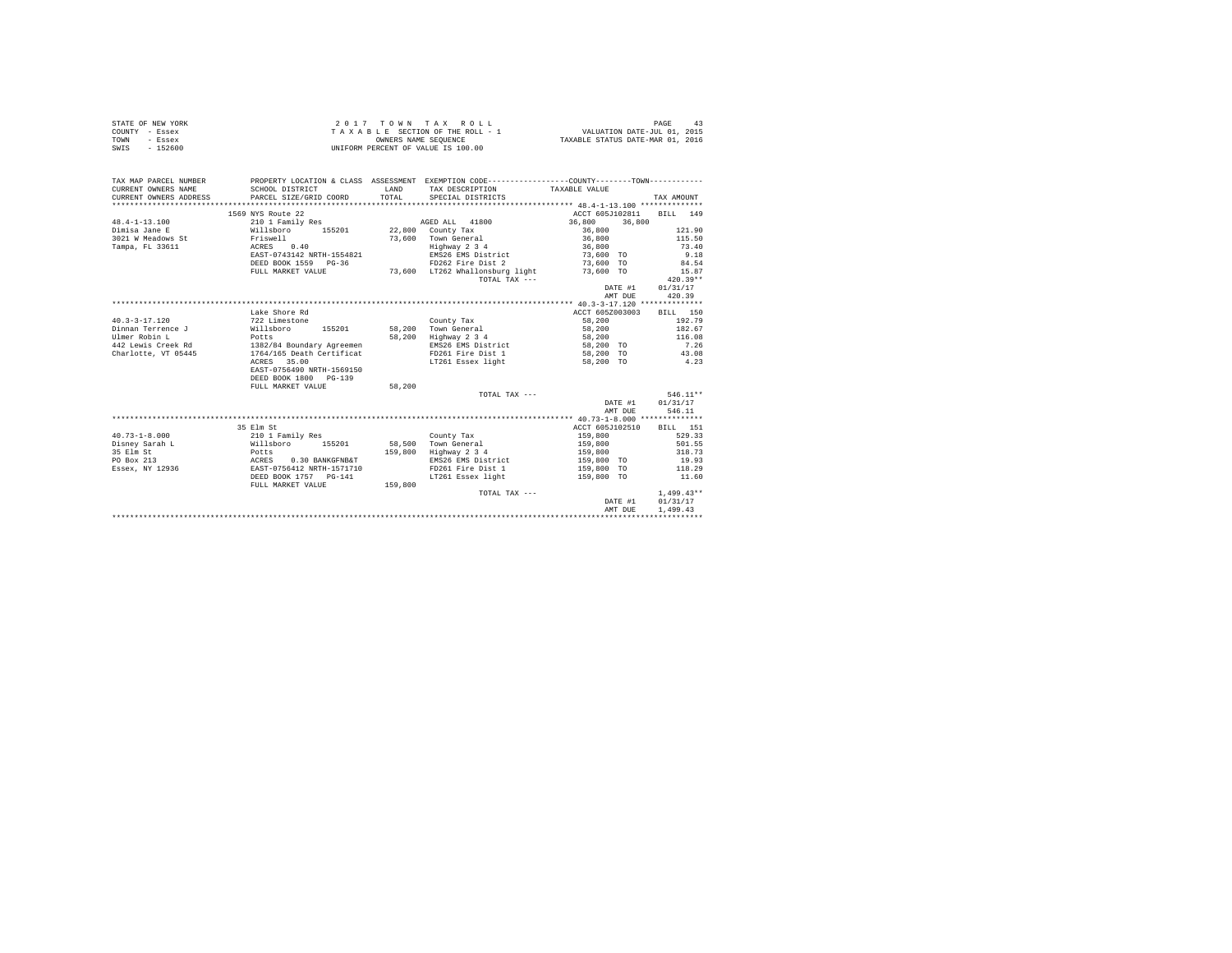STATE OF NEW YORK
COUNTY - Essex
TOWN - Essex
SWIS - 152600

2 0 1 7 T O W N T A X R O L L
T A X A B L E SECTION OF THE ROLL - 1
OWNERS NAME SEQUENCE
UNIFORM PERCENT OF VALUE IS 100.00

VALUATION DATE-JUL 01, 2015
TAXABLE STATUS DATE-MAR 01, 2016

| TAX MAP PARCEL NUMBER / CURRENT OWNERS NAME / CURRENT OWNERS ADDRESS | PROPERTY LOCATION & CLASS / SCHOOL DISTRICT / PARCEL SIZE/GRID COORD | ASSESSMENT LAND / TOTAL | EXEMPTION CODE / TAX DESCRIPTION / SPECIAL DISTRICTS | COUNTY / TOWN TAXABLE VALUE | TAX AMOUNT |
|---|---|---|---|---|---|
| 48.4-1-13.100 | 1569 NYS Route 22 | | | ACCT 605J102811 | BILL 149 |
| | 210 1 Family Res | | AGED ALL 41800 | 36,800 36,800 | |
| Dimisa Jane E | Willsboro 155201 | 22,800 | County Tax | 36,800 | 121.90 |
| 3021 W Meadows St | Friswell | 73,600 | Town General | 36,800 | 115.50 |
| Tampa, FL 33611 | ACRES 0.40 | | Highway 2 3 4 | 36,800 | 73.40 |
| | EAST-0743142 NRTH-1554821 | | EMS26 EMS District | 73,600 TO | 9.18 |
| | DEED BOOK 1559 PG-36 | | FD262 Fire Dist 2 | 73,600 TO | 84.54 |
| | FULL MARKET VALUE | 73,600 | LT262 Whallonsburg light | 73,600 TO | 15.87 |
| | | | TOTAL TAX --- | | 420.39** |
| | | | | DATE #1 | 01/31/17 |
| | | | | AMT DUE | 420.39 |
| 40.3-3-17.120 | Lake Shore Rd | | | ACCT 605Z003003 | BILL 150 |
| | 722 Limestone | | County Tax | 58,200 | 192.79 |
| Dinnan Terrence J | Willsboro 155201 | 58,200 | Town General | 58,200 | 182.67 |
| Ulmer Robin L | Potts | 58,200 | Highway 2 3 4 | 58,200 | 116.08 |
| 442 Lewis Creek Rd | 1382/84 Boundary Agreemen | | EMS26 EMS District | 58,200 TO | 7.26 |
| Charlotte, VT 05445 | 1764/165 Death Certificat | | FD261 Fire Dist 1 | 58,200 TO | 43.08 |
| | ACRES 35.00 | | LT261 Essex light | 58,200 TO | 4.23 |
| | EAST-0756490 NRTH-1569150 | | | | |
| | DEED BOOK 1800 PG-139 | | | | |
| | FULL MARKET VALUE | 58,200 | | | |
| | | | TOTAL TAX --- | | 546.11** |
| | | | | DATE #1 | 01/31/17 |
| | | | | AMT DUE | 546.11 |
| 40.73-1-8.000 | 35 Elm St | | | ACCT 605J102510 | BILL 151 |
| | 210 1 Family Res | | County Tax | 159,800 | 529.33 |
| Disney Sarah L | Willsboro 155201 | 58,500 | Town General | 159,800 | 501.55 |
| 35 Elm St | Potts | 159,800 | Highway 2 3 4 | 159,800 | 318.73 |
| PO Box 213 | ACRES 0.30 BANKGFNB&T | | EMS26 EMS District | 159,800 TO | 19.93 |
| Essex, NY 12936 | EAST-0756412 NRTH-1571710 | | FD261 Fire Dist 1 | 159,800 TO | 118.29 |
| | DEED BOOK 1757 PG-141 | | LT261 Essex light | 159,800 TO | 11.60 |
| | FULL MARKET VALUE | 159,800 | | | |
| | | | TOTAL TAX --- | | 1,499.43** |
| | | | | DATE #1 | 01/31/17 |
| | | | | AMT DUE | 1,499.43 |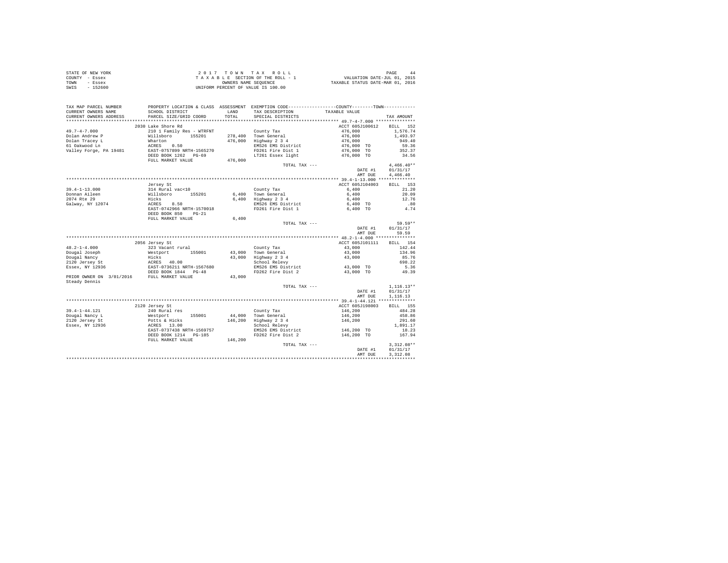STATE OF NEW YORK — COUNTY - Essex — TOWN - Essex — SWIS - 152600

2 0 1 7 T O W N T A X R O L L
T A X A B L E SECTION OF THE ROLL - 1
OWNERS NAME SEQUENCE
UNIFORM PERCENT OF VALUE IS 100.00

VALUATION DATE-JUL 01, 2015
TAXABLE STATUS DATE-MAR 01, 2016

| TAX MAP PARCEL NUMBER / CURRENT OWNERS NAME / CURRENT OWNERS ADDRESS | PROPERTY LOCATION & CLASS / SCHOOL DISTRICT / PARCEL SIZE/GRID COORD | ASSESSMENT LAND / TOTAL | EXEMPTION CODE / TAX DESCRIPTION / SPECIAL DISTRICTS | COUNTY / TOWN TAXABLE VALUE | TAX AMOUNT |
|---|---|---|---|---|---|
| 49.7-4-7.000 | 2030 Lake Shore Rd | | | ACCT 605J100612 | BILL 152 |
| 49.7-4-7.000 | 210 1 Family Res - WTRFNT | | County Tax | 476,000 | 1,576.74 |
| Dolan Andrew P | Willsboro 155201 | 278,400 | Town General | 476,000 | 1,493.97 |
| Dolan Tracey L | Wharton | 476,000 | Highway 2 3 4 | 476,000 | 949.40 |
| 61 Oakwood Ln | ACRES 0.50 | | EMS26 EMS District | 476,000 TO | 59.36 |
| Valley Forge, PA 19481 | EAST-0757899 NRTH-1565270 | | FD261 Fire Dist 1 | 476,000 TO | 352.37 |
| | DEED BOOK 1262 PG-69 | | LT261 Essex light | 476,000 TO | 34.56 |
| | FULL MARKET VALUE | 476,000 | | | |
| | | | TOTAL TAX --- | | 4,466.40** |
| | | | | DATE #1 | 01/31/17 |
| | | | | AMT DUE | 4,466.40 |
| 39.4-1-13.000 | Jersey St | | | ACCT 605J104003 | BILL 153 |
| 39.4-1-13.000 | 314 Rural vac<10 | | County Tax | 6,400 | 21.20 |
| Donnan Aileen | Willsboro 155201 | 6,400 | Town General | 6,400 | 20.09 |
| 2074 Rte 29 | Hicks | 6,400 | Highway 2 3 4 | 6,400 | 12.76 |
| Galway, NY 12074 | ACRES 8.50 | | EMS26 EMS District | 6,400 TO | .80 |
| | EAST-0742966 NRTH-1570018 | | FD261 Fire Dist 1 | 6,400 TO | 4.74 |
| | DEED BOOK 850 PG-21 | | | | |
| | FULL MARKET VALUE | 6,400 | | | |
| | | | TOTAL TAX --- | | 59.59** |
| | | | | DATE #1 | 01/31/17 |
| | | | | AMT DUE | 59.59 |
| 48.2-1-4.000 | 2056 Jersey St | | | ACCT 605J101111 | BILL 154 |
| 48.2-1-4.000 | 323 Vacant rural | | County Tax | 43,000 | 142.44 |
| Dougal Joseph | Westport 155001 | 43,000 | Town General | 43,000 | 134.96 |
| Dougal Nancy | Hicks | 43,000 | Highway 2 3 4 | 43,000 | 85.76 |
| 2120 Jersey St | ACRES 40.00 | | School Relevy | | 698.22 |
| Essex, NY 12936 | EAST-0736211 NRTH-1567680 | | EMS26 EMS District | 43,000 TO | 5.36 |
| | DEED BOOK 1844 PG-48 | | FD262 Fire Dist 2 | 43,000 TO | 49.39 |
| PRIOR OWNER ON 3/01/2016 | FULL MARKET VALUE | 43,000 | | | |
| Steady Dennis | | | | | |
| | | | TOTAL TAX --- | | 1,116.13** |
| | | | | DATE #1 | 01/31/17 |
| | | | | AMT DUE | 1,116.13 |
| 39.4-1-44.121 | 2120 Jersey St | | | ACCT 605J198003 | BILL 155 |
| 39.4-1-44.121 | 240 Rural res | | County Tax | 146,200 | 484.28 |
| Dougal Nancy L | Westport 155001 | 44,000 | Town General | 146,200 | 458.86 |
| 2120 Jersey St | Potts & Hicks | 146,200 | Highway 2 3 4 | 146,200 | 291.60 |
| Essex, NY 12936 | ACRES 13.00 | | School Relevy | | 1,891.17 |
| | EAST-0737438 NRTH-1569757 | | EMS26 EMS District | 146,200 TO | 18.23 |
| | DEED BOOK 1214 PG-185 | | FD262 Fire Dist 2 | 146,200 TO | 167.94 |
| | FULL MARKET VALUE | 146,200 | | | |
| | | | TOTAL TAX --- | | 3,312.08** |
| | | | | DATE #1 | 01/31/17 |
| | | | | AMT DUE | 3,312.08 |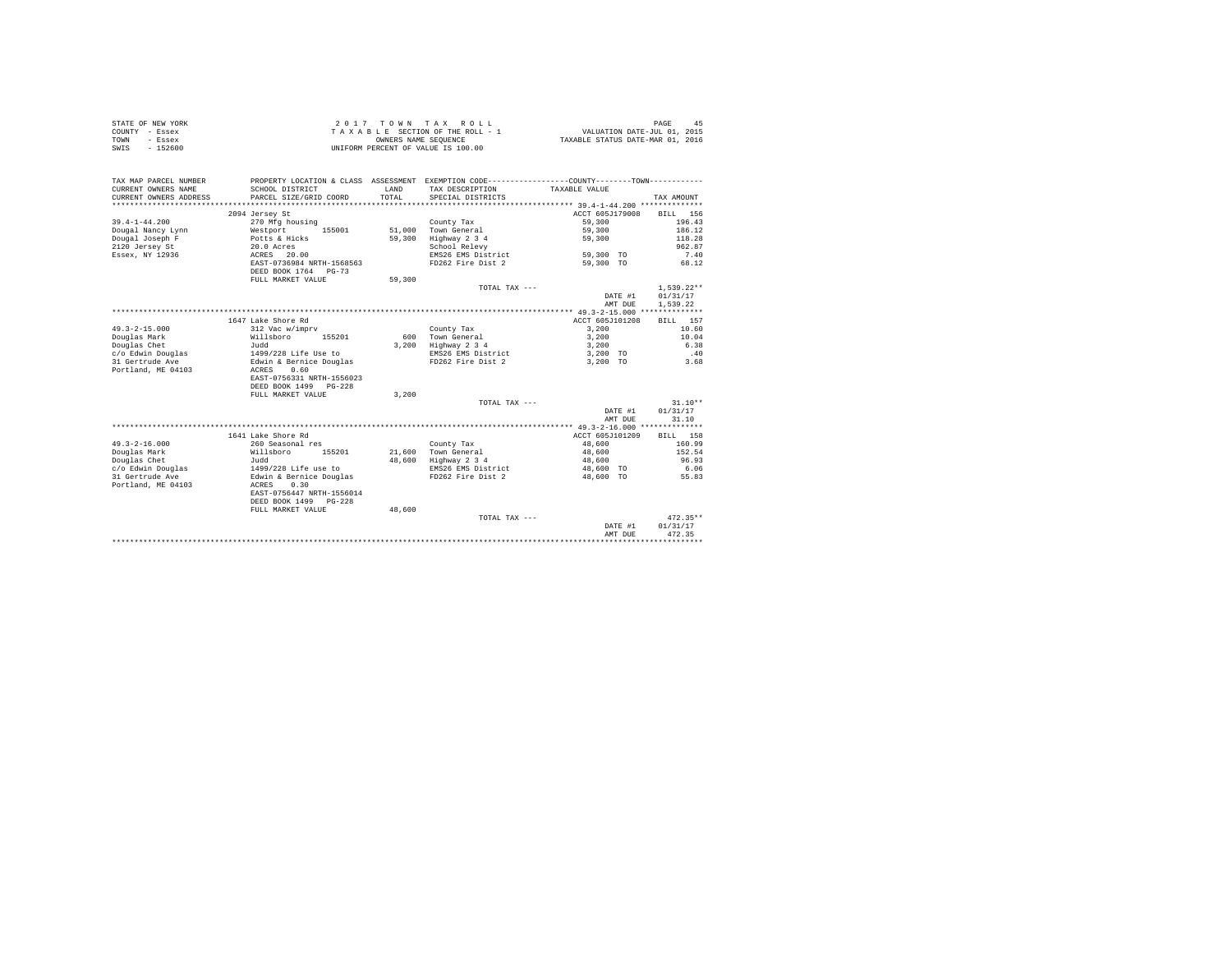STATE OF NEW YORK
COUNTY - Essex
TOWN - Essex
SWIS - 152600

2 0 1 7 T O W N T A X R O L L
T A X A B L E SECTION OF THE ROLL - 1
OWNERS NAME SEQUENCE
UNIFORM PERCENT OF VALUE IS 100.00

VALUATION DATE-JUL 01, 2015
TAXABLE STATUS DATE-MAR 01, 2016

| TAX MAP PARCEL NUMBER / CURRENT OWNERS NAME / CURRENT OWNERS ADDRESS | PROPERTY LOCATION & CLASS / SCHOOL DISTRICT / PARCEL SIZE/GRID COORD | ASSESSMENT LAND / TOTAL | EXEMPTION CODE / TAX DESCRIPTION / SPECIAL DISTRICTS | COUNTY--------TOWN TAXABLE VALUE | TAX AMOUNT |
|---|---|---|---|---|---|
| **39.4-1-44.200** | 2094 Jersey St | | | ACCT 605J179008 | BILL 156 |
| 39.4-1-44.200 | 270 Mfg housing | | County Tax | 59,300 | 196.43 |
| Dougal Nancy Lynn | Westport 155001 | 51,000 | Town General | 59,300 | 186.12 |
| Dougal Joseph F | Potts & Hicks | 59,300 | Highway 2 3 4 | 59,300 | 118.28 |
| 2120 Jersey St | 20.0 Acres | | School Relevy | | 962.87 |
| Essex, NY 12936 | ACRES 20.00 | | EMS26 EMS District | 59,300 TO | 7.40 |
| | EAST-0736984 NRTH-1568563 | | FD262 Fire Dist 2 | 59,300 TO | 68.12 |
| | DEED BOOK 1764 PG-73 | | | | |
| | FULL MARKET VALUE | 59,300 | | | |
| | | | TOTAL TAX --- | | 1,539.22** |
| | | | | DATE #1 | 01/31/17 |
| | | | | AMT DUE | 1,539.22 |
| **49.3-2-15.000** | 1647 Lake Shore Rd | | | ACCT 605J101208 | BILL 157 |
| 49.3-2-15.000 | 312 Vac w/imprv | | County Tax | 3,200 | 10.60 |
| Douglas Mark | Willsboro 155201 | 600 | Town General | 3,200 | 10.04 |
| Douglas Chet | Judd | 3,200 | Highway 2 3 4 | 3,200 | 6.38 |
| c/o Edwin Douglas | 1499/228 Life Use to | | EMS26 EMS District | 3,200 TO | .40 |
| 31 Gertrude Ave | Edwin & Bernice Douglas | | FD262 Fire Dist 2 | 3,200 TO | 3.68 |
| Portland, ME 04103 | ACRES 0.60 | | | | |
| | EAST-0756331 NRTH-1556023 | | | | |
| | DEED BOOK 1499 PG-228 | | | | |
| | FULL MARKET VALUE | 3,200 | | | |
| | | | TOTAL TAX --- | | 31.10** |
| | | | | DATE #1 | 01/31/17 |
| | | | | AMT DUE | 31.10 |
| **49.3-2-16.000** | 1641 Lake Shore Rd | | | ACCT 605J101209 | BILL 158 |
| 49.3-2-16.000 | 260 Seasonal res | | County Tax | 48,600 | 160.99 |
| Douglas Mark | Willsboro 155201 | 21,600 | Town General | 48,600 | 152.54 |
| Douglas Chet | Judd | 48,600 | Highway 2 3 4 | 48,600 | 96.93 |
| c/o Edwin Douglas | 1499/228 Life use to | | EMS26 EMS District | 48,600 TO | 6.06 |
| 31 Gertrude Ave | Edwin & Bernice Douglas | | FD262 Fire Dist 2 | 48,600 TO | 55.83 |
| Portland, ME 04103 | ACRES 0.30 | | | | |
| | EAST-0756447 NRTH-1556014 | | | | |
| | DEED BOOK 1499 PG-228 | | | | |
| | FULL MARKET VALUE | 48,600 | | | |
| | | | TOTAL TAX --- | | 472.35** |
| | | | | DATE #1 | 01/31/17 |
| | | | | AMT DUE | 472.35 |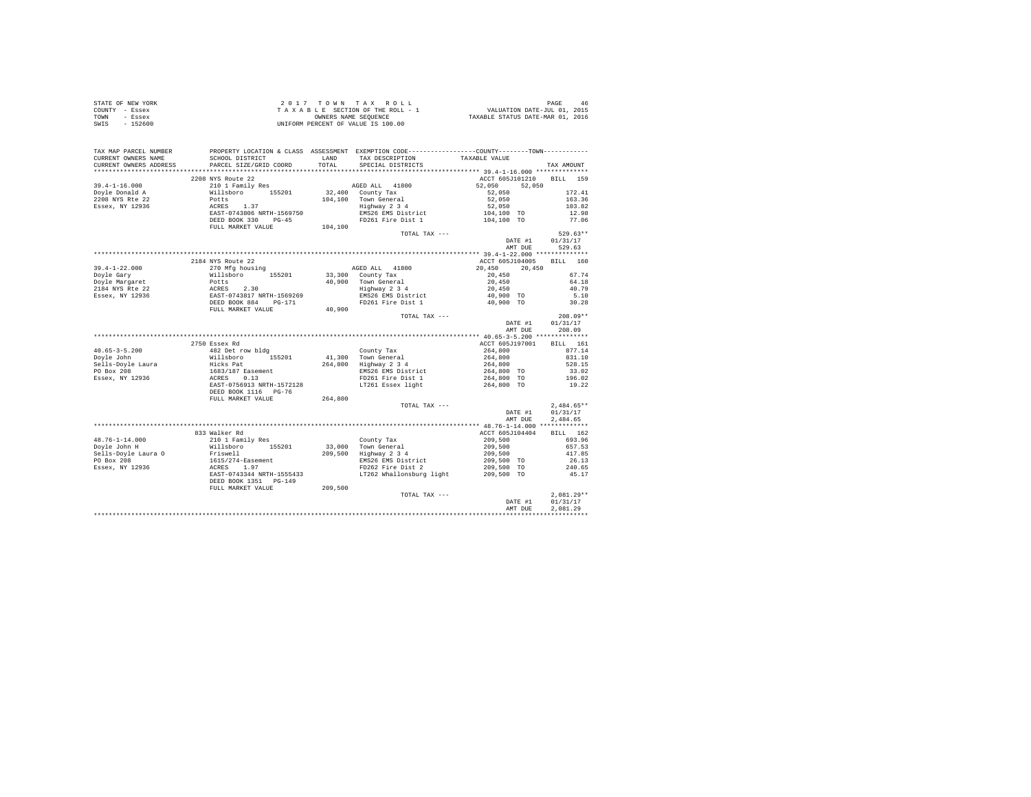STATE OF NEW YORK
COUNTY - Essex
TOWN - Essex
SWIS - 152600

2017 TOWN TAX ROLL
TAXABLE SECTION OF THE ROLL - 1
OWNERS NAME SEQUENCE
UNIFORM PERCENT OF VALUE IS 100.00

VALUATION DATE-JUL 01, 2015
TAXABLE STATUS DATE-MAR 01, 2016

| TAX MAP PARCEL NUMBER / CURRENT OWNERS NAME / CURRENT OWNERS ADDRESS | PROPERTY LOCATION & CLASS / SCHOOL DISTRICT / PARCEL SIZE/GRID COORD | ASSESSMENT LAND / TOTAL | EXEMPTION CODE / TAX DESCRIPTION / SPECIAL DISTRICTS | COUNTY / TOWN TAXABLE VALUE | TAX AMOUNT |
|---|---|---|---|---|---|
| 39.4-1-16.000 | 2208 NYS Route 22 | | | ACCT 605J101210 | BILL 159 |
| Doyle Donald A | 210 1 Family Res | | AGED ALL 41800 | 52,050 52,050 | |
| 2208 NYS Rte 22 | Willsboro 155201 | 32,400 | County Tax | 52,050 | 172.41 |
| Essex, NY 12936 | Potts | 104,100 | Town General | 52,050 | 163.36 |
| | ACRES 1.37 | | Highway 2 3 4 | 52,050 | 103.82 |
| | EAST-0743806 NRTH-1569750 | | EMS26 EMS District | 104,100 TO | 12.98 |
| | DEED BOOK 330 PG-45 | | FD261 Fire Dist 1 | 104,100 TO | 77.06 |
| | FULL MARKET VALUE | 104,100 | | | |
| | | | TOTAL TAX --- | | 529.63** |
| | | | | DATE #1 | 01/31/17 |
| | | | | AMT DUE | 529.63 |
| 39.4-1-22.000 | 2184 NYS Route 22 | | | ACCT 605J104005 | BILL 160 |
| Doyle Gary | 270 Mfg housing | | AGED ALL 41800 | 20,450 20,450 | |
| Doyle Margaret | Willsboro 155201 | 33,300 | County Tax | 20,450 | 67.74 |
| 2184 NYS Rte 22 | Potts | 40,900 | Town General | 20,450 | 64.18 |
| Essex, NY 12936 | ACRES 2.30 | | Highway 2 3 4 | 20,450 | 40.79 |
| | EAST-0743817 NRTH-1569269 | | EMS26 EMS District | 40,900 TO | 5.10 |
| | DEED BOOK 884 PG-171 | | FD261 Fire Dist 1 | 40,900 TO | 30.28 |
| | FULL MARKET VALUE | 40,900 | | | |
| | | | TOTAL TAX --- | | 208.09** |
| | | | | DATE #1 | 01/31/17 |
| | | | | AMT DUE | 208.09 |
| 40.65-3-5.200 | 2750 Essex Rd | | | ACCT 605J197001 | BILL 161 |
| Doyle John | 482 Det row bldg | | County Tax | 264,800 | 877.14 |
| Sells-Doyle Laura | Willsboro 155201 | 41,300 | Town General | 264,800 | 831.10 |
| PO Box 208 | Hicks Pat | 264,800 | Highway 2 3 4 | 264,800 | 528.15 |
| Essex, NY 12936 | 1683/187 Easement | | EMS26 EMS District | 264,800 TO | 33.02 |
| | ACRES 0.13 | | FD261 Fire Dist 1 | 264,800 TO | 196.02 |
| | EAST-0756913 NRTH-1572128 | | LT261 Essex light | 264,800 TO | 19.22 |
| | DEED BOOK 1116 PG-76 | | | | |
| | FULL MARKET VALUE | 264,800 | | | |
| | | | TOTAL TAX --- | | 2,484.65** |
| | | | | DATE #1 | 01/31/17 |
| | | | | AMT DUE | 2,484.65 |
| 48.76-1-14.000 | 833 Walker Rd | | | ACCT 605J104404 | BILL 162 |
| Doyle John H | 210 1 Family Res | | County Tax | 209,500 | 693.96 |
| Sells-Doyle Laura O | Willsboro 155201 | 33,000 | Town General | 209,500 | 657.53 |
| PO Box 208 | Friswell | 209,500 | Highway 2 3 4 | 209,500 | 417.85 |
| Essex, NY 12936 | 1615/274-Easement | | EMS26 EMS District | 209,500 TO | 26.13 |
| | ACRES 1.97 | | FD262 Fire Dist 2 | 209,500 TO | 240.65 |
| | EAST-0743344 NRTH-1555433 | | LT262 Whallonsburg light | 209,500 TO | 45.17 |
| | DEED BOOK 1351 PG-149 | | | | |
| | FULL MARKET VALUE | 209,500 | | | |
| | | | TOTAL TAX --- | | 2,081.29** |
| | | | | DATE #1 | 01/31/17 |
| | | | | AMT DUE | 2,081.29 |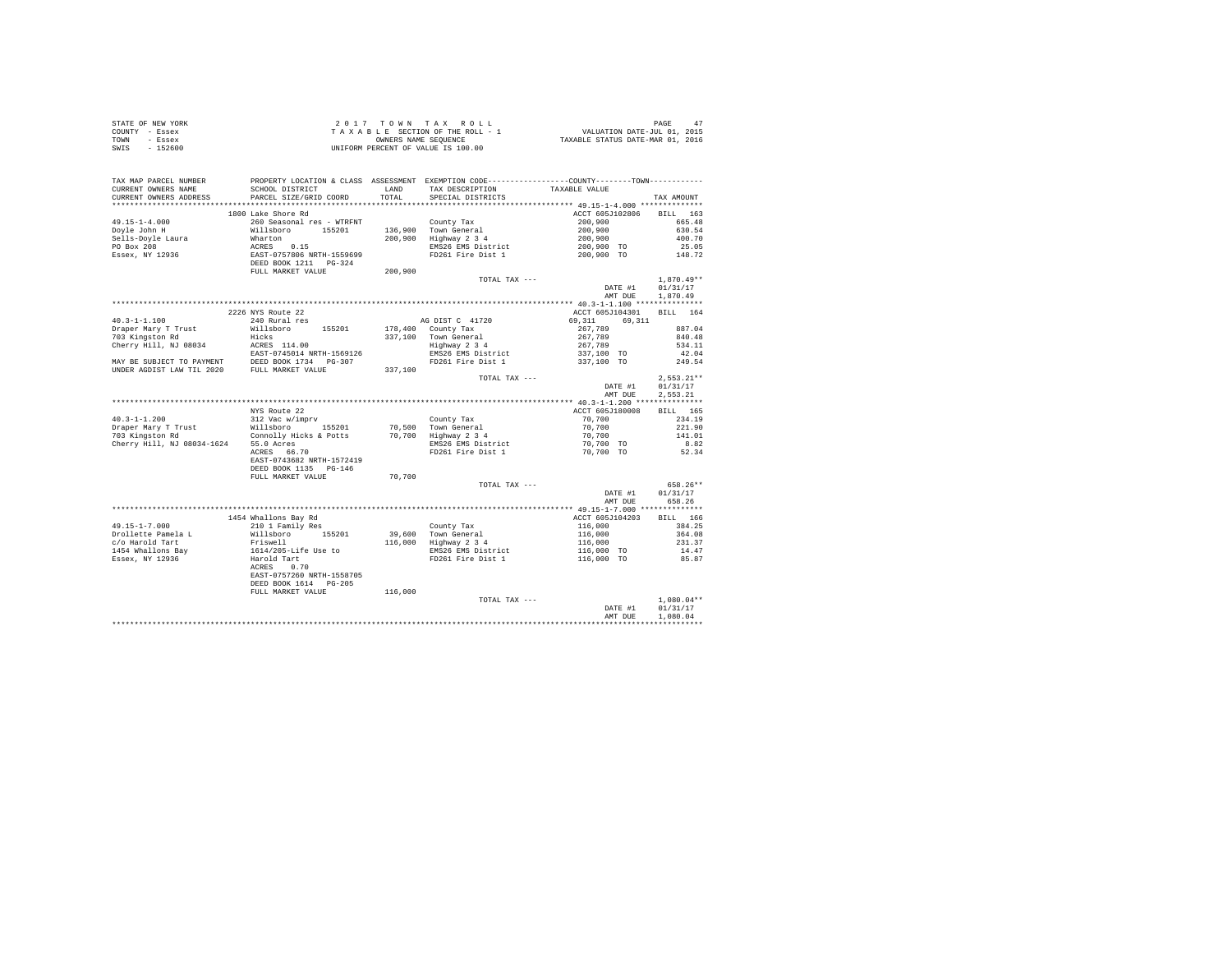STATE OF NEW YORK
COUNTY - Essex
TOWN - Essex
SWIS - 152600

2 0 1 7  T O W N  T A X  R O L L
T A X A B L E SECTION OF THE ROLL - 1
OWNERS NAME SEQUENCE
UNIFORM PERCENT OF VALUE IS 100.00

VALUATION DATE-JUL 01, 2015
TAXABLE STATUS DATE-MAR 01, 2016

```
TAX MAP PARCEL NUMBER       PROPERTY LOCATION & CLASS  ASSESSMENT  EXEMPTION CODE------------------COUNTY--------TOWN-----------
CURRENT OWNERS NAME         SCHOOL DISTRICT              LAND      TAX DESCRIPTION           TAXABLE VALUE
CURRENT OWNERS ADDRESS      PARCEL SIZE/GRID COORD       TOTAL     SPECIAL DISTRICTS                                   TAX AMOUNT
************************************************************************************************ 49.15-1-4.000 **************
                            1800 Lake Shore Rd                                                   ACCT 605J102806      BILL  163
49.15-1-4.000               260 Seasonal res - WTRFNT              County Tax                     200,900                665.48
Doyle John H                Willsboro      155201      136,900     Town General                   200,900                630.54
Sells-Doyle Laura           Wharton                    200,900     Highway 2 3 4                  200,900                400.70
PO Box 208                  ACRES    0.15                          EMS26 EMS District             200,900 TO              25.05
Essex, NY 12936             EAST-0757806 NRTH-1559699              FD261 Fire Dist 1              200,900 TO             148.72
                            DEED BOOK 1211   PG-324
                            FULL MARKET VALUE          200,900
                                                                   TOTAL TAX ---                                      1,870.49**
                                                                                                  DATE #1             01/31/17
                                                                                                  AMT DUE             1,870.49
************************************************************************************************ 40.3-1-1.100 ***************
                            2226 NYS Route 22                                                    ACCT 605J104301      BILL  164
40.3-1-1.100                240 Rural res                          AG DIST C  41720               69,311     69,311
Draper Mary T Trust         Willsboro      155201      178,400     County Tax                     267,789                887.04
703 Kingston Rd             Hicks                      337,100     Town General                   267,789                840.48
Cherry Hill, NJ 08034       ACRES  114.00                          Highway 2 3 4                  267,789                534.11
                            EAST-0745014 NRTH-1569126              EMS26 EMS District             337,100 TO              42.04
MAY BE SUBJECT TO PAYMENT   DEED BOOK 1734   PG-307                FD261 Fire Dist 1              337,100 TO             249.54
UNDER AGDIST LAW TIL 2020   FULL MARKET VALUE          337,100
                                                                   TOTAL TAX ---                                      2,553.21**
                                                                                                  DATE #1             01/31/17
                                                                                                  AMT DUE             2,553.21
************************************************************************************************ 40.3-1-1.200 ***************
                            NYS Route 22                                                         ACCT 605J180008      BILL  165
40.3-1-1.200                312 Vac w/imprv                        County Tax                      70,700                234.19
Draper Mary T Trust         Willsboro      155201       70,500     Town General                    70,700                221.90
703 Kingston Rd             Connolly Hicks & Potts      70,700     Highway 2 3 4                   70,700                141.01
Cherry Hill, NJ 08034-1624  55.0 Acres                             EMS26 EMS District              70,700 TO                8.82
                            ACRES   66.70                          FD261 Fire Dist 1               70,700 TO               52.34
                            EAST-0743682 NRTH-1572419
                            DEED BOOK 1135   PG-146
                            FULL MARKET VALUE           70,700
                                                                   TOTAL TAX ---                                        658.26**
                                                                                                  DATE #1             01/31/17
                                                                                                  AMT DUE               658.26
************************************************************************************************ 49.15-1-7.000 **************
                            1454 Whallons Bay Rd                                                 ACCT 605J104203      BILL  166
49.15-1-7.000               210 1 Family Res                       County Tax                     116,000                384.25
Drollette Pamela L          Willsboro      155201       39,600     Town General                   116,000                364.08
c/o Harold Tart             Friswell                   116,000     Highway 2 3 4                  116,000                231.37
1454 Whallons Bay           1614/205-Life Use to                   EMS26 EMS District             116,000 TO              14.47
Essex, NY 12936             Harold Tart                            FD261 Fire Dist 1              116,000 TO              85.87
                            ACRES    0.70
                            EAST-0757260 NRTH-1558705
                            DEED BOOK 1614   PG-205
                            FULL MARKET VALUE          116,000
                                                                   TOTAL TAX ---                                      1,080.04**
                                                                                                  DATE #1             01/31/17
                                                                                                  AMT DUE             1,080.04
****************************************************************************************************************************
```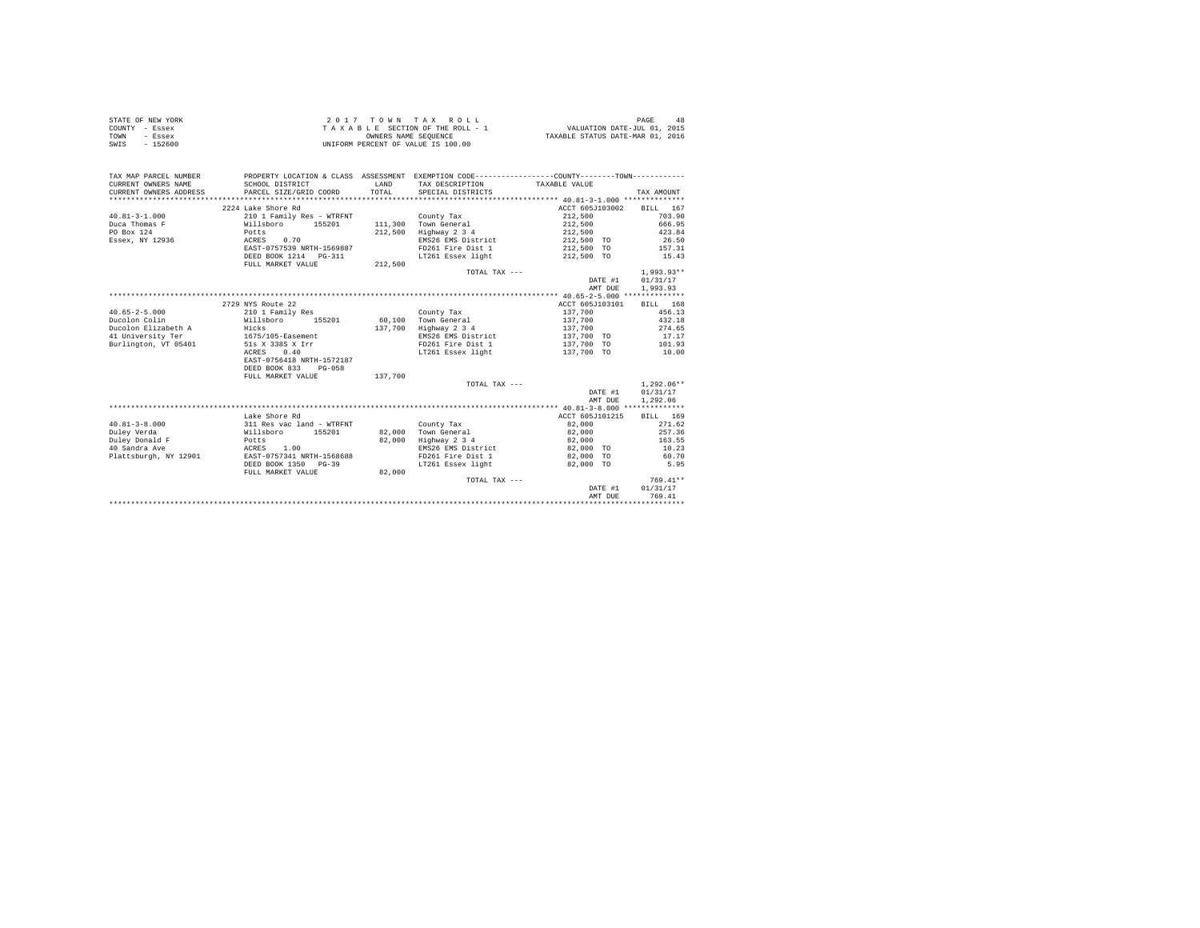STATE OF NEW YORK
COUNTY - Essex
TOWN - Essex
SWIS - 152600

2 0 1 7 T O W N T A X R O L L
T A X A B L E SECTION OF THE ROLL - 1
OWNERS NAME SEQUENCE
UNIFORM PERCENT OF VALUE IS 100.00

VALUATION DATE-JUL 01, 2015
TAXABLE STATUS DATE-MAR 01, 2016

| TAX MAP PARCEL NUMBER / CURRENT OWNERS NAME / CURRENT OWNERS ADDRESS | PROPERTY LOCATION & CLASS / SCHOOL DISTRICT / PARCEL SIZE/GRID COORD | ASSESSMENT LAND / TOTAL | EXEMPTION CODE / TAX DESCRIPTION / SPECIAL DISTRICTS | COUNTY/TOWN TAXABLE VALUE | TAX AMOUNT |
|---|---|---|---|---|---|
| | 2224 Lake Shore Rd | | | ACCT 605J103002 | BILL 167 |
| 40.81-3-1.000 | 210 1 Family Res - WTRFNT | | County Tax | 212,500 | 703.90 |
| Duca Thomas F | Willsboro 155201 | 111,300 | Town General | 212,500 | 666.95 |
| PO Box 124 | Potts | 212,500 | Highway 2 3 4 | 212,500 | 423.84 |
| Essex, NY 12936 | ACRES 0.70 | | EMS26 EMS District | 212,500 TO | 26.50 |
| | EAST-0757539 NRTH-1569887 | | FD261 Fire Dist 1 | 212,500 TO | 157.31 |
| | DEED BOOK 1214 PG-311 | | LT261 Essex light | 212,500 TO | 15.43 |
| | FULL MARKET VALUE | 212,500 | | | |
| | | | TOTAL TAX --- | | 1,993.93** |
| | | | | DATE #1 | 01/31/17 |
| | | | | AMT DUE | 1,993.93 |
| | 2729 NYS Route 22 | | | ACCT 605J103101 | BILL 168 |
| 40.65-2-5.000 | 210 1 Family Res | | County Tax | 137,700 | 456.13 |
| Ducolon Colin | Willsboro 155201 | 60,100 | Town General | 137,700 | 432.18 |
| Ducolon Elizabeth A | Hicks | 137,700 | Highway 2 3 4 | 137,700 | 274.65 |
| 41 University Ter | 1675/105-Easement | | EMS26 EMS District | 137,700 TO | 17.17 |
| Burlington, VT 05401 | 51s X 338S X Irr | | FD261 Fire Dist 1 | 137,700 TO | 101.93 |
| | ACRES 0.40 | | LT261 Essex light | 137,700 TO | 10.00 |
| | EAST-0756418 NRTH-1572187 | | | | |
| | DEED BOOK 833 PG-058 | | | | |
| | FULL MARKET VALUE | 137,700 | | | |
| | | | TOTAL TAX --- | | 1,292.06** |
| | | | | DATE #1 | 01/31/17 |
| | | | | AMT DUE | 1,292.06 |
| | Lake Shore Rd | | | ACCT 605J101215 | BILL 169 |
| 40.81-3-8.000 | 311 Res vac land - WTRFNT | | County Tax | 82,000 | 271.62 |
| Duley Verda | Willsboro 155201 | 82,000 | Town General | 82,000 | 257.36 |
| Duley Donald F | Potts | 82,000 | Highway 2 3 4 | 82,000 | 163.55 |
| 40 Sandra Ave | ACRES 1.00 | | EMS26 EMS District | 82,000 TO | 10.23 |
| Plattsburgh, NY 12901 | EAST-0757341 NRTH-1568688 | | FD261 Fire Dist 1 | 82,000 TO | 60.70 |
| | DEED BOOK 1350 PG-39 | | LT261 Essex light | 82,000 TO | 5.95 |
| | FULL MARKET VALUE | 82,000 | | | |
| | | | TOTAL TAX --- | | 769.41** |
| | | | | DATE #1 | 01/31/17 |
| | | | | AMT DUE | 769.41 |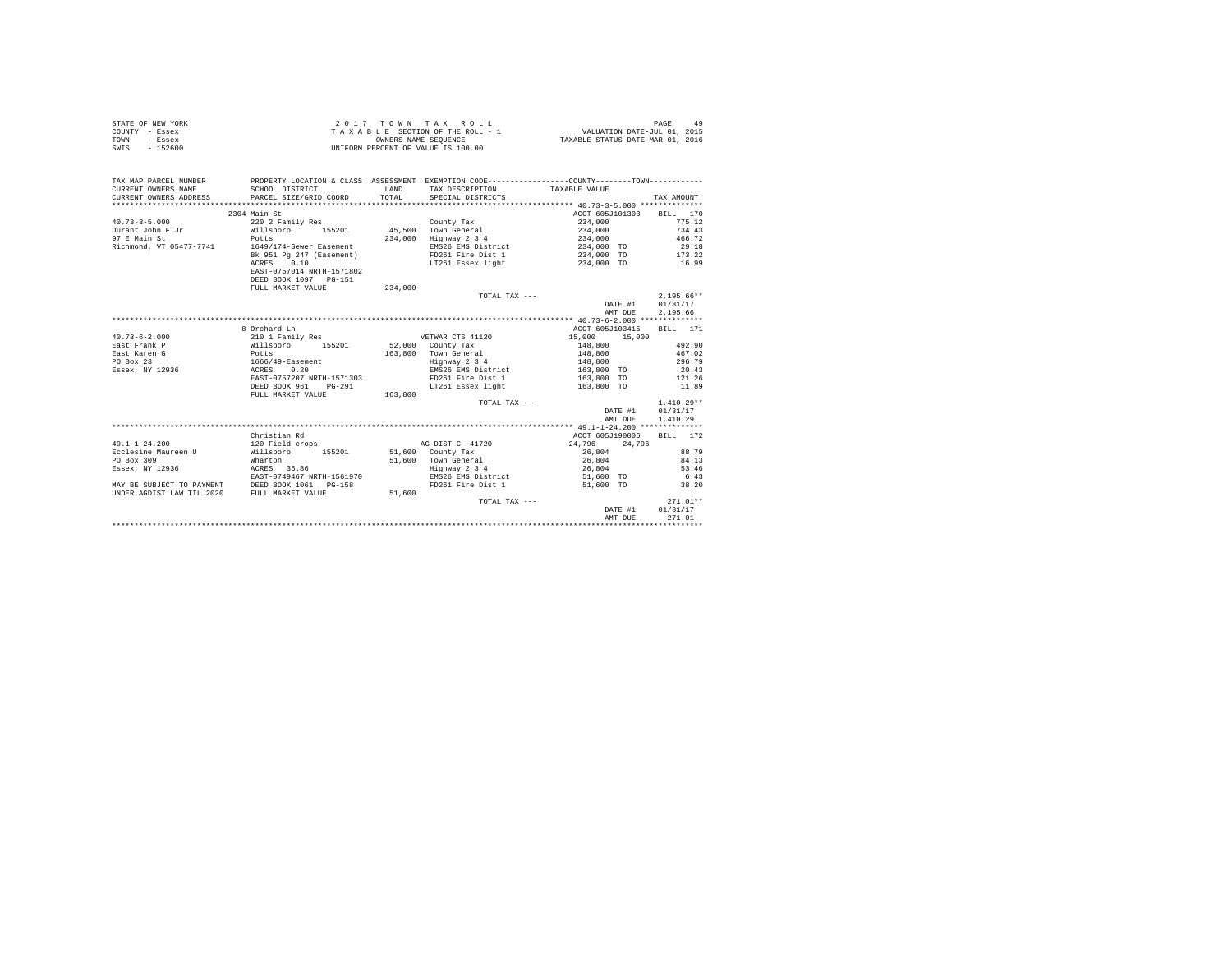STATE OF NEW YORK
COUNTY - Essex
TOWN - Essex
SWIS - 152600

2 0 1 7 T O W N T A X R O L L
T A X A B L E SECTION OF THE ROLL - 1
OWNERS NAME SEQUENCE
UNIFORM PERCENT OF VALUE IS 100.00

VALUATION DATE-JUL 01, 2015
TAXABLE STATUS DATE-MAR 01, 2016

| TAX MAP PARCEL NUMBER / CURRENT OWNERS NAME / CURRENT OWNERS ADDRESS | PROPERTY LOCATION & CLASS / SCHOOL DISTRICT / PARCEL SIZE/GRID COORD | ASSESSMENT LAND / TOTAL | EXEMPTION CODE / TAX DESCRIPTION / SPECIAL DISTRICTS | COUNTY / TAXABLE VALUE | TOWN | TAX AMOUNT |
|---|---|---|---|---|---|---|
| 40.73-3-5.000 | 2304 Main St | | | ACCT 605J101303 | | BILL 170 |
| | 220 2 Family Res | | County Tax | 234,000 | | 775.12 |
| Durant John F Jr | Willsboro 155201 | 45,500 | Town General | 234,000 | | 734.43 |
| 97 E Main St | Potts | 234,000 | Highway 2 3 4 | 234,000 | | 466.72 |
| Richmond, VT 05477-7741 | 1649/174-Sewer Easement | | EMS26 EMS District | 234,000 | TO | 29.18 |
| | Bk 951 Pg 247 (Easement) | | FD261 Fire Dist 1 | 234,000 | TO | 173.22 |
| | ACRES 0.10 | | LT261 Essex light | 234,000 | TO | 16.99 |
| | EAST-0757014 NRTH-1571802 | | | | | |
| | DEED BOOK 1097 PG-151 | | | | | |
| | FULL MARKET VALUE | 234,000 | | | | |
| | | | TOTAL TAX --- | | | 2,195.66** |
| | | | | | DATE #1 | 01/31/17 |
| | | | | | AMT DUE | 2,195.66 |
| 40.73-6-2.000 | 8 Orchard Ln | | | ACCT 605J103415 | | BILL 171 |
| | 210 1 Family Res | | VETWAR CTS 41120 | 15,000 | 15,000 | |
| East Frank P | Willsboro 155201 | 52,000 | County Tax | 148,800 | | 492.90 |
| East Karen G | Potts | 163,800 | Town General | 148,800 | | 467.02 |
| PO Box 23 | 1666/49-Easement | | Highway 2 3 4 | 148,800 | | 296.79 |
| Essex, NY 12936 | ACRES 0.20 | | EMS26 EMS District | 163,800 | TO | 20.43 |
| | EAST-0757207 NRTH-1571303 | | FD261 Fire Dist 1 | 163,800 | TO | 121.26 |
| | DEED BOOK 961 PG-291 | | LT261 Essex light | 163,800 | TO | 11.89 |
| | FULL MARKET VALUE | 163,800 | | | | |
| | | | TOTAL TAX --- | | | 1,410.29** |
| | | | | | DATE #1 | 01/31/17 |
| | | | | | AMT DUE | 1,410.29 |
| 49.1-1-24.200 | Christian Rd | | | ACCT 605J190006 | | BILL 172 |
| | 120 Field crops | | AG DIST C 41720 | 24,796 | 24,796 | |
| Ecclesine Maureen U | Willsboro 155201 | 51,600 | County Tax | 26,804 | | 88.79 |
| PO Box 309 | Wharton | 51,600 | Town General | 26,804 | | 84.13 |
| Essex, NY 12936 | ACRES 36.86 | | Highway 2 3 4 | 26,804 | | 53.46 |
| | EAST-0749467 NRTH-1561970 | | EMS26 EMS District | 51,600 | TO | 6.43 |
| MAY BE SUBJECT TO PAYMENT | DEED BOOK 1061 PG-158 | | FD261 Fire Dist 1 | 51,600 | TO | 38.20 |
| UNDER AGDIST LAW TIL 2020 | FULL MARKET VALUE | 51,600 | | | | |
| | | | TOTAL TAX --- | | | 271.01** |
| | | | | | DATE #1 | 01/31/17 |
| | | | | | AMT DUE | 271.01 |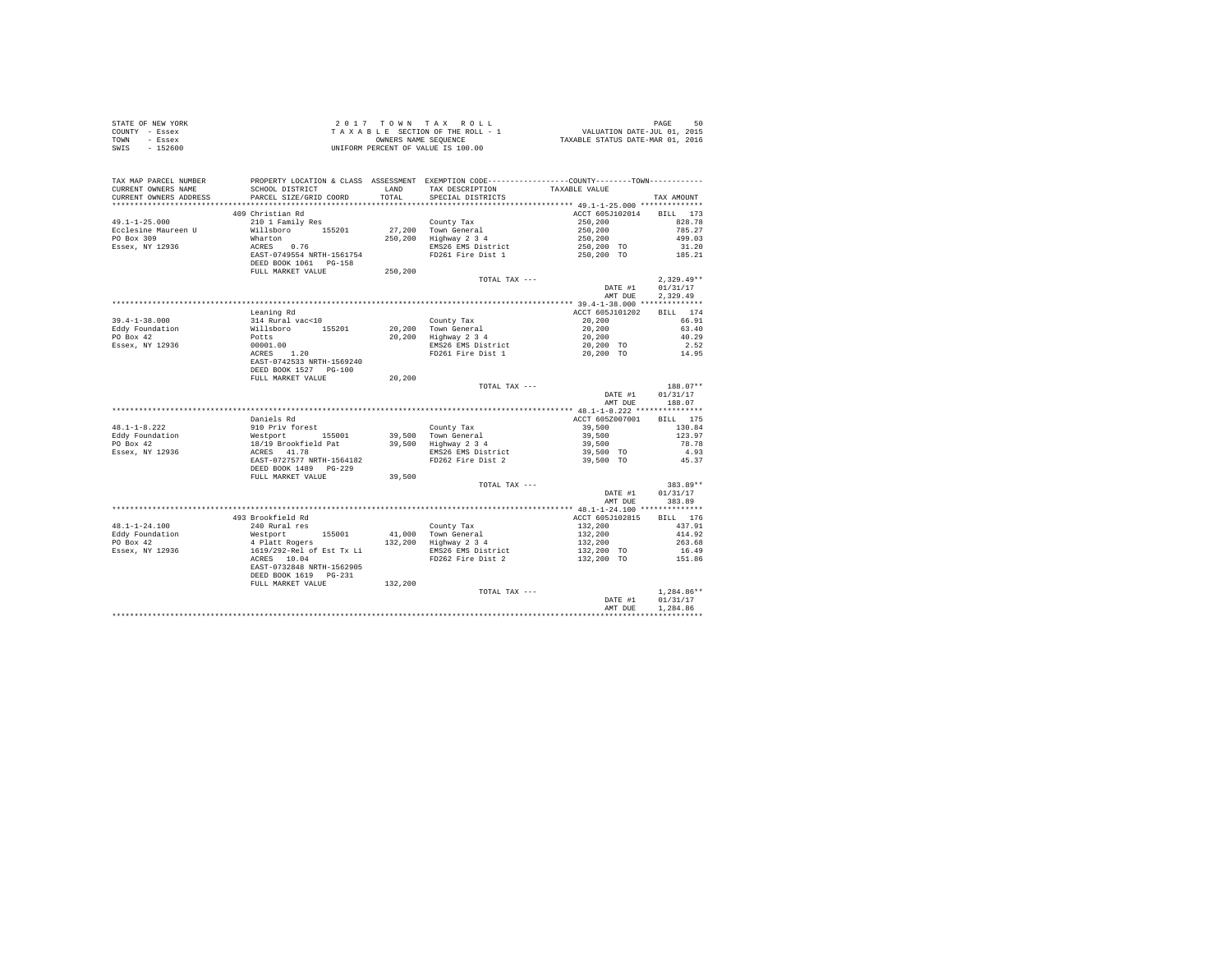STATE OF NEW YORK
COUNTY - Essex
TOWN - Essex
SWIS - 152600

2017 TOWN TAX ROLL
TAXABLE SECTION OF THE ROLL - 1
OWNERS NAME SEQUENCE
UNIFORM PERCENT OF VALUE IS 100.00

VALUATION DATE-JUL 01, 2015
TAXABLE STATUS DATE-MAR 01, 2016

| TAX MAP PARCEL NUMBER / CURRENT OWNERS NAME / CURRENT OWNERS ADDRESS | PROPERTY LOCATION & CLASS / SCHOOL DISTRICT / PARCEL SIZE/GRID COORD | ASSESSMENT LAND / TOTAL | EXEMPTION CODE / TAX DESCRIPTION / SPECIAL DISTRICTS | TAXABLE VALUE | TAX AMOUNT |
|---|---|---|---|---|---|
| **49.1-1-25.000** | 409 Christian Rd | | | ACCT 605J102014 | BILL 173 |
| 49.1-1-25.000 | 210 1 Family Res | | County Tax | 250,200 | 828.78 |
| Ecclesine Maureen U | Willsboro 155201 | 27,200 | Town General | 250,200 | 785.27 |
| PO Box 309 | Wharton | 250,200 | Highway 2 3 4 | 250,200 | 499.03 |
| Essex, NY 12936 | ACRES 0.76 | | EMS26 EMS District | 250,200 TO | 31.20 |
| | EAST-0749554 NRTH-1561754 | | FD261 Fire Dist 1 | 250,200 TO | 185.21 |
| | DEED BOOK 1061 PG-158 | | | | |
| | FULL MARKET VALUE | 250,200 | | | |
| | | | TOTAL TAX --- | | 2,329.49** |
| | | | | DATE #1 | 01/31/17 |
| | | | | AMT DUE | 2,329.49 |
| **39.4-1-38.000** | Leaning Rd | | | ACCT 605J101202 | BILL 174 |
| 39.4-1-38.000 | 314 Rural vac<10 | | County Tax | 20,200 | 66.91 |
| Eddy Foundation | Willsboro 155201 | 20,200 | Town General | 20,200 | 63.40 |
| PO Box 42 | Potts | 20,200 | Highway 2 3 4 | 20,200 | 40.29 |
| Essex, NY 12936 | 00001.00 | | EMS26 EMS District | 20,200 TO | 2.52 |
| | ACRES 1.20 | | FD261 Fire Dist 1 | 20,200 TO | 14.95 |
| | EAST-0742533 NRTH-1569240 | | | | |
| | DEED BOOK 1527 PG-100 | | | | |
| | FULL MARKET VALUE | 20,200 | | | |
| | | | TOTAL TAX --- | | 188.07** |
| | | | | DATE #1 | 01/31/17 |
| | | | | AMT DUE | 188.07 |
| **48.1-1-8.222** | Daniels Rd | | | ACCT 605Z007001 | BILL 175 |
| 48.1-1-8.222 | 910 Priv forest | | County Tax | 39,500 | 130.84 |
| Eddy Foundation | Westport 155001 | 39,500 | Town General | 39,500 | 123.97 |
| PO Box 42 | 18/19 Brookfield Pat | 39,500 | Highway 2 3 4 | 39,500 | 78.78 |
| Essex, NY 12936 | ACRES 41.78 | | EMS26 EMS District | 39,500 TO | 4.93 |
| | EAST-0727577 NRTH-1564182 | | FD262 Fire Dist 2 | 39,500 TO | 45.37 |
| | DEED BOOK 1489 PG-229 | | | | |
| | FULL MARKET VALUE | 39,500 | | | |
| | | | TOTAL TAX --- | | 383.89** |
| | | | | DATE #1 | 01/31/17 |
| | | | | AMT DUE | 383.89 |
| **48.1-1-24.100** | 493 Brookfield Rd | | | ACCT 605J102815 | BILL 176 |
| 48.1-1-24.100 | 240 Rural res | | County Tax | 132,200 | 437.91 |
| Eddy Foundation | Westport 155001 | 41,000 | Town General | 132,200 | 414.92 |
| PO Box 42 | 4 Platt Rogers | 132,200 | Highway 2 3 4 | 132,200 | 263.68 |
| Essex, NY 12936 | 1619/292-Rel of Est Tx Li | | EMS26 EMS District | 132,200 TO | 16.49 |
| | ACRES 10.04 | | FD262 Fire Dist 2 | 132,200 TO | 151.86 |
| | EAST-0732048 NRTH-1562905 | | | | |
| | DEED BOOK 1619 PG-231 | | | | |
| | FULL MARKET VALUE | 132,200 | | | |
| | | | TOTAL TAX --- | | 1,284.86** |
| | | | | DATE #1 | 01/31/17 |
| | | | | AMT DUE | 1,284.86 |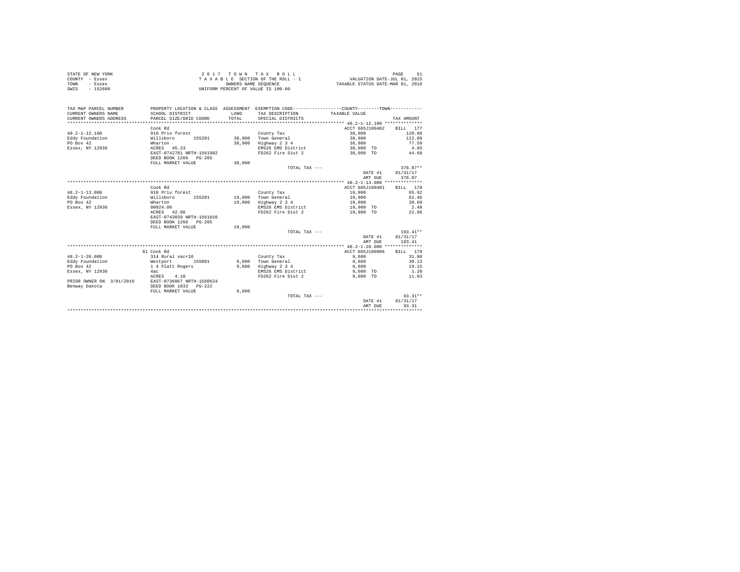STATE OF NEW YORK
COUNTY - Essex
TOWN - Essex
SWIS - 152600

2 0 1 7 T O W N T A X R O L L
T A X A B L E SECTION OF THE ROLL - 1
OWNERS NAME SEQUENCE
UNIFORM PERCENT OF VALUE IS 100.00

VALUATION DATE-JUL 01, 2015
TAXABLE STATUS DATE-MAR 01, 2016

| TAX MAP PARCEL NUMBER / CURRENT OWNERS NAME / CURRENT OWNERS ADDRESS | PROPERTY LOCATION & CLASS / SCHOOL DISTRICT / PARCEL SIZE/GRID COORD | ASSESSMENT LAND / TOTAL | EXEMPTION CODE / TAX DESCRIPTION / SPECIAL DISTRICTS | COUNTY--------TOWN / TAXABLE VALUE | TAX AMOUNT |
|---|---|---|---|---|---|
| 48.2-1-12.100 | Cook Rd | | | ACCT 605J100402 | BILL 177 |
| 48.2-1-12.100 | 910 Priv forest | | County Tax | 38,900 | 128.86 |
| Eddy Foundation | Willsboro 155201 | 38,900 | Town General | 38,900 | 122.09 |
| PO Box 42 | Wharton | 38,900 | Highway 2 3 4 | 38,900 | 77.59 |
| Essex, NY 12936 | ACRES 45.23 | | EMS26 EMS District | 38,900 TO | 4.85 |
| | EAST-0742781 NRTH-1561982 | | FD262 Fire Dist 2 | 38,900 TO | 44.68 |
| | DEED BOOK 1266 PG-205 | | | | |
| | FULL MARKET VALUE | 38,900 | | | |
| | | | TOTAL TAX --- | | 378.07** |
| | | | | DATE #1 | 01/31/17 |
| | | | | AMT DUE | 378.07 |
| 48.2-1-13.000 | Cook Rd | | | ACCT 605J100401 | BILL 178 |
| 48.2-1-13.000 | 910 Priv forest | | County Tax | 19,900 | 65.92 |
| Eddy Foundation | Willsboro 155201 | 19,900 | Town General | 19,900 | 62.46 |
| PO Box 42 | Wharton | 19,900 | Highway 2 3 4 | 19,900 | 39.69 |
| Essex, NY 12936 | 00024.00 | | EMS26 EMS District | 19,900 TO | 2.48 |
| | ACRES 42.00 | | FD262 Fire Dist 2 | 19,900 TO | 22.86 |
| | EAST-0743039 NRTH-1561010 | | | | |
| | DEED BOOK 1266 PG-205 | | | | |
| | FULL MARKET VALUE | 19,900 | | | |
| | | | TOTAL TAX --- | | 193.41** |
| | | | | DATE #1 | 01/31/17 |
| | | | | AMT DUE | 193.41 |
| 48.2-1-20.000 | 81 Cook Rd | | | ACCT 605J100906 | BILL 179 |
| 48.2-1-20.000 | 314 Rural vac<10 | | County Tax | 9,600 | 31.80 |
| Eddy Foundation | Westport 155001 | 9,600 | Town General | 9,600 | 30.13 |
| PO Box 42 | 1 4 Platt Rogers | 9,600 | Highway 2 3 4 | 9,600 | 19.15 |
| Essex, NY 12936 | 4ac | | EMS26 EMS District | 9,600 TO | 1.20 |
| | ACRES 4.10 | | FD262 Fire Dist 2 | 9,600 TO | 11.03 |
| PRIOR OWNER ON 3/01/2016 | EAST-0736067 NRTH-1560624 | | | | |
| Benway Dakota | DEED BOOK 1833 PG-222 | | | | |
| | FULL MARKET VALUE | 9,600 | | | |
| | | | TOTAL TAX --- | | 93.31** |
| | | | | DATE #1 | 01/31/17 |
| | | | | AMT DUE | 93.31 |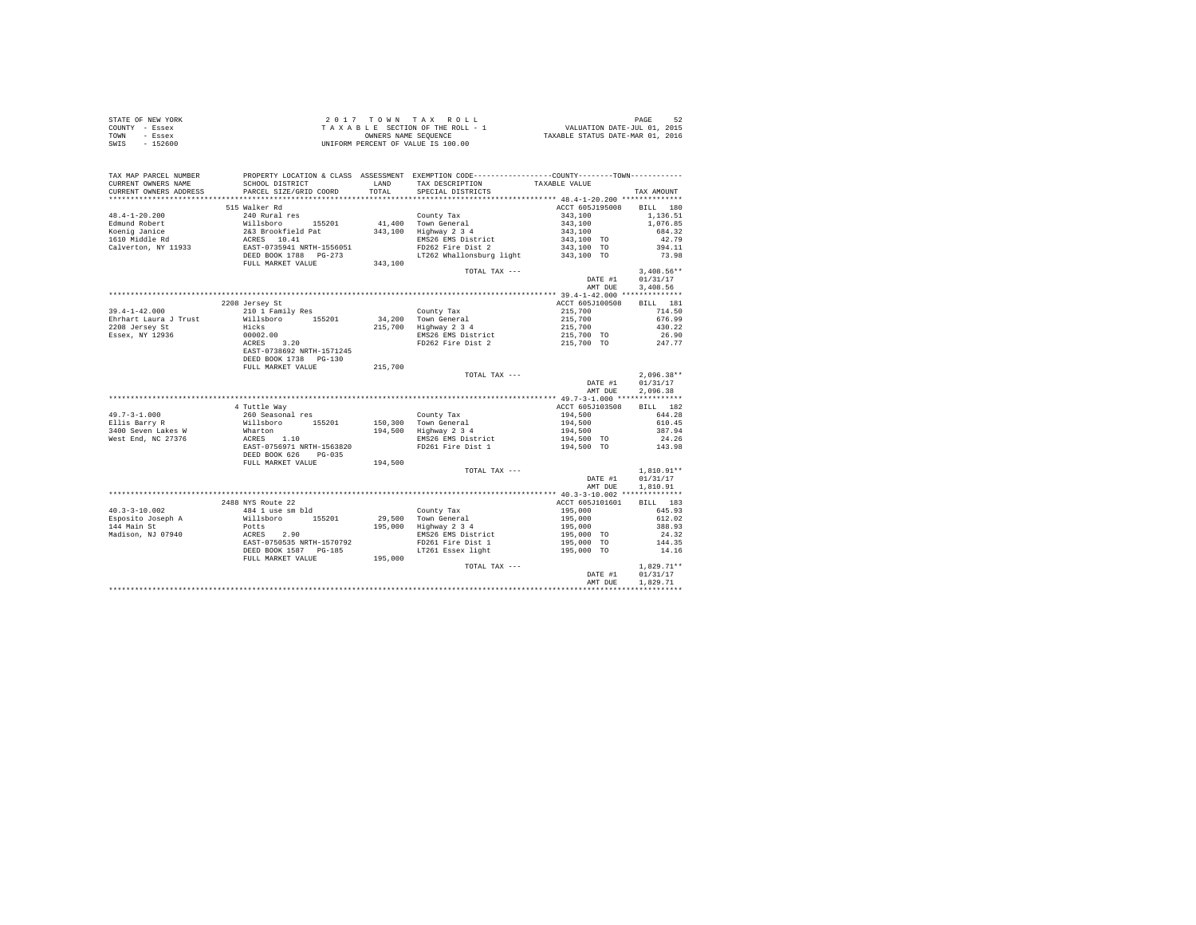STATE OF NEW YORK
COUNTY - Essex
TOWN - Essex
SWIS - 152600

2 0 1 7  T O W N  T A X  R O L L
T A X A B L E  SECTION OF THE ROLL - 1
OWNERS NAME SEQUENCE
UNIFORM PERCENT OF VALUE IS 100.00

VALUATION DATE-JUL 01, 2015
TAXABLE STATUS DATE-MAR 01, 2016

| TAX MAP PARCEL NUMBER / CURRENT OWNERS NAME / CURRENT OWNERS ADDRESS | PROPERTY LOCATION & CLASS / SCHOOL DISTRICT / PARCEL SIZE/GRID COORD | ASSESSMENT LAND / TOTAL | EXEMPTION CODE / TAX DESCRIPTION / SPECIAL DISTRICTS | COUNTY / TOWN TAXABLE VALUE | TAX AMOUNT |
|---|---|---|---|---|---|
| **48.4-1-20.200** | 515 Walker Rd | | | ACCT 605J195008 | BILL 180 |
| 48.4-1-20.200 | 240 Rural res | | County Tax | 343,100 | 1,136.51 |
| Edmund Robert | Willsboro 155201 | 41,400 | Town General | 343,100 | 1,076.85 |
| Koenig Janice | 2&3 Brookfield Pat | 343,100 | Highway 2 3 4 | 343,100 | 684.32 |
| 1610 Middle Rd | ACRES 10.41 | | EMS26 EMS District | 343,100 TO | 42.79 |
| Calverton, NY 11933 | EAST-0735941 NRTH-1556051 | | FD262 Fire Dist 2 | 343,100 TO | 394.11 |
| | DEED BOOK 1788 PG-273 | | LT262 Whallonsburg light | 343,100 TO | 73.98 |
| | FULL MARKET VALUE | 343,100 | | | |
| | | | TOTAL TAX --- | | 3,408.56** |
| | | | | DATE #1 | 01/31/17 |
| | | | | AMT DUE | 3,408.56 |
| **39.4-1-42.000** | 2208 Jersey St | | | ACCT 605J100508 | BILL 181 |
| 39.4-1-42.000 | 210 1 Family Res | | County Tax | 215,700 | 714.50 |
| Ehrhart Laura J Trust | Willsboro 155201 | 34,200 | Town General | 215,700 | 676.99 |
| 2208 Jersey St | Hicks | 215,700 | Highway 2 3 4 | 215,700 | 430.22 |
| Essex, NY 12936 | 00002.00 | | EMS26 EMS District | 215,700 TO | 26.90 |
| | ACRES 3.20 | | FD262 Fire Dist 2 | 215,700 TO | 247.77 |
| | EAST-0738692 NRTH-1571245 | | | | |
| | DEED BOOK 1738 PG-130 | | | | |
| | FULL MARKET VALUE | 215,700 | | | |
| | | | TOTAL TAX --- | | 2,096.38** |
| | | | | DATE #1 | 01/31/17 |
| | | | | AMT DUE | 2,096.38 |
| **49.7-3-1.000** | 4 Tuttle Way | | | ACCT 605J103508 | BILL 182 |
| 49.7-3-1.000 | 260 Seasonal res | | County Tax | 194,500 | 644.28 |
| Ellis Barry R | Willsboro 155201 | 150,300 | Town General | 194,500 | 610.45 |
| 3400 Seven Lakes W | Wharton | 194,500 | Highway 2 3 4 | 194,500 | 387.94 |
| West End, NC 27376 | ACRES 1.10 | | EMS26 EMS District | 194,500 TO | 24.26 |
| | EAST-0756971 NRTH-1563820 | | FD261 Fire Dist 1 | 194,500 TO | 143.98 |
| | DEED BOOK 626 PG-035 | | | | |
| | FULL MARKET VALUE | 194,500 | | | |
| | | | TOTAL TAX --- | | 1,810.91** |
| | | | | DATE #1 | 01/31/17 |
| | | | | AMT DUE | 1,810.91 |
| **40.3-3-10.002** | 2488 NYS Route 22 | | | ACCT 605J101601 | BILL 183 |
| 40.3-3-10.002 | 484 1 use sm bld | | County Tax | 195,000 | 645.93 |
| Esposito Joseph A | Willsboro 155201 | 29,500 | Town General | 195,000 | 612.02 |
| 144 Main St | Potts | 195,000 | Highway 2 3 4 | 195,000 | 388.93 |
| Madison, NJ 07940 | ACRES 2.90 | | EMS26 EMS District | 195,000 TO | 24.32 |
| | EAST-0750535 NRTH-1570792 | | FD261 Fire Dist 1 | 195,000 TO | 144.35 |
| | DEED BOOK 1587 PG-185 | | LT261 Essex light | 195,000 TO | 14.16 |
| | FULL MARKET VALUE | 195,000 | | | |
| | | | TOTAL TAX --- | | 1,829.71** |
| | | | | DATE #1 | 01/31/17 |
| | | | | AMT DUE | 1,829.71 |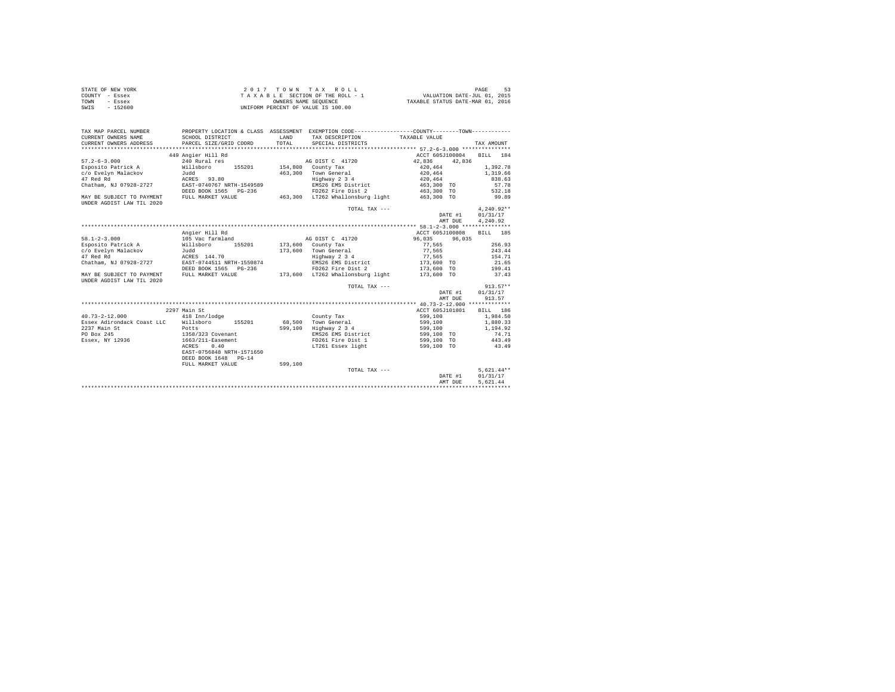STATE OF NEW YORK                2 0 1 7   T O W N   T A X   R O L L
COUNTY - Essex                   T A X A B L E SECTION OF THE ROLL - 1          VALUATION DATE-JUL 01, 2015
TOWN - Essex                     OWNERS NAME SEQUENCE                           TAXABLE STATUS DATE-MAR 01, 2016
SWIS - 152600                    UNIFORM PERCENT OF VALUE IS 100.00

| TAX MAP PARCEL NUMBER / CURRENT OWNERS NAME / CURRENT OWNERS ADDRESS | PROPERTY LOCATION & CLASS / SCHOOL DISTRICT / PARCEL SIZE/GRID COORD | ASSESSMENT LAND / TOTAL | EXEMPTION CODE / TAX DESCRIPTION / SPECIAL DISTRICTS | COUNTY / TOWN TAXABLE VALUE | TAX AMOUNT |
|---|---|---|---|---|---|
| 57.2-6-3.000 | 449 Angier Hill Rd | | | ACCT 605J100804 | BILL 184 |
| | 240 Rural res | | AG DIST C 41720 | 42,836 42,836 | |
| Esposito Patrick A | Willsboro 155201 | 154,800 | County Tax | 420,464 | 1,392.78 |
| c/o Evelyn Malackov | Judd | 463,300 | Town General | 420,464 | 1,319.66 |
| 47 Red Rd | ACRES 93.80 | | Highway 2 3 4 | 420,464 | 838.63 |
| Chatham, NJ 07928-2727 | EAST-0740767 NRTH-1549589 | | EMS26 EMS District | 463,300 TO | 57.78 |
| | DEED BOOK 1565 PG-236 | | FD262 Fire Dist 2 | 463,300 TO | 532.18 |
| MAY BE SUBJECT TO PAYMENT UNDER AGDIST LAW TIL 2020 | FULL MARKET VALUE | 463,300 | LT262 Whallonsburg light | 463,300 TO | 99.89 |
| | | | TOTAL TAX --- | | 4,240.92** |
| | | | | DATE #1 | 01/31/17 |
| | | | | AMT DUE | 4,240.92 |
| 58.1-2-3.000 | Angier Hill Rd | | | ACCT 605J100808 | BILL 185 |
| | 105 Vac farmland | | AG DIST C 41720 | 96,035 96,035 | |
| Esposito Patrick A | Willsboro 155201 | 173,600 | County Tax | 77,565 | 256.93 |
| c/o Evelyn Malackov | Judd | 173,600 | Town General | 77,565 | 243.44 |
| 47 Red Rd | ACRES 144.70 | | Highway 2 3 4 | 77,565 | 154.71 |
| Chatham, NJ 07928-2727 | EAST-0744511 NRTH-1550874 | | EMS26 EMS District | 173,600 TO | 21.65 |
| | DEED BOOK 1565 PG-236 | | FD262 Fire Dist 2 | 173,600 TO | 199.41 |
| MAY BE SUBJECT TO PAYMENT UNDER AGDIST LAW TIL 2020 | FULL MARKET VALUE | 173,600 | LT262 Whallonsburg light | 173,600 TO | 37.43 |
| | | | TOTAL TAX --- | | 913.57** |
| | | | | DATE #1 | 01/31/17 |
| | | | | AMT DUE | 913.57 |
| 40.73-2-12.000 | 2297 Main St | | | ACCT 605J101801 | BILL 186 |
| | 418 Inn/lodge | | County Tax | 599,100 | 1,984.50 |
| Essex Adirondack Coast LLC | Willsboro 155201 | 68,500 | Town General | 599,100 | 1,880.33 |
| 2237 Main St | Potts | 599,100 | Highway 2 3 4 | 599,100 | 1,194.92 |
| PO Box 245 | 1358/323 Covenant | | EMS26 EMS District | 599,100 TO | 74.71 |
| Essex, NY 12936 | 1663/211-Easement | | FD261 Fire Dist 1 | 599,100 TO | 443.49 |
| | ACRES 0.40 | | LT261 Essex light | 599,100 TO | 43.49 |
| | EAST-0756848 NRTH-1571650 | | | | |
| | DEED BOOK 1648 PG-14 | | | | |
| | FULL MARKET VALUE | 599,100 | | | |
| | | | TOTAL TAX --- | | 5,621.44** |
| | | | | DATE #1 | 01/31/17 |
| | | | | AMT DUE | 5,621.44 |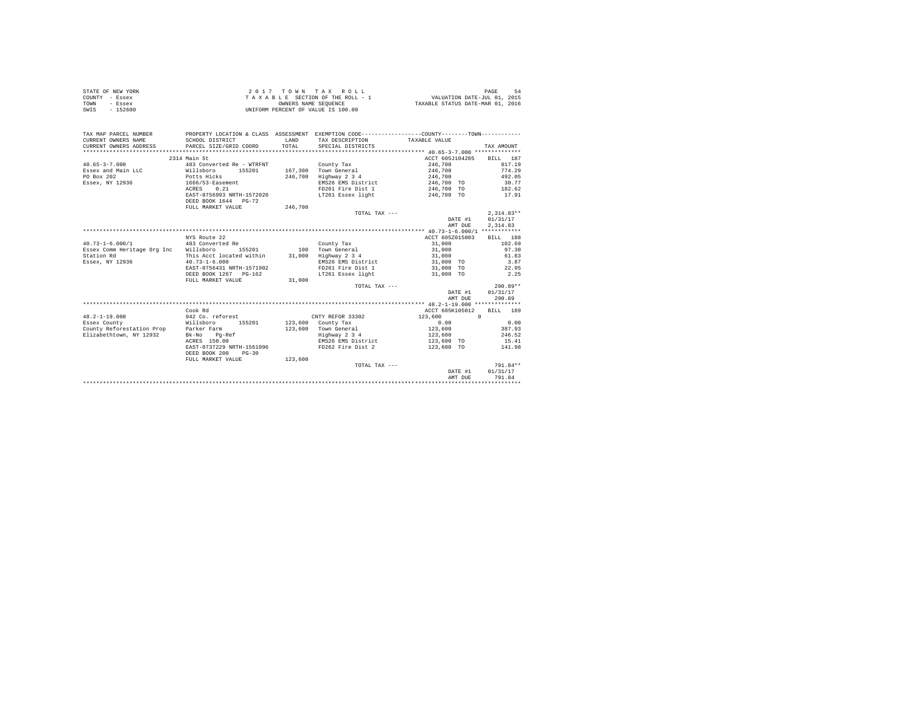STATE OF NEW YORK
COUNTY - Essex
TOWN - Essex
SWIS - 152600

2 0 1 7 T O W N T A X R O L L
T A X A B L E SECTION OF THE ROLL - 1
OWNERS NAME SEQUENCE
UNIFORM PERCENT OF VALUE IS 100.00

VALUATION DATE-JUL 01, 2015
TAXABLE STATUS DATE-MAR 01, 2016

| TAX MAP PARCEL NUMBER / CURRENT OWNERS NAME / CURRENT OWNERS ADDRESS | PROPERTY LOCATION & CLASS / SCHOOL DISTRICT / PARCEL SIZE/GRID COORD | ASSESSMENT LAND / TOTAL | EXEMPTION CODE / TAX DESCRIPTION / SPECIAL DISTRICTS | COUNTY / TOWN TAXABLE VALUE | TAX AMOUNT |
|---|---|---|---|---|---|
| **40.65-3-7.000** | 2314 Main St | | | ACCT 605J104205 | BILL 187 |
| 40.65-3-7.000 | 483 Converted Re - WTRFNT | | County Tax | 246,700 | 817.19 |
| Essex and Main LLC | Willsboro 155201 | 167,300 | Town General | 246,700 | 774.29 |
| PO Box 202 | Potts Hicks | 246,700 | Highway 2 3 4 | 246,700 | 492.05 |
| Essex, NY 12936 | 1666/53-Easement | | EMS26 EMS District | 246,700 TO | 30.77 |
| | ACRES 0.21 | | FD261 Fire Dist 1 | 246,700 TO | 182.62 |
| | EAST-0756993 NRTH-1572020 | | LT261 Essex light | 246,700 TO | 17.91 |
| | DEED BOOK 1644 PG-72 | | | | |
| | FULL MARKET VALUE | 246,700 | | | |
| | | | TOTAL TAX --- | | 2,314.83** |
| | | | | DATE #1 | 01/31/17 |
| | | | | AMT DUE | 2,314.83 |
| **40.73-1-6.000/1** | NYS Route 22 | | | ACCT 605Z015003 | BILL 188 |
| 40.73-1-6.000/1 | 483 Converted Re | | County Tax | 31,000 | 102.69 |
| Essex Comm Heritage Org Inc | Willsboro 155201 | 100 | Town General | 31,000 | 97.30 |
| Station Rd | This Acct located within | 31,000 | Highway 2 3 4 | 31,000 | 61.83 |
| Essex, NY 12936 | 40.73-1-6.000 | | EMS26 EMS District | 31,000 TO | 3.87 |
| | EAST-0756431 NRTH-1571902 | | FD261 Fire Dist 1 | 31,000 TO | 22.95 |
| | DEED BOOK 1267 PG-162 | | LT261 Essex light | 31,000 TO | 2.25 |
| | FULL MARKET VALUE | 31,000 | | | |
| | | | TOTAL TAX --- | | 290.89** |
| | | | | DATE #1 | 01/31/17 |
| | | | | AMT DUE | 290.89 |
| **48.2-1-19.000** | Cook Rd | | | ACCT 605K105012 | BILL 189 |
| 48.2-1-19.000 | 942 Co. reforest | | CNTY REFOR 33302 | 123,600 0 | |
| Essex County | Willsboro 155201 | 123,600 | County Tax | 0.00 | 0.00 |
| County Reforestation Prop | Parker Farm | 123,600 | Town General | 123,600 | 387.93 |
| Elizabethtown, NY 12932 | Bk-No Pg-Ref | | Highway 2 3 4 | 123,600 | 246.52 |
| | ACRES 150.00 | | EMS26 EMS District | 123,600 TO | 15.41 |
| | EAST-0737229 NRTH-1561096 | | FD262 Fire Dist 2 | 123,600 TO | 141.98 |
| | DEED BOOK 200 PG-30 | | | | |
| | FULL MARKET VALUE | 123,600 | | | |
| | | | TOTAL TAX --- | | 791.84** |
| | | | | DATE #1 | 01/31/17 |
| | | | | AMT DUE | 791.84 |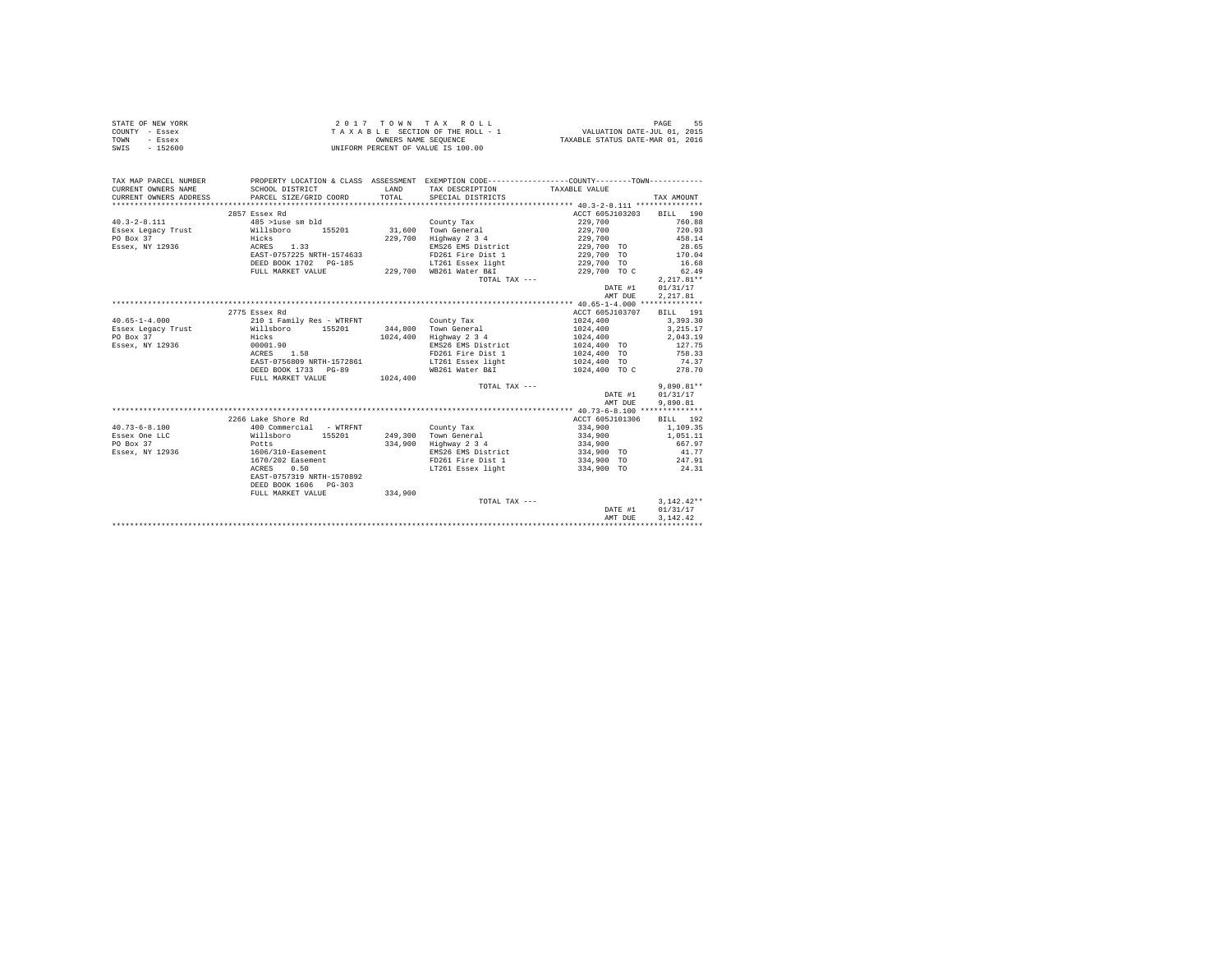STATE OF NEW YORK
COUNTY - Essex
TOWN - Essex
SWIS - 152600

2 0 1 7 T O W N T A X R O L L
T A X A B L E SECTION OF THE ROLL - 1
OWNERS NAME SEQUENCE
UNIFORM PERCENT OF VALUE IS 100.00

VALUATION DATE-JUL 01, 2015
TAXABLE STATUS DATE-MAR 01, 2016

| TAX MAP PARCEL NUMBER / CURRENT OWNERS NAME / CURRENT OWNERS ADDRESS | PROPERTY LOCATION & CLASS / SCHOOL DISTRICT / PARCEL SIZE/GRID COORD | ASSESSMENT LAND / TOTAL | EXEMPTION CODE / TAX DESCRIPTION / SPECIAL DISTRICTS | COUNTY--------TOWN TAXABLE VALUE | TAX AMOUNT |
|---|---|---|---|---|---|
| 40.3-2-8.111 | 2857 Essex Rd | | | ACCT 605J103203 | BILL 190 |
| | 485 >1use sm bld | | County Tax | 229,700 | 760.88 |
| Essex Legacy Trust | Willsboro 155201 | 31,600 | Town General | 229,700 | 720.93 |
| PO Box 37 | Hicks | 229,700 | Highway 2 3 4 | 229,700 | 458.14 |
| Essex, NY 12936 | ACRES 1.33 | | EMS26 EMS District | 229,700 TO | 28.65 |
| | EAST-0757225 NRTH-1574633 | | FD261 Fire Dist 1 | 229,700 TO | 170.04 |
| | DEED BOOK 1702 PG-185 | | LT261 Essex light | 229,700 TO | 16.68 |
| | FULL MARKET VALUE | 229,700 | WB261 Water B&I | 229,700 TO C | 62.49 |
| | | | TOTAL TAX --- | | 2,217.81** |
| | | | | DATE #1 | 01/31/17 |
| | | | | AMT DUE | 2,217.81 |
| 40.65-1-4.000 | 2775 Essex Rd | | | ACCT 605J103707 | BILL 191 |
| | 210 1 Family Res - WTRFNT | | County Tax | 1024,400 | 3,393.30 |
| Essex Legacy Trust | Willsboro 155201 | 344,800 | Town General | 1024,400 | 3,215.17 |
| PO Box 37 | Hicks | 1024,400 | Highway 2 3 4 | 1024,400 | 2,043.19 |
| Essex, NY 12936 | 00001.90 | | EMS26 EMS District | 1024,400 TO | 127.75 |
| | ACRES 1.58 | | FD261 Fire Dist 1 | 1024,400 TO | 758.33 |
| | EAST-0756809 NRTH-1572861 | | LT261 Essex light | 1024,400 TO | 74.37 |
| | DEED BOOK 1733 PG-89 | | WB261 Water B&I | 1024,400 TO C | 278.70 |
| | FULL MARKET VALUE | 1024,400 | | | |
| | | | TOTAL TAX --- | | 9,890.81** |
| | | | | DATE #1 | 01/31/17 |
| | | | | AMT DUE | 9,890.81 |
| 40.73-6-8.100 | 2266 Lake Shore Rd | | | ACCT 605J101306 | BILL 192 |
| | 400 Commercial - WTRFNT | | County Tax | 334,900 | 1,109.35 |
| Essex One LLC | Willsboro 155201 | 249,300 | Town General | 334,900 | 1,051.11 |
| PO Box 37 | Potts | 334,900 | Highway 2 3 4 | 334,900 | 667.97 |
| Essex, NY 12936 | 1606/310-Easement | | EMS26 EMS District | 334,900 TO | 41.77 |
| | 1670/202 Easement | | FD261 Fire Dist 1 | 334,900 TO | 247.91 |
| | ACRES 0.50 | | LT261 Essex light | 334,900 TO | 24.31 |
| | EAST-0757319 NRTH-1570892 | | | | |
| | DEED BOOK 1606 PG-303 | | | | |
| | FULL MARKET VALUE | 334,900 | | | |
| | | | TOTAL TAX --- | | 3,142.42** |
| | | | | DATE #1 | 01/31/17 |
| | | | | AMT DUE | 3,142.42 |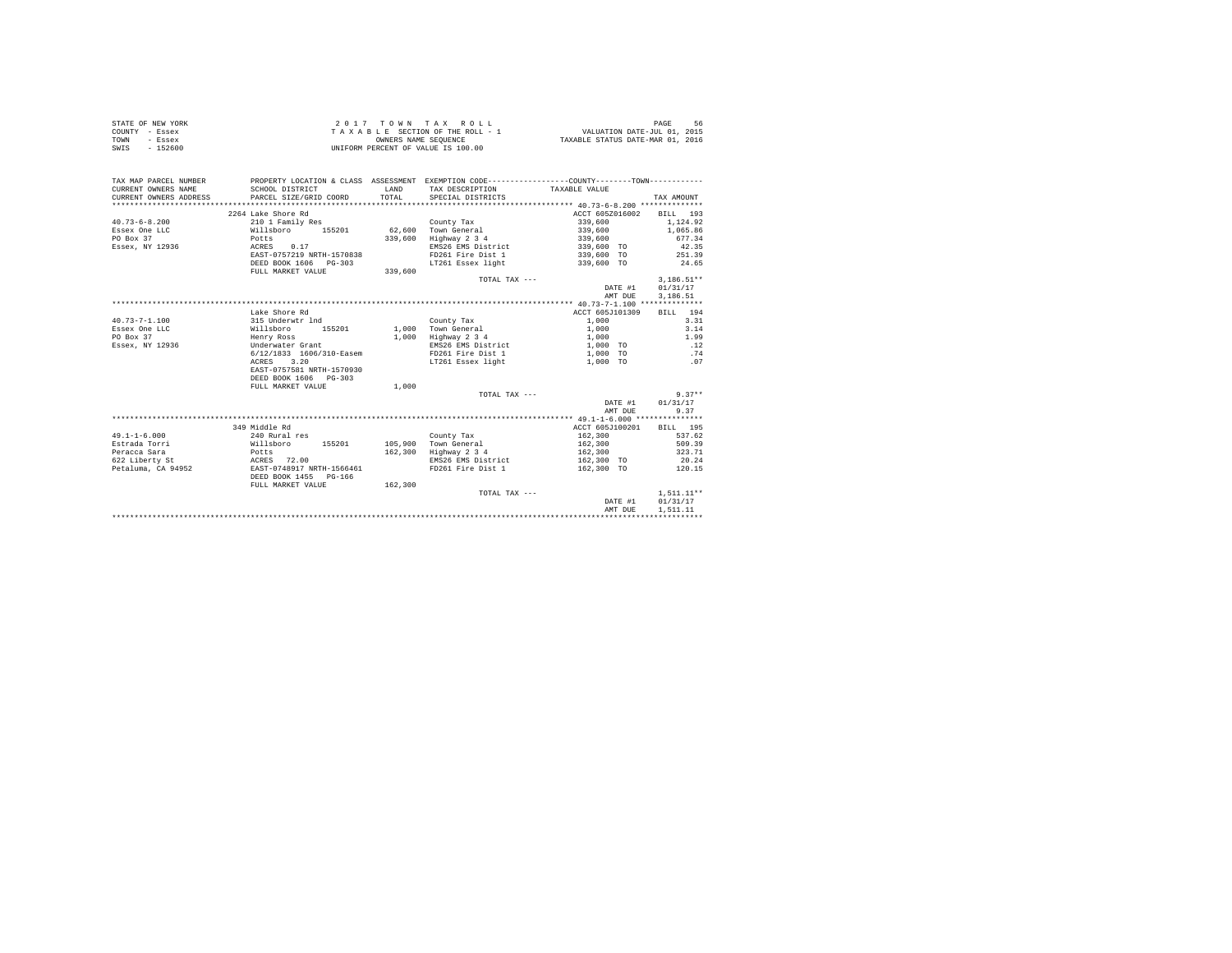STATE OF NEW YORK
COUNTY - Essex
TOWN - Essex
SWIS - 152600

2 0 1 7 T O W N T A X R O L L
T A X A B L E SECTION OF THE ROLL - 1
OWNERS NAME SEQUENCE
UNIFORM PERCENT OF VALUE IS 100.00

VALUATION DATE-JUL 01, 2015
TAXABLE STATUS DATE-MAR 01, 2016

| TAX MAP PARCEL NUMBER<br>CURRENT OWNERS NAME<br>CURRENT OWNERS ADDRESS | PROPERTY LOCATION & CLASS<br>SCHOOL DISTRICT<br>PARCEL SIZE/GRID COORD | ASSESSMENT<br>LAND<br>TOTAL | EXEMPTION CODE<br>TAX DESCRIPTION<br>SPECIAL DISTRICTS | COUNTY--------TOWN<br>TAXABLE VALUE | TAX AMOUNT |
|---|---|---|---|---|---|
| 40.73-6-8.200 | 2264 Lake Shore Rd | | | ACCT 605Z016002 | BILL 193 |
| 40.73-6-8.200 | 210 1 Family Res | | County Tax | 339,600 | 1,124.92 |
| Essex One LLC | Willsboro 155201 | 62,600 | Town General | 339,600 | 1,065.86 |
| PO Box 37 | Potts | 339,600 | Highway 2 3 4 | 339,600 | 677.34 |
| Essex, NY 12936 | ACRES 0.17 | | EMS26 EMS District | 339,600 TO | 42.35 |
| | EAST-0757219 NRTH-1570838 | | FD261 Fire Dist 1 | 339,600 TO | 251.39 |
| | DEED BOOK 1606 PG-303 | | LT261 Essex light | 339,600 TO | 24.65 |
| | FULL MARKET VALUE | 339,600 | | | |
| | | | TOTAL TAX --- | | 3,186.51** |
| | | | | DATE #1 | 01/31/17 |
| | | | | AMT DUE | 3,186.51 |
| 40.73-7-1.100 | Lake Shore Rd | | | ACCT 605J101309 | BILL 194 |
| 40.73-7-1.100 | 315 Underwtr lnd | | County Tax | 1,000 | 3.31 |
| Essex One LLC | Willsboro 155201 | 1,000 | Town General | 1,000 | 3.14 |
| PO Box 37 | Henry Ross | 1,000 | Highway 2 3 4 | 1,000 | 1.99 |
| Essex, NY 12936 | Underwater Grant | | EMS26 EMS District | 1,000 TO | .12 |
| | 6/12/1833 1606/310-Easem | | FD261 Fire Dist 1 | 1,000 TO | .74 |
| | ACRES 3.20 | | LT261 Essex light | 1,000 TO | .07 |
| | EAST-0757581 NRTH-1570930 | | | | |
| | DEED BOOK 1606 PG-303 | | | | |
| | FULL MARKET VALUE | 1,000 | | | |
| | | | TOTAL TAX --- | | 9.37** |
| | | | | DATE #1 | 01/31/17 |
| | | | | AMT DUE | 9.37 |
| 49.1-1-6.000 | 349 Middle Rd | | | ACCT 605J100201 | BILL 195 |
| 49.1-1-6.000 | 240 Rural res | | County Tax | 162,300 | 537.62 |
| Estrada Torri | Willsboro 155201 | 105,900 | Town General | 162,300 | 509.39 |
| Peracca Sara | Potts | 162,300 | Highway 2 3 4 | 162,300 | 323.71 |
| 622 Liberty St | ACRES 72.00 | | EMS26 EMS District | 162,300 TO | 20.24 |
| Petaluma, CA 94952 | EAST-0748917 NRTH-1566461 | | FD261 Fire Dist 1 | 162,300 TO | 120.15 |
| | DEED BOOK 1455 PG-166 | | | | |
| | FULL MARKET VALUE | 162,300 | | | |
| | | | TOTAL TAX --- | | 1,511.11** |
| | | | | DATE #1 | 01/31/17 |
| | | | | AMT DUE | 1,511.11 |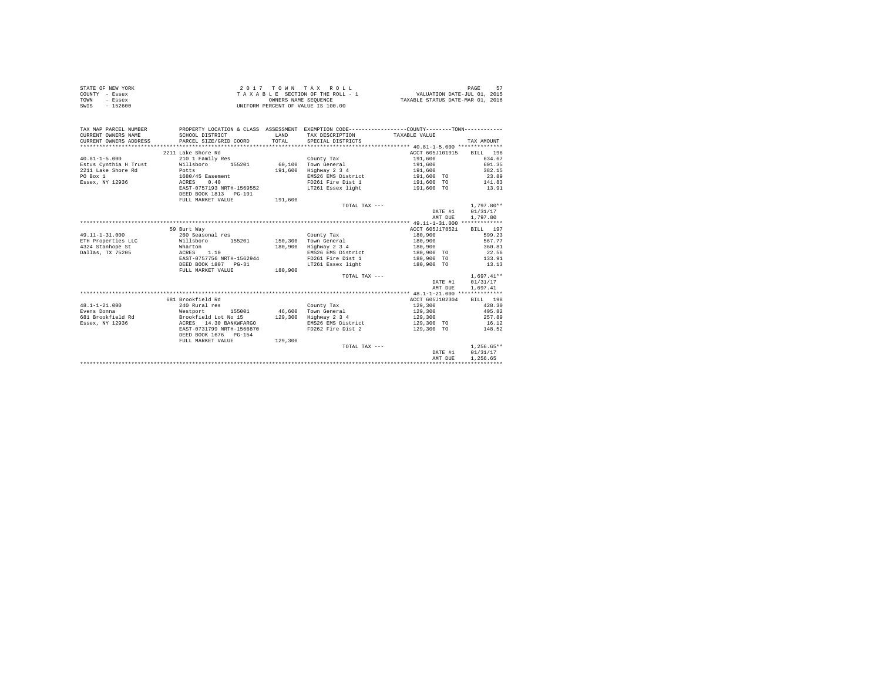STATE OF NEW YORK
COUNTY - Essex
TOWN - Essex
SWIS - 152600

2 0 1 7 T O W N T A X R O L L
T A X A B L E SECTION OF THE ROLL - 1
OWNERS NAME SEQUENCE
UNIFORM PERCENT OF VALUE IS 100.00

VALUATION DATE-JUL 01, 2015
TAXABLE STATUS DATE-MAR 01, 2016

| TAX MAP PARCEL NUMBER / CURRENT OWNERS NAME / CURRENT OWNERS ADDRESS | PROPERTY LOCATION & CLASS / SCHOOL DISTRICT / PARCEL SIZE/GRID COORD | ASSESSMENT LAND / TOTAL | EXEMPTION CODE / TAX DESCRIPTION / SPECIAL DISTRICTS | TAXABLE VALUE | TAX AMOUNT |
|---|---|---|---|---|---|
| | 2211 Lake Shore Rd | | | ACCT 605J101915 | BILL 196 |
| 40.81-1-5.000 | 210 1 Family Res | | County Tax | 191,600 | 634.67 |
| Estus Cynthia H Trust | Willsboro 155201 | 60,100 | Town General | 191,600 | 601.35 |
| 2211 Lake Shore Rd | Potts | 191,600 | Highway 2 3 4 | 191,600 | 382.15 |
| PO Box 1 | 1680/45 Easement | | EMS26 EMS District | 191,600 TO | 23.89 |
| Essex, NY 12936 | ACRES 0.40 | | FD261 Fire Dist 1 | 191,600 TO | 141.83 |
| | EAST-0757193 NRTH-1569552 | | LT261 Essex light | 191,600 TO | 13.91 |
| | DEED BOOK 1813 PG-191 | | | | |
| | FULL MARKET VALUE | 191,600 | | | |
| | | | TOTAL TAX --- | | 1,797.80** |
| | | | | DATE #1 | 01/31/17 |
| | | | | AMT DUE | 1,797.80 |
| | 59 Burt Way | | | ACCT 605J178521 | BILL 197 |
| 49.11-1-31.000 | 260 Seasonal res | | County Tax | 180,900 | 599.23 |
| ETH Properties LLC | Willsboro 155201 | 150,300 | Town General | 180,900 | 567.77 |
| 4324 Stanhope St | Wharton | 180,900 | Highway 2 3 4 | 180,900 | 360.81 |
| Dallas, TX 75205 | ACRES 1.10 | | EMS26 EMS District | 180,900 TO | 22.56 |
| | EAST-0757756 NRTH-1562944 | | FD261 Fire Dist 1 | 180,900 TO | 133.91 |
| | DEED BOOK 1807 PG-31 | | LT261 Essex light | 180,900 TO | 13.13 |
| | FULL MARKET VALUE | 180,900 | | | |
| | | | TOTAL TAX --- | | 1,697.41** |
| | | | | DATE #1 | 01/31/17 |
| | | | | AMT DUE | 1,697.41 |
| | 681 Brookfield Rd | | | ACCT 605J102304 | BILL 198 |
| 48.1-1-21.000 | 240 Rural res | | County Tax | 129,300 | 428.30 |
| Evens Donna | Westport 155001 | 46,600 | Town General | 129,300 | 405.82 |
| 681 Brookfield Rd | Brookfield Lot No 15 | 129,300 | Highway 2 3 4 | 129,300 | 257.89 |
| Essex, NY 12936 | ACRES 14.30 BANKWFARGO | | EMS26 EMS District | 129,300 TO | 16.12 |
| | EAST-0731799 NRTH-1566870 | | FD262 Fire Dist 2 | 129,300 TO | 148.52 |
| | DEED BOOK 1676 PG-154 | | | | |
| | FULL MARKET VALUE | 129,300 | | | |
| | | | TOTAL TAX --- | | 1,256.65** |
| | | | | DATE #1 | 01/31/17 |
| | | | | AMT DUE | 1,256.65 |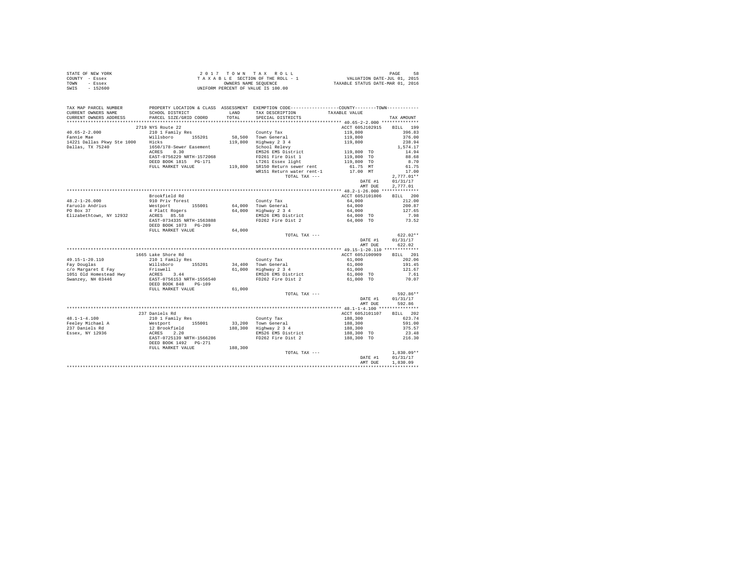STATE OF NEW YORK
COUNTY - Essex
TOWN - Essex
SWIS - 152600

2 0 1 7 T O W N T A X R O L L
T A X A B L E SECTION OF THE ROLL - 1
OWNERS NAME SEQUENCE
UNIFORM PERCENT OF VALUE IS 100.00

VALUATION DATE-JUL 01, 2015
TAXABLE STATUS DATE-MAR 01, 2016

| TAX MAP PARCEL NUMBER / CURRENT OWNERS NAME / CURRENT OWNERS ADDRESS | PROPERTY LOCATION & CLASS / SCHOOL DISTRICT / PARCEL SIZE/GRID COORD | ASSESSMENT LAND / TOTAL | EXEMPTION CODE / TAX DESCRIPTION / SPECIAL DISTRICTS | TAXABLE VALUE | TAX AMOUNT |
|---|---|---|---|---|---|
| **40.65-2-2.000** | 2719 NYS Route 22 | | | ACCT 605J102915 | BILL 199 |
| 40.65-2-2.000 | 210 1 Family Res | | County Tax | 119,800 | 396.83 |
| Fannie Mae | Willsboro 155201 | 58,500 | Town General | 119,800 | 376.00 |
| 14221 Dallas Pkwy Ste 1000 | Hicks | 119,800 | Highway 2 3 4 | 119,800 | 238.94 |
| Dallas, TX 75240 | 1650/178-Sewer Easement | | School Relevy | | 1,574.17 |
| | ACRES 0.30 | | EMS26 EMS District | 119,800 TO | 14.94 |
| | EAST-0756229 NRTH-1572068 | | FD261 Fire Dist 1 | 119,800 TO | 88.68 |
| | DEED BOOK 1815 PG-171 | | LT261 Essex light | 119,800 TO | 8.70 |
| | FULL MARKET VALUE | 119,800 | SR150 Return sewer rent | 61.75 MT | 61.75 |
| | | | WR151 Return water rent-1 | 17.00 MT | 17.00 |
| | | | TOTAL TAX --- | | 2,777.01** |
| | | | | DATE #1 | 01/31/17 |
| | | | | AMT DUE | 2,777.01 |
| **48.2-1-26.000** | Brookfield Rd | | | ACCT 605J101806 | BILL 200 |
| 48.2-1-26.000 | 910 Priv forest | | County Tax | 64,000 | 212.00 |
| Faruolo Andrius | Westport 155001 | 64,000 | Town General | 64,000 | 200.87 |
| PO Box 37 | 4 Platt Rogers | 64,000 | Highway 2 3 4 | 64,000 | 127.65 |
| Elizabethtown, NY 12932 | ACRES 85.58 | | EMS26 EMS District | 64,000 TO | 7.98 |
| | EAST-0734335 NRTH-1563888 | | FD262 Fire Dist 2 | 64,000 TO | 73.52 |
| | DEED BOOK 1073 PG-209 | | | | |
| | FULL MARKET VALUE | 64,000 | | | |
| | | | TOTAL TAX --- | | 622.02** |
| | | | | DATE #1 | 01/31/17 |
| | | | | AMT DUE | 622.02 |
| **49.15-1-20.110** | 1665 Lake Shore Rd | | | ACCT 605J100909 | BILL 201 |
| 49.15-1-20.110 | 210 1 Family Res | | County Tax | 61,000 | 202.06 |
| Fay Douglas | Willsboro 155201 | 34,400 | Town General | 61,000 | 191.45 |
| c/o Margaret E Fay | Friswell | 61,000 | Highway 2 3 4 | 61,000 | 121.67 |
| 1051 Old Homestead Hwy | ACRES 3.44 | | EMS26 EMS District | 61,000 TO | 7.61 |
| Swanzey, NH 03446 | EAST-0756153 NRTH-1556540 | | FD262 Fire Dist 2 | 61,000 TO | 70.07 |
| | DEED BOOK 848 PG-109 | | | | |
| | FULL MARKET VALUE | 61,000 | | | |
| | | | TOTAL TAX --- | | 592.86** |
| | | | | DATE #1 | 01/31/17 |
| | | | | AMT DUE | 592.86 |
| **48.1-1-4.100** | 237 Daniels Rd | | | ACCT 605J101107 | BILL 202 |
| 48.1-1-4.100 | 210 1 Family Res | | County Tax | 188,300 | 623.74 |
| Feeley Michael A | Westport 155001 | 33,200 | Town General | 188,300 | 591.00 |
| 237 Daniels Rd | 12 Brookfield | 188,300 | Highway 2 3 4 | 188,300 | 375.57 |
| Essex, NY 12936 | ACRES 2.20 | | EMS26 EMS District | 188,300 TO | 23.48 |
| | EAST-0725139 NRTH-1566286 | | FD262 Fire Dist 2 | 188,300 TO | 216.30 |
| | DEED BOOK 1492 PG-271 | | | | |
| | FULL MARKET VALUE | 188,300 | | | |
| | | | TOTAL TAX --- | | 1,830.09** |
| | | | | DATE #1 | 01/31/17 |
| | | | | AMT DUE | 1,830.09 |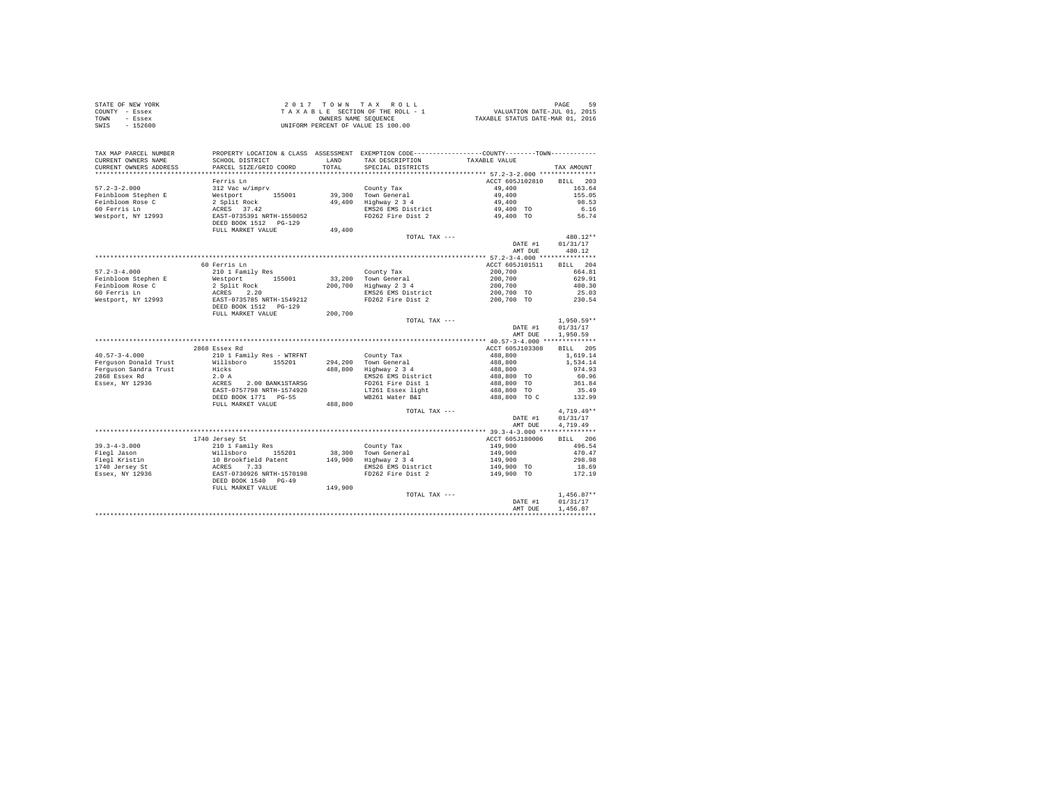STATE OF NEW YORK
COUNTY - Essex
TOWN - Essex
SWIS - 152600

2017 TOWN TAX ROLL
TAXABLE SECTION OF THE ROLL - 1
OWNERS NAME SEQUENCE
UNIFORM PERCENT OF VALUE IS 100.00

VALUATION DATE-JUL 01, 2015
TAXABLE STATUS DATE-MAR 01, 2016

| TAX MAP PARCEL NUMBER / CURRENT OWNERS NAME / CURRENT OWNERS ADDRESS | PROPERTY LOCATION & CLASS / SCHOOL DISTRICT / PARCEL SIZE/GRID COORD | ASSESSMENT LAND / TOTAL | EXEMPTION CODE / TAX DESCRIPTION / SPECIAL DISTRICTS | TAXABLE VALUE | TAX AMOUNT |
|---|---|---|---|---|---|
| **57.2-3-2.000** | Ferris Ln | | | ACCT 605J102810 | BILL 203 |
| 57.2-3-2.000 | 312 Vac w/imprv | | County Tax | 49,400 | 163.64 |
| Feinbloom Stephen E | Westport 155001 | 39,300 | Town General | 49,400 | 155.05 |
| Feinbloom Rose C | 2 Split Rock | 49,400 | Highway 2 3 4 | 49,400 | 98.53 |
| 60 Ferris Ln | ACRES 37.42 | | EMS26 EMS District | 49,400 TO | 6.16 |
| Westport, NY 12993 | EAST-0735391 NRTH-1550052 | | FD262 Fire Dist 2 | 49,400 TO | 56.74 |
| | DEED BOOK 1512 PG-129 | | | | |
| | FULL MARKET VALUE | 49,400 | | | |
| | | | TOTAL TAX --- | | 480.12** |
| | | | | DATE #1 | 01/31/17 |
| | | | | AMT DUE | 480.12 |
| **57.2-3-4.000** | 60 Ferris Ln | | | ACCT 605J101511 | BILL 204 |
| 57.2-3-4.000 | 210 1 Family Res | | County Tax | 200,700 | 664.81 |
| Feinbloom Stephen E | Westport 155001 | 33,200 | Town General | 200,700 | 629.91 |
| Feinbloom Rose C | 2 Split Rock | 200,700 | Highway 2 3 4 | 200,700 | 400.30 |
| 60 Ferris Ln | ACRES 2.20 | | EMS26 EMS District | 200,700 TO | 25.03 |
| Westport, NY 12993 | EAST-0735785 NRTH-1549212 | | FD262 Fire Dist 2 | 200,700 TO | 230.54 |
| | DEED BOOK 1512 PG-129 | | | | |
| | FULL MARKET VALUE | 200,700 | | | |
| | | | TOTAL TAX --- | | 1,950.59** |
| | | | | DATE #1 | 01/31/17 |
| | | | | AMT DUE | 1,950.59 |
| **40.57-3-4.000** | 2868 Essex Rd | | | ACCT 605J103308 | BILL 205 |
| 40.57-3-4.000 | 210 1 Family Res - WTRFNT | | County Tax | 488,800 | 1,619.14 |
| Ferguson Donald Trust | Willsboro 155201 | 294,200 | Town General | 488,800 | 1,534.14 |
| Ferguson Sandra Trust | Hicks | 488,800 | Highway 2 3 4 | 488,800 | 974.93 |
| 2868 Essex Rd | 2.0 A | | EMS26 EMS District | 488,800 TO | 60.96 |
| Essex, NY 12936 | ACRES 2.00 BANK1STARSG | | FD261 Fire Dist 1 | 488,800 TO | 361.84 |
| | EAST-0757798 NRTH-1574920 | | LT261 Essex light | 488,800 TO | 35.49 |
| | DEED BOOK 1771 PG-55 | | WB261 Water B&I | 488,800 TO C | 132.99 |
| | FULL MARKET VALUE | 488,800 | | | |
| | | | TOTAL TAX --- | | 4,719.49** |
| | | | | DATE #1 | 01/31/17 |
| | | | | AMT DUE | 4,719.49 |
| **39.3-4-3.000** | 1740 Jersey St | | | ACCT 605J180006 | BILL 206 |
| 39.3-4-3.000 | 210 1 Family Res | | County Tax | 149,900 | 496.54 |
| Fiegl Jason | Willsboro 155201 | 38,300 | Town General | 149,900 | 470.47 |
| Fiegl Kristin | 10 Brookfield Patent | 149,900 | Highway 2 3 4 | 149,900 | 298.98 |
| 1740 Jersey St | ACRES 7.33 | | EMS26 EMS District | 149,900 TO | 18.69 |
| Essex, NY 12936 | EAST-0730926 NRTH-1570198 | | FD262 Fire Dist 2 | 149,900 TO | 172.19 |
| | DEED BOOK 1540 PG-49 | | | | |
| | FULL MARKET VALUE | 149,900 | | | |
| | | | TOTAL TAX --- | | 1,456.87** |
| | | | | DATE #1 | 01/31/17 |
| | | | | AMT DUE | 1,456.87 |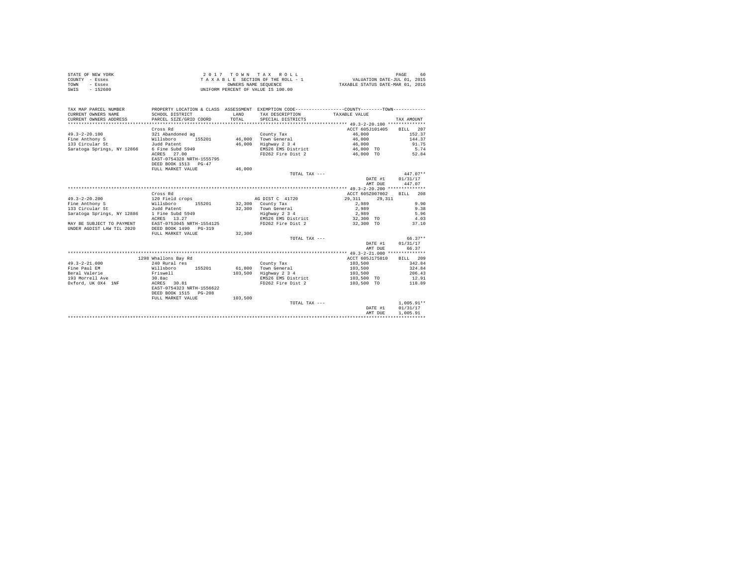STATE OF NEW YORK
COUNTY - Essex
TOWN - Essex
SWIS - 152600

2 0 1 7 T O W N T A X R O L L
T A X A B L E SECTION OF THE ROLL - 1
OWNERS NAME SEQUENCE
UNIFORM PERCENT OF VALUE IS 100.00

VALUATION DATE-JUL 01, 2015
TAXABLE STATUS DATE-MAR 01, 2016

| TAX MAP PARCEL NUMBER / CURRENT OWNERS NAME / CURRENT OWNERS ADDRESS | PROPERTY LOCATION & CLASS / SCHOOL DISTRICT / PARCEL SIZE/GRID COORD | ASSESSMENT LAND / TOTAL | EXEMPTION CODE / TAX DESCRIPTION / SPECIAL DISTRICTS | COUNTY / TAXABLE VALUE | TOWN | TAX AMOUNT |
|---|---|---|---|---|---|---|
| **49.3-2-20.100** | Cross Rd | | | ACCT 605J101405 | | BILL 207 |
| 49.3-2-20.100 | 321 Abandoned ag | | County Tax | 46,000 | | 152.37 |
| Fine Anthony S | Willsboro 155201 | 46,000 | Town General | 46,000 | | 144.37 |
| 133 Circular St | Judd Patent | 46,000 | Highway 2 3 4 | 46,000 | | 91.75 |
| Saratoga Springs, NY 12866 | 6 Fine Subd 5949 | | EMS26 EMS District | 46,000 | TO | 5.74 |
| | ACRES 27.00 | | FD262 Fire Dist 2 | 46,000 | TO | 52.84 |
| | EAST-0754328 NRTH-1555795 | | | | | |
| | DEED BOOK 1513 PG-47 | | | | | |
| | FULL MARKET VALUE | 46,000 | | | | |
| | | | TOTAL TAX --- | | | 447.07** |
| | | | | | DATE #1 | 01/31/17 |
| | | | | | AMT DUE | 447.07 |
| **49.3-2-20.200** | Cross Rd | | | ACCT 605Z007002 | | BILL 208 |
| 49.3-2-20.200 | 120 Field crops | | AG DIST C 41720 | 29,311 | 29,311 | |
| Fine Anthony S | Willsboro 155201 | 32,300 | County Tax | 2,989 | | 9.90 |
| 133 Circular St | Judd Patent | 32,300 | Town General | 2,989 | | 9.38 |
| Saratoga Springs, NY 12866 | 1 Fine Subd 5949 | | Highway 2 3 4 | 2,989 | | 5.96 |
| | ACRES 13.27 | | EMS26 EMS District | 32,300 | TO | 4.03 |
| MAY BE SUBJECT TO PAYMENT | EAST-0753045 NRTH-1554125 | | FD262 Fire Dist 2 | 32,300 | TO | 37.10 |
| UNDER AGDIST LAW TIL 2020 | DEED BOOK 1490 PG-319 | | | | | |
| | FULL MARKET VALUE | 32,300 | | | | |
| | | | TOTAL TAX --- | | | 66.37** |
| | | | | | DATE #1 | 01/31/17 |
| | | | | | AMT DUE | 66.37 |
| **49.3-2-21.000** | 1298 Whallons Bay Rd | | | ACCT 605J175010 | | BILL 209 |
| 49.3-2-21.000 | 240 Rural res | | County Tax | 103,500 | | 342.84 |
| Fine Paul EM | Willsboro 155201 | 61,800 | Town General | 103,500 | | 324.84 |
| Beral Valerie | Friswell | 103,500 | Highway 2 3 4 | 103,500 | | 206.43 |
| 193 Morrell Ave | 30.8ac | | EMS26 EMS District | 103,500 | TO | 12.91 |
| Oxford, UK OX4 1NF | ACRES 30.81 | | FD262 Fire Dist 2 | 103,500 | TO | 118.89 |
| | EAST-0754323 NRTH-1556622 | | | | | |
| | DEED BOOK 1515 PG-208 | | | | | |
| | FULL MARKET VALUE | 103,500 | | | | |
| | | | TOTAL TAX --- | | | 1,005.91** |
| | | | | | DATE #1 | 01/31/17 |
| | | | | | AMT DUE | 1,005.91 |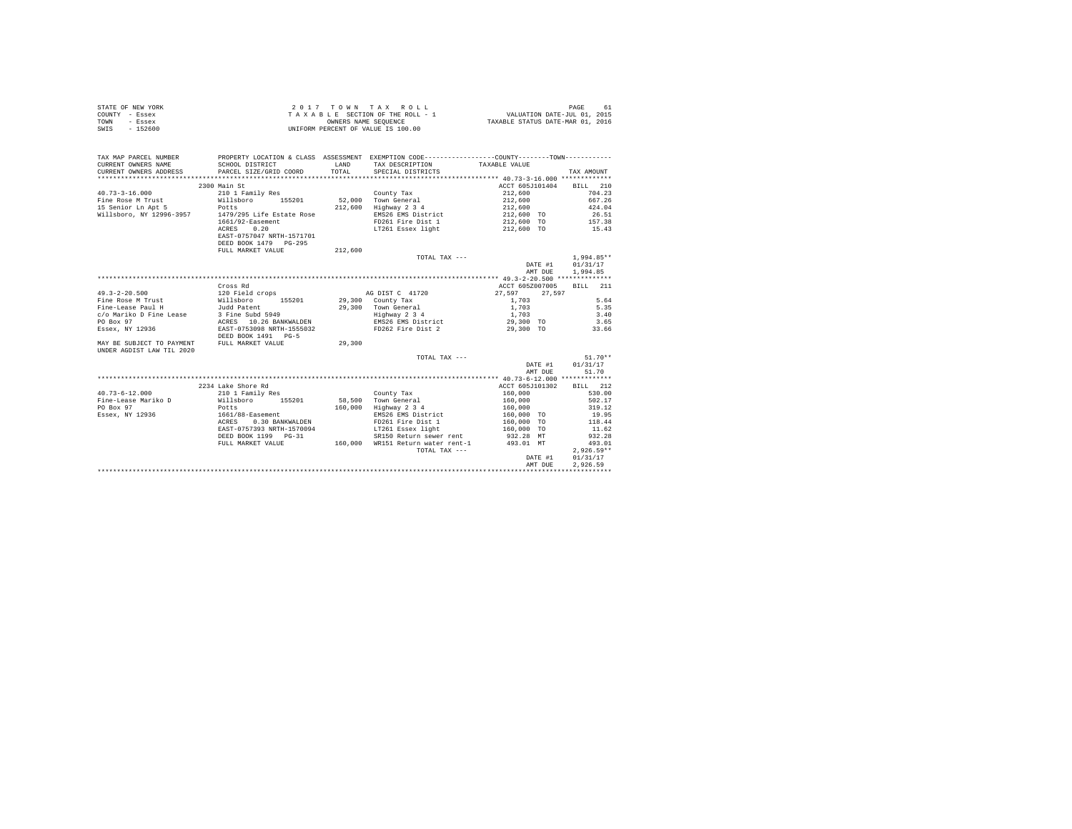STATE OF NEW YORK
COUNTY - Essex
TOWN - Essex
SWIS - 152600

2 0 1 7 T O W N T A X R O L L
T A X A B L E SECTION OF THE ROLL - 1
OWNERS NAME SEQUENCE
UNIFORM PERCENT OF VALUE IS 100.00

VALUATION DATE-JUL 01, 2015
TAXABLE STATUS DATE-MAR 01, 2016

```
TAX MAP PARCEL NUMBER          PROPERTY LOCATION & CLASS  ASSESSMENT  EXEMPTION CODE-----------------COUNTY--------TOWN-----------
CURRENT OWNERS NAME            SCHOOL DISTRICT               LAND      TAX DESCRIPTION            TAXABLE VALUE
CURRENT OWNERS ADDRESS         PARCEL SIZE/GRID COORD        TOTAL     SPECIAL DISTRICTS                                TAX AMOUNT
************************************************************************************************ 40.73-3-16.000 ************
                               2300 Main St                                                       ACCT 605J101404    BILL  210
40.73-3-16.000                 210 1 Family Res                          County Tax                  212,600              704.23
Fine Rose M Trust              Willsboro      155201       52,000   Town General                212,600              667.26
15 Senior Ln Apt 5             Potts                      212,600   Highway 2 3 4               212,600              424.04
Willsboro, NY 12996-3957       1479/295 Life Estate Rose            EMS26 EMS District          212,600 TO            26.51
                               1661/92-Easement                     FD261 Fire Dist 1           212,600 TO           157.38
                               ACRES    0.20                        LT261 Essex light           212,600 TO            15.43
                               EAST-0757047 NRTH-1571701
                               DEED BOOK 1479   PG-295
                               FULL MARKET VALUE          212,600
                                                                    TOTAL TAX ---                                  1,994.85**
                                                                                                   DATE #1       01/31/17
                                                                                                   AMT DUE       1,994.85
************************************************************************************************ 49.3-2-20.500 *************
                               Cross Rd                                                           ACCT 605Z007005    BILL  211
49.3-2-20.500                  120 Field crops                      AG DIST C  41720            27,597      27,597
Fine Rose M Trust              Willsboro      155201       29,300   County Tax                   1,703                 5.64
Fine-Lease Paul H              Judd Patent                 29,300   Town General                 1,703                 5.35
c/o Mariko D Fine Lease        3 Fine Subd 5949                     Highway 2 3 4                1,703                 3.40
PO Box 97                      ACRES   10.26 BANKWALDEN             EMS26 EMS District          29,300 TO              3.65
Essex, NY 12936                EAST-0753098 NRTH-1555032            FD262 Fire Dist 2           29,300 TO             33.66
                               DEED BOOK 1491   PG-5
MAY BE SUBJECT TO PAYMENT      FULL MARKET VALUE           29,300
UNDER AGDIST LAW TIL 2020
                                                                    TOTAL TAX ---                                     51.70**
                                                                                                   DATE #1       01/31/17
                                                                                                   AMT DUE          51.70
************************************************************************************************ 40.73-6-12.000 ************
                               2234 Lake Shore Rd                                                 ACCT 605J101302    BILL  212
40.73-6-12.000                 210 1 Family Res                     County Tax                  160,000              530.00
Fine-Lease Mariko D            Willsboro      155201       58,500   Town General                160,000              502.17
PO Box 97                      Potts                      160,000   Highway 2 3 4               160,000              319.12
Essex, NY 12936                1661/88-Easement                     EMS26 EMS District          160,000 TO            19.95
                               ACRES    0.30 BANKWALDEN             FD261 Fire Dist 1           160,000 TO           118.44
                               EAST-0757393 NRTH-1570094            LT261 Essex light           160,000 TO            11.62
                               DEED BOOK 1199   PG-31               SR150 Return sewer rent      932.28 MT           932.28
                               FULL MARKET VALUE          160,000   WR151 Return water rent-1    493.01 MT           493.01
                                                                    TOTAL TAX ---                                  2,926.59**
                                                                                                   DATE #1       01/31/17
                                                                                                   AMT DUE       2,926.59
****************************************************************************************************************************
```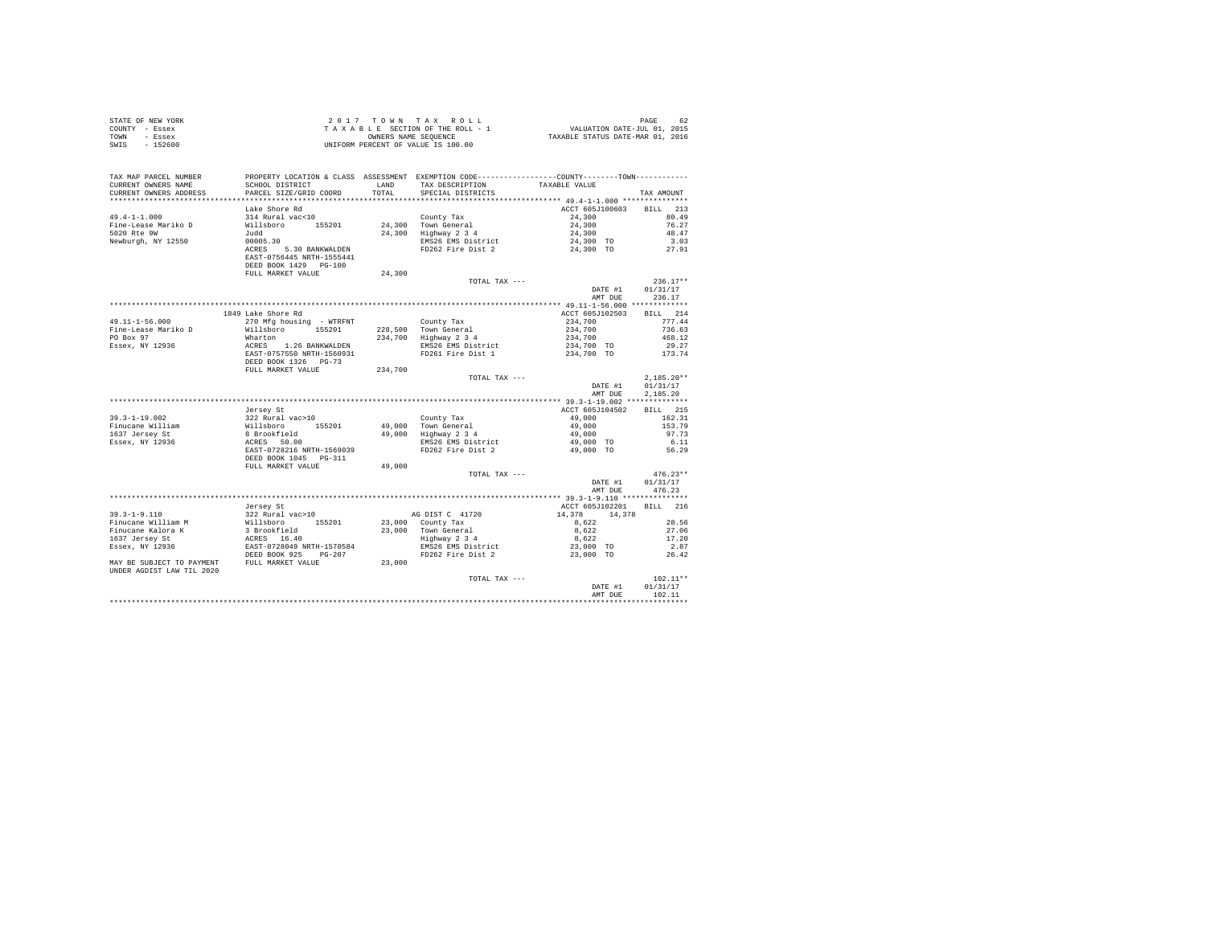STATE OF NEW YORK
COUNTY - Essex
TOWN - Essex
SWIS - 152600

2017 TOWN TAX ROLL
TAXABLE SECTION OF THE ROLL - 1
OWNERS NAME SEQUENCE
UNIFORM PERCENT OF VALUE IS 100.00

VALUATION DATE-JUL 01, 2015
TAXABLE STATUS DATE-MAR 01, 2016

| TAX MAP PARCEL NUMBER / CURRENT OWNERS NAME / CURRENT OWNERS ADDRESS | PROPERTY LOCATION & CLASS / SCHOOL DISTRICT / PARCEL SIZE/GRID COORD | ASSESSMENT LAND / TOTAL | EXEMPTION CODE / TAX DESCRIPTION / SPECIAL DISTRICTS | COUNTY / TOWN TAXABLE VALUE | TAX AMOUNT |
|---|---|---|---|---|---|
| **49.4-1-1.000** | Lake Shore Rd | | | ACCT 605J100603 | BILL 213 |
| 49.4-1-1.000 | 314 Rural vac<10 | | County Tax | 24,300 | 80.49 |
| Fine-Lease Mariko D | Willsboro 155201 | 24,300 | Town General | 24,300 | 76.27 |
| 5020 Rte 9W | Judd | 24,300 | Highway 2 3 4 | 24,300 | 48.47 |
| Newburgh, NY 12550 | 00005.30 | | EMS26 EMS District | 24,300 TO | 3.03 |
| | ACRES 5.30 BANKWALDEN | | FD262 Fire Dist 2 | 24,300 TO | 27.91 |
| | EAST-0756445 NRTH-1555441 | | | | |
| | DEED BOOK 1429 PG-100 | | | | |
| | FULL MARKET VALUE | 24,300 | | | |
| | | | TOTAL TAX --- | | 236.17** |
| | | | | DATE #1 | 01/31/17 |
| | | | | AMT DUE | 236.17 |
| **49.11-1-56.000** | 1849 Lake Shore Rd | | | ACCT 605J102503 | BILL 214 |
| 49.11-1-56.000 | 270 Mfg housing - WTRFNT | | County Tax | 234,700 | 777.44 |
| Fine-Lease Mariko D | Willsboro 155201 | 228,500 | Town General | 234,700 | 736.63 |
| PO Box 97 | Wharton | 234,700 | Highway 2 3 4 | 234,700 | 468.12 |
| Essex, NY 12936 | ACRES 1.26 BANKWALDEN | | EMS26 EMS District | 234,700 TO | 29.27 |
| | EAST-0757550 NRTH-1560931 | | FD261 Fire Dist 1 | 234,700 TO | 173.74 |
| | DEED BOOK 1326 PG-73 | | | | |
| | FULL MARKET VALUE | 234,700 | | | |
| | | | TOTAL TAX --- | | 2,185.20** |
| | | | | DATE #1 | 01/31/17 |
| | | | | AMT DUE | 2,185.20 |
| **39.3-1-19.002** | Jersey St | | | ACCT 605J104502 | BILL 215 |
| 39.3-1-19.002 | 322 Rural vac>10 | | County Tax | 49,000 | 162.31 |
| Finucane William | Willsboro 155201 | 49,000 | Town General | 49,000 | 153.79 |
| 1637 Jersey St | 8 Brookfield | 49,000 | Highway 2 3 4 | 49,000 | 97.73 |
| Essex, NY 12936 | ACRES 50.00 | | EMS26 EMS District | 49,000 TO | 6.11 |
| | EAST-0728216 NRTH-1569039 | | FD262 Fire Dist 2 | 49,000 TO | 56.29 |
| | DEED BOOK 1045 PG-311 | | | | |
| | FULL MARKET VALUE | 49,000 | | | |
| | | | TOTAL TAX --- | | 476.23** |
| | | | | DATE #1 | 01/31/17 |
| | | | | AMT DUE | 476.23 |
| **39.3-1-9.110** | Jersey St | | | ACCT 605J102201 | BILL 216 |
| 39.3-1-9.110 | 322 Rural vac>10 | | AG DIST C 41720 | 14,378 14,378 | |
| Finucane William M | Willsboro 155201 | 23,000 | County Tax | 8,622 | 28.56 |
| Finucane Kalora K | 3 Brookfield | 23,000 | Town General | 8,622 | 27.06 |
| 1637 Jersey St | ACRES 16.40 | | Highway 2 3 4 | 8,622 | 17.20 |
| Essex, NY 12936 | EAST-0728049 NRTH-1570584 | | EMS26 EMS District | 23,000 TO | 2.87 |
| | DEED BOOK 925 PG-207 | | FD262 Fire Dist 2 | 23,000 TO | 26.42 |
| MAY BE SUBJECT TO PAYMENT UNDER AGDIST LAW TIL 2020 | FULL MARKET VALUE | 23,000 | | | |
| | | | TOTAL TAX --- | | 102.11** |
| | | | | DATE #1 | 01/31/17 |
| | | | | AMT DUE | 102.11 |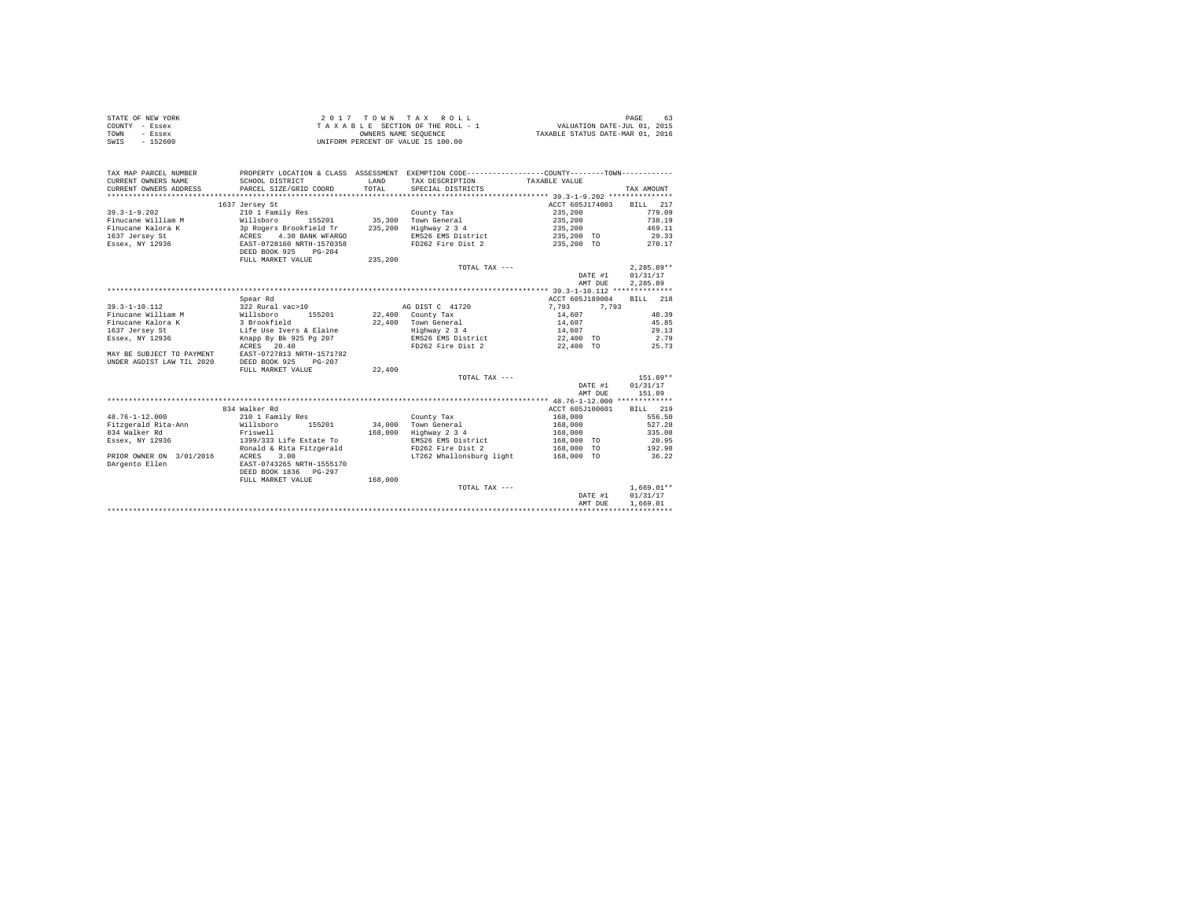STATE OF NEW YORK
COUNTY - Essex
TOWN - Essex
SWIS - 152600

2017 TOWN TAX ROLL
TAXABLE SECTION OF THE ROLL - 1
OWNERS NAME SEQUENCE
UNIFORM PERCENT OF VALUE IS 100.00

VALUATION DATE-JUL 01, 2015
TAXABLE STATUS DATE-MAR 01, 2016

| TAX MAP PARCEL NUMBER / CURRENT OWNERS NAME / CURRENT OWNERS ADDRESS | PROPERTY LOCATION & CLASS / SCHOOL DISTRICT / PARCEL SIZE/GRID COORD | ASSESSMENT LAND / TOTAL | EXEMPTION CODE / TAX DESCRIPTION / SPECIAL DISTRICTS | COUNTY / TOWN TAXABLE VALUE | TAX AMOUNT |
|---|---|---|---|---|---|
| 39.3-1-9.202 | 1637 Jersey St | | | ACCT 605J174003 | BILL 217 |
| | 210 1 Family Res | | County Tax | 235,200 | 779.09 |
| Finucane William M | Willsboro 155201 | 35,300 | Town General | 235,200 | 738.19 |
| Finucane Kalora K | 3p Rogers Brookfield Tr | 235,200 | Highway 2 3 4 | 235,200 | 469.11 |
| 1637 Jersey St | ACRES 4.30 BANK WFARGO | | EMS26 EMS District | 235,200 TO | 29.33 |
| Essex, NY 12936 | EAST-0728160 NRTH-1570358 | | FD262 Fire Dist 2 | 235,200 TO | 270.17 |
| | DEED BOOK 925 PG-204 | | | | |
| | FULL MARKET VALUE | 235,200 | | | |
| | | | TOTAL TAX --- | | 2,285.89** |
| | | | | DATE #1 | 01/31/17 |
| | | | | AMT DUE | 2,285.89 |
| 39.3-1-10.112 | Spear Rd | | | ACCT 605J189004 | BILL 218 |
| | 322 Rural vac>10 | | AG DIST C 41720 | 7,793 7,793 | |
| Finucane William M | Willsboro 155201 | 22,400 | County Tax | 14,607 | 48.39 |
| Finucane Kalora K | 3 Brookfield | 22,400 | Town General | 14,607 | 45.85 |
| 1637 Jersey St | Life Use Ivers & Elaine | | Highway 2 3 4 | 14,607 | 29.13 |
| Essex, NY 12936 | Knapp By Bk 925 Pg 207 | | EMS26 EMS District | 22,400 TO | 2.79 |
| | ACRES 20.40 | | FD262 Fire Dist 2 | 22,400 TO | 25.73 |
| MAY BE SUBJECT TO PAYMENT | EAST-0727813 NRTH-1571782 | | | | |
| UNDER AGDIST LAW TIL 2020 | DEED BOOK 925 PG-207 | | | | |
| | FULL MARKET VALUE | 22,400 | | | |
| | | | TOTAL TAX --- | | 151.89** |
| | | | | DATE #1 | 01/31/17 |
| | | | | AMT DUE | 151.89 |
| 48.76-1-12.000 | 834 Walker Rd | | | ACCT 605J100601 | BILL 219 |
| | 210 1 Family Res | | County Tax | 168,000 | 556.50 |
| Fitzgerald Rita-Ann | Willsboro 155201 | 34,000 | Town General | 168,000 | 527.28 |
| 834 Walker Rd | Friswell | 168,000 | Highway 2 3 4 | 168,000 | 335.08 |
| Essex, NY 12936 | 1399/333 Life Estate To | | EMS26 EMS District | 168,000 TO | 20.95 |
| | Ronald & Rita Fitzgerald | | FD262 Fire Dist 2 | 168,000 TO | 192.98 |
| PRIOR OWNER ON 3/01/2016 | ACRES 3.00 | | LT262 Whallonsburg light | 168,000 TO | 36.22 |
| DArgento Ellen | EAST-0743265 NRTH-1555170 | | | | |
| | DEED BOOK 1836 PG-297 | | | | |
| | FULL MARKET VALUE | 168,000 | | | |
| | | | TOTAL TAX --- | | 1,669.01** |
| | | | | DATE #1 | 01/31/17 |
| | | | | AMT DUE | 1,669.01 |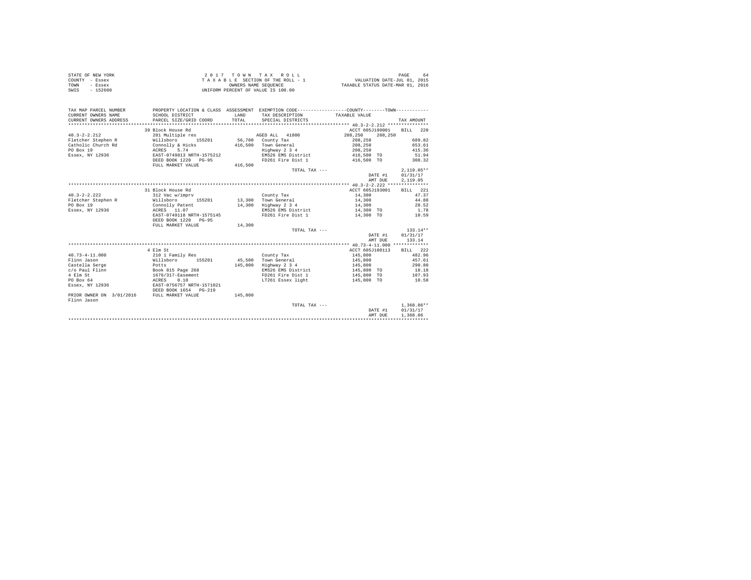STATE OF NEW YORK
COUNTY - Essex
TOWN - Essex
SWIS - 152600

2 0 1 7 T O W N T A X R O L L
T A X A B L E SECTION OF THE ROLL - 1
OWNERS NAME SEQUENCE
UNIFORM PERCENT OF VALUE IS 100.00

VALUATION DATE-JUL 01, 2015
TAXABLE STATUS DATE-MAR 01, 2016

| TAX MAP PARCEL NUMBER / CURRENT OWNERS NAME / CURRENT OWNERS ADDRESS | PROPERTY LOCATION & CLASS / SCHOOL DISTRICT / PARCEL SIZE/GRID COORD | ASSESSMENT LAND / TOTAL | EXEMPTION CODE / TAX DESCRIPTION / SPECIAL DISTRICTS | COUNTY / TOWN TAXABLE VALUE | TAX AMOUNT |
|---|---|---|---|---|---|
| | 39 Block House Rd | | | ACCT 605J190001 | BILL 220 |
| 40.3-2-2.212 | 281 Multiple res | | AGED ALL 41800 | 208,250 208,250 | |
| Fletcher Stephen R | Willsboro 155201 | 56,700 | County Tax | 208,250 | 689.82 |
| Catholic Church Rd | Connolly & Hicks | 416,500 | Town General | 208,250 | 653.61 |
| PO Box 19 | ACRES 5.74 | | Highway 2 3 4 | 208,250 | 415.36 |
| Essex, NY 12936 | EAST-0749813 NRTH-1575212 | | EMS26 EMS District | 416,500 TO | 51.94 |
| | DEED BOOK 1220 PG-95 | | FD261 Fire Dist 1 | 416,500 TO | 308.32 |
| | FULL MARKET VALUE | 416,500 | | | |
| | | | TOTAL TAX --- | | 2,119.05** |
| | | | | DATE #1 | 01/31/17 |
| | | | | AMT DUE | 2,119.05 |
| | 31 Block House Rd | | | ACCT 605J193001 | BILL 221 |
| 40.3-2-2.222 | 312 Vac w/imprv | | County Tax | 14,300 | 47.37 |
| Fletcher Stephen R | Willsboro 155201 | 13,300 | Town General | 14,300 | 44.88 |
| PO Box 19 | Connolly Patent | 14,300 | Highway 2 3 4 | 14,300 | 28.52 |
| Essex, NY 12936 | ACRES 11.07 | | EMS26 EMS District | 14,300 TO | 1.78 |
| | EAST-0749118 NRTH-1575145 | | FD261 Fire Dist 1 | 14,300 TO | 10.59 |
| | DEED BOOK 1220 PG-95 | | | | |
| | FULL MARKET VALUE | 14,300 | | | |
| | | | TOTAL TAX --- | | 133.14** |
| | | | | DATE #1 | 01/31/17 |
| | | | | AMT DUE | 133.14 |
| | 4 Elm St | | | ACCT 605J100113 | BILL 222 |
| 40.73-4-11.000 | 210 1 Family Res | | County Tax | 145,800 | 482.96 |
| Flinn Jason | Willsboro 155201 | 45,500 | Town General | 145,800 | 457.61 |
| Castella Serge | Potts | 145,800 | Highway 2 3 4 | 145,800 | 290.80 |
| c/o Paul Flinn | Book 815 Page 268 | | EMS26 EMS District | 145,800 TO | 18.18 |
| 4 Elm St | 1676/317-Easement | | FD261 Fire Dist 1 | 145,800 TO | 107.93 |
| PO Box 64 | ACRES 0.10 | | LT261 Essex light | 145,800 TO | 10.58 |
| Essex, NY 12936 | EAST-0756757 NRTH-1571021 | | | | |
| | DEED BOOK 1654 PG-219 | | | | |
| PRIOR OWNER ON 3/01/2016 | FULL MARKET VALUE | 145,800 | | | |
| Flinn Jason | | | | | |
| | | | TOTAL TAX --- | | 1,368.06** |
| | | | | DATE #1 | 01/31/17 |
| | | | | AMT DUE | 1,368.06 |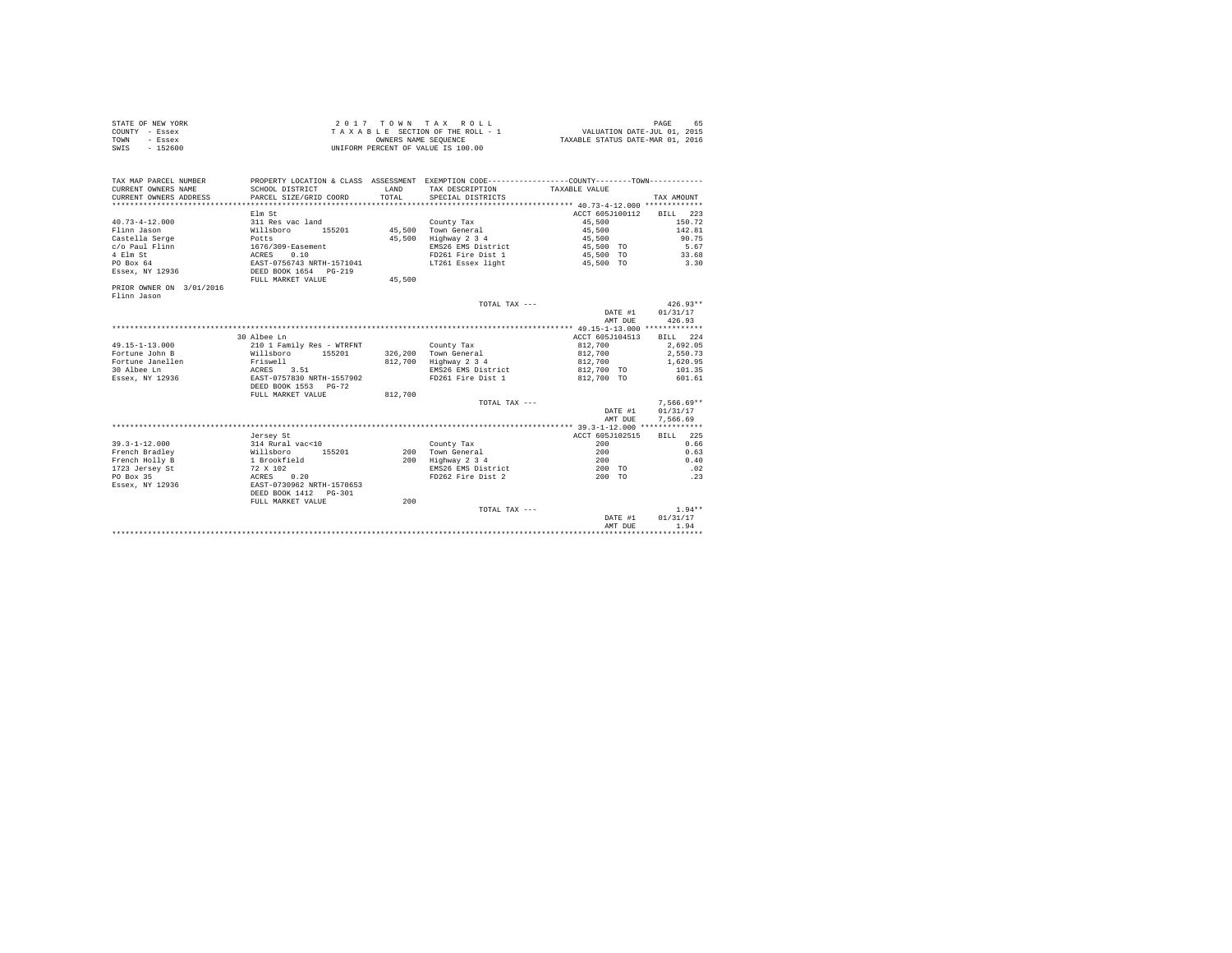STATE OF NEW YORK — 2017 TOWN TAX ROLL — VALUATION DATE-JUL 01, 2015
COUNTY - Essex — TAXABLE SECTION OF THE ROLL - 1 — TAXABLE STATUS DATE-MAR 01, 2016
TOWN - Essex — OWNERS NAME SEQUENCE
SWIS - 152600 — UNIFORM PERCENT OF VALUE IS 100.00

| TAX MAP PARCEL NUMBER / CURRENT OWNERS NAME / CURRENT OWNERS ADDRESS | PROPERTY LOCATION & CLASS / SCHOOL DISTRICT / PARCEL SIZE/GRID COORD | ASSESSMENT LAND / TOTAL | EXEMPTION CODE / TAX DESCRIPTION / SPECIAL DISTRICTS | TAXABLE VALUE | TAX AMOUNT |
|---|---|---|---|---|---|
| 40.73-4-12.000 | Elm St | | | ACCT 605J100112 | BILL 223 |
| 40.73-4-12.000 | 311 Res vac land | | County Tax | 45,500 | 150.72 |
| Flinn Jason | Willsboro 155201 | 45,500 | Town General | 45,500 | 142.81 |
| Castella Serge | Potts | 45,500 | Highway 2 3 4 | 45,500 | 90.75 |
| c/o Paul Flinn | 1676/309-Easement | | EMS26 EMS District | 45,500 TO | 5.67 |
| 4 Elm St | ACRES 0.10 | | FD261 Fire Dist 1 | 45,500 TO | 33.68 |
| PO Box 64 | EAST-0756743 NRTH-1571041 | | LT261 Essex light | 45,500 TO | 3.30 |
| Essex, NY 12936 | DEED BOOK 1654 PG-219 | | | | |
| | FULL MARKET VALUE | 45,500 | | | |
| PRIOR OWNER ON 3/01/2016 | | | | | |
| Flinn Jason | | | | | |
| | | | TOTAL TAX --- | | 426.93** |
| | | | | DATE #1 | 01/31/17 |
| | | | | AMT DUE | 426.93 |
| 49.15-1-13.000 | 30 Albee Ln | | | ACCT 605J104513 | BILL 224 |
| 49.15-1-13.000 | 210 1 Family Res - WTRFNT | | County Tax | 812,700 | 2,692.05 |
| Fortune John B | Willsboro 155201 | 326,200 | Town General | 812,700 | 2,550.73 |
| Fortune Janellen | Friswell | 812,700 | Highway 2 3 4 | 812,700 | 1,620.95 |
| 30 Albee Ln | ACRES 3.51 | | EMS26 EMS District | 812,700 TO | 101.35 |
| Essex, NY 12936 | EAST-0757830 NRTH-1557902 | | FD261 Fire Dist 1 | 812,700 TO | 601.61 |
| | DEED BOOK 1553 PG-72 | | | | |
| | FULL MARKET VALUE | 812,700 | | | |
| | | | TOTAL TAX --- | | 7,566.69** |
| | | | | DATE #1 | 01/31/17 |
| | | | | AMT DUE | 7,566.69 |
| 39.3-1-12.000 | Jersey St | | | ACCT 605J102515 | BILL 225 |
| 39.3-1-12.000 | 314 Rural vac<10 | | County Tax | 200 | 0.66 |
| French Bradley | Willsboro 155201 | 200 | Town General | 200 | 0.63 |
| French Holly B | 1 Brookfield | 200 | Highway 2 3 4 | 200 | 0.40 |
| 1723 Jersey St | 72 X 102 | | EMS26 EMS District | 200 TO | .02 |
| PO Box 35 | ACRES 0.20 | | FD262 Fire Dist 2 | 200 TO | .23 |
| Essex, NY 12936 | EAST-0730962 NRTH-1570653 | | | | |
| | DEED BOOK 1412 PG-301 | | | | |
| | FULL MARKET VALUE | 200 | | | |
| | | | TOTAL TAX --- | | 1.94** |
| | | | | DATE #1 | 01/31/17 |
| | | | | AMT DUE | 1.94 |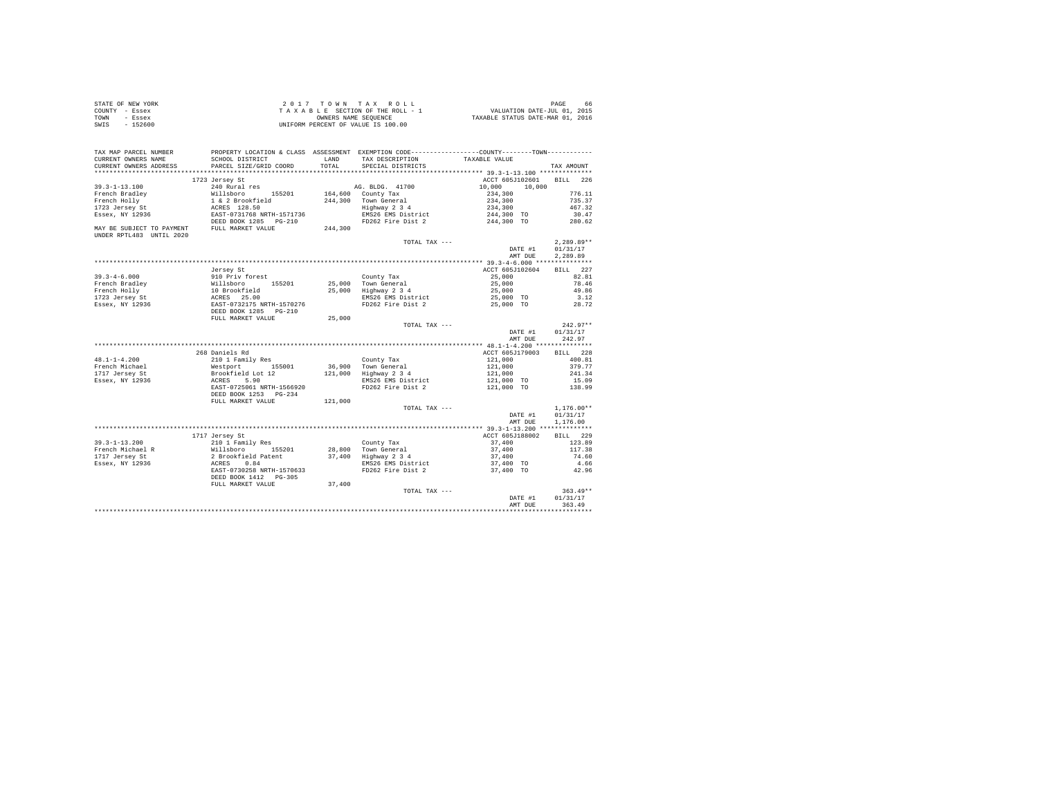STATE OF NEW YORK
COUNTY - Essex
TOWN - Essex
SWIS - 152600

2017 TOWN TAX ROLL
TAXABLE SECTION OF THE ROLL - 1
OWNERS NAME SEQUENCE
UNIFORM PERCENT OF VALUE IS 100.00

VALUATION DATE-JUL 01, 2015
TAXABLE STATUS DATE-MAR 01, 2016

| TAX MAP PARCEL NUMBER / CURRENT OWNERS NAME / CURRENT OWNERS ADDRESS | PROPERTY LOCATION & CLASS / SCHOOL DISTRICT / PARCEL SIZE/GRID COORD | ASSESSMENT LAND / TOTAL | EXEMPTION CODE / TAX DESCRIPTION / SPECIAL DISTRICTS | COUNTY / TOWN TAXABLE VALUE | TAX AMOUNT |
|---|---|---|---|---|---|
| **39.3-1-13.100** | 1723 Jersey St | | | ACCT 605J102601 | BILL 226 |
| 39.3-1-13.100 | 240 Rural res | | AG. BLDG. 41700 | 10,000 10,000 | |
| French Bradley | Willsboro 155201 | 164,600 | County Tax | 234,300 | 776.11 |
| French Holly | 1 & 2 Brookfield | 244,300 | Town General | 234,300 | 735.37 |
| 1723 Jersey St | ACRES 128.50 | | Highway 2 3 4 | 234,300 | 467.32 |
| Essex, NY 12936 | EAST-0731768 NRTH-1571736 | | EMS26 EMS District | 244,300 TO | 30.47 |
| | DEED BOOK 1285 PG-210 | | FD262 Fire Dist 2 | 244,300 TO | 280.62 |
| MAY BE SUBJECT TO PAYMENT UNDER RPTL483 UNTIL 2020 | FULL MARKET VALUE | 244,300 | | | |
| | | | TOTAL TAX --- | | 2,289.89** |
| | | | | DATE #1 | 01/31/17 |
| | | | | AMT DUE | 2,289.89 |
| **39.3-4-6.000** | Jersey St | | | ACCT 605J102604 | BILL 227 |
| 39.3-4-6.000 | 910 Priv forest | | County Tax | 25,000 | 82.81 |
| French Bradley | Willsboro 155201 | 25,000 | Town General | 25,000 | 78.46 |
| French Holly | 10 Brookfield | 25,000 | Highway 2 3 4 | 25,000 | 49.86 |
| 1723 Jersey St | ACRES 25.00 | | EMS26 EMS District | 25,000 TO | 3.12 |
| Essex, NY 12936 | EAST-0732175 NRTH-1570276 | | FD262 Fire Dist 2 | 25,000 TO | 28.72 |
| | DEED BOOK 1285 PG-210 | | | | |
| | FULL MARKET VALUE | 25,000 | | | |
| | | | TOTAL TAX --- | | 242.97** |
| | | | | DATE #1 | 01/31/17 |
| | | | | AMT DUE | 242.97 |
| **48.1-1-4.200** | 268 Daniels Rd | | | ACCT 605J179003 | BILL 228 |
| 48.1-1-4.200 | 210 1 Family Res | | County Tax | 121,000 | 400.81 |
| French Michael | Westport 155001 | 36,900 | Town General | 121,000 | 379.77 |
| 1717 Jersey St | Brookfield Lot 12 | 121,000 | Highway 2 3 4 | 121,000 | 241.34 |
| Essex, NY 12936 | ACRES 5.90 | | EMS26 EMS District | 121,000 TO | 15.09 |
| | EAST-0725061 NRTH-1566920 | | FD262 Fire Dist 2 | 121,000 TO | 138.99 |
| | DEED BOOK 1253 PG-234 | | | | |
| | FULL MARKET VALUE | 121,000 | | | |
| | | | TOTAL TAX --- | | 1,176.00** |
| | | | | DATE #1 | 01/31/17 |
| | | | | AMT DUE | 1,176.00 |
| **39.3-1-13.200** | 1717 Jersey St | | | ACCT 605J188002 | BILL 229 |
| 39.3-1-13.200 | 210 1 Family Res | | County Tax | 37,400 | 123.89 |
| French Michael R | Willsboro 155201 | 28,800 | Town General | 37,400 | 117.38 |
| 1717 Jersey St | 2 Brookfield Patent | 37,400 | Highway 2 3 4 | 37,400 | 74.60 |
| Essex, NY 12936 | ACRES 0.84 | | EMS26 EMS District | 37,400 TO | 4.66 |
| | EAST-0730258 NRTH-1570633 | | FD262 Fire Dist 2 | 37,400 TO | 42.96 |
| | DEED BOOK 1412 PG-305 | | | | |
| | FULL MARKET VALUE | 37,400 | | | |
| | | | TOTAL TAX --- | | 363.49** |
| | | | | DATE #1 | 01/31/17 |
| | | | | AMT DUE | 363.49 |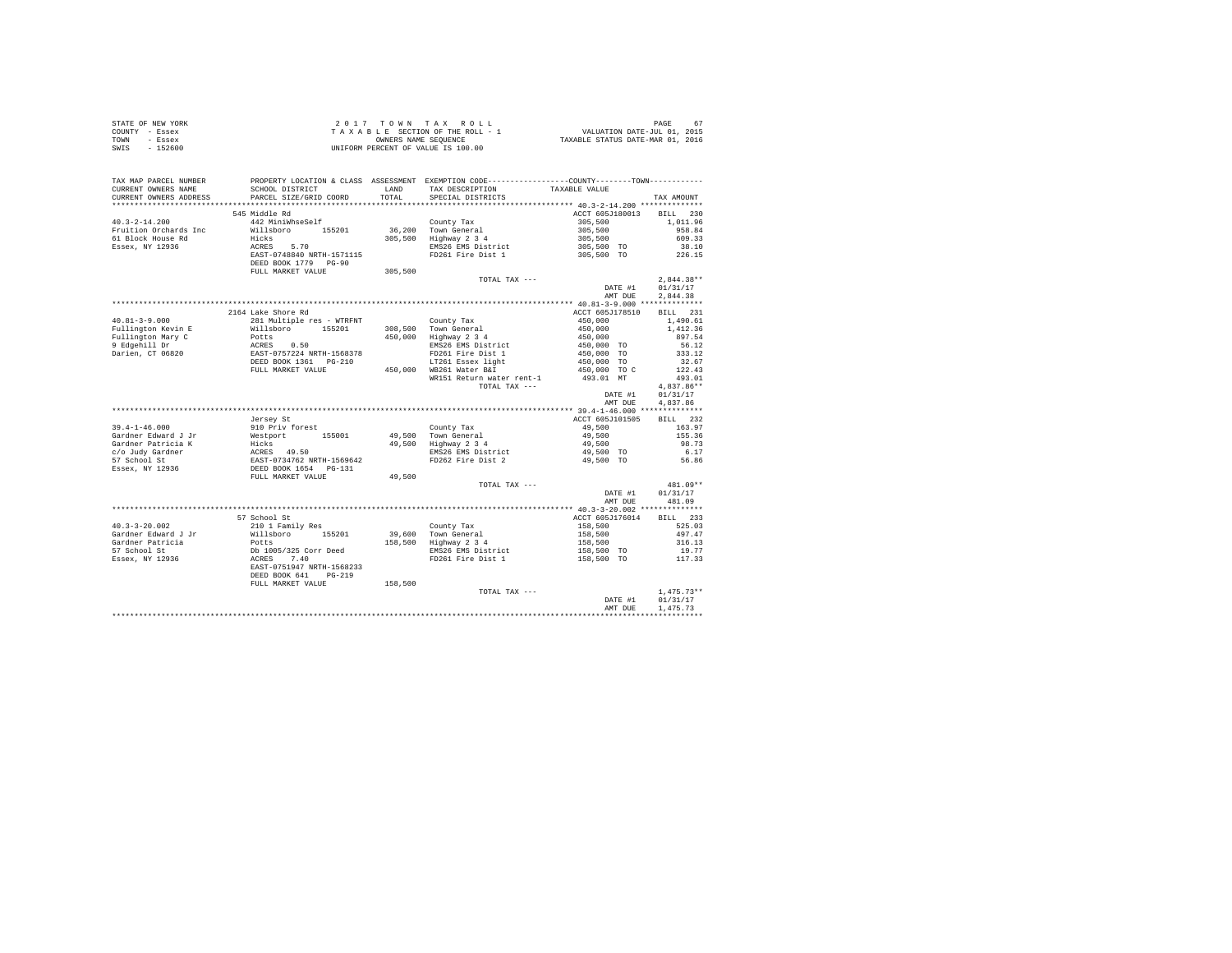STATE OF NEW YORK — 2017 TOWN TAX ROLL — PAGE 67
COUNTY - Essex — TAXABLE SECTION OF THE ROLL - 1 — VALUATION DATE-JUL 01, 2015
TOWN - Essex — OWNERS NAME SEQUENCE — TAXABLE STATUS DATE-MAR 01, 2016
SWIS - 152600 — UNIFORM PERCENT OF VALUE IS 100.00

| TAX MAP PARCEL NUMBER / CURRENT OWNERS NAME / CURRENT OWNERS ADDRESS | PROPERTY LOCATION & CLASS / SCHOOL DISTRICT / PARCEL SIZE/GRID COORD | ASSESSMENT LAND / TOTAL | EXEMPTION CODE / TAX DESCRIPTION / SPECIAL DISTRICTS | COUNTY--------TOWN / TAXABLE VALUE | TAX AMOUNT |
|---|---|---|---|---|---|
| **40.3-2-14.200** | 545 Middle Rd | | | ACCT 605J180013 | BILL 230 |
| 40.3-2-14.200 | 442 MiniWhseSelf | | County Tax | 305,500 | 1,011.96 |
| Fruition Orchards Inc | Willsboro 155201 | 36,200 | Town General | 305,500 | 958.84 |
| 61 Block House Rd | Hicks | 305,500 | Highway 2 3 4 | 305,500 | 609.33 |
| Essex, NY 12936 | ACRES 5.70 | | EMS26 EMS District | 305,500 TO | 38.10 |
| | EAST-0748840 NRTH-1571115 | | FD261 Fire Dist 1 | 305,500 TO | 226.15 |
| | DEED BOOK 1779 PG-90 | | | | |
| | FULL MARKET VALUE | 305,500 | | | |
| | | | TOTAL TAX --- | | 2,844.38** |
| | | | | DATE #1 | 01/31/17 |
| | | | | AMT DUE | 2,844.38 |
| **40.81-3-9.000** | 2164 Lake Shore Rd | | | ACCT 605J178510 | BILL 231 |
| 40.81-3-9.000 | 281 Multiple res - WTRFNT | | County Tax | 450,000 | 1,490.61 |
| Fullington Kevin E | Willsboro 155201 | 308,500 | Town General | 450,000 | 1,412.36 |
| Fullington Mary C | Potts | 450,000 | Highway 2 3 4 | 450,000 | 897.54 |
| 9 Edgehill Dr | ACRES 0.50 | | EMS26 EMS District | 450,000 TO | 56.12 |
| Darien, CT 06820 | EAST-0757224 NRTH-1568378 | | FD261 Fire Dist 1 | 450,000 TO | 333.12 |
| | DEED BOOK 1361 PG-210 | | LT261 Essex light | 450,000 TO | 32.67 |
| | FULL MARKET VALUE | 450,000 | WB261 Water B&I | 450,000 TO C | 122.43 |
| | | | WR151 Return water rent-1 | 493.01 MT | 493.01 |
| | | | TOTAL TAX --- | | 4,837.86** |
| | | | | DATE #1 | 01/31/17 |
| | | | | AMT DUE | 4,837.86 |
| **39.4-1-46.000** | Jersey St | | | ACCT 605J101505 | BILL 232 |
| 39.4-1-46.000 | 910 Priv forest | | County Tax | 49,500 | 163.97 |
| Gardner Edward J Jr | Westport 155001 | 49,500 | Town General | 49,500 | 155.36 |
| Gardner Patricia K | Hicks | 49,500 | Highway 2 3 4 | 49,500 | 98.73 |
| c/o Judy Gardner | ACRES 49.50 | | EMS26 EMS District | 49,500 TO | 6.17 |
| 57 School St | EAST-0734762 NRTH-1569642 | | FD262 Fire Dist 2 | 49,500 TO | 56.86 |
| Essex, NY 12936 | DEED BOOK 1654 PG-131 | | | | |
| | FULL MARKET VALUE | 49,500 | | | |
| | | | TOTAL TAX --- | | 481.09** |
| | | | | DATE #1 | 01/31/17 |
| | | | | AMT DUE | 481.09 |
| **40.3-3-20.002** | 57 School St | | | ACCT 605J176014 | BILL 233 |
| 40.3-3-20.002 | 210 1 Family Res | | County Tax | 158,500 | 525.03 |
| Gardner Edward J Jr | Willsboro 155201 | 39,600 | Town General | 158,500 | 497.47 |
| Gardner Patricia | Potts | 158,500 | Highway 2 3 4 | 158,500 | 316.13 |
| 57 School St | Db 1005/325 Corr Deed | | EMS26 EMS District | 158,500 TO | 19.77 |
| Essex, NY 12936 | ACRES 7.40 | | FD261 Fire Dist 1 | 158,500 TO | 117.33 |
| | EAST-0751947 NRTH-1568233 | | | | |
| | DEED BOOK 641 PG-219 | | | | |
| | FULL MARKET VALUE | 158,500 | | | |
| | | | TOTAL TAX --- | | 1,475.73** |
| | | | | DATE #1 | 01/31/17 |
| | | | | AMT DUE | 1,475.73 |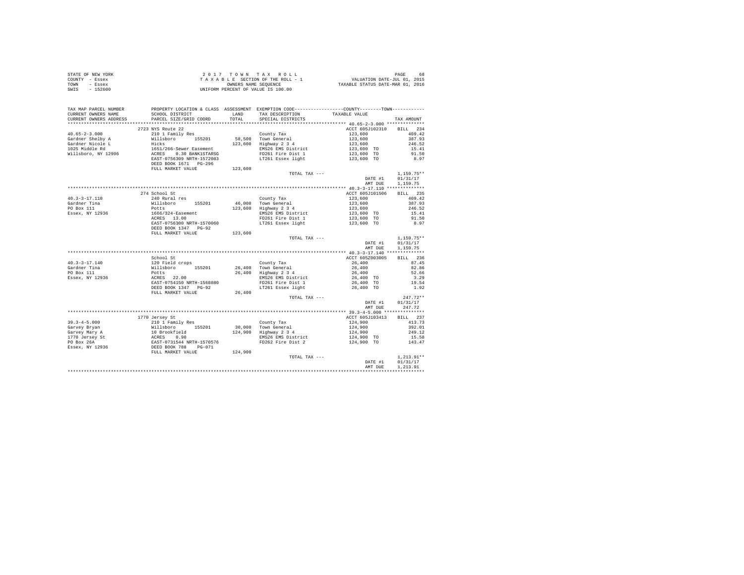STATE OF NEW YORK
COUNTY - Essex
TOWN - Essex
SWIS - 152600

2 0 1 7   T O W N   T A X   R O L L
T A X A B L E   SECTION OF THE ROLL - 1
OWNERS NAME SEQUENCE
UNIFORM PERCENT OF VALUE IS 100.00

VALUATION DATE-JUL 01, 2015
TAXABLE STATUS DATE-MAR 01, 2016

| TAX MAP PARCEL NUMBER / CURRENT OWNERS NAME / CURRENT OWNERS ADDRESS | PROPERTY LOCATION & CLASS / SCHOOL DISTRICT / PARCEL SIZE/GRID COORD | ASSESSMENT LAND / TOTAL | EXEMPTION CODE / TAX DESCRIPTION / SPECIAL DISTRICTS | COUNTY / TOWN TAXABLE VALUE | TAX AMOUNT |
|---|---|---|---|---|---|
| **40.65-2-3.000** | 2723 NYS Route 22 | | | ACCT 605J102310 | BILL 234 |
| 40.65-2-3.000 | 210 1 Family Res | | County Tax | 123,600 | 409.42 |
| Gardner Shelby A | Willsboro 155201 | 58,500 | Town General | 123,600 | 387.93 |
| Gardner Nicole L | Hicks | 123,600 | Highway 2 3 4 | 123,600 | 246.52 |
| 1025 Middle Rd | 1651/266-Sewer Easement | | EMS26 EMS District | 123,600 TO | 15.41 |
| Willsboro, NY 12996 | ACRES 0.30 BANK1STARSG | | FD261 Fire Dist 1 | 123,600 TO | 91.50 |
| | EAST-0756309 NRTH-1572083 | | LT261 Essex light | 123,600 TO | 8.97 |
| | DEED BOOK 1671 PG-296 | | | | |
| | FULL MARKET VALUE | 123,600 | | | |
| | | | TOTAL TAX --- | | 1,159.75** |
| | | | | DATE #1 | 01/31/17 |
| | | | | AMT DUE | 1,159.75 |
| **40.3-3-17.110** | 274 School St | | | ACCT 605J101506 | BILL 235 |
| 40.3-3-17.110 | 240 Rural res | | County Tax | 123,600 | 409.42 |
| Gardner Tina | Willsboro 155201 | 46,000 | Town General | 123,600 | 387.93 |
| PO Box 111 | Potts | 123,600 | Highway 2 3 4 | 123,600 | 246.52 |
| Essex, NY 12936 | 1666/324-Easement | | EMS26 EMS District | 123,600 TO | 15.41 |
| | ACRES 13.00 | | FD261 Fire Dist 1 | 123,600 TO | 91.50 |
| | EAST-0756300 NRTH-1570060 | | LT261 Essex light | 123,600 TO | 8.97 |
| | DEED BOOK 1347 PG-92 | | | | |
| | FULL MARKET VALUE | 123,600 | | | |
| | | | TOTAL TAX --- | | 1,159.75** |
| | | | | DATE #1 | 01/31/17 |
| | | | | AMT DUE | 1,159.75 |
| **40.3-3-17.140** | School St | | | ACCT 605Z003005 | BILL 236 |
| 40.3-3-17.140 | 120 Field crops | | County Tax | 26,400 | 87.45 |
| Gardner Tina | Willsboro 155201 | 26,400 | Town General | 26,400 | 82.86 |
| PO Box 111 | Potts | 26,400 | Highway 2 3 4 | 26,400 | 52.66 |
| Essex, NY 12936 | ACRES 22.00 | | EMS26 EMS District | 26,400 TO | 3.29 |
| | EAST-0754150 NRTH-1568880 | | FD261 Fire Dist 1 | 26,400 TO | 19.54 |
| | DEED BOOK 1347 PG-92 | | LT261 Essex light | 26,400 TO | 1.92 |
| | FULL MARKET VALUE | 26,400 | | | |
| | | | TOTAL TAX --- | | 247.72** |
| | | | | DATE #1 | 01/31/17 |
| | | | | AMT DUE | 247.72 |
| **39.3-4-5.000** | 1770 Jersey St | | | ACCT 605J103413 | BILL 237 |
| 39.3-4-5.000 | 210 1 Family Res | | County Tax | 124,900 | 413.73 |
| Garvey Bryan | Willsboro 155201 | 30,000 | Town General | 124,900 | 392.01 |
| Garvey Mary A | 10 Brookfield | 124,900 | Highway 2 3 4 | 124,900 | 249.12 |
| 1770 Jersey St | ACRES 0.90 | | EMS26 EMS District | 124,900 TO | 15.58 |
| PO Box 26A | EAST-0731544 NRTH-1570576 | | FD262 Fire Dist 2 | 124,900 TO | 143.47 |
| Essex, NY 12936 | DEED BOOK 788 PG-071 | | | | |
| | FULL MARKET VALUE | 124,900 | | | |
| | | | TOTAL TAX --- | | 1,213.91** |
| | | | | DATE #1 | 01/31/17 |
| | | | | AMT DUE | 1,213.91 |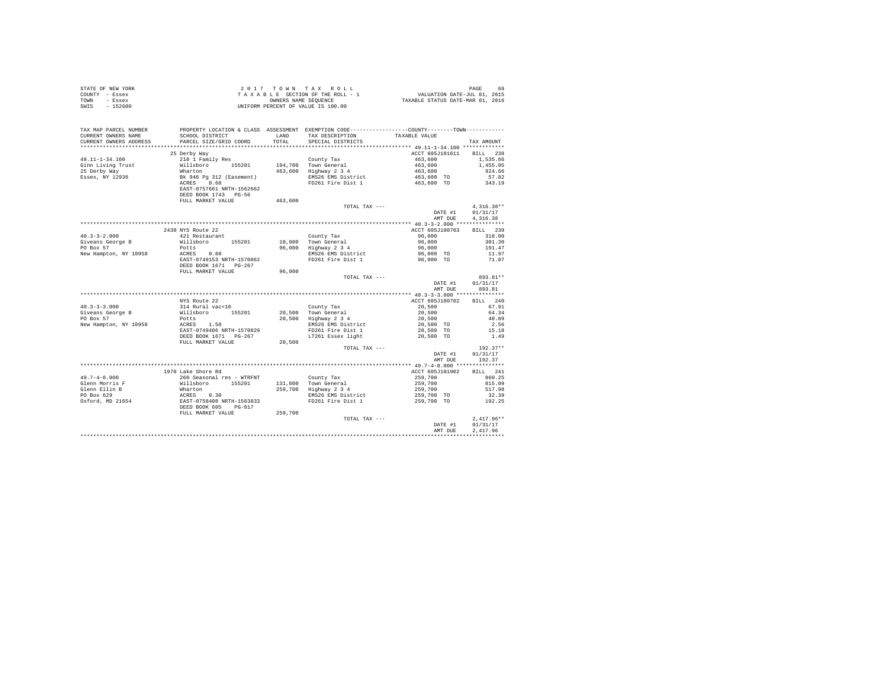STATE OF NEW YORK
COUNTY - Essex
TOWN - Essex
SWIS - 152600

2 0 1 7 T O W N T A X R O L L
T A X A B L E SECTION OF THE ROLL - 1
OWNERS NAME SEQUENCE
UNIFORM PERCENT OF VALUE IS 100.00

VALUATION DATE-JUL 01, 2015
TAXABLE STATUS DATE-MAR 01, 2016

| TAX MAP PARCEL NUMBER / CURRENT OWNERS NAME / CURRENT OWNERS ADDRESS | PROPERTY LOCATION & CLASS / SCHOOL DISTRICT / PARCEL SIZE/GRID COORD | ASSESSMENT LAND / TOTAL | EXEMPTION CODE / TAX DESCRIPTION / SPECIAL DISTRICTS | COUNTY--------TOWN TAXABLE VALUE | TAX AMOUNT |
|---|---|---|---|---|---|
| **49.11-1-34.100** | 25 Derby Way | | | ACCT 605J101611 | BILL 238 |
| Ginn Living Trust | 210 1 Family Res | | County Tax | 463,600 | 1,535.66 |
| 25 Derby Way | Willsboro 155201 | 194,700 | Town General | 463,600 | 1,455.05 |
| Essex, NY 12936 | Wharton | 463,600 | Highway 2 3 4 | 463,600 | 924.66 |
| | Bk 946 Pg 312 (Easement) | | EMS26 EMS District | 463,600 TO | 57.82 |
| | ACRES 0.68 | | FD261 Fire Dist 1 | 463,600 TO | 343.19 |
| | EAST-0757661 NRTH-1562662 | | | | |
| | DEED BOOK 1743 PG-56 | | | | |
| | FULL MARKET VALUE | 463,600 | | | |
| | | | TOTAL TAX --- | | 4,316.38** |
| | | | | DATE #1 | 01/31/17 |
| | | | | AMT DUE | 4,316.38 |
| **40.3-3-2.000** | 2430 NYS Route 22 | | | ACCT 605J100703 | BILL 239 |
| Giveans George B | 421 Restaurant | | County Tax | 96,000 | 318.00 |
| PO Box 57 | Willsboro 155201 | 18,000 | Town General | 96,000 | 301.30 |
| New Hampton, NY 10958 | Potts | 96,000 | Highway 2 3 4 | 96,000 | 191.47 |
| | ACRES 0.60 | | EMS26 EMS District | 96,000 TO | 11.97 |
| | EAST-0749153 NRTH-1570862 | | FD261 Fire Dist 1 | 96,000 TO | 71.07 |
| | DEED BOOK 1671 PG-267 | | | | |
| | FULL MARKET VALUE | 96,000 | | | |
| | | | TOTAL TAX --- | | 893.81** |
| | | | | DATE #1 | 01/31/17 |
| | | | | AMT DUE | 893.81 |
| **40.3-3-3.000** | NYS Route 22 | | | ACCT 605J100702 | BILL 240 |
| Giveans George B | 314 Rural vac<10 | | County Tax | 20,500 | 67.91 |
| PO Box 57 | Willsboro 155201 | 20,500 | Town General | 20,500 | 64.34 |
| New Hampton, NY 10958 | Potts | 20,500 | Highway 2 3 4 | 20,500 | 40.89 |
| | ACRES 1.50 | | EMS26 EMS District | 20,500 TO | 2.56 |
| | EAST-0749406 NRTH-1570829 | | FD261 Fire Dist 1 | 20,500 TO | 15.18 |
| | DEED BOOK 1671 PG-267 | | LT261 Essex light | 20,500 TO | 1.49 |
| | FULL MARKET VALUE | 20,500 | | | |
| | | | TOTAL TAX --- | | 192.37** |
| | | | | DATE #1 | 01/31/17 |
| | | | | AMT DUE | 192.37 |
| **49.7-4-8.000** | 1970 Lake Shore Rd | | | ACCT 605J101902 | BILL 241 |
| Glenn Morris F | 260 Seasonal res - WTRFNT | | County Tax | 259,700 | 860.25 |
| Glenn Ellin B | Willsboro 155201 | 131,800 | Town General | 259,700 | 815.09 |
| PO Box 629 | Wharton | 259,700 | Highway 2 3 4 | 259,700 | 517.98 |
| Oxford, MD 21654 | ACRES 0.30 | | EMS26 EMS District | 259,700 TO | 32.39 |
| | EAST-0758408 NRTH-1563833 | | FD261 Fire Dist 1 | 259,700 TO | 192.25 |
| | DEED BOOK 605 PG-017 | | | | |
| | FULL MARKET VALUE | 259,700 | | | |
| | | | TOTAL TAX --- | | 2,417.96** |
| | | | | DATE #1 | 01/31/17 |
| | | | | AMT DUE | 2,417.96 |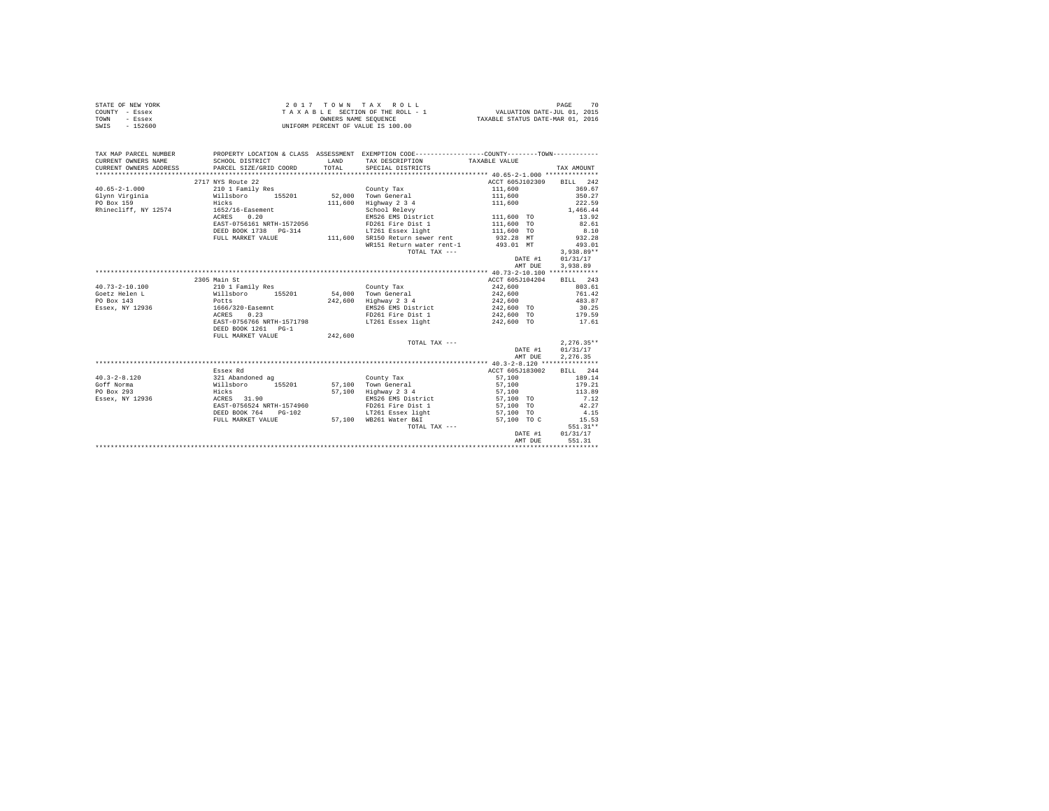STATE OF NEW YORK — COUNTY - Essex — TOWN - Essex — SWIS - 152600

**2017 TOWN TAX ROLL**
TAXABLE SECTION OF THE ROLL - 1
OWNERS NAME SEQUENCE
UNIFORM PERCENT OF VALUE IS 100.00

VALUATION DATE-JUL 01, 2015
TAXABLE STATUS DATE-MAR 01, 2016

| TAX MAP PARCEL NUMBER / CURRENT OWNERS NAME / CURRENT OWNERS ADDRESS | PROPERTY LOCATION & CLASS / SCHOOL DISTRICT / PARCEL SIZE/GRID COORD | ASSESSMENT LAND / TOTAL | EXEMPTION CODE / TAX DESCRIPTION / SPECIAL DISTRICTS | TAXABLE VALUE | TAX AMOUNT |
|---|---|---|---|---|---|
| **40.65-2-1.000** | 2717 NYS Route 22 | | | ACCT 605J102309 | BILL 242 |
| 40.65-2-1.000 | 210 1 Family Res | | County Tax | 111,600 | 369.67 |
| Glynn Virginia | Willsboro 155201 | 52,000 | Town General | 111,600 | 350.27 |
| PO Box 159 | Hicks | 111,600 | Highway 2 3 4 | 111,600 | 222.59 |
| Rhinecliff, NY 12574 | 1652/16-Easement | | School Relevy | | 1,466.44 |
| | ACRES 0.20 | | EMS26 EMS District | 111,600 TO | 13.92 |
| | EAST-0756161 NRTH-1572056 | | FD261 Fire Dist 1 | 111,600 TO | 82.61 |
| | DEED BOOK 1738 PG-314 | | LT261 Essex light | 111,600 TO | 8.10 |
| | FULL MARKET VALUE | 111,600 | SR150 Return sewer rent | 932.28 MT | 932.28 |
| | | | WR151 Return water rent-1 | 493.01 MT | 493.01 |
| | | | TOTAL TAX --- | | 3,938.89** |
| | | | | DATE #1 | 01/31/17 |
| | | | | AMT DUE | 3,938.89 |
| **40.73-2-10.100** | 2305 Main St | | | ACCT 605J104204 | BILL 243 |
| 40.73-2-10.100 | 210 1 Family Res | | County Tax | 242,600 | 803.61 |
| Goetz Helen L | Willsboro 155201 | 54,000 | Town General | 242,600 | 761.42 |
| PO Box 143 | Potts | 242,600 | Highway 2 3 4 | 242,600 | 483.87 |
| Essex, NY 12936 | 1666/320-Easemnt | | EMS26 EMS District | 242,600 TO | 30.25 |
| | ACRES 0.23 | | FD261 Fire Dist 1 | 242,600 TO | 179.59 |
| | EAST-0756766 NRTH-1571798 | | LT261 Essex light | 242,600 TO | 17.61 |
| | DEED BOOK 1261 PG-1 | | | | |
| | FULL MARKET VALUE | 242,600 | | | |
| | | | TOTAL TAX --- | | 2,276.35** |
| | | | | DATE #1 | 01/31/17 |
| | | | | AMT DUE | 2,276.35 |
| **40.3-2-8.120** | Essex Rd | | | ACCT 605J183002 | BILL 244 |
| 40.3-2-8.120 | 321 Abandoned ag | | County Tax | 57,100 | 189.14 |
| Goff Norma | Willsboro 155201 | 57,100 | Town General | 57,100 | 179.21 |
| PO Box 293 | Hicks | 57,100 | Highway 2 3 4 | 57,100 | 113.89 |
| Essex, NY 12936 | ACRES 31.90 | | EMS26 EMS District | 57,100 TO | 7.12 |
| | EAST-0756524 NRTH-1574960 | | FD261 Fire Dist 1 | 57,100 TO | 42.27 |
| | DEED BOOK 764 PG-102 | | LT261 Essex light | 57,100 TO | 4.15 |
| | FULL MARKET VALUE | 57,100 | WB261 Water B&I | 57,100 TO C | 15.53 |
| | | | TOTAL TAX --- | | 551.31** |
| | | | | DATE #1 | 01/31/17 |
| | | | | AMT DUE | 551.31 |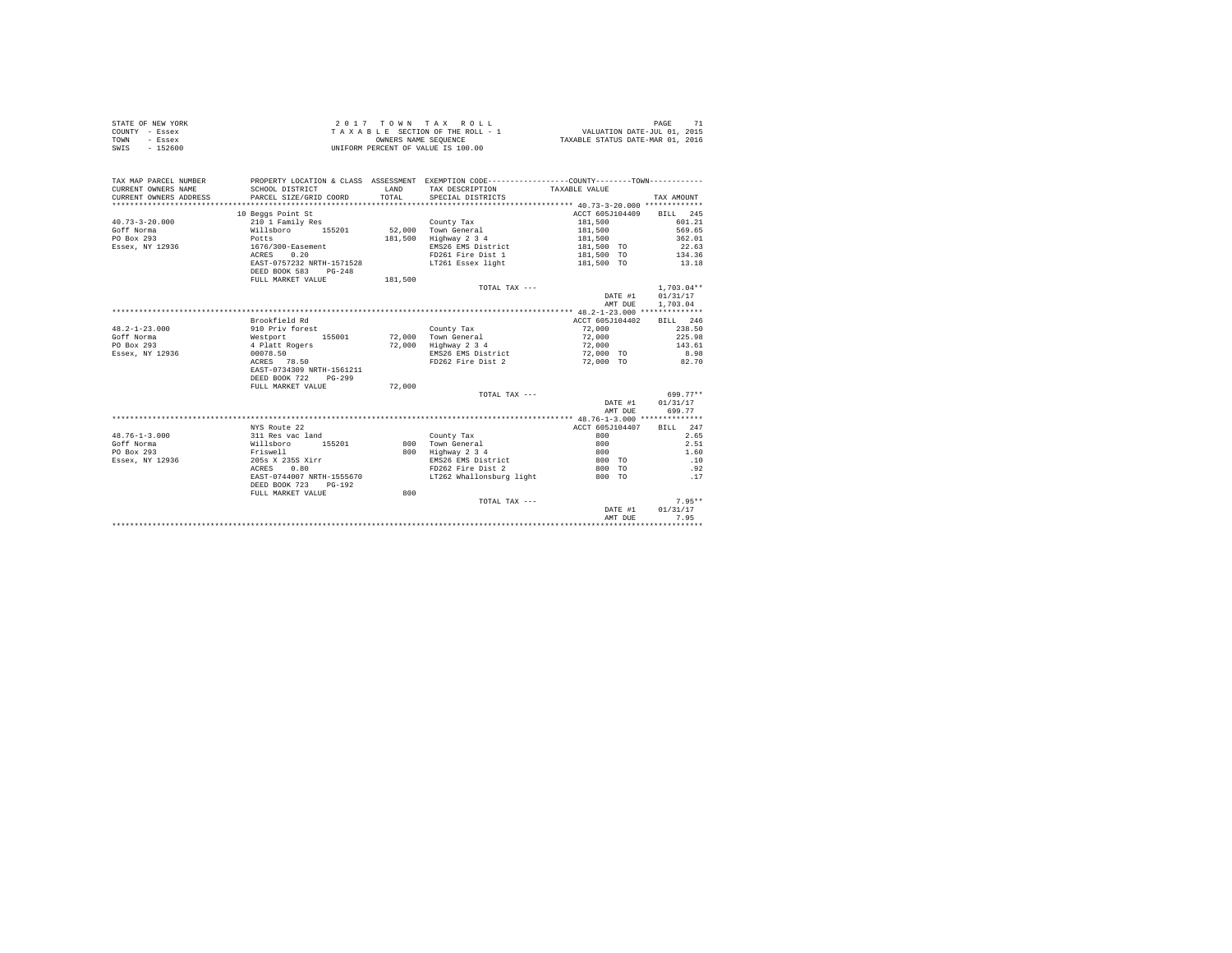STATE OF NEW YORK — 2017 TOWN TAX ROLL
COUNTY - Essex — TAXABLE SECTION OF THE ROLL - 1 — VALUATION DATE-JUL 01, 2015
TOWN - Essex — OWNERS NAME SEQUENCE — TAXABLE STATUS DATE-MAR 01, 2016
SWIS - 152600 — UNIFORM PERCENT OF VALUE IS 100.00

| TAX MAP PARCEL NUMBER / CURRENT OWNERS NAME / CURRENT OWNERS ADDRESS | PROPERTY LOCATION & CLASS / SCHOOL DISTRICT / PARCEL SIZE/GRID COORD | ASSESSMENT LAND / TOTAL | EXEMPTION CODE / TAX DESCRIPTION / SPECIAL DISTRICTS | COUNTY--------TOWN / TAXABLE VALUE | TAX AMOUNT |
|---|---|---|---|---|---|
| 40.73-3-20.000 | 10 Beggs Point St | | | ACCT 605J104409 | BILL 245 |
| 40.73-3-20.000 | 210 1 Family Res | | County Tax | 181,500 | 601.21 |
| Goff Norma | Willsboro 155201 | 52,000 | Town General | 181,500 | 569.65 |
| PO Box 293 | Potts | 181,500 | Highway 2 3 4 | 181,500 | 362.01 |
| Essex, NY 12936 | 1676/300-Easement | | EMS26 EMS District | 181,500 TO | 22.63 |
| | ACRES 0.20 | | FD261 Fire Dist 1 | 181,500 TO | 134.36 |
| | EAST-0757232 NRTH-1571528 | | LT261 Essex light | 181,500 TO | 13.18 |
| | DEED BOOK 583 PG-248 | | | | |
| | FULL MARKET VALUE | 181,500 | | | |
| | | | TOTAL TAX --- | | 1,703.04** |
| | | | | DATE #1 | 01/31/17 |
| | | | | AMT DUE | 1,703.04 |
| 48.2-1-23.000 | Brookfield Rd | | | ACCT 605J104402 | BILL 246 |
| 48.2-1-23.000 | 910 Priv forest | | County Tax | 72,000 | 238.50 |
| Goff Norma | Westport 155001 | 72,000 | Town General | 72,000 | 225.98 |
| PO Box 293 | 4 Platt Rogers | 72,000 | Highway 2 3 4 | 72,000 | 143.61 |
| Essex, NY 12936 | 00078.50 | | EMS26 EMS District | 72,000 TO | 8.98 |
| | ACRES 78.50 | | FD262 Fire Dist 2 | 72,000 TO | 82.70 |
| | EAST-0734309 NRTH-1561211 | | | | |
| | DEED BOOK 722 PG-299 | | | | |
| | FULL MARKET VALUE | 72,000 | | | |
| | | | TOTAL TAX --- | | 699.77** |
| | | | | DATE #1 | 01/31/17 |
| | | | | AMT DUE | 699.77 |
| 48.76-1-3.000 | NYS Route 22 | | | ACCT 605J104407 | BILL 247 |
| 48.76-1-3.000 | 311 Res vac land | | County Tax | 800 | 2.65 |
| Goff Norma | Willsboro 155201 | 800 | Town General | 800 | 2.51 |
| PO Box 293 | Friswell | 800 | Highway 2 3 4 | 800 | 1.60 |
| Essex, NY 12936 | 205s X 235S Xirr | | EMS26 EMS District | 800 TO | .10 |
| | ACRES 0.80 | | FD262 Fire Dist 2 | 800 TO | .92 |
| | EAST-0744007 NRTH-1555670 | | LT262 Whallonsburg light | 800 TO | .17 |
| | DEED BOOK 723 PG-192 | | | | |
| | FULL MARKET VALUE | 800 | | | |
| | | | TOTAL TAX --- | | 7.95** |
| | | | | DATE #1 | 01/31/17 |
| | | | | AMT DUE | 7.95 |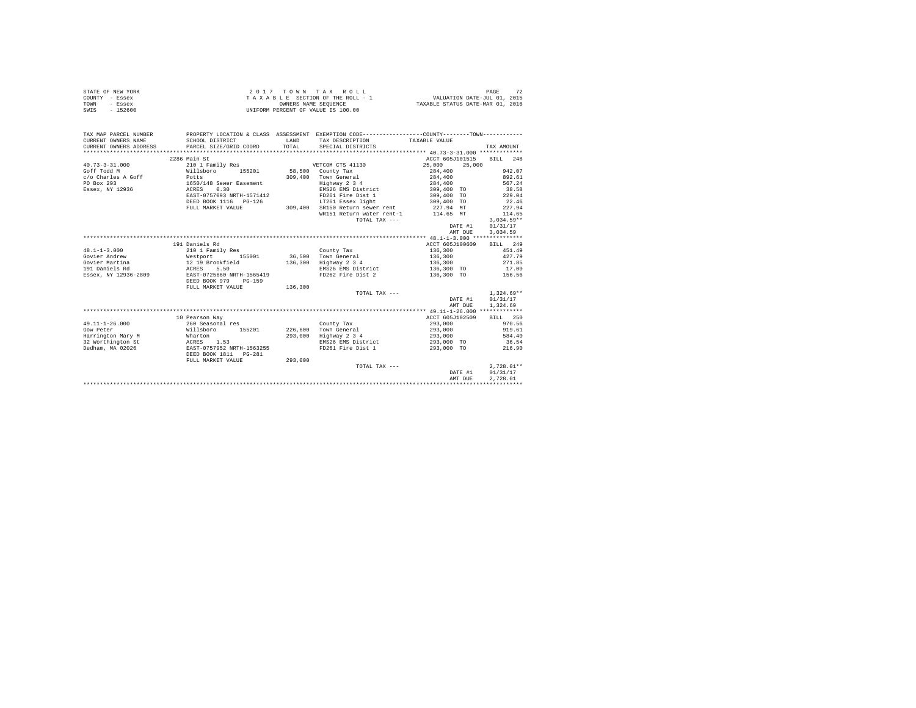STATE OF NEW YORK
COUNTY - Essex
TOWN - Essex
SWIS - 152600

2 0 1 7 T O W N T A X R O L L
T A X A B L E SECTION OF THE ROLL - 1
OWNERS NAME SEQUENCE
UNIFORM PERCENT OF VALUE IS 100.00

VALUATION DATE-JUL 01, 2015
TAXABLE STATUS DATE-MAR 01, 2016

| TAX MAP PARCEL NUMBER / CURRENT OWNERS NAME / CURRENT OWNERS ADDRESS | PROPERTY LOCATION & CLASS / SCHOOL DISTRICT / PARCEL SIZE/GRID COORD | ASSESSMENT LAND / TOTAL | EXEMPTION CODE / TAX DESCRIPTION / SPECIAL DISTRICTS | COUNTY / TOWN TAXABLE VALUE | TAX AMOUNT |
|---|---|---|---|---|---|
| | 2286 Main St | | | ACCT 605J101515 | BILL 248 |
| 40.73-3-31.000 | 210 1 Family Res | | VETCOM CTS 41130 | 25,000 25,000 | |
| Goff Todd M | Willsboro 155201 | 58,500 | County Tax | 284,400 | 942.07 |
| c/o Charles A Goff | Potts | 309,400 | Town General | 284,400 | 892.61 |
| PO Box 293 | 1650/148 Sewer Easement | | Highway 2 3 4 | 284,400 | 567.24 |
| Essex, NY 12936 | ACRES 0.30 | | EMS26 EMS District | 309,400 TO | 38.58 |
| | EAST-0757093 NRTH-1571412 | | FD261 Fire Dist 1 | 309,400 TO | 229.04 |
| | DEED BOOK 1116 PG-126 | | LT261 Essex light | 309,400 TO | 22.46 |
| | FULL MARKET VALUE | 309,400 | SR150 Return sewer rent | 227.94 MT | 227.94 |
| | | | WR151 Return water rent-1 | 114.65 MT | 114.65 |
| | | | TOTAL TAX --- | | 3,034.59** |
| | | | | DATE #1 | 01/31/17 |
| | | | | AMT DUE | 3,034.59 |
| | 191 Daniels Rd | | | ACCT 605J100609 | BILL 249 |
| 48.1-1-3.000 | 210 1 Family Res | | County Tax | 136,300 | 451.49 |
| Govier Andrew | Westport 155001 | 36,500 | Town General | 136,300 | 427.79 |
| Govier Martina | 12 19 Brookfield | 136,300 | Highway 2 3 4 | 136,300 | 271.85 |
| 191 Daniels Rd | ACRES 5.50 | | EMS26 EMS District | 136,300 TO | 17.00 |
| Essex, NY 12936-2809 | EAST-0725660 NRTH-1565419 | | FD262 Fire Dist 2 | 136,300 TO | 156.56 |
| | DEED BOOK 979 PG-159 | | | | |
| | FULL MARKET VALUE | 136,300 | | | |
| | | | TOTAL TAX --- | | 1,324.69** |
| | | | | DATE #1 | 01/31/17 |
| | | | | AMT DUE | 1,324.69 |
| | 10 Pearson Way | | | ACCT 605J102509 | BILL 250 |
| 49.11-1-26.000 | 260 Seasonal res | | County Tax | 293,000 | 970.56 |
| Gow Peter | Willsboro 155201 | 226,600 | Town General | 293,000 | 919.61 |
| Harrington Mary M | Wharton | 293,000 | Highway 2 3 4 | 293,000 | 584.40 |
| 32 Worthington St | ACRES 1.53 | | EMS26 EMS District | 293,000 TO | 36.54 |
| Dedham, MA 02026 | EAST-0757952 NRTH-1563255 | | FD261 Fire Dist 1 | 293,000 TO | 216.90 |
| | DEED BOOK 1811 PG-281 | | | | |
| | FULL MARKET VALUE | 293,000 | | | |
| | | | TOTAL TAX --- | | 2,728.01** |
| | | | | DATE #1 | 01/31/17 |
| | | | | AMT DUE | 2,728.01 |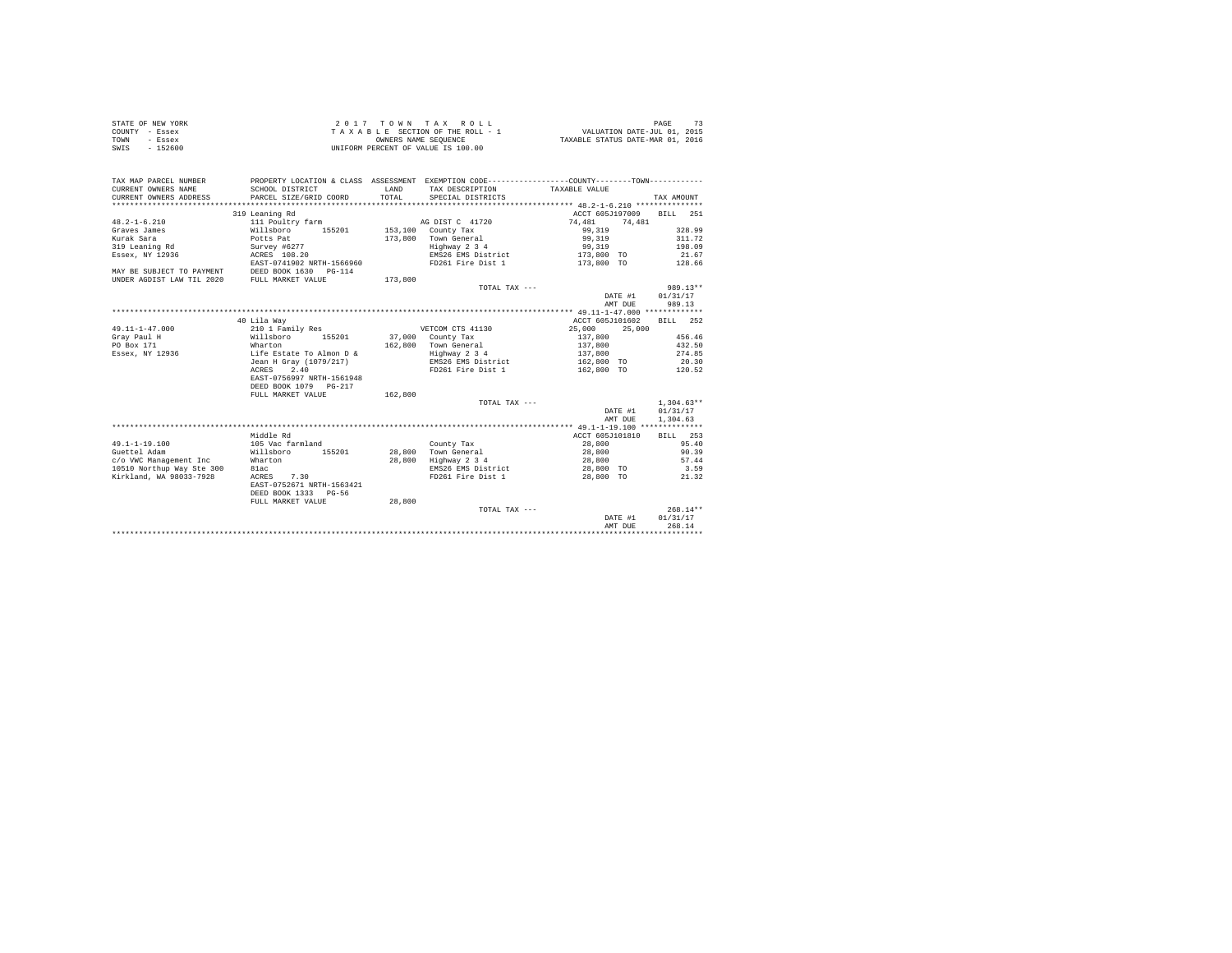STATE OF NEW YORK
COUNTY - Essex
TOWN - Essex
SWIS - 152600

2017 TOWN TAX ROLL
TAXABLE SECTION OF THE ROLL - 1
OWNERS NAME SEQUENCE
UNIFORM PERCENT OF VALUE IS 100.00

VALUATION DATE-JUL 01, 2015
TAXABLE STATUS DATE-MAR 01, 2016

| TAX MAP PARCEL NUMBER / CURRENT OWNERS NAME / CURRENT OWNERS ADDRESS | PROPERTY LOCATION & CLASS / SCHOOL DISTRICT / PARCEL SIZE/GRID COORD | ASSESSMENT LAND / TOTAL | EXEMPTION CODE / TAX DESCRIPTION / SPECIAL DISTRICTS | COUNTY / TOWN TAXABLE VALUE | TAX AMOUNT |
|---|---|---|---|---|---|
| **48.2-1-6.210** | 319 Leaning Rd | | | ACCT 605J197009 | BILL 251 |
| 48.2-1-6.210 | 111 Poultry farm | | AG DIST C 41720 | 74,481 74,481 | |
| Graves James | Willsboro 155201 | 153,100 | County Tax | 99,319 | 328.99 |
| Kurak Sara | Potts Pat | 173,800 | Town General | 99,319 | 311.72 |
| 319 Leaning Rd | Survey #6277 | | Highway 2 3 4 | 99,319 | 198.09 |
| Essex, NY 12936 | ACRES 108.20 | | EMS26 EMS District | 173,800 TO | 21.67 |
| | EAST-0741902 NRTH-1566960 | | FD261 Fire Dist 1 | 173,800 TO | 128.66 |
| MAY BE SUBJECT TO PAYMENT | DEED BOOK 1630 PG-114 | | | | |
| UNDER AGDIST LAW TIL 2020 | FULL MARKET VALUE | 173,800 | | | |
| | | | TOTAL TAX --- | | 989.13** |
| | | | | DATE #1 | 01/31/17 |
| | | | | AMT DUE | 989.13 |
| **49.11-1-47.000** | 40 Lila Way | | | ACCT 605J101602 | BILL 252 |
| 49.11-1-47.000 | 210 1 Family Res | | VETCOM CTS 41130 | 25,000 25,000 | |
| Gray Paul H | Willsboro 155201 | 37,000 | County Tax | 137,800 | 456.46 |
| PO Box 171 | Wharton | 162,800 | Town General | 137,800 | 432.50 |
| Essex, NY 12936 | Life Estate To Almon D & | | Highway 2 3 4 | 137,800 | 274.85 |
| | Jean H Gray (1079/217) | | EMS26 EMS District | 162,800 TO | 20.30 |
| | ACRES 2.40 | | FD261 Fire Dist 1 | 162,800 TO | 120.52 |
| | EAST-0756997 NRTH-1561948 | | | | |
| | DEED BOOK 1079 PG-217 | | | | |
| | FULL MARKET VALUE | 162,800 | | | |
| | | | TOTAL TAX --- | | 1,304.63** |
| | | | | DATE #1 | 01/31/17 |
| | | | | AMT DUE | 1,304.63 |
| **49.1-1-19.100** | Middle Rd | | | ACCT 605J101810 | BILL 253 |
| 49.1-1-19.100 | 105 Vac farmland | | County Tax | 28,800 | 95.40 |
| Guettel Adam | Willsboro 155201 | 28,800 | Town General | 28,800 | 90.39 |
| c/o VWC Management Inc | Wharton | 28,800 | Highway 2 3 4 | 28,800 | 57.44 |
| 10510 Northup Way Ste 300 | 81ac | | EMS26 EMS District | 28,800 TO | 3.59 |
| Kirkland, WA 98033-7928 | ACRES 7.30 | | FD261 Fire Dist 1 | 28,800 TO | 21.32 |
| | EAST-0752671 NRTH-1563421 | | | | |
| | DEED BOOK 1333 PG-56 | | | | |
| | FULL MARKET VALUE | 28,800 | | | |
| | | | TOTAL TAX --- | | 268.14** |
| | | | | DATE #1 | 01/31/17 |
| | | | | AMT DUE | 268.14 |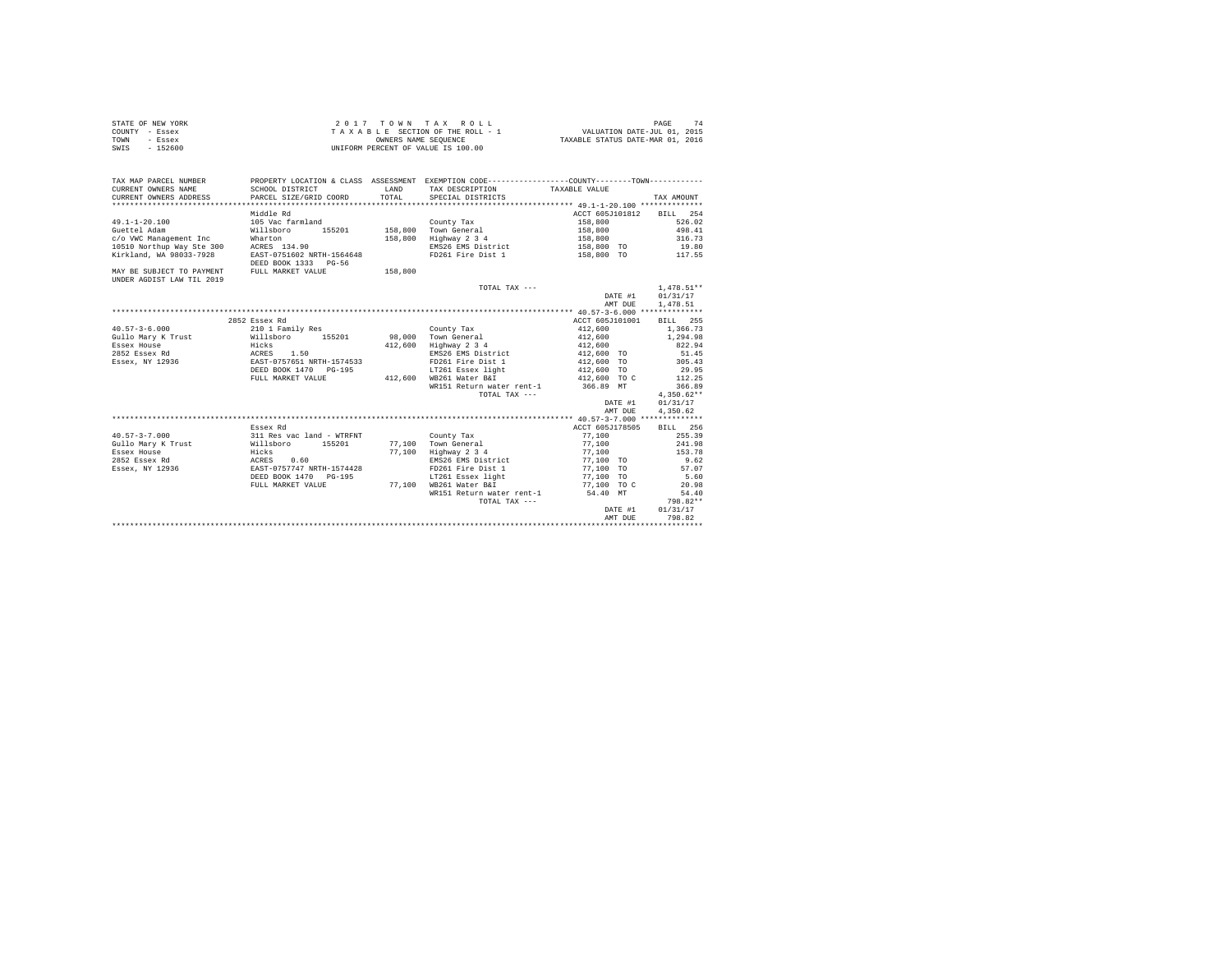STATE OF NEW YORK
COUNTY - Essex
TOWN - Essex
SWIS - 152600

2017 TOWN TAX ROLL
TAXABLE SECTION OF THE ROLL - 1
OWNERS NAME SEQUENCE
UNIFORM PERCENT OF VALUE IS 100.00

VALUATION DATE-JUL 01, 2015
TAXABLE STATUS DATE-MAR 01, 2016

| TAX MAP PARCEL NUMBER / CURRENT OWNERS NAME / CURRENT OWNERS ADDRESS | PROPERTY LOCATION & CLASS / SCHOOL DISTRICT / PARCEL SIZE/GRID COORD | ASSESSMENT LAND / TOTAL | EXEMPTION CODE / TAX DESCRIPTION / SPECIAL DISTRICTS | COUNTY / TOWN TAXABLE VALUE | TAX AMOUNT |
|---|---|---|---|---|---|
| **49.1-1-20.100** | Middle Rd | | | ACCT 605J101812 | BILL 254 |
| 49.1-1-20.100 | 105 Vac farmland | | County Tax | 158,800 | 526.02 |
| Guettel Adam | Willsboro 155201 | 158,800 | Town General | 158,800 | 498.41 |
| c/o VWC Management Inc | Wharton | 158,800 | Highway 2 3 4 | 158,800 | 316.73 |
| 10510 Northup Way Ste 300 | ACRES 134.90 | | EMS26 EMS District | 158,800 TO | 19.80 |
| Kirkland, WA 98033-7928 | EAST-0751602 NRTH-1564648 | | FD261 Fire Dist 1 | 158,800 TO | 117.55 |
| | DEED BOOK 1333 PG-56 | | | | |
| MAY BE SUBJECT TO PAYMENT UNDER AGDIST LAW TIL 2019 | FULL MARKET VALUE | 158,800 | | | |
| | | | TOTAL TAX --- | | 1,478.51** |
| | | | | DATE #1 | 01/31/17 |
| | | | | AMT DUE | 1,478.51 |
| **40.57-3-6.000** | 2852 Essex Rd | | | ACCT 605J101001 | BILL 255 |
| 40.57-3-6.000 | 210 1 Family Res | | County Tax | 412,600 | 1,366.73 |
| Gullo Mary K Trust | Willsboro 155201 | 98,000 | Town General | 412,600 | 1,294.98 |
| Essex House | Hicks | 412,600 | Highway 2 3 4 | 412,600 | 822.94 |
| 2852 Essex Rd | ACRES 1.50 | | EMS26 EMS District | 412,600 TO | 51.45 |
| Essex, NY 12936 | EAST-0757651 NRTH-1574533 | | FD261 Fire Dist 1 | 412,600 TO | 305.43 |
| | DEED BOOK 1470 PG-195 | | LT261 Essex light | 412,600 TO | 29.95 |
| | FULL MARKET VALUE | 412,600 | WB261 Water B&I | 412,600 TO C | 112.25 |
| | | | WR151 Return water rent-1 | 366.89 MT | 366.89 |
| | | | TOTAL TAX --- | | 4,350.62** |
| | | | | DATE #1 | 01/31/17 |
| | | | | AMT DUE | 4,350.62 |
| **40.57-3-7.000** | Essex Rd | | | ACCT 605J178505 | BILL 256 |
| 40.57-3-7.000 | 311 Res vac land - WTRFNT | | County Tax | 77,100 | 255.39 |
| Gullo Mary K Trust | Willsboro 155201 | 77,100 | Town General | 77,100 | 241.98 |
| Essex House | Hicks | 77,100 | Highway 2 3 4 | 77,100 | 153.78 |
| 2852 Essex Rd | ACRES 0.60 | | EMS26 EMS District | 77,100 TO | 9.62 |
| Essex, NY 12936 | EAST-0757747 NRTH-1574428 | | FD261 Fire Dist 1 | 77,100 TO | 57.07 |
| | DEED BOOK 1470 PG-195 | | LT261 Essex light | 77,100 TO | 5.60 |
| | FULL MARKET VALUE | 77,100 | WB261 Water B&I | 77,100 TO C | 20.98 |
| | | | WR151 Return water rent-1 | 54.40 MT | 54.40 |
| | | | TOTAL TAX --- | | 798.82** |
| | | | | DATE #1 | 01/31/17 |
| | | | | AMT DUE | 798.82 |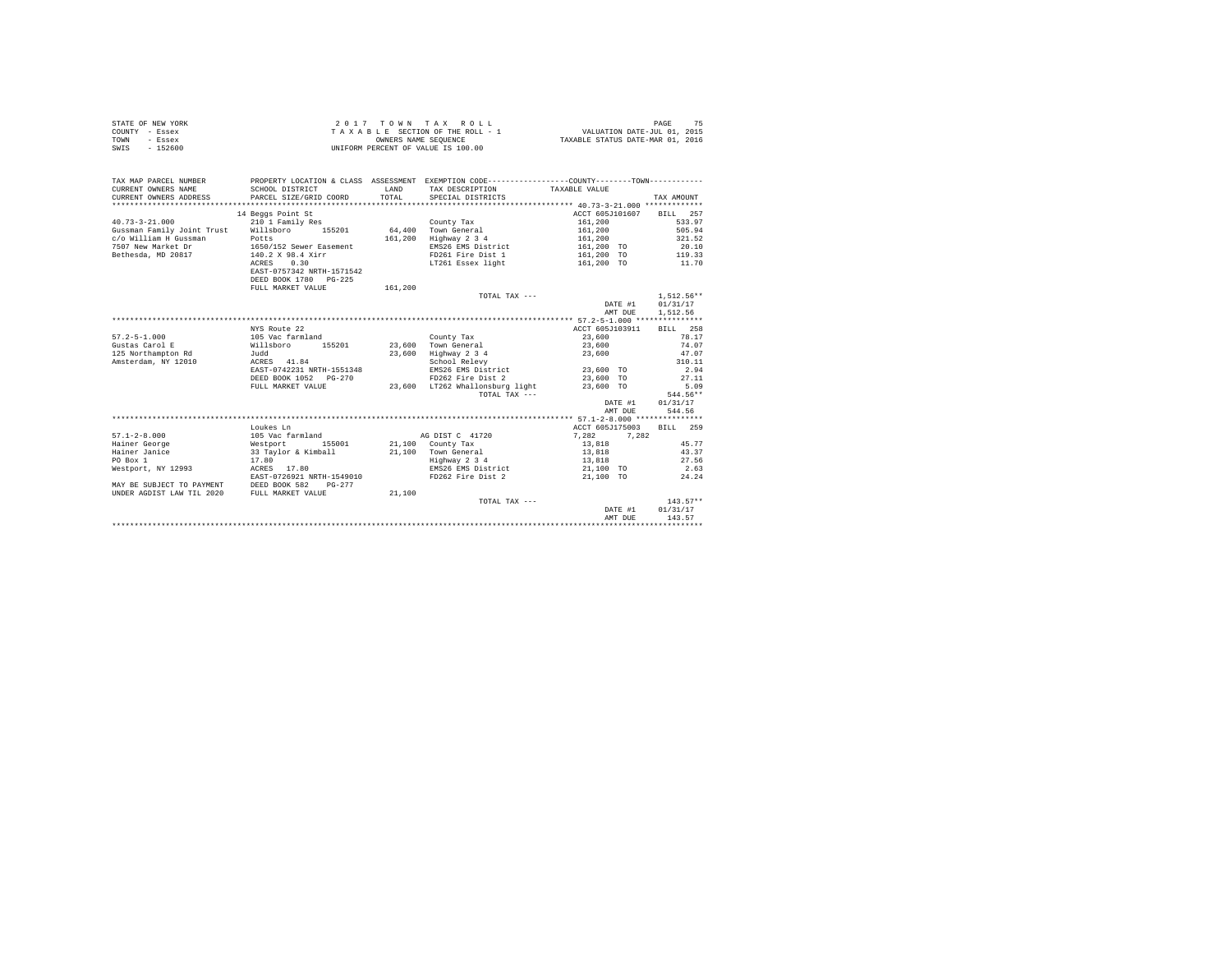STATE OF NEW YORK
COUNTY - Essex
TOWN - Essex
SWIS - 152600

2 0 1 7 T O W N T A X R O L L
T A X A B L E SECTION OF THE ROLL - 1
OWNERS NAME SEQUENCE
UNIFORM PERCENT OF VALUE IS 100.00

VALUATION DATE-JUL 01, 2015
TAXABLE STATUS DATE-MAR 01, 2016

| TAX MAP PARCEL NUMBER<br>CURRENT OWNERS NAME<br>CURRENT OWNERS ADDRESS | PROPERTY LOCATION & CLASS<br>SCHOOL DISTRICT<br>PARCEL SIZE/GRID COORD | ASSESSMENT<br>LAND<br>TOTAL | EXEMPTION CODE<br>TAX DESCRIPTION<br>SPECIAL DISTRICTS | COUNTY--------TOWN<br>TAXABLE VALUE | TAX AMOUNT |
|---|---|---|---|---|---|
| | 14 Beggs Point St | | | ACCT 605J101607 | BILL 257 |
| 40.73-3-21.000 | 210 1 Family Res | | County Tax | 161,200 | 533.97 |
| Gussman Family Joint Trust | Willsboro 155201 | 64,400 | Town General | 161,200 | 505.94 |
| c/o William H Gussman | Potts | 161,200 | Highway 2 3 4 | 161,200 | 321.52 |
| 7507 New Market Dr | 1650/152 Sewer Easement | | EMS26 EMS District | 161,200 TO | 20.10 |
| Bethesda, MD 20817 | 140.2 X 98.4 Xirr | | FD261 Fire Dist 1 | 161,200 TO | 119.33 |
| | ACRES 0.30 | | LT261 Essex light | 161,200 TO | 11.70 |
| | EAST-0757342 NRTH-1571542 | | | | |
| | DEED BOOK 1780 PG-225 | | | | |
| | FULL MARKET VALUE | 161,200 | | | |
| | | | TOTAL TAX --- | | 1,512.56** |
| | | | | DATE #1 | 01/31/17 |
| | | | | AMT DUE | 1,512.56 |
| | NYS Route 22 | | | ACCT 605J103911 | BILL 258 |
| 57.2-5-1.000 | 105 Vac farmland | | County Tax | 23,600 | 78.17 |
| Gustas Carol E | Willsboro 155201 | 23,600 | Town General | 23,600 | 74.07 |
| 125 Northampton Rd | Judd | 23,600 | Highway 2 3 4 | 23,600 | 47.07 |
| Amsterdam, NY 12010 | ACRES 41.84 | | School Relevy | | 310.11 |
| | EAST-0742231 NRTH-1551348 | | EMS26 EMS District | 23,600 TO | 2.94 |
| | DEED BOOK 1052 PG-270 | | FD262 Fire Dist 2 | 23,600 TO | 27.11 |
| | FULL MARKET VALUE | 23,600 | LT262 Whallonsburg light | 23,600 TO | 5.09 |
| | | | TOTAL TAX --- | | 544.56** |
| | | | | DATE #1 | 01/31/17 |
| | | | | AMT DUE | 544.56 |
| | Loukes Ln | | | ACCT 605J175003 | BILL 259 |
| 57.1-2-8.000 | 105 Vac farmland | | AG DIST C 41720 | 7,282 7,282 | |
| Hainer George | Westport 155001 | 21,100 | County Tax | 13,818 | 45.77 |
| Hainer Janice | 33 Taylor & Kimball | 21,100 | Town General | 13,818 | 43.37 |
| PO Box 1 | 17.80 | | Highway 2 3 4 | 13,818 | 27.56 |
| Westport, NY 12993 | ACRES 17.80 | | EMS26 EMS District | 21,100 TO | 2.63 |
| | EAST-0726921 NRTH-1549010 | | FD262 Fire Dist 2 | 21,100 TO | 24.24 |
| MAY BE SUBJECT TO PAYMENT | DEED BOOK 582 PG-277 | | | | |
| UNDER AGDIST LAW TIL 2020 | FULL MARKET VALUE | 21,100 | | | |
| | | | TOTAL TAX --- | | 143.57** |
| | | | | DATE #1 | 01/31/17 |
| | | | | AMT DUE | 143.57 |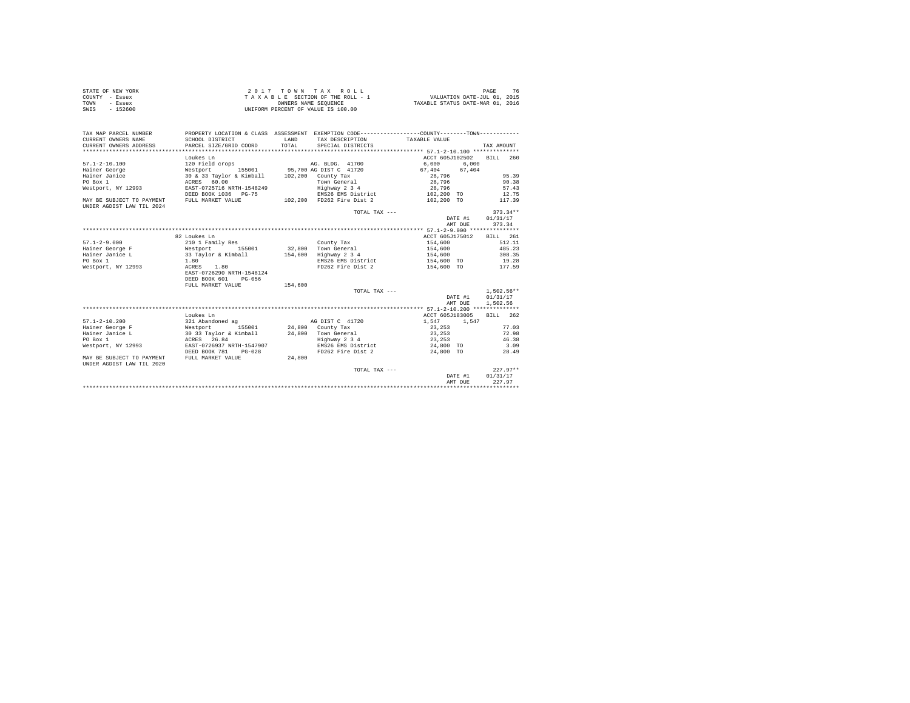STATE OF NEW YORK
COUNTY - Essex
TOWN - Essex
SWIS - 152600

2 0 1 7 T O W N T A X R O L L
T A X A B L E SECTION OF THE ROLL - 1
OWNERS NAME SEQUENCE
UNIFORM PERCENT OF VALUE IS 100.00

VALUATION DATE-JUL 01, 2015
TAXABLE STATUS DATE-MAR 01, 2016

| TAX MAP PARCEL NUMBER / CURRENT OWNERS NAME / CURRENT OWNERS ADDRESS | PROPERTY LOCATION & CLASS / SCHOOL DISTRICT / PARCEL SIZE/GRID COORD | ASSESSMENT LAND / TOTAL | EXEMPTION CODE / TAX DESCRIPTION / SPECIAL DISTRICTS | COUNTY TAXABLE VALUE | TOWN | TAX AMOUNT |
|---|---|---|---|---|---|---|
| 57.1-2-10.100 | Loukes Ln | | | ACCT 605J102502 | | BILL 260 |
| | 120 Field crops | | AG. BLDG. 41700 | 6,000 | 6,000 | |
| Hainer George | Westport 155001 | 95,700 | AG DIST C 41720 | 67,404 | 67,404 | |
| Hainer Janice | 30 & 33 Taylor & Kimball | 102,200 | County Tax | 28,796 | | 95.39 |
| PO Box 1 | ACRES 60.00 | | Town General | 28,796 | | 90.38 |
| Westport, NY 12993 | EAST-0725716 NRTH-1548249 | | Highway 2 3 4 | 28,796 | | 57.43 |
| | DEED BOOK 1036 PG-75 | | EMS26 EMS District | 102,200 TO | | 12.75 |
| MAY BE SUBJECT TO PAYMENT UNDER AGDIST LAW TIL 2024 | FULL MARKET VALUE | 102,200 | FD262 Fire Dist 2 | 102,200 TO | | 117.39 |
| | | | TOTAL TAX --- | | | 373.34** |
| | | | | | DATE #1 | 01/31/17 |
| | | | | | AMT DUE | 373.34 |
| 57.1-2-9.000 | 82 Loukes Ln | | | ACCT 605J175012 | | BILL 261 |
| | 210 1 Family Res | | County Tax | 154,600 | | 512.11 |
| Hainer George F | Westport 155001 | 32,800 | Town General | 154,600 | | 485.23 |
| Hainer Janice L | 33 Taylor & Kimball | 154,600 | Highway 2 3 4 | 154,600 | | 308.35 |
| PO Box 1 | 1.80 | | EMS26 EMS District | 154,600 TO | | 19.28 |
| Westport, NY 12993 | ACRES 1.80 | | FD262 Fire Dist 2 | 154,600 TO | | 177.59 |
| | EAST-0726290 NRTH-1548124 | | | | | |
| | DEED BOOK 601 PG-056 | | | | | |
| | FULL MARKET VALUE | 154,600 | | | | |
| | | | TOTAL TAX --- | | | 1,502.56** |
| | | | | | DATE #1 | 01/31/17 |
| | | | | | AMT DUE | 1,502.56 |
| 57.1-2-10.200 | Loukes Ln | | | ACCT 605J183005 | | BILL 262 |
| | 321 Abandoned ag | | AG DIST C 41720 | 1,547 | 1,547 | |
| Hainer George F | Westport 155001 | 24,800 | County Tax | 23,253 | | 77.03 |
| Hainer Janice L | 30 33 Taylor & Kimball | 24,800 | Town General | 23,253 | | 72.98 |
| PO Box 1 | ACRES 26.84 | | Highway 2 3 4 | 23,253 | | 46.38 |
| Westport, NY 12993 | EAST-0726937 NRTH-1547907 | | EMS26 EMS District | 24,800 TO | | 3.09 |
| | DEED BOOK 781 PG-028 | | FD262 Fire Dist 2 | 24,800 TO | | 28.49 |
| MAY BE SUBJECT TO PAYMENT UNDER AGDIST LAW TIL 2020 | FULL MARKET VALUE | 24,800 | | | | |
| | | | TOTAL TAX --- | | | 227.97** |
| | | | | | DATE #1 | 01/31/17 |
| | | | | | AMT DUE | 227.97 |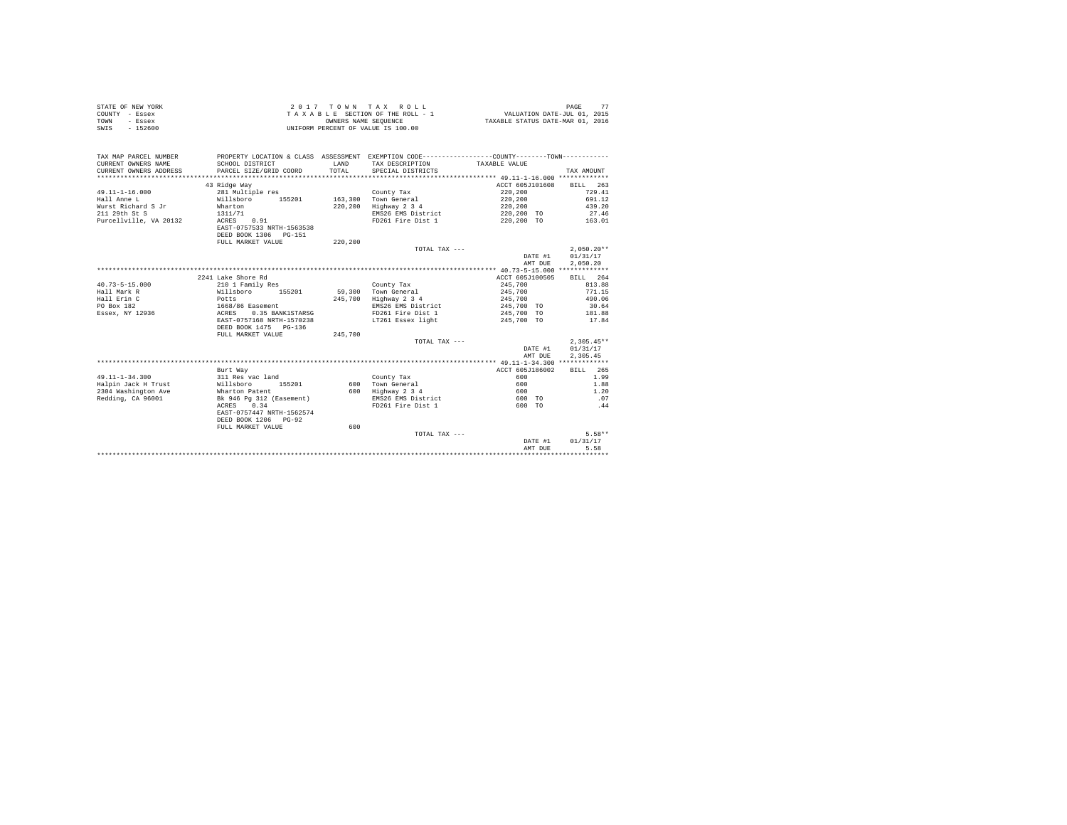STATE OF NEW YORK
COUNTY - Essex
TOWN - Essex
SWIS - 152600

2 0 1 7 T O W N T A X R O L L
T A X A B L E SECTION OF THE ROLL - 1
OWNERS NAME SEQUENCE
UNIFORM PERCENT OF VALUE IS 100.00

VALUATION DATE-JUL 01, 2015
TAXABLE STATUS DATE-MAR 01, 2016

| TAX MAP PARCEL NUMBER / CURRENT OWNERS NAME / CURRENT OWNERS ADDRESS | PROPERTY LOCATION & CLASS / SCHOOL DISTRICT / PARCEL SIZE/GRID COORD | ASSESSMENT LAND / TOTAL | EXEMPTION CODE / TAX DESCRIPTION / SPECIAL DISTRICTS | COUNTY--------TOWN TAXABLE VALUE | TAX AMOUNT |
|---|---|---|---|---|---|
| 49.11-1-16.000 | 43 Ridge Way | | | ACCT 605J101608 | BILL 263 |
| 49.11-1-16.000 | 281 Multiple res | | County Tax | 220,200 | 729.41 |
| Hall Anne L | Willsboro 155201 | 163,300 | Town General | 220,200 | 691.12 |
| Wurst Richard S Jr | Wharton | 220,200 | Highway 2 3 4 | 220,200 | 439.20 |
| 211 29th St S | 1311/71 | | EMS26 EMS District | 220,200 TO | 27.46 |
| Purcellville, VA 20132 | ACRES 0.91 | | FD261 Fire Dist 1 | 220,200 TO | 163.01 |
| | EAST-0757533 NRTH-1563538 | | | | |
| | DEED BOOK 1306 PG-151 | | | | |
| | FULL MARKET VALUE | 220,200 | | | |
| | | | TOTAL TAX --- | | 2,050.20** |
| | | | | DATE #1 | 01/31/17 |
| | | | | AMT DUE | 2,050.20 |
| 40.73-5-15.000 | 2241 Lake Shore Rd | | | ACCT 605J100505 | BILL 264 |
| 40.73-5-15.000 | 210 1 Family Res | | County Tax | 245,700 | 813.88 |
| Hall Mark R | Willsboro 155201 | 59,300 | Town General | 245,700 | 771.15 |
| Hall Erin C | Potts | 245,700 | Highway 2 3 4 | 245,700 | 490.06 |
| PO Box 182 | 1668/86 Easement | | EMS26 EMS District | 245,700 TO | 30.64 |
| Essex, NY 12936 | ACRES 0.35 BANK1STARSG | | FD261 Fire Dist 1 | 245,700 TO | 181.88 |
| | EAST-0757168 NRTH-1570238 | | LT261 Essex light | 245,700 TO | 17.84 |
| | DEED BOOK 1475 PG-136 | | | | |
| | FULL MARKET VALUE | 245,700 | | | |
| | | | TOTAL TAX --- | | 2,305.45** |
| | | | | DATE #1 | 01/31/17 |
| | | | | AMT DUE | 2,305.45 |
| 49.11-1-34.300 | Burt Way | | | ACCT 605J186002 | BILL 265 |
| 49.11-1-34.300 | 311 Res vac land | | County Tax | 600 | 1.99 |
| Halpin Jack H Trust | Willsboro 155201 | 600 | Town General | 600 | 1.88 |
| 2304 Washington Ave | Wharton Patent | 600 | Highway 2 3 4 | 600 | 1.20 |
| Redding, CA 96001 | Bk 946 Pg 312 (Easement) | | EMS26 EMS District | 600 TO | .07 |
| | ACRES 0.34 | | FD261 Fire Dist 1 | 600 TO | .44 |
| | EAST-0757447 NRTH-1562574 | | | | |
| | DEED BOOK 1206 PG-92 | | | | |
| | FULL MARKET VALUE | 600 | | | |
| | | | TOTAL TAX --- | | 5.58** |
| | | | | DATE #1 | 01/31/17 |
| | | | | AMT DUE | 5.58 |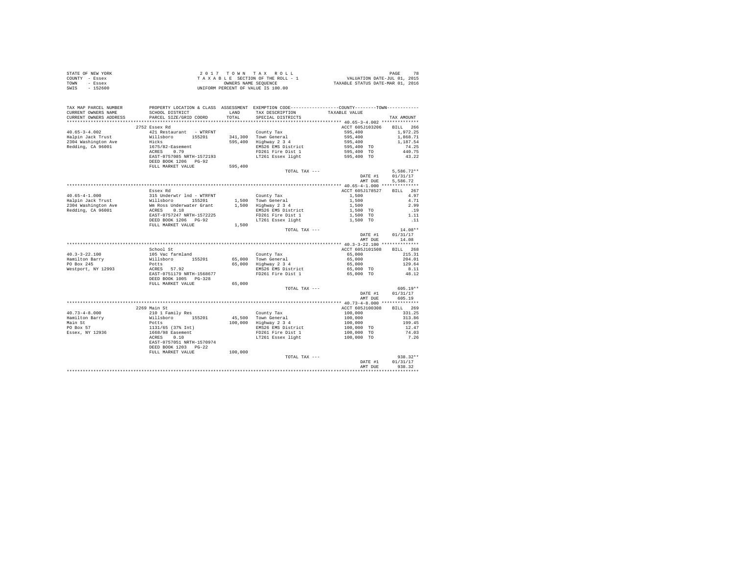STATE OF NEW YORK
COUNTY - Essex
TOWN - Essex
SWIS - 152600

2 0 1 7 T O W N T A X R O L L
T A X A B L E SECTION OF THE ROLL - 1
OWNERS NAME SEQUENCE
UNIFORM PERCENT OF VALUE IS 100.00

VALUATION DATE-JUL 01, 2015
TAXABLE STATUS DATE-MAR 01, 2016

```
TAX MAP PARCEL NUMBER     PROPERTY LOCATION & CLASS  ASSESSMENT  EXEMPTION CODE-----------------COUNTY--------TOWN-----------
CURRENT OWNERS NAME       SCHOOL DISTRICT               LAND      TAX DESCRIPTION            TAXABLE VALUE
CURRENT OWNERS ADDRESS    PARCEL SIZE/GRID COORD        TOTAL     SPECIAL DISTRICTS                                     TAX AMOUNT
*********************************************************************************************** 40.65-3-4.002 **************
                          2752 Essex Rd                                                      ACCT 605J103206    BILL  266
40.65-3-4.002             421 Restaurant  - WTRFNT              County Tax                   595,400              1,972.25
Halpin Jack Trust         Willsboro      155201       341,300   Town General                 595,400              1,868.71
2304 Washington Ave       Hicks                       595,400   Highway 2 3 4                595,400              1,187.54
Redding, CA 96001         1675/82-Easement                      EMS26 EMS District           595,400 TO              74.25
                          ACRES    0.79                         FD261 Fire Dist 1            595,400 TO             440.75
                          EAST-0757085 NRTH-1572193             LT261 Essex light            595,400 TO              43.22
                          DEED BOOK 1206   PG-92
                          FULL MARKET VALUE           595,400
                                                                TOTAL TAX ---                                     5,586.72**
                                                                                             DATE #1          01/31/17
                                                                                             AMT DUE           5,586.72
*********************************************************************************************** 40.65-4-1.000 **************
                          Essex Rd                                                           ACCT 605J178527    BILL  267
40.65-4-1.000             315 Underwtr lnd - WTRFNT             County Tax                     1,500                  4.97
Halpin Jack Trust         Willsboro      155201         1,500   Town General                   1,500                  4.71
2304 Washington Ave       Wm Ross Underwater Grant      1,500   Highway 2 3 4                  1,500                  2.99
Redding, CA 96001         ACRES    0.18                         EMS26 EMS District             1,500 TO                .19
                          EAST-0757247 NRTH-1572225             FD261 Fire Dist 1              1,500 TO               1.11
                          DEED BOOK 1206   PG-92                LT261 Essex light              1,500 TO                .11
                          FULL MARKET VALUE             1,500
                                                                TOTAL TAX ---                                        14.08**
                                                                                             DATE #1          01/31/17
                                                                                             AMT DUE              14.08
*********************************************************************************************** 40.3-3-22.100 **************
                          School St                                                          ACCT 605J101508    BILL  268
40.3-3-22.100             105 Vac farmland                      County Tax                    65,000                215.31
Hamilton Barry            Willsboro      155201        65,000   Town General                  65,000                204.01
PO Box 245                Potts                        65,000   Highway 2 3 4                 65,000                129.64
Westport, NY 12993        ACRES   57.92                         EMS26 EMS District            65,000 TO               8.11
                          EAST-0751179 NRTH-1568677             FD261 Fire Dist 1             65,000 TO              48.12
                          DEED BOOK 1005   PG-328
                          FULL MARKET VALUE            65,000
                                                                TOTAL TAX ---                                       605.19**
                                                                                             DATE #1          01/31/17
                                                                                             AMT DUE             605.19
*********************************************************************************************** 40.73-4-8.000 **************
                          2269 Main St                                                       ACCT 605J100308    BILL  269
40.73-4-8.000             210 1 Family Res                      County Tax                   100,000                331.25
Hamilton Barry            Willsboro      155201        45,500   Town General                 100,000                313.86
Main St                   Potts                       100,000   Highway 2 3 4                100,000                199.45
PO Box 57                 1131/65 (37% Int)                     EMS26 EMS District           100,000 TO              12.47
Essex, NY 12936           1668/98 Easement                      FD261 Fire Dist 1            100,000 TO              74.03
                          ACRES    0.10                         LT261 Essex light            100,000 TO               7.26
                          EAST-0757051 NRTH-1570974
                          DEED BOOK 1203   PG-22
                          FULL MARKET VALUE           100,000
                                                                TOTAL TAX ---                                       938.32**
                                                                                             DATE #1          01/31/17
                                                                                             AMT DUE             938.32
****************************************************************************************************************************
```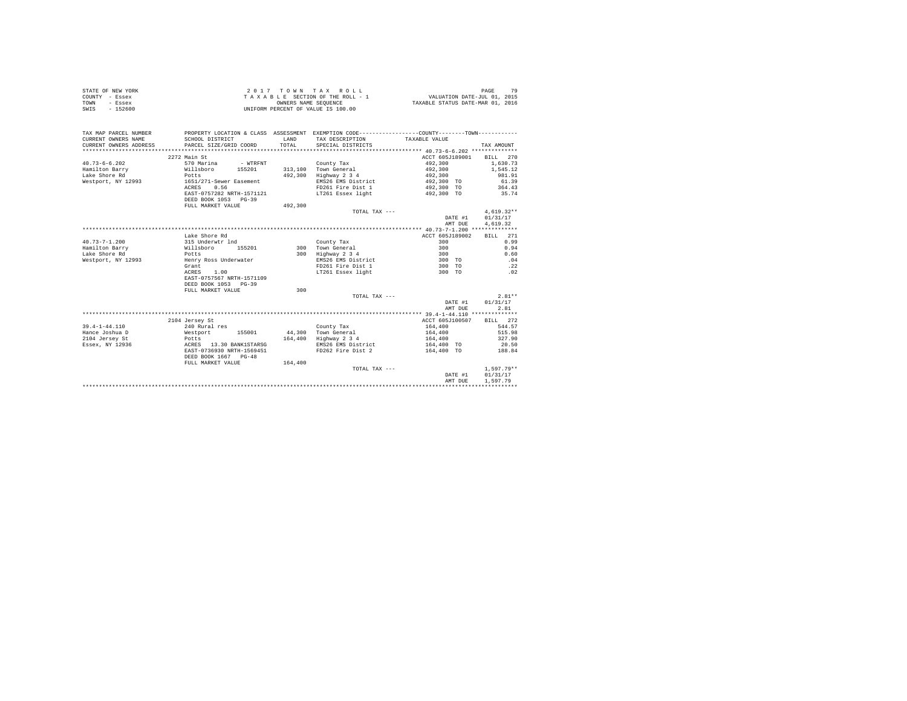STATE OF NEW YORK
COUNTY - Essex
TOWN - Essex
SWIS - 152600

2 0 1 7 T O W N T A X R O L L
T A X A B L E SECTION OF THE ROLL - 1
OWNERS NAME SEQUENCE
UNIFORM PERCENT OF VALUE IS 100.00

VALUATION DATE-JUL 01, 2015
TAXABLE STATUS DATE-MAR 01, 2016

```
TAX MAP PARCEL NUMBER      PROPERTY LOCATION & CLASS  ASSESSMENT  EXEMPTION CODE-----------------COUNTY--------TOWN-----------
CURRENT OWNERS NAME        SCHOOL DISTRICT              LAND      TAX DESCRIPTION           TAXABLE VALUE
CURRENT OWNERS ADDRESS     PARCEL SIZE/GRID COORD       TOTAL     SPECIAL DISTRICTS                                    TAX AMOUNT
*********************************************************************************************** 40.73-6-6.202 **************
                   2272 Main St                                                              ACCT 605J189001    BILL  270
40.73-6-6.202              570 Marina       - WTRFNT              County Tax                  492,300           1,630.73
Hamilton Barry             Willsboro      155201       313,100   Town General                 492,300           1,545.12
Lake Shore Rd              Potts                       492,300   Highway 2 3 4                492,300             981.91
Westport, NY 12993         1651/271-Sewer Easement                EMS26 EMS District           492,300 TO           61.39
                           ACRES     0.56                         FD261 Fire Dist 1            492,300 TO          364.43
                           EAST-0757282 NRTH-1571121              LT261 Essex light            492,300 TO           35.74
                           DEED BOOK 1053   PG-39
                           FULL MARKET VALUE           492,300
                                                                  TOTAL TAX ---                                  4,619.32**
                                                                                               DATE #1          01/31/17
                                                                                               AMT DUE           4,619.32
*********************************************************************************************** 40.73-7-1.200 **************
                   Lake Shore Rd                                                             ACCT 605J189002    BILL  271
40.73-7-1.200              315 Underwtr lnd                       County Tax                      300               0.99
Hamilton Barry             Willsboro      155201           300   Town General                     300               0.94
Lake Shore Rd              Potts                           300   Highway 2 3 4                    300               0.60
Westport, NY 12993         Henry Ross Underwater                  EMS26 EMS District               300 TO               .04
                           Grant                                  FD261 Fire Dist 1                300 TO               .22
                           ACRES     1.00                         LT261 Essex light                300 TO               .02
                           EAST-0757567 NRTH-1571109
                           DEED BOOK 1053   PG-39
                           FULL MARKET VALUE               300
                                                                  TOTAL TAX ---                                      2.81**
                                                                                               DATE #1          01/31/17
                                                                                               AMT DUE               2.81
*********************************************************************************************** 39.4-1-44.110 **************
                   2104 Jersey St                                                            ACCT 605J100507    BILL  272
39.4-1-44.110              240 Rural res                          County Tax                  164,400             544.57
Hance Joshua D             Westport       155001        44,300   Town General                 164,400             515.98
2104 Jersey St             Potts                       164,400   Highway 2 3 4                164,400             327.90
Essex, NY 12936            ACRES    13.30 BANK1STARSG             EMS26 EMS District           164,400 TO           20.50
                           EAST-0736930 NRTH-1569451              FD262 Fire Dist 2            164,400 TO          188.84
                           DEED BOOK 1667   PG-48
                           FULL MARKET VALUE           164,400
                                                                  TOTAL TAX ---                                  1,597.79**
                                                                                               DATE #1          01/31/17
                                                                                               AMT DUE           1,597.79
****************************************************************************************************************************
```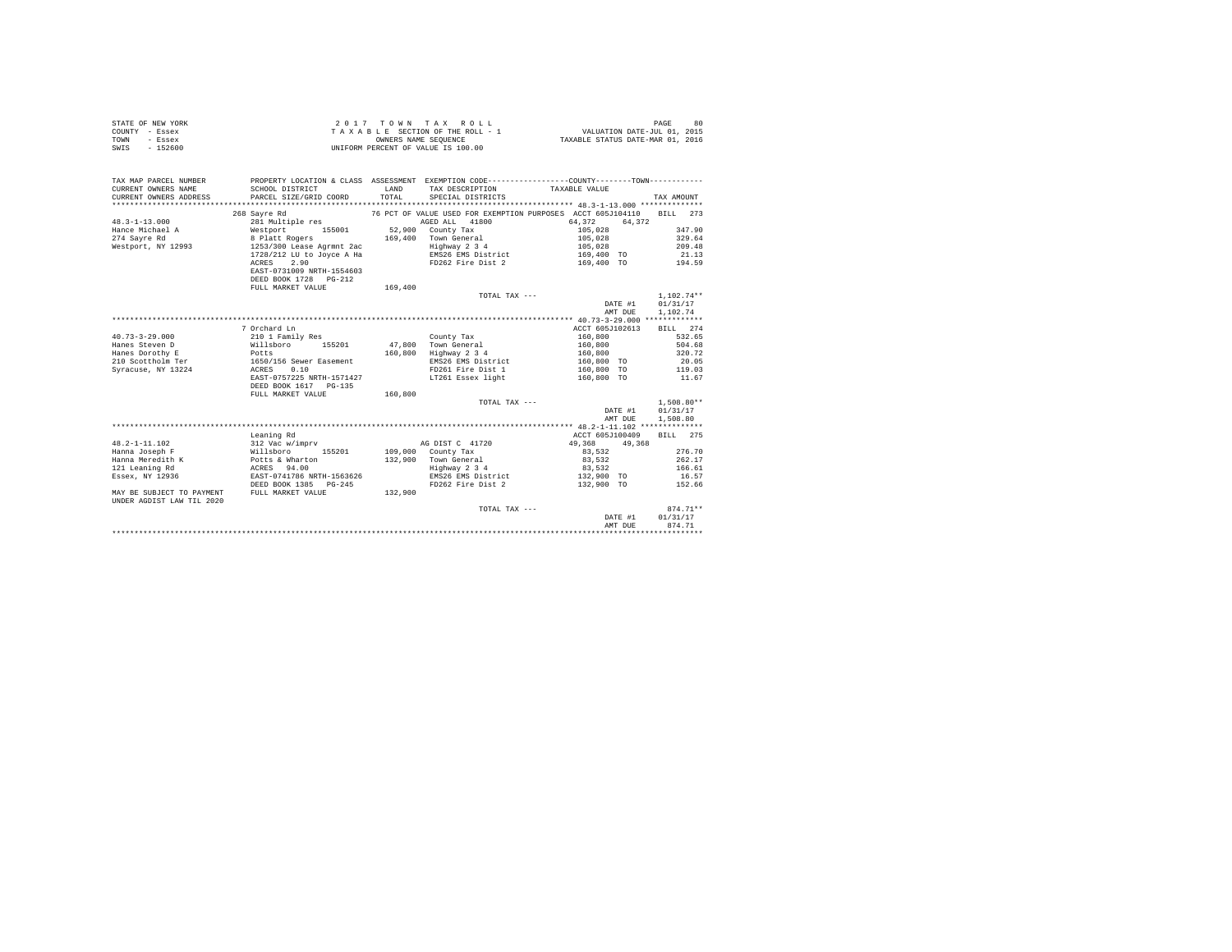STATE OF NEW YORK
COUNTY - Essex
TOWN - Essex
SWIS - 152600

2017 TOWN TAX ROLL
TAXABLE SECTION OF THE ROLL - 1
OWNERS NAME SEQUENCE
UNIFORM PERCENT OF VALUE IS 100.00

VALUATION DATE-JUL 01, 2015
TAXABLE STATUS DATE-MAR 01, 2016

```
TAX MAP PARCEL NUMBER    PROPERTY LOCATION & CLASS  ASSESSMENT  EXEMPTION CODE-----------------COUNTY--------TOWN-----------
CURRENT OWNERS NAME      SCHOOL DISTRICT             LAND       TAX DESCRIPTION          TAXABLE VALUE
CURRENT OWNERS ADDRESS   PARCEL SIZE/GRID COORD      TOTAL      SPECIAL DISTRICTS                                   TAX AMOUNT
************************************************************************************************ 48.3-1-13.000 **************
                         268 Sayre Rd                 76 PCT OF VALUE USED FOR EXEMPTION PURPOSES  ACCT 605J104110    BILL  273
48.3-1-13.000            281 Multiple res                    AGED ALL  41800          64,372      64,372
Hance Michael A          Westport        155001      52,900   County Tax               105,028                      347.90
274 Sayre Rd             8 Platt Rogers             169,400   Town General             105,028                      329.64
Westport, NY 12993       1253/300 Lease Agrmnt 2ac            Highway 2 3 4            105,028                      209.48
                         1728/212 LU to Joyce A Ha            EMS26 EMS District       169,400 TO                    21.13
                         ACRES    2.90                        FD262 Fire Dist 2        169,400 TO                   194.59
                         EAST-0731009 NRTH-1554603
                         DEED BOOK 1728   PG-212
                         FULL MARKET VALUE          169,400
                                                              TOTAL TAX ---                                    1,102.74**
                                                                                             DATE #1          01/31/17
                                                                                             AMT DUE          1,102.74
************************************************************************************************ 40.73-3-29.000 *************
                         7 Orchard Ln                                                  ACCT 605J102613    BILL  274
40.73-3-29.000           210 1 Family Res                     County Tax               160,800                      532.65
Hanes Steven D           Willsboro       155201      47,800   Town General             160,800                      504.68
Hanes Dorothy E          Potts                      160,800   Highway 2 3 4            160,800                      320.72
210 Scottholm Ter        1650/156 Sewer Easement              EMS26 EMS District       160,800 TO                    20.05
Syracuse, NY 13224       ACRES    0.10                        FD261 Fire Dist 1        160,800 TO                   119.03
                         EAST-0757225 NRTH-1571427            LT261 Essex light        160,800 TO                    11.67
                         DEED BOOK 1617   PG-135
                         FULL MARKET VALUE          160,800
                                                              TOTAL TAX ---                                    1,508.80**
                                                                                             DATE #1          01/31/17
                                                                                             AMT DUE          1,508.80
************************************************************************************************ 48.2-1-11.102 **************
                         Leaning Rd                                                    ACCT 605J100409    BILL  275
48.2-1-11.102            312 Vac w/imprv                      AG DIST C  41720          49,368      49,368
Hanna Joseph F           Willsboro       155201     109,000   County Tax                83,532                      276.70
Hanna Meredith K         Potts & Wharton            132,900   Town General              83,532                      262.17
121 Leaning Rd           ACRES   94.00                        Highway 2 3 4             83,532                      166.61
Essex, NY 12936          EAST-0741786 NRTH-1563626            EMS26 EMS District       132,900 TO                    16.57
                         DEED BOOK 1385   PG-245              FD262 Fire Dist 2        132,900 TO                   152.66
MAY BE SUBJECT TO PAYMENT FULL MARKET VALUE         132,900
UNDER AGDIST LAW TIL 2020
                                                              TOTAL TAX ---                                      874.71**
                                                                                             DATE #1          01/31/17
                                                                                             AMT DUE            874.71
******************************************************************************************************************************
```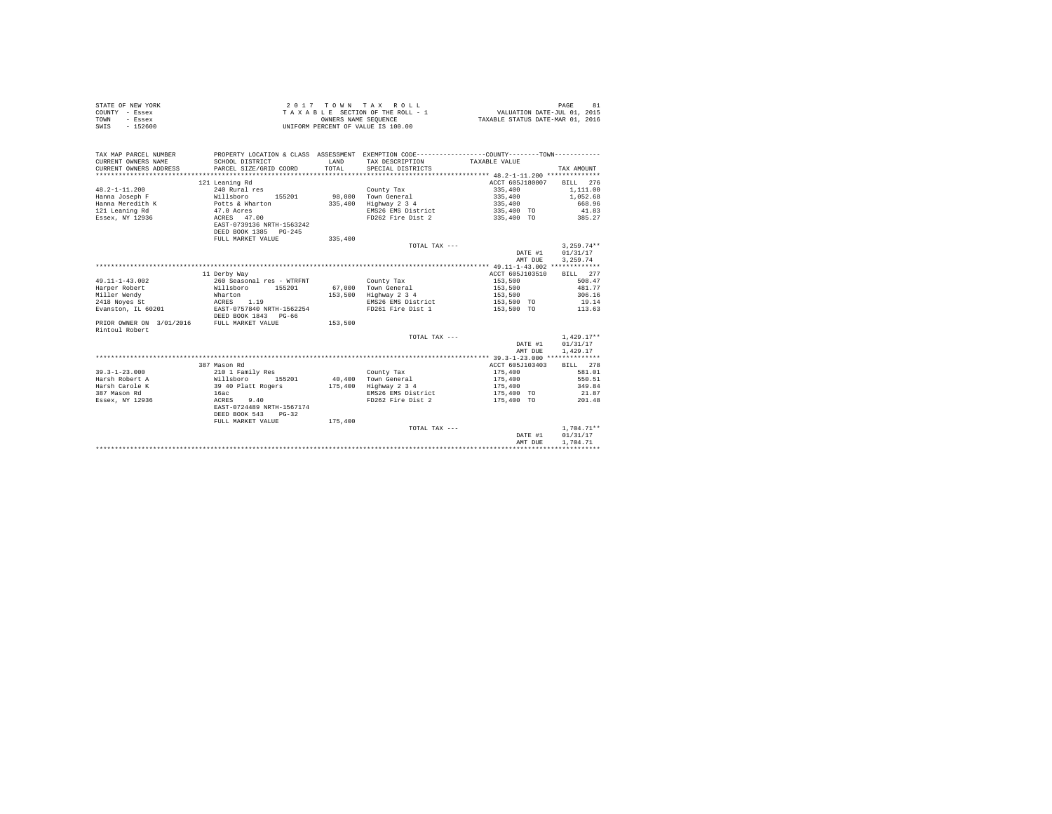STATE OF NEW YORK
COUNTY - Essex
TOWN - Essex
SWIS - 152600

2 0 1 7  T O W N  T A X  R O L L
T A X A B L E  SECTION OF THE ROLL - 1
OWNERS NAME SEQUENCE
UNIFORM PERCENT OF VALUE IS 100.00

VALUATION DATE-JUL 01, 2015
TAXABLE STATUS DATE-MAR 01, 2016

| TAX MAP PARCEL NUMBER / CURRENT OWNERS NAME / CURRENT OWNERS ADDRESS | PROPERTY LOCATION & CLASS / SCHOOL DISTRICT / PARCEL SIZE/GRID COORD | ASSESSMENT LAND / TOTAL | EXEMPTION CODE / TAX DESCRIPTION / SPECIAL DISTRICTS | COUNTY / TOWN TAXABLE VALUE | TAX AMOUNT |
|---|---|---|---|---|---|
| **48.2-1-11.200** | 121 Leaning Rd | | | ACCT 605J180007 | BILL 276 |
| 48.2-1-11.200 | 240 Rural res | | County Tax | 335,400 | 1,111.00 |
| Hanna Joseph F | Willsboro 155201 | 98,000 | Town General | 335,400 | 1,052.68 |
| Hanna Meredith K | Potts & Wharton | 335,400 | Highway 2 3 4 | 335,400 | 668.96 |
| 121 Leaning Rd | 47.0 Acres | | EMS26 EMS District | 335,400 TO | 41.83 |
| Essex, NY 12936 | ACRES 47.00 | | FD262 Fire Dist 2 | 335,400 TO | 385.27 |
| | EAST-0739136 NRTH-1563242 | | | | |
| | DEED BOOK 1385 PG-245 | | | | |
| | FULL MARKET VALUE | 335,400 | | | |
| | | | TOTAL TAX --- | | 3,259.74** |
| | | | | DATE #1 | 01/31/17 |
| | | | | AMT DUE | 3,259.74 |
| **49.11-1-43.002** | 11 Derby Way | | | ACCT 605J103510 | BILL 277 |
| 49.11-1-43.002 | 260 Seasonal res - WTRFNT | | County Tax | 153,500 | 508.47 |
| Harper Robert | Willsboro 155201 | 67,000 | Town General | 153,500 | 481.77 |
| Miller Wendy | Wharton | 153,500 | Highway 2 3 4 | 153,500 | 306.16 |
| 2418 Noyes St | ACRES 1.19 | | EMS26 EMS District | 153,500 TO | 19.14 |
| Evanston, IL 60201 | EAST-0757840 NRTH-1562254 | | FD261 Fire Dist 1 | 153,500 TO | 113.63 |
| | DEED BOOK 1843 PG-66 | | | | |
| PRIOR OWNER ON 3/01/2016 | FULL MARKET VALUE | 153,500 | | | |
| Rintoul Robert | | | | | |
| | | | TOTAL TAX --- | | 1,429.17** |
| | | | | DATE #1 | 01/31/17 |
| | | | | AMT DUE | 1,429.17 |
| **39.3-1-23.000** | 387 Mason Rd | | | ACCT 605J103403 | BILL 278 |
| 39.3-1-23.000 | 210 1 Family Res | | County Tax | 175,400 | 581.01 |
| Harsh Robert A | Willsboro 155201 | 40,400 | Town General | 175,400 | 550.51 |
| Harsh Carole K | 39 40 Platt Rogers | 175,400 | Highway 2 3 4 | 175,400 | 349.84 |
| 387 Mason Rd | 16ac | | EMS26 EMS District | 175,400 TO | 21.87 |
| Essex, NY 12936 | ACRES 9.40 | | FD262 Fire Dist 2 | 175,400 TO | 201.48 |
| | EAST-0724489 NRTH-1567174 | | | | |
| | DEED BOOK 543 PG-32 | | | | |
| | FULL MARKET VALUE | 175,400 | | | |
| | | | TOTAL TAX --- | | 1,704.71** |
| | | | | DATE #1 | 01/31/17 |
| | | | | AMT DUE | 1,704.71 |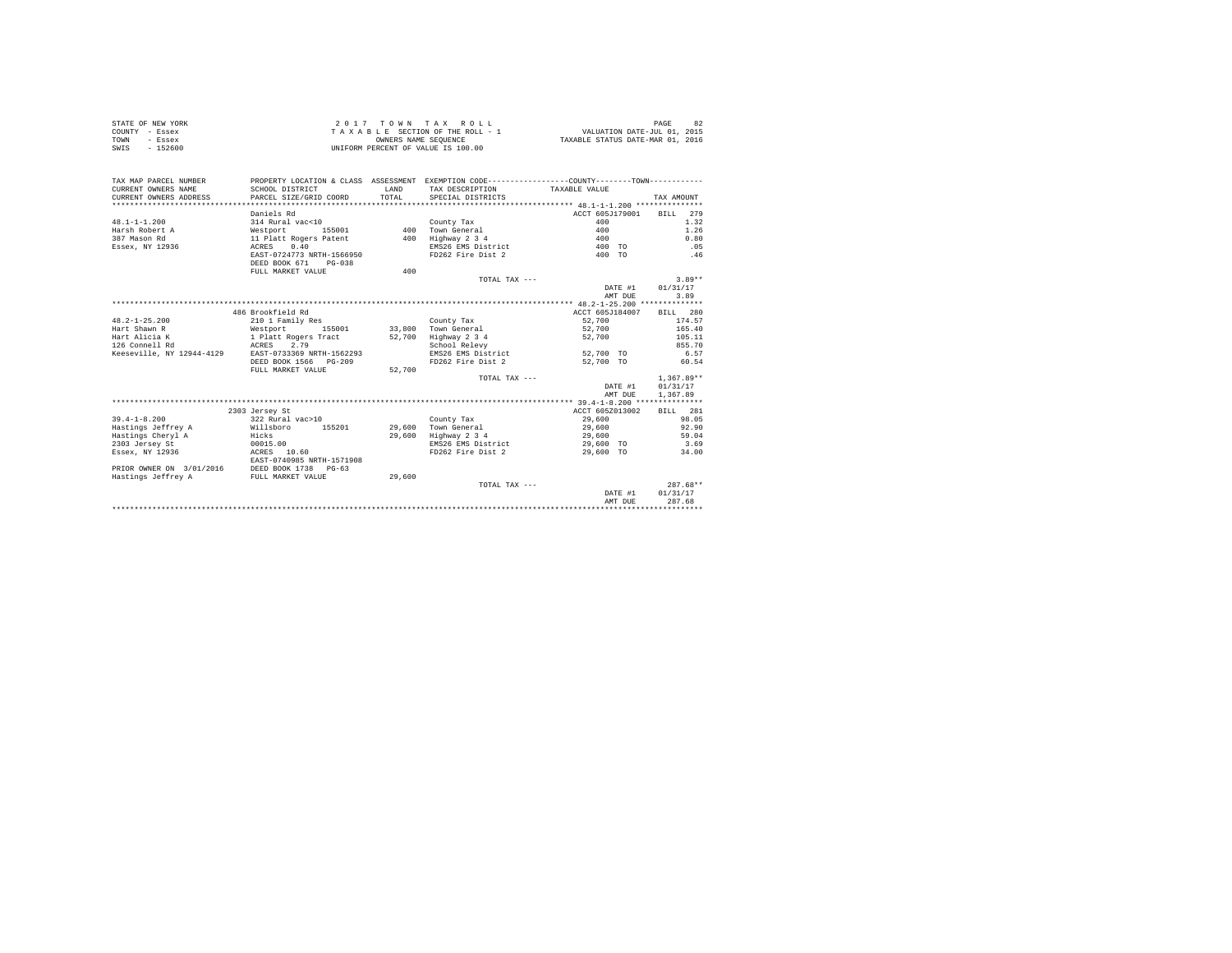STATE OF NEW YORK
COUNTY - Essex
TOWN - Essex
SWIS - 152600

2 0 1 7 T O W N T A X R O L L
T A X A B L E SECTION OF THE ROLL - 1
OWNERS NAME SEQUENCE
UNIFORM PERCENT OF VALUE IS 100.00

VALUATION DATE-JUL 01, 2015
TAXABLE STATUS DATE-MAR 01, 2016

| TAX MAP PARCEL NUMBER / CURRENT OWNERS NAME / CURRENT OWNERS ADDRESS | PROPERTY LOCATION & CLASS / SCHOOL DISTRICT / PARCEL SIZE/GRID COORD | ASSESSMENT LAND / TOTAL | EXEMPTION CODE / TAX DESCRIPTION / SPECIAL DISTRICTS | COUNTY / TOWN TAXABLE VALUE | TAX AMOUNT |
|---|---|---|---|---|---|
| 48.1-1-1.200 | Daniels Rd | | | ACCT 605J179001 | BILL 279 |
| Harsh Robert A | 314 Rural vac<10 | | County Tax | 400 | 1.32 |
| 387 Mason Rd | Westport 155001 | 400 | Town General | 400 | 1.26 |
| Essex, NY 12936 | 11 Platt Rogers Patent | 400 | Highway 2 3 4 | 400 | 0.80 |
| | ACRES 0.40 | | EMS26 EMS District | 400 TO | .05 |
| | EAST-0724773 NRTH-1566950 | | FD262 Fire Dist 2 | 400 TO | .46 |
| | DEED BOOK 671 PG-038 | | | | |
| | FULL MARKET VALUE | 400 | | | |
| | | | TOTAL TAX --- | | 3.89** |
| | | | | DATE #1 | 01/31/17 |
| | | | | AMT DUE | 3.89 |
| 48.2-1-25.200 | 486 Brookfield Rd | | | ACCT 605J184007 | BILL 280 |
| Hart Shawn R | 210 1 Family Res | | County Tax | 52,700 | 174.57 |
| Hart Alicia K | Westport 155001 | 33,800 | Town General | 52,700 | 165.40 |
| 126 Connell Rd | 1 Platt Rogers Tract | 52,700 | Highway 2 3 4 | 52,700 | 105.11 |
| Keeseville, NY 12944-4129 | ACRES 2.79 | | School Relevy | | 855.70 |
| | EAST-0733369 NRTH-1562293 | | EMS26 EMS District | 52,700 TO | 6.57 |
| | DEED BOOK 1566 PG-209 | | FD262 Fire Dist 2 | 52,700 TO | 60.54 |
| | FULL MARKET VALUE | 52,700 | | | |
| | | | TOTAL TAX --- | | 1,367.89** |
| | | | | DATE #1 | 01/31/17 |
| | | | | AMT DUE | 1,367.89 |
| 39.4-1-8.200 | 2303 Jersey St | | | ACCT 605Z013002 | BILL 281 |
| Hastings Jeffrey A | 322 Rural vac>10 | | County Tax | 29,600 | 98.05 |
| Hastings Cheryl A | Willsboro 155201 | 29,600 | Town General | 29,600 | 92.90 |
| 2303 Jersey St | Hicks | 29,600 | Highway 2 3 4 | 29,600 | 59.04 |
| Essex, NY 12936 | 00015.00 | | EMS26 EMS District | 29,600 TO | 3.69 |
| | ACRES 10.60 | | FD262 Fire Dist 2 | 29,600 TO | 34.00 |
| | EAST-0740985 NRTH-1571908 | | | | |
| PRIOR OWNER ON 3/01/2016 | DEED BOOK 1738 PG-63 | | | | |
| Hastings Jeffrey A | FULL MARKET VALUE | 29,600 | | | |
| | | | TOTAL TAX --- | | 287.68** |
| | | | | DATE #1 | 01/31/17 |
| | | | | AMT DUE | 287.68 |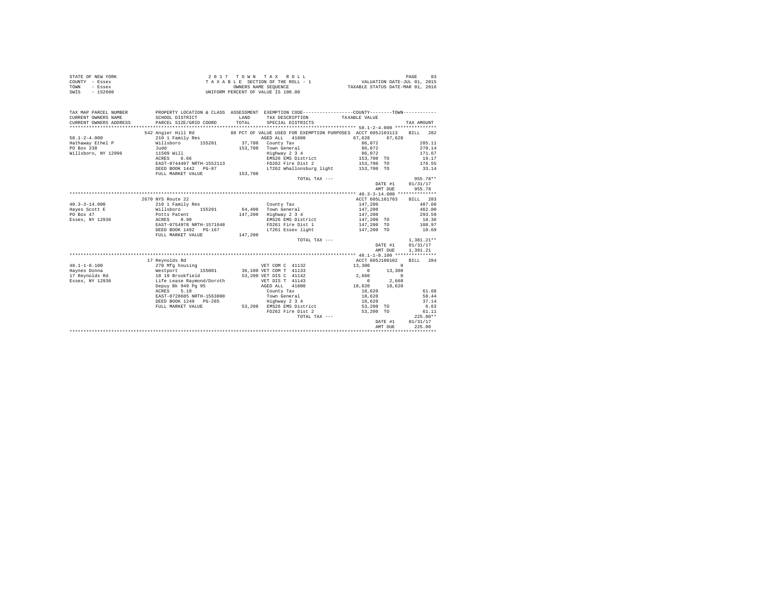STATE OF NEW YORK
COUNTY - Essex
TOWN - Essex
SWIS - 152600

2 0 1 7 T O W N T A X R O L L
T A X A B L E SECTION OF THE ROLL - 1
OWNERS NAME SEQUENCE
UNIFORM PERCENT OF VALUE IS 100.00

VALUATION DATE-JUL 01, 2015
TAXABLE STATUS DATE-MAR 01, 2016

```
TAX MAP PARCEL NUMBER    PROPERTY LOCATION & CLASS  ASSESSMENT  EXEMPTION CODE-----------------COUNTY--------TOWN-----------
CURRENT OWNERS NAME      SCHOOL DISTRICT             LAND       TAX DESCRIPTION           TAXABLE VALUE
CURRENT OWNERS ADDRESS   PARCEL SIZE/GRID COORD      TOTAL      SPECIAL DISTRICTS                                   TAX AMOUNT
****************************************************************************************************** 58.1-2-4.000 ***************
                         542 Angier Hill Rd          88 PCT OF VALUE USED FOR EXEMPTION PURPOSES  ACCT 605J103113    BILL  282
58.1-2-4.000             210 1 Family Res                     AGED ALL  41800           67,628     67,628
Hathaway Ethel P         Willsboro      155201       37,700   County Tax                  86,072                        285.11
PO Box 238               Judd                       153,700   Town General                86,072                        270.14
Willsboro, NY 12996      11509 Will                           Highway 2 3 4               86,072                        171.67
                         ACRES    6.66                        EMS26 EMS District         153,700 TO                      19.17
                         EAST-0744497 NRTH-1552113            FD262 Fire Dist 2          153,700 TO                     176.55
                         DEED BOOK 1442   PG-87               LT262 Whallonsburg light   153,700 TO                      33.14
                         FULL MARKET VALUE          153,700
                                                              TOTAL TAX ---                                          955.78**
                                                                                          DATE #1        01/31/17
                                                                                          AMT DUE          955.78
****************************************************************************************************** 40.3-3-14.000 **************
                         2670 NYS Route 22                                                ACCT 605L101703    BILL  283
40.3-3-14.000            210 1 Family Res                     County Tax                 147,200                        487.60
Hayes Scott E            Willsboro      155201       64,400   Town General               147,200                        462.00
PO Box 47                Potts Patent               147,200   Highway 2 3 4              147,200                        293.59
Essex, NY 12936          ACRES    0.90                        EMS26 EMS District         147,200 TO                      18.36
                         EAST-0754978 NRTH-1571648            FD261 Fire Dist 1          147,200 TO                     108.97
                         DEED BOOK 1492   PG-167              LT261 Essex light          147,200 TO                      10.69
                         FULL MARKET VALUE          147,200
                                                              TOTAL TAX ---                                        1,381.21**
                                                                                          DATE #1        01/31/17
                                                                                          AMT DUE        1,381.21
****************************************************************************************************** 48.1-1-8.100 ***************
                         17 Reynolds Rd                                                   ACCT 605J100102    BILL  284
48.1-1-8.100             270 Mfg housing                      VET COM C  41132          13,300          0
Haynes Donna             Westport       155001       36,100   VET COM T  41133               0     13,300
17 Reynolds Rd           18 19 Brookfield            53,200   VET DIS C  41142           2,660          0
Essex, NY 12936          Life Lease Raymond/Doroth            VET DIS T  41143               0      2,660
                         Depuy Bk 949 Pg 95                   AGED ALL   41800          18,620     18,620
                         ACRES    5.10                        County Tax                  18,620                         61.68
                         EAST-0728685 NRTH-1563800            Town General                18,620                         58.44
                         DEED BOOK 1249   PG-285              Highway 2 3 4               18,620                         37.14
                         FULL MARKET VALUE           53,200   EMS26 EMS District          53,200 TO                       6.63
                                                              FD262 Fire Dist 2           53,200 TO                      61.11
                                                              TOTAL TAX ---                                          225.00**
                                                                                          DATE #1        01/31/17
                                                                                          AMT DUE          225.00
************************************************************************************************************************************
```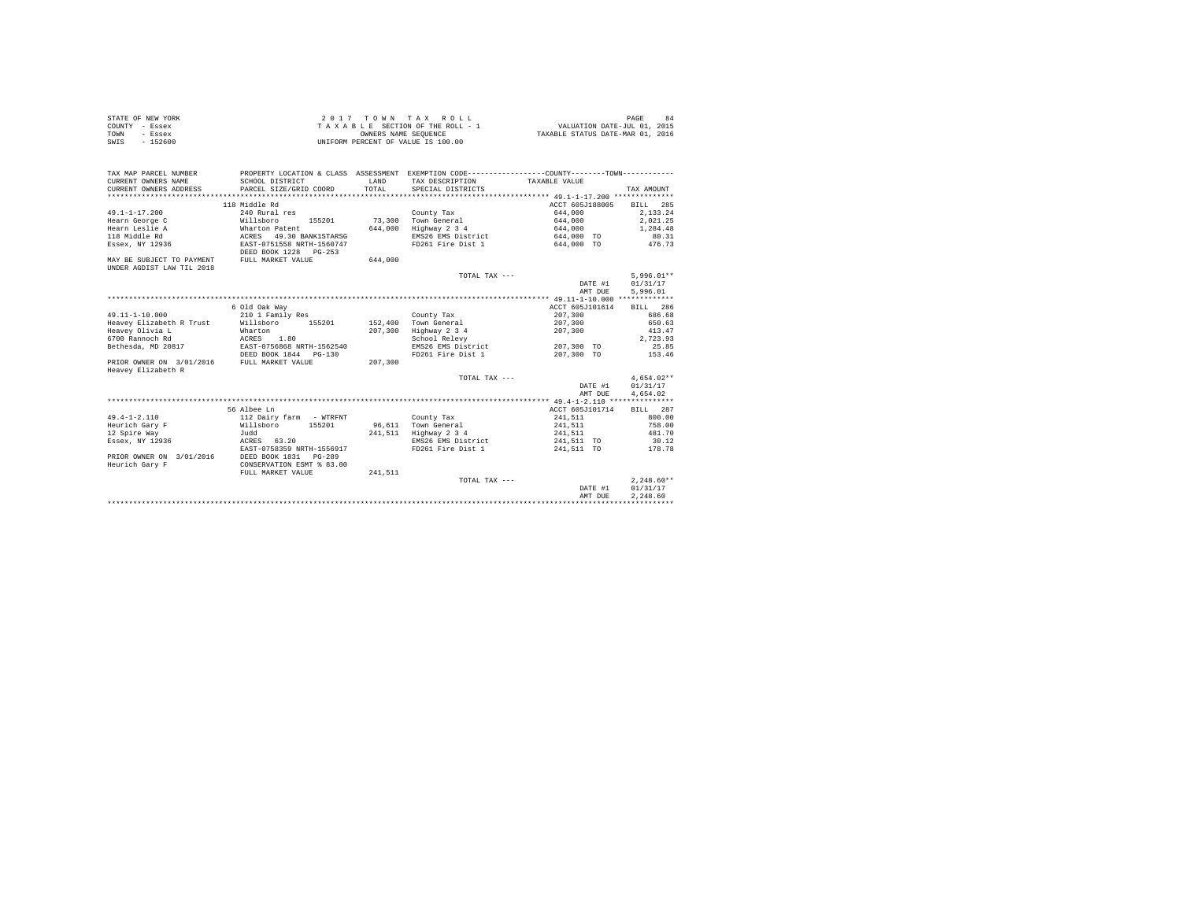STATE OF NEW YORK
COUNTY - Essex
TOWN - Essex
SWIS - 152600

2017 TOWN TAX ROLL
TAXABLE SECTION OF THE ROLL - 1
OWNERS NAME SEQUENCE
UNIFORM PERCENT OF VALUE IS 100.00

VALUATION DATE-JUL 01, 2015
TAXABLE STATUS DATE-MAR 01, 2016

| TAX MAP PARCEL NUMBER / CURRENT OWNERS NAME / CURRENT OWNERS ADDRESS | PROPERTY LOCATION & CLASS / SCHOOL DISTRICT / PARCEL SIZE/GRID COORD | ASSESSMENT LAND / TOTAL | EXEMPTION CODE / TAX DESCRIPTION / SPECIAL DISTRICTS | COUNTY--------TOWN / TAXABLE VALUE | TAX AMOUNT |
|---|---|---|---|---|---|
| | 118 Middle Rd | | | ACCT 605J188005 | BILL 285 |
| 49.1-1-17.200 | 240 Rural res | | County Tax | 644,000 | 2,133.24 |
| Hearn George C | Willsboro 155201 | 73,300 | Town General | 644,000 | 2,021.25 |
| Hearn Leslie A | Wharton Patent | 644,000 | Highway 2 3 4 | 644,000 | 1,284.48 |
| 118 Middle Rd | ACRES 49.30 BANK1STARSG | | EMS26 EMS District | 644,000 TO | 80.31 |
| Essex, NY 12936 | EAST-0751558 NRTH-1560747 | | FD261 Fire Dist 1 | 644,000 TO | 476.73 |
| | DEED BOOK 1228 PG-253 | | | | |
| MAY BE SUBJECT TO PAYMENT | FULL MARKET VALUE | 644,000 | | | |
| UNDER AGDIST LAW TIL 2018 | | | | | |
| | | | TOTAL TAX --- | | 5,996.01** |
| | | | | DATE #1 | 01/31/17 |
| | | | | AMT DUE | 5,996.01 |
| | 6 Old Oak Way | | | ACCT 605J101614 | BILL 286 |
| 49.11-1-10.000 | 210 1 Family Res | | County Tax | 207,300 | 686.68 |
| Heavey Elizabeth R Trust | Willsboro 155201 | 152,400 | Town General | 207,300 | 650.63 |
| Heavey Olivia L | Wharton | 207,300 | Highway 2 3 4 | 207,300 | 413.47 |
| 6700 Rannoch Rd | ACRES 1.80 | | School Relevy | | 2,723.93 |
| Bethesda, MD 20817 | EAST-0756868 NRTH-1562540 | | EMS26 EMS District | 207,300 TO | 25.85 |
| | DEED BOOK 1844 PG-130 | | FD261 Fire Dist 1 | 207,300 TO | 153.46 |
| PRIOR OWNER ON 3/01/2016 | FULL MARKET VALUE | 207,300 | | | |
| Heavey Elizabeth R | | | | | |
| | | | TOTAL TAX --- | | 4,654.02** |
| | | | | DATE #1 | 01/31/17 |
| | | | | AMT DUE | 4,654.02 |
| | 56 Albee Ln | | | ACCT 605J101714 | BILL 287 |
| 49.4-1-2.110 | 112 Dairy farm - WTRFNT | | County Tax | 241,511 | 800.00 |
| Heurich Gary F | Willsboro 155201 | 96,611 | Town General | 241,511 | 758.00 |
| 12 Spire Way | Judd | 241,511 | Highway 2 3 4 | 241,511 | 481.70 |
| Essex, NY 12936 | ACRES 63.20 | | EMS26 EMS District | 241,511 TO | 30.12 |
| | EAST-0758359 NRTH-1556917 | | FD261 Fire Dist 1 | 241,511 TO | 178.78 |
| PRIOR OWNER ON 3/01/2016 | DEED BOOK 1831 PG-289 | | | | |
| Heurich Gary F | CONSERVATION ESMT % 83.00 | | | | |
| | FULL MARKET VALUE | 241,511 | | | |
| | | | TOTAL TAX --- | | 2,248.60** |
| | | | | DATE #1 | 01/31/17 |
| | | | | AMT DUE | 2,248.60 |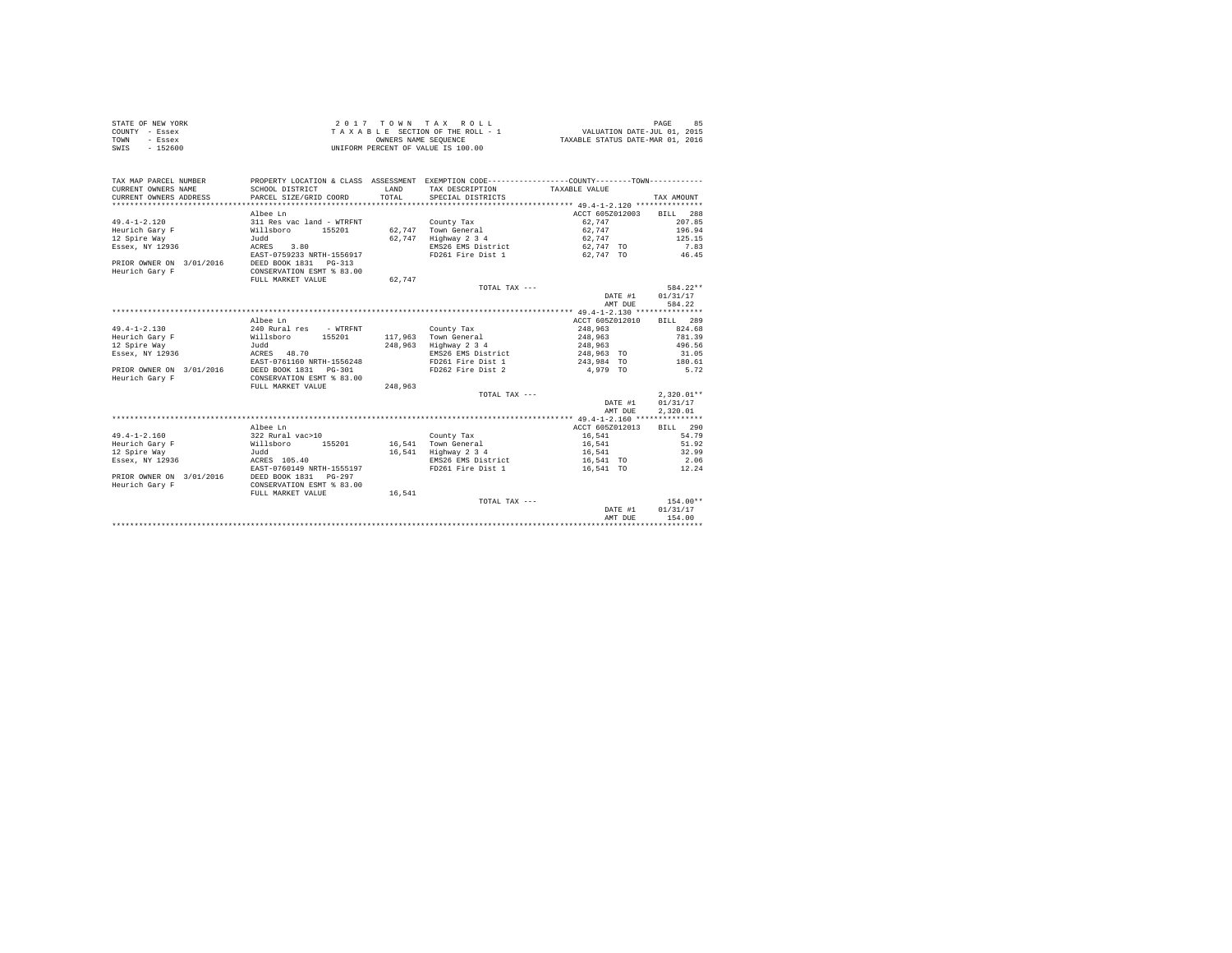STATE OF NEW YORK
COUNTY - Essex
TOWN - Essex
SWIS - 152600

2 0 1 7 T O W N T A X R O L L
T A X A B L E SECTION OF THE ROLL - 1
OWNERS NAME SEQUENCE
UNIFORM PERCENT OF VALUE IS 100.00

VALUATION DATE-JUL 01, 2015
TAXABLE STATUS DATE-MAR 01, 2016

| TAX MAP PARCEL NUMBER / CURRENT OWNERS NAME / CURRENT OWNERS ADDRESS | PROPERTY LOCATION & CLASS / SCHOOL DISTRICT / PARCEL SIZE/GRID COORD | ASSESSMENT LAND / TOTAL | EXEMPTION CODE / TAX DESCRIPTION / SPECIAL DISTRICTS | TAXABLE VALUE | TAX AMOUNT |
|---|---|---|---|---|---|
| **49.4-1-2.120** | Albee Ln | | | ACCT 605Z012003 | BILL 288 |
| 49.4-1-2.120 | 311 Res vac land - WTRFNT | | County Tax | 62,747 | 207.85 |
| Heurich Gary F | Willsboro 155201 | 62,747 | Town General | 62,747 | 196.94 |
| 12 Spire Way | Judd | 62,747 | Highway 2 3 4 | 62,747 | 125.15 |
| Essex, NY 12936 | ACRES 3.80 | | EMS26 EMS District | 62,747 TO | 7.83 |
| | EAST-0759233 NRTH-1556917 | | FD261 Fire Dist 1 | 62,747 TO | 46.45 |
| PRIOR OWNER ON 3/01/2016 | DEED BOOK 1831 PG-313 | | | | |
| Heurich Gary F | CONSERVATION ESMT % 83.00 | | | | |
| | FULL MARKET VALUE | 62,747 | | | |
| | | | TOTAL TAX --- | | 584.22** |
| | | | | DATE #1 | 01/31/17 |
| | | | | AMT DUE | 584.22 |
| **49.4-1-2.130** | Albee Ln | | | ACCT 605Z012010 | BILL 289 |
| 49.4-1-2.130 | 240 Rural res - WTRFNT | | County Tax | 248,963 | 824.68 |
| Heurich Gary F | Willsboro 155201 | 117,963 | Town General | 248,963 | 781.39 |
| 12 Spire Way | Judd | 248,963 | Highway 2 3 4 | 248,963 | 496.56 |
| Essex, NY 12936 | ACRES 48.70 | | EMS26 EMS District | 248,963 TO | 31.05 |
| | EAST-0761160 NRTH-1556248 | | FD261 Fire Dist 1 | 243,984 TO | 180.61 |
| PRIOR OWNER ON 3/01/2016 | DEED BOOK 1831 PG-301 | | FD262 Fire Dist 2 | 4,979 TO | 5.72 |
| Heurich Gary F | CONSERVATION ESMT % 83.00 | | | | |
| | FULL MARKET VALUE | 248,963 | | | |
| | | | TOTAL TAX --- | | 2,320.01** |
| | | | | DATE #1 | 01/31/17 |
| | | | | AMT DUE | 2,320.01 |
| **49.4-1-2.160** | Albee Ln | | | ACCT 605Z012013 | BILL 290 |
| 49.4-1-2.160 | 322 Rural vac>10 | | County Tax | 16,541 | 54.79 |
| Heurich Gary F | Willsboro 155201 | 16,541 | Town General | 16,541 | 51.92 |
| 12 Spire Way | Judd | 16,541 | Highway 2 3 4 | 16,541 | 32.99 |
| Essex, NY 12936 | ACRES 105.40 | | EMS26 EMS District | 16,541 TO | 2.06 |
| | EAST-0760149 NRTH-1555197 | | FD261 Fire Dist 1 | 16,541 TO | 12.24 |
| PRIOR OWNER ON 3/01/2016 | DEED BOOK 1831 PG-297 | | | | |
| Heurich Gary F | CONSERVATION ESMT % 83.00 | | | | |
| | FULL MARKET VALUE | 16,541 | | | |
| | | | TOTAL TAX --- | | 154.00** |
| | | | | DATE #1 | 01/31/17 |
| | | | | AMT DUE | 154.00 |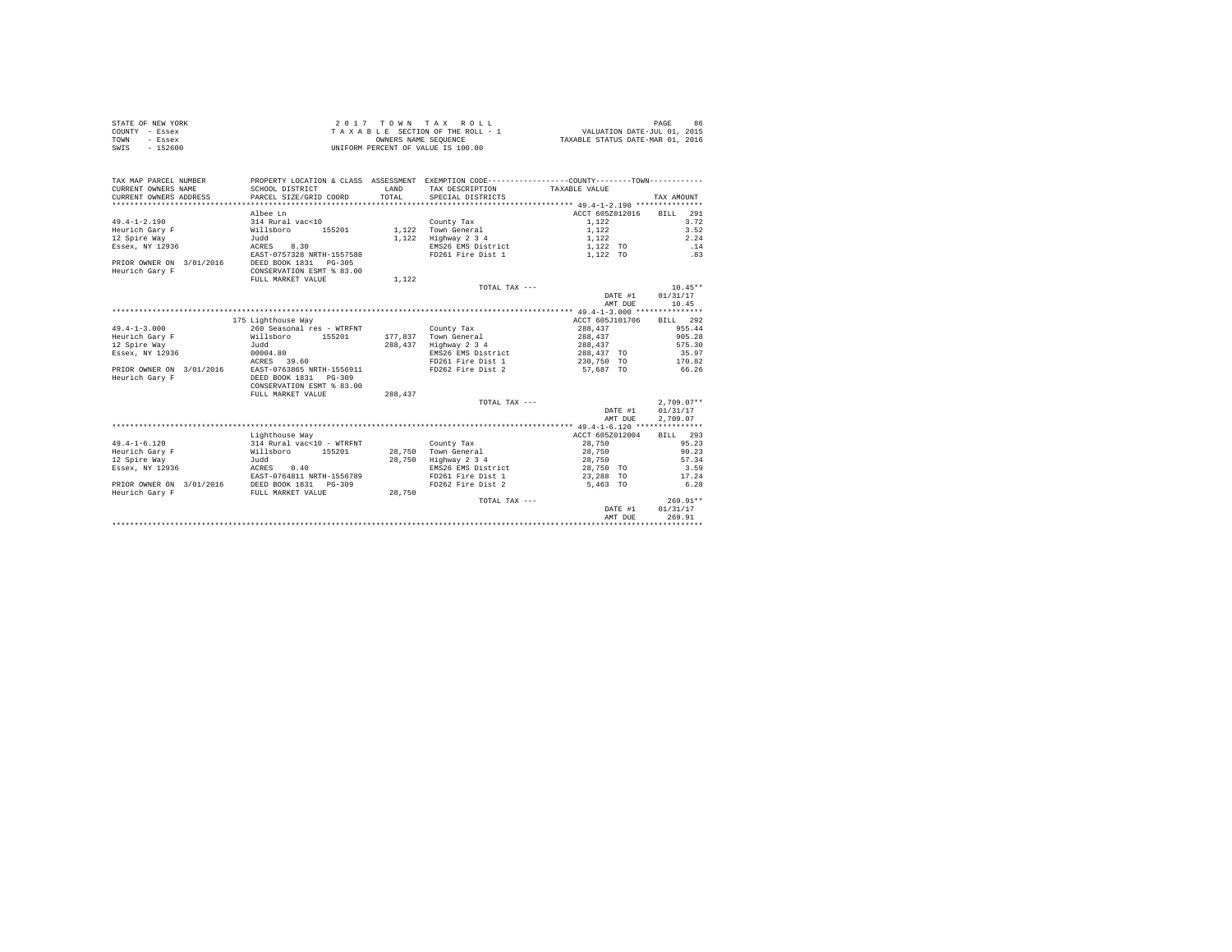STATE OF NEW YORK　　2 0 1 7　T O W N　T A X　R O L L
COUNTY - Essex　　T A X A B L E SECTION OF THE ROLL - 1　　VALUATION DATE-JUL 01, 2015
TOWN - Essex　　OWNERS NAME SEQUENCE　　TAXABLE STATUS DATE-MAR 01, 2016
SWIS - 152600　　UNIFORM PERCENT OF VALUE IS 100.00

| TAX MAP PARCEL NUMBER / CURRENT OWNERS NAME / CURRENT OWNERS ADDRESS | PROPERTY LOCATION & CLASS / SCHOOL DISTRICT / PARCEL SIZE/GRID COORD | ASSESSMENT LAND / TOTAL | EXEMPTION CODE / TAX DESCRIPTION / SPECIAL DISTRICTS | COUNTY--------TOWN TAXABLE VALUE | TAX AMOUNT |
|---|---|---|---|---|---|
| **49.4-1-2.190** | Albee Ln | | | ACCT 605Z012016 | BILL 291 |
| 49.4-1-2.190 | 314 Rural vac<10 | | County Tax | 1,122 | 3.72 |
| Heurich Gary F | Willsboro 155201 | 1,122 | Town General | 1,122 | 3.52 |
| 12 Spire Way | Judd | 1,122 | Highway 2 3 4 | 1,122 | 2.24 |
| Essex, NY 12936 | ACRES 8.30 | | EMS26 EMS District | 1,122 TO | .14 |
| | EAST-0757328 NRTH-1557588 | | FD261 Fire Dist 1 | 1,122 TO | .83 |
| PRIOR OWNER ON 3/01/2016 | DEED BOOK 1831 PG-305 | | | | |
| Heurich Gary F | CONSERVATION ESMT % 83.00 | | | | |
| | FULL MARKET VALUE | 1,122 | | | |
| | | | TOTAL TAX --- | | 10.45** |
| | | | | DATE #1 | 01/31/17 |
| | | | | AMT DUE | 10.45 |
| **49.4-1-3.000** | 175 Lighthouse Way | | | ACCT 605J101706 | BILL 292 |
| 49.4-1-3.000 | 260 Seasonal res - WTRFNT | | County Tax | 288,437 | 955.44 |
| Heurich Gary F | Willsboro 155201 | 177,837 | Town General | 288,437 | 905.28 |
| 12 Spire Way | Judd | 288,437 | Highway 2 3 4 | 288,437 | 575.30 |
| Essex, NY 12936 | 00004.80 | | EMS26 EMS District | 288,437 TO | 35.97 |
| | ACRES 39.60 | | FD261 Fire Dist 1 | 230,750 TO | 170.82 |
| PRIOR OWNER ON 3/01/2016 | EAST-0763865 NRTH-1556911 | | FD262 Fire Dist 2 | 57,687 TO | 66.26 |
| Heurich Gary F | DEED BOOK 1831 PG-309 | | | | |
| | CONSERVATION ESMT % 83.00 | | | | |
| | FULL MARKET VALUE | 288,437 | | | |
| | | | TOTAL TAX --- | | 2,709.07** |
| | | | | DATE #1 | 01/31/17 |
| | | | | AMT DUE | 2,709.07 |
| **49.4-1-6.120** | Lighthouse Way | | | ACCT 605Z012004 | BILL 293 |
| 49.4-1-6.120 | 314 Rural vac<10 - WTRFNT | | County Tax | 28,750 | 95.23 |
| Heurich Gary F | Willsboro 155201 | 28,750 | Town General | 28,750 | 90.23 |
| 12 Spire Way | Judd | 28,750 | Highway 2 3 4 | 28,750 | 57.34 |
| Essex, NY 12936 | ACRES 0.40 | | EMS26 EMS District | 28,750 TO | 3.59 |
| | EAST-0764811 NRTH-1556789 | | FD261 Fire Dist 1 | 23,288 TO | 17.24 |
| PRIOR OWNER ON 3/01/2016 | DEED BOOK 1831 PG-309 | | FD262 Fire Dist 2 | 5,463 TO | 6.28 |
| Heurich Gary F | FULL MARKET VALUE | 28,750 | | | |
| | | | TOTAL TAX --- | | 269.91** |
| | | | | DATE #1 | 01/31/17 |
| | | | | AMT DUE | 269.91 |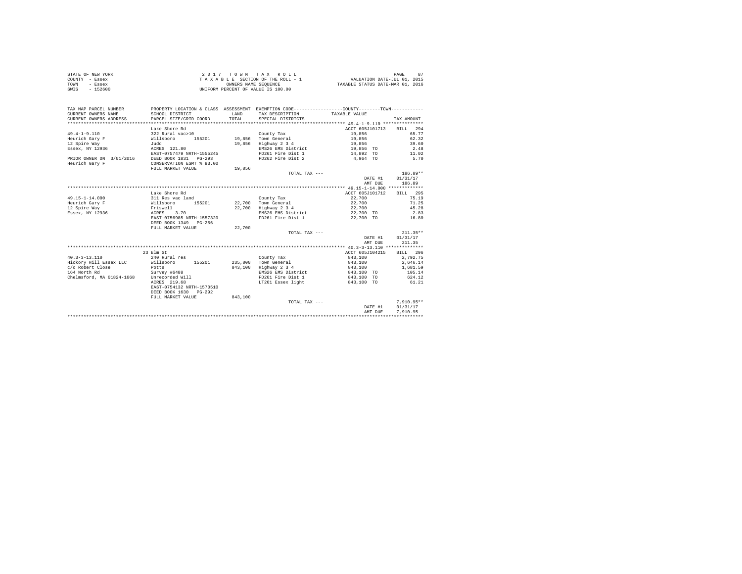STATE OF NEW YORK
COUNTY - Essex
TOWN - Essex
SWIS - 152600

2017 TOWN TAX ROLL
TAXABLE SECTION OF THE ROLL - 1
OWNERS NAME SEQUENCE
UNIFORM PERCENT OF VALUE IS 100.00

VALUATION DATE-JUL 01, 2015
TAXABLE STATUS DATE-MAR 01, 2016

| TAX MAP PARCEL NUMBER<br>CURRENT OWNERS NAME<br>CURRENT OWNERS ADDRESS | PROPERTY LOCATION & CLASS<br>SCHOOL DISTRICT<br>PARCEL SIZE/GRID COORD | ASSESSMENT<br>LAND<br>TOTAL | EXEMPTION CODE<br>TAX DESCRIPTION<br>SPECIAL DISTRICTS | COUNTY--------TOWN<br>TAXABLE VALUE | TAX AMOUNT |
|---|---|---|---|---|---|
| **49.4-1-9.110** | Lake Shore Rd | | | ACCT 605J101713 | BILL 294 |
| 49.4-1-9.110 | 322 Rural vac>10 | | County Tax | 19,856 | 65.77 |
| Heurich Gary F | Willsboro 155201 | 19,856 | Town General | 19,856 | 62.32 |
| 12 Spire Way | Judd | 19,856 | Highway 2 3 4 | 19,856 | 39.60 |
| Essex, NY 12936 | ACRES 121.80 | | EMS26 EMS District | 19,856 TO | 2.48 |
| | EAST-0757479 NRTH-1555245 | | FD261 Fire Dist 1 | 14,892 TO | 11.02 |
| PRIOR OWNER ON 3/01/2016 | DEED BOOK 1831 PG-293 | | FD262 Fire Dist 2 | 4,964 TO | 5.70 |
| Heurich Gary F | CONSERVATION ESMT % 83.00 | | | | |
| | FULL MARKET VALUE | 19,856 | | | |
| | | | TOTAL TAX --- | | 186.89** |
| | | | | DATE #1 | 01/31/17 |
| | | | | AMT DUE | 186.89 |
| **49.15-1-14.000** | Lake Shore Rd | | | ACCT 605J101712 | BILL 295 |
| 49.15-1-14.000 | 311 Res vac land | | County Tax | 22,700 | 75.19 |
| Heurich Gary F | Willsboro 155201 | 22,700 | Town General | 22,700 | 71.25 |
| 12 Spire Way | Friswell | 22,700 | Highway 2 3 4 | 22,700 | 45.28 |
| Essex, NY 12936 | ACRES 3.70 | | EMS26 EMS District | 22,700 TO | 2.83 |
| | EAST-0756985 NRTH-1557320 | | FD261 Fire Dist 1 | 22,700 TO | 16.80 |
| | DEED BOOK 1349 PG-256 | | | | |
| | FULL MARKET VALUE | 22,700 | | | |
| | | | TOTAL TAX --- | | 211.35** |
| | | | | DATE #1 | 01/31/17 |
| | | | | AMT DUE | 211.35 |
| **40.3-3-13.110** | 23 Elm St | | | ACCT 605J104215 | BILL 296 |
| 40.3-3-13.110 | 240 Rural res | | County Tax | 843,100 | 2,792.75 |
| Hickory Hill Essex LLC | Willsboro 155201 | 235,800 | Town General | 843,100 | 2,646.14 |
| c/o Robert Close | Potts | 843,100 | Highway 2 3 4 | 843,100 | 1,681.59 |
| 164 North Rd | Survey #6488 | | EMS26 EMS District | 843,100 TO | 105.14 |
| Chelmsford, MA 01824-1668 | Unrecorded Will | | FD261 Fire Dist 1 | 843,100 TO | 624.12 |
| | ACRES 219.68 | | LT261 Essex light | 843,100 TO | 61.21 |
| | EAST-0754132 NRTH-1570510 | | | | |
| | DEED BOOK 1630 PG-292 | | | | |
| | FULL MARKET VALUE | 843,100 | | | |
| | | | TOTAL TAX --- | | 7,910.95** |
| | | | | DATE #1 | 01/31/17 |
| | | | | AMT DUE | 7,910.95 |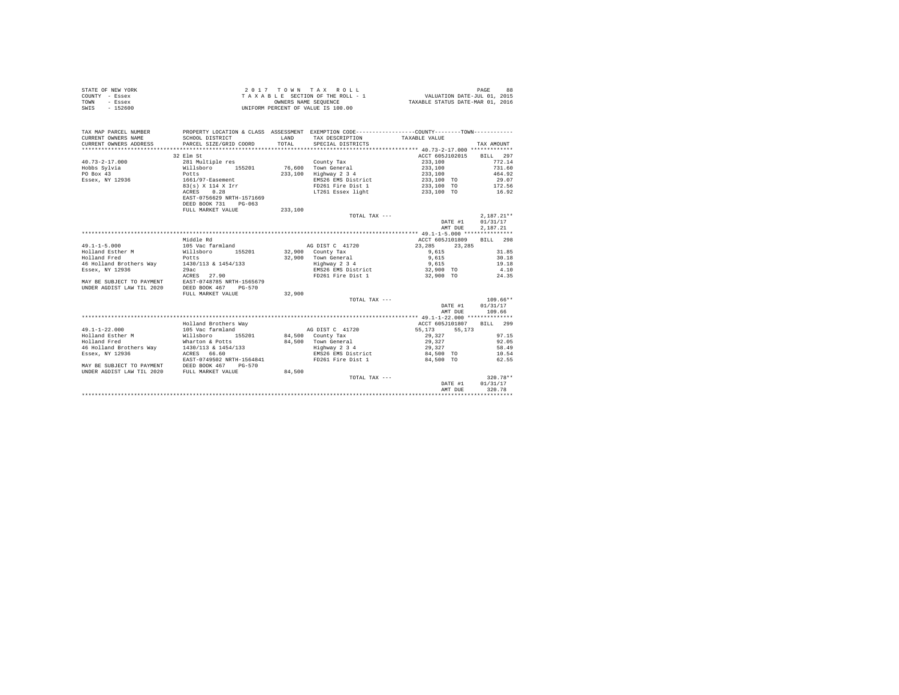STATE OF NEW YORK
COUNTY - Essex
TOWN - Essex
SWIS - 152600

2017 TOWN TAX ROLL
TAXABLE SECTION OF THE ROLL - 1
OWNERS NAME SEQUENCE
UNIFORM PERCENT OF VALUE IS 100.00

VALUATION DATE-JUL 01, 2015
TAXABLE STATUS DATE-MAR 01, 2016

| TAX MAP PARCEL NUMBER / CURRENT OWNERS NAME / CURRENT OWNERS ADDRESS | PROPERTY LOCATION & CLASS / SCHOOL DISTRICT / PARCEL SIZE/GRID COORD | ASSESSMENT LAND / TOTAL | EXEMPTION CODE / TAX DESCRIPTION / SPECIAL DISTRICTS | COUNTY / TOWN TAXABLE VALUE | TAX AMOUNT |
|---|---|---|---|---|---|
| 40.73-2-17.000 | 32 Elm St | | | ACCT 605J102015 | BILL 297 |
| 40.73-2-17.000 | 281 Multiple res | | County Tax | 233,100 | 772.14 |
| Hobbs Sylvia | Willsboro 155201 | 76,600 | Town General | 233,100 | 731.60 |
| PO Box 43 | Potts | 233,100 | Highway 2 3 4 | 233,100 | 464.92 |
| Essex, NY 12936 | 1661/97-Easement | | EMS26 EMS District | 233,100 TO | 29.07 |
| | 83(s) X 114 X Irr | | FD261 Fire Dist 1 | 233,100 TO | 172.56 |
| | ACRES 0.28 | | LT261 Essex light | 233,100 TO | 16.92 |
| | EAST-0756629 NRTH-1571669 | | | | |
| | DEED BOOK 731 PG-063 | | | | |
| | FULL MARKET VALUE | 233,100 | | | |
| | | | TOTAL TAX --- | | 2,187.21** |
| | | | | DATE #1 | 01/31/17 |
| | | | | AMT DUE | 2,187.21 |
| 49.1-1-5.000 | Middle Rd | | | ACCT 605J101809 | BILL 298 |
| 49.1-1-5.000 | 105 Vac farmland | | AG DIST C 41720 | 23,285 23,285 | |
| Holland Esther M | Willsboro 155201 | 32,900 | County Tax | 9,615 | 31.85 |
| Holland Fred | Potts | 32,900 | Town General | 9,615 | 30.18 |
| 46 Holland Brothers Way | 1430/113 & 1454/133 | | Highway 2 3 4 | 9,615 | 19.18 |
| Essex, NY 12936 | 29ac | | EMS26 EMS District | 32,900 TO | 4.10 |
| | ACRES 27.90 | | FD261 Fire Dist 1 | 32,900 TO | 24.35 |
| MAY BE SUBJECT TO PAYMENT | EAST-0748785 NRTH-1565679 | | | | |
| UNDER AGDIST LAW TIL 2020 | DEED BOOK 467 PG-570 | | | | |
| | FULL MARKET VALUE | 32,900 | | | |
| | | | TOTAL TAX --- | | 109.66** |
| | | | | DATE #1 | 01/31/17 |
| | | | | AMT DUE | 109.66 |
| 49.1-1-22.000 | Holland Brothers Way | | | ACCT 605J101807 | BILL 299 |
| 49.1-1-22.000 | 105 Vac farmland | | AG DIST C 41720 | 55,173 55,173 | |
| Holland Esther M | Willsboro 155201 | 84,500 | County Tax | 29,327 | 97.15 |
| Holland Fred | Wharton & Potts | 84,500 | Town General | 29,327 | 92.05 |
| 46 Holland Brothers Way | 1430/113 & 1454/133 | | Highway 2 3 4 | 29,327 | 58.49 |
| Essex, NY 12936 | ACRES 66.60 | | EMS26 EMS District | 84,500 TO | 10.54 |
| | EAST-0749502 NRTH-1564841 | | FD261 Fire Dist 1 | 84,500 TO | 62.55 |
| MAY BE SUBJECT TO PAYMENT | DEED BOOK 467 PG-570 | | | | |
| UNDER AGDIST LAW TIL 2020 | FULL MARKET VALUE | 84,500 | | | |
| | | | TOTAL TAX --- | | 320.78** |
| | | | | DATE #1 | 01/31/17 |
| | | | | AMT DUE | 320.78 |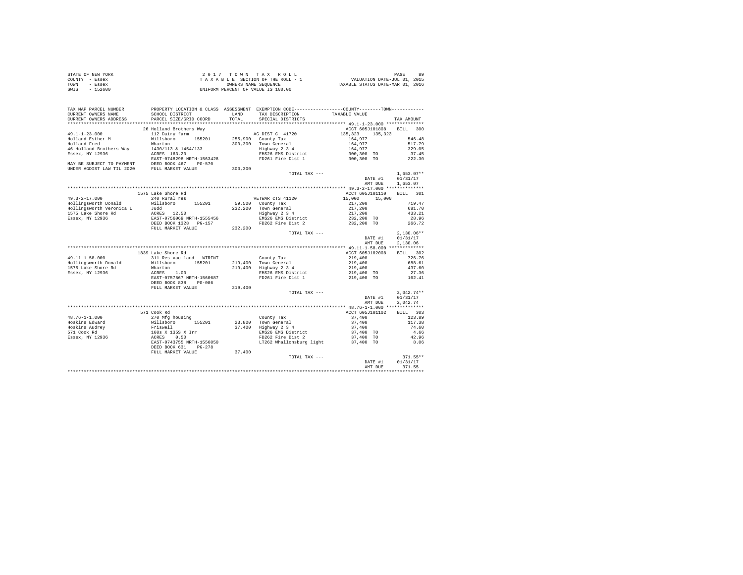STATE OF NEW YORK
COUNTY - Essex
TOWN - Essex
SWIS - 152600

2 0 1 7 T O W N T A X R O L L
T A X A B L E SECTION OF THE ROLL - 1
OWNERS NAME SEQUENCE
UNIFORM PERCENT OF VALUE IS 100.00

VALUATION DATE-JUL 01, 2015
TAXABLE STATUS DATE-MAR 01, 2016

| TAX MAP PARCEL NUMBER / CURRENT OWNERS NAME / CURRENT OWNERS ADDRESS | PROPERTY LOCATION & CLASS / SCHOOL DISTRICT / PARCEL SIZE/GRID COORD | ASSESSMENT LAND / TOTAL | EXEMPTION CODE / TAX DESCRIPTION / SPECIAL DISTRICTS | COUNTY / TOWN TAXABLE VALUE | TAX AMOUNT |
|---|---|---|---|---|---|
| 49.1-1-23.000 | 26 Holland Brothers Way | | | ACCT 605J101808 | BILL 300 |
| | 112 Dairy farm | | AG DIST C 41720 | 135,323 135,323 | |
| Holland Esther M | Willsboro 155201 | 255,900 | County Tax | 164,977 | 546.48 |
| Holland Fred | Wharton | 300,300 | Town General | 164,977 | 517.79 |
| 46 Holland Brothers Way | 1430/113 & 1454/133 | | Highway 2 3 4 | 164,977 | 329.05 |
| Essex, NY 12936 | ACRES 163.20 | | EMS26 EMS District | 300,300 TO | 37.45 |
| | EAST-0748298 NRTH-1563428 | | FD261 Fire Dist 1 | 300,300 TO | 222.30 |
| MAY BE SUBJECT TO PAYMENT | DEED BOOK 467 PG-570 | | | | |
| UNDER AGDIST LAW TIL 2020 | FULL MARKET VALUE | 300,300 | | | |
| | | | TOTAL TAX --- | | 1,653.07** |
| | | | | DATE #1 | 01/31/17 |
| | | | | AMT DUE | 1,653.07 |
| 49.3-2-17.000 | 1575 Lake Shore Rd | | | ACCT 605J101110 | BILL 301 |
| | 240 Rural res | | VETWAR CTS 41120 | 15,000 15,000 | |
| Hollingsworth Donald | Willsboro 155201 | 59,500 | County Tax | 217,200 | 719.47 |
| Hollingsworth Veronica L | Judd | 232,200 | Town General | 217,200 | 681.70 |
| 1575 Lake Shore Rd | ACRES 12.50 | | Highway 2 3 4 | 217,200 | 433.21 |
| Essex, NY 12936 | EAST-0756069 NRTH-1555456 | | EMS26 EMS District | 232,200 TO | 28.96 |
| | DEED BOOK 1328 PG-157 | | FD262 Fire Dist 2 | 232,200 TO | 266.72 |
| | FULL MARKET VALUE | 232,200 | | | |
| | | | TOTAL TAX --- | | 2,130.06** |
| | | | | DATE #1 | 01/31/17 |
| | | | | AMT DUE | 2,130.06 |
| 49.11-1-58.000 | 1839 Lake Shore Rd | | | ACCT 605J102008 | BILL 302 |
| | 311 Res vac land - WTRFNT | | County Tax | 219,400 | 726.76 |
| Hollingsworth Donald | Willsboro 155201 | 219,400 | Town General | 219,400 | 688.61 |
| 1575 Lake Shore Rd | Wharton | 219,400 | Highway 2 3 4 | 219,400 | 437.60 |
| Essex, NY 12936 | ACRES 1.00 | | EMS26 EMS District | 219,400 TO | 27.36 |
| | EAST-0757567 NRTH-1560687 | | FD261 Fire Dist 1 | 219,400 TO | 162.41 |
| | DEED BOOK 838 PG-086 | | | | |
| | FULL MARKET VALUE | 219,400 | | | |
| | | | TOTAL TAX --- | | 2,042.74** |
| | | | | DATE #1 | 01/31/17 |
| | | | | AMT DUE | 2,042.74 |
| 48.76-1-1.000 | 571 Cook Rd | | | ACCT 605J101102 | BILL 303 |
| | 270 Mfg housing | | County Tax | 37,400 | 123.89 |
| Hoskins Edward | Willsboro 155201 | 23,800 | Town General | 37,400 | 117.38 |
| Hoskins Audrey | Friswell | 37,400 | Highway 2 3 4 | 37,400 | 74.60 |
| 571 Cook Rd | 160s X 135S X Irr | | EMS26 EMS District | 37,400 TO | 4.66 |
| Essex, NY 12936 | ACRES 0.50 | | FD262 Fire Dist 2 | 37,400 TO | 42.96 |
| | EAST-0743755 NRTH-1556050 | | LT262 Whallonsburg light | 37,400 TO | 8.06 |
| | DEED BOOK 631 PG-278 | | | | |
| | FULL MARKET VALUE | 37,400 | | | |
| | | | TOTAL TAX --- | | 371.55** |
| | | | | DATE #1 | 01/31/17 |
| | | | | AMT DUE | 371.55 |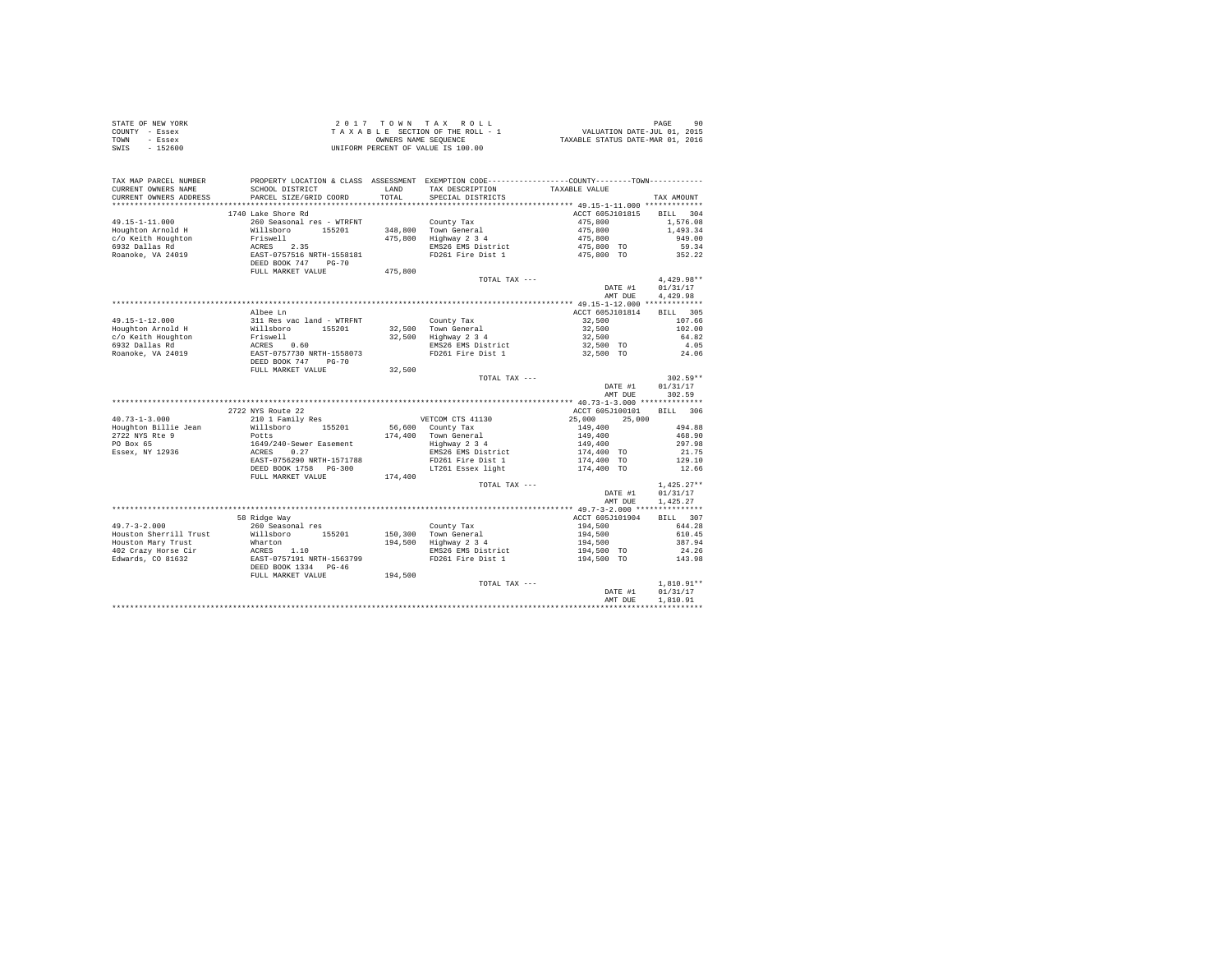STATE OF NEW YORK
COUNTY - Essex
TOWN - Essex
SWIS - 152600

2017 TOWN TAX ROLL
TAXABLE SECTION OF THE ROLL - 1
OWNERS NAME SEQUENCE
UNIFORM PERCENT OF VALUE IS 100.00

VALUATION DATE-JUL 01, 2015
TAXABLE STATUS DATE-MAR 01, 2016

| TAX MAP PARCEL NUMBER / CURRENT OWNERS NAME / CURRENT OWNERS ADDRESS | PROPERTY LOCATION & CLASS / SCHOOL DISTRICT / PARCEL SIZE/GRID COORD | ASSESSMENT LAND / TOTAL | EXEMPTION CODE / TAX DESCRIPTION / SPECIAL DISTRICTS | COUNTY / TOWN TAXABLE VALUE | TAX AMOUNT |
|---|---|---|---|---|---|
| 49.15-1-11.000 | 1740 Lake Shore Rd | | | ACCT 605J101815 | BILL 304 |
| 49.15-1-11.000 | 260 Seasonal res - WTRFNT | | County Tax | 475,800 | 1,576.08 |
| Houghton Arnold H | Willsboro 155201 | 348,800 | Town General | 475,800 | 1,493.34 |
| c/o Keith Houghton | Friswell | 475,800 | Highway 2 3 4 | 475,800 | 949.00 |
| 6932 Dallas Rd | ACRES 2.35 | | EMS26 EMS District | 475,800 TO | 59.34 |
| Roanoke, VA 24019 | EAST-0757516 NRTH-1558181 | | FD261 Fire Dist 1 | 475,800 TO | 352.22 |
| | DEED BOOK 747 PG-70 | | | | |
| | FULL MARKET VALUE | 475,800 | | | |
| | | | TOTAL TAX --- | | 4,429.98** |
| | | | | DATE #1 | 01/31/17 |
| | | | | AMT DUE | 4,429.98 |
| 49.15-1-12.000 | Albee Ln | | | ACCT 605J101814 | BILL 305 |
| 49.15-1-12.000 | 311 Res vac land - WTRFNT | | County Tax | 32,500 | 107.66 |
| Houghton Arnold H | Willsboro 155201 | 32,500 | Town General | 32,500 | 102.00 |
| c/o Keith Houghton | Friswell | 32,500 | Highway 2 3 4 | 32,500 | 64.82 |
| 6932 Dallas Rd | ACRES 0.60 | | EMS26 EMS District | 32,500 TO | 4.05 |
| Roanoke, VA 24019 | EAST-0757730 NRTH-1558073 | | FD261 Fire Dist 1 | 32,500 TO | 24.06 |
| | DEED BOOK 747 PG-70 | | | | |
| | FULL MARKET VALUE | 32,500 | | | |
| | | | TOTAL TAX --- | | 302.59** |
| | | | | DATE #1 | 01/31/17 |
| | | | | AMT DUE | 302.59 |
| 40.73-1-3.000 | 2722 NYS Route 22 | | | ACCT 605J100101 | BILL 306 |
| 40.73-1-3.000 | 210 1 Family Res | | VETCOM CTS 41130 | 25,000 25,000 | |
| Houghton Billie Jean | Willsboro 155201 | 56,600 | County Tax | 149,400 | 494.88 |
| 2722 NYS Rte 9 | Potts | 174,400 | Town General | 149,400 | 468.90 |
| PO Box 65 | 1649/240-Sewer Easement | | Highway 2 3 4 | 149,400 | 297.98 |
| Essex, NY 12936 | ACRES 0.27 | | EMS26 EMS District | 174,400 TO | 21.75 |
| | EAST-0756290 NRTH-1571788 | | FD261 Fire Dist 1 | 174,400 TO | 129.10 |
| | DEED BOOK 1758 PG-300 | | LT261 Essex light | 174,400 TO | 12.66 |
| | FULL MARKET VALUE | 174,400 | | | |
| | | | TOTAL TAX --- | | 1,425.27** |
| | | | | DATE #1 | 01/31/17 |
| | | | | AMT DUE | 1,425.27 |
| 49.7-3-2.000 | 58 Ridge Way | | | ACCT 605J101904 | BILL 307 |
| 49.7-3-2.000 | 260 Seasonal res | | County Tax | 194,500 | 644.28 |
| Houston Sherrill Trust | Willsboro 155201 | 150,300 | Town General | 194,500 | 610.45 |
| Houston Mary Trust | Wharton | 194,500 | Highway 2 3 4 | 194,500 | 387.94 |
| 402 Crazy Horse Cir | ACRES 1.10 | | EMS26 EMS District | 194,500 TO | 24.26 |
| Edwards, CO 81632 | EAST-0757191 NRTH-1563799 | | FD261 Fire Dist 1 | 194,500 TO | 143.98 |
| | DEED BOOK 1334 PG-46 | | | | |
| | FULL MARKET VALUE | 194,500 | | | |
| | | | TOTAL TAX --- | | 1,810.91** |
| | | | | DATE #1 | 01/31/17 |
| | | | | AMT DUE | 1,810.91 |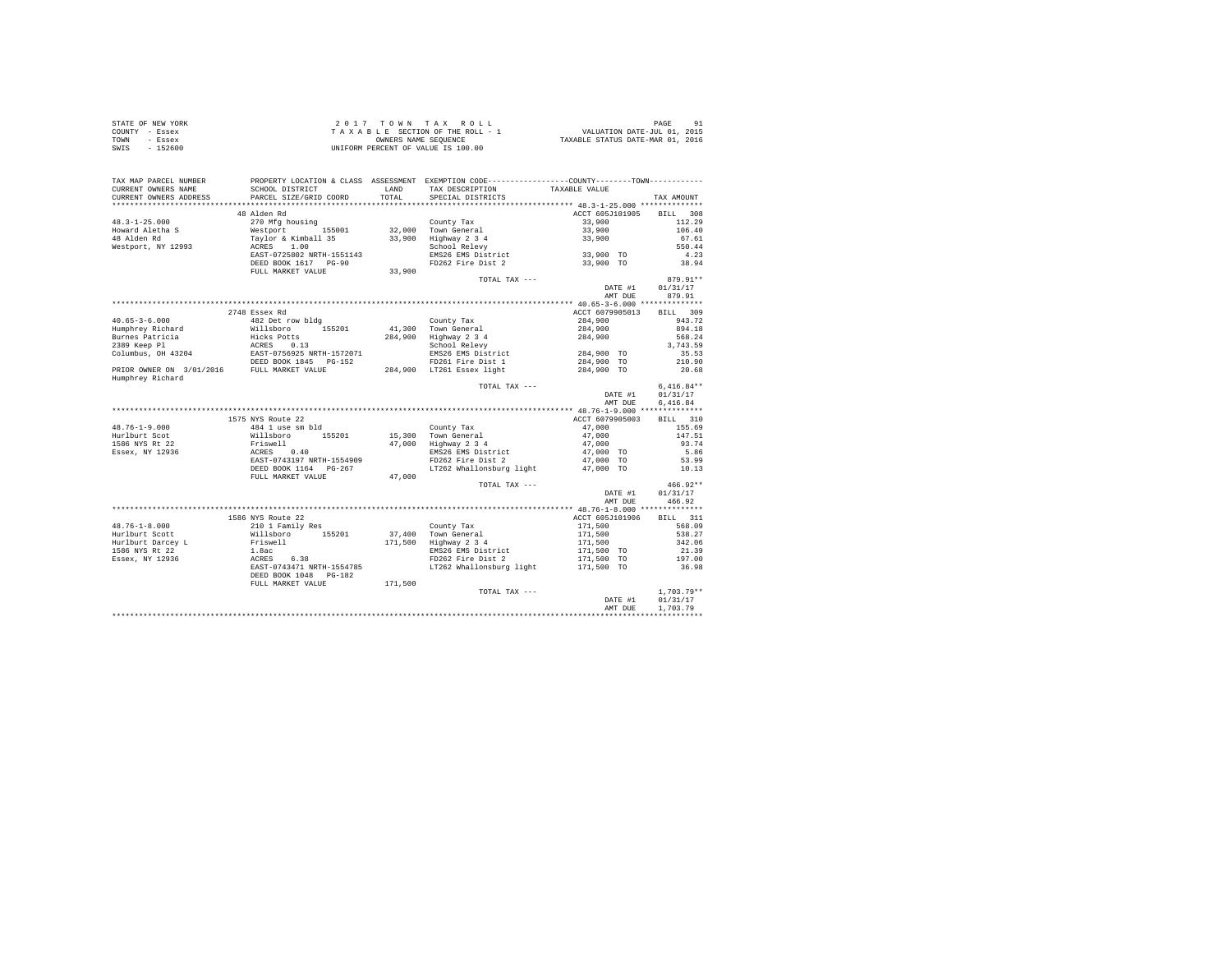STATE OF NEW YORK
COUNTY - Essex
TOWN - Essex
SWIS - 152600

2 0 1 7 T O W N T A X R O L L
T A X A B L E SECTION OF THE ROLL - 1
OWNERS NAME SEQUENCE
UNIFORM PERCENT OF VALUE IS 100.00

VALUATION DATE-JUL 01, 2015
TAXABLE STATUS DATE-MAR 01, 2016

| TAX MAP PARCEL NUMBER / CURRENT OWNERS NAME / CURRENT OWNERS ADDRESS | PROPERTY LOCATION & CLASS / SCHOOL DISTRICT / PARCEL SIZE/GRID COORD | ASSESSMENT LAND / TOTAL | EXEMPTION CODE / TAX DESCRIPTION / SPECIAL DISTRICTS | COUNTY / TOWN TAXABLE VALUE | TAX AMOUNT |
|---|---|---|---|---|---|
| 48.3-1-25.000 | 48 Alden Rd | | | ACCT 605J101905 | BILL 308 |
| Howard Aletha S | 270 Mfg housing | | County Tax | 33,900 | 112.29 |
| 48 Alden Rd | Westport 155001 | 32,000 | Town General | 33,900 | 106.40 |
| Westport, NY 12993 | Taylor & Kimball 35 | 33,900 | Highway 2 3 4 | 33,900 | 67.61 |
| | ACRES 1.00 | | School Relevy | | 550.44 |
| | EAST-0725802 NRTH-1551143 | | EMS26 EMS District | 33,900 TO | 4.23 |
| | DEED BOOK 1617 PG-90 | | FD262 Fire Dist 2 | 33,900 TO | 38.94 |
| | FULL MARKET VALUE | 33,900 | | | |
| | | | TOTAL TAX --- | | 879.91** |
| | | | | DATE #1 | 01/31/17 |
| | | | | AMT DUE | 879.91 |
| 40.65-3-6.000 | 2748 Essex Rd | | | ACCT 6079905013 | BILL 309 |
| Humphrey Richard | 482 Det row bldg | | County Tax | 284,900 | 943.72 |
| Burnes Patricia | Willsboro 155201 | 41,300 | Town General | 284,900 | 894.18 |
| 2389 Keep Pl | Hicks Potts | 284,900 | Highway 2 3 4 | 284,900 | 568.24 |
| Columbus, OH 43204 | ACRES 0.13 | | School Relevy | | 3,743.59 |
| | EAST-0756925 NRTH-1572071 | | EMS26 EMS District | 284,900 TO | 35.53 |
| | DEED BOOK 1845 PG-152 | | FD261 Fire Dist 1 | 284,900 TO | 210.90 |
| PRIOR OWNER ON 3/01/2016 | FULL MARKET VALUE | 284,900 | LT261 Essex light | 284,900 TO | 20.68 |
| Humphrey Richard | | | | | |
| | | | TOTAL TAX --- | | 6,416.84** |
| | | | | DATE #1 | 01/31/17 |
| | | | | AMT DUE | 6,416.84 |
| 48.76-1-9.000 | 1575 NYS Route 22 | | | ACCT 6079905003 | BILL 310 |
| Hurlburt Scot | 484 1 use sm bld | | County Tax | 47,000 | 155.69 |
| 1586 NYS Rt 22 | Willsboro 155201 | 15,300 | Town General | 47,000 | 147.51 |
| Essex, NY 12936 | Friswell | 47,000 | Highway 2 3 4 | 47,000 | 93.74 |
| | ACRES 0.40 | | EMS26 EMS District | 47,000 TO | 5.86 |
| | EAST-0743197 NRTH-1554909 | | FD262 Fire Dist 2 | 47,000 TO | 53.99 |
| | DEED BOOK 1164 PG-267 | | LT262 Whallonsburg light | 47,000 TO | 10.13 |
| | FULL MARKET VALUE | 47,000 | | | |
| | | | TOTAL TAX --- | | 466.92** |
| | | | | DATE #1 | 01/31/17 |
| | | | | AMT DUE | 466.92 |
| 48.76-1-8.000 | 1586 NYS Route 22 | | | ACCT 605J101906 | BILL 311 |
| Hurlburt Scott | 210 1 Family Res | | County Tax | 171,500 | 568.09 |
| Hurlburt Darcey L | Willsboro 155201 | 37,400 | Town General | 171,500 | 538.27 |
| 1586 NYS Rt 22 | Friswell | 171,500 | Highway 2 3 4 | 171,500 | 342.06 |
| Essex, NY 12936 | 1.8ac | | EMS26 EMS District | 171,500 TO | 21.39 |
| | ACRES 6.38 | | FD262 Fire Dist 2 | 171,500 TO | 197.00 |
| | EAST-0743471 NRTH-1554785 | | LT262 Whallonsburg light | 171,500 TO | 36.98 |
| | DEED BOOK 1048 PG-182 | | | | |
| | FULL MARKET VALUE | 171,500 | | | |
| | | | TOTAL TAX --- | | 1,703.79** |
| | | | | DATE #1 | 01/31/17 |
| | | | | AMT DUE | 1,703.79 |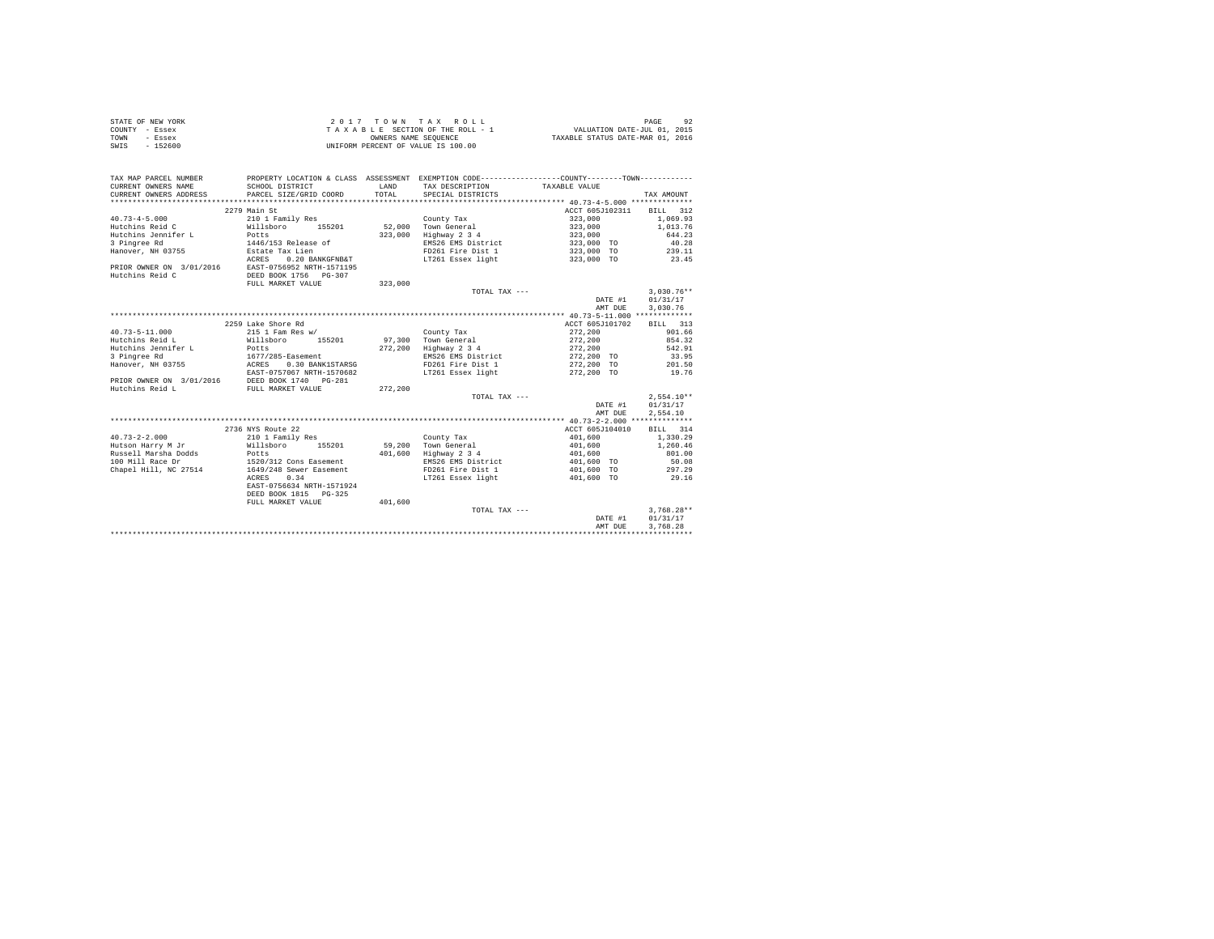STATE OF NEW YORK
COUNTY - Essex
TOWN - Essex
SWIS - 152600

2 0 1 7 T O W N T A X R O L L
T A X A B L E SECTION OF THE ROLL - 1
OWNERS NAME SEQUENCE
UNIFORM PERCENT OF VALUE IS 100.00

VALUATION DATE-JUL 01, 2015
TAXABLE STATUS DATE-MAR 01, 2016

| TAX MAP PARCEL NUMBER / CURRENT OWNERS NAME / CURRENT OWNERS ADDRESS | PROPERTY LOCATION & CLASS / SCHOOL DISTRICT / PARCEL SIZE/GRID COORD | ASSESSMENT LAND / TOTAL | EXEMPTION CODE / TAX DESCRIPTION / SPECIAL DISTRICTS | TAXABLE VALUE (COUNTY / TOWN) | TAX AMOUNT |
|---|---|---|---|---|---|
| 40.73-4-5.000 | 2279 Main St | | | ACCT 605J102311 | BILL 312 |
| 40.73-4-5.000 | 210 1 Family Res | | County Tax | 323,000 | 1,069.93 |
| Hutchins Reid C | Willsboro 155201 | 52,000 | Town General | 323,000 | 1,013.76 |
| Hutchins Jennifer L | Potts | 323,000 | Highway 2 3 4 | 323,000 | 644.23 |
| 3 Pingree Rd | 1446/153 Release of | | EMS26 EMS District | 323,000 TO | 40.28 |
| Hanover, NH 03755 | Estate Tax Lien | | FD261 Fire Dist 1 | 323,000 TO | 239.11 |
| | ACRES 0.20 BANKGFNB&T | | LT261 Essex light | 323,000 TO | 23.45 |
| PRIOR OWNER ON 3/01/2016 | EAST-0756952 NRTH-1571195 | | | | |
| Hutchins Reid C | DEED BOOK 1756 PG-307 | | | | |
| | FULL MARKET VALUE | 323,000 | | | |
| | | | TOTAL TAX --- | | 3,030.76** |
| | | | | DATE #1 | 01/31/17 |
| | | | | AMT DUE | 3,030.76 |
| 40.73-5-11.000 | 2259 Lake Shore Rd | | | ACCT 605J101702 | BILL 313 |
| 40.73-5-11.000 | 215 1 Fam Res w/ | | County Tax | 272,200 | 901.66 |
| Hutchins Reid L | Willsboro 155201 | 97,300 | Town General | 272,200 | 854.32 |
| Hutchins Jennifer L | Potts | 272,200 | Highway 2 3 4 | 272,200 | 542.91 |
| 3 Pingree Rd | 1677/285-Easement | | EMS26 EMS District | 272,200 TO | 33.95 |
| Hanover, NH 03755 | ACRES 0.30 BANK1STARSG | | FD261 Fire Dist 1 | 272,200 TO | 201.50 |
| | EAST-0757067 NRTH-1570682 | | LT261 Essex light | 272,200 TO | 19.76 |
| PRIOR OWNER ON 3/01/2016 | DEED BOOK 1740 PG-281 | | | | |
| Hutchins Reid L | FULL MARKET VALUE | 272,200 | | | |
| | | | TOTAL TAX --- | | 2,554.10** |
| | | | | DATE #1 | 01/31/17 |
| | | | | AMT DUE | 2,554.10 |
| 40.73-2-2.000 | 2736 NYS Route 22 | | | ACCT 605J104010 | BILL 314 |
| 40.73-2-2.000 | 210 1 Family Res | | County Tax | 401,600 | 1,330.29 |
| Hutson Harry M Jr | Willsboro 155201 | 59,200 | Town General | 401,600 | 1,260.46 |
| Russell Marsha Dodds | Potts | 401,600 | Highway 2 3 4 | 401,600 | 801.00 |
| 100 Mill Race Dr | 1520/312 Cons Easement | | EMS26 EMS District | 401,600 TO | 50.08 |
| Chapel Hill, NC 27514 | 1649/248 Sewer Easement | | FD261 Fire Dist 1 | 401,600 TO | 297.29 |
| | ACRES 0.34 | | LT261 Essex light | 401,600 TO | 29.16 |
| | EAST-0756634 NRTH-1571924 | | | | |
| | DEED BOOK 1815 PG-325 | | | | |
| | FULL MARKET VALUE | 401,600 | | | |
| | | | TOTAL TAX --- | | 3,768.28** |
| | | | | DATE #1 | 01/31/17 |
| | | | | AMT DUE | 3,768.28 |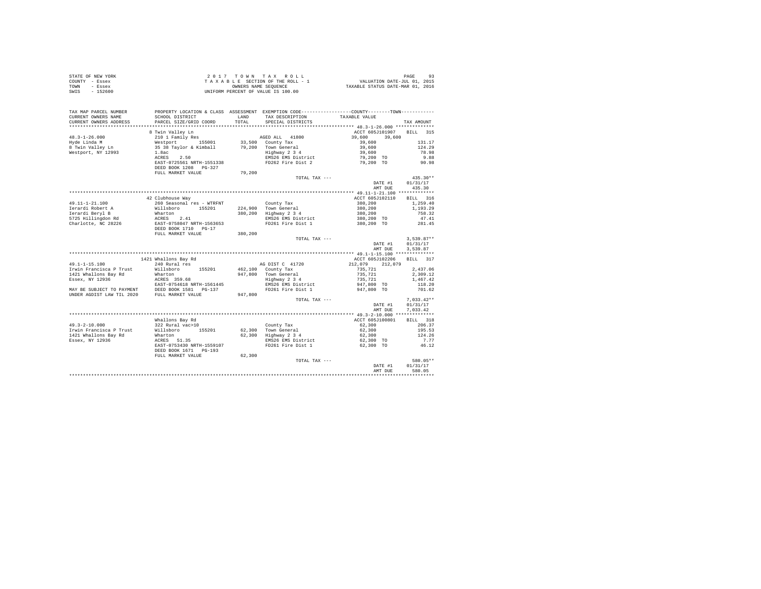STATE OF NEW YORK
COUNTY - Essex
TOWN - Essex
SWIS - 152600

2 0 1 7 T O W N T A X R O L L
T A X A B L E SECTION OF THE ROLL - 1
OWNERS NAME SEQUENCE
UNIFORM PERCENT OF VALUE IS 100.00

VALUATION DATE-JUL 01, 2015
TAXABLE STATUS DATE-MAR 01, 2016

```
TAX MAP PARCEL NUMBER        PROPERTY LOCATION & CLASS  ASSESSMENT  EXEMPTION CODE------------------COUNTY--------TOWN-----------
CURRENT OWNERS NAME          SCHOOL DISTRICT             LAND       TAX DESCRIPTION            TAXABLE VALUE
CURRENT OWNERS ADDRESS       PARCEL SIZE/GRID COORD      TOTAL      SPECIAL DISTRICTS                                    TAX AMOUNT
************************************************************************************************** 48.3-1-26.000 **************
                             8 Twin Valley Ln                                                      ACCT 605J101907     BILL  315
48.3-1-26.000                210 1 Family Res                       AGED ALL  41800              39,600     39,600
Hyde Linda M                 Westport      155001      33,500   County Tax                       39,600                131.17
8 Twin Valley Ln             35 38 Taylor & Kimball    79,200   Town General                     39,600                124.29
Westport, NY 12993           1.8ac                              Highway 2 3 4                    39,600                 78.98
                             ACRES     2.50                     EMS26 EMS District               79,200 TO               9.88
                             EAST-0725561 NRTH-1551338          FD262 Fire Dist 2                79,200 TO              90.98
                             DEED BOOK 1208   PG-327
                             FULL MARKET VALUE          79,200
                                                                TOTAL TAX ---                                          435.30**
                                                                                                 DATE #1             01/31/17
                                                                                                 AMT DUE               435.30
************************************************************************************************** 49.11-1-21.100 *************
                             42 Clubhouse Way                                                      ACCT 605J102110     BILL  316
49.11-1-21.100               260 Seasonal res - WTRFNT              County Tax                      380,200              1,259.40
Ierardi Robert A             Willsboro     155201     224,900   Town General                    380,200              1,193.29
Ierardi Beryl B              Wharton                  380,200   Highway 2 3 4                   380,200                758.32
5725 Hillingdon Rd           ACRES     2.41                     EMS26 EMS District              380,200 TO              47.41
Charlotte, NC 28226          EAST-0758047 NRTH-1563653          FD261 Fire Dist 1               380,200 TO             281.45
                             DEED BOOK 1710   PG-17
                             FULL MARKET VALUE         380,200
                                                                TOTAL TAX ---                                        3,539.87**
                                                                                                 DATE #1             01/31/17
                                                                                                 AMT DUE             3,539.87
************************************************************************************************** 49.1-1-15.100 **************
                             1421 Whallons Bay Rd                                                  ACCT 605J102206     BILL  317
49.1-1-15.100                240 Rural res                          AG DIST C  41720            212,079    212,079
Irwin Francisca P Trust      Willsboro     155201     462,100   County Tax                      735,721              2,437.06
1421 Whallons Bay Rd         Wharton                  947,800   Town General                    735,721              2,309.12
Essex, NY 12936              ACRES   359.60                     Highway 2 3 4                   735,721              1,467.42
                             EAST-0754618 NRTH-1561445          EMS26 EMS District              947,800 TO             118.20
MAY BE SUBJECT TO PAYMENT    DEED BOOK 1581   PG-137            FD261 Fire Dist 1               947,800 TO             701.62
UNDER AGDIST LAW TIL 2020    FULL MARKET VALUE         947,800
                                                                TOTAL TAX ---                                        7,033.42**
                                                                                                 DATE #1             01/31/17
                                                                                                 AMT DUE             7,033.42
************************************************************************************************** 49.3-2-10.000 **************
                             Whallons Bay Rd                                                       ACCT 605J100801     BILL  318
49.3-2-10.000                322 Rural vac>10                       County Tax                       62,300                206.37
Irwin Francisca P Trust      Willsboro     155201      62,300   Town General                     62,300                195.53
1421 Whallons Bay Rd         Wharton                   62,300   Highway 2 3 4                    62,300                124.26
Essex, NY 12936              ACRES    51.35                     EMS26 EMS District               62,300 TO               7.77
                             EAST-0753430 NRTH-1559107          FD261 Fire Dist 1                62,300 TO              46.12
                             DEED BOOK 1671   PG-193
                             FULL MARKET VALUE          62,300
                                                                TOTAL TAX ---                                          580.05**
                                                                                                 DATE #1             01/31/17
                                                                                                 AMT DUE               580.05
********************************************************************************************************************************
```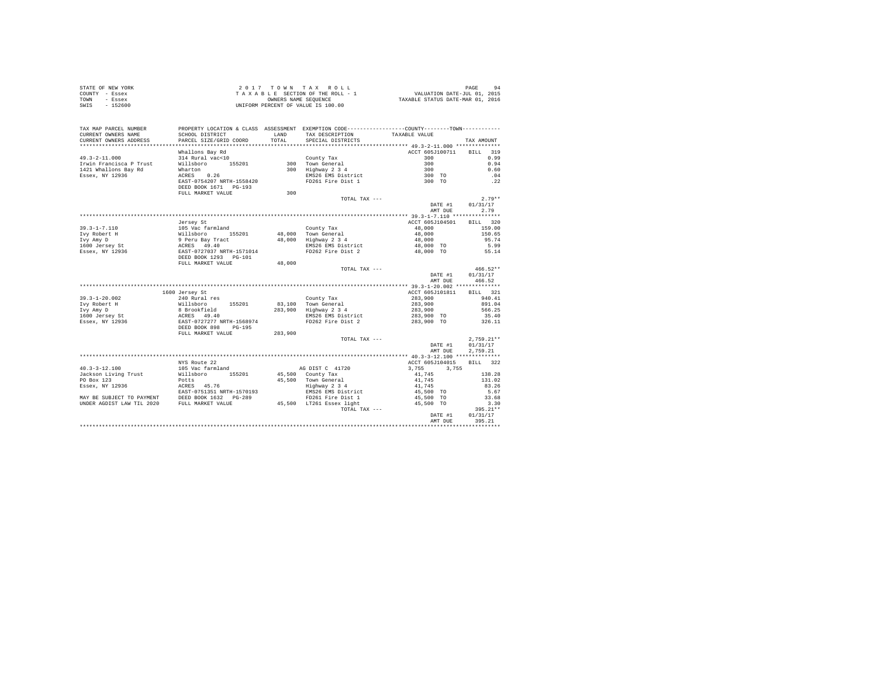STATE OF NEW YORK
COUNTY - Essex
TOWN - Essex
SWIS - 152600

2 0 1 7 T O W N T A X R O L L
T A X A B L E SECTION OF THE ROLL - 1
OWNERS NAME SEQUENCE
UNIFORM PERCENT OF VALUE IS 100.00

VALUATION DATE-JUL 01, 2015
TAXABLE STATUS DATE-MAR 01, 2016

| TAX MAP PARCEL NUMBER / CURRENT OWNERS NAME / CURRENT OWNERS ADDRESS | PROPERTY LOCATION & CLASS / SCHOOL DISTRICT / PARCEL SIZE/GRID COORD | ASSESSMENT LAND / TOTAL | EXEMPTION CODE / TAX DESCRIPTION / SPECIAL DISTRICTS | COUNTY / TOWN TAXABLE VALUE | TAX AMOUNT |
|---|---|---|---|---|---|
| **49.3-2-11.000** | Whallons Bay Rd | | | ACCT 605J100711 | BILL 319 |
| 49.3-2-11.000 | 314 Rural vac<10 | | County Tax | 300 | 0.99 |
| Irwin Francisca P Trust | Willsboro 155201 | 300 | Town General | 300 | 0.94 |
| 1421 Whallons Bay Rd | Wharton | 300 | Highway 2 3 4 | 300 | 0.60 |
| Essex, NY 12936 | ACRES 0.26 | | EMS26 EMS District | 300 TO | .04 |
| | EAST-0754207 NRTH-1558420 | | FD261 Fire Dist 1 | 300 TO | .22 |
| | DEED BOOK 1671 PG-193 | | | | |
| | FULL MARKET VALUE | 300 | | | |
| | | | TOTAL TAX --- | | 2.79** |
| | | | | DATE #1 | 01/31/17 |
| | | | | AMT DUE | 2.79 |
| **39.3-1-7.110** | Jersey St | | | ACCT 605J104501 | BILL 320 |
| 39.3-1-7.110 | 105 Vac farmland | | County Tax | 48,000 | 159.00 |
| Ivy Robert H | Willsboro 155201 | 48,000 | Town General | 48,000 | 150.65 |
| Ivy Amy D | 9 Peru Bay Tract | 48,000 | Highway 2 3 4 | 48,000 | 95.74 |
| 1600 Jersey St | ACRES 49.40 | | EMS26 EMS District | 48,000 TO | 5.99 |
| Essex, NY 12936 | EAST-0727037 NRTH-1571014 | | FD262 Fire Dist 2 | 48,000 TO | 55.14 |
| | DEED BOOK 1293 PG-101 | | | | |
| | FULL MARKET VALUE | 48,000 | | | |
| | | | TOTAL TAX --- | | 466.52** |
| | | | | DATE #1 | 01/31/17 |
| | | | | AMT DUE | 466.52 |
| **39.3-1-20.002** | 1600 Jersey St | | | ACCT 605J101811 | BILL 321 |
| 39.3-1-20.002 | 240 Rural res | | County Tax | 283,900 | 940.41 |
| Ivy Robert H | Willsboro 155201 | 83,100 | Town General | 283,900 | 891.04 |
| Ivy Amy D | 8 Brookfield | 283,900 | Highway 2 3 4 | 283,900 | 566.25 |
| 1600 Jersey St | ACRES 49.40 | | EMS26 EMS District | 283,900 TO | 35.40 |
| Essex, NY 12936 | EAST-0727277 NRTH-1568974 | | FD262 Fire Dist 2 | 283,900 TO | 326.11 |
| | DEED BOOK 898 PG-195 | | | | |
| | FULL MARKET VALUE | 283,900 | | | |
| | | | TOTAL TAX --- | | 2,759.21** |
| | | | | DATE #1 | 01/31/17 |
| | | | | AMT DUE | 2,759.21 |
| **40.3-3-12.100** | NYS Route 22 | | | ACCT 605J104015 | BILL 322 |
| 40.3-3-12.100 | 105 Vac farmland | | AG DIST C 41720 | 3,755 3,755 | |
| Jackson Living Trust | Willsboro 155201 | 45,500 | County Tax | 41,745 | 138.28 |
| PO Box 123 | Potts | 45,500 | Town General | 41,745 | 131.02 |
| Essex, NY 12936 | ACRES 45.76 | | Highway 2 3 4 | 41,745 | 83.26 |
| | EAST-0751351 NRTH-1570193 | | EMS26 EMS District | 45,500 TO | 5.67 |
| MAY BE SUBJECT TO PAYMENT | DEED BOOK 1632 PG-289 | | FD261 Fire Dist 1 | 45,500 TO | 33.68 |
| UNDER AGDIST LAW TIL 2020 | FULL MARKET VALUE | 45,500 | LT261 Essex light | 45,500 TO | 3.30 |
| | | | TOTAL TAX --- | | 395.21** |
| | | | | DATE #1 | 01/31/17 |
| | | | | AMT DUE | 395.21 |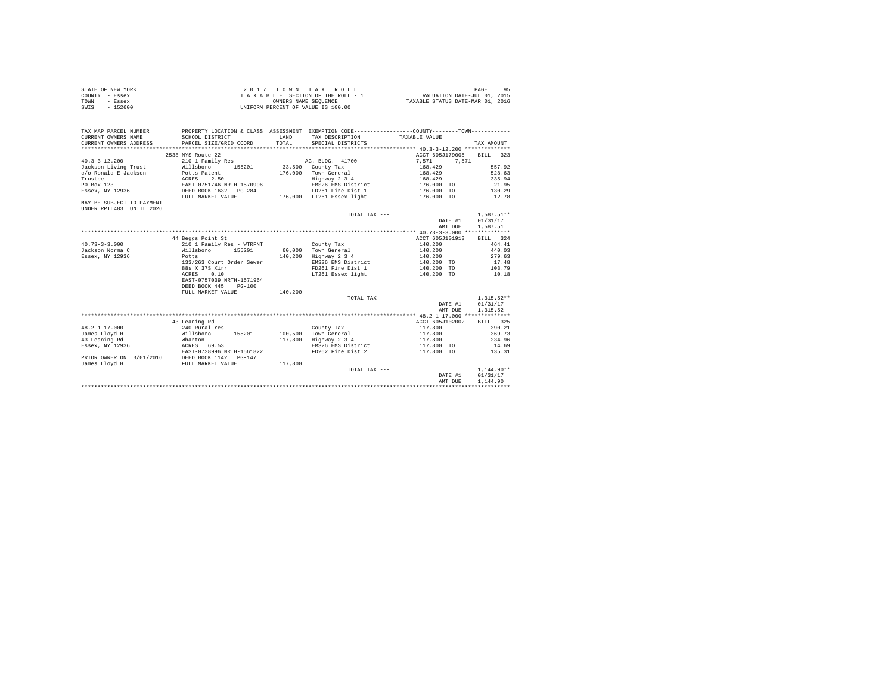STATE OF NEW YORK
COUNTY - Essex
TOWN - Essex
SWIS - 152600

2 0 1 7 T O W N T A X R O L L
T A X A B L E SECTION OF THE ROLL - 1
OWNERS NAME SEQUENCE
UNIFORM PERCENT OF VALUE IS 100.00

VALUATION DATE-JUL 01, 2015
TAXABLE STATUS DATE-MAR 01, 2016

```
TAX MAP PARCEL NUMBER     PROPERTY LOCATION & CLASS  ASSESSMENT  EXEMPTION CODE-----------------COUNTY--------TOWN-----------
CURRENT OWNERS NAME       SCHOOL DISTRICT             LAND       TAX DESCRIPTION             TAXABLE VALUE
CURRENT OWNERS ADDRESS    PARCEL SIZE/GRID COORD      TOTAL      SPECIAL DISTRICTS                                    TAX AMOUNT
*********************************************************************************************** 40.3-3-12.200 **************
                          2538 NYS Route 22                                                  ACCT 605J179005     BILL  323
40.3-3-12.200             210 1 Family Res                       AG. BLDG. 41700              7,571      7,571
Jackson Living Trust      Willsboro      155201       33,500    County Tax                   168,429                557.92
c/o Ronald E Jackson      Potts Patent               176,000    Town General                 168,429                528.63
Trustee                   ACRES    2.50                         Highway 2 3 4                168,429                335.94
PO Box 123                EAST-0751746 NRTH-1570996             EMS26 EMS District           176,000 TO              21.95
Essex, NY 12936           DEED BOOK 1632   PG-284               FD261 Fire Dist 1            176,000 TO             130.29
                          FULL MARKET VALUE          176,000    LT261 Essex light            176,000 TO              12.78
MAY BE SUBJECT TO PAYMENT
UNDER RPTL483  UNTIL 2026
                                                                TOTAL TAX ---                                      1,587.51**
                                                                                             DATE #1             01/31/17
                                                                                             AMT DUE             1,587.51
*********************************************************************************************** 40.73-3-3.000 **************
                          44 Beggs Point St                                                  ACCT 605J101913     BILL  324
40.73-3-3.000             210 1 Family Res - WTRFNT             County Tax                   140,200                464.41
Jackson Norma C           Willsboro      155201       60,000    Town General                 140,200                440.03
Essex, NY 12936           Potts                      140,200    Highway 2 3 4                140,200                279.63
                          133/263 Court Order Sewer             EMS26 EMS District           140,200 TO              17.48
                          88s X 37S Xirr                        FD261 Fire Dist 1            140,200 TO             103.79
                          ACRES    0.10                         LT261 Essex light            140,200 TO              10.18
                          EAST-0757039 NRTH-1571964
                          DEED BOOK 445    PG-100
                          FULL MARKET VALUE          140,200
                                                                TOTAL TAX ---                                      1,315.52**
                                                                                             DATE #1             01/31/17
                                                                                             AMT DUE             1,315.52
*********************************************************************************************** 48.2-1-17.000 **************
                          43 Leaning Rd                                                      ACCT 605J102002     BILL  325
48.2-1-17.000             240 Rural res                         County Tax                   117,800                390.21
James Lloyd H             Willsboro      155201      100,500    Town General                 117,800                369.73
43 Leaning Rd             Wharton                    117,800    Highway 2 3 4                117,800                234.96
Essex, NY 12936           ACRES   69.53                         EMS26 EMS District           117,800 TO              14.69
                          EAST-0738996 NRTH-1561822             FD262 Fire Dist 2            117,800 TO             135.31
PRIOR OWNER ON 3/01/2016  DEED BOOK 1142   PG-147
James Lloyd H             FULL MARKET VALUE          117,800
                                                                TOTAL TAX ---                                      1,144.90**
                                                                                             DATE #1             01/31/17
                                                                                             AMT DUE             1,144.90
****************************************************************************************************************************
```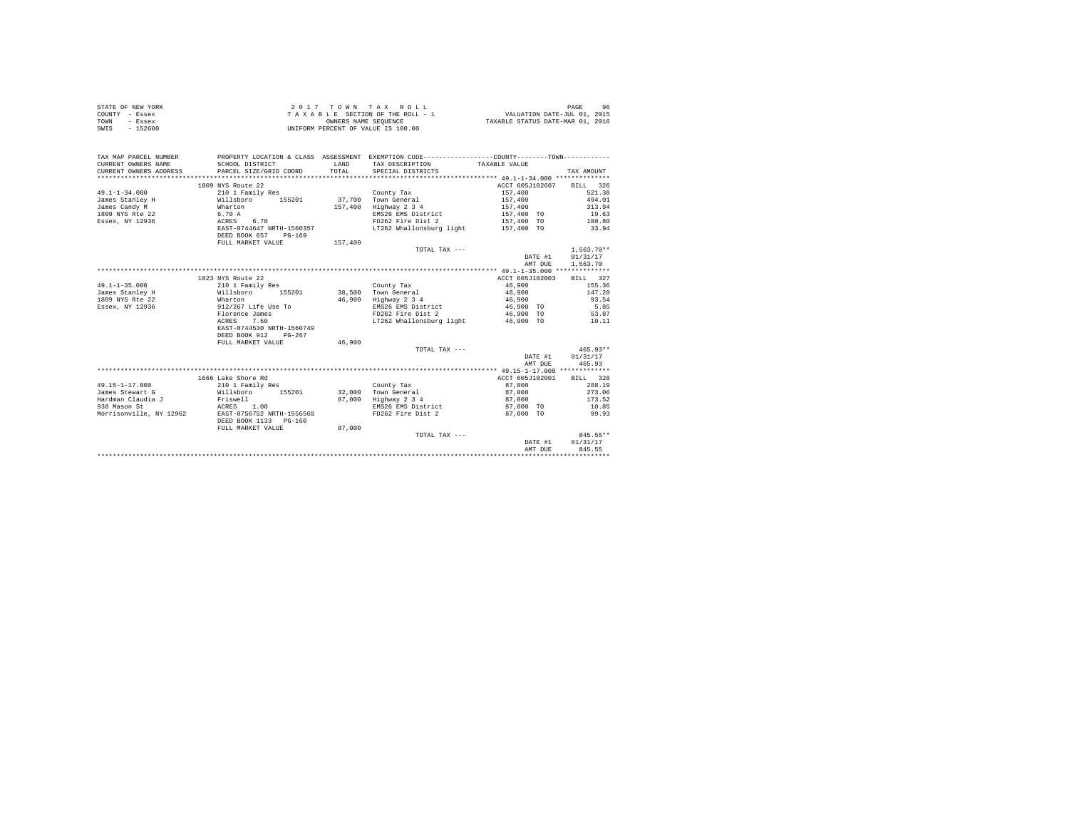STATE OF NEW YORK
COUNTY - Essex
TOWN - Essex
SWIS - 152600

2 0 1 7 T O W N T A X R O L L
T A X A B L E SECTION OF THE ROLL - 1
OWNERS NAME SEQUENCE
UNIFORM PERCENT OF VALUE IS 100.00

VALUATION DATE-JUL 01, 2015
TAXABLE STATUS DATE-MAR 01, 2016

| TAX MAP PARCEL NUMBER / CURRENT OWNERS NAME / CURRENT OWNERS ADDRESS | PROPERTY LOCATION & CLASS / SCHOOL DISTRICT / PARCEL SIZE/GRID COORD | ASSESSMENT LAND / TOTAL | EXEMPTION CODE / TAX DESCRIPTION / SPECIAL DISTRICTS | COUNTY / TOWN TAXABLE VALUE | TAX AMOUNT |
|---|---|---|---|---|---|
| **49.1-1-34.000** | 1809 NYS Route 22 | | | ACCT 605J102607 | BILL 326 |
| 49.1-1-34.000 | 210 1 Family Res | | County Tax | 157,400 | 521.38 |
| James Stanley H | Willsboro 155201 | 37,700 | Town General | 157,400 | 494.01 |
| James Candy M | Wharton | 157,400 | Highway 2 3 4 | 157,400 | 313.94 |
| 1809 NYS Rte 22 | 6.70 A | | EMS26 EMS District | 157,400 TO | 19.63 |
| Essex, NY 12936 | ACRES 6.70 | | FD262 Fire Dist 2 | 157,400 TO | 180.80 |
| | EAST-0744647 NRTH-1560357 | | LT262 Whallonsburg light | 157,400 TO | 33.94 |
| | DEED BOOK 657 PG-169 | | | | |
| | FULL MARKET VALUE | 157,400 | | | |
| | | | TOTAL TAX --- | | 1,563.70** |
| | | | | DATE #1 | 01/31/17 |
| | | | | AMT DUE | 1,563.70 |
| **49.1-1-35.000** | 1823 NYS Route 22 | | | ACCT 605J102003 | BILL 327 |
| 49.1-1-35.000 | 210 1 Family Res | | County Tax | 46,900 | 155.36 |
| James Stanley H | Willsboro 155201 | 38,500 | Town General | 46,900 | 147.20 |
| 1809 NYS Rte 22 | Wharton | 46,900 | Highway 2 3 4 | 46,900 | 93.54 |
| Essex, NY 12936 | 912/267 Life Use To | | EMS26 EMS District | 46,900 TO | 5.85 |
| | Florence James | | FD262 Fire Dist 2 | 46,900 TO | 53.87 |
| | ACRES 7.50 | | LT262 Whallonsburg light | 46,900 TO | 10.11 |
| | EAST-0744530 NRTH-1560749 | | | | |
| | DEED BOOK 912 PG-267 | | | | |
| | FULL MARKET VALUE | 46,900 | | | |
| | | | TOTAL TAX --- | | 465.93** |
| | | | | DATE #1 | 01/31/17 |
| | | | | AMT DUE | 465.93 |
| **49.15-1-17.000** | 1666 Lake Shore Rd | | | ACCT 605J102001 | BILL 328 |
| 49.15-1-17.000 | 210 1 Family Res | | County Tax | 87,000 | 288.19 |
| James Stewart G | Willsboro 155201 | 32,000 | Town General | 87,000 | 273.06 |
| Hardman Claudia J | Friswell | 87,000 | Highway 2 3 4 | 87,000 | 173.52 |
| 938 Mason St | ACRES 1.00 | | EMS26 EMS District | 87,000 TO | 10.85 |
| Morrisonville, NY 12962 | EAST-0756752 NRTH-1556568 | | FD262 Fire Dist 2 | 87,000 TO | 99.93 |
| | DEED BOOK 1133 PG-160 | | | | |
| | FULL MARKET VALUE | 87,000 | | | |
| | | | TOTAL TAX --- | | 845.55** |
| | | | | DATE #1 | 01/31/17 |
| | | | | AMT DUE | 845.55 |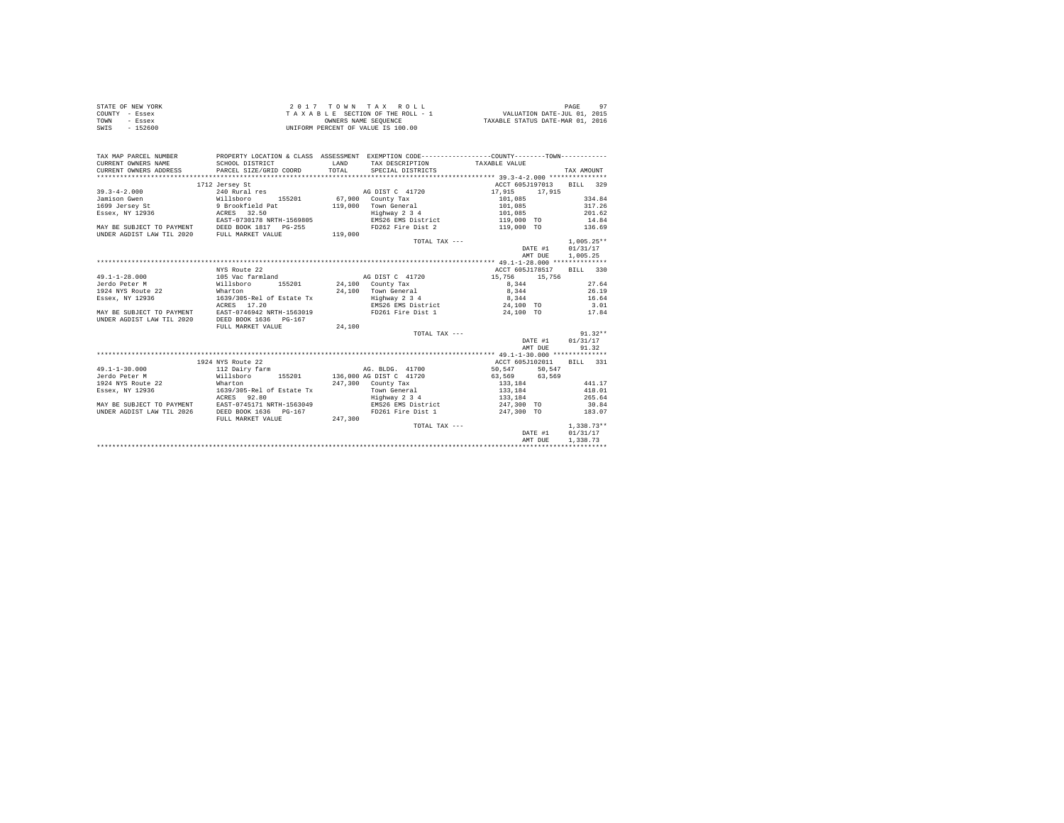STATE OF NEW YORK
COUNTY - Essex
TOWN - Essex
SWIS - 152600

2 0 1 7 T O W N T A X R O L L
T A X A B L E SECTION OF THE ROLL - 1
OWNERS NAME SEQUENCE
UNIFORM PERCENT OF VALUE IS 100.00

VALUATION DATE-JUL 01, 2015
TAXABLE STATUS DATE-MAR 01, 2016

```
TAX MAP PARCEL NUMBER         PROPERTY LOCATION & CLASS  ASSESSMENT  EXEMPTION CODE------------------COUNTY--------TOWN-----------
CURRENT OWNERS NAME           SCHOOL DISTRICT              LAND      TAX DESCRIPTION             TAXABLE VALUE
CURRENT OWNERS ADDRESS        PARCEL SIZE/GRID COORD       TOTAL     SPECIAL DISTRICTS                                    TAX AMOUNT
************************************************************************************************ 39.3-4-2.000 ***************
                              1712 Jersey St                                                     ACCT 605J197013      BILL  329
39.3-4-2.000                  240 Rural res                          AG DIST C 41720              17,915     17,915
Jamison Gwen                  Willsboro     155201         67,900   County Tax                    101,085                 334.84
1699 Jersey St                9 Brookfield Pat            119,000   Town General                  101,085                 317.26
Essex, NY 12936               ACRES   32.50                         Highway 2 3 4                 101,085                 201.62
                              EAST-0730178 NRTH-1569805             EMS26 EMS District            119,000 TO               14.84
MAY BE SUBJECT TO PAYMENT     DEED BOOK 1817   PG-255               FD262 Fire Dist 2             119,000 TO              136.69
UNDER AGDIST LAW TIL 2020     FULL MARKET VALUE           119,000
                                                                      TOTAL TAX ---                                     1,005.25**
                                                                                                  DATE #1         01/31/17
                                                                                                  AMT DUE         1,005.25
************************************************************************************************ 49.1-1-28.000 **************
                              NYS Route 22                                                       ACCT 605J178517      BILL  330
49.1-1-28.000                 105 Vac farmland                       AG DIST C 41720              15,756     15,756
Jerdo Peter M                 Willsboro     155201         24,100   County Tax                      8,344                  27.64
1924 NYS Route 22             Wharton                      24,100   Town General                    8,344                  26.19
Essex, NY 12936               1639/305-Rel of Estate Tx             Highway 2 3 4                   8,344                  16.64
                              ACRES   17.20                         EMS26 EMS District             24,100 TO                3.01
MAY BE SUBJECT TO PAYMENT     EAST-0746942 NRTH-1563019             FD261 Fire Dist 1              24,100 TO               17.84
UNDER AGDIST LAW TIL 2020     DEED BOOK 1636   PG-167
                              FULL MARKET VALUE            24,100
                                                                      TOTAL TAX ---                                        91.32**
                                                                                                  DATE #1         01/31/17
                                                                                                  AMT DUE            91.32
************************************************************************************************ 49.1-1-30.000 **************
                              1924 NYS Route 22                                                  ACCT 605J102011      BILL  331
49.1-1-30.000                 112 Dairy farm                         AG. BLDG. 41700              50,547     50,547
Jerdo Peter M                 Willsboro     155201        136,000 AG DIST C 41720                 63,569     63,569
1924 NYS Route 22             Wharton                     247,300   County Tax                    133,184                 441.17
Essex, NY 12936               1639/305-Rel of Estate Tx             Town General                  133,184                 418.01
                              ACRES   92.80                         Highway 2 3 4                 133,184                 265.64
MAY BE SUBJECT TO PAYMENT     EAST-0745171 NRTH-1563049             EMS26 EMS District            247,300 TO               30.84
UNDER AGDIST LAW TIL 2026     DEED BOOK 1636   PG-167               FD261 Fire Dist 1             247,300 TO              183.07
                              FULL MARKET VALUE           247,300
                                                                      TOTAL TAX ---                                     1,338.73**
                                                                                                  DATE #1         01/31/17
                                                                                                  AMT DUE         1,338.73
*****************************************************************************************************************************
```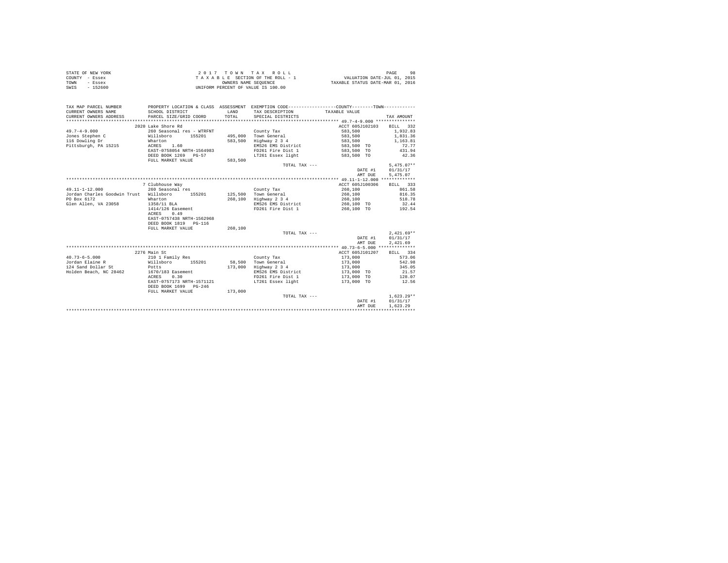STATE OF NEW YORK — 2017 TOWN TAX ROLL — PAGE 98
COUNTY - Essex — TAXABLE SECTION OF THE ROLL - 1 — VALUATION DATE-JUL 01, 2015
TOWN - Essex — OWNERS NAME SEQUENCE — TAXABLE STATUS DATE-MAR 01, 2016
SWIS - 152600 — UNIFORM PERCENT OF VALUE IS 100.00

| TAX MAP PARCEL NUMBER / CURRENT OWNERS NAME / CURRENT OWNERS ADDRESS | PROPERTY LOCATION & CLASS / SCHOOL DISTRICT / PARCEL SIZE/GRID COORD | ASSESSMENT LAND / TOTAL | EXEMPTION CODE / TAX DESCRIPTION / SPECIAL DISTRICTS | TAXABLE VALUE (COUNTY / TOWN) | TAX AMOUNT |
|---|---|---|---|---|---|
| 49.7-4-9.000 | 2020 Lake Shore Rd | | | ACCT 605J102103 | BILL 332 |
| 49.7-4-9.000 | 260 Seasonal res - WTRFNT | | County Tax | 583,500 | 1,932.83 |
| Jones Stephen C | Willsboro 155201 | 495,000 | Town General | 583,500 | 1,831.36 |
| 116 Dowling Dr | Wharton | 583,500 | Highway 2 3 4 | 583,500 | 1,163.81 |
| Pittsburgh, PA 15215 | ACRES 1.60 | | EMS26 EMS District | 583,500 TO | 72.77 |
| | EAST-0758054 NRTH-1564983 | | FD261 Fire Dist 1 | 583,500 TO | 431.94 |
| | DEED BOOK 1269 PG-57 | | LT261 Essex light | 583,500 TO | 42.36 |
| | FULL MARKET VALUE | 583,500 | | | |
| | | | TOTAL TAX --- | | 5,475.07** |
| | | | | DATE #1 | 01/31/17 |
| | | | | AMT DUE | 5,475.07 |
| 49.11-1-12.000 | 7 Clubhouse Way | | | ACCT 605J100306 | BILL 333 |
| 49.11-1-12.000 | 260 Seasonal res | | County Tax | 260,100 | 861.58 |
| Jordan Charles Goodwin Trust | Willsboro 155201 | 125,500 | Town General | 260,100 | 816.35 |
| PO Box 6172 | Wharton | 260,100 | Highway 2 3 4 | 260,100 | 518.78 |
| Glen Allen, VA 23058 | 1358/11 BLA | | EMS26 EMS District | 260,100 TO | 32.44 |
| | 1414/126 Easement | | FD261 Fire Dist 1 | 260,100 TO | 192.54 |
| | ACRES 0.49 | | | | |
| | EAST-0757438 NRTH-1562968 | | | | |
| | DEED BOOK 1819 PG-116 | | | | |
| | FULL MARKET VALUE | 260,100 | | | |
| | | | TOTAL TAX --- | | 2,421.69** |
| | | | | DATE #1 | 01/31/17 |
| | | | | AMT DUE | 2,421.69 |
| 40.73-6-5.000 | 2276 Main St | | | ACCT 605J101207 | BILL 334 |
| 40.73-6-5.000 | 210 1 Family Res | | County Tax | 173,000 | 573.06 |
| Jordan Elaine R | Willsboro 155201 | 58,500 | Town General | 173,000 | 542.98 |
| 124 Sand Dollar St | Potts | 173,000 | Highway 2 3 4 | 173,000 | 345.05 |
| Holden Beach, NC 28462 | 1670/183 Easement | | EMS26 EMS District | 173,000 TO | 21.57 |
| | ACRES 0.30 | | FD261 Fire Dist 1 | 173,000 TO | 128.07 |
| | EAST-0757173 NRTH-1571121 | | LT261 Essex light | 173,000 TO | 12.56 |
| | DEED BOOK 1699 PG-246 | | | | |
| | FULL MARKET VALUE | 173,000 | | | |
| | | | TOTAL TAX --- | | 1,623.29** |
| | | | | DATE #1 | 01/31/17 |
| | | | | AMT DUE | 1,623.29 |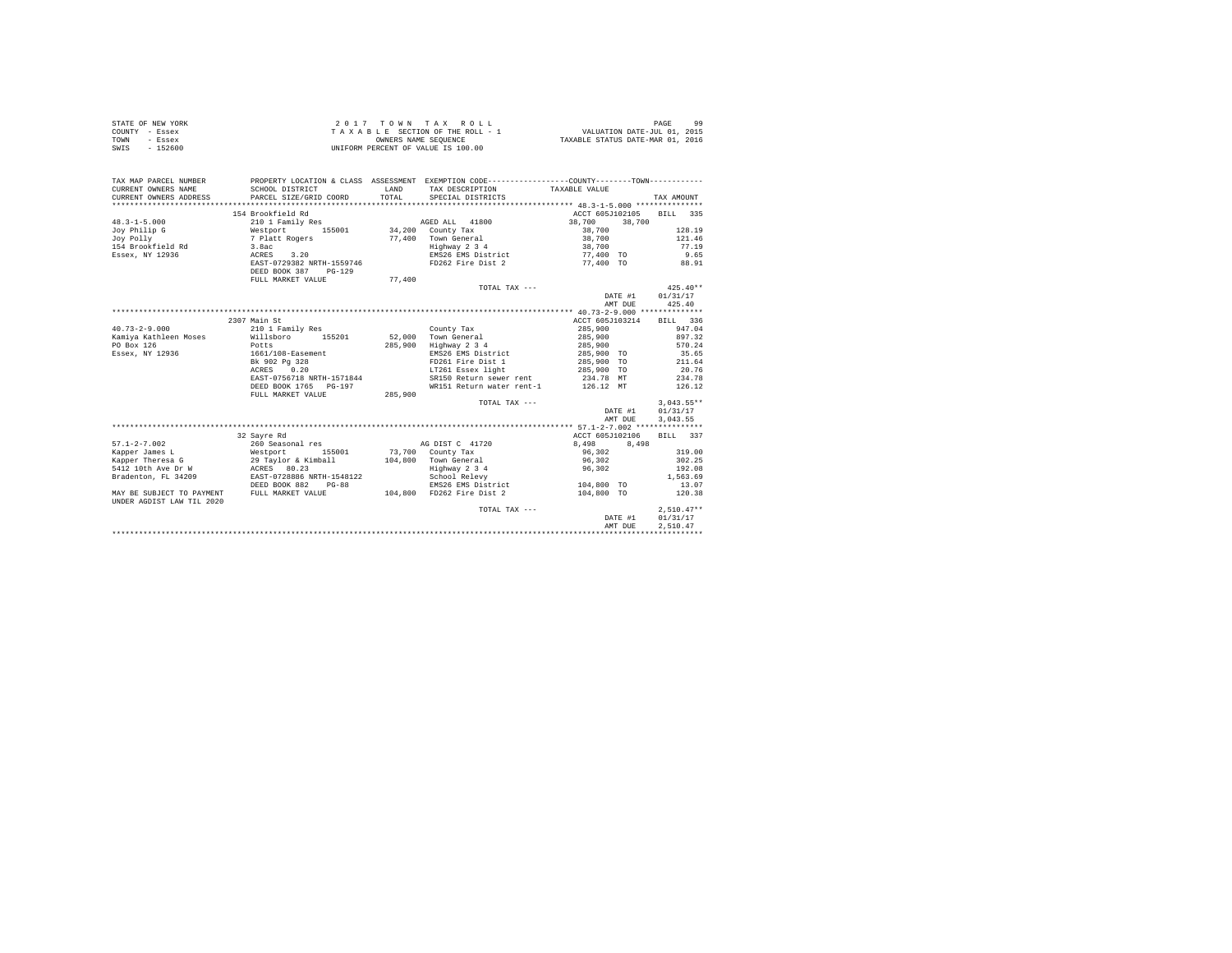STATE OF NEW YORK
COUNTY - Essex
TOWN - Essex
SWIS - 152600

2 0 1 7 T O W N T A X R O L L
T A X A B L E SECTION OF THE ROLL - 1
OWNERS NAME SEQUENCE
UNIFORM PERCENT OF VALUE IS 100.00

VALUATION DATE-JUL 01, 2015
TAXABLE STATUS DATE-MAR 01, 2016

```
TAX MAP PARCEL NUMBER         PROPERTY LOCATION & CLASS  ASSESSMENT  EXEMPTION CODE-----------------COUNTY--------TOWN-----------
CURRENT OWNERS NAME           SCHOOL DISTRICT              LAND      TAX DESCRIPTION            TAXABLE VALUE
CURRENT OWNERS ADDRESS        PARCEL SIZE/GRID COORD       TOTAL     SPECIAL DISTRICTS                                        TAX AMOUNT
******************************************************************************************************* 48.3-1-5.000 ***************
                              154 Brookfield Rd                                                     ACCT 605J102105    BILL  335
48.3-1-5.000                  210 1 Family Res                       AGED ALL  41800                38,700    38,700
Joy Philip G                  Westport       155001       34,200     County Tax                      38,700              128.19
Joy Polly                     7 Platt Rogers              77,400     Town General                    38,700              121.46
154 Brookfield Rd             3.8ac                                  Highway 2 3 4                   38,700               77.19
Essex, NY 12936               ACRES    3.20                          EMS26 EMS District              77,400 TO             9.65
                              EAST-0729382 NRTH-1559746              FD262 Fire Dist 2               77,400 TO            88.91
                              DEED BOOK 387    PG-129
                              FULL MARKET VALUE           77,400
                                                                     TOTAL TAX ---                                       425.40**
                                                                                                    DATE #1         01/31/17
                                                                                                    AMT DUE           425.40
******************************************************************************************************* 40.73-2-9.000 **************
                              2307 Main St                                                          ACCT 605J103214    BILL  336
40.73-2-9.000                 210 1 Family Res                       County Tax                      285,900             947.04
Kamiya Kathleen Moses         Willsboro      155201       52,000     Town General                    285,900             897.32
PO Box 126                    Potts                      285,900     Highway 2 3 4                   285,900             570.24
Essex, NY 12936               1661/108-Easement                      EMS26 EMS District              285,900 TO           35.65
                              Bk 902 Pg 328                          FD261 Fire Dist 1               285,900 TO          211.64
                              ACRES    0.20                          LT261 Essex light               285,900 TO           20.76
                              EAST-0756718 NRTH-1571844              SR150 Return sewer rent          234.78 MT          234.78
                              DEED BOOK 1765   PG-197                WR151 Return water rent-1        126.12 MT          126.12
                              FULL MARKET VALUE          285,900
                                                                     TOTAL TAX ---                                     3,043.55**
                                                                                                    DATE #1         01/31/17
                                                                                                    AMT DUE         3,043.55
******************************************************************************************************* 57.1-2-7.002 ***************
                              32 Sayre Rd                                                           ACCT 605J102106    BILL  337
57.1-2-7.002                  260 Seasonal res                       AG DIST C  41720                8,498     8,498
Kapper James L                Westport       155001       73,700     County Tax                      96,302              319.00
Kapper Theresa G              29 Taylor & Kimball        104,800     Town General                    96,302              302.25
5412 10th Ave Dr W            ACRES   80.23                          Highway 2 3 4                   96,302              192.08
Bradenton, FL 34209           EAST-0728886 NRTH-1548122              School Relevy                                     1,563.69
                              DEED BOOK 882    PG-88                 EMS26 EMS District              104,800 TO           13.07
MAY BE SUBJECT TO PAYMENT     FULL MARKET VALUE          104,800     FD262 Fire Dist 2               104,800 TO          120.38
UNDER AGDIST LAW TIL 2020
                                                                     TOTAL TAX ---                                     2,510.47**
                                                                                                    DATE #1         01/31/17
                                                                                                    AMT DUE         2,510.47
************************************************************************************************************************************
```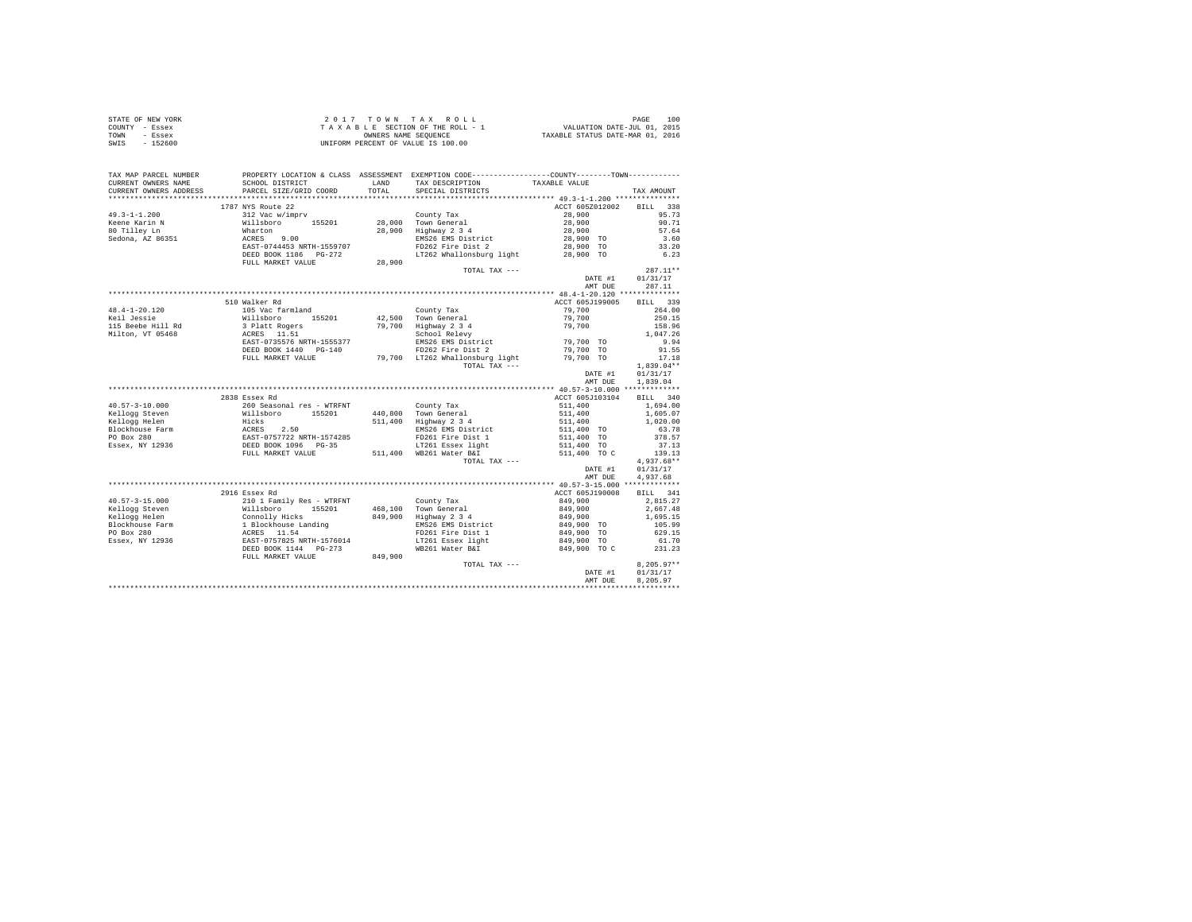STATE OF NEW YORK
COUNTY - Essex
TOWN - Essex
SWIS - 152600

2017 TOWN TAX ROLL
TAXABLE SECTION OF THE ROLL - 1
OWNERS NAME SEQUENCE
UNIFORM PERCENT OF VALUE IS 100.00

VALUATION DATE-JUL 01, 2015
TAXABLE STATUS DATE-MAR 01, 2016

| TAX MAP PARCEL NUMBER / CURRENT OWNERS NAME / CURRENT OWNERS ADDRESS | PROPERTY LOCATION & CLASS / SCHOOL DISTRICT / PARCEL SIZE/GRID COORD | ASSESSMENT LAND / TOTAL | EXEMPTION CODE / TAX DESCRIPTION / SPECIAL DISTRICTS | COUNTY--------TOWN TAXABLE VALUE | TAX AMOUNT |
|---|---|---|---|---|---|
| **49.3-1-1.200** | 1787 NYS Route 22 | | | ACCT 605Z012002 | BILL 338 |
| 49.3-1-1.200 | 312 Vac w/imprv | | County Tax | 28,900 | 95.73 |
| Keene Karin N | Willsboro 155201 | 28,000 | Town General | 28,900 | 90.71 |
| 80 Tilley Ln | Wharton | 28,900 | Highway 2 3 4 | 28,900 | 57.64 |
| Sedona, AZ 86351 | ACRES 9.00 | | EMS26 EMS District | 28,900 TO | 3.60 |
| | EAST-0744453 NRTH-1559707 | | FD262 Fire Dist 2 | 28,900 TO | 33.20 |
| | DEED BOOK 1186 PG-272 | | LT262 Whallonsburg light | 28,900 TO | 6.23 |
| | FULL MARKET VALUE | 28,900 | | | |
| | | | TOTAL TAX --- | | 287.11** |
| | | | | DATE #1 | 01/31/17 |
| | | | | AMT DUE | 287.11 |
| **48.4-1-20.120** | 510 Walker Rd | | | ACCT 605J199005 | BILL 339 |
| 48.4-1-20.120 | 105 Vac farmland | | County Tax | 79,700 | 264.00 |
| Keil Jessie | Willsboro 155201 | 42,500 | Town General | 79,700 | 250.15 |
| 115 Beebe Hill Rd | 3 Platt Rogers | 79,700 | Highway 2 3 4 | 79,700 | 158.96 |
| Milton, VT 05468 | ACRES 11.51 | | School Relevy | | 1,047.26 |
| | EAST-0735576 NRTH-1555377 | | EMS26 EMS District | 79,700 TO | 9.94 |
| | DEED BOOK 1440 PG-140 | | FD262 Fire Dist 2 | 79,700 TO | 91.55 |
| | FULL MARKET VALUE | 79,700 | LT262 Whallonsburg light | 79,700 TO | 17.18 |
| | | | TOTAL TAX --- | | 1,839.04** |
| | | | | DATE #1 | 01/31/17 |
| | | | | AMT DUE | 1,839.04 |
| **40.57-3-10.000** | 2838 Essex Rd | | | ACCT 605J103104 | BILL 340 |
| 40.57-3-10.000 | 260 Seasonal res - WTRFNT | | County Tax | 511,400 | 1,694.00 |
| Kellogg Steven | Willsboro 155201 | 440,800 | Town General | 511,400 | 1,605.07 |
| Kellogg Helen | Hicks | 511,400 | Highway 2 3 4 | 511,400 | 1,020.00 |
| Blockhouse Farm | ACRES 2.50 | | EMS26 EMS District | 511,400 TO | 63.78 |
| PO Box 280 | EAST-0757722 NRTH-1574285 | | FD261 Fire Dist 1 | 511,400 TO | 378.57 |
| Essex, NY 12936 | DEED BOOK 1096 PG-35 | | LT261 Essex light | 511,400 TO | 37.13 |
| | FULL MARKET VALUE | 511,400 | WB261 Water B&I | 511,400 TO C | 139.13 |
| | | | TOTAL TAX --- | | 4,937.68** |
| | | | | DATE #1 | 01/31/17 |
| | | | | AMT DUE | 4,937.68 |
| **40.57-3-15.000** | 2916 Essex Rd | | | ACCT 605J190008 | BILL 341 |
| 40.57-3-15.000 | 210 1 Family Res - WTRFNT | | County Tax | 849,900 | 2,815.27 |
| Kellogg Steven | Willsboro 155201 | 468,100 | Town General | 849,900 | 2,667.48 |
| Kellogg Helen | Connolly Hicks | 849,900 | Highway 2 3 4 | 849,900 | 1,695.15 |
| Blockhouse Farm | 1 Blockhouse Landing | | EMS26 EMS District | 849,900 TO | 105.99 |
| PO Box 280 | ACRES 11.54 | | FD261 Fire Dist 1 | 849,900 TO | 629.15 |
| Essex, NY 12936 | EAST-0757825 NRTH-1576014 | | LT261 Essex light | 849,900 TO | 61.70 |
| | DEED BOOK 1144 PG-273 | | WB261 Water B&I | 849,900 TO C | 231.23 |
| | FULL MARKET VALUE | 849,900 | | | |
| | | | TOTAL TAX --- | | 8,205.97** |
| | | | | DATE #1 | 01/31/17 |
| | | | | AMT DUE | 8,205.97 |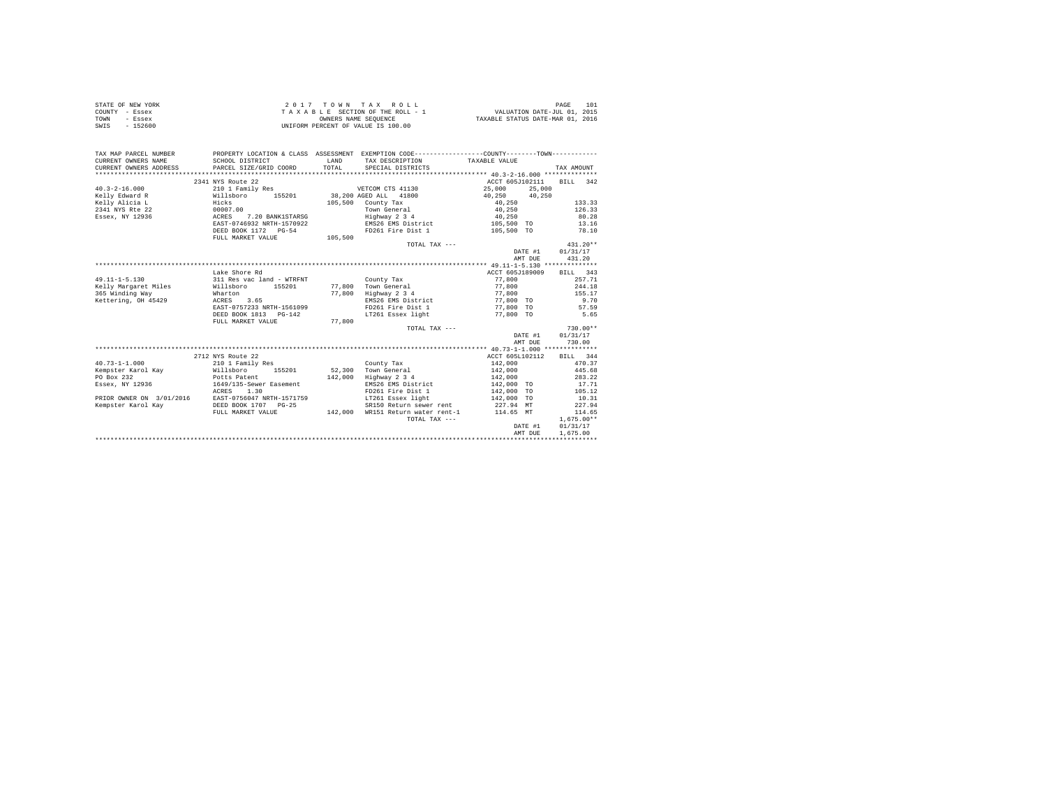STATE OF NEW YORK
COUNTY - Essex
TOWN - Essex
SWIS - 152600

2 0 1 7 T O W N T A X R O L L
T A X A B L E SECTION OF THE ROLL - 1
OWNERS NAME SEQUENCE
UNIFORM PERCENT OF VALUE IS 100.00

VALUATION DATE-JUL 01, 2015
TAXABLE STATUS DATE-MAR 01, 2016

```
TAX MAP PARCEL NUMBER     PROPERTY LOCATION & CLASS  ASSESSMENT  EXEMPTION CODE-----------------COUNTY--------TOWN-----------
CURRENT OWNERS NAME       SCHOOL DISTRICT               LAND      TAX DESCRIPTION            TAXABLE VALUE
CURRENT OWNERS ADDRESS    PARCEL SIZE/GRID COORD        TOTAL     SPECIAL DISTRICTS                                   TAX AMOUNT
************************************************************************************************ 40.3-2-16.000 **************
                          2341 NYS Route 22                                                     ACCT 605J102111    BILL  342
40.3-2-16.000             210 1 Family Res                  VETCOM CTS 41130                25,000     25,000
Kelly Edward R            Willsboro      155201      38,200 AGED ALL  41800                 40,250     40,250
Kelly Alicia L            Hicks                     105,500  County Tax                     40,250                  133.33
2341 NYS Rte 22           00007.00                           Town General                   40,250                  126.33
Essex, NY 12936           ACRES    7.20 BANK1STARSG          Highway 2 3 4                  40,250                   80.28
                          EAST-0746932 NRTH-1570922          EMS26 EMS District            105,500 TO                13.16
                          DEED BOOK 1172   PG-54             FD261 Fire Dist 1             105,500 TO                78.10
                          FULL MARKET VALUE         105,500
                                                             TOTAL TAX ---                                          431.20**
                                                                                               DATE #1           01/31/17
                                                                                               AMT DUE             431.20
************************************************************************************************ 49.11-1-5.130 **************
                          Lake Shore Rd                                                         ACCT 605J189009    BILL  343
49.11-1-5.130             311 Res vac land - WTRFNT          County Tax                     77,800                  257.71
Kelly Margaret Miles      Willsboro      155201      77,800  Town General                   77,800                  244.18
365 Winding Way           Wharton                    77,800  Highway 2 3 4                  77,800                  155.17
Kettering, OH 45429       ACRES    3.65                      EMS26 EMS District             77,800 TO                 9.70
                          EAST-0757233 NRTH-1561099          FD261 Fire Dist 1              77,800 TO                57.59
                          DEED BOOK 1813   PG-142            LT261 Essex light              77,800 TO                 5.65
                          FULL MARKET VALUE          77,800
                                                             TOTAL TAX ---                                          730.00**
                                                                                               DATE #1           01/31/17
                                                                                               AMT DUE             730.00
************************************************************************************************ 40.73-1-1.000 **************
                          2712 NYS Route 22                                                     ACCT 605L102112    BILL  344
40.73-1-1.000             210 1 Family Res                   County Tax                    142,000                  470.37
Kempster Karol Kay        Willsboro      155201      52,300  Town General                  142,000                  445.68
PO Box 232                Potts Patent              142,000  Highway 2 3 4                 142,000                  283.22
Essex, NY 12936           1649/135-Sewer Easement            EMS26 EMS District            142,000 TO                17.71
                          ACRES    1.30                      FD261 Fire Dist 1             142,000 TO               105.12
PRIOR OWNER ON 3/01/2016  EAST-0756047 NRTH-1571759          LT261 Essex light             142,000 TO                10.31
Kempster Karol Kay        DEED BOOK 1707   PG-25             SR150 Return sewer rent        227.94 MT               227.94
                          FULL MARKET VALUE         142,000  WR151 Return water rent-1      114.65 MT               114.65
                                                             TOTAL TAX ---                                        1,675.00**
                                                                                               DATE #1           01/31/17
                                                                                               AMT DUE           1,675.00
****************************************************************************************************************************
```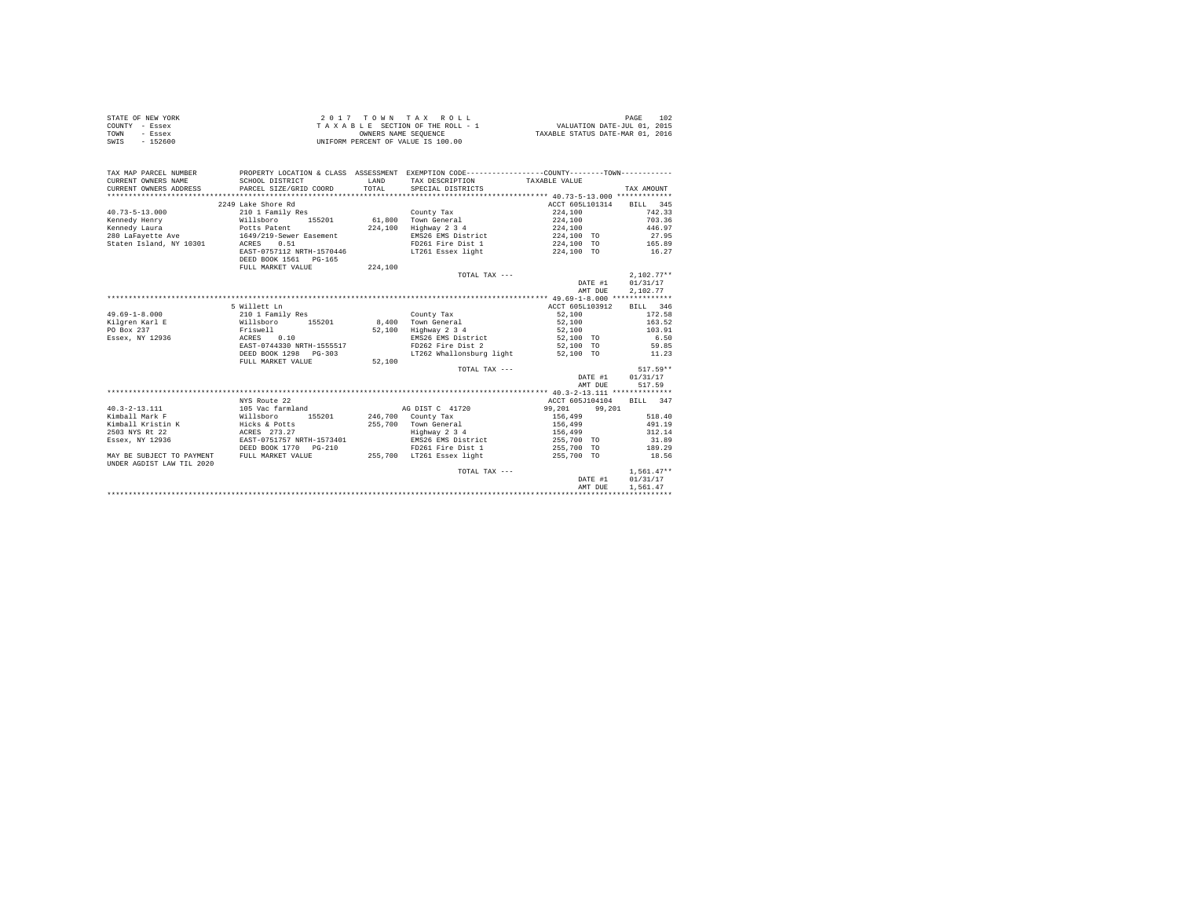STATE OF NEW YORK
COUNTY - Essex
TOWN - Essex
SWIS - 152600

2 0 1 7   T O W N   T A X   R O L L
T A X A B L E SECTION OF THE ROLL - 1
OWNERS NAME SEQUENCE
UNIFORM PERCENT OF VALUE IS 100.00

VALUATION DATE-JUL 01, 2015
TAXABLE STATUS DATE-MAR 01, 2016

| TAX MAP PARCEL NUMBER / CURRENT OWNERS NAME / CURRENT OWNERS ADDRESS | PROPERTY LOCATION & CLASS / SCHOOL DISTRICT / PARCEL SIZE/GRID COORD | ASSESSMENT LAND / TOTAL | EXEMPTION CODE / TAX DESCRIPTION / SPECIAL DISTRICTS | COUNTY / TOWN TAXABLE VALUE | | TAX AMOUNT |
|---|---|---|---|---|---|---|
| **40.73-5-13.000** | 2249 Lake Shore Rd | | | ACCT 605L101314 | | BILL 345 |
| 40.73-5-13.000 | 210 1 Family Res | | County Tax | 224,100 | | 742.33 |
| Kennedy Henry | Willsboro 155201 | 61,800 | Town General | 224,100 | | 703.36 |
| Kennedy Laura | Potts Patent | 224,100 | Highway 2 3 4 | 224,100 | | 446.97 |
| 280 LaFayette Ave | 1649/219-Sewer Easement | | EMS26 EMS District | 224,100 | TO | 27.95 |
| Staten Island, NY 10301 | ACRES 0.51 | | FD261 Fire Dist 1 | 224,100 | TO | 165.89 |
| | EAST-0757112 NRTH-1570446 | | LT261 Essex light | 224,100 | TO | 16.27 |
| | DEED BOOK 1561 PG-165 | | | | | |
| | FULL MARKET VALUE | 224,100 | | | | |
| | | | TOTAL TAX --- | | | 2,102.77** |
| | | | | | DATE #1 | 01/31/17 |
| | | | | | AMT DUE | 2,102.77 |
| **49.69-1-8.000** | 5 Willett Ln | | | ACCT 605L103912 | | BILL 346 |
| 49.69-1-8.000 | 210 1 Family Res | | County Tax | 52,100 | | 172.58 |
| Kilgren Karl E | Willsboro 155201 | 8,400 | Town General | 52,100 | | 163.52 |
| PO Box 237 | Friswell | 52,100 | Highway 2 3 4 | 52,100 | | 103.91 |
| Essex, NY 12936 | ACRES 0.10 | | EMS26 EMS District | 52,100 | TO | 6.50 |
| | EAST-0744330 NRTH-1555517 | | FD262 Fire Dist 2 | 52,100 | TO | 59.85 |
| | DEED BOOK 1298 PG-303 | | LT262 Whallonsburg light | 52,100 | TO | 11.23 |
| | FULL MARKET VALUE | 52,100 | | | | |
| | | | TOTAL TAX --- | | | 517.59** |
| | | | | | DATE #1 | 01/31/17 |
| | | | | | AMT DUE | 517.59 |
| **40.3-2-13.111** | NYS Route 22 | | | ACCT 605J104104 | | BILL 347 |
| 40.3-2-13.111 | 105 Vac farmland | | AG DIST C 41720 | 99,201 | 99,201 | |
| Kimball Mark F | Willsboro 155201 | 246,700 | County Tax | 156,499 | | 518.40 |
| Kimball Kristin K | Hicks & Potts | 255,700 | Town General | 156,499 | | 491.19 |
| 2503 NYS Rt 22 | ACRES 273.27 | | Highway 2 3 4 | 156,499 | | 312.14 |
| Essex, NY 12936 | EAST-0751757 NRTH-1573401 | | EMS26 EMS District | 255,700 | TO | 31.89 |
| | DEED BOOK 1770 PG-210 | | FD261 Fire Dist 1 | 255,700 | TO | 189.29 |
| MAY BE SUBJECT TO PAYMENT | FULL MARKET VALUE | 255,700 | LT261 Essex light | 255,700 | TO | 18.56 |
| UNDER AGDIST LAW TIL 2020 | | | | | | |
| | | | TOTAL TAX --- | | | 1,561.47** |
| | | | | | DATE #1 | 01/31/17 |
| | | | | | AMT DUE | 1,561.47 |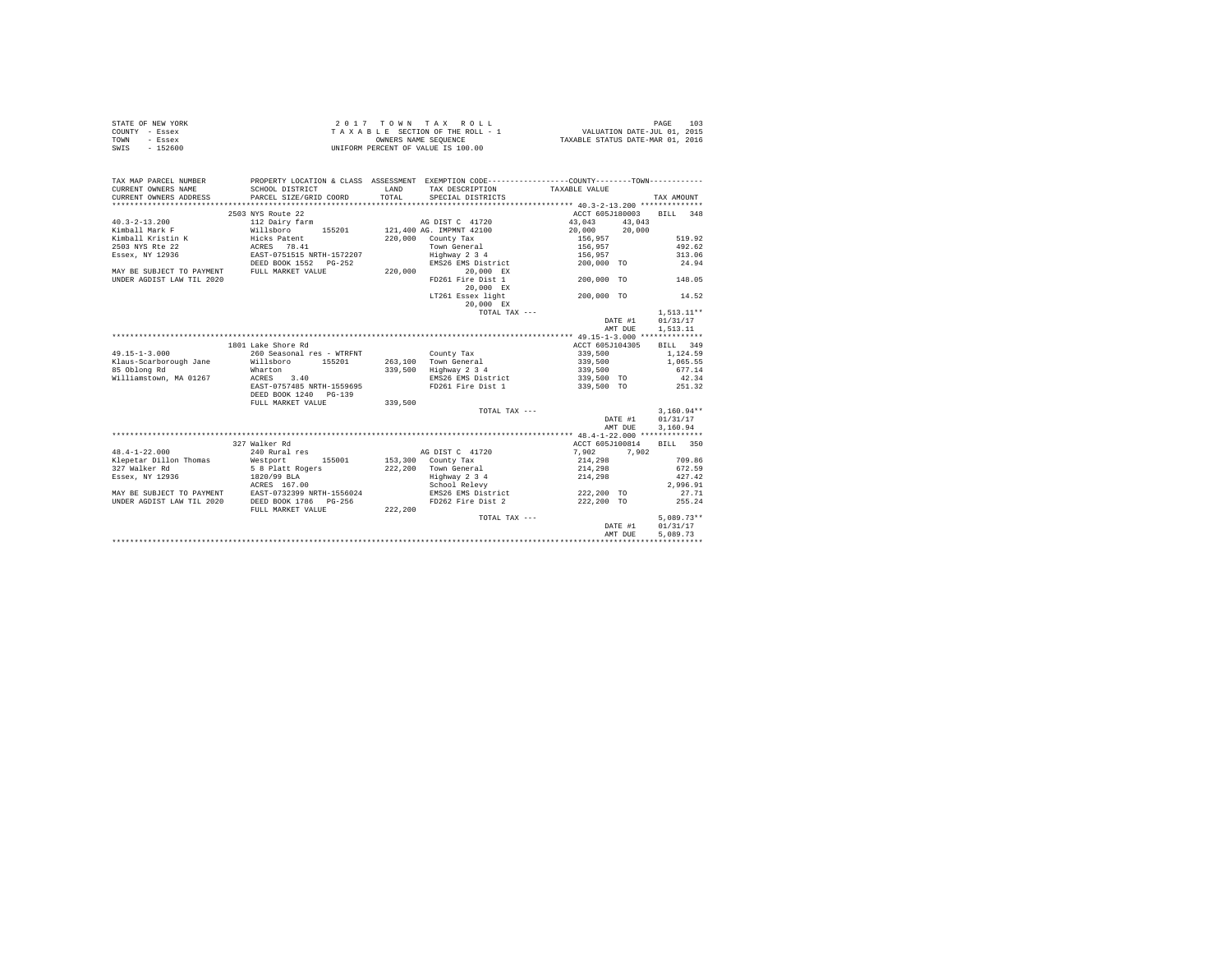STATE OF NEW YORK
COUNTY - Essex
TOWN - Essex
SWIS - 152600

2 0 1 7 T O W N T A X R O L L
T A X A B L E SECTION OF THE ROLL - 1
OWNERS NAME SEQUENCE
UNIFORM PERCENT OF VALUE IS 100.00

VALUATION DATE-JUL 01, 2015
TAXABLE STATUS DATE-MAR 01, 2016

```
TAX MAP PARCEL NUMBER      PROPERTY LOCATION & CLASS  ASSESSMENT  EXEMPTION CODE-----------------COUNTY--------TOWN-----------
CURRENT OWNERS NAME        SCHOOL DISTRICT              LAND      TAX DESCRIPTION           TAXABLE VALUE
CURRENT OWNERS ADDRESS     PARCEL SIZE/GRID COORD       TOTAL     SPECIAL DISTRICTS                                    TAX AMOUNT
*********************************************************************************************** 40.3-2-13.200 **************
                          2503 NYS Route 22                                                  ACCT 605J180003     BILL  348
40.3-2-13.200              112 Dairy farm                         AG DIST C  41720             43,043     43,043
Kimball Mark F             Willsboro       155201      121,400 AG. IMPMNT 42100              20,000     20,000
Kimball Kristin K          Hicks Patent                220,000   County Tax                   156,957                519.92
2503 NYS Rte 22            ACRES   78.41                         Town General                 156,957                492.62
Essex, NY 12936            EAST-0751515 NRTH-1572207             Highway 2 3 4                156,957                313.06
                           DEED BOOK 1552   PG-252               EMS26 EMS District           200,000 TO              24.94
MAY BE SUBJECT TO PAYMENT  FULL MARKET VALUE           220,000        20,000 EX
UNDER AGDIST LAW TIL 2020                                        FD261 Fire Dist 1            200,000 TO             148.05
                                                                      20,000 EX
                                                                 LT261 Essex light            200,000 TO              14.52
                                                                      20,000 EX
                                                                         TOTAL TAX ---                             1,513.11**
                                                                                              DATE #1          01/31/17
                                                                                              AMT DUE          1,513.11
*********************************************************************************************** 49.15-1-3.000 **************
                          1801 Lake Shore Rd                                                 ACCT 605J104305     BILL  349
49.15-1-3.000              260 Seasonal res - WTRFNT              County Tax                   339,500              1,124.59
Klaus-Scarborough Jane     Willsboro       155201      263,100   Town General                 339,500              1,065.55
85 Oblong Rd               Wharton                     339,500   Highway 2 3 4                339,500                677.14
Williamstown, MA 01267     ACRES    3.40                         EMS26 EMS District           339,500 TO              42.34
                           EAST-0757485 NRTH-1559695             FD261 Fire Dist 1            339,500 TO             251.32
                           DEED BOOK 1240   PG-139
                           FULL MARKET VALUE           339,500
                                                                         TOTAL TAX ---                             3,160.94**
                                                                                              DATE #1          01/31/17
                                                                                              AMT DUE          3,160.94
*********************************************************************************************** 48.4-1-22.000 **************
                          327 Walker Rd                                                      ACCT 605J100814     BILL  350
48.4-1-22.000              240 Rural res                          AG DIST C  41720              7,902      7,902
Klepetar Dillon Thomas     Westport        155001      153,300   County Tax                   214,298                709.86
327 Walker Rd              5 8 Platt Rogers            222,200   Town General                 214,298                672.59
Essex, NY 12936            1820/99 BLA                           Highway 2 3 4                214,298                427.42
                           ACRES  167.00                         School Relevy                                     2,996.91
MAY BE SUBJECT TO PAYMENT  EAST-0732399 NRTH-1556024             EMS26 EMS District           222,200 TO              27.71
UNDER AGDIST LAW TIL 2020  DEED BOOK 1786   PG-256               FD262 Fire Dist 2            222,200 TO             255.24
                           FULL MARKET VALUE           222,200
                                                                         TOTAL TAX ---                             5,089.73**
                                                                                              DATE #1          01/31/17
                                                                                              AMT DUE          5,089.73
****************************************************************************************************************************
```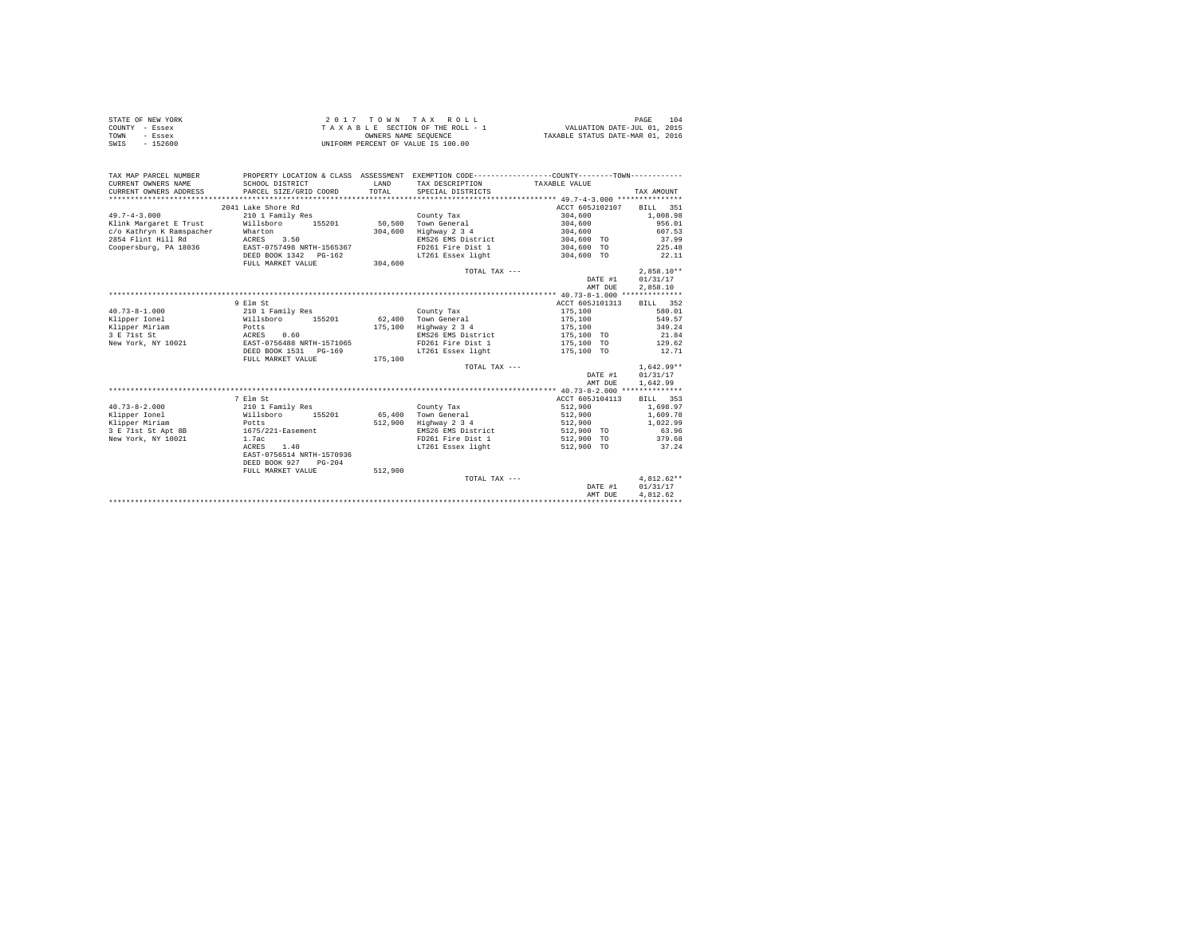STATE OF NEW YORK
COUNTY - Essex
TOWN - Essex
SWIS - 152600

2017 TOWN TAX ROLL
TAXABLE SECTION OF THE ROLL - 1
OWNERS NAME SEQUENCE
UNIFORM PERCENT OF VALUE IS 100.00

VALUATION DATE-JUL 01, 2015
TAXABLE STATUS DATE-MAR 01, 2016

| TAX MAP PARCEL NUMBER / CURRENT OWNERS NAME / CURRENT OWNERS ADDRESS | PROPERTY LOCATION & CLASS / SCHOOL DISTRICT / PARCEL SIZE/GRID COORD | ASSESSMENT LAND / TOTAL | EXEMPTION CODE / TAX DESCRIPTION / SPECIAL DISTRICTS | COUNTY--------TOWN TAXABLE VALUE | TAX AMOUNT |
|---|---|---|---|---|---|
| 49.7-4-3.000 | 2041 Lake Shore Rd | | | ACCT 605J102107 | BILL 351 |
| 49.7-4-3.000 | 210 1 Family Res | | County Tax | 304,600 | 1,008.98 |
| Klink Margaret E Trust | Willsboro 155201 | 50,500 | Town General | 304,600 | 956.01 |
| c/o Kathryn K Ramspacher | Wharton | 304,600 | Highway 2 3 4 | 304,600 | 607.53 |
| 2854 Flint Hill Rd | ACRES 3.50 | | EMS26 EMS District | 304,600 TO | 37.99 |
| Coopersburg, PA 18036 | EAST-0757498 NRTH-1565367 | | FD261 Fire Dist 1 | 304,600 TO | 225.48 |
| | DEED BOOK 1342 PG-162 | | LT261 Essex light | 304,600 TO | 22.11 |
| | FULL MARKET VALUE | 304,600 | | | |
| | | | TOTAL TAX --- | | 2,858.10** |
| | | | | DATE #1 | 01/31/17 |
| | | | | AMT DUE | 2,858.10 |
| 40.73-8-1.000 | 9 Elm St | | | ACCT 605J101313 | BILL 352 |
| 40.73-8-1.000 | 210 1 Family Res | | County Tax | 175,100 | 580.01 |
| Klipper Ionel | Willsboro 155201 | 62,400 | Town General | 175,100 | 549.57 |
| Klipper Miriam | Potts | 175,100 | Highway 2 3 4 | 175,100 | 349.24 |
| 3 E 71st St | ACRES 0.60 | | EMS26 EMS District | 175,100 TO | 21.84 |
| New York, NY 10021 | EAST-0756488 NRTH-1571065 | | FD261 Fire Dist 1 | 175,100 TO | 129.62 |
| | DEED BOOK 1531 PG-169 | | LT261 Essex light | 175,100 TO | 12.71 |
| | FULL MARKET VALUE | 175,100 | | | |
| | | | TOTAL TAX --- | | 1,642.99** |
| | | | | DATE #1 | 01/31/17 |
| | | | | AMT DUE | 1,642.99 |
| 40.73-8-2.000 | 7 Elm St | | | ACCT 605J104113 | BILL 353 |
| 40.73-8-2.000 | 210 1 Family Res | | County Tax | 512,900 | 1,698.97 |
| Klipper Ionel | Willsboro 155201 | 65,400 | Town General | 512,900 | 1,609.78 |
| Klipper Miriam | Potts | 512,900 | Highway 2 3 4 | 512,900 | 1,022.99 |
| 3 E 71st St Apt 8B | 1675/221-Easement | | EMS26 EMS District | 512,900 TO | 63.96 |
| New York, NY 10021 | 1.7ac | | FD261 Fire Dist 1 | 512,900 TO | 379.68 |
| | ACRES 1.40 | | LT261 Essex light | 512,900 TO | 37.24 |
| | EAST-0756514 NRTH-1570936 | | | | |
| | DEED BOOK 927 PG-204 | | | | |
| | FULL MARKET VALUE | 512,900 | | | |
| | | | TOTAL TAX --- | | 4,812.62** |
| | | | | DATE #1 | 01/31/17 |
| | | | | AMT DUE | 4,812.62 |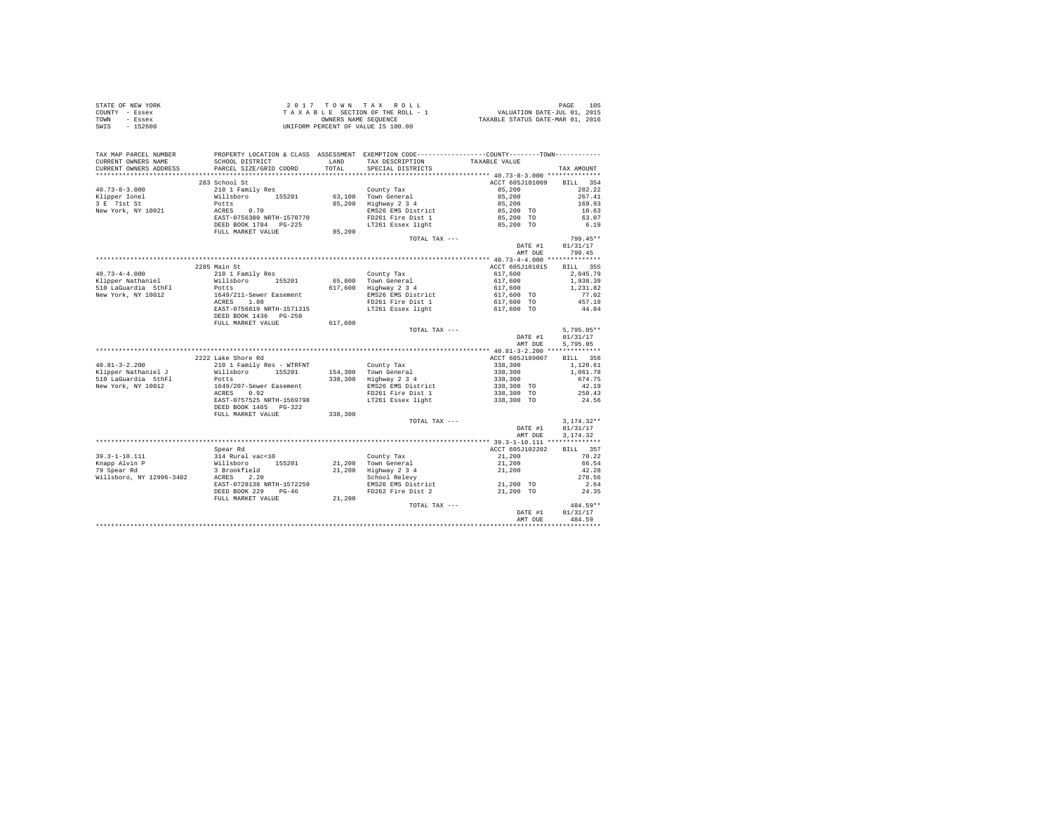STATE OF NEW YORK
COUNTY - Essex
TOWN - Essex
SWIS - 152600

2017 TOWN TAX ROLL
TAXABLE SECTION OF THE ROLL - 1
OWNERS NAME SEQUENCE
UNIFORM PERCENT OF VALUE IS 100.00

VALUATION DATE-JUL 01, 2015
TAXABLE STATUS DATE-MAR 01, 2016

```
TAX MAP PARCEL NUMBER     PROPERTY LOCATION & CLASS  ASSESSMENT  EXEMPTION CODE-----------------COUNTY--------TOWN-----------
CURRENT OWNERS NAME       SCHOOL DISTRICT             LAND      TAX DESCRIPTION            TAXABLE VALUE
CURRENT OWNERS ADDRESS    PARCEL SIZE/GRID COORD      TOTAL     SPECIAL DISTRICTS                                    TAX AMOUNT
*********************************************************************************************** 40.73-8-3.000 **************
                          283 School St                                                   ACCT 605J101009     BILL  354
40.73-8-3.000             210 1 Family Res                       County Tax                   85,200              282.22
Klipper Ionel             Willsboro      155201       63,100    Town General                 85,200              267.41
3 E 71st St               Potts                       85,200    Highway 2 3 4                85,200              169.93
New York, NY 10021        ACRES    0.70                          EMS26 EMS District           85,200 TO            10.63
                          EAST-0756380 NRTH-1570770              FD261 Fire Dist 1            85,200 TO            63.07
                          DEED BOOK 1784   PG-225                LT261 Essex light            85,200 TO             6.19
                          FULL MARKET VALUE           85,200
                                                                  TOTAL TAX ---                                   799.45**
                                                                                              DATE #1         01/31/17
                                                                                              AMT DUE           799.45
*********************************************************************************************** 40.73-4-4.000 **************
                          2285 Main St                                                    ACCT 605J101015     BILL  355
40.73-4-4.000             210 1 Family Res                       County Tax                  617,600            2,045.79
Klipper Nathaniel         Willsboro      155201       65,800    Town General                617,600            1,938.39
510 LaGuardia  5thFl      Potts                      617,600    Highway 2 3 4               617,600            1,231.82
New York, NY 10012        1649/211-Sewer Easement                EMS26 EMS District          617,600 TO            77.02
                          ACRES    1.80                          FD261 Fire Dist 1           617,600 TO           457.19
                          EAST-0756819 NRTH-1571315              LT261 Essex light           617,600 TO            44.84
                          DEED BOOK 1436   PG-258
                          FULL MARKET VALUE          617,600
                                                                  TOTAL TAX ---                                 5,795.05**
                                                                                              DATE #1         01/31/17
                                                                                              AMT DUE         5,795.05
*********************************************************************************************** 40.81-3-2.200 **************
                          2222 Lake Shore Rd                                              ACCT 605J189007     BILL  356
40.81-3-2.200             210 1 Family Res - WTRFNT              County Tax                  338,300            1,120.61
Klipper Nathaniel J       Willsboro      155201      154,300    Town General                338,300            1,061.78
510 LaGuardia  5thFl      Potts                      338,300    Highway 2 3 4               338,300              674.75
New York, NY 10012        1649/207-Sewer Easement                EMS26 EMS District          338,300 TO            42.19
                          ACRES    0.92                          FD261 Fire Dist 1           338,300 TO           250.43
                          EAST-0757525 NRTH-1569798              LT261 Essex light           338,300 TO            24.56
                          DEED BOOK 1465   PG-322
                          FULL MARKET VALUE          338,300
                                                                  TOTAL TAX ---                                 3,174.32**
                                                                                              DATE #1         01/31/17
                                                                                              AMT DUE         3,174.32
*********************************************************************************************** 39.3-1-10.111 **************
                          Spear Rd                                                        ACCT 605J102202     BILL  357
39.3-1-10.111             314 Rural vac<10                       County Tax                   21,200               70.22
Knapp Alvin P             Willsboro      155201       21,200    Town General                 21,200               66.54
79 Spear Rd               3 Brookfield                21,200    Highway 2 3 4                21,200               42.28
Willsboro, NY 12996-3402  ACRES    2.20                          School Relevy                                    278.56
                          EAST-0728138 NRTH-1572259              EMS26 EMS District           21,200 TO             2.64
                          DEED BOOK 229    PG-46                 FD262 Fire Dist 2            21,200 TO            24.35
                          FULL MARKET VALUE           21,200
                                                                  TOTAL TAX ---                                   484.59**
                                                                                              DATE #1         01/31/17
                                                                                              AMT DUE           484.59
****************************************************************************************************************************
```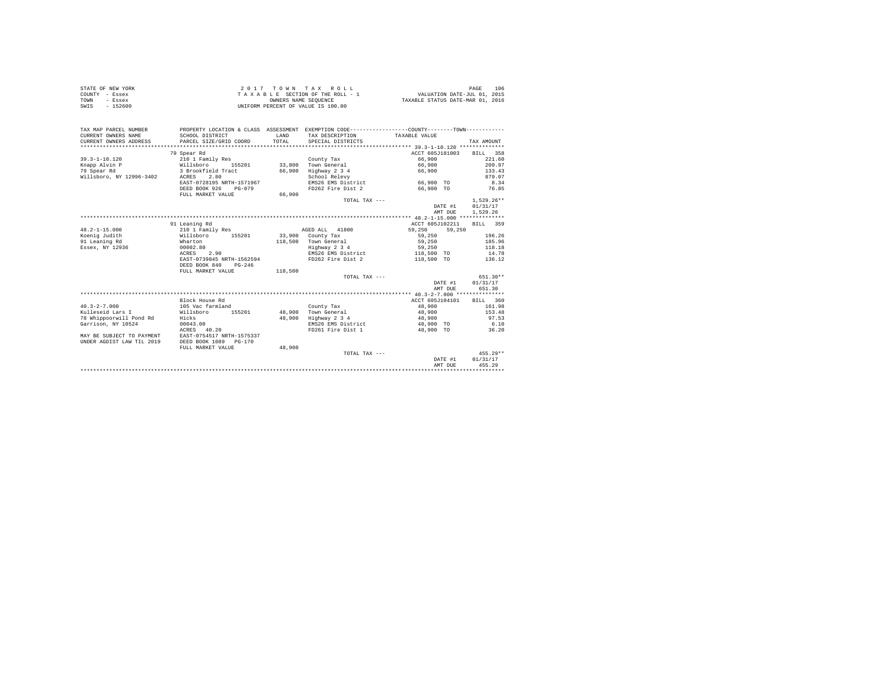STATE OF NEW YORK — 2017 TOWN TAX ROLL — PAGE 106
COUNTY - Essex — TAXABLE SECTION OF THE ROLL - 1 — VALUATION DATE-JUL 01, 2015
TOWN - Essex — OWNERS NAME SEQUENCE — TAXABLE STATUS DATE-MAR 01, 2016
SWIS - 152600 — UNIFORM PERCENT OF VALUE IS 100.00

| TAX MAP PARCEL NUMBER / CURRENT OWNERS NAME / CURRENT OWNERS ADDRESS | PROPERTY LOCATION & CLASS / SCHOOL DISTRICT / PARCEL SIZE/GRID COORD | ASSESSMENT LAND | TOTAL | EXEMPTION CODE / TAX DESCRIPTION / SPECIAL DISTRICTS | COUNTY TAXABLE VALUE | TOWN | TAX AMOUNT |
|---|---|---|---|---|---|---|---|
| **39.3-1-10.120** | 79 Spear Rd | | | | ACCT 605J181003 | | BILL 358 |
| 39.3-1-10.120 | 210 1 Family Res | | | County Tax | 66,900 | | 221.60 |
| Knapp Alvin P | Willsboro 155201 | 33,800 | | Town General | 66,900 | | 209.97 |
| 79 Spear Rd | 3 Brookfield Tract | | 66,900 | Highway 2 3 4 | 66,900 | | 133.43 |
| Willsboro, NY 12996-3402 | ACRES 2.80 | | | School Relevy | | | 879.07 |
| | EAST-0728195 NRTH-1571967 | | | EMS26 EMS District | 66,900 TO | | 8.34 |
| | DEED BOOK 926 PG-079 | | | FD262 Fire Dist 2 | 66,900 TO | | 76.85 |
| | FULL MARKET VALUE | | 66,900 | | | | |
| | | | | TOTAL TAX --- | | | 1,529.26** |
| | | | | | DATE #1 | | 01/31/17 |
| | | | | | AMT DUE | | 1,529.26 |
| **48.2-1-15.000** | 91 Leaning Rd | | | | ACCT 605J102211 | | BILL 359 |
| 48.2-1-15.000 | 210 1 Family Res | | | AGED ALL 41800 | 59,250 | 59,250 | |
| Koenig Judith | Willsboro 155201 | 33,900 | | County Tax | 59,250 | | 196.26 |
| 91 Leaning Rd | Wharton | | 118,500 | Town General | 59,250 | | 185.96 |
| Essex, NY 12936 | 00002.80 | | | Highway 2 3 4 | 59,250 | | 118.18 |
| | ACRES 2.90 | | | EMS26 EMS District | 118,500 TO | | 14.78 |
| | EAST-0739845 NRTH-1562594 | | | FD262 Fire Dist 2 | 118,500 TO | | 136.12 |
| | DEED BOOK 840 PG-246 | | | | | | |
| | FULL MARKET VALUE | | 118,500 | | | | |
| | | | | TOTAL TAX --- | | | 651.30** |
| | | | | | DATE #1 | | 01/31/17 |
| | | | | | AMT DUE | | 651.30 |
| **40.3-2-7.000** | Block House Rd | | | | ACCT 605J104101 | | BILL 360 |
| 40.3-2-7.000 | 105 Vac farmland | | | County Tax | 48,900 | | 161.98 |
| Kulleseid Lars I | Willsboro 155201 | 48,900 | | Town General | 48,900 | | 153.48 |
| 78 Whippoorwill Pond Rd | Hicks | | 48,900 | Highway 2 3 4 | 48,900 | | 97.53 |
| Garrison, NY 10524 | 00043.00 | | | EMS26 EMS District | 48,900 TO | | 6.10 |
| | ACRES 40.20 | | | FD261 Fire Dist 1 | 48,900 TO | | 36.20 |
| MAY BE SUBJECT TO PAYMENT | EAST-0754517 NRTH-1575337 | | | | | | |
| UNDER AGDIST LAW TIL 2019 | DEED BOOK 1089 PG-170 | | | | | | |
| | FULL MARKET VALUE | | 48,900 | | | | |
| | | | | TOTAL TAX --- | | | 455.29** |
| | | | | | DATE #1 | | 01/31/17 |
| | | | | | AMT DUE | | 455.29 |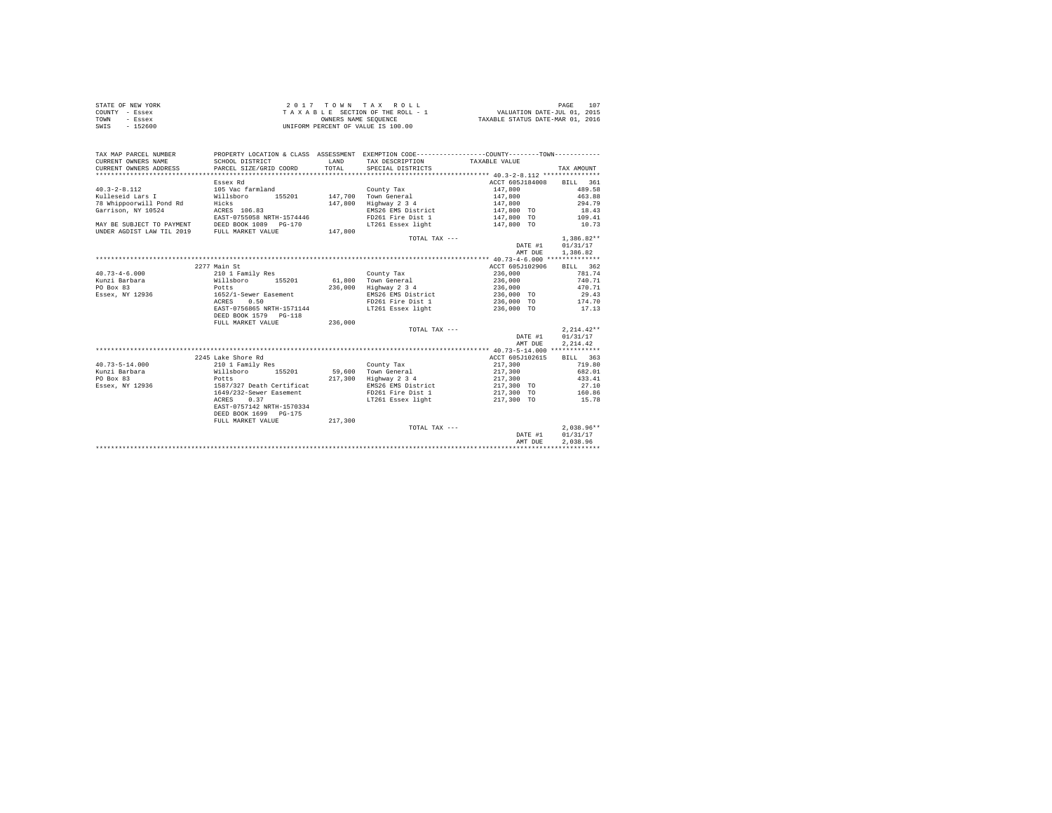STATE OF NEW YORK
COUNTY - Essex
TOWN - Essex
SWIS - 152600

2 0 1 7 T O W N T A X R O L L
T A X A B L E SECTION OF THE ROLL - 1
OWNERS NAME SEQUENCE
UNIFORM PERCENT OF VALUE IS 100.00

VALUATION DATE-JUL 01, 2015
TAXABLE STATUS DATE-MAR 01, 2016

| TAX MAP PARCEL NUMBER / CURRENT OWNERS NAME / CURRENT OWNERS ADDRESS | PROPERTY LOCATION & CLASS / SCHOOL DISTRICT / PARCEL SIZE/GRID COORD | ASSESSMENT LAND / TOTAL | EXEMPTION CODE / TAX DESCRIPTION / SPECIAL DISTRICTS | COUNTY--------TOWN TAXABLE VALUE | TAX AMOUNT |
|---|---|---|---|---|---|
| **40.3-2-8.112** | Essex Rd | | | ACCT 605J184008 | BILL 361 |
| 40.3-2-8.112 | 105 Vac farmland | | County Tax | 147,800 | 489.58 |
| Kulleseid Lars I | Willsboro 155201 | 147,700 | Town General | 147,800 | 463.88 |
| 78 Whippoorwill Pond Rd | Hicks | 147,800 | Highway 2 3 4 | 147,800 | 294.79 |
| Garrison, NY 10524 | ACRES 106.83 | | EMS26 EMS District | 147,800 TO | 18.43 |
| | EAST-0755058 NRTH-1574446 | | FD261 Fire Dist 1 | 147,800 TO | 109.41 |
| MAY BE SUBJECT TO PAYMENT | DEED BOOK 1089 PG-170 | | LT261 Essex light | 147,800 TO | 10.73 |
| UNDER AGDIST LAW TIL 2019 | FULL MARKET VALUE | 147,800 | | | |
| | | | TOTAL TAX --- | | 1,386.82** |
| | | | | DATE #1 | 01/31/17 |
| | | | | AMT DUE | 1,386.82 |
| **40.73-4-6.000** | 2277 Main St | | | ACCT 605J102906 | BILL 362 |
| 40.73-4-6.000 | 210 1 Family Res | | County Tax | 236,000 | 781.74 |
| Kunzi Barbara | Willsboro 155201 | 61,800 | Town General | 236,000 | 740.71 |
| PO Box 83 | Potts | 236,000 | Highway 2 3 4 | 236,000 | 470.71 |
| Essex, NY 12936 | 1652/1-Sewer Easement | | EMS26 EMS District | 236,000 TO | 29.43 |
| | ACRES 0.50 | | FD261 Fire Dist 1 | 236,000 TO | 174.70 |
| | EAST-0756865 NRTH-1571144 | | LT261 Essex light | 236,000 TO | 17.13 |
| | DEED BOOK 1579 PG-118 | | | | |
| | FULL MARKET VALUE | 236,000 | | | |
| | | | TOTAL TAX --- | | 2,214.42** |
| | | | | DATE #1 | 01/31/17 |
| | | | | AMT DUE | 2,214.42 |
| **40.73-5-14.000** | 2245 Lake Shore Rd | | | ACCT 605J102615 | BILL 363 |
| 40.73-5-14.000 | 210 1 Family Res | | County Tax | 217,300 | 719.80 |
| Kunzi Barbara | Willsboro 155201 | 59,600 | Town General | 217,300 | 682.01 |
| PO Box 83 | Potts | 217,300 | Highway 2 3 4 | 217,300 | 433.41 |
| Essex, NY 12936 | 1587/327 Death Certificat | | EMS26 EMS District | 217,300 TO | 27.10 |
| | 1649/232-Sewer Easement | | FD261 Fire Dist 1 | 217,300 TO | 160.86 |
| | ACRES 0.37 | | LT261 Essex light | 217,300 TO | 15.78 |
| | EAST-0757142 NRTH-1570334 | | | | |
| | DEED BOOK 1699 PG-175 | | | | |
| | FULL MARKET VALUE | 217,300 | | | |
| | | | TOTAL TAX --- | | 2,038.96** |
| | | | | DATE #1 | 01/31/17 |
| | | | | AMT DUE | 2,038.96 |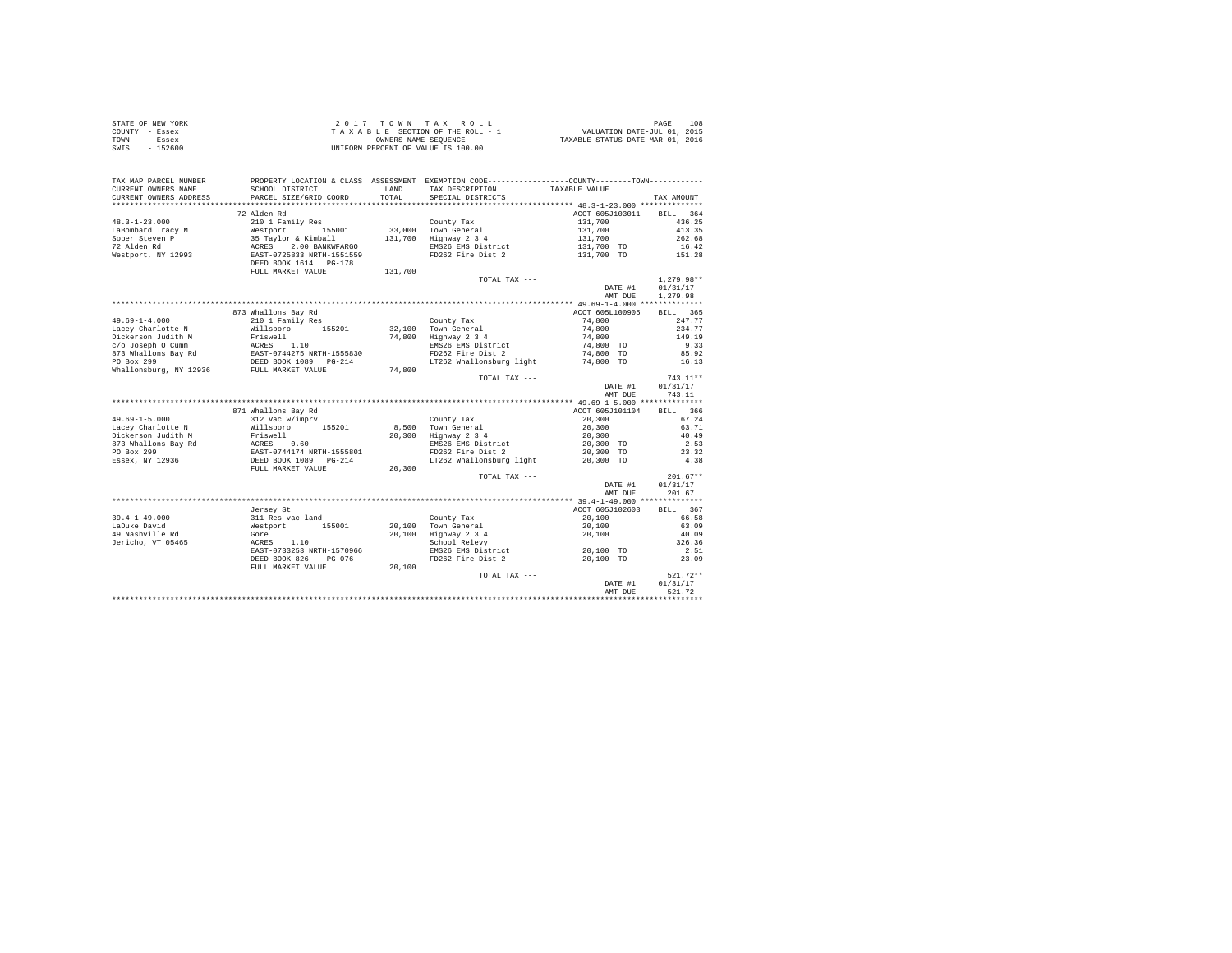STATE OF NEW YORK
COUNTY - Essex
TOWN - Essex
SWIS - 152600

2017 TOWN TAX ROLL
TAXABLE SECTION OF THE ROLL - 1
OWNERS NAME SEQUENCE
UNIFORM PERCENT OF VALUE IS 100.00

VALUATION DATE-JUL 01, 2015
TAXABLE STATUS DATE-MAR 01, 2016

| TAX MAP PARCEL NUMBER / CURRENT OWNERS NAME / CURRENT OWNERS ADDRESS | PROPERTY LOCATION & CLASS / SCHOOL DISTRICT / PARCEL SIZE/GRID COORD | ASSESSMENT LAND / TOTAL | EXEMPTION CODE / TAX DESCRIPTION / SPECIAL DISTRICTS | COUNTY / TOWN TAXABLE VALUE | TAX AMOUNT |
|---|---|---|---|---|---|
| **48.3-1-23.000** | 72 Alden Rd | | | ACCT 605J103011 | BILL 364 |
| 48.3-1-23.000 | 210 1 Family Res | | County Tax | 131,700 | 436.25 |
| LaBombard Tracy M | Westport 155001 | 33,000 | Town General | 131,700 | 413.35 |
| Soper Steven P | 35 Taylor & Kimball | 131,700 | Highway 2 3 4 | 131,700 | 262.68 |
| 72 Alden Rd | ACRES 2.00 BANKWFARGO | | EMS26 EMS District | 131,700 TO | 16.42 |
| Westport, NY 12993 | EAST-0725833 NRTH-1551559 | | FD262 Fire Dist 2 | 131,700 TO | 151.28 |
| | DEED BOOK 1614 PG-178 | | | | |
| | FULL MARKET VALUE | 131,700 | | | |
| | | | TOTAL TAX --- | | 1,279.98** |
| | | | | DATE #1 | 01/31/17 |
| | | | | AMT DUE | 1,279.98 |
| **49.69-1-4.000** | 873 Whallons Bay Rd | | | ACCT 605L100905 | BILL 365 |
| 49.69-1-4.000 | 210 1 Family Res | | County Tax | 74,800 | 247.77 |
| Lacey Charlotte N | Willsboro 155201 | 32,100 | Town General | 74,800 | 234.77 |
| Dickerson Judith M | Friswell | 74,800 | Highway 2 3 4 | 74,800 | 149.19 |
| c/o Joseph O Cumm | ACRES 1.10 | | EMS26 EMS District | 74,800 TO | 9.33 |
| 873 Whallons Bay Rd | EAST-0744275 NRTH-1555830 | | FD262 Fire Dist 2 | 74,800 TO | 85.92 |
| PO Box 299 | DEED BOOK 1089 PG-214 | | LT262 Whallonsburg light | 74,800 TO | 16.13 |
| Whallonsburg, NY 12936 | FULL MARKET VALUE | 74,800 | | | |
| | | | TOTAL TAX --- | | 743.11** |
| | | | | DATE #1 | 01/31/17 |
| | | | | AMT DUE | 743.11 |
| **49.69-1-5.000** | 871 Whallons Bay Rd | | | ACCT 605J101104 | BILL 366 |
| 49.69-1-5.000 | 312 Vac w/imprv | | County Tax | 20,300 | 67.24 |
| Lacey Charlotte N | Willsboro 155201 | 8,500 | Town General | 20,300 | 63.71 |
| Dickerson Judith M | Friswell | 20,300 | Highway 2 3 4 | 20,300 | 40.49 |
| 873 Whallons Bay Rd | ACRES 0.60 | | EMS26 EMS District | 20,300 TO | 2.53 |
| PO Box 299 | EAST-0744174 NRTH-1555801 | | FD262 Fire Dist 2 | 20,300 TO | 23.32 |
| Essex, NY 12936 | DEED BOOK 1089 PG-214 | | LT262 Whallonsburg light | 20,300 TO | 4.38 |
| | FULL MARKET VALUE | 20,300 | | | |
| | | | TOTAL TAX --- | | 201.67** |
| | | | | DATE #1 | 01/31/17 |
| | | | | AMT DUE | 201.67 |
| **39.4-1-49.000** | Jersey St | | | ACCT 605J102603 | BILL 367 |
| 39.4-1-49.000 | 311 Res vac land | | County Tax | 20,100 | 66.58 |
| LaDuke David | Westport 155001 | 20,100 | Town General | 20,100 | 63.09 |
| 49 Nashville Rd | Gore | 20,100 | Highway 2 3 4 | 20,100 | 40.09 |
| Jericho, VT 05465 | ACRES 1.10 | | School Relevy | | 326.36 |
| | EAST-0733253 NRTH-1570966 | | EMS26 EMS District | 20,100 TO | 2.51 |
| | DEED BOOK 826 PG-076 | | FD262 Fire Dist 2 | 20,100 TO | 23.09 |
| | FULL MARKET VALUE | 20,100 | | | |
| | | | TOTAL TAX --- | | 521.72** |
| | | | | DATE #1 | 01/31/17 |
| | | | | AMT DUE | 521.72 |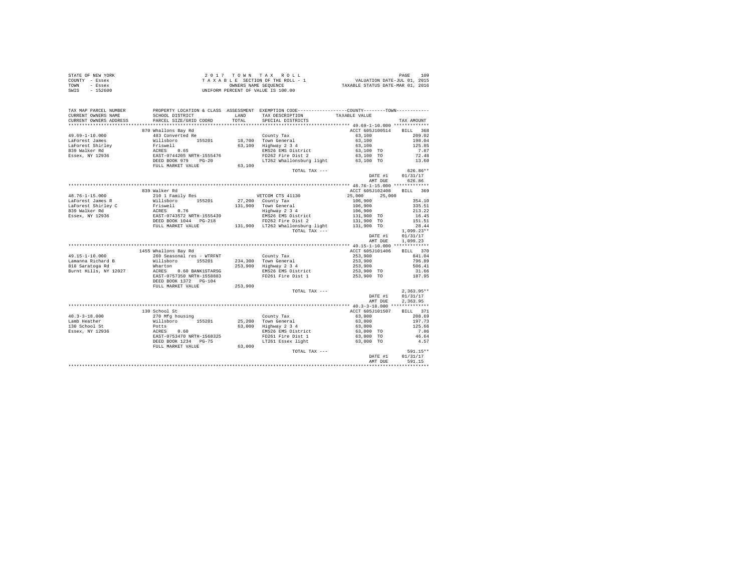STATE OF NEW YORK
COUNTY - Essex
TOWN - Essex
SWIS - 152600

2 0 1 7 T O W N T A X R O L L
T A X A B L E SECTION OF THE ROLL - 1
OWNERS NAME SEQUENCE
UNIFORM PERCENT OF VALUE IS 100.00

VALUATION DATE-JUL 01, 2015
TAXABLE STATUS DATE-MAR 01, 2016

| TAX MAP PARCEL NUMBER / CURRENT OWNERS NAME / CURRENT OWNERS ADDRESS | PROPERTY LOCATION & CLASS / SCHOOL DISTRICT / PARCEL SIZE/GRID COORD | ASSESSMENT LAND / TOTAL | EXEMPTION CODE / TAX DESCRIPTION / SPECIAL DISTRICTS | COUNTY / TOWN TAXABLE VALUE | TAX AMOUNT |
|---|---|---|---|---|---|
| | 870 Whallons Bay Rd | | | ACCT 605J100514 | BILL 368 |
| 49.69-1-10.000 | 483 Converted Re | | County Tax | 63,100 | 209.02 |
| LaForest James | Willsboro 155201 | 18,700 | Town General | 63,100 | 198.04 |
| LaForest Shirley | Friswell | 63,100 | Highway 2 3 4 | 63,100 | 125.85 |
| 839 Walker Rd | ACRES 0.65 | | EMS26 EMS District | 63,100 TO | 7.87 |
| Essex, NY 12936 | EAST-0744205 NRTH-1555476 | | FD262 Fire Dist 2 | 63,100 TO | 72.48 |
| | DEED BOOK 979 PG-20 | | LT262 Whallonsburg light | 63,100 TO | 13.60 |
| | FULL MARKET VALUE | 63,100 | | | |
| | | | TOTAL TAX --- | | 626.86** |
| | | | | DATE #1 | 01/31/17 |
| | | | | AMT DUE | 626.86 |
| | 839 Walker Rd | | | ACCT 605J102408 | BILL 369 |
| 48.76-1-15.000 | 210 1 Family Res | | VETCOM CTS 41130 | 25,000 25,000 | |
| LaForest James R | Willsboro 155201 | 27,200 | County Tax | 106,900 | 354.10 |
| LaForest Shirley C | Friswell | 131,900 | Town General | 106,900 | 335.51 |
| 839 Walker Rd | ACRES 0.76 | | Highway 2 3 4 | 106,900 | 213.22 |
| Essex, NY 12936 | EAST-0743572 NRTH-1555439 | | EMS26 EMS District | 131,900 TO | 16.45 |
| | DEED BOOK 1044 PG-218 | | FD262 Fire Dist 2 | 131,900 TO | 151.51 |
| | FULL MARKET VALUE | 131,900 | LT262 Whallonsburg light | 131,900 TO | 28.44 |
| | | | TOTAL TAX --- | | 1,099.23** |
| | | | | DATE #1 | 01/31/17 |
| | | | | AMT DUE | 1,099.23 |
| | 1455 Whallons Bay Rd | | | ACCT 605J101406 | BILL 370 |
| 49.15-1-10.000 | 260 Seasonal res - WTRFNT | | County Tax | 253,900 | 841.04 |
| Lamanna Richard B | Willsboro 155201 | 234,300 | Town General | 253,900 | 796.89 |
| 818 Saratoga Rd | Wharton | 253,900 | Highway 2 3 4 | 253,900 | 506.41 |
| Burnt Hills, NY 12027 | ACRES 0.60 BANK1STARSG | | EMS26 EMS District | 253,900 TO | 31.66 |
| | EAST-0757350 NRTH-1558883 | | FD261 Fire Dist 1 | 253,900 TO | 187.95 |
| | DEED BOOK 1372 PG-104 | | | | |
| | FULL MARKET VALUE | 253,900 | | | |
| | | | TOTAL TAX --- | | 2,363.95** |
| | | | | DATE #1 | 01/31/17 |
| | | | | AMT DUE | 2,363.95 |
| | 130 School St | | | ACCT 605J101507 | BILL 371 |
| 40.3-3-18.000 | 270 Mfg housing | | County Tax | 63,000 | 208.69 |
| Lamb Heather | Willsboro 155201 | 25,200 | Town General | 63,000 | 197.73 |
| 130 School St | Potts | 63,000 | Highway 2 3 4 | 63,000 | 125.66 |
| Essex, NY 12936 | ACRES 0.60 | | EMS26 EMS District | 63,000 TO | 7.86 |
| | EAST-0753470 NRTH-1568325 | | FD261 Fire Dist 1 | 63,000 TO | 46.64 |
| | DEED BOOK 1234 PG-75 | | LT261 Essex light | 63,000 TO | 4.57 |
| | FULL MARKET VALUE | 63,000 | | | |
| | | | TOTAL TAX --- | | 591.15** |
| | | | | DATE #1 | 01/31/17 |
| | | | | AMT DUE | 591.15 |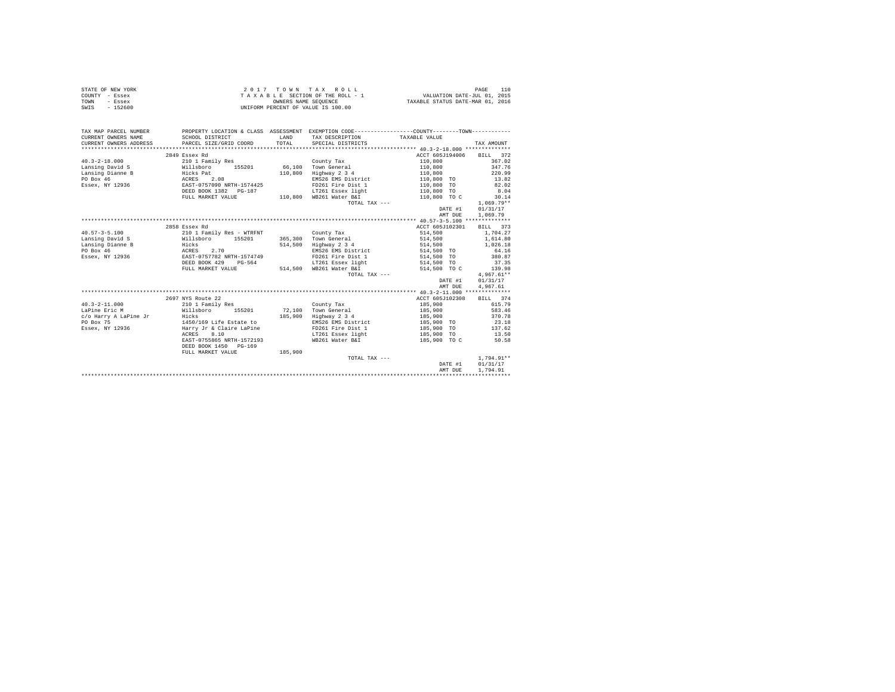STATE OF NEW YORK
COUNTY - Essex
TOWN - Essex
SWIS - 152600

2 0 1 7 T O W N T A X R O L L
T A X A B L E SECTION OF THE ROLL - 1
OWNERS NAME SEQUENCE
UNIFORM PERCENT OF VALUE IS 100.00

VALUATION DATE-JUL 01, 2015
TAXABLE STATUS DATE-MAR 01, 2016

| TAX MAP PARCEL NUMBER / CURRENT OWNERS NAME / CURRENT OWNERS ADDRESS | PROPERTY LOCATION & CLASS / SCHOOL DISTRICT / PARCEL SIZE/GRID COORD | ASSESSMENT LAND / TOTAL | EXEMPTION CODE / TAX DESCRIPTION / SPECIAL DISTRICTS | COUNTY--------TOWN TAXABLE VALUE | TAX AMOUNT |
|---|---|---|---|---|---|
| **40.3-2-18.000** | 2849 Essex Rd | | | ACCT 605J194006 | BILL 372 |
| 40.3-2-18.000 | 210 1 Family Res | | County Tax | 110,800 | 367.02 |
| Lansing David S | Willsboro 155201 | 66,100 | Town General | 110,800 | 347.76 |
| Lansing Dianne B | Hicks Pat | 110,800 | Highway 2 3 4 | 110,800 | 220.99 |
| PO Box 46 | ACRES 2.08 | | EMS26 EMS District | 110,800 TO | 13.82 |
| Essex, NY 12936 | EAST-0757090 NRTH-1574425 | | FD261 Fire Dist 1 | 110,800 TO | 82.02 |
| | DEED BOOK 1382 PG-187 | | LT261 Essex light | 110,800 TO | 8.04 |
| | FULL MARKET VALUE | 110,800 | WB261 Water B&I | 110,800 TO C | 30.14 |
| | | | TOTAL TAX --- | | 1,069.79** |
| | | | | DATE #1 | 01/31/17 |
| | | | | AMT DUE | 1,069.79 |
| **40.57-3-5.100** | 2858 Essex Rd | | | ACCT 605J102301 | BILL 373 |
| 40.57-3-5.100 | 210 1 Family Res - WTRFNT | | County Tax | 514,500 | 1,704.27 |
| Lansing David S | Willsboro 155201 | 365,300 | Town General | 514,500 | 1,614.80 |
| Lansing Dianne B | Hicks | 514,500 | Highway 2 3 4 | 514,500 | 1,026.18 |
| PO Box 46 | ACRES 2.70 | | EMS26 EMS District | 514,500 TO | 64.16 |
| Essex, NY 12936 | EAST-0757782 NRTH-1574749 | | FD261 Fire Dist 1 | 514,500 TO | 380.87 |
| | DEED BOOK 429 PG-564 | | LT261 Essex light | 514,500 TO | 37.35 |
| | FULL MARKET VALUE | 514,500 | WB261 Water B&I | 514,500 TO C | 139.98 |
| | | | TOTAL TAX --- | | 4,967.61** |
| | | | | DATE #1 | 01/31/17 |
| | | | | AMT DUE | 4,967.61 |
| **40.3-2-11.000** | 2697 NYS Route 22 | | | ACCT 605J102308 | BILL 374 |
| 40.3-2-11.000 | 210 1 Family Res | | County Tax | 185,900 | 615.79 |
| LaPine Eric M | Willsboro 155201 | 72,100 | Town General | 185,900 | 583.46 |
| c/o Harry A LaPine Jr | Hicks | 185,900 | Highway 2 3 4 | 185,900 | 370.78 |
| PO Box 75 | 1450/169 Life Estate to | | EMS26 EMS District | 185,900 TO | 23.18 |
| Essex, NY 12936 | Harry Jr & Claire LaPine | | FD261 Fire Dist 1 | 185,900 TO | 137.62 |
| | ACRES 8.10 | | LT261 Essex light | 185,900 TO | 13.50 |
| | EAST-0755865 NRTH-1572193 | | WB261 Water B&I | 185,900 TO C | 50.58 |
| | DEED BOOK 1450 PG-169 | | | | |
| | FULL MARKET VALUE | 185,900 | | | |
| | | | TOTAL TAX --- | | 1,794.91** |
| | | | | DATE #1 | 01/31/17 |
| | | | | AMT DUE | 1,794.91 |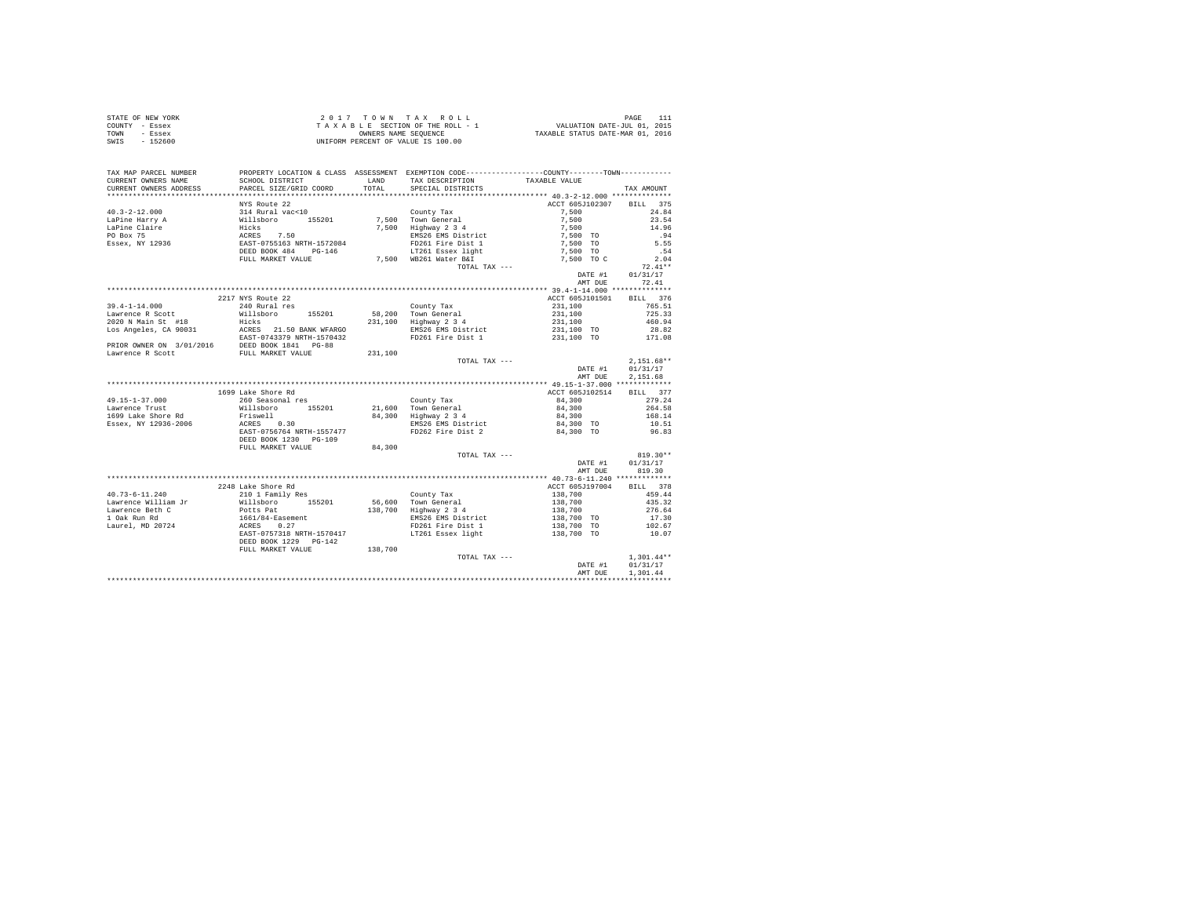STATE OF NEW YORK
COUNTY - Essex
TOWN - Essex
SWIS - 152600

2 0 1 7 T O W N T A X R O L L
T A X A B L E SECTION OF THE ROLL - 1
OWNERS NAME SEQUENCE
UNIFORM PERCENT OF VALUE IS 100.00

VALUATION DATE-JUL 01, 2015
TAXABLE STATUS DATE-MAR 01, 2016

| TAX MAP PARCEL NUMBER / CURRENT OWNERS NAME / CURRENT OWNERS ADDRESS | PROPERTY LOCATION & CLASS / SCHOOL DISTRICT / PARCEL SIZE/GRID COORD | ASSESSMENT LAND / TOTAL | EXEMPTION CODE / TAX DESCRIPTION / SPECIAL DISTRICTS | COUNTY--------TOWN / TAXABLE VALUE | TAX AMOUNT |
|---|---|---|---|---|---|
| 40.3-2-12.000 | NYS Route 22 | | | ACCT 605J102307 | BILL 375 |
| 40.3-2-12.000 | 314 Rural vac<10 | | County Tax | 7,500 | 24.84 |
| LaPine Harry A | Willsboro 155201 | 7,500 | Town General | 7,500 | 23.54 |
| LaPine Claire | Hicks | 7,500 | Highway 2 3 4 | 7,500 | 14.96 |
| PO Box 75 | ACRES 7.50 | | EMS26 EMS District | 7,500 TO | .94 |
| Essex, NY 12936 | EAST-0755163 NRTH-1572084 | | FD261 Fire Dist 1 | 7,500 TO | 5.55 |
| | DEED BOOK 484 PG-146 | | LT261 Essex light | 7,500 TO | .54 |
| | FULL MARKET VALUE | 7,500 | WB261 Water B&I | 7,500 TO C | 2.04 |
| | | | TOTAL TAX --- | | 72.41** |
| | | | | DATE #1 | 01/31/17 |
| | | | | AMT DUE | 72.41 |
| 39.4-1-14.000 | 2217 NYS Route 22 | | | ACCT 605J101501 | BILL 376 |
| 39.4-1-14.000 | 240 Rural res | | County Tax | 231,100 | 765.51 |
| Lawrence R Scott | Willsboro 155201 | 58,200 | Town General | 231,100 | 725.33 |
| 2020 N Main St #18 | Hicks | 231,100 | Highway 2 3 4 | 231,100 | 460.94 |
| Los Angeles, CA 90031 | ACRES 21.50 BANK WFARGO | | EMS26 EMS District | 231,100 TO | 28.82 |
| | EAST-0743379 NRTH-1570432 | | FD261 Fire Dist 1 | 231,100 TO | 171.08 |
| PRIOR OWNER ON 3/01/2016 | DEED BOOK 1841 PG-88 | | | | |
| Lawrence R Scott | FULL MARKET VALUE | 231,100 | | | |
| | | | TOTAL TAX --- | | 2,151.68** |
| | | | | DATE #1 | 01/31/17 |
| | | | | AMT DUE | 2,151.68 |
| 49.15-1-37.000 | 1699 Lake Shore Rd | | | ACCT 605J102514 | BILL 377 |
| 49.15-1-37.000 | 260 Seasonal res | | County Tax | 84,300 | 279.24 |
| Lawrence Trust | Willsboro 155201 | 21,600 | Town General | 84,300 | 264.58 |
| 1699 Lake Shore Rd | Friswell | 84,300 | Highway 2 3 4 | 84,300 | 168.14 |
| Essex, NY 12936-2006 | ACRES 0.30 | | EMS26 EMS District | 84,300 TO | 10.51 |
| | EAST-0756764 NRTH-1557477 | | FD262 Fire Dist 2 | 84,300 TO | 96.83 |
| | DEED BOOK 1230 PG-109 | | | | |
| | FULL MARKET VALUE | 84,300 | | | |
| | | | TOTAL TAX --- | | 819.30** |
| | | | | DATE #1 | 01/31/17 |
| | | | | AMT DUE | 819.30 |
| 40.73-6-11.240 | 2248 Lake Shore Rd | | | ACCT 605J197004 | BILL 378 |
| 40.73-6-11.240 | 210 1 Family Res | | County Tax | 138,700 | 459.44 |
| Lawrence William Jr | Willsboro 155201 | 56,600 | Town General | 138,700 | 435.32 |
| Lawrence Beth C | Potts Pat | 138,700 | Highway 2 3 4 | 138,700 | 276.64 |
| 1 Oak Run Rd | 1661/84-Easement | | EMS26 EMS District | 138,700 TO | 17.30 |
| Laurel, MD 20724 | ACRES 0.27 | | FD261 Fire Dist 1 | 138,700 TO | 102.67 |
| | EAST-0757318 NRTH-1570417 | | LT261 Essex light | 138,700 TO | 10.07 |
| | DEED BOOK 1229 PG-142 | | | | |
| | FULL MARKET VALUE | 138,700 | | | |
| | | | TOTAL TAX --- | | 1,301.44** |
| | | | | DATE #1 | 01/31/17 |
| | | | | AMT DUE | 1,301.44 |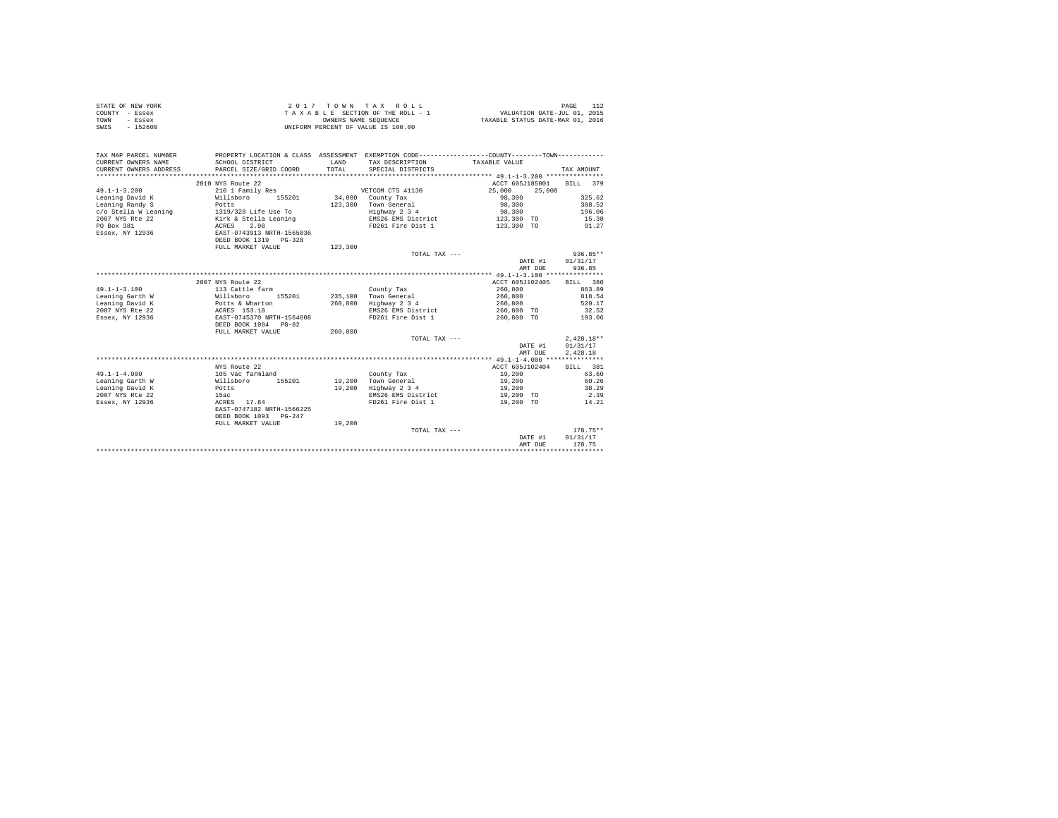STATE OF NEW YORK
COUNTY - Essex
TOWN - Essex
SWIS - 152600

2 0 1 7 T O W N T A X R O L L
T A X A B L E SECTION OF THE ROLL - 1
OWNERS NAME SEQUENCE
UNIFORM PERCENT OF VALUE IS 100.00

VALUATION DATE-JUL 01, 2015
TAXABLE STATUS DATE-MAR 01, 2016

| TAX MAP PARCEL NUMBER / CURRENT OWNERS NAME / CURRENT OWNERS ADDRESS | PROPERTY LOCATION & CLASS / SCHOOL DISTRICT / PARCEL SIZE/GRID COORD | ASSESSMENT LAND / TOTAL | EXEMPTION CODE / TAX DESCRIPTION / SPECIAL DISTRICTS | COUNTY / TAXABLE VALUE | TOWN | TAX AMOUNT |
|---|---|---|---|---|---|---|
| 49.1-1-3.200 | 2010 NYS Route 22 | | | ACCT 605J185001 | | BILL 379 |
| Leaning David K | 210 1 Family Res | | VETCOM CTS 41130 | 25,000 | 25,000 | |
| Leaning Randy S | Willsboro 155201 | 34,000 | County Tax | 98,300 | | 325.62 |
| c/o Stella W Leaning | Potts | 123,300 | Town General | 98,300 | | 308.52 |
| 2007 NYS Rte 22 | 1319/328 Life Use To | | Highway 2 3 4 | 98,300 | | 196.06 |
| PO Box 381 | Kirk & Stella Leaning | | EMS26 EMS District | 123,300 TO | | 15.38 |
| Essex, NY 12936 | ACRES 2.98 | | FD261 Fire Dist 1 | 123,300 TO | | 91.27 |
| | EAST-0743913 NRTH-1565036 | | | | | |
| | DEED BOOK 1319 PG-328 | | | | | |
| | FULL MARKET VALUE | 123,300 | | | | |
| | | | TOTAL TAX --- | | | 936.85** |
| | | | | DATE #1 | | 01/31/17 |
| | | | | AMT DUE | | 936.85 |
| 49.1-1-3.100 | 2007 NYS Route 22 | | | ACCT 605J102405 | | BILL 380 |
| Leaning Garth W | 113 Cattle farm | | County Tax | 260,800 | | 863.89 |
| Leaning David K | Willsboro 155201 | 235,100 | Town General | 260,800 | | 818.54 |
| 2007 NYS Rte 22 | Potts & Wharton | 260,800 | Highway 2 3 4 | 260,800 | | 520.17 |
| Essex, NY 12936 | ACRES 153.18 | | EMS26 EMS District | 260,800 TO | | 32.52 |
| | EAST-0745370 NRTH-1564608 | | FD261 Fire Dist 1 | 260,800 TO | | 193.06 |
| | DEED BOOK 1084 PG-82 | | | | | |
| | FULL MARKET VALUE | 260,800 | | | | |
| | | | TOTAL TAX --- | | | 2,428.18** |
| | | | | DATE #1 | | 01/31/17 |
| | | | | AMT DUE | | 2,428.18 |
| 49.1-1-4.000 | NYS Route 22 | | | ACCT 605J102404 | | BILL 381 |
| Leaning Garth W | 105 Vac farmland | | County Tax | 19,200 | | 63.60 |
| Leaning David K | Willsboro 155201 | 19,200 | Town General | 19,200 | | 60.26 |
| 2007 NYS Rte 22 | Potts | 19,200 | Highway 2 3 4 | 19,200 | | 38.29 |
| Essex, NY 12936 | 15ac | | EMS26 EMS District | 19,200 TO | | 2.39 |
| | ACRES 17.84 | | FD261 Fire Dist 1 | 19,200 TO | | 14.21 |
| | EAST-0747182 NRTH-1566225 | | | | | |
| | DEED BOOK 1093 PG-247 | | | | | |
| | FULL MARKET VALUE | 19,200 | | | | |
| | | | TOTAL TAX --- | | | 178.75** |
| | | | | DATE #1 | | 01/31/17 |
| | | | | AMT DUE | | 178.75 |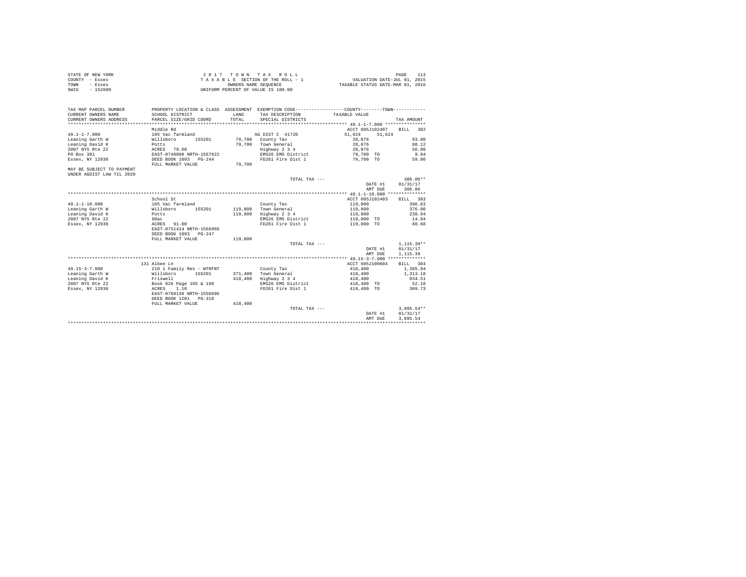STATE OF NEW YORK | 2 0 1 7 T O W N T A X R O L L
COUNTY - Essex | T A X A B L E SECTION OF THE ROLL - 1 | VALUATION DATE-JUL 01, 2015
TOWN - Essex | OWNERS NAME SEQUENCE | TAXABLE STATUS DATE-MAR 01, 2016
SWIS - 152600 | UNIFORM PERCENT OF VALUE IS 100.00

| TAX MAP PARCEL NUMBER / CURRENT OWNERS NAME / CURRENT OWNERS ADDRESS | PROPERTY LOCATION & CLASS / SCHOOL DISTRICT / PARCEL SIZE/GRID COORD | ASSESSMENT LAND / TOTAL | EXEMPTION CODE / TAX DESCRIPTION / SPECIAL DISTRICTS | COUNTY / TOWN TAXABLE VALUE | TAX AMOUNT |
|---|---|---|---|---|---|
| **49.1-1-7.000** | Middle Rd | | | ACCT 605J102407 | BILL 382 |
| 49.1-1-7.000 | 105 Vac farmland | | AG DIST C 41720 | 51,624 51,624 | |
| Leaning Garth W | Willsboro 155201 | 79,700 | County Tax | 28,076 | 93.00 |
| Leaning David K | Potts | 79,700 | Town General | 28,076 | 88.12 |
| 2007 NYS Rte 22 | ACRES 79.60 | | Highway 2 3 4 | 28,076 | 56.00 |
| PO Box 381 | EAST-0748890 NRTH-1567622 | | EMS26 EMS District | 79,700 TO | 9.94 |
| Essex, NY 12936 | DEED BOOK 1093 PG-244 | | FD261 Fire Dist 1 | 79,700 TO | 59.00 |
| | FULL MARKET VALUE | 79,700 | | | |
| MAY BE SUBJECT TO PAYMENT UNDER AGDIST LAW TIL 2020 | | | | | |
| | | | TOTAL TAX --- | | 306.06** |
| | | | | DATE #1 | 01/31/17 |
| | | | | AMT DUE | 306.06 |
| **49.1-1-10.000** | School St | | | ACCT 605J102403 | BILL 383 |
| 49.1-1-10.000 | 105 Vac farmland | | County Tax | 119,800 | 396.83 |
| Leaning Garth W | Willsboro 155201 | 119,800 | Town General | 119,800 | 376.00 |
| Leaning David K | Potts | 119,800 | Highway 2 3 4 | 119,800 | 238.94 |
| 2007 NYS Rte 22 | 98ac | | EMS26 EMS District | 119,800 TO | 14.94 |
| Essex, NY 12936 | ACRES 91.00 | | FD261 Fire Dist 1 | 119,800 TO | 88.68 |
| | EAST-0751414 NRTH-1566966 | | | | |
| | DEED BOOK 1093 PG-247 | | | | |
| | FULL MARKET VALUE | 119,800 | | | |
| | | | TOTAL TAX --- | | 1,115.39** |
| | | | | DATE #1 | 01/31/17 |
| | | | | AMT DUE | 1,115.39 |
| **49.15-3-7.000** | 131 Albee Ln | | | ACCT 605J100604 | BILL 384 |
| 49.15-3-7.000 | 210 1 Family Res - WTRFNT | | County Tax | 418,400 | 1,385.94 |
| Leaning Garth W | Willsboro 155201 | 371,400 | Town General | 418,400 | 1,313.18 |
| Leaning David K | Friswell | 418,400 | Highway 2 3 4 | 418,400 | 834.51 |
| 2007 NYS Rte 22 | Book 826 Page 195 & 198 | | EMS26 EMS District | 418,400 TO | 52.18 |
| Essex, NY 12936 | ACRES 1.10 | | FD261 Fire Dist 1 | 418,400 TO | 309.73 |
| | EAST-0760138 NRTH-1556696 | | | | |
| | DEED BOOK 1201 PG-318 | | | | |
| | FULL MARKET VALUE | 418,400 | | | |
| | | | TOTAL TAX --- | | 3,895.54** |
| | | | | DATE #1 | 01/31/17 |
| | | | | AMT DUE | 3,895.54 |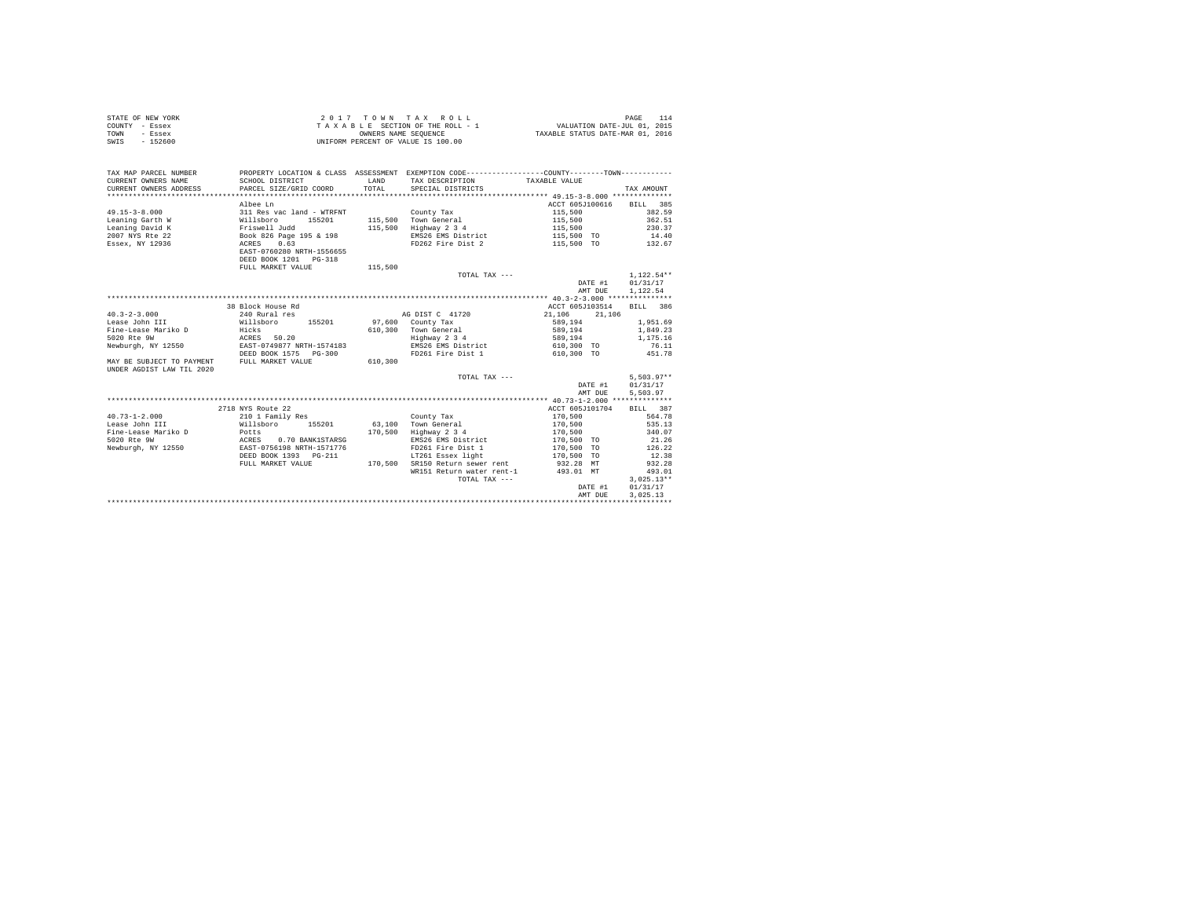STATE OF NEW YORK — COUNTY - Essex — TOWN - Essex — SWIS - 152600

2 0 1 7 T O W N T A X R O L L
T A X A B L E SECTION OF THE ROLL - 1
OWNERS NAME SEQUENCE
UNIFORM PERCENT OF VALUE IS 100.00

VALUATION DATE-JUL 01, 2015
TAXABLE STATUS DATE-MAR 01, 2016

| TAX MAP PARCEL NUMBER / CURRENT OWNERS NAME / CURRENT OWNERS ADDRESS | PROPERTY LOCATION & CLASS / SCHOOL DISTRICT / PARCEL SIZE/GRID COORD | ASSESSMENT LAND / TOTAL | EXEMPTION CODE / TAX DESCRIPTION / SPECIAL DISTRICTS | COUNTY--------TOWN / TAXABLE VALUE | TAX AMOUNT |
|---|---|---|---|---|---|
| **49.15-3-8.000** | Albee Ln | | | ACCT 605J100616 | BILL 385 |
| 49.15-3-8.000 | 311 Res vac land - WTRFNT | | County Tax | 115,500 | 382.59 |
| Leaning Garth W | Willsboro 155201 | 115,500 | Town General | 115,500 | 362.51 |
| Leaning David K | Friswell Judd | 115,500 | Highway 2 3 4 | 115,500 | 230.37 |
| 2007 NYS Rte 22 | Book 826 Page 195 & 198 | | EMS26 EMS District | 115,500 TO | 14.40 |
| Essex, NY 12936 | ACRES 0.63 | | FD262 Fire Dist 2 | 115,500 TO | 132.67 |
| | EAST-0760280 NRTH-1556655 | | | | |
| | DEED BOOK 1201 PG-318 | | | | |
| | FULL MARKET VALUE | 115,500 | | | |
| | | | TOTAL TAX --- | | 1,122.54** |
| | | | | DATE #1 | 01/31/17 |
| | | | | AMT DUE | 1,122.54 |
| **40.3-2-3.000** | 38 Block House Rd | | | ACCT 605J103514 | BILL 386 |
| 40.3-2-3.000 | 240 Rural res | | AG DIST C 41720 | 21,106 21,106 | |
| Lease John III | Willsboro 155201 | 97,600 | County Tax | 589,194 | 1,951.69 |
| Fine-Lease Mariko D | Hicks | 610,300 | Town General | 589,194 | 1,849.23 |
| 5020 Rte 9W | ACRES 50.20 | | Highway 2 3 4 | 589,194 | 1,175.16 |
| Newburgh, NY 12550 | EAST-0749877 NRTH-1574183 | | EMS26 EMS District | 610,300 TO | 76.11 |
| | DEED BOOK 1575 PG-300 | | FD261 Fire Dist 1 | 610,300 TO | 451.78 |
| MAY BE SUBJECT TO PAYMENT | FULL MARKET VALUE | 610,300 | | | |
| UNDER AGDIST LAW TIL 2020 | | | | | |
| | | | TOTAL TAX --- | | 5,503.97** |
| | | | | DATE #1 | 01/31/17 |
| | | | | AMT DUE | 5,503.97 |
| **40.73-1-2.000** | 2718 NYS Route 22 | | | ACCT 605J101704 | BILL 387 |
| 40.73-1-2.000 | 210 1 Family Res | | County Tax | 170,500 | 564.78 |
| Lease John III | Willsboro 155201 | 63,100 | Town General | 170,500 | 535.13 |
| Fine-Lease Mariko D | Potts | 170,500 | Highway 2 3 4 | 170,500 | 340.07 |
| 5020 Rte 9W | ACRES 0.70 BANK1STARSG | | EMS26 EMS District | 170,500 TO | 21.26 |
| Newburgh, NY 12550 | EAST-0756198 NRTH-1571776 | | FD261 Fire Dist 1 | 170,500 TO | 126.22 |
| | DEED BOOK 1393 PG-211 | | LT261 Essex light | 170,500 TO | 12.38 |
| | FULL MARKET VALUE | 170,500 | SR150 Return sewer rent | 932.28 MT | 932.28 |
| | | | WR151 Return water rent-1 | 493.01 MT | 493.01 |
| | | | TOTAL TAX --- | | 3,025.13** |
| | | | | DATE #1 | 01/31/17 |
| | | | | AMT DUE | 3,025.13 |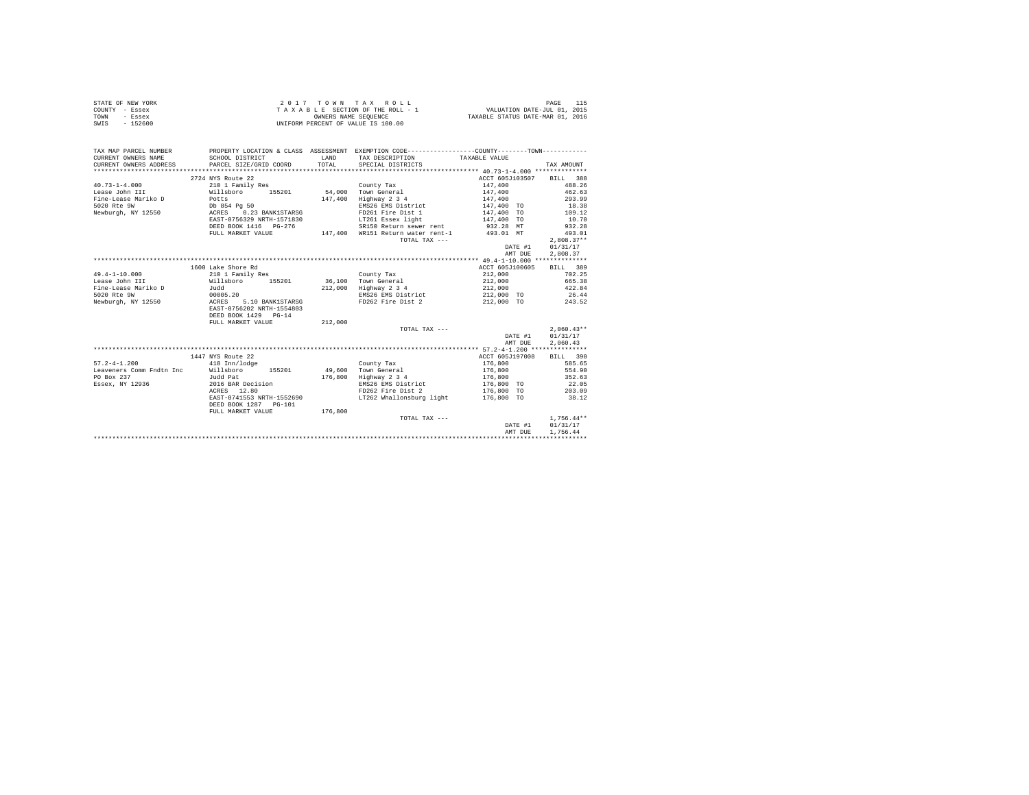STATE OF NEW YORK
COUNTY - Essex
TOWN - Essex
SWIS - 152600

2 0 1 7 T O W N T A X R O L L
T A X A B L E SECTION OF THE ROLL - 1
OWNERS NAME SEQUENCE
UNIFORM PERCENT OF VALUE IS 100.00

VALUATION DATE-JUL 01, 2015
TAXABLE STATUS DATE-MAR 01, 2016

| TAX MAP PARCEL NUMBER / CURRENT OWNERS NAME / CURRENT OWNERS ADDRESS | PROPERTY LOCATION & CLASS / SCHOOL DISTRICT / PARCEL SIZE/GRID COORD | ASSESSMENT LAND / TOTAL | EXEMPTION CODE / TAX DESCRIPTION / SPECIAL DISTRICTS | COUNTY / TOWN TAXABLE VALUE | TAX AMOUNT |
|---|---|---|---|---|---|
| | 2724 NYS Route 22 | | | ACCT 605J103507 | BILL 388 |
| 40.73-1-4.000 | 210 1 Family Res | | County Tax | 147,400 | 488.26 |
| Lease John III | Willsboro 155201 | 54,000 | Town General | 147,400 | 462.63 |
| Fine-Lease Mariko D | Potts | 147,400 | Highway 2 3 4 | 147,400 | 293.99 |
| 5020 Rte 9W | Db 854 Pg 50 | | EMS26 EMS District | 147,400 TO | 18.38 |
| Newburgh, NY 12550 | ACRES 0.23 BANK1STARSG | | FD261 Fire Dist 1 | 147,400 TO | 109.12 |
| | EAST-0756329 NRTH-1571830 | | LT261 Essex light | 147,400 TO | 10.70 |
| | DEED BOOK 1416 PG-276 | | SR150 Return sewer rent | 932.28 MT | 932.28 |
| | FULL MARKET VALUE | 147,400 | WR151 Return water rent-1 | 493.01 MT | 493.01 |
| | | | TOTAL TAX --- | | 2,808.37** |
| | | | | DATE #1 | 01/31/17 |
| | | | | AMT DUE | 2,808.37 |
| | 1600 Lake Shore Rd | | | ACCT 605J100605 | BILL 389 |
| 49.4-1-10.000 | 210 1 Family Res | | County Tax | 212,000 | 702.25 |
| Lease John III | Willsboro 155201 | 36,100 | Town General | 212,000 | 665.38 |
| Fine-Lease Mariko D | Judd | 212,000 | Highway 2 3 4 | 212,000 | 422.84 |
| 5020 Rte 9W | 00005.20 | | EMS26 EMS District | 212,000 TO | 26.44 |
| Newburgh, NY 12550 | ACRES 5.10 BANK1STARSG | | FD262 Fire Dist 2 | 212,000 TO | 243.52 |
| | EAST-0756202 NRTH-1554803 | | | | |
| | DEED BOOK 1429 PG-14 | | | | |
| | FULL MARKET VALUE | 212,000 | | | |
| | | | TOTAL TAX --- | | 2,060.43** |
| | | | | DATE #1 | 01/31/17 |
| | | | | AMT DUE | 2,060.43 |
| | 1447 NYS Route 22 | | | ACCT 605J197008 | BILL 390 |
| 57.2-4-1.200 | 418 Inn/lodge | | County Tax | 176,800 | 585.65 |
| Leaveners Comm Fndtn Inc | Willsboro 155201 | 49,600 | Town General | 176,800 | 554.90 |
| PO Box 237 | Judd Pat | 176,800 | Highway 2 3 4 | 176,800 | 352.63 |
| Essex, NY 12936 | 2016 BAR Decision | | EMS26 EMS District | 176,800 TO | 22.05 |
| | ACRES 12.80 | | FD262 Fire Dist 2 | 176,800 TO | 203.09 |
| | EAST-0741553 NRTH-1552690 | | LT262 Whallonsburg light | 176,800 TO | 38.12 |
| | DEED BOOK 1287 PG-101 | | | | |
| | FULL MARKET VALUE | 176,800 | | | |
| | | | TOTAL TAX --- | | 1,756.44** |
| | | | | DATE #1 | 01/31/17 |
| | | | | AMT DUE | 1,756.44 |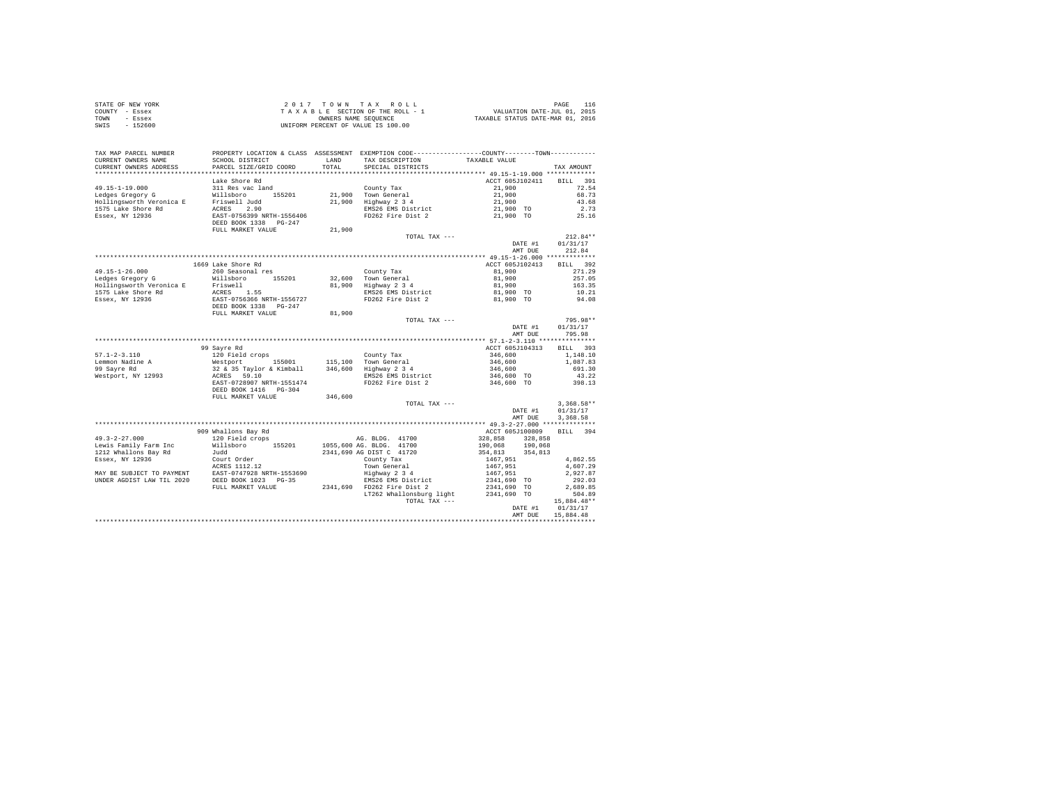STATE OF NEW YORK
COUNTY - Essex
TOWN - Essex
SWIS - 152600

2 0 1 7 T O W N T A X R O L L
T A X A B L E SECTION OF THE ROLL - 1
OWNERS NAME SEQUENCE
UNIFORM PERCENT OF VALUE IS 100.00

VALUATION DATE-JUL 01, 2015
TAXABLE STATUS DATE-MAR 01, 2016

```
TAX MAP PARCEL NUMBER     PROPERTY LOCATION & CLASS  ASSESSMENT  EXEMPTION CODE-----------------COUNTY--------TOWN-----------
CURRENT OWNERS NAME       SCHOOL DISTRICT              LAND      TAX DESCRIPTION           TAXABLE VALUE
CURRENT OWNERS ADDRESS    PARCEL SIZE/GRID COORD      TOTAL      SPECIAL DISTRICTS                                   TAX AMOUNT
****************************************************************************************** 49.15-1-19.000 *************
                          Lake Shore Rd                                                   ACCT 605J102411     BILL  391
49.15-1-19.000            311 Res vac land                       County Tax                  21,900                 72.54
Ledges Gregory G          Willsboro       155201      21,900     Town General                21,900                 68.73
Hollingsworth Veronica E  Friswell Judd               21,900     Highway 2 3 4               21,900                 43.68
1575 Lake Shore Rd        ACRES    2.90                          EMS26 EMS District          21,900 TO               2.73
Essex, NY 12936           EAST-0756399 NRTH-1556406              FD262 Fire Dist 2           21,900 TO              25.16
                          DEED BOOK 1338   PG-247
                          FULL MARKET VALUE           21,900
                                                                 TOTAL TAX ---                                    212.84**
                                                                                             DATE #1           01/31/17
                                                                                             AMT DUE             212.84
****************************************************************************************** 49.15-1-26.000 *************
                          1669 Lake Shore Rd                                              ACCT 605J102413     BILL  392
49.15-1-26.000            260 Seasonal res                       County Tax                  81,900                271.29
Ledges Gregory G          Willsboro       155201      32,600     Town General                81,900                257.05
Hollingsworth Veronica E  Friswell                    81,900     Highway 2 3 4               81,900                163.35
1575 Lake Shore Rd        ACRES    1.55                          EMS26 EMS District          81,900 TO              10.21
Essex, NY 12936           EAST-0756366 NRTH-1556727              FD262 Fire Dist 2           81,900 TO              94.08
                          DEED BOOK 1338   PG-247
                          FULL MARKET VALUE           81,900
                                                                 TOTAL TAX ---                                    795.98**
                                                                                             DATE #1           01/31/17
                                                                                             AMT DUE             795.98
****************************************************************************************** 57.1-2-3.110 ***************
                          99 Sayre Rd                                                     ACCT 605J104313     BILL  393
57.1-2-3.110              120 Field crops                        County Tax                 346,600              1,148.10
Lemmon Nadine A           Westport        155001     115,100     Town General               346,600              1,087.83
99 Sayre Rd               32 & 35 Taylor & Kimball   346,600     Highway 2 3 4              346,600                691.30
Westport, NY 12993        ACRES   59.10                          EMS26 EMS District         346,600 TO              43.22
                          EAST-0728907 NRTH-1551474              FD262 Fire Dist 2          346,600 TO             398.13
                          DEED BOOK 1416   PG-304
                          FULL MARKET VALUE          346,600
                                                                 TOTAL TAX ---                                  3,368.58**
                                                                                             DATE #1           01/31/17
                                                                                             AMT DUE           3,368.58
****************************************************************************************** 49.3-2-27.000 **************
                          909 Whallons Bay Rd                                             ACCT 605J100809     BILL  394
49.3-2-27.000             120 Field crops                        AG. BLDG.  41700           328,858    328,858
Lewis Family Farm Inc     Willsboro       155201   1055,600 AG. BLDG.  41700               190,068    190,068
1212 Whallons Bay Rd      Judd                     2341,690 AG DIST C  41720               354,813    354,813
Essex, NY 12936           Court Order                            County Tax                1467,951              4,862.55
                          ACRES 1112.12                          Town General              1467,951              4,607.29
MAY BE SUBJECT TO PAYMENT EAST-0747928 NRTH-1553690              Highway 2 3 4             1467,951              2,927.87
UNDER AGDIST LAW TIL 2020 DEED BOOK 1023   PG-35                 EMS26 EMS District        2341,690 TO             292.03
                          FULL MARKET VALUE        2341,690      FD262 Fire Dist 2         2341,690 TO           2,689.85
                                                                 LT262 Whallonsburg light  2341,690 TO             504.89
                                                                 TOTAL TAX ---                                 15,884.48**
                                                                                             DATE #1           01/31/17
                                                                                             AMT DUE          15,884.48
************************************************************************************************************************
```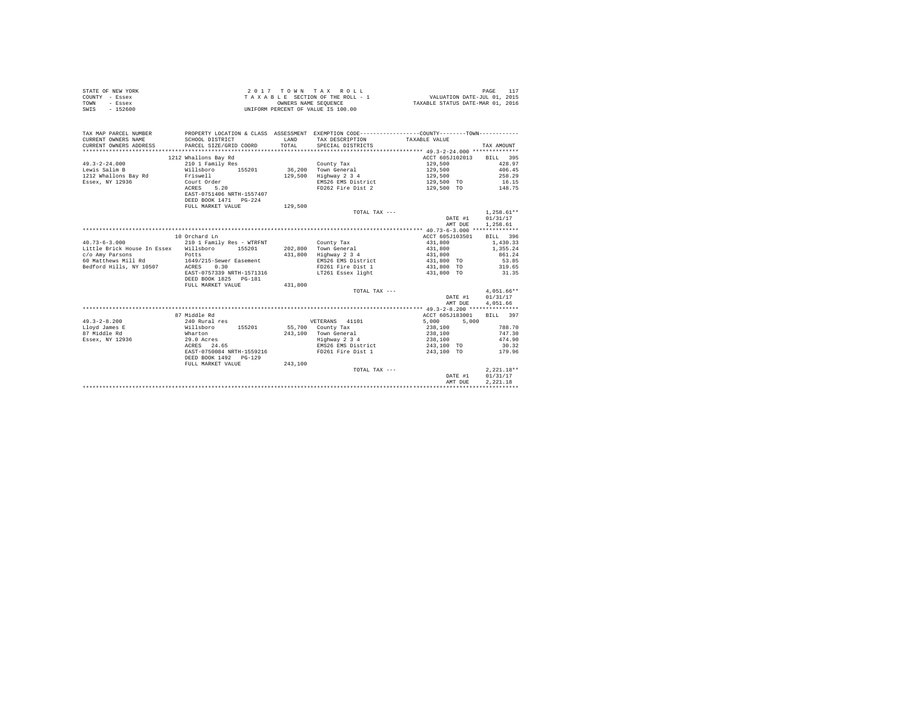STATE OF NEW YORK  
COUNTY - Essex  
TOWN - Essex  
SWIS - 152600

2 0 1 7 T O W N T A X R O L L  
T A X A B L E SECTION OF THE ROLL - 1  
OWNERS NAME SEQUENCE  
UNIFORM PERCENT OF VALUE IS 100.00

VALUATION DATE-JUL 01, 2015  
TAXABLE STATUS DATE-MAR 01, 2016

| TAX MAP PARCEL NUMBER / CURRENT OWNERS NAME / CURRENT OWNERS ADDRESS | PROPERTY LOCATION & CLASS / SCHOOL DISTRICT / PARCEL SIZE/GRID COORD | ASSESSMENT LAND / TOTAL | EXEMPTION CODE / TAX DESCRIPTION / SPECIAL DISTRICTS | COUNTY / TOWN TAXABLE VALUE | TAX AMOUNT |
|---|---|---|---|---|---|
| **49.3-2-24.000** | 1212 Whallons Bay Rd | | | ACCT 605J102013 | BILL 395 |
| 49.3-2-24.000 | 210 1 Family Res | | County Tax | 129,500 | 428.97 |
| Lewis Salim B | Willsboro 155201 | 36,200 | Town General | 129,500 | 406.45 |
| 1212 Whallons Bay Rd | Friswell | 129,500 | Highway 2 3 4 | 129,500 | 258.29 |
| Essex, NY 12936 | Court Order | | EMS26 EMS District | 129,500 TO | 16.15 |
| | ACRES 5.20 | | FD262 Fire Dist 2 | 129,500 TO | 148.75 |
| | EAST-0751406 NRTH-1557407 | | | | |
| | DEED BOOK 1471 PG-224 | | | | |
| | FULL MARKET VALUE | 129,500 | | | |
| | | | TOTAL TAX --- | | 1,258.61** |
| | | | | DATE #1 | 01/31/17 |
| | | | | AMT DUE | 1,258.61 |
| **40.73-6-3.000** | 10 Orchard Ln | | | ACCT 605J103501 | BILL 396 |
| 40.73-6-3.000 | 210 1 Family Res - WTRFNT | | County Tax | 431,800 | 1,430.33 |
| Little Brick House In Essex | Willsboro 155201 | 202,800 | Town General | 431,800 | 1,355.24 |
| c/o Amy Parsons | Potts | 431,800 | Highway 2 3 4 | 431,800 | 861.24 |
| 60 Matthews Mill Rd | 1649/215-Sewer Easement | | EMS26 EMS District | 431,800 TO | 53.85 |
| Bedford Hills, NY 10507 | ACRES 0.30 | | FD261 Fire Dist 1 | 431,800 TO | 319.65 |
| | EAST-0757339 NRTH-1571316 | | LT261 Essex light | 431,800 TO | 31.35 |
| | DEED BOOK 1825 PG-181 | | | | |
| | FULL MARKET VALUE | 431,800 | | | |
| | | | TOTAL TAX --- | | 4,051.66** |
| | | | | DATE #1 | 01/31/17 |
| | | | | AMT DUE | 4,051.66 |
| **49.3-2-8.200** | 87 Middle Rd | | | ACCT 605J183001 | BILL 397 |
| 49.3-2-8.200 | 240 Rural res | | VETERANS 41101 | 5,000 5,000 | |
| Lloyd James E | Willsboro 155201 | 55,700 | County Tax | 238,100 | 788.70 |
| 87 Middle Rd | Wharton | 243,100 | Town General | 238,100 | 747.30 |
| Essex, NY 12936 | 29.0 Acres | | Highway 2 3 4 | 238,100 | 474.90 |
| | ACRES 24.65 | | EMS26 EMS District | 243,100 TO | 30.32 |
| | EAST-0750084 NRTH-1559216 | | FD261 Fire Dist 1 | 243,100 TO | 179.96 |
| | DEED BOOK 1492 PG-129 | | | | |
| | FULL MARKET VALUE | 243,100 | | | |
| | | | TOTAL TAX --- | | 2,221.18** |
| | | | | DATE #1 | 01/31/17 |
| | | | | AMT DUE | 2,221.18 |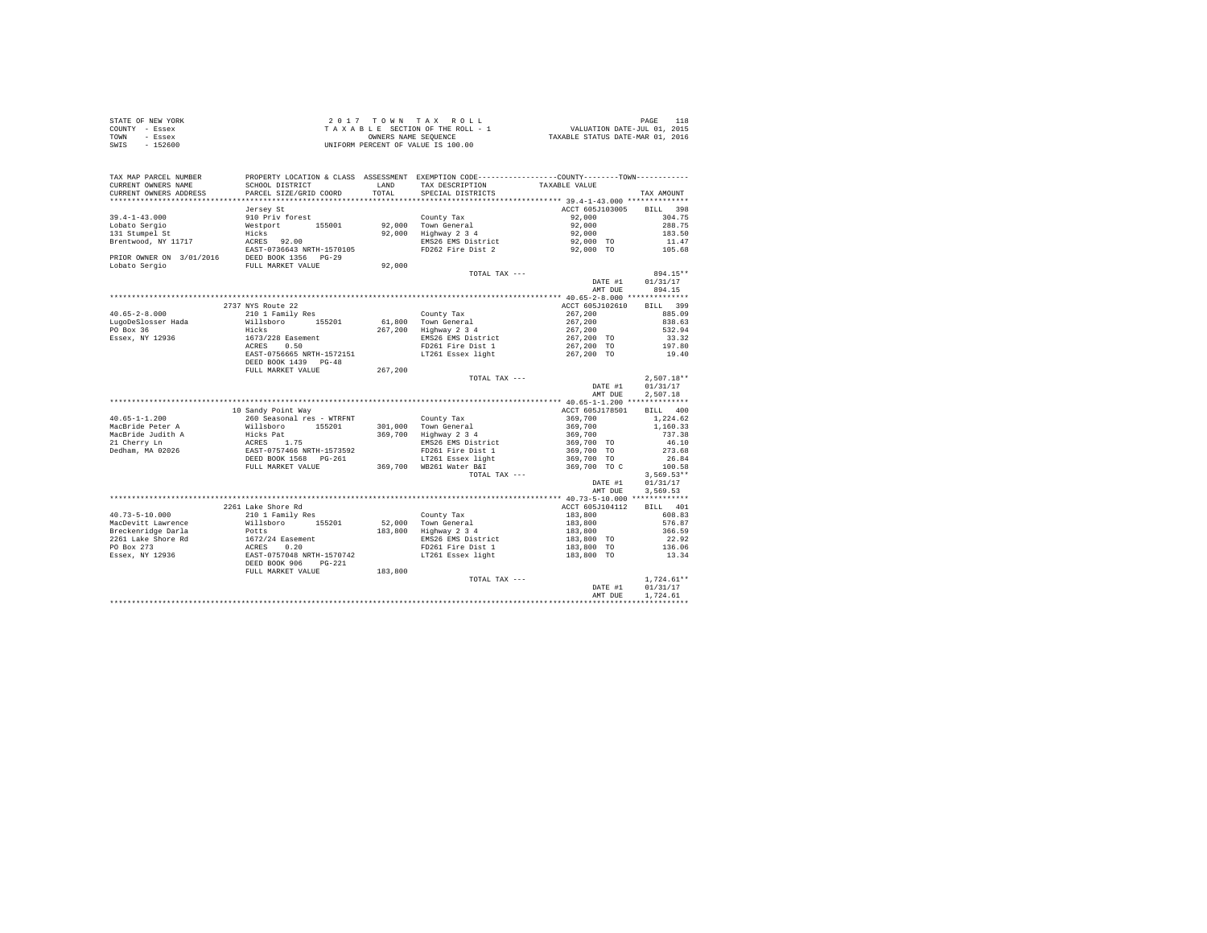STATE OF NEW YORK
COUNTY - Essex
TOWN - Essex
SWIS - 152600

2 0 1 7 T O W N T A X R O L L
T A X A B L E SECTION OF THE ROLL - 1
OWNERS NAME SEQUENCE
UNIFORM PERCENT OF VALUE IS 100.00

VALUATION DATE-JUL 01, 2015
TAXABLE STATUS DATE-MAR 01, 2016

| TAX MAP PARCEL NUMBER / CURRENT OWNERS NAME / CURRENT OWNERS ADDRESS | PROPERTY LOCATION & CLASS / SCHOOL DISTRICT / PARCEL SIZE/GRID COORD | ASSESSMENT LAND / TOTAL | EXEMPTION CODE / TAX DESCRIPTION / SPECIAL DISTRICTS | COUNTY--------TOWN TAXABLE VALUE | TAX AMOUNT |
|---|---|---|---|---|---|
| **39.4-1-43.000** | Jersey St | | | ACCT 605J103005 | BILL 398 |
| 39.4-1-43.000 | 910 Priv forest | | County Tax | 92,000 | 304.75 |
| Lobato Sergio | Westport 155001 | 92,000 | Town General | 92,000 | 288.75 |
| 131 Stumpel St | Hicks | 92,000 | Highway 2 3 4 | 92,000 | 183.50 |
| Brentwood, NY 11717 | ACRES 92.00 | | EMS26 EMS District | 92,000 TO | 11.47 |
| | EAST-0736643 NRTH-1570105 | | FD262 Fire Dist 2 | 92,000 TO | 105.68 |
| PRIOR OWNER ON 3/01/2016 | DEED BOOK 1356 PG-29 | | | | |
| Lobato Sergio | FULL MARKET VALUE | 92,000 | | | |
| | | | TOTAL TAX --- | | 894.15** |
| | | | | DATE #1 | 01/31/17 |
| | | | | AMT DUE | 894.15 |
| **40.65-2-8.000** | 2737 NYS Route 22 | | | ACCT 605J102610 | BILL 399 |
| 40.65-2-8.000 | 210 1 Family Res | | County Tax | 267,200 | 885.09 |
| LugoDeSlosser Hada | Willsboro 155201 | 61,800 | Town General | 267,200 | 838.63 |
| PO Box 36 | Hicks | 267,200 | Highway 2 3 4 | 267,200 | 532.94 |
| Essex, NY 12936 | 1673/228 Easement | | EMS26 EMS District | 267,200 TO | 33.32 |
| | ACRES 0.50 | | FD261 Fire Dist 1 | 267,200 TO | 197.80 |
| | EAST-0756665 NRTH-1572151 | | LT261 Essex light | 267,200 TO | 19.40 |
| | DEED BOOK 1439 PG-48 | | | | |
| | FULL MARKET VALUE | 267,200 | | | |
| | | | TOTAL TAX --- | | 2,507.18** |
| | | | | DATE #1 | 01/31/17 |
| | | | | AMT DUE | 2,507.18 |
| **40.65-1-1.200** | 10 Sandy Point Way | | | ACCT 605J178501 | BILL 400 |
| 40.65-1-1.200 | 260 Seasonal res - WTRFNT | | County Tax | 369,700 | 1,224.62 |
| MacBride Peter A | Willsboro 155201 | 301,000 | Town General | 369,700 | 1,160.33 |
| MacBride Judith A | Hicks Pat | 369,700 | Highway 2 3 4 | 369,700 | 737.38 |
| 21 Cherry Ln | ACRES 1.75 | | EMS26 EMS District | 369,700 TO | 46.10 |
| Dedham, MA 02026 | EAST-0757466 NRTH-1573592 | | FD261 Fire Dist 1 | 369,700 TO | 273.68 |
| | DEED BOOK 1568 PG-261 | | LT261 Essex light | 369,700 TO | 26.84 |
| | FULL MARKET VALUE | 369,700 | WB261 Water B&I | 369,700 TO C | 100.58 |
| | | | TOTAL TAX --- | | 3,569.53** |
| | | | | DATE #1 | 01/31/17 |
| | | | | AMT DUE | 3,569.53 |
| **40.73-5-10.000** | 2261 Lake Shore Rd | | | ACCT 605J104112 | BILL 401 |
| 40.73-5-10.000 | 210 1 Family Res | | County Tax | 183,800 | 608.83 |
| MacDevitt Lawrence | Willsboro 155201 | 52,000 | Town General | 183,800 | 576.87 |
| Breckenridge Darla | Potts | 183,800 | Highway 2 3 4 | 183,800 | 366.59 |
| 2261 Lake Shore Rd | 1672/24 Easement | | EMS26 EMS District | 183,800 TO | 22.92 |
| PO Box 273 | ACRES 0.20 | | FD261 Fire Dist 1 | 183,800 TO | 136.06 |
| Essex, NY 12936 | EAST-0757048 NRTH-1570742 | | LT261 Essex light | 183,800 TO | 13.34 |
| | DEED BOOK 906 PG-221 | | | | |
| | FULL MARKET VALUE | 183,800 | | | |
| | | | TOTAL TAX --- | | 1,724.61** |
| | | | | DATE #1 | 01/31/17 |
| | | | | AMT DUE | 1,724.61 |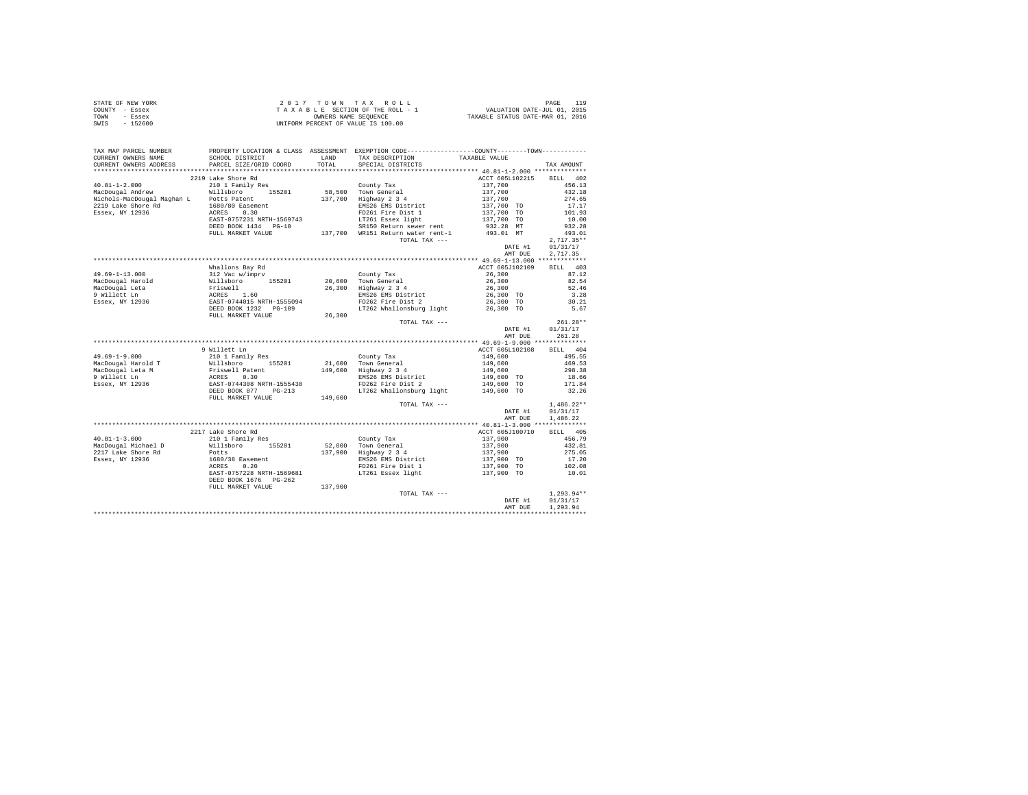STATE OF NEW YORK　　　　　　　2017 TOWN TAX ROLL　　　　　　　PAGE 119
COUNTY - Essex　　　　　　TAXABLE SECTION OF THE ROLL - 1　　　　VALUATION DATE-JUL 01, 2015
TOWN - Essex　　　　　　　　OWNERS NAME SEQUENCE　　　　TAXABLE STATUS DATE-MAR 01, 2016
SWIS - 152600　　　　　　UNIFORM PERCENT OF VALUE IS 100.00

| TAX MAP PARCEL NUMBER / CURRENT OWNERS NAME / CURRENT OWNERS ADDRESS | PROPERTY LOCATION & CLASS / SCHOOL DISTRICT / PARCEL SIZE/GRID COORD | ASSESSMENT LAND / TOTAL | EXEMPTION CODE / TAX DESCRIPTION / SPECIAL DISTRICTS | TAXABLE VALUE | TAX AMOUNT |
|---|---|---|---|---|---|
| **40.81-1-2.000** | 2219 Lake Shore Rd | | | ACCT 605L102215 | BILL 402 |
| 40.81-1-2.000 | 210 1 Family Res | | County Tax | 137,700 | 456.13 |
| MacDougal Andrew | Willsboro 155201 | 58,500 | Town General | 137,700 | 432.18 |
| Nichols-MacDougal Maghan L | Potts Patent | 137,700 | Highway 2 3 4 | 137,700 | 274.65 |
| 2219 Lake Shore Rd | 1680/80 Easement | | EMS26 EMS District | 137,700 TO | 17.17 |
| Essex, NY 12936 | ACRES 0.30 | | FD261 Fire Dist 1 | 137,700 TO | 101.93 |
| | EAST-0757231 NRTH-1569743 | | LT261 Essex light | 137,700 TO | 10.00 |
| | DEED BOOK 1434 PG-10 | | SR150 Return sewer rent | 932.28 MT | 932.28 |
| | FULL MARKET VALUE | 137,700 | WR151 Return water rent-1 | 493.01 MT | 493.01 |
| | | | TOTAL TAX --- | | 2,717.35** |
| | | | | DATE #1 | 01/31/17 |
| | | | | AMT DUE | 2,717.35 |
| **49.69-1-13.000** | Whallons Bay Rd | | | ACCT 605J102109 | BILL 403 |
| 49.69-1-13.000 | 312 Vac w/imprv | | County Tax | 26,300 | 87.12 |
| MacDougal Harold | Willsboro 155201 | 20,600 | Town General | 26,300 | 82.54 |
| MacDougal Leta | Friswell | 26,300 | Highway 2 3 4 | 26,300 | 52.46 |
| 9 Willett Ln | ACRES 1.60 | | EMS26 EMS District | 26,300 TO | 3.28 |
| Essex, NY 12936 | EAST-0744015 NRTH-1555094 | | FD262 Fire Dist 2 | 26,300 TO | 30.21 |
| | DEED BOOK 1232 PG-109 | | LT262 Whallonsburg light | 26,300 TO | 5.67 |
| | FULL MARKET VALUE | 26,300 | | | |
| | | | TOTAL TAX --- | | 261.28** |
| | | | | DATE #1 | 01/31/17 |
| | | | | AMT DUE | 261.28 |
| **49.69-1-9.000** | 9 Willett Ln | | | ACCT 605L102108 | BILL 404 |
| 49.69-1-9.000 | 210 1 Family Res | | County Tax | 149,600 | 495.55 |
| MacDougal Harold T | Willsboro 155201 | 21,600 | Town General | 149,600 | 469.53 |
| MacDougal Leta M | Friswell Patent | 149,600 | Highway 2 3 4 | 149,600 | 298.38 |
| 9 Willett Ln | ACRES 0.30 | | EMS26 EMS District | 149,600 TO | 18.66 |
| Essex, NY 12936 | EAST-0744308 NRTH-1555438 | | FD262 Fire Dist 2 | 149,600 TO | 171.84 |
| | DEED BOOK 877 PG-213 | | LT262 Whallonsburg light | 149,600 TO | 32.26 |
| | FULL MARKET VALUE | 149,600 | | | |
| | | | TOTAL TAX --- | | 1,486.22** |
| | | | | DATE #1 | 01/31/17 |
| | | | | AMT DUE | 1,486.22 |
| **40.81-1-3.000** | 2217 Lake Shore Rd | | | ACCT 605J100710 | BILL 405 |
| 40.81-1-3.000 | 210 1 Family Res | | County Tax | 137,900 | 456.79 |
| MacDougal Michael D | Willsboro 155201 | 52,000 | Town General | 137,900 | 432.81 |
| 2217 Lake Shore Rd | Potts | 137,900 | Highway 2 3 4 | 137,900 | 275.05 |
| Essex, NY 12936 | 1680/38 Easement | | EMS26 EMS District | 137,900 TO | 17.20 |
| | ACRES 0.20 | | FD261 Fire Dist 1 | 137,900 TO | 102.08 |
| | EAST-0757228 NRTH-1569681 | | LT261 Essex light | 137,900 TO | 10.01 |
| | DEED BOOK 1676 PG-262 | | | | |
| | FULL MARKET VALUE | 137,900 | | | |
| | | | TOTAL TAX --- | | 1,293.94** |
| | | | | DATE #1 | 01/31/17 |
| | | | | AMT DUE | 1,293.94 |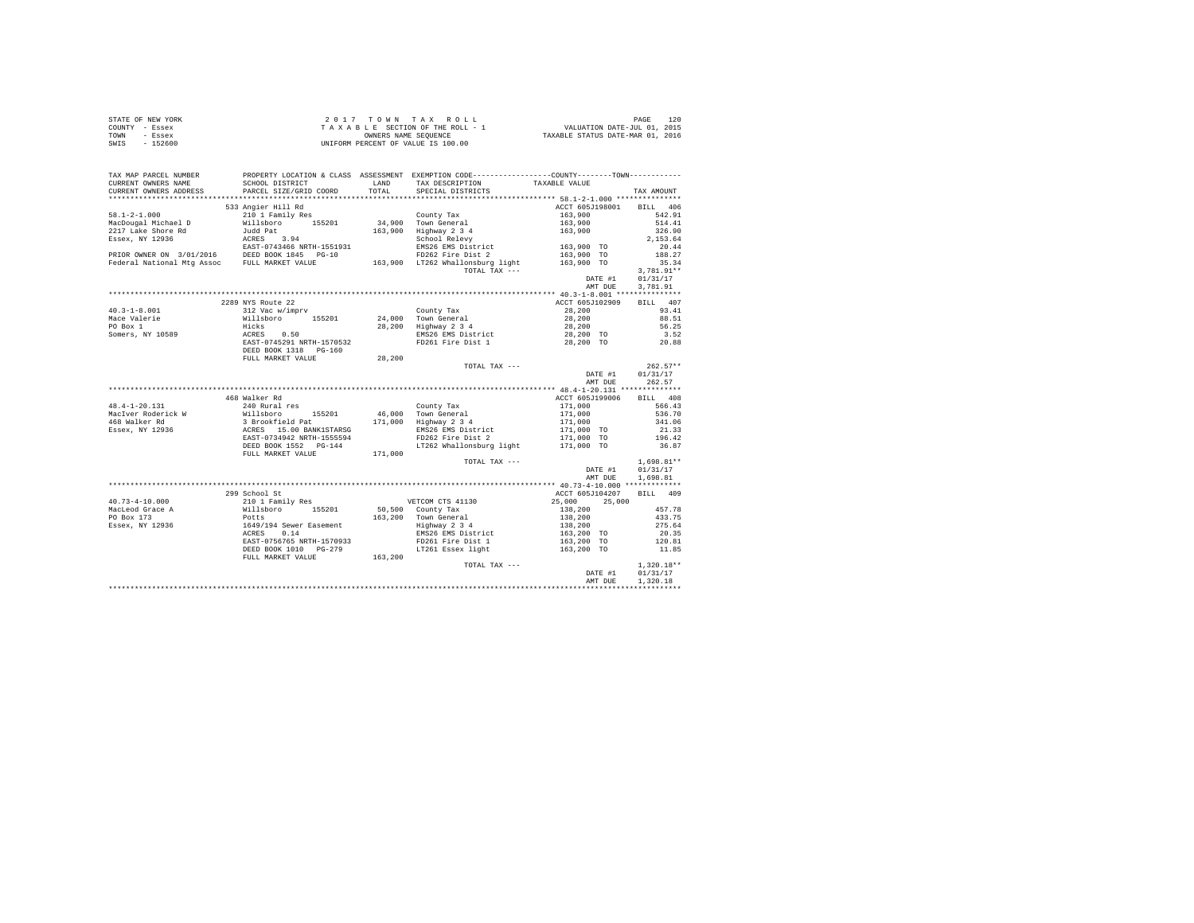STATE OF NEW YORK
COUNTY - Essex
TOWN - Essex
SWIS - 152600

2 0 1 7 T O W N T A X R O L L
T A X A B L E SECTION OF THE ROLL - 1
OWNERS NAME SEQUENCE
UNIFORM PERCENT OF VALUE IS 100.00

VALUATION DATE-JUL 01, 2015
TAXABLE STATUS DATE-MAR 01, 2016

| TAX MAP PARCEL NUMBER / CURRENT OWNERS NAME / CURRENT OWNERS ADDRESS | PROPERTY LOCATION & CLASS / SCHOOL DISTRICT / PARCEL SIZE/GRID COORD | ASSESSMENT LAND / TOTAL | EXEMPTION CODE / TAX DESCRIPTION / SPECIAL DISTRICTS | COUNTY / TOWN TAXABLE VALUE | TAX AMOUNT |
|---|---|---|---|---|---|
| 58.1-2-1.000 | 533 Angier Hill Rd | | | ACCT 605J198001 | BILL 406 |
| MacDougal Michael D | 210 1 Family Res | | County Tax | 163,900 | 542.91 |
| 2217 Lake Shore Rd | Willsboro 155201 | 34,900 | Town General | 163,900 | 514.41 |
| Essex, NY 12936 | Judd Pat | 163,900 | Highway 2 3 4 | 163,900 | 326.90 |
| | ACRES 3.94 | | School Relevy | | 2,153.64 |
| | EAST-0743466 NRTH-1551931 | | EMS26 EMS District | 163,900 TO | 20.44 |
| PRIOR OWNER ON 3/01/2016 | DEED BOOK 1845 PG-10 | | FD262 Fire Dist 2 | 163,900 TO | 188.27 |
| Federal National Mtg Assoc | FULL MARKET VALUE | 163,900 | LT262 Whallonsburg light | 163,900 TO | 35.34 |
| | | | TOTAL TAX --- | | 3,781.91** |
| | | | | DATE #1 | 01/31/17 |
| | | | | AMT DUE | 3,781.91 |
| 40.3-1-8.001 | 2289 NYS Route 22 | | | ACCT 605J102909 | BILL 407 |
| Mace Valerie | 312 Vac w/imprv | | County Tax | 28,200 | 93.41 |
| PO Box 1 | Willsboro 155201 | 24,000 | Town General | 28,200 | 88.51 |
| Somers, NY 10589 | Hicks | 28,200 | Highway 2 3 4 | 28,200 | 56.25 |
| | ACRES 0.50 | | EMS26 EMS District | 28,200 TO | 3.52 |
| | EAST-0745291 NRTH-1570532 | | FD261 Fire Dist 1 | 28,200 TO | 20.88 |
| | DEED BOOK 1318 PG-160 | | | | |
| | FULL MARKET VALUE | 28,200 | | | |
| | | | TOTAL TAX --- | | 262.57** |
| | | | | DATE #1 | 01/31/17 |
| | | | | AMT DUE | 262.57 |
| 48.4-1-20.131 | 468 Walker Rd | | | ACCT 605J199006 | BILL 408 |
| MacIver Roderick W | 240 Rural res | | County Tax | 171,000 | 566.43 |
| 468 Walker Rd | Willsboro 155201 | 46,000 | Town General | 171,000 | 536.70 |
| Essex, NY 12936 | 3 Brookfield Pat | 171,000 | Highway 2 3 4 | 171,000 | 341.06 |
| | ACRES 15.00 BANK1STARSG | | EMS26 EMS District | 171,000 TO | 21.33 |
| | EAST-0734942 NRTH-1555594 | | FD262 Fire Dist 2 | 171,000 TO | 196.42 |
| | DEED BOOK 1552 PG-144 | | LT262 Whallonsburg light | 171,000 TO | 36.87 |
| | FULL MARKET VALUE | 171,000 | | | |
| | | | TOTAL TAX --- | | 1,698.81** |
| | | | | DATE #1 | 01/31/17 |
| | | | | AMT DUE | 1,698.81 |
| 40.73-4-10.000 | 299 School St | | | ACCT 605J104207 | BILL 409 |
| MacLeod Grace A | 210 1 Family Res | | VETCOM CTS 41130 | 25,000 25,000 | |
| PO Box 173 | Willsboro 155201 | 50,500 | County Tax | 138,200 | 457.78 |
| Essex, NY 12936 | Potts | 163,200 | Town General | 138,200 | 433.75 |
| | 1649/194 Sewer Easement | | Highway 2 3 4 | 138,200 | 275.64 |
| | ACRES 0.14 | | EMS26 EMS District | 163,200 TO | 20.35 |
| | EAST-0756765 NRTH-1570933 | | FD261 Fire Dist 1 | 163,200 TO | 120.81 |
| | DEED BOOK 1010 PG-279 | | LT261 Essex light | 163,200 TO | 11.85 |
| | FULL MARKET VALUE | 163,200 | | | |
| | | | TOTAL TAX --- | | 1,320.18** |
| | | | | DATE #1 | 01/31/17 |
| | | | | AMT DUE | 1,320.18 |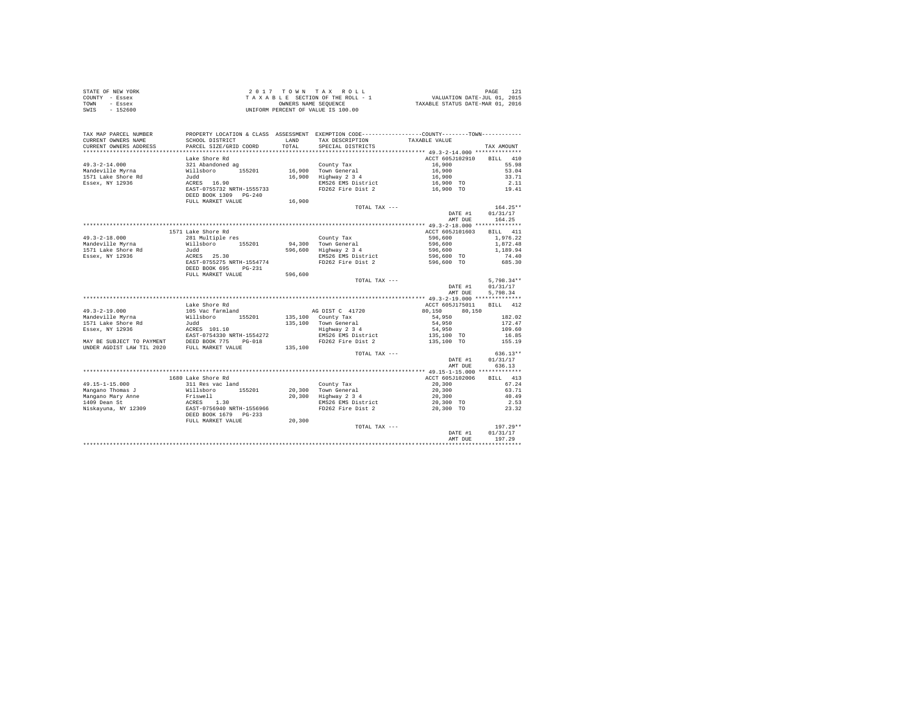STATE OF NEW YORK
COUNTY - Essex
TOWN - Essex
SWIS - 152600

2 0 1 7 T O W N T A X R O L L
T A X A B L E SECTION OF THE ROLL - 1
OWNERS NAME SEQUENCE
UNIFORM PERCENT OF VALUE IS 100.00

VALUATION DATE-JUL 01, 2015
TAXABLE STATUS DATE-MAR 01, 2016

| TAX MAP PARCEL NUMBER / CURRENT OWNERS NAME / CURRENT OWNERS ADDRESS | PROPERTY LOCATION & CLASS / SCHOOL DISTRICT / PARCEL SIZE/GRID COORD | ASSESSMENT LAND / TOTAL | EXEMPTION CODE / TAX DESCRIPTION / SPECIAL DISTRICTS | COUNTY / TOWN TAXABLE VALUE | TAX AMOUNT |
|---|---|---|---|---|---|
| **49.3-2-14.000** | Lake Shore Rd | | | ACCT 605J102910 | BILL 410 |
| 49.3-2-14.000 | 321 Abandoned ag | | County Tax | 16,900 | 55.98 |
| Mandeville Myrna | Willsboro 155201 | 16,900 | Town General | 16,900 | 53.04 |
| 1571 Lake Shore Rd | Judd | 16,900 | Highway 2 3 4 | 16,900 | 33.71 |
| Essex, NY 12936 | ACRES 16.90 | | EMS26 EMS District | 16,900 TO | 2.11 |
| | EAST-0755732 NRTH-1555733 | | FD262 Fire Dist 2 | 16,900 TO | 19.41 |
| | DEED BOOK 1309 PG-240 | | | | |
| | FULL MARKET VALUE | 16,900 | | | |
| | | | TOTAL TAX --- | | 164.25** |
| | | | | DATE #1 | 01/31/17 |
| | | | | AMT DUE | 164.25 |
| **49.3-2-18.000** | 1571 Lake Shore Rd | | | ACCT 605J101603 | BILL 411 |
| 49.3-2-18.000 | 281 Multiple res | | County Tax | 596,600 | 1,976.22 |
| Mandeville Myrna | Willsboro 155201 | 94,300 | Town General | 596,600 | 1,872.48 |
| 1571 Lake Shore Rd | Judd | 596,600 | Highway 2 3 4 | 596,600 | 1,189.94 |
| Essex, NY 12936 | ACRES 25.30 | | EMS26 EMS District | 596,600 TO | 74.40 |
| | EAST-0755275 NRTH-1554774 | | FD262 Fire Dist 2 | 596,600 TO | 685.30 |
| | DEED BOOK 695 PG-231 | | | | |
| | FULL MARKET VALUE | 596,600 | | | |
| | | | TOTAL TAX --- | | 5,798.34** |
| | | | | DATE #1 | 01/31/17 |
| | | | | AMT DUE | 5,798.34 |
| **49.3-2-19.000** | Lake Shore Rd | | | ACCT 605J175011 | BILL 412 |
| 49.3-2-19.000 | 105 Vac farmland | | AG DIST C 41720 | 80,150 80,150 | |
| Mandeville Myrna | Willsboro 155201 | 135,100 | County Tax | 54,950 | 182.02 |
| 1571 Lake Shore Rd | Judd | 135,100 | Town General | 54,950 | 172.47 |
| Essex, NY 12936 | ACRES 101.10 | | Highway 2 3 4 | 54,950 | 109.60 |
| | EAST-0754330 NRTH-1554272 | | EMS26 EMS District | 135,100 TO | 16.85 |
| MAY BE SUBJECT TO PAYMENT | DEED BOOK 775 PG-018 | | FD262 Fire Dist 2 | 135,100 TO | 155.19 |
| UNDER AGDIST LAW TIL 2020 | FULL MARKET VALUE | 135,100 | | | |
| | | | TOTAL TAX --- | | 636.13** |
| | | | | DATE #1 | 01/31/17 |
| | | | | AMT DUE | 636.13 |
| **49.15-1-15.000** | 1680 Lake Shore Rd | | | ACCT 605J102006 | BILL 413 |
| 49.15-1-15.000 | 311 Res vac land | | County Tax | 20,300 | 67.24 |
| Mangano Thomas J | Willsboro 155201 | 20,300 | Town General | 20,300 | 63.71 |
| Mangano Mary Anne | Friswell | 20,300 | Highway 2 3 4 | 20,300 | 40.49 |
| 1409 Dean St | ACRES 1.30 | | EMS26 EMS District | 20,300 TO | 2.53 |
| Niskayuna, NY 12309 | EAST-0756940 NRTH-1556966 | | FD262 Fire Dist 2 | 20,300 TO | 23.32 |
| | DEED BOOK 1679 PG-233 | | | | |
| | FULL MARKET VALUE | 20,300 | | | |
| | | | TOTAL TAX --- | | 197.29** |
| | | | | DATE #1 | 01/31/17 |
| | | | | AMT DUE | 197.29 |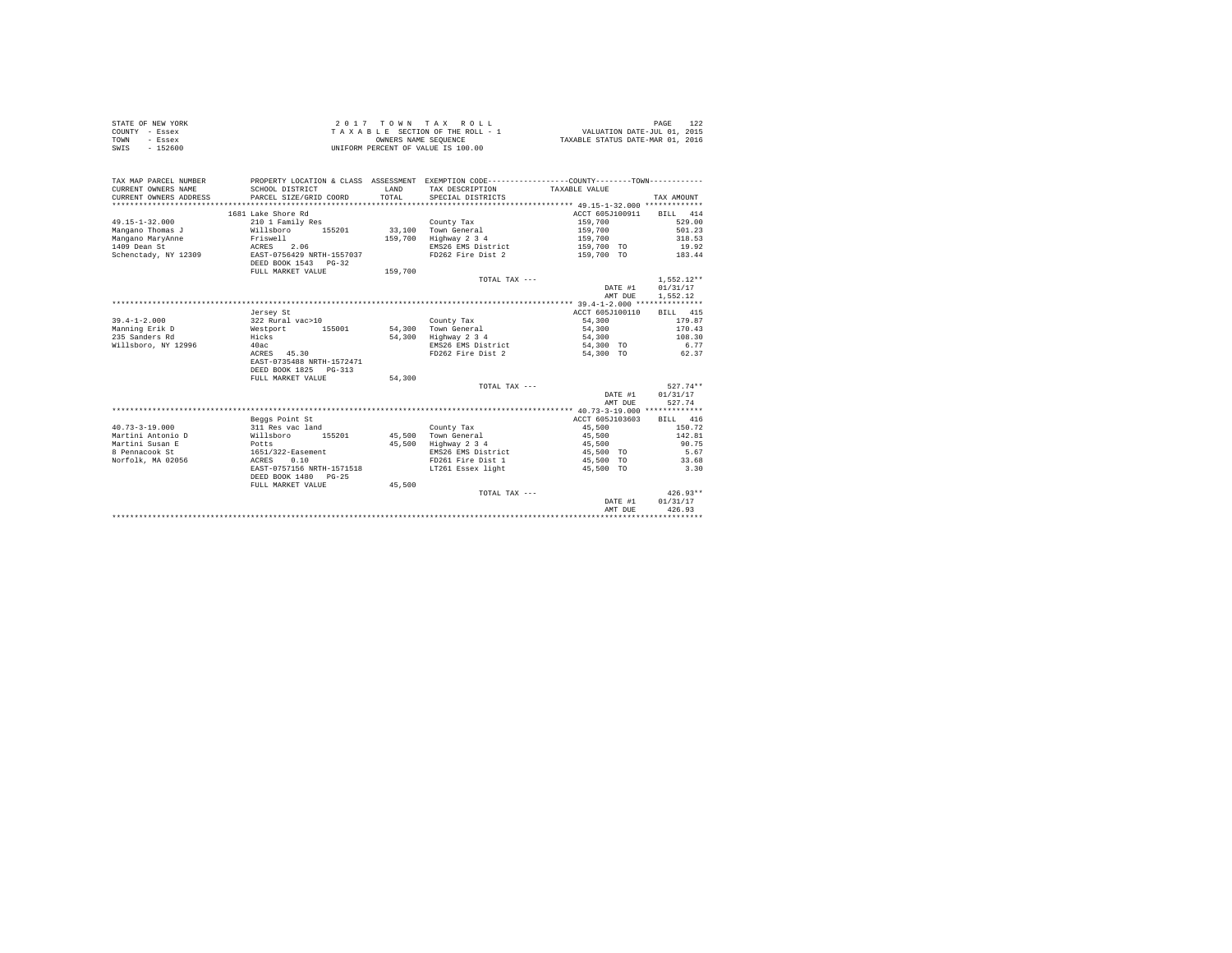STATE OF NEW YORK
COUNTY - Essex
TOWN - Essex
SWIS - 152600

2017 TOWN TAX ROLL
TAXABLE SECTION OF THE ROLL - 1
OWNERS NAME SEQUENCE
UNIFORM PERCENT OF VALUE IS 100.00

VALUATION DATE-JUL 01, 2015
TAXABLE STATUS DATE-MAR 01, 2016

| TAX MAP PARCEL NUMBER / CURRENT OWNERS NAME / CURRENT OWNERS ADDRESS | PROPERTY LOCATION & CLASS / SCHOOL DISTRICT / PARCEL SIZE/GRID COORD | ASSESSMENT LAND / TOTAL | EXEMPTION CODE / TAX DESCRIPTION / SPECIAL DISTRICTS | TAXABLE VALUE | TAX AMOUNT |
|---|---|---|---|---|---|
| 49.15-1-32.000 | 1681 Lake Shore Rd | | | ACCT 605J100911 | BILL 414 |
| | 210 1 Family Res | | County Tax | 159,700 | 529.00 |
| Mangano Thomas J | Willsboro 155201 | 33,100 | Town General | 159,700 | 501.23 |
| Mangano MaryAnne | Friswell | 159,700 | Highway 2 3 4 | 159,700 | 318.53 |
| 1409 Dean St | ACRES 2.06 | | EMS26 EMS District | 159,700 TO | 19.92 |
| Schenctady, NY 12309 | EAST-0756429 NRTH-1557037 | | FD262 Fire Dist 2 | 159,700 TO | 183.44 |
| | DEED BOOK 1543 PG-32 | | | | |
| | FULL MARKET VALUE | 159,700 | | | |
| | | | TOTAL TAX --- | | 1,552.12** |
| | | | | DATE #1 | 01/31/17 |
| | | | | AMT DUE | 1,552.12 |
| 39.4-1-2.000 | Jersey St | | | ACCT 605J100110 | BILL 415 |
| | 322 Rural vac>10 | | County Tax | 54,300 | 179.87 |
| Manning Erik D | Westport 155001 | 54,300 | Town General | 54,300 | 170.43 |
| 235 Sanders Rd | Hicks | 54,300 | Highway 2 3 4 | 54,300 | 108.30 |
| Willsboro, NY 12996 | 40ac | | EMS26 EMS District | 54,300 TO | 6.77 |
| | ACRES 45.30 | | FD262 Fire Dist 2 | 54,300 TO | 62.37 |
| | EAST-0735488 NRTH-1572471 | | | | |
| | DEED BOOK 1825 PG-313 | | | | |
| | FULL MARKET VALUE | 54,300 | | | |
| | | | TOTAL TAX --- | | 527.74** |
| | | | | DATE #1 | 01/31/17 |
| | | | | AMT DUE | 527.74 |
| 40.73-3-19.000 | Beggs Point St | | | ACCT 605J103603 | BILL 416 |
| | 311 Res vac land | | County Tax | 45,500 | 150.72 |
| Martini Antonio D | Willsboro 155201 | 45,500 | Town General | 45,500 | 142.81 |
| Martini Susan E | Potts | 45,500 | Highway 2 3 4 | 45,500 | 90.75 |
| 8 Pennacook St | 1651/322-Easement | | EMS26 EMS District | 45,500 TO | 5.67 |
| Norfolk, MA 02056 | ACRES 0.10 | | FD261 Fire Dist 1 | 45,500 TO | 33.68 |
| | EAST-0757156 NRTH-1571518 | | LT261 Essex light | 45,500 TO | 3.30 |
| | DEED BOOK 1480 PG-25 | | | | |
| | FULL MARKET VALUE | 45,500 | | | |
| | | | TOTAL TAX --- | | 426.93** |
| | | | | DATE #1 | 01/31/17 |
| | | | | AMT DUE | 426.93 |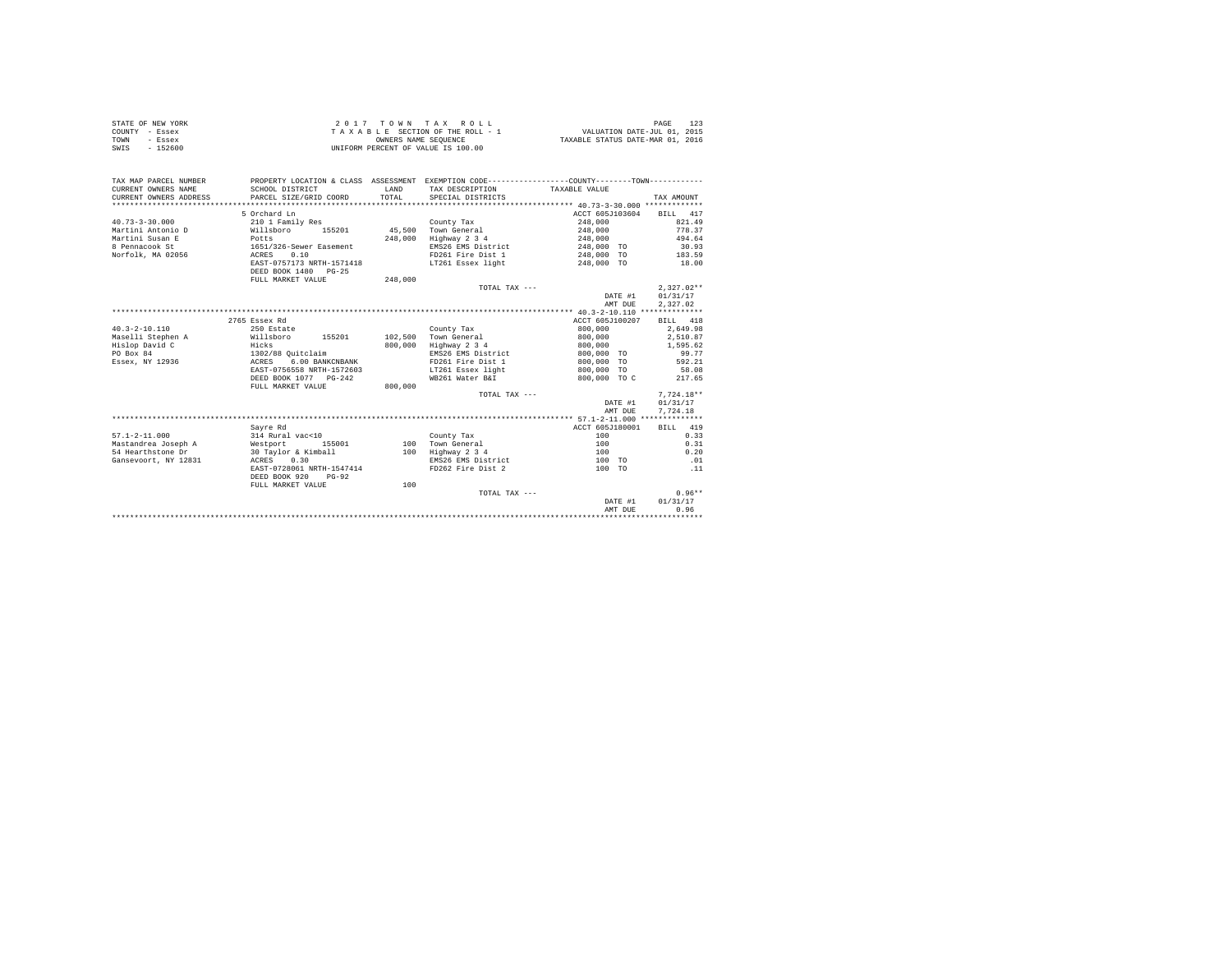STATE OF NEW YORK — 2 0 1 7 T O W N T A X R O L L
COUNTY - Essex — T A X A B L E SECTION OF THE ROLL - 1 — VALUATION DATE-JUL 01, 2015
TOWN - Essex — OWNERS NAME SEQUENCE — TAXABLE STATUS DATE-MAR 01, 2016
SWIS - 152600 — UNIFORM PERCENT OF VALUE IS 100.00

| TAX MAP PARCEL NUMBER / CURRENT OWNERS NAME / CURRENT OWNERS ADDRESS | PROPERTY LOCATION & CLASS / SCHOOL DISTRICT / PARCEL SIZE/GRID COORD | ASSESSMENT LAND / TOTAL | EXEMPTION CODE / TAX DESCRIPTION / SPECIAL DISTRICTS | COUNTY--------TOWN / TAXABLE VALUE | TAX AMOUNT |
|---|---|---|---|---|---|
| **40.73-3-30.000** | 5 Orchard Ln | | | ACCT 605J103604 | BILL 417 |
| 40.73-3-30.000 | 210 1 Family Res | | County Tax | 248,000 | 821.49 |
| Martini Antonio D | Willsboro 155201 | 45,500 | Town General | 248,000 | 778.37 |
| Martini Susan E | Potts | 248,000 | Highway 2 3 4 | 248,000 | 494.64 |
| 8 Pennacook St | 1651/326-Sewer Easement | | EMS26 EMS District | 248,000 TO | 30.93 |
| Norfolk, MA 02056 | ACRES 0.10 | | FD261 Fire Dist 1 | 248,000 TO | 183.59 |
| | EAST-0757173 NRTH-1571418 | | LT261 Essex light | 248,000 TO | 18.00 |
| | DEED BOOK 1480 PG-25 | | | | |
| | FULL MARKET VALUE | 248,000 | | | |
| | | | TOTAL TAX --- | | 2,327.02** |
| | | | | DATE #1 | 01/31/17 |
| | | | | AMT DUE | 2,327.02 |
| **40.3-2-10.110** | 2765 Essex Rd | | | ACCT 605J100207 | BILL 418 |
| 40.3-2-10.110 | 250 Estate | | County Tax | 800,000 | 2,649.98 |
| Maselli Stephen A | Willsboro 155201 | 102,500 | Town General | 800,000 | 2,510.87 |
| Hislop David C | Hicks | 800,000 | Highway 2 3 4 | 800,000 | 1,595.62 |
| PO Box 84 | 1302/88 Quitclaim | | EMS26 EMS District | 800,000 TO | 99.77 |
| Essex, NY 12936 | ACRES 6.00 BANKCNBANK | | FD261 Fire Dist 1 | 800,000 TO | 592.21 |
| | EAST-0756558 NRTH-1572603 | | LT261 Essex light | 800,000 TO | 58.08 |
| | DEED BOOK 1077 PG-242 | | WB261 Water B&I | 800,000 TO C | 217.65 |
| | FULL MARKET VALUE | 800,000 | | | |
| | | | TOTAL TAX --- | | 7,724.18** |
| | | | | DATE #1 | 01/31/17 |
| | | | | AMT DUE | 7,724.18 |
| **57.1-2-11.000** | Sayre Rd | | | ACCT 605J180001 | BILL 419 |
| 57.1-2-11.000 | 314 Rural vac<10 | | County Tax | 100 | 0.33 |
| Mastandrea Joseph A | Westport 155001 | 100 | Town General | 100 | 0.31 |
| 54 Hearthstone Dr | 30 Taylor & Kimball | 100 | Highway 2 3 4 | 100 | 0.20 |
| Gansevoort, NY 12831 | ACRES 0.30 | | EMS26 EMS District | 100 TO | .01 |
| | EAST-0728061 NRTH-1547414 | | FD262 Fire Dist 2 | 100 TO | .11 |
| | DEED BOOK 920 PG-92 | | | | |
| | FULL MARKET VALUE | 100 | | | |
| | | | TOTAL TAX --- | | 0.96** |
| | | | | DATE #1 | 01/31/17 |
| | | | | AMT DUE | 0.96 |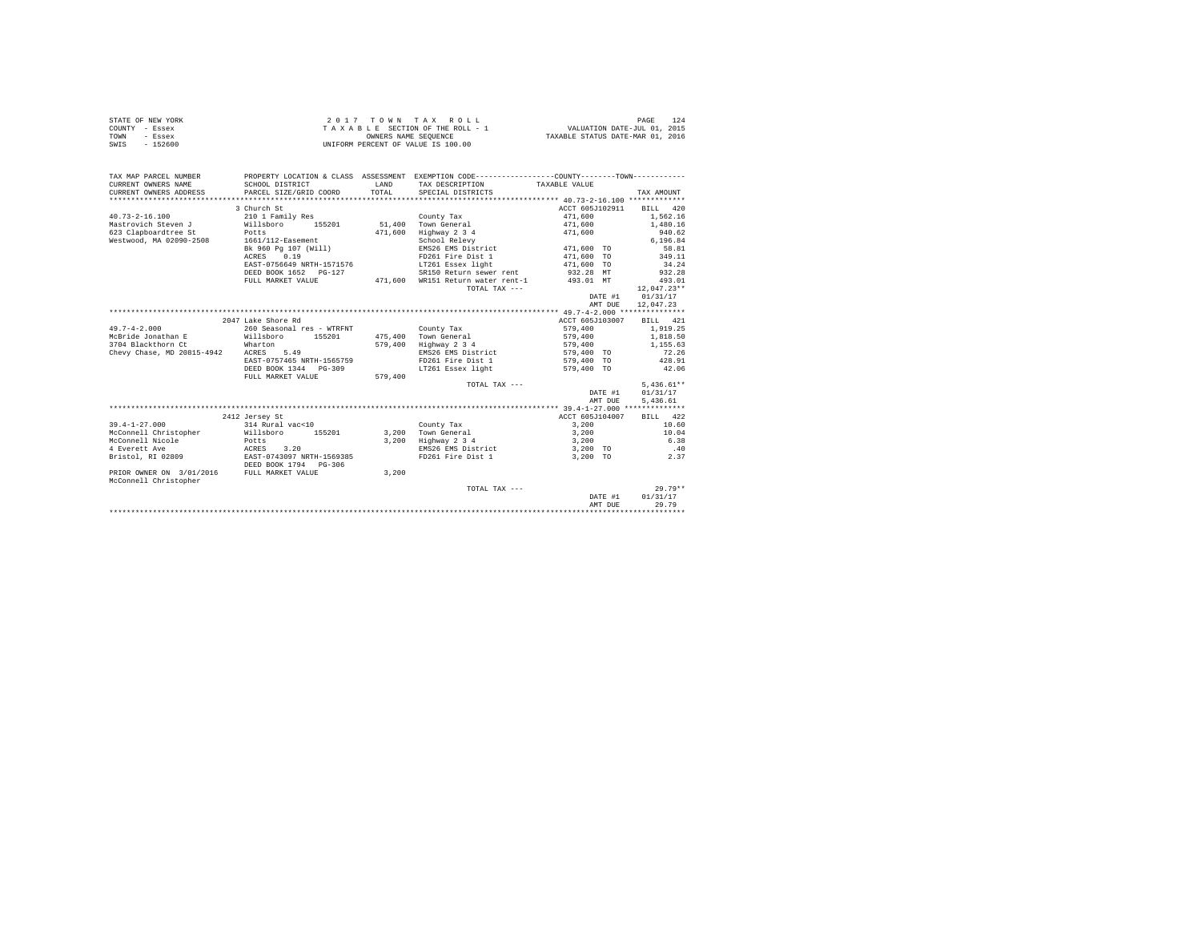STATE OF NEW YORK
COUNTY - Essex
TOWN - Essex
SWIS - 152600

2 0 1 7 T O W N T A X R O L L
T A X A B L E SECTION OF THE ROLL - 1
OWNERS NAME SEQUENCE
UNIFORM PERCENT OF VALUE IS 100.00

VALUATION DATE-JUL 01, 2015
TAXABLE STATUS DATE-MAR 01, 2016

| TAX MAP PARCEL NUMBER / CURRENT OWNERS NAME / CURRENT OWNERS ADDRESS | PROPERTY LOCATION & CLASS / SCHOOL DISTRICT / PARCEL SIZE/GRID COORD | ASSESSMENT LAND / TOTAL | EXEMPTION CODE / TAX DESCRIPTION / SPECIAL DISTRICTS | COUNTY--------TOWN / TAXABLE VALUE | TAX AMOUNT |
|---|---|---|---|---|---|
| 40.73-2-16.100 | 3 Church St | | | ACCT 605J102911 | BILL 420 |
| 40.73-2-16.100 | 210 1 Family Res | | County Tax | 471,600 | 1,562.16 |
| Mastrovich Steven J | Willsboro 155201 | 51,400 | Town General | 471,600 | 1,480.16 |
| 623 Clapboardtree St | Potts | 471,600 | Highway 2 3 4 | 471,600 | 940.62 |
| Westwood, MA 02090-2508 | 1661/112-Easement | | School Relevy | | 6,196.84 |
| | Bk 960 Pg 107 (Will) | | EMS26 EMS District | 471,600 TO | 58.81 |
| | ACRES 0.19 | | FD261 Fire Dist 1 | 471,600 TO | 349.11 |
| | EAST-0756649 NRTH-1571576 | | LT261 Essex light | 471,600 TO | 34.24 |
| | DEED BOOK 1652 PG-127 | | SR150 Return sewer rent | 932.28 MT | 932.28 |
| | FULL MARKET VALUE | 471,600 | WR151 Return water rent-1 | 493.01 MT | 493.01 |
| | | | TOTAL TAX --- | | 12,047.23** |
| | | | | DATE #1 | 01/31/17 |
| | | | | AMT DUE | 12,047.23 |
| 49.7-4-2.000 | 2047 Lake Shore Rd | | | ACCT 605J103007 | BILL 421 |
| 49.7-4-2.000 | 260 Seasonal res - WTRFNT | | County Tax | 579,400 | 1,919.25 |
| McBride Jonathan E | Willsboro 155201 | 475,400 | Town General | 579,400 | 1,818.50 |
| 3704 Blackthorn Ct | Wharton | 579,400 | Highway 2 3 4 | 579,400 | 1,155.63 |
| Chevy Chase, MD 20815-4942 | ACRES 5.49 | | EMS26 EMS District | 579,400 TO | 72.26 |
| | EAST-0757465 NRTH-1565759 | | FD261 Fire Dist 1 | 579,400 TO | 428.91 |
| | DEED BOOK 1344 PG-309 | | LT261 Essex light | 579,400 TO | 42.06 |
| | FULL MARKET VALUE | 579,400 | | | |
| | | | TOTAL TAX --- | | 5,436.61** |
| | | | | DATE #1 | 01/31/17 |
| | | | | AMT DUE | 5,436.61 |
| 39.4-1-27.000 | 2412 Jersey St | | | ACCT 605J104007 | BILL 422 |
| 39.4-1-27.000 | 314 Rural vac<10 | | County Tax | 3,200 | 10.60 |
| McConnell Christopher | Willsboro 155201 | 3,200 | Town General | 3,200 | 10.04 |
| McConnell Nicole | Potts | 3,200 | Highway 2 3 4 | 3,200 | 6.38 |
| 4 Everett Ave | ACRES 3.20 | | EMS26 EMS District | 3,200 TO | .40 |
| Bristol, RI 02809 | EAST-0743097 NRTH-1569385 | | FD261 Fire Dist 1 | 3,200 TO | 2.37 |
| | DEED BOOK 1794 PG-306 | | | | |
| PRIOR OWNER ON 3/01/2016 | FULL MARKET VALUE | 3,200 | | | |
| McConnell Christopher | | | | | |
| | | | TOTAL TAX --- | | 29.79** |
| | | | | DATE #1 | 01/31/17 |
| | | | | AMT DUE | 29.79 |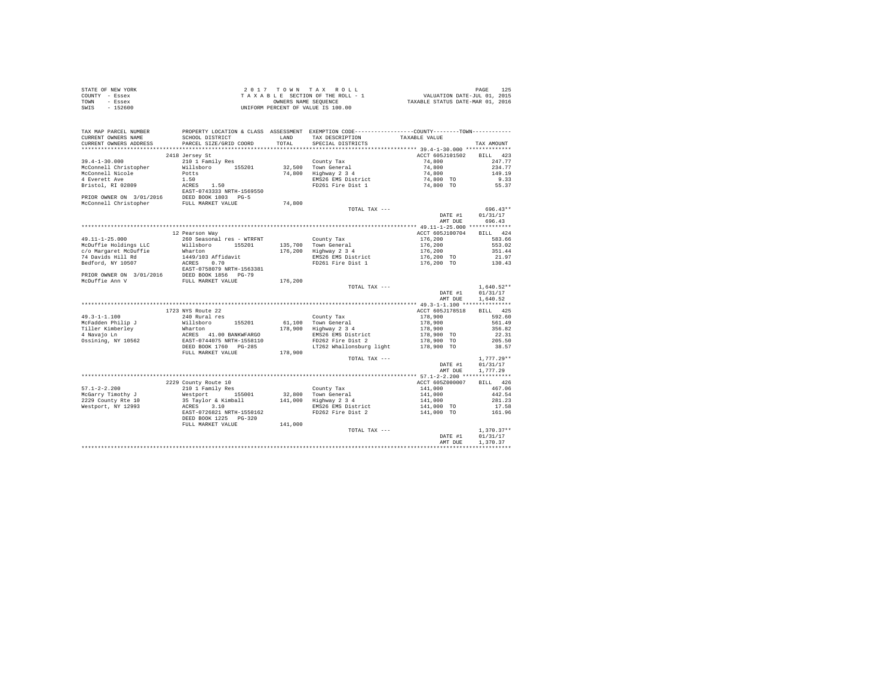STATE OF NEW YORK
COUNTY - Essex
TOWN - Essex
SWIS - 152600

2 0 1 7 T O W N T A X R O L L
T A X A B L E SECTION OF THE ROLL - 1
OWNERS NAME SEQUENCE
UNIFORM PERCENT OF VALUE IS 100.00

VALUATION DATE-JUL 01, 2015
TAXABLE STATUS DATE-MAR 01, 2016

```
TAX MAP PARCEL NUMBER          PROPERTY LOCATION & CLASS  ASSESSMENT  EXEMPTION CODE-----------------COUNTY--------TOWN-----------
CURRENT OWNERS NAME            SCHOOL DISTRICT              LAND      TAX DESCRIPTION           TAXABLE VALUE
CURRENT OWNERS ADDRESS         PARCEL SIZE/GRID COORD       TOTAL     SPECIAL DISTRICTS                                   TAX AMOUNT
************************************************************************************************ 39.4-1-30.000 **************
                               2418 Jersey St                                                   ACCT 605J101502    BILL  423
39.4-1-30.000                  210 1 Family Res                       County Tax                  74,800              247.77
McConnell Christopher          Willsboro     155201        32,500    Town General                74,800              234.77
McConnell Nicole               Potts                       74,800    Highway 2 3 4               74,800              149.19
4 Everett Ave                  1.50                                   EMS26 EMS District          74,800 TO             9.33
Bristol, RI 02809              ACRES    1.50                          FD261 Fire Dist 1           74,800 TO            55.37
                               EAST-0743333 NRTH-1569550
PRIOR OWNER ON 3/01/2016       DEED BOOK 1803   PG-5
McConnell Christopher          FULL MARKET VALUE           74,800
                                                                      TOTAL TAX ---                                  696.43**
                                                                                                DATE #1    01/31/17
                                                                                                AMT DUE      696.43
************************************************************************************************ 49.11-1-25.000 *************
                               12 Pearson Way                                                   ACCT 605J100704    BILL  424
49.11-1-25.000                 260 Seasonal res - WTRFNT              County Tax                 176,200              583.66
McDuffie Holdings LLC          Willsboro     155201       135,700    Town General               176,200              553.02
c/o Margaret McDuffie          Wharton                    176,200    Highway 2 3 4              176,200              351.44
74 Davids Hill Rd              1449/103 Affidavit                     EMS26 EMS District         176,200 TO            21.97
Bedford, NY 10507              ACRES    0.70                          FD261 Fire Dist 1          176,200 TO           130.43
                               EAST-0758079 NRTH-1563381
PRIOR OWNER ON 3/01/2016       DEED BOOK 1856   PG-79
McDuffie Ann V                 FULL MARKET VALUE          176,200
                                                                      TOTAL TAX ---                                1,640.52**
                                                                                                DATE #1    01/31/17
                                                                                                AMT DUE    1,640.52
************************************************************************************************ 49.3-1-1.100 ***************
                               1723 NYS Route 22                                                ACCT 605J178518    BILL  425
49.3-1-1.100                   240 Rural res                          County Tax                 178,900              592.60
McFadden Philip J              Willsboro     155201        61,100    Town General               178,900              561.49
Tiller Kimberley               Wharton                    178,900    Highway 2 3 4              178,900              356.82
4 Navajo Ln                    ACRES   41.00 BANKWFARGO               EMS26 EMS District         178,900 TO            22.31
Ossining, NY 10562             EAST-0744075 NRTH-1558110              FD262 Fire Dist 2          178,900 TO           205.50
                               DEED BOOK 1760   PG-285                LT262 Whallonsburg light   178,900 TO            38.57
                               FULL MARKET VALUE          178,900
                                                                      TOTAL TAX ---                                1,777.29**
                                                                                                DATE #1    01/31/17
                                                                                                AMT DUE    1,777.29
************************************************************************************************ 57.1-2-2.200 ***************
                               2229 County Route 10                                             ACCT 605Z000007    BILL  426
57.1-2-2.200                   210 1 Family Res                       County Tax                 141,000              467.06
McGarry Timothy J              Westport      155001        32,800    Town General               141,000              442.54
2229 County Rte 10             35 Taylor & Kimball        141,000    Highway 2 3 4              141,000              281.23
Westport, NY 12993             ACRES    3.10                          EMS26 EMS District         141,000 TO            17.58
                               EAST-0726821 NRTH-1550162              FD262 Fire Dist 2          141,000 TO           161.96
                               DEED BOOK 1225   PG-320
                               FULL MARKET VALUE          141,000
                                                                      TOTAL TAX ---                                1,370.37**
                                                                                                DATE #1    01/31/17
                                                                                                AMT DUE    1,370.37
******************************************************************************************************************************
```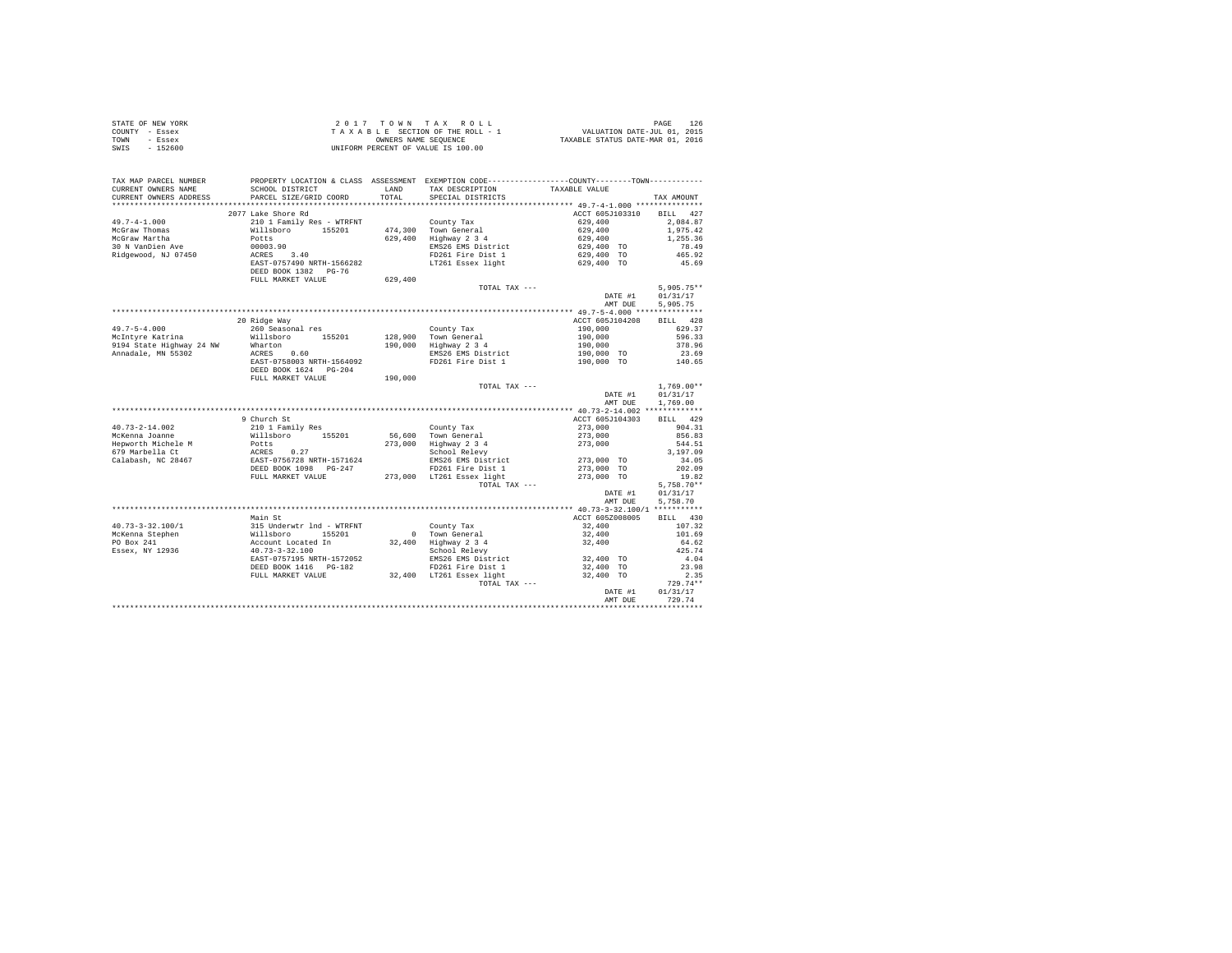STATE OF NEW YORK
COUNTY - Essex
TOWN - Essex
SWIS - 152600

2 0 1 7 T O W N T A X R O L L
T A X A B L E SECTION OF THE ROLL - 1
OWNERS NAME SEQUENCE
UNIFORM PERCENT OF VALUE IS 100.00

VALUATION DATE-JUL 01, 2015
TAXABLE STATUS DATE-MAR 01, 2016

| TAX MAP PARCEL NUMBER / CURRENT OWNERS NAME / CURRENT OWNERS ADDRESS | PROPERTY LOCATION & CLASS / SCHOOL DISTRICT / PARCEL SIZE/GRID COORD | ASSESSMENT LAND / TOTAL | EXEMPTION CODE / TAX DESCRIPTION / SPECIAL DISTRICTS | COUNTY--------TOWN TAXABLE VALUE | TAX AMOUNT |
|---|---|---|---|---|---|
| **49.7-4-1.000** | 2077 Lake Shore Rd | | | ACCT 605J103310 | BILL 427 |
| 49.7-4-1.000 | 210 1 Family Res - WTRFNT | | County Tax | 629,400 | 2,084.87 |
| McGraw Thomas | Willsboro 155201 | 474,300 | Town General | 629,400 | 1,975.42 |
| McGraw Martha | Potts | 629,400 | Highway 2 3 4 | 629,400 | 1,255.36 |
| 30 N VanDien Ave | 00003.90 | | EMS26 EMS District | 629,400 TO | 78.49 |
| Ridgewood, NJ 07450 | ACRES 3.40 | | FD261 Fire Dist 1 | 629,400 TO | 465.92 |
| | EAST-0757490 NRTH-1566282 | | LT261 Essex light | 629,400 TO | 45.69 |
| | DEED BOOK 1382 PG-76 | | | | |
| | FULL MARKET VALUE | 629,400 | | | |
| | | | TOTAL TAX --- | | 5,905.75** |
| | | | | DATE #1 | 01/31/17 |
| | | | | AMT DUE | 5,905.75 |
| **49.7-5-4.000** | 20 Ridge Way | | | ACCT 605J104208 | BILL 428 |
| 49.7-5-4.000 | 260 Seasonal res | | County Tax | 190,000 | 629.37 |
| McIntyre Katrina | Willsboro 155201 | 128,900 | Town General | 190,000 | 596.33 |
| 9194 State Highway 24 NW | Wharton | 190,000 | Highway 2 3 4 | 190,000 | 378.96 |
| Annadale, MN 55302 | ACRES 0.60 | | EMS26 EMS District | 190,000 TO | 23.69 |
| | EAST-0758003 NRTH-1564092 | | FD261 Fire Dist 1 | 190,000 TO | 140.65 |
| | DEED BOOK 1624 PG-204 | | | | |
| | FULL MARKET VALUE | 190,000 | | | |
| | | | TOTAL TAX --- | | 1,769.00** |
| | | | | DATE #1 | 01/31/17 |
| | | | | AMT DUE | 1,769.00 |
| **40.73-2-14.002** | 9 Church St | | | ACCT 605J104303 | BILL 429 |
| 40.73-2-14.002 | 210 1 Family Res | | County Tax | 273,000 | 904.31 |
| McKenna Joanne | Willsboro 155201 | 56,600 | Town General | 273,000 | 856.83 |
| Hepworth Michele M | Potts | 273,000 | Highway 2 3 4 | 273,000 | 544.51 |
| 679 Marbella Ct | ACRES 0.27 | | School Relevy | | 3,197.09 |
| Calabash, NC 28467 | EAST-0756728 NRTH-1571624 | | EMS26 EMS District | 273,000 TO | 34.05 |
| | DEED BOOK 1098 PG-247 | | FD261 Fire Dist 1 | 273,000 TO | 202.09 |
| | FULL MARKET VALUE | 273,000 | LT261 Essex light | 273,000 TO | 19.82 |
| | | | TOTAL TAX --- | | 5,758.70** |
| | | | | DATE #1 | 01/31/17 |
| | | | | AMT DUE | 5,758.70 |
| **40.73-3-32.100/1** | Main St | | | ACCT 605Z008005 | BILL 430 |
| 40.73-3-32.100/1 | 315 Underwtr lnd - WTRFNT | | County Tax | 32,400 | 107.32 |
| McKenna Stephen | Willsboro 155201 | 0 | Town General | 32,400 | 101.69 |
| PO Box 241 | Account Located In | 32,400 | Highway 2 3 4 | 32,400 | 64.62 |
| Essex, NY 12936 | 40.73-3-32.100 | | School Relevy | | 425.74 |
| | EAST-0757195 NRTH-1572052 | | EMS26 EMS District | 32,400 TO | 4.04 |
| | DEED BOOK 1416 PG-182 | | FD261 Fire Dist 1 | 32,400 TO | 23.98 |
| | FULL MARKET VALUE | 32,400 | LT261 Essex light | 32,400 TO | 2.35 |
| | | | TOTAL TAX --- | | 729.74** |
| | | | | DATE #1 | 01/31/17 |
| | | | | AMT DUE | 729.74 |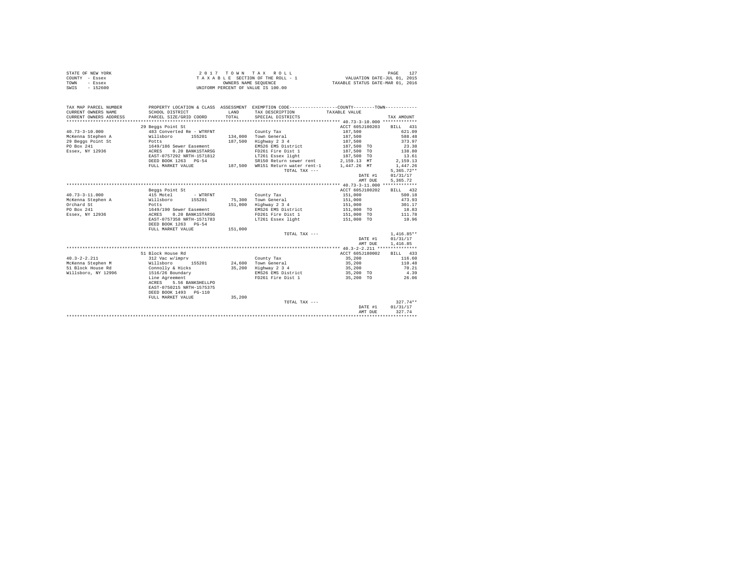STATE OF NEW YORK
COUNTY - Essex
TOWN - Essex
SWIS - 152600

2 0 1 7 T O W N T A X R O L L
T A X A B L E SECTION OF THE ROLL - 1
OWNERS NAME SEQUENCE
UNIFORM PERCENT OF VALUE IS 100.00

VALUATION DATE-JUL 01, 2015
TAXABLE STATUS DATE-MAR 01, 2016

| TAX MAP PARCEL NUMBER / CURRENT OWNERS NAME / CURRENT OWNERS ADDRESS | PROPERTY LOCATION & CLASS / SCHOOL DISTRICT / PARCEL SIZE/GRID COORD | ASSESSMENT LAND / TOTAL | EXEMPTION CODE / TAX DESCRIPTION / SPECIAL DISTRICTS | COUNTY / TOWN TAXABLE VALUE | TAX AMOUNT |
|---|---|---|---|---|---|
| 40.73-3-10.000 | 29 Beggs Point St | | | ACCT 605J100203 | BILL 431 |
| 40.73-3-10.000 | 483 Converted Re - WTRFNT | | County Tax | 187,500 | 621.09 |
| McKenna Stephen A | Willsboro 155201 | 134,000 | Town General | 187,500 | 588.48 |
| 29 Beggs Point St | Potts | 187,500 | Highway 2 3 4 | 187,500 | 373.97 |
| PO Box 241 | 1649/186 Sewer Easement | | EMS26 EMS District | 187,500 TO | 23.38 |
| Essex, NY 12936 | ACRES 0.20 BANK1STARSG | | FD261 Fire Dist 1 | 187,500 TO | 138.80 |
| | EAST-0757292 NRTH-1571812 | | LT261 Essex light | 187,500 TO | 13.61 |
| | DEED BOOK 1263 PG-54 | | SR150 Return sewer rent | 2,159.13 MT | 2,159.13 |
| | FULL MARKET VALUE | 187,500 | WR151 Return water rent-1 | 1,447.26 MT | 1,447.26 |
| | | | TOTAL TAX --- | | 5,365.72** |
| | | | | DATE #1 | 01/31/17 |
| | | | | AMT DUE | 5,365.72 |
| 40.73-3-11.000 | Beggs Point St | | | ACCT 605J100202 | BILL 432 |
| 40.73-3-11.000 | 415 Motel - WTRFNT | | County Tax | 151,000 | 500.18 |
| McKenna Stephen A | Willsboro 155201 | 75,300 | Town General | 151,000 | 473.93 |
| Orchard St | Potts | 151,000 | Highway 2 3 4 | 151,000 | 301.17 |
| PO Box 241 | 1649/190 Sewer Easement | | EMS26 EMS District | 151,000 TO | 18.83 |
| Essex, NY 12936 | ACRES 0.20 BANK1STARSG | | FD261 Fire Dist 1 | 151,000 TO | 111.78 |
| | EAST-0757358 NRTH-1571783 | | LT261 Essex light | 151,000 TO | 10.96 |
| | DEED BOOK 1263 PG-54 | | | | |
| | FULL MARKET VALUE | 151,000 | | | |
| | | | TOTAL TAX --- | | 1,416.85** |
| | | | | DATE #1 | 01/31/17 |
| | | | | AMT DUE | 1,416.85 |
| 40.3-2-2.211 | 51 Block House Rd | | | ACCT 605J180002 | BILL 433 |
| 40.3-2-2.211 | 312 Vac w/imprv | | County Tax | 35,200 | 116.60 |
| McKenna Stephen M | Willsboro 155201 | 24,600 | Town General | 35,200 | 110.48 |
| 51 Block House Rd | Connolly & Hicks | 35,200 | Highway 2 3 4 | 35,200 | 70.21 |
| Willsboro, NY 12996 | 1516/26 Boundary | | EMS26 EMS District | 35,200 TO | 4.39 |
| | Line Agreement | | FD261 Fire Dist 1 | 35,200 TO | 26.06 |
| | ACRES 5.56 BANKSHELLPO | | | | |
| | EAST-0750215 NRTH-1575375 | | | | |
| | DEED BOOK 1493 PG-110 | | | | |
| | FULL MARKET VALUE | 35,200 | | | |
| | | | TOTAL TAX --- | | 327.74** |
| | | | | DATE #1 | 01/31/17 |
| | | | | AMT DUE | 327.74 |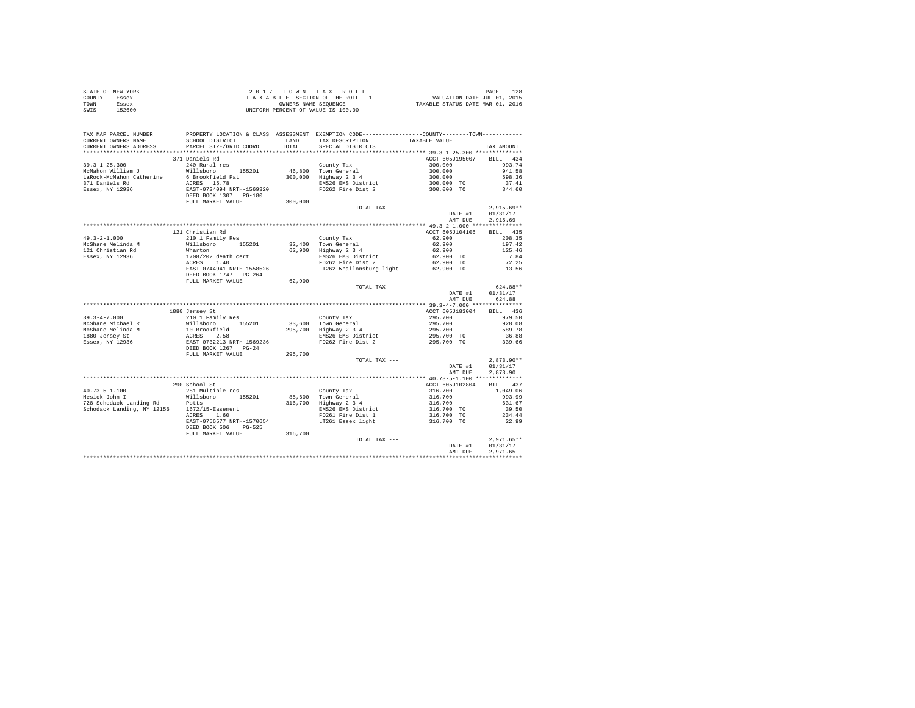STATE OF NEW YORK
COUNTY - Essex
TOWN - Essex
SWIS - 152600

2 0 1 7 T O W N T A X R O L L
T A X A B L E SECTION OF THE ROLL - 1
OWNERS NAME SEQUENCE
UNIFORM PERCENT OF VALUE IS 100.00

VALUATION DATE-JUL 01, 2015
TAXABLE STATUS DATE-MAR 01, 2016

| TAX MAP PARCEL NUMBER / CURRENT OWNERS NAME / CURRENT OWNERS ADDRESS | PROPERTY LOCATION & CLASS / SCHOOL DISTRICT / PARCEL SIZE/GRID COORD | ASSESSMENT LAND / TOTAL | EXEMPTION CODE / TAX DESCRIPTION / SPECIAL DISTRICTS | COUNTY--------TOWN TAXABLE VALUE | TAX AMOUNT |
|---|---|---|---|---|---|
| **39.3-1-25.300** | 371 Daniels Rd | | | ACCT 605J195007 | BILL 434 |
| McMahon William J | 240 Rural res | | County Tax | 300,000 | 993.74 |
| LaRock-McMahon Catherine | Willsboro 155201 | 46,800 | Town General | 300,000 | 941.58 |
| 371 Daniels Rd | 6 Brookfield Pat | 300,000 | Highway 2 3 4 | 300,000 | 598.36 |
| Essex, NY 12936 | ACRES 15.78 | | EMS26 EMS District | 300,000 TO | 37.41 |
| | EAST-0724094 NRTH-1569320 | | FD262 Fire Dist 2 | 300,000 TO | 344.60 |
| | DEED BOOK 1307 PG-180 | | | | |
| | FULL MARKET VALUE | 300,000 | | | |
| | | | TOTAL TAX --- | | 2,915.69** |
| | | | | DATE #1 | 01/31/17 |
| | | | | AMT DUE | 2,915.69 |
| **49.3-2-1.000** | 121 Christian Rd | | | ACCT 605J104106 | BILL 435 |
| McShane Melinda M | 210 1 Family Res | | County Tax | 62,900 | 208.35 |
| 121 Christian Rd | Willsboro 155201 | 32,400 | Town General | 62,900 | 197.42 |
| Essex, NY 12936 | Wharton | 62,900 | Highway 2 3 4 | 62,900 | 125.46 |
| | 1708/202 death cert | | EMS26 EMS District | 62,900 TO | 7.84 |
| | ACRES 1.40 | | FD262 Fire Dist 2 | 62,900 TO | 72.25 |
| | EAST-0744941 NRTH-1558526 | | LT262 Whallonsburg light | 62,900 TO | 13.56 |
| | DEED BOOK 1747 PG-264 | | | | |
| | FULL MARKET VALUE | 62,900 | | | |
| | | | TOTAL TAX --- | | 624.88** |
| | | | | DATE #1 | 01/31/17 |
| | | | | AMT DUE | 624.88 |
| **39.3-4-7.000** | 1880 Jersey St | | | ACCT 605J183004 | BILL 436 |
| McShane Michael R | 210 1 Family Res | | County Tax | 295,700 | 979.50 |
| McShane Melinda M | Willsboro 155201 | 33,600 | Town General | 295,700 | 928.08 |
| 1880 Jersey St | 10 Brookfield | 295,700 | Highway 2 3 4 | 295,700 | 589.78 |
| Essex, NY 12936 | ACRES 2.50 | | EMS26 EMS District | 295,700 TO | 36.88 |
| | EAST-0732213 NRTH-1569236 | | FD262 Fire Dist 2 | 295,700 TO | 339.66 |
| | DEED BOOK 1267 PG-24 | | | | |
| | FULL MARKET VALUE | 295,700 | | | |
| | | | TOTAL TAX --- | | 2,873.90** |
| | | | | DATE #1 | 01/31/17 |
| | | | | AMT DUE | 2,873.90 |
| **40.73-5-1.100** | 290 School St | | | ACCT 605J102804 | BILL 437 |
| Mesick John I | 281 Multiple res | | County Tax | 316,700 | 1,049.06 |
| 728 Schodack Landing Rd | Willsboro 155201 | 85,600 | Town General | 316,700 | 993.99 |
| Schodack Landing, NY 12156 | Potts | 316,700 | Highway 2 3 4 | 316,700 | 631.67 |
| | 1672/15-Easement | | EMS26 EMS District | 316,700 TO | 39.50 |
| | ACRES 1.60 | | FD261 Fire Dist 1 | 316,700 TO | 234.44 |
| | EAST-0756577 NRTH-1570654 | | LT261 Essex light | 316,700 TO | 22.99 |
| | DEED BOOK 506 PG-525 | | | | |
| | FULL MARKET VALUE | 316,700 | | | |
| | | | TOTAL TAX --- | | 2,971.65** |
| | | | | DATE #1 | 01/31/17 |
| | | | | AMT DUE | 2,971.65 |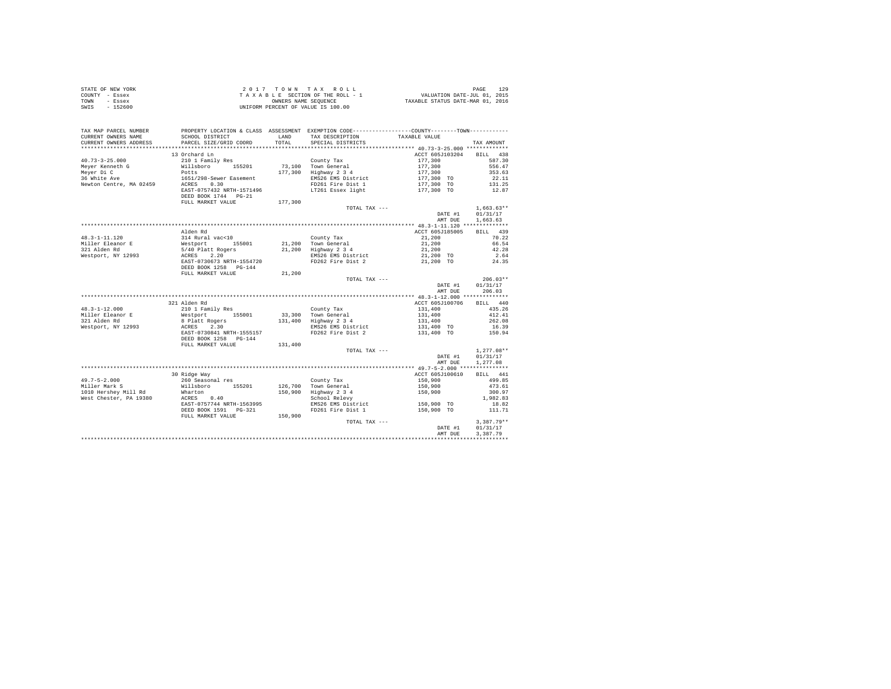STATE OF NEW YORK
COUNTY - Essex
TOWN - Essex
SWIS - 152600

2 0 1 7 T O W N T A X R O L L
T A X A B L E SECTION OF THE ROLL - 1
OWNERS NAME SEQUENCE
UNIFORM PERCENT OF VALUE IS 100.00

VALUATION DATE-JUL 01, 2015
TAXABLE STATUS DATE-MAR 01, 2016

| TAX MAP PARCEL NUMBER / CURRENT OWNERS NAME / CURRENT OWNERS ADDRESS | PROPERTY LOCATION & CLASS / SCHOOL DISTRICT / PARCEL SIZE/GRID COORD | ASSESSMENT LAND / TOTAL | EXEMPTION CODE / TAX DESCRIPTION / SPECIAL DISTRICTS | COUNTY--------TOWN TAXABLE VALUE | TAX AMOUNT |
|---|---|---|---|---|---|
| **40.73-3-25.000** | 13 Orchard Ln | | | ACCT 605J103204 | BILL 438 |
| 40.73-3-25.000 | 210 1 Family Res | | County Tax | 177,300 | 587.30 |
| Meyer Kenneth G | Willsboro 155201 | 73,100 | Town General | 177,300 | 556.47 |
| Meyer Di C | Potts | 177,300 | Highway 2 3 4 | 177,300 | 353.63 |
| 36 White Ave | 1651/298-Sewer Easement | | EMS26 EMS District | 177,300 TO | 22.11 |
| Newton Centre, MA 02459 | ACRES 0.30 | | FD261 Fire Dist 1 | 177,300 TO | 131.25 |
| | EAST-0757432 NRTH-1571496 | | LT261 Essex light | 177,300 TO | 12.87 |
| | DEED BOOK 1744 PG-21 | | | | |
| | FULL MARKET VALUE | 177,300 | | | |
| | | | TOTAL TAX --- | | 1,663.63** |
| | | | | DATE #1 | 01/31/17 |
| | | | | AMT DUE | 1,663.63 |
| **48.3-1-11.120** | Alden Rd | | | ACCT 605J185005 | BILL 439 |
| 48.3-1-11.120 | 314 Rural vac<10 | | County Tax | 21,200 | 70.22 |
| Miller Eleanor E | Westport 155001 | 21,200 | Town General | 21,200 | 66.54 |
| 321 Alden Rd | 5/40 Platt Rogers | 21,200 | Highway 2 3 4 | 21,200 | 42.28 |
| Westport, NY 12993 | ACRES 2.20 | | EMS26 EMS District | 21,200 TO | 2.64 |
| | EAST-0730673 NRTH-1554720 | | FD262 Fire Dist 2 | 21,200 TO | 24.35 |
| | DEED BOOK 1258 PG-144 | | | | |
| | FULL MARKET VALUE | 21,200 | | | |
| | | | TOTAL TAX --- | | 206.03** |
| | | | | DATE #1 | 01/31/17 |
| | | | | AMT DUE | 206.03 |
| **48.3-1-12.000** | 321 Alden Rd | | | ACCT 605J100706 | BILL 440 |
| 48.3-1-12.000 | 210 1 Family Res | | County Tax | 131,400 | 435.26 |
| Miller Eleanor E | Westport 155001 | 33,300 | Town General | 131,400 | 412.41 |
| 321 Alden Rd | 8 Platt Rogers | 131,400 | Highway 2 3 4 | 131,400 | 262.08 |
| Westport, NY 12993 | ACRES 2.30 | | EMS26 EMS District | 131,400 TO | 16.39 |
| | EAST-0730841 NRTH-1555157 | | FD262 Fire Dist 2 | 131,400 TO | 150.94 |
| | DEED BOOK 1258 PG-144 | | | | |
| | FULL MARKET VALUE | 131,400 | | | |
| | | | TOTAL TAX --- | | 1,277.08** |
| | | | | DATE #1 | 01/31/17 |
| | | | | AMT DUE | 1,277.08 |
| **49.7-5-2.000** | 30 Ridge Way | | | ACCT 605J100610 | BILL 441 |
| 49.7-5-2.000 | 260 Seasonal res | | County Tax | 150,900 | 499.85 |
| Miller Mark S | Willsboro 155201 | 126,700 | Town General | 150,900 | 473.61 |
| 1010 Hershey Mill Rd | Wharton | 150,900 | Highway 2 3 4 | 150,900 | 300.97 |
| West Chester, PA 19380 | ACRES 0.40 | | School Relevy | | 1,982.83 |
| | EAST-0757744 NRTH-1563995 | | EMS26 EMS District | 150,900 TO | 18.82 |
| | DEED BOOK 1591 PG-321 | | FD261 Fire Dist 1 | 150,900 TO | 111.71 |
| | FULL MARKET VALUE | 150,900 | | | |
| | | | TOTAL TAX --- | | 3,387.79** |
| | | | | DATE #1 | 01/31/17 |
| | | | | AMT DUE | 3,387.79 |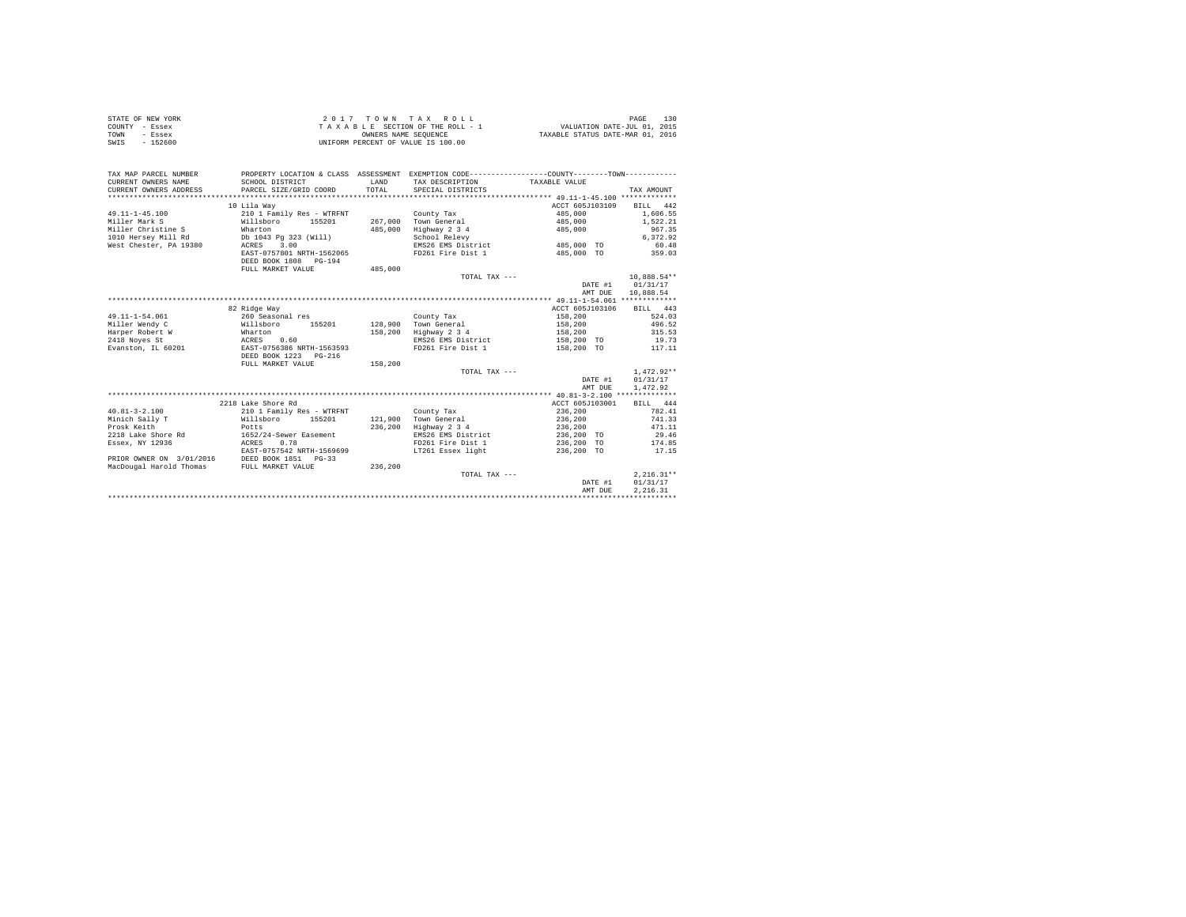STATE OF NEW YORK
COUNTY - Essex
TOWN - Essex
SWIS - 152600

2 0 1 7 T O W N T A X R O L L
T A X A B L E SECTION OF THE ROLL - 1
OWNERS NAME SEQUENCE
UNIFORM PERCENT OF VALUE IS 100.00

VALUATION DATE-JUL 01, 2015
TAXABLE STATUS DATE-MAR 01, 2016

| TAX MAP PARCEL NUMBER / CURRENT OWNERS NAME / CURRENT OWNERS ADDRESS | PROPERTY LOCATION & CLASS / SCHOOL DISTRICT / PARCEL SIZE/GRID COORD | ASSESSMENT LAND / TOTAL | EXEMPTION CODE / TAX DESCRIPTION / SPECIAL DISTRICTS | COUNTY--------TOWN TAXABLE VALUE | TAX AMOUNT |
|---|---|---|---|---|---|
| 49.11-1-45.100 | 10 Lila Way | | | ACCT 605J103109 | BILL 442 |
| 49.11-1-45.100 | 210 1 Family Res - WTRFNT | | County Tax | 485,000 | 1,606.55 |
| Miller Mark S | Willsboro 155201 | 267,000 | Town General | 485,000 | 1,522.21 |
| Miller Christine S | Wharton | 485,000 | Highway 2 3 4 | 485,000 | 967.35 |
| 1010 Hersey Mill Rd | Db 1043 Pg 323 (Will) | | School Relevy | | 6,372.92 |
| West Chester, PA 19380 | ACRES 3.00 | | EMS26 EMS District | 485,000 TO | 60.48 |
| | EAST-0757801 NRTH-1562065 | | FD261 Fire Dist 1 | 485,000 TO | 359.03 |
| | DEED BOOK 1808 PG-194 | | | | |
| | FULL MARKET VALUE | 485,000 | | | |
| | | | TOTAL TAX --- | | 10,888.54** |
| | | | | DATE #1 | 01/31/17 |
| | | | | AMT DUE | 10,888.54 |
| 49.11-1-54.061 | 82 Ridge Way | | | ACCT 605J103106 | BILL 443 |
| 49.11-1-54.061 | 260 Seasonal res | | County Tax | 158,200 | 524.03 |
| Miller Wendy C | Willsboro 155201 | 128,900 | Town General | 158,200 | 496.52 |
| Harper Robert W | Wharton | 158,200 | Highway 2 3 4 | 158,200 | 315.53 |
| 2418 Noyes St | ACRES 0.60 | | EMS26 EMS District | 158,200 TO | 19.73 |
| Evanston, IL 60201 | EAST-0756386 NRTH-1563593 | | FD261 Fire Dist 1 | 158,200 TO | 117.11 |
| | DEED BOOK 1223 PG-216 | | | | |
| | FULL MARKET VALUE | 158,200 | | | |
| | | | TOTAL TAX --- | | 1,472.92** |
| | | | | DATE #1 | 01/31/17 |
| | | | | AMT DUE | 1,472.92 |
| 40.81-3-2.100 | 2218 Lake Shore Rd | | | ACCT 605J103001 | BILL 444 |
| 40.81-3-2.100 | 210 1 Family Res - WTRFNT | | County Tax | 236,200 | 782.41 |
| Minich Sally T | Willsboro 155201 | 121,900 | Town General | 236,200 | 741.33 |
| Prosk Keith | Potts | 236,200 | Highway 2 3 4 | 236,200 | 471.11 |
| 2218 Lake Shore Rd | 1652/24-Sewer Easement | | EMS26 EMS District | 236,200 TO | 29.46 |
| Essex, NY 12936 | ACRES 0.78 | | FD261 Fire Dist 1 | 236,200 TO | 174.85 |
| | EAST-0757542 NRTH-1569699 | | LT261 Essex light | 236,200 TO | 17.15 |
| PRIOR OWNER ON 3/01/2016 | DEED BOOK 1851 PG-33 | | | | |
| MacDougal Harold Thomas | FULL MARKET VALUE | 236,200 | | | |
| | | | TOTAL TAX --- | | 2,216.31** |
| | | | | DATE #1 | 01/31/17 |
| | | | | AMT DUE | 2,216.31 |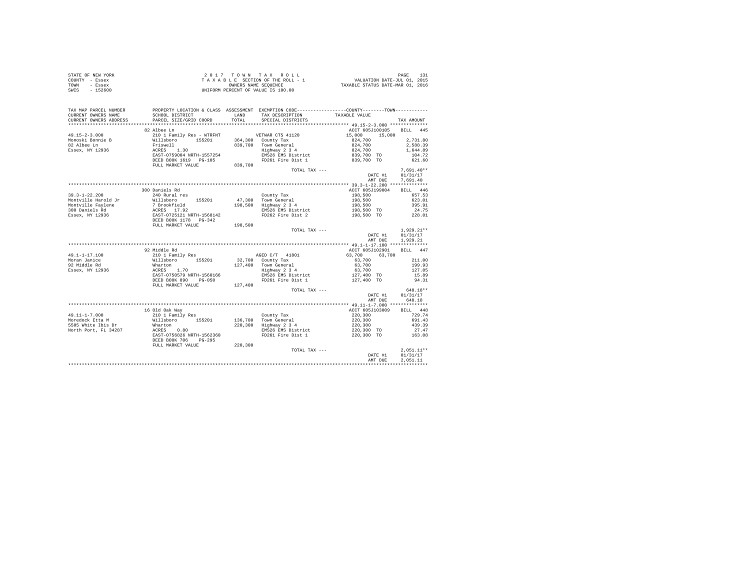STATE OF NEW YORK
COUNTY - Essex
TOWN - Essex
SWIS - 152600

2 0 1 7 T O W N T A X R O L L
T A X A B L E SECTION OF THE ROLL - 1
OWNERS NAME SEQUENCE
UNIFORM PERCENT OF VALUE IS 100.00

PAGE 131
VALUATION DATE-JUL 01, 2015
TAXABLE STATUS DATE-MAR 01, 2016

```
TAX MAP PARCEL NUMBER       PROPERTY LOCATION & CLASS  ASSESSMENT  EXEMPTION CODE-----------------COUNTY--------TOWN-----------
CURRENT OWNERS NAME         SCHOOL DISTRICT             LAND      TAX DESCRIPTION            TAXABLE VALUE
CURRENT OWNERS ADDRESS      PARCEL SIZE/GRID COORD      TOTAL     SPECIAL DISTRICTS                                    TAX AMOUNT
*********************************************************************************************** 49.15-2-3.000 **************
                            82 Albee Ln                                                     ACCT 605J100105    BILL  445
49.15-2-3.000               210 1 Family Res - WTRFNT           VETWAR CTS 41120            15,000     15,000
Monoski Bonnie B            Willsboro      155201      364,300  County Tax                  824,700                2,731.80
82 Albee Ln                 Friswell                   839,700  Town General                824,700                2,588.39
Essex, NY 12936             ACRES    1.30                       Highway 2 3 4               824,700                1,644.89
                            EAST-0759004 NRTH-1557254           EMS26 EMS District          839,700 TO               104.72
                            DEED BOOK 1619   PG-105             FD261 Fire Dist 1           839,700 TO               621.60
                            FULL MARKET VALUE          839,700
                                                                TOTAL TAX ---                                    7,691.40**
                                                                                            DATE #1             01/31/17
                                                                                            AMT DUE             7,691.40
*********************************************************************************************** 39.3-1-22.200 **************
                            300 Daniels Rd                                                  ACCT 605J199004    BILL  446
39.3-1-22.200               240 Rural res                       County Tax                  198,500                  657.53
Montville Harold Jr         Willsboro      155201       47,300  Town General                198,500                  623.01
Montville Faylene           7 Brookfield               198,500  Highway 2 3 4               198,500                  395.91
300 Daniels Rd              ACRES   17.92                       EMS26 EMS District          198,500 TO                24.75
Essex, NY 12936             EAST-0725121 NRTH-1568142           FD262 Fire Dist 2           198,500 TO               228.01
                            DEED BOOK 1178   PG-342
                            FULL MARKET VALUE          198,500
                                                                TOTAL TAX ---                                    1,929.21**
                                                                                            DATE #1             01/31/17
                                                                                            AMT DUE             1,929.21
*********************************************************************************************** 49.1-1-17.100 **************
                            92 Middle Rd                                                    ACCT 605J102901    BILL  447
49.1-1-17.100               210 1 Family Res                    AGED C/T   41801            63,700     63,700
Moran Janice                Willsboro      155201       32,700  County Tax                  63,700                   211.00
92 Middle Rd                Wharton                    127,400  Town General                63,700                   199.93
Essex, NY 12936             ACRES    1.70                       Highway 2 3 4               63,700                   127.05
                            EAST-0750579 NRTH-1560166           EMS26 EMS District          127,400 TO                15.89
                            DEED BOOK 890    PG-050             FD261 Fire Dist 1           127,400 TO                94.31
                            FULL MARKET VALUE          127,400
                                                                TOTAL TAX ---                                      648.18**
                                                                                            DATE #1             01/31/17
                                                                                            AMT DUE               648.18
*********************************************************************************************** 49.11-1-7.000 **************
                            16 Old Oak Way                                                  ACCT 605J103009    BILL  448
49.11-1-7.000               210 1 Family Res                    County Tax                  220,300                  729.74
Moredock Etta M             Willsboro      155201      136,700  Town General                220,300                  691.43
5505 White Ibis Dr          Wharton                    220,300  Highway 2 3 4               220,300                  439.39
North Port, FL 34287        ACRES    0.80                       EMS26 EMS District          220,300 TO                27.47
                            EAST-0756826 NRTH-1562360           FD261 Fire Dist 1           220,300 TO               163.08
                            DEED BOOK 706    PG-295
                            FULL MARKET VALUE          220,300
                                                                TOTAL TAX ---                                    2,051.11**
                                                                                            DATE #1             01/31/17
                                                                                            AMT DUE             2,051.11
****************************************************************************************************************************
```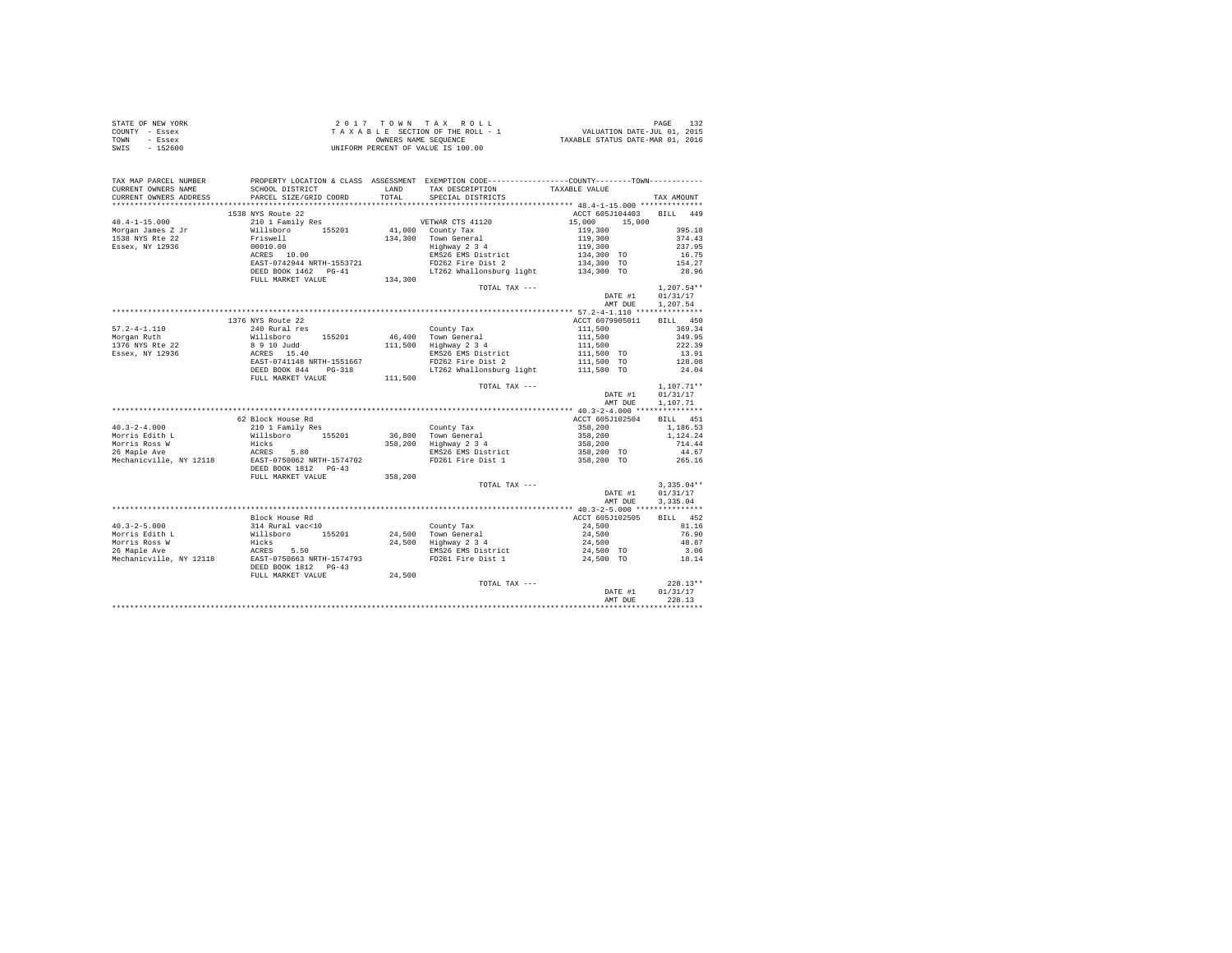STATE OF NEW YORK  
COUNTY - Essex  
TOWN - Essex  
SWIS - 152600

2017 TOWN TAX ROLL  
TAXABLE SECTION OF THE ROLL - 1  
OWNERS NAME SEQUENCE  
UNIFORM PERCENT OF VALUE IS 100.00

VALUATION DATE-JUL 01, 2015  
TAXABLE STATUS DATE-MAR 01, 2016

| TAX MAP PARCEL NUMBER / CURRENT OWNERS NAME / CURRENT OWNERS ADDRESS | PROPERTY LOCATION & CLASS / SCHOOL DISTRICT / PARCEL SIZE/GRID COORD | ASSESSMENT LAND / TOTAL | EXEMPTION CODE / TAX DESCRIPTION / SPECIAL DISTRICTS | COUNTY / TOWN TAXABLE VALUE | TAX AMOUNT |
|---|---|---|---|---|---|
| **48.4-1-15.000** | 1538 NYS Route 22 | | | ACCT 605J104403 | BILL 449 |
| Morgan James Z Jr | 210 1 Family Res | | VETWAR CTS 41120 | 15,000 15,000 | |
| 1538 NYS Rte 22 | Willsboro 155201 | 41,000 | County Tax | 119,300 | 395.18 |
| Essex, NY 12936 | Friswell | 134,300 | Town General | 119,300 | 374.43 |
| | 00010.00 | | Highway 2 3 4 | 119,300 | 237.95 |
| | ACRES 10.00 | | EMS26 EMS District | 134,300 TO | 16.75 |
| | EAST-0742944 NRTH-1553721 | | FD262 Fire Dist 2 | 134,300 TO | 154.27 |
| | DEED BOOK 1462 PG-41 | | LT262 Whallonsburg light | 134,300 TO | 28.96 |
| | FULL MARKET VALUE | 134,300 | | | |
| | | | TOTAL TAX --- | | 1,207.54** |
| | | | | DATE #1 | 01/31/17 |
| | | | | AMT DUE | 1,207.54 |
| **57.2-4-1.110** | 1376 NYS Route 22 | | | ACCT 6079905011 | BILL 450 |
| Morgan Ruth | 240 Rural res | | County Tax | 111,500 | 369.34 |
| 1376 NYS Rte 22 | Willsboro 155201 | 46,400 | Town General | 111,500 | 349.95 |
| Essex, NY 12936 | 8 9 10 Judd | 111,500 | Highway 2 3 4 | 111,500 | 222.39 |
| | ACRES 15.40 | | EMS26 EMS District | 111,500 TO | 13.91 |
| | EAST-0741148 NRTH-1551667 | | FD262 Fire Dist 2 | 111,500 TO | 128.08 |
| | DEED BOOK 844 PG-318 | | LT262 Whallonsburg light | 111,500 TO | 24.04 |
| | FULL MARKET VALUE | 111,500 | | | |
| | | | TOTAL TAX --- | | 1,107.71** |
| | | | | DATE #1 | 01/31/17 |
| | | | | AMT DUE | 1,107.71 |
| **40.3-2-4.000** | 62 Block House Rd | | | ACCT 605J102504 | BILL 451 |
| Morris Edith L | 210 1 Family Res | | County Tax | 358,200 | 1,186.53 |
| Morris Ross W | Willsboro 155201 | 36,800 | Town General | 358,200 | 1,124.24 |
| 26 Maple Ave | Hicks | 358,200 | Highway 2 3 4 | 358,200 | 714.44 |
| Mechanicville, NY 12118 | ACRES 5.80 | | EMS26 EMS District | 358,200 TO | 44.67 |
| | EAST-0750062 NRTH-1574702 | | FD261 Fire Dist 1 | 358,200 TO | 265.16 |
| | DEED BOOK 1812 PG-43 | | | | |
| | FULL MARKET VALUE | 358,200 | | | |
| | | | TOTAL TAX --- | | 3,335.04** |
| | | | | DATE #1 | 01/31/17 |
| | | | | AMT DUE | 3,335.04 |
| **40.3-2-5.000** | Block House Rd | | | ACCT 605J102505 | BILL 452 |
| Morris Edith L | 314 Rural vac<10 | | County Tax | 24,500 | 81.16 |
| Morris Ross W | Willsboro 155201 | 24,500 | Town General | 24,500 | 76.90 |
| 26 Maple Ave | Hicks | 24,500 | Highway 2 3 4 | 24,500 | 48.87 |
| Mechanicville, NY 12118 | ACRES 5.50 | | EMS26 EMS District | 24,500 TO | 3.06 |
| | EAST-0750663 NRTH-1574793 | | FD261 Fire Dist 1 | 24,500 TO | 18.14 |
| | DEED BOOK 1812 PG-43 | | | | |
| | FULL MARKET VALUE | 24,500 | | | |
| | | | TOTAL TAX --- | | 228.13** |
| | | | | DATE #1 | 01/31/17 |
| | | | | AMT DUE | 228.13 |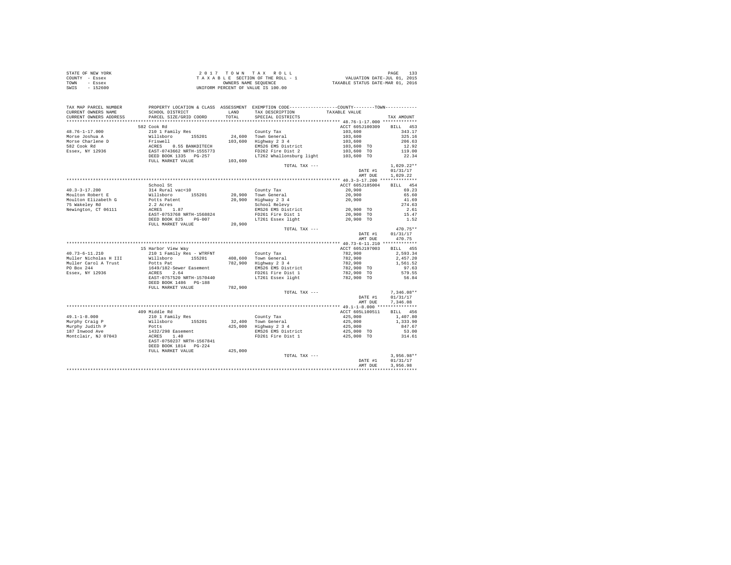STATE OF NEW YORK
COUNTY - Essex
TOWN - Essex
SWIS - 152600

2017 TOWN TAX ROLL
TAXABLE SECTION OF THE ROLL - 1
OWNERS NAME SEQUENCE
UNIFORM PERCENT OF VALUE IS 100.00

VALUATION DATE-JUL 01, 2015
TAXABLE STATUS DATE-MAR 01, 2016

| TAX MAP PARCEL NUMBER / CURRENT OWNERS NAME / CURRENT OWNERS ADDRESS | PROPERTY LOCATION & CLASS / SCHOOL DISTRICT / PARCEL SIZE/GRID COORD | ASSESSMENT LAND / TOTAL | EXEMPTION CODE / TAX DESCRIPTION / SPECIAL DISTRICTS | COUNTY/TOWN TAXABLE VALUE | TAX AMOUNT |
|---|---|---|---|---|---|
| **48.76-1-17.000** | 582 Cook Rd | | | ACCT 605J100309 | BILL 453 |
| 48.76-1-17.000 | 210 1 Family Res | | County Tax | 103,600 | 343.17 |
| Morse Joshua A | Willsboro 155201 | 24,600 | Town General | 103,600 | 325.16 |
| Morse Charlene D | Friswell | 103,600 | Highway 2 3 4 | 103,600 | 206.63 |
| 582 Cook Rd | ACRES 0.55 BANKDITECH | | EMS26 EMS District | 103,600 TO | 12.92 |
| Essex, NY 12936 | EAST-0743662 NRTH-1555773 | | FD262 Fire Dist 2 | 103,600 TO | 119.00 |
| | DEED BOOK 1335 PG-257 | | LT262 Whallonsburg light | 103,600 TO | 22.34 |
| | FULL MARKET VALUE | 103,600 | | | |
| | | | TOTAL TAX --- | | 1,029.22** |
| | | | | DATE #1 | 01/31/17 |
| | | | | AMT DUE | 1,029.22 |
| **40.3-3-17.200** | School St | | | ACCT 605J185004 | BILL 454 |
| 40.3-3-17.200 | 314 Rural vac<10 | | County Tax | 20,900 | 69.23 |
| Moulton Robert E | Willsboro 155201 | 20,900 | Town General | 20,900 | 65.60 |
| Moulton Elizabeth G | Potts Patent | 20,900 | Highway 2 3 4 | 20,900 | 41.69 |
| 75 Wakeley Rd | 2.2 Acres | | School Relevy | | 274.63 |
| Newington, CT 06111 | ACRES 1.87 | | EMS26 EMS District | 20,900 TO | 2.61 |
| | EAST-0753768 NRTH-1568824 | | FD261 Fire Dist 1 | 20,900 TO | 15.47 |
| | DEED BOOK 825 PG-007 | | LT261 Essex light | 20,900 TO | 1.52 |
| | FULL MARKET VALUE | 20,900 | | | |
| | | | TOTAL TAX --- | | 470.75** |
| | | | | DATE #1 | 01/31/17 |
| | | | | AMT DUE | 470.75 |
| **40.73-6-11.210** | 15 Harbor View Way | | | ACCT 605J197003 | BILL 455 |
| 40.73-6-11.210 | 210 1 Family Res - WTRFNT | | County Tax | 782,900 | 2,593.34 |
| Muller Nicholas H III | Willsboro 155201 | 408,600 | Town General | 782,900 | 2,457.20 |
| Muller Carol A Trust | Potts Pat | 782,900 | Highway 2 3 4 | 782,900 | 1,561.52 |
| PO Box 244 | 1649/182-Sewer Easement | | EMS26 EMS District | 782,900 TO | 97.63 |
| Essex, NY 12936 | ACRES 2.64 | | FD261 Fire Dist 1 | 782,900 TO | 579.55 |
| | EAST-0757520 NRTH-1570440 | | LT261 Essex light | 782,900 TO | 56.84 |
| | DEED BOOK 1486 PG-188 | | | | |
| | FULL MARKET VALUE | 782,900 | | | |
| | | | TOTAL TAX --- | | 7,346.08** |
| | | | | DATE #1 | 01/31/17 |
| | | | | AMT DUE | 7,346.08 |
| **49.1-1-8.000** | 409 Middle Rd | | | ACCT 605L100511 | BILL 456 |
| 49.1-1-8.000 | 210 1 Family Res | | County Tax | 425,000 | 1,407.80 |
| Murphy Craig P | Willsboro 155201 | 32,400 | Town General | 425,000 | 1,333.90 |
| Murphy Judith P | Potts | 425,000 | Highway 2 3 4 | 425,000 | 847.67 |
| 187 Inwood Ave | 1432/298 Easement | | EMS26 EMS District | 425,000 TO | 53.00 |
| Montclair, NJ 07043 | ACRES 1.40 | | FD261 Fire Dist 1 | 425,000 TO | 314.61 |
| | EAST-0750237 NRTH-1567841 | | | | |
| | DEED BOOK 1814 PG-224 | | | | |
| | FULL MARKET VALUE | 425,000 | | | |
| | | | TOTAL TAX --- | | 3,956.98** |
| | | | | DATE #1 | 01/31/17 |
| | | | | AMT DUE | 3,956.98 |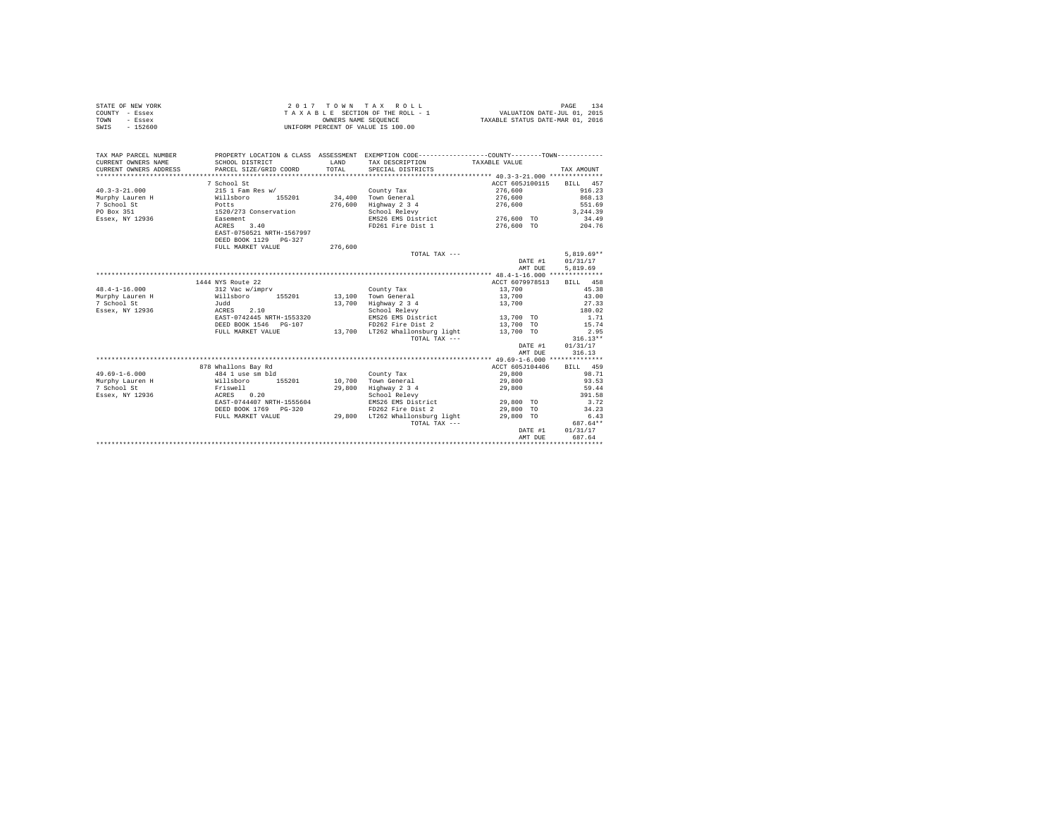STATE OF NEW YORK · COUNTY - Essex · TOWN - Essex · SWIS - 152600

2 0 1 7 T O W N T A X R O L L
T A X A B L E SECTION OF THE ROLL - 1
OWNERS NAME SEQUENCE
UNIFORM PERCENT OF VALUE IS 100.00

VALUATION DATE-JUL 01, 2015
TAXABLE STATUS DATE-MAR 01, 2016

| TAX MAP PARCEL NUMBER / CURRENT OWNERS NAME / CURRENT OWNERS ADDRESS | PROPERTY LOCATION & CLASS / SCHOOL DISTRICT / PARCEL SIZE/GRID COORD | ASSESSMENT LAND / TOTAL | EXEMPTION CODE / TAX DESCRIPTION / SPECIAL DISTRICTS | COUNTY--------TOWN / TAXABLE VALUE | TAX AMOUNT |
|---|---|---|---|---|---|
| **40.3-3-21.000** | 7 School St | | | ACCT 605J100115 | BILL 457 |
| 40.3-3-21.000 | 215 1 Fam Res w/ | | County Tax | 276,600 | 916.23 |
| Murphy Lauren H | Willsboro 155201 | 34,400 | Town General | 276,600 | 868.13 |
| 7 School St | Potts | 276,600 | Highway 2 3 4 | 276,600 | 551.69 |
| PO Box 351 | 1520/273 Conservation | | School Relevy | | 3,244.39 |
| Essex, NY 12936 | Easement | | EMS26 EMS District | 276,600 TO | 34.49 |
| | ACRES 3.40 | | FD261 Fire Dist 1 | 276,600 TO | 204.76 |
| | EAST-0750521 NRTH-1567997 | | | | |
| | DEED BOOK 1129 PG-327 | | | | |
| | FULL MARKET VALUE | 276,600 | | | |
| | | | TOTAL TAX --- | | 5,819.69** |
| | | | | DATE #1 | 01/31/17 |
| | | | | AMT DUE | 5,819.69 |
| **48.4-1-16.000** | 1444 NYS Route 22 | | | ACCT 6079978513 | BILL 458 |
| 48.4-1-16.000 | 312 Vac w/imprv | | County Tax | 13,700 | 45.38 |
| Murphy Lauren H | Willsboro 155201 | 13,100 | Town General | 13,700 | 43.00 |
| 7 School St | Judd | 13,700 | Highway 2 3 4 | 13,700 | 27.33 |
| Essex, NY 12936 | ACRES 2.10 | | School Relevy | | 180.02 |
| | EAST-0742445 NRTH-1553320 | | EMS26 EMS District | 13,700 TO | 1.71 |
| | DEED BOOK 1546 PG-107 | | FD262 Fire Dist 2 | 13,700 TO | 15.74 |
| | FULL MARKET VALUE | 13,700 | LT262 Whallonsburg light | 13,700 TO | 2.95 |
| | | | TOTAL TAX --- | | 316.13** |
| | | | | DATE #1 | 01/31/17 |
| | | | | AMT DUE | 316.13 |
| **49.69-1-6.000** | 878 Whallons Bay Rd | | | ACCT 605J104406 | BILL 459 |
| 49.69-1-6.000 | 484 1 use sm bld | | County Tax | 29,800 | 98.71 |
| Murphy Lauren H | Willsboro 155201 | 10,700 | Town General | 29,800 | 93.53 |
| 7 School St | Friswell | 29,800 | Highway 2 3 4 | 29,800 | 59.44 |
| Essex, NY 12936 | ACRES 0.20 | | School Relevy | | 391.58 |
| | EAST-0744407 NRTH-1555604 | | EMS26 EMS District | 29,800 TO | 3.72 |
| | DEED BOOK 1769 PG-320 | | FD262 Fire Dist 2 | 29,800 TO | 34.23 |
| | FULL MARKET VALUE | 29,800 | LT262 Whallonsburg light | 29,800 TO | 6.43 |
| | | | TOTAL TAX --- | | 687.64** |
| | | | | DATE #1 | 01/31/17 |
| | | | | AMT DUE | 687.64 |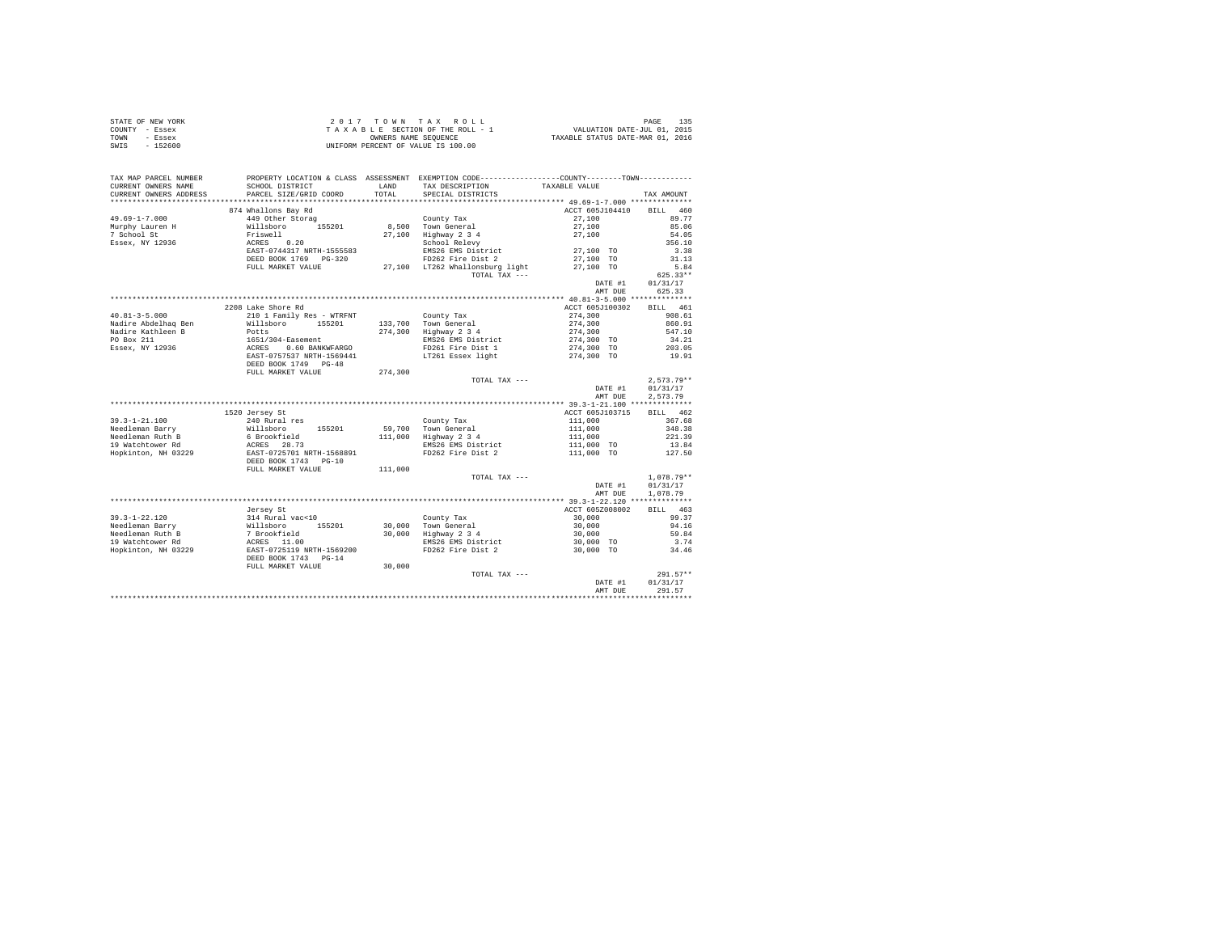STATE OF NEW YORK
COUNTY - Essex
TOWN - Essex
SWIS - 152600

2 0 1 7 T O W N T A X R O L L
T A X A B L E SECTION OF THE ROLL - 1
OWNERS NAME SEQUENCE
UNIFORM PERCENT OF VALUE IS 100.00

VALUATION DATE-JUL 01, 2015
TAXABLE STATUS DATE-MAR 01, 2016

| TAX MAP PARCEL NUMBER / CURRENT OWNERS NAME / CURRENT OWNERS ADDRESS | PROPERTY LOCATION & CLASS / SCHOOL DISTRICT / PARCEL SIZE/GRID COORD | ASSESSMENT LAND / TOTAL | EXEMPTION CODE / TAX DESCRIPTION / SPECIAL DISTRICTS | TAXABLE VALUE | TAX AMOUNT |
|---|---|---|---|---|---|
| **49.69-1-7.000** | 874 Whallons Bay Rd | | | ACCT 605J104410 | BILL 460 |
| 49.69-1-7.000 | 449 Other Storag | | County Tax | 27,100 | 89.77 |
| Murphy Lauren H | Willsboro 155201 | 8,500 | Town General | 27,100 | 85.06 |
| 7 School St | Friswell | 27,100 | Highway 2 3 4 | 27,100 | 54.05 |
| Essex, NY 12936 | ACRES 0.20 | | School Relevy | | 356.10 |
| | EAST-0744317 NRTH-1555583 | | EMS26 EMS District | 27,100 TO | 3.38 |
| | DEED BOOK 1769 PG-320 | | FD262 Fire Dist 2 | 27,100 TO | 31.13 |
| | FULL MARKET VALUE | 27,100 | LT262 Whallonsburg light | 27,100 TO | 5.84 |
| | | | TOTAL TAX --- | | 625.33** |
| | | | | DATE #1 | 01/31/17 |
| | | | | AMT DUE | 625.33 |
| **40.81-3-5.000** | 2208 Lake Shore Rd | | | ACCT 605J100302 | BILL 461 |
| 40.81-3-5.000 | 210 1 Family Res - WTRFNT | | County Tax | 274,300 | 908.61 |
| Nadire Abdelhaq Ben | Willsboro 155201 | 133,700 | Town General | 274,300 | 860.91 |
| Nadire Kathleen B | Potts | 274,300 | Highway 2 3 4 | 274,300 | 547.10 |
| PO Box 211 | 1651/304-Easement | | EMS26 EMS District | 274,300 TO | 34.21 |
| Essex, NY 12936 | ACRES 0.60 BANKWFARGO | | FD261 Fire Dist 1 | 274,300 TO | 203.05 |
| | EAST-0757537 NRTH-1569441 | | LT261 Essex light | 274,300 TO | 19.91 |
| | DEED BOOK 1749 PG-48 | | | | |
| | FULL MARKET VALUE | 274,300 | | | |
| | | | TOTAL TAX --- | | 2,573.79** |
| | | | | DATE #1 | 01/31/17 |
| | | | | AMT DUE | 2,573.79 |
| **39.3-1-21.100** | 1520 Jersey St | | | ACCT 605J103715 | BILL 462 |
| 39.3-1-21.100 | 240 Rural res | | County Tax | 111,000 | 367.68 |
| Needleman Barry | Willsboro 155201 | 59,700 | Town General | 111,000 | 348.38 |
| Needleman Ruth B | 6 Brookfield | 111,000 | Highway 2 3 4 | 111,000 | 221.39 |
| 19 Watchtower Rd | ACRES 28.73 | | EMS26 EMS District | 111,000 TO | 13.84 |
| Hopkinton, NH 03229 | EAST-0725701 NRTH-1568891 | | FD262 Fire Dist 2 | 111,000 TO | 127.50 |
| | DEED BOOK 1743 PG-10 | | | | |
| | FULL MARKET VALUE | 111,000 | | | |
| | | | TOTAL TAX --- | | 1,078.79** |
| | | | | DATE #1 | 01/31/17 |
| | | | | AMT DUE | 1,078.79 |
| **39.3-1-22.120** | Jersey St | | | ACCT 605Z008002 | BILL 463 |
| 39.3-1-22.120 | 314 Rural vac<10 | | County Tax | 30,000 | 99.37 |
| Needleman Barry | Willsboro 155201 | 30,000 | Town General | 30,000 | 94.16 |
| Needleman Ruth B | 7 Brookfield | 30,000 | Highway 2 3 4 | 30,000 | 59.84 |
| 19 Watchtower Rd | ACRES 11.00 | | EMS26 EMS District | 30,000 TO | 3.74 |
| Hopkinton, NH 03229 | EAST-0725119 NRTH-1569200 | | FD262 Fire Dist 2 | 30,000 TO | 34.46 |
| | DEED BOOK 1743 PG-14 | | | | |
| | FULL MARKET VALUE | 30,000 | | | |
| | | | TOTAL TAX --- | | 291.57** |
| | | | | DATE #1 | 01/31/17 |
| | | | | AMT DUE | 291.57 |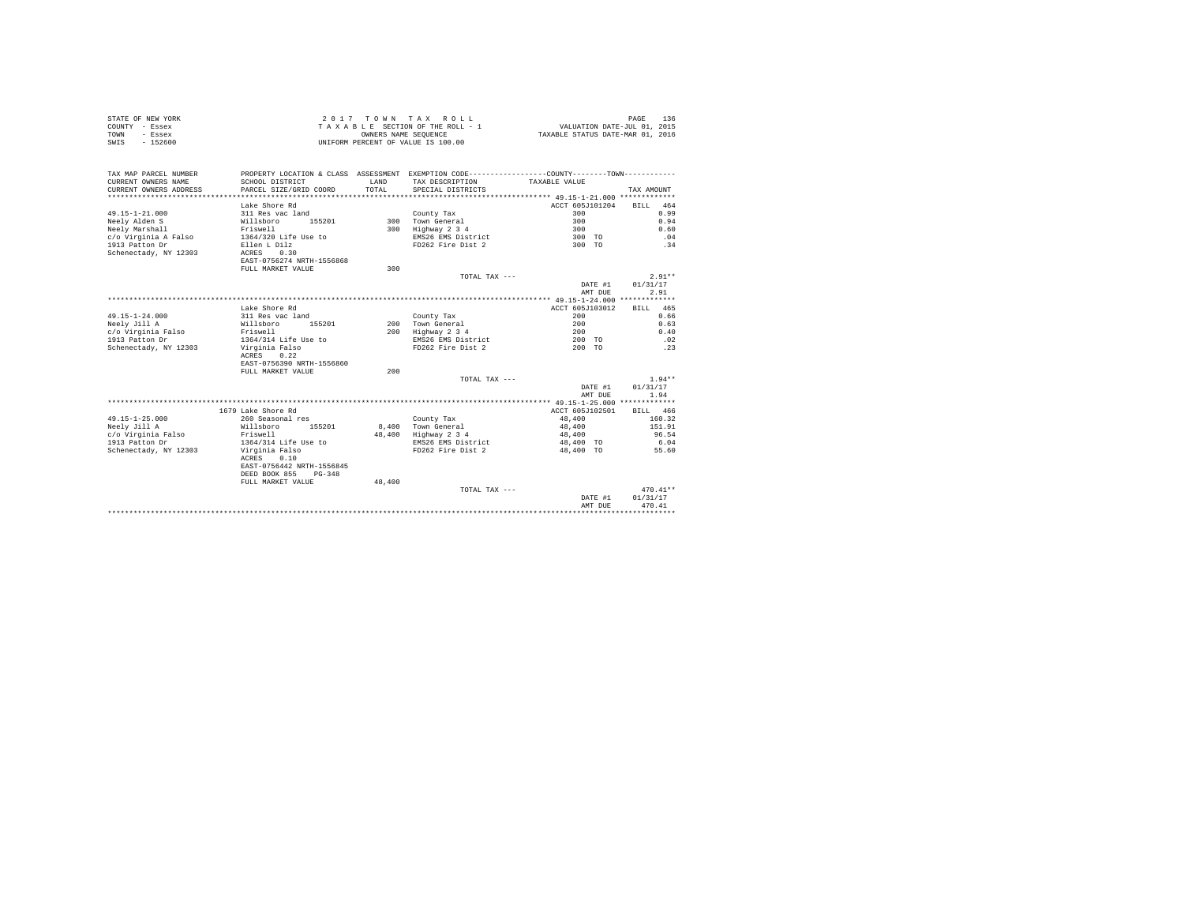STATE OF NEW YORK
COUNTY - Essex
TOWN - Essex
SWIS - 152600

2 0 1 7 T O W N T A X R O L L
T A X A B L E SECTION OF THE ROLL - 1
OWNERS NAME SEQUENCE
UNIFORM PERCENT OF VALUE IS 100.00

VALUATION DATE-JUL 01, 2015
TAXABLE STATUS DATE-MAR 01, 2016

| TAX MAP PARCEL NUMBER / CURRENT OWNERS NAME / CURRENT OWNERS ADDRESS | PROPERTY LOCATION & CLASS / SCHOOL DISTRICT / PARCEL SIZE/GRID COORD | ASSESSMENT LAND / TOTAL | EXEMPTION CODE / TAX DESCRIPTION / SPECIAL DISTRICTS | COUNTY/TOWN TAXABLE VALUE | TAX AMOUNT |
|---|---|---|---|---|---|
| **49.15-1-21.000** | Lake Shore Rd | | | ACCT 605J101204 | BILL 464 |
| 49.15-1-21.000 | 311 Res vac land | | County Tax | 300 | 0.99 |
| Neely Alden S | Willsboro 155201 | 300 | Town General | 300 | 0.94 |
| Neely Marshall | Friswell | 300 | Highway 2 3 4 | 300 | 0.60 |
| c/o Virginia A Falso | 1364/320 Life Use to | | EMS26 EMS District | 300 TO | .04 |
| 1913 Patton Dr | Ellen L Dilz | | FD262 Fire Dist 2 | 300 TO | .34 |
| Schenectady, NY 12303 | ACRES 0.30 | | | | |
| | EAST-0756274 NRTH-1556868 | | | | |
| | FULL MARKET VALUE | 300 | | | |
| | | | TOTAL TAX --- | | 2.91** |
| | | | | DATE #1 | 01/31/17 |
| | | | | AMT DUE | 2.91 |
| **49.15-1-24.000** | Lake Shore Rd | | | ACCT 605J103012 | BILL 465 |
| 49.15-1-24.000 | 311 Res vac land | | County Tax | 200 | 0.66 |
| Neely Jill A | Willsboro 155201 | 200 | Town General | 200 | 0.63 |
| c/o Virginia Falso | Friswell | 200 | Highway 2 3 4 | 200 | 0.40 |
| 1913 Patton Dr | 1364/314 Life Use to | | EMS26 EMS District | 200 TO | .02 |
| Schenectady, NY 12303 | Virginia Falso | | FD262 Fire Dist 2 | 200 TO | .23 |
| | ACRES 0.22 | | | | |
| | EAST-0756390 NRTH-1556860 | | | | |
| | FULL MARKET VALUE | 200 | | | |
| | | | TOTAL TAX --- | | 1.94** |
| | | | | DATE #1 | 01/31/17 |
| | | | | AMT DUE | 1.94 |
| **49.15-1-25.000** | 1679 Lake Shore Rd | | | ACCT 605J102501 | BILL 466 |
| 49.15-1-25.000 | 260 Seasonal res | | County Tax | 48,400 | 160.32 |
| Neely Jill A | Willsboro 155201 | 8,400 | Town General | 48,400 | 151.91 |
| c/o Virginia Falso | Friswell | 48,400 | Highway 2 3 4 | 48,400 | 96.54 |
| 1913 Patton Dr | 1364/314 Life Use to | | EMS26 EMS District | 48,400 TO | 6.04 |
| Schenectady, NY 12303 | Virginia Falso | | FD262 Fire Dist 2 | 48,400 TO | 55.60 |
| | ACRES 0.10 | | | | |
| | EAST-0756442 NRTH-1556845 | | | | |
| | DEED BOOK 855 PG-348 | | | | |
| | FULL MARKET VALUE | 48,400 | | | |
| | | | TOTAL TAX --- | | 470.41** |
| | | | | DATE #1 | 01/31/17 |
| | | | | AMT DUE | 470.41 |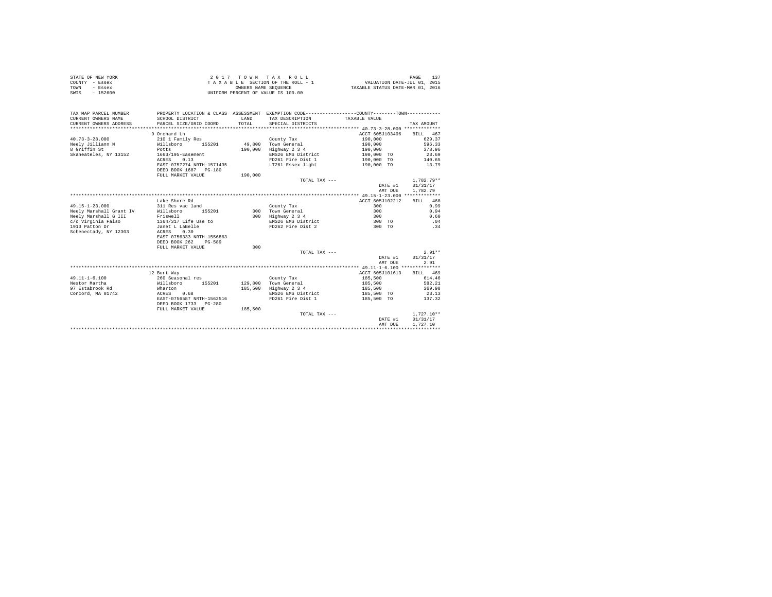STATE OF NEW YORK
COUNTY - Essex
TOWN - Essex
SWIS - 152600

2 0 1 7 T O W N T A X R O L L
T A X A B L E SECTION OF THE ROLL - 1
OWNERS NAME SEQUENCE
UNIFORM PERCENT OF VALUE IS 100.00

VALUATION DATE-JUL 01, 2015
TAXABLE STATUS DATE-MAR 01, 2016

| TAX MAP PARCEL NUMBER / CURRENT OWNERS NAME / CURRENT OWNERS ADDRESS | PROPERTY LOCATION & CLASS / SCHOOL DISTRICT / PARCEL SIZE/GRID COORD | ASSESSMENT LAND / TOTAL | EXEMPTION CODE / TAX DESCRIPTION / SPECIAL DISTRICTS | COUNTY / TOWN TAXABLE VALUE | TAX AMOUNT |
|---|---|---|---|---|---|
| 40.73-3-28.000 | 9 Orchard Ln | | | ACCT 605J103406 | BILL 467 |
| 40.73-3-28.000 | 210 1 Family Res | | County Tax | 190,000 | 629.37 |
| Neely Jilliann N | Willsboro 155201 | 49,800 | Town General | 190,000 | 596.33 |
| 8 Griffin St | Potts | 190,000 | Highway 2 3 4 | 190,000 | 378.96 |
| Skaneateles, NY 13152 | 1663/195-Easement | | EMS26 EMS District | 190,000 TO | 23.69 |
| | ACRES 0.13 | | FD261 Fire Dist 1 | 190,000 TO | 140.65 |
| | EAST-0757274 NRTH-1571435 | | LT261 Essex light | 190,000 TO | 13.79 |
| | DEED BOOK 1687 PG-180 | | | | |
| | FULL MARKET VALUE | 190,000 | | | |
| | | | TOTAL TAX --- | | 1,782.79** |
| | | | | DATE #1 | 01/31/17 |
| | | | | AMT DUE | 1,782.79 |
| 49.15-1-23.000 | Lake Shore Rd | | | ACCT 605J102212 | BILL 468 |
| 49.15-1-23.000 | 311 Res vac land | | County Tax | 300 | 0.99 |
| Neely Marshall Grant IV | Willsboro 155201 | 300 | Town General | 300 | 0.94 |
| Neely Marshall G III | Friswell | 300 | Highway 2 3 4 | 300 | 0.60 |
| c/o Virginia Falso | 1364/317 Life Use to | | EMS26 EMS District | 300 TO | .04 |
| 1913 Patton Dr | Janet L LaBelle | | FD262 Fire Dist 2 | 300 TO | .34 |
| Schenectady, NY 12303 | ACRES 0.30 | | | | |
| | EAST-0756333 NRTH-1556863 | | | | |
| | DEED BOOK 262 PG-589 | | | | |
| | FULL MARKET VALUE | 300 | | | |
| | | | TOTAL TAX --- | | 2.91** |
| | | | | DATE #1 | 01/31/17 |
| | | | | AMT DUE | 2.91 |
| 49.11-1-6.100 | 12 Burt Way | | | ACCT 605J101613 | BILL 469 |
| 49.11-1-6.100 | 260 Seasonal res | | County Tax | 185,500 | 614.46 |
| Nestor Martha | Willsboro 155201 | 129,800 | Town General | 185,500 | 582.21 |
| 97 Estabrook Rd | Wharton | 185,500 | Highway 2 3 4 | 185,500 | 369.98 |
| Concord, MA 01742 | ACRES 0.68 | | EMS26 EMS District | 185,500 TO | 23.13 |
| | EAST-0756587 NRTH-1562516 | | FD261 Fire Dist 1 | 185,500 TO | 137.32 |
| | DEED BOOK 1733 PG-280 | | | | |
| | FULL MARKET VALUE | 185,500 | | | |
| | | | TOTAL TAX --- | | 1,727.10** |
| | | | | DATE #1 | 01/31/17 |
| | | | | AMT DUE | 1,727.10 |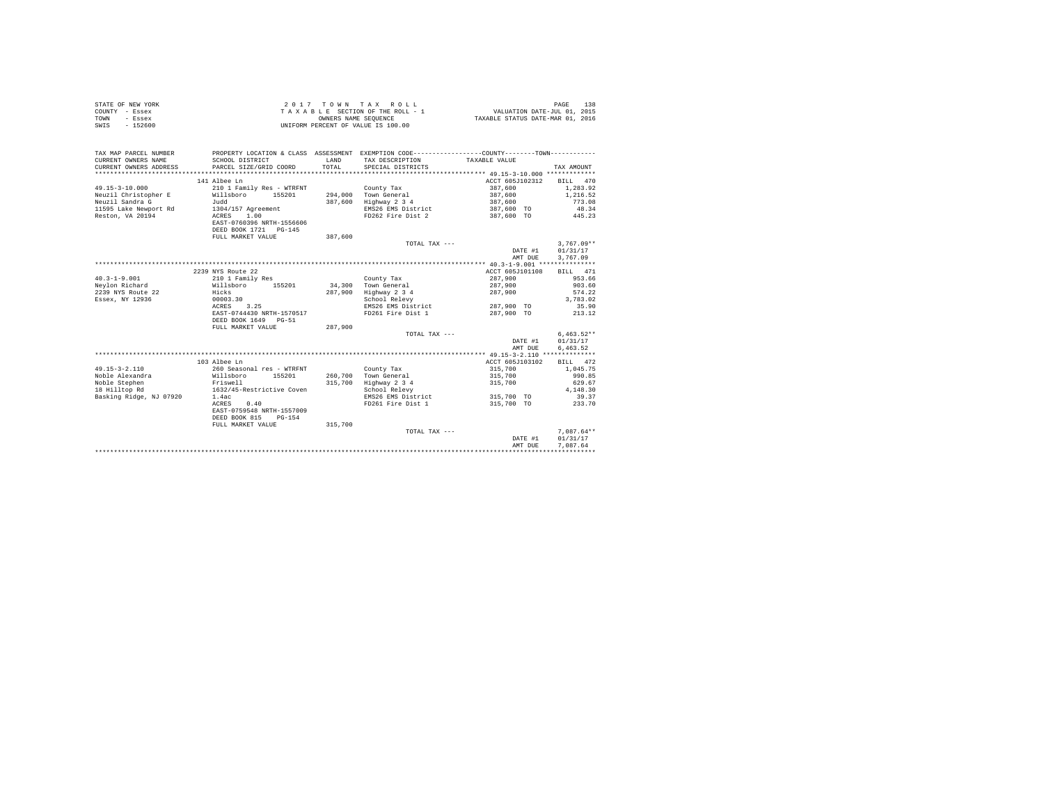STATE OF NEW YORK
COUNTY - Essex
TOWN - Essex
SWIS - 152600

2 0 1 7 T O W N T A X R O L L
T A X A B L E SECTION OF THE ROLL - 1
OWNERS NAME SEQUENCE
UNIFORM PERCENT OF VALUE IS 100.00

VALUATION DATE-JUL 01, 2015
TAXABLE STATUS DATE-MAR 01, 2016

| TAX MAP PARCEL NUMBER / CURRENT OWNERS NAME / CURRENT OWNERS ADDRESS | PROPERTY LOCATION & CLASS / SCHOOL DISTRICT / PARCEL SIZE/GRID COORD | ASSESSMENT LAND / TOTAL | EXEMPTION CODE / TAX DESCRIPTION / SPECIAL DISTRICTS | COUNTY--------TOWN TAXABLE VALUE | TAX AMOUNT |
|---|---|---|---|---|---|
| **49.15-3-10.000** | 141 Albee Ln | | | ACCT 605J102312 | BILL 470 |
| Neuzil Christopher E | 210 1 Family Res - WTRFNT | | County Tax | 387,600 | 1,283.92 |
| Neuzil Sandra G | Willsboro 155201 | 294,000 | Town General | 387,600 | 1,216.52 |
| 11595 Lake Newport Rd | Judd | 387,600 | Highway 2 3 4 | 387,600 | 773.08 |
| Reston, VA 20194 | 1304/157 Agreement | | EMS26 EMS District | 387,600 TO | 48.34 |
| | ACRES 1.00 | | FD262 Fire Dist 2 | 387,600 TO | 445.23 |
| | EAST-0760396 NRTH-1556606 | | | | |
| | DEED BOOK 1721 PG-145 | | | | |
| | FULL MARKET VALUE | 387,600 | | | |
| | | | TOTAL TAX --- | | 3,767.09** |
| | | | | DATE #1 | 01/31/17 |
| | | | | AMT DUE | 3,767.09 |
| **40.3-1-9.001** | 2239 NYS Route 22 | | | ACCT 605J101108 | BILL 471 |
| Neylon Richard | 210 1 Family Res | | County Tax | 287,900 | 953.66 |
| 2239 NYS Route 22 | Willsboro 155201 | 34,300 | Town General | 287,900 | 903.60 |
| Essex, NY 12936 | Hicks | 287,900 | Highway 2 3 4 | 287,900 | 574.22 |
| | 00003.30 | | School Relevy | | 3,783.02 |
| | ACRES 3.25 | | EMS26 EMS District | 287,900 TO | 35.90 |
| | EAST-0744430 NRTH-1570517 | | FD261 Fire Dist 1 | 287,900 TO | 213.12 |
| | DEED BOOK 1649 PG-51 | | | | |
| | FULL MARKET VALUE | 287,900 | | | |
| | | | TOTAL TAX --- | | 6,463.52** |
| | | | | DATE #1 | 01/31/17 |
| | | | | AMT DUE | 6,463.52 |
| **49.15-3-2.110** | 103 Albee Ln | | | ACCT 605J103102 | BILL 472 |
| Noble Alexandra | 260 Seasonal res - WTRFNT | | County Tax | 315,700 | 1,045.75 |
| Noble Stephen | Willsboro 155201 | 260,700 | Town General | 315,700 | 990.85 |
| 18 Hilltop Rd | Friswell | 315,700 | Highway 2 3 4 | 315,700 | 629.67 |
| Basking Ridge, NJ 07920 | 1632/45-Restrictive Coven | | School Relevy | | 4,148.30 |
| | 1.4ac | | EMS26 EMS District | 315,700 TO | 39.37 |
| | ACRES 0.40 | | FD261 Fire Dist 1 | 315,700 TO | 233.70 |
| | EAST-0759548 NRTH-1557009 | | | | |
| | DEED BOOK 815 PG-154 | | | | |
| | FULL MARKET VALUE | 315,700 | | | |
| | | | TOTAL TAX --- | | 7,087.64** |
| | | | | DATE #1 | 01/31/17 |
| | | | | AMT DUE | 7,087.64 |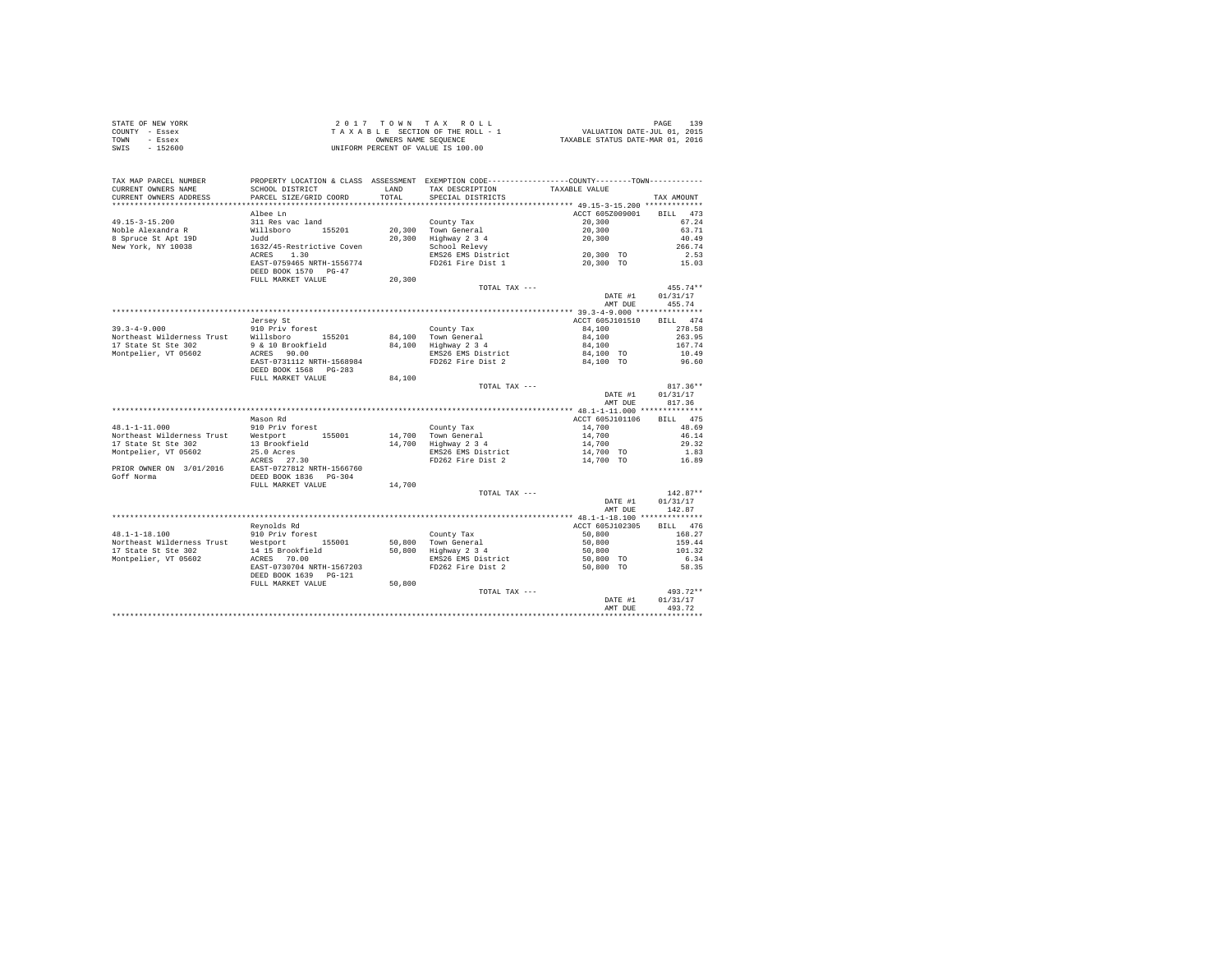STATE OF NEW YORK
COUNTY - Essex
TOWN - Essex
SWIS - 152600

2 0 1 7 T O W N T A X R O L L
T A X A B L E SECTION OF THE ROLL - 1
OWNERS NAME SEQUENCE
UNIFORM PERCENT OF VALUE IS 100.00

VALUATION DATE-JUL 01, 2015
TAXABLE STATUS DATE-MAR 01, 2016

| TAX MAP PARCEL NUMBER / CURRENT OWNERS NAME / CURRENT OWNERS ADDRESS | PROPERTY LOCATION & CLASS / SCHOOL DISTRICT / PARCEL SIZE/GRID COORD | ASSESSMENT LAND / TOTAL | EXEMPTION CODE / TAX DESCRIPTION / SPECIAL DISTRICTS | TAXABLE VALUE (COUNTY / TOWN) | TAX AMOUNT |
|---|---|---|---|---|---|
| **49.15-3-15.200** | Albee Ln | | | ACCT 605Z009001 | BILL 473 |
| 49.15-3-15.200 | 311 Res vac land | | County Tax | 20,300 | 67.24 |
| Noble Alexandra R | Willsboro 155201 | 20,300 | Town General | 20,300 | 63.71 |
| 8 Spruce St Apt 19D | Judd | 20,300 | Highway 2 3 4 | 20,300 | 40.49 |
| New York, NY 10038 | 1632/45-Restrictive Coven | | School Relevy | | 266.74 |
| | ACRES 1.30 | | EMS26 EMS District | 20,300 TO | 2.53 |
| | EAST-0759465 NRTH-1556774 | | FD261 Fire Dist 1 | 20,300 TO | 15.03 |
| | DEED BOOK 1570 PG-47 | | | | |
| | FULL MARKET VALUE | 20,300 | | | |
| | | | TOTAL TAX --- | | 455.74** |
| | | | | DATE #1 | 01/31/17 |
| | | | | AMT DUE | 455.74 |
| **39.3-4-9.000** | Jersey St | | | ACCT 605J101510 | BILL 474 |
| 39.3-4-9.000 | 910 Priv forest | | County Tax | 84,100 | 278.58 |
| Northeast Wilderness Trust | Willsboro 155201 | 84,100 | Town General | 84,100 | 263.95 |
| 17 State St Ste 302 | 9 & 10 Brookfield | 84,100 | Highway 2 3 4 | 84,100 | 167.74 |
| Montpelier, VT 05602 | ACRES 90.00 | | EMS26 EMS District | 84,100 TO | 10.49 |
| | EAST-0731112 NRTH-1568984 | | FD262 Fire Dist 2 | 84,100 TO | 96.60 |
| | DEED BOOK 1568 PG-283 | | | | |
| | FULL MARKET VALUE | 84,100 | | | |
| | | | TOTAL TAX --- | | 817.36** |
| | | | | DATE #1 | 01/31/17 |
| | | | | AMT DUE | 817.36 |
| **48.1-1-11.000** | Mason Rd | | | ACCT 605J101106 | BILL 475 |
| 48.1-1-11.000 | 910 Priv forest | | County Tax | 14,700 | 48.69 |
| Northeast Wilderness Trust | Westport 155001 | 14,700 | Town General | 14,700 | 46.14 |
| 17 State St Ste 302 | 13 Brookfield | 14,700 | Highway 2 3 4 | 14,700 | 29.32 |
| Montpelier, VT 05602 | 25.0 Acres | | EMS26 EMS District | 14,700 TO | 1.83 |
| | ACRES 27.30 | | FD262 Fire Dist 2 | 14,700 TO | 16.89 |
| PRIOR OWNER ON 3/01/2016 | EAST-0727812 NRTH-1566760 | | | | |
| Goff Norma | DEED BOOK 1836 PG-304 | | | | |
| | FULL MARKET VALUE | 14,700 | | | |
| | | | TOTAL TAX --- | | 142.87** |
| | | | | DATE #1 | 01/31/17 |
| | | | | AMT DUE | 142.87 |
| **48.1-1-18.100** | Reynolds Rd | | | ACCT 605J102305 | BILL 476 |
| 48.1-1-18.100 | 910 Priv forest | | County Tax | 50,800 | 168.27 |
| Northeast Wilderness Trust | Westport 155001 | 50,800 | Town General | 50,800 | 159.44 |
| 17 State St Ste 302 | 14 15 Brookfield | 50,800 | Highway 2 3 4 | 50,800 | 101.32 |
| Montpelier, VT 05602 | ACRES 70.00 | | EMS26 EMS District | 50,800 TO | 6.34 |
| | EAST-0730704 NRTH-1567203 | | FD262 Fire Dist 2 | 50,800 TO | 58.35 |
| | DEED BOOK 1639 PG-121 | | | | |
| | FULL MARKET VALUE | 50,800 | | | |
| | | | TOTAL TAX --- | | 493.72** |
| | | | | DATE #1 | 01/31/17 |
| | | | | AMT DUE | 493.72 |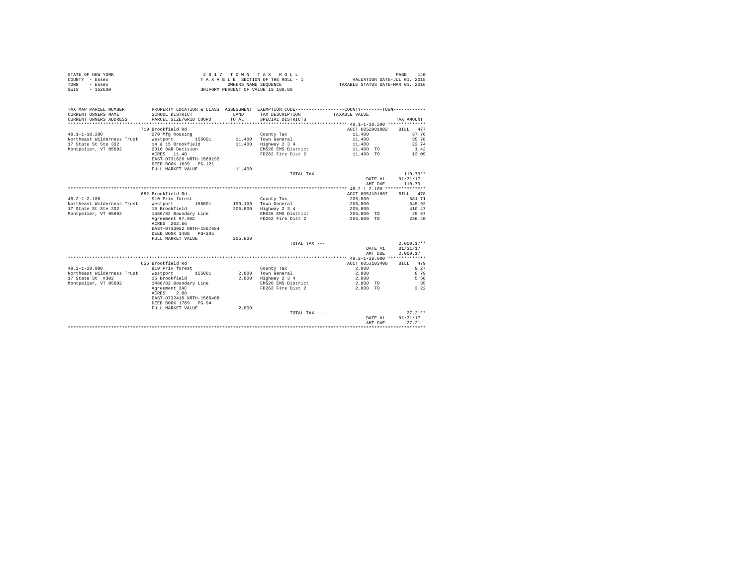STATE OF NEW YORK                    2 0 1 7   T O W N   T A X   R O L L                                        PAGE   140
COUNTY - Essex                       T A X A B L E  SECTION OF THE ROLL - 1                   VALUATION DATE-JUL 01, 2015
TOWN   - Essex                               OWNERS NAME SEQUENCE                        TAXABLE STATUS DATE-MAR 01, 2016
SWIS   - 152600                      UNIFORM PERCENT OF VALUE IS 100.00

| TAX MAP PARCEL NUMBER / CURRENT OWNERS NAME / CURRENT OWNERS ADDRESS | PROPERTY LOCATION & CLASS / SCHOOL DISTRICT / PARCEL SIZE/GRID COORD | ASSESSMENT LAND / TOTAL | EXEMPTION CODE / TAX DESCRIPTION / SPECIAL DISTRICTS | COUNTY / TOWN TAXABLE VALUE | TAX AMOUNT |
|---|---|---|---|---|---|
| **48.1-1-18.200** | 719 Brookfield Rd | | | ACCT 605Z001002 | BILL 477 |
| 48.1-1-18.200 | 270 Mfg housing | | County Tax | 11,400 | 37.76 |
| Northeast Wilderness Trust | Westport 155001 | 11,400 | Town General | 11,400 | 35.78 |
| 17 State St Ste 302 | 14 & 15 Brookfield | 11,400 | Highway 2 3 4 | 11,400 | 22.74 |
| Montpelier, VT 05602 | 2016 BAR Decision | | EMS26 EMS District | 11,400 TO | 1.42 |
| | ACRES 11.40 | | FD262 Fire Dist 2 | 11,400 TO | 13.09 |
| | EAST-0731626 NRTH-1568192 | | | | |
| | DEED BOOK 1639 PG-121 | | | | |
| | FULL MARKET VALUE | 11,400 | | | |
| | | | TOTAL TAX --- | | 110.79** |
| | | | | DATE #1 | 01/31/17 |
| | | | | AMT DUE | 110.79 |
| **48.2-1-2.100** | 682 Brookfield Rd | | | ACCT 605J101007 | BILL 478 |
| 48.2-1-2.100 | 910 Priv forest | | County Tax | 205,800 | 681.71 |
| Northeast Wilderness Trust | Westport 155001 | 199,100 | Town General | 205,800 | 645.92 |
| 17 State St Ste 302 | 15 Brookfield | 205,800 | Highway 2 3 4 | 205,800 | 410.47 |
| Montpelier, VT 05602 | 1486/82 Boundary Line | | EMS26 EMS District | 205,800 TO | 25.67 |
| | Agreement 97.9AC | | FD262 Fire Dist 2 | 205,800 TO | 236.40 |
| | ACRES 202.66 | | | | |
| | EAST-0733952 NRTH-1567684 | | | | |
| | DEED BOOK 1488 PG-305 | | | | |
| | FULL MARKET VALUE | 205,800 | | | |
| | | | TOTAL TAX --- | | 2,000.17** |
| | | | | DATE #1 | 01/31/17 |
| | | | | AMT DUE | 2,000.17 |
| **48.2-1-28.000** | 656 Brookfield Rd | | | ACCT 605J103408 | BILL 479 |
| 48.2-1-28.000 | 910 Priv forest | | County Tax | 2,800 | 9.27 |
| Northeast Wilderness Trust | Westport 155001 | 2,800 | Town General | 2,800 | 8.79 |
| 17 State St #302 | 15 Brookfield | 2,800 | Highway 2 3 4 | 2,800 | 5.58 |
| Montpelier, VT 05602 | 1486/82 Boundary Line | | EMS26 EMS District | 2,800 TO | .35 |
| | Agreement 2AC | | FD262 Fire Dist 2 | 2,800 TO | 3.22 |
| | ACRES 2.80 | | | | |
| | EAST-0732418 NRTH-1566408 | | | | |
| | DEED BOOK 1769 PG-94 | | | | |
| | FULL MARKET VALUE | 2,800 | | | |
| | | | TOTAL TAX --- | | 27.21** |
| | | | | DATE #1 | 01/31/17 |
| | | | | AMT DUE | 27.21 |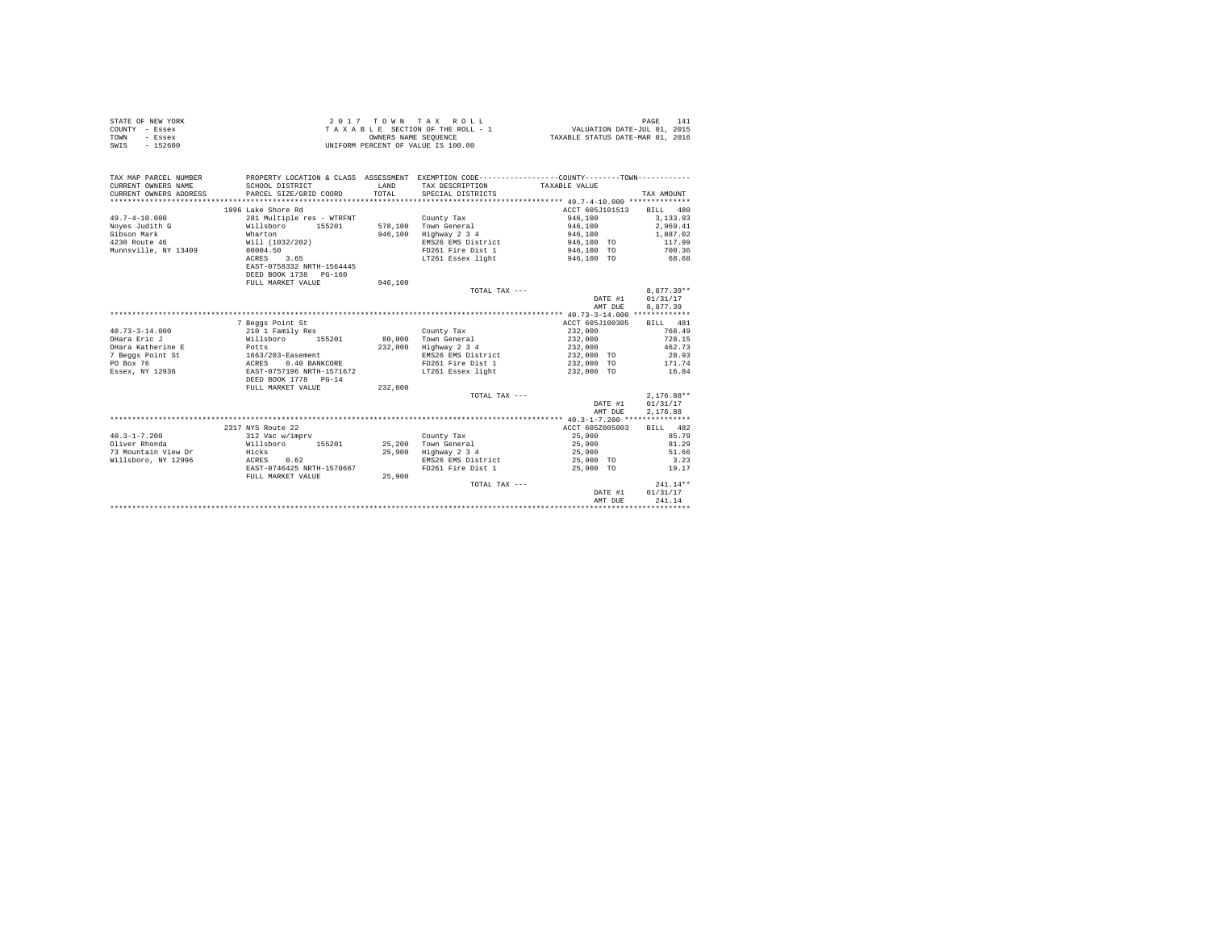STATE OF NEW YORK
COUNTY - Essex
TOWN - Essex
SWIS - 152600

2 0 1 7 T O W N T A X R O L L
T A X A B L E SECTION OF THE ROLL - 1
OWNERS NAME SEQUENCE
UNIFORM PERCENT OF VALUE IS 100.00

VALUATION DATE-JUL 01, 2015
TAXABLE STATUS DATE-MAR 01, 2016

| TAX MAP PARCEL NUMBER / CURRENT OWNERS NAME / CURRENT OWNERS ADDRESS | PROPERTY LOCATION & CLASS / SCHOOL DISTRICT / PARCEL SIZE/GRID COORD | ASSESSMENT LAND / TOTAL | EXEMPTION CODE / TAX DESCRIPTION / SPECIAL DISTRICTS | COUNTY--------TOWN TAXABLE VALUE | TAX AMOUNT |
|---|---|---|---|---|---|
| **49.7-4-10.000** | 1996 Lake Shore Rd | | | ACCT 605J101513 | BILL 480 |
| 49.7-4-10.000 | 281 Multiple res - WTRFNT | | County Tax | 946,100 | 3,133.93 |
| Noyes Judith G | Willsboro 155201 | 578,100 | Town General | 946,100 | 2,969.41 |
| Gibson Mark | Wharton | 946,100 | Highway 2 3 4 | 946,100 | 1,887.02 |
| 4230 Route 46 | Will (1032/202) | | EMS26 EMS District | 946,100 TO | 117.99 |
| Munnsville, NY 13409 | 00004.50 | | FD261 Fire Dist 1 | 946,100 TO | 700.36 |
| | ACRES 3.65 | | LT261 Essex light | 946,100 TO | 68.68 |
| | EAST-0758332 NRTH-1564445 | | | | |
| | DEED BOOK 1738 PG-160 | | | | |
| | FULL MARKET VALUE | 946,100 | | | |
| | | | TOTAL TAX --- | | 8,877.39** |
| | | | | DATE #1 | 01/31/17 |
| | | | | AMT DUE | 8,877.39 |
| **40.73-3-14.000** | 7 Beggs Point St | | | ACCT 605J100305 | BILL 481 |
| 40.73-3-14.000 | 210 1 Family Res | | County Tax | 232,000 | 768.49 |
| OHara Eric J | Willsboro 155201 | 80,000 | Town General | 232,000 | 728.15 |
| OHara Katherine E | Potts | 232,000 | Highway 2 3 4 | 232,000 | 462.73 |
| 7 Beggs Point St | 1663/203-Easement | | EMS26 EMS District | 232,000 TO | 28.93 |
| PO Box 76 | ACRES 0.40 BANKCORE | | FD261 Fire Dist 1 | 232,000 TO | 171.74 |
| Essex, NY 12936 | EAST-0757196 NRTH-1571672 | | LT261 Essex light | 232,000 TO | 16.84 |
| | DEED BOOK 1778 PG-14 | | | | |
| | FULL MARKET VALUE | 232,000 | | | |
| | | | TOTAL TAX --- | | 2,176.88** |
| | | | | DATE #1 | 01/31/17 |
| | | | | AMT DUE | 2,176.88 |
| **40.3-1-7.200** | 2317 NYS Route 22 | | | ACCT 605Z005003 | BILL 482 |
| 40.3-1-7.200 | 312 Vac w/imprv | | County Tax | 25,900 | 85.79 |
| Oliver Rhonda | Willsboro 155201 | 25,200 | Town General | 25,900 | 81.29 |
| 73 Mountain View Dr | Hicks | 25,900 | Highway 2 3 4 | 25,900 | 51.66 |
| Willsboro, NY 12996 | ACRES 0.62 | | EMS26 EMS District | 25,900 TO | 3.23 |
| | EAST-0746425 NRTH-1570667 | | FD261 Fire Dist 1 | 25,900 TO | 19.17 |
| | FULL MARKET VALUE | 25,900 | | | |
| | | | TOTAL TAX --- | | 241.14** |
| | | | | DATE #1 | 01/31/17 |
| | | | | AMT DUE | 241.14 |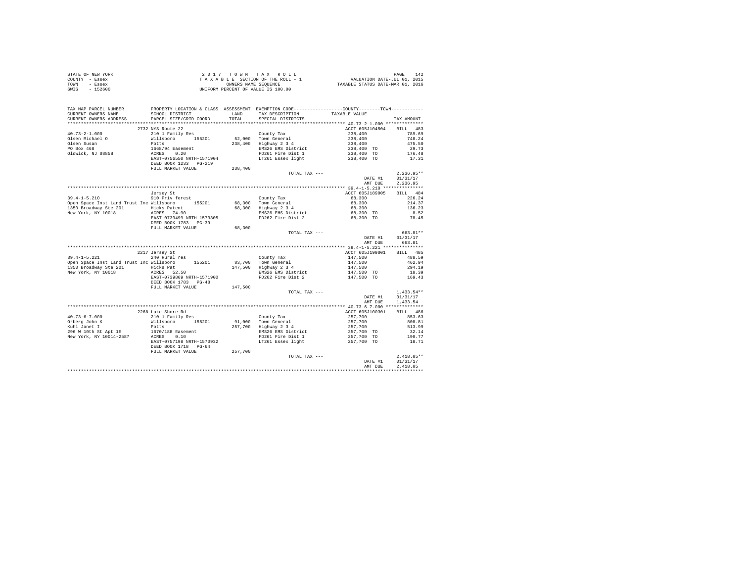STATE OF NEW YORK
COUNTY - Essex
TOWN - Essex
SWIS - 152600

2017 TOWN TAX ROLL
TAXABLE SECTION OF THE ROLL - 1
OWNERS NAME SEQUENCE
UNIFORM PERCENT OF VALUE IS 100.00

VALUATION DATE-JUL 01, 2015
TAXABLE STATUS DATE-MAR 01, 2016

| TAX MAP PARCEL NUMBER / CURRENT OWNERS NAME / CURRENT OWNERS ADDRESS | PROPERTY LOCATION & CLASS / SCHOOL DISTRICT / PARCEL SIZE/GRID COORD | ASSESSMENT LAND / TOTAL | EXEMPTION CODE / TAX DESCRIPTION / SPECIAL DISTRICTS | COUNTY / TOWN TAXABLE VALUE | TAX AMOUNT |
|---|---|---|---|---|---|
| **40.73-2-1.000** | 2732 NYS Route 22 | | | ACCT 605J104504 | BILL 483 |
| Olsen Michael O | 210 1 Family Res | | County Tax | 238,400 | 789.69 |
| Olsen Susan | Willsboro 155201 | 52,000 | Town General | 238,400 | 748.24 |
| PO Box 468 | Potts | 238,400 | Highway 2 3 4 | 238,400 | 475.50 |
| Oldwick, NJ 08858 | 1668/94 Easement | | EMS26 EMS District | 238,400 TO | 29.73 |
| | ACRES 0.20 | | FD261 Fire Dist 1 | 238,400 TO | 176.48 |
| | EAST-0756550 NRTH-1571904 | | LT261 Essex light | 238,400 TO | 17.31 |
| | DEED BOOK 1233 PG-219 | | | | |
| | FULL MARKET VALUE | 238,400 | | | |
| | | | TOTAL TAX --- | | 2,236.95** |
| | | | | DATE #1 | 01/31/17 |
| | | | | AMT DUE | 2,236.95 |
| **39.4-1-5.210** | Jersey St | | | ACCT 605J189005 | BILL 484 |
| Open Space Inst Land Trust Inc | 910 Priv forest | | County Tax | 68,300 | 226.24 |
| 1350 Broadway Ste 201 | Willsboro 155201 | 68,300 | Town General | 68,300 | 214.37 |
| New York, NY 10018 | Hicks Patent | 68,300 | Highway 2 3 4 | 68,300 | 136.23 |
| | ACRES 74.90 | | EMS26 EMS District | 68,300 TO | 8.52 |
| | EAST-0739499 NRTH-1573305 | | FD262 Fire Dist 2 | 68,300 TO | 78.45 |
| | DEED BOOK 1783 PG-39 | | | | |
| | FULL MARKET VALUE | 68,300 | | | |
| | | | TOTAL TAX --- | | 663.81** |
| | | | | DATE #1 | 01/31/17 |
| | | | | AMT DUE | 663.81 |
| **39.4-1-5.221** | 2217 Jersey St | | | ACCT 605J199001 | BILL 485 |
| Open Space Inst Land Trust Inc | 240 Rural res | | County Tax | 147,500 | 488.59 |
| 1350 Broadway Ste 201 | Willsboro 155201 | 83,700 | Town General | 147,500 | 462.94 |
| New York, NY 10018 | Hicks Pat | 147,500 | Highway 2 3 4 | 147,500 | 294.19 |
| | ACRES 52.50 | | EMS26 EMS District | 147,500 TO | 18.39 |
| | EAST-0739869 NRTH-1571900 | | FD262 Fire Dist 2 | 147,500 TO | 169.43 |
| | DEED BOOK 1783 PG-48 | | | | |
| | FULL MARKET VALUE | 147,500 | | | |
| | | | TOTAL TAX --- | | 1,433.54** |
| | | | | DATE #1 | 01/31/17 |
| | | | | AMT DUE | 1,433.54 |
| **40.73-6-7.000** | 2268 Lake Shore Rd | | | ACCT 605J100301 | BILL 486 |
| Orberg John K | 210 1 Family Res | | County Tax | 257,700 | 853.63 |
| Kuhl Janet I | Willsboro 155201 | 91,000 | Town General | 257,700 | 808.81 |
| 296 W 10th St Apt 1E | Potts | 257,700 | Highway 2 3 4 | 257,700 | 513.99 |
| New York, NY 10014-2587 | 1670/188 Easement | | EMS26 EMS District | 257,700 TO | 32.14 |
| | ACRES 0.10 | | FD261 Fire Dist 1 | 257,700 TO | 190.77 |
| | EAST-0757198 NRTH-1570932 | | LT261 Essex light | 257,700 TO | 18.71 |
| | DEED BOOK 1718 PG-64 | | | | |
| | FULL MARKET VALUE | 257,700 | | | |
| | | | TOTAL TAX --- | | 2,418.05** |
| | | | | DATE #1 | 01/31/17 |
| | | | | AMT DUE | 2,418.05 |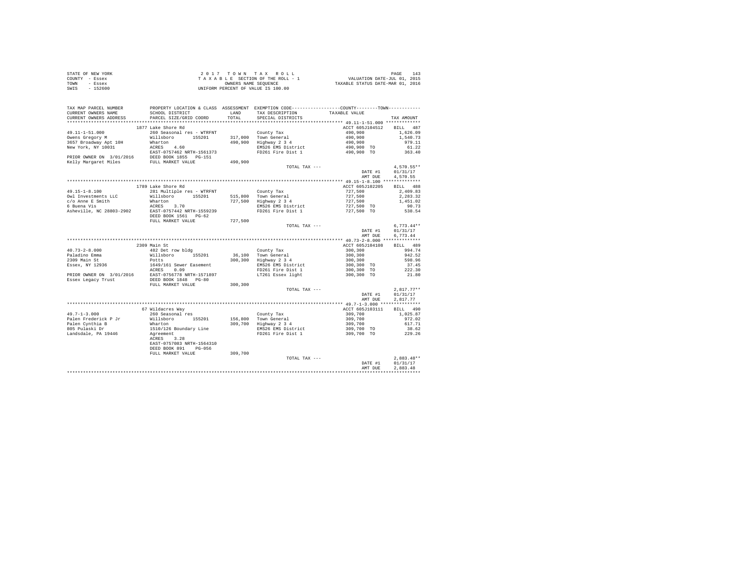STATE OF NEW YORK
COUNTY - Essex
TOWN - Essex
SWIS - 152600

2 0 1 7 T O W N T A X R O L L
T A X A B L E SECTION OF THE ROLL - 1
OWNERS NAME SEQUENCE
UNIFORM PERCENT OF VALUE IS 100.00

VALUATION DATE-JUL 01, 2015
TAXABLE STATUS DATE-MAR 01, 2016

| TAX MAP PARCEL NUMBER / CURRENT OWNERS NAME / CURRENT OWNERS ADDRESS | PROPERTY LOCATION & CLASS / SCHOOL DISTRICT / PARCEL SIZE/GRID COORD | ASSESSMENT LAND / TOTAL | EXEMPTION CODE / TAX DESCRIPTION / SPECIAL DISTRICTS | COUNTY--------TOWN TAXABLE VALUE | TAX AMOUNT |
|---|---|---|---|---|---|
| **49.11-1-51.000** | 1877 Lake Shore Rd | | | ACCT 605J104512 | BILL 487 |
| 49.11-1-51.000 | 260 Seasonal res - WTRFNT | | County Tax | 490,900 | 1,626.09 |
| Owens Gregory M | Willsboro 155201 | 317,000 | Town General | 490,900 | 1,540.73 |
| 3657 Broadway Apt 10H | Wharton | 490,900 | Highway 2 3 4 | 490,900 | 979.11 |
| New York, NY 10031 | ACRES 4.60 | | EMS26 EMS District | 490,900 TO | 61.22 |
| | EAST-0757462 NRTH-1561373 | | FD261 Fire Dist 1 | 490,900 TO | 363.40 |
| PRIOR OWNER ON 3/01/2016 | DEED BOOK 1855 PG-151 | | | | |
| Kelly Margaret Miles | FULL MARKET VALUE | 490,900 | | | |
| | | | TOTAL TAX --- | | 4,570.55** |
| | | | | DATE #1 | 01/31/17 |
| | | | | AMT DUE | 4,570.55 |
| **49.15-1-8.100** | 1789 Lake Shore Rd | | | ACCT 605J102205 | BILL 488 |
| 49.15-1-8.100 | 281 Multiple res - WTRFNT | | County Tax | 727,500 | 2,409.83 |
| Owl Investments LLC | Willsboro 155201 | 515,800 | Town General | 727,500 | 2,283.32 |
| c/o Anne E Smith | Wharton | 727,500 | Highway 2 3 4 | 727,500 | 1,451.02 |
| 6 Buena Vis | ACRES 3.70 | | EMS26 EMS District | 727,500 TO | 90.73 |
| Asheville, NC 28803-2902 | EAST-0757442 NRTH-1559239 | | FD261 Fire Dist 1 | 727,500 TO | 538.54 |
| | DEED BOOK 1561 PG-62 | | | | |
| | FULL MARKET VALUE | 727,500 | | | |
| | | | TOTAL TAX --- | | 6,773.44** |
| | | | | DATE #1 | 01/31/17 |
| | | | | AMT DUE | 6,773.44 |
| **40.73-2-8.000** | 2309 Main St | | | ACCT 605J104108 | BILL 489 |
| 40.73-2-8.000 | 482 Det row bldg | | County Tax | 300,300 | 994.74 |
| Paladino Emma | Willsboro 155201 | 36,100 | Town General | 300,300 | 942.52 |
| 2309 Main St | Potts | 300,300 | Highway 2 3 4 | 300,300 | 598.96 |
| Essex, NY 12936 | 1649/161 Sewer Easement | | EMS26 EMS District | 300,300 TO | 37.45 |
| | ACRES 0.09 | | FD261 Fire Dist 1 | 300,300 TO | 222.30 |
| PRIOR OWNER ON 3/01/2016 | EAST-0756778 NRTH-1571897 | | LT261 Essex light | 300,300 TO | 21.80 |
| Essex Legacy Trust | DEED BOOK 1848 PG-80 | | | | |
| | FULL MARKET VALUE | 300,300 | | | |
| | | | TOTAL TAX --- | | 2,817.77** |
| | | | | DATE #1 | 01/31/17 |
| | | | | AMT DUE | 2,817.77 |
| **49.7-1-3.000** | 67 Wildacres Way | | | ACCT 605J103111 | BILL 490 |
| 49.7-1-3.000 | 260 Seasonal res | | County Tax | 309,700 | 1,025.87 |
| Palen Frederick P Jr | Willsboro 155201 | 156,800 | Town General | 309,700 | 972.02 |
| Palen Cynthia B | Wharton | 309,700 | Highway 2 3 4 | 309,700 | 617.71 |
| 805 Pulaski Dr | 1510/126 Boundary Line | | EMS26 EMS District | 309,700 TO | 38.62 |
| Landsdale, PA 19446 | Agreement | | FD261 Fire Dist 1 | 309,700 TO | 229.26 |
| | ACRES 3.28 | | | | |
| | EAST-0757083 NRTH-1564310 | | | | |
| | DEED BOOK 891 PG-056 | | | | |
| | FULL MARKET VALUE | 309,700 | | | |
| | | | TOTAL TAX --- | | 2,883.48** |
| | | | | DATE #1 | 01/31/17 |
| | | | | AMT DUE | 2,883.48 |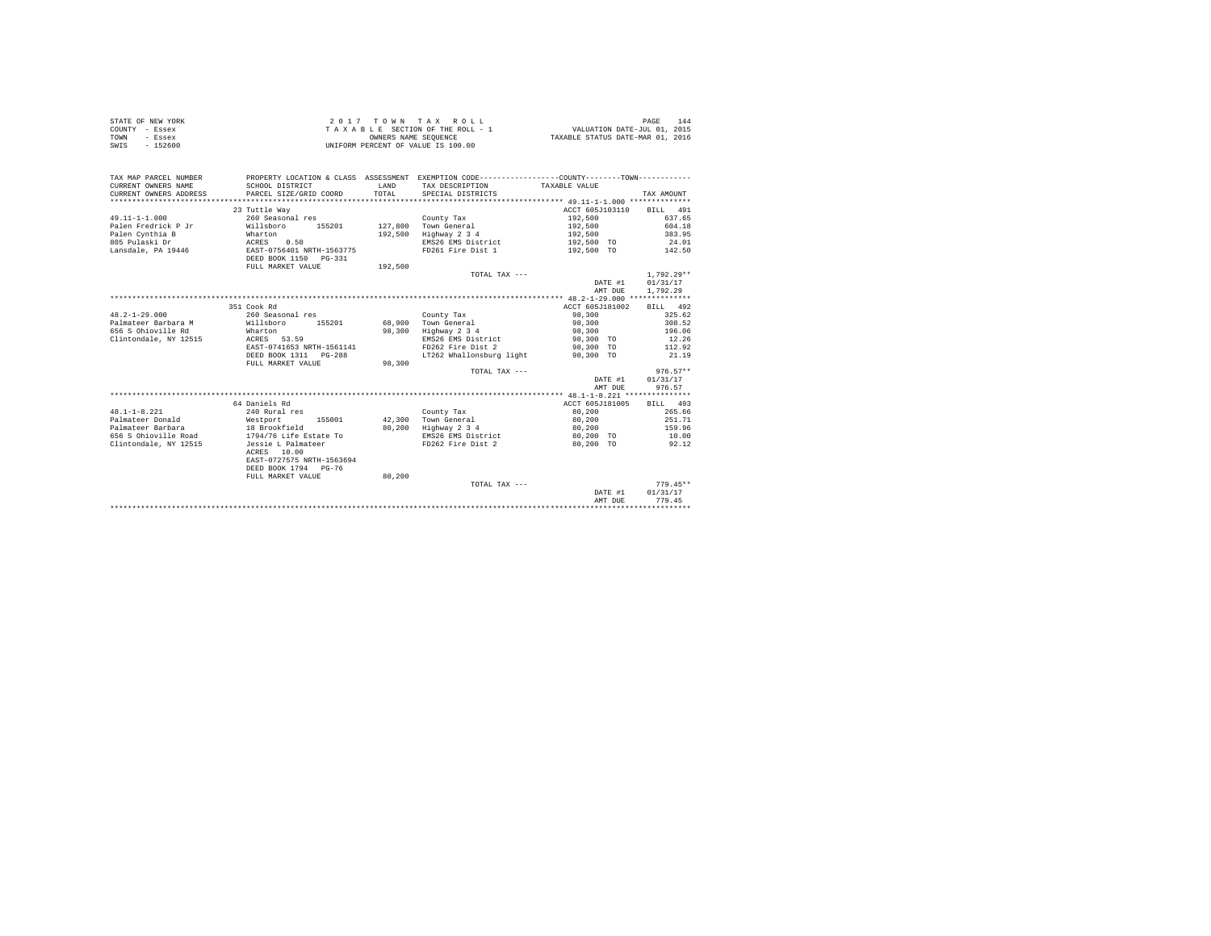STATE OF NEW YORK | COUNTY - Essex | TOWN - Essex | SWIS - 152600

**2017 TOWN TAX ROLL**
TAXABLE SECTION OF THE ROLL - 1
OWNERS NAME SEQUENCE
UNIFORM PERCENT OF VALUE IS 100.00

VALUATION DATE-JUL 01, 2015
TAXABLE STATUS DATE-MAR 01, 2016

| TAX MAP PARCEL NUMBER / CURRENT OWNERS NAME / CURRENT OWNERS ADDRESS | PROPERTY LOCATION & CLASS / SCHOOL DISTRICT / PARCEL SIZE/GRID COORD | ASSESSMENT LAND / TOTAL | EXEMPTION CODE / TAX DESCRIPTION / SPECIAL DISTRICTS | TAXABLE VALUE | TAX AMOUNT |
|---|---|---|---|---|---|
| **49.11-1-1.000** | 23 Tuttle Way | | | ACCT 605J103110 | BILL 491 |
| Palen Fredrick P Jr | 260 Seasonal res | | County Tax | 192,500 | 637.65 |
| Palen Cynthia B | Willsboro 155201 | 127,800 | Town General | 192,500 | 604.18 |
| 805 Pulaski Dr | Wharton | 192,500 | Highway 2 3 4 | 192,500 | 383.95 |
| Lansdale, PA 19446 | ACRES 0.50 | | EMS26 EMS District | 192,500 TO | 24.01 |
| | EAST-0756401 NRTH-1563775 | | FD261 Fire Dist 1 | 192,500 TO | 142.50 |
| | DEED BOOK 1150 PG-331 | | | | |
| | FULL MARKET VALUE | 192,500 | | | |
| | | | TOTAL TAX --- | | 1,792.29** |
| | | | | DATE #1 | 01/31/17 |
| | | | | AMT DUE | 1,792.29 |
| **48.2-1-29.000** | 351 Cook Rd | | | ACCT 605J181002 | BILL 492 |
| Palmateer Barbara M | 260 Seasonal res | | County Tax | 98,300 | 325.62 |
| 656 S Ohioville Rd | Willsboro 155201 | 68,900 | Town General | 98,300 | 308.52 |
| Clintondale, NY 12515 | Wharton | 98,300 | Highway 2 3 4 | 98,300 | 196.06 |
| | ACRES 53.59 | | EMS26 EMS District | 98,300 TO | 12.26 |
| | EAST-0741653 NRTH-1561141 | | FD262 Fire Dist 2 | 98,300 TO | 112.92 |
| | DEED BOOK 1311 PG-288 | | LT262 Whallonsburg light | 98,300 TO | 21.19 |
| | FULL MARKET VALUE | 98,300 | | | |
| | | | TOTAL TAX --- | | 976.57** |
| | | | | DATE #1 | 01/31/17 |
| | | | | AMT DUE | 976.57 |
| **48.1-1-8.221** | 64 Daniels Rd | | | ACCT 605J181005 | BILL 493 |
| Palmateer Donald | 240 Rural res | | County Tax | 80,200 | 265.66 |
| Palmateer Barbara | Westport 155001 | 42,300 | Town General | 80,200 | 251.71 |
| 656 S Ohioville Road | 18 Brookfield | 80,200 | Highway 2 3 4 | 80,200 | 159.96 |
| Clintondale, NY 12515 | 1794/76 Life Estate To | | EMS26 EMS District | 80,200 TO | 10.00 |
| | Jessie L Palmateer | | FD262 Fire Dist 2 | 80,200 TO | 92.12 |
| | ACRES 10.00 | | | | |
| | EAST-0727575 NRTH-1563694 | | | | |
| | DEED BOOK 1794 PG-76 | | | | |
| | FULL MARKET VALUE | 80,200 | | | |
| | | | TOTAL TAX --- | | 779.45** |
| | | | | DATE #1 | 01/31/17 |
| | | | | AMT DUE | 779.45 |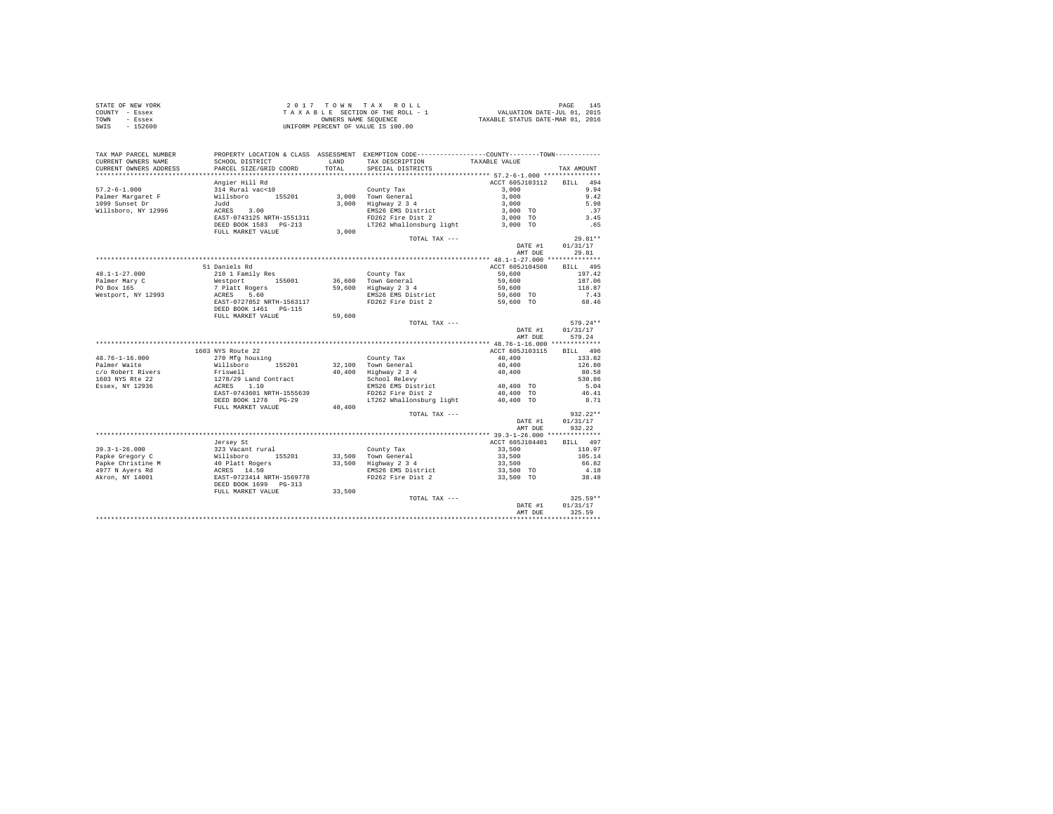STATE OF NEW YORK
COUNTY - Essex
TOWN - Essex
SWIS - 152600

2 0 1 7 T O W N T A X R O L L
T A X A B L E SECTION OF THE ROLL - 1
OWNERS NAME SEQUENCE
UNIFORM PERCENT OF VALUE IS 100.00

VALUATION DATE-JUL 01, 2015
TAXABLE STATUS DATE-MAR 01, 2016

```
TAX MAP PARCEL NUMBER      PROPERTY LOCATION & CLASS  ASSESSMENT  EXEMPTION CODE-----------------COUNTY--------TOWN-----------
CURRENT OWNERS NAME        SCHOOL DISTRICT              LAND      TAX DESCRIPTION            TAXABLE VALUE
CURRENT OWNERS ADDRESS     PARCEL SIZE/GRID COORD       TOTAL     SPECIAL DISTRICTS                                   TAX AMOUNT
************************************************************************************************ 57.2-6-1.000 ***************
                           Angier Hill Rd                                                    ACCT 605J103112    BILL  494
57.2-6-1.000               314 Rural vac<10                       County Tax                      3,000               9.94
Palmer Margaret F          Willsboro     155201        3,000      Town General                    3,000               9.42
1099 Sunset Dr             Judd                        3,000      Highway 2 3 4                   3,000               5.98
Willsboro, NY 12996        ACRES    3.00                          EMS26 EMS District              3,000 TO             .37
                           EAST-0743125 NRTH-1551311              FD262 Fire Dist 2               3,000 TO            3.45
                           DEED BOOK 1583   PG-213                LT262 Whallonsburg light        3,000 TO             .65
                           FULL MARKET VALUE           3,000
                                                                  TOTAL TAX ---                                     29.81**
                                                                                                 DATE #1         01/31/17
                                                                                                 AMT DUE            29.81
************************************************************************************************ 48.1-1-27.000 **************
                           51 Daniels Rd                                                     ACCT 605J104508    BILL  495
48.1-1-27.000              210 1 Family Res                       County Tax                     59,600             197.42
Palmer Mary C              Westport      155001       36,600      Town General                   59,600             187.06
PO Box 165                 7 Platt Rogers             59,600      Highway 2 3 4                  59,600             118.87
Westport, NY 12993         ACRES    5.60                          EMS26 EMS District             59,600 TO            7.43
                           EAST-0727852 NRTH-1563117              FD262 Fire Dist 2              59,600 TO           68.46
                           DEED BOOK 1461   PG-115
                           FULL MARKET VALUE          59,600
                                                                  TOTAL TAX ---                                    579.24**
                                                                                                 DATE #1         01/31/17
                                                                                                 AMT DUE           579.24
************************************************************************************************ 48.76-1-16.000 *************
                           1603 NYS Route 22                                                 ACCT 605J103115    BILL  496
48.76-1-16.000             270 Mfg housing                        County Tax                     40,400             133.82
Palmer Waite               Willsboro     155201       32,100      Town General                   40,400             126.80
c/o Robert Rivers          Friswell                   40,400      Highway 2 3 4                  40,400              80.58
1603 NYS Rte 22            1278/29 Land Contract                  School Relevy                                     530.86
Essex, NY 12936            ACRES    1.10                          EMS26 EMS District             40,400 TO            5.04
                           EAST-0743601 NRTH-1555639              FD262 Fire Dist 2              40,400 TO           46.41
                           DEED BOOK 1278   PG-29                 LT262 Whallonsburg light       40,400 TO            8.71
                           FULL MARKET VALUE          40,400
                                                                  TOTAL TAX ---                                    932.22**
                                                                                                 DATE #1         01/31/17
                                                                                                 AMT DUE           932.22
************************************************************************************************ 39.3-1-26.000 **************
                           Jersey St                                                         ACCT 605J104401    BILL  497
39.3-1-26.000              323 Vacant rural                       County Tax                     33,500             110.97
Papke Gregory C            Willsboro     155201       33,500      Town General                   33,500             105.14
Papke Christine M          40 Platt Rogers            33,500      Highway 2 3 4                  33,500              66.82
4977 N Ayers Rd            ACRES   14.50                          EMS26 EMS District             33,500 TO            4.18
Akron, NY 14001            EAST-0723414 NRTH-1569778              FD262 Fire Dist 2              33,500 TO           38.48
                           DEED BOOK 1699   PG-313
                           FULL MARKET VALUE          33,500
                                                                  TOTAL TAX ---                                    325.59**
                                                                                                 DATE #1         01/31/17
                                                                                                 AMT DUE           325.59
****************************************************************************************************************************
```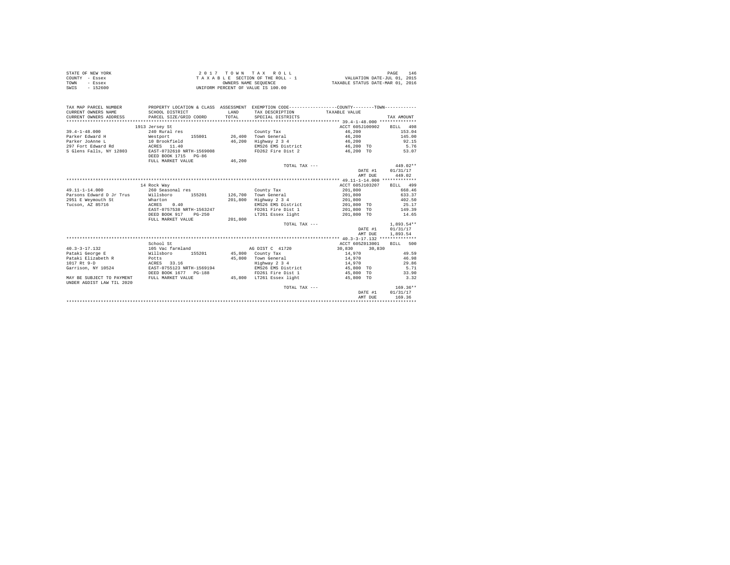STATE OF NEW YORK | COUNTY - Essex | TOWN - Essex | SWIS - 152600

**2017 TOWN TAX ROLL**
TAXABLE SECTION OF THE ROLL - 1
OWNERS NAME SEQUENCE
UNIFORM PERCENT OF VALUE IS 100.00

VALUATION DATE-JUL 01, 2015
TAXABLE STATUS DATE-MAR 01, 2016

| TAX MAP PARCEL NUMBER / CURRENT OWNERS NAME / CURRENT OWNERS ADDRESS | PROPERTY LOCATION & CLASS / SCHOOL DISTRICT / PARCEL SIZE/GRID COORD | ASSESSMENT LAND | TOTAL | EXEMPTION CODE / TAX DESCRIPTION / SPECIAL DISTRICTS | TAXABLE VALUE (COUNTY) | TAXABLE VALUE (TOWN) | TAX AMOUNT |
|---|---|---|---|---|---|---|---|
| | 1913 Jersey St | | | | ACCT 605J100902 | | BILL 498 |
| 39.4-1-48.000 | 240 Rural res | | | County Tax | 46,200 | | 153.04 |
| Parker Edward H | Westport 155001 | 26,400 | | Town General | 46,200 | | 145.00 |
| Parker JoAnne L | 10 Brookfield | | 46,200 | Highway 2 3 4 | 46,200 | | 92.15 |
| 297 Fort Edward Rd | ACRES 11.40 | | | EMS26 EMS District | 46,200 TO | | 5.76 |
| S Glens Falls, NY 12803 | EAST-0732610 NRTH-1569008 | | | FD262 Fire Dist 2 | 46,200 TO | | 53.07 |
| | DEED BOOK 1715 PG-86 | | | | | | |
| | FULL MARKET VALUE | | 46,200 | | | | |
| | | | | TOTAL TAX --- | | | 449.02** |
| | | | | | | DATE #1 | 01/31/17 |
| | | | | | | AMT DUE | 449.02 |
| | 14 Rock Way | | | | ACCT 605J103207 | | BILL 499 |
| 49.11-1-14.000 | 260 Seasonal res | | | County Tax | 201,800 | | 668.46 |
| Parsons Edward D Jr Trus | Willsboro 155201 | 126,700 | | Town General | 201,800 | | 633.37 |
| 2951 E Weymouth St | Wharton | | 201,800 | Highway 2 3 4 | 201,800 | | 402.50 |
| Tucson, AZ 85716 | ACRES 0.40 | | | EMS26 EMS District | 201,800 TO | | 25.17 |
| | EAST-0757538 NRTH-1563247 | | | FD261 Fire Dist 1 | 201,800 TO | | 149.39 |
| | DEED BOOK 917 PG-250 | | | LT261 Essex light | 201,800 TO | | 14.65 |
| | FULL MARKET VALUE | | 201,800 | | | | |
| | | | | TOTAL TAX --- | | | 1,893.54** |
| | | | | | | DATE #1 | 01/31/17 |
| | | | | | | AMT DUE | 1,893.54 |
| | School St | | | | ACCT 605Z013001 | | BILL 500 |
| 40.3-3-17.132 | 105 Vac farmland | | | AG DIST C 41720 | 30,830 | 30,830 | |
| Pataki George E | Willsboro 155201 | 45,800 | | County Tax | 14,970 | | 49.59 |
| Pataki Elizabeth R | Potts | | 45,800 | Town General | 14,970 | | 46.98 |
| 1017 Rt 9-D | ACRES 33.16 | | | Highway 2 3 4 | 14,970 | | 29.86 |
| Garrison, NY 10524 | EAST-0755123 NRTH-1569194 | | | EMS26 EMS District | 45,800 TO | | 5.71 |
| | DEED BOOK 1677 PG-188 | | | FD261 Fire Dist 1 | 45,800 TO | | 33.90 |
| MAY BE SUBJECT TO PAYMENT | FULL MARKET VALUE | | 45,800 | LT261 Essex light | 45,800 TO | | 3.32 |
| UNDER AGDIST LAW TIL 2020 | | | | | | | |
| | | | | TOTAL TAX --- | | | 169.36** |
| | | | | | | DATE #1 | 01/31/17 |
| | | | | | | AMT DUE | 169.36 |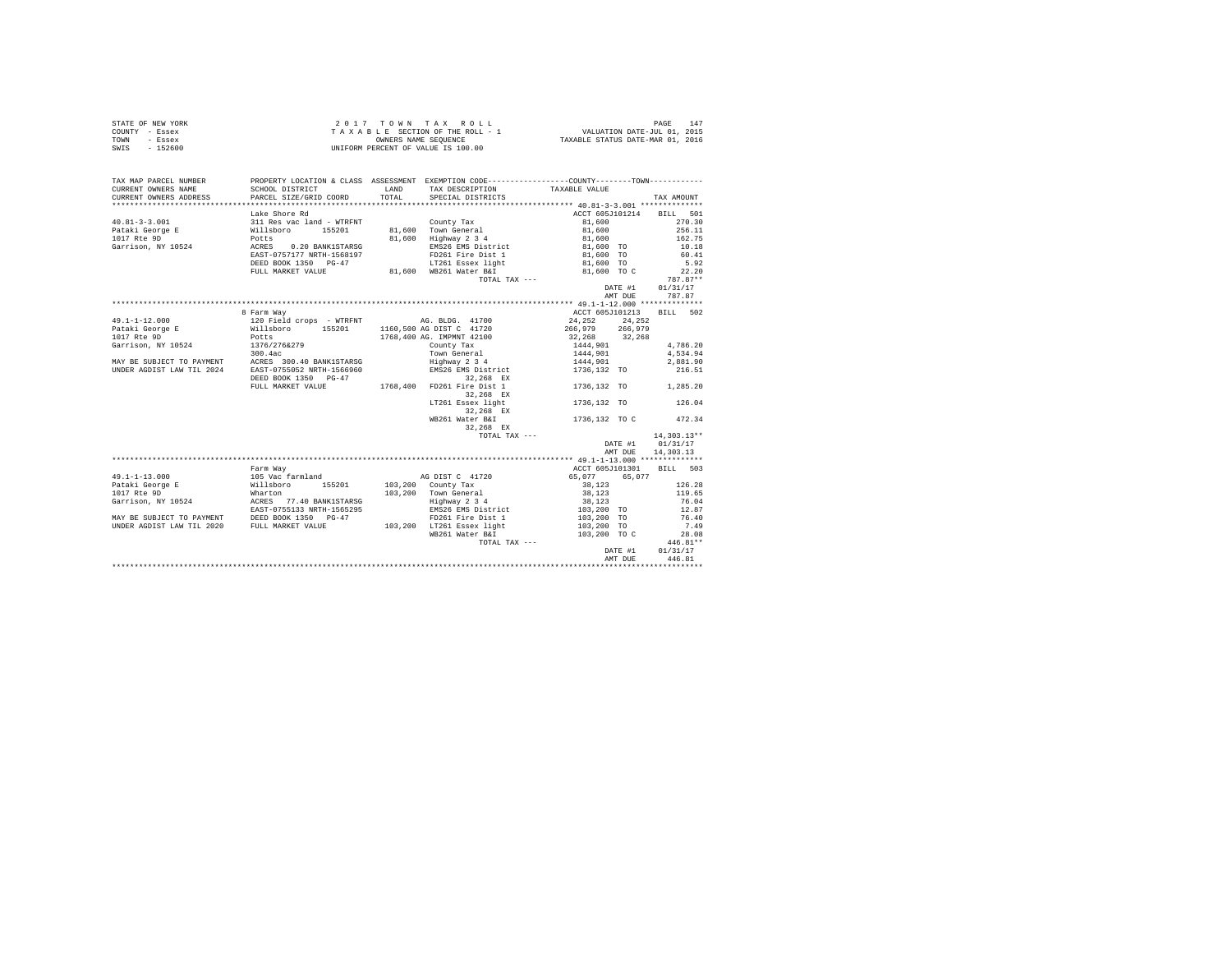STATE OF NEW YORK
COUNTY - Essex
TOWN - Essex
SWIS - 152600

2 0 1 7 T O W N T A X R O L L
T A X A B L E SECTION OF THE ROLL - 1
OWNERS NAME SEQUENCE
UNIFORM PERCENT OF VALUE IS 100.00

VALUATION DATE-JUL 01, 2015
TAXABLE STATUS DATE-MAR 01, 2016

```
TAX MAP PARCEL NUMBER      PROPERTY LOCATION & CLASS  ASSESSMENT  EXEMPTION CODE-----------------COUNTY--------TOWN-----------
CURRENT OWNERS NAME        SCHOOL DISTRICT            LAND        TAX DESCRIPTION             TAXABLE VALUE
CURRENT OWNERS ADDRESS     PARCEL SIZE/GRID COORD     TOTAL       SPECIAL DISTRICTS                                     TAX AMOUNT
******************************************************************************************** 40.81-3-3.001 **************
                           Lake Shore Rd                                                    ACCT 605J101214     BILL  501
40.81-3-3.001              311 Res vac land - WTRFNT              County Tax                  81,600                 270.30
Pataki George E            Willsboro      155201        81,600   Town General                81,600                 256.11
1017 Rte 9D                Potts                        81,600   Highway 2 3 4               81,600                 162.75
Garrison, NY 10524         ACRES    0.20 BANK1STARSG             EMS26 EMS District          81,600 TO               10.18
                           EAST-0757177 NRTH-1568197             FD261 Fire Dist 1           81,600 TO               60.41
                           DEED BOOK 1350   PG-47                LT261 Essex light           81,600 TO                5.92
                           FULL MARKET VALUE            81,600   WB261 Water B&I             81,600 TO C             22.20
                                                                  TOTAL TAX ---                                     787.87**
                                                                                                    DATE #1     01/31/17
                                                                                                    AMT DUE       787.87
******************************************************************************************** 49.1-1-12.000 **************
                           8 Farm Way                                                       ACCT 605J101213     BILL  502
49.1-1-12.000              120 Field crops  - WTRFNT             AG. BLDG. 41700            24,252      24,252
Pataki George E            Willsboro      155201     1160,500 AG DIST C  41720             266,979     266,979
1017 Rte 9D                Potts                     1768,400 AG. IMPMNT 42100              32,268      32,268
Garrison, NY 10524         1376/276&279                          County Tax                1444,901               4,786.20
                           300.4ac                               Town General              1444,901               4,534.94
MAY BE SUBJECT TO PAYMENT  ACRES  300.40 BANK1STARSG             Highway 2 3 4             1444,901               2,881.90
UNDER AGDIST LAW TIL 2024  EAST-0755052 NRTH-1566960             EMS26 EMS District        1736,132 TO              216.51
                           DEED BOOK 1350   PG-47                    32,268 EX
                           FULL MARKET VALUE          1768,400   FD261 Fire Dist 1         1736,132 TO            1,285.20
                                                                     32,268 EX
                                                                 LT261 Essex light         1736,132 TO              126.04
                                                                     32,268 EX
                                                                 WB261 Water B&I           1736,132 TO C            472.34
                                                                     32,268 EX
                                                                  TOTAL TAX ---                                  14,303.13**
                                                                                                    DATE #1     01/31/17
                                                                                                    AMT DUE    14,303.13
******************************************************************************************** 49.1-1-13.000 **************
                           Farm Way                                                         ACCT 605J101301     BILL  503
49.1-1-13.000              105 Vac farmland                      AG DIST C  41720            65,077      65,077
Pataki George E            Willsboro      155201       103,200   County Tax                  38,123                 126.28
1017 Rte 9D                Wharton                     103,200   Town General                38,123                 119.65
Garrison, NY 10524         ACRES   77.40 BANK1STARSG             Highway 2 3 4               38,123                  76.04
                           EAST-0755133 NRTH-1565295             EMS26 EMS District         103,200 TO               12.87
MAY BE SUBJECT TO PAYMENT  DEED BOOK 1350   PG-47                FD261 Fire Dist 1          103,200 TO               76.40
UNDER AGDIST LAW TIL 2020  FULL MARKET VALUE           103,200   LT261 Essex light          103,200 TO                7.49
                                                                 WB261 Water B&I            103,200 TO C             28.08
                                                                  TOTAL TAX ---                                     446.81**
                                                                                                    DATE #1     01/31/17
                                                                                                    AMT DUE       446.81
**************************************************************************************************************************
```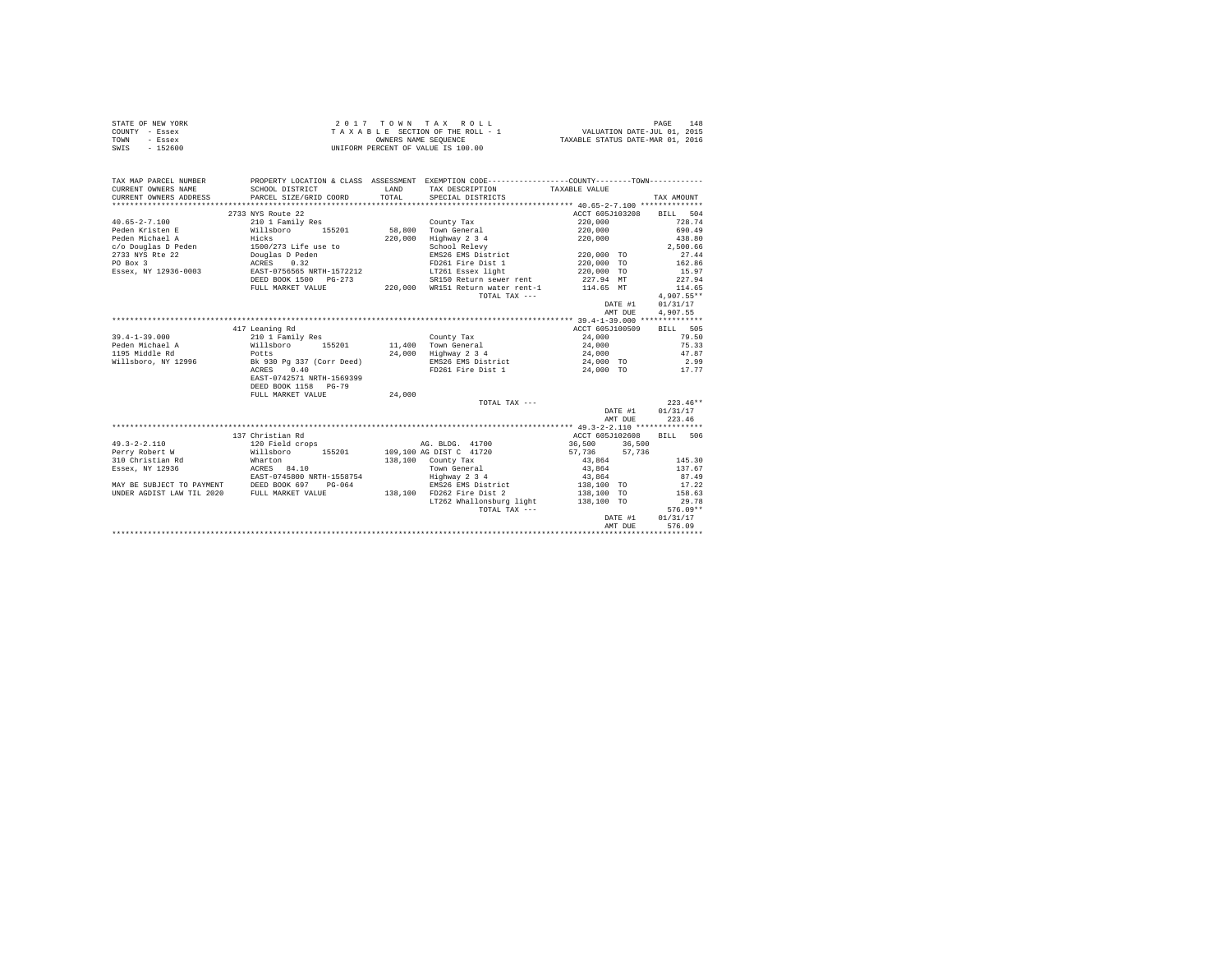STATE OF NEW YORK
COUNTY - Essex
TOWN - Essex
SWIS - 152600

2 0 1 7 T O W N T A X R O L L
T A X A B L E SECTION OF THE ROLL - 1
OWNERS NAME SEQUENCE
UNIFORM PERCENT OF VALUE IS 100.00

VALUATION DATE-JUL 01, 2015
TAXABLE STATUS DATE-MAR 01, 2016

```
TAX MAP PARCEL NUMBER     PROPERTY LOCATION & CLASS  ASSESSMENT  EXEMPTION CODE-----------------COUNTY--------TOWN-----------
CURRENT OWNERS NAME       SCHOOL DISTRICT             LAND       TAX DESCRIPTION            TAXABLE VALUE
CURRENT OWNERS ADDRESS    PARCEL SIZE/GRID COORD      TOTAL      SPECIAL DISTRICTS                                     TAX AMOUNT
*********************************************************************************************** 40.65-2-7.100 **************
                          2733 NYS Route 22                                                 ACCT 605J103208    BILL  504
40.65-2-7.100             210 1 Family Res                        County Tax                  220,000               728.74
Peden Kristen E           Willsboro      155201       58,800      Town General                220,000               690.49
Peden Michael A           Hicks                      220,000      Highway 2 3 4               220,000               438.80
c/o Douglas D Peden       1500/273 Life use to                    School Relevy                                   2,500.66
2733 NYS Rte 22           Douglas D Peden                         EMS26 EMS District          220,000 TO             27.44
PO Box 3                  ACRES    0.32                           FD261 Fire Dist 1           220,000 TO            162.86
Essex, NY 12936-0003      EAST-0756565 NRTH-1572212               LT261 Essex light           220,000 TO             15.97
                          DEED BOOK 1500   PG-273                 SR150 Return sewer rent      227.94 MT            227.94
                          FULL MARKET VALUE          220,000      WR151 Return water rent-1    114.65 MT            114.65
                                                                          TOTAL TAX ---                          4,907.55**
                                                                                                DATE #1       01/31/17
                                                                                                AMT DUE       4,907.55
*********************************************************************************************** 39.4-1-39.000 **************
                          417 Leaning Rd                                                    ACCT 605J100509    BILL  505
39.4-1-39.000             210 1 Family Res                        County Tax                   24,000                79.50
Peden Michael A           Willsboro      155201       11,400      Town General                 24,000                75.33
1195 Middle Rd            Potts                       24,000      Highway 2 3 4                24,000                47.87
Willsboro, NY 12996       Bk 930 Pg 337 (Corr Deed)               EMS26 EMS District           24,000 TO              2.99
                          ACRES    0.40                           FD261 Fire Dist 1            24,000 TO             17.77
                          EAST-0742571 NRTH-1569399
                          DEED BOOK 1158   PG-79
                          FULL MARKET VALUE           24,000
                                                                          TOTAL TAX ---                            223.46**
                                                                                                DATE #1       01/31/17
                                                                                                AMT DUE         223.46
*********************************************************************************************** 49.3-2-2.110 ***************
                          137 Christian Rd                                                  ACCT 605J102608    BILL  506
49.3-2-2.110              120 Field crops                         AG. BLDG. 41700              36,500     36,500
Perry Robert W            Willsboro      155201      109,100 AG DIST C  41720                  57,736     57,736
310 Christian Rd          Wharton                    138,100      County Tax                   43,864               145.30
Essex, NY 12936           ACRES   84.10                           Town General                 43,864               137.67
                          EAST-0745800 NRTH-1558754               Highway 2 3 4                43,864                87.49
MAY BE SUBJECT TO PAYMENT DEED BOOK 697    PG-064                 EMS26 EMS District          138,100 TO             17.22
UNDER AGDIST LAW TIL 2020 FULL MARKET VALUE          138,100      FD262 Fire Dist 2           138,100 TO            158.63
                                                                  LT262 Whallonsburg light    138,100 TO             29.78
                                                                          TOTAL TAX ---                            576.09**
                                                                                                DATE #1       01/31/17
                                                                                                AMT DUE         576.09
****************************************************************************************************************************
```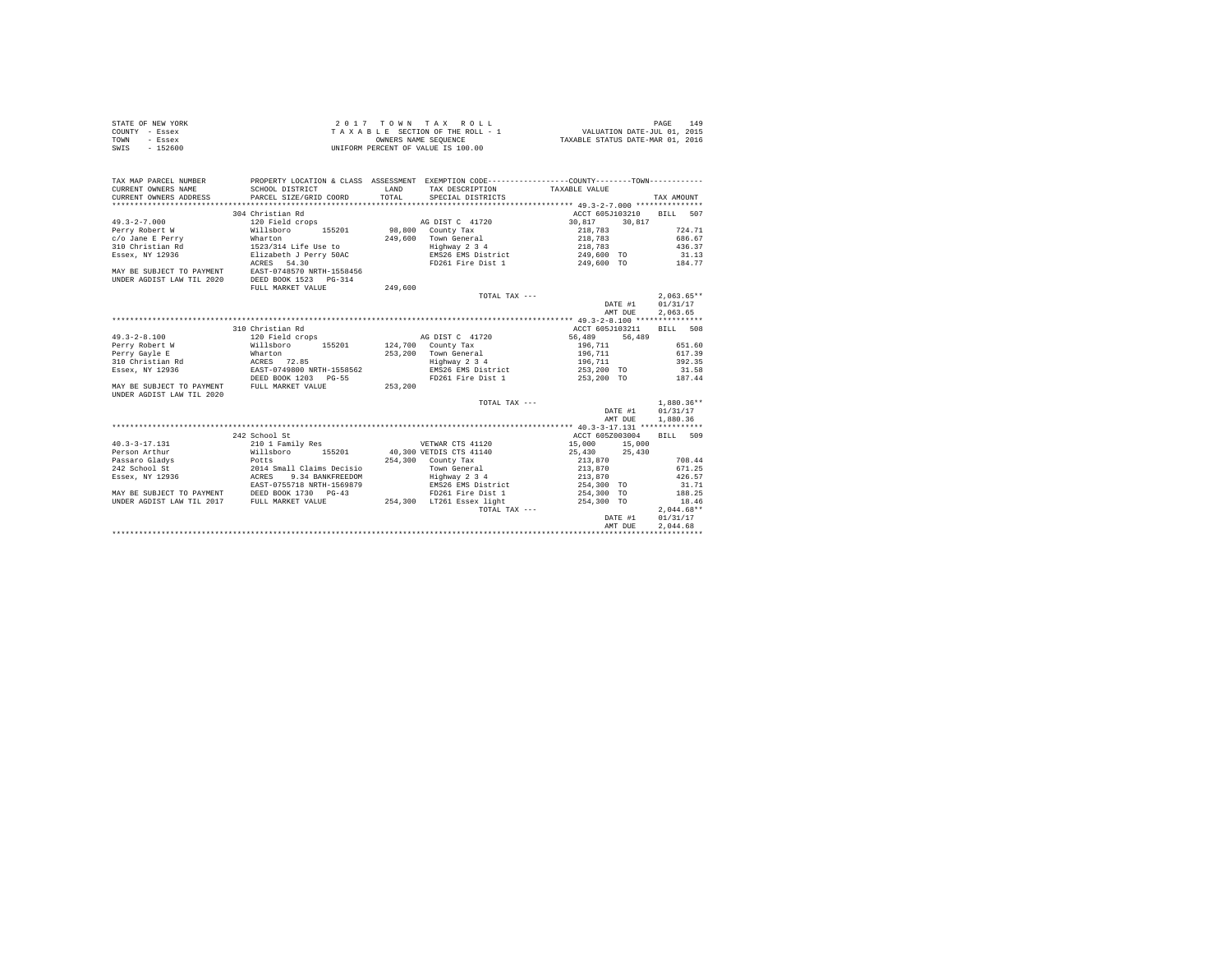STATE OF NEW YORK
COUNTY - Essex
TOWN - Essex
SWIS - 152600

2 0 1 7 T O W N T A X R O L L
T A X A B L E SECTION OF THE ROLL - 1
OWNERS NAME SEQUENCE
UNIFORM PERCENT OF VALUE IS 100.00

VALUATION DATE-JUL 01, 2015
TAXABLE STATUS DATE-MAR 01, 2016

```
TAX MAP PARCEL NUMBER          PROPERTY LOCATION & CLASS  ASSESSMENT  EXEMPTION CODE-----------------COUNTY--------TOWN-----------
CURRENT OWNERS NAME            SCHOOL DISTRICT            LAND        TAX DESCRIPTION              TAXABLE VALUE
CURRENT OWNERS ADDRESS         PARCEL SIZE/GRID COORD     TOTAL       SPECIAL DISTRICTS                                    TAX AMOUNT
*********************************************************************************************** 49.3-2-7.000 ***************
                               304 Christian Rd                                                  ACCT 605J103210     BILL  507
49.3-2-7.000                   120 Field crops                         AG DIST C  41720          30,817     30,817
Perry Robert W                 Willsboro       155201       98,800   County Tax                  218,783                 724.71
c/o Jane E Perry               Wharton                     249,600   Town General                218,783                 686.67
310 Christian Rd               1523/314 Life Use to                  Highway 2 3 4               218,783                 436.37
Essex, NY 12936                Elizabeth J Perry 50AC                EMS26 EMS District          249,600 TO               31.13
                               ACRES   54.30                         FD261 Fire Dist 1           249,600 TO              184.77
MAY BE SUBJECT TO PAYMENT      EAST-0748570 NRTH-1558456
UNDER AGDIST LAW TIL 2020      DEED BOOK 1523   PG-314
                               FULL MARKET VALUE           249,600
                                                                     TOTAL TAX ---                                     2,063.65**
                                                                                                 DATE #1     01/31/17
                                                                                                 AMT DUE     2,063.65
*********************************************************************************************** 49.3-2-8.100 ***************
                               310 Christian Rd                                                  ACCT 605J103211     BILL  508
49.3-2-8.100                   120 Field crops                         AG DIST C  41720          56,489     56,489
Perry Robert W                 Willsboro       155201      124,700   County Tax                  196,711                 651.60
Perry Gayle E                  Wharton                     253,200   Town General                196,711                 617.39
310 Christian Rd               ACRES   72.85                         Highway 2 3 4               196,711                 392.35
Essex, NY 12936                EAST-0749800 NRTH-1558562             EMS26 EMS District          253,200 TO               31.58
                               DEED BOOK 1203   PG-55                FD261 Fire Dist 1           253,200 TO              187.44
MAY BE SUBJECT TO PAYMENT      FULL MARKET VALUE           253,200
UNDER AGDIST LAW TIL 2020
                                                                     TOTAL TAX ---                                     1,880.36**
                                                                                                 DATE #1     01/31/17
                                                                                                 AMT DUE     1,880.36
*********************************************************************************************** 40.3-3-17.131 **************
                               242 School St                                                     ACCT 605Z003004     BILL  509
40.3-3-17.131                  210 1 Family Res                        VETWAR CTS 41120          15,000     15,000
Person Arthur                  Willsboro       155201       40,300 VETDIS CTS 41140              25,430     25,430
Passaro Gladys                 Potts                       254,300   County Tax                  213,870                 708.44
242 School St                  2014 Small Claims Decisio             Town General                213,870                 671.25
Essex, NY 12936                ACRES    9.34 BANKFREEDOM             Highway 2 3 4               213,870                 426.57
                               EAST-0755718 NRTH-1569879             EMS26 EMS District          254,300 TO               31.71
MAY BE SUBJECT TO PAYMENT      DEED BOOK 1730   PG-43                FD261 Fire Dist 1           254,300 TO              188.25
UNDER AGDIST LAW TIL 2017      FULL MARKET VALUE           254,300   LT261 Essex light           254,300 TO               18.46
                                                                     TOTAL TAX ---                                     2,044.68**
                                                                                                 DATE #1     01/31/17
                                                                                                 AMT DUE     2,044.68
******************************************************************************************************************************
```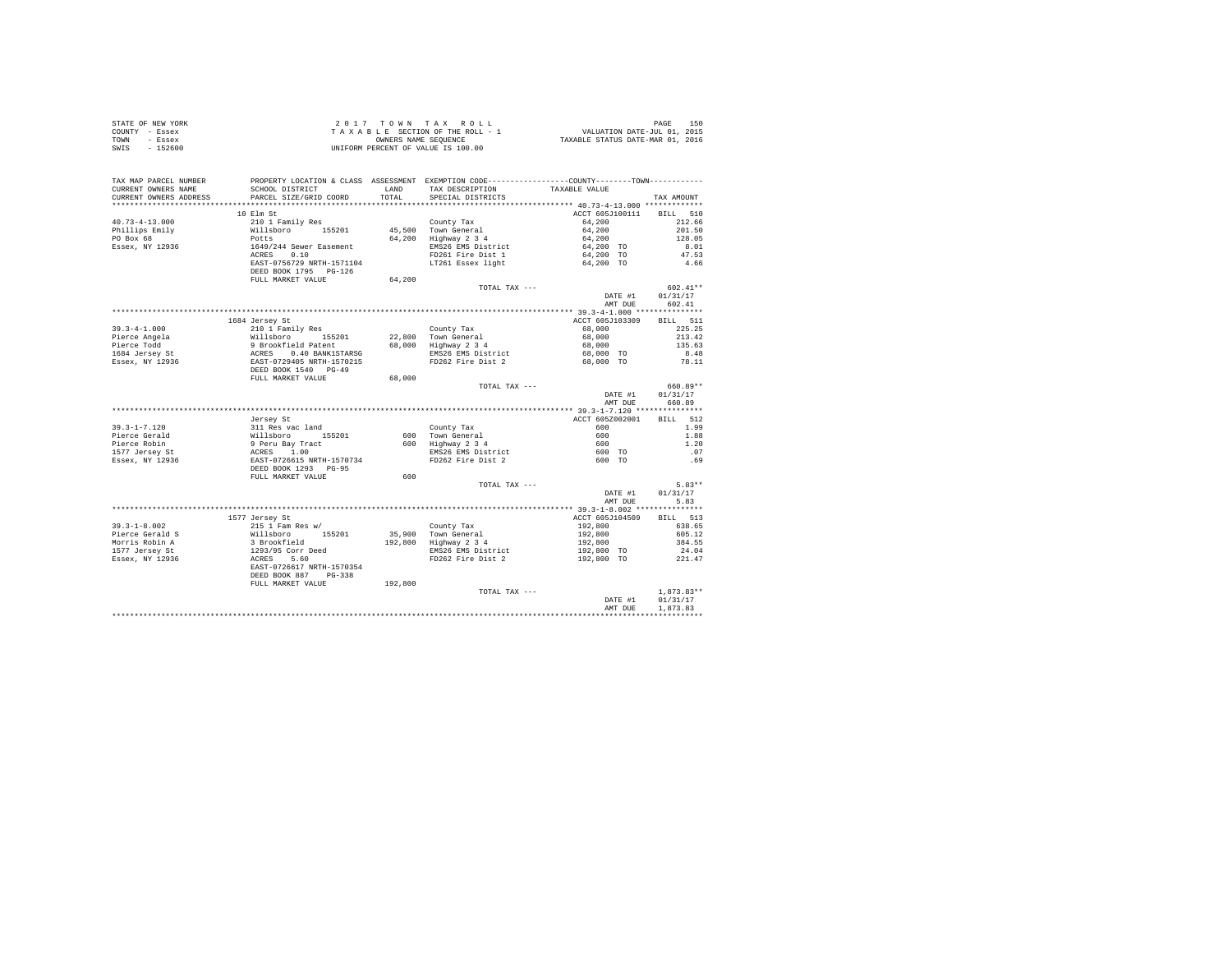STATE OF NEW YORK
COUNTY - Essex
TOWN - Essex
SWIS - 152600

2017 TOWN TAX ROLL
TAXABLE SECTION OF THE ROLL - 1
OWNERS NAME SEQUENCE
UNIFORM PERCENT OF VALUE IS 100.00

VALUATION DATE-JUL 01, 2015
TAXABLE STATUS DATE-MAR 01, 2016

| TAX MAP PARCEL NUMBER / CURRENT OWNERS NAME / CURRENT OWNERS ADDRESS | PROPERTY LOCATION & CLASS / SCHOOL DISTRICT / PARCEL SIZE/GRID COORD | ASSESSMENT LAND / TOTAL | EXEMPTION CODE / TAX DESCRIPTION / SPECIAL DISTRICTS | TAXABLE VALUE | TAX AMOUNT |
|---|---|---|---|---|---|
| **40.73-4-13.000** | 10 Elm St | | | ACCT 605J100111 | BILL 510 |
| 40.73-4-13.000 | 210 1 Family Res | | County Tax | 64,200 | 212.66 |
| Phillips Emily | Willsboro 155201 | 45,500 | Town General | 64,200 | 201.50 |
| PO Box 68 | Potts | 64,200 | Highway 2 3 4 | 64,200 | 128.05 |
| Essex, NY 12936 | 1649/244 Sewer Easement | | EMS26 EMS District | 64,200 TO | 8.01 |
| | ACRES 0.10 | | FD261 Fire Dist 1 | 64,200 TO | 47.53 |
| | EAST-0756729 NRTH-1571104 | | LT261 Essex light | 64,200 TO | 4.66 |
| | DEED BOOK 1795 PG-126 | | | | |
| | FULL MARKET VALUE | 64,200 | | | |
| | | | TOTAL TAX --- | | 602.41** |
| | | | | DATE #1 | 01/31/17 |
| | | | | AMT DUE | 602.41 |
| **39.3-4-1.000** | 1684 Jersey St | | | ACCT 605J103309 | BILL 511 |
| 39.3-4-1.000 | 210 1 Family Res | | County Tax | 68,000 | 225.25 |
| Pierce Angela | Willsboro 155201 | 22,800 | Town General | 68,000 | 213.42 |
| Pierce Todd | 9 Brookfield Patent | 68,000 | Highway 2 3 4 | 68,000 | 135.63 |
| 1684 Jersey St | ACRES 0.40 BANK1STARSG | | EMS26 EMS District | 68,000 TO | 8.48 |
| Essex, NY 12936 | EAST-0729405 NRTH-1570215 | | FD262 Fire Dist 2 | 68,000 TO | 78.11 |
| | DEED BOOK 1540 PG-49 | | | | |
| | FULL MARKET VALUE | 68,000 | | | |
| | | | TOTAL TAX --- | | 660.89** |
| | | | | DATE #1 | 01/31/17 |
| | | | | AMT DUE | 660.89 |
| **39.3-1-7.120** | Jersey St | | | ACCT 605Z002001 | BILL 512 |
| 39.3-1-7.120 | 311 Res vac land | | County Tax | 600 | 1.99 |
| Pierce Gerald | Willsboro 155201 | 600 | Town General | 600 | 1.88 |
| Pierce Robin | 9 Peru Bay Tract | 600 | Highway 2 3 4 | 600 | 1.20 |
| 1577 Jersey St | ACRES 1.00 | | EMS26 EMS District | 600 TO | .07 |
| Essex, NY 12936 | EAST-0726615 NRTH-1570734 | | FD262 Fire Dist 2 | 600 TO | .69 |
| | DEED BOOK 1293 PG-95 | | | | |
| | FULL MARKET VALUE | 600 | | | |
| | | | TOTAL TAX --- | | 5.83** |
| | | | | DATE #1 | 01/31/17 |
| | | | | AMT DUE | 5.83 |
| **39.3-1-8.002** | 1577 Jersey St | | | ACCT 605J104509 | BILL 513 |
| 39.3-1-8.002 | 215 1 Fam Res w/ | | County Tax | 192,800 | 638.65 |
| Pierce Gerald S | Willsboro 155201 | 35,900 | Town General | 192,800 | 605.12 |
| Morris Robin A | 3 Brookfield | 192,800 | Highway 2 3 4 | 192,800 | 384.55 |
| 1577 Jersey St | 1293/95 Corr Deed | | EMS26 EMS District | 192,800 TO | 24.04 |
| Essex, NY 12936 | ACRES 5.60 | | FD262 Fire Dist 2 | 192,800 TO | 221.47 |
| | EAST-0726617 NRTH-1570354 | | | | |
| | DEED BOOK 887 PG-338 | | | | |
| | FULL MARKET VALUE | 192,800 | | | |
| | | | TOTAL TAX --- | | 1,873.83** |
| | | | | DATE #1 | 01/31/17 |
| | | | | AMT DUE | 1,873.83 |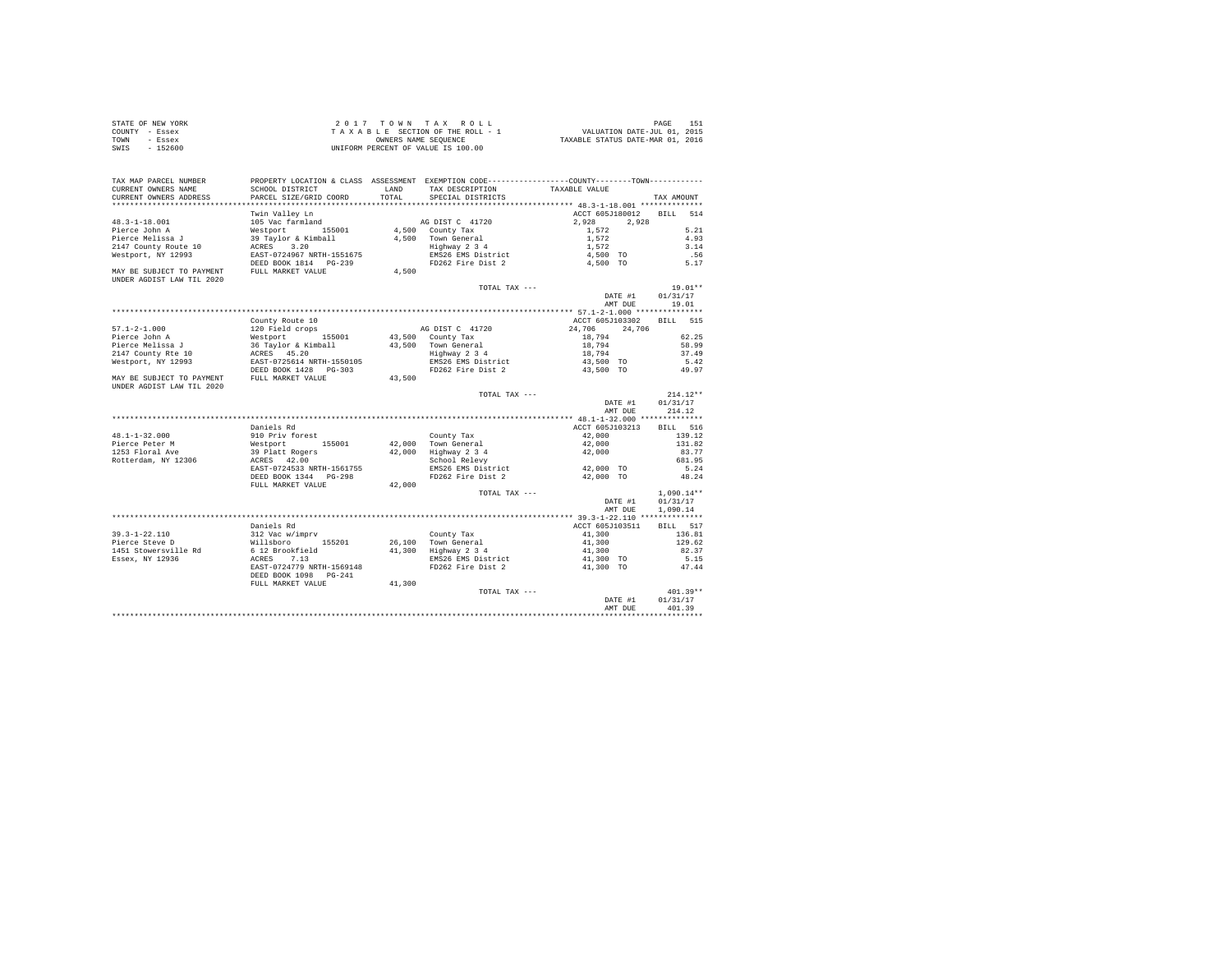STATE OF NEW YORK — 2017 TOWN TAX ROLL
COUNTY - Essex — TAXABLE SECTION OF THE ROLL - 1 — VALUATION DATE-JUL 01, 2015
TOWN - Essex — OWNERS NAME SEQUENCE — TAXABLE STATUS DATE-MAR 01, 2016
SWIS - 152600 — UNIFORM PERCENT OF VALUE IS 100.00

| TAX MAP PARCEL NUMBER / CURRENT OWNERS NAME / CURRENT OWNERS ADDRESS | PROPERTY LOCATION & CLASS / SCHOOL DISTRICT / PARCEL SIZE/GRID COORD | ASSESSMENT LAND / TOTAL | EXEMPTION CODE / TAX DESCRIPTION / SPECIAL DISTRICTS | COUNTY / TOWN TAXABLE VALUE | TAX AMOUNT |
|---|---|---|---|---|---|
| **48.3-1-18.001** | Twin Valley Ln | | | ACCT 605J180012 | BILL 514 |
| 48.3-1-18.001 | 105 Vac farmland | | AG DIST C 41720 | 2,928 2,928 | |
| Pierce John A | Westport 155001 | 4,500 | County Tax | 1,572 | 5.21 |
| Pierce Melissa J | 39 Taylor & Kimball | 4,500 | Town General | 1,572 | 4.93 |
| 2147 County Route 10 | ACRES 3.20 | | Highway 2 3 4 | 1,572 | 3.14 |
| Westport, NY 12993 | EAST-0724967 NRTH-1551675 | | EMS26 EMS District | 4,500 TO | .56 |
| | DEED BOOK 1814 PG-239 | | FD262 Fire Dist 2 | 4,500 TO | 5.17 |
| MAY BE SUBJECT TO PAYMENT UNDER AGDIST LAW TIL 2020 | FULL MARKET VALUE | 4,500 | | | |
| | | | TOTAL TAX --- | | 19.01** |
| | | | | DATE #1 | 01/31/17 |
| | | | | AMT DUE | 19.01 |
| **57.1-2-1.000** | County Route 10 | | | ACCT 605J103302 | BILL 515 |
| 57.1-2-1.000 | 120 Field crops | | AG DIST C 41720 | 24,706 24,706 | |
| Pierce John A | Westport 155001 | 43,500 | County Tax | 18,794 | 62.25 |
| Pierce Melissa J | 36 Taylor & Kimball | 43,500 | Town General | 18,794 | 58.99 |
| 2147 County Rte 10 | ACRES 45.20 | | Highway 2 3 4 | 18,794 | 37.49 |
| Westport, NY 12993 | EAST-0725614 NRTH-1550105 | | EMS26 EMS District | 43,500 TO | 5.42 |
| | DEED BOOK 1428 PG-303 | | FD262 Fire Dist 2 | 43,500 TO | 49.97 |
| MAY BE SUBJECT TO PAYMENT UNDER AGDIST LAW TIL 2020 | FULL MARKET VALUE | 43,500 | | | |
| | | | TOTAL TAX --- | | 214.12** |
| | | | | DATE #1 | 01/31/17 |
| | | | | AMT DUE | 214.12 |
| **48.1-1-32.000** | Daniels Rd | | | ACCT 605J103213 | BILL 516 |
| 48.1-1-32.000 | 910 Priv forest | | County Tax | 42,000 | 139.12 |
| Pierce Peter M | Westport 155001 | 42,000 | Town General | 42,000 | 131.82 |
| 1253 Floral Ave | 39 Platt Rogers | 42,000 | Highway 2 3 4 | 42,000 | 83.77 |
| Rotterdam, NY 12306 | ACRES 42.00 | | School Relevy | | 681.95 |
| | EAST-0724533 NRTH-1561755 | | EMS26 EMS District | 42,000 TO | 5.24 |
| | DEED BOOK 1344 PG-298 | | FD262 Fire Dist 2 | 42,000 TO | 48.24 |
| | FULL MARKET VALUE | 42,000 | | | |
| | | | TOTAL TAX --- | | 1,090.14** |
| | | | | DATE #1 | 01/31/17 |
| | | | | AMT DUE | 1,090.14 |
| **39.3-1-22.110** | Daniels Rd | | | ACCT 605J103511 | BILL 517 |
| 39.3-1-22.110 | 312 Vac w/imprv | | County Tax | 41,300 | 136.81 |
| Pierce Steve D | Willsboro 155201 | 26,100 | Town General | 41,300 | 129.62 |
| 1451 Stowersville Rd | 6 12 Brookfield | 41,300 | Highway 2 3 4 | 41,300 | 82.37 |
| Essex, NY 12936 | ACRES 7.13 | | EMS26 EMS District | 41,300 TO | 5.15 |
| | EAST-0724779 NRTH-1569148 | | FD262 Fire Dist 2 | 41,300 TO | 47.44 |
| | DEED BOOK 1098 PG-241 | | | | |
| | FULL MARKET VALUE | 41,300 | | | |
| | | | TOTAL TAX --- | | 401.39** |
| | | | | DATE #1 | 01/31/17 |
| | | | | AMT DUE | 401.39 |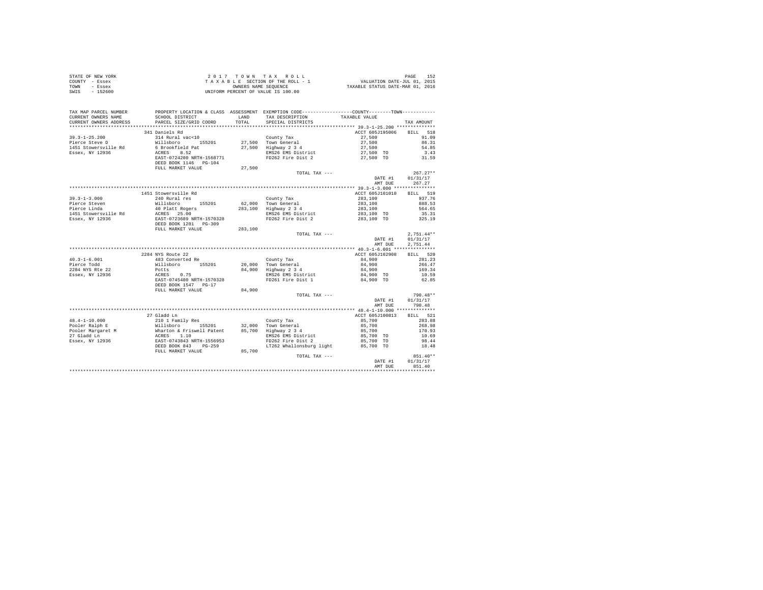STATE OF NEW YORK
COUNTY - Essex
TOWN - Essex
SWIS - 152600

2017 TOWN TAX ROLL
TAXABLE SECTION OF THE ROLL - 1
OWNERS NAME SEQUENCE
UNIFORM PERCENT OF VALUE IS 100.00

VALUATION DATE-JUL 01, 2015
TAXABLE STATUS DATE-MAR 01, 2016

| TAX MAP PARCEL NUMBER / CURRENT OWNERS NAME / CURRENT OWNERS ADDRESS | PROPERTY LOCATION & CLASS / SCHOOL DISTRICT / PARCEL SIZE/GRID COORD | ASSESSMENT LAND / TOTAL | EXEMPTION CODE / TAX DESCRIPTION / SPECIAL DISTRICTS | TAXABLE VALUE | TAX AMOUNT |
|---|---|---|---|---|---|
| | 341 Daniels Rd | | | ACCT 605J195006 | BILL 518 |
| 39.3-1-25.200 | 314 Rural vac<10 | | County Tax | 27,500 | 91.09 |
| Pierce Steve D | Willsboro 155201 | 27,500 | Town General | 27,500 | 86.31 |
| 1451 Stowersville Rd | 6 Brookfield Pat | 27,500 | Highway 2 3 4 | 27,500 | 54.85 |
| Essex, NY 12936 | ACRES 8.52 | | EMS26 EMS District | 27,500 TO | 3.43 |
| | EAST-0724280 NRTH-1568771 | | FD262 Fire Dist 2 | 27,500 TO | 31.59 |
| | DEED BOOK 1146 PG-104 | | | | |
| | FULL MARKET VALUE | 27,500 | | | |
| | | | TOTAL TAX --- | | 267.27** |
| | | | | DATE #1 | 01/31/17 |
| | | | | AMT DUE | 267.27 |
| | 1451 Stowersville Rd | | | ACCT 605J101010 | BILL 519 |
| 39.3-1-3.000 | 240 Rural res | | County Tax | 283,100 | 937.76 |
| Pierce Steven | Willsboro 155201 | 62,000 | Town General | 283,100 | 888.53 |
| Pierce Linda | 40 Platt Rogers | 283,100 | Highway 2 3 4 | 283,100 | 564.65 |
| 1451 Stowersville Rd | ACRES 25.00 | | EMS26 EMS District | 283,100 TO | 35.31 |
| Essex, NY 12936 | EAST-0723689 NRTH-1570328 | | FD262 Fire Dist 2 | 283,100 TO | 325.19 |
| | DEED BOOK 1281 PG-309 | | | | |
| | FULL MARKET VALUE | 283,100 | | | |
| | | | TOTAL TAX --- | | 2,751.44** |
| | | | | DATE #1 | 01/31/17 |
| | | | | AMT DUE | 2,751.44 |
| | 2284 NYS Route 22 | | | ACCT 605J102908 | BILL 520 |
| 40.3-1-6.001 | 483 Converted Re | | County Tax | 84,900 | 281.23 |
| Pierce Todd | Willsboro 155201 | 20,000 | Town General | 84,900 | 266.47 |
| 2284 NYS Rte 22 | Potts | 84,900 | Highway 2 3 4 | 84,900 | 169.34 |
| Essex, NY 12936 | ACRES 0.75 | | EMS26 EMS District | 84,900 TO | 10.59 |
| | EAST-0745480 NRTH-1570328 | | FD261 Fire Dist 1 | 84,900 TO | 62.85 |
| | DEED BOOK 1547 PG-17 | | | | |
| | FULL MARKET VALUE | 84,900 | | | |
| | | | TOTAL TAX --- | | 790.48** |
| | | | | DATE #1 | 01/31/17 |
| | | | | AMT DUE | 790.48 |
| | 27 Gladd Ln | | | ACCT 605J100813 | BILL 521 |
| 48.4-1-10.000 | 210 1 Family Res | | County Tax | 85,700 | 283.88 |
| Pooler Ralph E | Willsboro 155201 | 32,000 | Town General | 85,700 | 268.98 |
| Pooler Margaret M | Wharton & Friswell Patent | 85,700 | Highway 2 3 4 | 85,700 | 170.93 |
| 27 Gladd Ln | ACRES 1.10 | | EMS26 EMS District | 85,700 TO | 10.69 |
| Essex, NY 12936 | EAST-0743843 NRTH-1556953 | | FD262 Fire Dist 2 | 85,700 TO | 98.44 |
| | DEED BOOK 843 PG-259 | | LT262 Whallonsburg light | 85,700 TO | 18.48 |
| | FULL MARKET VALUE | 85,700 | | | |
| | | | TOTAL TAX --- | | 851.40** |
| | | | | DATE #1 | 01/31/17 |
| | | | | AMT DUE | 851.40 |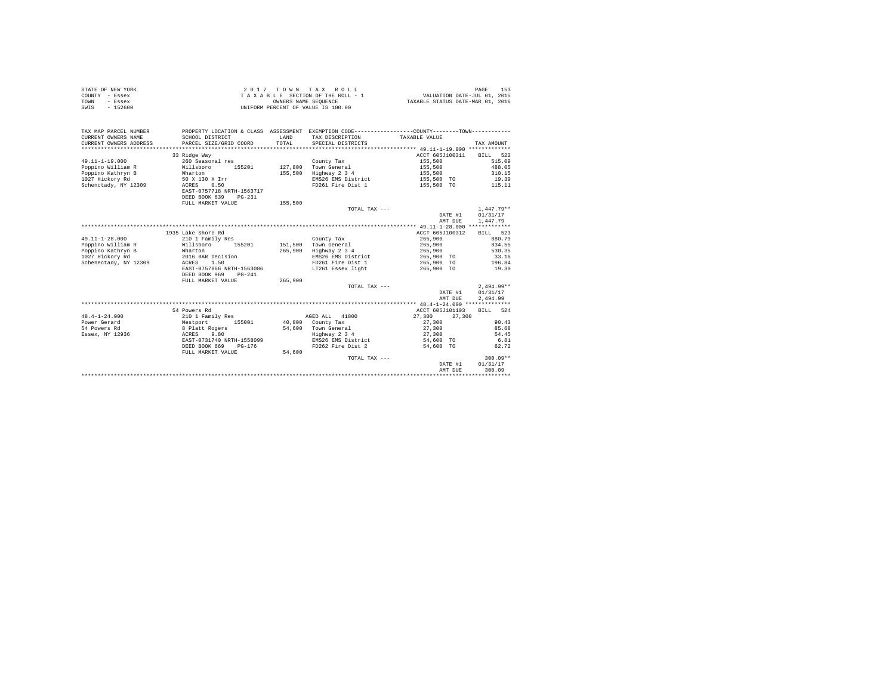STATE OF NEW YORK | 2 0 1 7 T O W N T A X R O L L
COUNTY - Essex | T A X A B L E SECTION OF THE ROLL - 1 | VALUATION DATE-JUL 01, 2015
TOWN - Essex | OWNERS NAME SEQUENCE | TAXABLE STATUS DATE-MAR 01, 2016
SWIS - 152600 | UNIFORM PERCENT OF VALUE IS 100.00

| TAX MAP PARCEL NUMBER / CURRENT OWNERS NAME / CURRENT OWNERS ADDRESS | PROPERTY LOCATION & CLASS / SCHOOL DISTRICT / PARCEL SIZE/GRID COORD | ASSESSMENT LAND / TOTAL | EXEMPTION CODE / TAX DESCRIPTION / SPECIAL DISTRICTS | COUNTY--------TOWN / TAXABLE VALUE | TAX AMOUNT |
|---|---|---|---|---|---|
| **49.11-1-19.000** | 33 Ridge Way | | | ACCT 605J100311 | BILL 522 |
| 49.11-1-19.000 | 260 Seasonal res | | County Tax | 155,500 | 515.09 |
| Poppino William R | Willsboro 155201 | 127,800 | Town General | 155,500 | 488.05 |
| Poppino Kathryn B | Wharton | 155,500 | Highway 2 3 4 | 155,500 | 310.15 |
| 1027 Hickory Rd | 50 X 130 X Irr | | EMS26 EMS District | 155,500 TO | 19.39 |
| Schenctady, NY 12309 | ACRES 0.50 | | FD261 Fire Dist 1 | 155,500 TO | 115.11 |
| | EAST-0757718 NRTH-1563717 | | | | |
| | DEED BOOK 639 PG-231 | | | | |
| | FULL MARKET VALUE | 155,500 | | | |
| | | | TOTAL TAX --- | | 1,447.79** |
| | | | | DATE #1 | 01/31/17 |
| | | | | AMT DUE | 1,447.79 |
| **49.11-1-28.000** | 1935 Lake Shore Rd | | | ACCT 605J100312 | BILL 523 |
| 49.11-1-28.000 | 210 1 Family Res | | County Tax | 265,900 | 880.79 |
| Poppino William R | Willsboro 155201 | 151,500 | Town General | 265,900 | 834.55 |
| Poppino Kathryn B | Wharton | 265,900 | Highway 2 3 4 | 265,900 | 530.35 |
| 1027 Hickory Rd | 2016 BAR Decision | | EMS26 EMS District | 265,900 TO | 33.16 |
| Schenectady, NY 12309 | ACRES 1.50 | | FD261 Fire Dist 1 | 265,900 TO | 196.84 |
| | EAST-0757866 NRTH-1563086 | | LT261 Essex light | 265,900 TO | 19.30 |
| | DEED BOOK 969 PG-241 | | | | |
| | FULL MARKET VALUE | 265,900 | | | |
| | | | TOTAL TAX --- | | 2,494.99** |
| | | | | DATE #1 | 01/31/17 |
| | | | | AMT DUE | 2,494.99 |
| **48.4-1-24.000** | 54 Powers Rd | | | ACCT 605J101103 | BILL 524 |
| 48.4-1-24.000 | 210 1 Family Res | | AGED ALL 41800 | 27,300 27,300 | |
| Power Gerard | Westport 155001 | 40,800 | County Tax | 27,300 | 90.43 |
| 54 Powers Rd | 8 Platt Rogers | 54,600 | Town General | 27,300 | 85.68 |
| Essex, NY 12936 | ACRES 9.80 | | Highway 2 3 4 | 27,300 | 54.45 |
| | EAST-0731740 NRTH-1558099 | | EMS26 EMS District | 54,600 TO | 6.81 |
| | DEED BOOK 669 PG-176 | | FD262 Fire Dist 2 | 54,600 TO | 62.72 |
| | FULL MARKET VALUE | 54,600 | | | |
| | | | TOTAL TAX --- | | 300.09** |
| | | | | DATE #1 | 01/31/17 |
| | | | | AMT DUE | 300.09 |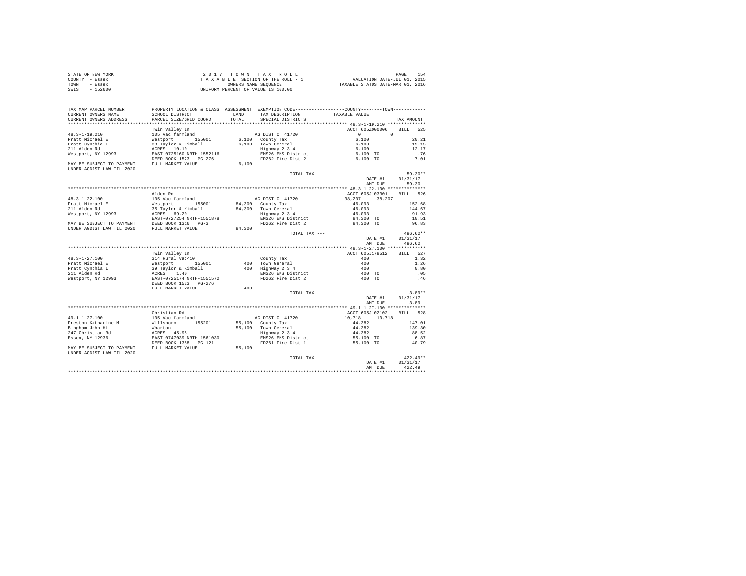STATE OF NEW YORK
COUNTY - Essex
TOWN - Essex
SWIS - 152600

2017 TOWN TAX ROLL
TAXABLE SECTION OF THE ROLL - 1
OWNERS NAME SEQUENCE
UNIFORM PERCENT OF VALUE IS 100.00

VALUATION DATE-JUL 01, 2015
TAXABLE STATUS DATE-MAR 01, 2016

| TAX MAP PARCEL NUMBER / CURRENT OWNERS NAME / CURRENT OWNERS ADDRESS | PROPERTY LOCATION & CLASS / SCHOOL DISTRICT / PARCEL SIZE/GRID COORD | ASSESSMENT LAND / TOTAL | EXEMPTION CODE / TAX DESCRIPTION / SPECIAL DISTRICTS | COUNTY / TOWN TAXABLE VALUE | TAX AMOUNT |
|---|---|---|---|---|---|
| 48.3-1-19.210 | Twin Valley Ln | | | ACCT 605Z000006 | BILL 525 |
| | 105 Vac farmland | | AG DIST C 41720 | 0 0 | |
| Pratt Michael E | Westport 155001 | 6,100 | County Tax | 6,100 | 20.21 |
| Pratt Cynthia L | 38 Taylor & Kimball | 6,100 | Town General | 6,100 | 19.15 |
| 211 Alden Rd | ACRES 10.10 | | Highway 2 3 4 | 6,100 | 12.17 |
| Westport, NY 12993 | EAST-0725160 NRTH-1552116 | | EMS26 EMS District | 6,100 TO | .76 |
| | DEED BOOK 1523 PG-276 | | FD262 Fire Dist 2 | 6,100 TO | 7.01 |
| MAY BE SUBJECT TO PAYMENT UNDER AGDIST LAW TIL 2020 | FULL MARKET VALUE | 6,100 | | | |
| | | | TOTAL TAX --- | | 59.30** |
| | | | | DATE #1 | 01/31/17 |
| | | | | AMT DUE | 59.30 |
| 48.3-1-22.100 | Alden Rd | | | ACCT 605J103301 | BILL 526 |
| | 105 Vac farmland | | AG DIST C 41720 | 38,207 38,207 | |
| Pratt Michael E | Westport 155001 | 84,300 | County Tax | 46,093 | 152.68 |
| 211 Alden Rd | 35 Taylor & Kimball | 84,300 | Town General | 46,093 | 144.67 |
| Westport, NY 12993 | ACRES 69.20 | | Highway 2 3 4 | 46,093 | 91.93 |
| | EAST-0727254 NRTH-1551878 | | EMS26 EMS District | 84,300 TO | 10.51 |
| MAY BE SUBJECT TO PAYMENT | DEED BOOK 1316 PG-3 | | FD262 Fire Dist 2 | 84,300 TO | 96.83 |
| UNDER AGDIST LAW TIL 2020 | FULL MARKET VALUE | 84,300 | | | |
| | | | TOTAL TAX --- | | 496.62** |
| | | | | DATE #1 | 01/31/17 |
| | | | | AMT DUE | 496.62 |
| 48.3-1-27.100 | Twin Valley Ln | | | ACCT 605J178512 | BILL 527 |
| | 314 Rural vac<10 | | County Tax | 400 | 1.32 |
| Pratt Michael E | Westport 155001 | 400 | Town General | 400 | 1.26 |
| Pratt Cynthia L | 39 Taylor & Kimball | 400 | Highway 2 3 4 | 400 | 0.80 |
| 211 Alden Rd | ACRES 1.40 | | EMS26 EMS District | 400 TO | .05 |
| Westport, NY 12993 | EAST-0725174 NRTH-1551572 | | FD262 Fire Dist 2 | 400 TO | .46 |
| | DEED BOOK 1523 PG-276 | | | | |
| | FULL MARKET VALUE | 400 | | | |
| | | | TOTAL TAX --- | | 3.89** |
| | | | | DATE #1 | 01/31/17 |
| | | | | AMT DUE | 3.89 |
| 49.1-1-27.100 | Christian Rd | | | ACCT 605J102102 | BILL 528 |
| | 105 Vac farmland | | AG DIST C 41720 | 10,718 10,718 | |
| Preston Katharine M | Willsboro 155201 | 55,100 | County Tax | 44,382 | 147.01 |
| Bingham John HL | Wharton | 55,100 | Town General | 44,382 | 139.30 |
| 247 Christian Rd | ACRES 45.95 | | Highway 2 3 4 | 44,382 | 88.52 |
| Essex, NY 12936 | EAST-0747039 NRTH-1561030 | | EMS26 EMS District | 55,100 TO | 6.87 |
| | DEED BOOK 1388 PG-121 | | FD261 Fire Dist 1 | 55,100 TO | 40.79 |
| MAY BE SUBJECT TO PAYMENT UNDER AGDIST LAW TIL 2020 | FULL MARKET VALUE | 55,100 | | | |
| | | | TOTAL TAX --- | | 422.49** |
| | | | | DATE #1 | 01/31/17 |
| | | | | AMT DUE | 422.49 |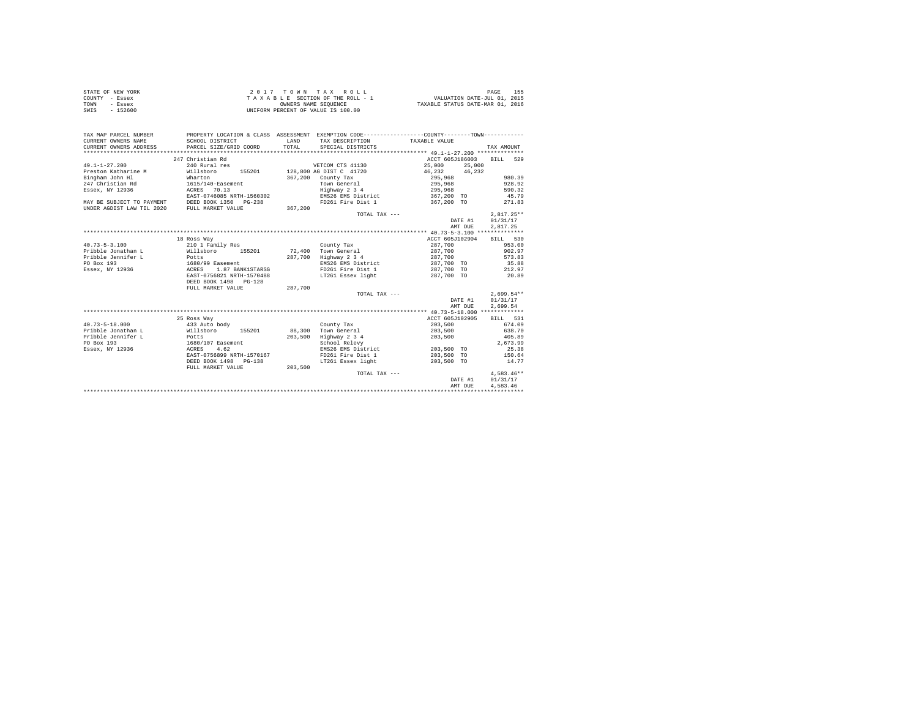STATE OF NEW YORK | 2 0 1 7   T O W N   T A X   R O L L
COUNTY - Essex | T A X A B L E  SECTION OF THE ROLL - 1 | VALUATION DATE-JUL 01, 2015
TOWN - Essex | OWNERS NAME SEQUENCE | TAXABLE STATUS DATE-MAR 01, 2016
SWIS - 152600 | UNIFORM PERCENT OF VALUE IS 100.00

```
TAX MAP PARCEL NUMBER         PROPERTY LOCATION & CLASS  ASSESSMENT  EXEMPTION CODE-----------------COUNTY--------TOWN-----------
CURRENT OWNERS NAME           SCHOOL DISTRICT              LAND      TAX DESCRIPTION           TAXABLE VALUE
CURRENT OWNERS ADDRESS        PARCEL SIZE/GRID COORD       TOTAL     SPECIAL DISTRICTS                                   TAX AMOUNT
****************************************************************************************************** 49.1-1-27.200 **************
                              247 Christian Rd                                                  ACCT 605J186003    BILL  529
49.1-1-27.200                 240 Rural res                          VETCOM CTS 41130           25,000     25,000
Preston Katharine M           Willsboro      155201     128,800 AG DIST C  41720                46,232     46,232
Bingham John Hl               Wharton                    367,200   County Tax                  295,968                 980.39
247 Christian Rd              1615/140-Easement                    Town General                295,968                 928.92
Essex, NY 12936               ACRES   70.13                        Highway 2 3 4               295,968                 590.32
                              EAST-0746085 NRTH-1560302            EMS26 EMS District          367,200 TO               45.79
MAY BE SUBJECT TO PAYMENT     DEED BOOK 1350   PG-238              FD261 Fire Dist 1           367,200 TO              271.83
UNDER AGDIST LAW TIL 2020     FULL MARKET VALUE          367,200
                                                                   TOTAL TAX ---                                   2,817.25**
                                                                                                 DATE #1           01/31/17
                                                                                                 AMT DUE           2,817.25
****************************************************************************************************** 40.73-5-3.100 **************
                              18 Ross Way                                                       ACCT 605J102904    BILL  530
40.73-5-3.100                 210 1 Family Res                     County Tax                  287,700                 953.00
Pribble Jonathan L            Willsboro      155201      72,400   Town General                 287,700                 902.97
Pribble Jennifer L            Potts                      287,700   Highway 2 3 4               287,700                 573.83
PO Box 193                    1680/99 Easement                     EMS26 EMS District          287,700 TO               35.88
Essex, NY 12936               ACRES    1.87 BANK1STARSG            FD261 Fire Dist 1           287,700 TO              212.97
                              EAST-0756821 NRTH-1570488            LT261 Essex light           287,700 TO               20.89
                              DEED BOOK 1498   PG-128
                              FULL MARKET VALUE          287,700
                                                                   TOTAL TAX ---                                   2,699.54**
                                                                                                 DATE #1           01/31/17
                                                                                                 AMT DUE           2,699.54
****************************************************************************************************** 40.73-5-18.000 *************
                              25 Ross Way                                                       ACCT 605J102905    BILL  531
40.73-5-18.000                433 Auto body                        County Tax                  203,500                 674.09
Pribble Jonathan L            Willsboro      155201      88,300   Town General                 203,500                 638.70
Pribble Jennifer L            Potts                      203,500   Highway 2 3 4               203,500                 405.89
PO Box 193                    1680/107 Easement                    School Relevy                                     2,673.99
Essex, NY 12936               ACRES    4.62                        EMS26 EMS District          203,500 TO               25.38
                              EAST-0756899 NRTH-1570167            FD261 Fire Dist 1           203,500 TO              150.64
                              DEED BOOK 1498   PG-138              LT261 Essex light           203,500 TO               14.77
                              FULL MARKET VALUE          203,500
                                                                   TOTAL TAX ---                                   4,583.46**
                                                                                                 DATE #1           01/31/17
                                                                                                 AMT DUE           4,583.46
************************************************************************************************************************************
```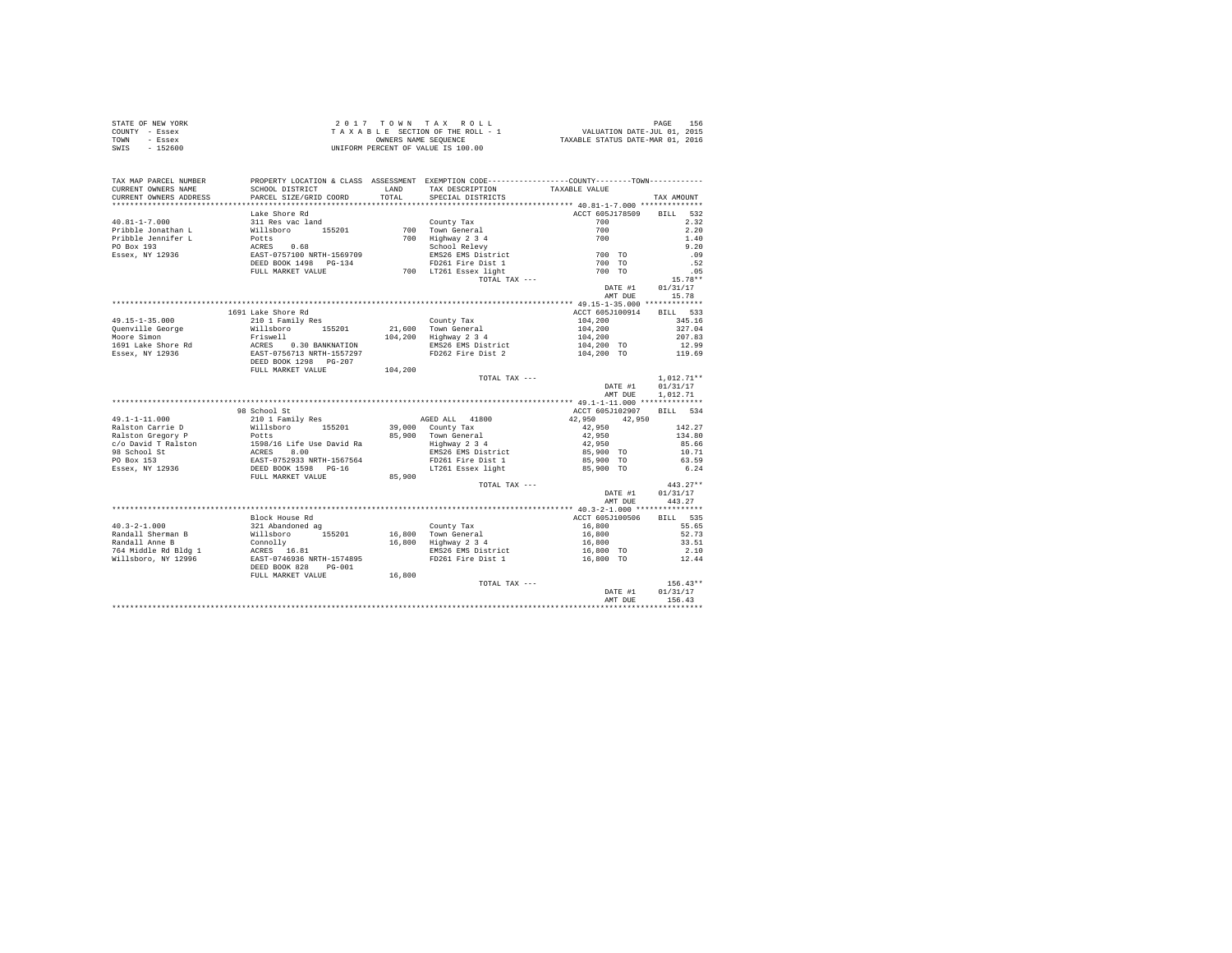STATE OF NEW YORK                2 0 1 7   T O W N   T A X   R O L L                PAGE 156
COUNTY - Essex                   T A X A B L E  SECTION OF THE ROLL - 1            VALUATION DATE-JUL 01, 2015
TOWN   - Essex                   OWNERS NAME SEQUENCE                              TAXABLE STATUS DATE-MAR 01, 2016
SWIS   - 152600                  UNIFORM PERCENT OF VALUE IS 100.00

| TAX MAP PARCEL NUMBER / CURRENT OWNERS NAME / CURRENT OWNERS ADDRESS | PROPERTY LOCATION & CLASS / SCHOOL DISTRICT / PARCEL SIZE/GRID COORD | ASSESSMENT LAND | TOTAL | EXEMPTION CODE / TAX DESCRIPTION / SPECIAL DISTRICTS | COUNTY / TOWN TAXABLE VALUE | TAX AMOUNT |
|---|---|---|---|---|---|---|
| 40.81-1-7.000 | Lake Shore Rd | | | | ACCT 605J178509 | BILL 532 |
| | 311 Res vac land | | | County Tax | 700 | 2.32 |
| Pribble Jonathan L | Willsboro 155201 | 700 | | Town General | 700 | 2.20 |
| Pribble Jennifer L | Potts | | 700 | Highway 2 3 4 | 700 | 1.40 |
| PO Box 193 | ACRES 0.68 | | | School Relevy | | 9.20 |
| Essex, NY 12936 | EAST-0757100 NRTH-1569709 | | | EMS26 EMS District | 700 TO | .09 |
| | DEED BOOK 1498 PG-134 | | | FD261 Fire Dist 1 | 700 TO | .52 |
| | FULL MARKET VALUE | | 700 | LT261 Essex light | 700 TO | .05 |
| | | | | TOTAL TAX --- | | 15.78** |
| | | | | | DATE #1 | 01/31/17 |
| | | | | | AMT DUE | 15.78 |
| 49.15-1-35.000 | 1691 Lake Shore Rd | | | | ACCT 605J100914 | BILL 533 |
| | 210 1 Family Res | | | County Tax | 104,200 | 345.16 |
| Quenville George | Willsboro 155201 | 21,600 | | Town General | 104,200 | 327.04 |
| Moore Simon | Friswell | | 104,200 | Highway 2 3 4 | 104,200 | 207.83 |
| 1691 Lake Shore Rd | ACRES 0.30 BANKNATION | | | EMS26 EMS District | 104,200 TO | 12.99 |
| Essex, NY 12936 | EAST-0756713 NRTH-1557297 | | | FD262 Fire Dist 2 | 104,200 TO | 119.69 |
| | DEED BOOK 1298 PG-207 | | | | | |
| | FULL MARKET VALUE | | 104,200 | | | |
| | | | | TOTAL TAX --- | | 1,012.71** |
| | | | | | DATE #1 | 01/31/17 |
| | | | | | AMT DUE | 1,012.71 |
| 49.1-1-11.000 | 98 School St | | | | ACCT 605J102907 | BILL 534 |
| | 210 1 Family Res | | | AGED ALL 41800 | 42,950 42,950 | |
| Ralston Carrie D | Willsboro 155201 | 39,000 | | County Tax | 42,950 | 142.27 |
| Ralston Gregory P | Potts | | 85,900 | Town General | 42,950 | 134.80 |
| c/o David T Ralston | 1598/16 Life Use David Ra | | | Highway 2 3 4 | 42,950 | 85.66 |
| 98 School St | ACRES 8.00 | | | EMS26 EMS District | 85,900 TO | 10.71 |
| PO Box 153 | EAST-0752933 NRTH-1567564 | | | FD261 Fire Dist 1 | 85,900 TO | 63.59 |
| Essex, NY 12936 | DEED BOOK 1598 PG-16 | | | LT261 Essex light | 85,900 TO | 6.24 |
| | FULL MARKET VALUE | | 85,900 | | | |
| | | | | TOTAL TAX --- | | 443.27** |
| | | | | | DATE #1 | 01/31/17 |
| | | | | | AMT DUE | 443.27 |
| 40.3-2-1.000 | Block House Rd | | | | ACCT 605J100506 | BILL 535 |
| | 321 Abandoned ag | | | County Tax | 16,800 | 55.65 |
| Randall Sherman B | Willsboro 155201 | 16,800 | | Town General | 16,800 | 52.73 |
| Randall Anne B | Connolly | | 16,800 | Highway 2 3 4 | 16,800 | 33.51 |
| 764 Middle Rd Bldg 1 | ACRES 16.81 | | | EMS26 EMS District | 16,800 TO | 2.10 |
| Willsboro, NY 12996 | EAST-0746936 NRTH-1574895 | | | FD261 Fire Dist 1 | 16,800 TO | 12.44 |
| | DEED BOOK 828 PG-001 | | | | | |
| | FULL MARKET VALUE | | 16,800 | | | |
| | | | | TOTAL TAX --- | | 156.43** |
| | | | | | DATE #1 | 01/31/17 |
| | | | | | AMT DUE | 156.43 |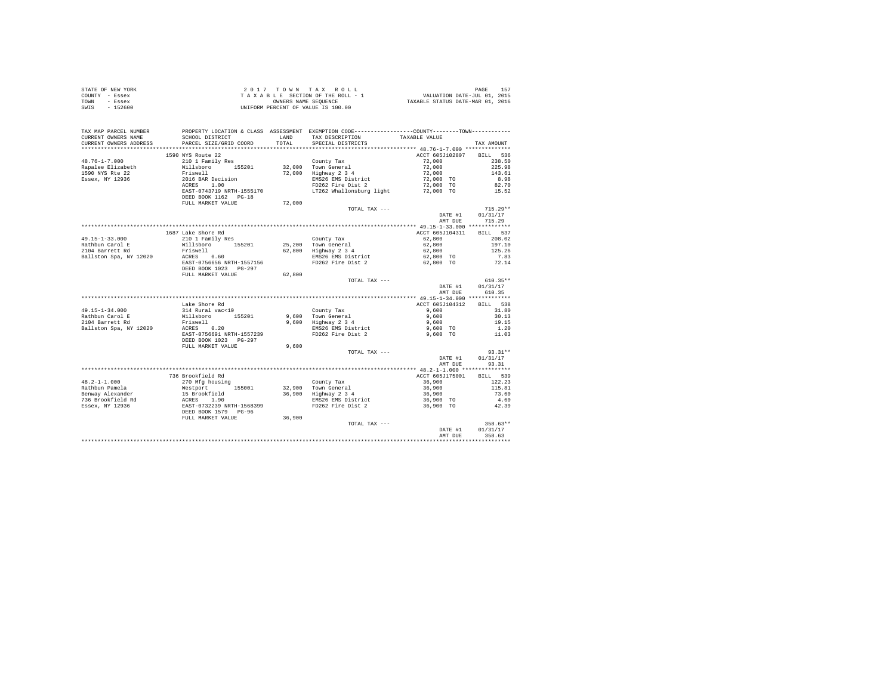STATE OF NEW YORK
COUNTY - Essex
TOWN - Essex
SWIS - 152600

2 0 1 7 T O W N T A X R O L L
T A X A B L E SECTION OF THE ROLL - 1
OWNERS NAME SEQUENCE
UNIFORM PERCENT OF VALUE IS 100.00

VALUATION DATE-JUL 01, 2015
TAXABLE STATUS DATE-MAR 01, 2016

| TAX MAP PARCEL NUMBER / CURRENT OWNERS NAME / CURRENT OWNERS ADDRESS | PROPERTY LOCATION & CLASS / SCHOOL DISTRICT / PARCEL SIZE/GRID COORD | ASSESSMENT LAND / TOTAL | EXEMPTION CODE / TAX DESCRIPTION / SPECIAL DISTRICTS | COUNTY / TOWN TAXABLE VALUE | TAX AMOUNT |
|---|---|---|---|---|---|
| **48.76-1-7.000** | 1590 NYS Route 22 | | | ACCT 605J102807 | BILL 536 |
| 48.76-1-7.000 | 210 1 Family Res | | County Tax | 72,000 | 238.50 |
| Rapalee Elizabeth | Willsboro 155201 | 32,000 | Town General | 72,000 | 225.98 |
| 1590 NYS Rte 22 | Friswell | 72,000 | Highway 2 3 4 | 72,000 | 143.61 |
| Essex, NY 12936 | 2016 BAR Decision | | EMS26 EMS District | 72,000 TO | 8.98 |
| | ACRES 1.00 | | FD262 Fire Dist 2 | 72,000 TO | 82.70 |
| | EAST-0743719 NRTH-1555170 | | LT262 Whallonsburg light | 72,000 TO | 15.52 |
| | DEED BOOK 1162 PG-18 | | | | |
| | FULL MARKET VALUE | 72,000 | | | |
| | | | TOTAL TAX --- | | 715.29** |
| | | | | DATE #1 | 01/31/17 |
| | | | | AMT DUE | 715.29 |
| **49.15-1-33.000** | 1687 Lake Shore Rd | | | ACCT 605J104311 | BILL 537 |
| 49.15-1-33.000 | 210 1 Family Res | | County Tax | 62,800 | 208.02 |
| Rathbun Carol E | Willsboro 155201 | 25,200 | Town General | 62,800 | 197.10 |
| 2104 Barrett Rd | Friswell | 62,800 | Highway 2 3 4 | 62,800 | 125.26 |
| Ballston Spa, NY 12020 | ACRES 0.60 | | EMS26 EMS District | 62,800 TO | 7.83 |
| | EAST-0756656 NRTH-1557156 | | FD262 Fire Dist 2 | 62,800 TO | 72.14 |
| | DEED BOOK 1023 PG-297 | | | | |
| | FULL MARKET VALUE | 62,800 | | | |
| | | | TOTAL TAX --- | | 610.35** |
| | | | | DATE #1 | 01/31/17 |
| | | | | AMT DUE | 610.35 |
| **49.15-1-34.000** | Lake Shore Rd | | | ACCT 605J104312 | BILL 538 |
| 49.15-1-34.000 | 314 Rural vac<10 | | County Tax | 9,600 | 31.80 |
| Rathbun Carol E | Willsboro 155201 | 9,600 | Town General | 9,600 | 30.13 |
| 2104 Barrett Rd | Friswell | 9,600 | Highway 2 3 4 | 9,600 | 19.15 |
| Ballston Spa, NY 12020 | ACRES 0.20 | | EMS26 EMS District | 9,600 TO | 1.20 |
| | EAST-0756691 NRTH-1557239 | | FD262 Fire Dist 2 | 9,600 TO | 11.03 |
| | DEED BOOK 1023 PG-297 | | | | |
| | FULL MARKET VALUE | 9,600 | | | |
| | | | TOTAL TAX --- | | 93.31** |
| | | | | DATE #1 | 01/31/17 |
| | | | | AMT DUE | 93.31 |
| **48.2-1-1.000** | 736 Brookfield Rd | | | ACCT 605J175001 | BILL 539 |
| 48.2-1-1.000 | 270 Mfg housing | | County Tax | 36,900 | 122.23 |
| Rathbun Pamela | Westport 155001 | 32,900 | Town General | 36,900 | 115.81 |
| Benway Alexander | 15 Brookfield | 36,900 | Highway 2 3 4 | 36,900 | 73.60 |
| 736 Brookfield Rd | ACRES 1.90 | | EMS26 EMS District | 36,900 TO | 4.60 |
| Essex, NY 12936 | EAST-0732239 NRTH-1568399 | | FD262 Fire Dist 2 | 36,900 TO | 42.39 |
| | DEED BOOK 1579 PG-96 | | | | |
| | FULL MARKET VALUE | 36,900 | | | |
| | | | TOTAL TAX --- | | 358.63** |
| | | | | DATE #1 | 01/31/17 |
| | | | | AMT DUE | 358.63 |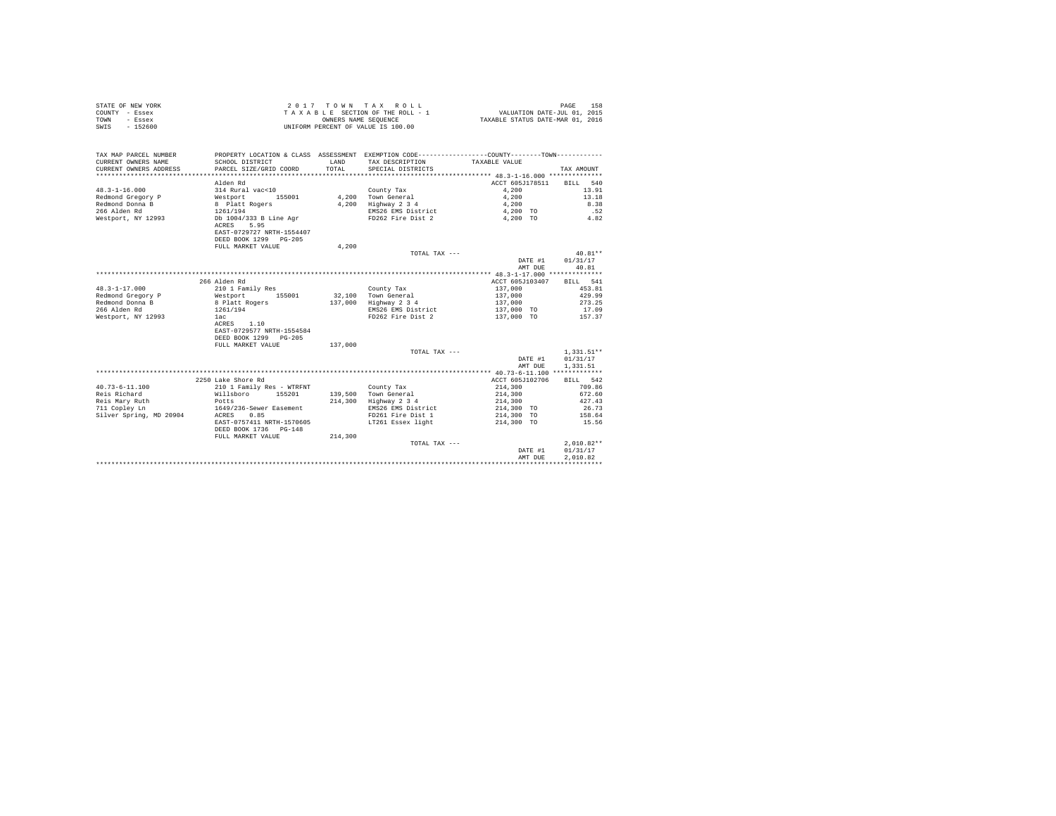STATE OF NEW YORK
COUNTY - Essex
TOWN - Essex
SWIS - 152600

2017 TOWN TAX ROLL
TAXABLE SECTION OF THE ROLL - 1
OWNERS NAME SEQUENCE
UNIFORM PERCENT OF VALUE IS 100.00

VALUATION DATE-JUL 01, 2015
TAXABLE STATUS DATE-MAR 01, 2016

| TAX MAP PARCEL NUMBER / CURRENT OWNERS NAME / CURRENT OWNERS ADDRESS | PROPERTY LOCATION & CLASS / SCHOOL DISTRICT / PARCEL SIZE/GRID COORD | ASSESSMENT LAND / TOTAL | EXEMPTION CODE / TAX DESCRIPTION / SPECIAL DISTRICTS | TAXABLE VALUE | TAX AMOUNT |
|---|---|---|---|---|---|
| **48.3-1-16.000** | Alden Rd | | | ACCT 605J178511 | BILL 540 |
| 48.3-1-16.000 | 314 Rural vac<10 | | County Tax | 4,200 | 13.91 |
| Redmond Gregory P | Westport 155001 | 4,200 | Town General | 4,200 | 13.18 |
| Redmond Donna B | 8 Platt Rogers | 4,200 | Highway 2 3 4 | 4,200 | 8.38 |
| 266 Alden Rd | 1261/194 | | EMS26 EMS District | 4,200 TO | .52 |
| Westport, NY 12993 | Db 1004/333 B Line Agr | | FD262 Fire Dist 2 | 4,200 TO | 4.82 |
| | ACRES 5.95 | | | | |
| | EAST-0729727 NRTH-1554407 | | | | |
| | DEED BOOK 1299 PG-205 | | | | |
| | FULL MARKET VALUE | 4,200 | | | |
| | | | TOTAL TAX --- | | 40.81** |
| | | | | DATE #1 | 01/31/17 |
| | | | | AMT DUE | 40.81 |
| **48.3-1-17.000** | 266 Alden Rd | | | ACCT 605J103407 | BILL 541 |
| 48.3-1-17.000 | 210 1 Family Res | | County Tax | 137,000 | 453.81 |
| Redmond Gregory P | Westport 155001 | 32,100 | Town General | 137,000 | 429.99 |
| Redmond Donna B | 8 Platt Rogers | 137,000 | Highway 2 3 4 | 137,000 | 273.25 |
| 266 Alden Rd | 1261/194 | | EMS26 EMS District | 137,000 TO | 17.09 |
| Westport, NY 12993 | 1ac | | FD262 Fire Dist 2 | 137,000 TO | 157.37 |
| | ACRES 1.10 | | | | |
| | EAST-0729577 NRTH-1554584 | | | | |
| | DEED BOOK 1299 PG-205 | | | | |
| | FULL MARKET VALUE | 137,000 | | | |
| | | | TOTAL TAX --- | | 1,331.51** |
| | | | | DATE #1 | 01/31/17 |
| | | | | AMT DUE | 1,331.51 |
| **40.73-6-11.100** | 2250 Lake Shore Rd | | | ACCT 605J102706 | BILL 542 |
| 40.73-6-11.100 | 210 1 Family Res - WTRFNT | | County Tax | 214,300 | 709.86 |
| Reis Richard | Willsboro 155201 | 139,500 | Town General | 214,300 | 672.60 |
| Reis Mary Ruth | Potts | 214,300 | Highway 2 3 4 | 214,300 | 427.43 |
| 711 Copley Ln | 1649/236-Sewer Easement | | EMS26 EMS District | 214,300 TO | 26.73 |
| Silver Spring, MD 20904 | ACRES 0.85 | | FD261 Fire Dist 1 | 214,300 TO | 158.64 |
| | EAST-0757411 NRTH-1570605 | | LT261 Essex light | 214,300 TO | 15.56 |
| | DEED BOOK 1736 PG-148 | | | | |
| | FULL MARKET VALUE | 214,300 | | | |
| | | | TOTAL TAX --- | | 2,010.82** |
| | | | | DATE #1 | 01/31/17 |
| | | | | AMT DUE | 2,010.82 |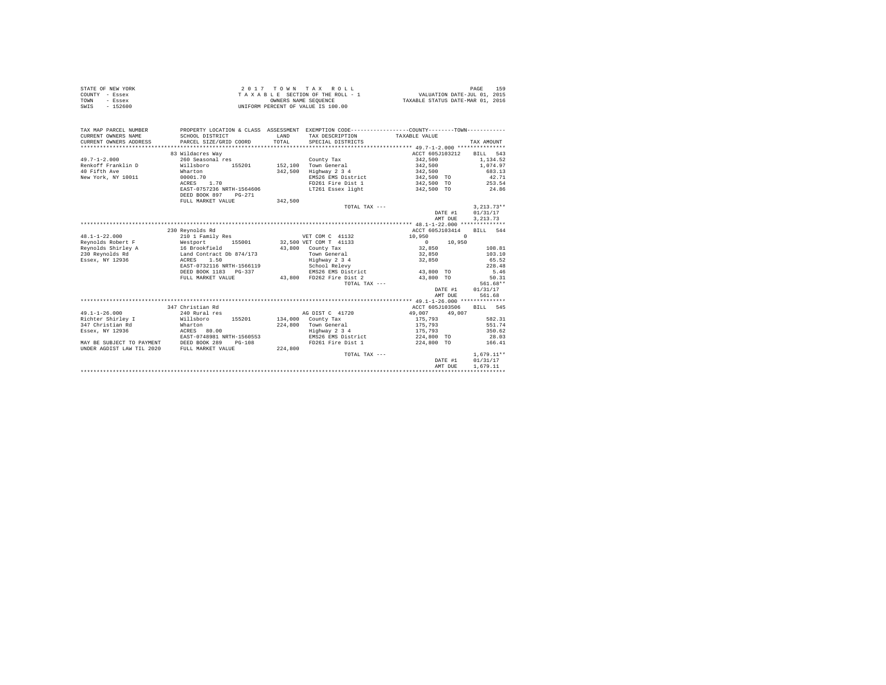STATE OF NEW YORK
COUNTY - Essex
TOWN - Essex
SWIS - 152600

2 0 1 7 T O W N T A X R O L L
T A X A B L E SECTION OF THE ROLL - 1
OWNERS NAME SEQUENCE
UNIFORM PERCENT OF VALUE IS 100.00

VALUATION DATE-JUL 01, 2015
TAXABLE STATUS DATE-MAR 01, 2016

```
TAX MAP PARCEL NUMBER     PROPERTY LOCATION & CLASS  ASSESSMENT  EXEMPTION CODE-----------------COUNTY--------TOWN-----------
CURRENT OWNERS NAME       SCHOOL DISTRICT              LAND      TAX DESCRIPTION            TAXABLE VALUE
CURRENT OWNERS ADDRESS    PARCEL SIZE/GRID COORD       TOTAL     SPECIAL DISTRICTS                                    TAX AMOUNT
*********************************************************************************************** 49.7-1-2.000 ***************
                          83 Wildacres Way                                                   ACCT 605J103212    BILL  543
49.7-1-2.000              260 Seasonal res                       County Tax                  342,500            1,134.52
Renkoff Franklin D        Willsboro      155201      152,100     Town General                342,500            1,074.97
40 Fifth Ave              Wharton                    342,500     Highway 2 3 4               342,500              683.13
New York, NY 10011        00001.70                               EMS26 EMS District          342,500 TO            42.71
                          ACRES    1.70                          FD261 Fire Dist 1           342,500 TO           253.54
                          EAST-0757236 NRTH-1564606              LT261 Essex light           342,500 TO            24.86
                          DEED BOOK 897    PG-271
                          FULL MARKET VALUE          342,500
                                                                 TOTAL TAX ---                                  3,213.73**
                                                                                             DATE #1          01/31/17
                                                                                             AMT DUE          3,213.73
*********************************************************************************************** 48.1-1-22.000 **************
                          230 Reynolds Rd                                                    ACCT 605J103414    BILL  544
48.1-1-22.000             210 1 Family Res                       VET COM C 41132             10,950          0
Reynolds Robert F         Westport       155001       32,500 VET COM T 41133                  0         10,950
Reynolds Shirley A        16 Brookfield               43,800     County Tax                  32,850               108.81
230 Reynolds Rd           Land Contract Db 874/173               Town General                32,850               103.10
Essex, NY 12936           ACRES    1.50                          Highway 2 3 4               32,850                65.52
                          EAST-0732116 NRTH-1566119              School Relevy                                    228.48
                          DEED BOOK 1183   PG-337                EMS26 EMS District          43,800 TO              5.46
                          FULL MARKET VALUE           43,800     FD262 Fire Dist 2           43,800 TO             50.31
                                                                 TOTAL TAX ---                                    561.68**
                                                                                             DATE #1          01/31/17
                                                                                             AMT DUE            561.68
*********************************************************************************************** 49.1-1-26.000 **************
                          347 Christian Rd                                                   ACCT 605J103506    BILL  545
49.1-1-26.000             240 Rural res                          AG DIST C 41720             49,007       49,007
Richter Shirley I         Willsboro      155201      134,000     County Tax                  175,793              582.31
347 Christian Rd          Wharton                    224,800     Town General                175,793              551.74
Essex, NY 12936           ACRES   80.00                          Highway 2 3 4               175,793              350.62
                          EAST-0748981 NRTH-1560553              EMS26 EMS District          224,800 TO            28.03
MAY BE SUBJECT TO PAYMENT DEED BOOK 289    PG-108                FD261 Fire Dist 1           224,800 TO           166.41
UNDER AGDIST LAW TIL 2020 FULL MARKET VALUE          224,800
                                                                 TOTAL TAX ---                                  1,679.11**
                                                                                             DATE #1          01/31/17
                                                                                             AMT DUE          1,679.11
****************************************************************************************************************************
```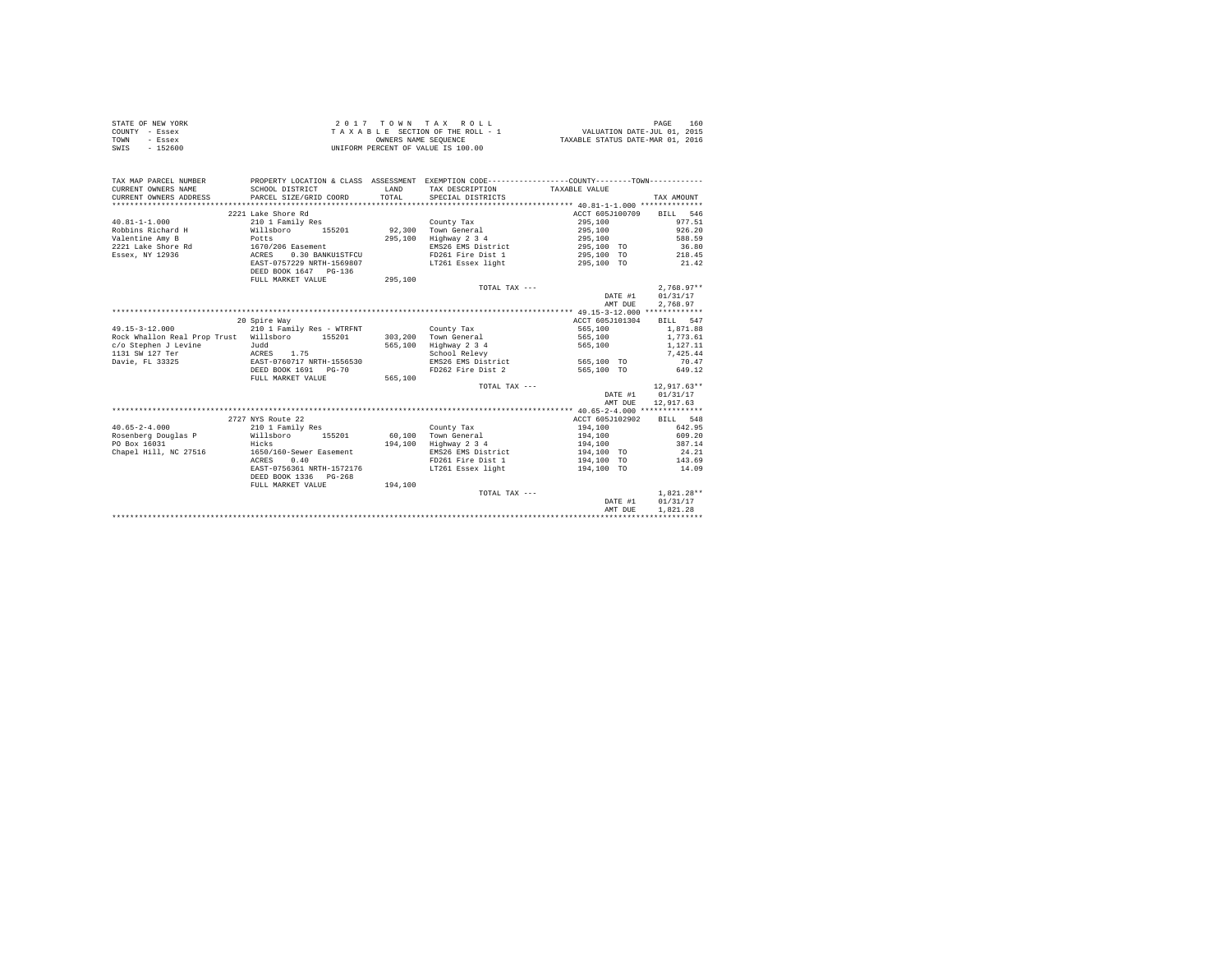STATE OF NEW YORK — COUNTY - Essex — TOWN - Essex — SWIS - 152600

**2017 TOWN TAX ROLL**
TAXABLE SECTION OF THE ROLL - 1
OWNERS NAME SEQUENCE
UNIFORM PERCENT OF VALUE IS 100.00

VALUATION DATE-JUL 01, 2015
TAXABLE STATUS DATE-MAR 01, 2016

| TAX MAP PARCEL NUMBER / CURRENT OWNERS NAME / CURRENT OWNERS ADDRESS | PROPERTY LOCATION & CLASS / SCHOOL DISTRICT / PARCEL SIZE/GRID COORD | ASSESSMENT LAND / TOTAL | EXEMPTION CODE / TAX DESCRIPTION / SPECIAL DISTRICTS | TAXABLE VALUE (COUNTY / TOWN) | TAX AMOUNT |
|---|---|---|---|---|---|
| 40.81-1-1.000 | 2221 Lake Shore Rd | | | ACCT 605J100709 | BILL 546 |
| 40.81-1-1.000 | 210 1 Family Res | | County Tax | 295,100 | 977.51 |
| Robbins Richard H | Willsboro 155201 | 92,300 | Town General | 295,100 | 926.20 |
| Valentine Amy B | Potts | 295,100 | Highway 2 3 4 | 295,100 | 588.59 |
| 2221 Lake Shore Rd | 1670/206 Easement | | EMS26 EMS District | 295,100 TO | 36.80 |
| Essex, NY 12936 | ACRES 0.30 BANKU1STFCU | | FD261 Fire Dist 1 | 295,100 TO | 218.45 |
| | EAST-0757229 NRTH-1569807 | | LT261 Essex light | 295,100 TO | 21.42 |
| | DEED BOOK 1647 PG-136 | | | | |
| | FULL MARKET VALUE | 295,100 | | | |
| | | | TOTAL TAX --- | | 2,768.97** |
| | | | | DATE #1 | 01/31/17 |
| | | | | AMT DUE | 2,768.97 |
| 49.15-3-12.000 | 20 Spire Way | | | ACCT 605J101304 | BILL 547 |
| 49.15-3-12.000 | 210 1 Family Res - WTRFNT | | County Tax | 565,100 | 1,871.88 |
| Rock Whallon Real Prop Trust | Willsboro 155201 | 303,200 | Town General | 565,100 | 1,773.61 |
| c/o Stephen J Levine | Judd | 565,100 | Highway 2 3 4 | 565,100 | 1,127.11 |
| 1131 SW 127 Ter | ACRES 1.75 | | School Relevy | | 7,425.44 |
| Davie, FL 33325 | EAST-0760717 NRTH-1556530 | | EMS26 EMS District | 565,100 TO | 70.47 |
| | DEED BOOK 1691 PG-70 | | FD262 Fire Dist 2 | 565,100 TO | 649.12 |
| | FULL MARKET VALUE | 565,100 | | | |
| | | | TOTAL TAX --- | | 12,917.63** |
| | | | | DATE #1 | 01/31/17 |
| | | | | AMT DUE | 12,917.63 |
| 40.65-2-4.000 | 2727 NYS Route 22 | | | ACCT 605J102902 | BILL 548 |
| 40.65-2-4.000 | 210 1 Family Res | | County Tax | 194,100 | 642.95 |
| Rosenberg Douglas P | Willsboro 155201 | 60,100 | Town General | 194,100 | 609.20 |
| PO Box 16031 | Hicks | 194,100 | Highway 2 3 4 | 194,100 | 387.14 |
| Chapel Hill, NC 27516 | 1650/160-Sewer Easement | | EMS26 EMS District | 194,100 TO | 24.21 |
| | ACRES 0.40 | | FD261 Fire Dist 1 | 194,100 TO | 143.69 |
| | EAST-0756361 NRTH-1572176 | | LT261 Essex light | 194,100 TO | 14.09 |
| | DEED BOOK 1336 PG-268 | | | | |
| | FULL MARKET VALUE | 194,100 | | | |
| | | | TOTAL TAX --- | | 1,821.28** |
| | | | | DATE #1 | 01/31/17 |
| | | | | AMT DUE | 1,821.28 |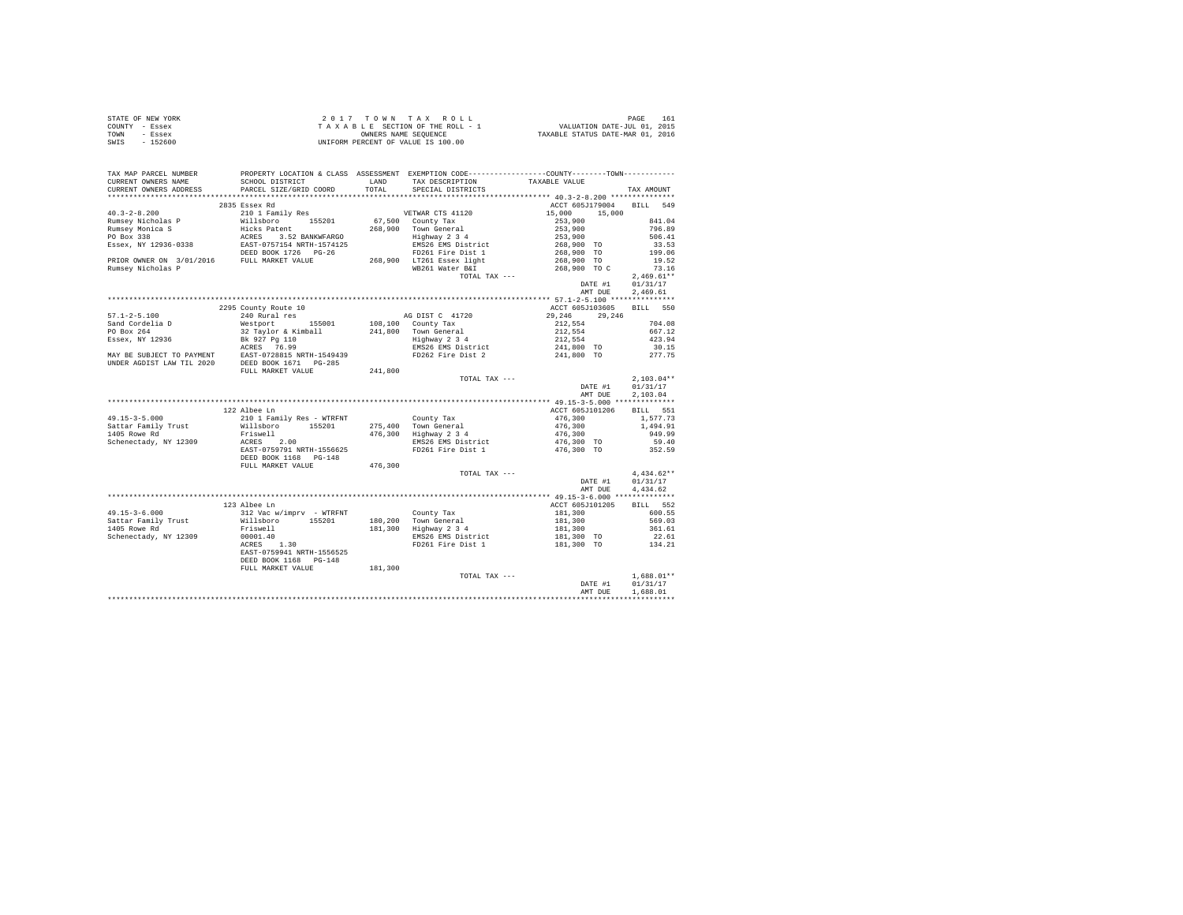STATE OF NEW YORK | 2017 TOWN TAX ROLL | PAGE 161
COUNTY - Essex | TAXABLE SECTION OF THE ROLL - 1 | VALUATION DATE-JUL 01, 2015
TOWN - Essex | OWNERS NAME SEQUENCE | TAXABLE STATUS DATE-MAR 01, 2016
SWIS - 152600 | UNIFORM PERCENT OF VALUE IS 100.00

| TAX MAP PARCEL NUMBER / CURRENT OWNERS NAME / CURRENT OWNERS ADDRESS | PROPERTY LOCATION & CLASS / SCHOOL DISTRICT / PARCEL SIZE/GRID COORD | ASSESSMENT LAND / TOTAL | EXEMPTION CODE / TAX DESCRIPTION / SPECIAL DISTRICTS | COUNTY / TOWN TAXABLE VALUE | TAX AMOUNT |
|---|---|---|---|---|---|
| **40.3-2-8.200** | 2835 Essex Rd | | | ACCT 605J179004 | BILL 549 |
| 40.3-2-8.200 | 210 1 Family Res | | VETWAR CTS 41120 | 15,000 15,000 | |
| Rumsey Nicholas P | Willsboro 155201 | 67,500 | County Tax | 253,900 | 841.04 |
| Rumsey Monica S | Hicks Patent | 268,900 | Town General | 253,900 | 796.89 |
| PO Box 338 | ACRES 3.52 BANKWFARGO | | Highway 2 3 4 | 253,900 | 506.41 |
| Essex, NY 12936-0338 | EAST-0757154 NRTH-1574125 | | EMS26 EMS District | 268,900 TO | 33.53 |
| | DEED BOOK 1726 PG-26 | | FD261 Fire Dist 1 | 268,900 TO | 199.06 |
| PRIOR OWNER ON 3/01/2016 | FULL MARKET VALUE | 268,900 | LT261 Essex light | 268,900 TO | 19.52 |
| Rumsey Nicholas P | | | WB261 Water B&I | 268,900 TO C | 73.16 |
| | | | TOTAL TAX --- | | 2,469.61** |
| | | | | DATE #1 | 01/31/17 |
| | | | | AMT DUE | 2,469.61 |
| **57.1-2-5.100** | 2295 County Route 10 | | | ACCT 605J103605 | BILL 550 |
| 57.1-2-5.100 | 240 Rural res | | AG DIST C 41720 | 29,246 29,246 | |
| Sand Cordelia D | Westport 155001 | 108,100 | County Tax | 212,554 | 704.08 |
| PO Box 264 | 32 Taylor & Kimball | 241,800 | Town General | 212,554 | 667.12 |
| Essex, NY 12936 | Bk 927 Pg 110 | | Highway 2 3 4 | 212,554 | 423.94 |
| | ACRES 76.99 | | EMS26 EMS District | 241,800 TO | 30.15 |
| MAY BE SUBJECT TO PAYMENT | EAST-0728815 NRTH-1549439 | | FD262 Fire Dist 2 | 241,800 TO | 277.75 |
| UNDER AGDIST LAW TIL 2020 | DEED BOOK 1671 PG-285 | | | | |
| | FULL MARKET VALUE | 241,800 | | | |
| | | | TOTAL TAX --- | | 2,103.04** |
| | | | | DATE #1 | 01/31/17 |
| | | | | AMT DUE | 2,103.04 |
| **49.15-3-5.000** | 122 Albee Ln | | | ACCT 605J101206 | BILL 551 |
| 49.15-3-5.000 | 210 1 Family Res - WTRFNT | | County Tax | 476,300 | 1,577.73 |
| Sattar Family Trust | Willsboro 155201 | 275,400 | Town General | 476,300 | 1,494.91 |
| 1405 Rowe Rd | Friswell | 476,300 | Highway 2 3 4 | 476,300 | 949.99 |
| Schenectady, NY 12309 | ACRES 2.00 | | EMS26 EMS District | 476,300 TO | 59.40 |
| | EAST-0759791 NRTH-1556625 | | FD261 Fire Dist 1 | 476,300 TO | 352.59 |
| | DEED BOOK 1168 PG-148 | | | | |
| | FULL MARKET VALUE | 476,300 | | | |
| | | | TOTAL TAX --- | | 4,434.62** |
| | | | | DATE #1 | 01/31/17 |
| | | | | AMT DUE | 4,434.62 |
| **49.15-3-6.000** | 123 Albee Ln | | | ACCT 605J101205 | BILL 552 |
| 49.15-3-6.000 | 312 Vac w/imprv - WTRFNT | | County Tax | 181,300 | 600.55 |
| Sattar Family Trust | Willsboro 155201 | 180,200 | Town General | 181,300 | 569.03 |
| 1405 Rowe Rd | Friswell | 181,300 | Highway 2 3 4 | 181,300 | 361.61 |
| Schenectady, NY 12309 | 00001.40 | | EMS26 EMS District | 181,300 TO | 22.61 |
| | ACRES 1.30 | | FD261 Fire Dist 1 | 181,300 TO | 134.21 |
| | EAST-0759941 NRTH-1556525 | | | | |
| | DEED BOOK 1168 PG-148 | | | | |
| | FULL MARKET VALUE | 181,300 | | | |
| | | | TOTAL TAX --- | | 1,688.01** |
| | | | | DATE #1 | 01/31/17 |
| | | | | AMT DUE | 1,688.01 |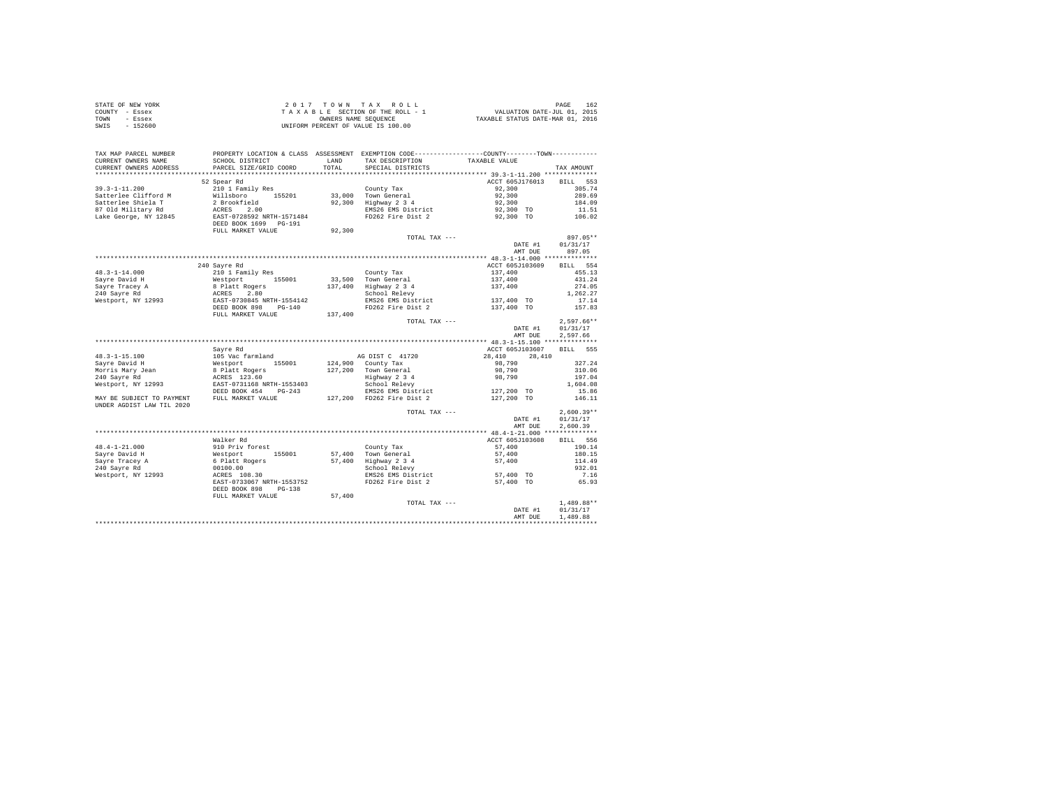STATE OF NEW YORK
COUNTY - Essex
TOWN - Essex
SWIS - 152600

2 0 1 7 T O W N T A X R O L L
T A X A B L E SECTION OF THE ROLL - 1
OWNERS NAME SEQUENCE
UNIFORM PERCENT OF VALUE IS 100.00

VALUATION DATE-JUL 01, 2015
TAXABLE STATUS DATE-MAR 01, 2016

```
TAX MAP PARCEL NUMBER         PROPERTY LOCATION & CLASS  ASSESSMENT  EXEMPTION CODE------------------COUNTY--------TOWN-----------
CURRENT OWNERS NAME           SCHOOL DISTRICT             LAND       TAX DESCRIPTION           TAXABLE VALUE
CURRENT OWNERS ADDRESS        PARCEL SIZE/GRID COORD      TOTAL      SPECIAL DISTRICTS                                      TAX AMOUNT
*************************************************************************************************** 39.3-1-11.200 *************
                              52 Spear Rd                                                       ACCT 605J176013     BILL  553
39.3-1-11.200                 210 1 Family Res                       County Tax                 92,300                  305.74
Satterlee Clifford M          Willsboro      155201       33,000     Town General               92,300                  289.69
Satterlee Shiela T            2 Brookfield                92,300     Highway 2 3 4              92,300                  184.09
87 Old Military Rd            ACRES    2.00                          EMS26 EMS District         92,300 TO                11.51
Lake George, NY 12845         EAST-0728592 NRTH-1571484              FD262 Fire Dist 2          92,300 TO               106.02
                              DEED BOOK 1699   PG-191
                              FULL MARKET VALUE           92,300
                                                                     TOTAL TAX ---                                      897.05**
                                                                                                DATE #1            01/31/17
                                                                                                AMT DUE              897.05
*************************************************************************************************** 48.3-1-14.000 *************
                              240 Sayre Rd                                                      ACCT 605J103609     BILL  554
48.3-1-14.000                 210 1 Family Res                       County Tax                 137,400                 455.13
Sayre David H                 Westport       155001       33,500     Town General               137,400                 431.24
Sayre Tracey A                8 Platt Rogers              137,400    Highway 2 3 4              137,400                 274.05
240 Sayre Rd                  ACRES    2.80                          School Relevy                                    1,262.27
Westport, NY 12993            EAST-0730845 NRTH-1554142              EMS26 EMS District         137,400 TO               17.14
                              DEED BOOK 898    PG-140                FD262 Fire Dist 2          137,400 TO              157.83
                              FULL MARKET VALUE           137,400
                                                                     TOTAL TAX ---                                    2,597.66**
                                                                                                DATE #1            01/31/17
                                                                                                AMT DUE            2,597.66
*************************************************************************************************** 48.3-1-15.100 *************
                              Sayre Rd                                                          ACCT 605J103607     BILL  555
48.3-1-15.100                 105 Vac farmland                       AG DIST C  41720           28,410      28,410
Sayre David H                 Westport       155001       124,900    County Tax                 98,790                  327.24
Morris Mary Jean              8 Platt Rogers              127,200    Town General               98,790                  310.06
240 Sayre Rd                  ACRES  123.60                          Highway 2 3 4              98,790                  197.04
Westport, NY 12993            EAST-0731168 NRTH-1553403              School Relevy                                    1,604.08
                              DEED BOOK 454    PG-243                EMS26 EMS District         127,200 TO               15.86
MAY BE SUBJECT TO PAYMENT     FULL MARKET VALUE           127,200    FD262 Fire Dist 2          127,200 TO              146.11
UNDER AGDIST LAW TIL 2020
                                                                     TOTAL TAX ---                                    2,600.39**
                                                                                                DATE #1            01/31/17
                                                                                                AMT DUE            2,600.39
*************************************************************************************************** 48.4-1-21.000 *************
                              Walker Rd                                                         ACCT 605J103608     BILL  556
48.4-1-21.000                 910 Priv forest                        County Tax                 57,400                  190.14
Sayre David H                 Westport       155001       57,400     Town General               57,400                  180.15
Sayre Tracey A                6 Platt Rogers              57,400     Highway 2 3 4              57,400                  114.49
240 Sayre Rd                  00100.00                               School Relevy                                      932.01
Westport, NY 12993            ACRES  108.30                          EMS26 EMS District         57,400 TO                 7.16
                              EAST-0733067 NRTH-1553752              FD262 Fire Dist 2          57,400 TO                65.93
                              DEED BOOK 898    PG-138
                              FULL MARKET VALUE           57,400
                                                                     TOTAL TAX ---                                    1,489.88**
                                                                                                DATE #1            01/31/17
                                                                                                AMT DUE            1,489.88
********************************************************************************************************************************
```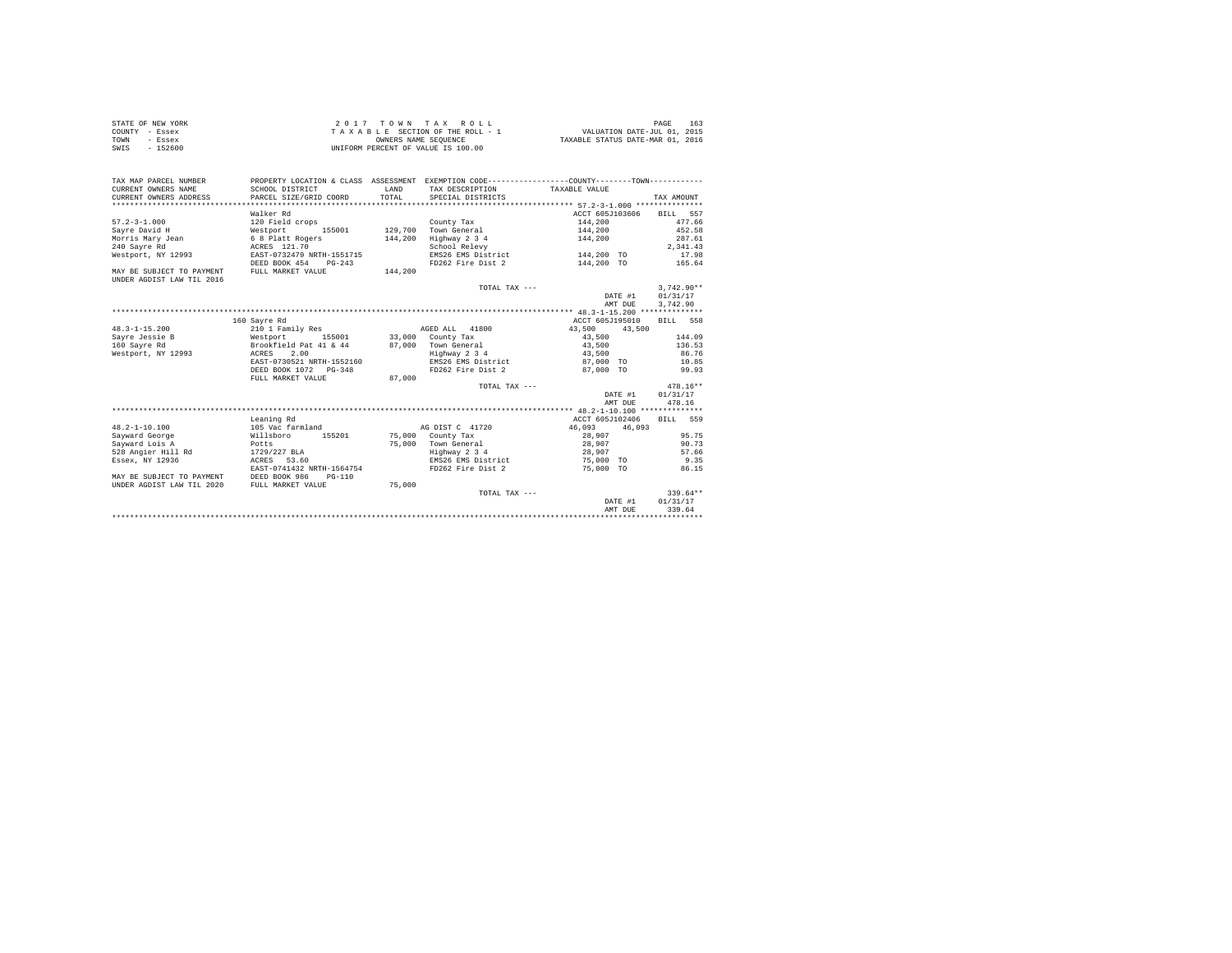STATE OF NEW YORK
COUNTY - Essex
TOWN - Essex
SWIS - 152600

2 0 1 7 T O W N T A X R O L L
T A X A B L E SECTION OF THE ROLL - 1
OWNERS NAME SEQUENCE
UNIFORM PERCENT OF VALUE IS 100.00

VALUATION DATE-JUL 01, 2015
TAXABLE STATUS DATE-MAR 01, 2016

```
TAX MAP PARCEL NUMBER     PROPERTY LOCATION & CLASS  ASSESSMENT  EXEMPTION CODE------------------COUNTY--------TOWN-----------
CURRENT OWNERS NAME       SCHOOL DISTRICT               LAND      TAX DESCRIPTION            TAXABLE VALUE
CURRENT OWNERS ADDRESS    PARCEL SIZE/GRID COORD        TOTAL     SPECIAL DISTRICTS                                      TAX AMOUNT
************************************************************************************************ 57.2-3-1.000 ***************
                          Walker Rd                                                         ACCT 605J103606    BILL  557
57.2-3-1.000              120 Field crops                         County Tax                  144,200                477.66
Sayre David H             Westport        155001     129,700      Town General                144,200                452.58
Morris Mary Jean          6 8 Platt Rogers           144,200      Highway 2 3 4               144,200                287.61
240 Sayre Rd              ACRES  121.70                           School Relevy                                    2,341.43
Westport, NY 12993        EAST-0732479 NRTH-1551715               EMS26 EMS District          144,200 TO              17.98
                          DEED BOOK 454    PG-243                 FD262 Fire Dist 2           144,200 TO             165.64
MAY BE SUBJECT TO PAYMENT FULL MARKET VALUE          144,200
UNDER AGDIST LAW TIL 2016
                                                                  TOTAL TAX ---                                    3,742.90**
                                                                                              DATE #1           01/31/17
                                                                                              AMT DUE            3,742.90
************************************************************************************************ 48.3-1-15.200 **************
                          160 Sayre Rd                                                      ACCT 605J195010    BILL  558
48.3-1-15.200             210 1 Family Res                        AGED ALL    41800         43,500     43,500
Sayre Jessie B            Westport        155001      33,000      County Tax                   43,500                144.09
160 Sayre Rd              Brookfield Pat 41 & 44      87,000      Town General                 43,500                136.53
Westport, NY 12993        ACRES    2.00                           Highway 2 3 4                43,500                 86.76
                          EAST-0730521 NRTH-1552160               EMS26 EMS District           87,000 TO              10.85
                          DEED BOOK 1072   PG-348                 FD262 Fire Dist 2            87,000 TO              99.93
                          FULL MARKET VALUE           87,000
                                                                  TOTAL TAX ---                                      478.16**
                                                                                              DATE #1           01/31/17
                                                                                              AMT DUE              478.16
************************************************************************************************ 48.2-1-10.100 **************
                          Leaning Rd                                                        ACCT 605J102406    BILL  559
48.2-1-10.100             105 Vac farmland                        AG DIST C   41720         46,093     46,093
Sayward George            Willsboro       155201      75,000      County Tax                   28,907                 95.75
Sayward Lois A            Potts                       75,000      Town General                 28,907                 90.73
528 Angier Hill Rd        1729/227 BLA                            Highway 2 3 4                28,907                 57.66
Essex, NY 12936           ACRES   53.60                           EMS26 EMS District           75,000 TO               9.35
                          EAST-0741432 NRTH-1564754               FD262 Fire Dist 2            75,000 TO              86.15
MAY BE SUBJECT TO PAYMENT DEED BOOK 986    PG-110
UNDER AGDIST LAW TIL 2020 FULL MARKET VALUE           75,000
                                                                  TOTAL TAX ---                                      339.64**
                                                                                              DATE #1           01/31/17
                                                                                              AMT DUE              339.64
******************************************************************************************************************************
```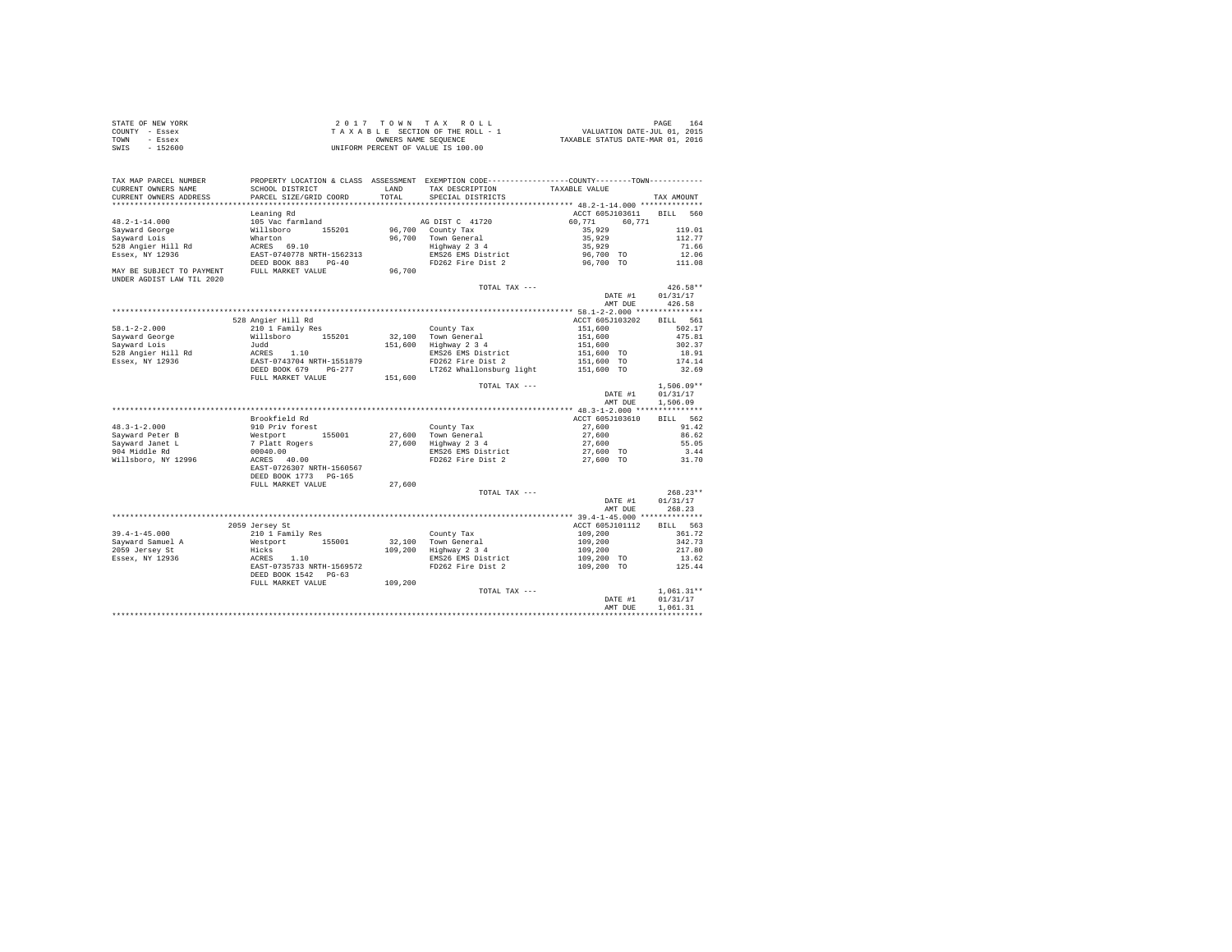STATE OF NEW YORK
COUNTY - Essex
TOWN - Essex
SWIS - 152600

2 0 1 7 T O W N T A X R O L L
T A X A B L E SECTION OF THE ROLL - 1
OWNERS NAME SEQUENCE
UNIFORM PERCENT OF VALUE IS 100.00

VALUATION DATE-JUL 01, 2015
TAXABLE STATUS DATE-MAR 01, 2016

| TAX MAP PARCEL NUMBER / CURRENT OWNERS NAME / CURRENT OWNERS ADDRESS | PROPERTY LOCATION & CLASS / SCHOOL DISTRICT / PARCEL SIZE/GRID COORD | ASSESSMENT LAND / TOTAL | EXEMPTION CODE / TAX DESCRIPTION / SPECIAL DISTRICTS | COUNTY / TOWN TAXABLE VALUE | TAX AMOUNT |
|---|---|---|---|---|---|
| **48.2-1-14.000** | Leaning Rd | | | ACCT 605J103611 | BILL 560 |
| 48.2-1-14.000 | 105 Vac farmland | | AG DIST C 41720 | 60,771 60,771 | |
| Sayward George | Willsboro 155201 | 96,700 | County Tax | 35,929 | 119.01 |
| Sayward Lois | Wharton | 96,700 | Town General | 35,929 | 112.77 |
| 528 Angier Hill Rd | ACRES 69.10 | | Highway 2 3 4 | 35,929 | 71.66 |
| Essex, NY 12936 | EAST-0740778 NRTH-1562313 | | EMS26 EMS District | 96,700 TO | 12.06 |
| | DEED BOOK 883 PG-40 | | FD262 Fire Dist 2 | 96,700 TO | 111.08 |
| MAY BE SUBJECT TO PAYMENT UNDER AGDIST LAW TIL 2020 | FULL MARKET VALUE | 96,700 | | | |
| | | | TOTAL TAX --- | | 426.58** |
| | | | | DATE #1 | 01/31/17 |
| | | | | AMT DUE | 426.58 |
| **58.1-2-2.000** | 528 Angier Hill Rd | | | ACCT 605J103202 | BILL 561 |
| 58.1-2-2.000 | 210 1 Family Res | | County Tax | 151,600 | 502.17 |
| Sayward George | Willsboro 155201 | 32,100 | Town General | 151,600 | 475.81 |
| Sayward Lois | Judd | 151,600 | Highway 2 3 4 | 151,600 | 302.37 |
| 528 Angier Hill Rd | ACRES 1.10 | | EMS26 EMS District | 151,600 TO | 18.91 |
| Essex, NY 12936 | EAST-0743704 NRTH-1551879 | | FD262 Fire Dist 2 | 151,600 TO | 174.14 |
| | DEED BOOK 679 PG-277 | | LT262 Whallonsburg light | 151,600 TO | 32.69 |
| | FULL MARKET VALUE | 151,600 | | | |
| | | | TOTAL TAX --- | | 1,506.09** |
| | | | | DATE #1 | 01/31/17 |
| | | | | AMT DUE | 1,506.09 |
| **48.3-1-2.000** | Brookfield Rd | | | ACCT 605J103610 | BILL 562 |
| 48.3-1-2.000 | 910 Priv forest | | County Tax | 27,600 | 91.42 |
| Sayward Peter B | Westport 155001 | 27,600 | Town General | 27,600 | 86.62 |
| Sayward Janet L | 7 Platt Rogers | 27,600 | Highway 2 3 4 | 27,600 | 55.05 |
| 904 Middle Rd | 00040.00 | | EMS26 EMS District | 27,600 TO | 3.44 |
| Willsboro, NY 12996 | ACRES 40.00 | | FD262 Fire Dist 2 | 27,600 TO | 31.70 |
| | EAST-0726307 NRTH-1560567 | | | | |
| | DEED BOOK 1773 PG-165 | | | | |
| | FULL MARKET VALUE | 27,600 | | | |
| | | | TOTAL TAX --- | | 268.23** |
| | | | | DATE #1 | 01/31/17 |
| | | | | AMT DUE | 268.23 |
| **39.4-1-45.000** | 2059 Jersey St | | | ACCT 605J101112 | BILL 563 |
| 39.4-1-45.000 | 210 1 Family Res | | County Tax | 109,200 | 361.72 |
| Sayward Samuel A | Westport 155001 | 32,100 | Town General | 109,200 | 342.73 |
| 2059 Jersey St | Hicks | 109,200 | Highway 2 3 4 | 109,200 | 217.80 |
| Essex, NY 12936 | ACRES 1.10 | | EMS26 EMS District | 109,200 TO | 13.62 |
| | EAST-0735733 NRTH-1569572 | | FD262 Fire Dist 2 | 109,200 TO | 125.44 |
| | DEED BOOK 1542 PG-63 | | | | |
| | FULL MARKET VALUE | 109,200 | | | |
| | | | TOTAL TAX --- | | 1,061.31** |
| | | | | DATE #1 | 01/31/17 |
| | | | | AMT DUE | 1,061.31 |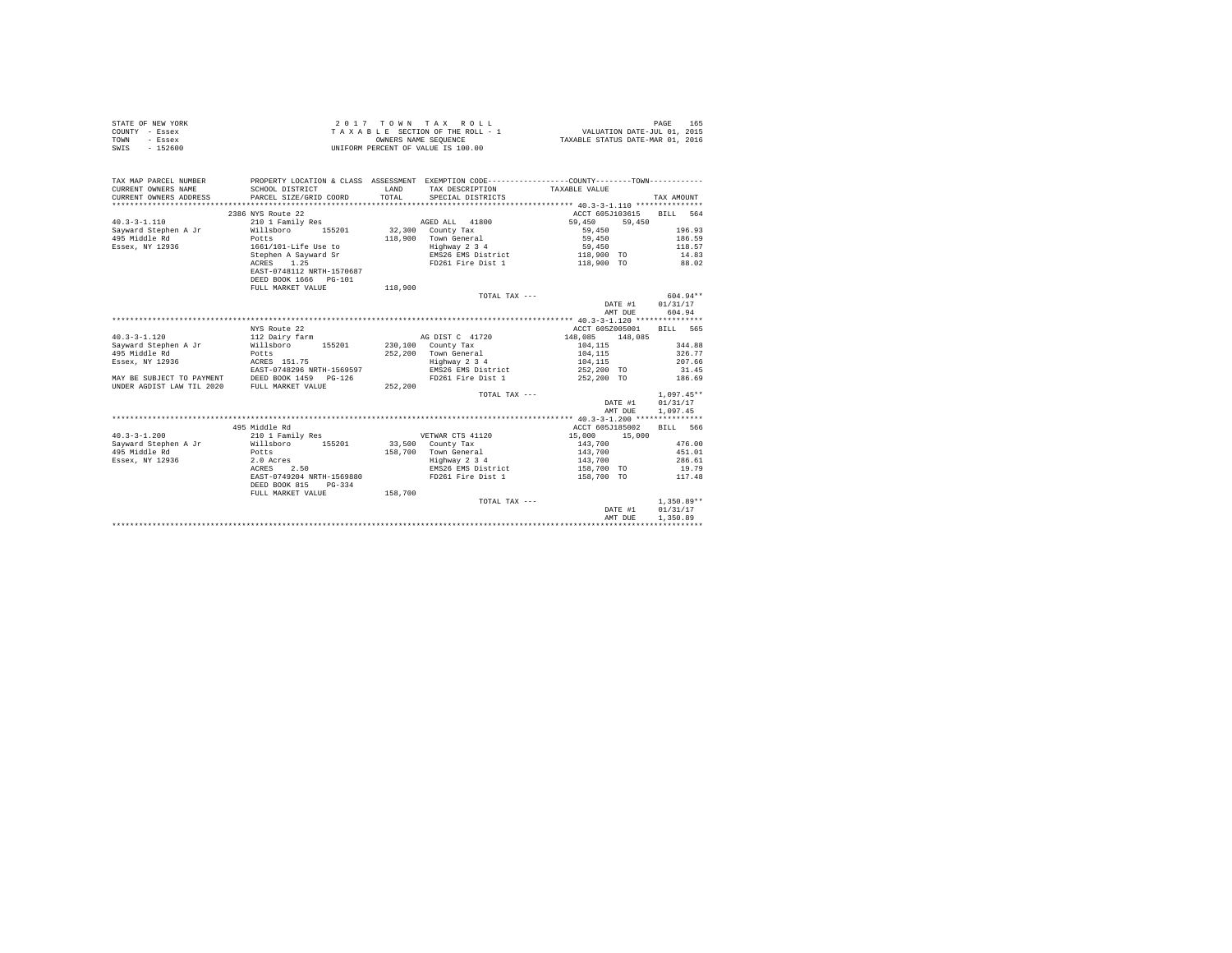STATE OF NEW YORK
COUNTY - Essex
TOWN - Essex
SWIS - 152600

2 0 1 7 T O W N T A X R O L L
T A X A B L E SECTION OF THE ROLL - 1
OWNERS NAME SEQUENCE
UNIFORM PERCENT OF VALUE IS 100.00

VALUATION DATE-JUL 01, 2015
TAXABLE STATUS DATE-MAR 01, 2016

| TAX MAP PARCEL NUMBER / CURRENT OWNERS NAME / CURRENT OWNERS ADDRESS | PROPERTY LOCATION & CLASS / SCHOOL DISTRICT / PARCEL SIZE/GRID COORD | ASSESSMENT LAND / TOTAL | EXEMPTION CODE / TAX DESCRIPTION / SPECIAL DISTRICTS | COUNTY / TAXABLE VALUE | TOWN | TAX AMOUNT |
|---|---|---|---|---|---|---|
| | 2386 NYS Route 22 | | | ACCT 605J103615 | | BILL 564 |
| 40.3-3-1.110 | 210 1 Family Res | | AGED ALL 41800 | 59,450 | 59,450 | |
| Sayward Stephen A Jr | Willsboro 155201 | 32,300 | County Tax | 59,450 | | 196.93 |
| 495 Middle Rd | Potts | 118,900 | Town General | 59,450 | | 186.59 |
| Essex, NY 12936 | 1661/101-Life Use to | | Highway 2 3 4 | 59,450 | | 118.57 |
| | Stephen A Sayward Sr | | EMS26 EMS District | 118,900 TO | | 14.83 |
| | ACRES 1.25 | | FD261 Fire Dist 1 | 118,900 TO | | 88.02 |
| | EAST-0748112 NRTH-1570687 | | | | | |
| | DEED BOOK 1666 PG-101 | | | | | |
| | FULL MARKET VALUE | 118,900 | | | | |
| | | | TOTAL TAX --- | | | 604.94** |
| | | | | | DATE #1 | 01/31/17 |
| | | | | | AMT DUE | 604.94 |
| | NYS Route 22 | | | ACCT 605Z005001 | | BILL 565 |
| 40.3-3-1.120 | 112 Dairy farm | | AG DIST C 41720 | 148,085 | 148,085 | |
| Sayward Stephen A Jr | Willsboro 155201 | 230,100 | County Tax | 104,115 | | 344.88 |
| 495 Middle Rd | Potts | 252,200 | Town General | 104,115 | | 326.77 |
| Essex, NY 12936 | ACRES 151.75 | | Highway 2 3 4 | 104,115 | | 207.66 |
| | EAST-0748296 NRTH-1569597 | | EMS26 EMS District | 252,200 TO | | 31.45 |
| MAY BE SUBJECT TO PAYMENT | DEED BOOK 1459 PG-126 | | FD261 Fire Dist 1 | 252,200 TO | | 186.69 |
| UNDER AGDIST LAW TIL 2020 | FULL MARKET VALUE | 252,200 | | | | |
| | | | TOTAL TAX --- | | | 1,097.45** |
| | | | | | DATE #1 | 01/31/17 |
| | | | | | AMT DUE | 1,097.45 |
| | 495 Middle Rd | | | ACCT 605J185002 | | BILL 566 |
| 40.3-3-1.200 | 210 1 Family Res | | VETWAR CTS 41120 | 15,000 | 15,000 | |
| Sayward Stephen A Jr | Willsboro 155201 | 33,500 | County Tax | 143,700 | | 476.00 |
| 495 Middle Rd | Potts | 158,700 | Town General | 143,700 | | 451.01 |
| Essex, NY 12936 | 2.0 Acres | | Highway 2 3 4 | 143,700 | | 286.61 |
| | ACRES 2.50 | | EMS26 EMS District | 158,700 TO | | 19.79 |
| | EAST-0749204 NRTH-1569880 | | FD261 Fire Dist 1 | 158,700 TO | | 117.48 |
| | DEED BOOK 815 PG-334 | | | | | |
| | FULL MARKET VALUE | 158,700 | | | | |
| | | | TOTAL TAX --- | | | 1,350.89** |
| | | | | | DATE #1 | 01/31/17 |
| | | | | | AMT DUE | 1,350.89 |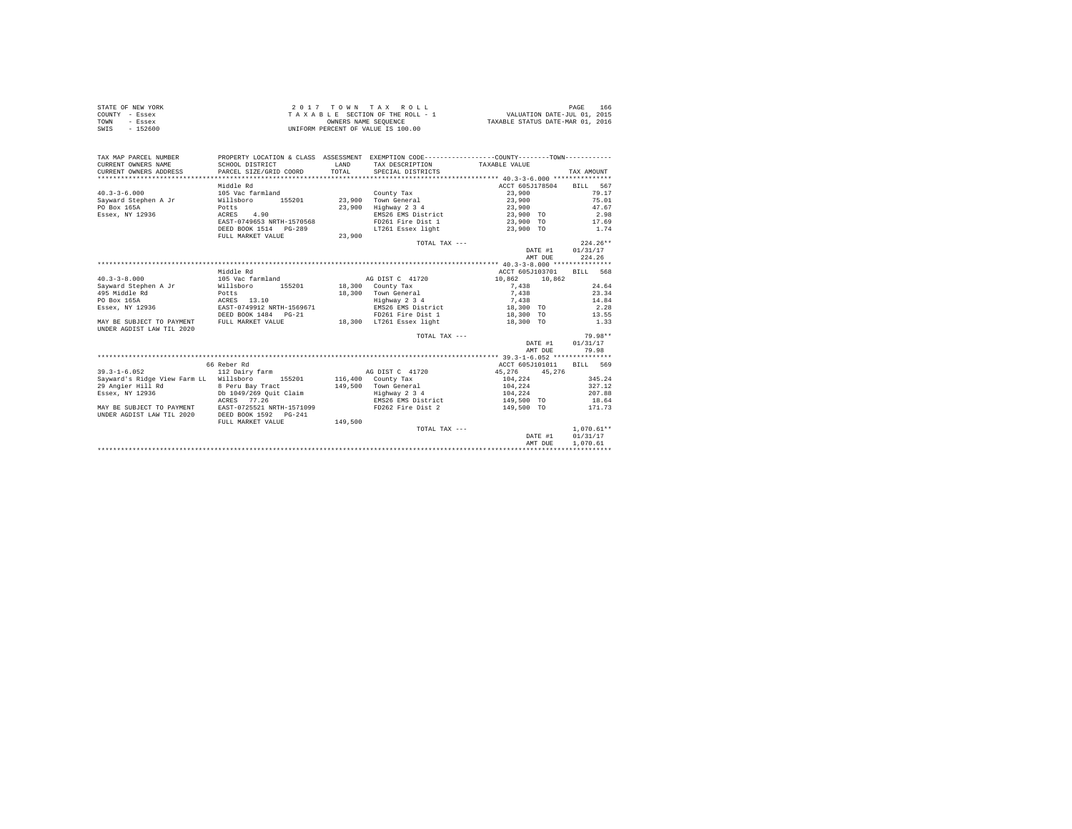STATE OF NEW YORK
COUNTY - Essex
TOWN - Essex
SWIS - 152600

2 0 1 7 T O W N T A X R O L L
T A X A B L E SECTION OF THE ROLL - 1
OWNERS NAME SEQUENCE
UNIFORM PERCENT OF VALUE IS 100.00

VALUATION DATE-JUL 01, 2015
TAXABLE STATUS DATE-MAR 01, 2016

```
TAX MAP PARCEL NUMBER     PROPERTY LOCATION & CLASS  ASSESSMENT  EXEMPTION CODE-----------------COUNTY--------TOWN-----------
CURRENT OWNERS NAME       SCHOOL DISTRICT              LAND      TAX DESCRIPTION            TAXABLE VALUE
CURRENT OWNERS ADDRESS    PARCEL SIZE/GRID COORD       TOTAL     SPECIAL DISTRICTS                                  TAX AMOUNT
******************************************************************************************** 40.3-3-6.000 ***************
                          Middle Rd                                                         ACCT 605J178504    BILL  567
40.3-3-6.000              105 Vac farmland                       County Tax                   23,900                 79.17
Sayward Stephen A Jr      Willsboro      155201       23,900     Town General                 23,900                 75.01
PO Box 165A               Potts                       23,900     Highway 2 3 4                23,900                 47.67
Essex, NY 12936           ACRES    4.90                          EMS26 EMS District           23,900 TO               2.98
                          EAST-0749653 NRTH-1570568              FD261 Fire Dist 1            23,900 TO              17.69
                          DEED BOOK 1514   PG-289                LT261 Essex light            23,900 TO               1.74
                          FULL MARKET VALUE           23,900
                                                                 TOTAL TAX ---                                      224.26**
                                                                                              DATE #1           01/31/17
                                                                                              AMT DUE             224.26
******************************************************************************************** 40.3-3-8.000 ***************
                          Middle Rd                                                         ACCT 605J103701    BILL  568
40.3-3-8.000              105 Vac farmland                       AG DIST C  41720             10,862     10,862
Sayward Stephen A Jr      Willsboro      155201       18,300     County Tax                    7,438                 24.64
495 Middle Rd             Potts                       18,300     Town General                  7,438                 23.34
PO Box 165A               ACRES   13.10                          Highway 2 3 4                 7,438                 14.84
Essex, NY 12936           EAST-0749912 NRTH-1569671              EMS26 EMS District           18,300 TO               2.28
                          DEED BOOK 1484   PG-21                 FD261 Fire Dist 1            18,300 TO              13.55
MAY BE SUBJECT TO PAYMENT FULL MARKET VALUE           18,300     LT261 Essex light            18,300 TO               1.33
UNDER AGDIST LAW TIL 2020
                                                                 TOTAL TAX ---                                       79.98**
                                                                                              DATE #1           01/31/17
                                                                                              AMT DUE              79.98
******************************************************************************************** 39.3-1-6.052 ***************
                          66 Reber Rd                                                       ACCT 605J101011    BILL  569
39.3-1-6.052              112 Dairy farm                         AG DIST C  41720             45,276     45,276
Sayward's Ridge View Farm LL Willsboro   155201      116,400     County Tax                  104,224                345.24
29 Angier Hill Rd         8 Peru Bay Tract           149,500     Town General                104,224                327.12
Essex, NY 12936           Db 1049/269 Quit Claim                 Highway 2 3 4               104,224                207.88
                          ACRES   77.26                          EMS26 EMS District          149,500 TO              18.64
MAY BE SUBJECT TO PAYMENT EAST-0725521 NRTH-1571099              FD262 Fire Dist 2           149,500 TO             171.73
UNDER AGDIST LAW TIL 2020 DEED BOOK 1592   PG-241
                          FULL MARKET VALUE          149,500
                                                                 TOTAL TAX ---                                    1,070.61**
                                                                                              DATE #1           01/31/17
                                                                                              AMT DUE           1,070.61
************************************************************************************************************************
```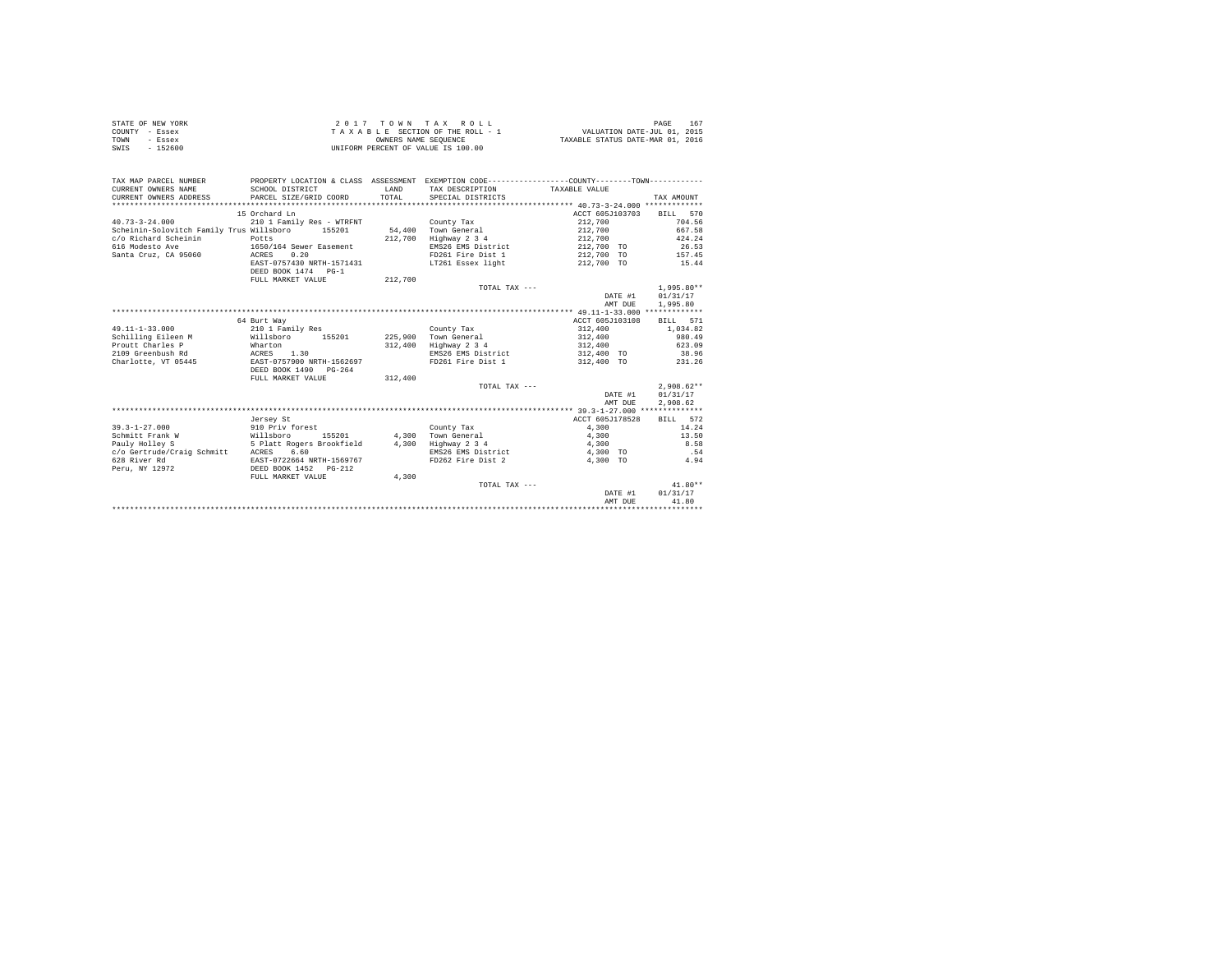STATE OF NEW YORK
COUNTY - Essex
TOWN - Essex
SWIS - 152600

2 0 1 7 T O W N T A X R O L L
T A X A B L E SECTION OF THE ROLL - 1
OWNERS NAME SEQUENCE
UNIFORM PERCENT OF VALUE IS 100.00

VALUATION DATE-JUL 01, 2015
TAXABLE STATUS DATE-MAR 01, 2016

```
TAX MAP PARCEL NUMBER          PROPERTY LOCATION & CLASS  ASSESSMENT  EXEMPTION CODE-----------------COUNTY--------TOWN-----------
CURRENT OWNERS NAME            SCHOOL DISTRICT              LAND      TAX DESCRIPTION           TAXABLE VALUE
CURRENT OWNERS ADDRESS         PARCEL SIZE/GRID COORD       TOTAL     SPECIAL DISTRICTS                                    TAX AMOUNT
*********************************************************************************************** 40.73-3-24.000 *************
                               15 Orchard Ln                                                    ACCT 605J103703     BILL  570
40.73-3-24.000                 210 1 Family Res - WTRFNT              County Tax                  212,700              704.56
Scheinin-Solovitch Family Trus Willsboro       155201      54,400     Town General                212,700              667.58
c/o Richard Scheinin           Potts                      212,700     Highway 2 3 4               212,700              424.24
616 Modesto Ave                1650/164 Sewer Easement                EMS26 EMS District          212,700 TO            26.53
Santa Cruz, CA 95060           ACRES    0.20                          FD261 Fire Dist 1           212,700 TO           157.45
                               EAST-0757430 NRTH-1571431              LT261 Essex light           212,700 TO            15.44
                               DEED BOOK 1474   PG-1
                               FULL MARKET VALUE          212,700
                                                                      TOTAL TAX ---                                 1,995.80**
                                                                                                  DATE #1          01/31/17
                                                                                                  AMT DUE          1,995.80
*********************************************************************************************** 49.11-1-33.000 *************
                               64 Burt Way                                                      ACCT 605J103108     BILL  571
49.11-1-33.000                 210 1 Family Res                       County Tax                  312,400            1,034.82
Schilling Eileen M             Willsboro       155201     225,900     Town General                312,400              980.49
Proutt Charles P               Wharton                    312,400     Highway 2 3 4               312,400              623.09
2109 Greenbush Rd              ACRES    1.30                          EMS26 EMS District          312,400 TO            38.96
Charlotte, VT 05445            EAST-0757900 NRTH-1562697              FD261 Fire Dist 1           312,400 TO           231.26
                               DEED BOOK 1490   PG-264
                               FULL MARKET VALUE          312,400
                                                                      TOTAL TAX ---                                 2,908.62**
                                                                                                  DATE #1          01/31/17
                                                                                                  AMT DUE          2,908.62
*********************************************************************************************** 39.3-1-27.000 **************
                               Jersey St                                                        ACCT 605J178528     BILL  572
39.3-1-27.000                  910 Priv forest                        County Tax                    4,300               14.24
Schmitt Frank W                Willsboro       155201       4,300     Town General                  4,300               13.50
Pauly Holley S                 5 Platt Rogers Brookfield    4,300     Highway 2 3 4                 4,300                8.58
c/o Gertrude/Craig Schmitt     ACRES    6.60                          EMS26 EMS District            4,300 TO              .54
628 River Rd                   EAST-0722664 NRTH-1569767              FD262 Fire Dist 2             4,300 TO             4.94
Peru, NY 12972                 DEED BOOK 1452   PG-212
                               FULL MARKET VALUE            4,300
                                                                      TOTAL TAX ---                                    41.80**
                                                                                                  DATE #1          01/31/17
                                                                                                  AMT DUE             41.80
****************************************************************************************************************************
```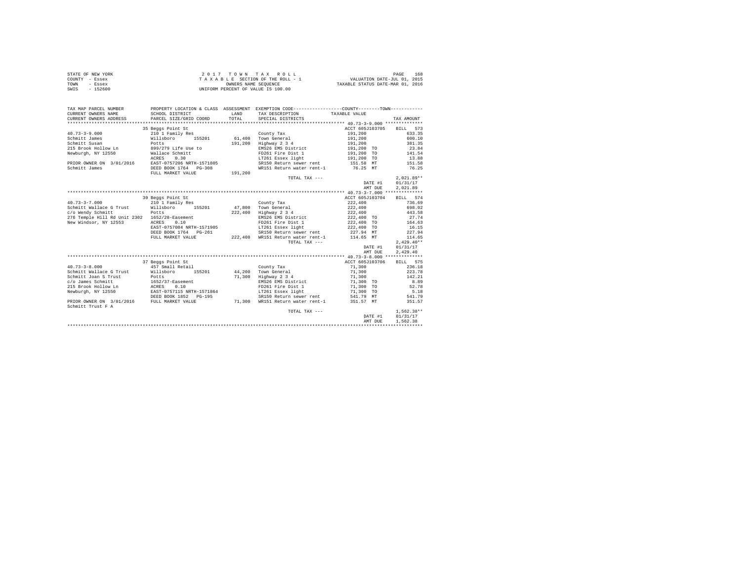STATE OF NEW YORK
COUNTY - Essex
TOWN - Essex
SWIS - 152600

2 0 1 7 T O W N T A X R O L L
T A X A B L E SECTION OF THE ROLL - 1
OWNERS NAME SEQUENCE
UNIFORM PERCENT OF VALUE IS 100.00

VALUATION DATE-JUL 01, 2015
TAXABLE STATUS DATE-MAR 01, 2016

```
TAX MAP PARCEL NUMBER          PROPERTY LOCATION & CLASS  ASSESSMENT  EXEMPTION CODE-----------------COUNTY--------TOWN-----------
CURRENT OWNERS NAME            SCHOOL DISTRICT             LAND       TAX DESCRIPTION            TAXABLE VALUE
CURRENT OWNERS ADDRESS         PARCEL SIZE/GRID COORD      TOTAL      SPECIAL DISTRICTS                                        TAX AMOUNT
************************************************************************************************ 40.73-3-9.000 **************
                               35 Beggs Point St                                                 ACCT 605J103705      BILL  573
40.73-3-9.000                  210 1 Family Res                       County Tax                     191,200                633.35
Schmitt James                  Willsboro      155201       61,400     Town General                   191,200                600.10
Schmitt Susan                  Potts                      191,200     Highway 2 3 4                  191,200                381.35
215 Brook Hollow Ln            899/279 Life Use to                    EMS26 EMS District             191,200 TO              23.84
Newburgh, NY 12550             Wallace Schmitt                        FD261 Fire Dist 1              191,200 TO             141.54
                               ACRES    0.30                          LT261 Essex light              191,200 TO              13.88
PRIOR OWNER ON  3/01/2016      EAST-0757206 NRTH-1571805              SR150 Return sewer rent         151.58 MT             151.58
Schmitt James                  DEED BOOK 1764   PG-308                WR151 Return water rent-1        76.25 MT              76.25
                               FULL MARKET VALUE          191,200
                                                                      TOTAL TAX ---                                      2,021.89**
                                                                                                     DATE #1           01/31/17
                                                                                                     AMT DUE           2,021.89
************************************************************************************************ 40.73-3-7.000 **************
                               39 Beggs Point St                                                 ACCT 605J103704      BILL  574
40.73-3-7.000                  210 1 Family Res                       County Tax                     222,400                736.69
Schmitt Wallace G Trust        Willsboro      155201       47,800     Town General                   222,400                698.02
c/o Wendy Schmitt              Potts                      222,400     Highway 2 3 4                  222,400                443.58
276 Temple Hill Rd Unit 2302   1652/28-Easement                       EMS26 EMS District             222,400 TO              27.74
New Windsor, NY 12553          ACRES    0.10                          FD261 Fire Dist 1              222,400 TO             164.63
                               EAST-0757084 NRTH-1571905              LT261 Essex light              222,400 TO              16.15
                               DEED BOOK 1764   PG-261                SR150 Return sewer rent         227.94 MT             227.94
                               FULL MARKET VALUE          222,400     WR151 Return water rent-1       114.65 MT             114.65
                                                                      TOTAL TAX ---                                      2,429.40**
                                                                                                     DATE #1           01/31/17
                                                                                                     AMT DUE           2,429.40
************************************************************************************************ 40.73-3-8.000 **************
                               37 Beggs Point St                                                 ACCT 605J103706      BILL  575
40.73-3-8.000                  457 Small Retail                       County Tax                      71,300                236.18
Schmitt Wallace G Trust        Willsboro      155201       44,200     Town General                    71,300                223.78
Schmitt Joan S Trust           Potts                       71,300     Highway 2 3 4                   71,300                142.21
c/o James Schmitt              1652/37-Easement                       EMS26 EMS District              71,300 TO               8.89
215 Brook Hollow Ln            ACRES    0.10                          FD261 Fire Dist 1               71,300 TO              52.78
Newburgh, NY 12550             EAST-0757115 NRTH-1571864              LT261 Essex light               71,300 TO               5.18
                               DEED BOOK 1852   PG-195                SR150 Return sewer rent         541.79 MT             541.79
PRIOR OWNER ON  3/01/2016      FULL MARKET VALUE           71,300     WR151 Return water rent-1       351.57 MT             351.57
Schmitt Trust F A
                                                                      TOTAL TAX ---                                      1,562.38**
                                                                                                     DATE #1           01/31/17
                                                                                                     AMT DUE           1,562.38
******************************************************************************************************************************
```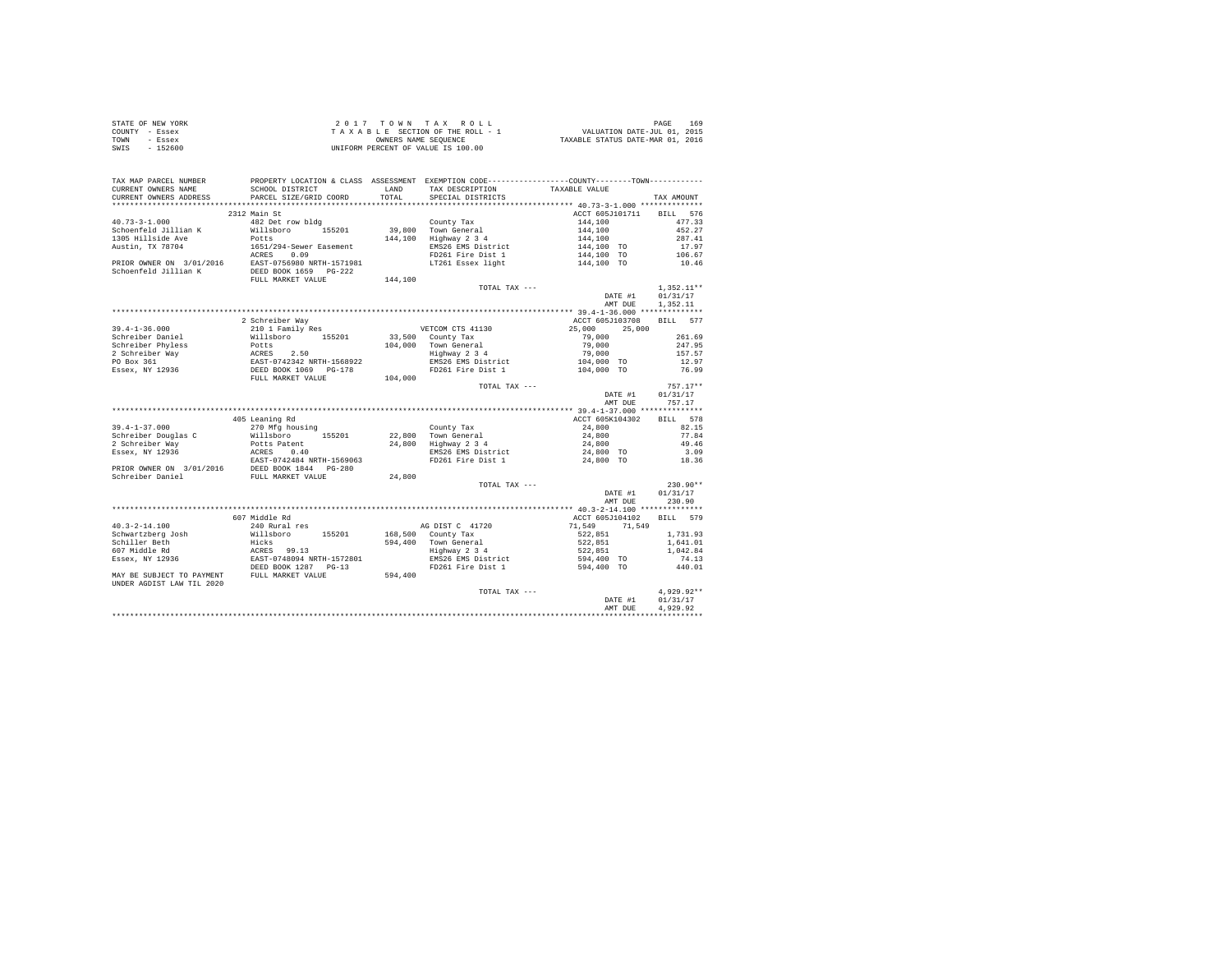STATE OF NEW YORK
COUNTY - Essex
TOWN - Essex
SWIS - 152600

2 0 1 7 T O W N T A X R O L L
T A X A B L E SECTION OF THE ROLL - 1
OWNERS NAME SEQUENCE
UNIFORM PERCENT OF VALUE IS 100.00

VALUATION DATE-JUL 01, 2015
TAXABLE STATUS DATE-MAR 01, 2016

```
TAX MAP PARCEL NUMBER          PROPERTY LOCATION & CLASS  ASSESSMENT  EXEMPTION CODE-----------------COUNTY--------TOWN-----------
CURRENT OWNERS NAME            SCHOOL DISTRICT              LAND      TAX DESCRIPTION             TAXABLE VALUE
CURRENT OWNERS ADDRESS         PARCEL SIZE/GRID COORD       TOTAL     SPECIAL DISTRICTS                                    TAX AMOUNT
******************************************************************************************************* 40.73-3-1.000 **************
                               2312 Main St                                                    ACCT 605J101711     BILL   576
40.73-3-1.000                  482 Det row bldg                         County Tax                  144,100                 477.33
Schoenfeld Jillian K           Willsboro      155201         39,800    Town General                144,100                 452.27
1305 Hillside Ave              Potts                        144,100    Highway 2 3 4               144,100                 287.41
Austin, TX 78704               1651/294-Sewer Easement                 EMS26 EMS District          144,100 TO               17.97
                               ACRES     0.09                          FD261 Fire Dist 1           144,100 TO              106.67
PRIOR OWNER ON  3/01/2016      EAST-0756980 NRTH-1571981               LT261 Essex light           144,100 TO               10.46
Schoenfeld Jillian K           DEED BOOK 1659   PG-222
                               FULL MARKET VALUE            144,100
                                                                        TOTAL TAX ---                                     1,352.11**
                                                                                                    DATE #1    01/31/17
                                                                                                    AMT DUE     1,352.11
******************************************************************************************************* 39.4-1-36.000 **************
                               2 Schreiber Way                                                 ACCT 605J103708     BILL   577
39.4-1-36.000                  210 1 Family Res                         VETCOM CTS 41130        25,000      25,000
Schreiber Daniel               Willsboro      155201         33,500    County Tax                   79,000                 261.69
Schreiber Phyless              Potts                        104,000    Town General                 79,000                 247.95
2 Schreiber Way                ACRES     2.50                          Highway 2 3 4                79,000                 157.57
PO Box 361                     EAST-0742342 NRTH-1568922               EMS26 EMS District          104,000 TO               12.97
Essex, NY 12936                DEED BOOK 1069   PG-178                 FD261 Fire Dist 1           104,000 TO               76.99
                               FULL MARKET VALUE            104,000
                                                                        TOTAL TAX ---                                       757.17**
                                                                                                    DATE #1    01/31/17
                                                                                                    AMT DUE       757.17
******************************************************************************************************* 39.4-1-37.000 **************
                               405 Leaning Rd                                                  ACCT 605K104302     BILL   578
39.4-1-37.000                  270 Mfg housing                          County Tax                   24,800                  82.15
Schreiber Douglas C            Willsboro      155201         22,800    Town General                 24,800                  77.84
2 Schreiber Way                Potts Patent                  24,800    Highway 2 3 4                24,800                  49.46
Essex, NY 12936                ACRES     0.40                          EMS26 EMS District           24,800 TO                3.09
                               EAST-0742484 NRTH-1569063               FD261 Fire Dist 1            24,800 TO               18.36
PRIOR OWNER ON  3/01/2016      DEED BOOK 1844   PG-280
Schreiber Daniel               FULL MARKET VALUE             24,800
                                                                        TOTAL TAX ---                                       230.90**
                                                                                                    DATE #1    01/31/17
                                                                                                    AMT DUE       230.90
******************************************************************************************************* 40.3-2-14.100 **************
                               607 Middle Rd                                                   ACCT 605J104102     BILL   579
40.3-2-14.100                  240 Rural res                            AG DIST C  41720        71,549      71,549
Schwartzberg Josh              Willsboro      155201        168,500    County Tax                  522,851               1,731.93
Schiller Beth                  Hicks                        594,400    Town General                522,851               1,641.01
607 Middle Rd                  ACRES    99.13                          Highway 2 3 4               522,851               1,042.84
Essex, NY 12936                EAST-0748094 NRTH-1572801               EMS26 EMS District          594,400 TO               74.13
                               DEED BOOK 1287   PG-13                  FD261 Fire Dist 1           594,400 TO              440.01
MAY BE SUBJECT TO PAYMENT      FULL MARKET VALUE            594,400
UNDER AGDIST LAW TIL 2020
                                                                        TOTAL TAX ---                                     4,929.92**
                                                                                                    DATE #1    01/31/17
                                                                                                    AMT DUE     4,929.92
************************************************************************************************************************************
```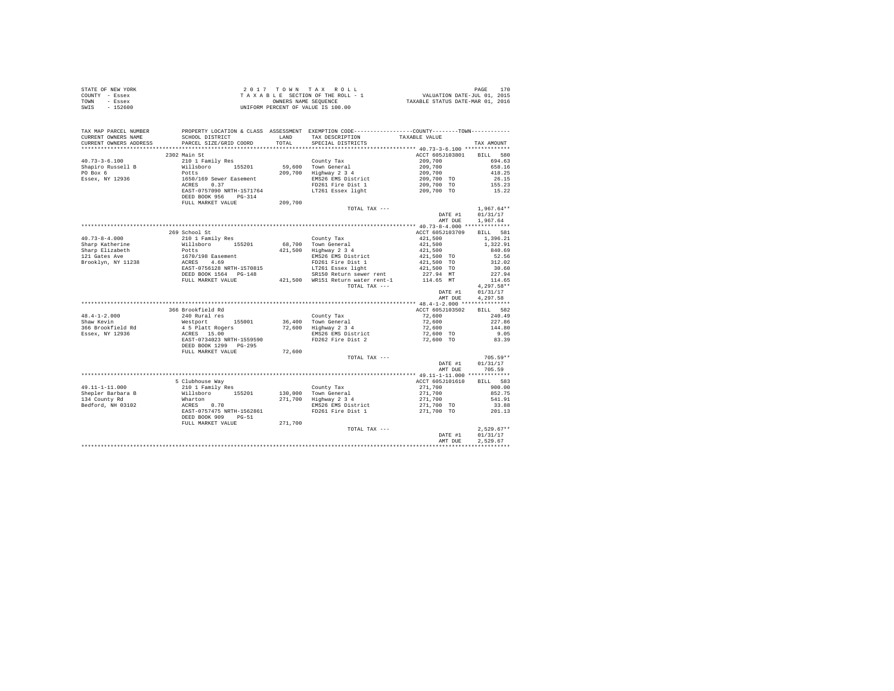STATE OF NEW YORK
COUNTY - Essex
TOWN - Essex
SWIS - 152600

2017 TOWN TAX ROLL
TAXABLE SECTION OF THE ROLL - 1
OWNERS NAME SEQUENCE
UNIFORM PERCENT OF VALUE IS 100.00

VALUATION DATE-JUL 01, 2015
TAXABLE STATUS DATE-MAR 01, 2016

| TAX MAP PARCEL NUMBER / CURRENT OWNERS NAME / CURRENT OWNERS ADDRESS | PROPERTY LOCATION & CLASS / SCHOOL DISTRICT / PARCEL SIZE/GRID COORD | ASSESSMENT LAND / TOTAL | EXEMPTION CODE / TAX DESCRIPTION / SPECIAL DISTRICTS | COUNTY / TOWN TAXABLE VALUE | TAX AMOUNT |
|---|---|---|---|---|---|
| **40.73-3-6.100** | 2302 Main St | | | ACCT 605J103801 | BILL 580 |
| 40.73-3-6.100 | 210 1 Family Res | | County Tax | 209,700 | 694.63 |
| Shapiro Russell B | Willsboro 155201 | 59,600 | Town General | 209,700 | 658.16 |
| PO Box 6 | Potts | 209,700 | Highway 2 3 4 | 209,700 | 418.25 |
| Essex, NY 12936 | 1650/169 Sewer Easement | | EMS26 EMS District | 209,700 TO | 26.15 |
| | ACRES 0.37 | | FD261 Fire Dist 1 | 209,700 TO | 155.23 |
| | EAST-0757090 NRTH-1571764 | | LT261 Essex light | 209,700 TO | 15.22 |
| | DEED BOOK 956 PG-314 | | | | |
| | FULL MARKET VALUE | 209,700 | | | |
| | | | TOTAL TAX --- | | 1,967.64** |
| | | | | DATE #1 | 01/31/17 |
| | | | | AMT DUE | 1,967.64 |
| **40.73-8-4.000** | 269 School St | | | ACCT 605J103709 | BILL 581 |
| 40.73-8-4.000 | 210 1 Family Res | | County Tax | 421,500 | 1,396.21 |
| Sharp Katherine | Willsboro 155201 | 68,700 | Town General | 421,500 | 1,322.91 |
| Sharp Elizabeth | Potts | 421,500 | Highway 2 3 4 | 421,500 | 840.69 |
| 121 Gates Ave | 1670/198 Easement | | EMS26 EMS District | 421,500 TO | 52.56 |
| Brooklyn, NY 11238 | ACRES 4.69 | | FD261 Fire Dist 1 | 421,500 TO | 312.02 |
| | EAST-0756128 NRTH-1570815 | | LT261 Essex light | 421,500 TO | 30.60 |
| | DEED BOOK 1564 PG-148 | | SR150 Return sewer rent | 227.94 MT | 227.94 |
| | FULL MARKET VALUE | 421,500 | WR151 Return water rent-1 | 114.65 MT | 114.65 |
| | | | TOTAL TAX --- | | 4,297.58** |
| | | | | DATE #1 | 01/31/17 |
| | | | | AMT DUE | 4,297.58 |
| **48.4-1-2.000** | 366 Brookfield Rd | | | ACCT 605J103502 | BILL 582 |
| 48.4-1-2.000 | 240 Rural res | | County Tax | 72,600 | 240.49 |
| Shaw Kevin | Westport 155001 | 36,400 | Town General | 72,600 | 227.86 |
| 366 Brookfield Rd | 4 5 Platt Rogers | 72,600 | Highway 2 3 4 | 72,600 | 144.80 |
| Essex, NY 12936 | ACRES 15.00 | | EMS26 EMS District | 72,600 TO | 9.05 |
| | EAST-0734023 NRTH-1559590 | | FD262 Fire Dist 2 | 72,600 TO | 83.39 |
| | DEED BOOK 1299 PG-295 | | | | |
| | FULL MARKET VALUE | 72,600 | | | |
| | | | TOTAL TAX --- | | 705.59** |
| | | | | DATE #1 | 01/31/17 |
| | | | | AMT DUE | 705.59 |
| **49.11-1-11.000** | 5 Clubhouse Way | | | ACCT 605J101610 | BILL 583 |
| 49.11-1-11.000 | 210 1 Family Res | | County Tax | 271,700 | 900.00 |
| Shepler Barbara B | Willsboro 155201 | 130,000 | Town General | 271,700 | 852.75 |
| 134 County Rd | Wharton | 271,700 | Highway 2 3 4 | 271,700 | 541.91 |
| Bedford, NH 03102 | ACRES 0.70 | | EMS26 EMS District | 271,700 TO | 33.88 |
| | EAST-0757475 NRTH-1562861 | | FD261 Fire Dist 1 | 271,700 TO | 201.13 |
| | DEED BOOK 909 PG-51 | | | | |
| | FULL MARKET VALUE | 271,700 | | | |
| | | | TOTAL TAX --- | | 2,529.67** |
| | | | | DATE #1 | 01/31/17 |
| | | | | AMT DUE | 2,529.67 |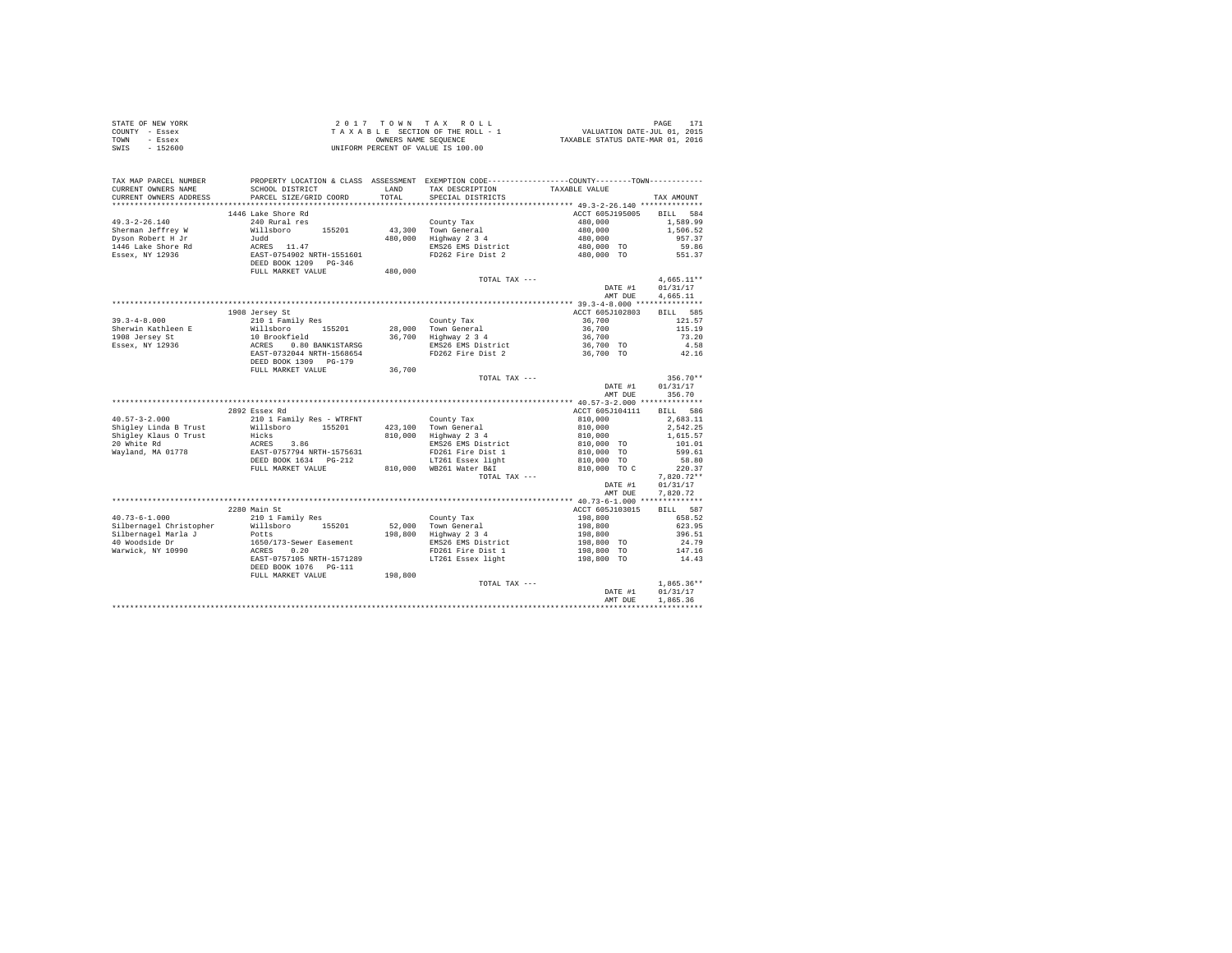STATE OF NEW YORK — 2017 TOWN TAX ROLL
COUNTY - Essex — TAXABLE SECTION OF THE ROLL - 1 — VALUATION DATE-JUL 01, 2015
TOWN - Essex — OWNERS NAME SEQUENCE — TAXABLE STATUS DATE-MAR 01, 2016
SWIS - 152600 — UNIFORM PERCENT OF VALUE IS 100.00

| TAX MAP PARCEL NUMBER / CURRENT OWNERS NAME / CURRENT OWNERS ADDRESS | PROPERTY LOCATION & CLASS / SCHOOL DISTRICT / PARCEL SIZE/GRID COORD | ASSESSMENT LAND / TOTAL | EXEMPTION CODE / TAX DESCRIPTION / SPECIAL DISTRICTS | TAXABLE VALUE (COUNTY / TOWN) | TAX AMOUNT |
|---|---|---|---|---|---|
| 49.3-2-26.140 | 1446 Lake Shore Rd | | | ACCT 605J195005 | BILL 584 |
| 49.3-2-26.140 | 240 Rural res | | County Tax | 480,000 | 1,589.99 |
| Sherman Jeffrey W | Willsboro 155201 | 43,300 | Town General | 480,000 | 1,506.52 |
| Dyson Robert H Jr | Judd | 480,000 | Highway 2 3 4 | 480,000 | 957.37 |
| 1446 Lake Shore Rd | ACRES 11.47 | | EMS26 EMS District | 480,000 TO | 59.86 |
| Essex, NY 12936 | EAST-0754902 NRTH-1551601 | | FD262 Fire Dist 2 | 480,000 TO | 551.37 |
| | DEED BOOK 1209 PG-346 | | | | |
| | FULL MARKET VALUE | 480,000 | | | |
| | | | TOTAL TAX --- | | 4,665.11** |
| | | | | DATE #1 | 01/31/17 |
| | | | | AMT DUE | 4,665.11 |
| 39.3-4-8.000 | 1908 Jersey St | | | ACCT 605J102803 | BILL 585 |
| 39.3-4-8.000 | 210 1 Family Res | | County Tax | 36,700 | 121.57 |
| Sherwin Kathleen E | Willsboro 155201 | 28,000 | Town General | 36,700 | 115.19 |
| 1908 Jersey St | 10 Brookfield | 36,700 | Highway 2 3 4 | 36,700 | 73.20 |
| Essex, NY 12936 | ACRES 0.80 BANK1STARSG | | EMS26 EMS District | 36,700 TO | 4.58 |
| | EAST-0732044 NRTH-1568654 | | FD262 Fire Dist 2 | 36,700 TO | 42.16 |
| | DEED BOOK 1309 PG-179 | | | | |
| | FULL MARKET VALUE | 36,700 | | | |
| | | | TOTAL TAX --- | | 356.70** |
| | | | | DATE #1 | 01/31/17 |
| | | | | AMT DUE | 356.70 |
| 40.57-3-2.000 | 2892 Essex Rd | | | ACCT 605J104111 | BILL 586 |
| 40.57-3-2.000 | 210 1 Family Res - WTRFNT | | County Tax | 810,000 | 2,683.11 |
| Shigley Linda B Trust | Willsboro 155201 | 423,100 | Town General | 810,000 | 2,542.25 |
| Shigley Klaus O Trust | Hicks | 810,000 | Highway 2 3 4 | 810,000 | 1,615.57 |
| 20 White Rd | ACRES 3.86 | | EMS26 EMS District | 810,000 TO | 101.01 |
| Wayland, MA 01778 | EAST-0757794 NRTH-1575631 | | FD261 Fire Dist 1 | 810,000 TO | 599.61 |
| | DEED BOOK 1634 PG-212 | | LT261 Essex light | 810,000 TO | 58.80 |
| | FULL MARKET VALUE | 810,000 | WB261 Water B&I | 810,000 TO C | 220.37 |
| | | | TOTAL TAX --- | | 7,820.72** |
| | | | | DATE #1 | 01/31/17 |
| | | | | AMT DUE | 7,820.72 |
| 40.73-6-1.000 | 2280 Main St | | | ACCT 605J103015 | BILL 587 |
| 40.73-6-1.000 | 210 1 Family Res | | County Tax | 198,800 | 658.52 |
| Silbernagel Christopher | Willsboro 155201 | 52,000 | Town General | 198,800 | 623.95 |
| Silbernagel Marla J | Potts | 198,800 | Highway 2 3 4 | 198,800 | 396.51 |
| 40 Woodside Dr | 1650/173-Sewer Easement | | EMS26 EMS District | 198,800 TO | 24.79 |
| Warwick, NY 10990 | ACRES 0.20 | | FD261 Fire Dist 1 | 198,800 TO | 147.16 |
| | EAST-0757105 NRTH-1571289 | | LT261 Essex light | 198,800 TO | 14.43 |
| | DEED BOOK 1076 PG-111 | | | | |
| | FULL MARKET VALUE | 198,800 | | | |
| | | | TOTAL TAX --- | | 1,865.36** |
| | | | | DATE #1 | 01/31/17 |
| | | | | AMT DUE | 1,865.36 |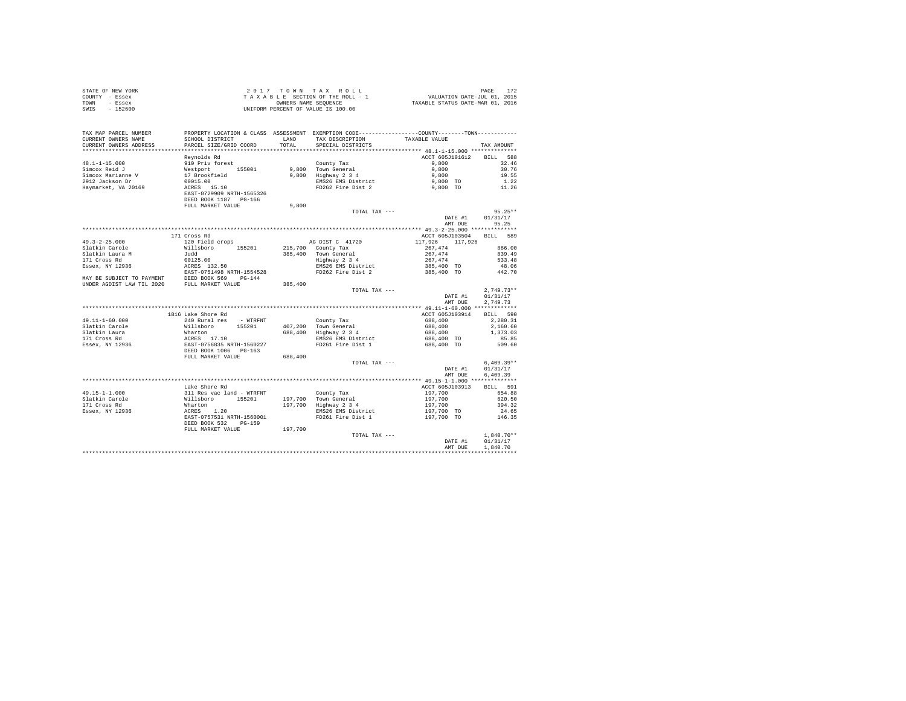STATE OF NEW YORK
COUNTY - Essex
TOWN - Essex
SWIS - 152600

2017 TOWN TAX ROLL
TAXABLE SECTION OF THE ROLL - 1
OWNERS NAME SEQUENCE
UNIFORM PERCENT OF VALUE IS 100.00

VALUATION DATE-JUL 01, 2015
TAXABLE STATUS DATE-MAR 01, 2016

| TAX MAP PARCEL NUMBER / CURRENT OWNERS NAME / CURRENT OWNERS ADDRESS | PROPERTY LOCATION & CLASS / SCHOOL DISTRICT / PARCEL SIZE/GRID COORD | ASSESSMENT LAND / TOTAL | EXEMPTION CODE / TAX DESCRIPTION / SPECIAL DISTRICTS | COUNTY / TOWN TAXABLE VALUE | TAX AMOUNT |
|---|---|---|---|---|---|
| **48.1-1-15.000** | Reynolds Rd | | | ACCT 605J101612 | BILL 588 |
| 48.1-1-15.000 | 910 Priv forest | | County Tax | 9,800 | 32.46 |
| Simcox Reid J | Westport 155001 | 9,800 | Town General | 9,800 | 30.76 |
| Simcox Marianne V | 17 Brookfield | 9,800 | Highway 2 3 4 | 9,800 | 19.55 |
| 2912 Jackson Dr | 00015.00 | | EMS26 EMS District | 9,800 TO | 1.22 |
| Haymarket, VA 20169 | ACRES 15.10 | | FD262 Fire Dist 2 | 9,800 TO | 11.26 |
| | EAST-0729909 NRTH-1565326 | | | | |
| | DEED BOOK 1187 PG-166 | | | | |
| | FULL MARKET VALUE | 9,800 | | | |
| | | | TOTAL TAX --- | | 95.25** |
| | | | | DATE #1 | 01/31/17 |
| | | | | AMT DUE | 95.25 |
| **49.3-2-25.000** | 171 Cross Rd | | | ACCT 605J103504 | BILL 589 |
| 49.3-2-25.000 | 120 Field crops | | AG DIST C 41720 | 117,926 117,926 | |
| Slatkin Carole | Willsboro 155201 | 215,700 | County Tax | 267,474 | 886.00 |
| Slatkin Laura M | Judd | 385,400 | Town General | 267,474 | 839.49 |
| 171 Cross Rd | 00125.00 | | Highway 2 3 4 | 267,474 | 533.48 |
| Essex, NY 12936 | ACRES 132.50 | | EMS26 EMS District | 385,400 TO | 48.06 |
| | EAST-0751498 NRTH-1554528 | | FD262 Fire Dist 2 | 385,400 TO | 442.70 |
| MAY BE SUBJECT TO PAYMENT | DEED BOOK 569 PG-144 | | | | |
| UNDER AGDIST LAW TIL 2020 | FULL MARKET VALUE | 385,400 | | | |
| | | | TOTAL TAX --- | | 2,749.73** |
| | | | | DATE #1 | 01/31/17 |
| | | | | AMT DUE | 2,749.73 |
| **49.11-1-60.000** | 1816 Lake Shore Rd | | | ACCT 605J103914 | BILL 590 |
| 49.11-1-60.000 | 240 Rural res - WTRFNT | | County Tax | 688,400 | 2,280.31 |
| Slatkin Carole | Willsboro 155201 | 407,200 | Town General | 688,400 | 2,160.60 |
| Slatkin Laura | Wharton | 688,400 | Highway 2 3 4 | 688,400 | 1,373.03 |
| 171 Cross Rd | ACRES 17.10 | | EMS26 EMS District | 688,400 TO | 85.85 |
| Essex, NY 12936 | EAST-0756835 NRTH-1560227 | | FD261 Fire Dist 1 | 688,400 TO | 509.60 |
| | DEED BOOK 1006 PG-163 | | | | |
| | FULL MARKET VALUE | 688,400 | | | |
| | | | TOTAL TAX --- | | 6,409.39** |
| | | | | DATE #1 | 01/31/17 |
| | | | | AMT DUE | 6,409.39 |
| **49.15-1-1.000** | Lake Shore Rd | | | ACCT 605J103913 | BILL 591 |
| 49.15-1-1.000 | 311 Res vac land - WTRFNT | | County Tax | 197,700 | 654.88 |
| Slatkin Carole | Willsboro 155201 | 197,700 | Town General | 197,700 | 620.50 |
| 171 Cross Rd | Wharton | 197,700 | Highway 2 3 4 | 197,700 | 394.32 |
| Essex, NY 12936 | ACRES 1.20 | | EMS26 EMS District | 197,700 TO | 24.65 |
| | EAST-0757531 NRTH-1560001 | | FD261 Fire Dist 1 | 197,700 TO | 146.35 |
| | DEED BOOK 532 PG-159 | | | | |
| | FULL MARKET VALUE | 197,700 | | | |
| | | | TOTAL TAX --- | | 1,840.70** |
| | | | | DATE #1 | 01/31/17 |
| | | | | AMT DUE | 1,840.70 |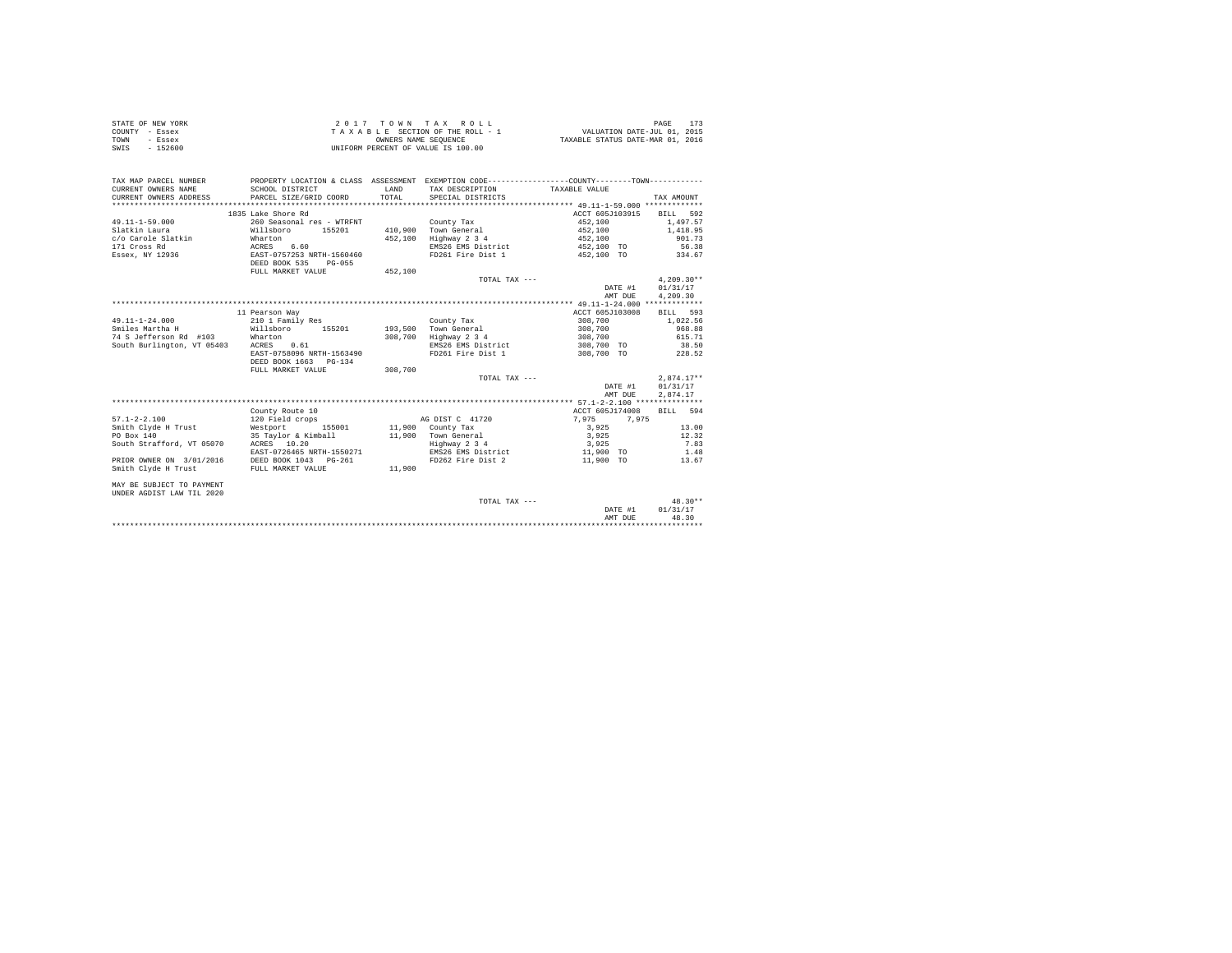STATE OF NEW YORK — COUNTY - Essex — TOWN - Essex — SWIS - 152600

2 0 1 7 T O W N T A X R O L L
T A X A B L E SECTION OF THE ROLL - 1
OWNERS NAME SEQUENCE
UNIFORM PERCENT OF VALUE IS 100.00

VALUATION DATE-JUL 01, 2015
TAXABLE STATUS DATE-MAR 01, 2016

| TAX MAP PARCEL NUMBER / CURRENT OWNERS NAME / CURRENT OWNERS ADDRESS | PROPERTY LOCATION & CLASS / SCHOOL DISTRICT / PARCEL SIZE/GRID COORD | ASSESSMENT LAND / TOTAL | EXEMPTION CODE / TAX DESCRIPTION / SPECIAL DISTRICTS | COUNTY / TOWN TAXABLE VALUE | TAX AMOUNT |
|---|---|---|---|---|---|
| **49.11-1-59.000** | 1835 Lake Shore Rd | | | ACCT 605J103915 | BILL 592 |
| 49.11-1-59.000 | 260 Seasonal res - WTRFNT | | County Tax | 452,100 | 1,497.57 |
| Slatkin Laura | Willsboro 155201 | 410,900 | Town General | 452,100 | 1,418.95 |
| c/o Carole Slatkin | Wharton | 452,100 | Highway 2 3 4 | 452,100 | 901.73 |
| 171 Cross Rd | ACRES 6.60 | | EMS26 EMS District | 452,100 TO | 56.38 |
| Essex, NY 12936 | EAST-0757253 NRTH-1560460 | | FD261 Fire Dist 1 | 452,100 TO | 334.67 |
| | DEED BOOK 535 PG-055 | | | | |
| | FULL MARKET VALUE | 452,100 | | | |
| | | | TOTAL TAX --- | | 4,209.30** |
| | | | | DATE #1 | 01/31/17 |
| | | | | AMT DUE | 4,209.30 |
| **49.11-1-24.000** | 11 Pearson Way | | | ACCT 605J103008 | BILL 593 |
| 49.11-1-24.000 | 210 1 Family Res | | County Tax | 308,700 | 1,022.56 |
| Smiles Martha H | Willsboro 155201 | 193,500 | Town General | 308,700 | 968.88 |
| 74 S Jefferson Rd #103 | Wharton | 308,700 | Highway 2 3 4 | 308,700 | 615.71 |
| South Burlington, VT 05403 | ACRES 0.61 | | EMS26 EMS District | 308,700 TO | 38.50 |
| | EAST-0758096 NRTH-1563490 | | FD261 Fire Dist 1 | 308,700 TO | 228.52 |
| | DEED BOOK 1663 PG-134 | | | | |
| | FULL MARKET VALUE | 308,700 | | | |
| | | | TOTAL TAX --- | | 2,874.17** |
| | | | | DATE #1 | 01/31/17 |
| | | | | AMT DUE | 2,874.17 |
| **57.1-2-2.100** | County Route 10 | | | ACCT 605J174008 | BILL 594 |
| 57.1-2-2.100 | 120 Field crops | | AG DIST C 41720 | 7,975 7,975 | |
| Smith Clyde H Trust | Westport 155001 | 11,900 | County Tax | 3,925 | 13.00 |
| PO Box 140 | 35 Taylor & Kimball | 11,900 | Town General | 3,925 | 12.32 |
| South Strafford, VT 05070 | ACRES 10.20 | | Highway 2 3 4 | 3,925 | 7.83 |
| | EAST-0726465 NRTH-1550271 | | EMS26 EMS District | 11,900 TO | 1.48 |
| PRIOR OWNER ON 3/01/2016 | DEED BOOK 1043 PG-261 | | FD262 Fire Dist 2 | 11,900 TO | 13.67 |
| Smith Clyde H Trust | FULL MARKET VALUE | 11,900 | | | |
| MAY BE SUBJECT TO PAYMENT UNDER AGDIST LAW TIL 2020 | | | | | |
| | | | TOTAL TAX --- | | 48.30** |
| | | | | DATE #1 | 01/31/17 |
| | | | | AMT DUE | 48.30 |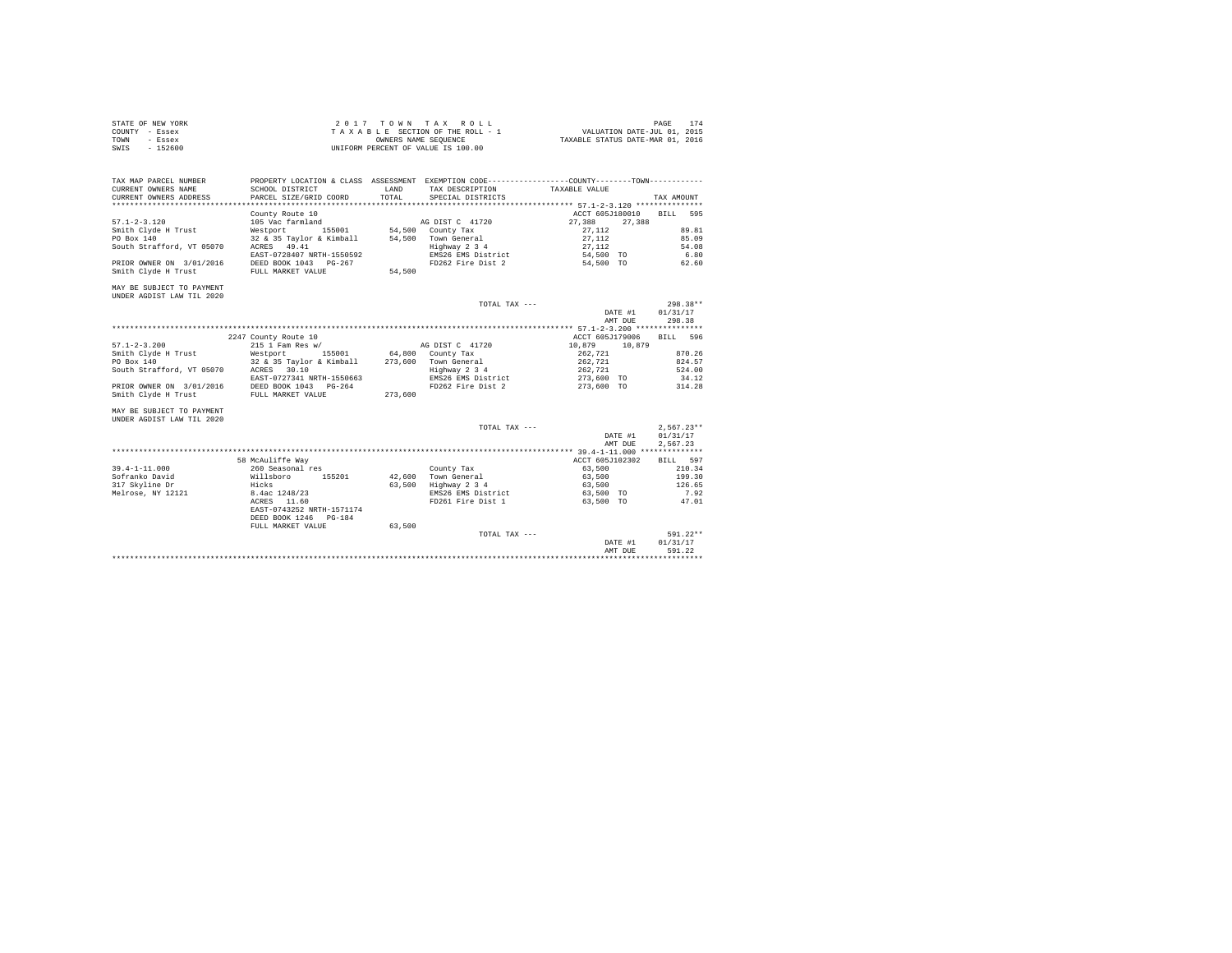STATE OF NEW YORK
COUNTY - Essex
TOWN - Essex
SWIS - 152600

2 0 1 7 T O W N T A X R O L L
T A X A B L E SECTION OF THE ROLL - 1
OWNERS NAME SEQUENCE
UNIFORM PERCENT OF VALUE IS 100.00

VALUATION DATE-JUL 01, 2015
TAXABLE STATUS DATE-MAR 01, 2016

| TAX MAP PARCEL NUMBER / CURRENT OWNERS NAME / CURRENT OWNERS ADDRESS | PROPERTY LOCATION & CLASS / SCHOOL DISTRICT / PARCEL SIZE/GRID COORD | ASSESSMENT LAND / TOTAL | EXEMPTION CODE / TAX DESCRIPTION / SPECIAL DISTRICTS | COUNTY / TOWN TAXABLE VALUE | TAX AMOUNT |
|---|---|---|---|---|---|
| **57.1-2-3.120** | County Route 10 | | | ACCT 605J180010 | BILL 595 |
| 57.1-2-3.120 | 105 Vac farmland | | AG DIST C 41720 | 27,388 27,388 | |
| Smith Clyde H Trust | Westport 155001 | 54,500 | County Tax | 27,112 | 89.81 |
| PO Box 140 | 32 & 35 Taylor & Kimball | 54,500 | Town General | 27,112 | 85.09 |
| South Strafford, VT 05070 | ACRES 49.41 | | Highway 2 3 4 | 27,112 | 54.08 |
| | EAST-0728407 NRTH-1550592 | | EMS26 EMS District | 54,500 TO | 6.80 |
| PRIOR OWNER ON 3/01/2016 | DEED BOOK 1043 PG-267 | | FD262 Fire Dist 2 | 54,500 TO | 62.60 |
| Smith Clyde H Trust | FULL MARKET VALUE | 54,500 | | | |
| MAY BE SUBJECT TO PAYMENT UNDER AGDIST LAW TIL 2020 | | | | | |
| | | | TOTAL TAX --- | | 298.38** |
| | | | | DATE #1 | 01/31/17 |
| | | | | AMT DUE | 298.38 |
| **57.1-2-3.200** | 2247 County Route 10 | | | ACCT 605J179006 | BILL 596 |
| 57.1-2-3.200 | 215 1 Fam Res w/ | | AG DIST C 41720 | 10,879 10,879 | |
| Smith Clyde H Trust | Westport 155001 | 64,800 | County Tax | 262,721 | 870.26 |
| PO Box 140 | 32 & 35 Taylor & Kimball | 273,600 | Town General | 262,721 | 824.57 |
| South Strafford, VT 05070 | ACRES 30.10 | | Highway 2 3 4 | 262,721 | 524.00 |
| | EAST-0727341 NRTH-1550663 | | EMS26 EMS District | 273,600 TO | 34.12 |
| PRIOR OWNER ON 3/01/2016 | DEED BOOK 1043 PG-264 | | FD262 Fire Dist 2 | 273,600 TO | 314.28 |
| Smith Clyde H Trust | FULL MARKET VALUE | 273,600 | | | |
| MAY BE SUBJECT TO PAYMENT UNDER AGDIST LAW TIL 2020 | | | | | |
| | | | TOTAL TAX --- | | 2,567.23** |
| | | | | DATE #1 | 01/31/17 |
| | | | | AMT DUE | 2,567.23 |
| **39.4-1-11.000** | 58 McAuliffe Way | | | ACCT 605J102302 | BILL 597 |
| 39.4-1-11.000 | 260 Seasonal res | | County Tax | 63,500 | 210.34 |
| Sofranko David | Willsboro 155201 | 42,600 | Town General | 63,500 | 199.30 |
| 317 Skyline Dr | Hicks | 63,500 | Highway 2 3 4 | 63,500 | 126.65 |
| Melrose, NY 12121 | 8.4ac 1248/23 | | EMS26 EMS District | 63,500 TO | 7.92 |
| | ACRES 11.60 | | FD261 Fire Dist 1 | 63,500 TO | 47.01 |
| | EAST-0743252 NRTH-1571174 | | | | |
| | DEED BOOK 1246 PG-184 | | | | |
| | FULL MARKET VALUE | 63,500 | | | |
| | | | TOTAL TAX --- | | 591.22** |
| | | | | DATE #1 | 01/31/17 |
| | | | | AMT DUE | 591.22 |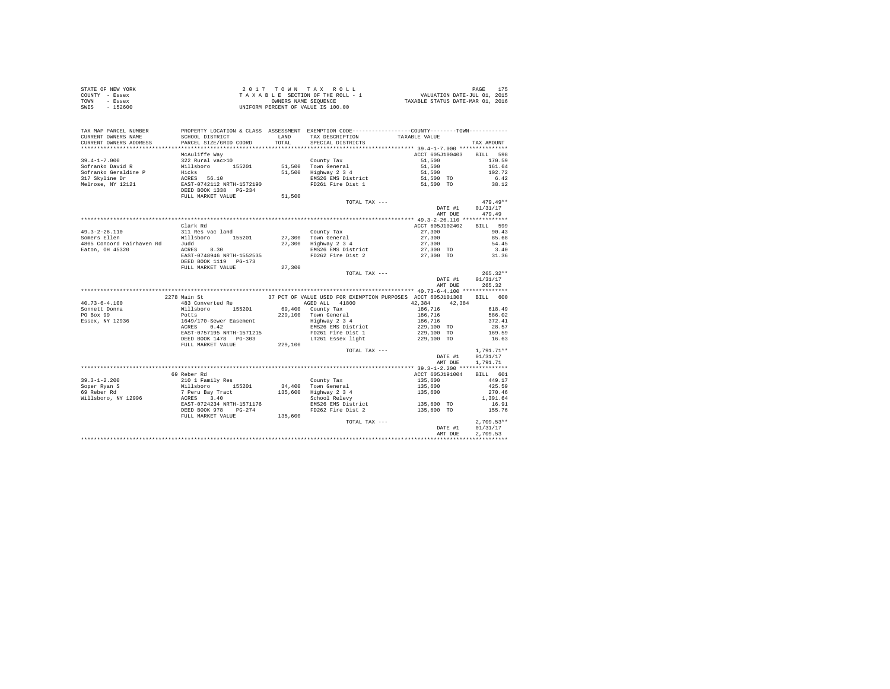STATE OF NEW YORK
COUNTY - Essex
TOWN - Essex
SWIS - 152600

2 0 1 7 T O W N T A X R O L L
T A X A B L E SECTION OF THE ROLL - 1
OWNERS NAME SEQUENCE
UNIFORM PERCENT OF VALUE IS 100.00

VALUATION DATE-JUL 01, 2015
TAXABLE STATUS DATE-MAR 01, 2016

```
TAX MAP PARCEL NUMBER     PROPERTY LOCATION & CLASS  ASSESSMENT  EXEMPTION CODE-----------------COUNTY--------TOWN-----------
CURRENT OWNERS NAME       SCHOOL DISTRICT             LAND      TAX DESCRIPTION            TAXABLE VALUE
CURRENT OWNERS ADDRESS    PARCEL SIZE/GRID COORD      TOTAL     SPECIAL DISTRICTS                                    TAX AMOUNT
******************************************************************************************** 39.4-1-7.000 ***************
                          McAuliffe Way                                                    ACCT 605J100403     BILL  598
39.4-1-7.000              322 Rural vac>10                        County Tax                    51,500              170.59
Sofranko David R          Willsboro      155201       51,500  Town General                  51,500              161.64
Sofranko Geraldine P      Hicks                       51,500  Highway 2 3 4                 51,500              102.72
317 Skyline Dr            ACRES   56.10                           EMS26 EMS District             51,500 TO            6.42
Melrose, NY 12121         EAST-0742112 NRTH-1572190               FD261 Fire Dist 1              51,500 TO           38.12
                          DEED BOOK 1338   PG-234
                          FULL MARKET VALUE            51,500
                                                                  TOTAL TAX ---                                     479.49**
                                                                                              DATE #1           01/31/17
                                                                                              AMT DUE             479.49
******************************************************************************************** 49.3-2-26.110 **************
                          Clark Rd                                                         ACCT 605J102402     BILL  599
49.3-2-26.110             311 Res vac land                        County Tax                    27,300               90.43
Somers Ellen              Willsboro      155201       27,300  Town General                  27,300               85.68
4805 Concord Fairhaven Rd Judd                        27,300  Highway 2 3 4                 27,300               54.45
Eaton, OH 45320           ACRES    8.30                           EMS26 EMS District             27,300 TO            3.40
                          EAST-0748946 NRTH-1552535               FD262 Fire Dist 2              27,300 TO           31.36
                          DEED BOOK 1119   PG-173
                          FULL MARKET VALUE            27,300
                                                                  TOTAL TAX ---                                     265.32**
                                                                                              DATE #1           01/31/17
                                                                                              AMT DUE             265.32
******************************************************************************************** 40.73-6-4.100 **************
                     2278 Main St                    37 PCT OF VALUE USED FOR EXEMPTION PURPOSES ACCT 605J101308     BILL  600
40.73-6-4.100             483 Converted Re                    AGED ALL    41800            42,384      42,384
Sonnett Donna             Willsboro      155201       69,400  County Tax                   186,716              618.49
PO Box 99                 Potts                      229,100  Town General                 186,716              586.02
Essex, NY 12936           1649/170-Sewer Easement             Highway 2 3 4                186,716              372.41
                          ACRES    0.42                           EMS26 EMS District            229,100 TO           28.57
                          EAST-0757195 NRTH-1571215               FD261 Fire Dist 1             229,100 TO          169.59
                          DEED BOOK 1478   PG-303                 LT261 Essex light             229,100 TO           16.63
                          FULL MARKET VALUE           229,100
                                                                  TOTAL TAX ---                                   1,791.71**
                                                                                              DATE #1           01/31/17
                                                                                              AMT DUE           1,791.71
******************************************************************************************** 39.3-1-2.200 ***************
                          69 Reber Rd                                                      ACCT 605J191004     BILL  601
39.3-1-2.200              210 1 Family Res                        County Tax                   135,600              449.17
Soper Ryan S              Willsboro      155201       34,400  Town General                 135,600              425.59
69 Reber Rd               7 Peru Bay Tract           135,600  Highway 2 3 4                135,600              270.46
Willsboro, NY 12996       ACRES    3.40                           School Relevy                                   1,391.64
                          EAST-0724234 NRTH-1571176               EMS26 EMS District            135,600 TO           16.91
                          DEED BOOK 978    PG-274                 FD262 Fire Dist 2             135,600 TO          155.76
                          FULL MARKET VALUE           135,600
                                                                  TOTAL TAX ---                                   2,709.53**
                                                                                              DATE #1           01/31/17
                                                                                              AMT DUE           2,709.53
****************************************************************************************************************************
```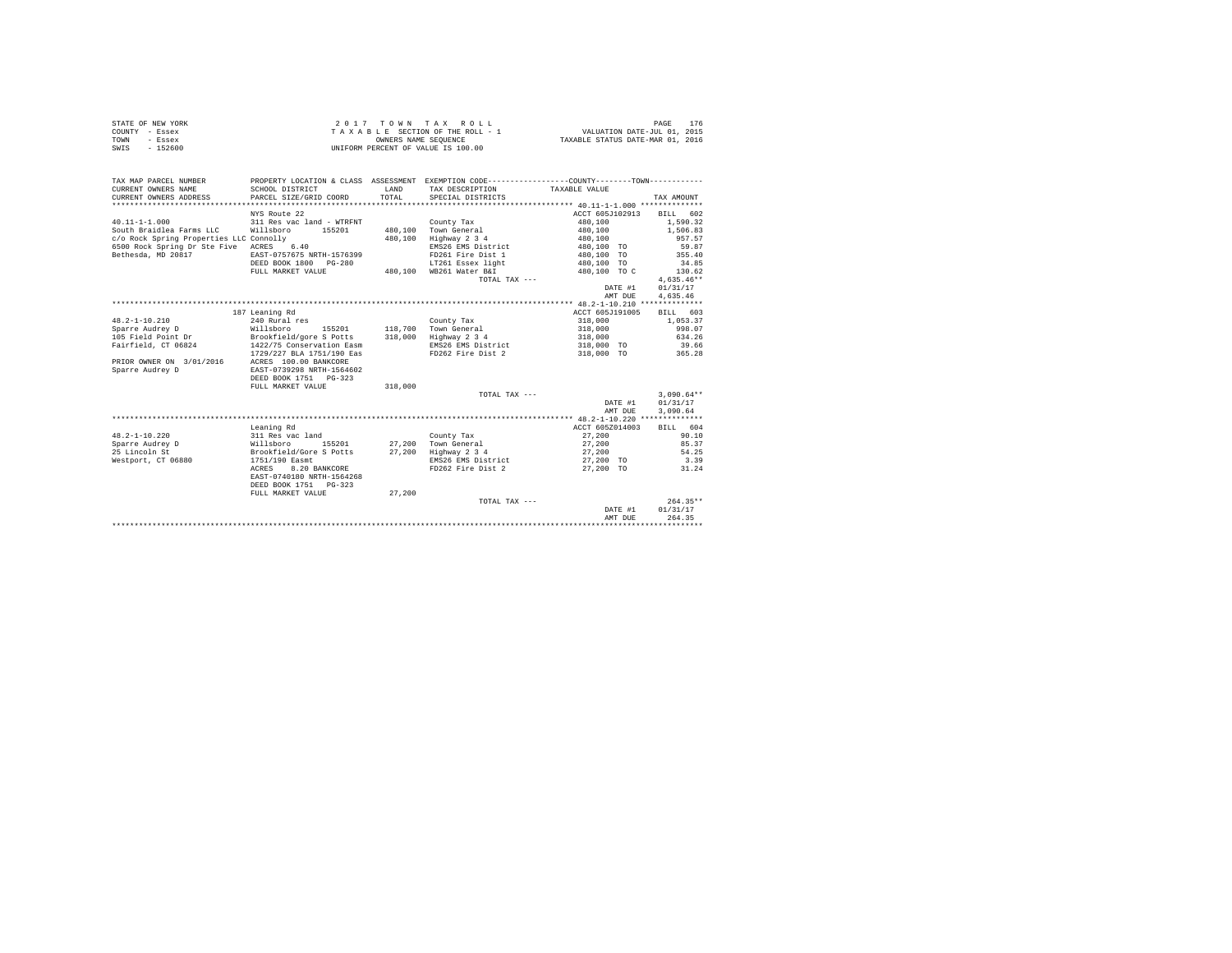STATE OF NEW YORK
COUNTY - Essex
TOWN - Essex
SWIS - 152600

2 0 1 7 T O W N T A X R O L L
T A X A B L E SECTION OF THE ROLL - 1
OWNERS NAME SEQUENCE
UNIFORM PERCENT OF VALUE IS 100.00

VALUATION DATE-JUL 01, 2015
TAXABLE STATUS DATE-MAR 01, 2016

```
TAX MAP PARCEL NUMBER          PROPERTY LOCATION & CLASS  ASSESSMENT  EXEMPTION CODE-----------------COUNTY--------TOWN-----------
CURRENT OWNERS NAME            SCHOOL DISTRICT              LAND       TAX DESCRIPTION            TAXABLE VALUE
CURRENT OWNERS ADDRESS         PARCEL SIZE/GRID COORD       TOTAL      SPECIAL DISTRICTS                                   TAX AMOUNT
************************************************************************************************ 40.11-1-1.000 **************
                               NYS Route 22                                                      ACCT 605J102913      BILL   602
40.11-1-1.000                  311 Res vac land - WTRFNT              County Tax                   480,100              1,590.32
South Braidlea Farms LLC       Willsboro      155201       480,100    Town General                 480,100              1,506.83
c/o Rock Spring Properties LLC Connolly                    480,100    Highway 2 3 4                480,100                957.57
6500 Rock Spring Dr Ste Five   ACRES    6.40                          EMS26 EMS District           480,100  TO             59.87
Bethesda, MD 20817             EAST-0757675 NRTH-1576399              FD261 Fire Dist 1            480,100  TO            355.40
                               DEED BOOK 1800   PG-280                LT261 Essex light            480,100  TO             34.85
                               FULL MARKET VALUE           480,100    WB261 Water B&I              480,100  TO C          130.62
                                                                            TOTAL TAX ---                               4,635.46**
                                                                                                 DATE #1            01/31/17
                                                                                                 AMT DUE            4,635.46
************************************************************************************************ 48.2-1-10.210 **************
                               187 Leaning Rd                                                    ACCT 605J191005      BILL   603
48.2-1-10.210                  240 Rural res                          County Tax                   318,000              1,053.37
Sparre Audrey D                Willsboro      155201       118,700    Town General                 318,000                998.07
105 Field Point Dr             Brookfield/gore S Potts     318,000    Highway 2 3 4                318,000                634.26
Fairfield, CT 06824            1422/75 Conservation Easm              EMS26 EMS District           318,000  TO             39.66
                               1729/227 BLA 1751/190 Eas              FD262 Fire Dist 2            318,000  TO            365.28
PRIOR OWNER ON 3/01/2016       ACRES  100.00 BANKCORE
Sparre Audrey D                EAST-0739298 NRTH-1564602
                               DEED BOOK 1751   PG-323
                               FULL MARKET VALUE           318,000
                                                                            TOTAL TAX ---                               3,090.64**
                                                                                                 DATE #1            01/31/17
                                                                                                 AMT DUE            3,090.64
************************************************************************************************ 48.2-1-10.220 **************
                               Leaning Rd                                                        ACCT 605Z014003      BILL   604
48.2-1-10.220                  311 Res vac land                       County Tax                    27,200                 90.10
Sparre Audrey D                Willsboro      155201        27,200    Town General                  27,200                 85.37
25 Lincoln St                  Brookfield/Gore S Potts      27,200    Highway 2 3 4                 27,200                 54.25
Westport, CT 06880             1751/190 Easmt                         EMS26 EMS District            27,200  TO              3.39
                               ACRES    8.20 BANKCORE                 FD262 Fire Dist 2             27,200  TO             31.24
                               EAST-0740180 NRTH-1564268
                               DEED BOOK 1751   PG-323
                               FULL MARKET VALUE            27,200
                                                                            TOTAL TAX ---                                 264.35**
                                                                                                 DATE #1            01/31/17
                                                                                                 AMT DUE              264.35
********************************************************************************************************************************
```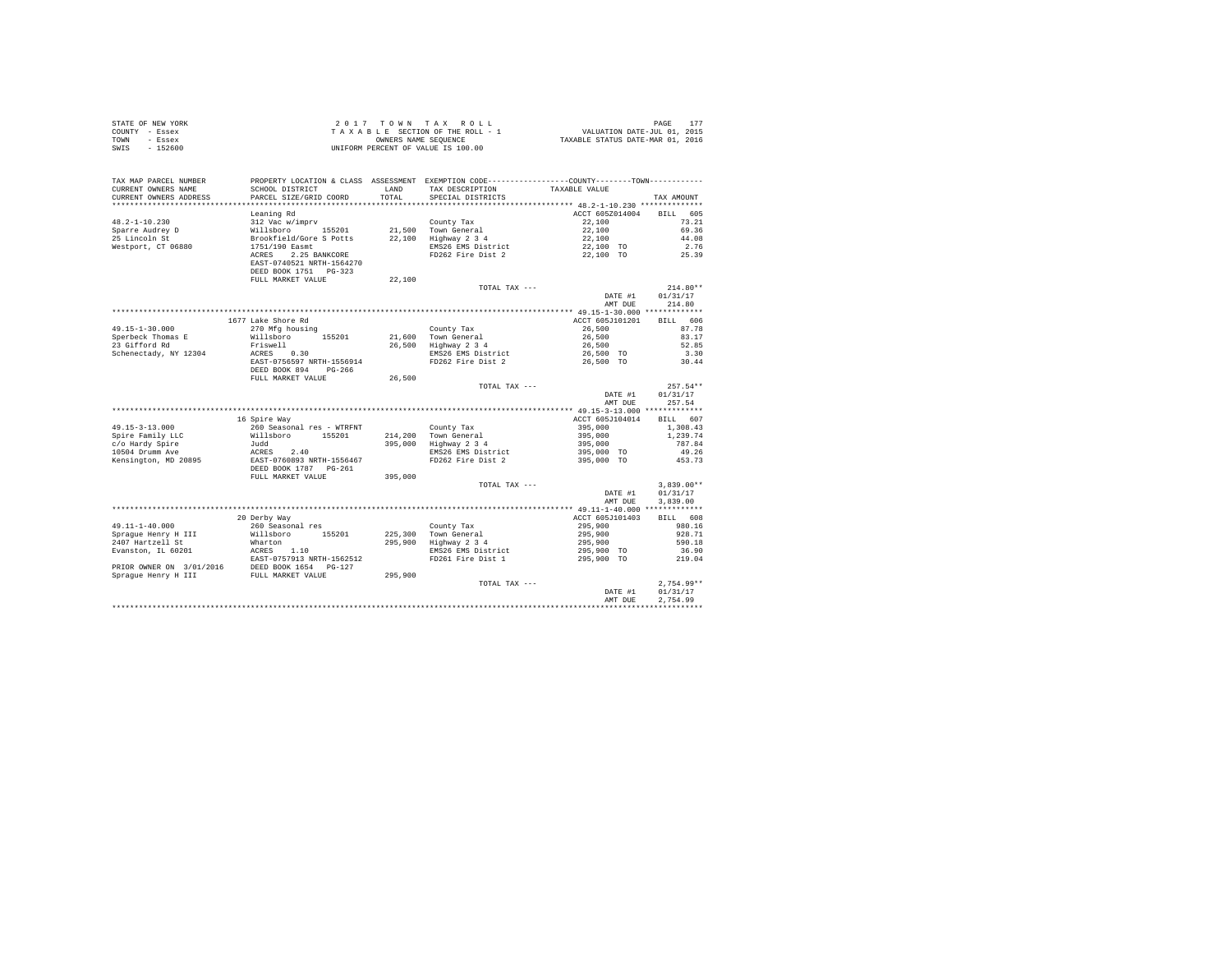STATE OF NEW YORK
COUNTY - Essex
TOWN - Essex
SWIS - 152600

2 0 1 7 T O W N T A X R O L L
T A X A B L E SECTION OF THE ROLL - 1
OWNERS NAME SEQUENCE
UNIFORM PERCENT OF VALUE IS 100.00

VALUATION DATE-JUL 01, 2015
TAXABLE STATUS DATE-MAR 01, 2016

| TAX MAP PARCEL NUMBER / CURRENT OWNERS NAME / CURRENT OWNERS ADDRESS | PROPERTY LOCATION & CLASS / SCHOOL DISTRICT / PARCEL SIZE/GRID COORD | ASSESSMENT LAND / TOTAL | EXEMPTION CODE / TAX DESCRIPTION / SPECIAL DISTRICTS | COUNTY / TOWN TAXABLE VALUE | TAX AMOUNT |
|---|---|---|---|---|---|
| 48.2-1-10.230 | Leaning Rd | | | ACCT 605Z014004 | BILL 605 |
| 48.2-1-10.230 | 312 Vac w/imprv | | County Tax | 22,100 | 73.21 |
| Sparre Audrey D | Willsboro 155201 | 21,500 | Town General | 22,100 | 69.36 |
| 25 Lincoln St | Brookfield/Gore S Potts | 22,100 | Highway 2 3 4 | 22,100 | 44.08 |
| Westport, CT 06880 | 1751/190 Easmt | | EMS26 EMS District | 22,100 TO | 2.76 |
| | ACRES 2.25 BANKCORE | | FD262 Fire Dist 2 | 22,100 TO | 25.39 |
| | EAST-0740521 NRTH-1564270 | | | | |
| | DEED BOOK 1751 PG-323 | | | | |
| | FULL MARKET VALUE | 22,100 | | | |
| | | | TOTAL TAX --- | | 214.80** |
| | | | | DATE #1 | 01/31/17 |
| | | | | AMT DUE | 214.80 |
| 49.15-1-30.000 | 1677 Lake Shore Rd | | | ACCT 605J101201 | BILL 606 |
| 49.15-1-30.000 | 270 Mfg housing | | County Tax | 26,500 | 87.78 |
| Sperbeck Thomas E | Willsboro 155201 | 21,600 | Town General | 26,500 | 83.17 |
| 23 Gifford Rd | Friswell | 26,500 | Highway 2 3 4 | 26,500 | 52.85 |
| Schenectady, NY 12304 | ACRES 0.30 | | EMS26 EMS District | 26,500 TO | 3.30 |
| | EAST-0756597 NRTH-1556914 | | FD262 Fire Dist 2 | 26,500 TO | 30.44 |
| | DEED BOOK 894 PG-266 | | | | |
| | FULL MARKET VALUE | 26,500 | | | |
| | | | TOTAL TAX --- | | 257.54** |
| | | | | DATE #1 | 01/31/17 |
| | | | | AMT DUE | 257.54 |
| 49.15-3-13.000 | 16 Spire Way | | | ACCT 605J104014 | BILL 607 |
| 49.15-3-13.000 | 260 Seasonal res - WTRFNT | | County Tax | 395,000 | 1,308.43 |
| Spire Family LLC | Willsboro 155201 | 214,200 | Town General | 395,000 | 1,239.74 |
| c/o Hardy Spire | Judd | 395,000 | Highway 2 3 4 | 395,000 | 787.84 |
| 10504 Drumm Ave | ACRES 2.40 | | EMS26 EMS District | 395,000 TO | 49.26 |
| Kensington, MD 20895 | EAST-0760893 NRTH-1556467 | | FD262 Fire Dist 2 | 395,000 TO | 453.73 |
| | DEED BOOK 1787 PG-261 | | | | |
| | FULL MARKET VALUE | 395,000 | | | |
| | | | TOTAL TAX --- | | 3,839.00** |
| | | | | DATE #1 | 01/31/17 |
| | | | | AMT DUE | 3,839.00 |
| 49.11-1-40.000 | 20 Derby Way | | | ACCT 605J101403 | BILL 608 |
| 49.11-1-40.000 | 260 Seasonal res | | County Tax | 295,900 | 980.16 |
| Sprague Henry H III | Willsboro 155201 | 225,300 | Town General | 295,900 | 928.71 |
| 2407 Hartzell St | Wharton | 295,900 | Highway 2 3 4 | 295,900 | 590.18 |
| Evanston, IL 60201 | ACRES 1.10 | | EMS26 EMS District | 295,900 TO | 36.90 |
| | EAST-0757913 NRTH-1562512 | | FD261 Fire Dist 1 | 295,900 TO | 219.04 |
| PRIOR OWNER ON 3/01/2016 | DEED BOOK 1654 PG-127 | | | | |
| Sprague Henry H III | FULL MARKET VALUE | 295,900 | | | |
| | | | TOTAL TAX --- | | 2,754.99** |
| | | | | DATE #1 | 01/31/17 |
| | | | | AMT DUE | 2,754.99 |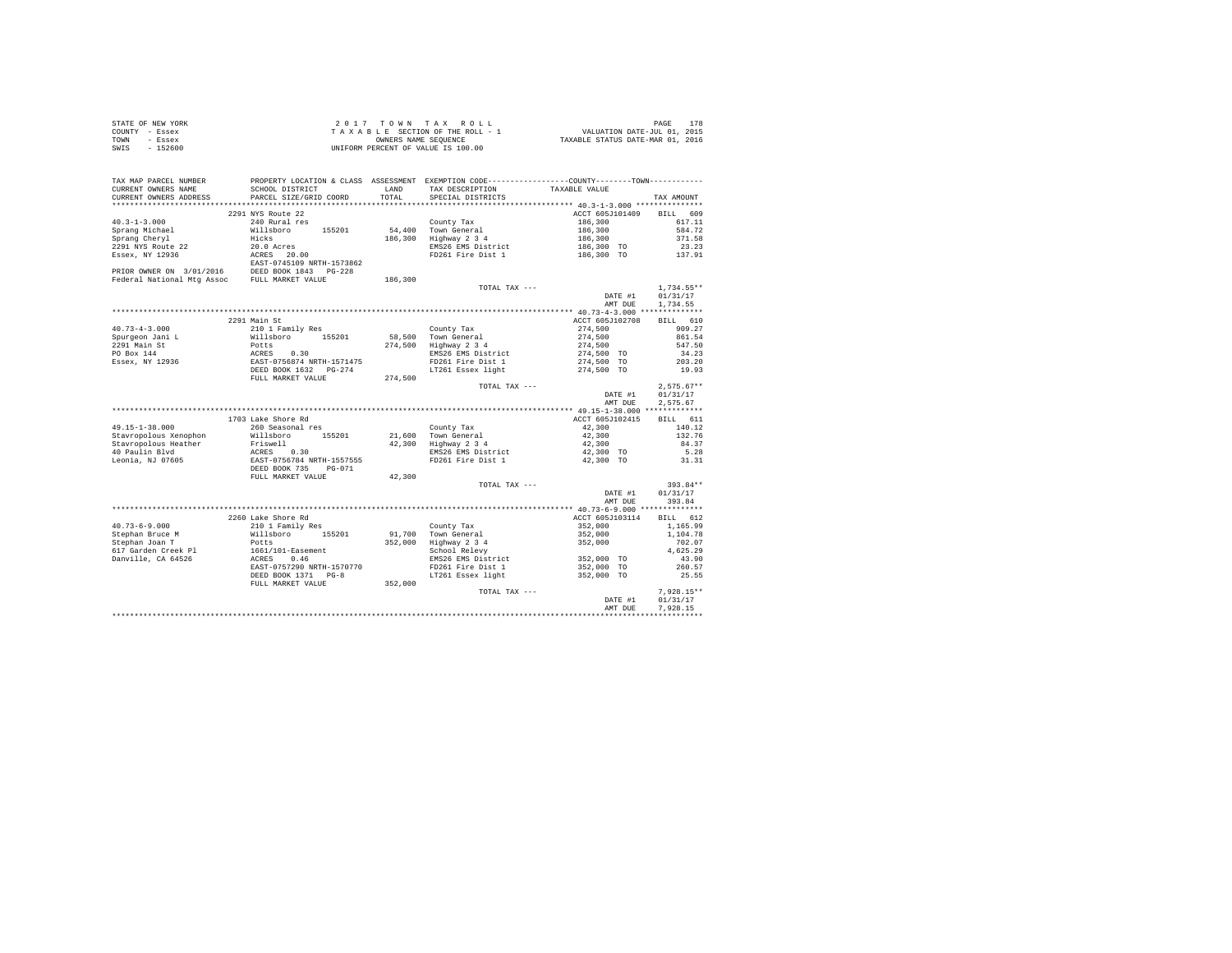STATE OF NEW YORK
COUNTY - Essex
TOWN - Essex
SWIS - 152600

2 0 1 7 T O W N T A X R O L L
T A X A B L E SECTION OF THE ROLL - 1
OWNERS NAME SEQUENCE
UNIFORM PERCENT OF VALUE IS 100.00

VALUATION DATE-JUL 01, 2015
TAXABLE STATUS DATE-MAR 01, 2016

| TAX MAP PARCEL NUMBER / CURRENT OWNERS NAME / CURRENT OWNERS ADDRESS | PROPERTY LOCATION & CLASS / SCHOOL DISTRICT / PARCEL SIZE/GRID COORD | ASSESSMENT LAND / TOTAL | EXEMPTION CODE / TAX DESCRIPTION / SPECIAL DISTRICTS | COUNTY / TOWN TAXABLE VALUE | TAX AMOUNT |
|---|---|---|---|---|---|
| **40.3-1-3.000** | 2291 NYS Route 22 | | | ACCT 605J101409 | BILL 609 |
| 40.3-1-3.000 | 240 Rural res | | County Tax | 186,300 | 617.11 |
| Sprang Michael | Willsboro 155201 | 54,400 | Town General | 186,300 | 584.72 |
| Sprang Cheryl | Hicks | 186,300 | Highway 2 3 4 | 186,300 | 371.58 |
| 2291 NYS Route 22 | 20.0 Acres | | EMS26 EMS District | 186,300 TO | 23.23 |
| Essex, NY 12936 | ACRES 20.00 | | FD261 Fire Dist 1 | 186,300 TO | 137.91 |
| | EAST-0745109 NRTH-1573862 | | | | |
| PRIOR OWNER ON 3/01/2016 | DEED BOOK 1843 PG-228 | | | | |
| Federal National Mtg Assoc | FULL MARKET VALUE | 186,300 | | | |
| | | | TOTAL TAX --- | | 1,734.55** |
| | | | | DATE #1 | 01/31/17 |
| | | | | AMT DUE | 1,734.55 |
| **40.73-4-3.000** | 2291 Main St | | | ACCT 605J102708 | BILL 610 |
| 40.73-4-3.000 | 210 1 Family Res | | County Tax | 274,500 | 909.27 |
| Spurgeon Jani L | Willsboro 155201 | 58,500 | Town General | 274,500 | 861.54 |
| 2291 Main St | Potts | 274,500 | Highway 2 3 4 | 274,500 | 547.50 |
| PO Box 144 | ACRES 0.30 | | EMS26 EMS District | 274,500 TO | 34.23 |
| Essex, NY 12936 | EAST-0756874 NRTH-1571475 | | FD261 Fire Dist 1 | 274,500 TO | 203.20 |
| | DEED BOOK 1632 PG-274 | | LT261 Essex light | 274,500 TO | 19.93 |
| | FULL MARKET VALUE | 274,500 | | | |
| | | | TOTAL TAX --- | | 2,575.67** |
| | | | | DATE #1 | 01/31/17 |
| | | | | AMT DUE | 2,575.67 |
| **49.15-1-38.000** | 1703 Lake Shore Rd | | | ACCT 605J102415 | BILL 611 |
| 49.15-1-38.000 | 260 Seasonal res | | County Tax | 42,300 | 140.12 |
| Stavropolous Xenophon | Willsboro 155201 | 21,600 | Town General | 42,300 | 132.76 |
| Stavropolous Heather | Friswell | 42,300 | Highway 2 3 4 | 42,300 | 84.37 |
| 40 Paulin Blvd | ACRES 0.30 | | EMS26 EMS District | 42,300 TO | 5.28 |
| Leonia, NJ 07605 | EAST-0756784 NRTH-1557555 | | FD261 Fire Dist 1 | 42,300 TO | 31.31 |
| | DEED BOOK 735 PG-071 | | | | |
| | FULL MARKET VALUE | 42,300 | | | |
| | | | TOTAL TAX --- | | 393.84** |
| | | | | DATE #1 | 01/31/17 |
| | | | | AMT DUE | 393.84 |
| **40.73-6-9.000** | 2260 Lake Shore Rd | | | ACCT 605J103114 | BILL 612 |
| 40.73-6-9.000 | 210 1 Family Res | | County Tax | 352,000 | 1,165.99 |
| Stephan Bruce M | Willsboro 155201 | 91,700 | Town General | 352,000 | 1,104.78 |
| Stephan Joan T | Potts | 352,000 | Highway 2 3 4 | 352,000 | 702.07 |
| 617 Garden Creek Pl | 1661/101-Easement | | School Relevy | | 4,625.29 |
| Danville, CA 64526 | ACRES 0.46 | | EMS26 EMS District | 352,000 TO | 43.90 |
| | EAST-0757290 NRTH-1570770 | | FD261 Fire Dist 1 | 352,000 TO | 260.57 |
| | DEED BOOK 1371 PG-8 | | LT261 Essex light | 352,000 TO | 25.55 |
| | FULL MARKET VALUE | 352,000 | | | |
| | | | TOTAL TAX --- | | 7,928.15** |
| | | | | DATE #1 | 01/31/17 |
| | | | | AMT DUE | 7,928.15 |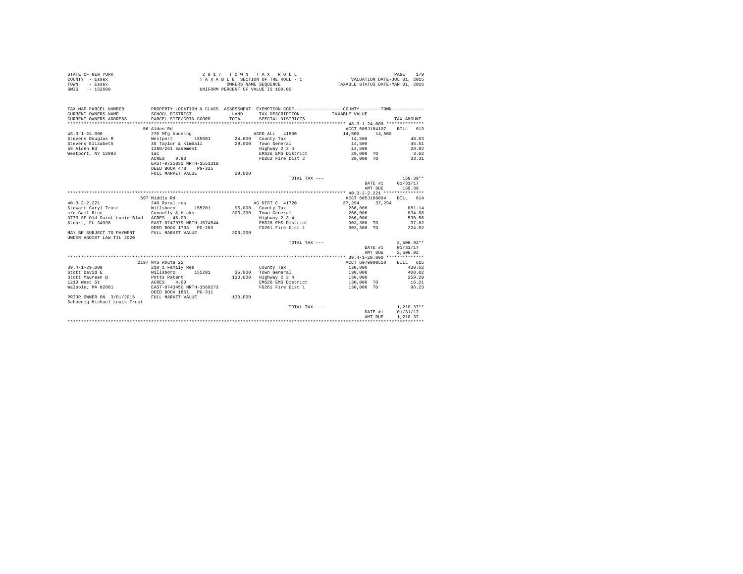STATE OF NEW YORK
COUNTY - Essex
TOWN - Essex
SWIS - 152600

2 0 1 7 T O W N T A X R O L L
T A X A B L E SECTION OF THE ROLL - 1
OWNERS NAME SEQUENCE
UNIFORM PERCENT OF VALUE IS 100.00

VALUATION DATE-JUL 01, 2015
TAXABLE STATUS DATE-MAR 01, 2016

```
TAX MAP PARCEL NUMBER          PROPERTY LOCATION & CLASS  ASSESSMENT  EXEMPTION CODE-----------------COUNTY--------TOWN-----------
CURRENT OWNERS NAME            SCHOOL DISTRICT              LAND      TAX DESCRIPTION            TAXABLE VALUE
CURRENT OWNERS ADDRESS         PARCEL SIZE/GRID COORD       TOTAL     SPECIAL DISTRICTS                                  TAX AMOUNT
********************************************************************************************* 48.3-1-24.000 **************
                               56 Alden Rd                                                   ACCT 605J104107    BILL  613
48.3-1-24.000                  270 Mfg housing                        AGED ALL  41800        14,500     14,500
Stevens Douglas M              Westport       155001       24,600    County Tax                 14,500                48.03
Stevens Elizabeth              35 Taylor & Kimball         29,000    Town General               14,500                45.51
56 Alden Rd                    1280/261 Easement                     Highway 2 3 4              14,500                28.92
Westport, NY 12993             1ac                                   EMS26 EMS District         29,000 TO              3.62
                               ACRES    0.90                         FD262 Fire Dist 2          29,000 TO             33.31
                               EAST-0725831 NRTH-1551318
                               DEED BOOK 478    PG-325
                               FULL MARKET VALUE           29,000
                                                                     TOTAL TAX ---                                  159.39**
                                                                                                DATE #1         01/31/17
                                                                                                AMT DUE           159.39
********************************************************************************************* 40.3-2-2.221 ***************
                               697 Middle Rd                                                 ACCT 605J188004    BILL  614
40.3-2-2.221                   240 Rural res                          AG DIST C  41720       37,294     37,294
Stewart Caryl Trust            Willsboro      155201       95,000    County Tax                266,006               881.14
c/o Gail Rice                  Connolly & Hicks           303,300    Town General              266,006               834.88
3773 SE Old Saint Lucie Blvd   ACRES   46.00                         Highway 2 3 4             266,006               530.56
Stuart, FL 34996               EAST-0747979 NRTH-1574544             EMS26 EMS District        303,300 TO             37.82
                               DEED BOOK 1793   PG-203               FD261 Fire Dist 1         303,300 TO            224.52
MAY BE SUBJECT TO PAYMENT      FULL MARKET VALUE          303,300
UNDER AGDIST LAW TIL 2020
                                                                     TOTAL TAX ---                                2,508.92**
                                                                                                DATE #1         01/31/17
                                                                                                AMT DUE         2,508.92
********************************************************************************************* 39.4-1-29.000 **************
                               2197 NYS Route 22                                             ACCT 6079900510    BILL  615
39.4-1-29.000                  210 1 Family Res                      County Tax                130,000               430.62
Stott David E                  Willsboro      155201       35,000    Town General              130,000               408.02
Stott Maureen B                Potts Patent               130,000    Highway 2 3 4             130,000               259.29
1210 West St                   ACRES    4.00                         EMS26 EMS District        130,000 TO             16.21
Walpole, MA 02081              EAST-0743450 NRTH-1569273             FD261 Fire Dist 1         130,000 TO             96.23
                               DEED BOOK 1851   PG-311
PRIOR OWNER ON  3/01/2016      FULL MARKET VALUE          130,000
Schoenig Michael Louis Trust
                                                                     TOTAL TAX ---                                1,210.37**
                                                                                                DATE #1         01/31/17
                                                                                                AMT DUE         1,210.37
****************************************************************************************************************************
```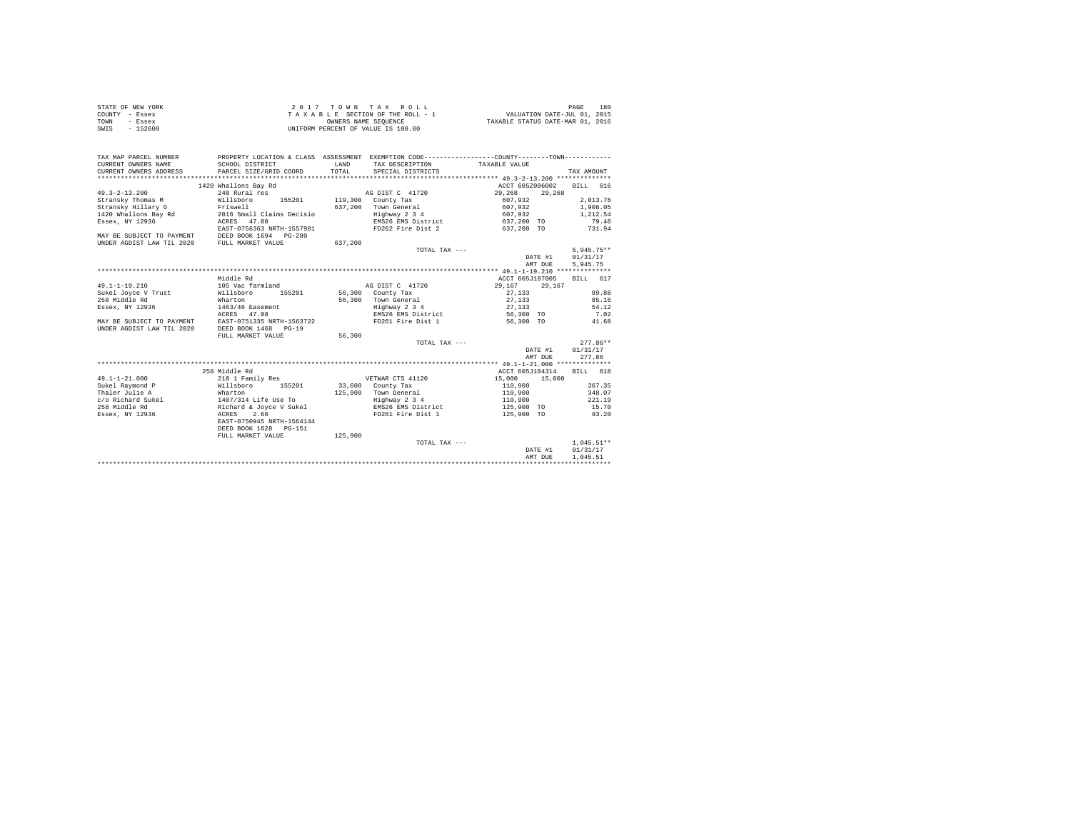STATE OF NEW YORK
COUNTY - Essex
TOWN - Essex
SWIS - 152600

2 0 1 7 T O W N T A X R O L L
T A X A B L E SECTION OF THE ROLL - 1
OWNERS NAME SEQUENCE
UNIFORM PERCENT OF VALUE IS 100.00

VALUATION DATE-JUL 01, 2015
TAXABLE STATUS DATE-MAR 01, 2016

| TAX MAP PARCEL NUMBER / CURRENT OWNERS NAME / CURRENT OWNERS ADDRESS | PROPERTY LOCATION & CLASS / SCHOOL DISTRICT / PARCEL SIZE/GRID COORD | ASSESSMENT LAND / TOTAL | EXEMPTION CODE / TAX DESCRIPTION / SPECIAL DISTRICTS | COUNTY / TOWN TAXABLE VALUE | TAX AMOUNT |
|---|---|---|---|---|---|
| **49.3-2-13.200** | 1420 Whallons Bay Rd | | | ACCT 605Z006002 | BILL 616 |
| 49.3-2-13.200 | 240 Rural res | | AG DIST C 41720 | 29,268 29,268 | |
| Stransky Thomas M | Willsboro 155201 | 119,300 | County Tax | 607,932 | 2,013.76 |
| Stransky Hillary O | Friswell | 637,200 | Town General | 607,932 | 1,908.05 |
| 1420 Whallons Bay Rd | 2016 Small Claims Decisio | | Highway 2 3 4 | 607,932 | 1,212.54 |
| Essex, NY 12936 | ACRES 47.80 | | EMS26 EMS District | 637,200 TO | 79.46 |
| | EAST-0756363 NRTH-1557981 | | FD262 Fire Dist 2 | 637,200 TO | 731.94 |
| MAY BE SUBJECT TO PAYMENT | DEED BOOK 1694 PG-280 | | | | |
| UNDER AGDIST LAW TIL 2020 | FULL MARKET VALUE | 637,200 | | | |
| | | | TOTAL TAX --- | | 5,945.75** |
| | | | | DATE #1 | 01/31/17 |
| | | | | AMT DUE | 5,945.75 |
| **49.1-1-19.210** | Middle Rd | | | ACCT 605J187005 | BILL 617 |
| 49.1-1-19.210 | 105 Vac farmland | | AG DIST C 41720 | 29,167 29,167 | |
| Sukel Joyce V Trust | Willsboro 155201 | 56,300 | County Tax | 27,133 | 89.88 |
| 258 Middle Rd | Wharton | 56,300 | Town General | 27,133 | 85.16 |
| Essex, NY 12936 | 1463/46 Easement | | Highway 2 3 4 | 27,133 | 54.12 |
| | ACRES 47.08 | | EMS26 EMS District | 56,300 TO | 7.02 |
| MAY BE SUBJECT TO PAYMENT | EAST-0751335 NRTH-1563722 | | FD261 Fire Dist 1 | 56,300 TO | 41.68 |
| UNDER AGDIST LAW TIL 2020 | DEED BOOK 1468 PG-19 | | | | |
| | FULL MARKET VALUE | 56,300 | | | |
| | | | TOTAL TAX --- | | 277.86** |
| | | | | DATE #1 | 01/31/17 |
| | | | | AMT DUE | 277.86 |
| **49.1-1-21.000** | 258 Middle Rd | | | ACCT 605J104314 | BILL 618 |
| 49.1-1-21.000 | 210 1 Family Res | | VETWAR CTS 41120 | 15,000 15,000 | |
| Sukel Raymond P | Willsboro 155201 | 33,600 | County Tax | 110,900 | 367.35 |
| Thaler Julie A | Wharton | 125,900 | Town General | 110,900 | 348.07 |
| c/o Richard Sukel | 1407/314 Life Use To | | Highway 2 3 4 | 110,900 | 221.19 |
| 258 Middle Rd | Richard & Joyce V Sukel | | EMS26 EMS District | 125,900 TO | 15.70 |
| Essex, NY 12936 | ACRES 2.60 | | FD261 Fire Dist 1 | 125,900 TO | 93.20 |
| | EAST-0750945 NRTH-1564144 | | | | |
| | DEED BOOK 1628 PG-151 | | | | |
| | FULL MARKET VALUE | 125,900 | | | |
| | | | TOTAL TAX --- | | 1,045.51** |
| | | | | DATE #1 | 01/31/17 |
| | | | | AMT DUE | 1,045.51 |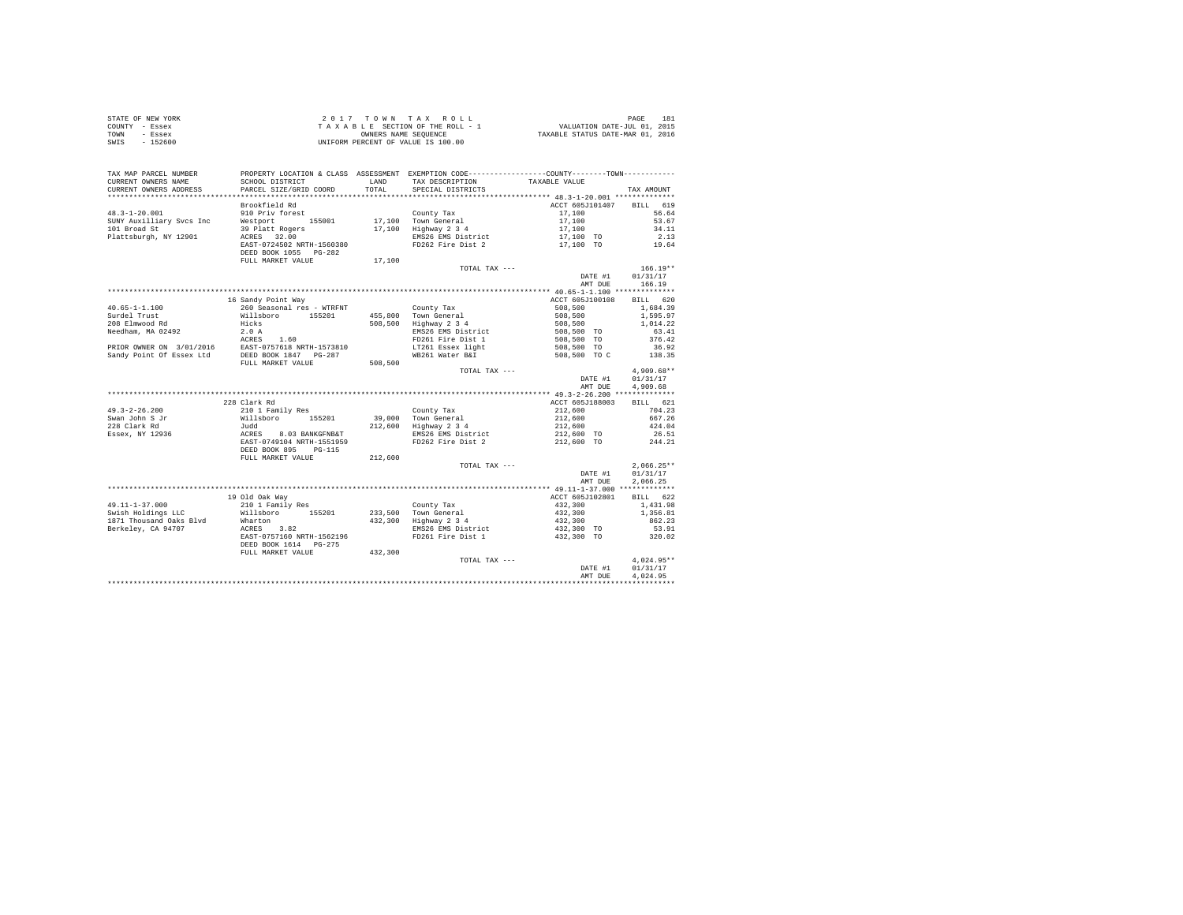STATE OF NEW YORK
COUNTY - Essex
TOWN - Essex
SWIS - 152600

2017 TOWN TAX ROLL
TAXABLE SECTION OF THE ROLL - 1
OWNERS NAME SEQUENCE
UNIFORM PERCENT OF VALUE IS 100.00

VALUATION DATE-JUL 01, 2015
TAXABLE STATUS DATE-MAR 01, 2016

| TAX MAP PARCEL NUMBER / CURRENT OWNERS NAME / CURRENT OWNERS ADDRESS | PROPERTY LOCATION & CLASS / SCHOOL DISTRICT / PARCEL SIZE/GRID COORD | ASSESSMENT LAND / TOTAL | EXEMPTION CODE / TAX DESCRIPTION / SPECIAL DISTRICTS | COUNTY--------TOWN / TAXABLE VALUE | TAX AMOUNT |
|---|---|---|---|---|---|
| 48.3-1-20.001 | Brookfield Rd | | | ACCT 605J101407 | BILL 619 |
| SUNY Auxilliary Svcs Inc | 910 Priv forest | | County Tax | 17,100 | 56.64 |
| 101 Broad St | Westport 155001 | 17,100 | Town General | 17,100 | 53.67 |
| Plattsburgh, NY 12901 | 39 Platt Rogers | 17,100 | Highway 2 3 4 | 17,100 | 34.11 |
| | ACRES 32.00 | | EMS26 EMS District | 17,100 TO | 2.13 |
| | EAST-0724502 NRTH-1560380 | | FD262 Fire Dist 2 | 17,100 TO | 19.64 |
| | DEED BOOK 1055 PG-282 | | | | |
| | FULL MARKET VALUE | 17,100 | | | |
| | | | TOTAL TAX --- | | 166.19** |
| | | | | DATE #1 | 01/31/17 |
| | | | | AMT DUE | 166.19 |
| 40.65-1-1.100 | 16 Sandy Point Way | | | ACCT 605J100108 | BILL 620 |
| Surdel Trust | 260 Seasonal res - WTRFNT | | County Tax | 508,500 | 1,684.39 |
| 208 Elmwood Rd | Willsboro 155201 | 455,800 | Town General | 508,500 | 1,595.97 |
| Needham, MA 02492 | Hicks | 508,500 | Highway 2 3 4 | 508,500 | 1,014.22 |
| | 2.0 A | | EMS26 EMS District | 508,500 TO | 63.41 |
| | ACRES 1.60 | | FD261 Fire Dist 1 | 508,500 TO | 376.42 |
| PRIOR OWNER ON 3/01/2016 | EAST-0757618 NRTH-1573810 | | LT261 Essex light | 508,500 TO | 36.92 |
| Sandy Point Of Essex Ltd | DEED BOOK 1847 PG-287 | | WB261 Water B&I | 508,500 TO C | 138.35 |
| | FULL MARKET VALUE | 508,500 | | | |
| | | | TOTAL TAX --- | | 4,909.68** |
| | | | | DATE #1 | 01/31/17 |
| | | | | AMT DUE | 4,909.68 |
| 49.3-2-26.200 | 228 Clark Rd | | | ACCT 605J188003 | BILL 621 |
| Swan John S Jr | 210 1 Family Res | | County Tax | 212,600 | 704.23 |
| 228 Clark Rd | Willsboro 155201 | 39,000 | Town General | 212,600 | 667.26 |
| Essex, NY 12936 | Judd | 212,600 | Highway 2 3 4 | 212,600 | 424.04 |
| | ACRES 8.03 BANKGFNB&T | | EMS26 EMS District | 212,600 TO | 26.51 |
| | EAST-0749104 NRTH-1551959 | | FD262 Fire Dist 2 | 212,600 TO | 244.21 |
| | DEED BOOK 895 PG-115 | | | | |
| | FULL MARKET VALUE | 212,600 | | | |
| | | | TOTAL TAX --- | | 2,066.25** |
| | | | | DATE #1 | 01/31/17 |
| | | | | AMT DUE | 2,066.25 |
| 49.11-1-37.000 | 19 Old Oak Way | | | ACCT 605J102801 | BILL 622 |
| Swish Holdings LLC | 210 1 Family Res | | County Tax | 432,300 | 1,431.98 |
| 1871 Thousand Oaks Blvd | Willsboro 155201 | 233,500 | Town General | 432,300 | 1,356.81 |
| Berkeley, CA 94707 | Wharton | 432,300 | Highway 2 3 4 | 432,300 | 862.23 |
| | ACRES 3.82 | | EMS26 EMS District | 432,300 TO | 53.91 |
| | EAST-0757160 NRTH-1562196 | | FD261 Fire Dist 1 | 432,300 TO | 320.02 |
| | DEED BOOK 1614 PG-275 | | | | |
| | FULL MARKET VALUE | 432,300 | | | |
| | | | TOTAL TAX --- | | 4,024.95** |
| | | | | DATE #1 | 01/31/17 |
| | | | | AMT DUE | 4,024.95 |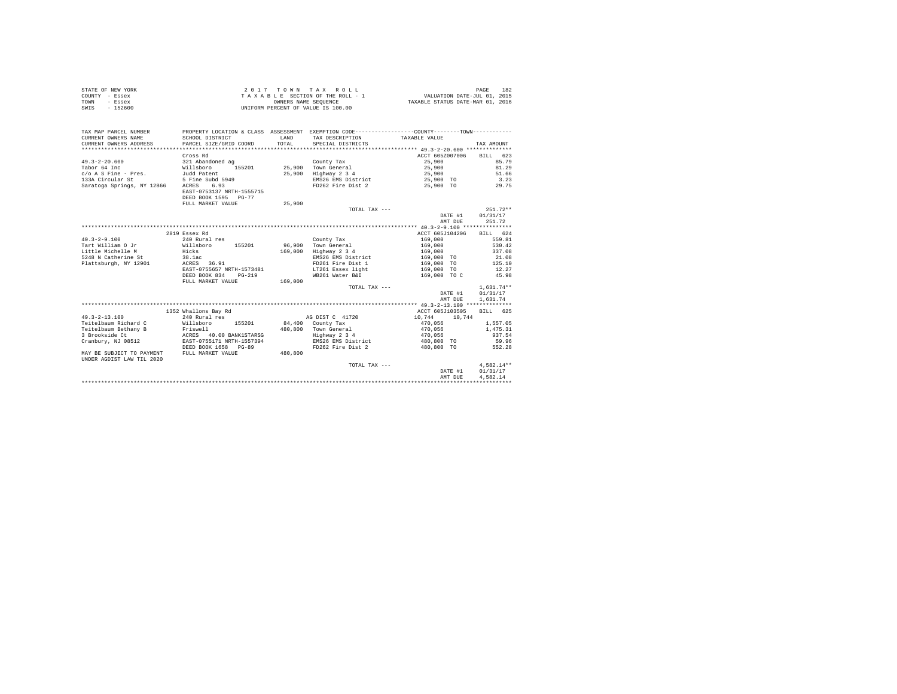STATE OF NEW YORK
COUNTY - Essex
TOWN - Essex
SWIS - 152600

2 0 1 7 T O W N T A X R O L L
T A X A B L E SECTION OF THE ROLL - 1
OWNERS NAME SEQUENCE
UNIFORM PERCENT OF VALUE IS 100.00

VALUATION DATE-JUL 01, 2015
TAXABLE STATUS DATE-MAR 01, 2016

| TAX MAP PARCEL NUMBER / CURRENT OWNERS NAME / CURRENT OWNERS ADDRESS | PROPERTY LOCATION & CLASS / SCHOOL DISTRICT / PARCEL SIZE/GRID COORD | ASSESSMENT LAND / TOTAL | EXEMPTION CODE / TAX DESCRIPTION / SPECIAL DISTRICTS | COUNTY--------TOWN / TAXABLE VALUE | TAX AMOUNT |
|---|---|---|---|---|---|
| 49.3-2-20.600 | Cross Rd | | | ACCT 605Z007006 | BILL 623 |
| 49.3-2-20.600 | 321 Abandoned ag | | County Tax | 25,900 | 85.79 |
| Tabor 64 Inc | Willsboro 155201 | 25,900 | Town General | 25,900 | 81.29 |
| c/o A S Fine - Pres. | Judd Patent | 25,900 | Highway 2 3 4 | 25,900 | 51.66 |
| 133A Circular St | 5 Fine Subd 5949 | | EMS26 EMS District | 25,900 TO | 3.23 |
| Saratoga Springs, NY 12866 | ACRES 6.93 | | FD262 Fire Dist 2 | 25,900 TO | 29.75 |
| | EAST-0753137 NRTH-1555715 | | | | |
| | DEED BOOK 1595 PG-77 | | | | |
| | FULL MARKET VALUE | 25,900 | | | |
| | | | TOTAL TAX --- | | 251.72** |
| | | | | DATE #1 | 01/31/17 |
| | | | | AMT DUE | 251.72 |
| 40.3-2-9.100 | 2819 Essex Rd | | | ACCT 605J104206 | BILL 624 |
| 40.3-2-9.100 | 240 Rural res | | County Tax | 169,000 | 559.81 |
| Tart William O Jr | Willsboro 155201 | 96,900 | Town General | 169,000 | 530.42 |
| Little Michelle M | Hicks | 169,000 | Highway 2 3 4 | 169,000 | 337.08 |
| 5248 N Catherine St | 38.1ac | | EMS26 EMS District | 169,000 TO | 21.08 |
| Plattsburgh, NY 12901 | ACRES 36.91 | | FD261 Fire Dist 1 | 169,000 TO | 125.10 |
| | EAST-0755657 NRTH-1573481 | | LT261 Essex light | 169,000 TO | 12.27 |
| | DEED BOOK 834 PG-219 | | WB261 Water B&I | 169,000 TO C | 45.98 |
| | FULL MARKET VALUE | 169,000 | | | |
| | | | TOTAL TAX --- | | 1,631.74** |
| | | | | DATE #1 | 01/31/17 |
| | | | | AMT DUE | 1,631.74 |
| 49.3-2-13.100 | 1352 Whallons Bay Rd | | | ACCT 605J103505 | BILL 625 |
| 49.3-2-13.100 | 240 Rural res | | AG DIST C 41720 | 10,744 10,744 | |
| Teitelbaum Richard C | Willsboro 155201 | 84,400 | County Tax | 470,056 | 1,557.05 |
| Teitelbaum Bethany B | Friswell | 480,800 | Town General | 470,056 | 1,475.31 |
| 3 Brookside Ct | ACRES 40.00 BANK1STARSG | | Highway 2 3 4 | 470,056 | 937.54 |
| Cranbury, NJ 08512 | EAST-0755171 NRTH-1557394 | | EMS26 EMS District | 480,800 TO | 59.96 |
| | DEED BOOK 1658 PG-89 | | FD262 Fire Dist 2 | 480,800 TO | 552.28 |
| MAY BE SUBJECT TO PAYMENT UNDER AGDIST LAW TIL 2020 | FULL MARKET VALUE | 480,800 | | | |
| | | | TOTAL TAX --- | | 4,582.14** |
| | | | | DATE #1 | 01/31/17 |
| | | | | AMT DUE | 4,582.14 |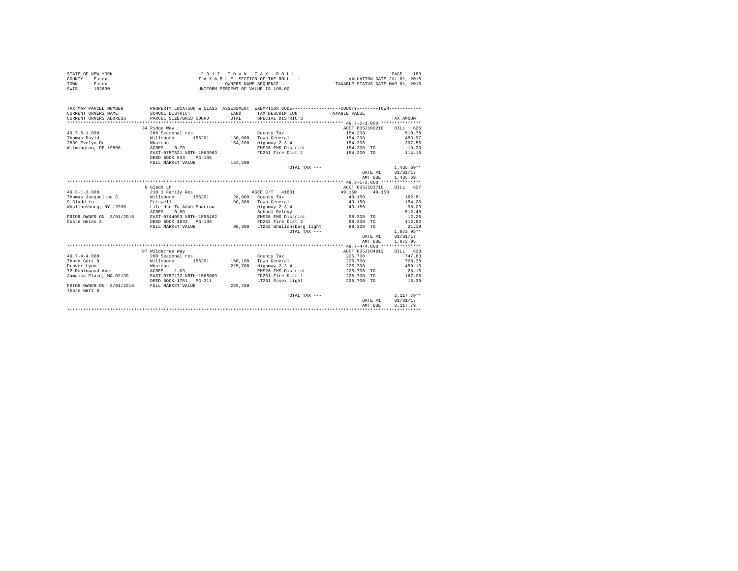STATE OF NEW YORK
COUNTY - Essex
TOWN - Essex
SWIS - 152600

2017 TOWN TAX ROLL
TAXABLE SECTION OF THE ROLL - 1
OWNERS NAME SEQUENCE
UNIFORM PERCENT OF VALUE IS 100.00

VALUATION DATE-JUL 01, 2015
TAXABLE STATUS DATE-MAR 01, 2016

| TAX MAP PARCEL NUMBER / CURRENT OWNERS NAME / CURRENT OWNERS ADDRESS | PROPERTY LOCATION & CLASS / SCHOOL DISTRICT / PARCEL SIZE/GRID COORD | ASSESSMENT LAND / TOTAL | EXEMPTION CODE / TAX DESCRIPTION / SPECIAL DISTRICTS | COUNTY / TOWN TAXABLE VALUE | TAX AMOUNT |
|---|---|---|---|---|---|
| **49.7-5-1.000** | 34 Ridge Way | | | ACCT 605J100210 | BILL 626 |
| 49.7-5-1.000 | 260 Seasonal res | | County Tax | 154,200 | 510.78 |
| Thomas David | Willsboro 155201 | 130,000 | Town General | 154,200 | 483.97 |
| 3839 Evelyn Dr | Wharton | 154,200 | Highway 2 3 4 | 154,200 | 307.56 |
| Wilmington, DE 19808 | ACRES 0.70 | | EMS26 EMS District | 154,200 TO | 19.23 |
| | EAST-0757621 NRTH-1563963 | | FD261 Fire Dist 1 | 154,200 TO | 114.15 |
| | DEED BOOK 933 PG-105 | | | | |
| | FULL MARKET VALUE | 154,200 | | | |
| | | | TOTAL TAX --- | | 1,435.69** |
| | | | | DATE #1 | 01/31/17 |
| | | | | AMT DUE | 1,435.69 |
| **49.3-1-3.000** | 9 Gladd Ln | | | ACCT 605J103710 | BILL 627 |
| 49.3-1-3.000 | 210 1 Family Res | | AGED C/T 41801 | 49,150 49,150 | |
| Thomas Jacqueline C | Willsboro 155201 | 28,000 | County Tax | 49,150 | 162.81 |
| 9 Gladd Ln | Friswell | 98,300 | Town General | 49,150 | 154.26 |
| Whallonsburg, NY 12936 | Life Use To Adah Sharrow | | Highway 2 3 4 | 49,150 | 98.03 |
| | ACRES 0.80 | | School Relevy | | 512.48 |
| PRIOR OWNER ON 3/01/2016 | EAST-0744093 NRTH-1556402 | | EMS26 EMS District | 98,300 TO | 12.26 |
| Coste Helen S | DEED BOOK 1832 PG-136 | | FD262 Fire Dist 2 | 98,300 TO | 112.92 |
| | FULL MARKET VALUE | 98,300 | LT262 Whallonsburg light | 98,300 TO | 21.19 |
| | | | TOTAL TAX --- | | 1,073.95** |
| | | | | DATE #1 | 01/31/17 |
| | | | | AMT DUE | 1,073.95 |
| **49.7-4-4.000** | 87 Wildacres Way | | | ACCT 605J104012 | BILL 628 |
| 49.7-4-4.000 | 260 Seasonal res | | County Tax | 225,700 | 747.63 |
| Thorn Gert D | Willsboro 155201 | 150,100 | Town General | 225,700 | 708.38 |
| Drover Lynn | Wharton | 225,700 | Highway 2 3 4 | 225,700 | 450.16 |
| 72 Robinwood Ave | ACRES 1.03 | | EMS26 EMS District | 225,700 TO | 28.15 |
| Jamaica Plain, MA 02130 | EAST-0757172 NRTH-1565009 | | FD261 Fire Dist 1 | 225,700 TO | 167.08 |
| | DEED BOOK 1751 PG-311 | | LT261 Essex light | 225,700 TO | 16.39 |
| PRIOR OWNER ON 3/01/2016 | FULL MARKET VALUE | 225,700 | | | |
| Thorn Gert D | | | | | |
| | | | TOTAL TAX --- | | 2,117.79** |
| | | | | DATE #1 | 01/31/17 |
| | | | | AMT DUE | 2,117.79 |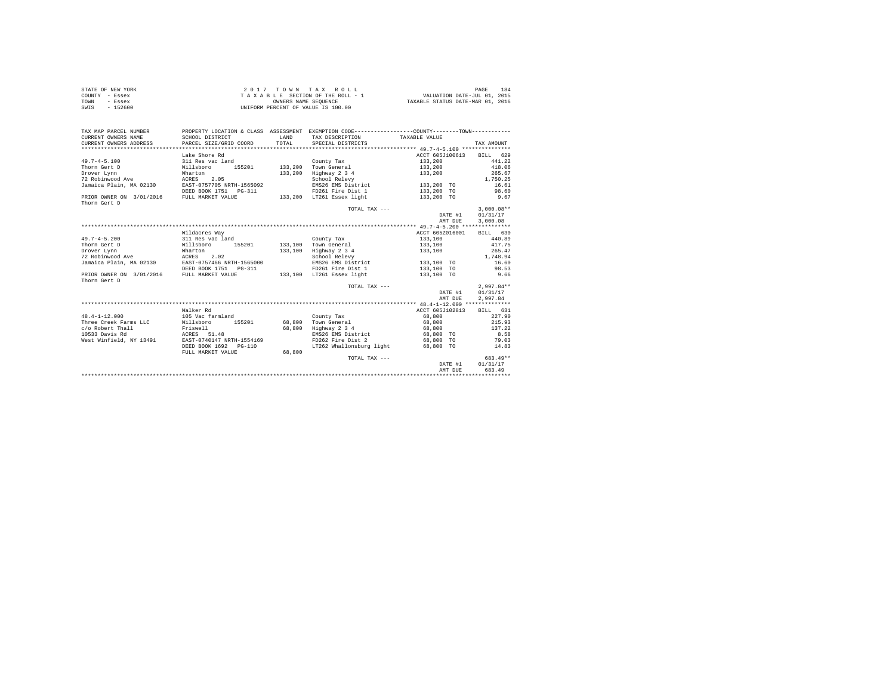STATE OF NEW YORK
COUNTY - Essex
TOWN - Essex
SWIS - 152600

2 0 1 7 T O W N T A X R O L L
T A X A B L E SECTION OF THE ROLL - 1
OWNERS NAME SEQUENCE
UNIFORM PERCENT OF VALUE IS 100.00

VALUATION DATE-JUL 01, 2015
TAXABLE STATUS DATE-MAR 01, 2016

| TAX MAP PARCEL NUMBER / CURRENT OWNERS NAME / CURRENT OWNERS ADDRESS | PROPERTY LOCATION & CLASS / SCHOOL DISTRICT / PARCEL SIZE/GRID COORD | ASSESSMENT LAND / TOTAL | EXEMPTION CODE / TAX DESCRIPTION / SPECIAL DISTRICTS | COUNTY--------TOWN TAXABLE VALUE | TAX AMOUNT |
|---|---|---|---|---|---|
| **49.7-4-5.100** | Lake Shore Rd | | | ACCT 605J100613 | BILL 629 |
| 49.7-4-5.100 | 311 Res vac land | | County Tax | 133,200 | 441.22 |
| Thorn Gert D | Willsboro 155201 | 133,200 | Town General | 133,200 | 418.06 |
| Drover Lynn | Wharton | 133,200 | Highway 2 3 4 | 133,200 | 265.67 |
| 72 Robinwood Ave | ACRES 2.05 | | School Relevy | | 1,750.25 |
| Jamaica Plain, MA 02130 | EAST-0757705 NRTH-1565092 | | EMS26 EMS District | 133,200 TO | 16.61 |
| | DEED BOOK 1751 PG-311 | | FD261 Fire Dist 1 | 133,200 TO | 98.60 |
| PRIOR OWNER ON 3/01/2016 | FULL MARKET VALUE | 133,200 | LT261 Essex light | 133,200 TO | 9.67 |
| Thorn Gert D | | | | | |
| | | | TOTAL TAX --- | | 3,000.08** |
| | | | | DATE #1 | 01/31/17 |
| | | | | AMT DUE | 3,000.08 |
| **49.7-4-5.200** | Wildacres Way | | | ACCT 605Z016001 | BILL 630 |
| 49.7-4-5.200 | 311 Res vac land | | County Tax | 133,100 | 440.89 |
| Thorn Gert D | Willsboro 155201 | 133,100 | Town General | 133,100 | 417.75 |
| Drover Lynn | Wharton | 133,100 | Highway 2 3 4 | 133,100 | 265.47 |
| 72 Robinwood Ave | ACRES 2.02 | | School Relevy | | 1,748.94 |
| Jamaica Plain, MA 02130 | EAST-0757466 NRTH-1565000 | | EMS26 EMS District | 133,100 TO | 16.60 |
| | DEED BOOK 1751 PG-311 | | FD261 Fire Dist 1 | 133,100 TO | 98.53 |
| PRIOR OWNER ON 3/01/2016 | FULL MARKET VALUE | 133,100 | LT261 Essex light | 133,100 TO | 9.66 |
| Thorn Gert D | | | | | |
| | | | TOTAL TAX --- | | 2,997.84** |
| | | | | DATE #1 | 01/31/17 |
| | | | | AMT DUE | 2,997.84 |
| **48.4-1-12.000** | Walker Rd | | | ACCT 605J102813 | BILL 631 |
| 48.4-1-12.000 | 105 Vac farmland | | County Tax | 68,800 | 227.90 |
| Three Creek Farms LLC | Willsboro 155201 | 68,800 | Town General | 68,800 | 215.93 |
| c/o Robert Thall | Friswell | 68,800 | Highway 2 3 4 | 68,800 | 137.22 |
| 10533 Davis Rd | ACRES 51.48 | | EMS26 EMS District | 68,800 TO | 8.58 |
| West Winfield, NY 13491 | EAST-0740147 NRTH-1554169 | | FD262 Fire Dist 2 | 68,800 TO | 79.03 |
| | DEED BOOK 1692 PG-110 | | LT262 Whallonsburg light | 68,800 TO | 14.83 |
| | FULL MARKET VALUE | 68,800 | | | |
| | | | TOTAL TAX --- | | 683.49** |
| | | | | DATE #1 | 01/31/17 |
| | | | | AMT DUE | 683.49 |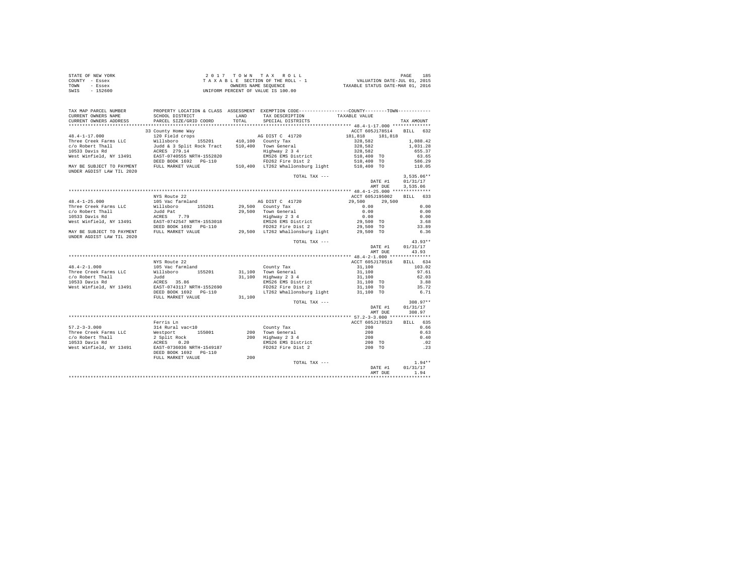STATE OF NEW YORK
COUNTY - Essex
TOWN - Essex
SWIS - 152600

2 0 1 7 T O W N T A X R O L L
T A X A B L E SECTION OF THE ROLL - 1
OWNERS NAME SEQUENCE
UNIFORM PERCENT OF VALUE IS 100.00

VALUATION DATE-JUL 01, 2015
TAXABLE STATUS DATE-MAR 01, 2016

```
TAX MAP PARCEL NUMBER     PROPERTY LOCATION & CLASS  ASSESSMENT  EXEMPTION CODE-----------------COUNTY--------TOWN-----------
CURRENT OWNERS NAME       SCHOOL DISTRICT             LAND       TAX DESCRIPTION            TAXABLE VALUE
CURRENT OWNERS ADDRESS    PARCEL SIZE/GRID COORD      TOTAL      SPECIAL DISTRICTS                                    TAX AMOUNT
************************************************************************************************ 48.4-1-17.000 **************
                          33 County Home Way                                                ACCT 605J178514     BILL  632
48.4-1-17.000             120 Field crops                        AG DIST C  41720          181,818    181,818
Three Creek Farms LLC     Willsboro       155201      410,100   County Tax                  328,582                1,088.42
c/o Robert Thall          Judd & 3 Split Rock Tract   510,400   Town General                328,582                1,031.28
10533 Davis Rd            ACRES  279.14                          Highway 2 3 4               328,582                  655.37
West Winfield, NY 13491   EAST-0740555 NRTH-1552820              EMS26 EMS District          510,400 TO                63.65
                          DEED BOOK 1692   PG-110                FD262 Fire Dist 2           510,400 TO               586.29
MAY BE SUBJECT TO PAYMENT FULL MARKET VALUE           510,400   LT262 Whallonsburg light    510,400 TO               110.05
UNDER AGDIST LAW TIL 2020
                                                                 TOTAL TAX ---                                    3,535.06**
                                                                                             DATE #1            01/31/17
                                                                                             AMT DUE             3,535.06
************************************************************************************************ 48.4-1-25.000 **************
                          NYS Route 22                                                      ACCT 605J195002     BILL  633
48.4-1-25.000             105 Vac farmland                       AG DIST C  41720           29,500     29,500
Three Creek Farms LLC     Willsboro       155201       29,500   County Tax                    0.00                    0.00
c/o Robert Thall          Judd Pat                     29,500   Town General                  0.00                    0.00
10533 Davis Rd            ACRES    7.79                          Highway 2 3 4                 0.00                    0.00
West Winfield, NY 13491   EAST-0742547 NRTH-1553018              EMS26 EMS District           29,500 TO                 3.68
                          DEED BOOK 1692   PG-110                FD262 Fire Dist 2            29,500 TO                33.89
MAY BE SUBJECT TO PAYMENT FULL MARKET VALUE            29,500   LT262 Whallonsburg light     29,500 TO                 6.36
UNDER AGDIST LAW TIL 2020
                                                                 TOTAL TAX ---                                       43.93**
                                                                                             DATE #1            01/31/17
                                                                                             AMT DUE                43.93
************************************************************************************************ 48.4-2-1.000 ***************
                          NYS Route 22                                                      ACCT 605J178516     BILL  634
48.4-2-1.000              105 Vac farmland                       County Tax                   31,100                  103.02
Three Creek Farms LLC     Willsboro       155201       31,100   Town General                 31,100                   97.61
c/o Robert Thall          Judd                         31,100   Highway 2 3 4                31,100                   62.03
10533 Davis Rd            ACRES   35.86                          EMS26 EMS District           31,100 TO                 3.88
West Winfield, NY 13491   EAST-0743117 NRTH-1552690              FD262 Fire Dist 2            31,100 TO                35.72
                          DEED BOOK 1692   PG-110                LT262 Whallonsburg light     31,100 TO                 6.71
                          FULL MARKET VALUE            31,100
                                                                 TOTAL TAX ---                                      308.97**
                                                                                             DATE #1            01/31/17
                                                                                             AMT DUE               308.97
************************************************************************************************ 57.2-3-3.000 ***************
                          Ferris Ln                                                         ACCT 605J178523     BILL  635
57.2-3-3.000              314 Rural vac<10                       County Tax                      200                    0.66
Three Creek Farms LLC     Westport        155001          200   Town General                    200                    0.63
c/o Robert Thall          2 Split Rock                    200   Highway 2 3 4                   200                    0.40
10533 Davis Rd            ACRES    0.20                          EMS26 EMS District              200 TO                  .02
West Winfield, NY 13491   EAST-0736036 NRTH-1549187              FD262 Fire Dist 2               200 TO                  .23
                          DEED BOOK 1692   PG-110
                          FULL MARKET VALUE               200
                                                                 TOTAL TAX ---                                        1.94**
                                                                                             DATE #1            01/31/17
                                                                                             AMT DUE                 1.94
****************************************************************************************************************************
```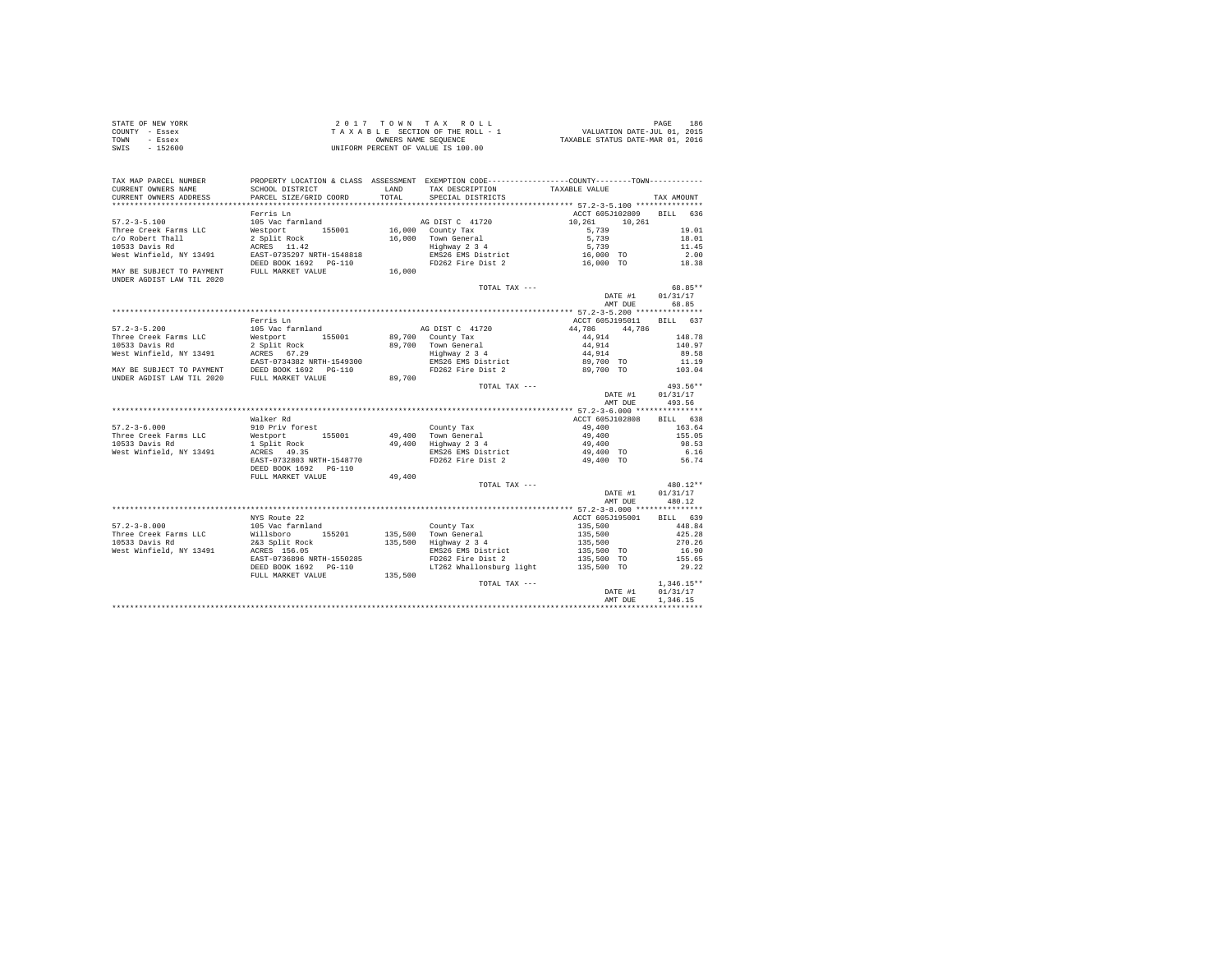STATE OF NEW YORK
COUNTY - Essex
TOWN - Essex
SWIS - 152600

2 0 1 7 T O W N T A X R O L L
T A X A B L E SECTION OF THE ROLL - 1
OWNERS NAME SEQUENCE
UNIFORM PERCENT OF VALUE IS 100.00

VALUATION DATE-JUL 01, 2015
TAXABLE STATUS DATE-MAR 01, 2016

| TAX MAP PARCEL NUMBER / CURRENT OWNERS NAME / CURRENT OWNERS ADDRESS | PROPERTY LOCATION & CLASS / SCHOOL DISTRICT / PARCEL SIZE/GRID COORD | ASSESSMENT LAND / TOTAL | EXEMPTION CODE / TAX DESCRIPTION / SPECIAL DISTRICTS | COUNTY--------TOWN TAXABLE VALUE | TAX AMOUNT |
|---|---|---|---|---|---|
| **57.2-3-5.100** | Ferris Ln | | | ACCT 605J102809 | BILL 636 |
| 57.2-3-5.100 | 105 Vac farmland | | AG DIST C 41720 | 10,261 10,261 | |
| Three Creek Farms LLC | Westport 155001 | 16,000 | County Tax | 5,739 | 19.01 |
| c/o Robert Thall | 2 Split Rock | 16,000 | Town General | 5,739 | 18.01 |
| 10533 Davis Rd | ACRES 11.42 | | Highway 2 3 4 | 5,739 | 11.45 |
| West Winfield, NY 13491 | EAST-0735297 NRTH-1548818 | | EMS26 EMS District | 16,000 TO | 2.00 |
| | DEED BOOK 1692 PG-110 | | FD262 Fire Dist 2 | 16,000 TO | 18.38 |
| MAY BE SUBJECT TO PAYMENT | FULL MARKET VALUE | 16,000 | | | |
| UNDER AGDIST LAW TIL 2020 | | | | | |
| | | | TOTAL TAX --- | | 68.85** |
| | | | | DATE #1 | 01/31/17 |
| | | | | AMT DUE | 68.85 |
| **57.2-3-5.200** | Ferris Ln | | | ACCT 605J195011 | BILL 637 |
| 57.2-3-5.200 | 105 Vac farmland | | AG DIST C 41720 | 44,786 44,786 | |
| Three Creek Farms LLC | Westport 155001 | 89,700 | County Tax | 44,914 | 148.78 |
| 10533 Davis Rd | 2 Split Rock | 89,700 | Town General | 44,914 | 140.97 |
| West Winfield, NY 13491 | ACRES 67.29 | | Highway 2 3 4 | 44,914 | 89.58 |
| | EAST-0734382 NRTH-1549300 | | EMS26 EMS District | 89,700 TO | 11.19 |
| MAY BE SUBJECT TO PAYMENT | DEED BOOK 1692 PG-110 | | FD262 Fire Dist 2 | 89,700 TO | 103.04 |
| UNDER AGDIST LAW TIL 2020 | FULL MARKET VALUE | 89,700 | | | |
| | | | TOTAL TAX --- | | 493.56** |
| | | | | DATE #1 | 01/31/17 |
| | | | | AMT DUE | 493.56 |
| **57.2-3-6.000** | Walker Rd | | | ACCT 605J102808 | BILL 638 |
| 57.2-3-6.000 | 910 Priv forest | | County Tax | 49,400 | 163.64 |
| Three Creek Farms LLC | Westport 155001 | 49,400 | Town General | 49,400 | 155.05 |
| 10533 Davis Rd | 1 Split Rock | 49,400 | Highway 2 3 4 | 49,400 | 98.53 |
| West Winfield, NY 13491 | ACRES 49.35 | | EMS26 EMS District | 49,400 TO | 6.16 |
| | EAST-0732803 NRTH-1548770 | | FD262 Fire Dist 2 | 49,400 TO | 56.74 |
| | DEED BOOK 1692 PG-110 | | | | |
| | FULL MARKET VALUE | 49,400 | | | |
| | | | TOTAL TAX --- | | 480.12** |
| | | | | DATE #1 | 01/31/17 |
| | | | | AMT DUE | 480.12 |
| **57.2-3-8.000** | NYS Route 22 | | | ACCT 605J195001 | BILL 639 |
| 57.2-3-8.000 | 105 Vac farmland | | County Tax | 135,500 | 448.84 |
| Three Creek Farms LLC | Willsboro 155201 | 135,500 | Town General | 135,500 | 425.28 |
| 10533 Davis Rd | 2&3 Split Rock | 135,500 | Highway 2 3 4 | 135,500 | 270.26 |
| West Winfield, NY 13491 | ACRES 156.05 | | EMS26 EMS District | 135,500 TO | 16.90 |
| | EAST-0736896 NRTH-1550285 | | FD262 Fire Dist 2 | 135,500 TO | 155.65 |
| | DEED BOOK 1692 PG-110 | | LT262 Whallonsburg light | 135,500 TO | 29.22 |
| | FULL MARKET VALUE | 135,500 | | | |
| | | | TOTAL TAX --- | | 1,346.15** |
| | | | | DATE #1 | 01/31/17 |
| | | | | AMT DUE | 1,346.15 |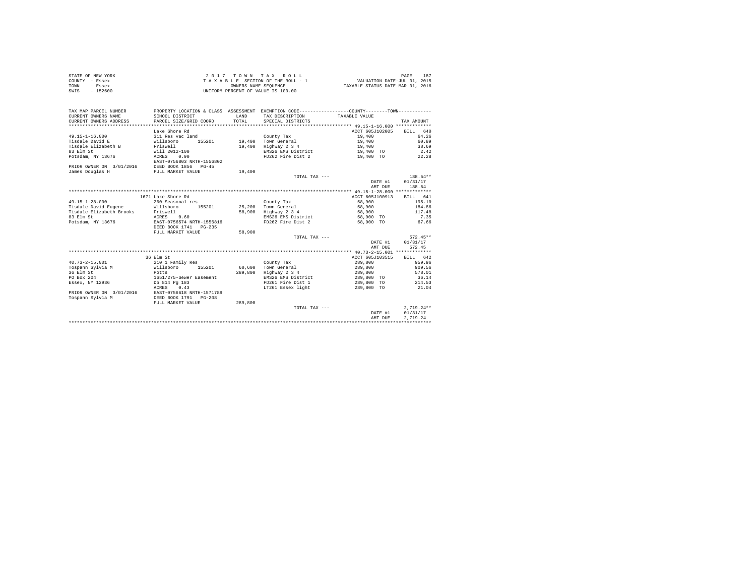STATE OF NEW YORK
COUNTY - Essex
TOWN - Essex
SWIS - 152600

2 0 1 7 T O W N T A X R O L L
T A X A B L E SECTION OF THE ROLL - 1
OWNERS NAME SEQUENCE
UNIFORM PERCENT OF VALUE IS 100.00

VALUATION DATE-JUL 01, 2015
TAXABLE STATUS DATE-MAR 01, 2016

| TAX MAP PARCEL NUMBER / CURRENT OWNERS NAME / CURRENT OWNERS ADDRESS | PROPERTY LOCATION & CLASS / SCHOOL DISTRICT / PARCEL SIZE/GRID COORD | ASSESSMENT LAND / TOTAL | EXEMPTION CODE / TAX DESCRIPTION / SPECIAL DISTRICTS | TAXABLE VALUE | TAX AMOUNT |
|---|---|---|---|---|---|
| ******** 49.15-1-16.000 ******** | Lake Shore Rd | | | ACCT 605J102005 | BILL 640 |
| 49.15-1-16.000 | 311 Res vac land | | County Tax | 19,400 | 64.26 |
| Tisdale David E | Willsboro 155201 | 19,400 | Town General | 19,400 | 60.89 |
| Tisdale Elizabeth B | Friswell | 19,400 | Highway 2 3 4 | 19,400 | 38.69 |
| 83 Elm St | Will 2012-100 | | EMS26 EMS District | 19,400 TO | 2.42 |
| Potsdam, NY 13676 | ACRES 0.90 | | FD262 Fire Dist 2 | 19,400 TO | 22.28 |
| | EAST-0756803 NRTH-1556802 | | | | |
| PRIOR OWNER ON 3/01/2016 | DEED BOOK 1856 PG-45 | | | | |
| James Douglas H | FULL MARKET VALUE | 19,400 | | | |
| | | | TOTAL TAX --- | | 188.54** |
| | | | | DATE #1 | 01/31/17 |
| | | | | AMT DUE | 188.54 |
| ******** 49.15-1-28.000 ******** | 1671 Lake Shore Rd | | | ACCT 605J100913 | BILL 641 |
| 49.15-1-28.000 | 260 Seasonal res | | County Tax | 58,900 | 195.10 |
| Tisdale David Eugene | Willsboro 155201 | 25,200 | Town General | 58,900 | 184.86 |
| Tisdale Elizabeth Brooks | Friswell | 58,900 | Highway 2 3 4 | 58,900 | 117.48 |
| 83 Elm St | ACRES 0.60 | | EMS26 EMS District | 58,900 TO | 7.35 |
| Potsdam, NY 13676 | EAST-0756574 NRTH-1556816 | | FD262 Fire Dist 2 | 58,900 TO | 67.66 |
| | DEED BOOK 1741 PG-235 | | | | |
| | FULL MARKET VALUE | 58,900 | | | |
| | | | TOTAL TAX --- | | 572.45** |
| | | | | DATE #1 | 01/31/17 |
| | | | | AMT DUE | 572.45 |
| ******** 40.73-2-15.001 ******** | 36 Elm St | | | ACCT 605J103515 | BILL 642 |
| 40.73-2-15.001 | 210 1 Family Res | | County Tax | 289,800 | 959.96 |
| Tospann Sylvia M | Willsboro 155201 | 60,600 | Town General | 289,800 | 909.56 |
| 36 Elm St | Potts | 289,800 | Highway 2 3 4 | 289,800 | 578.01 |
| PO Box 204 | 1651/275-Sewer Easement | | EMS26 EMS District | 289,800 TO | 36.14 |
| Essex, NY 12936 | Db 814 Pg 183 | | FD261 Fire Dist 1 | 289,800 TO | 214.53 |
| | ACRES 0.43 | | LT261 Essex light | 289,800 TO | 21.04 |
| PRIOR OWNER ON 3/01/2016 | EAST-0756618 NRTH-1571789 | | | | |
| Tospann Sylvia M | DEED BOOK 1791 PG-208 | | | | |
| | FULL MARKET VALUE | 289,800 | | | |
| | | | TOTAL TAX --- | | 2,719.24** |
| | | | | DATE #1 | 01/31/17 |
| | | | | AMT DUE | 2,719.24 |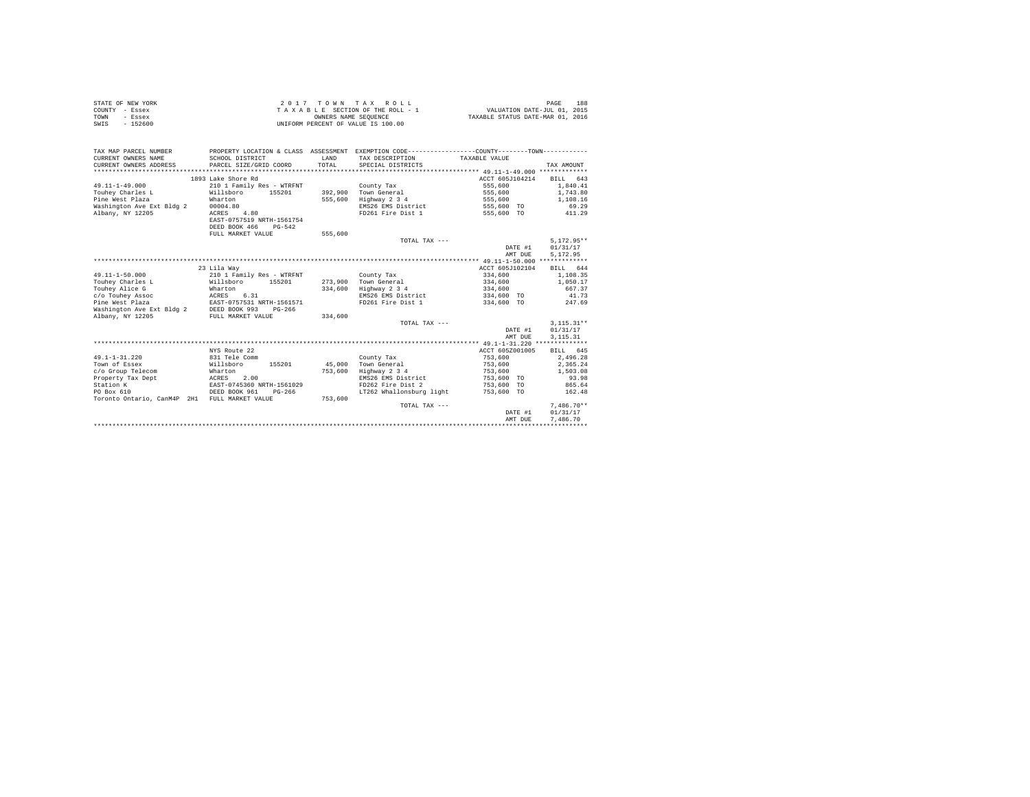STATE OF NEW YORK　　　　2017 TOWN TAX ROLL　　　　PAGE 188
COUNTY - Essex　　　　TAXABLE SECTION OF THE ROLL - 1　　　　VALUATION DATE-JUL 01, 2015
TOWN - Essex　　　　OWNERS NAME SEQUENCE　　　　TAXABLE STATUS DATE-MAR 01, 2016
SWIS - 152600　　　　UNIFORM PERCENT OF VALUE IS 100.00

| TAX MAP PARCEL NUMBER / CURRENT OWNERS NAME / CURRENT OWNERS ADDRESS | PROPERTY LOCATION & CLASS / SCHOOL DISTRICT / PARCEL SIZE/GRID COORD | ASSESSMENT LAND / TOTAL | EXEMPTION CODE / TAX DESCRIPTION / SPECIAL DISTRICTS | TAXABLE VALUE | TAX AMOUNT |
|---|---|---|---|---|---|
| 49.11-1-49.000 | 1893 Lake Shore Rd | | | ACCT 605J104214 | BILL 643 |
| | 210 1 Family Res - WTRFNT | | County Tax | 555,600 | 1,840.41 |
| Touhey Charles L | Willsboro 155201 | 392,900 | Town General | 555,600 | 1,743.80 |
| Pine West Plaza | Wharton | 555,600 | Highway 2 3 4 | 555,600 | 1,108.16 |
| Washington Ave Ext Bldg 2 | 00004.80 | | EMS26 EMS District | 555,600 TO | 69.29 |
| Albany, NY 12205 | ACRES 4.80 | | FD261 Fire Dist 1 | 555,600 TO | 411.29 |
| | EAST-0757519 NRTH-1561754 | | | | |
| | DEED BOOK 466 PG-542 | | | | |
| | FULL MARKET VALUE | 555,600 | | | |
| | | | TOTAL TAX --- | | 5,172.95** |
| | | | | DATE #1 | 01/31/17 |
| | | | | AMT DUE | 5,172.95 |
| 49.11-1-50.000 | 23 Lila Way | | | ACCT 605J102104 | BILL 644 |
| | 210 1 Family Res - WTRFNT | | County Tax | 334,600 | 1,108.35 |
| Touhey Charles L | Willsboro 155201 | 273,900 | Town General | 334,600 | 1,050.17 |
| Touhey Alice G | Wharton | 334,600 | Highway 2 3 4 | 334,600 | 667.37 |
| c/o Touhey Assoc | ACRES 6.31 | | EMS26 EMS District | 334,600 TO | 41.73 |
| Pine West Plaza | EAST-0757531 NRTH-1561571 | | FD261 Fire Dist 1 | 334,600 TO | 247.69 |
| Washington Ave Ext Bldg 2 | DEED BOOK 993 PG-266 | | | | |
| Albany, NY 12205 | FULL MARKET VALUE | 334,600 | | | |
| | | | TOTAL TAX --- | | 3,115.31** |
| | | | | DATE #1 | 01/31/17 |
| | | | | AMT DUE | 3,115.31 |
| 49.1-1-31.220 | NYS Route 22 | | | ACCT 605Z001005 | BILL 645 |
| | 831 Tele Comm | | County Tax | 753,600 | 2,496.28 |
| Town of Essex | Willsboro 155201 | 45,000 | Town General | 753,600 | 2,365.24 |
| c/o Group Telecom | Wharton | 753,600 | Highway 2 3 4 | 753,600 | 1,503.08 |
| Property Tax Dept | ACRES 2.00 | | EMS26 EMS District | 753,600 TO | 93.98 |
| Station K | EAST-0745360 NRTH-1561029 | | FD262 Fire Dist 2 | 753,600 TO | 865.64 |
| PO Box 610 | DEED BOOK 961 PG-266 | | LT262 Whallonsburg light | 753,600 TO | 162.48 |
| Toronto Ontario, CanM4P 2H1 | FULL MARKET VALUE | 753,600 | | | |
| | | | TOTAL TAX --- | | 7,486.70** |
| | | | | DATE #1 | 01/31/17 |
| | | | | AMT DUE | 7,486.70 |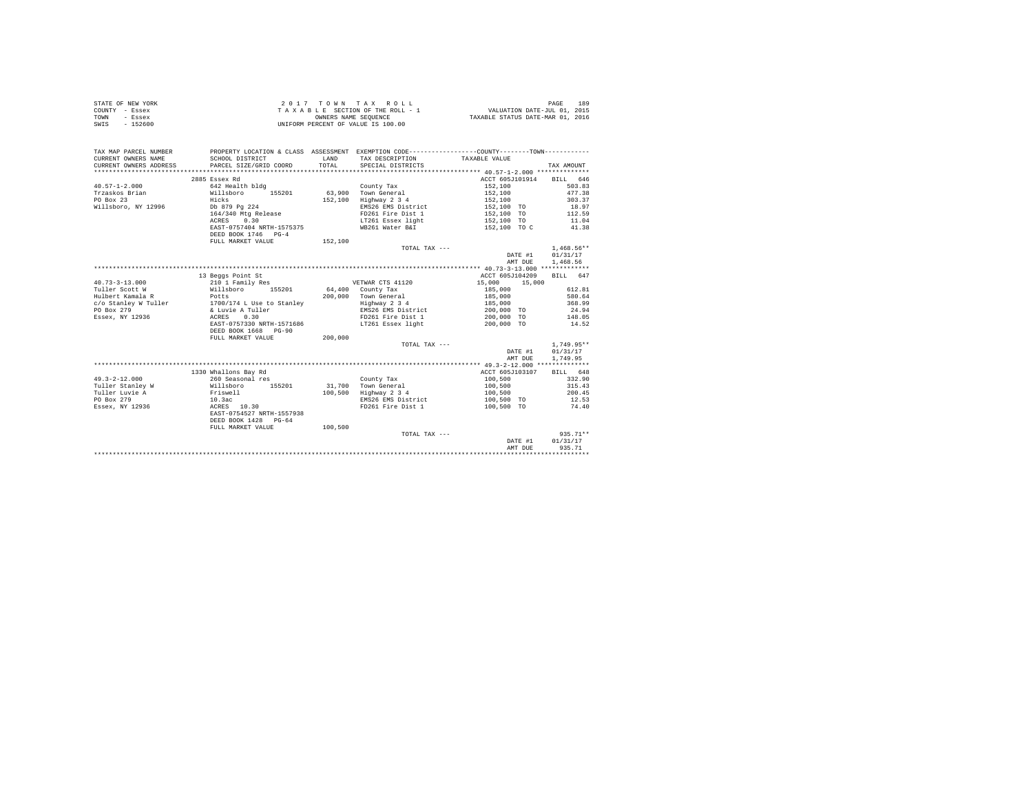STATE OF NEW YORK — 2017 TOWN TAX ROLL
COUNTY - Essex — TAXABLE SECTION OF THE ROLL - 1 — VALUATION DATE-JUL 01, 2015
TOWN - Essex — OWNERS NAME SEQUENCE — TAXABLE STATUS DATE-MAR 01, 2016
SWIS - 152600 — UNIFORM PERCENT OF VALUE IS 100.00

| TAX MAP PARCEL NUMBER / CURRENT OWNERS NAME / CURRENT OWNERS ADDRESS | PROPERTY LOCATION & CLASS / SCHOOL DISTRICT / PARCEL SIZE/GRID COORD | ASSESSMENT LAND / TOTAL | EXEMPTION CODE / TAX DESCRIPTION / SPECIAL DISTRICTS | COUNTY / TOWN TAXABLE VALUE | TAX AMOUNT |
|---|---|---|---|---|---|
| **40.57-1-2.000** | 2885 Essex Rd | | | ACCT 605J101914 | BILL 646 |
| 40.57-1-2.000 | 642 Health bldg | | County Tax | 152,100 | 503.83 |
| Trzaskos Brian | Willsboro 155201 | 63,900 | Town General | 152,100 | 477.38 |
| PO Box 23 | Hicks | 152,100 | Highway 2 3 4 | 152,100 | 303.37 |
| Willsboro, NY 12996 | Db 879 Pg 224 | | EMS26 EMS District | 152,100 TO | 18.97 |
| | 164/340 Mtg Release | | FD261 Fire Dist 1 | 152,100 TO | 112.59 |
| | ACRES 0.30 | | LT261 Essex light | 152,100 TO | 11.04 |
| | EAST-0757404 NRTH-1575375 | | WB261 Water B&I | 152,100 TO C | 41.38 |
| | DEED BOOK 1746 PG-4 | | | | |
| | FULL MARKET VALUE | 152,100 | | | |
| | | | TOTAL TAX --- | | 1,468.56** |
| | | | | DATE #1 | 01/31/17 |
| | | | | AMT DUE | 1,468.56 |
| **40.73-3-13.000** | 13 Beggs Point St | | | ACCT 605J104209 | BILL 647 |
| 40.73-3-13.000 | 210 1 Family Res | | VETWAR CTS 41120 | 15,000 15,000 | |
| Tuller Scott W | Willsboro 155201 | 64,400 | County Tax | 185,000 | 612.81 |
| Hulbert Kamala R | Potts | 200,000 | Town General | 185,000 | 580.64 |
| c/o Stanley W Tuller | 1700/174 L Use to Stanley | | Highway 2 3 4 | 185,000 | 368.99 |
| PO Box 279 | & Luvie A Tuller | | EMS26 EMS District | 200,000 TO | 24.94 |
| Essex, NY 12936 | ACRES 0.30 | | FD261 Fire Dist 1 | 200,000 TO | 148.05 |
| | EAST-0757330 NRTH-1571686 | | LT261 Essex light | 200,000 TO | 14.52 |
| | DEED BOOK 1668 PG-90 | | | | |
| | FULL MARKET VALUE | 200,000 | | | |
| | | | TOTAL TAX --- | | 1,749.95** |
| | | | | DATE #1 | 01/31/17 |
| | | | | AMT DUE | 1,749.95 |
| **49.3-2-12.000** | 1330 Whallons Bay Rd | | | ACCT 605J103107 | BILL 648 |
| 49.3-2-12.000 | 260 Seasonal res | | County Tax | 100,500 | 332.90 |
| Tuller Stanley W | Willsboro 155201 | 31,700 | Town General | 100,500 | 315.43 |
| Tuller Luvie A | Friswell | 100,500 | Highway 2 3 4 | 100,500 | 200.45 |
| PO Box 279 | 10.3ac | | EMS26 EMS District | 100,500 TO | 12.53 |
| Essex, NY 12936 | ACRES 10.30 | | FD261 Fire Dist 1 | 100,500 TO | 74.40 |
| | EAST-0754527 NRTH-1557938 | | | | |
| | DEED BOOK 1428 PG-64 | | | | |
| | FULL MARKET VALUE | 100,500 | | | |
| | | | TOTAL TAX --- | | 935.71** |
| | | | | DATE #1 | 01/31/17 |
| | | | | AMT DUE | 935.71 |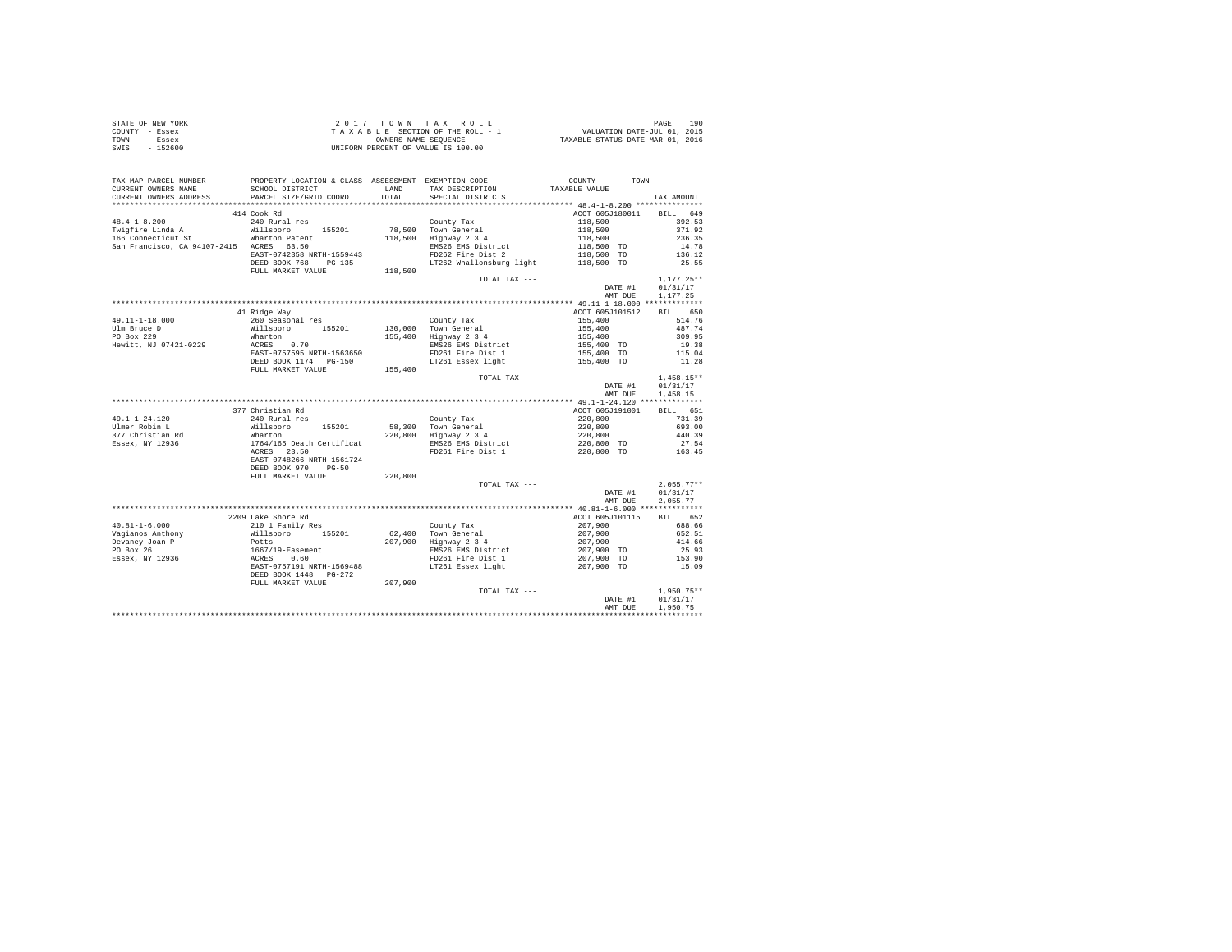STATE OF NEW YORK
COUNTY - Essex
TOWN - Essex
SWIS - 152600

2 0 1 7 T O W N T A X R O L L
T A X A B L E SECTION OF THE ROLL - 1
OWNERS NAME SEQUENCE
UNIFORM PERCENT OF VALUE IS 100.00

VALUATION DATE-JUL 01, 2015
TAXABLE STATUS DATE-MAR 01, 2016

| TAX MAP PARCEL NUMBER / CURRENT OWNERS NAME / CURRENT OWNERS ADDRESS | PROPERTY LOCATION & CLASS / SCHOOL DISTRICT / PARCEL SIZE/GRID COORD | ASSESSMENT LAND / TOTAL | EXEMPTION CODE / TAX DESCRIPTION / SPECIAL DISTRICTS | COUNTY--------TOWN TAXABLE VALUE | TAX AMOUNT |
|---|---|---|---|---|---|
| 48.4-1-8.200 | 414 Cook Rd | | | ACCT 605J180011 | BILL 649 |
| 48.4-1-8.200 | 240 Rural res | | County Tax | 118,500 | 392.53 |
| Twigfire Linda A | Willsboro 155201 | 78,500 | Town General | 118,500 | 371.92 |
| 166 Connecticut St | Wharton Patent | 118,500 | Highway 2 3 4 | 118,500 | 236.35 |
| San Francisco, CA 94107-2415 | ACRES 63.50 | | EMS26 EMS District | 118,500 TO | 14.78 |
| | EAST-0742358 NRTH-1559443 | | FD262 Fire Dist 2 | 118,500 TO | 136.12 |
| | DEED BOOK 768 PG-135 | | LT262 Whallonsburg light | 118,500 TO | 25.55 |
| | FULL MARKET VALUE | 118,500 | | | |
| | | | TOTAL TAX --- | | 1,177.25** |
| | | | | DATE #1 | 01/31/17 |
| | | | | AMT DUE | 1,177.25 |
| 49.11-1-18.000 | 41 Ridge Way | | | ACCT 605J101512 | BILL 650 |
| 49.11-1-18.000 | 260 Seasonal res | | County Tax | 155,400 | 514.76 |
| Ulm Bruce D | Willsboro 155201 | 130,000 | Town General | 155,400 | 487.74 |
| PO Box 229 | Wharton | 155,400 | Highway 2 3 4 | 155,400 | 309.95 |
| Hewitt, NJ 07421-0229 | ACRES 0.70 | | EMS26 EMS District | 155,400 TO | 19.38 |
| | EAST-0757595 NRTH-1563650 | | FD261 Fire Dist 1 | 155,400 TO | 115.04 |
| | DEED BOOK 1174 PG-150 | | LT261 Essex light | 155,400 TO | 11.28 |
| | FULL MARKET VALUE | 155,400 | | | |
| | | | TOTAL TAX --- | | 1,458.15** |
| | | | | DATE #1 | 01/31/17 |
| | | | | AMT DUE | 1,458.15 |
| 49.1-1-24.120 | 377 Christian Rd | | | ACCT 605J191001 | BILL 651 |
| 49.1-1-24.120 | 240 Rural res | | County Tax | 220,800 | 731.39 |
| Ulmer Robin L | Willsboro 155201 | 58,300 | Town General | 220,800 | 693.00 |
| 377 Christian Rd | Wharton | 220,800 | Highway 2 3 4 | 220,800 | 440.39 |
| Essex, NY 12936 | 1764/165 Death Certificat | | EMS26 EMS District | 220,800 TO | 27.54 |
| | ACRES 23.50 | | FD261 Fire Dist 1 | 220,800 TO | 163.45 |
| | EAST-0748266 NRTH-1561724 | | | | |
| | DEED BOOK 970 PG-50 | | | | |
| | FULL MARKET VALUE | 220,800 | | | |
| | | | TOTAL TAX --- | | 2,055.77** |
| | | | | DATE #1 | 01/31/17 |
| | | | | AMT DUE | 2,055.77 |
| 40.81-1-6.000 | 2209 Lake Shore Rd | | | ACCT 605J101115 | BILL 652 |
| 40.81-1-6.000 | 210 1 Family Res | | County Tax | 207,900 | 688.66 |
| Vagianos Anthony | Willsboro 155201 | 62,400 | Town General | 207,900 | 652.51 |
| Devaney Joan P | Potts | 207,900 | Highway 2 3 4 | 207,900 | 414.66 |
| PO Box 26 | 1667/19-Easement | | EMS26 EMS District | 207,900 TO | 25.93 |
| Essex, NY 12936 | ACRES 0.60 | | FD261 Fire Dist 1 | 207,900 TO | 153.90 |
| | EAST-0757191 NRTH-1569488 | | LT261 Essex light | 207,900 TO | 15.09 |
| | DEED BOOK 1448 PG-272 | | | | |
| | FULL MARKET VALUE | 207,900 | | | |
| | | | TOTAL TAX --- | | 1,950.75** |
| | | | | DATE #1 | 01/31/17 |
| | | | | AMT DUE | 1,950.75 |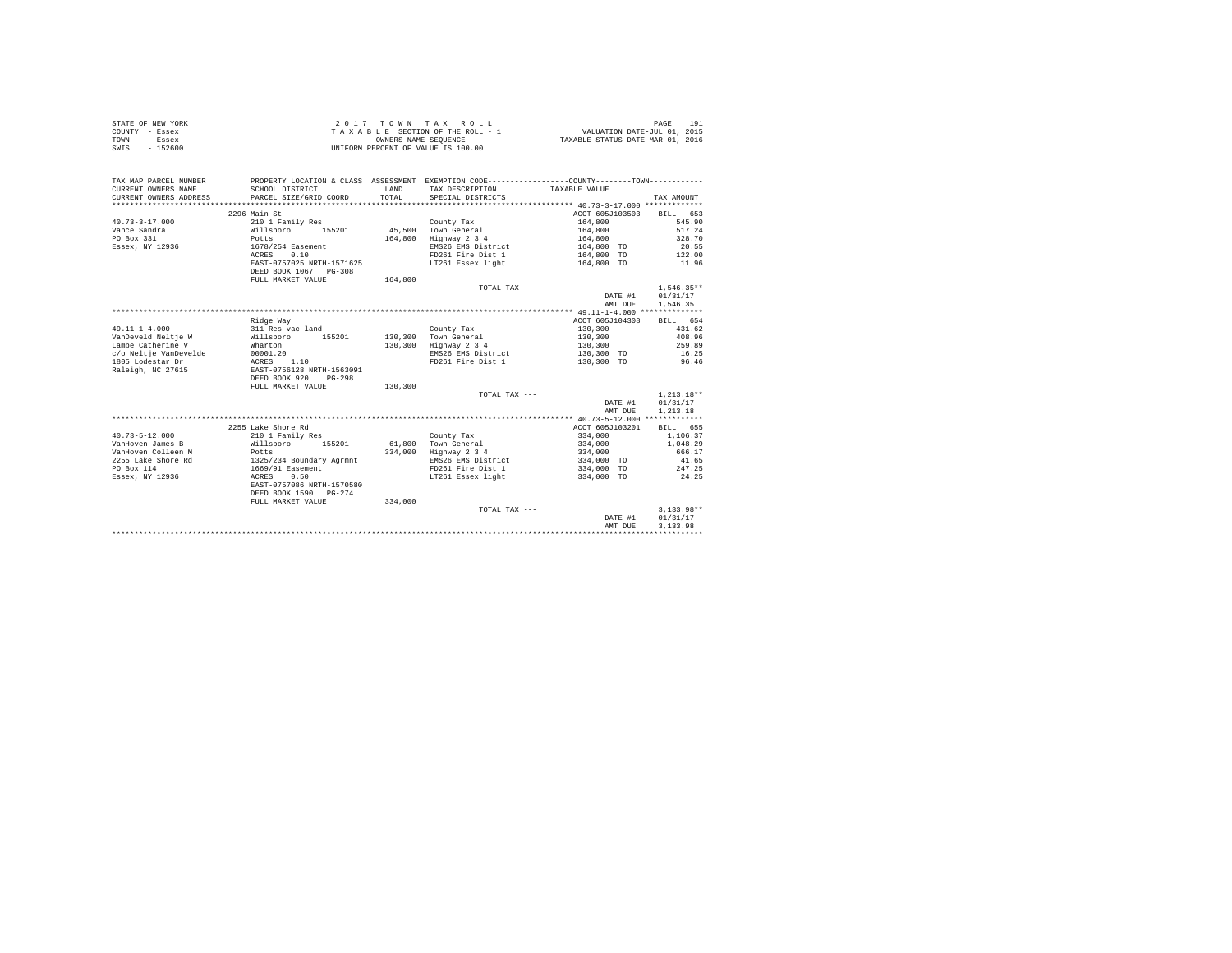STATE OF NEW YORK
COUNTY - Essex
TOWN - Essex
SWIS - 152600

2 0 1 7 T O W N T A X R O L L
T A X A B L E SECTION OF THE ROLL - 1
OWNERS NAME SEQUENCE
UNIFORM PERCENT OF VALUE IS 100.00

VALUATION DATE-JUL 01, 2015
TAXABLE STATUS DATE-MAR 01, 2016

| TAX MAP PARCEL NUMBER / CURRENT OWNERS NAME / CURRENT OWNERS ADDRESS | PROPERTY LOCATION & CLASS / SCHOOL DISTRICT / PARCEL SIZE/GRID COORD | ASSESSMENT LAND / TOTAL | EXEMPTION CODE / TAX DESCRIPTION / SPECIAL DISTRICTS | TAXABLE VALUE (COUNTY / TOWN) | TAX AMOUNT |
|---|---|---|---|---|---|
| **40.73-3-17.000** | 2296 Main St | | | ACCT 605J103503 | BILL 653 |
| Vance Sandra | 210 1 Family Res | | County Tax | 164,800 | 545.90 |
| PO Box 331 | Willsboro 155201 | 45,500 | Town General | 164,800 | 517.24 |
| Essex, NY 12936 | Potts | 164,800 | Highway 2 3 4 | 164,800 | 328.70 |
| | 1678/254 Easement | | EMS26 EMS District | 164,800 TO | 20.55 |
| | ACRES 0.10 | | FD261 Fire Dist 1 | 164,800 TO | 122.00 |
| | EAST-0757025 NRTH-1571625 | | LT261 Essex light | 164,800 TO | 11.96 |
| | DEED BOOK 1067 PG-308 | | | | |
| | FULL MARKET VALUE | 164,800 | | | |
| | | | TOTAL TAX --- | | 1,546.35** |
| | | | | DATE #1 | 01/31/17 |
| | | | | AMT DUE | 1,546.35 |
| **49.11-1-4.000** | Ridge Way | | | ACCT 605J104308 | BILL 654 |
| VanDeveld Neltje W | 311 Res vac land | | County Tax | 130,300 | 431.62 |
| Lambe Catherine V | Willsboro 155201 | 130,300 | Town General | 130,300 | 408.96 |
| c/o Neltje VanDevelde | Wharton | 130,300 | Highway 2 3 4 | 130,300 | 259.89 |
| 1805 Lodestar Dr | 00001.20 | | EMS26 EMS District | 130,300 TO | 16.25 |
| Raleigh, NC 27615 | ACRES 1.10 | | FD261 Fire Dist 1 | 130,300 TO | 96.46 |
| | EAST-0756128 NRTH-1563091 | | | | |
| | DEED BOOK 920 PG-298 | | | | |
| | FULL MARKET VALUE | 130,300 | | | |
| | | | TOTAL TAX --- | | 1,213.18** |
| | | | | DATE #1 | 01/31/17 |
| | | | | AMT DUE | 1,213.18 |
| **40.73-5-12.000** | 2255 Lake Shore Rd | | | ACCT 605J103201 | BILL 655 |
| VanHoven James B | 210 1 Family Res | | County Tax | 334,000 | 1,106.37 |
| VanHoven Colleen M | Willsboro 155201 | 61,800 | Town General | 334,000 | 1,048.29 |
| 2255 Lake Shore Rd | Potts | 334,000 | Highway 2 3 4 | 334,000 | 666.17 |
| PO Box 114 | 1325/234 Boundary Agrmnt | | EMS26 EMS District | 334,000 TO | 41.65 |
| Essex, NY 12936 | 1669/91 Easement | | FD261 Fire Dist 1 | 334,000 TO | 247.25 |
| | ACRES 0.50 | | LT261 Essex light | 334,000 TO | 24.25 |
| | EAST-0757086 NRTH-1570580 | | | | |
| | DEED BOOK 1590 PG-274 | | | | |
| | FULL MARKET VALUE | 334,000 | | | |
| | | | TOTAL TAX --- | | 3,133.98** |
| | | | | DATE #1 | 01/31/17 |
| | | | | AMT DUE | 3,133.98 |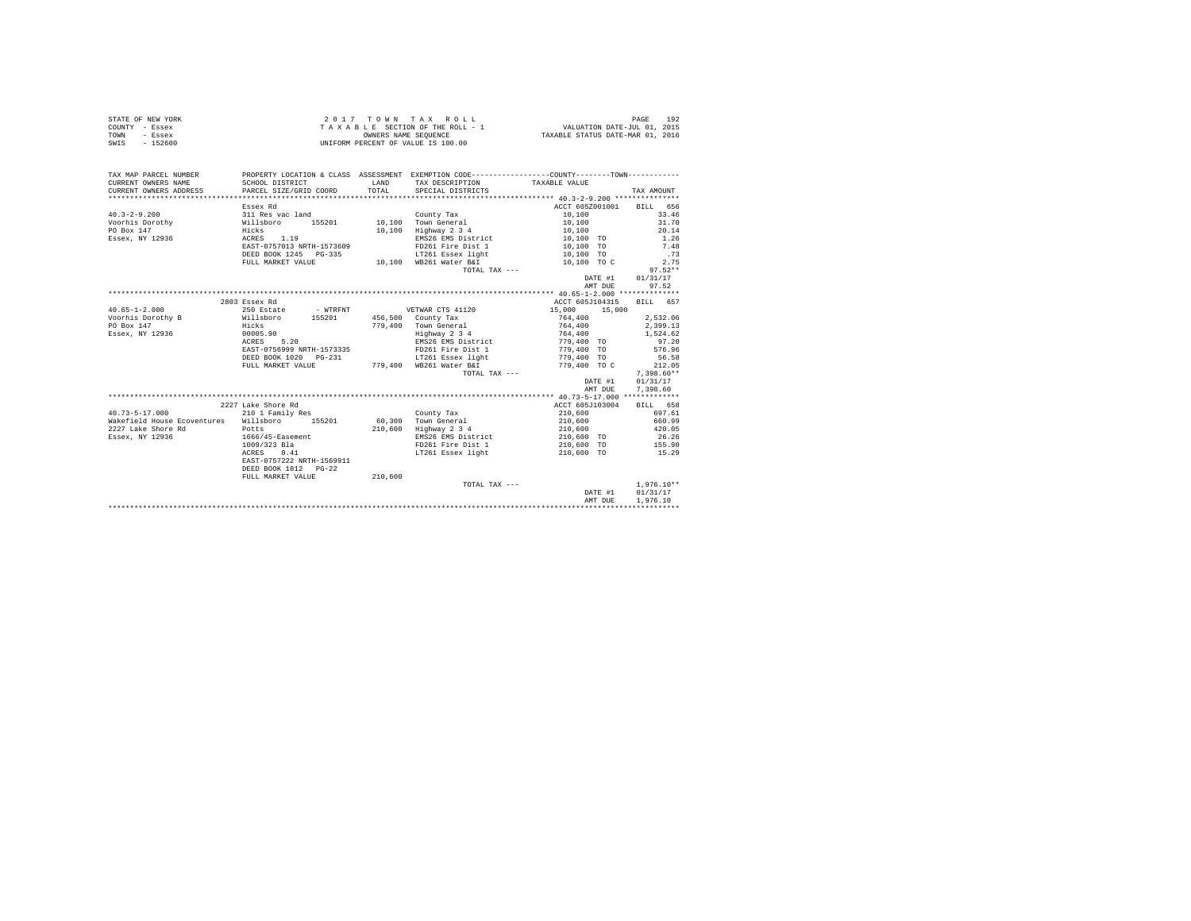STATE OF NEW YORK
COUNTY - Essex
TOWN - Essex
SWIS - 152600

2 0 1 7 T O W N T A X R O L L
T A X A B L E SECTION OF THE ROLL - 1
OWNERS NAME SEQUENCE
UNIFORM PERCENT OF VALUE IS 100.00

VALUATION DATE-JUL 01, 2015
TAXABLE STATUS DATE-MAR 01, 2016

```
TAX MAP PARCEL NUMBER        PROPERTY LOCATION & CLASS  ASSESSMENT  EXEMPTION CODE-----------------COUNTY--------TOWN-----------
CURRENT OWNERS NAME          SCHOOL DISTRICT               LAND      TAX DESCRIPTION            TAXABLE VALUE
CURRENT OWNERS ADDRESS       PARCEL SIZE/GRID COORD        TOTAL     SPECIAL DISTRICTS                                   TAX AMOUNT
*********************************************************************************************** 40.3-2-9.200 ***************
                             Essex Rd                                                           ACCT 605Z001001    BILL  656
40.3-2-9.200                 311 Res vac land                        County Tax                   10,100                33.46
Voorhis Dorothy              Willsboro      155201        10,100     Town General                 10,100                31.70
PO Box 147                   Hicks                        10,100     Highway 2 3 4                10,100                20.14
Essex, NY 12936              ACRES    1.19                           EMS26 EMS District           10,100 TO              1.26
                             EAST-0757013 NRTH-1573609               FD261 Fire Dist 1            10,100 TO              7.48
                             DEED BOOK 1245   PG-335                 LT261 Essex light            10,100 TO               .73
                             FULL MARKET VALUE            10,100     WB261 Water B&I              10,100 TO C            2.75
                                                                             TOTAL TAX ---                              97.52**
                                                                                                DATE #1           01/31/17
                                                                                                AMT DUE              97.52
*********************************************************************************************** 40.65-1-2.000 **************
                             2803 Essex Rd                                                      ACCT 605J104315    BILL  657
40.65-1-2.000                250 Estate      - WTRFNT                VETWAR CTS 41120             15,000     15,000
Voorhis Dorothy B            Willsboro      155201       456,500     County Tax                  764,400             2,532.06
PO Box 147                   Hicks                       779,400     Town General                764,400             2,399.13
Essex, NY 12936              00005.90                                Highway 2 3 4               764,400             1,524.62
                             ACRES    5.20                           EMS26 EMS District          779,400 TO             97.20
                             EAST-0756999 NRTH-1573335               FD261 Fire Dist 1           779,400 TO            576.96
                             DEED BOOK 1020   PG-231                 LT261 Essex light           779,400 TO             56.58
                             FULL MARKET VALUE           779,400     WB261 Water B&I             779,400 TO C          212.05
                                                                             TOTAL TAX ---                           7,398.60**
                                                                                                DATE #1           01/31/17
                                                                                                AMT DUE           7,398.60
*********************************************************************************************** 40.73-5-17.000 *************
                             2227 Lake Shore Rd                                                 ACCT 605J103004    BILL  658
40.73-5-17.000               210 1 Family Res                        County Tax                  210,600               697.61
Wakefield House Ecoventures  Willsboro      155201        60,300     Town General                210,600               660.99
2227 Lake Shore Rd           Potts                       210,600     Highway 2 3 4               210,600               420.05
Essex, NY 12936              1666/45-Easement                        EMS26 EMS District          210,600 TO             26.26
                             1009/323 Bla                            FD261 Fire Dist 1           210,600 TO            155.90
                             ACRES    0.41                           LT261 Essex light           210,600 TO             15.29
                             EAST-0757222 NRTH-1569911
                             DEED BOOK 1812   PG-22
                             FULL MARKET VALUE           210,600
                                                                             TOTAL TAX ---                           1,976.10**
                                                                                                DATE #1           01/31/17
                                                                                                AMT DUE           1,976.10
****************************************************************************************************************************
```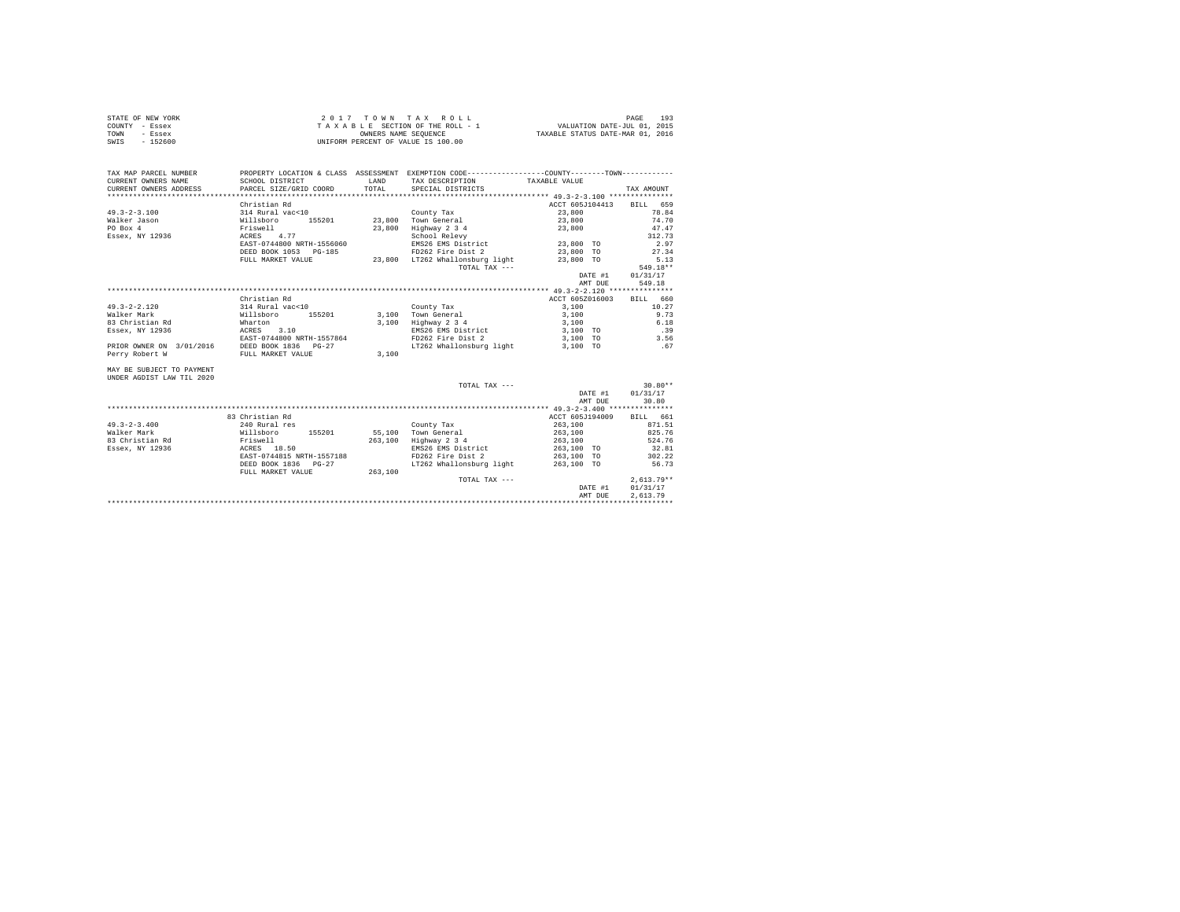STATE OF NEW YORK
COUNTY - Essex
TOWN - Essex
SWIS - 152600

2 0 1 7 T O W N T A X R O L L
T A X A B L E SECTION OF THE ROLL - 1
OWNERS NAME SEQUENCE
UNIFORM PERCENT OF VALUE IS 100.00

VALUATION DATE-JUL 01, 2015
TAXABLE STATUS DATE-MAR 01, 2016

| TAX MAP PARCEL NUMBER / CURRENT OWNERS NAME / CURRENT OWNERS ADDRESS | PROPERTY LOCATION & CLASS / SCHOOL DISTRICT / PARCEL SIZE/GRID COORD | ASSESSMENT LAND / TOTAL | EXEMPTION CODE / TAX DESCRIPTION / SPECIAL DISTRICTS | COUNTY / TOWN TAXABLE VALUE | TAX AMOUNT |
|---|---|---|---|---|---|
| 49.3-2-3.100 | Christian Rd | | | ACCT 605J104413 | BILL 659 |
| 49.3-2-3.100 | 314 Rural vac<10 | | County Tax | 23,800 | 78.84 |
| Walker Jason | Willsboro 155201 | 23,800 | Town General | 23,800 | 74.70 |
| PO Box 4 | Friswell | 23,800 | Highway 2 3 4 | 23,800 | 47.47 |
| Essex, NY 12936 | ACRES 4.77 | | School Relevy | | 312.73 |
| | EAST-0744800 NRTH-1556060 | | EMS26 EMS District | 23,800 TO | 2.97 |
| | DEED BOOK 1053 PG-185 | | FD262 Fire Dist 2 | 23,800 TO | 27.34 |
| | FULL MARKET VALUE | 23,800 | LT262 Whallonsburg light | 23,800 TO | 5.13 |
| | | | TOTAL TAX --- | | 549.18** |
| | | | | DATE #1 | 01/31/17 |
| | | | | AMT DUE | 549.18 |
| 49.3-2-2.120 | Christian Rd | | | ACCT 605Z016003 | BILL 660 |
| 49.3-2-2.120 | 314 Rural vac<10 | | County Tax | 3,100 | 10.27 |
| Walker Mark | Willsboro 155201 | 3,100 | Town General | 3,100 | 9.73 |
| 83 Christian Rd | Wharton | 3,100 | Highway 2 3 4 | 3,100 | 6.18 |
| Essex, NY 12936 | ACRES 3.10 | | EMS26 EMS District | 3,100 TO | .39 |
| | EAST-0744800 NRTH-1557864 | | FD262 Fire Dist 2 | 3,100 TO | 3.56 |
| PRIOR OWNER ON 3/01/2016 | DEED BOOK 1836 PG-27 | | LT262 Whallonsburg light | 3,100 TO | .67 |
| Perry Robert W | FULL MARKET VALUE | 3,100 | | | |
| MAY BE SUBJECT TO PAYMENT UNDER AGDIST LAW TIL 2020 | | | | | |
| | | | TOTAL TAX --- | | 30.80** |
| | | | | DATE #1 | 01/31/17 |
| | | | | AMT DUE | 30.80 |
| 49.3-2-3.400 | 83 Christian Rd | | | ACCT 605J194009 | BILL 661 |
| 49.3-2-3.400 | 240 Rural res | | County Tax | 263,100 | 871.51 |
| Walker Mark | Willsboro 155201 | 55,100 | Town General | 263,100 | 825.76 |
| 83 Christian Rd | Friswell | 263,100 | Highway 2 3 4 | 263,100 | 524.76 |
| Essex, NY 12936 | ACRES 18.50 | | EMS26 EMS District | 263,100 TO | 32.81 |
| | EAST-0744815 NRTH-1557188 | | FD262 Fire Dist 2 | 263,100 TO | 302.22 |
| | DEED BOOK 1836 PG-27 | | LT262 Whallonsburg light | 263,100 TO | 56.73 |
| | FULL MARKET VALUE | 263,100 | | | |
| | | | TOTAL TAX --- | | 2,613.79** |
| | | | | DATE #1 | 01/31/17 |
| | | | | AMT DUE | 2,613.79 |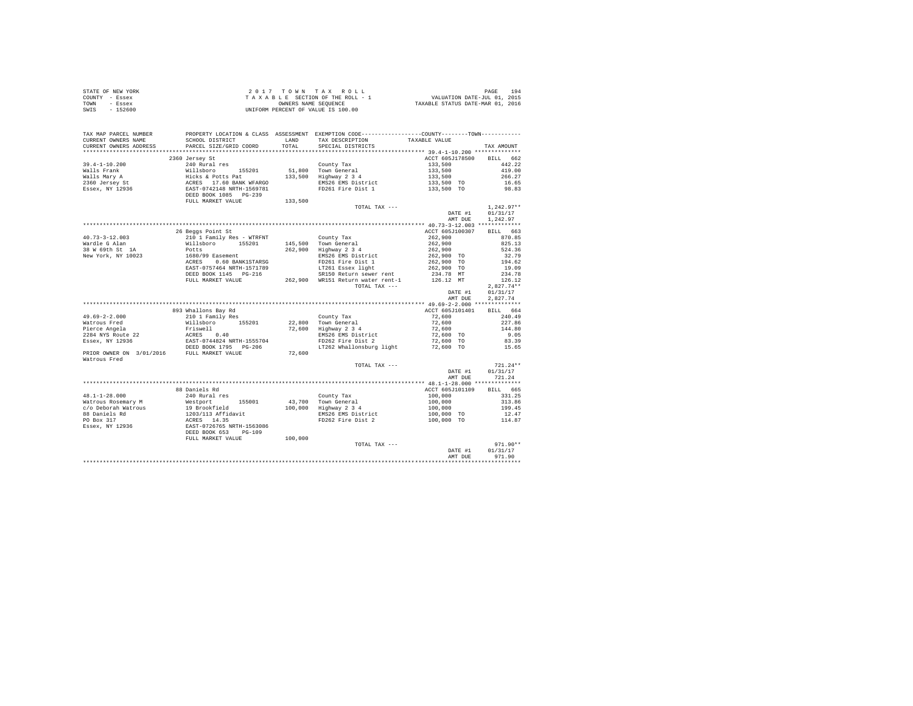STATE OF NEW YORK
COUNTY - Essex
TOWN - Essex
SWIS - 152600

2 0 1 7 T O W N T A X R O L L
T A X A B L E SECTION OF THE ROLL - 1
OWNERS NAME SEQUENCE
UNIFORM PERCENT OF VALUE IS 100.00

VALUATION DATE-JUL 01, 2015
TAXABLE STATUS DATE-MAR 01, 2016

| TAX MAP PARCEL NUMBER / CURRENT OWNERS NAME / CURRENT OWNERS ADDRESS | PROPERTY LOCATION & CLASS / SCHOOL DISTRICT / PARCEL SIZE/GRID COORD | ASSESSMENT LAND / TOTAL | EXEMPTION CODE / TAX DESCRIPTION / SPECIAL DISTRICTS | TAXABLE VALUE | TAX AMOUNT |
|---|---|---|---|---|---|
| **39.4-1-10.200** | 2360 Jersey St | | | ACCT 605J178500 | BILL 662 |
| 39.4-1-10.200 | 240 Rural res | | County Tax | 133,500 | 442.22 |
| Walls Frank | Willsboro 155201 | 51,800 | Town General | 133,500 | 419.00 |
| Walls Mary A | Hicks & Potts Pat | 133,500 | Highway 2 3 4 | 133,500 | 266.27 |
| 2360 Jersey St | ACRES 17.60 BANK WFARGO | | EMS26 EMS District | 133,500 TO | 16.65 |
| Essex, NY 12936 | EAST-0742148 NRTH-1569781 | | FD261 Fire Dist 1 | 133,500 TO | 98.83 |
| | DEED BOOK 1085 PG-239 | | | | |
| | FULL MARKET VALUE | 133,500 | | | |
| | | | TOTAL TAX --- | | 1,242.97** |
| | | | | DATE #1 | 01/31/17 |
| | | | | AMT DUE | 1,242.97 |
| **40.73-3-12.003** | 26 Beggs Point St | | | ACCT 605J100307 | BILL 663 |
| 40.73-3-12.003 | 210 1 Family Res - WTRFNT | | County Tax | 262,900 | 870.85 |
| Wardle G Alan | Willsboro 155201 | 145,500 | Town General | 262,900 | 825.13 |
| 38 W 69th St 1A | Potts | 262,900 | Highway 2 3 4 | 262,900 | 524.36 |
| New York, NY 10023 | 1680/99 Easement | | EMS26 EMS District | 262,900 TO | 32.79 |
| | ACRES 0.60 BANK1STARSG | | FD261 Fire Dist 1 | 262,900 TO | 194.62 |
| | EAST-0757464 NRTH-1571789 | | LT261 Essex light | 262,900 TO | 19.09 |
| | DEED BOOK 1145 PG-216 | | SR150 Return sewer rent | 234.78 MT | 234.78 |
| | FULL MARKET VALUE | 262,900 | WR151 Return water rent-1 | 126.12 MT | 126.12 |
| | | | TOTAL TAX --- | | 2,827.74** |
| | | | | DATE #1 | 01/31/17 |
| | | | | AMT DUE | 2,827.74 |
| **49.69-2-2.000** | 893 Whallons Bay Rd | | | ACCT 605J101401 | BILL 664 |
| 49.69-2-2.000 | 210 1 Family Res | | County Tax | 72,600 | 240.49 |
| Watrous Fred | Willsboro 155201 | 22,800 | Town General | 72,600 | 227.86 |
| Pierce Angela | Friswell | 72,600 | Highway 2 3 4 | 72,600 | 144.80 |
| 2284 NYS Route 22 | ACRES 0.40 | | EMS26 EMS District | 72,600 TO | 9.05 |
| Essex, NY 12936 | EAST-0744824 NRTH-1555704 | | FD262 Fire Dist 2 | 72,600 TO | 83.39 |
| | DEED BOOK 1795 PG-206 | | LT262 Whallonsburg light | 72,600 TO | 15.65 |
| PRIOR OWNER ON 3/01/2016 | FULL MARKET VALUE | 72,600 | | | |
| Watrous Fred | | | | | |
| | | | TOTAL TAX --- | | 721.24** |
| | | | | DATE #1 | 01/31/17 |
| | | | | AMT DUE | 721.24 |
| **48.1-1-28.000** | 88 Daniels Rd | | | ACCT 605J101109 | BILL 665 |
| 48.1-1-28.000 | 240 Rural res | | County Tax | 100,000 | 331.25 |
| Watrous Rosemary M | Westport 155001 | 43,700 | Town General | 100,000 | 313.86 |
| c/o Deborah Watrous | 19 Brookfield | 100,000 | Highway 2 3 4 | 100,000 | 199.45 |
| 88 Daniels Rd | 1203/113 Affidavit | | EMS26 EMS District | 100,000 TO | 12.47 |
| PO Box 317 | ACRES 14.35 | | FD262 Fire Dist 2 | 100,000 TO | 114.87 |
| Essex, NY 12936 | EAST-0726765 NRTH-1563086 | | | | |
| | DEED BOOK 653 PG-109 | | | | |
| | FULL MARKET VALUE | 100,000 | | | |
| | | | TOTAL TAX --- | | 971.90** |
| | | | | DATE #1 | 01/31/17 |
| | | | | AMT DUE | 971.90 |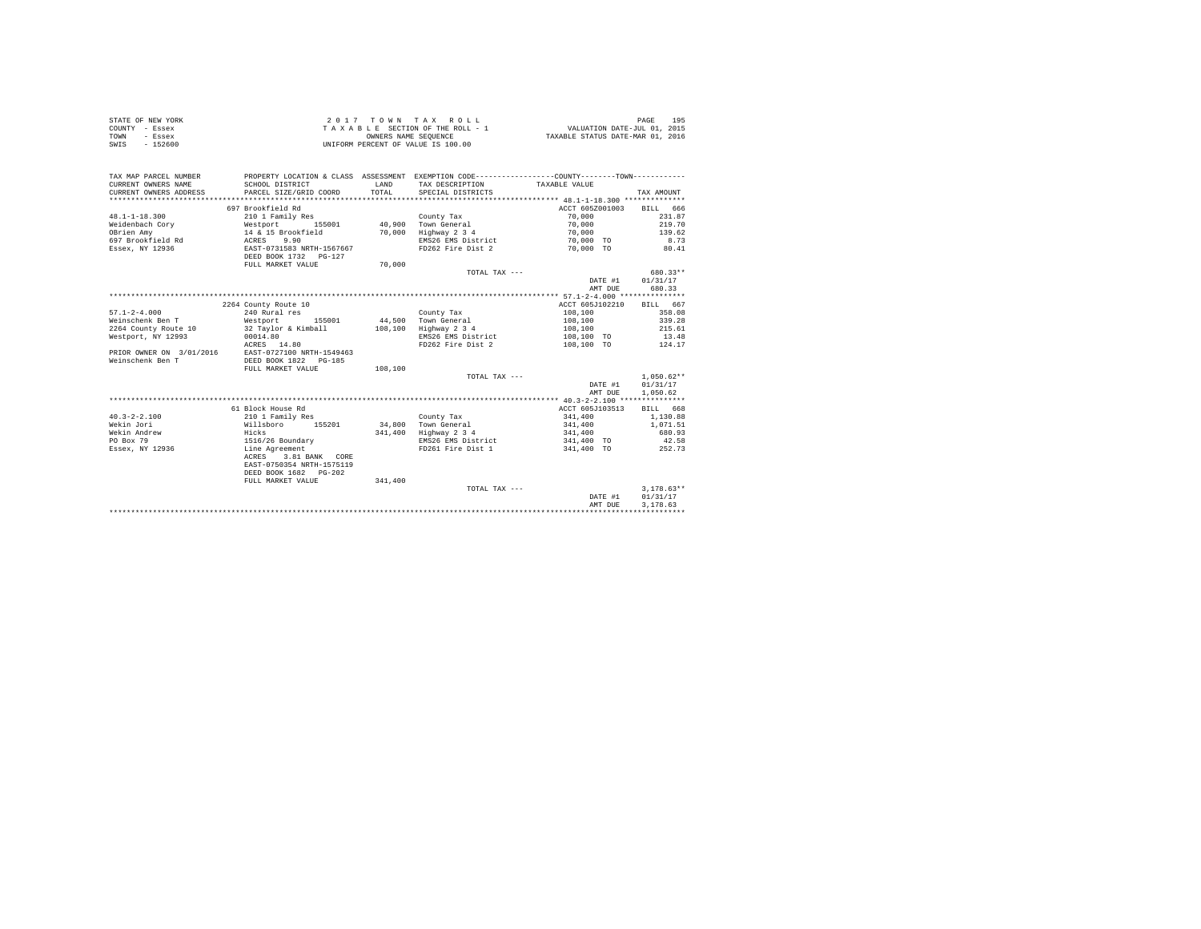STATE OF NEW YORK
COUNTY - Essex
TOWN - Essex
SWIS - 152600

2 0 1 7 T O W N T A X R O L L
T A X A B L E SECTION OF THE ROLL - 1
OWNERS NAME SEQUENCE
UNIFORM PERCENT OF VALUE IS 100.00

VALUATION DATE-JUL 01, 2015
TAXABLE STATUS DATE-MAR 01, 2016

| TAX MAP PARCEL NUMBER / CURRENT OWNERS NAME / CURRENT OWNERS ADDRESS | PROPERTY LOCATION & CLASS / SCHOOL DISTRICT / PARCEL SIZE/GRID COORD | ASSESSMENT LAND / TOTAL | EXEMPTION CODE / TAX DESCRIPTION / SPECIAL DISTRICTS | COUNTY--------TOWN / TAXABLE VALUE | TAX AMOUNT |
|---|---|---|---|---|---|
| 48.1-1-18.300 | 697 Brookfield Rd | | | ACCT 605Z001003 | BILL 666 |
| Weidenbach Cory | 210 1 Family Res | | County Tax | 70,000 | 231.87 |
| OBrien Amy | Westport 155001 | 40,900 | Town General | 70,000 | 219.70 |
| 697 Brookfield Rd | 14 & 15 Brookfield | 70,000 | Highway 2 3 4 | 70,000 | 139.62 |
| Essex, NY 12936 | ACRES 9.90 | | EMS26 EMS District | 70,000 TO | 8.73 |
| | EAST-0731583 NRTH-1567667 | | FD262 Fire Dist 2 | 70,000 TO | 80.41 |
| | DEED BOOK 1732 PG-127 | | | | |
| | FULL MARKET VALUE | 70,000 | | | |
| | | | TOTAL TAX --- | | 680.33** |
| | | | | DATE #1 | 01/31/17 |
| | | | | AMT DUE | 680.33 |
| 57.1-2-4.000 | 2264 County Route 10 | | | ACCT 605J102210 | BILL 667 |
| Weinschenk Ben T | 240 Rural res | | County Tax | 108,100 | 358.08 |
| 2264 County Route 10 | Westport 155001 | 44,500 | Town General | 108,100 | 339.28 |
| Westport, NY 12993 | 32 Taylor & Kimball | 108,100 | Highway 2 3 4 | 108,100 | 215.61 |
| | 00014.80 | | EMS26 EMS District | 108,100 TO | 13.48 |
| | ACRES 14.80 | | FD262 Fire Dist 2 | 108,100 TO | 124.17 |
| PRIOR OWNER ON 3/01/2016 | EAST-0727100 NRTH-1549463 | | | | |
| Weinschenk Ben T | DEED BOOK 1822 PG-185 | | | | |
| | FULL MARKET VALUE | 108,100 | | | |
| | | | TOTAL TAX --- | | 1,050.62** |
| | | | | DATE #1 | 01/31/17 |
| | | | | AMT DUE | 1,050.62 |
| 40.3-2-2.100 | 61 Block House Rd | | | ACCT 605J103513 | BILL 668 |
| Wekin Jori | 210 1 Family Res | | County Tax | 341,400 | 1,130.88 |
| Wekin Andrew | Willsboro 155201 | 34,800 | Town General | 341,400 | 1,071.51 |
| PO Box 79 | Hicks | 341,400 | Highway 2 3 4 | 341,400 | 680.93 |
| Essex, NY 12936 | 1516/26 Boundary | | EMS26 EMS District | 341,400 TO | 42.58 |
| | Line Agreement | | FD261 Fire Dist 1 | 341,400 TO | 252.73 |
| | ACRES 3.81 BANK CORE | | | | |
| | EAST-0750354 NRTH-1575119 | | | | |
| | DEED BOOK 1682 PG-202 | | | | |
| | FULL MARKET VALUE | 341,400 | | | |
| | | | TOTAL TAX --- | | 3,178.63** |
| | | | | DATE #1 | 01/31/17 |
| | | | | AMT DUE | 3,178.63 |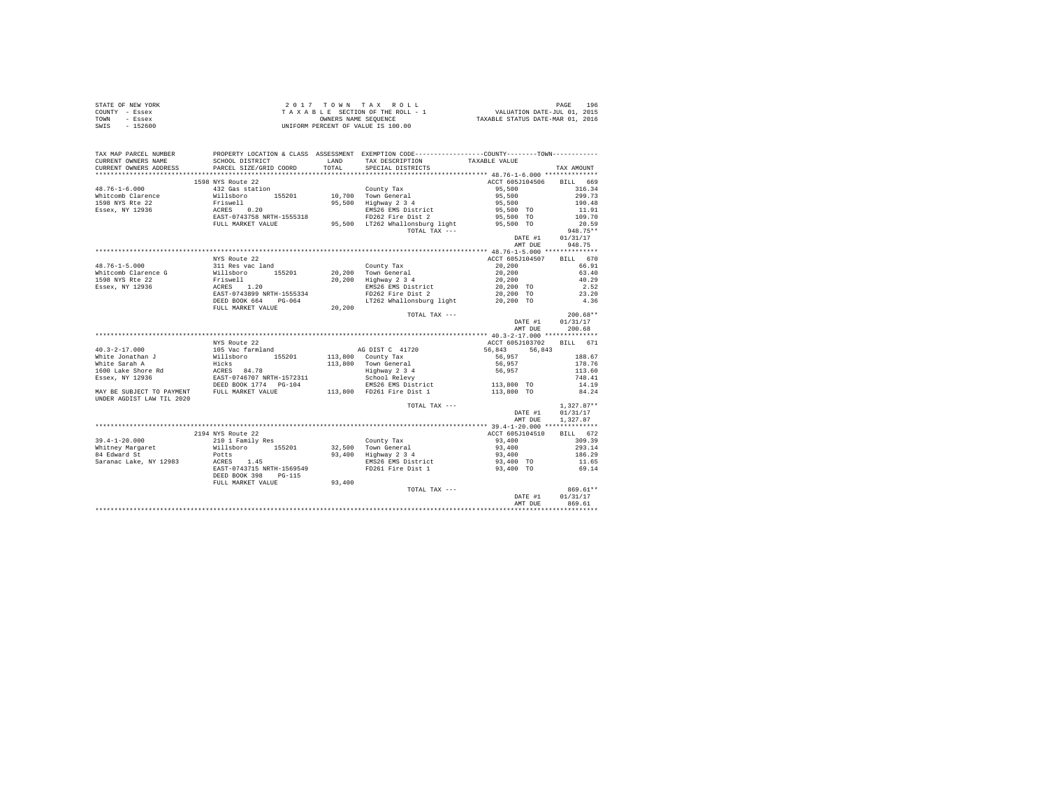STATE OF NEW YORK
COUNTY - Essex
TOWN - Essex
SWIS - 152600

2 0 1 7 T O W N T A X R O L L
T A X A B L E SECTION OF THE ROLL - 1
OWNERS NAME SEQUENCE
UNIFORM PERCENT OF VALUE IS 100.00

VALUATION DATE-JUL 01, 2015
TAXABLE STATUS DATE-MAR 01, 2016

```
TAX MAP PARCEL NUMBER      PROPERTY LOCATION & CLASS  ASSESSMENT  EXEMPTION CODE-----------------COUNTY--------TOWN-----------
CURRENT OWNERS NAME        SCHOOL DISTRICT            LAND        TAX DESCRIPTION              TAXABLE VALUE
CURRENT OWNERS ADDRESS     PARCEL SIZE/GRID COORD     TOTAL       SPECIAL DISTRICTS                                      TAX AMOUNT
************************************************************************************************ 48.76-1-6.000 **************
                           1598 NYS Route 22                                                   ACCT 605J104506     BILL  669
48.76-1-6.000              432 Gas station                         County Tax                  95,500                 316.34
Whitcomb Clarence          Willsboro      155201       10,700     Town General                 95,500                 299.73
1598 NYS Rte 22            Friswell                    95,500     Highway 2 3 4                95,500                 190.48
Essex, NY 12936            ACRES    0.20                          EMS26 EMS District           95,500 TO               11.91
                           EAST-0743758 NRTH-1555318              FD262 Fire Dist 2            95,500 TO              109.70
                           FULL MARKET VALUE           95,500     LT262 Whallonsburg light     95,500 TO               20.59
                                                                       TOTAL TAX ---                                  948.75**
                                                                                               DATE #1           01/31/17
                                                                                               AMT DUE             948.75
************************************************************************************************ 48.76-1-5.000 **************
                           NYS Route 22                                                        ACCT 605J104507     BILL  670
48.76-1-5.000              311 Res vac land                        County Tax                  20,200                  66.91
Whitcomb Clarence G        Willsboro      155201       20,200     Town General                 20,200                  63.40
1598 NYS Rte 22            Friswell                    20,200     Highway 2 3 4                20,200                  40.29
Essex, NY 12936            ACRES    1.20                          EMS26 EMS District           20,200 TO                2.52
                           EAST-0743899 NRTH-1555334              FD262 Fire Dist 2            20,200 TO               23.20
                           DEED BOOK 664    PG-064                LT262 Whallonsburg light     20,200 TO                4.36
                           FULL MARKET VALUE           20,200
                                                                       TOTAL TAX ---                                  200.68**
                                                                                               DATE #1           01/31/17
                                                                                               AMT DUE             200.68
************************************************************************************************ 40.3-2-17.000 **************
                           NYS Route 22                                                        ACCT 605J103702     BILL  671
40.3-2-17.000              105 Vac farmland                        AG DIST C  41720            56,843      56,843
White Jonathan J           Willsboro      155201      113,800     County Tax                   56,957                 188.67
White Sarah A              Hicks                      113,800     Town General                 56,957                 178.76
1600 Lake Shore Rd         ACRES   84.78                          Highway 2 3 4                56,957                 113.60
Essex, NY 12936            EAST-0746707 NRTH-1572311              School Relevy                                       748.41
                           DEED BOOK 1774   PG-104                EMS26 EMS District          113,800 TO               14.19
MAY BE SUBJECT TO PAYMENT  FULL MARKET VALUE          113,800     FD261 Fire Dist 1           113,800 TO               84.24
UNDER AGDIST LAW TIL 2020
                                                                       TOTAL TAX ---                                1,327.87**
                                                                                               DATE #1           01/31/17
                                                                                               AMT DUE           1,327.87
************************************************************************************************ 39.4-1-20.000 **************
                           2194 NYS Route 22                                                   ACCT 605J104510     BILL  672
39.4-1-20.000              210 1 Family Res                        County Tax                  93,400                 309.39
Whitney Margaret           Willsboro      155201       32,500     Town General                 93,400                 293.14
84 Edward St               Potts                       93,400     Highway 2 3 4                93,400                 186.29
Saranac Lake, NY 12983     ACRES    1.45                          EMS26 EMS District           93,400 TO               11.65
                           EAST-0743715 NRTH-1569549              FD261 Fire Dist 1            93,400 TO               69.14
                           DEED BOOK 398    PG-115
                           FULL MARKET VALUE           93,400
                                                                       TOTAL TAX ---                                  869.61**
                                                                                               DATE #1           01/31/17
                                                                                               AMT DUE             869.61
************************************************************************************************************************************
```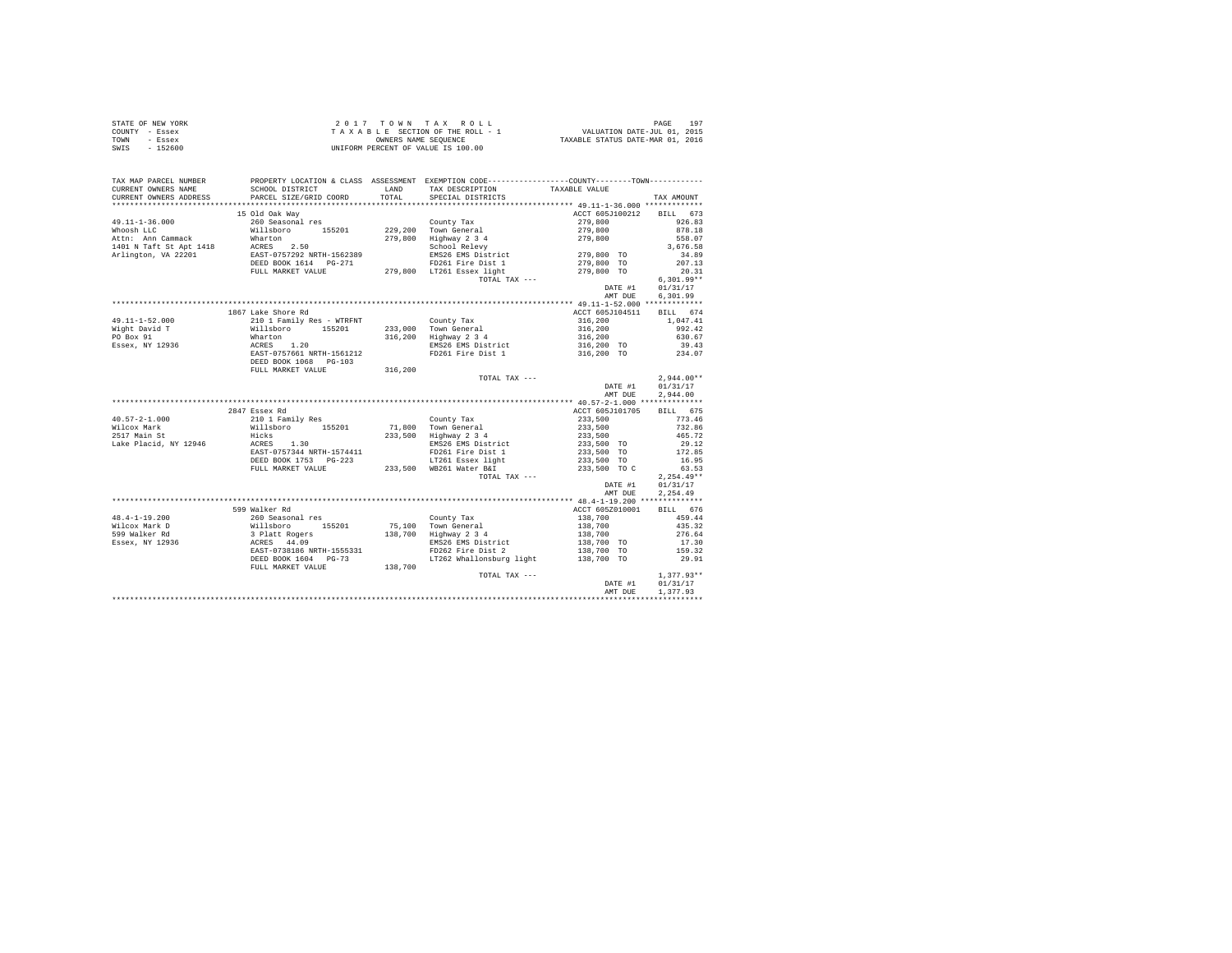STATE OF NEW YORK
COUNTY - Essex
TOWN - Essex
SWIS - 152600

2017 TOWN TAX ROLL
TAXABLE SECTION OF THE ROLL - 1
OWNERS NAME SEQUENCE
UNIFORM PERCENT OF VALUE IS 100.00

VALUATION DATE-JUL 01, 2015
TAXABLE STATUS DATE-MAR 01, 2016

```
TAX MAP PARCEL NUMBER     PROPERTY LOCATION & CLASS  ASSESSMENT  EXEMPTION CODE-----------------COUNTY--------TOWN-----------
CURRENT OWNERS NAME       SCHOOL DISTRICT            LAND        TAX DESCRIPTION             TAXABLE VALUE
CURRENT OWNERS ADDRESS    PARCEL SIZE/GRID COORD     TOTAL       SPECIAL DISTRICTS                                       TAX AMOUNT
******************************************************************************************** 49.11-1-36.000 ************
                          15 Old Oak Way                                                  ACCT 605J100212     BILL  673
49.11-1-36.000            260 Seasonal res                       County Tax                279,800               926.83
Whoosh LLC                Willsboro     155201      229,200     Town General              279,800               878.18
Attn: Ann Cammack         Wharton                   279,800     Highway 2 3 4             279,800               558.07
1401 N Taft St Apt 1418   ACRES    2.50                          School Relevy                                 3,676.58
Arlington, VA 22201       EAST-0757292 NRTH-1562389              EMS26 EMS District        279,800 TO             34.89
                          DEED BOOK 1614   PG-271                FD261 Fire Dist 1         279,800 TO            207.13
                          FULL MARKET VALUE         279,800     LT261 Essex light         279,800 TO             20.31
                                                                 TOTAL TAX ---                                 6,301.99**
                                                                                           DATE #1            01/31/17
                                                                                           AMT DUE             6,301.99
******************************************************************************************** 49.11-1-52.000 ************
                          1867 Lake Shore Rd                                              ACCT 605J104511     BILL  674
49.11-1-52.000            210 1 Family Res - WTRFNT              County Tax                316,200             1,047.41
Wight David T             Willsboro     155201      233,000     Town General              316,200               992.42
PO Box 91                 Wharton                   316,200     Highway 2 3 4             316,200               630.67
Essex, NY 12936           ACRES    1.20                          EMS26 EMS District        316,200 TO             39.43
                          EAST-0757661 NRTH-1561212              FD261 Fire Dist 1         316,200 TO            234.07
                          DEED BOOK 1068   PG-103
                          FULL MARKET VALUE         316,200
                                                                 TOTAL TAX ---                                 2,944.00**
                                                                                           DATE #1            01/31/17
                                                                                           AMT DUE             2,944.00
******************************************************************************************** 40.57-2-1.000 *************
                          2847 Essex Rd                                                   ACCT 605J101705     BILL  675
40.57-2-1.000             210 1 Family Res                       County Tax                233,500               773.46
Wilcox Mark               Willsboro     155201       71,800     Town General              233,500               732.86
2517 Main St              Hicks                     233,500     Highway 2 3 4             233,500               465.72
Lake Placid, NY 12946     ACRES    1.30                          EMS26 EMS District        233,500 TO             29.12
                          EAST-0757344 NRTH-1574411              FD261 Fire Dist 1         233,500 TO            172.85
                          DEED BOOK 1753   PG-223                LT261 Essex light         233,500 TO             16.95
                          FULL MARKET VALUE         233,500     WB261 Water B&I           233,500 TO C           63.53
                                                                 TOTAL TAX ---                                 2,254.49**
                                                                                           DATE #1            01/31/17
                                                                                           AMT DUE             2,254.49
******************************************************************************************** 48.4-1-19.200 *************
                          599 Walker Rd                                                   ACCT 605Z010001     BILL  676
48.4-1-19.200             260 Seasonal res                       County Tax                138,700               459.44
Wilcox Mark D             Willsboro     155201       75,100     Town General              138,700               435.32
599 Walker Rd             3 Platt Rogers            138,700     Highway 2 3 4             138,700               276.64
Essex, NY 12936           ACRES   44.09                          EMS26 EMS District        138,700 TO             17.30
                          EAST-0738186 NRTH-1555331              FD262 Fire Dist 2         138,700 TO            159.32
                          DEED BOOK 1604   PG-73                 LT262 Whallonsburg light  138,700 TO             29.91
                          FULL MARKET VALUE         138,700
                                                                 TOTAL TAX ---                                 1,377.93**
                                                                                           DATE #1            01/31/17
                                                                                           AMT DUE             1,377.93
************************************************************************************************************************
```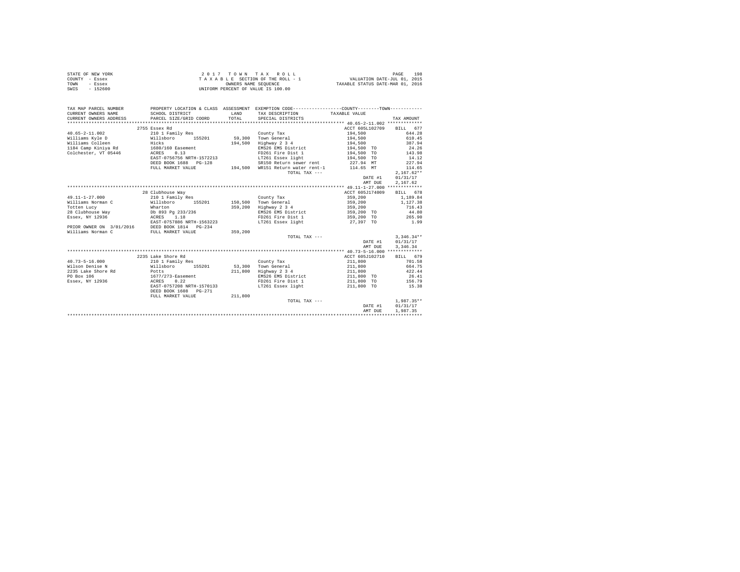STATE OF NEW YORK
COUNTY - Essex
TOWN - Essex
SWIS - 152600

2 0 1 7 T O W N T A X R O L L
T A X A B L E SECTION OF THE ROLL - 1
OWNERS NAME SEQUENCE
UNIFORM PERCENT OF VALUE IS 100.00

VALUATION DATE-JUL 01, 2015
TAXABLE STATUS DATE-MAR 01, 2016

| TAX MAP PARCEL NUMBER / CURRENT OWNERS NAME / CURRENT OWNERS ADDRESS | PROPERTY LOCATION & CLASS / SCHOOL DISTRICT / PARCEL SIZE/GRID COORD | ASSESSMENT LAND / TOTAL | EXEMPTION CODE / TAX DESCRIPTION / SPECIAL DISTRICTS | COUNTY / TOWN TAXABLE VALUE | TAX AMOUNT |
|---|---|---|---|---|---|
| ******** 40.65-2-11.002 ******** | 2755 Essex Rd | | | ACCT 605L102709 | BILL 677 |
| 40.65-2-11.002 | 210 1 Family Res | | County Tax | 194,500 | 644.28 |
| Williams Kyle D | Willsboro 155201 | 59,300 | Town General | 194,500 | 610.45 |
| Williams Colleen | Hicks | 194,500 | Highway 2 3 4 | 194,500 | 387.94 |
| 1184 Camp Kiniya Rd | 1680/160 Easement | | EMS26 EMS District | 194,500 TO | 24.26 |
| Colchester, VT 05446 | ACRES 0.13 | | FD261 Fire Dist 1 | 194,500 TO | 143.98 |
| | EAST-0756756 NRTH-1572213 | | LT261 Essex light | 194,500 TO | 14.12 |
| | DEED BOOK 1688 PG-128 | | SR150 Return sewer rent | 227.94 MT | 227.94 |
| | FULL MARKET VALUE | 194,500 | WR151 Return water rent-1 | 114.65 MT | 114.65 |
| | | | TOTAL TAX --- | | 2,167.62** |
| | | | | DATE #1 | 01/31/17 |
| | | | | AMT DUE | 2,167.62 |
| ******** 49.11-1-27.000 ******** | 28 Clubhouse Way | | | ACCT 605J174009 | BILL 678 |
| 49.11-1-27.000 | 210 1 Family Res | | County Tax | 359,200 | 1,189.84 |
| Williams Norman C | Willsboro 155201 | 150,500 | Town General | 359,200 | 1,127.38 |
| Totten Lucy | Wharton | 359,200 | Highway 2 3 4 | 359,200 | 716.43 |
| 28 Clubhouse Way | Db 893 Pg 233/236 | | EMS26 EMS District | 359,200 TO | 44.80 |
| Essex, NY 12936 | ACRES 1.18 | | FD261 Fire Dist 1 | 359,200 TO | 265.90 |
| | EAST-0757886 NRTH-1563223 | | LT261 Essex light | 27,397 TO | 1.99 |
| PRIOR OWNER ON 3/01/2016 | DEED BOOK 1814 PG-234 | | | | |
| Williams Norman C | FULL MARKET VALUE | 359,200 | | | |
| | | | TOTAL TAX --- | | 3,346.34** |
| | | | | DATE #1 | 01/31/17 |
| | | | | AMT DUE | 3,346.34 |
| ******** 40.73-5-16.000 ******** | 2235 Lake Shore Rd | | | ACCT 605J102710 | BILL 679 |
| 40.73-5-16.000 | 210 1 Family Res | | County Tax | 211,800 | 701.58 |
| Wilson Denise N | Willsboro 155201 | 53,300 | Town General | 211,800 | 664.75 |
| 2235 Lake Shore Rd | Potts | 211,800 | Highway 2 3 4 | 211,800 | 422.44 |
| PO Box 106 | 1677/273-Easement | | EMS26 EMS District | 211,800 TO | 26.41 |
| Essex, NY 12936 | ACRES 0.22 | | FD261 Fire Dist 1 | 211,800 TO | 156.79 |
| | EAST-0757208 NRTH-1570133 | | LT261 Essex light | 211,800 TO | 15.38 |
| | DEED BOOK 1608 PG-271 | | | | |
| | FULL MARKET VALUE | 211,800 | | | |
| | | | TOTAL TAX --- | | 1,987.35** |
| | | | | DATE #1 | 01/31/17 |
| | | | | AMT DUE | 1,987.35 |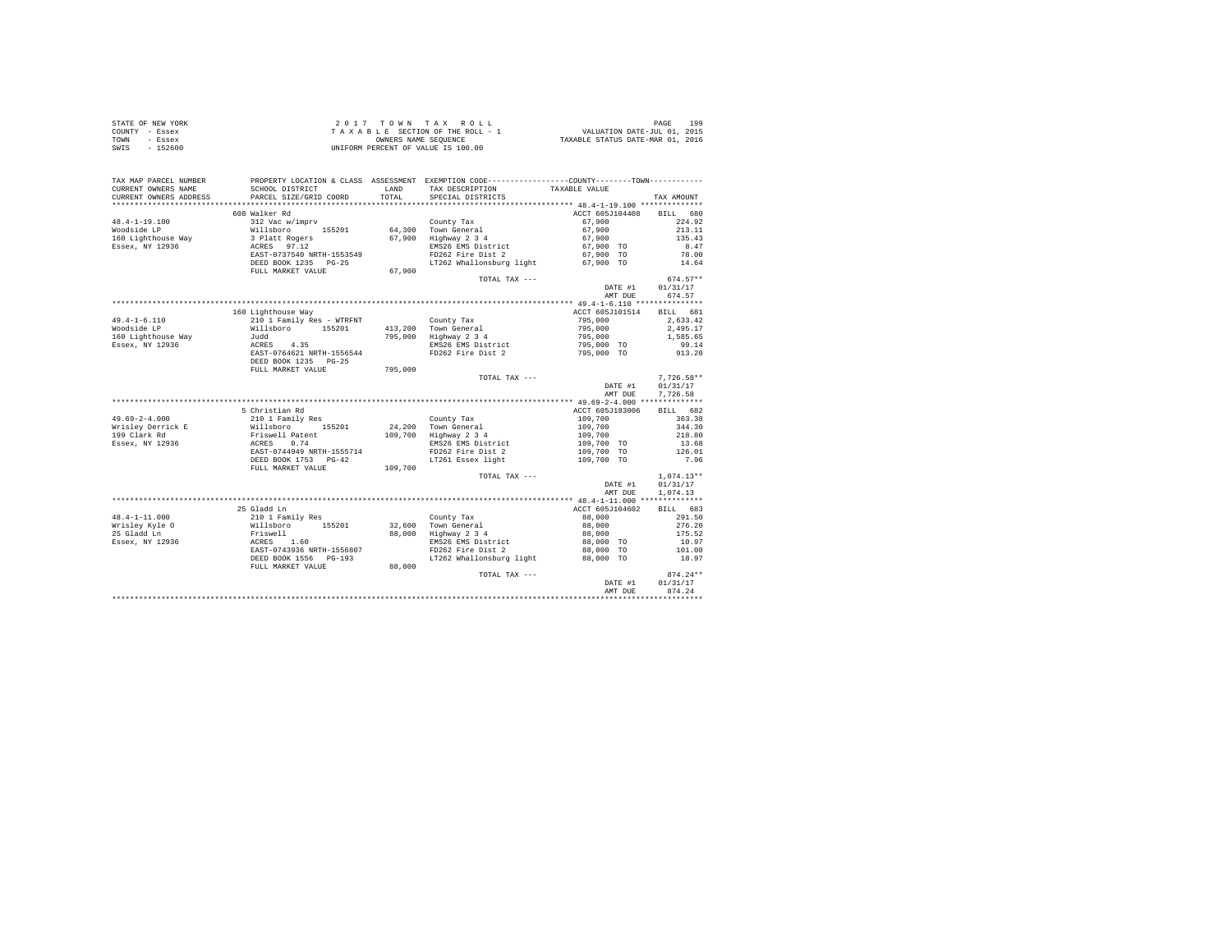STATE OF NEW YORK
COUNTY - Essex
TOWN - Essex
SWIS - 152600

2 0 1 7 T O W N T A X R O L L
T A X A B L E SECTION OF THE ROLL - 1
OWNERS NAME SEQUENCE
UNIFORM PERCENT OF VALUE IS 100.00

VALUATION DATE-JUL 01, 2015
TAXABLE STATUS DATE-MAR 01, 2016

| TAX MAP PARCEL NUMBER / CURRENT OWNERS NAME / CURRENT OWNERS ADDRESS | PROPERTY LOCATION & CLASS / SCHOOL DISTRICT / PARCEL SIZE/GRID COORD | ASSESSMENT LAND / TOTAL | EXEMPTION CODE / TAX DESCRIPTION / SPECIAL DISTRICTS | COUNTY--------TOWN / TAXABLE VALUE | TAX AMOUNT |
|---|---|---|---|---|---|
| **48.4-1-19.100** | 608 Walker Rd | | | ACCT 605J104408 | BILL 680 |
| 48.4-1-19.100 | 312 Vac w/imprv | | County Tax | 67,900 | 224.92 |
| Woodside LP | Willsboro 155201 | 64,300 | Town General | 67,900 | 213.11 |
| 160 Lighthouse Way | 3 Platt Rogers | 67,900 | Highway 2 3 4 | 67,900 | 135.43 |
| Essex, NY 12936 | ACRES 97.12 | | EMS26 EMS District | 67,900 TO | 8.47 |
| | EAST-0737540 NRTH-1553549 | | FD262 Fire Dist 2 | 67,900 TO | 78.00 |
| | DEED BOOK 1235 PG-25 | | LT262 Whallonsburg light | 67,900 TO | 14.64 |
| | FULL MARKET VALUE | 67,900 | | | |
| | | | TOTAL TAX --- | | 674.57** |
| | | | | DATE #1 | 01/31/17 |
| | | | | AMT DUE | 674.57 |
| **49.4-1-6.110** | 160 Lighthouse Way | | | ACCT 605J101514 | BILL 681 |
| 49.4-1-6.110 | 210 1 Family Res - WTRFNT | | County Tax | 795,000 | 2,633.42 |
| Woodside LP | Willsboro 155201 | 413,200 | Town General | 795,000 | 2,495.17 |
| 160 Lighthouse Way | Judd | 795,000 | Highway 2 3 4 | 795,000 | 1,585.65 |
| Essex, NY 12936 | ACRES 4.35 | | EMS26 EMS District | 795,000 TO | 99.14 |
| | EAST-0764621 NRTH-1556544 | | FD262 Fire Dist 2 | 795,000 TO | 913.20 |
| | DEED BOOK 1235 PG-25 | | | | |
| | FULL MARKET VALUE | 795,000 | | | |
| | | | TOTAL TAX --- | | 7,726.58** |
| | | | | DATE #1 | 01/31/17 |
| | | | | AMT DUE | 7,726.58 |
| **49.69-2-4.000** | 5 Christian Rd | | | ACCT 605J183006 | BILL 682 |
| 49.69-2-4.000 | 210 1 Family Res | | County Tax | 109,700 | 363.38 |
| Wrisley Derrick E | Willsboro 155201 | 24,200 | Town General | 109,700 | 344.30 |
| 199 Clark Rd | Friswell Patent | 109,700 | Highway 2 3 4 | 109,700 | 218.80 |
| Essex, NY 12936 | ACRES 0.74 | | EMS26 EMS District | 109,700 TO | 13.68 |
| | EAST-0744949 NRTH-1555714 | | FD262 Fire Dist 2 | 109,700 TO | 126.01 |
| | DEED BOOK 1753 PG-42 | | LT261 Essex light | 109,700 TO | 7.96 |
| | FULL MARKET VALUE | 109,700 | | | |
| | | | TOTAL TAX --- | | 1,074.13** |
| | | | | DATE #1 | 01/31/17 |
| | | | | AMT DUE | 1,074.13 |
| **48.4-1-11.000** | 25 Gladd Ln | | | ACCT 605J104602 | BILL 683 |
| 48.4-1-11.000 | 210 1 Family Res | | County Tax | 88,000 | 291.50 |
| Wrisley Kyle O | Willsboro 155201 | 32,600 | Town General | 88,000 | 276.20 |
| 25 Gladd Ln | Friswell | 88,000 | Highway 2 3 4 | 88,000 | 175.52 |
| Essex, NY 12936 | ACRES 1.60 | | EMS26 EMS District | 88,000 TO | 10.97 |
| | EAST-0743936 NRTH-1556807 | | FD262 Fire Dist 2 | 88,000 TO | 101.08 |
| | DEED BOOK 1556 PG-193 | | LT262 Whallonsburg light | 88,000 TO | 18.97 |
| | FULL MARKET VALUE | 88,000 | | | |
| | | | TOTAL TAX --- | | 874.24** |
| | | | | DATE #1 | 01/31/17 |
| | | | | AMT DUE | 874.24 |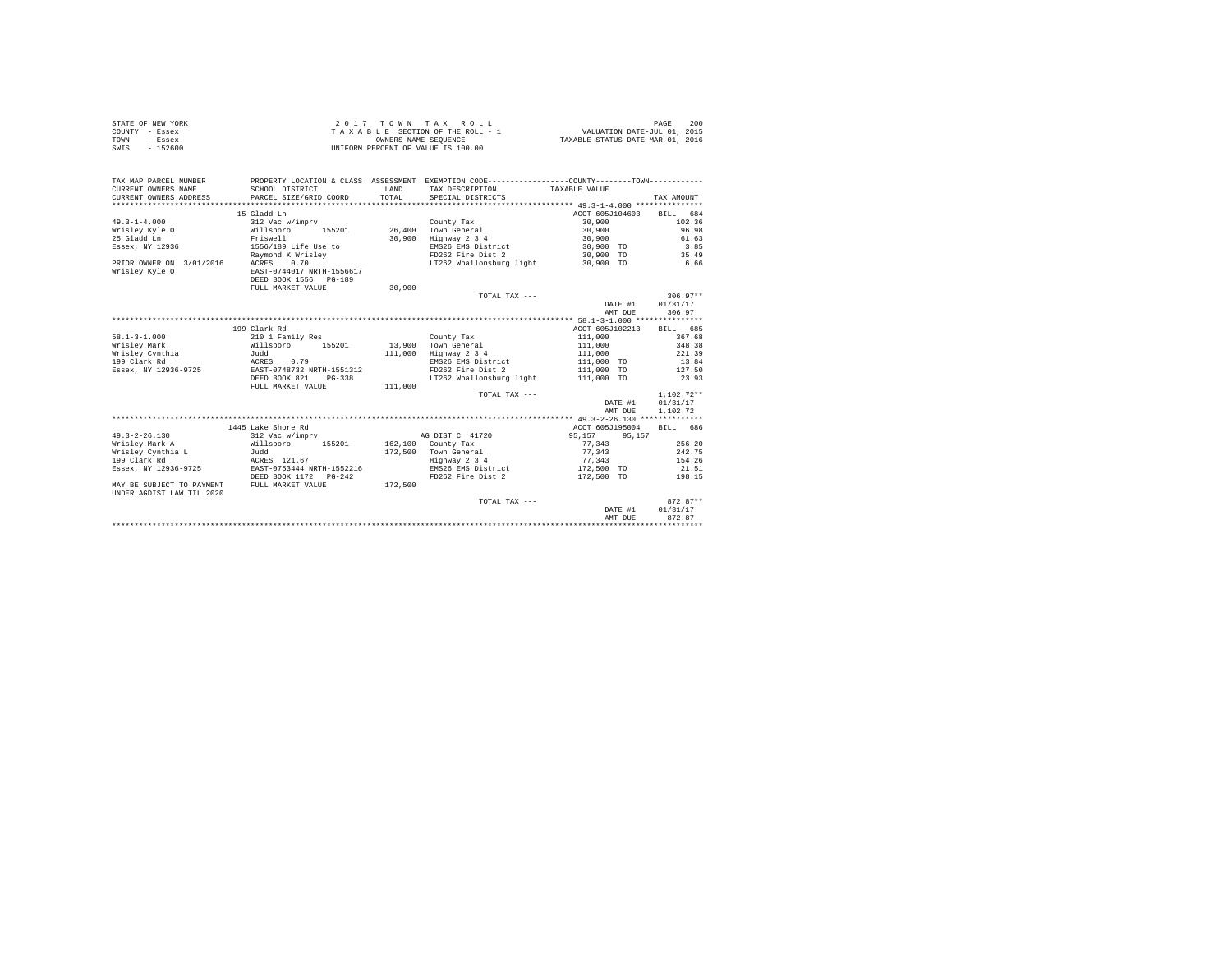STATE OF NEW YORK
COUNTY - Essex
TOWN - Essex
SWIS - 152600

2 0 1 7 T O W N T A X R O L L
T A X A B L E SECTION OF THE ROLL - 1
OWNERS NAME SEQUENCE
UNIFORM PERCENT OF VALUE IS 100.00

VALUATION DATE-JUL 01, 2015
TAXABLE STATUS DATE-MAR 01, 2016

| TAX MAP PARCEL NUMBER / CURRENT OWNERS NAME / CURRENT OWNERS ADDRESS | PROPERTY LOCATION & CLASS / SCHOOL DISTRICT / PARCEL SIZE/GRID COORD | ASSESSMENT LAND / TOTAL | EXEMPTION CODE / TAX DESCRIPTION / SPECIAL DISTRICTS | COUNTY / TOWN TAXABLE VALUE | TAX AMOUNT |
|---|---|---|---|---|---|
| | 15 Gladd Ln | | | ACCT 605J104603 | BILL 684 |
| 49.3-1-4.000 | 312 Vac w/imprv | | County Tax | 30,900 | 102.36 |
| Wrisley Kyle O | Willsboro 155201 | 26,400 | Town General | 30,900 | 96.98 |
| 25 Gladd Ln | Friswell | 30,900 | Highway 2 3 4 | 30,900 | 61.63 |
| Essex, NY 12936 | 1556/189 Life Use to | | EMS26 EMS District | 30,900 TO | 3.85 |
| | Raymond K Wrisley | | FD262 Fire Dist 2 | 30,900 TO | 35.49 |
| PRIOR OWNER ON 3/01/2016 | ACRES 0.70 | | LT262 Whallonsburg light | 30,900 TO | 6.66 |
| Wrisley Kyle O | EAST-0744017 NRTH-1556617 | | | | |
| | DEED BOOK 1556 PG-189 | | | | |
| | FULL MARKET VALUE | 30,900 | | | |
| | | | TOTAL TAX --- | | 306.97** |
| | | | | DATE #1 | 01/31/17 |
| | | | | AMT DUE | 306.97 |
| | 199 Clark Rd | | | ACCT 605J102213 | BILL 685 |
| 58.1-3-1.000 | 210 1 Family Res | | County Tax | 111,000 | 367.68 |
| Wrisley Mark | Willsboro 155201 | 13,900 | Town General | 111,000 | 348.38 |
| Wrisley Cynthia | Judd | 111,000 | Highway 2 3 4 | 111,000 | 221.39 |
| 199 Clark Rd | ACRES 0.79 | | EMS26 EMS District | 111,000 TO | 13.84 |
| Essex, NY 12936-9725 | EAST-0748732 NRTH-1551312 | | FD262 Fire Dist 2 | 111,000 TO | 127.50 |
| | DEED BOOK 821 PG-338 | | LT262 Whallonsburg light | 111,000 TO | 23.93 |
| | FULL MARKET VALUE | 111,000 | | | |
| | | | TOTAL TAX --- | | 1,102.72** |
| | | | | DATE #1 | 01/31/17 |
| | | | | AMT DUE | 1,102.72 |
| | 1445 Lake Shore Rd | | | ACCT 605J195004 | BILL 686 |
| 49.3-2-26.130 | 312 Vac w/imprv | | AG DIST C 41720 | 95,157 95,157 | |
| Wrisley Mark A | Willsboro 155201 | 162,100 | County Tax | 77,343 | 256.20 |
| Wrisley Cynthia L | Judd | 172,500 | Town General | 77,343 | 242.75 |
| 199 Clark Rd | ACRES 121.67 | | Highway 2 3 4 | 77,343 | 154.26 |
| Essex, NY 12936-9725 | EAST-0753444 NRTH-1552216 | | EMS26 EMS District | 172,500 TO | 21.51 |
| | DEED BOOK 1172 PG-242 | | FD262 Fire Dist 2 | 172,500 TO | 198.15 |
| MAY BE SUBJECT TO PAYMENT | FULL MARKET VALUE | 172,500 | | | |
| UNDER AGDIST LAW TIL 2020 | | | | | |
| | | | TOTAL TAX --- | | 872.87** |
| | | | | DATE #1 | 01/31/17 |
| | | | | AMT DUE | 872.87 |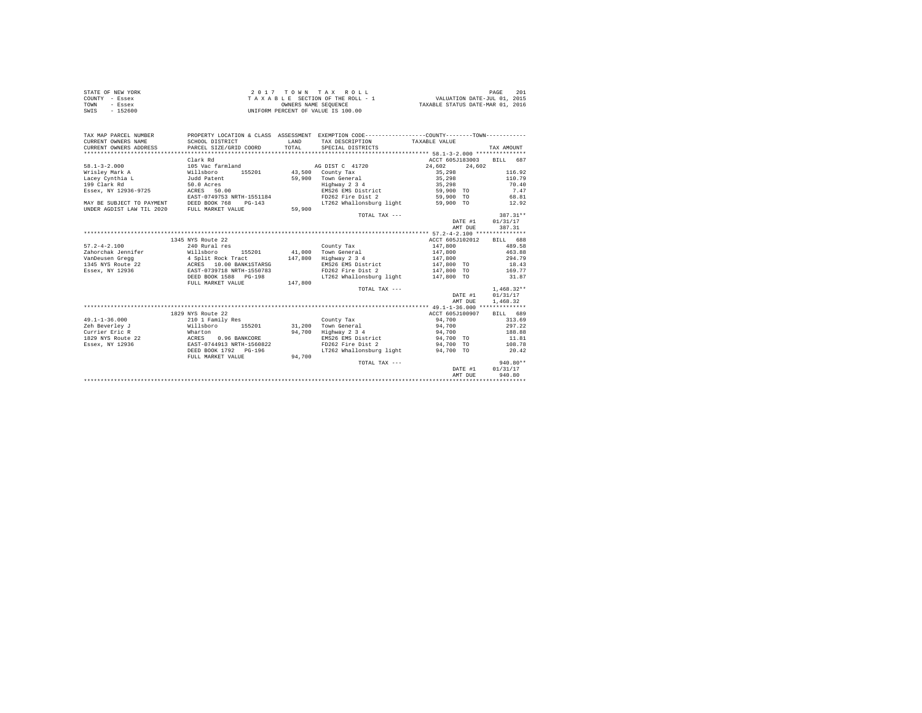STATE OF NEW YORK
COUNTY - Essex
TOWN - Essex
SWIS - 152600

2 0 1 7 T O W N T A X R O L L
T A X A B L E SECTION OF THE ROLL - 1
OWNERS NAME SEQUENCE
UNIFORM PERCENT OF VALUE IS 100.00

VALUATION DATE-JUL 01, 2015
TAXABLE STATUS DATE-MAR 01, 2016

```
TAX MAP PARCEL NUMBER      PROPERTY LOCATION & CLASS  ASSESSMENT  EXEMPTION CODE-----------------COUNTY--------TOWN-----------
CURRENT OWNERS NAME        SCHOOL DISTRICT              LAND      TAX DESCRIPTION            TAXABLE VALUE
CURRENT OWNERS ADDRESS     PARCEL SIZE/GRID COORD       TOTAL     SPECIAL DISTRICTS                                    TAX AMOUNT
********************************************************************************************** 58.1-3-2.000 ***************
                           Clark Rd                                                          ACCT 605J183003    BILL   687
58.1-3-2.000               105 Vac farmland                       AG DIST C  41720           24,602     24,602
Wrisley Mark A             Willsboro      155201      43,500   County Tax                    35,298                116.92
Lacey Cynthia L            Judd Patent                59,900   Town General                  35,298                110.79
199 Clark Rd               50.0 Acres                          Highway 2 3 4                 35,298                 70.40
Essex, NY 12936-9725       ACRES    50.00                      EMS26 EMS District            59,900 TO               7.47
                           EAST-0749753 NRTH-1551184           FD262 Fire Dist 2             59,900 TO              68.81
MAY BE SUBJECT TO PAYMENT  DEED BOOK 768    PG-143             LT262 Whallonsburg light      59,900 TO              12.92
UNDER AGDIST LAW TIL 2020  FULL MARKET VALUE          59,900
                                                                  TOTAL TAX ---                                   387.31**
                                                                                             DATE #1          01/31/17
                                                                                             AMT DUE            387.31
********************************************************************************************** 57.2-4-2.100 ***************
                           1345 NYS Route 22                                                 ACCT 605J102012    BILL   688
57.2-4-2.100               240 Rural res                          County Tax                 147,800               489.58
Zahorchak Jennifer         Willsboro      155201      41,000   Town General                  147,800               463.88
VanDeusen Gregg            4 Split Rock Tract        147,800   Highway 2 3 4                 147,800               294.79
1345 NYS Route 22          ACRES    10.00 BANK1STARSG          EMS26 EMS District            147,800 TO             18.43
Essex, NY 12936            EAST-0739718 NRTH-1550783           FD262 Fire Dist 2             147,800 TO            169.77
                           DEED BOOK 1588   PG-198             LT262 Whallonsburg light      147,800 TO             31.87
                           FULL MARKET VALUE         147,800
                                                                  TOTAL TAX ---                                 1,468.32**
                                                                                             DATE #1          01/31/17
                                                                                             AMT DUE          1,468.32
********************************************************************************************** 49.1-1-36.000 **************
                           1829 NYS Route 22                                                 ACCT 605J100907    BILL   689
49.1-1-36.000              210 1 Family Res                       County Tax                 94,700                313.69
Zeh Beverley J             Willsboro      155201      31,200   Town General                  94,700                297.22
Currier Eric R             Wharton                    94,700   Highway 2 3 4                 94,700                188.88
1829 NYS Route 22          ACRES     0.96 BANKCORE             EMS26 EMS District            94,700 TO              11.81
Essex, NY 12936            EAST-0744913 NRTH-1560822           FD262 Fire Dist 2             94,700 TO             108.78
                           DEED BOOK 1792   PG-196             LT262 Whallonsburg light      94,700 TO              20.42
                           FULL MARKET VALUE          94,700
                                                                  TOTAL TAX ---                                   940.80**
                                                                                             DATE #1          01/31/17
                                                                                             AMT DUE            940.80
****************************************************************************************************************************
```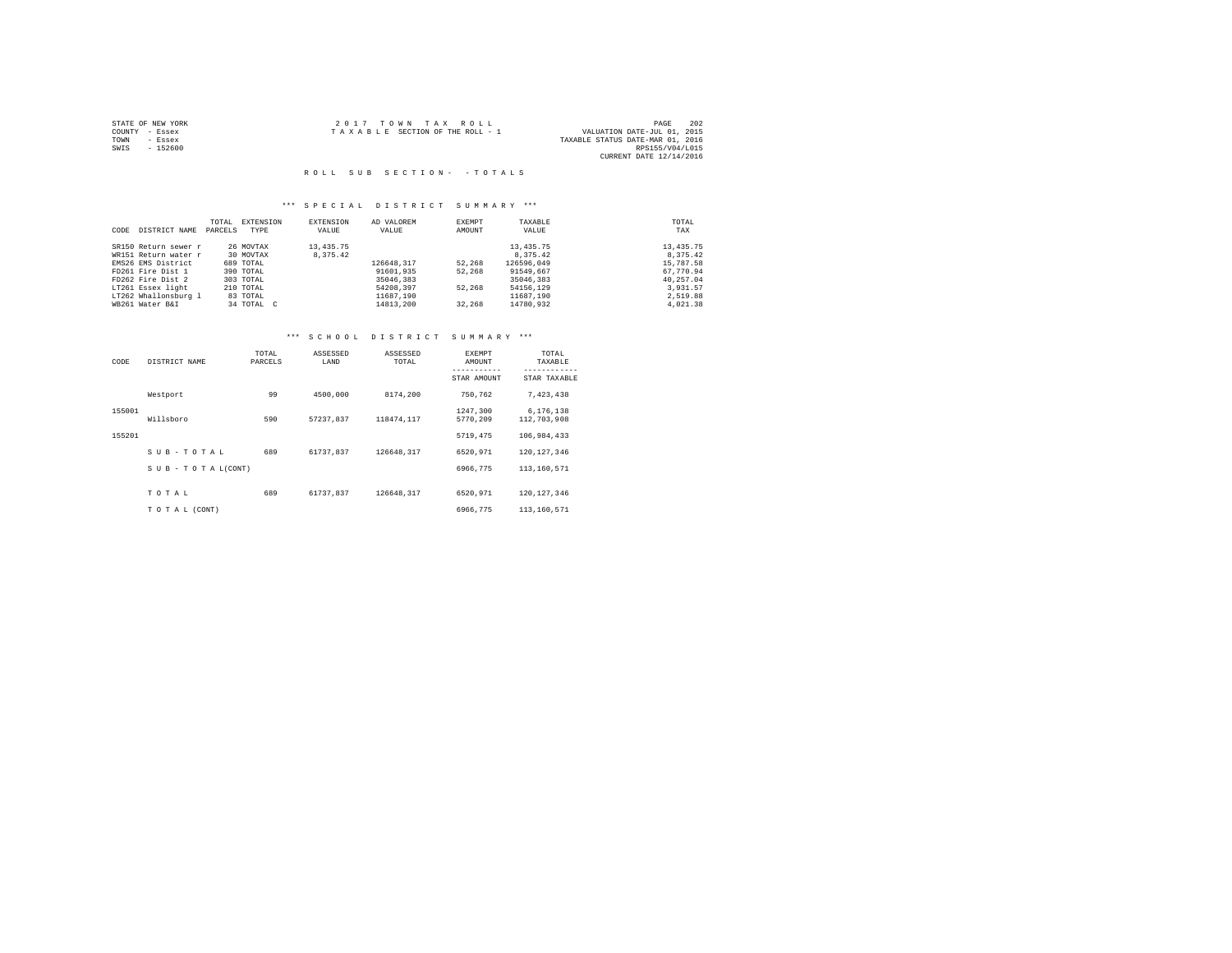STATE OF NEW YORK
COUNTY - Essex
TOWN - Essex
SWIS - 152600

2 0 1 7 T O W N T A X R O L L
T A X A B L E SECTION OF THE ROLL - 1

VALUATION DATE-JUL 01, 2015
TAXABLE STATUS DATE-MAR 01, 2016
RPS155/V04/L015
CURRENT DATE 12/14/2016

R O L L S U B S E C T I O N - - T O T A L S

*** S P E C I A L D I S T R I C T S U M M A R Y ***

| CODE | DISTRICT NAME | TOTAL PARCELS | EXTENSION TYPE | EXTENSION VALUE | AD VALOREM VALUE | EXEMPT AMOUNT | TAXABLE VALUE | TOTAL TAX |
|---|---|---|---|---|---|---|---|---|
| SR150 | Return sewer r | 26 | MOVTAX | 13,435.75 | | | 13,435.75 | 13,435.75 |
| WR151 | Return water r | 30 | MOVTAX | 8,375.42 | | | 8,375.42 | 8,375.42 |
| EMS26 | EMS District | 689 | TOTAL | | 126648,317 | 52,268 | 126596,049 | 15,787.58 |
| FD261 | Fire Dist 1 | 390 | TOTAL | | 91601,935 | 52,268 | 91549,667 | 67,770.94 |
| FD262 | Fire Dist 2 | 303 | TOTAL | | 35046,383 | | 35046,383 | 40,257.04 |
| LT261 | Essex light | 210 | TOTAL | | 54208,397 | 52,268 | 54156,129 | 3,931.57 |
| LT262 | Whallonsburg l | 83 | TOTAL | | 11687,190 | | 11687,190 | 2,519.88 |
| WB261 | Water B&I | 34 | TOTAL C | | 14813,200 | 32,268 | 14780,932 | 4,021.38 |

*** S C H O O L D I S T R I C T S U M M A R Y ***

| CODE | DISTRICT NAME | TOTAL PARCELS | ASSESSED LAND | ASSESSED TOTAL | EXEMPT AMOUNT / STAR AMOUNT | TOTAL TAXABLE / STAR TAXABLE |
|---|---|---|---|---|---|---|
| | Westport | 99 | 4500,000 | 8174,200 | 750,762 | 7,423,438 |
| 155001 | | | | | 1247,300 | 6,176,138 |
| | Willsboro | 590 | 57237,837 | 118474,117 | 5770,209 | 112,703,908 |
| 155201 | | | | | 5719,475 | 106,984,433 |
| | S U B - T O T A L | 689 | 61737,837 | 126648,317 | 6520,971 | 120,127,346 |
| | S U B - T O T A L(CONT) | | | | 6966,775 | 113,160,571 |
| | T O T A L | 689 | 61737,837 | 126648,317 | 6520,971 | 120,127,346 |
| | T O T A L (CONT) | | | | 6966,775 | 113,160,571 |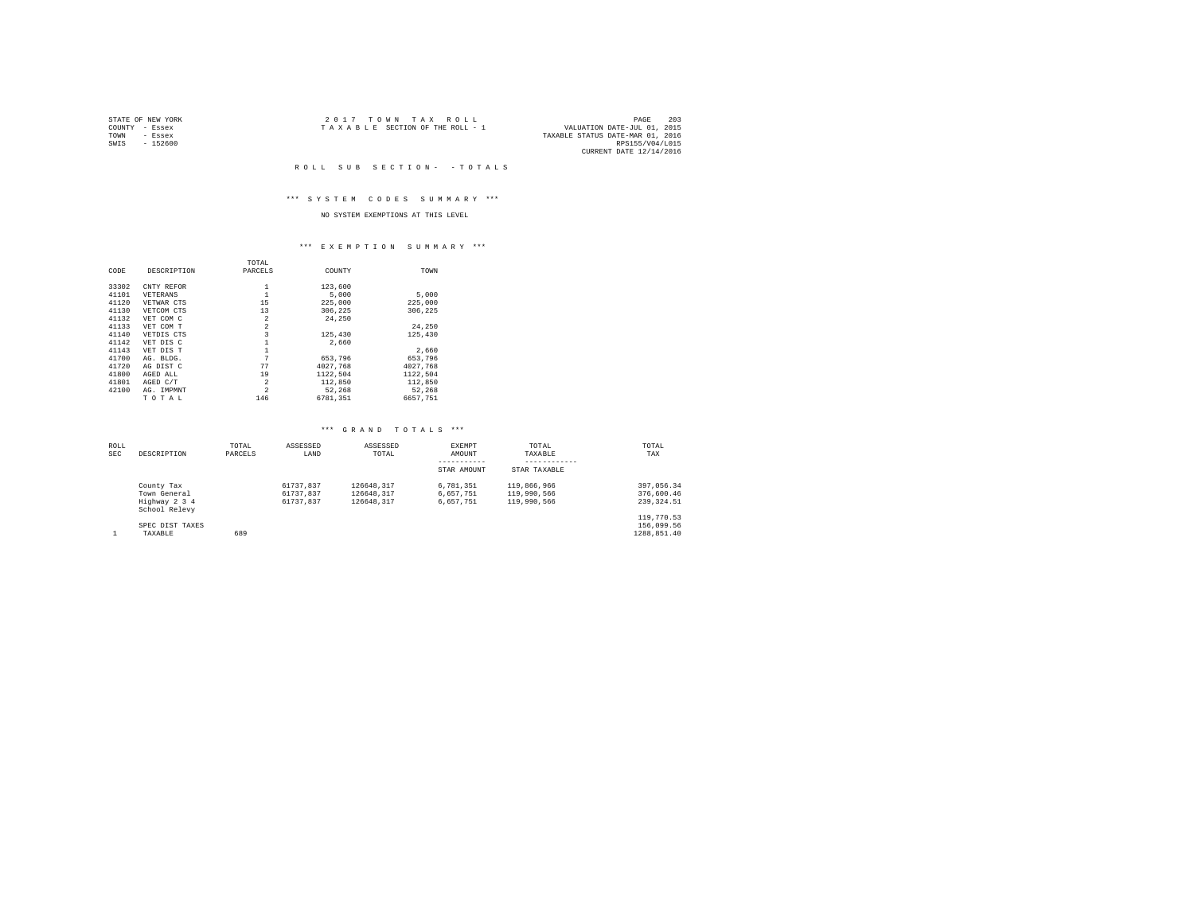STATE OF NEW YORK
COUNTY - Essex
TOWN - Essex
SWIS - 152600

2017 TOWN TAX ROLL
TAXABLE SECTION OF THE ROLL - 1

VALUATION DATE-JUL 01, 2015
TAXABLE STATUS DATE-MAR 01, 2016
RPS155/V04/L015
CURRENT DATE 12/14/2016

ROLL SUB SECTION- - TOTALS

*** SYSTEM CODES SUMMARY ***

NO SYSTEM EXEMPTIONS AT THIS LEVEL

*** EXEMPTION SUMMARY ***

| CODE | DESCRIPTION | TOTAL PARCELS | COUNTY | TOWN |
|---|---|---|---|---|
| 33302 | CNTY REFOR | 1 | 123,600 | |
| 41101 | VETERANS | 1 | 5,000 | 5,000 |
| 41120 | VETWAR CTS | 15 | 225,000 | 225,000 |
| 41130 | VETCOM CTS | 13 | 306,225 | 306,225 |
| 41132 | VET COM C | 2 | 24,250 | |
| 41133 | VET COM T | 2 | | 24,250 |
| 41140 | VETDIS CTS | 3 | 125,430 | 125,430 |
| 41142 | VET DIS C | 1 | 2,660 | |
| 41143 | VET DIS T | 1 | | 2,660 |
| 41700 | AG. BLDG. | 7 | 653,796 | 653,796 |
| 41720 | AG DIST C | 77 | 4027,768 | 4027,768 |
| 41800 | AGED ALL | 19 | 1122,504 | 1122,504 |
| 41801 | AGED C/T | 2 | 112,850 | 112,850 |
| 42100 | AG. IMPMNT | 2 | 52,268 | 52,268 |
| | T O T A L | 146 | 6781,351 | 6657,751 |

*** GRAND TOTALS ***

| ROLL SEC | DESCRIPTION | TOTAL PARCELS | ASSESSED LAND | ASSESSED TOTAL | EXEMPT AMOUNT / STAR AMOUNT | TOTAL TAXABLE / STAR TAXABLE | TOTAL TAX |
|---|---|---|---|---|---|---|---|
| | County Tax | | 61737,837 | 126648,317 | 6,781,351 | 119,866,966 | 397,056.34 |
| | Town General | | 61737,837 | 126648,317 | 6,657,751 | 119,990,566 | 376,600.46 |
| | Highway 2 3 4 | | 61737,837 | 126648,317 | 6,657,751 | 119,990,566 | 239,324.51 |
| | School Relevy | | | | | | 119,770.53 |
| | SPEC DIST TAXES | | | | | | 156,099.56 |
| 1 | TAXABLE | 689 | | | | | 1288,851.40 |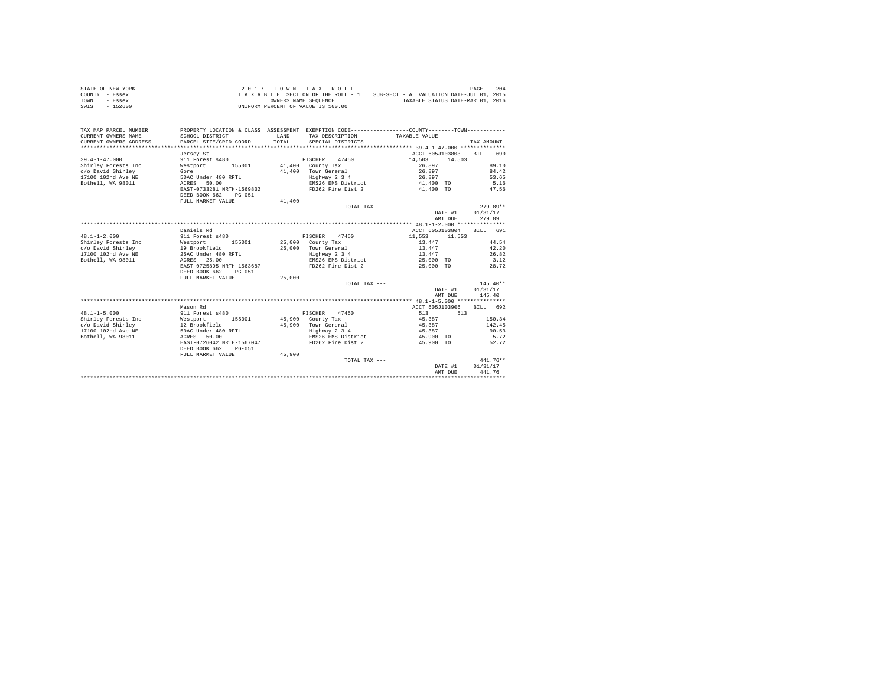STATE OF NEW YORK
COUNTY - Essex
TOWN - Essex
SWIS - 152600

2 0 1 7   T O W N   T A X   R O L L
T A X A B L E SECTION OF THE ROLL - 1
OWNERS NAME SEQUENCE
UNIFORM PERCENT OF VALUE IS 100.00

SUB-SECT - A VALUATION DATE-JUL 01, 2015
TAXABLE STATUS DATE-MAR 01, 2016

| TAX MAP PARCEL NUMBER / CURRENT OWNERS NAME / CURRENT OWNERS ADDRESS | PROPERTY LOCATION & CLASS / SCHOOL DISTRICT / PARCEL SIZE/GRID COORD | ASSESSMENT LAND / TOTAL | EXEMPTION CODE / TAX DESCRIPTION / SPECIAL DISTRICTS | COUNTY / TAXABLE VALUE | TOWN | TAX AMOUNT |
|---|---|---|---|---|---|---|
| **39.4-1-47.000** | Jersey St | | | ACCT 605J103803 | | BILL 690 |
| | 911 Forest s480 | | FISCHER 47450 | 14,503 | 14,503 | |
| Shirley Forests Inc | Westport 155001 | 41,400 | County Tax | 26,897 | | 89.10 |
| c/o David Shirley | Gore | 41,400 | Town General | 26,897 | | 84.42 |
| 17100 102nd Ave NE | 50AC Under 480 RPTL | | Highway 2 3 4 | 26,897 | | 53.65 |
| Bothell, WA 98011 | ACRES 50.00 | | EMS26 EMS District | 41,400 TO | | 5.16 |
| | EAST-0733281 NRTH-1569832 | | FD262 Fire Dist 2 | 41,400 TO | | 47.56 |
| | DEED BOOK 662 PG-051 | | | | | |
| | FULL MARKET VALUE | 41,400 | | | | |
| | | | TOTAL TAX --- | | | 279.89** |
| | | | | | DATE #1 | 01/31/17 |
| | | | | | AMT DUE | 279.89 |
| **48.1-1-2.000** | Daniels Rd | | | ACCT 605J103804 | | BILL 691 |
| | 911 Forest s480 | | FISCHER 47450 | 11,553 | 11,553 | |
| Shirley Forests Inc | Westport 155001 | 25,000 | County Tax | 13,447 | | 44.54 |
| c/o David Shirley | 19 Brookfield | 25,000 | Town General | 13,447 | | 42.20 |
| 17100 102nd Ave NE | 25AC Under 480 RPTL | | Highway 2 3 4 | 13,447 | | 26.82 |
| Bothell, WA 98011 | ACRES 25.00 | | EMS26 EMS District | 25,000 TO | | 3.12 |
| | EAST-0725895 NRTH-1563687 | | FD262 Fire Dist 2 | 25,000 TO | | 28.72 |
| | DEED BOOK 662 PG-051 | | | | | |
| | FULL MARKET VALUE | 25,000 | | | | |
| | | | TOTAL TAX --- | | | 145.40** |
| | | | | | DATE #1 | 01/31/17 |
| | | | | | AMT DUE | 145.40 |
| **48.1-1-5.000** | Mason Rd | | | ACCT 605J103906 | | BILL 692 |
| | 911 Forest s480 | | FISCHER 47450 | 513 | 513 | |
| Shirley Forests Inc | Westport 155001 | 45,900 | County Tax | 45,387 | | 150.34 |
| c/o David Shirley | 12 Brookfield | 45,900 | Town General | 45,387 | | 142.45 |
| 17100 102nd Ave NE | 50AC Under 480 RPTL | | Highway 2 3 4 | 45,387 | | 90.53 |
| Bothell, WA 98011 | ACRES 50.00 | | EMS26 EMS District | 45,900 TO | | 5.72 |
| | EAST-0726042 NRTH-1567047 | | FD262 Fire Dist 2 | 45,900 TO | | 52.72 |
| | DEED BOOK 662 PG-051 | | | | | |
| | FULL MARKET VALUE | 45,900 | | | | |
| | | | TOTAL TAX --- | | | 441.76** |
| | | | | | DATE #1 | 01/31/17 |
| | | | | | AMT DUE | 441.76 |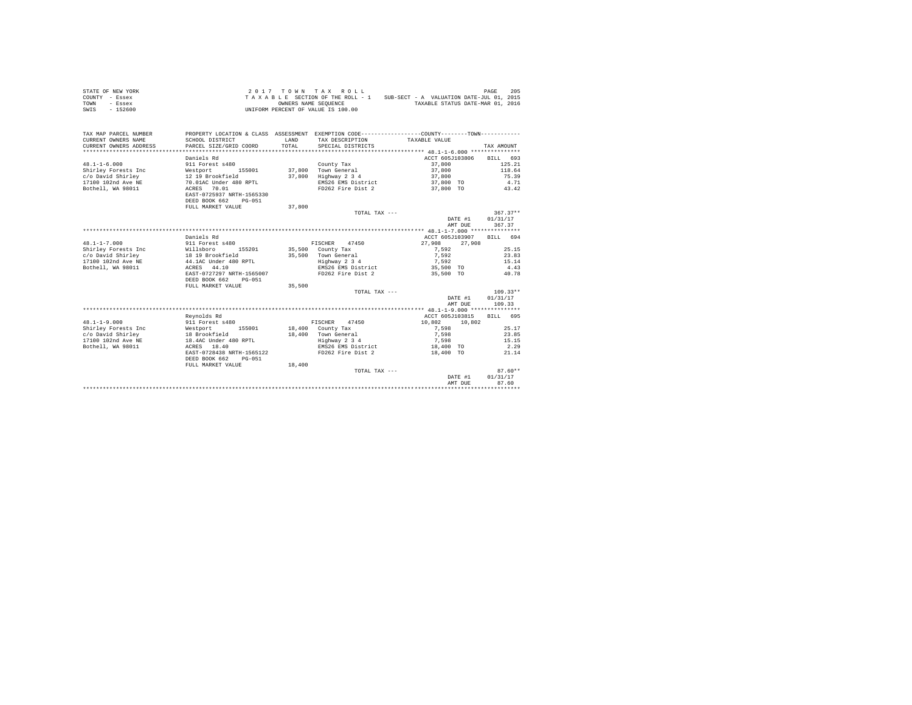STATE OF NEW YORK
COUNTY - Essex
TOWN - Essex
SWIS - 152600

2 0 1 7 T O W N T A X R O L L
T A X A B L E SECTION OF THE ROLL - 1 SUB-SECT - A VALUATION DATE-JUL 01, 2015
OWNERS NAME SEQUENCE TAXABLE STATUS DATE-MAR 01, 2016
UNIFORM PERCENT OF VALUE IS 100.00

| TAX MAP PARCEL NUMBER / CURRENT OWNERS NAME / CURRENT OWNERS ADDRESS | PROPERTY LOCATION & CLASS / SCHOOL DISTRICT / PARCEL SIZE/GRID COORD | ASSESSMENT LAND / TOTAL | EXEMPTION CODE / TAX DESCRIPTION / SPECIAL DISTRICTS | COUNTY / TOWN TAXABLE VALUE | TAX AMOUNT |
|---|---|---|---|---|---|
| **48.1-1-6.000** | Daniels Rd | | | ACCT 605J103806 | BILL 693 |
| 48.1-1-6.000 | 911 Forest s480 | | County Tax | 37,800 | 125.21 |
| Shirley Forests Inc | Westport 155001 | 37,800 | Town General | 37,800 | 118.64 |
| c/o David Shirley | 12 19 Brookfield | 37,800 | Highway 2 3 4 | 37,800 | 75.39 |
| 17100 102nd Ave NE | 70.01AC Under 480 RPTL | | EMS26 EMS District | 37,800 TO | 4.71 |
| Bothell, WA 98011 | ACRES 70.01 | | FD262 Fire Dist 2 | 37,800 TO | 43.42 |
| | EAST-0725937 NRTH-1565330 | | | | |
| | DEED BOOK 662 PG-051 | | | | |
| | FULL MARKET VALUE | 37,800 | | | |
| | | | TOTAL TAX --- | | 367.37** |
| | | | | DATE #1 | 01/31/17 |
| | | | | AMT DUE | 367.37 |
| **48.1-1-7.000** | Daniels Rd | | | ACCT 605J103907 | BILL 694 |
| 48.1-1-7.000 | 911 Forest s480 | | FISCHER 47450 | 27,908 27,908 | |
| Shirley Forests Inc | Willsboro 155201 | 35,500 | County Tax | 7,592 | 25.15 |
| c/o David Shirley | 18 19 Brookfield | 35,500 | Town General | 7,592 | 23.83 |
| 17100 102nd Ave NE | 44.1AC Under 480 RPTL | | Highway 2 3 4 | 7,592 | 15.14 |
| Bothell, WA 98011 | ACRES 44.10 | | EMS26 EMS District | 35,500 TO | 4.43 |
| | EAST-0727297 NRTH-1565007 | | FD262 Fire Dist 2 | 35,500 TO | 40.78 |
| | DEED BOOK 662 PG-051 | | | | |
| | FULL MARKET VALUE | 35,500 | | | |
| | | | TOTAL TAX --- | | 109.33** |
| | | | | DATE #1 | 01/31/17 |
| | | | | AMT DUE | 109.33 |
| **48.1-1-9.000** | Reynolds Rd | | | ACCT 605J103815 | BILL 695 |
| 48.1-1-9.000 | 911 Forest s480 | | FISCHER 47450 | 10,802 10,802 | |
| Shirley Forests Inc | Westport 155001 | 18,400 | County Tax | 7,598 | 25.17 |
| c/o David Shirley | 18 Brookfield | 18,400 | Town General | 7,598 | 23.85 |
| 17100 102nd Ave NE | 18.4AC Under 480 RPTL | | Highway 2 3 4 | 7,598 | 15.15 |
| Bothell, WA 98011 | ACRES 18.40 | | EMS26 EMS District | 18,400 TO | 2.29 |
| | EAST-0728438 NRTH-1565122 | | FD262 Fire Dist 2 | 18,400 TO | 21.14 |
| | DEED BOOK 662 PG-051 | | | | |
| | FULL MARKET VALUE | 18,400 | | | |
| | | | TOTAL TAX --- | | 87.60** |
| | | | | DATE #1 | 01/31/17 |
| | | | | AMT DUE | 87.60 |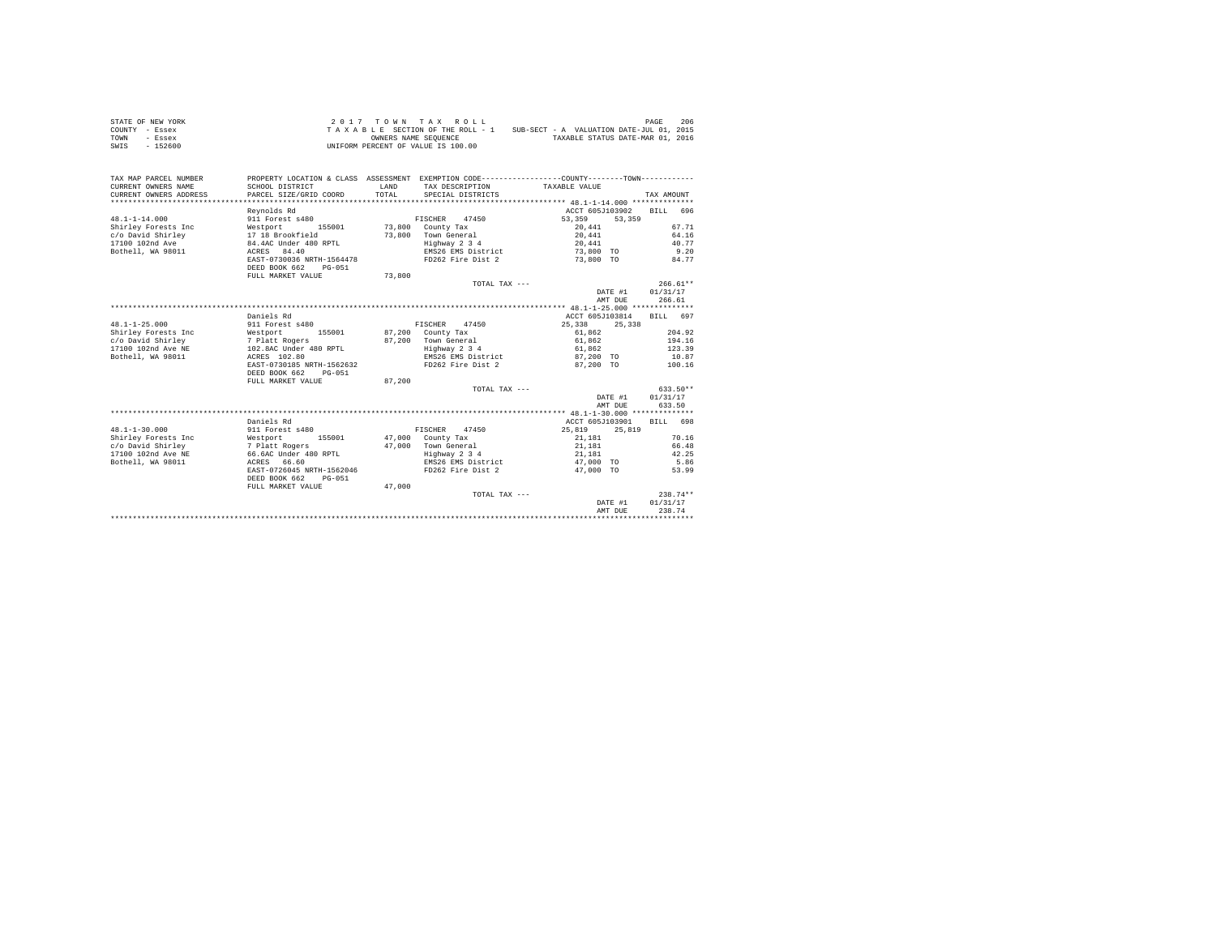STATE OF NEW YORK
COUNTY - Essex
TOWN - Essex
SWIS - 152600

2 0 1 7 T O W N T A X R O L L
T A X A B L E SECTION OF THE ROLL - 1 SUB-SECT - A VALUATION DATE-JUL 01, 2015
OWNERS NAME SEQUENCE TAXABLE STATUS DATE-MAR 01, 2016
UNIFORM PERCENT OF VALUE IS 100.00

| TAX MAP PARCEL NUMBER / CURRENT OWNERS NAME / CURRENT OWNERS ADDRESS | PROPERTY LOCATION & CLASS / SCHOOL DISTRICT / PARCEL SIZE/GRID COORD | ASSESSMENT LAND / TOTAL | EXEMPTION CODE / TAX DESCRIPTION / SPECIAL DISTRICTS | COUNTY / TAXABLE VALUE | TOWN | TAX AMOUNT |
|---|---|---|---|---|---|---|
| **48.1-1-14.000** | Reynolds Rd | | | ACCT 605J103902 | | BILL 696 |
| 48.1-1-14.000 | 911 Forest s480 | | FISCHER 47450 | 53,359 | 53,359 | |
| Shirley Forests Inc | Westport 155001 | 73,800 | County Tax | 20,441 | | 67.71 |
| c/o David Shirley | 17 18 Brookfield | 73,800 | Town General | 20,441 | | 64.16 |
| 17100 102nd Ave | 84.4AC Under 480 RPTL | | Highway 2 3 4 | 20,441 | | 40.77 |
| Bothell, WA 98011 | ACRES 84.40 | | EMS26 EMS District | 73,800 TO | | 9.20 |
| | EAST-0730036 NRTH-1564478 | | FD262 Fire Dist 2 | 73,800 TO | | 84.77 |
| | DEED BOOK 662 PG-051 | | | | | |
| | FULL MARKET VALUE | 73,800 | | | | |
| | | | TOTAL TAX --- | | | 266.61** |
| | | | | | DATE #1 | 01/31/17 |
| | | | | | AMT DUE | 266.61 |
| **48.1-1-25.000** | Daniels Rd | | | ACCT 605J103814 | | BILL 697 |
| 48.1-1-25.000 | 911 Forest s480 | | FISCHER 47450 | 25,338 | 25,338 | |
| Shirley Forests Inc | Westport 155001 | 87,200 | County Tax | 61,862 | | 204.92 |
| c/o David Shirley | 7 Platt Rogers | 87,200 | Town General | 61,862 | | 194.16 |
| 17100 102nd Ave NE | 102.8AC Under 480 RPTL | | Highway 2 3 4 | 61,862 | | 123.39 |
| Bothell, WA 98011 | ACRES 102.80 | | EMS26 EMS District | 87,200 TO | | 10.87 |
| | EAST-0730185 NRTH-1562632 | | FD262 Fire Dist 2 | 87,200 TO | | 100.16 |
| | DEED BOOK 662 PG-051 | | | | | |
| | FULL MARKET VALUE | 87,200 | | | | |
| | | | TOTAL TAX --- | | | 633.50** |
| | | | | | DATE #1 | 01/31/17 |
| | | | | | AMT DUE | 633.50 |
| **48.1-1-30.000** | Daniels Rd | | | ACCT 605J103901 | | BILL 698 |
| 48.1-1-30.000 | 911 Forest s480 | | FISCHER 47450 | 25,819 | 25,819 | |
| Shirley Forests Inc | Westport 155001 | 47,000 | County Tax | 21,181 | | 70.16 |
| c/o David Shirley | 7 Platt Rogers | 47,000 | Town General | 21,181 | | 66.48 |
| 17100 102nd Ave NE | 66.6AC Under 480 RPTL | | Highway 2 3 4 | 21,181 | | 42.25 |
| Bothell, WA 98011 | ACRES 66.60 | | EMS26 EMS District | 47,000 TO | | 5.86 |
| | EAST-0726045 NRTH-1562046 | | FD262 Fire Dist 2 | 47,000 TO | | 53.99 |
| | DEED BOOK 662 PG-051 | | | | | |
| | FULL MARKET VALUE | 47,000 | | | | |
| | | | TOTAL TAX --- | | | 238.74** |
| | | | | | DATE #1 | 01/31/17 |
| | | | | | AMT DUE | 238.74 |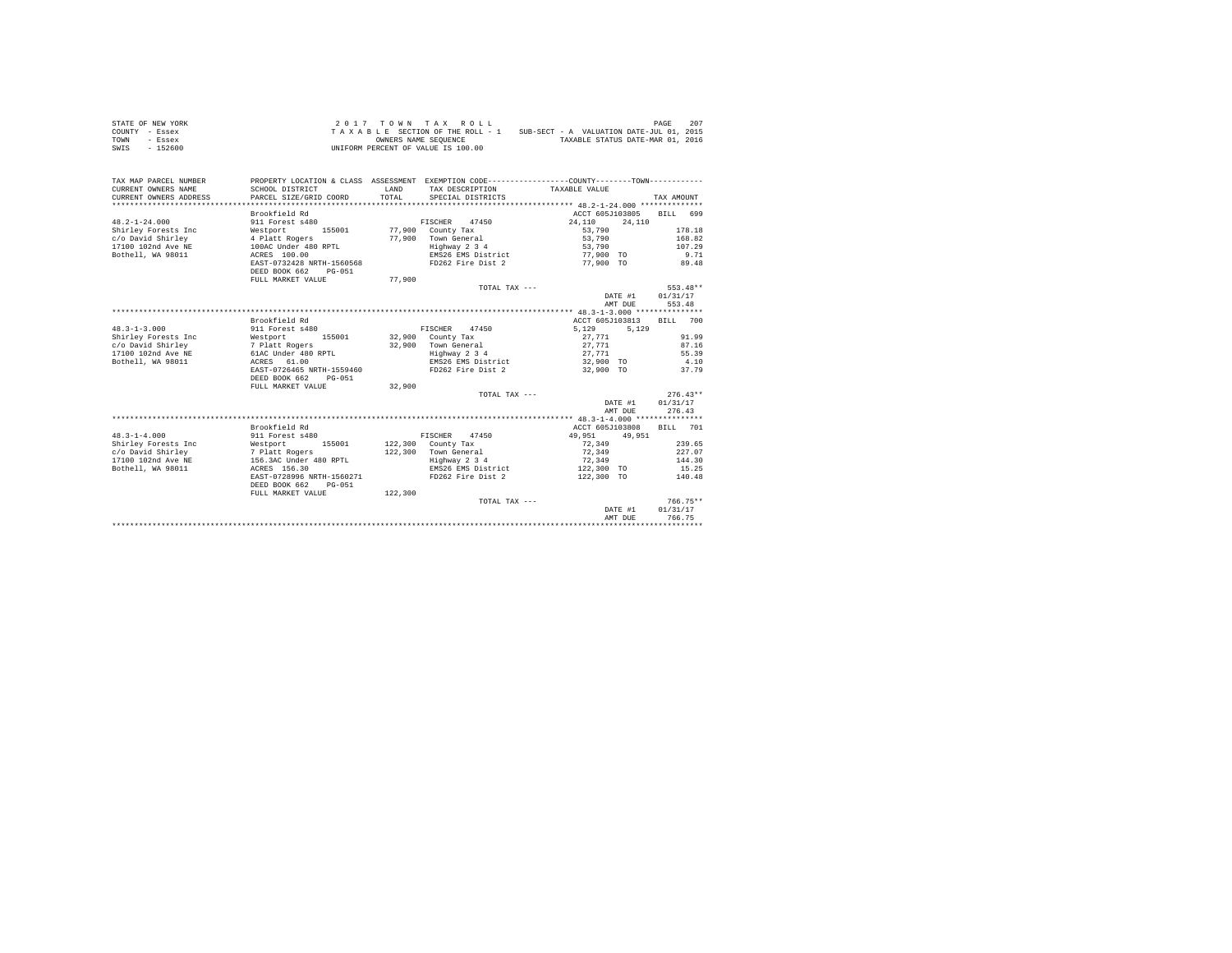STATE OF NEW YORK — 2017 TOWN TAX ROLL
COUNTY - Essex — TAXABLE SECTION OF THE ROLL - 1 — SUB-SECT - A VALUATION DATE-JUL 01, 2015
TOWN - Essex — OWNERS NAME SEQUENCE — TAXABLE STATUS DATE-MAR 01, 2016
SWIS - 152600 — UNIFORM PERCENT OF VALUE IS 100.00

| TAX MAP PARCEL NUMBER / CURRENT OWNERS NAME / CURRENT OWNERS ADDRESS | PROPERTY LOCATION & CLASS / SCHOOL DISTRICT / PARCEL SIZE/GRID COORD | ASSESSMENT LAND / TOTAL | EXEMPTION CODE / TAX DESCRIPTION / SPECIAL DISTRICTS | COUNTY / TOWN TAXABLE VALUE | TAX AMOUNT |
|---|---|---|---|---|---|
| **48.2-1-24.000** | Brookfield Rd | | | ACCT 605J103805 | BILL 699 |
| 48.2-1-24.000 | 911 Forest s480 | | FISCHER 47450 | 24,110 24,110 | |
| Shirley Forests Inc | Westport 155001 | 77,900 | County Tax | 53,790 | 178.18 |
| c/o David Shirley | 4 Platt Rogers | 77,900 | Town General | 53,790 | 168.82 |
| 17100 102nd Ave NE | 100AC Under 480 RPTL | | Highway 2 3 4 | 53,790 | 107.29 |
| Bothell, WA 98011 | ACRES 100.00 | | EMS26 EMS District | 77,900 TO | 9.71 |
| | EAST-0732428 NRTH-1560568 | | FD262 Fire Dist 2 | 77,900 TO | 89.48 |
| | DEED BOOK 662 PG-051 | | | | |
| | FULL MARKET VALUE | 77,900 | | | |
| | | | TOTAL TAX --- | | 553.48** |
| | | | | DATE #1 | 01/31/17 |
| | | | | AMT DUE | 553.48 |
| **48.3-1-3.000** | Brookfield Rd | | | ACCT 605J103813 | BILL 700 |
| 48.3-1-3.000 | 911 Forest s480 | | FISCHER 47450 | 5,129 5,129 | |
| Shirley Forests Inc | Westport 155001 | 32,900 | County Tax | 27,771 | 91.99 |
| c/o David Shirley | 7 Platt Rogers | 32,900 | Town General | 27,771 | 87.16 |
| 17100 102nd Ave NE | 61AC Under 480 RPTL | | Highway 2 3 4 | 27,771 | 55.39 |
| Bothell, WA 98011 | ACRES 61.00 | | EMS26 EMS District | 32,900 TO | 4.10 |
| | EAST-0726465 NRTH-1559460 | | FD262 Fire Dist 2 | 32,900 TO | 37.79 |
| | DEED BOOK 662 PG-051 | | | | |
| | FULL MARKET VALUE | 32,900 | | | |
| | | | TOTAL TAX --- | | 276.43** |
| | | | | DATE #1 | 01/31/17 |
| | | | | AMT DUE | 276.43 |
| **48.3-1-4.000** | Brookfield Rd | | | ACCT 605J103808 | BILL 701 |
| 48.3-1-4.000 | 911 Forest s480 | | FISCHER 47450 | 49,951 49,951 | |
| Shirley Forests Inc | Westport 155001 | 122,300 | County Tax | 72,349 | 239.65 |
| c/o David Shirley | 7 Platt Rogers | 122,300 | Town General | 72,349 | 227.07 |
| 17100 102nd Ave NE | 156.3AC Under 480 RPTL | | Highway 2 3 4 | 72,349 | 144.30 |
| Bothell, WA 98011 | ACRES 156.30 | | EMS26 EMS District | 122,300 TO | 15.25 |
| | EAST-0728996 NRTH-1560271 | | FD262 Fire Dist 2 | 122,300 TO | 140.48 |
| | DEED BOOK 662 PG-051 | | | | |
| | FULL MARKET VALUE | 122,300 | | | |
| | | | TOTAL TAX --- | | 766.75** |
| | | | | DATE #1 | 01/31/17 |
| | | | | AMT DUE | 766.75 |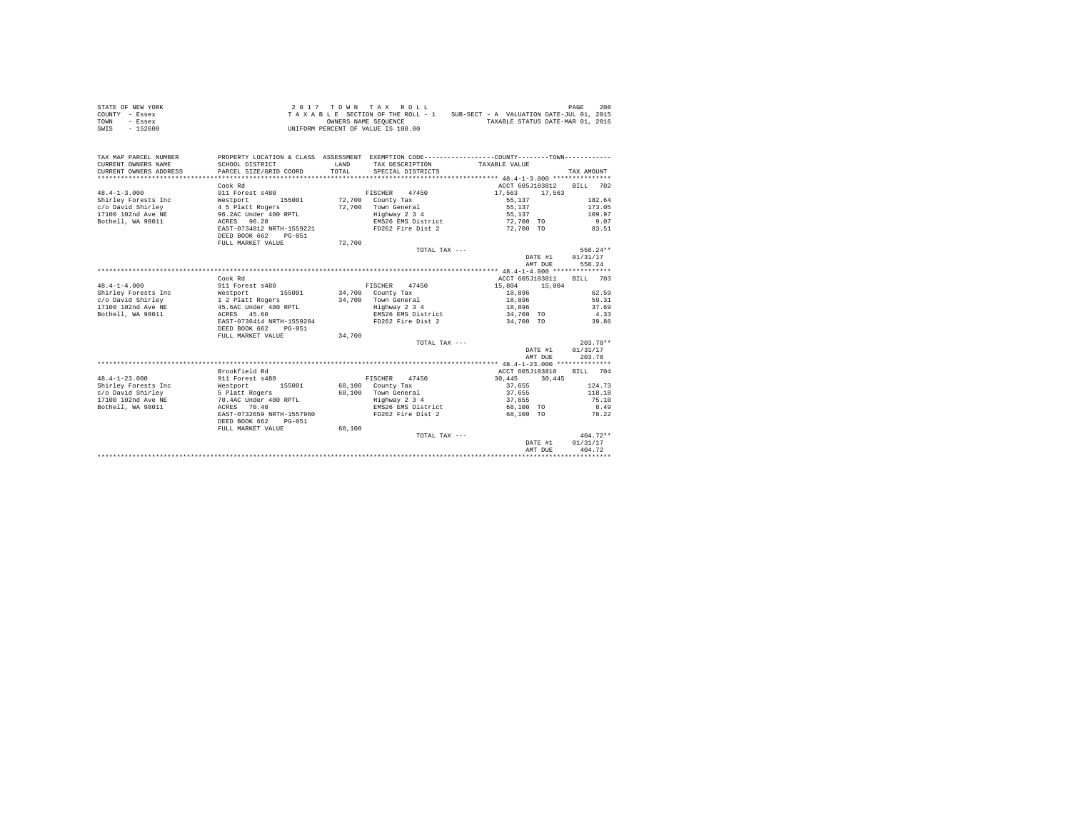STATE OF NEW YORK
COUNTY - Essex
TOWN - Essex
SWIS - 152600

2 0 1 7 T O W N T A X R O L L
T A X A B L E SECTION OF THE ROLL - 1 SUB-SECT - A VALUATION DATE-JUL 01, 2015
OWNERS NAME SEQUENCE TAXABLE STATUS DATE-MAR 01, 2016
UNIFORM PERCENT OF VALUE IS 100.00

| TAX MAP PARCEL NUMBER / CURRENT OWNERS NAME / CURRENT OWNERS ADDRESS | PROPERTY LOCATION & CLASS / SCHOOL DISTRICT / PARCEL SIZE/GRID COORD | ASSESSMENT LAND / TOTAL | EXEMPTION CODE / TAX DESCRIPTION / SPECIAL DISTRICTS | COUNTY TAXABLE VALUE | TOWN | TAX AMOUNT |
|---|---|---|---|---|---|---|
| **48.4-1-3.000** | Cook Rd | | | ACCT 605J103812 | | BILL 702 |
| 48.4-1-3.000 | 911 Forest s480 | | FISCHER 47450 | 17,563 | 17,563 | |
| Shirley Forests Inc | Westport 155001 | 72,700 | County Tax | 55,137 | | 182.64 |
| c/o David Shirley | 4 5 Platt Rogers | 72,700 | Town General | 55,137 | | 173.05 |
| 17100 102nd Ave NE | 96.2AC Under 480 RPTL | | Highway 2 3 4 | 55,137 | | 109.97 |
| Bothell, WA 98011 | ACRES 96.20 | | EMS26 EMS District | 72,700 TO | | 9.07 |
| | EAST-0734812 NRTH-1559221 | | FD262 Fire Dist 2 | 72,700 TO | | 83.51 |
| | DEED BOOK 662 PG-051 | | | | | |
| | FULL MARKET VALUE | 72,700 | | | | |
| | | | TOTAL TAX --- | | | 558.24** |
| | | | | | DATE #1 | 01/31/17 |
| | | | | | AMT DUE | 558.24 |
| **48.4-1-4.000** | Cook Rd | | | ACCT 605J103811 | | BILL 703 |
| 48.4-1-4.000 | 911 Forest s480 | | FISCHER 47450 | 15,804 | 15,804 | |
| Shirley Forests Inc | Westport 155001 | 34,700 | County Tax | 18,896 | | 62.59 |
| c/o David Shirley | 1 2 Platt Rogers | 34,700 | Town General | 18,896 | | 59.31 |
| 17100 102nd Ave NE | 45.6AC Under 480 RPTL | | Highway 2 3 4 | 18,896 | | 37.69 |
| Bothell, WA 98011 | ACRES 45.60 | | EMS26 EMS District | 34,700 TO | | 4.33 |
| | EAST-0736414 NRTH-1559284 | | FD262 Fire Dist 2 | 34,700 TO | | 39.86 |
| | DEED BOOK 662 PG-051 | | | | | |
| | FULL MARKET VALUE | 34,700 | | | | |
| | | | TOTAL TAX --- | | | 203.78** |
| | | | | | DATE #1 | 01/31/17 |
| | | | | | AMT DUE | 203.78 |
| **48.4-1-23.000** | Brookfield Rd | | | ACCT 605J103810 | | BILL 704 |
| 48.4-1-23.000 | 911 Forest s480 | | FISCHER 47450 | 30,445 | 30,445 | |
| Shirley Forests Inc | Westport 155001 | 68,100 | County Tax | 37,655 | | 124.73 |
| c/o David Shirley | 5 Platt Rogers | 68,100 | Town General | 37,655 | | 118.18 |
| 17100 102nd Ave NE | 70.4AC Under 480 RPTL | | Highway 2 3 4 | 37,655 | | 75.10 |
| Bothell, WA 98011 | ACRES 70.40 | | EMS26 EMS District | 68,100 TO | | 8.49 |
| | EAST-0732659 NRTH-1557960 | | FD262 Fire Dist 2 | 68,100 TO | | 78.22 |
| | DEED BOOK 662 PG-051 | | | | | |
| | FULL MARKET VALUE | 68,100 | | | | |
| | | | TOTAL TAX --- | | | 404.72** |
| | | | | | DATE #1 | 01/31/17 |
| | | | | | AMT DUE | 404.72 |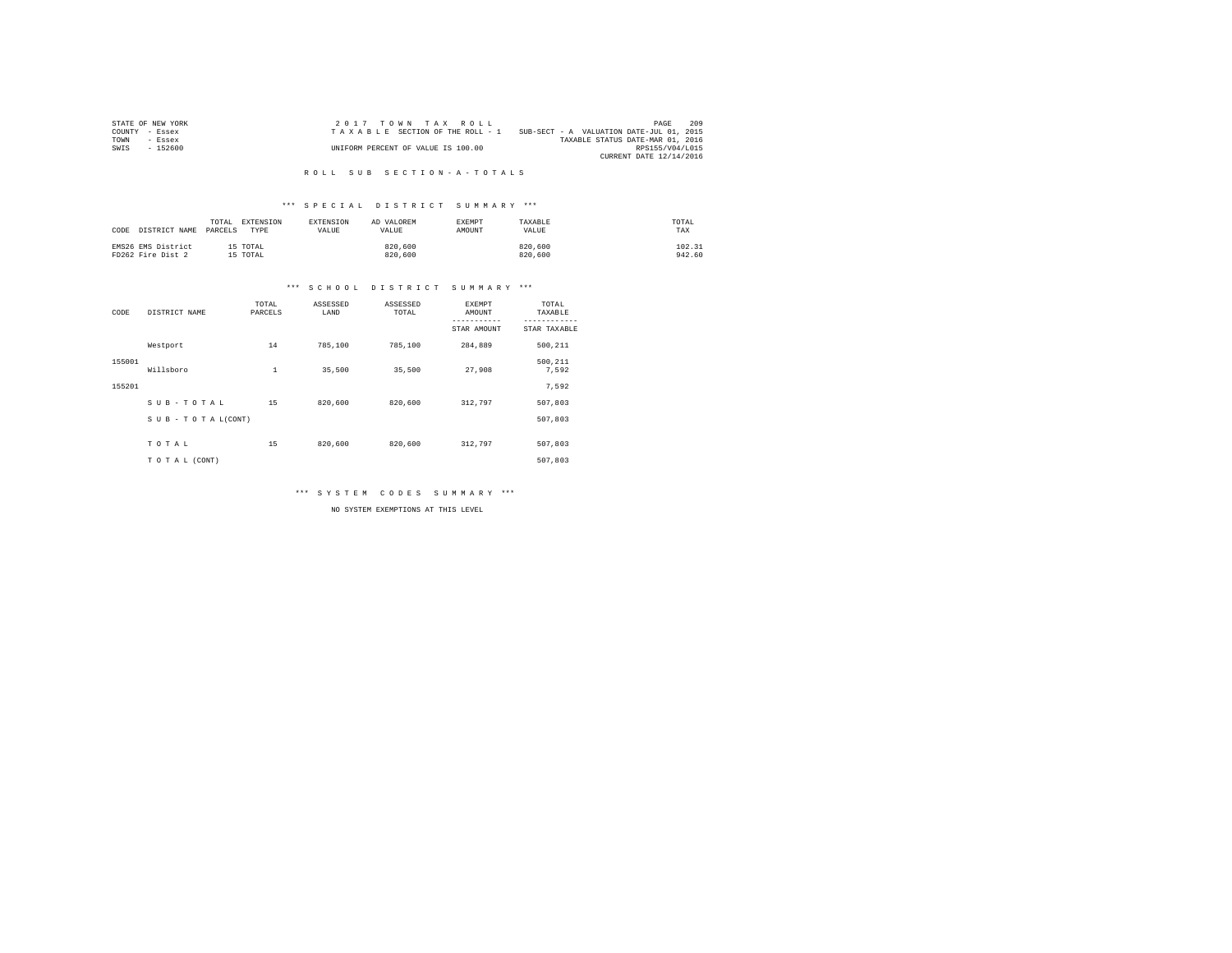STATE OF NEW YORK
COUNTY - Essex
TOWN - Essex
SWIS - 152600

2 0 1 7 T O W N T A X R O L L
T A X A B L E SECTION OF THE ROLL - 1
UNIFORM PERCENT OF VALUE IS 100.00

SUB-SECT - A VALUATION DATE-JUL 01, 2015
TAXABLE STATUS DATE-MAR 01, 2016
RPS155/V04/L015
CURRENT DATE 12/14/2016

R O L L S U B S E C T I O N - A - T O T A L S

*** S P E C I A L D I S T R I C T S U M M A R Y ***

| CODE | DISTRICT NAME | TOTAL PARCELS | EXTENSION TYPE | EXTENSION VALUE | AD VALOREM VALUE | EXEMPT AMOUNT | TAXABLE VALUE | TOTAL TAX |
|---|---|---|---|---|---|---|---|---|
| EMS26 | EMS District | 15 | TOTAL | | 820,600 | | 820,600 | 102.31 |
| FD262 | Fire Dist 2 | 15 | TOTAL | | 820,600 | | 820,600 | 942.60 |

*** S C H O O L D I S T R I C T S U M M A R Y ***

| CODE | DISTRICT NAME | TOTAL PARCELS | ASSESSED LAND | ASSESSED TOTAL | EXEMPT AMOUNT / STAR AMOUNT | TOTAL TAXABLE / STAR TAXABLE |
|---|---|---|---|---|---|---|
| | Westport | 14 | 785,100 | 785,100 | 284,889 | 500,211 |
| 155001 | | | | | | 500,211 |
| | Willsboro | 1 | 35,500 | 35,500 | 27,908 | 7,592 |
| 155201 | | | | | | 7,592 |
| | S U B - T O T A L | 15 | 820,600 | 820,600 | 312,797 | 507,803 |
| | S U B - T O T A L(CONT) | | | | | 507,803 |
| | T O T A L | 15 | 820,600 | 820,600 | 312,797 | 507,803 |
| | T O T A L (CONT) | | | | | 507,803 |

*** S Y S T E M C O D E S S U M M A R Y ***

NO SYSTEM EXEMPTIONS AT THIS LEVEL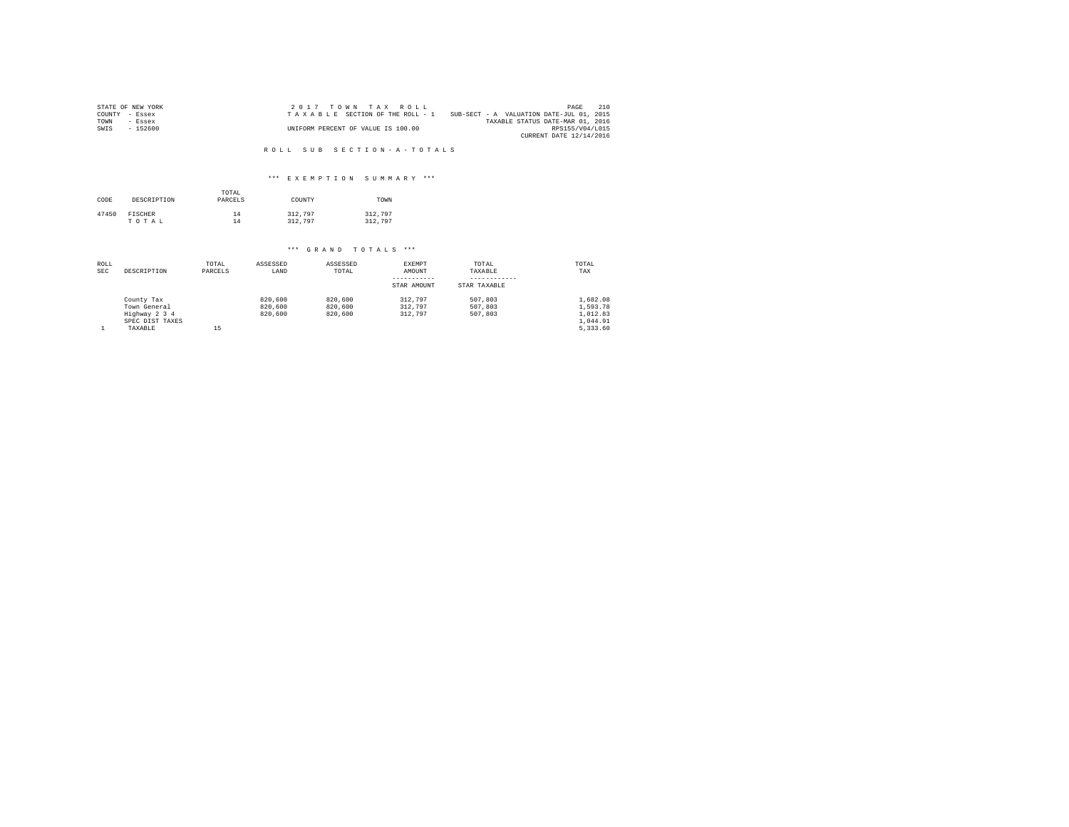STATE OF NEW YORK
COUNTY - Essex
TOWN - Essex
SWIS - 152600

2 0 1 7 T O W N T A X R O L L
T A X A B L E SECTION OF THE ROLL - 1
UNIFORM PERCENT OF VALUE IS 100.00

SUB-SECT - A VALUATION DATE-JUL 01, 2015
TAXABLE STATUS DATE-MAR 01, 2016
RPS155/V04/L015
CURRENT DATE 12/14/2016

## R O L L S U B S E C T I O N - A - T O T A L S

### *** E X E M P T I O N S U M M A R Y ***

| CODE | DESCRIPTION | TOTAL PARCELS | COUNTY | TOWN |
|---|---|---|---|---|
| 47450 | FISCHER | 14 | 312,797 | 312,797 |
| | T O T A L | 14 | 312,797 | 312,797 |

### *** G R A N D T O T A L S ***

| ROLL SEC | DESCRIPTION | TOTAL PARCELS | ASSESSED LAND | ASSESSED TOTAL | EXEMPT AMOUNT / STAR AMOUNT | TOTAL TAXABLE / STAR TAXABLE | TOTAL TAX |
|---|---|---|---|---|---|---|---|
| | County Tax | | 820,600 | 820,600 | 312,797 | 507,803 | 1,682.08 |
| | Town General | | 820,600 | 820,600 | 312,797 | 507,803 | 1,593.78 |
| | Highway 2 3 4 | | 820,600 | 820,600 | 312,797 | 507,803 | 1,012.83 |
| | SPEC DIST TAXES | | | | | | 1,044.91 |
| 1 | TAXABLE | 15 | | | | | 5,333.60 |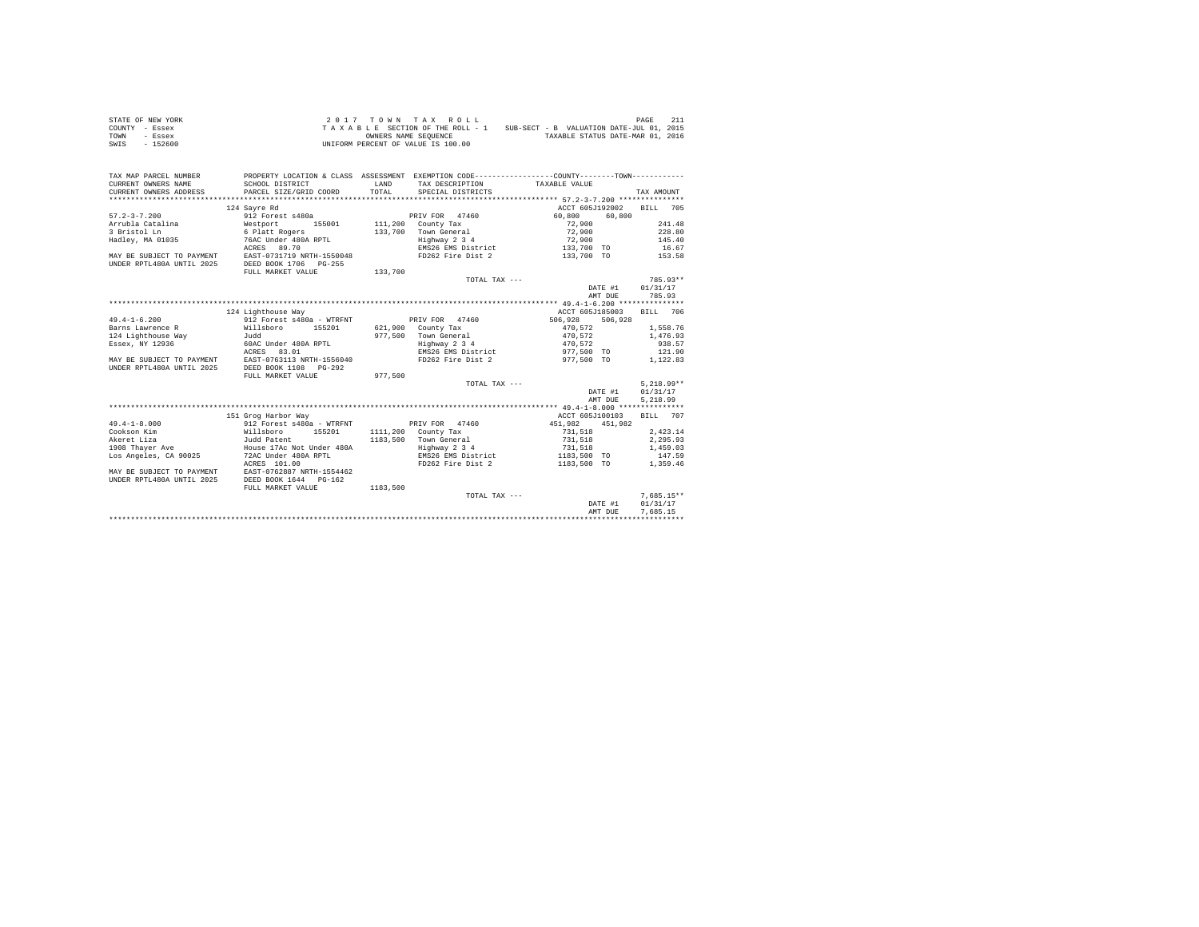STATE OF NEW YORK
COUNTY - Essex
TOWN - Essex
SWIS - 152600

2017 TOWN TAX ROLL
TAXABLE SECTION OF THE ROLL - 1    SUB-SECT - B  VALUATION DATE-JUL 01, 2015
OWNERS NAME SEQUENCE    TAXABLE STATUS DATE-MAR 01, 2016
UNIFORM PERCENT OF VALUE IS 100.00

```
TAX MAP PARCEL NUMBER      PROPERTY LOCATION & CLASS  ASSESSMENT  EXEMPTION CODE-----------------COUNTY--------TOWN-----------
CURRENT OWNERS NAME        SCHOOL DISTRICT             LAND        TAX DESCRIPTION           TAXABLE VALUE
CURRENT OWNERS ADDRESS     PARCEL SIZE/GRID COORD      TOTAL       SPECIAL DISTRICTS                                    TAX AMOUNT
*********************************************************************************************** 57.2-3-7.200 ***************
                           124 Sayre Rd                                                       ACCT 605J192002    BILL  705
57.2-3-7.200               912 Forest s480a                        PRIV FOR  47460             60,800     60,800
Arrubla Catalina           Westport      155001       111,200   County Tax                     72,900                 241.48
3 Bristol Ln               6 Platt Rogers             133,700   Town General                   72,900                 228.80
Hadley, MA 01035           76AC Under 480A RPTL                 Highway 2 3 4                  72,900                 145.40
                           ACRES   89.70                        EMS26 EMS District            133,700 TO               16.67
MAY BE SUBJECT TO PAYMENT  EAST-0731719 NRTH-1550048            FD262 Fire Dist 2             133,700 TO              153.58
UNDER RPTL480A UNTIL 2025  DEED BOOK 1706   PG-255
                           FULL MARKET VALUE          133,700
                                                                TOTAL TAX ---                                         785.93**
                                                                                               DATE #1            01/31/17
                                                                                               AMT DUE              785.93
*********************************************************************************************** 49.4-1-6.200 ***************
                           124 Lighthouse Way                                                 ACCT 605J185003    BILL  706
49.4-1-6.200               912 Forest s480a - WTRFNT               PRIV FOR  47460            506,928    506,928
Barns Lawrence R           Willsboro     155201       621,900   County Tax                    470,572               1,558.76
124 Lighthouse Way         Judd                       977,500   Town General                  470,572               1,476.93
Essex, NY 12936            60AC Under 480A RPTL                 Highway 2 3 4                 470,572                 938.57
                           ACRES   83.01                        EMS26 EMS District            977,500 TO              121.90
MAY BE SUBJECT TO PAYMENT  EAST-0763113 NRTH-1556040            FD262 Fire Dist 2             977,500 TO            1,122.83
UNDER RPTL480A UNTIL 2025  DEED BOOK 1108   PG-292
                           FULL MARKET VALUE          977,500
                                                                TOTAL TAX ---                                       5,218.99**
                                                                                               DATE #1            01/31/17
                                                                                               AMT DUE            5,218.99
*********************************************************************************************** 49.4-1-8.000 ***************
                           151 Grog Harbor Way                                                ACCT 605J100103    BILL  707
49.4-1-8.000               912 Forest s480a - WTRFNT               PRIV FOR  47460            451,982    451,982
Cookson Kim                Willsboro     155201      1111,200   County Tax                    731,518               2,423.14
Akeret Liza                Judd Patent               1183,500   Town General                  731,518               2,295.93
1908 Thayer Ave            House 17Ac Not Under 480A            Highway 2 3 4                 731,518               1,459.03
Los Angeles, CA 90025      72AC Under 480A RPTL                 EMS26 EMS District           1183,500 TO              147.59
                           ACRES  101.00                        FD262 Fire Dist 2            1183,500 TO            1,359.46
MAY BE SUBJECT TO PAYMENT  EAST-0762887 NRTH-1554462
UNDER RPTL480A UNTIL 2025  DEED BOOK 1644   PG-162
                           FULL MARKET VALUE         1183,500
                                                                TOTAL TAX ---                                       7,685.15**
                                                                                               DATE #1            01/31/17
                                                                                               AMT DUE            7,685.15
************************************************************************************************************************************
```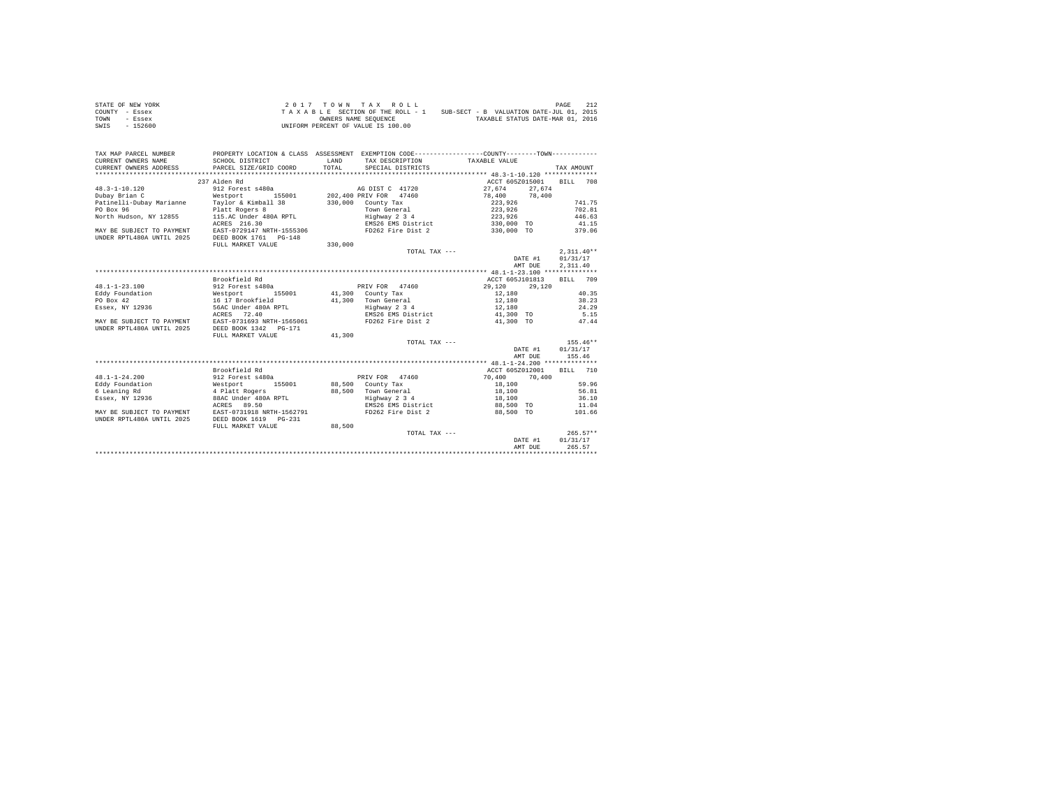STATE OF NEW YORK
COUNTY - Essex
TOWN - Essex
SWIS - 152600

2 0 1 7 T O W N T A X R O L L
T A X A B L E SECTION OF THE ROLL - 1 SUB-SECT - B VALUATION DATE-JUL 01, 2015
OWNERS NAME SEQUENCE TAXABLE STATUS DATE-MAR 01, 2016
UNIFORM PERCENT OF VALUE IS 100.00

| TAX MAP PARCEL NUMBER / CURRENT OWNERS NAME / CURRENT OWNERS ADDRESS | PROPERTY LOCATION & CLASS / SCHOOL DISTRICT / PARCEL SIZE/GRID COORD | ASSESSMENT LAND / TOTAL | EXEMPTION CODE / TAX DESCRIPTION / SPECIAL DISTRICTS | COUNTY TAXABLE VALUE | TOWN | TAX AMOUNT |
|---|---|---|---|---|---|---|
| 48.3-1-10.120 | 237 Alden Rd | | | ACCT 605Z015001 | | BILL 708 |
| Dubay Brian C | 912 Forest s480a | | AG DIST C 41720 | 27,674 | 27,674 | |
| Patinelli-Dubay Marianne | Westport 155001 | 202,400 | PRIV FOR 47460 | 78,400 | 78,400 | |
| PO Box 96 | Taylor & Kimball 38 | 330,000 | County Tax | 223,926 | | 741.75 |
| North Hudson, NY 12855 | Platt Rogers 8 | | Town General | 223,926 | | 702.81 |
| | 115.AC Under 480A RPTL | | Highway 2 3 4 | 223,926 | | 446.63 |
| | ACRES 216.30 | | EMS26 EMS District | 330,000 TO | | 41.15 |
| MAY BE SUBJECT TO PAYMENT | EAST-0729147 NRTH-1555306 | | FD262 Fire Dist 2 | 330,000 TO | | 379.06 |
| UNDER RPTL480A UNTIL 2025 | DEED BOOK 1761 PG-148 | | | | | |
| | FULL MARKET VALUE | 330,000 | | | | |
| | | | TOTAL TAX --- | | | 2,311.40** |
| | | | | | DATE #1 | 01/31/17 |
| | | | | | AMT DUE | 2,311.40 |
| 48.1-1-23.100 | Brookfield Rd | | | ACCT 605J101813 | | BILL 709 |
| Eddy Foundation | 912 Forest s480a | | PRIV FOR 47460 | 29,120 | 29,120 | |
| PO Box 42 | Westport 155001 | 41,300 | County Tax | 12,180 | | 40.35 |
| Essex, NY 12936 | 16 17 Brookfield | 41,300 | Town General | 12,180 | | 38.23 |
| | 56AC Under 480A RPTL | | Highway 2 3 4 | 12,180 | | 24.29 |
| | ACRES 72.40 | | EMS26 EMS District | 41,300 TO | | 5.15 |
| MAY BE SUBJECT TO PAYMENT | EAST-0731693 NRTH-1565061 | | FD262 Fire Dist 2 | 41,300 TO | | 47.44 |
| UNDER RPTL480A UNTIL 2025 | DEED BOOK 1342 PG-171 | | | | | |
| | FULL MARKET VALUE | 41,300 | | | | |
| | | | TOTAL TAX --- | | | 155.46** |
| | | | | | DATE #1 | 01/31/17 |
| | | | | | AMT DUE | 155.46 |
| 48.1-1-24.200 | Brookfield Rd | | | ACCT 605Z012001 | | BILL 710 |
| Eddy Foundation | 912 Forest s480a | | PRIV FOR 47460 | 70,400 | 70,400 | |
| 6 Leaning Rd | Westport 155001 | 88,500 | County Tax | 18,100 | | 59.96 |
| Essex, NY 12936 | 4 Platt Rogers | 88,500 | Town General | 18,100 | | 56.81 |
| | 88AC Under 480A RPTL | | Highway 2 3 4 | 18,100 | | 36.10 |
| | ACRES 89.50 | | EMS26 EMS District | 88,500 TO | | 11.04 |
| MAY BE SUBJECT TO PAYMENT | EAST-0731918 NRTH-1562791 | | FD262 Fire Dist 2 | 88,500 TO | | 101.66 |
| UNDER RPTL480A UNTIL 2025 | DEED BOOK 1619 PG-231 | | | | | |
| | FULL MARKET VALUE | 88,500 | | | | |
| | | | TOTAL TAX --- | | | 265.57** |
| | | | | | DATE #1 | 01/31/17 |
| | | | | | AMT DUE | 265.57 |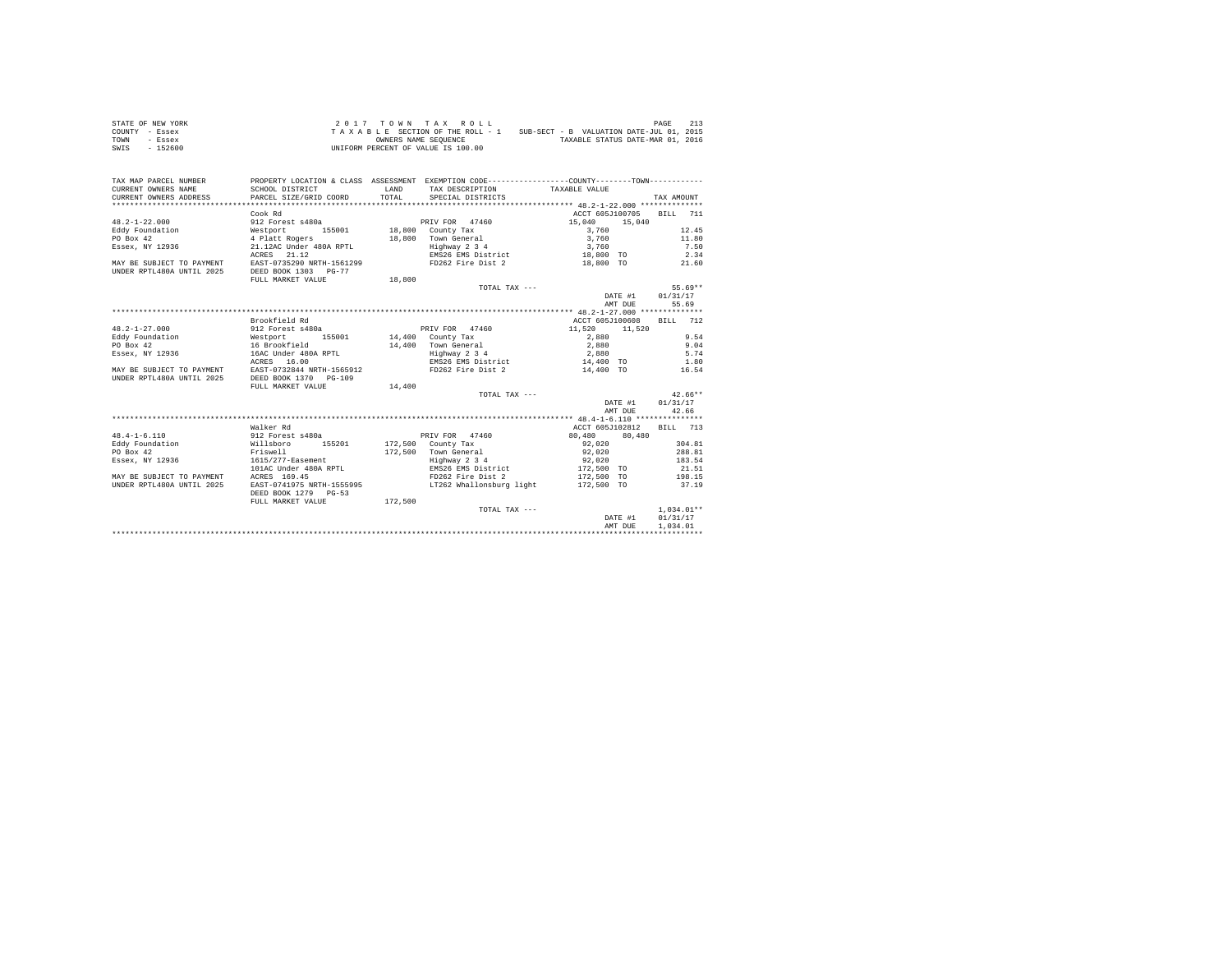STATE OF NEW YORK
COUNTY - Essex
TOWN - Essex
SWIS - 152600

2 0 1 7 T O W N T A X R O L L
T A X A B L E SECTION OF THE ROLL - 1 SUB-SECT - B VALUATION DATE-JUL 01, 2015
OWNERS NAME SEQUENCE TAXABLE STATUS DATE-MAR 01, 2016
UNIFORM PERCENT OF VALUE IS 100.00

```
TAX MAP PARCEL NUMBER      PROPERTY LOCATION & CLASS  ASSESSMENT  EXEMPTION CODE-----------------COUNTY--------TOWN-----------
CURRENT OWNERS NAME        SCHOOL DISTRICT              LAND      TAX DESCRIPTION           TAXABLE VALUE
CURRENT OWNERS ADDRESS     PARCEL SIZE/GRID COORD       TOTAL     SPECIAL DISTRICTS                                    TAX AMOUNT
****************************************************************************************************** 48.2-1-22.000 **************
                           Cook Rd                                                          ACCT 605J100705    BILL   711
48.2-1-22.000              912 Forest s480a                      PRIV FOR  47460            15,040    15,040
Eddy Foundation            Westport      155001        18,800   County Tax                    3,760                  12.45
PO Box 42                  4 Platt Rogers               18,800   Town General                  3,760                  11.80
Essex, NY 12936            21.12AC Under 480A RPTL               Highway 2 3 4                 3,760                   7.50
                           ACRES   21.12                         EMS26 EMS District           18,800 TO                2.34
MAY BE SUBJECT TO PAYMENT  EAST-0735290 NRTH-1561299             FD262 Fire Dist 2            18,800 TO               21.60
UNDER RPTL480A UNTIL 2025  DEED BOOK 1303   PG-77
                           FULL MARKET VALUE            18,800
                                                                 TOTAL TAX ---                                       55.69**
                                                                                                  DATE #1         01/31/17
                                                                                                  AMT DUE            55.69
****************************************************************************************************** 48.2-1-27.000 **************
                           Brookfield Rd                                                    ACCT 605J100608    BILL   712
48.2-1-27.000              912 Forest s480a                      PRIV FOR  47460            11,520    11,520
Eddy Foundation            Westport      155001        14,400   County Tax                    2,880                   9.54
PO Box 42                  16 Brookfield                14,400   Town General                  2,880                   9.04
Essex, NY 12936            16AC Under 480A RPTL                  Highway 2 3 4                 2,880                   5.74
                           ACRES   16.00                         EMS26 EMS District           14,400 TO                1.80
MAY BE SUBJECT TO PAYMENT  EAST-0732844 NRTH-1565912             FD262 Fire Dist 2            14,400 TO               16.54
UNDER RPTL480A UNTIL 2025  DEED BOOK 1370   PG-109
                           FULL MARKET VALUE            14,400
                                                                 TOTAL TAX ---                                       42.66**
                                                                                                  DATE #1         01/31/17
                                                                                                  AMT DUE            42.66
****************************************************************************************************** 48.4-1-6.110 ***************
                           Walker Rd                                                        ACCT 605J102812    BILL   713
48.4-1-6.110               912 Forest s480a                      PRIV FOR  47460            80,480    80,480
Eddy Foundation            Willsboro     155201       172,500   County Tax                   92,020                 304.81
PO Box 42                  Friswell                    172,500   Town General                 92,020                 288.81
Essex, NY 12936            1615/277-Easement                     Highway 2 3 4                92,020                 183.54
                           101AC Under 480A RPTL                 EMS26 EMS District          172,500 TO               21.51
MAY BE SUBJECT TO PAYMENT  ACRES  169.45                         FD262 Fire Dist 2           172,500 TO              198.15
UNDER RPTL480A UNTIL 2025  EAST-0741975 NRTH-1555995             LT262 Whallonsburg light    172,500 TO               37.19
                           DEED BOOK 1279   PG-53
                           FULL MARKET VALUE           172,500
                                                                 TOTAL TAX ---                                    1,034.01**
                                                                                                  DATE #1         01/31/17
                                                                                                  AMT DUE         1,034.01
************************************************************************************************************************************
```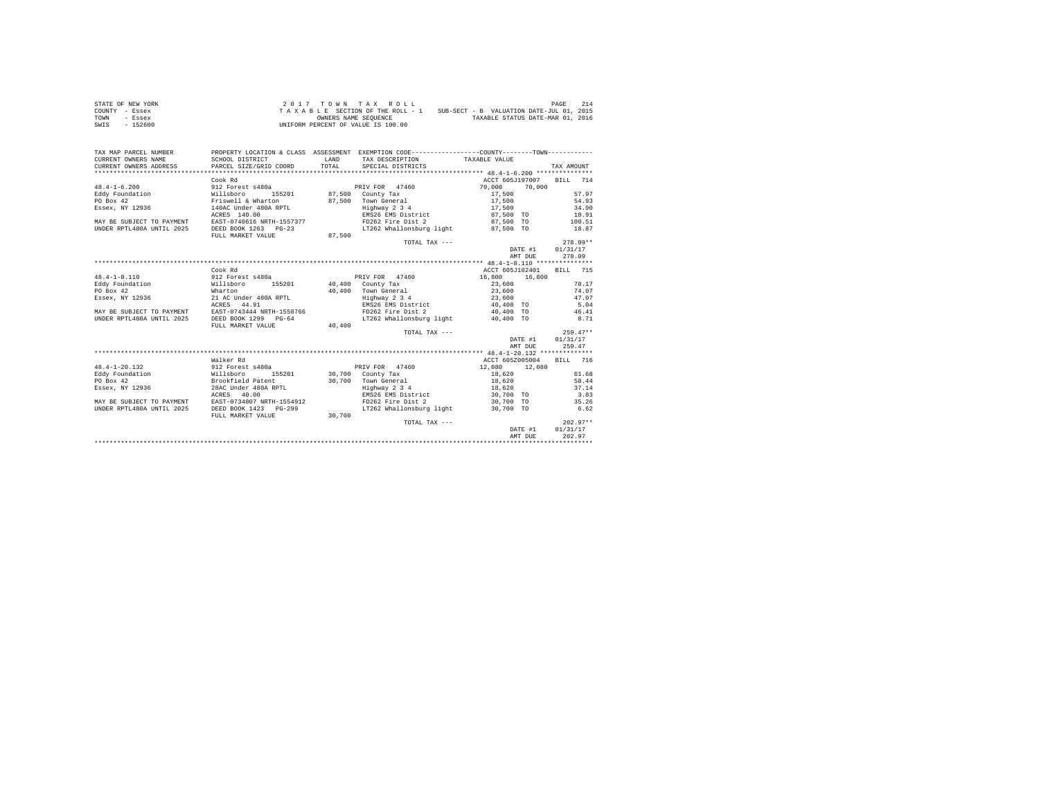STATE OF NEW YORK
COUNTY - Essex
TOWN - Essex
SWIS - 152600

2 0 1 7 T O W N T A X R O L L
T A X A B L E SECTION OF THE ROLL - 1 SUB-SECT - B VALUATION DATE-JUL 01, 2015
OWNERS NAME SEQUENCE TAXABLE STATUS DATE-MAR 01, 2016
UNIFORM PERCENT OF VALUE IS 100.00

| TAX MAP PARCEL NUMBER / CURRENT OWNERS NAME / CURRENT OWNERS ADDRESS | PROPERTY LOCATION & CLASS / SCHOOL DISTRICT / PARCEL SIZE/GRID COORD | ASSESSMENT LAND / TOTAL | EXEMPTION CODE / TAX DESCRIPTION / SPECIAL DISTRICTS | COUNTY / TOWN TAXABLE VALUE | TAX AMOUNT |
|---|---|---|---|---|---|
| **48.4-1-6.200** | Cook Rd | | | ACCT 605J197007 | BILL 714 |
| 48.4-1-6.200 | 912 Forest s480a | | PRIV FOR 47460 | 70,000 70,000 | |
| Eddy Foundation | Willsboro 155201 | 87,500 | County Tax | 17,500 | 57.97 |
| PO Box 42 | Friswell & Wharton | 87,500 | Town General | 17,500 | 54.93 |
| Essex, NY 12936 | 140AC Under 480A RPTL | | Highway 2 3 4 | 17,500 | 34.90 |
| | ACRES 140.00 | | EMS26 EMS District | 87,500 TO | 10.91 |
| MAY BE SUBJECT TO PAYMENT | EAST-0740616 NRTH-1557377 | | FD262 Fire Dist 2 | 87,500 TO | 100.51 |
| UNDER RPTL480A UNTIL 2025 | DEED BOOK 1263 PG-23 | | LT262 Whallonsburg light | 87,500 TO | 18.87 |
| | FULL MARKET VALUE | 87,500 | | | |
| | | | TOTAL TAX --- | | 278.09** |
| | | | | DATE #1 | 01/31/17 |
| | | | | AMT DUE | 278.09 |
| **48.4-1-8.110** | Cook Rd | | | ACCT 605J102401 | BILL 715 |
| 48.4-1-8.110 | 912 Forest s480a | | PRIV FOR 47460 | 16,800 16,800 | |
| Eddy Foundation | Willsboro 155201 | 40,400 | County Tax | 23,600 | 78.17 |
| PO Box 42 | Wharton | 40,400 | Town General | 23,600 | 74.07 |
| Essex, NY 12936 | 21 AC Under 480A RPTL | | Highway 2 3 4 | 23,600 | 47.07 |
| | ACRES 44.91 | | EMS26 EMS District | 40,400 TO | 5.04 |
| MAY BE SUBJECT TO PAYMENT | EAST-0743444 NRTH-1558766 | | FD262 Fire Dist 2 | 40,400 TO | 46.41 |
| UNDER RPTL480A UNTIL 2025 | DEED BOOK 1299 PG-64 | | LT262 Whallonsburg light | 40,400 TO | 8.71 |
| | FULL MARKET VALUE | 40,400 | | | |
| | | | TOTAL TAX --- | | 259.47** |
| | | | | DATE #1 | 01/31/17 |
| | | | | AMT DUE | 259.47 |
| **48.4-1-20.132** | Walker Rd | | | ACCT 605Z005004 | BILL 716 |
| 48.4-1-20.132 | 912 Forest s480a | | PRIV FOR 47460 | 12,080 12,080 | |
| Eddy Foundation | Willsboro 155201 | 30,700 | County Tax | 18,620 | 61.68 |
| PO Box 42 | Brookfield Patent | 30,700 | Town General | 18,620 | 58.44 |
| Essex, NY 12936 | 28AC Under 480A RPTL | | Highway 2 3 4 | 18,620 | 37.14 |
| | ACRES 40.00 | | EMS26 EMS District | 30,700 TO | 3.83 |
| MAY BE SUBJECT TO PAYMENT | EAST-0734807 NRTH-1554912 | | FD262 Fire Dist 2 | 30,700 TO | 35.26 |
| UNDER RPTL480A UNTIL 2025 | DEED BOOK 1423 PG-299 | | LT262 Whallonsburg light | 30,700 TO | 6.62 |
| | FULL MARKET VALUE | 30,700 | | | |
| | | | TOTAL TAX --- | | 202.97** |
| | | | | DATE #1 | 01/31/17 |
| | | | | AMT DUE | 202.97 |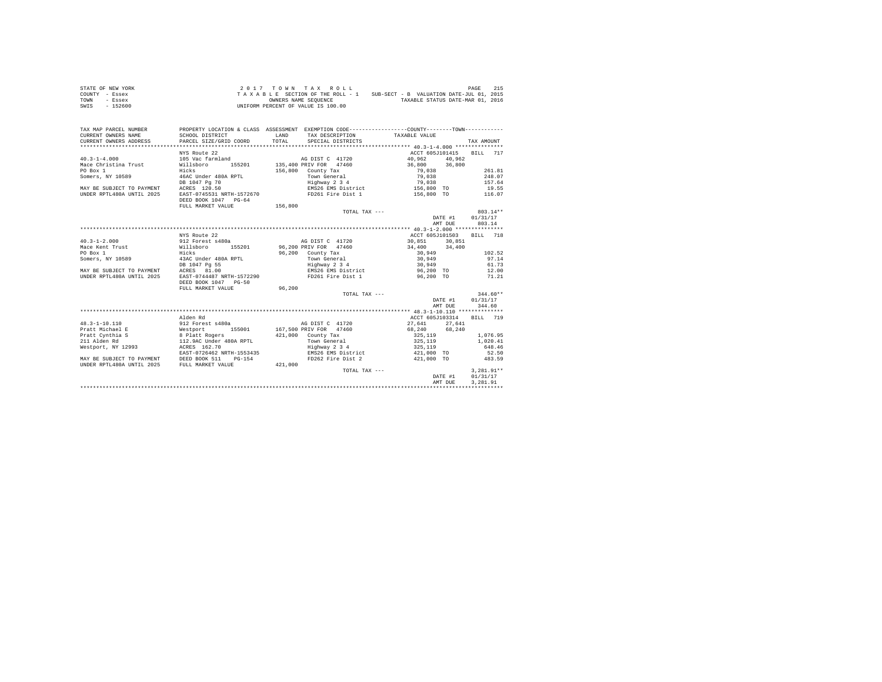```
STATE OF NEW YORK                 2 0 1 7   T O W N   T A X   R O L L                                        PAGE   215
COUNTY  - Essex                 T A X A B L E  SECTION OF THE ROLL - 1    SUB-SECT - B  VALUATION DATE-JUL 01, 2015
TOWN    - Essex                            OWNERS NAME SEQUENCE                  TAXABLE STATUS DATE-MAR 01, 2016
SWIS    - 152600                     UNIFORM PERCENT OF VALUE IS 100.00

TAX MAP PARCEL NUMBER          PROPERTY LOCATION & CLASS  ASSESSMENT  EXEMPTION CODE-----------------COUNTY--------TOWN-----------
CURRENT OWNERS NAME            SCHOOL DISTRICT             LAND      TAX DESCRIPTION           TAXABLE VALUE
CURRENT OWNERS ADDRESS         PARCEL SIZE/GRID COORD      TOTAL     SPECIAL DISTRICTS                                  TAX AMOUNT
************************************************************************************************** 40.3-1-4.000 ***************
                               NYS Route 22                                                    ACCT 605J101415    BILL  717
40.3-1-4.000                   105 Vac farmland                      AG DIST C  41720             40,962     40,962
Mace Christina Trust           Willsboro      155201       135,400 PRIV FOR  47460                36,800     36,800
PO Box 1                       Hicks                       156,800   County Tax                    79,038                   261.81
Somers, NY 10589               46AC Under 480A RPTL                  Town General                  79,038                   248.07
                               DB 1047 Pg 70                         Highway 2 3 4                 79,038                   157.64
MAY BE SUBJECT TO PAYMENT      ACRES  120.50                         EMS26 EMS District           156,800 TO                 19.55
UNDER RPTL480A UNTIL 2025      EAST-0745531 NRTH-1572670             FD261 Fire Dist 1            156,800 TO                116.07
                               DEED BOOK 1047   PG-64
                               FULL MARKET VALUE           156,800
                                                                       TOTAL TAX ---                                       803.14**
                                                                                                      DATE #1     01/31/17
                                                                                                      AMT DUE       803.14
************************************************************************************************** 40.3-1-2.000 ***************
                               NYS Route 22                                                    ACCT 605J101503    BILL  718
40.3-1-2.000                   912 Forest s480a                      AG DIST C  41720             30,851     30,851
Mace Kent Trust                Willsboro      155201        96,200 PRIV FOR  47460                34,400     34,400
PO Box 1                       Hicks                        96,200   County Tax                    30,949                   102.52
Somers, NY 10589               43AC Under 480A RPTL                  Town General                  30,949                    97.14
                               DB 1047 Pg 55                         Highway 2 3 4                 30,949                    61.73
MAY BE SUBJECT TO PAYMENT      ACRES   81.00                         EMS26 EMS District            96,200 TO                 12.00
UNDER RPTL480A UNTIL 2025      EAST-0744487 NRTH-1572290             FD261 Fire Dist 1             96,200 TO                 71.21
                               DEED BOOK 1047   PG-50
                               FULL MARKET VALUE            96,200
                                                                       TOTAL TAX ---                                       344.60**
                                                                                                      DATE #1     01/31/17
                                                                                                      AMT DUE       344.60
************************************************************************************************** 48.3-1-10.110 **************
                               Alden Rd                                                        ACCT 605J103314    BILL  719
48.3-1-10.110                  912 Forest s480a                      AG DIST C  41720             27,641     27,641
Pratt Michael E                Westport       155001       167,500 PRIV FOR  47460                68,240     68,240
Pratt Cynthia S                8 Platt Rogers              421,000   County Tax                   325,119                 1,076.95
211 Alden Rd                   112.9AC Under 480A RPTL               Town General                 325,119                 1,020.41
Westport, NY 12993             ACRES  162.70                         Highway 2 3 4                325,119                   648.46
                               EAST-0726462 NRTH-1553435             EMS26 EMS District           421,000 TO                 52.50
MAY BE SUBJECT TO PAYMENT      DEED BOOK 511    PG-154               FD262 Fire Dist 2            421,000 TO                483.59
UNDER RPTL480A UNTIL 2025      FULL MARKET VALUE           421,000
                                                                       TOTAL TAX ---                                     3,281.91**
                                                                                                      DATE #1     01/31/17
                                                                                                      AMT DUE     3,281.91
********************************************************************************************************************************
```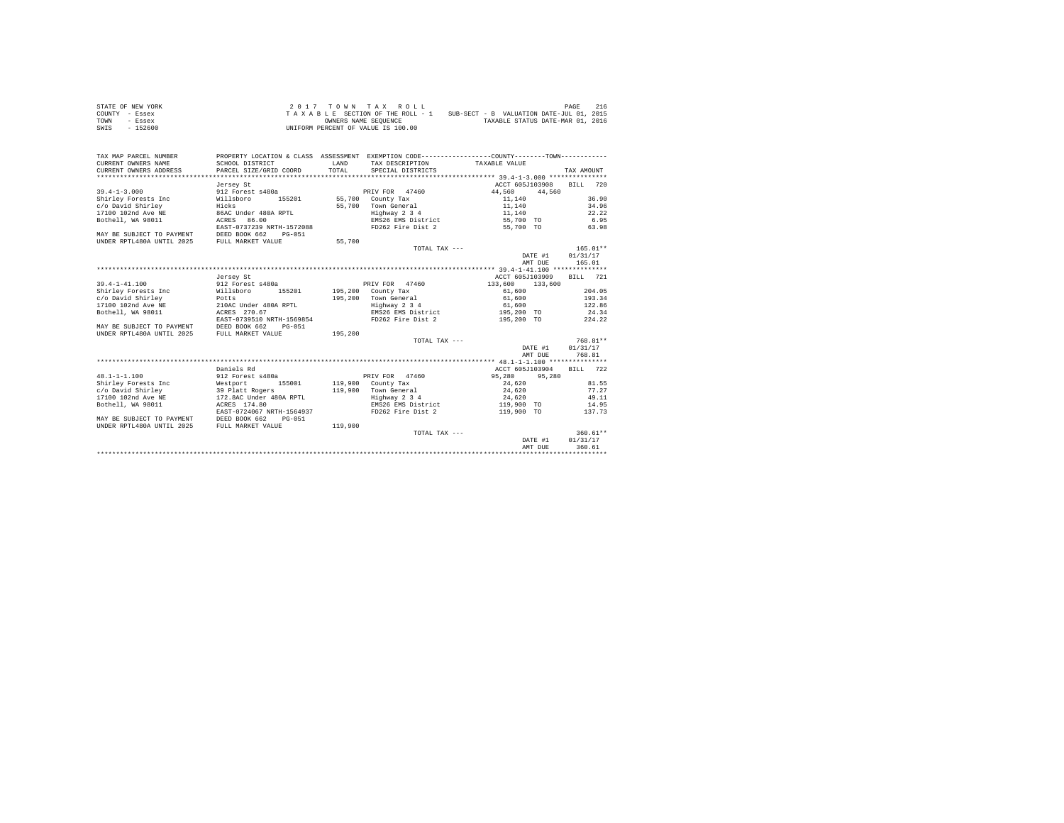STATE OF NEW YORK
COUNTY - Essex
TOWN - Essex
SWIS - 152600

2 0 1 7 T O W N T A X R O L L
T A X A B L E SECTION OF THE ROLL - 1 SUB-SECT - B VALUATION DATE-JUL 01, 2015
OWNERS NAME SEQUENCE TAXABLE STATUS DATE-MAR 01, 2016
UNIFORM PERCENT OF VALUE IS 100.00

| TAX MAP PARCEL NUMBER / CURRENT OWNERS NAME / CURRENT OWNERS ADDRESS | PROPERTY LOCATION & CLASS / SCHOOL DISTRICT / PARCEL SIZE/GRID COORD | ASSESSMENT LAND / TOTAL | EXEMPTION CODE / TAX DESCRIPTION / SPECIAL DISTRICTS | COUNTY / TOWN TAXABLE VALUE | TAX AMOUNT |
|---|---|---|---|---|---|
| **39.4-1-3.000** | Jersey St | | | ACCT 605J103908 | BILL 720 |
| 39.4-1-3.000 | 912 Forest s480a | | PRIV FOR 47460 | 44,560 44,560 | |
| Shirley Forests Inc | Willsboro 155201 | 55,700 | County Tax | 11,140 | 36.90 |
| c/o David Shirley | Hicks | 55,700 | Town General | 11,140 | 34.96 |
| 17100 102nd Ave NE | 86AC Under 480A RPTL | | Highway 2 3 4 | 11,140 | 22.22 |
| Bothell, WA 98011 | ACRES 86.00 | | EMS26 EMS District | 55,700 TO | 6.95 |
| | EAST-0737239 NRTH-1572088 | | FD262 Fire Dist 2 | 55,700 TO | 63.98 |
| MAY BE SUBJECT TO PAYMENT | DEED BOOK 662 PG-051 | | | | |
| UNDER RPTL480A UNTIL 2025 | FULL MARKET VALUE | 55,700 | | | |
| | | | TOTAL TAX --- | | 165.01** |
| | | | | DATE #1 | 01/31/17 |
| | | | | AMT DUE | 165.01 |
| **39.4-1-41.100** | Jersey St | | | ACCT 605J103909 | BILL 721 |
| 39.4-1-41.100 | 912 Forest s480a | | PRIV FOR 47460 | 133,600 133,600 | |
| Shirley Forests Inc | Willsboro 155201 | 195,200 | County Tax | 61,600 | 204.05 |
| c/o David Shirley | Potts | 195,200 | Town General | 61,600 | 193.34 |
| 17100 102nd Ave NE | 210AC Under 480A RPTL | | Highway 2 3 4 | 61,600 | 122.86 |
| Bothell, WA 98011 | ACRES 270.67 | | EMS26 EMS District | 195,200 TO | 24.34 |
| | EAST-0739510 NRTH-1569854 | | FD262 Fire Dist 2 | 195,200 TO | 224.22 |
| MAY BE SUBJECT TO PAYMENT | DEED BOOK 662 PG-051 | | | | |
| UNDER RPTL480A UNTIL 2025 | FULL MARKET VALUE | 195,200 | | | |
| | | | TOTAL TAX --- | | 768.81** |
| | | | | DATE #1 | 01/31/17 |
| | | | | AMT DUE | 768.81 |
| **48.1-1-1.100** | Daniels Rd | | | ACCT 605J103904 | BILL 722 |
| 48.1-1-1.100 | 912 Forest s480a | | PRIV FOR 47460 | 95,280 95,280 | |
| Shirley Forests Inc | Westport 155001 | 119,900 | County Tax | 24,620 | 81.55 |
| c/o David Shirley | 39 Platt Rogers | 119,900 | Town General | 24,620 | 77.27 |
| 17100 102nd Ave NE | 172.8AC Under 480A RPTL | | Highway 2 3 4 | 24,620 | 49.11 |
| Bothell, WA 98011 | ACRES 174.80 | | EMS26 EMS District | 119,900 TO | 14.95 |
| | EAST-0724067 NRTH-1564937 | | FD262 Fire Dist 2 | 119,900 TO | 137.73 |
| MAY BE SUBJECT TO PAYMENT | DEED BOOK 662 PG-051 | | | | |
| UNDER RPTL480A UNTIL 2025 | FULL MARKET VALUE | 119,900 | | | |
| | | | TOTAL TAX --- | | 360.61** |
| | | | | DATE #1 | 01/31/17 |
| | | | | AMT DUE | 360.61 |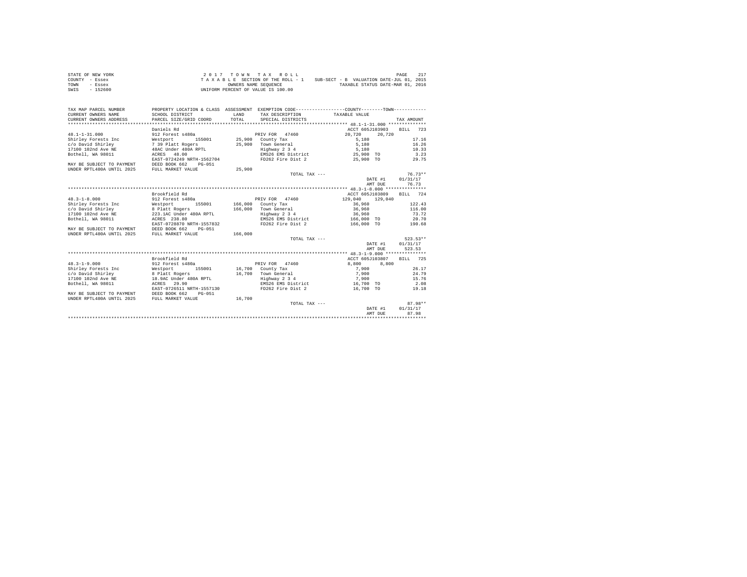STATE OF NEW YORK
COUNTY - Essex
TOWN - Essex
SWIS - 152600

2 0 1 7 T O W N T A X R O L L
T A X A B L E SECTION OF THE ROLL - 1 SUB-SECT - B VALUATION DATE-JUL 01, 2015
OWNERS NAME SEQUENCE TAXABLE STATUS DATE-MAR 01, 2016
UNIFORM PERCENT OF VALUE IS 100.00

PAGE 217

```
TAX MAP PARCEL NUMBER          PROPERTY LOCATION & CLASS  ASSESSMENT  EXEMPTION CODE-----------------COUNTY--------TOWN-----------
CURRENT OWNERS NAME            SCHOOL DISTRICT              LAND      TAX DESCRIPTION            TAXABLE VALUE
CURRENT OWNERS ADDRESS         PARCEL SIZE/GRID COORD       TOTAL     SPECIAL DISTRICTS                                    TAX AMOUNT
****************************************************************************************************** 48.1-1-31.000 **************
                               Daniels Rd                                                       ACCT 605J103903     BILL   723
48.1-1-31.000                  912 Forest s480a                       PRIV FOR  47460            20,720    20,720
Shirley Forests Inc            Westport       155001        25,900    County Tax                  5,180                    17.16
c/o David Shirley              7 39 Platt Rogers            25,900    Town General                5,180                    16.26
17100 102nd Ave NE             48AC Under 480A RPTL                   Highway 2 3 4               5,180                    10.33
Bothell, WA 98011              ACRES   48.00                          EMS26 EMS District         25,900  TO                  3.23
                               EAST-0724249 NRTH-1562704              FD262 Fire Dist 2          25,900  TO                 29.75
MAY BE SUBJECT TO PAYMENT      DEED BOOK 662    PG-051
UNDER RPTL480A UNTIL 2025      FULL MARKET VALUE            25,900
                                                                      TOTAL TAX ---                                         76.73**
                                                                                                  DATE #1      01/31/17
                                                                                                  AMT DUE         76.73
****************************************************************************************************** 48.3-1-8.000 ***************
                               Brookfield Rd                                                    ACCT 605J103809     BILL   724
48.3-1-8.000                   912 Forest s480a                       PRIV FOR  47460           129,040   129,040
Shirley Forests Inc            Westport       155001       166,000    County Tax                 36,960                   122.43
c/o David Shirley              8 Platt Rogers              166,000    Town General               36,960                   116.00
17100 102nd Ave NE             223.1AC Under 480A RPTL                Highway 2 3 4              36,960                    73.72
Bothell, WA 98011              ACRES  238.80                          EMS26 EMS District        166,000  TO                 20.70
                               EAST-0728870 NRTH-1557832              FD262 Fire Dist 2         166,000  TO                190.68
MAY BE SUBJECT TO PAYMENT      DEED BOOK 662    PG-051
UNDER RPTL480A UNTIL 2025      FULL MARKET VALUE           166,000
                                                                      TOTAL TAX ---                                        523.53**
                                                                                                  DATE #1      01/31/17
                                                                                                  AMT DUE        523.53
****************************************************************************************************** 48.3-1-9.000 ***************
                               Brookfield Rd                                                    ACCT 605J103807     BILL   725
48.3-1-9.000                   912 Forest s480a                       PRIV FOR  47460             8,800     8,800
Shirley Forests Inc            Westport       155001        16,700    County Tax                  7,900                    26.17
c/o David Shirley              8 Platt Rogers               16,700    Town General                7,900                    24.79
17100 102nd Ave NE             18.9AC Under 480A RPTL                 Highway 2 3 4               7,900                    15.76
Bothell, WA 98011              ACRES   29.90                          EMS26 EMS District         16,700  TO                  2.08
                               EAST-0726511 NRTH-1557130              FD262 Fire Dist 2          16,700  TO                 19.18
MAY BE SUBJECT TO PAYMENT      DEED BOOK 662    PG-051
UNDER RPTL480A UNTIL 2025      FULL MARKET VALUE            16,700
                                                                      TOTAL TAX ---                                         87.98**
                                                                                                  DATE #1      01/31/17
                                                                                                  AMT DUE         87.98
************************************************************************************************************************************
```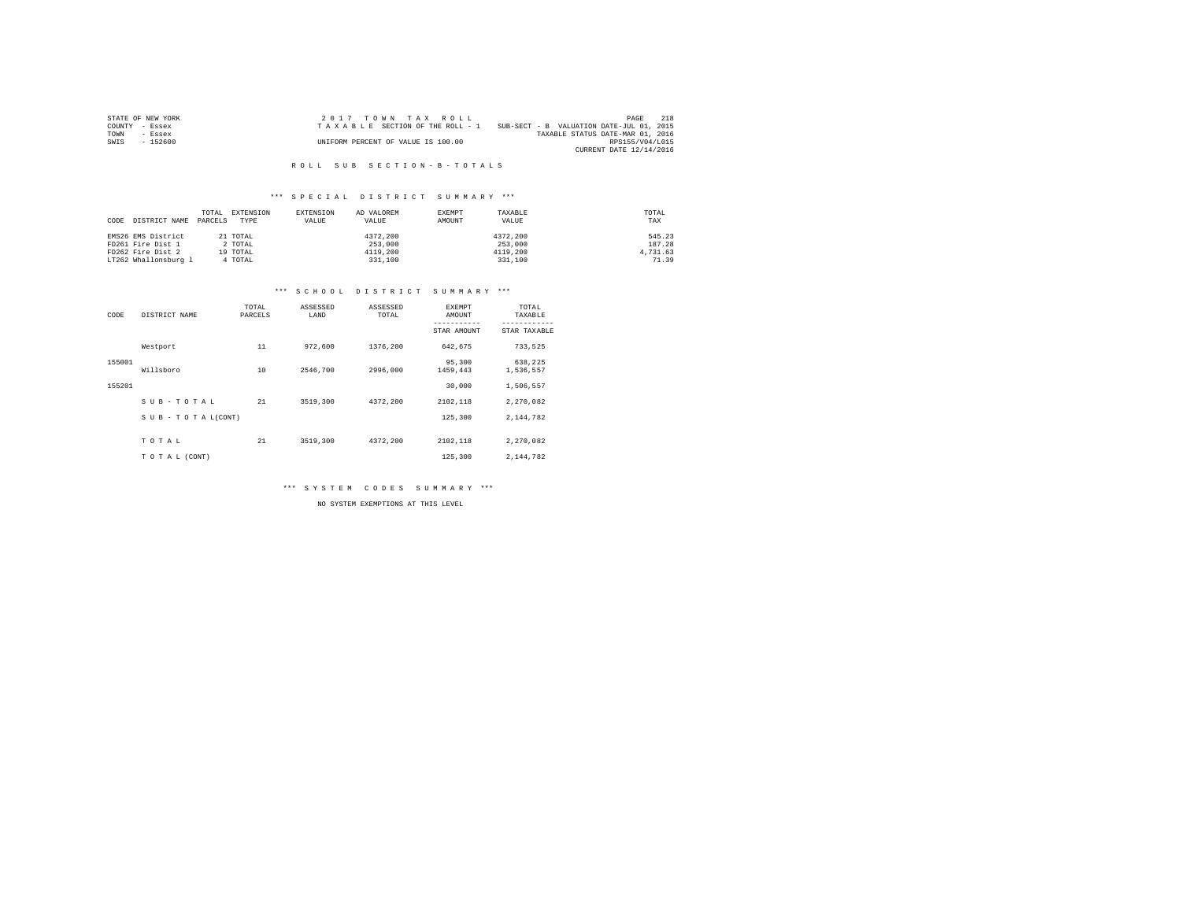STATE OF NEW YORK
COUNTY - Essex
TOWN - Essex
SWIS - 152600

2 0 1 7 T O W N T A X R O L L
T A X A B L E SECTION OF THE ROLL - 1
UNIFORM PERCENT OF VALUE IS 100.00

SUB-SECT - B VALUATION DATE-JUL 01, 2015
TAXABLE STATUS DATE-MAR 01, 2016
RPS155/V04/L015
CURRENT DATE 12/14/2016

R O L L S U B S E C T I O N - B - T O T A L S

*** S P E C I A L D I S T R I C T S U M M A R Y ***

| CODE | DISTRICT NAME | TOTAL PARCELS | EXTENSION TYPE | EXTENSION VALUE | AD VALOREM VALUE | EXEMPT AMOUNT | TAXABLE VALUE | TOTAL TAX |
|---|---|---|---|---|---|---|---|---|
| EMS26 | EMS District | 21 | TOTAL | | 4372,200 | | 4372,200 | 545.23 |
| FD261 | Fire Dist 1 | 2 | TOTAL | | 253,000 | | 253,000 | 187.28 |
| FD262 | Fire Dist 2 | 19 | TOTAL | | 4119,200 | | 4119,200 | 4,731.63 |
| LT262 | Whallonsburg l | 4 | TOTAL | | 331,100 | | 331,100 | 71.39 |

*** S C H O O L D I S T R I C T S U M M A R Y ***

| CODE | DISTRICT NAME | TOTAL PARCELS | ASSESSED LAND | ASSESSED TOTAL | EXEMPT AMOUNT / STAR AMOUNT | TOTAL TAXABLE / STAR TAXABLE |
|---|---|---|---|---|---|---|
| | Westport | 11 | 972,600 | 1376,200 | 642,675 | 733,525 |
| 155001 | | | | | 95,300 | 638,225 |
| | Willsboro | 10 | 2546,700 | 2996,000 | 1459,443 | 1,536,557 |
| 155201 | | | | | 30,000 | 1,506,557 |
| | S U B - T O T A L | 21 | 3519,300 | 4372,200 | 2102,118 | 2,270,082 |
| | S U B - T O T A L(CONT) | | | | 125,300 | 2,144,782 |
| | T O T A L | 21 | 3519,300 | 4372,200 | 2102,118 | 2,270,082 |
| | T O T A L (CONT) | | | | 125,300 | 2,144,782 |

*** S Y S T E M C O D E S S U M M A R Y ***

NO SYSTEM EXEMPTIONS AT THIS LEVEL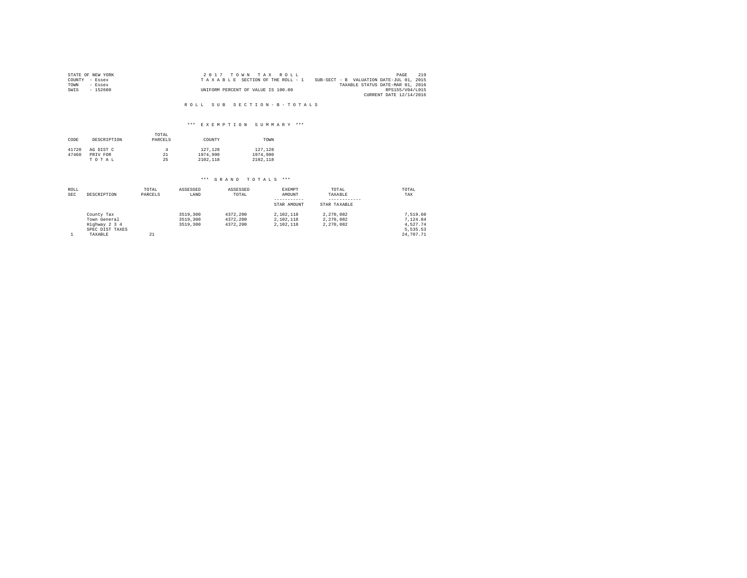STATE OF NEW YORK
COUNTY - Essex
TOWN - Essex
SWIS - 152600

2 0 1 7 T O W N T A X R O L L
T A X A B L E SECTION OF THE ROLL - 1
UNIFORM PERCENT OF VALUE IS 100.00

SUB-SECT - B VALUATION DATE-JUL 01, 2015
TAXABLE STATUS DATE-MAR 01, 2016
RPS155/V04/L015
CURRENT DATE 12/14/2016

## R O L L S U B S E C T I O N - B - T O T A L S

### *** E X E M P T I O N S U M M A R Y ***

| CODE | DESCRIPTION | TOTAL PARCELS | COUNTY | TOWN |
|---|---|---|---|---|
| 41720 | AG DIST C | 4 | 127,128 | 127,128 |
| 47460 | PRIV FOR | 21 | 1974,990 | 1974,990 |
| | T O T A L | 25 | 2102,118 | 2102,118 |

### *** G R A N D T O T A L S ***

| ROLL SEC | DESCRIPTION | TOTAL PARCELS | ASSESSED LAND | ASSESSED TOTAL | EXEMPT AMOUNT / STAR AMOUNT | TOTAL TAXABLE / STAR TAXABLE | TOTAL TAX |
|---|---|---|---|---|---|---|---|
| | County Tax | | 3519,300 | 4372,200 | 2,102,118 | 2,270,082 | 7,519.60 |
| | Town General | | 3519,300 | 4372,200 | 2,102,118 | 2,270,082 | 7,124.84 |
| | Highway 2 3 4 | | 3519,300 | 4372,200 | 2,102,118 | 2,270,082 | 4,527.74 |
| | SPEC DIST TAXES | | | | | | 5,535.53 |
| 1 | TAXABLE | 21 | | | | | 24,707.71 |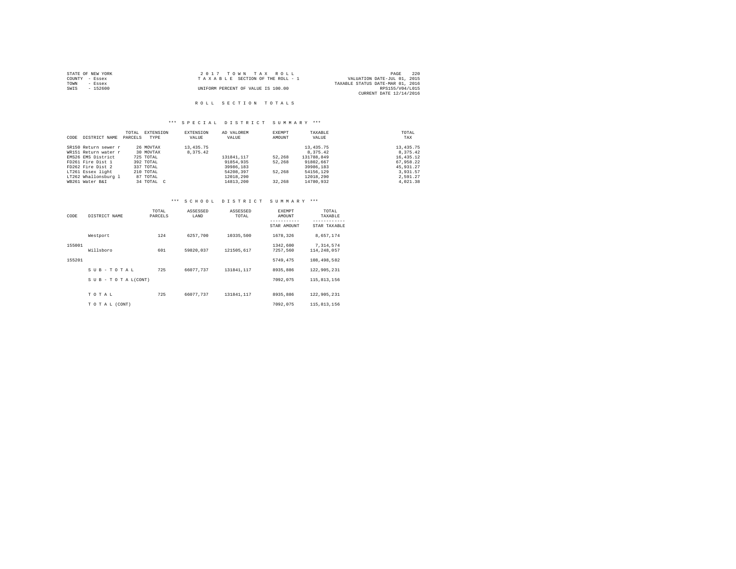STATE OF NEW YORK
COUNTY - Essex
TOWN - Essex
SWIS - 152600

2 0 1 7 T O W N T A X R O L L
T A X A B L E SECTION OF THE ROLL - 1
UNIFORM PERCENT OF VALUE IS 100.00

VALUATION DATE-JUL 01, 2015
TAXABLE STATUS DATE-MAR 01, 2016
RPS155/V04/L015
CURRENT DATE 12/14/2016

## R O L L S E C T I O N T O T A L S

### *** S P E C I A L D I S T R I C T S U M M A R Y ***

| CODE | DISTRICT NAME | TOTAL PARCELS | EXTENSION TYPE | EXTENSION VALUE | AD VALOREM VALUE | EXEMPT AMOUNT | TAXABLE VALUE | TOTAL TAX |
|---|---|---|---|---|---|---|---|---|
| SR150 | Return sewer r | 26 | MOVTAX | 13,435.75 | | | 13,435.75 | 13,435.75 |
| WR151 | Return water r | 30 | MOVTAX | 8,375.42 | | | 8,375.42 | 8,375.42 |
| EMS26 | EMS District | 725 | TOTAL | | 131841,117 | 52,268 | 131788,849 | 16,435.12 |
| FD261 | Fire Dist 1 | 392 | TOTAL | | 91854,935 | 52,268 | 91802,667 | 67,958.22 |
| FD262 | Fire Dist 2 | 337 | TOTAL | | 39986,183 | | 39986,183 | 45,931.27 |
| LT261 | Essex light | 210 | TOTAL | | 54208,397 | 52,268 | 54156,129 | 3,931.57 |
| LT262 | Whallonsburg l | 87 | TOTAL | | 12018,290 | | 12018,290 | 2,591.27 |
| WB261 | Water B&I | 34 | TOTAL C | | 14813,200 | 32,268 | 14780,932 | 4,021.38 |

### *** S C H O O L D I S T R I C T S U M M A R Y ***

| CODE | DISTRICT NAME | TOTAL PARCELS | ASSESSED LAND | ASSESSED TOTAL | EXEMPT AMOUNT / STAR AMOUNT | TOTAL TAXABLE / STAR TAXABLE |
|---|---|---|---|---|---|---|
| | Westport | 124 | 6257,700 | 10335,500 | 1678,326 | 8,657,174 |
| 155001 | | | | | 1342,600 | 7,314,574 |
| | Willsboro | 601 | 59820,037 | 121505,617 | 7257,560 | 114,248,057 |
| 155201 | | | | | 5749,475 | 108,498,582 |
| | S U B - T O T A L | 725 | 66077,737 | 131841,117 | 8935,886 | 122,905,231 |
| | S U B - T O T A L(CONT) | | | | 7092,075 | 115,813,156 |
| | T O T A L | 725 | 66077,737 | 131841,117 | 8935,886 | 122,905,231 |
| | T O T A L (CONT) | | | | 7092,075 | 115,813,156 |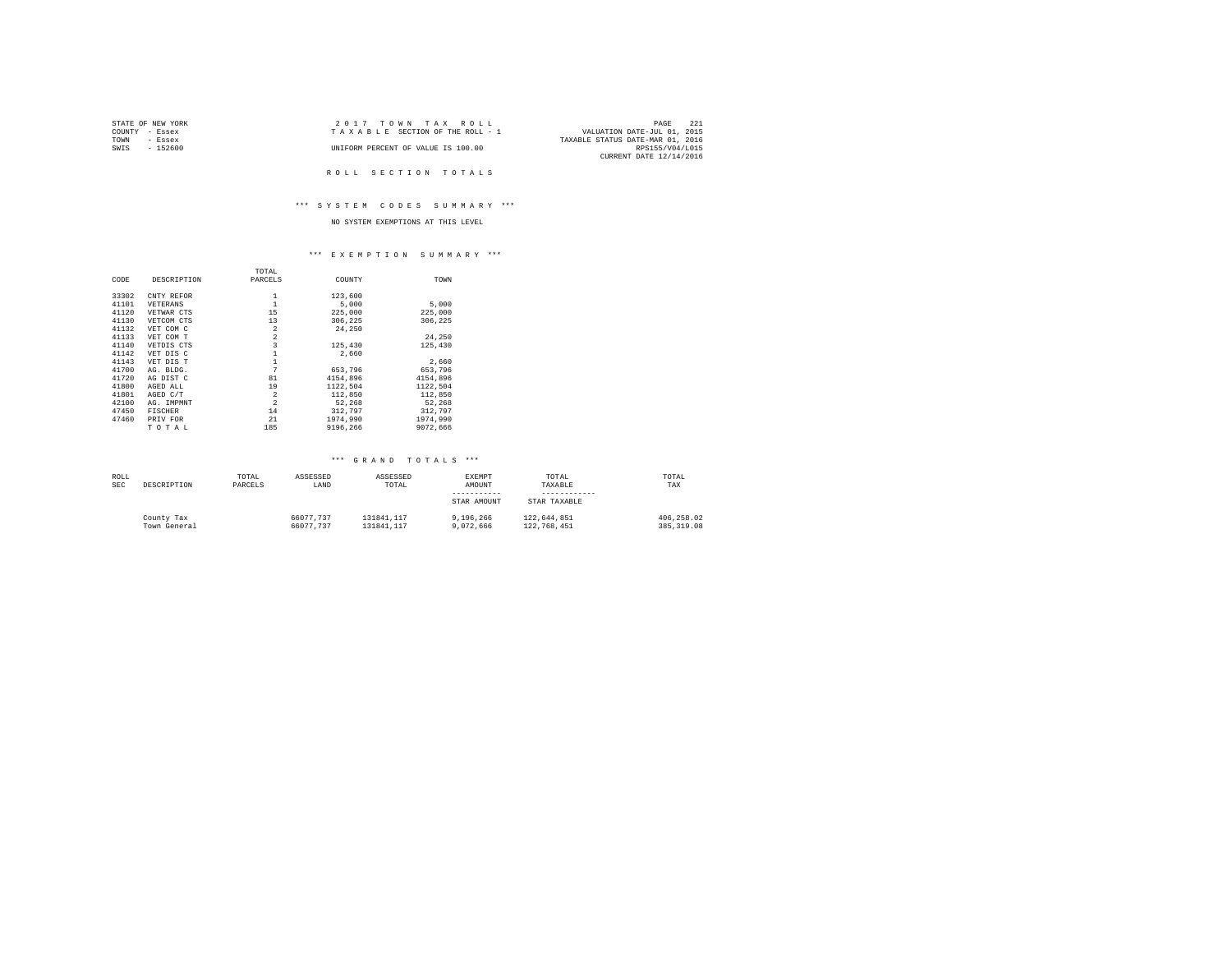STATE OF NEW YORK
COUNTY - Essex
TOWN - Essex
SWIS - 152600

2 0 1 7 T O W N T A X R O L L
T A X A B L E SECTION OF THE ROLL - 1
UNIFORM PERCENT OF VALUE IS 100.00

VALUATION DATE-JUL 01, 2015
TAXABLE STATUS DATE-MAR 01, 2016
RPS155/V04/L015
CURRENT DATE 12/14/2016

## R O L L S E C T I O N T O T A L S

### *** S Y S T E M C O D E S S U M M A R Y ***

NO SYSTEM EXEMPTIONS AT THIS LEVEL

### *** E X E M P T I O N S U M M A R Y ***

| CODE | DESCRIPTION | TOTAL PARCELS | COUNTY | TOWN |
|---|---|---|---|---|
| 33302 | CNTY REFOR | 1 | 123,600 | |
| 41101 | VETERANS | 1 | 5,000 | 5,000 |
| 41120 | VETWAR CTS | 15 | 225,000 | 225,000 |
| 41130 | VETCOM CTS | 13 | 306,225 | 306,225 |
| 41132 | VET COM C | 2 | 24,250 | |
| 41133 | VET COM T | 2 | | 24,250 |
| 41140 | VETDIS CTS | 3 | 125,430 | 125,430 |
| 41142 | VET DIS C | 1 | 2,660 | |
| 41143 | VET DIS T | 1 | | 2,660 |
| 41700 | AG. BLDG. | 7 | 653,796 | 653,796 |
| 41720 | AG DIST C | 81 | 4154,896 | 4154,896 |
| 41800 | AGED ALL | 19 | 1122,504 | 1122,504 |
| 41801 | AGED C/T | 2 | 112,850 | 112,850 |
| 42100 | AG. IMPMNT | 2 | 52,268 | 52,268 |
| 47450 | FISCHER | 14 | 312,797 | 312,797 |
| 47460 | PRIV FOR | 21 | 1974,990 | 1974,990 |
| | T O T A L | 185 | 9196,266 | 9072,666 |

### *** G R A N D T O T A L S ***

| ROLL SEC | DESCRIPTION | TOTAL PARCELS | ASSESSED LAND | ASSESSED TOTAL | EXEMPT AMOUNT<br>-----------<br>STAR AMOUNT | TOTAL TAXABLE<br>------------<br>STAR TAXABLE | TOTAL TAX |
|---|---|---|---|---|---|---|---|
| | County Tax | | 66077,737 | 131841,117 | 9,196,266 | 122,644,851 | 406,258.02 |
| | Town General | | 66077,737 | 131841,117 | 9,072,666 | 122,768,451 | 385,319.08 |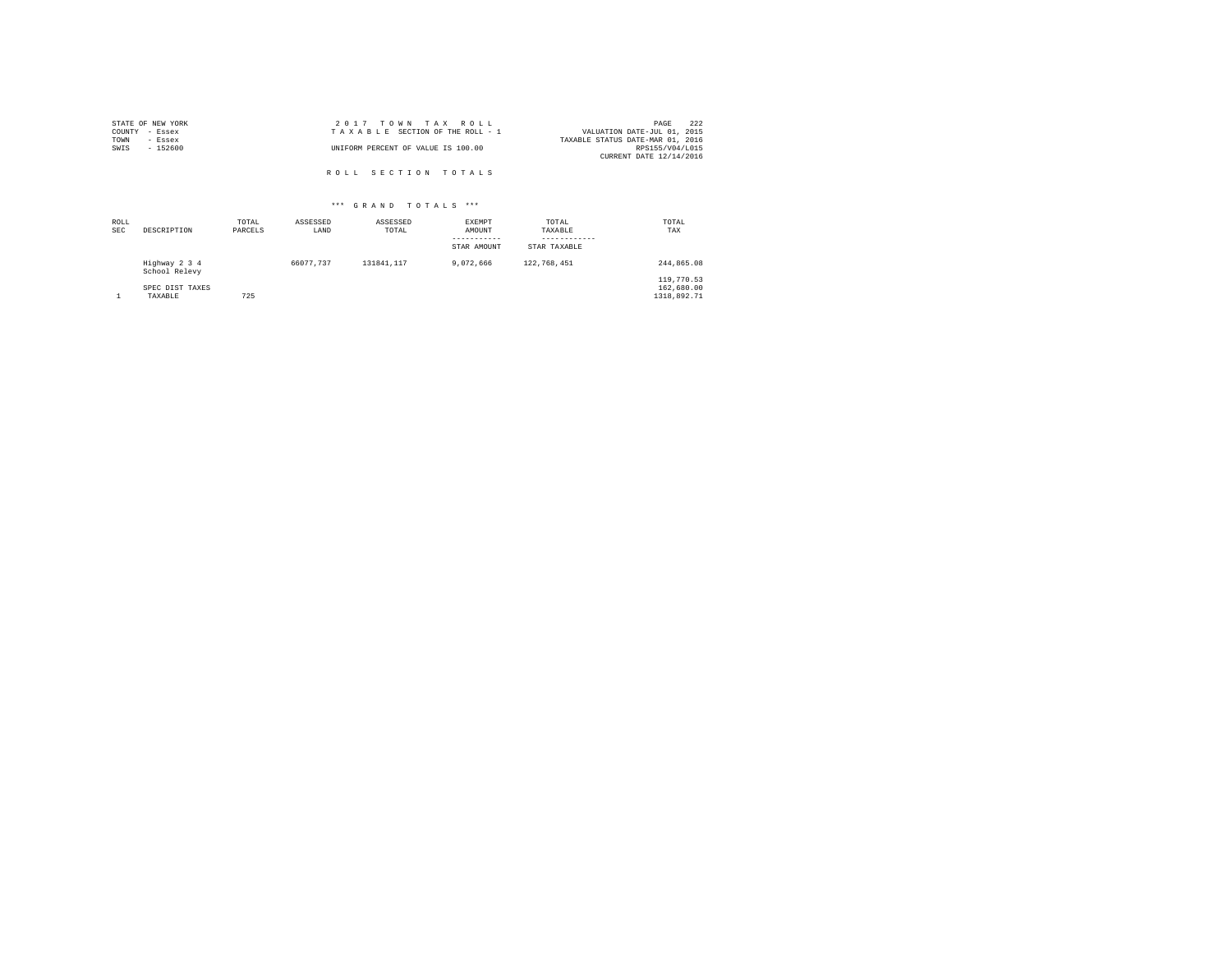STATE OF NEW YORK
COUNTY - Essex
TOWN - Essex
SWIS - 152600

2 0 1 7 T O W N T A X R O L L
T A X A B L E SECTION OF THE ROLL - 1
UNIFORM PERCENT OF VALUE IS 100.00

VALUATION DATE-JUL 01, 2015
TAXABLE STATUS DATE-MAR 01, 2016
RPS155/V04/L015
CURRENT DATE 12/14/2016

R O L L S E C T I O N T O T A L S

\*\*\* G R A N D T O T A L S \*\*\*

| ROLL SEC | DESCRIPTION | TOTAL PARCELS | ASSESSED LAND | ASSESSED TOTAL | EXEMPT AMOUNT / STAR AMOUNT | TOTAL TAXABLE / STAR TAXABLE | TOTAL TAX |
|---|---|---|---|---|---|---|---|
| | Highway 2 3 4 | | 66077,737 | 131841,117 | 9,072,666 | 122,768,451 | 244,865.08 |
| | School Relevy | | | | | | 119,770.53 |
| | SPEC DIST TAXES | | | | | | 162,680.00 |
| 1 | TAXABLE | 725 | | | | | 1310,892.71 |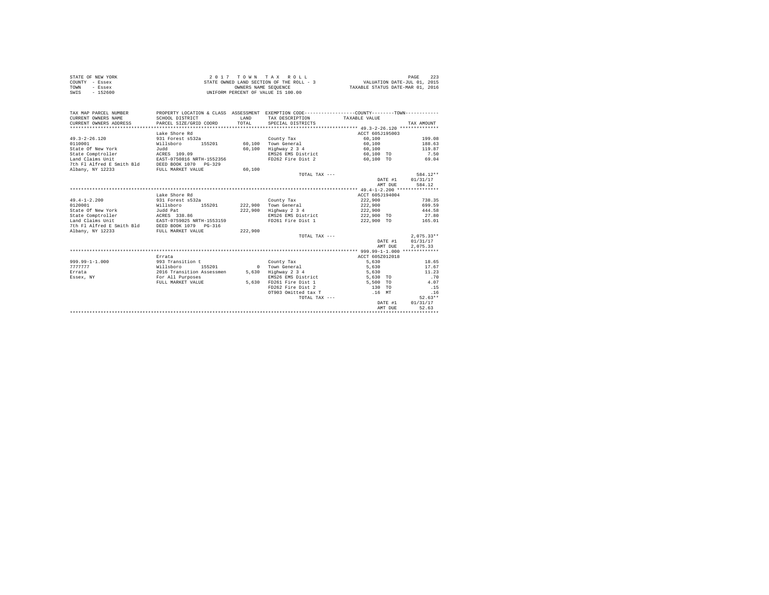STATE OF NEW YORK
COUNTY - Essex
TOWN - Essex
SWIS - 152600

2 0 1 7  T O W N  T A X  R O L L
STATE OWNED LAND SECTION OF THE ROLL - 3
OWNERS NAME SEQUENCE
UNIFORM PERCENT OF VALUE IS 100.00

VALUATION DATE-JUL 01, 2015
TAXABLE STATUS DATE-MAR 01, 2016

| TAX MAP PARCEL NUMBER / CURRENT OWNERS NAME / CURRENT OWNERS ADDRESS | PROPERTY LOCATION & CLASS / SCHOOL DISTRICT / PARCEL SIZE/GRID COORD | ASSESSMENT LAND / TOTAL | EXEMPTION CODE / TAX DESCRIPTION / SPECIAL DISTRICTS | TAXABLE VALUE | TAX AMOUNT |
|---|---|---|---|---|---|
| **49.3-2-26.120** | Lake Shore Rd | | | ACCT 605J195003 | |
| 49.3-2-26.120 | 931 Forest s532a | | County Tax | 60,100 | 199.08 |
| 0110001 | Willsboro 155201 | 60,100 | Town General | 60,100 | 188.63 |
| State Of New York | Judd | 60,100 | Highway 2 3 4 | 60,100 | 119.87 |
| State Comptroller | ACRES 109.09 | | EMS26 EMS District | 60,100 TO | 7.50 |
| Land Claims Unit | EAST-0750816 NRTH-1552356 | | FD262 Fire Dist 2 | 60,100 TO | 69.04 |
| 7th Fl Alfred E Smith Bld | DEED BOOK 1070 PG-329 | | | | |
| Albany, NY 12233 | FULL MARKET VALUE | 60,100 | | | |
| | | | TOTAL TAX --- | | 584.12** |
| | | | | DATE #1 | 01/31/17 |
| | | | | AMT DUE | 584.12 |
| **49.4-1-2.200** | Lake Shore Rd | | | ACCT 605J194004 | |
| 49.4-1-2.200 | 931 Forest s532a | | County Tax | 222,900 | 738.35 |
| 0120001 | Willsboro 155201 | 222,900 | Town General | 222,900 | 699.59 |
| State Of New York | Judd Pat | 222,900 | Highway 2 3 4 | 222,900 | 444.58 |
| State Comptroller | ACRES 338.86 | | EMS26 EMS District | 222,900 TO | 27.80 |
| Land Claims Unit | EAST-0759025 NRTH-1553159 | | FD261 Fire Dist 1 | 222,900 TO | 165.01 |
| 7th Fl Alfred E Smith Bld | DEED BOOK 1079 PG-316 | | | | |
| Albany, NY 12233 | FULL MARKET VALUE | 222,900 | | | |
| | | | TOTAL TAX --- | | 2,075.33** |
| | | | | DATE #1 | 01/31/17 |
| | | | | AMT DUE | 2,075.33 |
| **999.99-1-1.000** | Errata | | | ACCT 605Z012018 | |
| 999.99-1-1.000 | 993 Transition t | | County Tax | 5,630 | 18.65 |
| 7777777 | Willsboro 155201 | 0 | Town General | 5,630 | 17.67 |
| Errata | 2016 Transition Assessmen | 5,630 | Highway 2 3 4 | 5,630 | 11.23 |
| Essex, NY | For All Purposes | | EMS26 EMS District | 5,630 TO | .70 |
| | FULL MARKET VALUE | 5,630 | FD261 Fire Dist 1 | 5,500 TO | 4.07 |
| | | | FD262 Fire Dist 2 | 130 TO | .15 |
| | | | OT903 Omitted tax T | .16 MT | .16 |
| | | | TOTAL TAX --- | | 52.63** |
| | | | | DATE #1 | 01/31/17 |
| | | | | AMT DUE | 52.63 |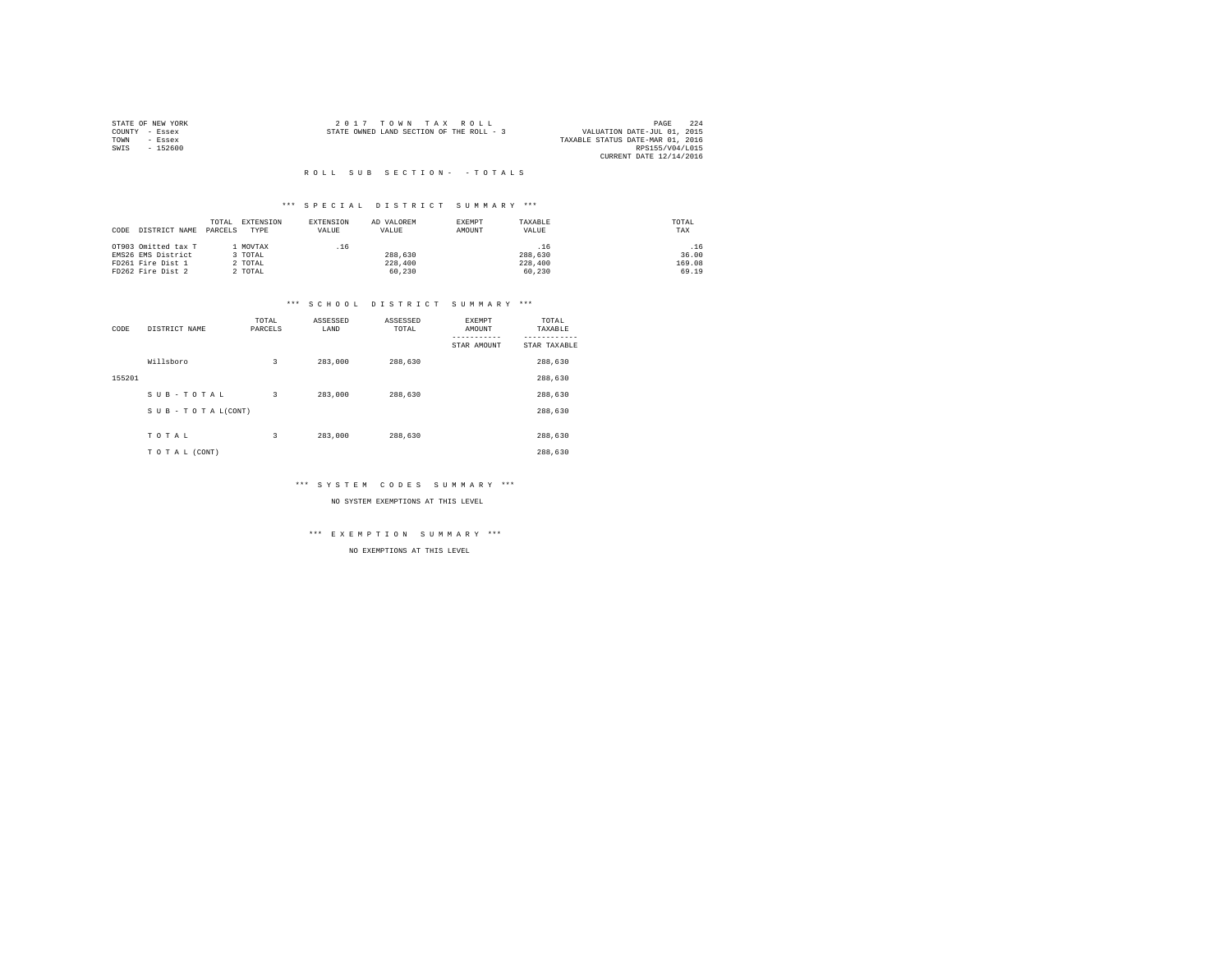STATE OF NEW YORK
COUNTY - Essex
TOWN - Essex
SWIS - 152600

2 0 1 7 T O W N T A X R O L L
STATE OWNED LAND SECTION OF THE ROLL - 3

VALUATION DATE-JUL 01, 2015
TAXABLE STATUS DATE-MAR 01, 2016
RPS155/V04/L015
CURRENT DATE 12/14/2016

R O L L S U B S E C T I O N - - T O T A L S

*** S P E C I A L D I S T R I C T S U M M A R Y ***

| CODE | DISTRICT NAME | TOTAL PARCELS | EXTENSION TYPE | EXTENSION VALUE | AD VALOREM VALUE | EXEMPT AMOUNT | TAXABLE VALUE | TOTAL TAX |
|---|---|---|---|---|---|---|---|---|
| OT903 | Omitted tax T | 1 | MOVTAX | .16 | | | .16 | .16 |
| EMS26 | EMS District | 3 | TOTAL | | 288,630 | | 288,630 | 36.00 |
| FD261 | Fire Dist 1 | 2 | TOTAL | | 228,400 | | 228,400 | 169.08 |
| FD262 | Fire Dist 2 | 2 | TOTAL | | 60,230 | | 60,230 | 69.19 |

*** S C H O O L D I S T R I C T S U M M A R Y ***

| CODE | DISTRICT NAME | TOTAL PARCELS | ASSESSED LAND | ASSESSED TOTAL | EXEMPT AMOUNT / STAR AMOUNT | TOTAL TAXABLE / STAR TAXABLE |
|---|---|---|---|---|---|---|
| | Willsboro | 3 | 283,000 | 288,630 | | 288,630 |
| 155201 | | | | | | 288,630 |
| | S U B - T O T A L | 3 | 283,000 | 288,630 | | 288,630 |
| | S U B - T O T A L (CONT) | | | | | 288,630 |
| | T O T A L | 3 | 283,000 | 288,630 | | 288,630 |
| | T O T A L (CONT) | | | | | 288,630 |

*** S Y S T E M C O D E S S U M M A R Y ***

NO SYSTEM EXEMPTIONS AT THIS LEVEL

*** E X E M P T I O N S U M M A R Y ***

NO EXEMPTIONS AT THIS LEVEL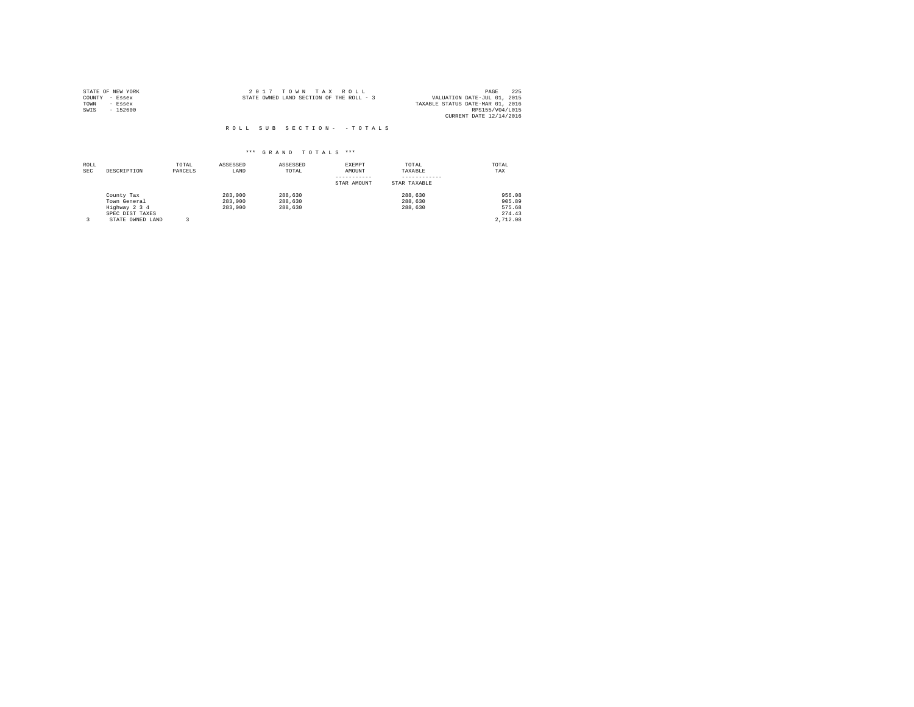STATE OF NEW YORK
COUNTY - Essex
TOWN - Essex
SWIS - 152600

2 0 1 7 T O W N T A X R O L L
STATE OWNED LAND SECTION OF THE ROLL - 3

VALUATION DATE-JUL 01, 2015
TAXABLE STATUS DATE-MAR 01, 2016
RPS155/V04/L015
CURRENT DATE 12/14/2016

R O L L S U B S E C T I O N - - T O T A L S

*** G R A N D T O T A L S ***

| ROLL SEC | DESCRIPTION | TOTAL PARCELS | ASSESSED LAND | ASSESSED TOTAL | EXEMPT AMOUNT ----------- STAR AMOUNT | TOTAL TAXABLE ------------ STAR TAXABLE | TOTAL TAX |
|---|---|---|---|---|---|---|---|
| | County Tax | | 283,000 | 288,630 | | 288,630 | 956.08 |
| | Town General | | 283,000 | 288,630 | | 288,630 | 905.89 |
| | Highway 2 3 4 | | 283,000 | 288,630 | | 288,630 | 575.68 |
| | SPEC DIST TAXES | | | | | | 274.43 |
| 3 | STATE OWNED LAND | 3 | | | | | 2,712.08 |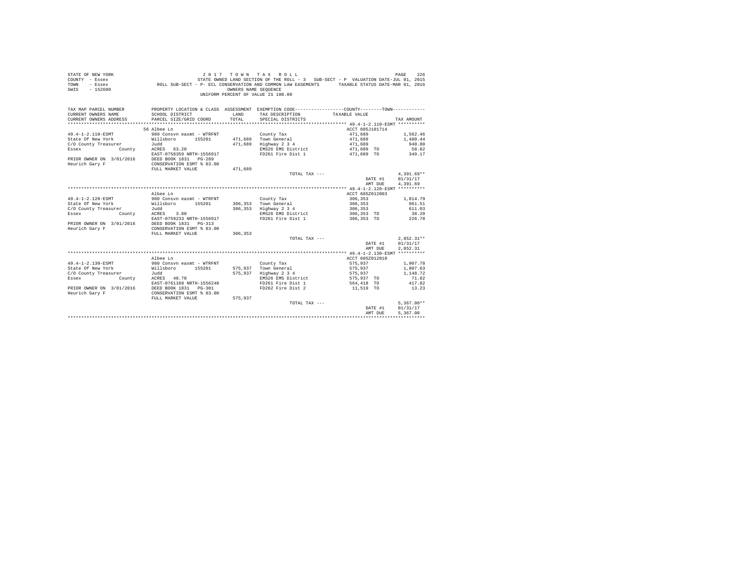```
STATE OF NEW YORK                                2 0 1 7   T O W N   T A X   R O L L                                        PAGE   226
COUNTY  - Essex                          STATE OWNED LAND SECTION OF THE ROLL - 3   SUB-SECT - P  VALUATION DATE-JUL 01, 2015
TOWN    - Essex               ROLL SUB-SECT - P- ECL CONSERVATION AND COMMON LAW EASEMENTS      TAXABLE STATUS DATE-MAR 01, 2016
SWIS    - 152600                                            OWNERS NAME SEQUENCE
                                                     UNIFORM PERCENT OF VALUE IS 100.00

TAX MAP PARCEL NUMBER          PROPERTY LOCATION & CLASS  ASSESSMENT  EXEMPTION CODE------------------COUNTY--------TOWN------------
CURRENT OWNERS NAME            SCHOOL DISTRICT              LAND      TAX DESCRIPTION            TAXABLE VALUE
CURRENT OWNERS ADDRESS         PARCEL SIZE/GRID COORD       TOTAL     SPECIAL DISTRICTS                                    TAX AMOUNT
*********************************************************************************************************** 49.4-1-2.110-ESMT **********
                               56 Albee Ln                                                        ACCT 605J101714
49.4-1-2.110-ESMT              980 Consvn easmt - WTRFNT             County Tax                   471,689               1,562.46
State Of New York              Willsboro      155201       471,689   Town General                 471,689               1,480.44
C/O County Treasurer           Judd                        471,689   Highway 2 3 4                471,689                 940.80
Essex              County      ACRES   63.20                         EMS26 EMS District           471,689 TO               58.82
                               EAST-0758359 NRTH-1556917             FD261 Fire Dist 1            471,689 TO              349.17
PRIOR OWNER ON  3/01/2016      DEED BOOK 1831   PG-289
Heurich Gary F                 CONSERVATION ESMT % 83.00
                               FULL MARKET VALUE           471,689
                                                                     TOTAL TAX ---                                     4,391.69**
                                                                                                    DATE #1           01/31/17
                                                                                                    AMT DUE            4,391.69
*********************************************************************************************************** 49.4-1-2.120-ESMT **********
                               Albee Ln                                                           ACCT 605Z012003
49.4-1-2.120-ESMT              980 Consvn easmt - WTRFNT             County Tax                   306,353               1,014.79
State Of New York              Willsboro      155201       306,353   Town General                 306,353                 961.51
C/O County Treasurer           Judd                        306,353   Highway 2 3 4                306,353                 611.03
Essex              County      ACRES    3.80                         EMS26 EMS District           306,353 TO               38.20
                               EAST-0759233 NRTH-1556917             FD261 Fire Dist 1            306,353 TO              226.78
PRIOR OWNER ON  3/01/2016      DEED BOOK 1831   PG-313
Heurich Gary F                 CONSERVATION ESMT % 83.00
                               FULL MARKET VALUE           306,353
                                                                     TOTAL TAX ---                                     2,852.31**
                                                                                                    DATE #1           01/31/17
                                                                                                    AMT DUE            2,852.31
*********************************************************************************************************** 49.4-1-2.130-ESMT **********
                               Albee Ln                                                           ACCT 605Z012010
49.4-1-2.130-ESMT              980 Consvn easmt - WTRFNT             County Tax                   575,937               1,907.78
State Of New York              Willsboro      155201       575,937   Town General                 575,937               1,807.63
C/O County Treasurer           Judd                        575,937   Highway 2 3 4                575,937               1,148.72
Essex              County      ACRES   48.70                         EMS26 EMS District           575,937 TO               71.82
                               EAST-0761160 NRTH-1556248             FD261 Fire Dist 1            564,418 TO              417.82
PRIOR OWNER ON  3/01/2016      DEED BOOK 1831   PG-301               FD262 Fire Dist 2             11,519 TO               13.23
Heurich Gary F                 CONSERVATION ESMT % 83.00
                               FULL MARKET VALUE           575,937
                                                                     TOTAL TAX ---                                     5,367.00**
                                                                                                    DATE #1           01/31/17
                                                                                                    AMT DUE            5,367.00
****************************************************************************************************************************************
```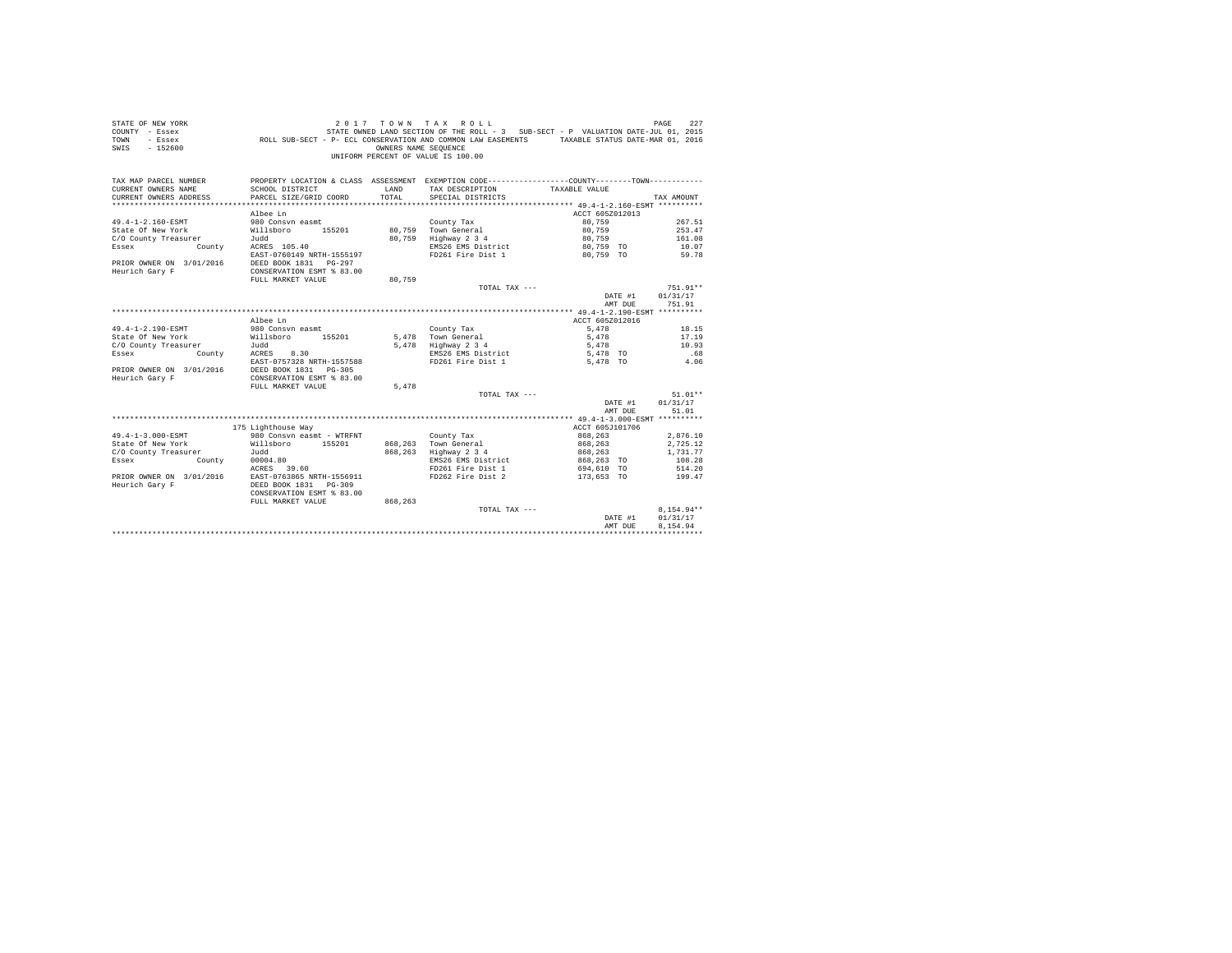STATE OF NEW YORK
COUNTY - Essex
TOWN - Essex
SWIS - 152600

2 0 1 7 T O W N T A X R O L L
STATE OWNED LAND SECTION OF THE ROLL - 3 SUB-SECT - P VALUATION DATE-JUL 01, 2015
ROLL SUB-SECT - P- ECL CONSERVATION AND COMMON LAW EASEMENTS TAXABLE STATUS DATE-MAR 01, 2016
OWNERS NAME SEQUENCE
UNIFORM PERCENT OF VALUE IS 100.00

| TAX MAP PARCEL NUMBER / CURRENT OWNERS NAME / CURRENT OWNERS ADDRESS | PROPERTY LOCATION & CLASS / SCHOOL DISTRICT / PARCEL SIZE/GRID COORD | ASSESSMENT LAND / TOTAL | EXEMPTION CODE / TAX DESCRIPTION / SPECIAL DISTRICTS | COUNTY / TOWN TAXABLE VALUE | TAX AMOUNT |
|---|---|---|---|---|---|
| **49.4-1-2.160-ESMT** | Albee Ln | | | ACCT 605Z012013 | |
| 49.4-1-2.160-ESMT | 980 Consvn easmt | | County Tax | 80,759 | 267.51 |
| State Of New York | Willsboro 155201 | 80,759 | Town General | 80,759 | 253.47 |
| C/O County Treasurer | Judd | 80,759 | Highway 2 3 4 | 80,759 | 161.08 |
| Essex County | ACRES 105.40 | | EMS26 EMS District | 80,759 TO | 10.07 |
| | EAST-0760149 NRTH-1555197 | | FD261 Fire Dist 1 | 80,759 TO | 59.78 |
| PRIOR OWNER ON 3/01/2016 | DEED BOOK 1831 PG-297 | | | | |
| Heurich Gary F | CONSERVATION ESMT % 83.00 | | | | |
| | FULL MARKET VALUE | 80,759 | | | |
| | | | TOTAL TAX --- | | 751.91** |
| | | | | DATE #1 | 01/31/17 |
| | | | | AMT DUE | 751.91 |
| **49.4-1-2.190-ESMT** | Albee Ln | | | ACCT 605Z012016 | |
| 49.4-1-2.190-ESMT | 980 Consvn easmt | | County Tax | 5,478 | 18.15 |
| State Of New York | Willsboro 155201 | 5,478 | Town General | 5,478 | 17.19 |
| C/O County Treasurer | Judd | 5,478 | Highway 2 3 4 | 5,478 | 10.93 |
| Essex County | ACRES 8.30 | | EMS26 EMS District | 5,478 TO | .68 |
| | EAST-0757328 NRTH-1557588 | | FD261 Fire Dist 1 | 5,478 TO | 4.06 |
| PRIOR OWNER ON 3/01/2016 | DEED BOOK 1831 PG-305 | | | | |
| Heurich Gary F | CONSERVATION ESMT % 83.00 | | | | |
| | FULL MARKET VALUE | 5,478 | | | |
| | | | TOTAL TAX --- | | 51.01** |
| | | | | DATE #1 | 01/31/17 |
| | | | | AMT DUE | 51.01 |
| **49.4-1-3.000-ESMT** | 175 Lighthouse Way | | | ACCT 605J101706 | |
| 49.4-1-3.000-ESMT | 980 Consvn easmt - WTRFNT | | County Tax | 868,263 | 2,876.10 |
| State Of New York | Willsboro 155201 | 868,263 | Town General | 868,263 | 2,725.12 |
| C/O County Treasurer | Judd | 868,263 | Highway 2 3 4 | 868,263 | 1,731.77 |
| Essex County | 00004.80 | | EMS26 EMS District | 868,263 TO | 108.28 |
| | ACRES 39.60 | | FD261 Fire Dist 1 | 694,610 TO | 514.20 |
| PRIOR OWNER ON 3/01/2016 | EAST-0763865 NRTH-1556911 | | FD262 Fire Dist 2 | 173,653 TO | 199.47 |
| Heurich Gary F | DEED BOOK 1831 PG-309 | | | | |
| | CONSERVATION ESMT % 83.00 | | | | |
| | FULL MARKET VALUE | 868,263 | | | |
| | | | TOTAL TAX --- | | 8,154.94** |
| | | | | DATE #1 | 01/31/17 |
| | | | | AMT DUE | 8,154.94 |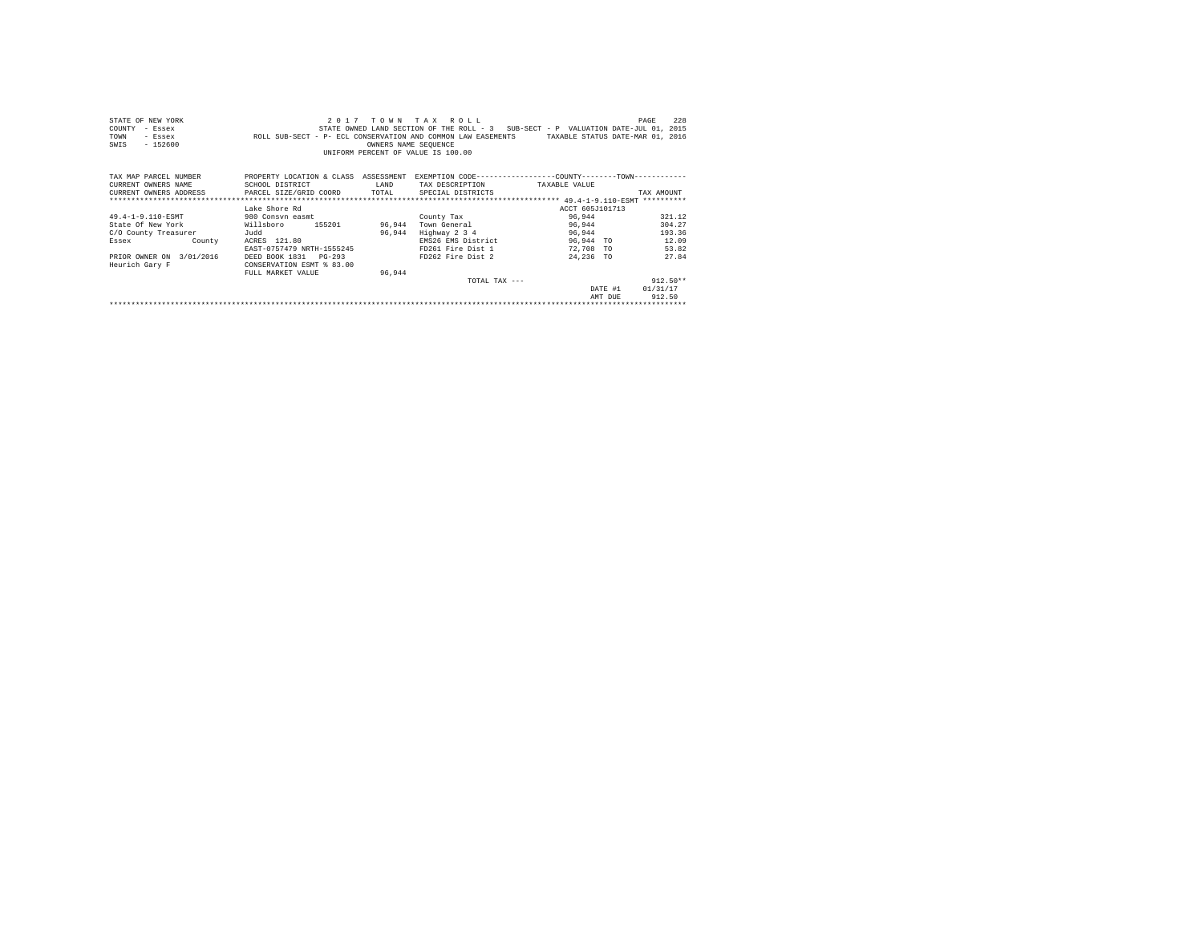STATE OF NEW YORK
COUNTY - Essex
TOWN - Essex
SWIS - 152600

2 0 1 7   T O W N   T A X   R O L L

STATE OWNED LAND SECTION OF THE ROLL - 3   SUB-SECT - P   VALUATION DATE-JUL 01, 2015

ROLL SUB-SECT - P- ECL CONSERVATION AND COMMON LAW EASEMENTS   TAXABLE STATUS DATE-MAR 01, 2016

OWNERS NAME SEQUENCE

UNIFORM PERCENT OF VALUE IS 100.00

| TAX MAP PARCEL NUMBER<br>CURRENT OWNERS NAME<br>CURRENT OWNERS ADDRESS | PROPERTY LOCATION & CLASS<br>SCHOOL DISTRICT<br>PARCEL SIZE/GRID COORD | ASSESSMENT<br>LAND<br>TOTAL | EXEMPTION CODE---COUNTY---TOWN---<br>TAX DESCRIPTION<br>SPECIAL DISTRICTS | TAXABLE VALUE | | TAX AMOUNT |
|---|---|---|---|---|---|---|
| | | | | 49.4-1-9.110-ESMT | | |
| | Lake Shore Rd | | | ACCT 605J101713 | | |
| 49.4-1-9.110-ESMT | 980 Consvn easmt | | County Tax | 96,944 | | 321.12 |
| State Of New York | Willsboro 155201 | 96,944 | Town General | 96,944 | | 304.27 |
| C/O County Treasurer | Judd | 96,944 | Highway 2 3 4 | 96,944 | | 193.36 |
| Essex County | ACRES 121.80 | | EMS26 EMS District | 96,944 | TO | 12.09 |
| | EAST-0757479 NRTH-1555245 | | FD261 Fire Dist 1 | 72,708 | TO | 53.82 |
| PRIOR OWNER ON 3/01/2016 | DEED BOOK 1831 PG-293 | | FD262 Fire Dist 2 | 24,236 | TO | 27.84 |
| Heurich Gary F | CONSERVATION ESMT % 83.00 | | | | | |
| | FULL MARKET VALUE | 96,944 | | | | |
| | | | TOTAL TAX --- | | | 912.50** |
| | | | | | DATE #1 | 01/31/17 |
| | | | | | AMT DUE | 912.50 |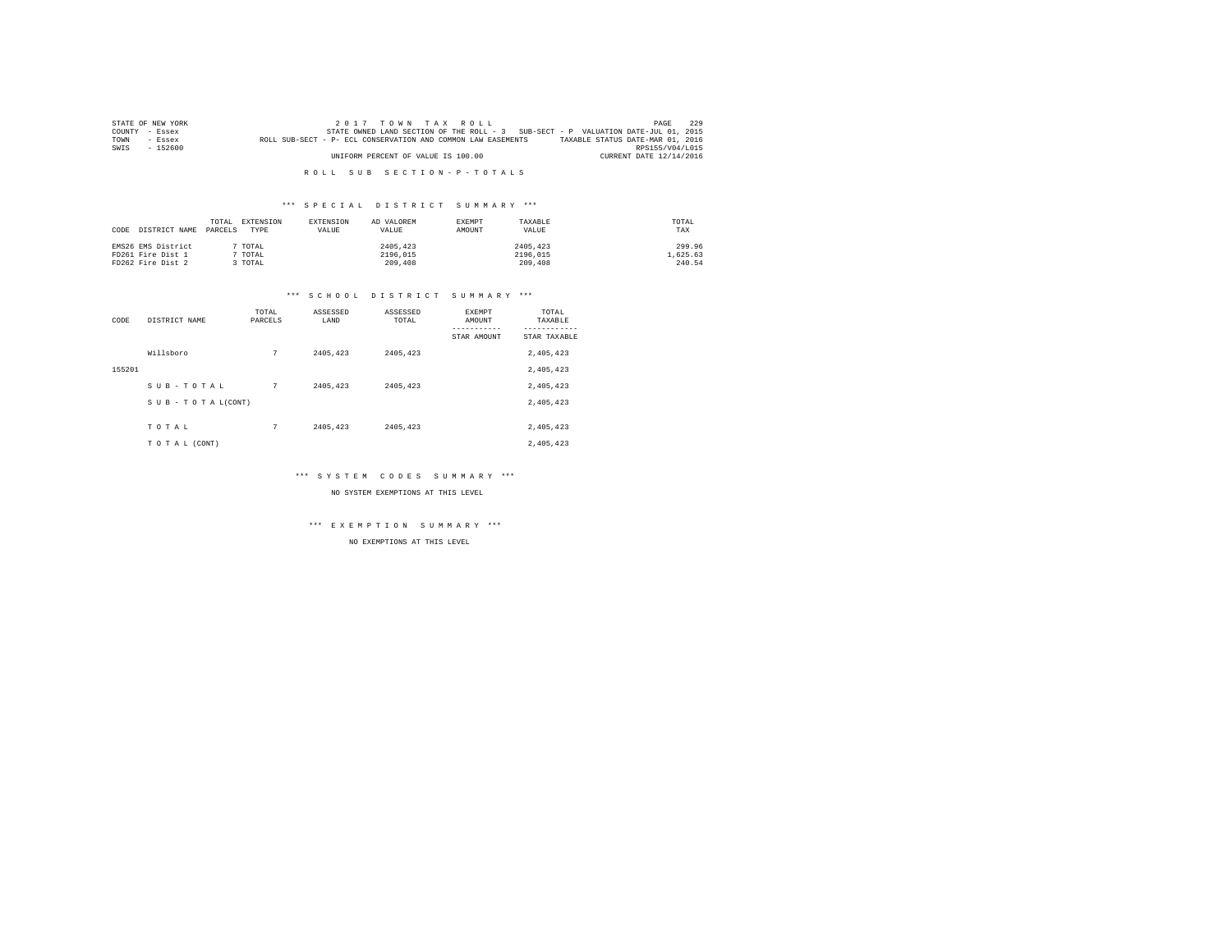STATE OF NEW YORK — COUNTY - Essex — TOWN - Essex — SWIS - 152600

2 0 1 7 T O W N T A X R O L L
STATE OWNED LAND SECTION OF THE ROLL - 3 SUB-SECT - P VALUATION DATE-JUL 01, 2015
ROLL SUB-SECT - P- ECL CONSERVATION AND COMMON LAW EASEMENTS TAXABLE STATUS DATE-MAR 01, 2016
RPS155/V04/L015
UNIFORM PERCENT OF VALUE IS 100.00 CURRENT DATE 12/14/2016

R O L L S U B S E C T I O N - P - T O T A L S

*** S P E C I A L D I S T R I C T S U M M A R Y ***

| CODE DISTRICT NAME | TOTAL PARCELS | EXTENSION TYPE | EXTENSION VALUE | AD VALOREM VALUE | EXEMPT AMOUNT | TAXABLE VALUE | TOTAL TAX |
|---|---|---|---|---|---|---|---|
| EMS26 EMS District | 7 | TOTAL | | 2405,423 | | 2405,423 | 299.96 |
| FD261 Fire Dist 1 | 7 | TOTAL | | 2196,015 | | 2196,015 | 1,625.63 |
| FD262 Fire Dist 2 | 3 | TOTAL | | 209,408 | | 209,408 | 240.54 |

*** S C H O O L D I S T R I C T S U M M A R Y ***

| CODE | DISTRICT NAME | TOTAL PARCELS | ASSESSED LAND | ASSESSED TOTAL | EXEMPT AMOUNT / STAR AMOUNT | TOTAL TAXABLE / STAR TAXABLE |
|---|---|---|---|---|---|---|
| | Willsboro | 7 | 2405,423 | 2405,423 | | 2,405,423 |
| 155201 | | | | | | 2,405,423 |
| | S U B - T O T A L | 7 | 2405,423 | 2405,423 | | 2,405,423 |
| | S U B - T O T A L(CONT) | | | | | 2,405,423 |
| | T O T A L | 7 | 2405,423 | 2405,423 | | 2,405,423 |
| | T O T A L (CONT) | | | | | 2,405,423 |

*** S Y S T E M C O D E S S U M M A R Y ***

NO SYSTEM EXEMPTIONS AT THIS LEVEL

*** E X E M P T I O N S U M M A R Y ***

NO EXEMPTIONS AT THIS LEVEL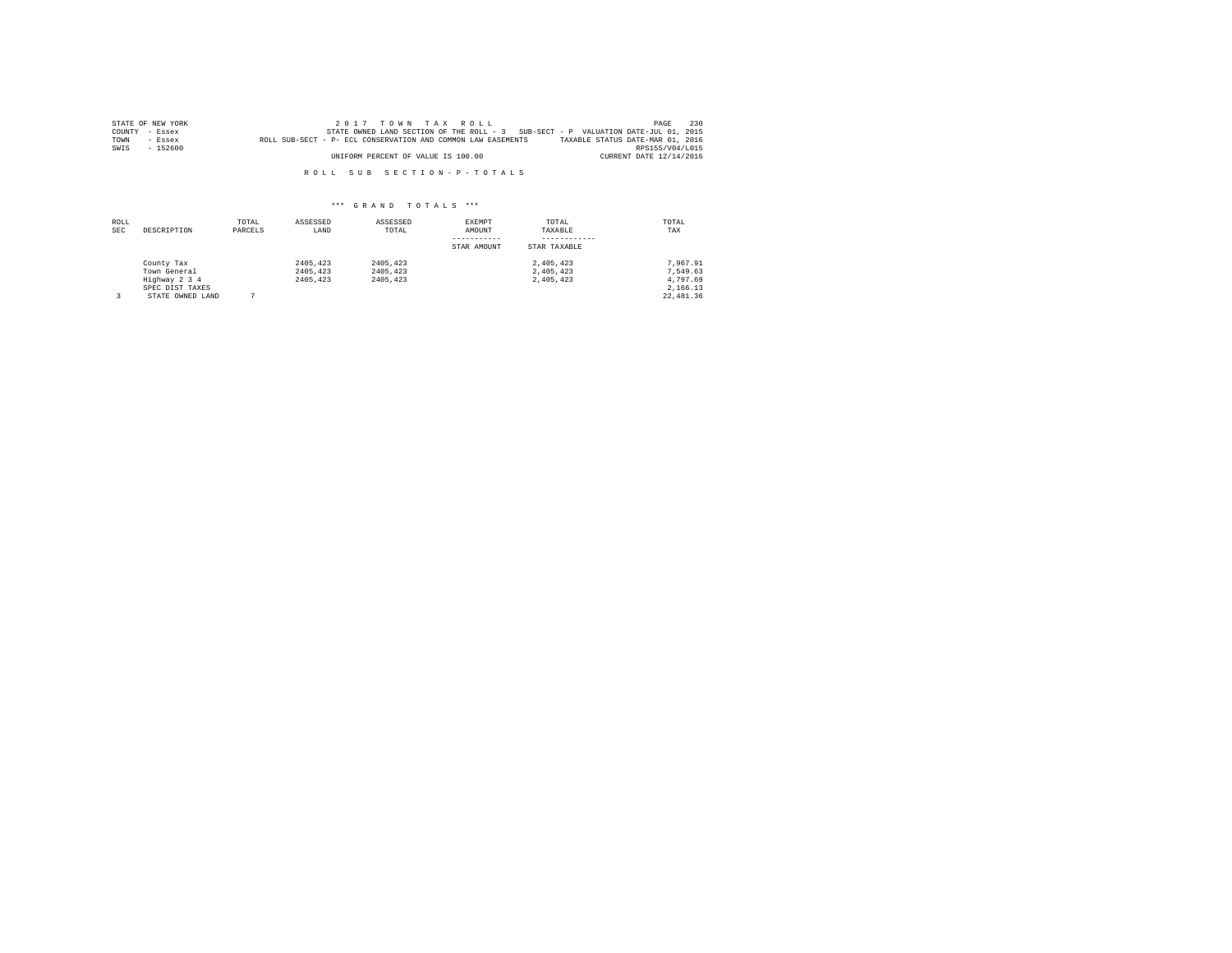STATE OF NEW YORK
COUNTY - Essex
TOWN - Essex
SWIS - 152600

2 0 1 7 T O W N T A X R O L L

STATE OWNED LAND SECTION OF THE ROLL - 3 SUB-SECT - P VALUATION DATE-JUL 01, 2015

ROLL SUB-SECT - P- ECL CONSERVATION AND COMMON LAW EASEMENTS TAXABLE STATUS DATE-MAR 01, 2016

RPS155/V04/L015

UNIFORM PERCENT OF VALUE IS 100.00 CURRENT DATE 12/14/2016

R O L L S U B S E C T I O N - P - T O T A L S

\*\*\* G R A N D T O T A L S \*\*\*

| ROLL SEC | DESCRIPTION | TOTAL PARCELS | ASSESSED LAND | ASSESSED TOTAL | EXEMPT AMOUNT<br>-----------<br>STAR AMOUNT | TOTAL TAXABLE<br>------------<br>STAR TAXABLE | TOTAL TAX |
|---|---|---|---|---|---|---|---|
| | County Tax | | 2405,423 | 2405,423 | | 2,405,423 | 7,967.91 |
| | Town General | | 2405,423 | 2405,423 | | 2,405,423 | 7,549.63 |
| | Highway 2 3 4 | | 2405,423 | 2405,423 | | 2,405,423 | 4,797.69 |
| | SPEC DIST TAXES | | | | | | 2,166.13 |
| 3 | STATE OWNED LAND | 7 | | | | | 22,481.36 |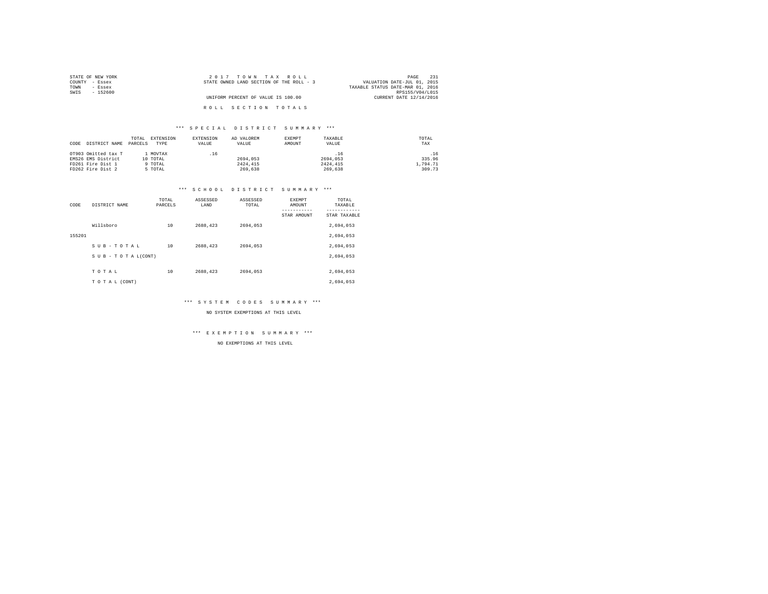STATE OF NEW YORK
COUNTY - Essex
TOWN - Essex
SWIS - 152600

2 0 1 7 T O W N T A X R O L L
STATE OWNED LAND SECTION OF THE ROLL - 3
UNIFORM PERCENT OF VALUE IS 100.00

VALUATION DATE-JUL 01, 2015
TAXABLE STATUS DATE-MAR 01, 2016
RPS155/V04/L015
CURRENT DATE 12/14/2016

R O L L S E C T I O N T O T A L S

*** S P E C I A L D I S T R I C T S U M M A R Y ***

| CODE | DISTRICT NAME | TOTAL PARCELS | EXTENSION TYPE | EXTENSION VALUE | AD VALOREM VALUE | EXEMPT AMOUNT | TAXABLE VALUE | TOTAL TAX |
|---|---|---|---|---|---|---|---|---|
| OT903 | Omitted tax T | 1 | MOVTAX | .16 | | | .16 | .16 |
| EMS26 | EMS District | 10 | TOTAL | | 2694,053 | | 2694,053 | 335.96 |
| FD261 | Fire Dist 1 | 9 | TOTAL | | 2424,415 | | 2424,415 | 1,794.71 |
| FD262 | Fire Dist 2 | 5 | TOTAL | | 269,638 | | 269,638 | 309.73 |

*** S C H O O L D I S T R I C T S U M M A R Y ***

| CODE | DISTRICT NAME | TOTAL PARCELS | ASSESSED LAND | ASSESSED TOTAL | EXEMPT AMOUNT / STAR AMOUNT | TOTAL TAXABLE / STAR TAXABLE |
|---|---|---|---|---|---|---|
| | Willsboro | 10 | 2688,423 | 2694,053 | | 2,694,053 |
| 155201 | | | | | | 2,694,053 |
| | S U B - T O T A L | 10 | 2688,423 | 2694,053 | | 2,694,053 |
| | S U B - T O T A L(CONT) | | | | | 2,694,053 |
| | T O T A L | 10 | 2688,423 | 2694,053 | | 2,694,053 |
| | T O T A L (CONT) | | | | | 2,694,053 |

*** S Y S T E M C O D E S S U M M A R Y ***

NO SYSTEM EXEMPTIONS AT THIS LEVEL

*** E X E M P T I O N S U M M A R Y ***

NO EXEMPTIONS AT THIS LEVEL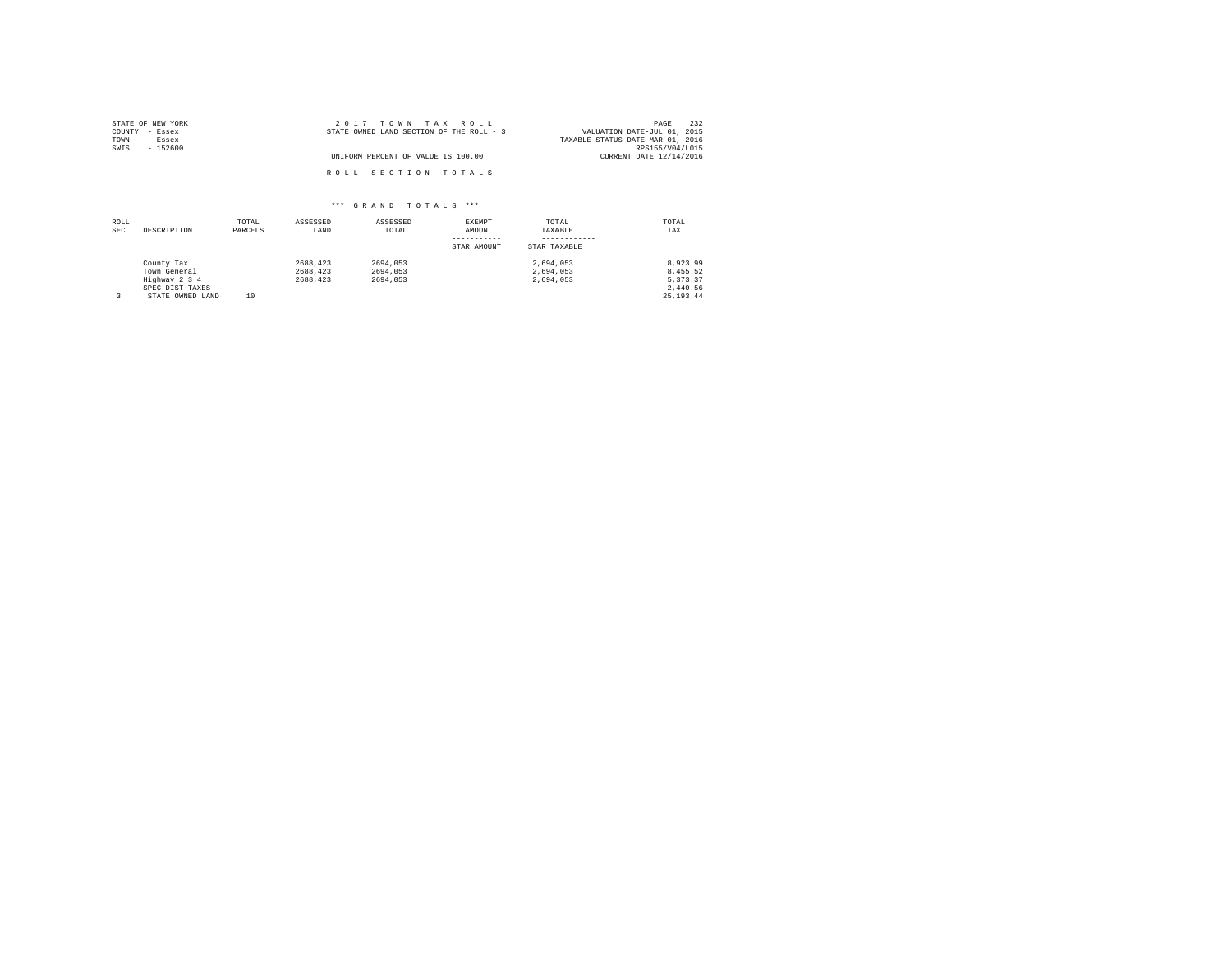STATE OF NEW YORK
COUNTY - Essex
TOWN - Essex
SWIS - 152600

2 0 1 7 T O W N T A X R O L L
STATE OWNED LAND SECTION OF THE ROLL - 3

UNIFORM PERCENT OF VALUE IS 100.00

VALUATION DATE-JUL 01, 2015
TAXABLE STATUS DATE-MAR 01, 2016
RPS155/V04/L015
CURRENT DATE 12/14/2016

R O L L S E C T I O N T O T A L S

*** G R A N D T O T A L S ***

| ROLL SEC | DESCRIPTION | TOTAL PARCELS | ASSESSED LAND | ASSESSED TOTAL | EXEMPT AMOUNT<br>-----------<br>STAR AMOUNT | TOTAL TAXABLE<br>------------<br>STAR TAXABLE | TOTAL TAX |
|---|---|---|---|---|---|---|---|
| | County Tax | | 2688,423 | 2694,053 | | 2,694,053 | 8,923.99 |
| | Town General | | 2688,423 | 2694,053 | | 2,694,053 | 8,455.52 |
| | Highway 2 3 4 | | 2688,423 | 2694,053 | | 2,694,053 | 5,373.37 |
| | SPEC DIST TAXES | | | | | | 2,440.56 |
| 3 | STATE OWNED LAND | 10 | | | | | 25,193.44 |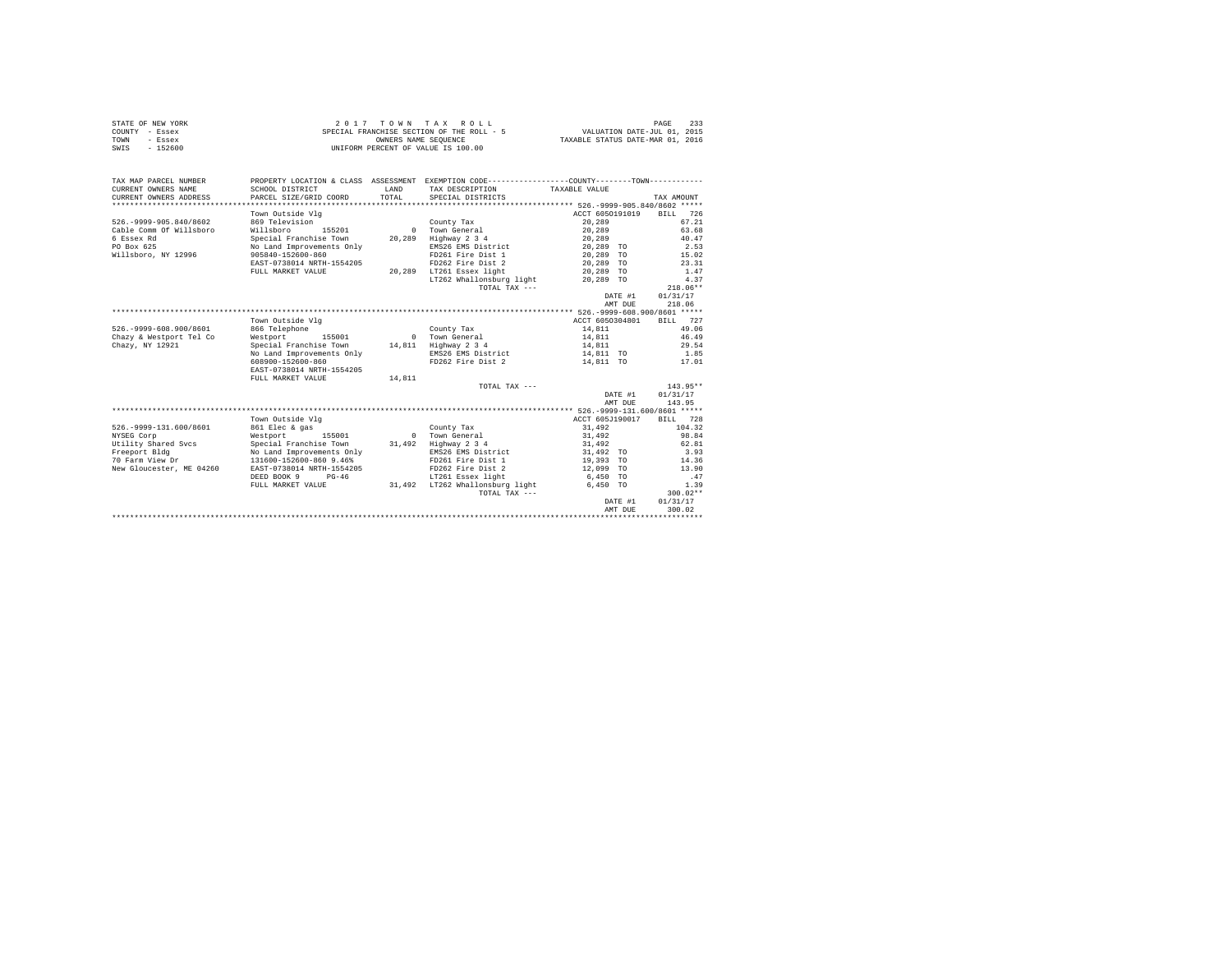STATE OF NEW YORK
COUNTY - Essex
TOWN - Essex
SWIS - 152600

2 0 1 7 T O W N T A X R O L L
SPECIAL FRANCHISE SECTION OF THE ROLL - 5
OWNERS NAME SEQUENCE
UNIFORM PERCENT OF VALUE IS 100.00

VALUATION DATE-JUL 01, 2015
TAXABLE STATUS DATE-MAR 01, 2016

| TAX MAP PARCEL NUMBER / CURRENT OWNERS NAME / CURRENT OWNERS ADDRESS | PROPERTY LOCATION & CLASS / SCHOOL DISTRICT / PARCEL SIZE/GRID COORD | ASSESSMENT LAND / TOTAL | EXEMPTION CODE / TAX DESCRIPTION / SPECIAL DISTRICTS | COUNTY--------TOWN TAXABLE VALUE | TAX AMOUNT |
|---|---|---|---|---|---|
| **526.-9999-905.840/8602** | Town Outside Vlg | | | ACCT 6050191019 | BILL 726 |
| 526.-9999-905.840/8602 | 869 Television | | County Tax | 20,289 | 67.21 |
| Cable Comm Of Willsboro | Willsboro 155201 | 0 | Town General | 20,289 | 63.68 |
| 6 Essex Rd | Special Franchise Town | 20,289 | Highway 2 3 4 | 20,289 | 40.47 |
| PO Box 625 | No Land Improvements Only | | EMS26 EMS District | 20,289 TO | 2.53 |
| Willsboro, NY 12996 | 905840-152600-860 | | FD261 Fire Dist 1 | 20,289 TO | 15.02 |
| | EAST-0738014 NRTH-1554205 | | FD262 Fire Dist 2 | 20,289 TO | 23.31 |
| | FULL MARKET VALUE | 20,289 | LT261 Essex light | 20,289 TO | 1.47 |
| | | | LT262 Whallonsburg light | 20,289 TO | 4.37 |
| | | | TOTAL TAX --- | | 218.06** |
| | | | | DATE #1 | 01/31/17 |
| | | | | AMT DUE | 218.06 |
| **526.-9999-608.900/8601** | Town Outside Vlg | | | ACCT 6050304801 | BILL 727 |
| 526.-9999-608.900/8601 | 866 Telephone | | County Tax | 14,811 | 49.06 |
| Chazy & Westport Tel Co | Westport 155001 | 0 | Town General | 14,811 | 46.49 |
| Chazy, NY 12921 | Special Franchise Town | 14,811 | Highway 2 3 4 | 14,811 | 29.54 |
| | No Land Improvements Only | | EMS26 EMS District | 14,811 TO | 1.85 |
| | 608900-152600-860 | | FD262 Fire Dist 2 | 14,811 TO | 17.01 |
| | EAST-0738014 NRTH-1554205 | | | | |
| | FULL MARKET VALUE | 14,811 | | | |
| | | | TOTAL TAX --- | | 143.95** |
| | | | | DATE #1 | 01/31/17 |
| | | | | AMT DUE | 143.95 |
| **526.-9999-131.600/8601** | Town Outside Vlg | | | ACCT 605J190017 | BILL 728 |
| 526.-9999-131.600/8601 | 861 Elec & gas | | County Tax | 31,492 | 104.32 |
| NYSEG Corp | Westport 155001 | 0 | Town General | 31,492 | 98.84 |
| Utility Shared Svcs | Special Franchise Town | 31,492 | Highway 2 3 4 | 31,492 | 62.81 |
| Freeport Bldg | No Land Improvements Only | | EMS26 EMS District | 31,492 TO | 3.93 |
| 70 Farm View Dr | 131600-152600-860 9.46% | | FD261 Fire Dist 1 | 19,393 TO | 14.36 |
| New Gloucester, ME 04260 | EAST-0738014 NRTH-1554205 | | FD262 Fire Dist 2 | 12,099 TO | 13.90 |
| | DEED BOOK 9 PG-46 | | LT261 Essex light | 6,450 TO | .47 |
| | FULL MARKET VALUE | 31,492 | LT262 Whallonsburg light | 6,450 TO | 1.39 |
| | | | TOTAL TAX --- | | 300.02** |
| | | | | DATE #1 | 01/31/17 |
| | | | | AMT DUE | 300.02 |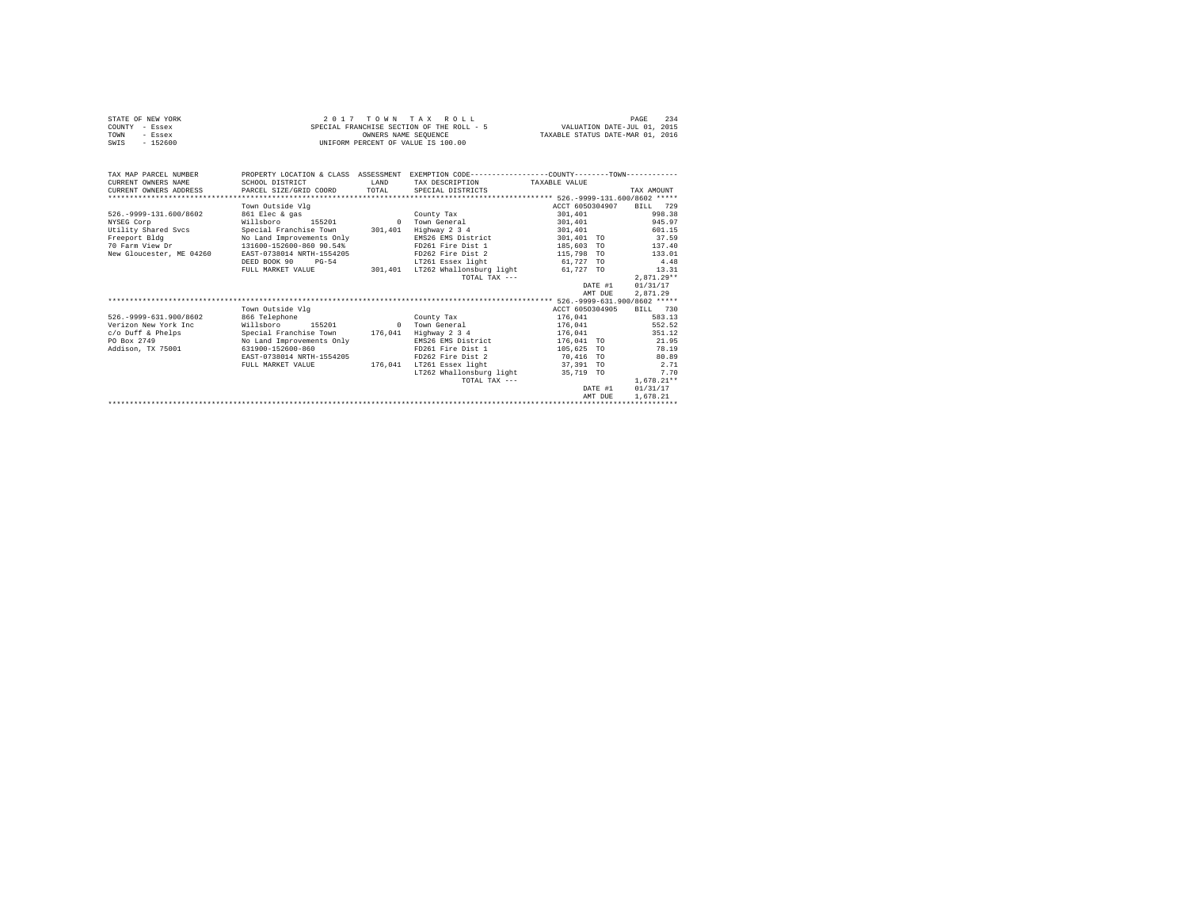STATE OF NEW YORK
COUNTY - Essex
TOWN - Essex
SWIS - 152600

2 0 1 7 T O W N T A X R O L L
SPECIAL FRANCHISE SECTION OF THE ROLL - 5
OWNERS NAME SEQUENCE
UNIFORM PERCENT OF VALUE IS 100.00

VALUATION DATE-JUL 01, 2015
TAXABLE STATUS DATE-MAR 01, 2016

| TAX MAP PARCEL NUMBER / CURRENT OWNERS NAME / CURRENT OWNERS ADDRESS | PROPERTY LOCATION & CLASS / SCHOOL DISTRICT / PARCEL SIZE/GRID COORD | ASSESSMENT LAND / TOTAL | EXEMPTION CODE / TAX DESCRIPTION / SPECIAL DISTRICTS | TAXABLE VALUE | TAX AMOUNT |
|---|---|---|---|---|---|
| **526.-9999-131.600/8602** | | | | ACCT 6050304907 | BILL 729 |
| | Town Outside Vlg | | | | |
| 526.-9999-131.600/8602 | 861 Elec & gas | | County Tax | 301,401 | 998.38 |
| NYSEG Corp | Willsboro 155201 | 0 | Town General | 301,401 | 945.97 |
| Utility Shared Svcs | Special Franchise Town | 301,401 | Highway 2 3 4 | 301,401 | 601.15 |
| Freeport Bldg | No Land Improvements Only | | EMS26 EMS District | 301,401 TO | 37.59 |
| 70 Farm View Dr | 131600-152600-860 90.54% | | FD261 Fire Dist 1 | 185,603 TO | 137.40 |
| New Gloucester, ME 04260 | EAST-0738014 NRTH-1554205 | | FD262 Fire Dist 2 | 115,798 TO | 133.01 |
| | DEED BOOK 90 PG-54 | | LT261 Essex light | 61,727 TO | 4.48 |
| | FULL MARKET VALUE | 301,401 | LT262 Whallonsburg light | 61,727 TO | 13.31 |
| | | | TOTAL TAX --- | | 2,871.29** |
| | | | | DATE #1 | 01/31/17 |
| | | | | AMT DUE | 2,871.29 |
| **526.-9999-631.900/8602** | | | | ACCT 6050304905 | BILL 730 |
| | Town Outside Vlg | | | | |
| 526.-9999-631.900/8602 | 866 Telephone | | County Tax | 176,041 | 583.13 |
| Verizon New York Inc | Willsboro 155201 | 0 | Town General | 176,041 | 552.52 |
| c/o Duff & Phelps | Special Franchise Town | 176,041 | Highway 2 3 4 | 176,041 | 351.12 |
| PO Box 2749 | No Land Improvements Only | | EMS26 EMS District | 176,041 TO | 21.95 |
| Addison, TX 75001 | 631900-152600-860 | | FD261 Fire Dist 1 | 105,625 TO | 78.19 |
| | EAST-0738014 NRTH-1554205 | | FD262 Fire Dist 2 | 70,416 TO | 80.89 |
| | FULL MARKET VALUE | 176,041 | LT261 Essex light | 37,391 TO | 2.71 |
| | | | LT262 Whallonsburg light | 35,719 TO | 7.70 |
| | | | TOTAL TAX --- | | 1,678.21** |
| | | | | DATE #1 | 01/31/17 |
| | | | | AMT DUE | 1,678.21 |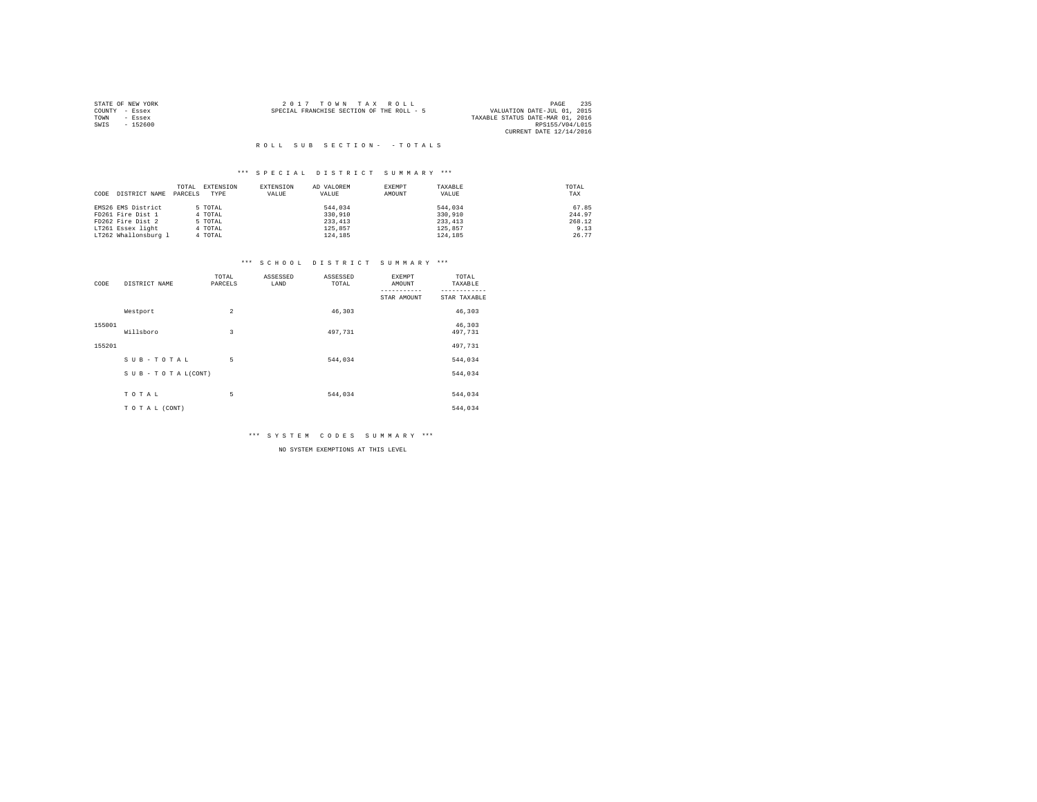STATE OF NEW YORK
COUNTY - Essex
TOWN - Essex
SWIS - 152600

2 0 1 7 T O W N T A X R O L L
SPECIAL FRANCHISE SECTION OF THE ROLL - 5

VALUATION DATE-JUL 01, 2015
TAXABLE STATUS DATE-MAR 01, 2016
RPS155/V04/L015
CURRENT DATE 12/14/2016

## R O L L S U B S E C T I O N - - T O T A L S

### *** S P E C I A L D I S T R I C T S U M M A R Y ***

| CODE | DISTRICT NAME | TOTAL PARCELS | EXTENSION TYPE | EXTENSION VALUE | AD VALOREM VALUE | EXEMPT AMOUNT | TAXABLE VALUE | TOTAL TAX |
|---|---|---|---|---|---|---|---|---|
| EMS26 | EMS District | 5 | TOTAL | | 544,034 | | 544,034 | 67.85 |
| FD261 | Fire Dist 1 | 4 | TOTAL | | 330,910 | | 330,910 | 244.97 |
| FD262 | Fire Dist 2 | 5 | TOTAL | | 233,413 | | 233,413 | 268.12 |
| LT261 | Essex light | 4 | TOTAL | | 125,857 | | 125,857 | 9.13 |
| LT262 | Whallonsburg l | 4 | TOTAL | | 124,185 | | 124,185 | 26.77 |

### *** S C H O O L D I S T R I C T S U M M A R Y ***

| CODE | DISTRICT NAME | TOTAL PARCELS | ASSESSED LAND | ASSESSED TOTAL | EXEMPT AMOUNT / STAR AMOUNT | TOTAL TAXABLE / STAR TAXABLE |
|---|---|---|---|---|---|---|
| | Westport | 2 | | 46,303 | | 46,303 |
| 155001 | | | | | | 46,303 |
| | Willsboro | 3 | | 497,731 | | 497,731 |
| 155201 | | | | | | 497,731 |
| | S U B - T O T A L | 5 | | 544,034 | | 544,034 |
| | S U B - T O T A L(CONT) | | | | | 544,034 |
| | T O T A L | 5 | | 544,034 | | 544,034 |
| | T O T A L (CONT) | | | | | 544,034 |

### *** S Y S T E M C O D E S S U M M A R Y ***

NO SYSTEM EXEMPTIONS AT THIS LEVEL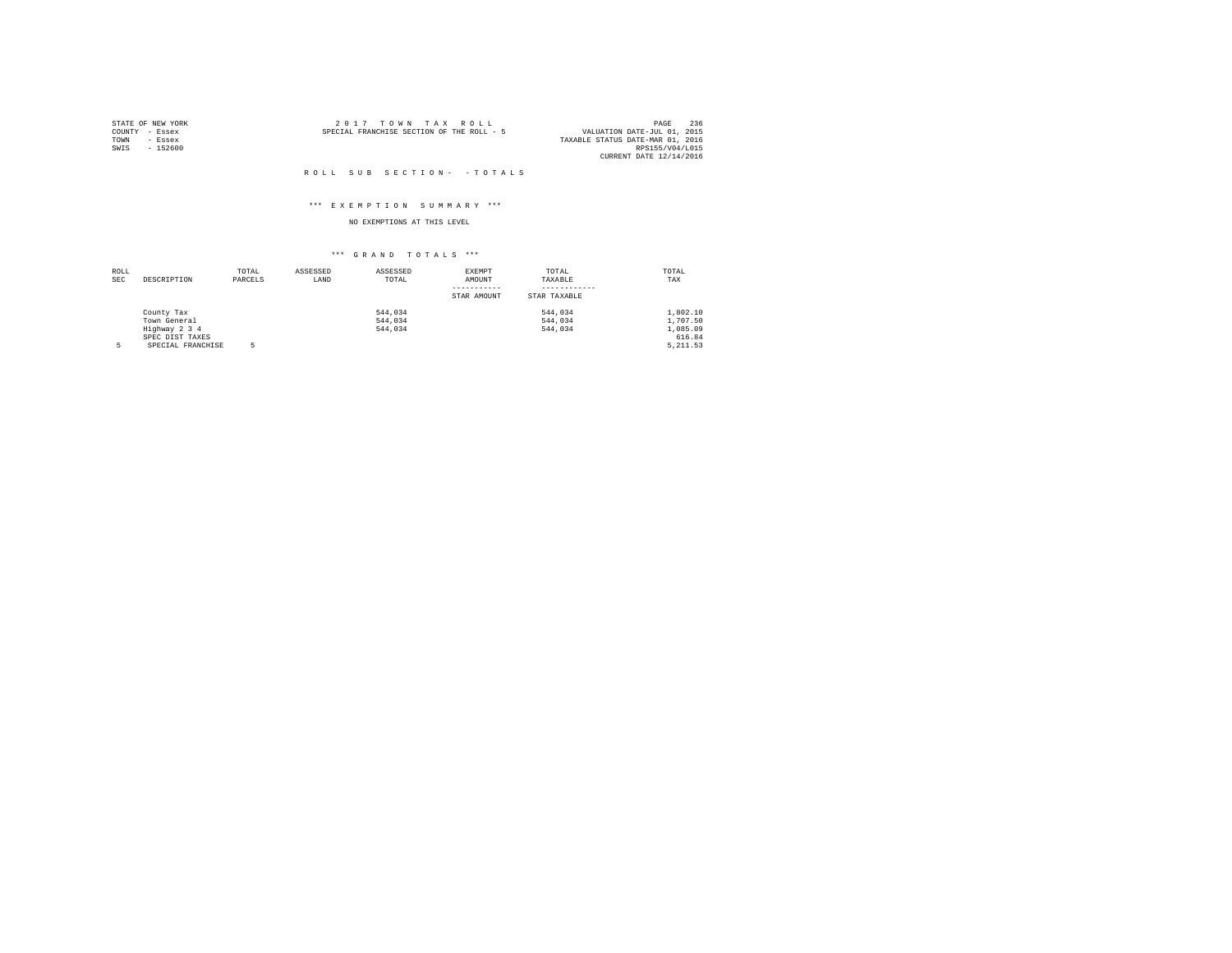STATE OF NEW YORK
COUNTY - Essex
TOWN - Essex
SWIS - 152600

2 0 1 7 T O W N T A X R O L L
SPECIAL FRANCHISE SECTION OF THE ROLL - 5

VALUATION DATE-JUL 01, 2015
TAXABLE STATUS DATE-MAR 01, 2016
RPS155/V04/L015
CURRENT DATE 12/14/2016

R O L L S U B S E C T I O N - - T O T A L S

\*\*\* E X E M P T I O N S U M M A R Y \*\*\*

NO EXEMPTIONS AT THIS LEVEL

\*\*\* G R A N D T O T A L S \*\*\*

| ROLL SEC | DESCRIPTION | TOTAL PARCELS | ASSESSED LAND | ASSESSED TOTAL | EXEMPT AMOUNT / STAR AMOUNT | TOTAL TAXABLE / STAR TAXABLE | TOTAL TAX |
|---|---|---|---|---|---|---|---|
| | County Tax | | | 544,034 | | 544,034 | 1,802.10 |
| | Town General | | | 544,034 | | 544,034 | 1,707.50 |
| | Highway 2 3 4 | | | 544,034 | | 544,034 | 1,085.09 |
| | SPEC DIST TAXES | | | | | | 616.84 |
| 5 | SPECIAL FRANCHISE | 5 | | | | | 5,211.53 |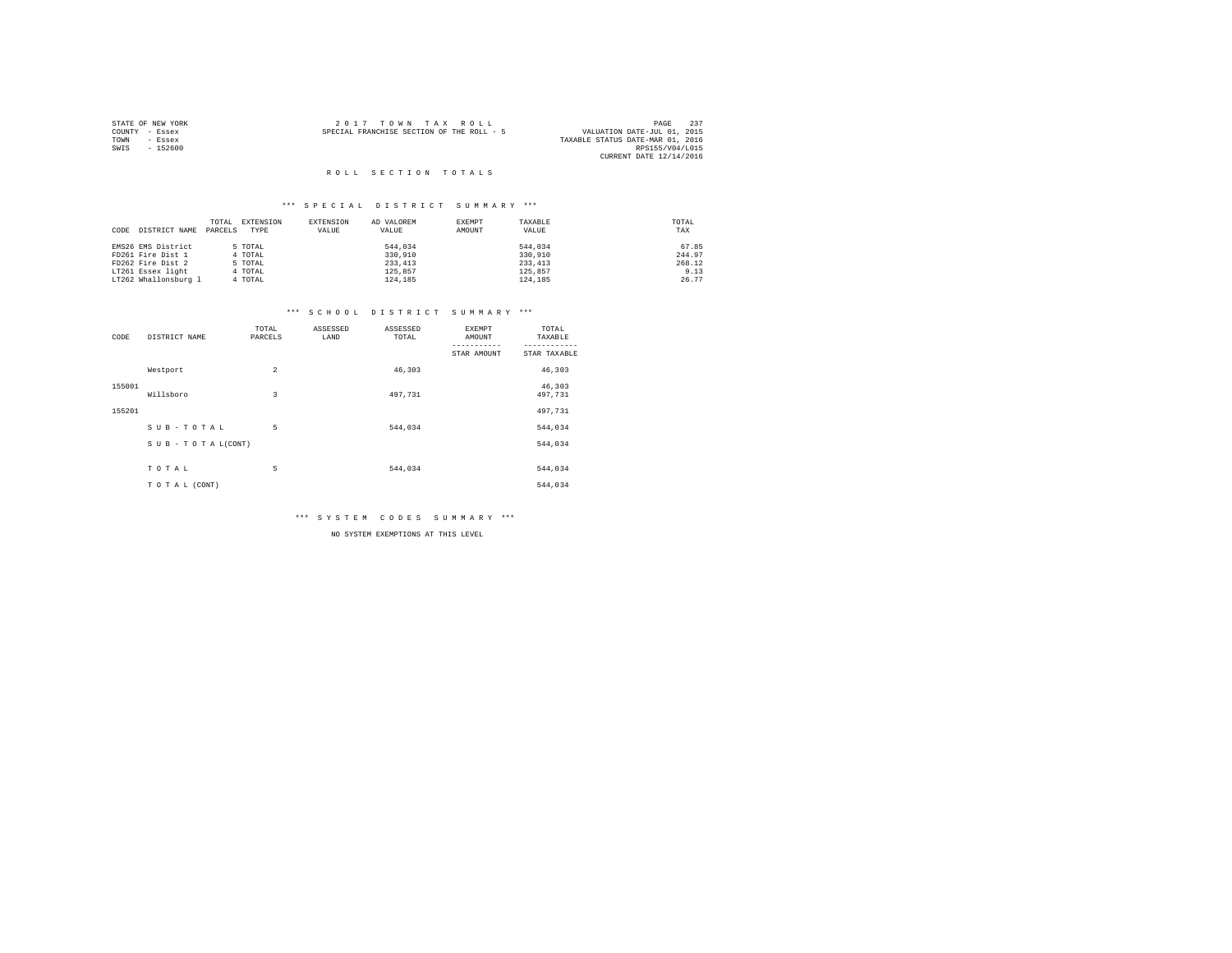STATE OF NEW YORK
COUNTY - Essex
TOWN - Essex
SWIS - 152600

2 0 1 7 T O W N T A X R O L L
SPECIAL FRANCHISE SECTION OF THE ROLL - 5

VALUATION DATE-JUL 01, 2015
TAXABLE STATUS DATE-MAR 01, 2016
RPS155/V04/L015
CURRENT DATE 12/14/2016

## R O L L S E C T I O N T O T A L S

### *** S P E C I A L D I S T R I C T S U M M A R Y ***

| CODE | DISTRICT NAME | TOTAL PARCELS | EXTENSION TYPE | EXTENSION VALUE | AD VALOREM VALUE | EXEMPT AMOUNT | TAXABLE VALUE | TOTAL TAX |
|---|---|---|---|---|---|---|---|---|
| EMS26 | EMS District | 5 | TOTAL | | 544,034 | | 544,034 | 67.85 |
| FD261 | Fire Dist 1 | 4 | TOTAL | | 330,910 | | 330,910 | 244.97 |
| FD262 | Fire Dist 2 | 5 | TOTAL | | 233,413 | | 233,413 | 268.12 |
| LT261 | Essex light | 4 | TOTAL | | 125,857 | | 125,857 | 9.13 |
| LT262 | Whallonsburg l | 4 | TOTAL | | 124,185 | | 124,185 | 26.77 |

### *** S C H O O L D I S T R I C T S U M M A R Y ***

| CODE | DISTRICT NAME | TOTAL PARCELS | ASSESSED LAND | ASSESSED TOTAL | EXEMPT AMOUNT / STAR AMOUNT | TOTAL TAXABLE / STAR TAXABLE |
|---|---|---|---|---|---|---|
| 155001 | Westport | 2 | | 46,303 | | 46,303 |
| | | | | | | 46,303 |
| 155201 | Willsboro | 3 | | 497,731 | | 497,731 |
| | | | | | | 497,731 |
| | S U B - T O T A L | 5 | | 544,034 | | 544,034 |
| | S U B - T O T A L(CONT) | | | | | 544,034 |
| | T O T A L | 5 | | 544,034 | | 544,034 |
| | T O T A L (CONT) | | | | | 544,034 |

### *** S Y S T E M C O D E S S U M M A R Y ***

NO SYSTEM EXEMPTIONS AT THIS LEVEL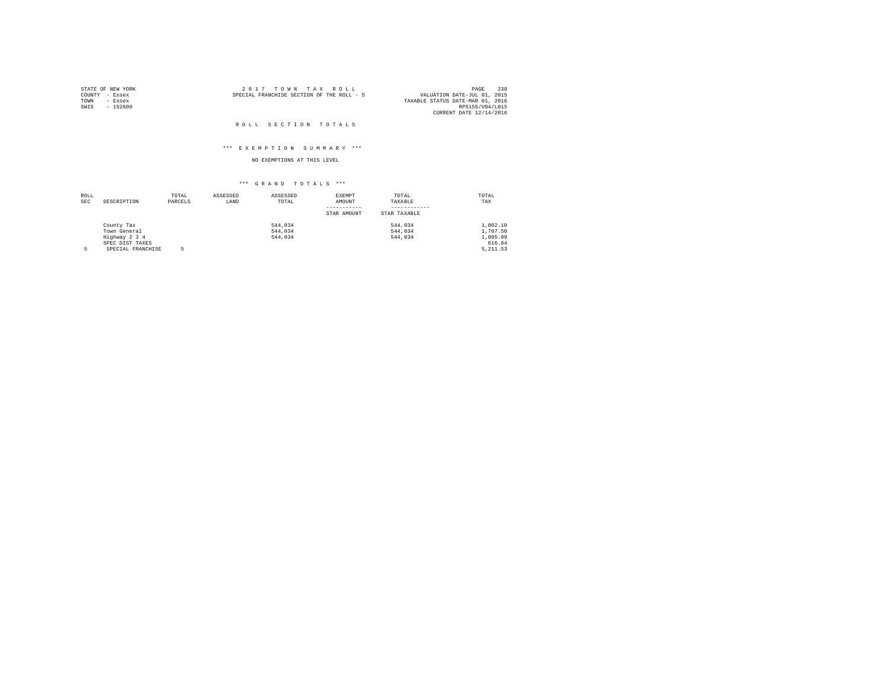STATE OF NEW YORK
COUNTY - Essex
TOWN - Essex
SWIS - 152600

2 0 1 7 T O W N T A X R O L L
SPECIAL FRANCHISE SECTION OF THE ROLL - 5

VALUATION DATE-JUL 01, 2015
TAXABLE STATUS DATE-MAR 01, 2016
RPS155/V04/L015
CURRENT DATE 12/14/2016

R O L L S E C T I O N T O T A L S

\*\*\* E X E M P T I O N S U M M A R Y \*\*\*

NO EXEMPTIONS AT THIS LEVEL

\*\*\* G R A N D T O T A L S \*\*\*

| ROLL SEC | DESCRIPTION | TOTAL PARCELS | ASSESSED LAND | ASSESSED TOTAL | EXEMPT AMOUNT / STAR AMOUNT | TOTAL TAXABLE / STAR TAXABLE | TOTAL TAX |
|---|---|---|---|---|---|---|---|
| | County Tax | | | 544,034 | | 544,034 | 1,802.10 |
| | Town General | | | 544,034 | | 544,034 | 1,707.50 |
| | Highway 2 3 4 | | | 544,034 | | 544,034 | 1,085.09 |
| | SPEC DIST TAXES | | | | | | 616.84 |
| 5 | SPECIAL FRANCHISE | 5 | | | | | 5,211.53 |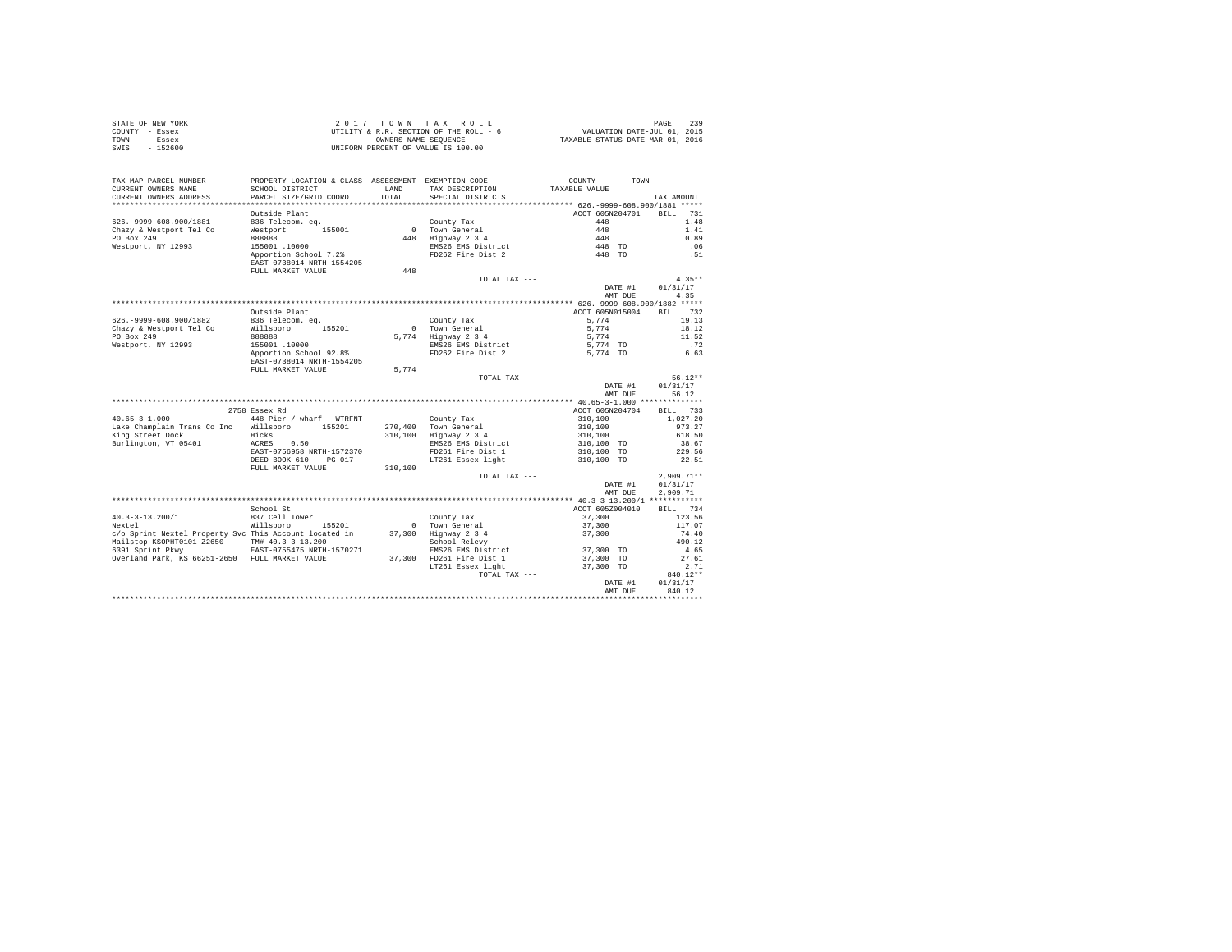STATE OF NEW YORK
COUNTY - Essex
TOWN - Essex
SWIS - 152600

2017 TOWN TAX ROLL
UTILITY & R.R. SECTION OF THE ROLL - 6
OWNERS NAME SEQUENCE
UNIFORM PERCENT OF VALUE IS 100.00

VALUATION DATE-JUL 01, 2015
TAXABLE STATUS DATE-MAR 01, 2016

| TAX MAP PARCEL NUMBER / CURRENT OWNERS NAME / CURRENT OWNERS ADDRESS | PROPERTY LOCATION & CLASS / SCHOOL DISTRICT / PARCEL SIZE/GRID COORD | ASSESSMENT LAND / TOTAL | EXEMPTION CODE / TAX DESCRIPTION / SPECIAL DISTRICTS | COUNTY / TOWN TAXABLE VALUE | TAX AMOUNT |
|---|---|---|---|---|---|
| **626.-9999-608.900/1881** | Outside Plant | | | ACCT 605N204701 | BILL 731 |
| 626.-9999-608.900/1881 | 836 Telecom. eq. | | County Tax | 448 | 1.48 |
| Chazy & Westport Tel Co | Westport 155001 | 0 | Town General | 448 | 1.41 |
| PO Box 249 | 888888 | 448 | Highway 2 3 4 | 448 | 0.89 |
| Westport, NY 12993 | 155001 .10000 | | EMS26 EMS District | 448 TO | .06 |
| | Apportion School 7.2% | | FD262 Fire Dist 2 | 448 TO | .51 |
| | EAST-0738014 NRTH-1554205 | | | | |
| | FULL MARKET VALUE | 448 | | | |
| | | | TOTAL TAX --- | | 4.35** |
| | | | | DATE #1 | 01/31/17 |
| | | | | AMT DUE | 4.35 |
| **626.-9999-608.900/1882** | Outside Plant | | | ACCT 605N015004 | BILL 732 |
| 626.-9999-608.900/1882 | 836 Telecom. eq. | | County Tax | 5,774 | 19.13 |
| Chazy & Westport Tel Co | Willsboro 155201 | 0 | Town General | 5,774 | 18.12 |
| PO Box 249 | 888888 | 5,774 | Highway 2 3 4 | 5,774 | 11.52 |
| Westport, NY 12993 | 155001 .10000 | | EMS26 EMS District | 5,774 TO | .72 |
| | Apportion School 92.8% | | FD262 Fire Dist 2 | 5,774 TO | 6.63 |
| | EAST-0738014 NRTH-1554205 | | | | |
| | FULL MARKET VALUE | 5,774 | | | |
| | | | TOTAL TAX --- | | 56.12** |
| | | | | DATE #1 | 01/31/17 |
| | | | | AMT DUE | 56.12 |
| **40.65-3-1.000** | 2758 Essex Rd | | | ACCT 605N204704 | BILL 733 |
| 40.65-3-1.000 | 448 Pier / wharf - WTRFNT | | County Tax | 310,100 | 1,027.20 |
| Lake Champlain Trans Co Inc | Willsboro 155201 | 270,400 | Town General | 310,100 | 973.27 |
| King Street Dock | Hicks | 310,100 | Highway 2 3 4 | 310,100 | 618.50 |
| Burlington, VT 05401 | ACRES 0.50 | | EMS26 EMS District | 310,100 TO | 38.67 |
| | EAST-0756958 NRTH-1572370 | | FD261 Fire Dist 1 | 310,100 TO | 229.56 |
| | DEED BOOK 610 PG-017 | | LT261 Essex light | 310,100 TO | 22.51 |
| | FULL MARKET VALUE | 310,100 | | | |
| | | | TOTAL TAX --- | | 2,909.71** |
| | | | | DATE #1 | 01/31/17 |
| | | | | AMT DUE | 2,909.71 |
| **40.3-3-13.200/1** | School St | | | ACCT 605Z004010 | BILL 734 |
| 40.3-3-13.200/1 | 837 Cell Tower | | County Tax | 37,300 | 123.56 |
| Nextel | Willsboro 155201 | 0 | Town General | 37,300 | 117.07 |
| c/o Sprint Nextel Property Svc | This Account located in | 37,300 | Highway 2 3 4 | 37,300 | 74.40 |
| Mailstop KSOPHT0101-Z2650 | TM# 40.3-3-13.200 | | School Relevy | | 490.12 |
| 6391 Sprint Pkwy | EAST-0755475 NRTH-1570271 | | EMS26 EMS District | 37,300 TO | 4.65 |
| Overland Park, KS 66251-2650 | FULL MARKET VALUE | 37,300 | FD261 Fire Dist 1 | 37,300 TO | 27.61 |
| | | | LT261 Essex light | 37,300 TO | 2.71 |
| | | | TOTAL TAX --- | | 840.12** |
| | | | | DATE #1 | 01/31/17 |
| | | | | AMT DUE | 840.12 |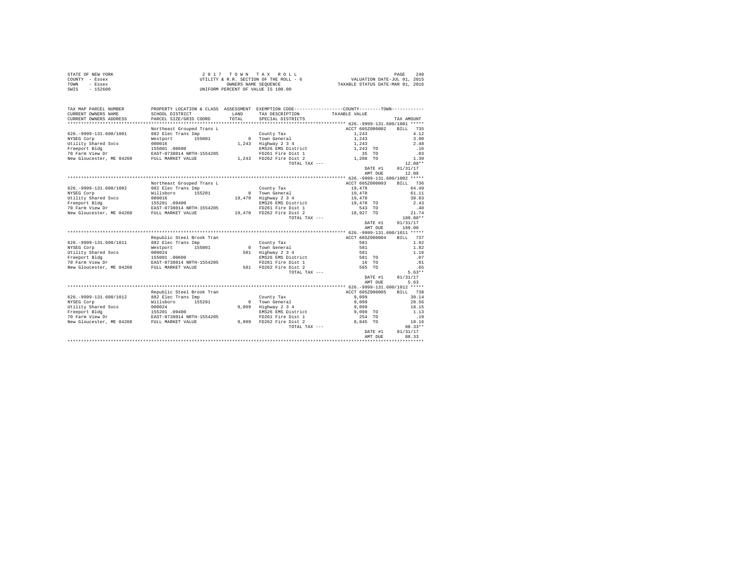STATE OF NEW YORK
COUNTY - Essex
TOWN - Essex
SWIS - 152600

2017 TOWN TAX ROLL
UTILITY & R.R. SECTION OF THE ROLL - 6
OWNERS NAME SEQUENCE
UNIFORM PERCENT OF VALUE IS 100.00

VALUATION DATE-JUL 01, 2015
TAXABLE STATUS DATE-MAR 01, 2016

| TAX MAP PARCEL NUMBER / CURRENT OWNERS NAME / CURRENT OWNERS ADDRESS | PROPERTY LOCATION & CLASS / SCHOOL DISTRICT / PARCEL SIZE/GRID COORD | ASSESSMENT LAND / TOTAL | EXEMPTION CODE / TAX DESCRIPTION / SPECIAL DISTRICTS | COUNTY / TOWN TAXABLE VALUE | TAX AMOUNT |
|---|---|---|---|---|---|
| **626.-9999-131.600/1001** | Northeast Grouped Trans L | | | ACCT 605Z000002 | BILL 735 |
| 626.-9999-131.600/1001 | 882 Elec Trans Imp | | County Tax | 1,243 | 4.12 |
| NYSEG Corp | Westport 155001 | 0 | Town General | 1,243 | 3.90 |
| Utility Shared Svcs | 000016 | 1,243 | Highway 2 3 4 | 1,243 | 2.48 |
| Freeport Bldg | 155001 .00600 | | EMS26 EMS District | 1,243 TO | .16 |
| 70 Farm View Dr | EAST-0738014 NRTH-1554205 | | FD261 Fire Dist 1 | 35 TO | .03 |
| New Gloucester, ME 04260 | FULL MARKET VALUE | 1,243 | FD262 Fire Dist 2 | 1,208 TO | 1.39 |
| | | | TOTAL TAX --- | | 12.08** |
| | | | | DATE #1 | 01/31/17 |
| | | | | AMT DUE | 12.08 |
| **626.-9999-131.600/1002** | Northeast Grouped Trans L | | | ACCT 605Z000003 | BILL 736 |
| 626.-9999-131.600/1002 | 882 Elec Trans Imp | | County Tax | 19,470 | 64.49 |
| NYSEG Corp | Willsboro 155201 | 0 | Town General | 19,470 | 61.11 |
| Utility Shared Svcs | 000016 | 19,470 | Highway 2 3 4 | 19,470 | 38.83 |
| Freeport Bldg | 155201 .09400 | | EMS26 EMS District | 19,470 TO | 2.43 |
| 70 Farm View Dr | EAST-0738014 NRTH-1554205 | | FD261 Fire Dist 1 | 543 TO | .40 |
| New Gloucester, ME 04260 | FULL MARKET VALUE | 19,470 | FD262 Fire Dist 2 | 18,927 TO | 21.74 |
| | | | TOTAL TAX --- | | 189.00** |
| | | | | DATE #1 | 01/31/17 |
| | | | | AMT DUE | 189.00 |
| **626.-9999-131.600/1011** | Republic Steel Brook Tran | | | ACCT 605Z000004 | BILL 737 |
| 626.-9999-131.600/1011 | 882 Elec Trans Imp | | County Tax | 581 | 1.92 |
| NYSEG Corp | Westport 155001 | 0 | Town General | 581 | 1.82 |
| Utility Shared Svcs | 000024 | 581 | Highway 2 3 4 | 581 | 1.16 |
| Freeport Bldg | 155001 .00600 | | EMS26 EMS District | 581 TO | .07 |
| 70 Farm View Dr | EAST-0738014 NRTH-1554205 | | FD261 Fire Dist 1 | 16 TO | .01 |
| New Gloucester, ME 04260 | FULL MARKET VALUE | 581 | FD262 Fire Dist 2 | 565 TO | .65 |
| | | | TOTAL TAX --- | | 5.63** |
| | | | | DATE #1 | 01/31/17 |
| | | | | AMT DUE | 5.63 |
| **626.-9999-131.600/1012** | Republic Steel Brook Tran | | | ACCT 605Z000005 | BILL 738 |
| 626.-9999-131.600/1012 | 882 Elec Trans Imp | | County Tax | 9,099 | 30.14 |
| NYSEG Corp | Willsboro 155201 | 0 | Town General | 9,099 | 28.56 |
| Utility Shared Svcs | 000024 | 9,099 | Highway 2 3 4 | 9,099 | 18.15 |
| Freeport Bldg | 155201 .09400 | | EMS26 EMS District | 9,099 TO | 1.13 |
| 70 Farm View Dr | EAST-0738014 NRTH-1554205 | | FD261 Fire Dist 1 | 254 TO | .19 |
| New Gloucester, ME 04260 | FULL MARKET VALUE | 9,099 | FD262 Fire Dist 2 | 8,845 TO | 10.16 |
| | | | TOTAL TAX --- | | 88.33** |
| | | | | DATE #1 | 01/31/17 |
| | | | | AMT DUE | 88.33 |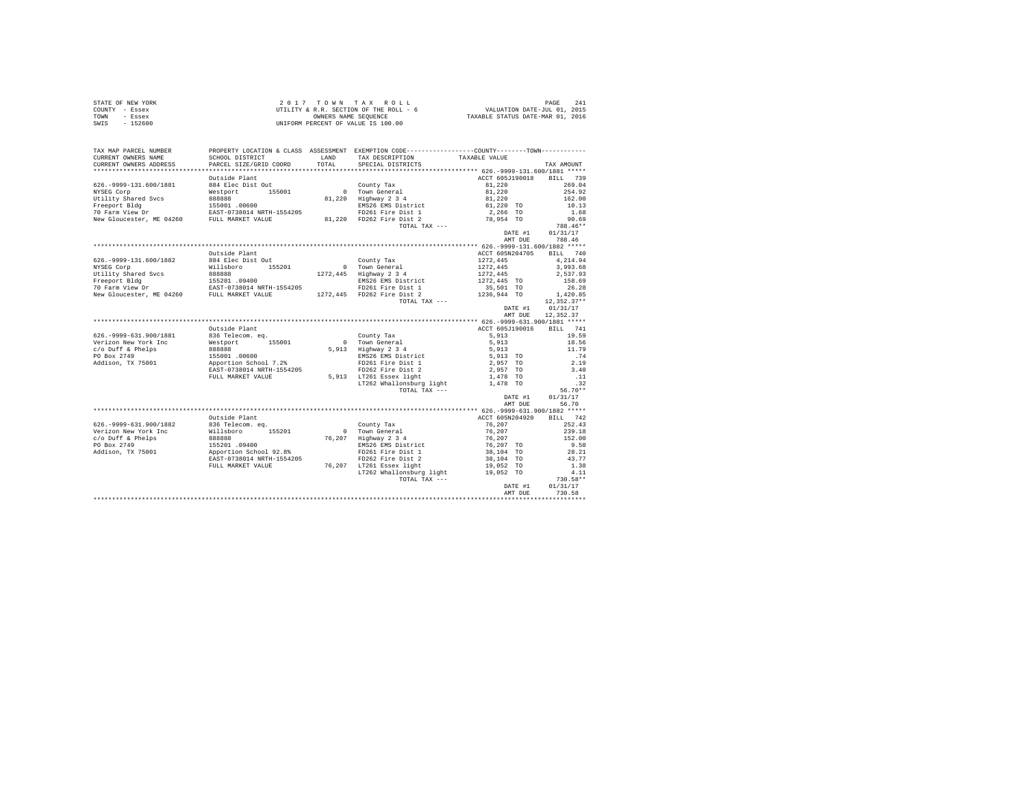STATE OF NEW YORK
COUNTY - Essex
TOWN - Essex
SWIS - 152600

2 0 1 7 T O W N T A X R O L L
UTILITY & R.R. SECTION OF THE ROLL - 6
OWNERS NAME SEQUENCE
UNIFORM PERCENT OF VALUE IS 100.00

VALUATION DATE-JUL 01, 2015
TAXABLE STATUS DATE-MAR 01, 2016

```
TAX MAP PARCEL NUMBER     PROPERTY LOCATION & CLASS  ASSESSMENT  EXEMPTION CODE------------------COUNTY--------TOWN------------
CURRENT OWNERS NAME       SCHOOL DISTRICT             LAND      TAX DESCRIPTION            TAXABLE VALUE
CURRENT OWNERS ADDRESS    PARCEL SIZE/GRID COORD      TOTAL     SPECIAL DISTRICTS                                    TAX AMOUNT
********************************************************************************************* 626.-9999-131.600/1881 *****
                          Outside Plant                                                 ACCT 605J190018    BILL  739
626.-9999-131.600/1881    884 Elec Dist Out                      County Tax                 81,220                 269.04
NYSEG Corp                Westport      155001           0       Town General               81,220                 254.92
Utility Shared Svcs       888888                    81,220       Highway 2 3 4              81,220                 162.00
Freeport Bldg             155001 .00600                          EMS26 EMS District         81,220 TO               10.13
70 Farm View Dr           EAST-0738014 NRTH-1554205              FD261 Fire Dist 1           2,266 TO                1.68
New Gloucester, ME 04260  FULL MARKET VALUE         81,220       FD262 Fire Dist 2          78,954 TO               90.69
                                                                     TOTAL TAX ---                                 788.46**
                                                                                           DATE #1     01/31/17
                                                                                           AMT DUE       788.46
********************************************************************************************* 626.-9999-131.600/1882 *****
                          Outside Plant                                                 ACCT 605N204705    BILL  740
626.-9999-131.600/1882    884 Elec Dist Out                      County Tax               1272,445               4,214.94
NYSEG Corp                Willsboro     155201           0       Town General             1272,445               3,993.68
Utility Shared Svcs       888888                  1272,445       Highway 2 3 4            1272,445               2,537.93
Freeport Bldg             155201 .09400                          EMS26 EMS District       1272,445 TO              158.69
70 Farm View Dr           EAST-0738014 NRTH-1554205              FD261 Fire Dist 1          35,501 TO               26.28
New Gloucester, ME 04260  FULL MARKET VALUE       1272,445       FD262 Fire Dist 2        1236,944 TO            1,420.85
                                                                     TOTAL TAX ---                              12,352.37**
                                                                                           DATE #1     01/31/17
                                                                                           AMT DUE    12,352.37
********************************************************************************************* 626.-9999-631.900/1881 *****
                          Outside Plant                                                 ACCT 605J190016    BILL  741
626.-9999-631.900/1881    836 Telecom. eq.                       County Tax                  5,913                  19.59
Verizon New York Inc      Westport      155001           0       Town General                5,913                  18.56
c/o Duff & Phelps         888888                     5,913       Highway 2 3 4               5,913                  11.79
PO Box 2749               155001 .00600                          EMS26 EMS District          5,913 TO                 .74
Addison, TX 75001         Apportion School 7.2%                  FD261 Fire Dist 1           2,957 TO                2.19
                          EAST-0738014 NRTH-1554205              FD262 Fire Dist 2           2,957 TO                3.40
                          FULL MARKET VALUE          5,913       LT261 Essex light           1,478 TO                 .11
                                                                 LT262 Whallonsburg light    1,478 TO                 .32
                                                                     TOTAL TAX ---                                  56.70**
                                                                                           DATE #1     01/31/17
                                                                                           AMT DUE        56.70
********************************************************************************************* 626.-9999-631.900/1882 *****
                          Outside Plant                                                 ACCT 605N204920    BILL  742
626.-9999-631.900/1882    836 Telecom. eq.                       County Tax                 76,207                 252.43
Verizon New York Inc      Willsboro     155201           0       Town General               76,207                 239.18
c/o Duff & Phelps         888888                    76,207       Highway 2 3 4              76,207                 152.00
PO Box 2749               155201 .09400                          EMS26 EMS District         76,207 TO                9.50
Addison, TX 75001         Apportion School 92.8%                 FD261 Fire Dist 1          38,104 TO               28.21
                          EAST-0738014 NRTH-1554205              FD262 Fire Dist 2          38,104 TO               43.77
                          FULL MARKET VALUE         76,207       LT261 Essex light          19,052 TO                1.38
                                                                 LT262 Whallonsburg light   19,052 TO                4.11
                                                                     TOTAL TAX ---                                 730.58**
                                                                                           DATE #1     01/31/17
                                                                                           AMT DUE       730.58
****************************************************************************************************************************
```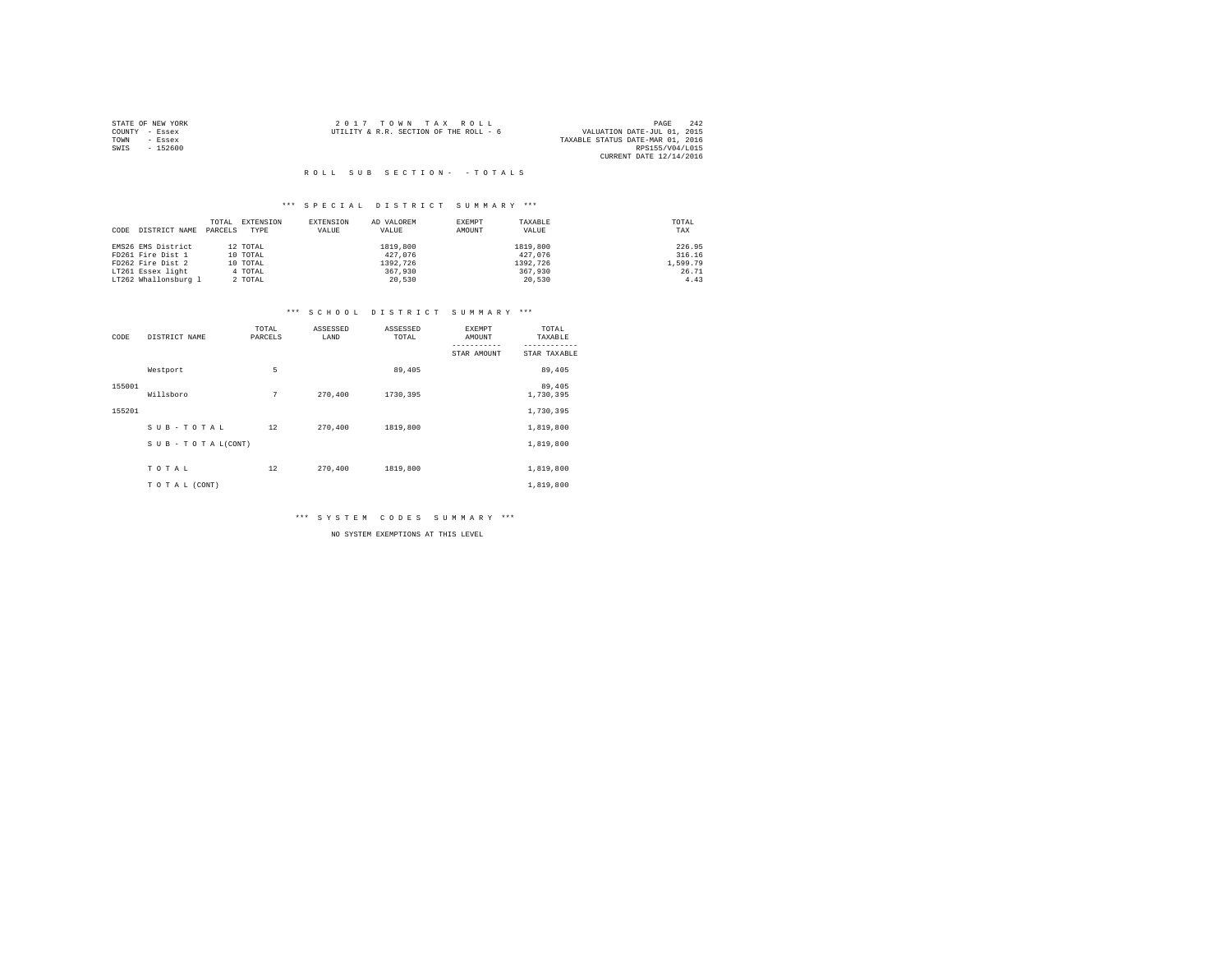STATE OF NEW YORK
COUNTY - Essex
TOWN - Essex
SWIS - 152600

2 0 1 7 T O W N T A X R O L L
UTILITY & R.R. SECTION OF THE ROLL - 6

VALUATION DATE-JUL 01, 2015
TAXABLE STATUS DATE-MAR 01, 2016
RPS155/V04/L015
CURRENT DATE 12/14/2016

## R O L L S U B S E C T I O N - - T O T A L S

### *** S P E C I A L D I S T R I C T S U M M A R Y ***

| CODE | DISTRICT NAME | TOTAL PARCELS | EXTENSION TYPE | EXTENSION VALUE | AD VALOREM VALUE | EXEMPT AMOUNT | TAXABLE VALUE | TOTAL TAX |
|---|---|---|---|---|---|---|---|---|
| EMS26 | EMS District | 12 | TOTAL | | 1819,800 | | 1819,800 | 226.95 |
| FD261 | Fire Dist 1 | 10 | TOTAL | | 427,076 | | 427,076 | 316.16 |
| FD262 | Fire Dist 2 | 10 | TOTAL | | 1392,726 | | 1392,726 | 1,599.79 |
| LT261 | Essex light | 4 | TOTAL | | 367,930 | | 367,930 | 26.71 |
| LT262 | Whallonsburg l | 2 | TOTAL | | 20,530 | | 20,530 | 4.43 |

### *** S C H O O L D I S T R I C T S U M M A R Y ***

| CODE | DISTRICT NAME | TOTAL PARCELS | ASSESSED LAND | ASSESSED TOTAL | EXEMPT AMOUNT / STAR AMOUNT | TOTAL TAXABLE / STAR TAXABLE |
|---|---|---|---|---|---|---|
| 155001 | Westport | 5 | | 89,405 | | 89,405 |
| | | | | | | 89,405 |
| 155201 | Willsboro | 7 | 270,400 | 1730,395 | | 1,730,395 |
| | | | | | | 1,730,395 |
| | S U B - T O T A L | 12 | 270,400 | 1819,800 | | 1,819,800 |
| | S U B - T O T A L(CONT) | | | | | 1,819,800 |
| | T O T A L | 12 | 270,400 | 1819,800 | | 1,819,800 |
| | T O T A L (CONT) | | | | | 1,819,800 |

### *** S Y S T E M C O D E S S U M M A R Y ***

NO SYSTEM EXEMPTIONS AT THIS LEVEL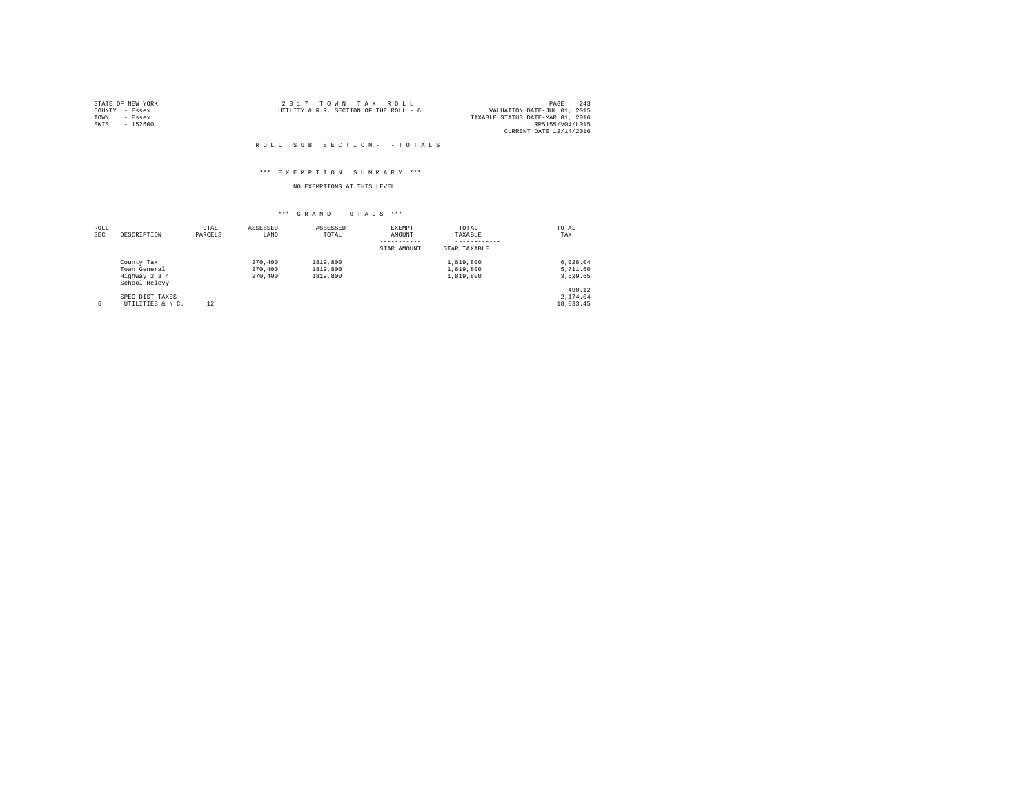STATE OF NEW YORK
COUNTY - Essex
TOWN - Essex
SWIS - 152600

2 0 1 7 T O W N T A X R O L L
UTILITY & R.R. SECTION OF THE ROLL - 6

VALUATION DATE-JUL 01, 2015
TAXABLE STATUS DATE-MAR 01, 2016
RPS155/V04/L015
CURRENT DATE 12/14/2016

R O L L S U B S E C T I O N - - T O T A L S

\*\*\* E X E M P T I O N S U M M A R Y \*\*\*

NO EXEMPTIONS AT THIS LEVEL

\*\*\* G R A N D T O T A L S \*\*\*

| ROLL SEC | DESCRIPTION | TOTAL PARCELS | ASSESSED LAND | ASSESSED TOTAL | EXEMPT AMOUNT ----------- STAR AMOUNT | TOTAL TAXABLE ------------ STAR TAXABLE | TOTAL TAX |
|---|---|---|---|---|---|---|---|
| | County Tax | | 270,400 | 1819,800 | | 1,819,800 | 6,028.04 |
| | Town General | | 270,400 | 1819,800 | | 1,819,800 | 5,711.60 |
| | Highway 2 3 4 | | 270,400 | 1819,800 | | 1,819,800 | 3,629.65 |
| | School Relevy | | | | | | 490.12 |
| | SPEC DIST TAXES | | | | | | 2,174.04 |
| 6 | UTILITIES & N.C. | 12 | | | | | 18,033.45 |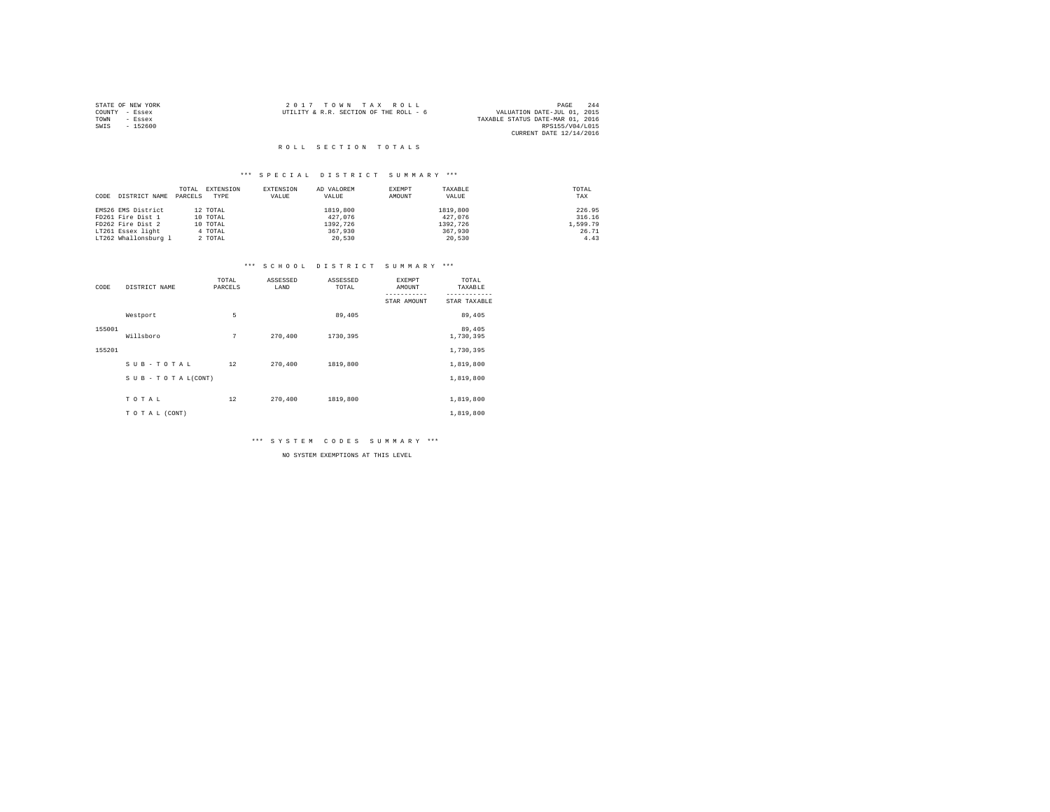STATE OF NEW YORK
COUNTY - Essex
TOWN - Essex
SWIS - 152600

2 0 1 7 T O W N T A X R O L L
UTILITY & R.R. SECTION OF THE ROLL - 6

VALUATION DATE-JUL 01, 2015
TAXABLE STATUS DATE-MAR 01, 2016
RPS155/V04/L015
CURRENT DATE 12/14/2016

## R O L L S E C T I O N T O T A L S

### *** S P E C I A L D I S T R I C T S U M M A R Y ***

| CODE | DISTRICT NAME | TOTAL PARCELS | EXTENSION TYPE | EXTENSION VALUE | AD VALOREM VALUE | EXEMPT AMOUNT | TAXABLE VALUE | TOTAL TAX |
|---|---|---|---|---|---|---|---|---|
| EMS26 | EMS District | 12 | TOTAL | | 1819,800 | | 1819,800 | 226.95 |
| FD261 | Fire Dist 1 | 10 | TOTAL | | 427,076 | | 427,076 | 316.16 |
| FD262 | Fire Dist 2 | 10 | TOTAL | | 1392,726 | | 1392,726 | 1,599.79 |
| LT261 | Essex light | 4 | TOTAL | | 367,930 | | 367,930 | 26.71 |
| LT262 | Whallonsburg l | 2 | TOTAL | | 20,530 | | 20,530 | 4.43 |

### *** S C H O O L D I S T R I C T S U M M A R Y ***

| CODE | DISTRICT NAME | TOTAL PARCELS | ASSESSED LAND | ASSESSED TOTAL | EXEMPT AMOUNT / STAR AMOUNT | TOTAL TAXABLE / STAR TAXABLE |
|---|---|---|---|---|---|---|
| 155001 | Westport | 5 | | 89,405 | | 89,405 |
| | | | | | | 89,405 |
| 155201 | Willsboro | 7 | 270,400 | 1730,395 | | 1,730,395 |
| | | | | | | 1,730,395 |
| | S U B - T O T A L | 12 | 270,400 | 1819,800 | | 1,819,800 |
| | S U B - T O T A L(CONT) | | | | | 1,819,800 |
| | T O T A L | 12 | 270,400 | 1819,800 | | 1,819,800 |
| | T O T A L (CONT) | | | | | 1,819,800 |

### *** S Y S T E M C O D E S S U M M A R Y ***

NO SYSTEM EXEMPTIONS AT THIS LEVEL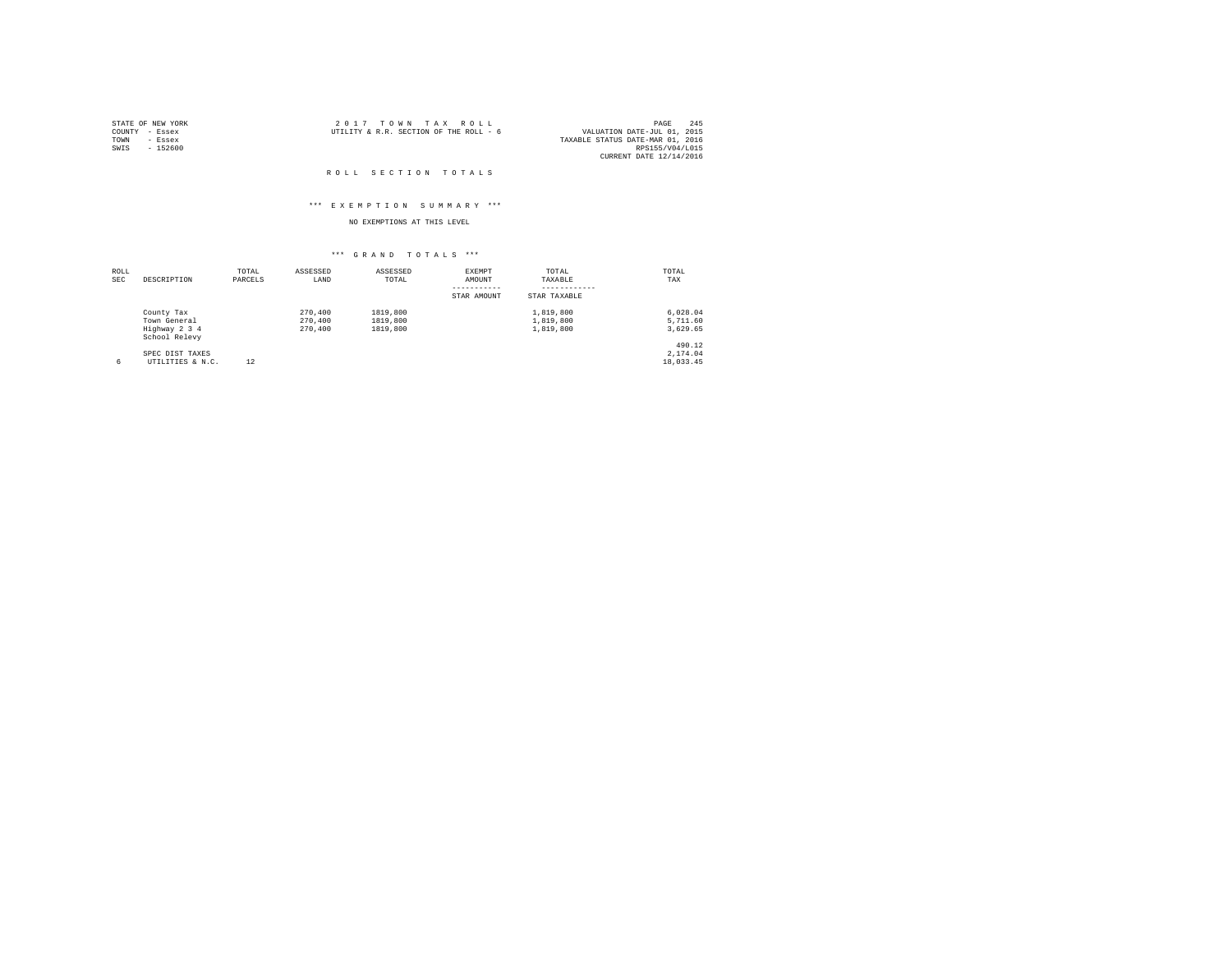STATE OF NEW YORK
COUNTY - Essex
TOWN - Essex
SWIS - 152600

2 0 1 7 T O W N T A X R O L L
UTILITY & R.R. SECTION OF THE ROLL - 6

VALUATION DATE-JUL 01, 2015
TAXABLE STATUS DATE-MAR 01, 2016
RPS155/V04/L015
CURRENT DATE 12/14/2016

## R O L L S E C T I O N T O T A L S

### *** E X E M P T I O N S U M M A R Y ***

NO EXEMPTIONS AT THIS LEVEL

### *** G R A N D T O T A L S ***

| ROLL SEC | DESCRIPTION | TOTAL PARCELS | ASSESSED LAND | ASSESSED TOTAL | EXEMPT AMOUNT<br>-----------<br>STAR AMOUNT | TOTAL TAXABLE<br>------------<br>STAR TAXABLE | TOTAL TAX |
|---|---|---|---|---|---|---|---|
| | County Tax | | 270,400 | 1819,800 | | 1,819,800 | 6,028.04 |
| | Town General | | 270,400 | 1819,800 | | 1,819,800 | 5,711.60 |
| | Highway 2 3 4 | | 270,400 | 1819,800 | | 1,819,800 | 3,629.65 |
| | School Relevy | | | | | | 490.12 |
| | SPEC DIST TAXES | | | | | | 2,174.04 |
| 6 | UTILITIES & N.C. | 12 | | | | | 18,033.45 |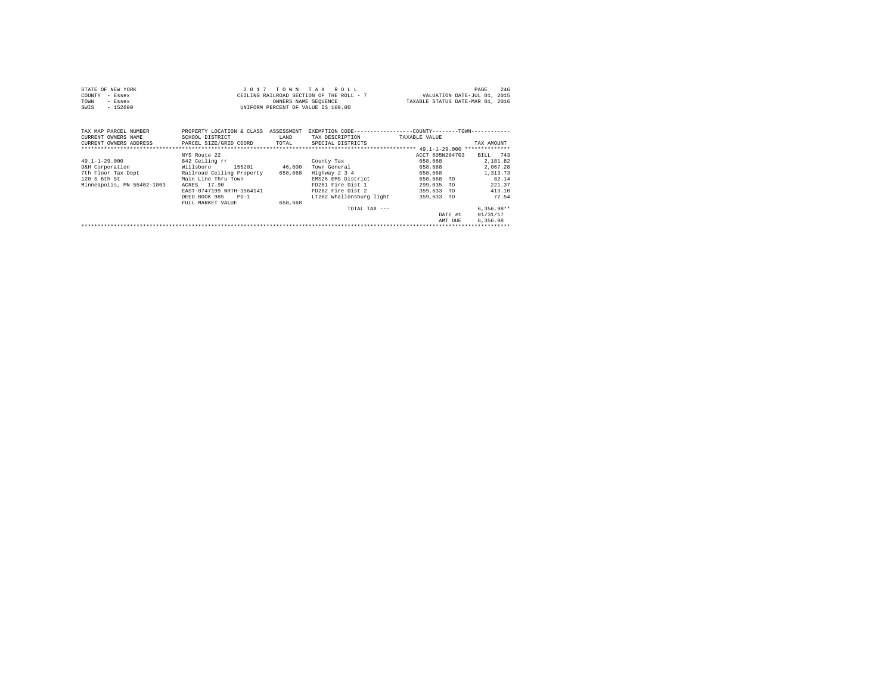STATE OF NEW YORK — 2017 TOWN TAX ROLL — PAGE 246
COUNTY - Essex — CEILING RAILROAD SECTION OF THE ROLL - 7 — VALUATION DATE-JUL 01, 2015
TOWN - Essex — OWNERS NAME SEQUENCE — TAXABLE STATUS DATE-MAR 01, 2016
SWIS - 152600 — UNIFORM PERCENT OF VALUE IS 100.00

| TAX MAP PARCEL NUMBER / CURRENT OWNERS NAME / CURRENT OWNERS ADDRESS | PROPERTY LOCATION & CLASS / SCHOOL DISTRICT / PARCEL SIZE/GRID COORD | ASSESSMENT LAND / TOTAL | EXEMPTION CODE / TAX DESCRIPTION / SPECIAL DISTRICTS | COUNTY--------TOWN TAXABLE VALUE | TAX AMOUNT |
|---|---|---|---|---|---|
| ********** 49.1-1-29.000 ********** | | | | | |
| | NYS Route 22 | | | ACCT 605N204703 | BILL 743 |
| 49.1-1-29.000 | 842 Ceiling rr | | County Tax | 658,668 | 2,181.82 |
| D&H Corporation | Willsboro 155201 | 46,600 | Town General | 658,668 | 2,067.28 |
| 7th Floor Tax Dept | Railroad Ceiling Property | 658,668 | Highway 2 3 4 | 658,668 | 1,313.73 |
| 120 S 6th St | Main Line Thru Town | | EMS26 EMS District | 658,668 TO | 82.14 |
| Minneapolis, MN 55402-1803 | ACRES 17.90 | | FD261 Fire Dist 1 | 299,035 TO | 221.37 |
| | EAST-0747199 NRTH-1564141 | | FD262 Fire Dist 2 | 359,633 TO | 413.10 |
| | DEED BOOK 985 PG-1 | | LT262 Whallonsburg light | 359,633 TO | 77.54 |
| | FULL MARKET VALUE | 658,668 | | | |
| | | | TOTAL TAX --- | | 6,356.98** |
| | | | | DATE #1 | 01/31/17 |
| | | | | AMT DUE | 6,356.98 |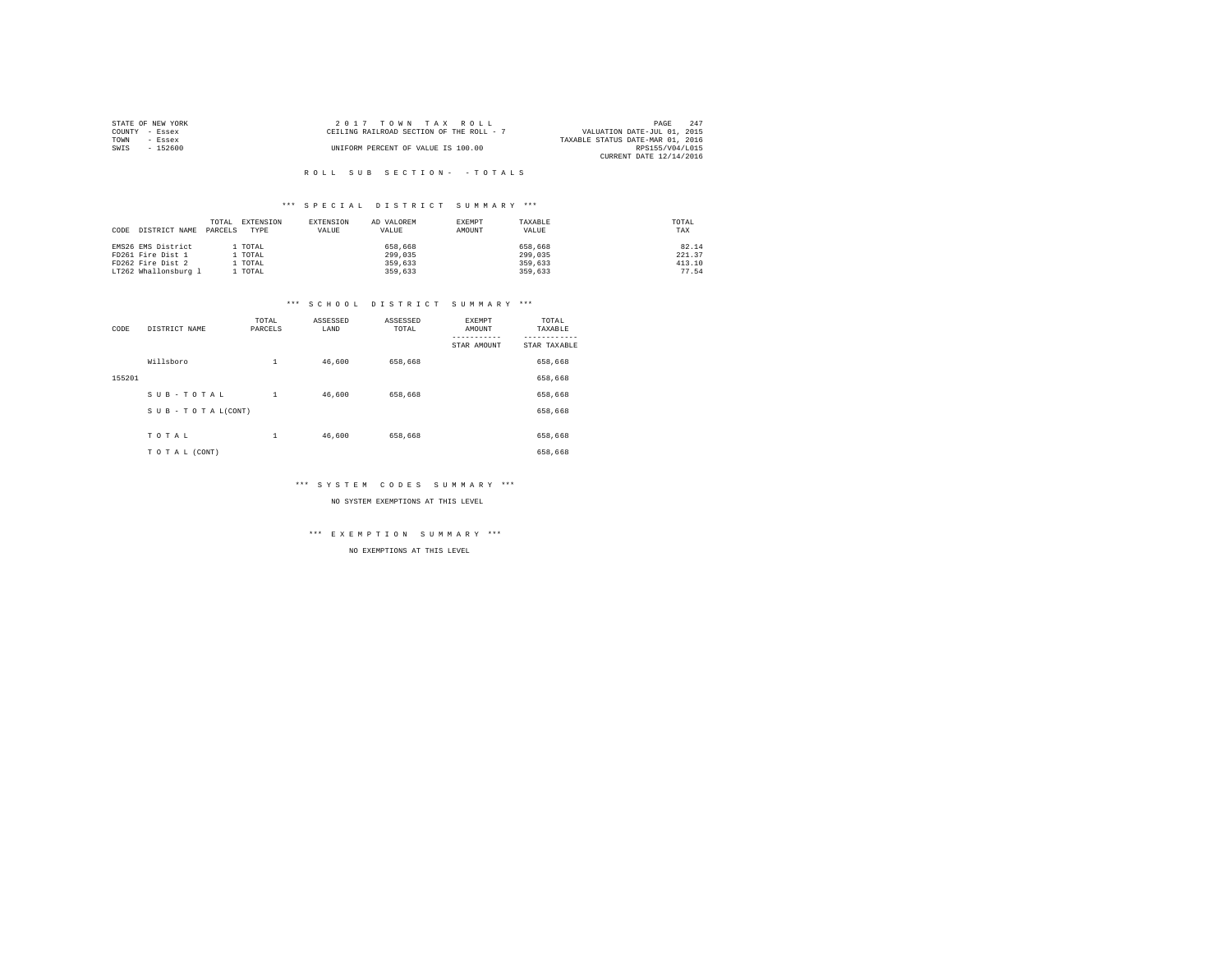STATE OF NEW YORK
COUNTY - Essex
TOWN - Essex
SWIS - 152600

2 0 1 7 T O W N T A X R O L L
CEILING RAILROAD SECTION OF THE ROLL - 7
UNIFORM PERCENT OF VALUE IS 100.00

VALUATION DATE-JUL 01, 2015
TAXABLE STATUS DATE-MAR 01, 2016
RPS155/V04/L015
CURRENT DATE 12/14/2016

R O L L S U B S E C T I O N - - T O T A L S

*** S P E C I A L D I S T R I C T S U M M A R Y ***

| CODE | DISTRICT NAME | TOTAL PARCELS | EXTENSION TYPE | EXTENSION VALUE | AD VALOREM VALUE | EXEMPT AMOUNT | TAXABLE VALUE | TOTAL TAX |
|---|---|---|---|---|---|---|---|---|
| EMS26 | EMS District | 1 | TOTAL | | 658,668 | | 658,668 | 82.14 |
| FD261 | Fire Dist 1 | 1 | TOTAL | | 299,035 | | 299,035 | 221.37 |
| FD262 | Fire Dist 2 | 1 | TOTAL | | 359,633 | | 359,633 | 413.10 |
| LT262 | Whallonsburg l | 1 | TOTAL | | 359,633 | | 359,633 | 77.54 |

*** S C H O O L D I S T R I C T S U M M A R Y ***

| CODE | DISTRICT NAME | TOTAL PARCELS | ASSESSED LAND | ASSESSED TOTAL | EXEMPT AMOUNT / STAR AMOUNT | TOTAL TAXABLE / STAR TAXABLE |
|---|---|---|---|---|---|---|
| | Willsboro | 1 | 46,600 | 658,668 | | 658,668 |
| 155201 | | | | | | 658,668 |
| | S U B - T O T A L | 1 | 46,600 | 658,668 | | 658,668 |
| | S U B - T O T A L(CONT) | | | | | 658,668 |
| | T O T A L | 1 | 46,600 | 658,668 | | 658,668 |
| | T O T A L (CONT) | | | | | 658,668 |

*** S Y S T E M C O D E S S U M M A R Y ***

NO SYSTEM EXEMPTIONS AT THIS LEVEL

*** E X E M P T I O N S U M M A R Y ***

NO EXEMPTIONS AT THIS LEVEL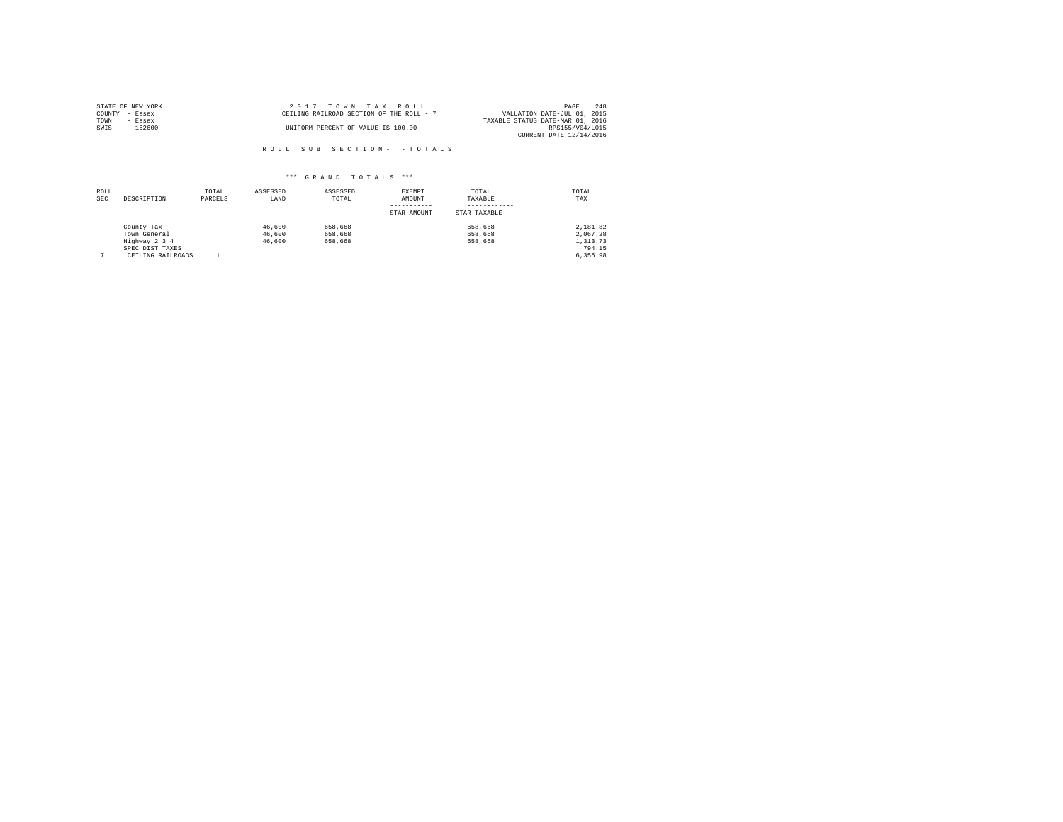STATE OF NEW YORK
COUNTY - Essex
TOWN - Essex
SWIS - 152600

2 0 1 7 T O W N T A X R O L L
CEILING RAILROAD SECTION OF THE ROLL - 7
UNIFORM PERCENT OF VALUE IS 100.00

VALUATION DATE-JUL 01, 2015
TAXABLE STATUS DATE-MAR 01, 2016
RPS155/V04/L015
CURRENT DATE 12/14/2016

R O L L S U B S E C T I O N - - T O T A L S

*** G R A N D T O T A L S ***

| ROLL SEC | DESCRIPTION | TOTAL PARCELS | ASSESSED LAND | ASSESSED TOTAL | EXEMPT AMOUNT ----------- STAR AMOUNT | TOTAL TAXABLE ------------ STAR TAXABLE | TOTAL TAX |
|---|---|---|---|---|---|---|---|
| | County Tax | | 46,600 | 658,668 | | 658,668 | 2,181.82 |
| | Town General | | 46,600 | 658,668 | | 658,668 | 2,067.28 |
| | Highway 2 3 4 | | 46,600 | 658,668 | | 658,668 | 1,313.73 |
| | SPEC DIST TAXES | | | | | | 794.15 |
| 7 | CEILING RAILROADS | 1 | | | | | 6,356.98 |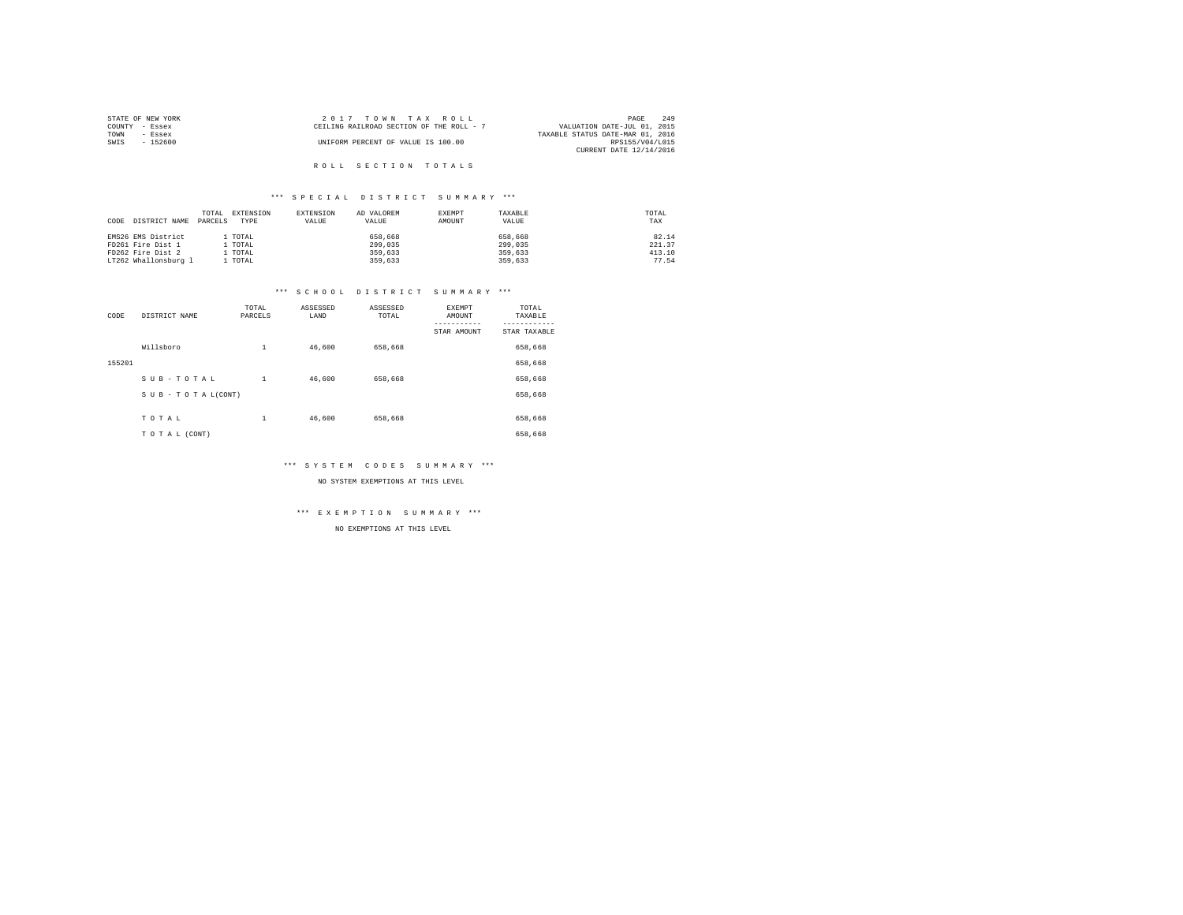STATE OF NEW YORK
COUNTY - Essex
TOWN - Essex
SWIS - 152600

2 0 1 7 T O W N T A X R O L L
CEILING RAILROAD SECTION OF THE ROLL - 7
UNIFORM PERCENT OF VALUE IS 100.00

VALUATION DATE-JUL 01, 2015
TAXABLE STATUS DATE-MAR 01, 2016
RPS155/V04/L015
CURRENT DATE 12/14/2016

# R O L L S E C T I O N T O T A L S

## \*\*\* S P E C I A L D I S T R I C T S U M M A R Y \*\*\*

| CODE | DISTRICT NAME | TOTAL PARCELS | EXTENSION TYPE | EXTENSION VALUE | AD VALOREM VALUE | EXEMPT AMOUNT | TAXABLE VALUE | TOTAL TAX |
|---|---|---|---|---|---|---|---|---|
| EMS26 | EMS District | 1 | TOTAL | | 658,668 | | 658,668 | 82.14 |
| FD261 | Fire Dist 1 | 1 | TOTAL | | 299,035 | | 299,035 | 221.37 |
| FD262 | Fire Dist 2 | 1 | TOTAL | | 359,633 | | 359,633 | 413.10 |
| LT262 | Whallonsburg l | 1 | TOTAL | | 359,633 | | 359,633 | 77.54 |

## \*\*\* S C H O O L D I S T R I C T S U M M A R Y \*\*\*

| CODE | DISTRICT NAME | TOTAL PARCELS | ASSESSED LAND | ASSESSED TOTAL | EXEMPT AMOUNT / STAR AMOUNT | TOTAL TAXABLE / STAR TAXABLE |
|---|---|---|---|---|---|---|
| | Willsboro | 1 | 46,600 | 658,668 | | 658,668 |
| 155201 | | | | | | 658,668 |
| | S U B - T O T A L | 1 | 46,600 | 658,668 | | 658,668 |
| | S U B - T O T A L(CONT) | | | | | 658,668 |
| | T O T A L | 1 | 46,600 | 658,668 | | 658,668 |
| | T O T A L (CONT) | | | | | 658,668 |

## \*\*\* S Y S T E M C O D E S S U M M A R Y \*\*\*

NO SYSTEM EXEMPTIONS AT THIS LEVEL

## \*\*\* E X E M P T I O N S U M M A R Y \*\*\*

NO EXEMPTIONS AT THIS LEVEL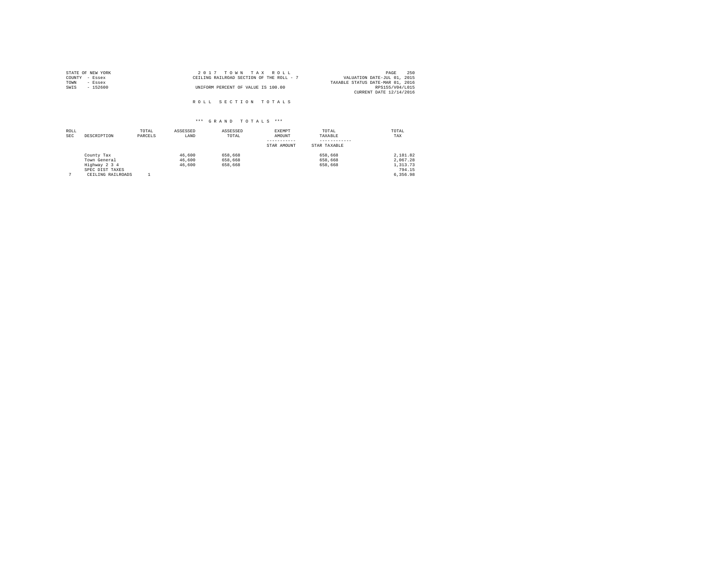STATE OF NEW YORK | COUNTY - Essex | TOWN - Essex | SWIS - 152600

**2 0 1 7 T O W N T A X R O L L**
CEILING RAILROAD SECTION OF THE ROLL - 7
UNIFORM PERCENT OF VALUE IS 100.00

VALUATION DATE-JUL 01, 2015
TAXABLE STATUS DATE-MAR 01, 2016
RPS155/V04/L015
CURRENT DATE 12/14/2016

## R O L L S E C T I O N T O T A L S

### *** G R A N D T O T A L S ***

| ROLL SEC | DESCRIPTION | TOTAL PARCELS | ASSESSED LAND | ASSESSED TOTAL | EXEMPT AMOUNT / STAR AMOUNT | TOTAL TAXABLE / STAR TAXABLE | TOTAL TAX |
|---|---|---|---|---|---|---|---|
| | County Tax | | 46,600 | 658,668 | | 658,668 | 2,181.82 |
| | Town General | | 46,600 | 658,668 | | 658,668 | 2,067.28 |
| | Highway 2 3 4 | | 46,600 | 658,668 | | 658,668 | 1,313.73 |
| | SPEC DIST TAXES | | | | | | 794.15 |
| 7 | CEILING RAILROADS | 1 | | | | | 6,356.98 |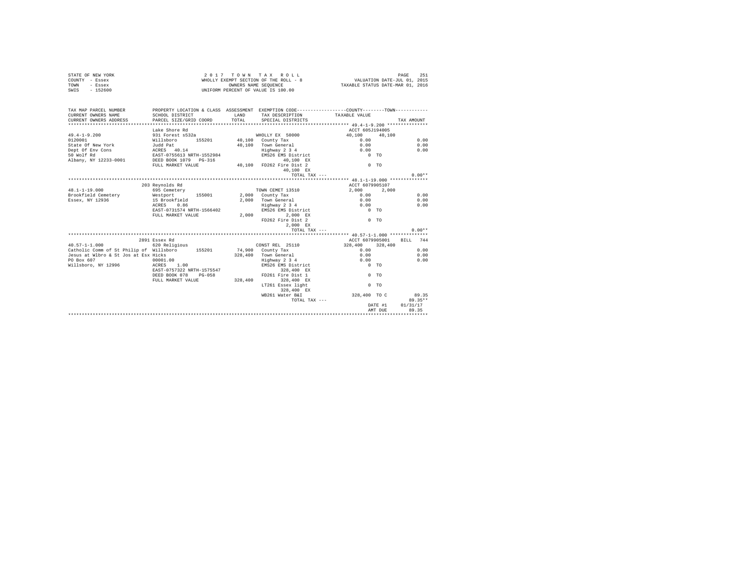STATE OF NEW YORK
COUNTY - Essex
TOWN - Essex
SWIS - 152600

2 0 1 7 T O W N T A X R O L L
WHOLLY EXEMPT SECTION OF THE ROLL - 8
OWNERS NAME SEQUENCE
UNIFORM PERCENT OF VALUE IS 100.00

VALUATION DATE-JUL 01, 2015
TAXABLE STATUS DATE-MAR 01, 2016

```
TAX MAP PARCEL NUMBER          PROPERTY LOCATION & CLASS  ASSESSMENT  EXEMPTION CODE-----------------COUNTY--------TOWN------------
CURRENT OWNERS NAME            SCHOOL DISTRICT            LAND        TAX DESCRIPTION             TAXABLE VALUE
CURRENT OWNERS ADDRESS         PARCEL SIZE/GRID COORD     TOTAL       SPECIAL DISTRICTS                                     TAX AMOUNT
*********************************************************************************************** 49.4-1-9.200 ***************
                               Lake Shore Rd                                                 ACCT 605J194005
49.4-1-9.200                   931 Forest s532a                       WHOLLY EX 50000           40,100     40,100
0120001                        Willsboro       155201      40,100     County Tax                   0.00                       0.00
State Of New York              Judd Pat                    40,100     Town General                 0.00                       0.00
Dept Of Env Cons               ACRES   40.14                          Highway 2 3 4                0.00                       0.00
50 Wolf Rd                     EAST-0755613 NRTH-1552984              EMS26 EMS District              0 TO
Albany, NY 12233-0001          DEED BOOK 1079   PG-316                   40,100 EX
                               FULL MARKET VALUE           40,100     FD262 Fire Dist 2               0 TO
                                                                         40,100 EX
                                                                         TOTAL TAX ---                                    0.00**
*********************************************************************************************** 48.1-1-19.000 **************
                               203 Reynolds Rd                                               ACCT 6079905107
48.1-1-19.000                  695 Cemetery                           TOWN CEMET 13510           2,000      2,000
Brookfield Cemetery            Westport        155001       2,000     County Tax                   0.00                       0.00
Essex, NY 12936                15 Brookfield                2,000     Town General                 0.00                       0.00
                               ACRES    0.86                          Highway 2 3 4                0.00                       0.00
                               EAST-0731574 NRTH-1566402              EMS26 EMS District              0 TO
                               FULL MARKET VALUE            2,000        2,000 EX
                                                                      FD262 Fire Dist 2               0 TO
                                                                         2,000 EX
                                                                         TOTAL TAX ---                                    0.00**
*********************************************************************************************** 40.57-1-1.000 **************
                               2891 Essex Rd                                                 ACCT 6079905001    BILL  744
40.57-1-1.000                  620 Religious                          CONST REL  25110          328,400    328,400
Catholic Comm of St Philip of  Willsboro       155201      74,900     County Tax                   0.00                       0.00
Jesus at Wlbro & St Jos at Esx Hicks                      328,400     Town General                 0.00                       0.00
PO Box 607                     00001.00                               Highway 2 3 4                0.00                       0.00
Willsboro, NY 12996            ACRES    1.00                          EMS26 EMS District              0 TO
                               EAST-0757322 NRTH-1575547                328,400 EX
                               DEED BOOK 078    PG-058                FD261 Fire Dist 1               0 TO
                               FULL MARKET VALUE          328,400       328,400 EX
                                                                      LT261 Essex light               0 TO
                                                                        328,400 EX
                                                                      WB261 Water B&I            328,400 TO C                89.35
                                                                         TOTAL TAX ---                                   89.35**
                                                                                                    DATE #1        01/31/17
                                                                                                    AMT DUE           89.35
****************************************************************************************************************************
```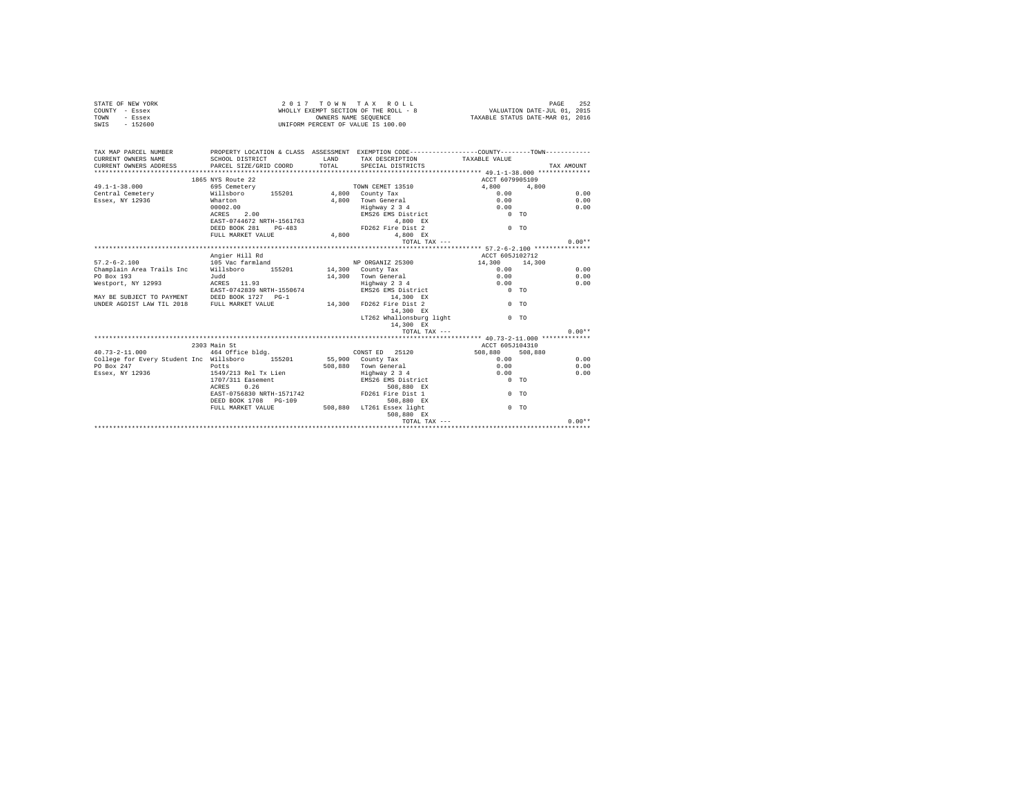STATE OF NEW YORK
COUNTY - Essex
TOWN - Essex
SWIS - 152600

2017 TOWN TAX ROLL
WHOLLY EXEMPT SECTION OF THE ROLL - 8
OWNERS NAME SEQUENCE
UNIFORM PERCENT OF VALUE IS 100.00

VALUATION DATE-JUL 01, 2015
TAXABLE STATUS DATE-MAR 01, 2016

| TAX MAP PARCEL NUMBER / CURRENT OWNERS NAME / CURRENT OWNERS ADDRESS | PROPERTY LOCATION & CLASS / SCHOOL DISTRICT / PARCEL SIZE/GRID COORD | ASSESSMENT LAND / TOTAL | EXEMPTION CODE / TAX DESCRIPTION / SPECIAL DISTRICTS | COUNTY TAXABLE VALUE | TOWN | TAX AMOUNT |
|---|---|---|---|---|---|---|
| **49.1-1-38.000** | 1865 NYS Route 22 | | | ACCT 6079905109 | | |
| 49.1-1-38.000 | 695 Cemetery | | TOWN CEMET 13510 | 4,800 | 4,800 | |
| Central Cemetery | Willsboro 155201 | 4,800 | County Tax | 0.00 | | 0.00 |
| Essex, NY 12936 | Wharton | 4,800 | Town General | 0.00 | | 0.00 |
| | 00002.00 | | Highway 2 3 4 | 0.00 | | 0.00 |
| | ACRES 2.00 | | EMS26 EMS District | 0 | TO | |
| | EAST-0744672 NRTH-1561763 | | 4,800 EX | | | |
| | DEED BOOK 281 PG-483 | | FD262 Fire Dist 2 | 0 | TO | |
| | FULL MARKET VALUE | 4,800 | 4,800 EX | | | |
| | | | TOTAL TAX --- | | | 0.00** |
| **57.2-6-2.100** | Angier Hill Rd | | | ACCT 605J102712 | | |
| 57.2-6-2.100 | 105 Vac farmland | | NP ORGANIZ 25300 | 14,300 | 14,300 | |
| Champlain Area Trails Inc | Willsboro 155201 | 14,300 | County Tax | 0.00 | | 0.00 |
| PO Box 193 | Judd | 14,300 | Town General | 0.00 | | 0.00 |
| Westport, NY 12993 | ACRES 11.93 | | Highway 2 3 4 | 0.00 | | 0.00 |
| | EAST-0742839 NRTH-1550674 | | EMS26 EMS District | 0 | TO | |
| MAY BE SUBJECT TO PAYMENT | DEED BOOK 1727 PG-1 | | 14,300 EX | | | |
| UNDER AGDIST LAW TIL 2018 | FULL MARKET VALUE | 14,300 | FD262 Fire Dist 2 | 0 | TO | |
| | | | 14,300 EX | | | |
| | | | LT262 Whallonsburg light | 0 | TO | |
| | | | 14,300 EX | | | |
| | | | TOTAL TAX --- | | | 0.00** |
| **40.73-2-11.000** | 2303 Main St | | | ACCT 605J104310 | | |
| 40.73-2-11.000 | 464 Office bldg. | | CONST ED 25120 | 508,880 | 508,880 | |
| College for Every Student Inc | Willsboro 155201 | 55,900 | County Tax | 0.00 | | 0.00 |
| PO Box 247 | Potts | 508,880 | Town General | 0.00 | | 0.00 |
| Essex, NY 12936 | 1549/213 Rel Tx Lien | | Highway 2 3 4 | 0.00 | | 0.00 |
| | 1707/311 Easement | | EMS26 EMS District | 0 | TO | |
| | ACRES 0.26 | | 508,880 EX | | | |
| | EAST-0756830 NRTH-1571742 | | FD261 Fire Dist 1 | 0 | TO | |
| | DEED BOOK 1708 PG-109 | | 508,880 EX | | | |
| | FULL MARKET VALUE | 508,880 | LT261 Essex light | 0 | TO | |
| | | | 508,880 EX | | | |
| | | | TOTAL TAX --- | | | 0.00** |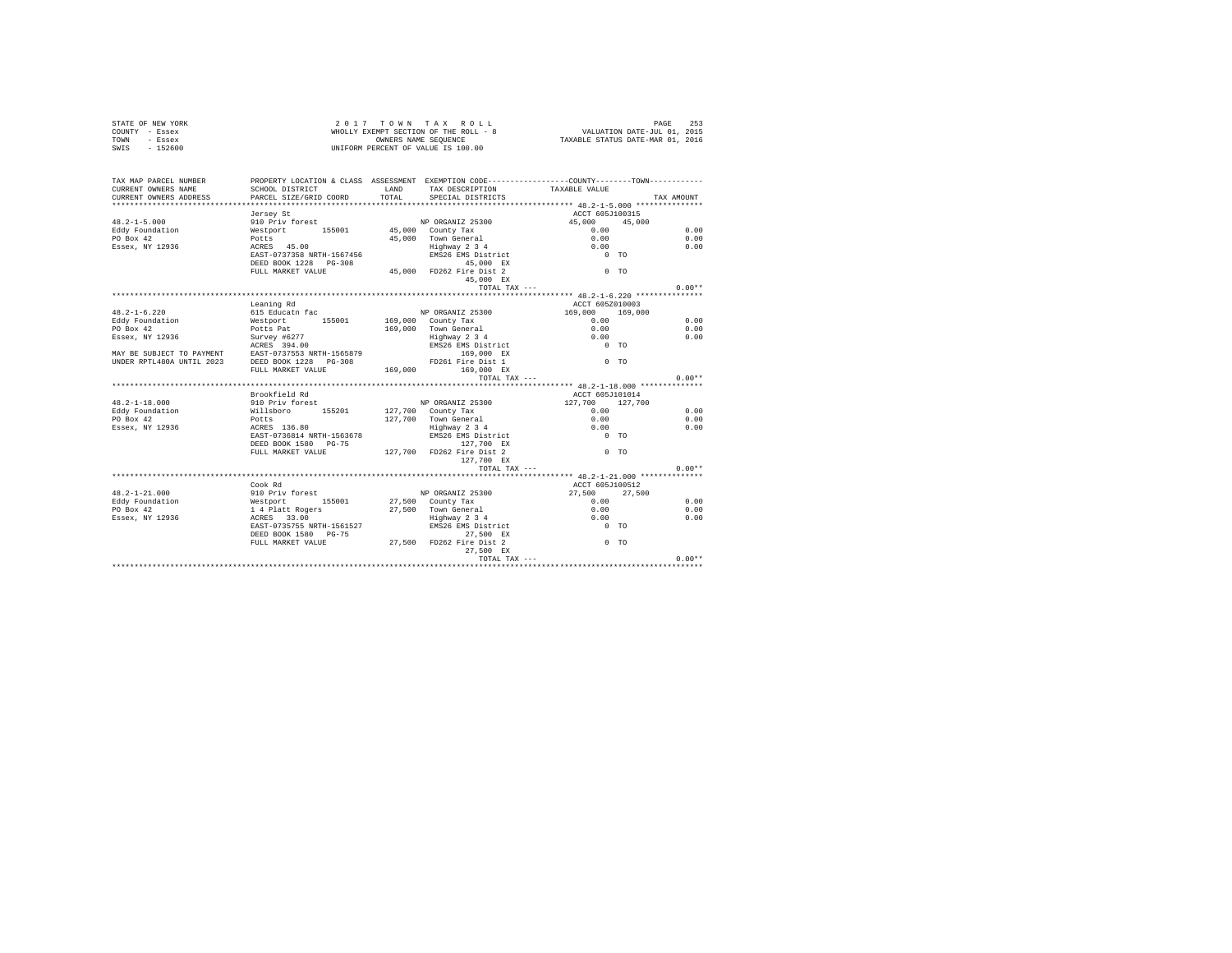STATE OF NEW YORK
COUNTY - Essex
TOWN - Essex
SWIS - 152600

2 0 1 7 T O W N T A X R O L L
WHOLLY EXEMPT SECTION OF THE ROLL - 8
OWNERS NAME SEQUENCE
UNIFORM PERCENT OF VALUE IS 100.00

VALUATION DATE-JUL 01, 2015
TAXABLE STATUS DATE-MAR 01, 2016

| TAX MAP PARCEL NUMBER / CURRENT OWNERS NAME / CURRENT OWNERS ADDRESS | PROPERTY LOCATION & CLASS / SCHOOL DISTRICT / PARCEL SIZE/GRID COORD | ASSESSMENT LAND / TOTAL | EXEMPTION CODE / TAX DESCRIPTION / SPECIAL DISTRICTS | COUNTY TAXABLE VALUE | TOWN | TAX AMOUNT |
|---|---|---|---|---|---|---|
| **48.2-1-5.000** | Jersey St | | | ACCT 605J100315 | | |
| 48.2-1-5.000 | 910 Priv forest | | NP ORGANIZ 25300 | 45,000 | 45,000 | |
| Eddy Foundation | Westport 155001 | 45,000 | County Tax | 0.00 | | 0.00 |
| PO Box 42 | Potts | 45,000 | Town General | 0.00 | | 0.00 |
| Essex, NY 12936 | ACRES 45.00 | | Highway 2 3 4 | 0.00 | | 0.00 |
| | EAST-0737358 NRTH-1567456 | | EMS26 EMS District | 0 TO | | |
| | DEED BOOK 1228 PG-308 | | 45,000 EX | | | |
| | FULL MARKET VALUE | 45,000 | FD262 Fire Dist 2 | 0 TO | | |
| | | | 45,000 EX | | | |
| | | | TOTAL TAX --- | | | 0.00** |
| **48.2-1-6.220** | Leaning Rd | | | ACCT 605Z010003 | | |
| 48.2-1-6.220 | 615 Educatn fac | | NP ORGANIZ 25300 | 169,000 | 169,000 | |
| Eddy Foundation | Westport 155001 | 169,000 | County Tax | 0.00 | | 0.00 |
| PO Box 42 | Potts Pat | 169,000 | Town General | 0.00 | | 0.00 |
| Essex, NY 12936 | Survey #6277 | | Highway 2 3 4 | 0.00 | | 0.00 |
| | ACRES 394.00 | | EMS26 EMS District | 0 TO | | |
| MAY BE SUBJECT TO PAYMENT | EAST-0737553 NRTH-1565879 | | 169,000 EX | | | |
| UNDER RPTL480A UNTIL 2023 | DEED BOOK 1228 PG-308 | | FD261 Fire Dist 1 | 0 TO | | |
| | FULL MARKET VALUE | 169,000 | 169,000 EX | | | |
| | | | TOTAL TAX --- | | | 0.00** |
| **48.2-1-18.000** | Brookfield Rd | | | ACCT 605J101014 | | |
| 48.2-1-18.000 | 910 Priv forest | | NP ORGANIZ 25300 | 127,700 | 127,700 | |
| Eddy Foundation | Willsboro 155201 | 127,700 | County Tax | 0.00 | | 0.00 |
| PO Box 42 | Potts | 127,700 | Town General | 0.00 | | 0.00 |
| Essex, NY 12936 | ACRES 136.80 | | Highway 2 3 4 | 0.00 | | 0.00 |
| | EAST-0736814 NRTH-1563678 | | EMS26 EMS District | 0 TO | | |
| | DEED BOOK 1580 PG-75 | | 127,700 EX | | | |
| | FULL MARKET VALUE | 127,700 | FD262 Fire Dist 2 | 0 TO | | |
| | | | 127,700 EX | | | |
| | | | TOTAL TAX --- | | | 0.00** |
| **48.2-1-21.000** | Cook Rd | | | ACCT 605J100512 | | |
| 48.2-1-21.000 | 910 Priv forest | | NP ORGANIZ 25300 | 27,500 | 27,500 | |
| Eddy Foundation | Westport 155001 | 27,500 | County Tax | 0.00 | | 0.00 |
| PO Box 42 | 1 4 Platt Rogers | 27,500 | Town General | 0.00 | | 0.00 |
| Essex, NY 12936 | ACRES 33.00 | | Highway 2 3 4 | 0.00 | | 0.00 |
| | EAST-0735755 NRTH-1561527 | | EMS26 EMS District | 0 TO | | |
| | DEED BOOK 1580 PG-75 | | 27,500 EX | | | |
| | FULL MARKET VALUE | 27,500 | FD262 Fire Dist 2 | 0 TO | | |
| | | | 27,500 EX | | | |
| | | | TOTAL TAX --- | | | 0.00** |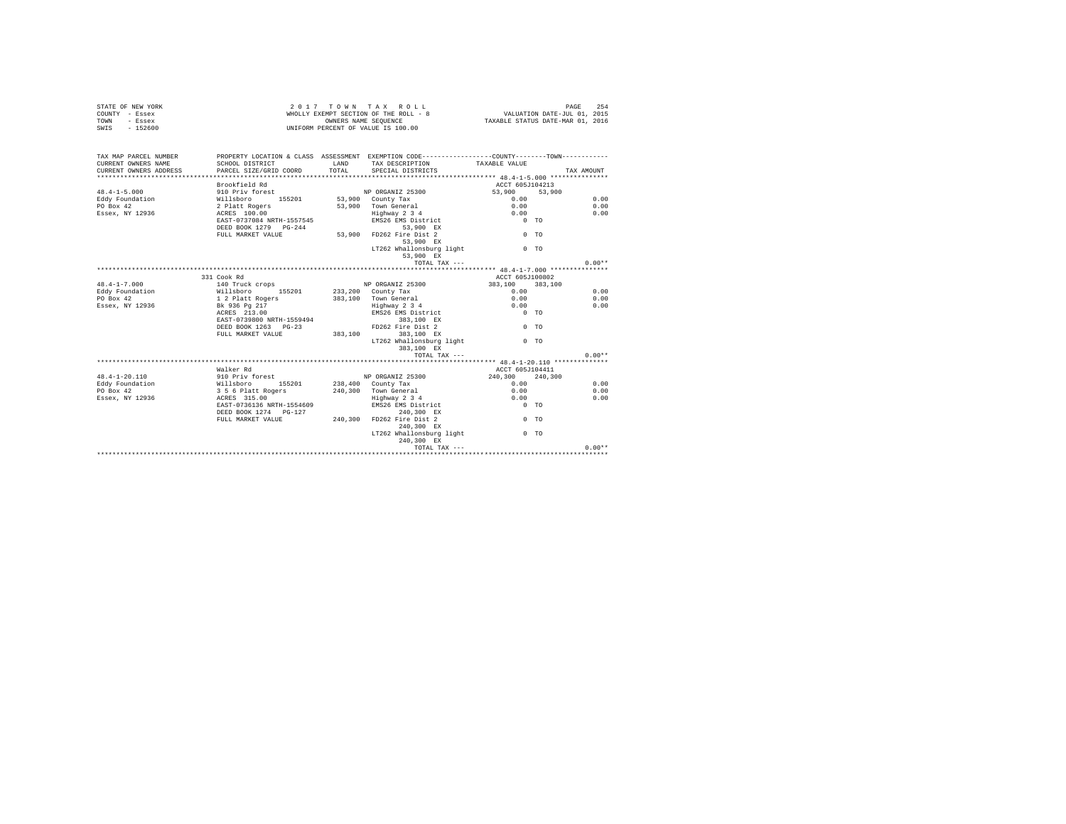STATE OF NEW YORK
COUNTY - Essex
TOWN - Essex
SWIS - 152600

2 0 1 7 T O W N T A X R O L L
WHOLLY EXEMPT SECTION OF THE ROLL - 8
OWNERS NAME SEQUENCE
UNIFORM PERCENT OF VALUE IS 100.00

VALUATION DATE-JUL 01, 2015
TAXABLE STATUS DATE-MAR 01, 2016

| TAX MAP PARCEL NUMBER / CURRENT OWNERS NAME / CURRENT OWNERS ADDRESS | PROPERTY LOCATION & CLASS / SCHOOL DISTRICT / PARCEL SIZE/GRID COORD | ASSESSMENT LAND | TOTAL | EXEMPTION CODE / TAX DESCRIPTION / SPECIAL DISTRICTS | COUNTY TAXABLE VALUE | TOWN | TAX AMOUNT |
|---|---|---|---|---|---|---|---|
| **48.4-1-5.000** | Brookfield Rd | | | | ACCT 605J104213 | | |
| 48.4-1-5.000 | 910 Priv forest | | | NP ORGANIZ 25300 | 53,900 | 53,900 | |
| Eddy Foundation | Willsboro 155201 | 53,900 | | County Tax | 0.00 | | 0.00 |
| PO Box 42 | 2 Platt Rogers | | 53,900 | Town General | 0.00 | | 0.00 |
| Essex, NY 12936 | ACRES 100.00 | | | Highway 2 3 4 | 0.00 | | 0.00 |
| | EAST-0737084 NRTH-1557545 | | | EMS26 EMS District | 0 | TO | |
| | DEED BOOK 1279 PG-244 | | | 53,900 EX | | | |
| | FULL MARKET VALUE | | 53,900 | FD262 Fire Dist 2 | 0 | TO | |
| | | | | 53,900 EX | | | |
| | | | | LT262 Whallonsburg light | 0 | TO | |
| | | | | 53,900 EX | | | |
| | | | | TOTAL TAX --- | | | 0.00** |
| **48.4-1-7.000** | 331 Cook Rd | | | | ACCT 605J100802 | | |
| 48.4-1-7.000 | 140 Truck crops | | | NP ORGANIZ 25300 | 383,100 | 383,100 | |
| Eddy Foundation | Willsboro 155201 | 233,200 | | County Tax | 0.00 | | 0.00 |
| PO Box 42 | 1 2 Platt Rogers | | 383,100 | Town General | 0.00 | | 0.00 |
| Essex, NY 12936 | Bk 936 Pg 217 | | | Highway 2 3 4 | 0.00 | | 0.00 |
| | ACRES 213.00 | | | EMS26 EMS District | 0 | TO | |
| | EAST-0739800 NRTH-1559494 | | | 383,100 EX | | | |
| | DEED BOOK 1263 PG-23 | | | FD262 Fire Dist 2 | 0 | TO | |
| | FULL MARKET VALUE | | 383,100 | 383,100 EX | | | |
| | | | | LT262 Whallonsburg light | 0 | TO | |
| | | | | 383,100 EX | | | |
| | | | | TOTAL TAX --- | | | 0.00** |
| **48.4-1-20.110** | Walker Rd | | | | ACCT 605J104411 | | |
| 48.4-1-20.110 | 910 Priv forest | | | NP ORGANIZ 25300 | 240,300 | 240,300 | |
| Eddy Foundation | Willsboro 155201 | 238,400 | | County Tax | 0.00 | | 0.00 |
| PO Box 42 | 3 5 6 Platt Rogers | | 240,300 | Town General | 0.00 | | 0.00 |
| Essex, NY 12936 | ACRES 315.00 | | | Highway 2 3 4 | 0.00 | | 0.00 |
| | EAST-0736136 NRTH-1554609 | | | EMS26 EMS District | 0 | TO | |
| | DEED BOOK 1274 PG-127 | | | 240,300 EX | | | |
| | FULL MARKET VALUE | | 240,300 | FD262 Fire Dist 2 | 0 | TO | |
| | | | | 240,300 EX | | | |
| | | | | LT262 Whallonsburg light | 0 | TO | |
| | | | | 240,300 EX | | | |
| | | | | TOTAL TAX --- | | | 0.00** |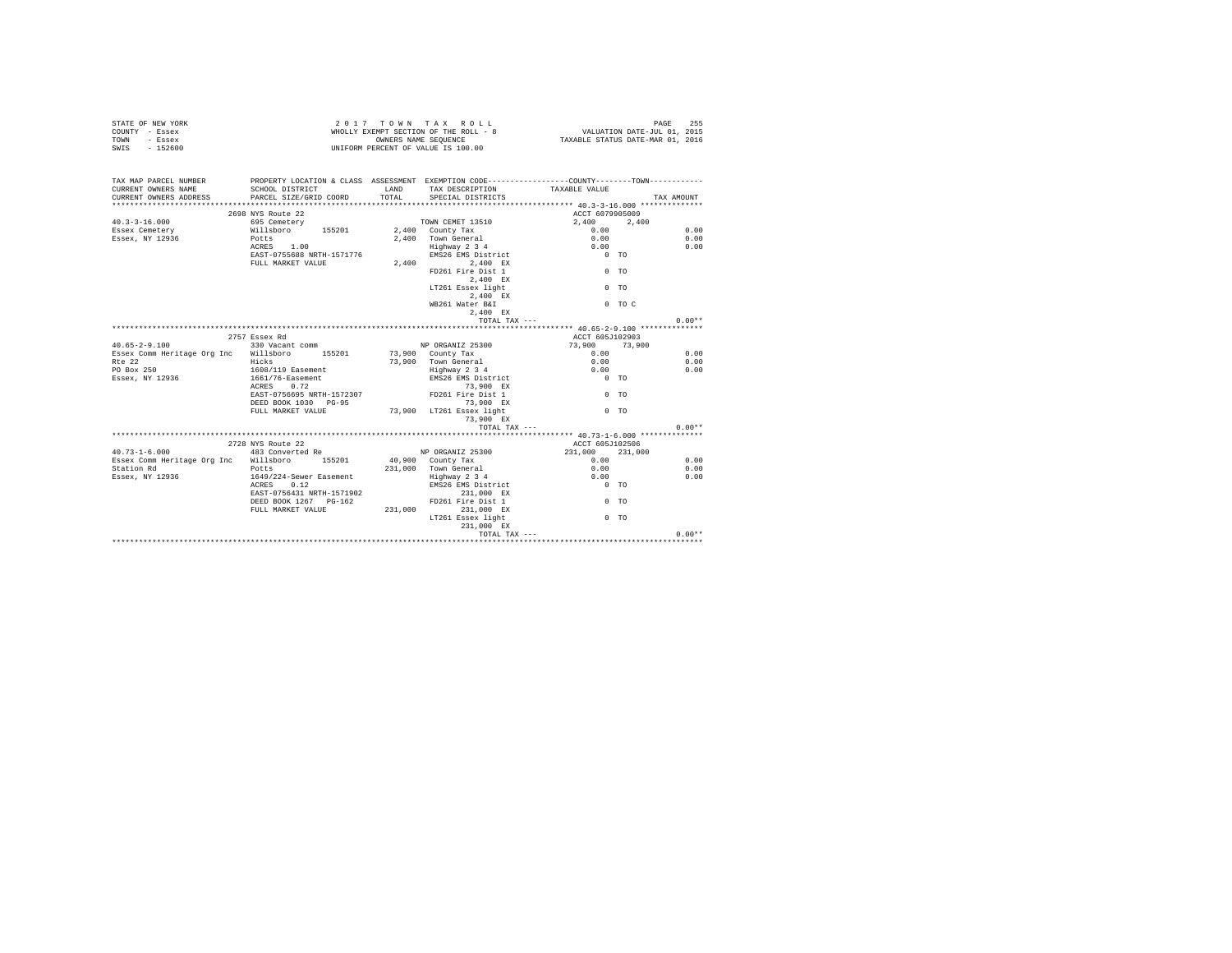STATE OF NEW YORK 2 0 1 7 T O W N T A X R O L L
COUNTY - Essex WHOLLY EXEMPT SECTION OF THE ROLL - 8 VALUATION DATE-JUL 01, 2015
TOWN - Essex OWNERS NAME SEQUENCE TAXABLE STATUS DATE-MAR 01, 2016
SWIS - 152600 UNIFORM PERCENT OF VALUE IS 100.00

| TAX MAP PARCEL NUMBER / CURRENT OWNERS NAME / CURRENT OWNERS ADDRESS | PROPERTY LOCATION & CLASS / SCHOOL DISTRICT / PARCEL SIZE/GRID COORD | ASSESSMENT LAND / TOTAL | EXEMPTION CODE / TAX DESCRIPTION / SPECIAL DISTRICTS | COUNTY TAXABLE VALUE | TOWN | TAX AMOUNT |
|---|---|---|---|---|---|---|
| 40.3-3-16.000 | 2698 NYS Route 22 | | | ACCT 6079905009 | | |
| | 695 Cemetery | | TOWN CEMET 13510 | 2,400 | 2,400 | |
| Essex Cemetery | Willsboro 155201 | 2,400 | County Tax | 0.00 | | 0.00 |
| Essex, NY 12936 | Potts | 2,400 | Town General | 0.00 | | 0.00 |
| | ACRES 1.00 | | Highway 2 3 4 | 0.00 | | 0.00 |
| | EAST-0755688 NRTH-1571776 | | EMS26 EMS District | 0 TO | | |
| | FULL MARKET VALUE | 2,400 | 2,400 EX | | | |
| | | | FD261 Fire Dist 1 | 0 TO | | |
| | | | 2,400 EX | | | |
| | | | LT261 Essex light | 0 TO | | |
| | | | 2,400 EX | | | |
| | | | WB261 Water B&I | 0 TO C | | |
| | | | 2,400 EX | | | |
| | | | TOTAL TAX --- | | | 0.00** |
| 40.65-2-9.100 | 2757 Essex Rd | | | ACCT 605J102903 | | |
| | 330 Vacant comm | | NP ORGANIZ 25300 | 73,900 | 73,900 | |
| Essex Comm Heritage Org Inc | Willsboro 155201 | 73,900 | County Tax | 0.00 | | 0.00 |
| Rte 22 | Hicks | 73,900 | Town General | 0.00 | | 0.00 |
| PO Box 250 | 1608/119 Easement | | Highway 2 3 4 | 0.00 | | 0.00 |
| Essex, NY 12936 | 1661/76-Easement | | EMS26 EMS District | 0 TO | | |
| | ACRES 0.72 | | 73,900 EX | | | |
| | EAST-0756695 NRTH-1572307 | | FD261 Fire Dist 1 | 0 TO | | |
| | DEED BOOK 1030 PG-95 | | 73,900 EX | | | |
| | FULL MARKET VALUE | 73,900 | LT261 Essex light | 0 TO | | |
| | | | 73,900 EX | | | |
| | | | TOTAL TAX --- | | | 0.00** |
| 40.73-1-6.000 | 2728 NYS Route 22 | | | ACCT 605J102506 | | |
| | 483 Converted Re | | NP ORGANIZ 25300 | 231,000 | 231,000 | |
| Essex Comm Heritage Org Inc | Willsboro 155201 | 40,900 | County Tax | 0.00 | | 0.00 |
| Station Rd | Potts | 231,000 | Town General | 0.00 | | 0.00 |
| Essex, NY 12936 | 1649/224-Sewer Easement | | Highway 2 3 4 | 0.00 | | 0.00 |
| | ACRES 0.12 | | EMS26 EMS District | 0 TO | | |
| | EAST-0756431 NRTH-1571902 | | 231,000 EX | | | |
| | DEED BOOK 1267 PG-162 | | FD261 Fire Dist 1 | 0 TO | | |
| | FULL MARKET VALUE | 231,000 | 231,000 EX | | | |
| | | | LT261 Essex light | 0 TO | | |
| | | | 231,000 EX | | | |
| | | | TOTAL TAX --- | | | 0.00** |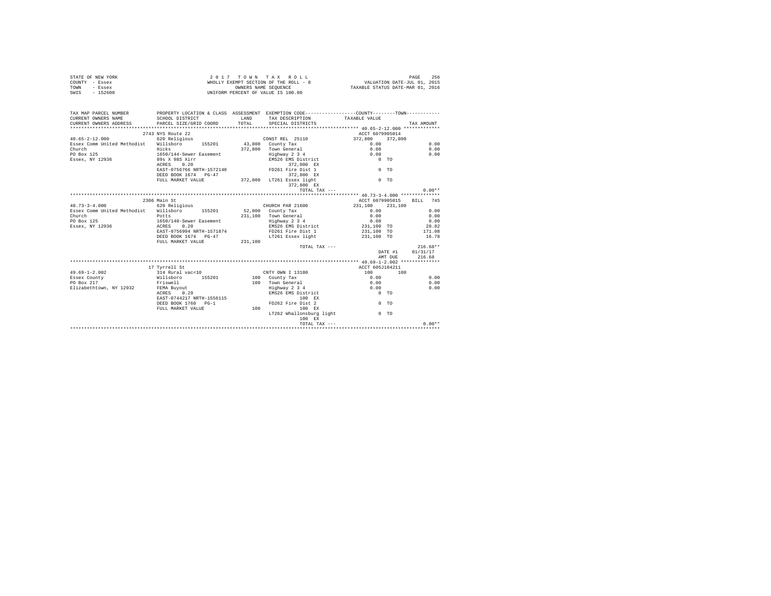STATE OF NEW YORK
COUNTY - Essex
TOWN - Essex
SWIS - 152600

2 0 1 7 T O W N T A X R O L L
WHOLLY EXEMPT SECTION OF THE ROLL - 8
OWNERS NAME SEQUENCE
UNIFORM PERCENT OF VALUE IS 100.00

VALUATION DATE-JUL 01, 2015
TAXABLE STATUS DATE-MAR 01, 2016

```
TAX MAP PARCEL NUMBER         PROPERTY LOCATION & CLASS  ASSESSMENT  EXEMPTION CODE-----------------COUNTY--------TOWN-----------
CURRENT OWNERS NAME           SCHOOL DISTRICT              LAND      TAX DESCRIPTION           TAXABLE VALUE
CURRENT OWNERS ADDRESS        PARCEL SIZE/GRID COORD       TOTAL     SPECIAL DISTRICTS                                    TAX AMOUNT
******************************************************************************************** 40.65-2-12.000 ************
                              2743 NYS Route 22                                                ACCT 6079905014
40.65-2-12.000                620 Religious                          CONST REL  25110          372,800    372,800
Essex Comm United Methodist   Willsboro       155201      43,800    County Tax                    0.00                    0.00
Church                        Hicks                      372,800    Town General                  0.00                    0.00
PO Box 125                    1650/144-Sewer Easement                Highway 2 3 4                 0.00                    0.00
Essex, NY 12936               89s X 98S Xirr                         EMS26 EMS District               0 TO
                              ACRES    0.20                                 372,800 EX
                              EAST-0756766 NRTH-1572140              FD261 Fire Dist 1                0 TO
                              DEED BOOK 1674   PG-47                        372,800 EX
                              FULL MARKET VALUE          372,800    LT261 Essex light                0 TO
                                                                            372,800 EX
                                                                    TOTAL TAX ---                                         0.00**
******************************************************************************************** 40.73-3-4.000 *************
                              2306 Main St                                                     ACCT 6079905015    BILL  745
40.73-3-4.000                 620 Religious                          CHURCH PAR 21600          231,100    231,100
Essex Comm United Methodist   Willsboro       155201      52,000    County Tax                    0.00                    0.00
Church                        Potts                      231,100    Town General                  0.00                    0.00
PO Box 125                    1650/140-Sewer Easement                Highway 2 3 4                 0.00                    0.00
Essex, NY 12936               ACRES    0.20                          EMS26 EMS District          231,100 TO              28.82
                              EAST-0756994 NRTH-1571874              FD261 Fire Dist 1           231,100 TO             171.08
                              DEED BOOK 1674   PG-47                 LT261 Essex light           231,100 TO              16.78
                              FULL MARKET VALUE          231,100
                                                                    TOTAL TAX ---                                       216.68**
                                                                                                        DATE #1     01/31/17
                                                                                                        AMT DUE       216.68
******************************************************************************************** 49.69-1-2.002 *************
                              17 Tyrrell St                                                    ACCT 605J104211
49.69-1-2.002                 314 Rural vac<10                       CNTY OWN I 13100              100        100
Essex County                  Willsboro       155201         100    County Tax                    0.00                    0.00
PO Box 217                    Friswell                       100    Town General                  0.00                    0.00
Elizabethtown, NY 12932       FEMA Buyout                            Highway 2 3 4                 0.00                    0.00
                              ACRES    0.29                          EMS26 EMS District               0 TO
                              EAST-0744217 NRTH-1556115                     100 EX
                              DEED BOOK 1760   PG-1                  FD262 Fire Dist 2                0 TO
                              FULL MARKET VALUE              100            100 EX
                                                                    LT262 Whallonsburg light         0 TO
                                                                            100 EX
                                                                    TOTAL TAX ---                                         0.00**
************************************************************************************************************************
```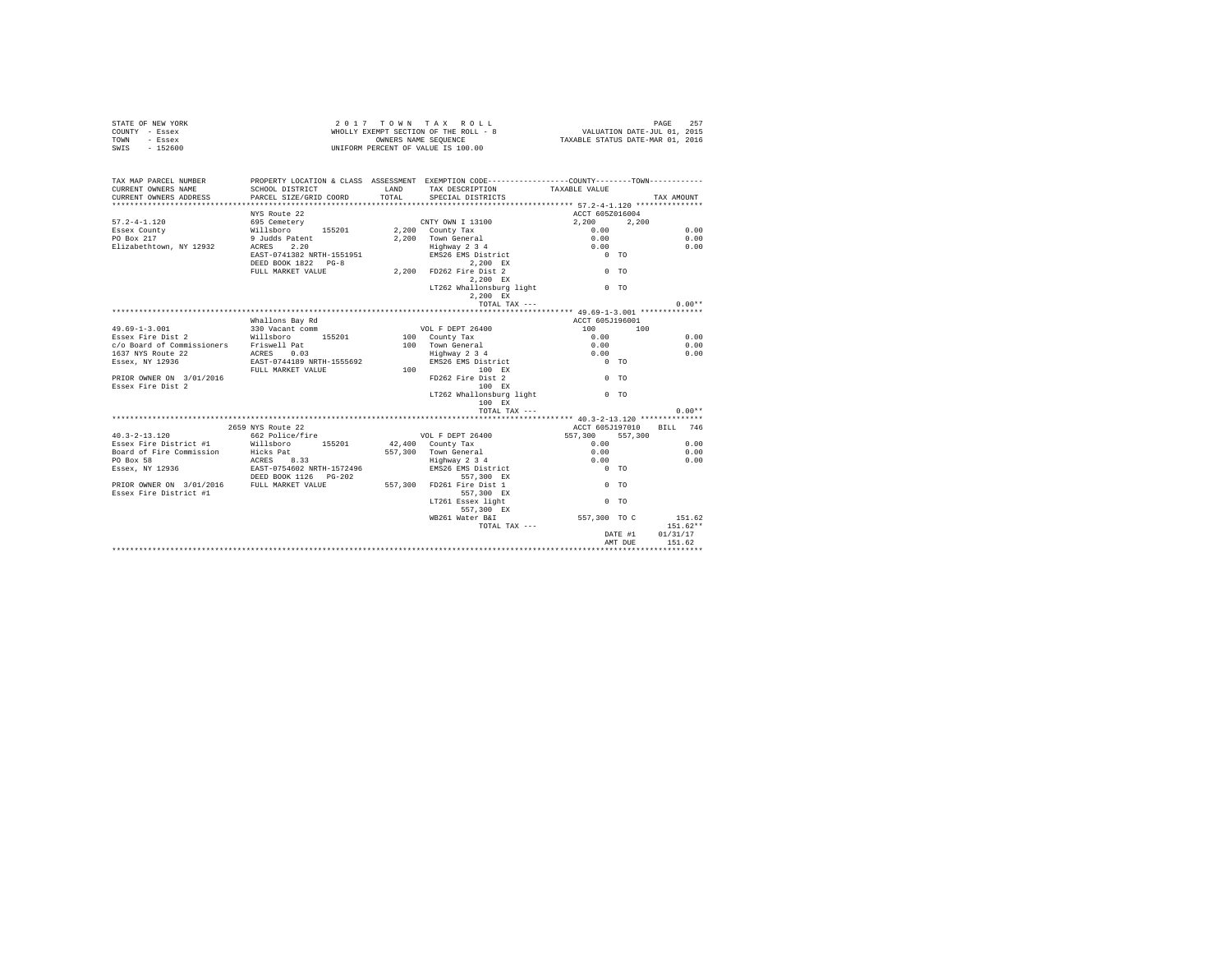STATE OF NEW YORK
COUNTY - Essex
TOWN - Essex
SWIS - 152600

2 0 1 7 T O W N T A X R O L L
WHOLLY EXEMPT SECTION OF THE ROLL - 8
OWNERS NAME SEQUENCE
UNIFORM PERCENT OF VALUE IS 100.00

VALUATION DATE-JUL 01, 2015
TAXABLE STATUS DATE-MAR 01, 2016

```
TAX MAP PARCEL NUMBER      PROPERTY LOCATION & CLASS  ASSESSMENT  EXEMPTION CODE-----------------COUNTY--------TOWN-----------
CURRENT OWNERS NAME        SCHOOL DISTRICT               LAND      TAX DESCRIPTION            TAXABLE VALUE
CURRENT OWNERS ADDRESS     PARCEL SIZE/GRID COORD        TOTAL     SPECIAL DISTRICTS                                    TAX AMOUNT
****************************************************************************************** 57.2-4-1.120 ***************
                           NYS Route 22                                                       ACCT 605Z016004
57.2-4-1.120               695 Cemetery                            CNTY OWN I 13100            2,200      2,200
Essex County               Willsboro      155201        2,200     County Tax                   0.00                    0.00
PO Box 217                 9 Judds Patent               2,200     Town General                 0.00                    0.00
Elizabethtown, NY 12932    ACRES    2.20                          Highway 2 3 4                0.00                    0.00
                           EAST-0741382 NRTH-1551951              EMS26 EMS District              0 TO
                           DEED BOOK 1822   PG-8                       2,200 EX
                           FULL MARKET VALUE            2,200     FD262 Fire Dist 2               0 TO
                                                                       2,200 EX
                                                                  LT262 Whallonsburg light        0 TO
                                                                       2,200 EX
                                                                       TOTAL TAX ---                                   0.00**
****************************************************************************************** 49.69-1-3.001 **************
                           Whallons Bay Rd                                                    ACCT 605J196001
49.69-1-3.001              330 Vacant comm                         VOL F DEPT 26400             100        100
Essex Fire Dist 2          Willsboro      155201          100     County Tax                   0.00                    0.00
c/o Board of Commissioners Friswell Pat                   100     Town General                 0.00                    0.00
1637 NYS Route 22          ACRES    0.03                          Highway 2 3 4                0.00                    0.00
Essex, NY 12936            EAST-0744189 NRTH-1555692              EMS26 EMS District              0 TO
                           FULL MARKET VALUE              100          100 EX
PRIOR OWNER ON 3/01/2016                                          FD262 Fire Dist 2               0 TO
Essex Fire Dist 2                                                      100 EX
                                                                  LT262 Whallonsburg light        0 TO
                                                                       100 EX
                                                                       TOTAL TAX ---                                   0.00**
****************************************************************************************** 40.3-2-13.120 **************
                           2659 NYS Route 22                                                  ACCT 605J197010     BILL  746
40.3-2-13.120              662 Police/fire                         VOL F DEPT 26400         557,300    557,300
Essex Fire District #1     Willsboro      155201       42,400     County Tax                   0.00                    0.00
Board of Fire Commission   Hicks Pat                  557,300     Town General                 0.00                    0.00
PO Box 58                  ACRES    8.33                          Highway 2 3 4                0.00                    0.00
Essex, NY 12936            EAST-0754602 NRTH-1572496              EMS26 EMS District              0 TO
                           DEED BOOK 1126   PG-202                   557,300 EX
PRIOR OWNER ON 3/01/2016   FULL MARKET VALUE          557,300     FD261 Fire Dist 1               0 TO
Essex Fire District #1                                               557,300 EX
                                                                  LT261 Essex light               0 TO
                                                                     557,300 EX
                                                                  WB261 Water B&I           557,300 TO C             151.62
                                                                       TOTAL TAX ---                                 151.62**
                                                                                                DATE #1         01/31/17
                                                                                                AMT DUE           151.62
************************************************************************************************************************
```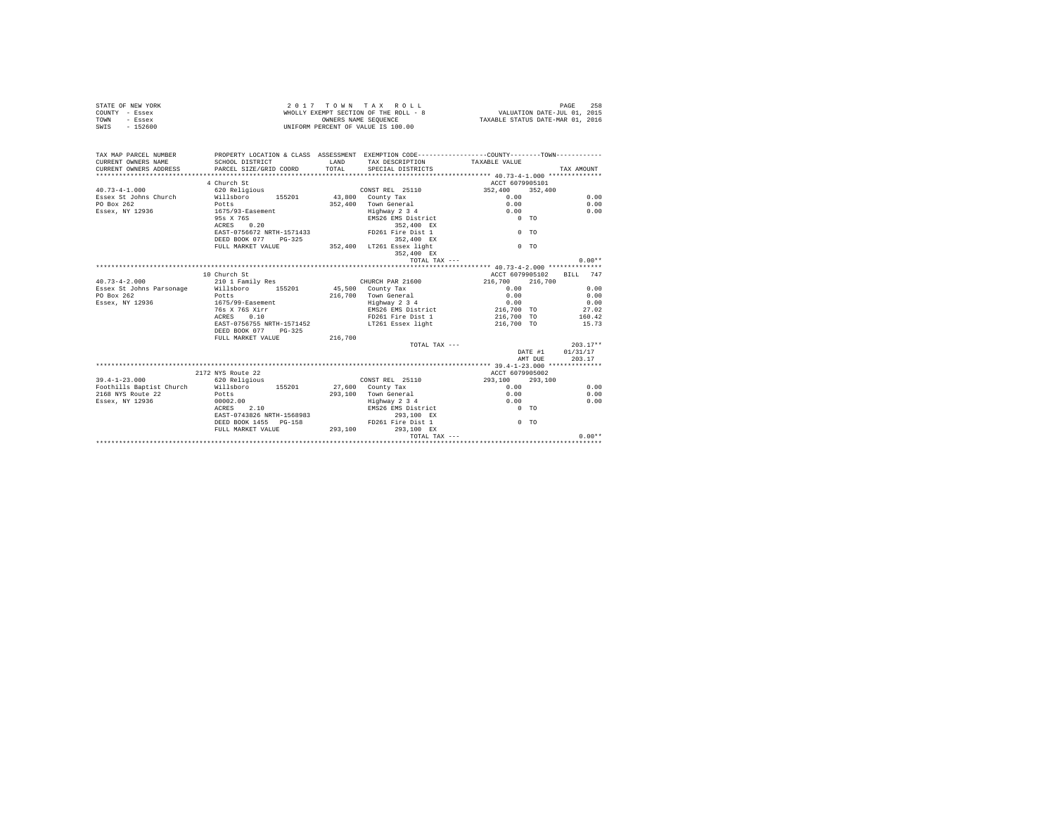STATE OF NEW YORK
COUNTY - Essex
TOWN - Essex
SWIS - 152600

2 0 1 7 T O W N T A X R O L L
WHOLLY EXEMPT SECTION OF THE ROLL - 8
OWNERS NAME SEQUENCE
UNIFORM PERCENT OF VALUE IS 100.00

VALUATION DATE-JUL 01, 2015
TAXABLE STATUS DATE-MAR 01, 2016

```
TAX MAP PARCEL NUMBER         PROPERTY LOCATION & CLASS  ASSESSMENT  EXEMPTION CODE------------------COUNTY--------TOWN------------
CURRENT OWNERS NAME           SCHOOL DISTRICT               LAND      TAX DESCRIPTION            TAXABLE VALUE
CURRENT OWNERS ADDRESS        PARCEL SIZE/GRID COORD        TOTAL     SPECIAL DISTRICTS                                       TAX AMOUNT
******************************************************************************************************* 40.73-4-1.000 **************
                              4 Church St                                                         ACCT 6079905101
40.73-4-1.000                 620 Religious                            CONST REL  25110           352,400    352,400
Essex St Johns Church         Willsboro       155201        43,800    County Tax                     0.00                   0.00
PO Box 262                    Potts                        352,400    Town General                   0.00                   0.00
Essex, NY 12936               1675/93-Easement                         Highway 2 3 4                  0.00                   0.00
                              95s X 76S                                EMS26 EMS District               0 TO
                              ACRES    0.20                                 352,400 EX
                              EAST-0756672 NRTH-1571433                FD261 Fire Dist 1                0 TO
                              DEED BOOK 077    PG-325                       352,400 EX
                              FULL MARKET VALUE            352,400    LT261 Essex light                0 TO
                                                                            352,400 EX
                                                                              TOTAL TAX ---                               0.00**
******************************************************************************************************* 40.73-4-2.000 **************
                              10 Church St                                                        ACCT 6079905102    BILL  747
40.73-4-2.000                 210 1 Family Res                         CHURCH PAR 21600           216,700    216,700
Essex St Johns Parsonage      Willsboro       155201        45,500    County Tax                     0.00                   0.00
PO Box 262                    Potts                        216,700    Town General                   0.00                   0.00
Essex, NY 12936               1675/99-Easement                         Highway 2 3 4                  0.00                   0.00
                              76s X 76S Xirr                           EMS26 EMS District         216,700 TO                27.02
                              ACRES    0.10                            FD261 Fire Dist 1          216,700 TO               160.42
                              EAST-0756755 NRTH-1571452                LT261 Essex light          216,700 TO                15.73
                              DEED BOOK 077    PG-325
                              FULL MARKET VALUE            216,700
                                                                              TOTAL TAX ---                             203.17**
                                                                                                  DATE #1            01/31/17
                                                                                                  AMT DUE              203.17
******************************************************************************************************* 39.4-1-23.000 **************
                              2172 NYS Route 22                                                   ACCT 6079905002
39.4-1-23.000                 620 Religious                            CONST REL  25110           293,100    293,100
Foothills Baptist Church      Willsboro       155201        27,600    County Tax                     0.00                   0.00
2168 NYS Route 22             Potts                        293,100    Town General                   0.00                   0.00
Essex, NY 12936               00002.00                                 Highway 2 3 4                  0.00                   0.00
                              ACRES    2.10                            EMS26 EMS District               0 TO
                              EAST-0743826 NRTH-1568983                     293,100 EX
                              DEED BOOK 1455   PG-158                  FD261 Fire Dist 1                0 TO
                              FULL MARKET VALUE            293,100          293,100 EX
                                                                              TOTAL TAX ---                               0.00**
************************************************************************************************************************************
```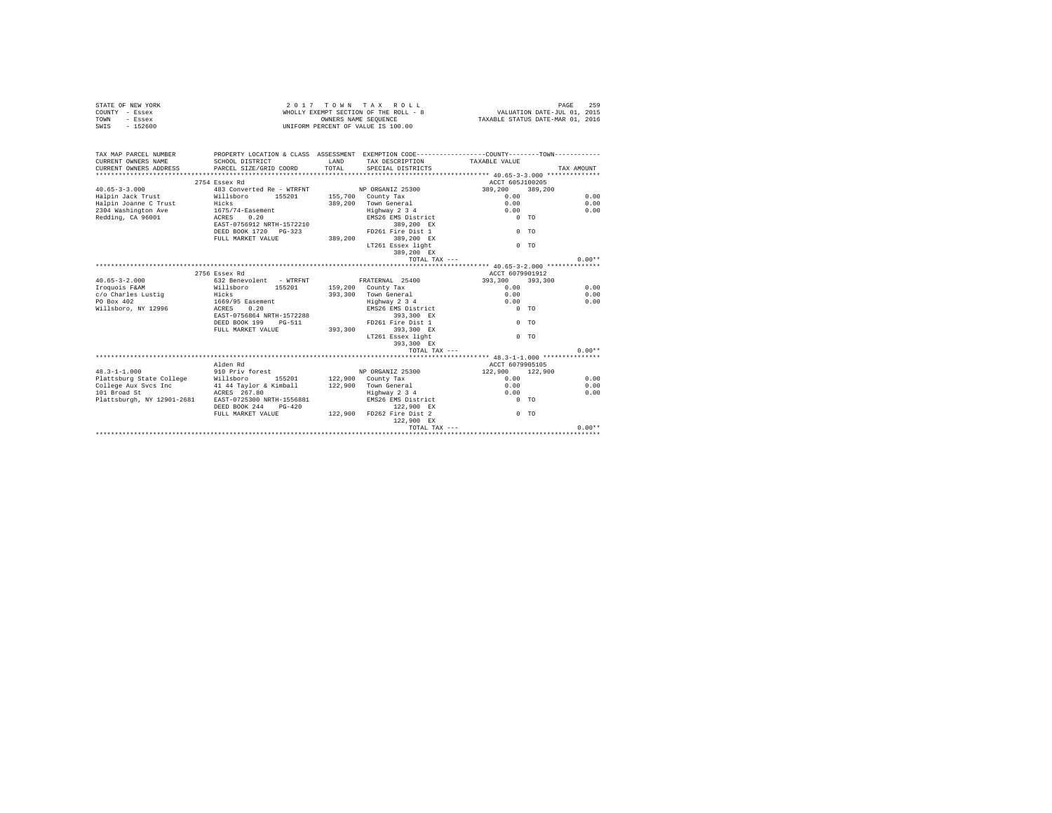STATE OF NEW YORK
COUNTY - Essex
TOWN - Essex
SWIS - 152600

2 0 1 7 T O W N T A X R O L L
WHOLLY EXEMPT SECTION OF THE ROLL - 8
OWNERS NAME SEQUENCE
UNIFORM PERCENT OF VALUE IS 100.00

VALUATION DATE-JUL 01, 2015
TAXABLE STATUS DATE-MAR 01, 2016

```
TAX MAP PARCEL NUMBER         PROPERTY LOCATION & CLASS  ASSESSMENT  EXEMPTION CODE-----------------COUNTY--------TOWN-----------
CURRENT OWNERS NAME           SCHOOL DISTRICT              LAND      TAX DESCRIPTION            TAXABLE VALUE
CURRENT OWNERS ADDRESS        PARCEL SIZE/GRID COORD       TOTAL     SPECIAL DISTRICTS                                   TAX AMOUNT
************************************************************************************************** 40.65-3-3.000 **************
                    2754 Essex Rd                                                               ACCT 605J100205
40.65-3-3.000                 483 Converted Re - WTRFNT            NP ORGANIZ 25300           389,200    389,200
Halpin Jack Trust             Willsboro      155201       155,700  County Tax                    0.00                    0.00
Halpin Joanne C Trust         Hicks                       389,200  Town General                  0.00                    0.00
2304 Washington Ave           1675/74-Easement                     Highway 2 3 4                 0.00                    0.00
Redding, CA 96001             ACRES    0.20                        EMS26 EMS District               0 TO
                              EAST-0756912 NRTH-1572210                 389,200 EX
                              DEED BOOK 1720   PG-323              FD261 Fire Dist 1                0 TO
                              FULL MARKET VALUE           389,200       389,200 EX
                                                                   LT261 Essex light                0 TO
                                                                        389,200 EX
                                                                            TOTAL TAX ---                            0.00**
************************************************************************************************** 40.65-3-2.000 **************
                    2756 Essex Rd                                                               ACCT 6079901912
40.65-3-2.000                 632 Benevolent  - WTRFNT             FRATERNAL  25400           393,300    393,300
Iroquois F&AM                 Willsboro      155201       159,200  County Tax                    0.00                    0.00
c/o Charles Lustig            Hicks                       393,300  Town General                  0.00                    0.00
PO Box 402                    1669/95 Easement                     Highway 2 3 4                 0.00                    0.00
Willsboro, NY 12996           ACRES    0.20                        EMS26 EMS District               0 TO
                              EAST-0756864 NRTH-1572288                 393,300 EX
                              DEED BOOK 199    PG-511              FD261 Fire Dist 1                0 TO
                              FULL MARKET VALUE           393,300       393,300 EX
                                                                   LT261 Essex light                0 TO
                                                                        393,300 EX
                                                                            TOTAL TAX ---                            0.00**
************************************************************************************************** 48.3-1-1.000 ***************
                    Alden Rd                                                                    ACCT 6079905105
48.3-1-1.000                  910 Priv forest                      NP ORGANIZ 25300           122,900    122,900
Plattsburg State College      Willsboro      155201       122,900  County Tax                    0.00                    0.00
College Aux Svcs Inc          41 44 Taylor & Kimball      122,900  Town General                  0.00                    0.00
101 Broad St                  ACRES  267.80                        Highway 2 3 4                 0.00                    0.00
Plattsburgh, NY 12901-2681    EAST-0725300 NRTH-1556881            EMS26 EMS District               0 TO
                              DEED BOOK 244    PG-420                   122,900 EX
                              FULL MARKET VALUE           122,900  FD262 Fire Dist 2                0 TO
                                                                        122,900 EX
                                                                            TOTAL TAX ---                            0.00**
********************************************************************************************************************************
```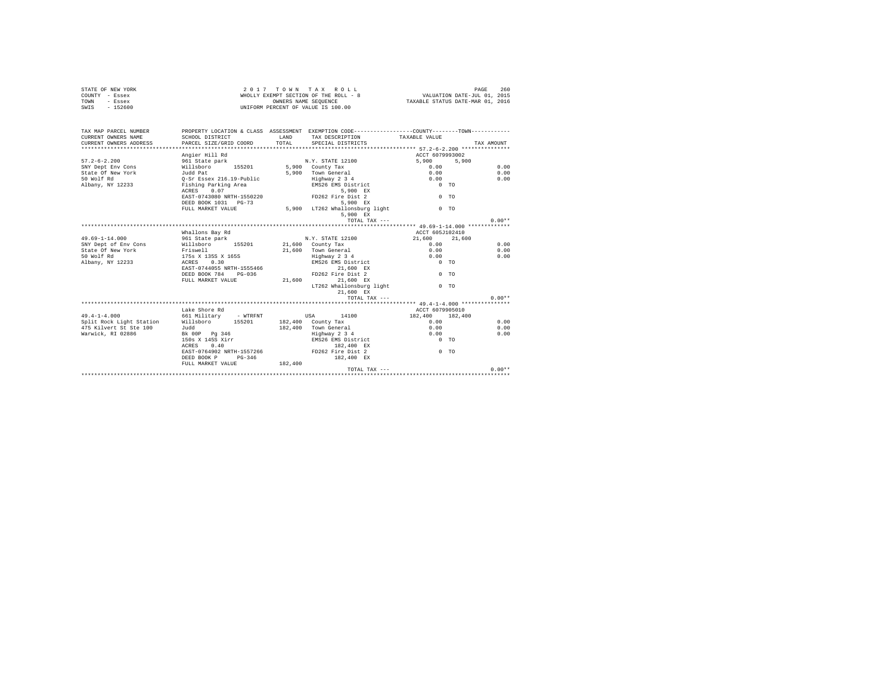STATE OF NEW YORK
COUNTY - Essex
TOWN - Essex
SWIS - 152600

2 0 1 7 T O W N T A X R O L L
WHOLLY EXEMPT SECTION OF THE ROLL - 8
OWNERS NAME SEQUENCE
UNIFORM PERCENT OF VALUE IS 100.00

VALUATION DATE-JUL 01, 2015
TAXABLE STATUS DATE-MAR 01, 2016

```
TAX MAP PARCEL NUMBER     PROPERTY LOCATION & CLASS  ASSESSMENT  EXEMPTION CODE-----------------COUNTY--------TOWN------------
CURRENT OWNERS NAME       SCHOOL DISTRICT               LAND      TAX DESCRIPTION            TAXABLE VALUE
CURRENT OWNERS ADDRESS    PARCEL SIZE/GRID COORD        TOTAL     SPECIAL DISTRICTS                                      TAX AMOUNT
************************************************************************************************ 57.2-6-2.200 ***************
                          Angier Hill Rd                                                    ACCT 6079993002
57.2-6-2.200              961 State park                         N.Y. STATE 12100             5,900      5,900
SNY Dept Env Cons         Willsboro      155201         5,900   County Tax                     0.00                     0.00
State Of New York         Judd Pat                      5,900   Town General                   0.00                     0.00
50 Wolf Rd                Q-Sr Essex 216.19-Public              Highway 2 3 4                  0.00                     0.00
Albany, NY 12233          Fishing Parking Area                  EMS26 EMS District               0 TO
                          ACRES    0.07                              5,900 EX
                          EAST-0743080 NRTH-1550220             FD262 Fire Dist 2                0 TO
                          DEED BOOK 1031   PG-73                     5,900 EX
                          FULL MARKET VALUE             5,900   LT262 Whallonsburg light         0 TO
                                                                     5,900 EX
                                                                         TOTAL TAX ---                                  0.00**
************************************************************************************************ 49.69-1-14.000 *************
                          Whallons Bay Rd                                                   ACCT 605J102410
49.69-1-14.000            961 State park                         N.Y. STATE 12100            21,600     21,600
SNY Dept of Env Cons      Willsboro      155201        21,600   County Tax                     0.00                     0.00
State Of New York         Friswell                     21,600   Town General                   0.00                     0.00
50 Wolf Rd                175s X 135S X 165S                    Highway 2 3 4                  0.00                     0.00
Albany, NY 12233          ACRES    0.30                         EMS26 EMS District               0 TO
                          EAST-0744055 NRTH-1555466                 21,600 EX
                          DEED BOOK 784    PG-036               FD262 Fire Dist 2                0 TO
                          FULL MARKET VALUE            21,600       21,600 EX
                                                                LT262 Whallonsburg light         0 TO
                                                                    21,600 EX
                                                                         TOTAL TAX ---                                  0.00**
************************************************************************************************ 49.4-1-4.000 ***************
                          Lake Shore Rd                                                     ACCT 6079905010
49.4-1-4.000              661 Military     - WTRFNT              USA        14100           182,400    182,400
Split Rock Light Station  Willsboro      155201       182,400   County Tax                     0.00                     0.00
475 Kilvert St Ste 100    Judd                        182,400   Town General                   0.00                     0.00
Warwick, RI 02886         Bk 00P   Pg 346                       Highway 2 3 4                  0.00                     0.00
                          150s X 145S Xirr                      EMS26 EMS District               0 TO
                          ACRES    0.40                             182,400 EX
                          EAST-0764902 NRTH-1557266             FD262 Fire Dist 2                0 TO
                          DEED BOOK P      PG-346                   182,400 EX
                          FULL MARKET VALUE           182,400
                                                                         TOTAL TAX ---                                  0.00**
******************************************************************************************************************************
```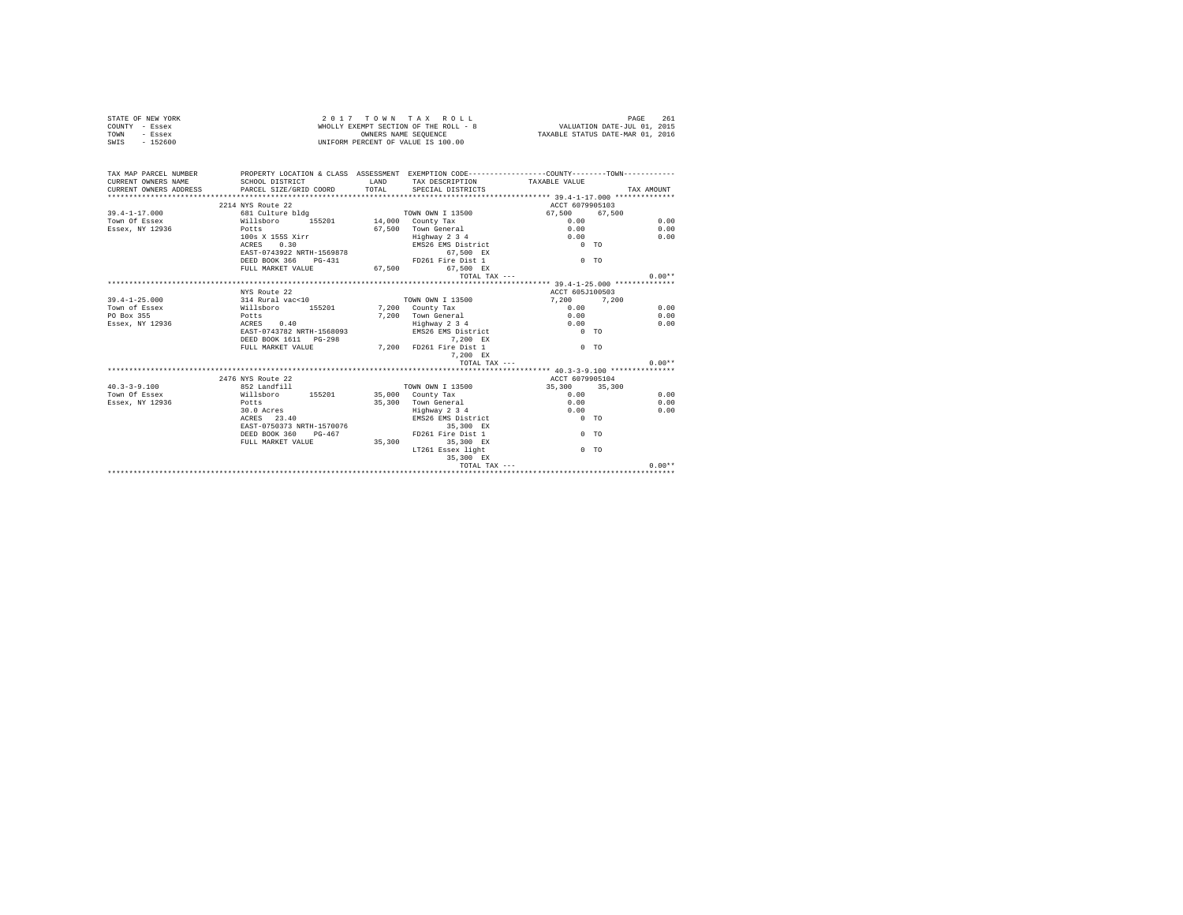STATE OF NEW YORK
COUNTY - Essex
TOWN - Essex
SWIS - 152600

2 0 1 7 T O W N T A X R O L L
WHOLLY EXEMPT SECTION OF THE ROLL - 8
OWNERS NAME SEQUENCE
UNIFORM PERCENT OF VALUE IS 100.00

VALUATION DATE-JUL 01, 2015
TAXABLE STATUS DATE-MAR 01, 2016

```
TAX MAP PARCEL NUMBER        PROPERTY LOCATION & CLASS  ASSESSMENT  EXEMPTION CODE-----------------COUNTY--------TOWN-----------
CURRENT OWNERS NAME          SCHOOL DISTRICT             LAND       TAX DESCRIPTION           TAXABLE VALUE
CURRENT OWNERS ADDRESS       PARCEL SIZE/GRID COORD      TOTAL      SPECIAL DISTRICTS                                     TAX AMOUNT
*********************************************************************************************** 39.4-1-17.000 **************
                             2214 NYS Route 22                                                ACCT 6079905103
39.4-1-17.000                681 Culture bldg                       TOWN OWN I 13500          67,500     67,500
Town Of Essex                Willsboro      155201      14,000      County Tax                  0.00                   0.00
Essex, NY 12936              Potts                      67,500      Town General                0.00                   0.00
                             100s X 155S Xirr                       Highway 2 3 4               0.00                   0.00
                             ACRES    0.30                          EMS26 EMS District             0 TO
                             EAST-0743922 NRTH-1569878                  67,500 EX
                             DEED BOOK 366    PG-431                FD261 Fire Dist 1              0 TO
                             FULL MARKET VALUE           67,500         67,500 EX
                                                                        TOTAL TAX ---                                  0.00**
*********************************************************************************************** 39.4-1-25.000 **************
                             NYS Route 22                                                     ACCT 605J100503
39.4-1-25.000                314 Rural vac<10                       TOWN OWN I 13500           7,200      7,200
Town of Essex                Willsboro      155201       7,200      County Tax                  0.00                   0.00
PO Box 355                   Potts                       7,200      Town General                0.00                   0.00
Essex, NY 12936              ACRES    0.40                          Highway 2 3 4               0.00                   0.00
                             EAST-0743782 NRTH-1568093              EMS26 EMS District             0 TO
                             DEED BOOK 1611   PG-298                     7,200 EX
                             FULL MARKET VALUE            7,200     FD261 Fire Dist 1              0 TO
                                                                         7,200 EX
                                                                        TOTAL TAX ---                                  0.00**
*********************************************************************************************** 40.3-3-9.100 ***************
                             2476 NYS Route 22                                                ACCT 6079905104
40.3-3-9.100                 852 Landfill                           TOWN OWN I 13500          35,300     35,300
Town Of Essex                Willsboro      155201      35,000      County Tax                  0.00                   0.00
Essex, NY 12936              Potts                      35,300      Town General                0.00                   0.00
                             30.0 Acres                             Highway 2 3 4               0.00                   0.00
                             ACRES   23.40                          EMS26 EMS District             0 TO
                             EAST-0750373 NRTH-1570076                  35,300 EX
                             DEED BOOK 360    PG-467                FD261 Fire Dist 1              0 TO
                             FULL MARKET VALUE           35,300         35,300 EX
                                                                    LT261 Essex light              0 TO
                                                                        35,300 EX
                                                                        TOTAL TAX ---                                  0.00**
****************************************************************************************************************************
```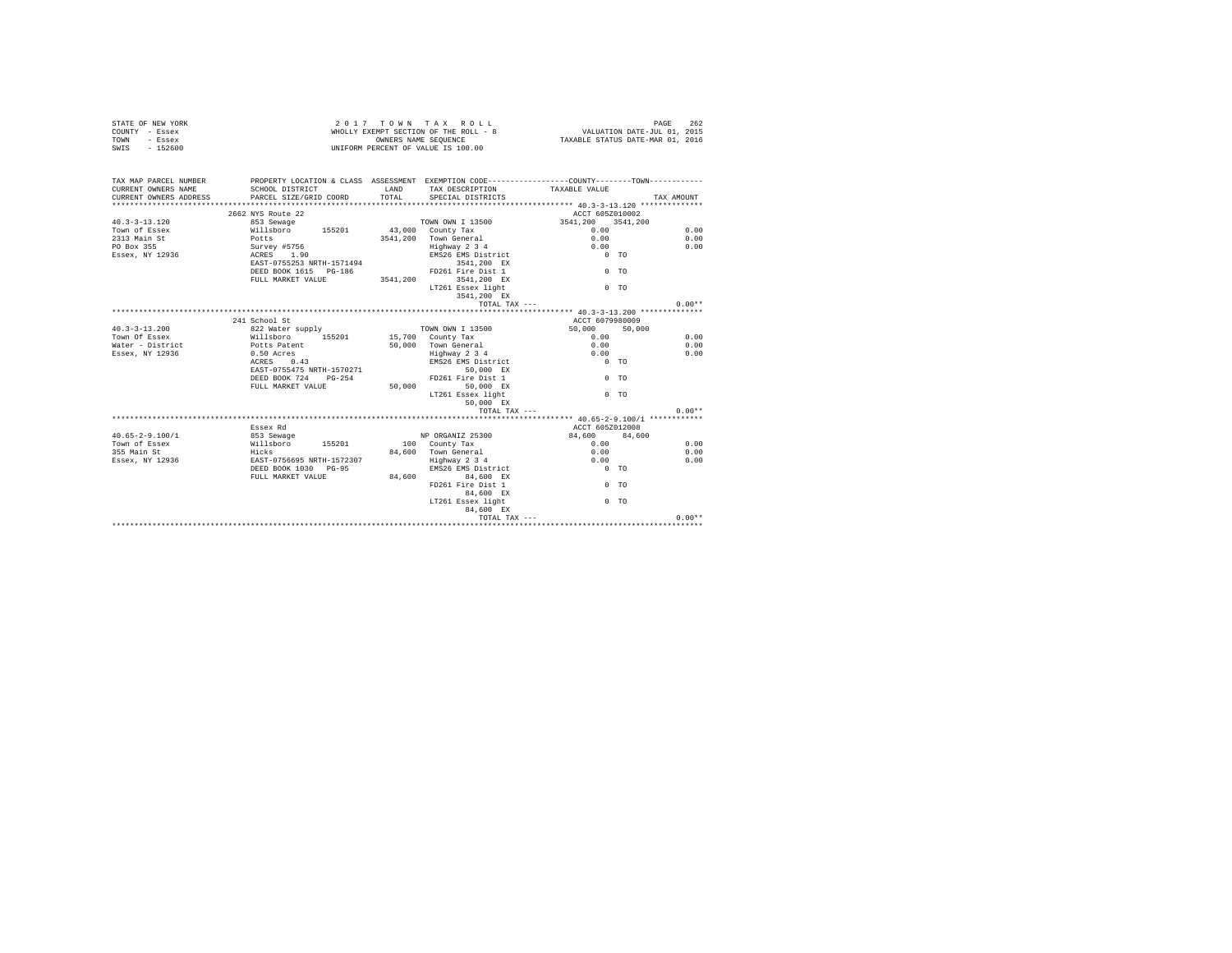STATE OF NEW YORK — COUNTY - Essex — TOWN - Essex — SWIS - 152600

2 0 1 7 T O W N T A X R O L L
WHOLLY EXEMPT SECTION OF THE ROLL - 8
OWNERS NAME SEQUENCE
UNIFORM PERCENT OF VALUE IS 100.00

VALUATION DATE-JUL 01, 2015
TAXABLE STATUS DATE-MAR 01, 2016

| TAX MAP PARCEL NUMBER / CURRENT OWNERS NAME / CURRENT OWNERS ADDRESS | PROPERTY LOCATION & CLASS / SCHOOL DISTRICT / PARCEL SIZE/GRID COORD | ASSESSMENT LAND / TOTAL | EXEMPTION CODE / TAX DESCRIPTION / SPECIAL DISTRICTS | COUNTY / TOWN TAXABLE VALUE | TAX AMOUNT |
|---|---|---|---|---|---|
| **40.3-3-13.120** | 2662 NYS Route 22 | | | ACCT 605Z010002 | |
| | 853 Sewage | | TOWN OWN I 13500 | 3541,200 3541,200 | |
| Town of Essex | Willsboro 155201 | 43,000 | County Tax | 0.00 | 0.00 |
| 2313 Main St | Potts | 3541,200 | Town General | 0.00 | 0.00 |
| PO Box 355 | Survey #5756 | | Highway 2 3 4 | 0.00 | 0.00 |
| Essex, NY 12936 | ACRES 1.90 | | EMS26 EMS District | 0 TO | |
| | EAST-0755253 NRTH-1571494 | | 3541,200 EX | | |
| | DEED BOOK 1615 PG-186 | | FD261 Fire Dist 1 | 0 TO | |
| | FULL MARKET VALUE | 3541,200 | 3541,200 EX | | |
| | | | LT261 Essex light | 0 TO | |
| | | | 3541,200 EX | | |
| | | | TOTAL TAX --- | | 0.00** |
| **40.3-3-13.200** | 241 School St | | | ACCT 6079980009 | |
| | 822 Water supply | | TOWN OWN I 13500 | 50,000 50,000 | |
| Town Of Essex | Willsboro 155201 | 15,700 | County Tax | 0.00 | 0.00 |
| Water - District | Potts Patent | 50,000 | Town General | 0.00 | 0.00 |
| Essex, NY 12936 | 0.50 Acres | | Highway 2 3 4 | 0.00 | 0.00 |
| | ACRES 0.43 | | EMS26 EMS District | 0 TO | |
| | EAST-0755475 NRTH-1570271 | | 50,000 EX | | |
| | DEED BOOK 724 PG-254 | | FD261 Fire Dist 1 | 0 TO | |
| | FULL MARKET VALUE | 50,000 | 50,000 EX | | |
| | | | LT261 Essex light | 0 TO | |
| | | | 50,000 EX | | |
| | | | TOTAL TAX --- | | 0.00** |
| **40.65-2-9.100/1** | Essex Rd | | | ACCT 605Z012008 | |
| | 853 Sewage | | NP ORGANIZ 25300 | 84,600 84,600 | |
| Town of Essex | Willsboro 155201 | 100 | County Tax | 0.00 | 0.00 |
| 355 Main St | Hicks | 84,600 | Town General | 0.00 | 0.00 |
| Essex, NY 12936 | EAST-0756695 NRTH-1572307 | | Highway 2 3 4 | 0.00 | 0.00 |
| | DEED BOOK 1030 PG-95 | | EMS26 EMS District | 0 TO | |
| | FULL MARKET VALUE | 84,600 | 84,600 EX | | |
| | | | FD261 Fire Dist 1 | 0 TO | |
| | | | 84,600 EX | | |
| | | | LT261 Essex light | 0 TO | |
| | | | 84,600 EX | | |
| | | | TOTAL TAX --- | | 0.00** |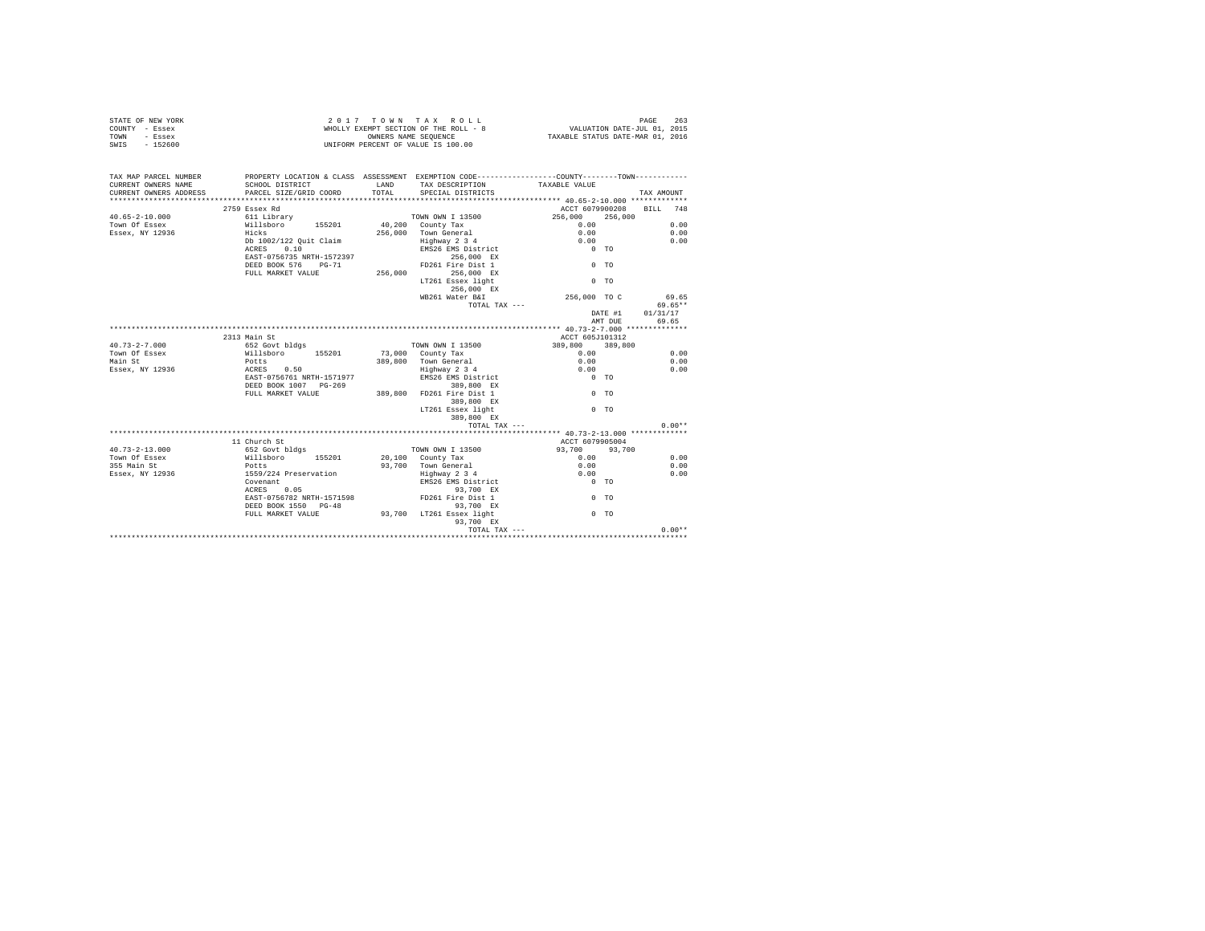STATE OF NEW YORK
COUNTY - Essex
TOWN - Essex
SWIS - 152600

2 0 1 7 T O W N T A X R O L L
WHOLLY EXEMPT SECTION OF THE ROLL - 8
OWNERS NAME SEQUENCE
UNIFORM PERCENT OF VALUE IS 100.00

VALUATION DATE-JUL 01, 2015
TAXABLE STATUS DATE-MAR 01, 2016

```
TAX MAP PARCEL NUMBER     PROPERTY LOCATION & CLASS  ASSESSMENT  EXEMPTION CODE-----------------COUNTY--------TOWN-----------
CURRENT OWNERS NAME       SCHOOL DISTRICT               LAND      TAX DESCRIPTION           TAXABLE VALUE
CURRENT OWNERS ADDRESS    PARCEL SIZE/GRID COORD        TOTAL     SPECIAL DISTRICTS                                   TAX AMOUNT
*********************************************************************************************** 40.65-2-10.000 *************
                    2759 Essex Rd                                                          ACCT 6079900208    BILL  748
40.65-2-10.000           611 Library                             TOWN OWN I 13500          256,000   256,000
Town Of Essex            Willsboro      155201         40,200   County Tax                   0.00                   0.00
Essex, NY 12936          Hicks                        256,000   Town General                 0.00                   0.00
                         Db 1002/122 Quit Claim                 Highway 2 3 4                0.00                   0.00
                         ACRES    0.10                          EMS26 EMS District             0 TO
                         EAST-0756735 NRTH-1572397                  256,000 EX
                         DEED BOOK 576    PG-71                 FD261 Fire Dist 1              0 TO
                         FULL MARKET VALUE            256,000       256,000 EX
                                                                LT261 Essex light              0 TO
                                                                    256,000 EX
                                                                WB261 Water B&I          256,000 TO C          69.65
                                                                        TOTAL TAX ---                           69.65**
                                                                                         DATE #1     01/31/17
                                                                                         AMT DUE        69.65
*********************************************************************************************** 40.73-2-7.000 **************
                    2313 Main St                                                           ACCT 605J101312
40.73-2-7.000            652 Govt bldgs                          TOWN OWN I 13500          389,800   389,800
Town Of Essex            Willsboro      155201         73,000   County Tax                   0.00                   0.00
Main St                  Potts                        389,800   Town General                 0.00                   0.00
Essex, NY 12936          ACRES    0.50                          Highway 2 3 4                0.00                   0.00
                         EAST-0756761 NRTH-1571977              EMS26 EMS District             0 TO
                         DEED BOOK 1007   PG-269                    389,800 EX
                         FULL MARKET VALUE            389,800   FD261 Fire Dist 1              0 TO
                                                                    389,800 EX
                                                                LT261 Essex light              0 TO
                                                                    389,800 EX
                                                                        TOTAL TAX ---                            0.00**
*********************************************************************************************** 40.73-2-13.000 *************
                    11 Church St                                                           ACCT 6079905004
40.73-2-13.000           652 Govt bldgs                          TOWN OWN I 13500           93,700    93,700
Town Of Essex            Willsboro      155201         20,100   County Tax                   0.00                   0.00
355 Main St              Potts                         93,700   Town General                 0.00                   0.00
Essex, NY 12936          1559/224 Preservation                  Highway 2 3 4                0.00                   0.00
                         Covenant                               EMS26 EMS District             0 TO
                         ACRES    0.05                               93,700 EX
                         EAST-0756782 NRTH-1571598              FD261 Fire Dist 1              0 TO
                         DEED BOOK 1550   PG-48                      93,700 EX
                         FULL MARKET VALUE             93,700   LT261 Essex light              0 TO
                                                                     93,700 EX
                                                                        TOTAL TAX ---                            0.00**
****************************************************************************************************************************
```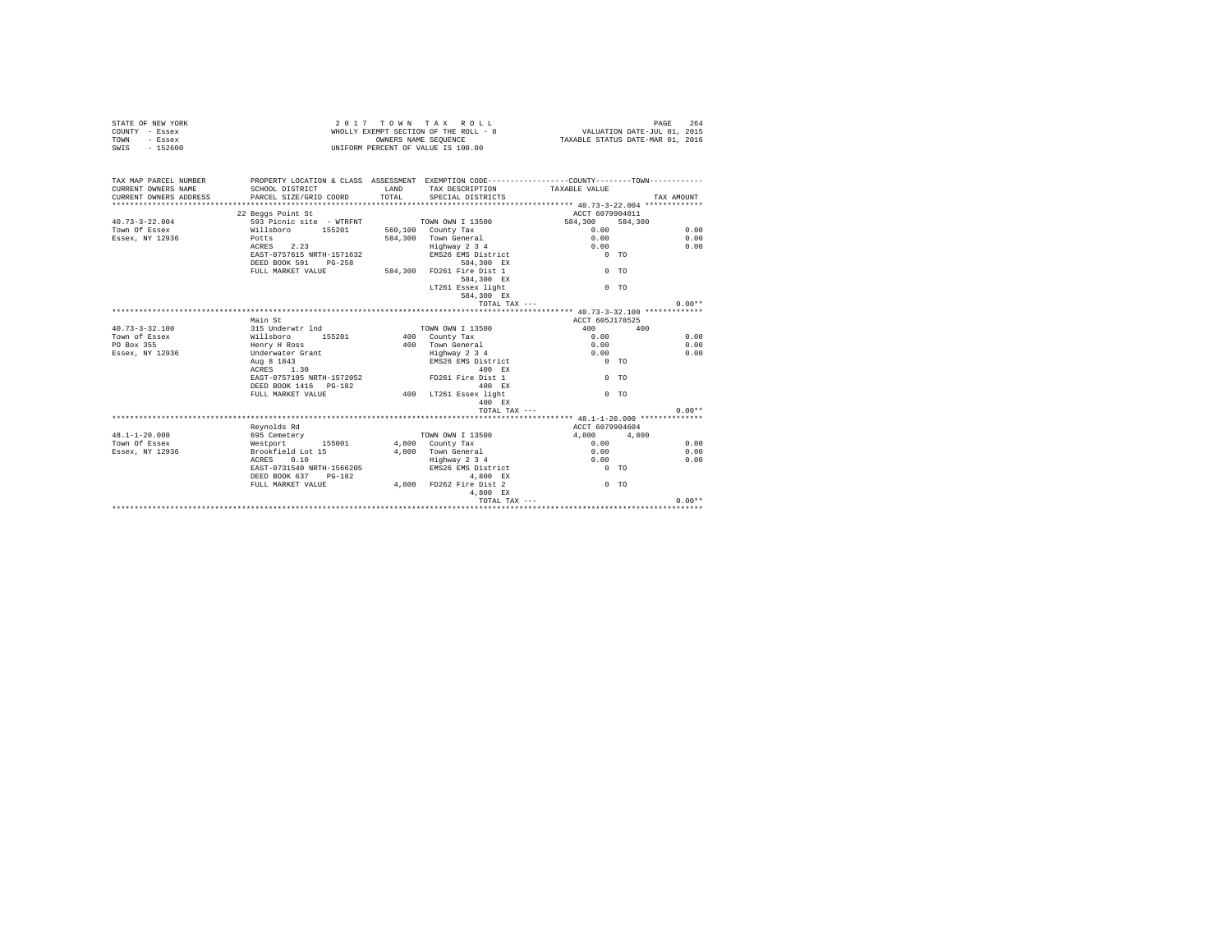STATE OF NEW YORK
COUNTY - Essex
TOWN - Essex
SWIS - 152600

2 0 1 7 T O W N T A X R O L L
WHOLLY EXEMPT SECTION OF THE ROLL - 8
OWNERS NAME SEQUENCE
UNIFORM PERCENT OF VALUE IS 100.00

VALUATION DATE-JUL 01, 2015
TAXABLE STATUS DATE-MAR 01, 2016

```
TAX MAP PARCEL NUMBER     PROPERTY LOCATION & CLASS  ASSESSMENT  EXEMPTION CODE-----------------COUNTY--------TOWN-----------
CURRENT OWNERS NAME       SCHOOL DISTRICT              LAND      TAX DESCRIPTION           TAXABLE VALUE
CURRENT OWNERS ADDRESS    PARCEL SIZE/GRID COORD       TOTAL     SPECIAL DISTRICTS                                    TAX AMOUNT
****************************************************************************************************** 40.73-3-22.004 ************
                          22 Beggs Point St                                                ACCT 6079904011
40.73-3-22.004            593 Picnic site  - WTRFNT            TOWN OWN I 13500            584,300    584,300
Town Of Essex             Willsboro      155201      560,100   County Tax                    0.00                     0.00
Essex, NY 12936           Potts                      584,300   Town General                  0.00                     0.00
                          ACRES    2.23                        Highway 2 3 4                 0.00                     0.00
                          EAST-0757615 NRTH-1571632            EMS26 EMS District               0 TO
                          DEED BOOK 591    PG-258                    584,300 EX
                          FULL MARKET VALUE          584,300   FD261 Fire Dist 1                0 TO
                                                                     584,300 EX
                                                               LT261 Essex light                0 TO
                                                                     584,300 EX
                                                                     TOTAL TAX ---                                    0.00**
****************************************************************************************************** 40.73-3-32.100 ************
                          Main St                                                          ACCT 605J178525
40.73-3-32.100            315 Underwtr lnd                     TOWN OWN I 13500               400        400
Town of Essex             Willsboro      155201          400   County Tax                    0.00                     0.00
PO Box 355                Henry H Ross                   400   Town General                  0.00                     0.00
Essex, NY 12936           Underwater Grant                     Highway 2 3 4                 0.00                     0.00
                          Aug 8 1843                           EMS26 EMS District               0 TO
                          ACRES    1.30                              400 EX
                          EAST-0757195 NRTH-1572052            FD261 Fire Dist 1                0 TO
                          DEED BOOK 1416   PG-182                    400 EX
                          FULL MARKET VALUE              400   LT261 Essex light                0 TO
                                                                     400 EX
                                                                     TOTAL TAX ---                                    0.00**
****************************************************************************************************** 48.1-1-20.000 *************
                          Reynolds Rd                                                      ACCT 6079904604
48.1-1-20.000             695 Cemetery                         TOWN OWN I 13500             4,800      4,800
Town Of Essex             Westport       155001        4,800   County Tax                    0.00                     0.00
Essex, NY 12936           Brookfield Lot 15            4,800   Town General                  0.00                     0.00
                          ACRES    0.10                        Highway 2 3 4                 0.00                     0.00
                          EAST-0731540 NRTH-1566205            EMS26 EMS District               0 TO
                          DEED BOOK 637    PG-182                    4,800 EX
                          FULL MARKET VALUE            4,800   FD262 Fire Dist 2                0 TO
                                                                     4,800 EX
                                                                     TOTAL TAX ---                                    0.00**
********************************************************************************************************************************
```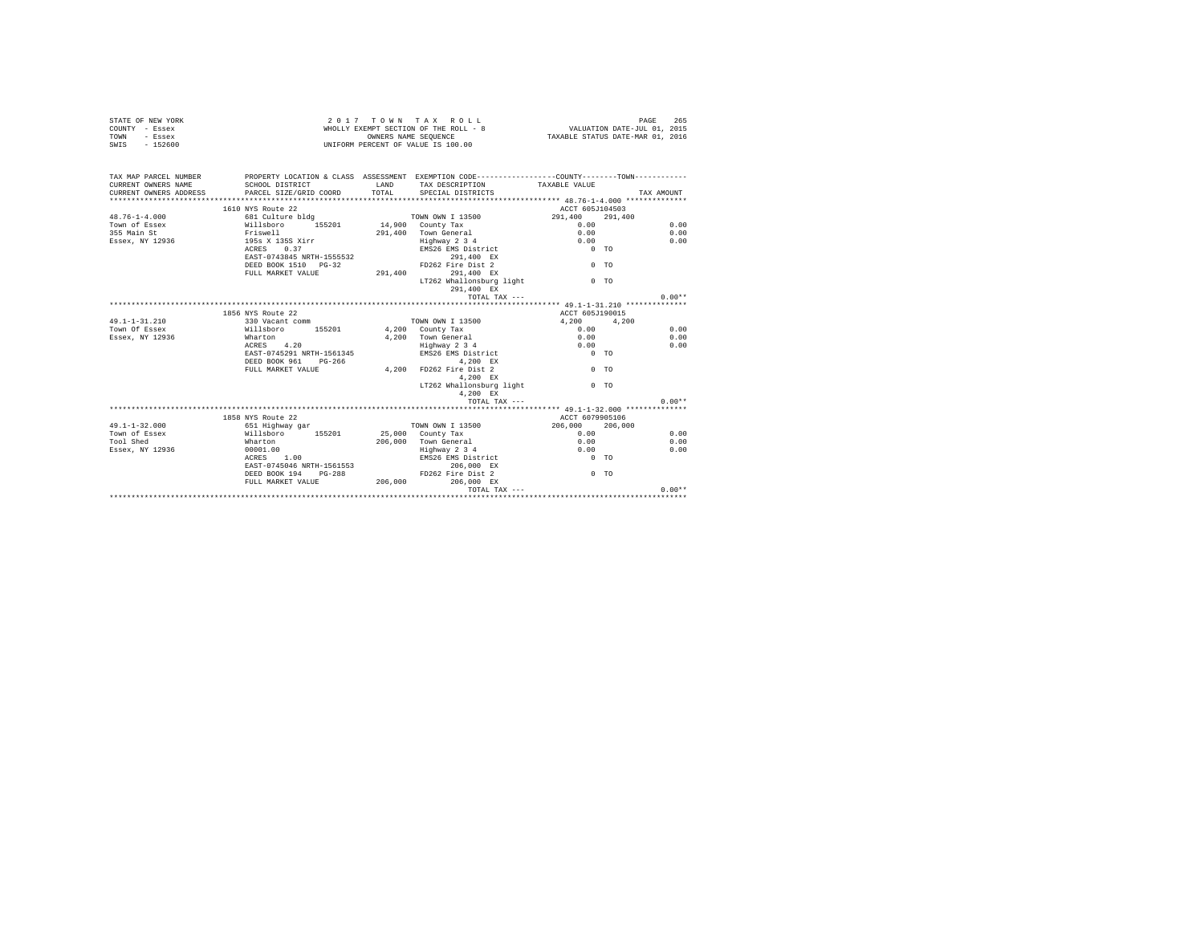STATE OF NEW YORK
COUNTY - Essex
TOWN - Essex
SWIS - 152600

2017 TOWN TAX ROLL
WHOLLY EXEMPT SECTION OF THE ROLL - 8
OWNERS NAME SEQUENCE
UNIFORM PERCENT OF VALUE IS 100.00

VALUATION DATE-JUL 01, 2015
TAXABLE STATUS DATE-MAR 01, 2016

```
TAX MAP PARCEL NUMBER     PROPERTY LOCATION & CLASS  ASSESSMENT  EXEMPTION CODE-----------------COUNTY--------TOWN-----------
CURRENT OWNERS NAME       SCHOOL DISTRICT              LAND      TAX DESCRIPTION            TAXABLE VALUE
CURRENT OWNERS ADDRESS    PARCEL SIZE/GRID COORD       TOTAL     SPECIAL DISTRICTS                                     TAX AMOUNT
************************************************************************************************ 48.76-1-4.000 **************
                          1610 NYS Route 22                                                  ACCT 605J104503
48.76-1-4.000             681 Culture bldg                        TOWN OWN I 13500          291,400    291,400
Town of Essex             Willsboro      155201       14,900    County Tax                    0.00                      0.00
355 Main St               Friswell                   291,400    Town General                  0.00                      0.00
Essex, NY 12936           195s X 135S Xirr                      Highway 2 3 4                 0.00                      0.00
                          ACRES    0.37                         EMS26 EMS District               0 TO
                          EAST-0743845 NRTH-1555532                  291,400 EX
                          DEED BOOK 1510   PG-32                FD262 Fire Dist 2                0 TO
                          FULL MARKET VALUE          291,400        291,400 EX
                                                                LT262 Whallonsburg light         0 TO
                                                                     291,400 EX
                                                                            TOTAL TAX ---                              0.00**
************************************************************************************************ 49.1-1-31.210 **************
                          1856 NYS Route 22                                                  ACCT 605J190015
49.1-1-31.210             330 Vacant comm                         TOWN OWN I 13500            4,200      4,200
Town Of Essex             Willsboro      155201        4,200    County Tax                    0.00                      0.00
Essex, NY 12936           Wharton                      4,200    Town General                  0.00                      0.00
                          ACRES    4.20                         Highway 2 3 4                 0.00                      0.00
                          EAST-0745291 NRTH-1561345             EMS26 EMS District               0 TO
                          DEED BOOK 961    PG-266                    4,200 EX
                          FULL MARKET VALUE            4,200    FD262 Fire Dist 2                0 TO
                                                                     4,200 EX
                                                                LT262 Whallonsburg light         0 TO
                                                                     4,200 EX
                                                                            TOTAL TAX ---                              0.00**
************************************************************************************************ 49.1-1-32.000 **************
                          1858 NYS Route 22                                                  ACCT 6079905106
49.1-1-32.000             651 Highway gar                         TOWN OWN I 13500          206,000    206,000
Town of Essex             Willsboro      155201       25,000    County Tax                    0.00                      0.00
Tool Shed                 Wharton                    206,000    Town General                  0.00                      0.00
Essex, NY 12936           00001.00                              Highway 2 3 4                 0.00                      0.00
                          ACRES    1.00                         EMS26 EMS District               0 TO
                          EAST-0745046 NRTH-1561553                  206,000 EX
                          DEED BOOK 194    PG-288               FD262 Fire Dist 2                0 TO
                          FULL MARKET VALUE          206,000        206,000 EX
                                                                            TOTAL TAX ---                              0.00**
******************************************************************************************************************************
```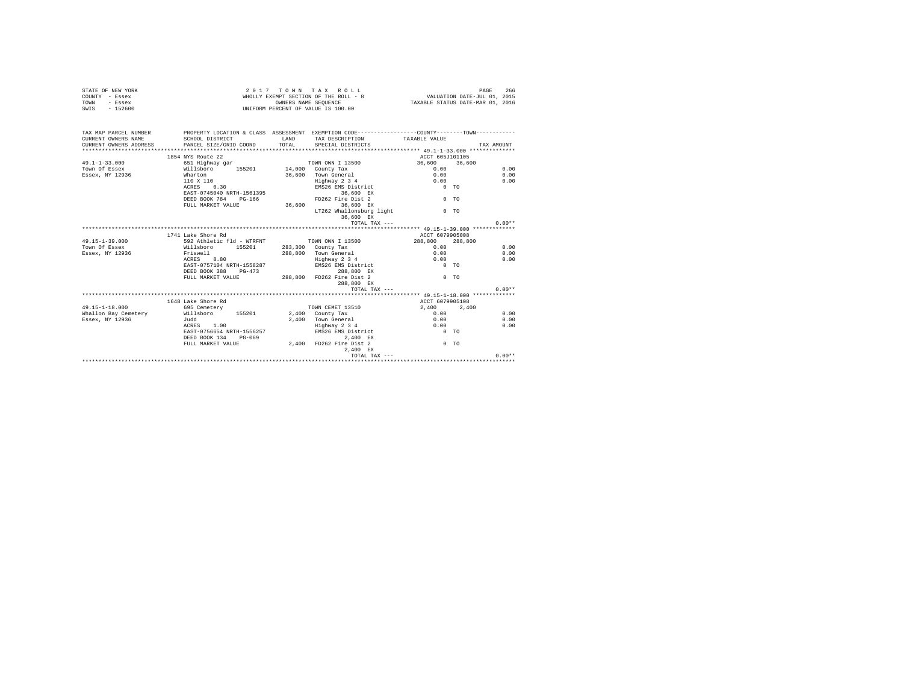STATE OF NEW YORK
COUNTY - Essex
TOWN - Essex
SWIS - 152600

2 0 1 7 T O W N T A X R O L L
WHOLLY EXEMPT SECTION OF THE ROLL - 8
OWNERS NAME SEQUENCE
UNIFORM PERCENT OF VALUE IS 100.00

VALUATION DATE-JUL 01, 2015
TAXABLE STATUS DATE-MAR 01, 2016

| TAX MAP PARCEL NUMBER / CURRENT OWNERS NAME / CURRENT OWNERS ADDRESS | PROPERTY LOCATION & CLASS / SCHOOL DISTRICT / PARCEL SIZE/GRID COORD | ASSESSMENT LAND / TOTAL | EXEMPTION CODE / TAX DESCRIPTION / SPECIAL DISTRICTS | COUNTY / TAXABLE VALUE | TOWN | TAX AMOUNT |
|---|---|---|---|---|---|---|
| **49.1-1-33.000** | 1854 NYS Route 22 | | | ACCT 605J101105 | | |
| 49.1-1-33.000 | 651 Highway gar | | TOWN OWN I 13500 | 36,600 | 36,600 | |
| Town Of Essex | Willsboro 155201 | 14,000 | County Tax | 0.00 | | 0.00 |
| Essex, NY 12936 | Wharton | 36,600 | Town General | 0.00 | | 0.00 |
| | 110 X 110 | | Highway 2 3 4 | 0.00 | | 0.00 |
| | ACRES 0.30 | | EMS26 EMS District | 0 TO | | |
| | EAST-0745040 NRTH-1561395 | | 36,600 EX | | | |
| | DEED BOOK 784 PG-166 | | FD262 Fire Dist 2 | 0 TO | | |
| | FULL MARKET VALUE | 36,600 | 36,600 EX | | | |
| | | | LT262 Whallonsburg light | 0 TO | | |
| | | | 36,600 EX | | | |
| | | | TOTAL TAX --- | | | 0.00** |
| **49.15-1-39.000** | 1741 Lake Shore Rd | | | ACCT 6079905008 | | |
| 49.15-1-39.000 | 592 Athletic fld - WTRFNT | | TOWN OWN I 13500 | 288,800 | 288,800 | |
| Town Of Essex | Willsboro 155201 | 283,300 | County Tax | 0.00 | | 0.00 |
| Essex, NY 12936 | Friswell | 288,800 | Town General | 0.00 | | 0.00 |
| | ACRES 8.80 | | Highway 2 3 4 | 0.00 | | 0.00 |
| | EAST-0757104 NRTH-1558287 | | EMS26 EMS District | 0 TO | | |
| | DEED BOOK 388 PG-473 | | 288,800 EX | | | |
| | FULL MARKET VALUE | 288,800 | FD262 Fire Dist 2 | 0 TO | | |
| | | | 288,800 EX | | | |
| | | | TOTAL TAX --- | | | 0.00** |
| **49.15-1-18.000** | 1648 Lake Shore Rd | | | ACCT 6079905108 | | |
| 49.15-1-18.000 | 695 Cemetery | | TOWN CEMET 13510 | 2,400 | 2,400 | |
| Whallon Bay Cemetery | Willsboro 155201 | 2,400 | County Tax | 0.00 | | 0.00 |
| Essex, NY 12936 | Judd | 2,400 | Town General | 0.00 | | 0.00 |
| | ACRES 1.00 | | Highway 2 3 4 | 0.00 | | 0.00 |
| | EAST-0756654 NRTH-1556257 | | EMS26 EMS District | 0 TO | | |
| | DEED BOOK 134 PG-069 | | 2,400 EX | | | |
| | FULL MARKET VALUE | 2,400 | FD262 Fire Dist 2 | 0 TO | | |
| | | | 2,400 EX | | | |
| | | | TOTAL TAX --- | | | 0.00** |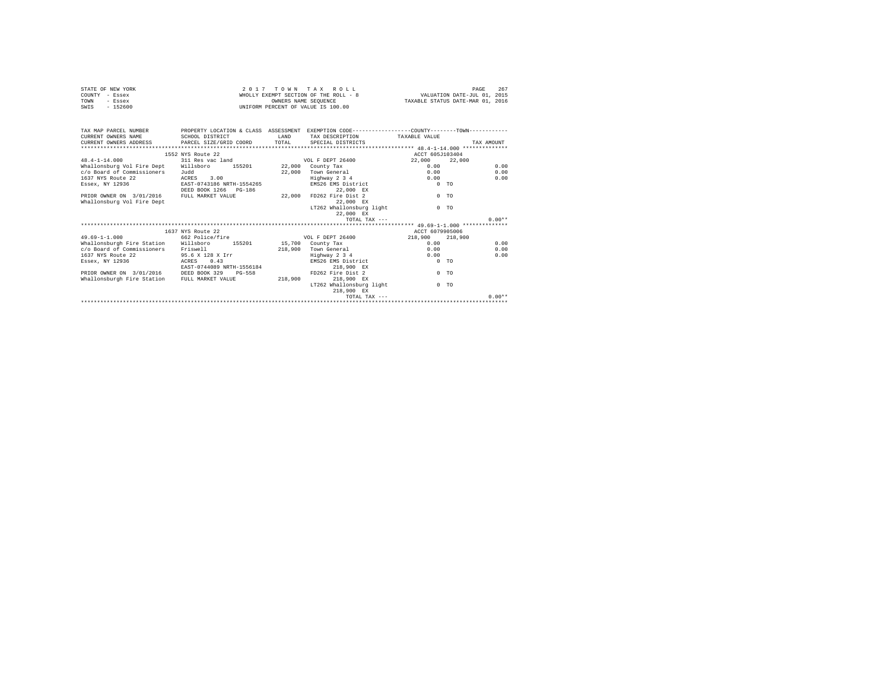STATE OF NEW YORK
COUNTY - Essex
TOWN - Essex
SWIS - 152600

2 0 1 7 T O W N T A X R O L L
WHOLLY EXEMPT SECTION OF THE ROLL - 8
OWNERS NAME SEQUENCE
UNIFORM PERCENT OF VALUE IS 100.00

VALUATION DATE-JUL 01, 2015
TAXABLE STATUS DATE-MAR 01, 2016

```
TAX MAP PARCEL NUMBER        PROPERTY LOCATION & CLASS  ASSESSMENT  EXEMPTION CODE-----------------COUNTY--------TOWN------------
CURRENT OWNERS NAME          SCHOOL DISTRICT               LAND     TAX DESCRIPTION            TAXABLE VALUE
CURRENT OWNERS ADDRESS       PARCEL SIZE/GRID COORD        TOTAL    SPECIAL DISTRICTS                                  TAX AMOUNT
******************************************************************************************************* 48.4-1-14.000 **************
                             1552 NYS Route 22                                                 ACCT 605J103404
48.4-1-14.000                311 Res vac land                      VOL F DEPT 26400            22,000     22,000
Whallonsburg Vol Fire Dept   Willsboro       155201        22,000  County Tax                     0.00                  0.00
c/o Board of Commissioners   Judd                          22,000  Town General                   0.00                  0.00
1637 NYS Route 22            ACRES    3.00                         Highway 2 3 4                  0.00                  0.00
Essex, NY 12936              EAST-0743186 NRTH-1554265             EMS26 EMS District                0 TO
                             DEED BOOK 1266   PG-186                   22,000 EX
PRIOR OWNER ON  3/01/2016    FULL MARKET VALUE             22,000  FD262 Fire Dist 2                 0 TO
Whallonsburg Vol Fire Dept                                             22,000 EX
                                                                   LT262 Whallonsburg light          0 TO
                                                                       22,000 EX
                                                                          TOTAL TAX ---                               0.00**
******************************************************************************************************* 49.69-1-1.000 **************
                             1637 NYS Route 22                                                 ACCT 6079905006
49.69-1-1.000                662 Police/fire                       VOL F DEPT 26400           218,900    218,900
Whallonsburgh Fire Station   Willsboro       155201        15,700  County Tax                     0.00                  0.00
c/o Board of Commissioners   Friswell                     218,900  Town General                   0.00                  0.00
1637 NYS Route 22            95.6 X 128 X Irr                      Highway 2 3 4                  0.00                  0.00
Essex, NY 12936              ACRES    0.43                         EMS26 EMS District                0 TO
                             EAST-0744089 NRTH-1556184                 218,900 EX
PRIOR OWNER ON  3/01/2016    DEED BOOK 329    PG-558               FD262 Fire Dist 2                 0 TO
Whallonsburgh Fire Station   FULL MARKET VALUE            218,900      218,900 EX
                                                                   LT262 Whallonsburg light          0 TO
                                                                       218,900 EX
                                                                          TOTAL TAX ---                               0.00**
************************************************************************************************************************************
```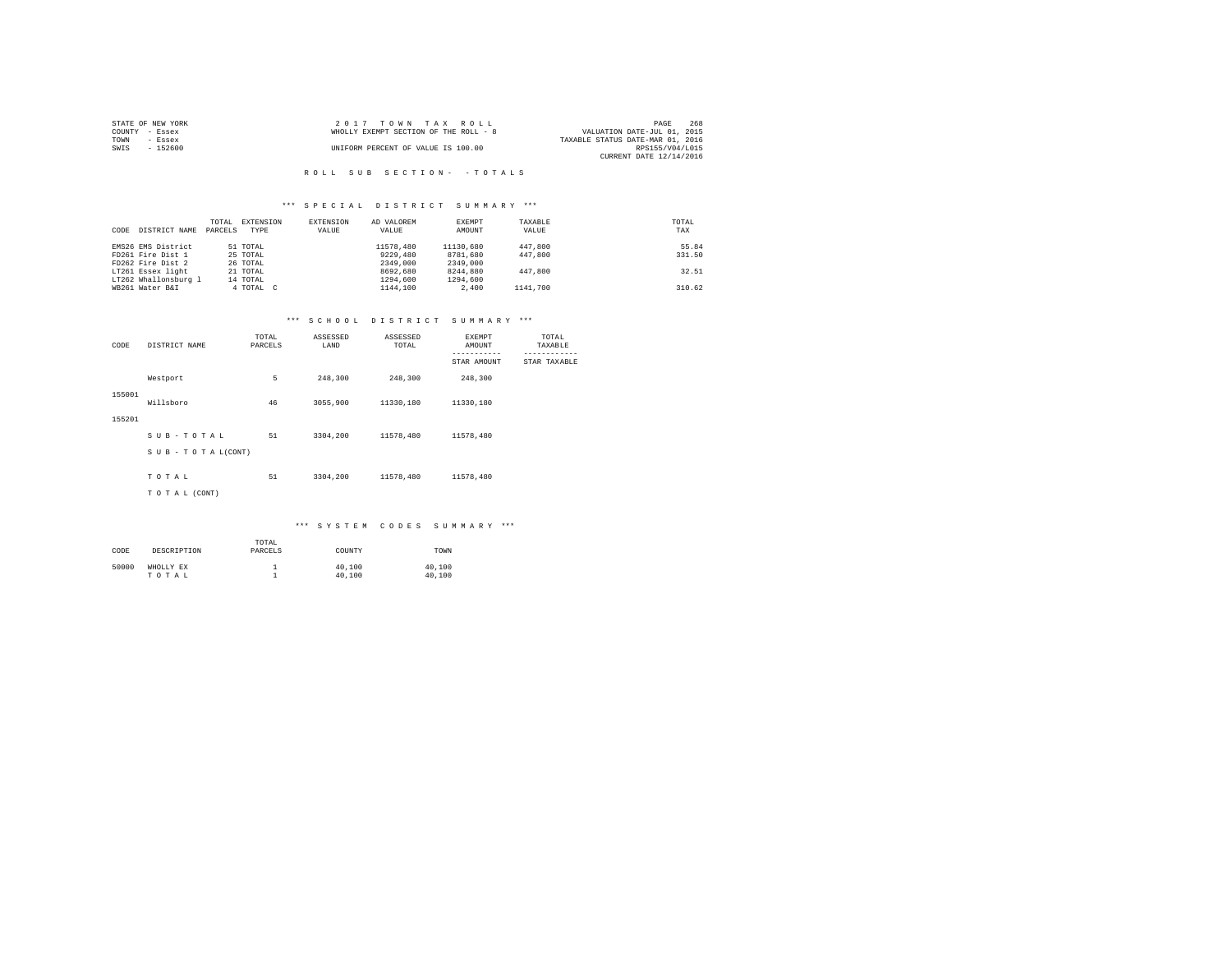STATE OF NEW YORK — 2017 TOWN TAX ROLL — PAGE 268
COUNTY - Essex — WHOLLY EXEMPT SECTION OF THE ROLL - 8 — VALUATION DATE-JUL 01, 2015
TOWN - Essex — TAXABLE STATUS DATE-MAR 01, 2016
SWIS - 152600 — UNIFORM PERCENT OF VALUE IS 100.00 — RPS155/V04/L015
CURRENT DATE 12/14/2016

## ROLL SUB SECTION- - TOTALS

### *** SPECIAL DISTRICT SUMMARY ***

| CODE | DISTRICT NAME | TOTAL PARCELS | EXTENSION TYPE | EXTENSION VALUE | AD VALOREM VALUE | EXEMPT AMOUNT | TAXABLE VALUE | TOTAL TAX |
|---|---|---|---|---|---|---|---|---|
| EMS26 | EMS District | 51 | TOTAL | | 11578,480 | 11130,680 | 447,800 | 55.84 |
| FD261 | Fire Dist 1 | 25 | TOTAL | | 9229,480 | 8781,680 | 447,800 | 331.50 |
| FD262 | Fire Dist 2 | 26 | TOTAL | | 2349,000 | 2349,000 | | |
| LT261 | Essex light | 21 | TOTAL | | 8692,680 | 8244,880 | 447,800 | 32.51 |
| LT262 | Whallonsburg l | 14 | TOTAL | | 1294,600 | 1294,600 | | |
| WB261 | Water B&I | 4 | TOTAL C | | 1144,100 | 2,400 | 1141,700 | 310.62 |

### *** SCHOOL DISTRICT SUMMARY ***

| CODE | DISTRICT NAME | TOTAL PARCELS | ASSESSED LAND | ASSESSED TOTAL | EXEMPT AMOUNT / STAR AMOUNT | TOTAL TAXABLE / STAR TAXABLE |
|---|---|---|---|---|---|---|
| 155001 | Westport | 5 | 248,300 | 248,300 | 248,300 | |
| 155201 | Willsboro | 46 | 3055,900 | 11330,180 | 11330,180 | |
| | S U B - T O T A L | 51 | 3304,200 | 11578,480 | 11578,480 | |
| | S U B - T O T A L(CONT) | | | | | |
| | T O T A L | 51 | 3304,200 | 11578,480 | 11578,480 | |
| | T O T A L (CONT) | | | | | |

### *** SYSTEM CODES SUMMARY ***

| CODE | DESCRIPTION | TOTAL PARCELS | COUNTY | TOWN |
|---|---|---|---|---|
| 50000 | WHOLLY EX | 1 | 40,100 | 40,100 |
| | T O T A L | 1 | 40,100 | 40,100 |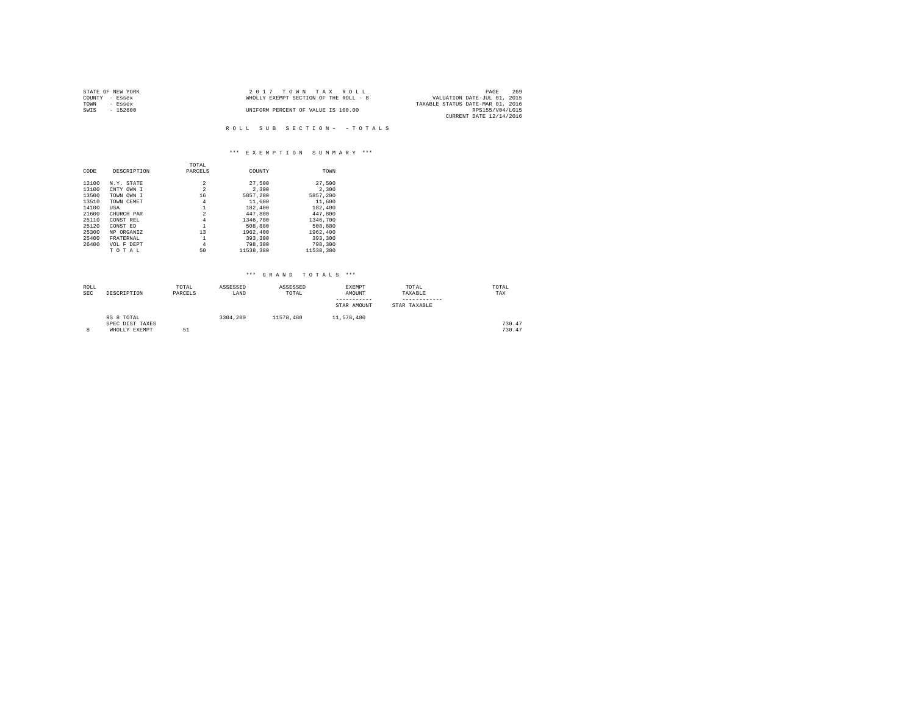STATE OF NEW YORK
COUNTY - Essex
TOWN - Essex
SWIS - 152600

2 0 1 7 T O W N T A X R O L L
WHOLLY EXEMPT SECTION OF THE ROLL - 8
UNIFORM PERCENT OF VALUE IS 100.00

VALUATION DATE-JUL 01, 2015
TAXABLE STATUS DATE-MAR 01, 2016
RPS155/V04/L015
CURRENT DATE 12/14/2016

R O L L S U B S E C T I O N - - T O T A L S

*** E X E M P T I O N S U M M A R Y ***

| CODE | DESCRIPTION | TOTAL PARCELS | COUNTY | TOWN |
|---|---|---|---|---|
| 12100 | N.Y. STATE | 2 | 27,500 | 27,500 |
| 13100 | CNTY OWN I | 2 | 2,300 | 2,300 |
| 13500 | TOWN OWN I | 16 | 5857,200 | 5857,200 |
| 13510 | TOWN CEMET | 4 | 11,600 | 11,600 |
| 14100 | USA | 1 | 182,400 | 182,400 |
| 21600 | CHURCH PAR | 2 | 447,800 | 447,800 |
| 25110 | CONST REL | 4 | 1346,700 | 1346,700 |
| 25120 | CONST ED | 1 | 508,880 | 508,880 |
| 25300 | NP ORGANIZ | 13 | 1962,400 | 1962,400 |
| 25400 | FRATERNAL | 1 | 393,300 | 393,300 |
| 26400 | VOL F DEPT | 4 | 798,300 | 798,300 |
| | T O T A L | 50 | 11538,380 | 11538,380 |

*** G R A N D T O T A L S ***

| ROLL SEC | DESCRIPTION | TOTAL PARCELS | ASSESSED LAND | ASSESSED TOTAL | EXEMPT AMOUNT / STAR AMOUNT | TOTAL TAXABLE / STAR TAXABLE | TOTAL TAX |
|---|---|---|---|---|---|---|---|
| | RS 8 TOTAL | | 3304,200 | 11578,480 | 11,578,480 | | |
| | SPEC DIST TAXES | | | | | | 730.47 |
| 8 | WHOLLY EXEMPT | 51 | | | | | 730.47 |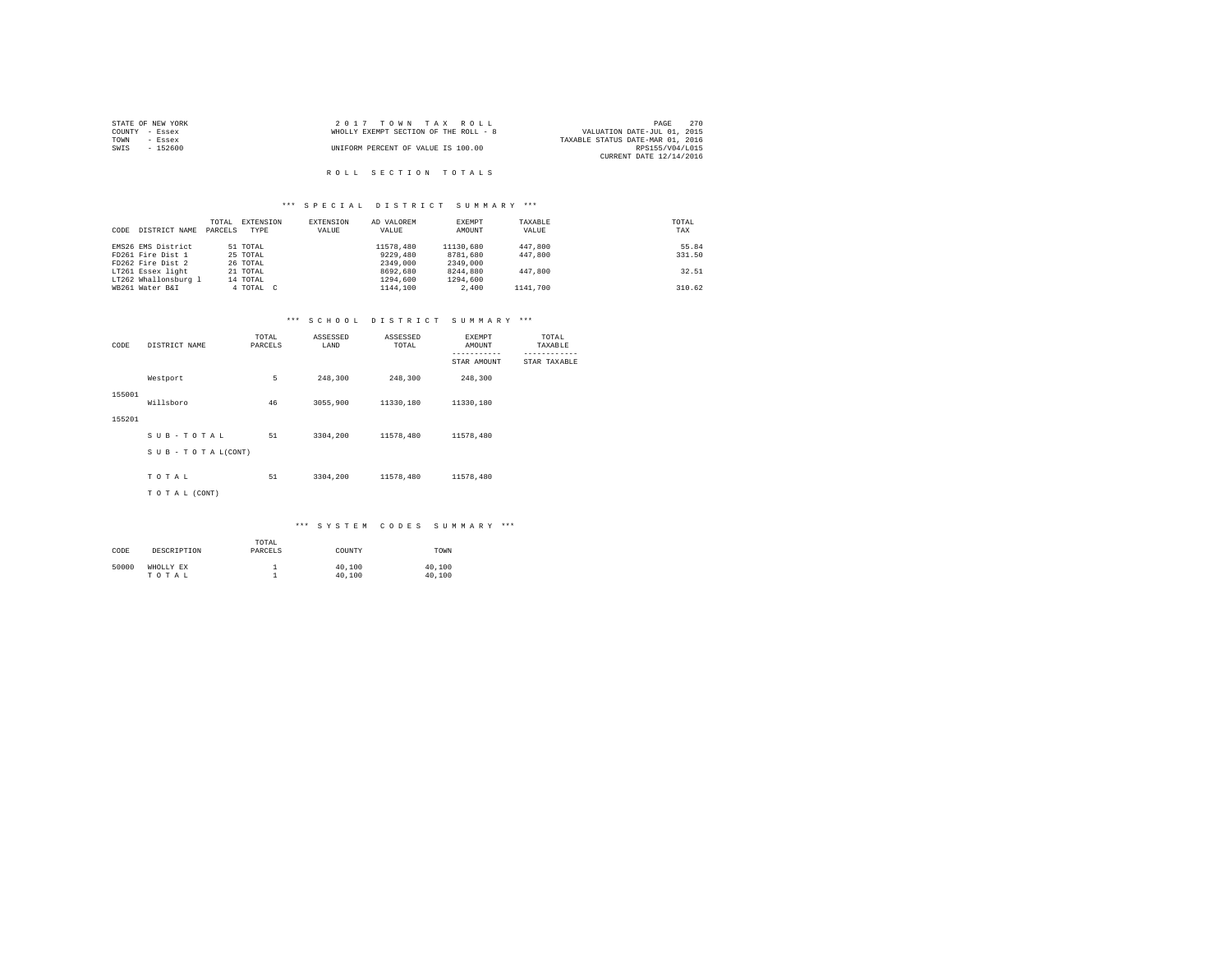STATE OF NEW YORK
COUNTY - Essex
TOWN - Essex
SWIS - 152600

2 0 1 7 T O W N T A X R O L L
WHOLLY EXEMPT SECTION OF THE ROLL - 8
UNIFORM PERCENT OF VALUE IS 100.00

VALUATION DATE-JUL 01, 2015
TAXABLE STATUS DATE-MAR 01, 2016
RPS155/V04/L015
CURRENT DATE 12/14/2016

## R O L L S E C T I O N T O T A L S

### *** S P E C I A L D I S T R I C T S U M M A R Y ***

| CODE | DISTRICT NAME | TOTAL PARCELS | EXTENSION TYPE | EXTENSION VALUE | AD VALOREM VALUE | EXEMPT AMOUNT | TAXABLE VALUE | TOTAL TAX |
|---|---|---|---|---|---|---|---|---|
| EMS26 | EMS District | 51 | TOTAL | | 11578,480 | 11130,680 | 447,800 | 55.84 |
| FD261 | Fire Dist 1 | 25 | TOTAL | | 9229,480 | 8781,680 | 447,800 | 331.50 |
| FD262 | Fire Dist 2 | 26 | TOTAL | | 2349,000 | 2349,000 | | |
| LT261 | Essex light | 21 | TOTAL | | 8692,680 | 8244,880 | 447,800 | 32.51 |
| LT262 | Whallonsburg l | 14 | TOTAL | | 1294,600 | 1294,600 | | |
| WB261 | Water B&I | 4 | TOTAL C | | 1144,100 | 2,400 | 1141,700 | 310.62 |

### *** S C H O O L D I S T R I C T S U M M A R Y ***

| CODE | DISTRICT NAME | TOTAL PARCELS | ASSESSED LAND | ASSESSED TOTAL | EXEMPT AMOUNT / STAR AMOUNT | TOTAL TAXABLE / STAR TAXABLE |
|---|---|---|---|---|---|---|
| 155001 | Westport | 5 | 248,300 | 248,300 | 248,300 | |
| 155201 | Willsboro | 46 | 3055,900 | 11330,180 | 11330,180 | |
| | S U B - T O T A L | 51 | 3304,200 | 11578,480 | 11578,480 | |
| | S U B - T O T A L(CONT) | | | | | |
| | T O T A L | 51 | 3304,200 | 11578,480 | 11578,480 | |
| | T O T A L (CONT) | | | | | |

### *** S Y S T E M C O D E S S U M M A R Y ***

| CODE | DESCRIPTION | TOTAL PARCELS | COUNTY | TOWN |
|---|---|---|---|---|
| 50000 | WHOLLY EX | 1 | 40,100 | 40,100 |
| | T O T A L | 1 | 40,100 | 40,100 |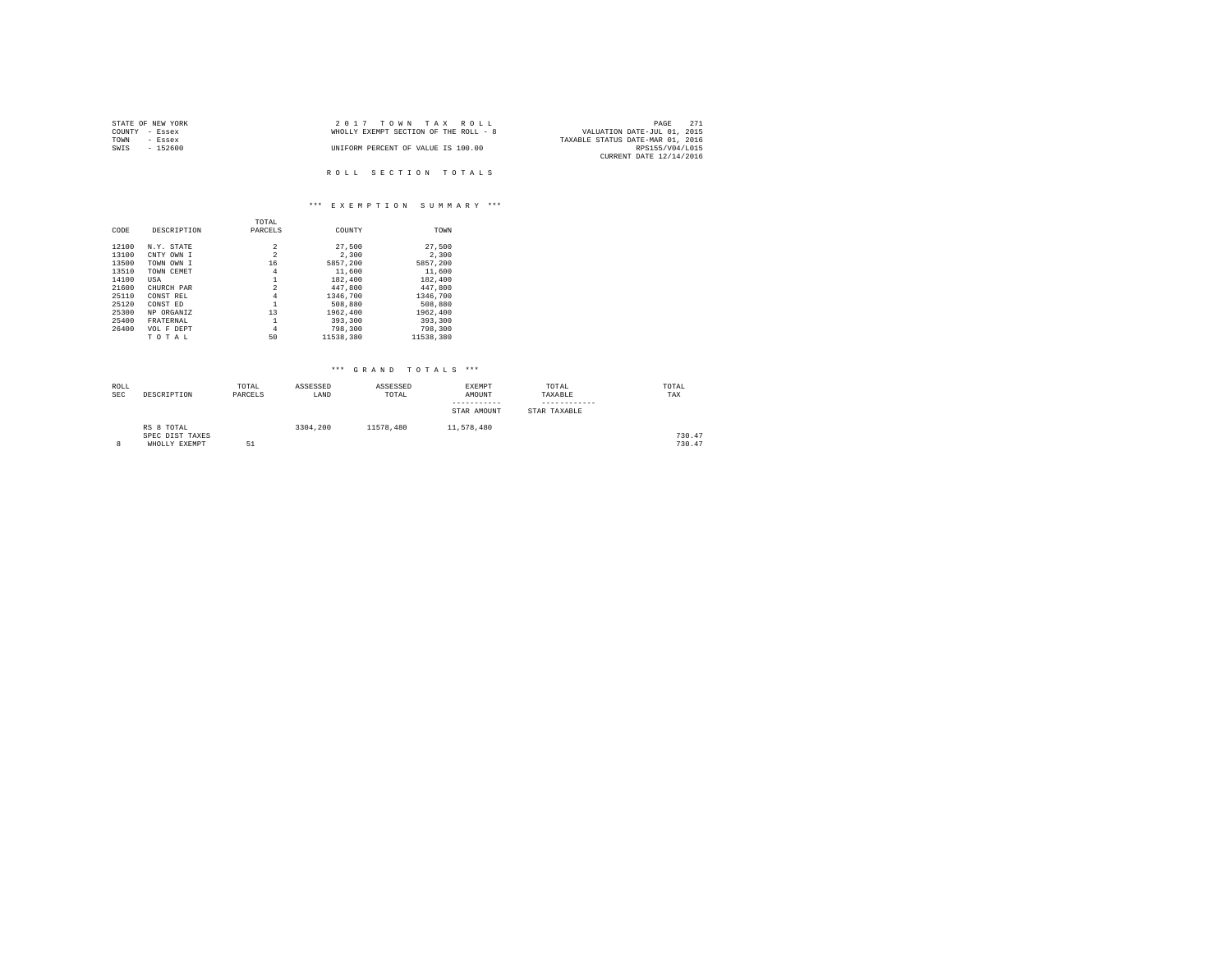STATE OF NEW YORK
COUNTY - Essex
TOWN - Essex
SWIS - 152600

2017 TOWN TAX ROLL
WHOLLY EXEMPT SECTION OF THE ROLL - 8
UNIFORM PERCENT OF VALUE IS 100.00

VALUATION DATE-JUL 01, 2015
TAXABLE STATUS DATE-MAR 01, 2016
RPS155/V04/L015
CURRENT DATE 12/14/2016

## ROLL SECTION TOTALS

### *** EXEMPTION SUMMARY ***

| CODE | DESCRIPTION | TOTAL PARCELS | COUNTY | TOWN |
|---|---|---|---|---|
| 12100 | N.Y. STATE | 2 | 27,500 | 27,500 |
| 13100 | CNTY OWN I | 2 | 2,300 | 2,300 |
| 13500 | TOWN OWN I | 16 | 5857,200 | 5857,200 |
| 13510 | TOWN CEMET | 4 | 11,600 | 11,600 |
| 14100 | USA | 1 | 182,400 | 182,400 |
| 21600 | CHURCH PAR | 2 | 447,800 | 447,800 |
| 25110 | CONST REL | 4 | 1346,700 | 1346,700 |
| 25120 | CONST ED | 1 | 508,880 | 508,880 |
| 25300 | NP ORGANIZ | 13 | 1962,400 | 1962,400 |
| 25400 | FRATERNAL | 1 | 393,300 | 393,300 |
| 26400 | VOL F DEPT | 4 | 798,300 | 798,300 |
| | T O T A L | 50 | 11538,380 | 11538,380 |

### *** GRAND TOTALS ***

| ROLL SEC | DESCRIPTION | TOTAL PARCELS | ASSESSED LAND | ASSESSED TOTAL | EXEMPT AMOUNT / STAR AMOUNT | TOTAL TAXABLE / STAR TAXABLE | TOTAL TAX |
|---|---|---|---|---|---|---|---|
| | RS 8 TOTAL | | 3304,200 | 11578,480 | 11,578,480 | | |
| | SPEC DIST TAXES | | | | | | 730.47 |
| 8 | WHOLLY EXEMPT | 51 | | | | | 730.47 |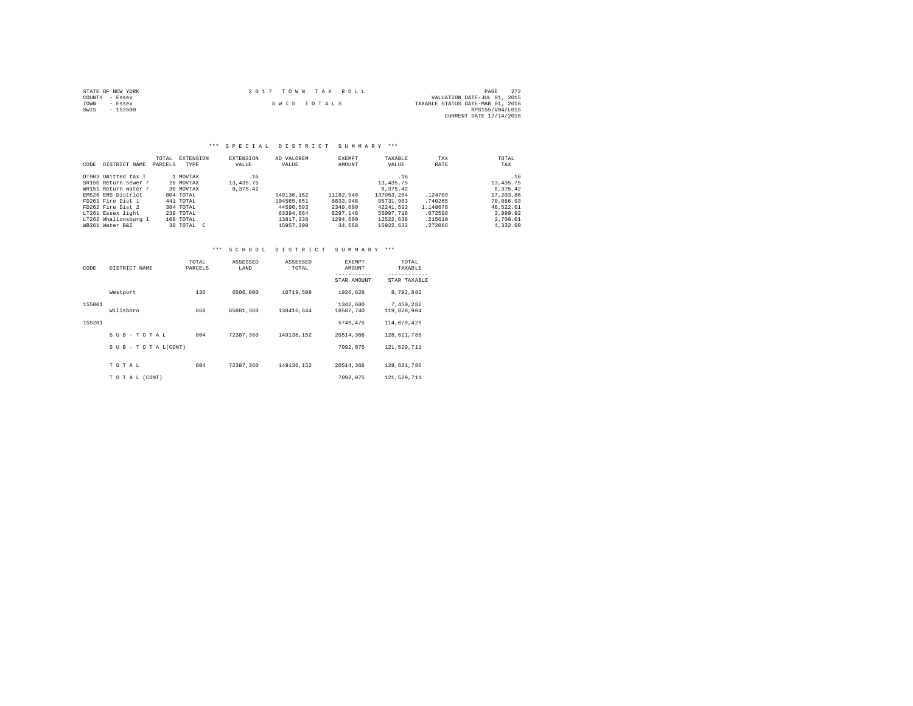STATE OF NEW YORK
COUNTY - Essex
TOWN - Essex
SWIS - 152600

2017 TOWN TAX ROLL

SWIS TOTALS

VALUATION DATE-JUL 01, 2015
TAXABLE STATUS DATE-MAR 01, 2016
RPS155/V04/L015
CURRENT DATE 12/14/2016

### *** SPECIAL DISTRICT SUMMARY ***

| CODE | DISTRICT NAME | TOTAL PARCELS | EXTENSION TYPE | EXTENSION VALUE | AD VALOREM VALUE | EXEMPT AMOUNT | TAXABLE VALUE | TAX RATE | TOTAL TAX |
|---|---|---|---|---|---|---|---|---|---|
| OT903 | Omitted tax T | 1 | MOVTAX | .16 | | | .16 | | .16 |
| SR150 | Return sewer r | 26 | MOVTAX | 13,435.75 | | | 13,435.75 | | 13,435.75 |
| WR151 | Return water r | 30 | MOVTAX | 8,375.42 | | | 8,375.42 | | 8,375.42 |
| EMS26 | EMS District | 804 | TOTAL | | 149136,152 | 11182,948 | 137953,204 | .124709 | 17,203.86 |
| FD261 | Fire Dist 1 | 441 | TOTAL | | 104565,851 | 8833,948 | 95731,903 | .740265 | 70,866.93 |
| FD262 | Fire Dist 2 | 384 | TOTAL | | 44590,593 | 2349,000 | 42241,593 | 1.148678 | 48,522.01 |
| LT261 | Essex light | 239 | TOTAL | | 63394,864 | 8297,148 | 55097,716 | .072598 | 3,999.92 |
| LT262 | Whallonsburg l | 108 | TOTAL | | 13817,238 | 1294,600 | 12522,638 | .215610 | 2,700.01 |
| WB261 | Water B&I | 38 | TOTAL C | | 15957,300 | 34,668 | 15922,632 | .272066 | 4,332.00 |

### *** SCHOOL DISTRICT SUMMARY ***

| CODE | DISTRICT NAME | TOTAL PARCELS | ASSESSED LAND | ASSESSED TOTAL | EXEMPT AMOUNT / STAR AMOUNT | TOTAL TAXABLE / STAR TAXABLE |
|---|---|---|---|---|---|---|
| | Westport | 136 | 6506,000 | 10719,508 | 1926,626 | 8,792,882 |
| 155001 | | | | | 1342,600 | 7,450,282 |
| | Willsboro | 668 | 65881,360 | 138416,644 | 18587,740 | 119,828,904 |
| 155201 | | | | | 5749,475 | 114,079,429 |
| | SUB-TOTAL | 804 | 72387,360 | 149136,152 | 20514,366 | 128,621,786 |
| | SUB-TOTAL(CONT) | | | | 7092,075 | 121,529,711 |
| | TOTAL | 804 | 72387,360 | 149136,152 | 20514,366 | 128,621,786 |
| | TOTAL (CONT) | | | | 7092,075 | 121,529,711 |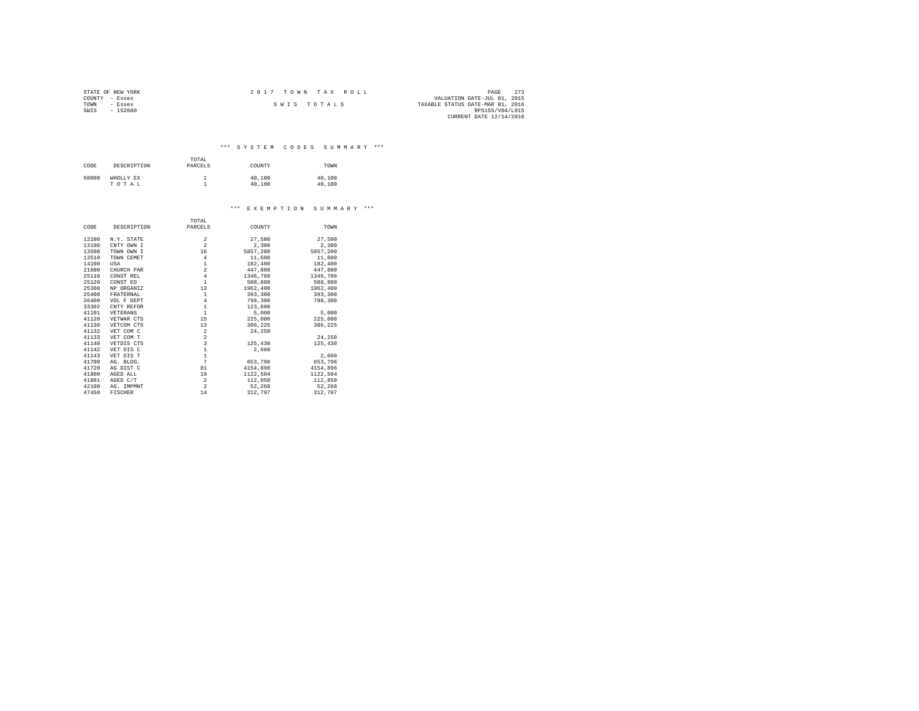STATE OF NEW YORK
COUNTY - Essex
TOWN - Essex
SWIS - 152600

2 0 1 7 T O W N T A X R O L L

S W I S T O T A L S

VALUATION DATE-JUL 01, 2015
TAXABLE STATUS DATE-MAR 01, 2016
RPS155/V04/L015
CURRENT DATE 12/14/2016

## *** S Y S T E M C O D E S S U M M A R Y ***

| CODE | DESCRIPTION | TOTAL PARCELS | COUNTY | TOWN |
|---|---|---|---|---|
| 50000 | WHOLLY EX | 1 | 40,100 | 40,100 |
| | T O T A L | 1 | 40,100 | 40,100 |

## *** E X E M P T I O N S U M M A R Y ***

| CODE | DESCRIPTION | TOTAL PARCELS | COUNTY | TOWN |
|---|---|---|---|---|
| 12100 | N.Y. STATE | 2 | 27,500 | 27,500 |
| 13100 | CNTY OWN I | 2 | 2,300 | 2,300 |
| 13500 | TOWN OWN I | 16 | 5857,200 | 5857,200 |
| 13510 | TOWN CEMET | 4 | 11,600 | 11,600 |
| 14100 | USA | 1 | 182,400 | 182,400 |
| 21600 | CHURCH PAR | 2 | 447,800 | 447,800 |
| 25110 | CONST REL | 4 | 1346,700 | 1346,700 |
| 25120 | CONST ED | 1 | 508,880 | 508,880 |
| 25300 | NP ORGANIZ | 13 | 1962,400 | 1962,400 |
| 25400 | FRATERNAL | 1 | 393,300 | 393,300 |
| 26400 | VOL F DEPT | 4 | 798,300 | 798,300 |
| 33302 | CNTY REFOR | 1 | 123,600 | |
| 41101 | VETERANS | 1 | 5,000 | 5,000 |
| 41120 | VETWAR CTS | 15 | 225,000 | 225,000 |
| 41130 | VETCOM CTS | 13 | 306,225 | 306,225 |
| 41132 | VET COM C | 2 | 24,250 | |
| 41133 | VET COM T | 2 | | 24,250 |
| 41140 | VETDIS CTS | 3 | 125,430 | 125,430 |
| 41142 | VET DIS C | 1 | 2,660 | |
| 41143 | VET DIS T | 1 | | 2,660 |
| 41700 | AG. BLDG. | 7 | 653,796 | 653,796 |
| 41720 | AG DIST C | 81 | 4154,896 | 4154,896 |
| 41800 | AGED ALL | 19 | 1122,504 | 1122,504 |
| 41801 | AGED C/T | 2 | 112,850 | 112,850 |
| 42100 | AG. IMPMNT | 2 | 52,268 | 52,268 |
| 47450 | FISCHER | 14 | 312,797 | 312,797 |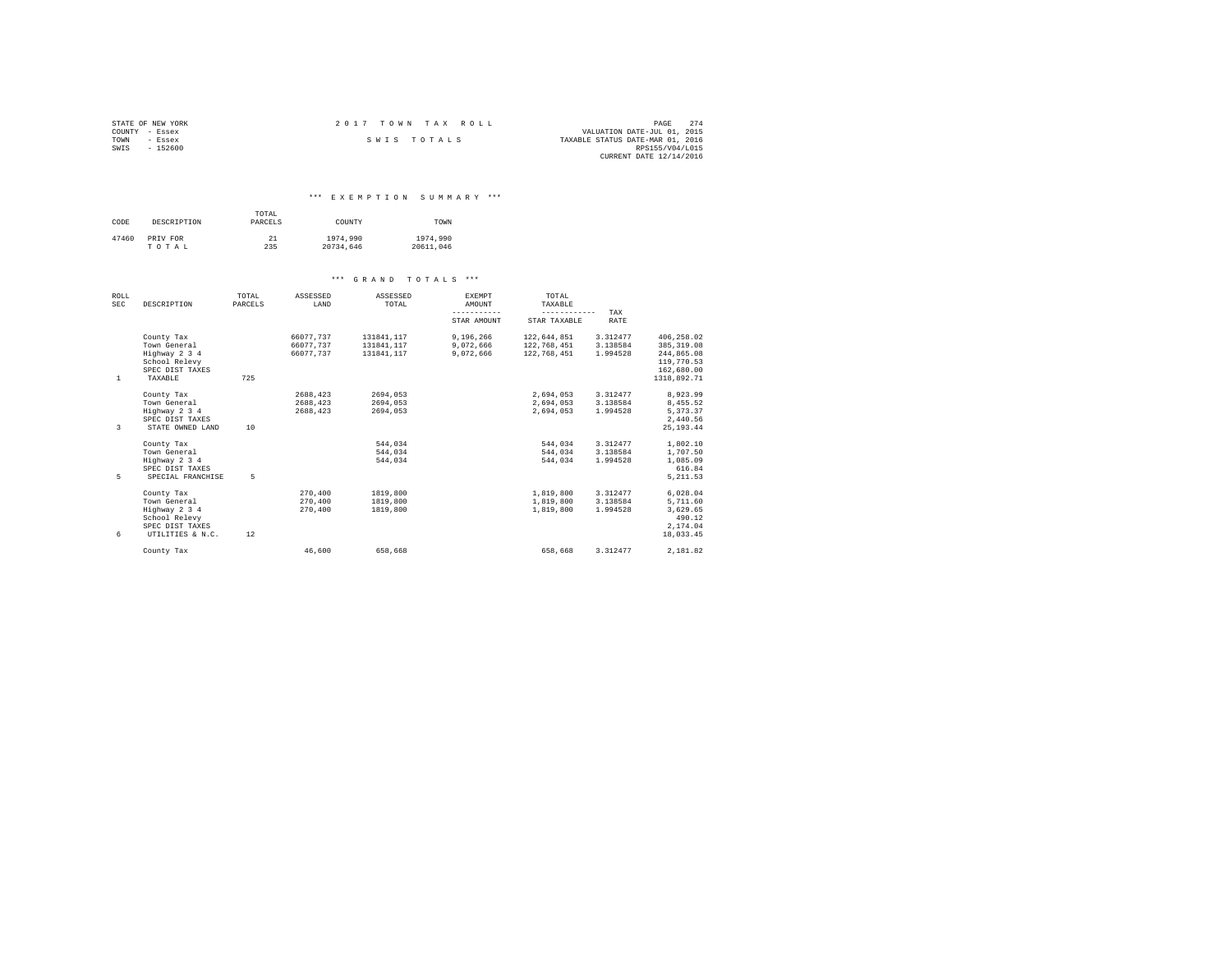STATE OF NEW YORK
COUNTY - Essex
TOWN - Essex
SWIS - 152600

2 0 1 7 T O W N T A X R O L L

S W I S T O T A L S

VALUATION DATE-JUL 01, 2015
TAXABLE STATUS DATE-MAR 01, 2016
RPS155/V04/L015
CURRENT DATE 12/14/2016

### *** E X E M P T I O N S U M M A R Y ***

| CODE | DESCRIPTION | TOTAL PARCELS | COUNTY | TOWN |
|---|---|---|---|---|
| 47460 | PRIV FOR | 21 | 1974,990 | 1974,990 |
| | T O T A L | 235 | 20734,646 | 20611,046 |

### *** G R A N D T O T A L S ***

| ROLL SEC | DESCRIPTION | TOTAL PARCELS | ASSESSED LAND | ASSESSED TOTAL | EXEMPT AMOUNT ----------- STAR AMOUNT | TOTAL TAXABLE ------------ STAR TAXABLE | TAX RATE | |
|---|---|---|---|---|---|---|---|---|
| | County Tax | | 66077,737 | 131841,117 | 9,196,266 | 122,644,851 | 3.312477 | 406,258.02 |
| | Town General | | 66077,737 | 131841,117 | 9,072,666 | 122,768,451 | 3.138584 | 385,319.08 |
| | Highway 2 3 4 | | 66077,737 | 131841,117 | 9,072,666 | 122,768,451 | 1.994528 | 244,865.08 |
| | School Relevy | | | | | | | 119,770.53 |
| | SPEC DIST TAXES | | | | | | | 162,680.00 |
| 1 | TAXABLE | 725 | | | | | | 1318,892.71 |
| | County Tax | | 2688,423 | 2694,053 | | 2,694,053 | 3.312477 | 8,923.99 |
| | Town General | | 2688,423 | 2694,053 | | 2,694,053 | 3.138584 | 8,455.52 |
| | Highway 2 3 4 | | 2688,423 | 2694,053 | | 2,694,053 | 1.994528 | 5,373.37 |
| | SPEC DIST TAXES | | | | | | | 2,440.56 |
| 3 | STATE OWNED LAND | 10 | | | | | | 25,193.44 |
| | County Tax | | | 544,034 | | 544,034 | 3.312477 | 1,802.10 |
| | Town General | | | 544,034 | | 544,034 | 3.138584 | 1,707.50 |
| | Highway 2 3 4 | | | 544,034 | | 544,034 | 1.994528 | 1,085.09 |
| | SPEC DIST TAXES | | | | | | | 616.84 |
| 5 | SPECIAL FRANCHISE | 5 | | | | | | 5,211.53 |
| | County Tax | | 270,400 | 1819,800 | | 1,819,800 | 3.312477 | 6,028.04 |
| | Town General | | 270,400 | 1819,800 | | 1,819,800 | 3.138584 | 5,711.60 |
| | Highway 2 3 4 | | 270,400 | 1819,800 | | 1,819,800 | 1.994528 | 3,629.65 |
| | School Relevy | | | | | | | 490.12 |
| | SPEC DIST TAXES | | | | | | | 2,174.04 |
| 6 | UTILITIES & N.C. | 12 | | | | | | 18,033.45 |
| | County Tax | | 46,600 | 658,668 | | 658,668 | 3.312477 | 2,181.82 |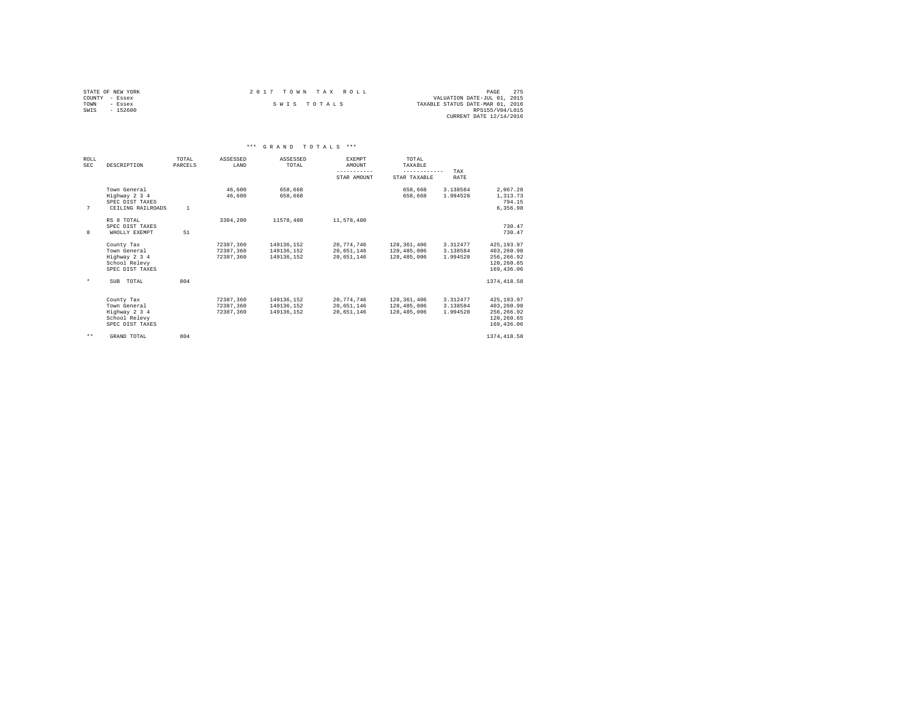STATE OF NEW YORK
COUNTY - Essex
TOWN - Essex
SWIS - 152600

2017 TOWN TAX ROLL

SWIS TOTALS

VALUATION DATE-JUL 01, 2015
TAXABLE STATUS DATE-MAR 01, 2016
RPS155/V04/L015
CURRENT DATE 12/14/2016

*** GRAND TOTALS ***

| ROLL SEC | DESCRIPTION | TOTAL PARCELS | ASSESSED LAND | ASSESSED TOTAL | EXEMPT AMOUNT / STAR AMOUNT | TOTAL TAXABLE / STAR TAXABLE | TAX RATE | |
|---|---|---|---|---|---|---|---|---|
| | Town General | | 46,600 | 658,668 | | 658,668 | 3.138584 | 2,067.28 |
| | Highway 2 3 4 | | 46,600 | 658,668 | | 658,668 | 1.994528 | 1,313.73 |
| | SPEC DIST TAXES | | | | | | | 794.15 |
| 7 | CEILING RAILROADS | 1 | | | | | | 6,356.98 |
| | RS 8 TOTAL | | 3304,200 | 11578,480 | 11,578,480 | | | |
| | SPEC DIST TAXES | | | | | | | 730.47 |
| 8 | WHOLLY EXEMPT | 51 | | | | | | 730.47 |
| | County Tax | | 72387,360 | 149136,152 | 20,774,746 | 128,361,406 | 3.312477 | 425,193.97 |
| | Town General | | 72387,360 | 149136,152 | 20,651,146 | 128,485,006 | 3.138584 | 403,260.98 |
| | Highway 2 3 4 | | 72387,360 | 149136,152 | 20,651,146 | 128,485,006 | 1.994528 | 256,266.92 |
| | School Relevy | | | | | | | 120,260.65 |
| | SPEC DIST TAXES | | | | | | | 169,436.06 |
| * | SUB TOTAL | 804 | | | | | | 1374,418.58 |
| | County Tax | | 72387,360 | 149136,152 | 20,774,746 | 128,361,406 | 3.312477 | 425,193.97 |
| | Town General | | 72387,360 | 149136,152 | 20,651,146 | 128,485,006 | 3.138584 | 403,260.98 |
| | Highway 2 3 4 | | 72387,360 | 149136,152 | 20,651,146 | 128,485,006 | 1.994528 | 256,266.92 |
| | School Relevy | | | | | | | 120,260.65 |
| | SPEC DIST TAXES | | | | | | | 169,436.06 |
| ** | GRAND TOTAL | 804 | | | | | | 1374,418.58 |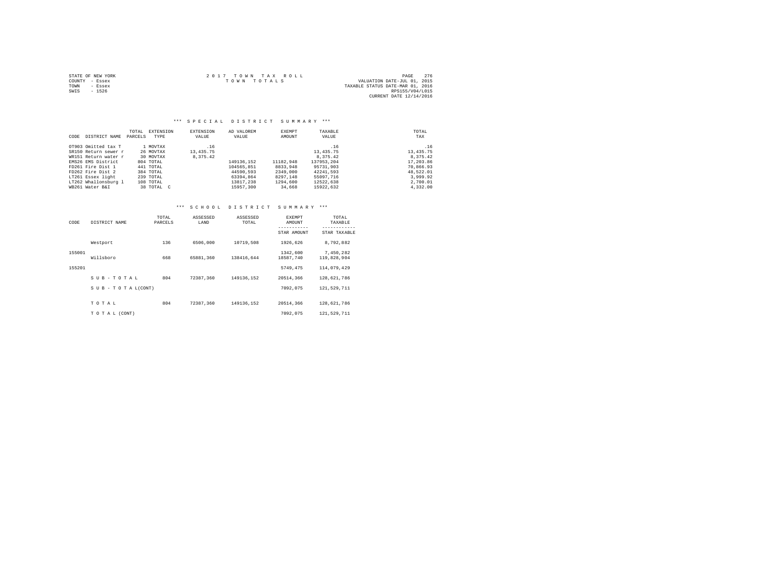STATE OF NEW YORK
COUNTY - Essex
TOWN - Essex
SWIS - 1526

2 0 1 7 T O W N T A X R O L L
T O W N T O T A L S

VALUATION DATE-JUL 01, 2015
TAXABLE STATUS DATE-MAR 01, 2016
RPS155/V04/L015
CURRENT DATE 12/14/2016

### *** S P E C I A L D I S T R I C T S U M M A R Y ***

| CODE | DISTRICT NAME | TOTAL PARCELS | EXTENSION TYPE | EXTENSION VALUE | AD VALOREM VALUE | EXEMPT AMOUNT | TAXABLE VALUE | TOTAL TAX |
|---|---|---|---|---|---|---|---|---|
| OT903 | Omitted tax T | 1 | MOVTAX | .16 | | | .16 | .16 |
| SR150 | Return sewer r | 26 | MOVTAX | 13,435.75 | | | 13,435.75 | 13,435.75 |
| WR151 | Return water r | 30 | MOVTAX | 8,375.42 | | | 8,375.42 | 8,375.42 |
| EMS26 | EMS District | 804 | TOTAL | | 149136,152 | 11182,948 | 137953,204 | 17,203.86 |
| FD261 | Fire Dist 1 | 441 | TOTAL | | 104565,851 | 8833,948 | 95731,903 | 70,866.93 |
| FD262 | Fire Dist 2 | 384 | TOTAL | | 44590,593 | 2349,000 | 42241,593 | 48,522.01 |
| LT261 | Essex light | 239 | TOTAL | | 63394,864 | 8297,148 | 55097,716 | 3,999.92 |
| LT262 | Whallonsburg l | 108 | TOTAL | | 13817,238 | 1294,600 | 12522,638 | 2,700.01 |
| WB261 | Water B&I | 38 | TOTAL C | | 15957,300 | 34,668 | 15922,632 | 4,332.00 |

### *** S C H O O L D I S T R I C T S U M M A R Y ***

| CODE | DISTRICT NAME | TOTAL PARCELS | ASSESSED LAND | ASSESSED TOTAL | EXEMPT AMOUNT / STAR AMOUNT | TOTAL TAXABLE / STAR TAXABLE |
|---|---|---|---|---|---|---|
| | Westport | 136 | 6506,000 | 10719,508 | 1926,626 | 8,792,882 |
| 155001 | | | | | 1342,600 | 7,450,282 |
| | Willsboro | 668 | 65881,360 | 138416,644 | 18587,740 | 119,828,904 |
| 155201 | | | | | 5749,475 | 114,079,429 |
| | S U B - T O T A L | 804 | 72387,360 | 149136,152 | 20514,366 | 128,621,786 |
| | S U B - T O T A L(CONT) | | | | 7092,075 | 121,529,711 |
| | T O T A L | 804 | 72387,360 | 149136,152 | 20514,366 | 128,621,786 |
| | T O T A L (CONT) | | | | 7092,075 | 121,529,711 |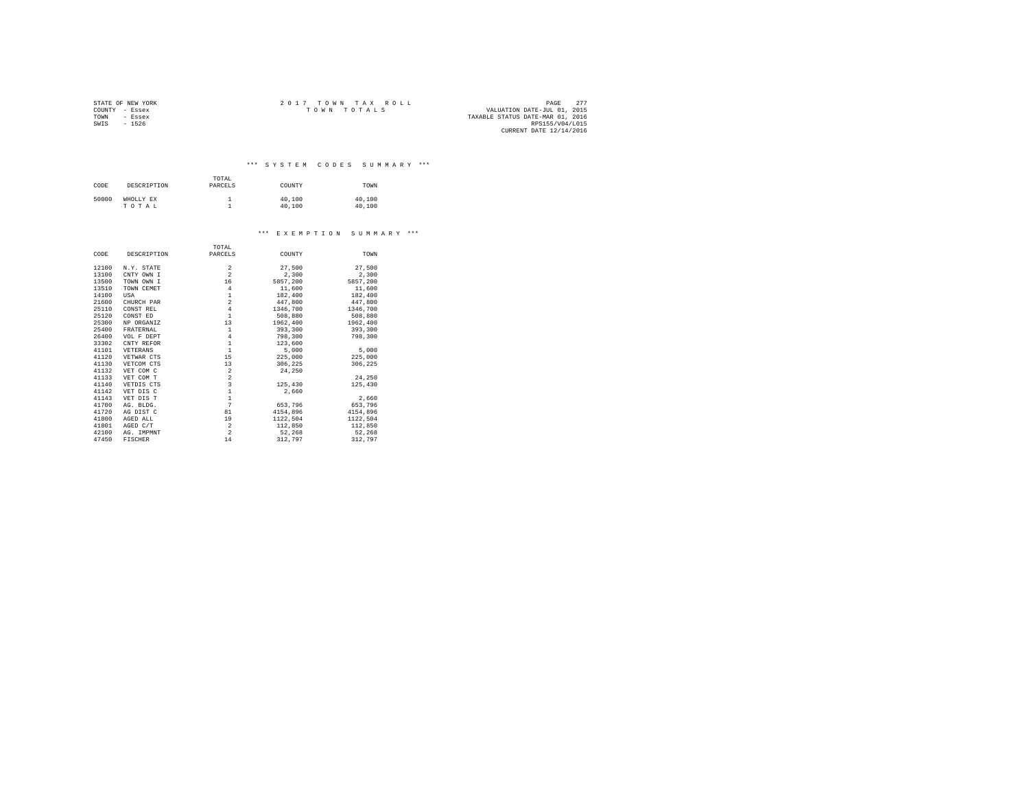STATE OF NEW YORK
COUNTY - Essex
TOWN - Essex
SWIS - 1526

2 0 1 7 T O W N T A X R O L L
T O W N T O T A L S

VALUATION DATE-JUL 01, 2015
TAXABLE STATUS DATE-MAR 01, 2016
RPS155/V04/L015
CURRENT DATE 12/14/2016

### *** S Y S T E M C O D E S S U M M A R Y ***

| CODE | DESCRIPTION | TOTAL PARCELS | COUNTY | TOWN |
|---|---|---|---|---|
| 50000 | WHOLLY EX | 1 | 40,100 | 40,100 |
| | T O T A L | 1 | 40,100 | 40,100 |

### *** E X E M P T I O N S U M M A R Y ***

| CODE | DESCRIPTION | TOTAL PARCELS | COUNTY | TOWN |
|---|---|---|---|---|
| 12100 | N.Y. STATE | 2 | 27,500 | 27,500 |
| 13100 | CNTY OWN I | 2 | 2,300 | 2,300 |
| 13500 | TOWN OWN I | 16 | 5857,200 | 5857,200 |
| 13510 | TOWN CEMET | 4 | 11,600 | 11,600 |
| 14100 | USA | 1 | 182,400 | 182,400 |
| 21600 | CHURCH PAR | 2 | 447,800 | 447,800 |
| 25110 | CONST REL | 4 | 1346,700 | 1346,700 |
| 25120 | CONST ED | 1 | 508,880 | 508,880 |
| 25300 | NP ORGANIZ | 13 | 1962,400 | 1962,400 |
| 25400 | FRATERNAL | 1 | 393,300 | 393,300 |
| 26400 | VOL F DEPT | 4 | 798,300 | 798,300 |
| 33302 | CNTY REFOR | 1 | 123,600 | |
| 41101 | VETERANS | 1 | 5,000 | 5,000 |
| 41120 | VETWAR CTS | 15 | 225,000 | 225,000 |
| 41130 | VETCOM CTS | 13 | 306,225 | 306,225 |
| 41132 | VET COM C | 2 | 24,250 | |
| 41133 | VET COM T | 2 | | 24,250 |
| 41140 | VETDIS CTS | 3 | 125,430 | 125,430 |
| 41142 | VET DIS C | 1 | 2,660 | |
| 41143 | VET DIS T | 1 | | 2,660 |
| 41700 | AG. BLDG. | 7 | 653,796 | 653,796 |
| 41720 | AG DIST C | 81 | 4154,896 | 4154,896 |
| 41800 | AGED ALL | 19 | 1122,504 | 1122,504 |
| 41801 | AGED C/T | 2 | 112,850 | 112,850 |
| 42100 | AG. IMPMNT | 2 | 52,268 | 52,268 |
| 47450 | FISCHER | 14 | 312,797 | 312,797 |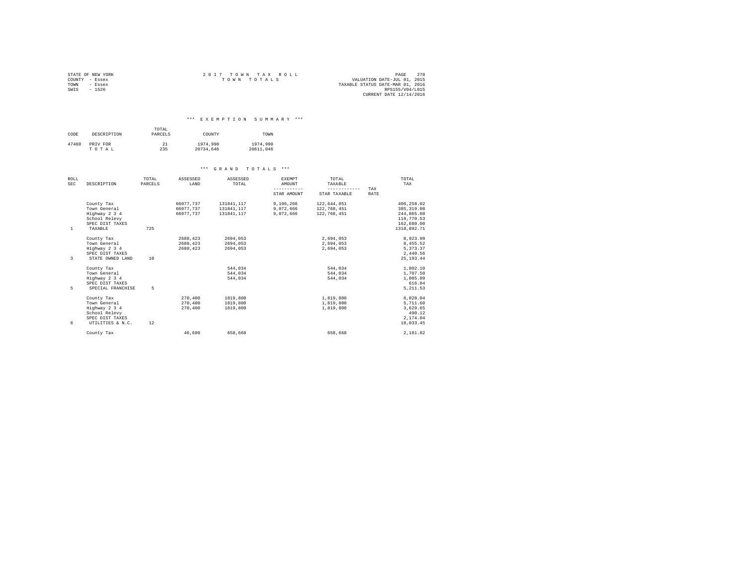STATE OF NEW YORK
COUNTY - Essex
TOWN - Essex
SWIS - 1526

2 0 1 7 T O W N T A X R O L L
T O W N T O T A L S

VALUATION DATE-JUL 01, 2015
TAXABLE STATUS DATE-MAR 01, 2016
RPS155/V04/L015
CURRENT DATE 12/14/2016

### *** E X E M P T I O N S U M M A R Y ***

| CODE | DESCRIPTION | TOTAL PARCELS | COUNTY | TOWN |
|---|---|---|---|---|
| 47460 | PRIV FOR | 21 | 1974,990 | 1974,990 |
| | T O T A L | 235 | 20734,646 | 20611,046 |

### *** G R A N D T O T A L S ***

| ROLL SEC | DESCRIPTION | TOTAL PARCELS | ASSESSED LAND | ASSESSED TOTAL | EXEMPT AMOUNT / STAR AMOUNT | TOTAL TAXABLE / STAR TAXABLE | TAX RATE | TOTAL TAX |
|---|---|---|---|---|---|---|---|---|
| | County Tax | | 66077,737 | 131841,117 | 9,196,266 | 122,644,851 | | 406,258.02 |
| | Town General | | 66077,737 | 131841,117 | 9,072,666 | 122,768,451 | | 385,319.08 |
| | Highway 2 3 4 | | 66077,737 | 131841,117 | 9,072,666 | 122,768,451 | | 244,865.08 |
| | School Relevy | | | | | | | 119,770.53 |
| | SPEC DIST TAXES | | | | | | | 162,680.00 |
| 1 | TAXABLE | 725 | | | | | | 1318,892.71 |
| | County Tax | | 2688,423 | 2694,053 | | 2,694,053 | | 8,923.99 |
| | Town General | | 2688,423 | 2694,053 | | 2,694,053 | | 8,455.52 |
| | Highway 2 3 4 | | 2688,423 | 2694,053 | | 2,694,053 | | 5,373.37 |
| | SPEC DIST TAXES | | | | | | | 2,440.56 |
| 3 | STATE OWNED LAND | 10 | | | | | | 25,193.44 |
| | County Tax | | | 544,034 | | 544,034 | | 1,802.10 |
| | Town General | | | 544,034 | | 544,034 | | 1,707.50 |
| | Highway 2 3 4 | | | 544,034 | | 544,034 | | 1,085.09 |
| | SPEC DIST TAXES | | | | | | | 616.84 |
| 5 | SPECIAL FRANCHISE | 5 | | | | | | 5,211.53 |
| | County Tax | | 270,400 | 1819,800 | | 1,819,800 | | 6,028.04 |
| | Town General | | 270,400 | 1819,800 | | 1,819,800 | | 5,711.60 |
| | Highway 2 3 4 | | 270,400 | 1819,800 | | 1,819,800 | | 3,629.65 |
| | School Relevy | | | | | | | 490.12 |
| | SPEC DIST TAXES | | | | | | | 2,174.04 |
| 6 | UTILITIES & N.C. | 12 | | | | | | 18,033.45 |
| | County Tax | | 46,600 | 658,668 | | 658,668 | | 2,181.82 |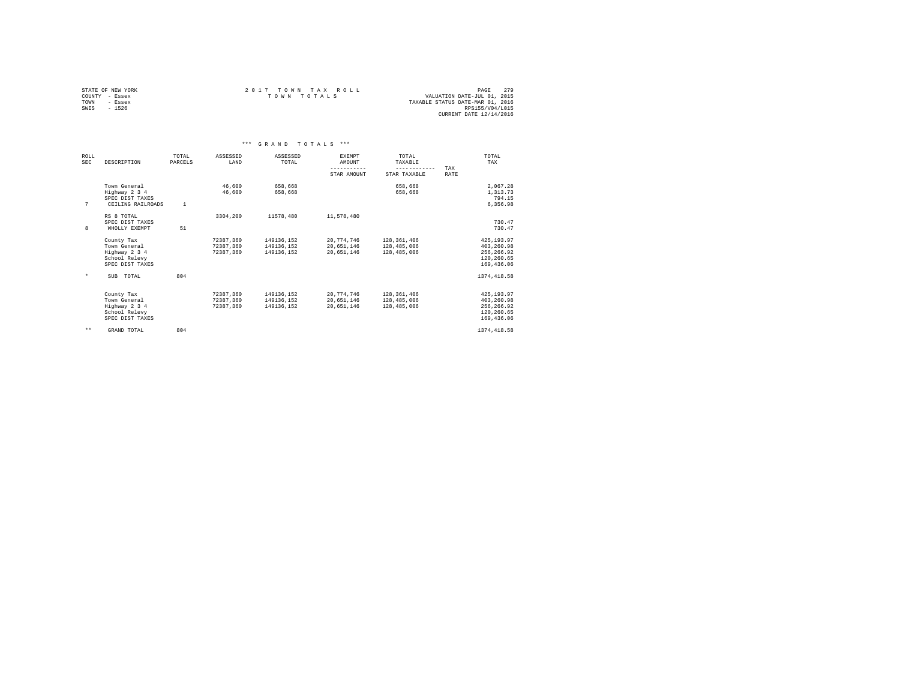STATE OF NEW YORK
COUNTY - Essex
TOWN - Essex
SWIS - 1526

2 0 1 7 T O W N T A X R O L L
T O W N T O T A L S

VALUATION DATE-JUL 01, 2015
TAXABLE STATUS DATE-MAR 01, 2016
RPS155/V04/L015
CURRENT DATE 12/14/2016

### \*\*\* G R A N D T O T A L S \*\*\*

| ROLL SEC | DESCRIPTION | TOTAL PARCELS | ASSESSED LAND | ASSESSED TOTAL | EXEMPT AMOUNT / STAR AMOUNT | TOTAL TAXABLE / STAR TAXABLE | TAX RATE | TOTAL TAX |
|---|---|---|---|---|---|---|---|---|
| | Town General | | 46,600 | 658,668 | | 658,668 | | 2,067.28 |
| | Highway 2 3 4 | | 46,600 | 658,668 | | 658,668 | | 1,313.73 |
| | SPEC DIST TAXES | | | | | | | 794.15 |
| 7 | CEILING RAILROADS | 1 | | | | | | 6,356.98 |
| | RS 8 TOTAL | | 3304,200 | 11578,480 | 11,578,480 | | | |
| | SPEC DIST TAXES | | | | | | | 730.47 |
| 8 | WHOLLY EXEMPT | 51 | | | | | | 730.47 |
| | County Tax | | 72387,360 | 149136,152 | 20,774,746 | 128,361,406 | | 425,193.97 |
| | Town General | | 72387,360 | 149136,152 | 20,651,146 | 128,485,006 | | 403,260.98 |
| | Highway 2 3 4 | | 72387,360 | 149136,152 | 20,651,146 | 128,485,006 | | 256,266.92 |
| | School Relevy | | | | | | | 120,260.65 |
| | SPEC DIST TAXES | | | | | | | 169,436.06 |
| * | SUB TOTAL | 804 | | | | | | 1374,418.58 |
| | County Tax | | 72387,360 | 149136,152 | 20,774,746 | 128,361,406 | | 425,193.97 |
| | Town General | | 72387,360 | 149136,152 | 20,651,146 | 128,485,006 | | 403,260.98 |
| | Highway 2 3 4 | | 72387,360 | 149136,152 | 20,651,146 | 128,485,006 | | 256,266.92 |
| | School Relevy | | | | | | | 120,260.65 |
| | SPEC DIST TAXES | | | | | | | 169,436.06 |
| ** | GRAND TOTAL | 804 | | | | | | 1374,418.58 |